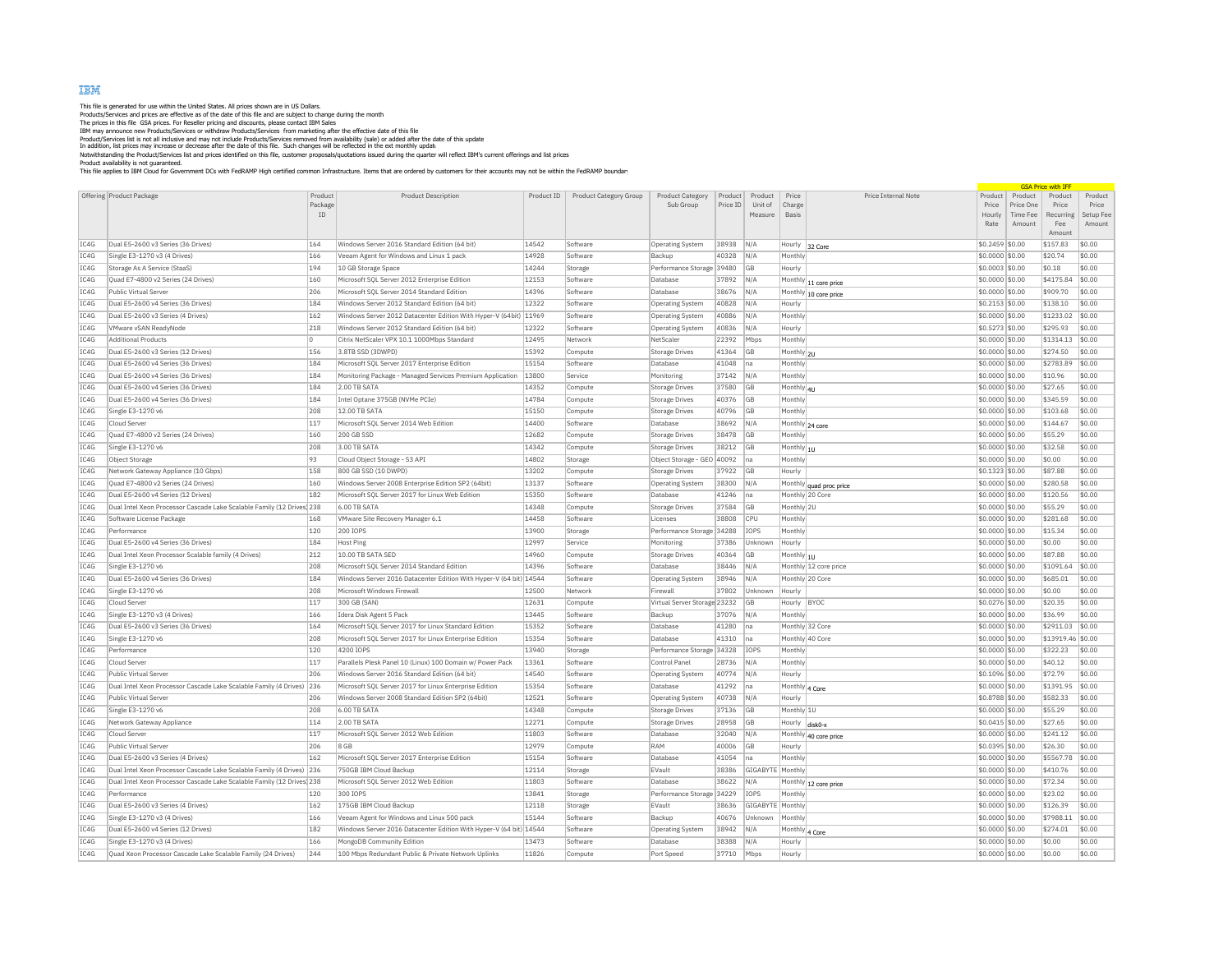IBM

This file is generated for use within the United States. All prices shown are in US Dollars.
Products/Services and prices are effective as of the date of this file and are subject to change during the month
The prices in this file GSA prices. For Reseller pricing and discounts, please contact IBM Sales
IBM may announce new Products/Services or withdraw Products/Services from marketing after the effective date of this file
Product/Services list is not all inclusive and may not include Products/Services removed from availability (sale) or added after the date of this update
In addition, list prices may increase or decrease after the date of this file. Such changes will be reflected in the ext monthly updab
Notwithstanding the Product/Services list and prices identified on this file, customer proposals/quotations issued during the quarter will reflect IBM's current offerings and list prices
Product availability is not guaranteed.
This file applies to IBM Cloud for Government DCs with FedRAMP High certified common Infrastructure. Items that are ordered by customers for their accounts may not be within the FedRAMP boundar

| Offering | Product Package | Product Package ID | Product Description | Product ID | Product Category Group | Product Category Sub Group | Product Price ID | Product Unit of Measure | Price Charge Basis | Price Internal Note | GSA Price with IFF Product Price Hourly Rate | Product Price One Time Fee Amount | Product Price Recurring Fee Amount | Product Price Setup Fee Amount |
|---|---|---|---|---|---|---|---|---|---|---|---|---|---|---|
| IC4G | Dual E5-2600 v3 Series (36 Drives) | 164 | Windows Server 2016 Standard Edition (64 bit) | 14542 | Software | Operating System | 38938 | N/A | Hourly | 32 Core | $0.2459 | $0.00 | $157.83 | $0.00 |
| IC4G | Single E3-1270 v3 (4 Drives) | 166 | Veeam Agent for Windows and Linux 1 pack | 14928 | Software | Backup | 40328 | N/A | Monthly | | $0.0000 | $0.00 | $20.74 | $0.00 |
| IC4G | Storage As A Service (StaaS) | 194 | 10 GB Storage Space | 14244 | Storage | Performance Storage | 39480 | GB | Hourly | | $0.0003 | $0.00 | $0.18 | $0.00 |
| IC4G | Quad E7-4800 v2 Series (24 Drives) | 160 | Microsoft SQL Server 2012 Enterprise Edition | 12153 | Software | Database | 37892 | N/A | Monthly | 11 core price | $0.0000 | $0.00 | $4175.84 | $0.00 |
| IC4G | Public Virtual Server | 206 | Microsoft SQL Server 2014 Standard Edition | 14396 | Software | Database | 38676 | N/A | Monthly | 10 core price | $0.0000 | $0.00 | $909.70 | $0.00 |
| IC4G | Dual E5-2600 v4 Series (36 Drives) | 184 | Windows Server 2012 Standard Edition (64 bit) | 12322 | Software | Operating System | 40828 | N/A | Hourly | | $0.2153 | $0.00 | $138.10 | $0.00 |
| IC4G | Dual E5-2600 v3 Series (4 Drives) | 162 | Windows Server 2012 Datacenter Edition With Hyper-V (64bit) | 11969 | Software | Operating System | 40886 | N/A | Monthly | | $0.0000 | $0.00 | $1233.02 | $0.00 |
| IC4G | VMware vSAN ReadyNode | 218 | Windows Server 2012 Standard Edition (64 bit) | 12322 | Software | Operating System | 40836 | N/A | Hourly | | $0.5273 | $0.00 | $295.93 | $0.00 |
| IC4G | Additional Products | 0 | Citrix NetScaler VPX 10.1 1000Mbps Standard | 12495 | Network | NetScaler | 22392 | Mbps | Monthly | | $0.0000 | $0.00 | $1314.13 | $0.00 |
| IC4G | Dual E5-2600 v3 Series (12 Drives) | 156 | 3.8TB SSD (3DWPD) | 15392 | Compute | Storage Drives | 41364 | GB | Monthly | 2U | $0.0000 | $0.00 | $274.50 | $0.00 |
| IC4G | Dual E5-2600 v4 Series (36 Drives) | 184 | Microsoft SQL Server 2017 Enterprise Edition | 15154 | Software | Database | 41048 | na | Monthly | | $0.0000 | $0.00 | $2783.89 | $0.00 |
| IC4G | Dual E5-2600 v4 Series (36 Drives) | 184 | Monitoring Package - Managed Services Premium Application | 13800 | Service | Monitoring | 37142 | N/A | Monthly | | $0.0000 | $0.00 | $10.96 | $0.00 |
| IC4G | Dual E5-2600 v4 Series (36 Drives) | 184 | 2.00 TB SATA | 14352 | Compute | Storage Drives | 37580 | GB | Monthly | 4U | $0.0000 | $0.00 | $27.65 | $0.00 |
| IC4G | Dual E5-2600 v4 Series (36 Drives) | 184 | Intel Optane 375GB (NVMe PCIe) | 14784 | Compute | Storage Drives | 40376 | GB | Monthly | | $0.0000 | $0.00 | $345.59 | $0.00 |
| IC4G | Single E3-1270 v6 | 208 | 12.00 TB SATA | 15150 | Compute | Storage Drives | 40796 | GB | Monthly | | $0.0000 | $0.00 | $103.68 | $0.00 |
| IC4G | Cloud Server | 117 | Microsoft SQL Server 2014 Web Edition | 14400 | Software | Database | 38692 | N/A | Monthly | 24 core | $0.0000 | $0.00 | $144.67 | $0.00 |
| IC4G | Quad E7-4800 v2 Series (24 Drives) | 160 | 200 GB SSD | 12682 | Compute | Storage Drives | 38478 | GB | Monthly | | $0.0000 | $0.00 | $55.29 | $0.00 |
| IC4G | Single E3-1270 v6 | 208 | 3.00 TB SATA | 14342 | Compute | Storage Drives | 38212 | GB | Monthly | 1U | $0.0000 | $0.00 | $32.58 | $0.00 |
| IC4G | Object Storage | 93 | Cloud Object Storage - S3 API | 14802 | Storage | Object Storage - GEO | 40092 | na | Monthly | | $0.0000 | $0.00 | $0.00 | $0.00 |
| IC4G | Network Gateway Appliance (10 Gbps) | 158 | 800 GB SSD (10 DWPD) | 13202 | Compute | Storage Drives | 37922 | GB | Hourly | | $0.1323 | $0.00 | $87.88 | $0.00 |
| IC4G | Quad E7-4800 v2 Series (24 Drives) | 160 | Windows Server 2008 Enterprise Edition SP2 (64bit) | 13137 | Software | Operating System | 38300 | N/A | Monthly | quad proc price | $0.0000 | $0.00 | $280.58 | $0.00 |
| IC4G | Dual E5-2600 v4 Series (12 Drives) | 182 | Microsoft SQL Server 2017 for Linux Web Edition | 15350 | Software | Database | 41246 | na | Monthly | 20 Core | $0.0000 | $0.00 | $120.56 | $0.00 |
| IC4G | Dual Intel Xeon Processor Cascade Lake Scalable Family (12 Drives) | 238 | 6.00 TB SATA | 14348 | Compute | Storage Drives | 37584 | GB | Monthly | 2U | $0.0000 | $0.00 | $55.29 | $0.00 |
| IC4G | Software License Package | 168 | VMware Site Recovery Manager 6.1 | 14458 | Software | Licenses | 38808 | CPU | Monthly | | $0.0000 | $0.00 | $281.68 | $0.00 |
| IC4G | Performance | 120 | 200 IOPS | 13900 | Storage | Performance Storage | 34288 | IOPS | Monthly | | $0.0000 | $0.00 | $15.34 | $0.00 |
| IC4G | Dual E5-2600 v4 Series (36 Drives) | 184 | Host Ping | 12997 | Service | Monitoring | 37386 | Unknown | Hourly | | $0.0000 | $0.00 | $0.00 | $0.00 |
| IC4G | Dual Intel Xeon Processor Scalable family (4 Drives) | 212 | 10.00 TB SATA SED | 14960 | Compute | Storage Drives | 40364 | GB | Monthly | 1U | $0.0000 | $0.00 | $87.88 | $0.00 |
| IC4G | Single E3-1270 v6 | 208 | Microsoft SQL Server 2014 Standard Edition | 14396 | Software | Database | 38446 | N/A | Monthly | 12 core price | $0.0000 | $0.00 | $1091.64 | $0.00 |
| IC4G | Dual E5-2600 v4 Series (36 Drives) | 184 | Windows Server 2016 Datacenter Edition With Hyper-V (64 bit) | 14544 | Software | Operating System | 38946 | N/A | Monthly | 20 Core | $0.0000 | $0.00 | $685.01 | $0.00 |
| IC4G | Single E3-1270 v6 | 208 | Microsoft Windows Firewall | 12500 | Network | Firewall | 37802 | Unknown | Hourly | | $0.0000 | $0.00 | $0.00 | $0.00 |
| IC4G | Cloud Server | 117 | 300 GB (SAN) | 12631 | Compute | Virtual Server Storage | 23232 | GB | Hourly | BYOC | $0.0276 | $0.00 | $20.35 | $0.00 |
| IC4G | Single E3-1270 v3 (4 Drives) | 166 | Idera Disk Agent 5 Pack | 13445 | Software | Backup | 37076 | N/A | Monthly | | $0.0000 | $0.00 | $36.99 | $0.00 |
| IC4G | Dual E5-2600 v3 Series (36 Drives) | 164 | Microsoft SQL Server 2017 for Linux Standard Edition | 15352 | Software | Database | 41280 | na | Monthly | 32 Core | $0.0000 | $0.00 | $2911.03 | $0.00 |
| IC4G | Single E3-1270 v6 | 208 | Microsoft SQL Server 2017 for Linux Enterprise Edition | 15354 | Software | Database | 41310 | na | Monthly | 40 Core | $0.0000 | $0.00 | $13919.46 | $0.00 |
| IC4G | Performance | 120 | 4200 IOPS | 13940 | Storage | Performance Storage | 34328 | IOPS | Monthly | | $0.0000 | $0.00 | $322.23 | $0.00 |
| IC4G | Cloud Server | 117 | Parallels Plesk Panel 10 (Linux) 100 Domain w/ Power Pack | 13361 | Software | Control Panel | 28736 | N/A | Monthly | | $0.0000 | $0.00 | $40.12 | $0.00 |
| IC4G | Public Virtual Server | 206 | Windows Server 2016 Standard Edition (64 bit) | 14540 | Software | Operating System | 40774 | N/A | Hourly | | $0.1096 | $0.00 | $72.79 | $0.00 |
| IC4G | Dual Intel Xeon Processor Cascade Lake Scalable Family (4 Drives) | 236 | Microsoft SQL Server 2017 for Linux Enterprise Edition | 15354 | Software | Database | 41292 | na | Monthly | 4 Core | $0.0000 | $0.00 | $1391.95 | $0.00 |
| IC4G | Public Virtual Server | 206 | Windows Server 2008 Standard Edition SP2 (64bit) | 12521 | Software | Operating System | 40738 | N/A | Hourly | | $0.8788 | $0.00 | $582.33 | $0.00 |
| IC4G | Single E3-1270 v6 | 208 | 6.00 TB SATA | 14348 | Compute | Storage Drives | 37136 | GB | Monthly | 1U | $0.0000 | $0.00 | $55.29 | $0.00 |
| IC4G | Network Gateway Appliance | 114 | 2.00 TB SATA | 12271 | Compute | Storage Drives | 28958 | GB | Hourly | disk0-x | $0.0415 | $0.00 | $27.65 | $0.00 |
| IC4G | Cloud Server | 117 | Microsoft SQL Server 2012 Web Edition | 11803 | Software | Database | 32040 | N/A | Monthly | 40 core price | $0.0000 | $0.00 | $241.12 | $0.00 |
| IC4G | Public Virtual Server | 206 | 8 GB | 12979 | Compute | RAM | 40006 | GB | Hourly | | $0.0395 | $0.00 | $26.30 | $0.00 |
| IC4G | Dual E5-2600 v3 Series (4 Drives) | 162 | Microsoft SQL Server 2017 Enterprise Edition | 15154 | Software | Database | 41054 | na | Monthly | | $0.0000 | $0.00 | $5567.78 | $0.00 |
| IC4G | Dual Intel Xeon Processor Cascade Lake Scalable Family (4 Drives) | 236 | 750GB IBM Cloud Backup | 12114 | Storage | EVault | 38386 | GIGABYTE | Monthly | | $0.0000 | $0.00 | $410.76 | $0.00 |
| IC4G | Dual Intel Xeon Processor Cascade Lake Scalable Family (12 Drives) | 238 | Microsoft SQL Server 2012 Web Edition | 11803 | Software | Database | 38622 | N/A | Monthly | 12 core price | $0.0000 | $0.00 | $72.34 | $0.00 |
| IC4G | Performance | 120 | 300 IOPS | 13841 | Storage | Performance Storage | 34229 | IOPS | Monthly | | $0.0000 | $0.00 | $23.02 | $0.00 |
| IC4G | Dual E5-2600 v3 Series (4 Drives) | 162 | 175GB IBM Cloud Backup | 12118 | Storage | EVault | 38636 | GIGABYTE | Monthly | | $0.0000 | $0.00 | $126.39 | $0.00 |
| IC4G | Single E3-1270 v3 (4 Drives) | 166 | Veeam Agent for Windows and Linux 500 pack | 15144 | Software | Backup | 40676 | Unknown | Monthly | | $0.0000 | $0.00 | $7988.11 | $0.00 |
| IC4G | Dual E5-2600 v4 Series (12 Drives) | 182 | Windows Server 2016 Datacenter Edition With Hyper-V (64 bit) | 14544 | Software | Operating System | 38942 | N/A | Monthly | 4 Core | $0.0000 | $0.00 | $274.01 | $0.00 |
| IC4G | Single E3-1270 v3 (4 Drives) | 166 | MongoDB Community Edition | 13473 | Software | Database | 38388 | N/A | Hourly | | $0.0000 | $0.00 | $0.00 | $0.00 |
| IC4G | Quad Xeon Processor Cascade Lake Scalable Family (24 Drives) | 244 | 100 Mbps Redundant Public & Private Network Uplinks | 11826 | Compute | Port Speed | 37710 | Mbps | Hourly | | $0.0000 | $0.00 | $0.00 | $0.00 |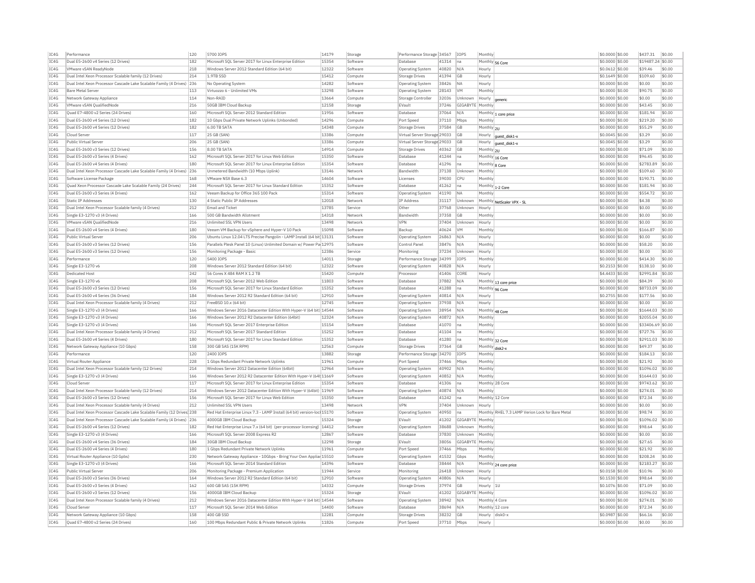| IC4G | Performance | 120 | 5700 IOPS | 14179 | Storage | Performance Storage | 34567 | IOPS | Monthly | | $0.0000 | $0.00 | $437.31 | $0.00 |
|---|---|---|---|---|---|---|---|---|---|---|---|---|---|---|
| IC4G | Dual E5-2600 v4 Series (12 Drives) | 182 | Microsoft SQL Server 2017 for Linux Enterprise Edition | 15354 | Software | Database | 41314 | na | Monthly | 56 Core | $0.0000 | $0.00 | $19487.24 | $0.00 |
| IC4G | VMware vSAN ReadyNode | 218 | Windows Server 2012 Standard Edition (64 bit) | 12322 | Software | Operating System | 40820 | N/A | Hourly | | $0.0612 | $0.00 | $39.46 | $0.00 |
| IC4G | Dual Intel Xeon Processor Scalable family (12 Drives) | 214 | 1.9TB SSD | 15412 | Compute | Storage Drives | 41394 | GB | Hourly | | $0.1649 | $0.00 | $109.60 | $0.00 |
| IC4G | Dual Intel Xeon Processor Cascade Lake Scalable Family (4 Drives) | 236 | No Operating System | 14282 | Software | Operating System | 38426 | NA | Hourly | | $0.0000 | $0.00 | $0.00 | $0.00 |
| IC4G | Bare Metal Server | 113 | Virtuozzo 6 - Unlimited VMs | 13298 | Software | Operating System | 28143 | VM | Monthly | | $0.0000 | $0.00 | $90.75 | $0.00 |
| IC4G | Network Gateway Appliance | 114 | Non-RAID | 13664 | Compute | Storage Controller | 32036 | Unknown | Hourly | generic | $0.0000 | $0.00 | $0.00 | $0.00 |
| IC4G | VMware vSAN QualifiedNode | 216 | 50GB IBM Cloud Backup | 12158 | Storage | EVault | 37246 | GIGABYTE | Monthly | | $0.0000 | $0.00 | $43.45 | $0.00 |
| IC4G | Quad E7-4800 v2 Series (24 Drives) | 160 | Microsoft SQL Server 2012 Standard Edition | 11956 | Software | Database | 37064 | N/A | Monthly | 1 core price | $0.0000 | $0.00 | $181.94 | $0.00 |
| IC4G | Dual E5-2600 v4 Series (12 Drives) | 182 | 10 Gbps Dual Private Network Uplinks (Unbonded) | 14296 | Compute | Port Speed | 37110 | Mbps | Monthly | | $0.0000 | $0.00 | $219.20 | $0.00 |
| IC4G | Dual E5-2600 v4 Series (12 Drives) | 182 | 6.00 TB SATA | 14348 | Compute | Storage Drives | 37584 | GB | Monthly | 2U | $0.0000 | $0.00 | $55.29 | $0.00 |
| IC4G | Cloud Server | 117 | 25 GB (SAN) | 13386 | Compute | Virtual Server Storage | 29033 | GB | Hourly | guest_disk1-x | $0.0045 | $0.00 | $3.29 | $0.00 |
| IC4G | Public Virtual Server | 206 | 25 GB (SAN) | 13386 | Compute | Virtual Server Storage | 29033 | GB | Hourly | guest_disk1-x | $0.0045 | $0.00 | $3.29 | $0.00 |
| IC4G | Dual E5-2600 v3 Series (12 Drives) | 156 | 8.00 TB SATA | 14914 | Compute | Storage Drives | 40362 | GB | Monthly | 2U | $0.0000 | $0.00 | $71.09 | $0.00 |
| IC4G | Dual E5-2600 v3 Series (4 Drives) | 162 | Microsoft SQL Server 2017 for Linux Web Edition | 15350 | Software | Database | 41244 | na | Monthly | 16 Core | $0.0000 | $0.00 | $96.45 | $0.00 |
| IC4G | Dual E5-2600 v4 Series (4 Drives) | 180 | Microsoft SQL Server 2017 for Linux Enterprise Edition | 15354 | Software | Database | 41296 | na | Monthly | 8 Core | $0.0000 | $0.00 | $2783.89 | $0.00 |
| IC4G | Dual Intel Xeon Processor Cascade Lake Scalable Family (4 Drives) | 236 | Unmetered Bandwidth (10 Mbps Uplink) | 13146 | Network | Bandwidth | 37138 | Unknown | Monthly | | $0.0000 | $0.00 | $109.60 | $0.00 |
| IC4G | Software License Package | 168 | VMware NSX Base 6.3 | 14604 | Software | Licenses | 39030 | CPU | Monthly | | $0.0000 | $0.00 | $190.71 | $0.00 |
| IC4G | Quad Xeon Processor Cascade Lake Scalable Family (24 Drives) | 244 | Microsoft SQL Server 2017 for Linux Standard Edition | 15352 | Software | Database | 41262 | na | Monthly | 1-2 Core | $0.0000 | $0.00 | $181.94 | $0.00 |
| IC4G | Dual E5-2600 v3 Series (4 Drives) | 162 | Veeam Backup for Office 365 100 Pack | 15314 | Software | Operating System | 41190 | NA | Monthly | | $0.0000 | $0.00 | $554.72 | $0.00 |
| IC4G | Static IP Addresses | 136 | 4 Static Public IP Addresses | 12018 | Network | IP Address | 31117 | Unknown | Monthly | NetScaler VPX - SL | $0.0000 | $0.00 | $4.38 | $0.00 |
| IC4G | Dual Intel Xeon Processor Scalable family (4 Drives) | 212 | Email and Ticket | 13785 | Service | Other | 37768 | Unknown | Hourly | | $0.0000 | $0.00 | $0.00 | $0.00 |
| IC4G | Single E3-1270 v3 (4 Drives) | 166 | 500 GB Bandwidth Allotment | 14318 | Network | Bandwidth | 37358 | GB | Monthly | | $0.0000 | $0.00 | $0.00 | $0.00 |
| IC4G | VMware vSAN QualifiedNode | 216 | Unlimited SSL VPN Users | 13498 | Network | VPN | 37404 | Unknown | Hourly | | $0.0000 | $0.00 | $0.00 | $0.00 |
| IC4G | Dual E5-2600 v4 Series (4 Drives) | 180 | Veeam VM Backup for vSphere and Hyper-V 10 Pack | 15098 | Software | Backup | 40624 | VM | Monthly | | $0.0000 | $0.00 | $166.87 | $0.00 |
| IC4G | Public Virtual Server | 206 | Ubuntu Linux 12.04 LTS Precise Pangolin - LAMP Install (64 bit) | 13131 | Software | Operating System | 26863 | N/A | Hourly | | $0.0000 | $0.00 | $0.00 | $0.00 |
| IC4G | Dual E5-2600 v3 Series (12 Drives) | 156 | Parallels Plesk Panel 10 (Linux) Unlimited Domain w/ Power Pa | 12975 | Software | Control Panel | 38476 | N/A | Monthly | | $0.0000 | $0.00 | $58.20 | $0.00 |
| IC4G | Dual E5-2600 v3 Series (12 Drives) | 156 | Monitoring Package - Basic | 12386 | Service | Monitoring | 37234 | Unknown | Hourly | | $0.0000 | $0.00 | $0.00 | $0.00 |
| IC4G | Performance | 120 | 5400 IOPS | 14011 | Storage | Performance Storage | 34399 | IOPS | Monthly | | $0.0000 | $0.00 | $414.30 | $0.00 |
| IC4G | Single E3-1270 v6 | 208 | Windows Server 2012 Standard Edition (64 bit) | 12322 | Software | Operating System | 40828 | N/A | Hourly | | $0.2153 | $0.00 | $138.10 | $0.00 |
| IC4G | Dedicated Host | 242 | 56 Cores X 484 RAM X 1.2 TB | 15420 | Compute | Processor | 41406 | CORE | Hourly | | $4.4433 | $0.00 | $2991.84 | $0.00 |
| IC4G | Single E3-1270 v6 | 208 | Microsoft SQL Server 2012 Web Edition | 11803 | Software | Database | 37882 | N/A | Monthly | 13 core price | $0.0000 | $0.00 | $84.39 | $0.00 |
| IC4G | Dual E5-2600 v3 Series (12 Drives) | 156 | Microsoft SQL Server 2017 for Linux Standard Edition | 15352 | Software | Database | 41288 | na | Monthly | 96 Core | $0.0000 | $0.00 | $8733.09 | $0.00 |
| IC4G | Dual E5-2600 v4 Series (36 Drives) | 184 | Windows Server 2012 R2 Standard Edition (64 bit) | 12910 | Software | Operating System | 40814 | N/A | Hourly | | $0.2755 | $0.00 | $177.56 | $0.00 |
| IC4G | Dual Intel Xeon Processor Scalable family (4 Drives) | 212 | FreeBSD 10.x (64 bit) | 12745 | Software | Operating System | 37938 | N/A | Hourly | | $0.0000 | $0.00 | $0.00 | $0.00 |
| IC4G | Single E3-1270 v3 (4 Drives) | 166 | Windows Server 2016 Datacenter Edition With Hyper-V (64 bit) | 14544 | Software | Operating System | 38954 | N/A | Monthly | 48 Core | $0.0000 | $0.00 | $1644.03 | $0.00 |
| IC4G | Single E3-1270 v3 (4 Drives) | 166 | Windows Server 2012 R2 Datacenter Edition (64bit) | 12324 | Software | Operating System | 40872 | N/A | Monthly | | $0.0000 | $0.00 | $2055.04 | $0.00 |
| IC4G | Single E3-1270 v3 (4 Drives) | 166 | Microsoft SQL Server 2017 Enterprise Edition | 15154 | Software | Database | 41070 | na | Monthly | | $0.0000 | $0.00 | $33406.69 | $0.00 |
| IC4G | Dual Intel Xeon Processor Scalable family (4 Drives) | 212 | Microsoft SQL Server 2017 Standard Edition | 15252 | Software | Database | 41104 | na | Monthly | | $0.0000 | $0.00 | $727.76 | $0.00 |
| IC4G | Dual E5-2600 v4 Series (4 Drives) | 180 | Microsoft SQL Server 2017 for Linux Standard Edition | 15352 | Software | Database | 41280 | na | Monthly | 32 Core | $0.0000 | $0.00 | $2911.03 | $0.00 |
| IC4G | Network Gateway Appliance (10 Gbps) | 158 | 300 GB SAS (15K RPM) | 12563 | Compute | Storage Drives | 37364 | GB | Monthly | disk2-x | $0.0000 | $0.00 | $49.37 | $0.00 |
| IC4G | Performance | 120 | 2400 IOPS | 13882 | Storage | Performance Storage | 34270 | IOPS | Monthly | | $0.0000 | $0.00 | $184.13 | $0.00 |
| IC4G | Virtual Router Appliance | 228 | 1 Gbps Redundant Private Network Uplinks | 11961 | Compute | Port Speed | 37466 | Mbps | Monthly | | $0.0000 | $0.00 | $21.92 | $0.00 |
| IC4G | Dual Intel Xeon Processor Scalable family (12 Drives) | 214 | Windows Server 2012 Datacenter Edition (64bit) | 12964 | Software | Operating System | 40902 | N/A | Monthly | | $0.0000 | $0.00 | $1096.02 | $0.00 |
| IC4G | Single E3-1270 v3 (4 Drives) | 166 | Windows Server 2012 R2 Datacenter Edition With Hyper-V (64t | 11669 | Software | Operating System | 40852 | N/A | Monthly | | $0.0000 | $0.00 | $1644.03 | $0.00 |
| IC4G | Cloud Server | 117 | Microsoft SQL Server 2017 for Linux Enterprise Edition | 15354 | Software | Database | 41306 | na | Monthly | 28 Core | $0.0000 | $0.00 | $9743.62 | $0.00 |
| IC4G | Dual Intel Xeon Processor Scalable family (12 Drives) | 214 | Windows Server 2012 Datacenter Edition With Hyper-V (64bit) | 11969 | Software | Operating System | 40874 | N/A | Monthly | | $0.0000 | $0.00 | $274.01 | $0.00 |
| IC4G | Dual E5-2600 v3 Series (12 Drives) | 156 | Microsoft SQL Server 2017 for Linux Web Edition | 15350 | Software | Database | 41242 | na | Monthly | 12 Core | $0.0000 | $0.00 | $72.34 | $0.00 |
| IC4G | Dual Intel Xeon Processor Scalable family (4 Drives) | 212 | Unlimited SSL VPN Users | 13498 | Network | VPN | 37404 | Unknown | Hourly | | $0.0000 | $0.00 | $0.00 | $0.00 |
| IC4G | Dual Intel Xeon Processor Cascade Lake Scalable Family (12 Drives) | 238 | Red Hat Enterprise Linux 7.3 - LAMP Install (64 bit) version-locl | 15170 | Software | Operating System | 40950 | na | Monthly | RHEL 7.3 LAMP Verion Lock for Bare Metal | $0.0000 | $0.00 | $98.74 | $0.00 |
| IC4G | Dual Intel Xeon Processor Cascade Lake Scalable Family (4 Drives) | 236 | 4000GB IBM Cloud Backup | 15324 | Storage | EVault | 41202 | GIGABYTE | Monthly | | $0.0000 | $0.00 | $1096.02 | $0.00 |
| IC4G | Dual E5-2600 v4 Series (12 Drives) | 182 | Red Hat Enterprise Linux 7.x (64 bit) (per-processor licensing) | 14412 | Software | Operating System | 38688 | Unknown | Monthly | | $0.0000 | $0.00 | $98.64 | $0.00 |
| IC4G | Single E3-1270 v3 (4 Drives) | 166 | Microsoft SQL Server 2008 Express R2 | 12867 | Software | Database | 37830 | Unknown | Monthly | | $0.0000 | $0.00 | $0.00 | $0.00 |
| IC4G | Dual E5-2600 v4 Series (36 Drives) | 184 | 30GB IBM Cloud Backup | 12298 | Storage | EVault | 38056 | GIGABYTE | Monthly | | $0.0000 | $0.00 | $27.65 | $0.00 |
| IC4G | Dual E5-2600 v4 Series (4 Drives) | 180 | 1 Gbps Redundant Private Network Uplinks | 11961 | Compute | Port Speed | 37466 | Mbps | Monthly | | $0.0000 | $0.00 | $21.92 | $0.00 |
| IC4G | Virtual Router Appliance (10 Gpbs) | 230 | Network Gateway Appliance - 10Gbps - Bring Your Own Appliar | 15510 | Software | Operating System | 41532 | Gbps | Monthly | | $0.0000 | $0.00 | $208.24 | $0.00 |
| IC4G | Single E3-1270 v3 (4 Drives) | 166 | Microsoft SQL Server 2014 Standard Edition | 14396 | Software | Database | 38444 | N/A | Monthly | 24 core price | $0.0000 | $0.00 | $2183.27 | $0.00 |
| IC4G | Public Virtual Server | 206 | Monitoring Package - Premium Application | 11944 | Service | Monitoring | 26418 | Unknown | Hourly | | $0.0158 | $0.00 | $10.96 | $0.00 |
| IC4G | Dual E5-2600 v3 Series (36 Drives) | 164 | Windows Server 2012 R2 Standard Edition (64 bit) | 12910 | Software | Operating System | 40806 | N/A | Hourly | | $0.1530 | $0.00 | $98.64 | $0.00 |
| IC4G | Dual E5-2600 v3 Series (4 Drives) | 162 | 600 GB SAS (15K RPM) | 14332 | Compute | Storage Drives | 37974 | GB | Hourly | 1U | $0.1076 | $0.00 | $71.09 | $0.00 |
| IC4G | Dual E5-2600 v3 Series (12 Drives) | 156 | 4000GB IBM Cloud Backup | 15324 | Storage | EVault | 41202 | GIGABYTE | Monthly | | $0.0000 | $0.00 | $1096.02 | $0.00 |
| IC4G | Dual Intel Xeon Processor Scalable family (4 Drives) | 212 | Windows Server 2016 Datacenter Edition With Hyper-V (64 bit) | 14544 | Software | Operating System | 38942 | N/A | Monthly | 4 Core | $0.0000 | $0.00 | $274.01 | $0.00 |
| IC4G | Cloud Server | 117 | Microsoft SQL Server 2014 Web Edition | 14400 | Software | Database | 38694 | N/A | Monthly | 12 core | $0.0000 | $0.00 | $72.34 | $0.00 |
| IC4G | Network Gateway Appliance (10 Gbps) | 158 | 400 GB SSD | 12281 | Compute | Storage Drives | 38232 | GB | Hourly | disk0-x | $0.0987 | $0.00 | $66.16 | $0.00 |
| IC4G | Quad E7-4800 v2 Series (24 Drives) | 160 | 100 Mbps Redundant Public & Private Network Uplinks | 11826 | Compute | Port Speed | 37710 | Mbps | Hourly | | $0.0000 | $0.00 | $0.00 | $0.00 |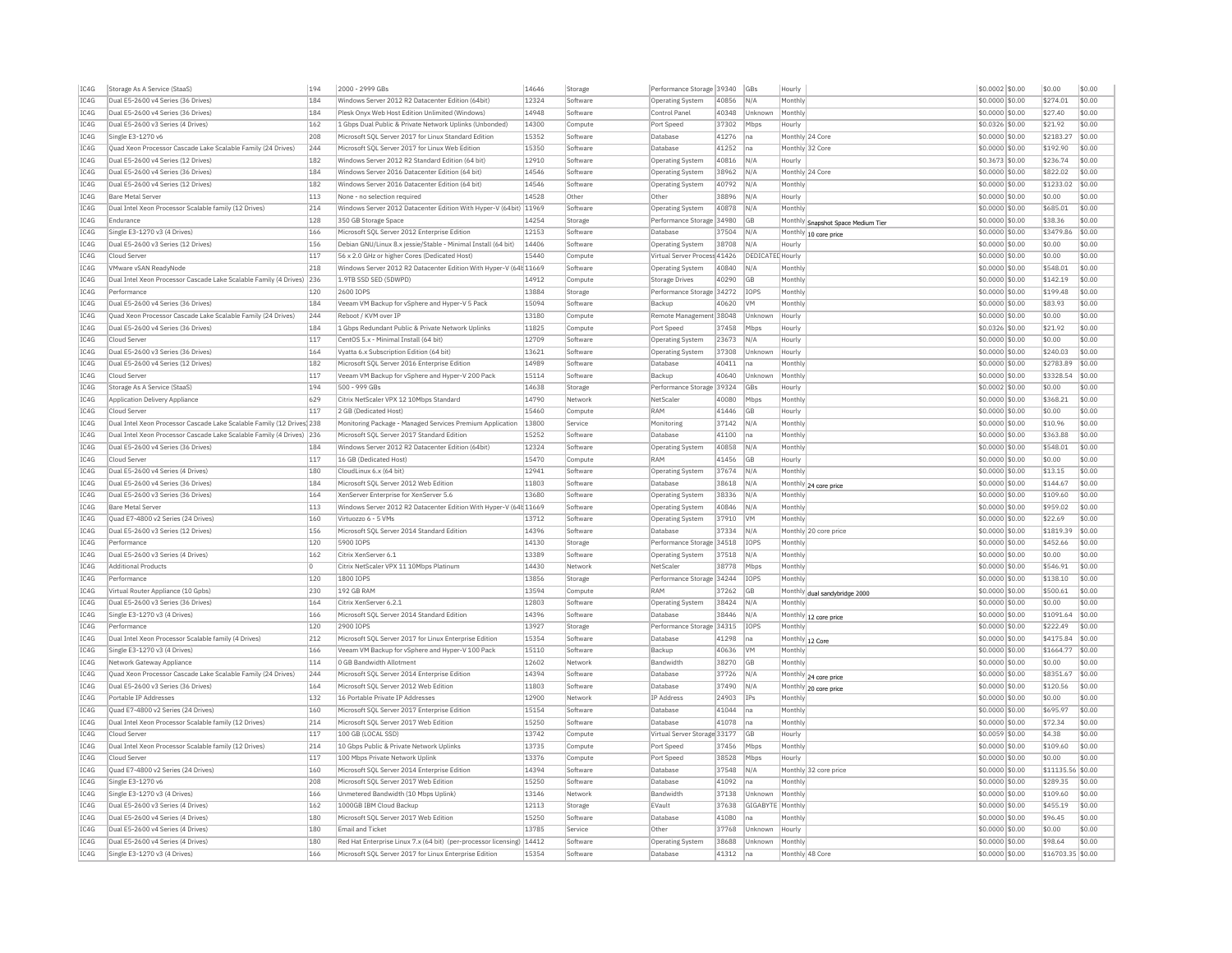| IC4G | Storage As A Service (StaaS) | 194 | 2000 - 2999 GBs | 14646 | Storage | Performance Storage | 39340 | GBs | Hourly | | $0.0002 | $0.00 | $0.00 | $0.00 |
|---|---|---|---|---|---|---|---|---|---|---|---|---|---|---|
| IC4G | Dual E5-2600 v4 Series (36 Drives) | 184 | Windows Server 2012 R2 Datacenter Edition (64bit) | 12324 | Software | Operating System | 40856 | N/A | Monthly | | $0.0000 | $0.00 | $274.01 | $0.00 |
| IC4G | Dual E5-2600 v4 Series (36 Drives) | 184 | Plesk Onyx Web Host Edition Unlimited (Windows) | 14948 | Software | Control Panel | 40348 | Unknown | Monthly | | $0.0000 | $0.00 | $27.40 | $0.00 |
| IC4G | Dual E5-2600 v3 Series (4 Drives) | 162 | 1 Gbps Dual Public & Private Network Uplinks (Unbonded) | 14300 | Compute | Port Speed | 37302 | Mbps | Hourly | | $0.0326 | $0.00 | $21.92 | $0.00 |
| IC4G | Single E3-1270 v6 | 208 | Microsoft SQL Server 2017 for Linux Standard Edition | 15352 | Software | Database | 41276 | na | Monthly | 24 Core | $0.0000 | $0.00 | $2183.27 | $0.00 |
| IC4G | Quad Xeon Processor Cascade Lake Scalable Family (24 Drives) | 244 | Microsoft SQL Server 2017 for Linux Web Edition | 15350 | Software | Database | 41252 | na | Monthly | 32 Core | $0.0000 | $0.00 | $192.90 | $0.00 |
| IC4G | Dual E5-2600 v4 Series (12 Drives) | 182 | Windows Server 2012 R2 Standard Edition (64 bit) | 12910 | Software | Operating System | 40816 | N/A | Hourly | | $0.3673 | $0.00 | $236.74 | $0.00 |
| IC4G | Dual E5-2600 v4 Series (36 Drives) | 184 | Windows Server 2016 Datacenter Edition (64 bit) | 14546 | Software | Operating System | 38962 | N/A | Monthly | 24 Core | $0.0000 | $0.00 | $822.02 | $0.00 |
| IC4G | Dual E5-2600 v4 Series (12 Drives) | 182 | Windows Server 2016 Datacenter Edition (64 bit) | 14546 | Software | Operating System | 40792 | N/A | Monthly | | $0.0000 | $0.00 | $1233.02 | $0.00 |
| IC4G | Bare Metal Server | 113 | None - no selection required | 14528 | Other | Other | 38896 | N/A | Hourly | | $0.0000 | $0.00 | $0.00 | $0.00 |
| IC4G | Dual Intel Xeon Processor Scalable family (12 Drives) | 214 | Windows Server 2012 Datacenter Edition With Hyper-V (64bit) | 11969 | Software | Operating System | 40878 | N/A | Monthly | | $0.0000 | $0.00 | $685.01 | $0.00 |
| IC4G | Endurance | 128 | 350 GB Storage Space | 14254 | Storage | Performance Storage | 34980 | GB | Monthly | Snapshot Space Medium Tier | $0.0000 | $0.00 | $38.36 | $0.00 |
| IC4G | Single E3-1270 v3 (4 Drives) | 166 | Microsoft SQL Server 2012 Enterprise Edition | 12153 | Software | Database | 37504 | N/A | Monthly | 10 core price | $0.0000 | $0.00 | $3479.86 | $0.00 |
| IC4G | Dual E5-2600 v3 Series (12 Drives) | 156 | Debian GNU/Linux 8.x jessie/Stable - Minimal Install (64 bit) | 14406 | Software | Operating System | 38708 | N/A | Hourly | | $0.0000 | $0.00 | $0.00 | $0.00 |
| IC4G | Cloud Server | 117 | 56 x 2.0 GHz or higher Cores (Dedicated Host) | 15440 | Compute | Virtual Server Process | 41426 | DEDICATED | Hourly | | $0.0000 | $0.00 | $0.00 | $0.00 |
| IC4G | VMware vSAN ReadyNode | 218 | Windows Server 2012 R2 Datacenter Edition With Hyper-V (64b | 11669 | Software | Operating System | 40840 | N/A | Monthly | | $0.0000 | $0.00 | $548.01 | $0.00 |
| IC4G | Dual Intel Xeon Processor Cascade Lake Scalable Family (4 Drives) | 236 | 1.9TB SSD SED (5DWPD) | 14912 | Compute | Storage Drives | 40290 | GB | Monthly | | $0.0000 | $0.00 | $142.19 | $0.00 |
| IC4G | Performance | 120 | 2600 IOPS | 13884 | Storage | Performance Storage | 34272 | IOPS | Monthly | | $0.0000 | $0.00 | $199.48 | $0.00 |
| IC4G | Dual E5-2600 v4 Series (36 Drives) | 184 | Veeam VM Backup for vSphere and Hyper-V 5 Pack | 15094 | Software | Backup | 40620 | VM | Monthly | | $0.0000 | $0.00 | $83.93 | $0.00 |
| IC4G | Quad Xeon Processor Cascade Lake Scalable Family (24 Drives) | 244 | Reboot / KVM over IP | 13180 | Compute | Remote Management | 38048 | Unknown | Hourly | | $0.0000 | $0.00 | $0.00 | $0.00 |
| IC4G | Dual E5-2600 v4 Series (36 Drives) | 184 | 1 Gbps Redundant Public & Private Network Uplinks | 11825 | Compute | Port Speed | 37458 | Mbps | Hourly | | $0.0326 | $0.00 | $21.92 | $0.00 |
| IC4G | Cloud Server | 117 | CentOS 5.x - Minimal Install (64 bit) | 12709 | Software | Operating System | 23673 | N/A | Hourly | | $0.0000 | $0.00 | $0.00 | $0.00 |
| IC4G | Dual E5-2600 v3 Series (36 Drives) | 164 | Vyatta 6.x Subscription Edition (64 bit) | 13621 | Software | Operating System | 37308 | Unknown | Hourly | | $0.0000 | $0.00 | $240.03 | $0.00 |
| IC4G | Dual E5-2600 v4 Series (12 Drives) | 182 | Microsoft SQL Server 2016 Enterprise Edition | 14989 | Software | Database | 40411 | na | Monthly | | $0.0000 | $0.00 | $2783.89 | $0.00 |
| IC4G | Cloud Server | 117 | Veeam VM Backup for vSphere and Hyper-V 200 Pack | 15114 | Software | Backup | 40640 | Unknown | Monthly | | $0.0000 | $0.00 | $3328.54 | $0.00 |
| IC4G | Storage As A Service (StaaS) | 194 | 500 - 999 GBs | 14638 | Storage | Performance Storage | 39324 | GBs | Hourly | | $0.0002 | $0.00 | $0.00 | $0.00 |
| IC4G | Application Delivery Appliance | 629 | Citrix NetScaler VPX 12 10Mbps Standard | 14790 | Network | NetScaler | 40080 | Mbps | Monthly | | $0.0000 | $0.00 | $368.21 | $0.00 |
| IC4G | Cloud Server | 117 | 2 GB (Dedicated Host) | 15460 | Compute | RAM | 41446 | GB | Hourly | | $0.0000 | $0.00 | $0.00 | $0.00 |
| IC4G | Dual Intel Xeon Processor Cascade Lake Scalable Family (12 Drives) | 238 | Monitoring Package - Managed Services Premium Application | 13800 | Service | Monitoring | 37142 | N/A | Monthly | | $0.0000 | $0.00 | $10.96 | $0.00 |
| IC4G | Dual Intel Xeon Processor Cascade Lake Scalable Family (4 Drives) | 236 | Microsoft SQL Server 2017 Standard Edition | 15252 | Software | Database | 41100 | na | Monthly | | $0.0000 | $0.00 | $363.88 | $0.00 |
| IC4G | Dual E5-2600 v4 Series (36 Drives) | 184 | Windows Server 2012 R2 Datacenter Edition (64bit) | 12324 | Software | Operating System | 40858 | N/A | Monthly | | $0.0000 | $0.00 | $548.01 | $0.00 |
| IC4G | Cloud Server | 117 | 16 GB (Dedicated Host) | 15470 | Compute | RAM | 41456 | GB | Hourly | | $0.0000 | $0.00 | $0.00 | $0.00 |
| IC4G | Dual E5-2600 v4 Series (4 Drives) | 180 | CloudLinux 6.x (64 bit) | 12941 | Software | Operating System | 37674 | N/A | Monthly | | $0.0000 | $0.00 | $13.15 | $0.00 |
| IC4G | Dual E5-2600 v4 Series (36 Drives) | 184 | Microsoft SQL Server 2012 Web Edition | 11803 | Software | Database | 38618 | N/A | Monthly | 24 core price | $0.0000 | $0.00 | $144.67 | $0.00 |
| IC4G | Dual E5-2600 v3 Series (36 Drives) | 164 | XenServer Enterprise for XenServer 5.6 | 13680 | Software | Operating System | 38336 | N/A | Monthly | | $0.0000 | $0.00 | $109.60 | $0.00 |
| IC4G | Bare Metal Server | 113 | Windows Server 2012 R2 Datacenter Edition With Hyper-V (64b | 11669 | Software | Operating System | 40846 | N/A | Monthly | | $0.0000 | $0.00 | $959.02 | $0.00 |
| IC4G | Quad E7-4800 v2 Series (24 Drives) | 160 | Virtuozzo 6 - 5 VMs | 13712 | Software | Operating System | 37910 | VM | Monthly | | $0.0000 | $0.00 | $22.69 | $0.00 |
| IC4G | Dual E5-2600 v3 Series (12 Drives) | 156 | Microsoft SQL Server 2014 Standard Edition | 14396 | Software | Database | 37334 | N/A | Monthly | 20 core price | $0.0000 | $0.00 | $1819.39 | $0.00 |
| IC4G | Performance | 120 | 5900 IOPS | 14130 | Storage | Performance Storage | 34518 | IOPS | Monthly | | $0.0000 | $0.00 | $452.66 | $0.00 |
| IC4G | Dual E5-2600 v3 Series (4 Drives) | 162 | Citrix XenServer 6.1 | 13389 | Software | Operating System | 37518 | N/A | Monthly | | $0.0000 | $0.00 | $0.00 | $0.00 |
| IC4G | Additional Products | 0 | Citrix NetScaler VPX 11 10Mbps Platinum | 14430 | Network | NetScaler | 38778 | Mbps | Monthly | | $0.0000 | $0.00 | $546.91 | $0.00 |
| IC4G | Performance | 120 | 1800 IOPS | 13856 | Storage | Performance Storage | 34244 | IOPS | Monthly | | $0.0000 | $0.00 | $138.10 | $0.00 |
| IC4G | Virtual Router Appliance (10 Gpbs) | 230 | 192 GB RAM | 13594 | Compute | RAM | 37262 | GB | Monthly | dual sandybridge 2000 | $0.0000 | $0.00 | $500.61 | $0.00 |
| IC4G | Dual E5-2600 v3 Series (36 Drives) | 164 | Citrix XenServer 6.2.1 | 12803 | Software | Operating System | 38424 | N/A | Monthly | | $0.0000 | $0.00 | $0.00 | $0.00 |
| IC4G | Single E3-1270 v3 (4 Drives) | 166 | Microsoft SQL Server 2014 Standard Edition | 14396 | Software | Database | 38446 | N/A | Monthly | 12 core price | $0.0000 | $0.00 | $1091.64 | $0.00 |
| IC4G | Performance | 120 | 2900 IOPS | 13927 | Storage | Performance Storage | 34315 | IOPS | Monthly | | $0.0000 | $0.00 | $222.49 | $0.00 |
| IC4G | Dual Intel Xeon Processor Scalable family (4 Drives) | 212 | Microsoft SQL Server 2017 for Linux Enterprise Edition | 15354 | Software | Database | 41298 | na | Monthly | 12 Core | $0.0000 | $0.00 | $4175.84 | $0.00 |
| IC4G | Single E3-1270 v3 (4 Drives) | 166 | Veeam VM Backup for vSphere and Hyper-V 100 Pack | 15110 | Software | Backup | 40636 | VM | Monthly | | $0.0000 | $0.00 | $1664.77 | $0.00 |
| IC4G | Network Gateway Appliance | 114 | 0 GB Bandwidth Allotment | 12602 | Network | Bandwidth | 38270 | GB | Monthly | | $0.0000 | $0.00 | $0.00 | $0.00 |
| IC4G | Quad Xeon Processor Cascade Lake Scalable Family (24 Drives) | 244 | Microsoft SQL Server 2014 Enterprise Edition | 14394 | Software | Database | 37726 | N/A | Monthly | 24 core price | $0.0000 | $0.00 | $8351.67 | $0.00 |
| IC4G | Dual E5-2600 v3 Series (36 Drives) | 164 | Microsoft SQL Server 2012 Web Edition | 11803 | Software | Database | 37490 | N/A | Monthly | 20 core price | $0.0000 | $0.00 | $120.56 | $0.00 |
| IC4G | Portable IP Addresses | 132 | 16 Portable Private IP Addresses | 12900 | Network | IP Address | 24903 | IPs | Monthly | | $0.0000 | $0.00 | $0.00 | $0.00 |
| IC4G | Quad E7-4800 v2 Series (24 Drives) | 160 | Microsoft SQL Server 2017 Enterprise Edition | 15154 | Software | Database | 41044 | na | Monthly | | $0.0000 | $0.00 | $695.97 | $0.00 |
| IC4G | Dual Intel Xeon Processor Scalable family (12 Drives) | 214 | Microsoft SQL Server 2017 Web Edition | 15250 | Software | Database | 41078 | na | Monthly | | $0.0000 | $0.00 | $72.34 | $0.00 |
| IC4G | Cloud Server | 117 | 100 GB (LOCAL SSD) | 13742 | Compute | Virtual Server Storage | 33177 | GB | Hourly | | $0.0059 | $0.00 | $4.38 | $0.00 |
| IC4G | Dual Intel Xeon Processor Scalable family (12 Drives) | 214 | 10 Gbps Public & Private Network Uplinks | 13735 | Compute | Port Speed | 37456 | Mbps | Monthly | | $0.0000 | $0.00 | $109.60 | $0.00 |
| IC4G | Cloud Server | 117 | 100 Mbps Private Network Uplink | 13376 | Compute | Port Speed | 38528 | Mbps | Hourly | | $0.0000 | $0.00 | $0.00 | $0.00 |
| IC4G | Quad E7-4800 v2 Series (24 Drives) | 160 | Microsoft SQL Server 2014 Enterprise Edition | 14394 | Software | Database | 37548 | N/A | Monthly | 32 core price | $0.0000 | $0.00 | $11135.56 | $0.00 |
| IC4G | Single E3-1270 v6 | 208 | Microsoft SQL Server 2017 Web Edition | 15250 | Software | Database | 41092 | na | Monthly | | $0.0000 | $0.00 | $289.35 | $0.00 |
| IC4G | Single E3-1270 v3 (4 Drives) | 166 | Unmetered Bandwidth (10 Mbps Uplink) | 13146 | Network | Bandwidth | 37138 | Unknown | Monthly | | $0.0000 | $0.00 | $109.60 | $0.00 |
| IC4G | Dual E5-2600 v3 Series (4 Drives) | 162 | 1000GB IBM Cloud Backup | 12113 | Storage | EVault | 37638 | GIGABYTE | Monthly | | $0.0000 | $0.00 | $455.19 | $0.00 |
| IC4G | Dual E5-2600 v4 Series (4 Drives) | 180 | Microsoft SQL Server 2017 Web Edition | 15250 | Software | Database | 41080 | na | Monthly | | $0.0000 | $0.00 | $96.45 | $0.00 |
| IC4G | Dual E5-2600 v4 Series (4 Drives) | 180 | Email and Ticket | 13785 | Service | Other | 37768 | Unknown | Hourly | | $0.0000 | $0.00 | $0.00 | $0.00 |
| IC4G | Dual E5-2600 v4 Series (4 Drives) | 180 | Red Hat Enterprise Linux 7.x (64 bit) (per-processor licensing) | 14412 | Software | Operating System | 38688 | Unknown | Monthly | | $0.0000 | $0.00 | $98.64 | $0.00 |
| IC4G | Single E3-1270 v3 (4 Drives) | 166 | Microsoft SQL Server 2017 for Linux Enterprise Edition | 15354 | Software | Database | 41312 | na | Monthly | 48 Core | $0.0000 | $0.00 | $16703.35 | $0.00 |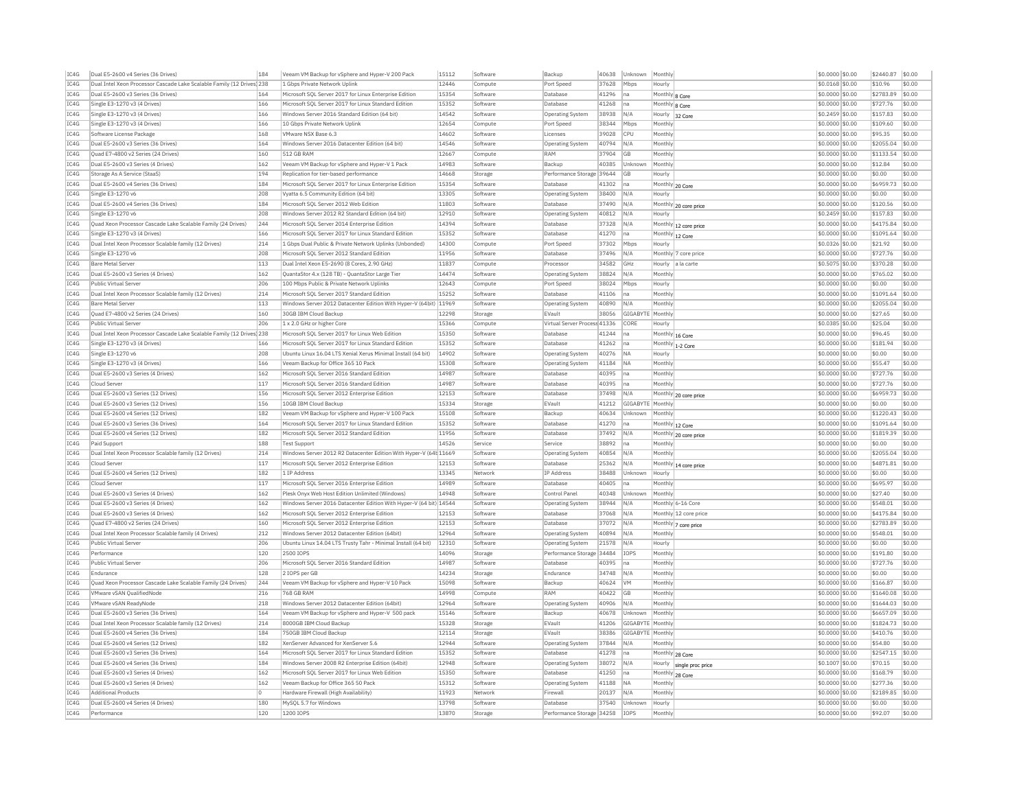| IC4G | Dual E5-2600 v4 Series (36 Drives) | 184 | Veeam VM Backup for vSphere and Hyper-V 200 Pack | 15112 | Software | Backup | 40638 | Unknown | Monthly | | $0.0000 | $0.00 | $2440.87 | $0.00 |
|---|---|---|---|---|---|---|---|---|---|---|---|---|---|---|
| IC4G | Dual Intel Xeon Processor Cascade Lake Scalable Family (12 Drives) | 238 | 1 Gbps Private Network Uplink | 12446 | Compute | Port Speed | 37628 | Mbps | Hourly | | $0.0168 | $0.00 | $10.96 | $0.00 |
| IC4G | Dual E5-2600 v3 Series (36 Drives) | 164 | Microsoft SQL Server 2017 for Linux Enterprise Edition | 15354 | Software | Database | 41296 | na | Monthly | 8 Core | $0.0000 | $0.00 | $2783.89 | $0.00 |
| IC4G | Single E3-1270 v3 (4 Drives) | 166 | Microsoft SQL Server 2017 for Linux Standard Edition | 15352 | Software | Database | 41268 | na | Monthly | 8 Core | $0.0000 | $0.00 | $727.76 | $0.00 |
| IC4G | Single E3-1270 v3 (4 Drives) | 166 | Windows Server 2016 Standard Edition (64 bit) | 14542 | Software | Operating System | 38938 | N/A | Hourly | 32 Core | $0.2459 | $0.00 | $157.83 | $0.00 |
| IC4G | Single E3-1270 v3 (4 Drives) | 166 | 10 Gbps Private Network Uplink | 12654 | Compute | Port Speed | 38344 | Mbps | Monthly | | $0.0000 | $0.00 | $109.60 | $0.00 |
| IC4G | Software License Package | 168 | VMware NSX Base 6.3 | 14602 | Software | Licenses | 39028 | CPU | Monthly | | $0.0000 | $0.00 | $95.35 | $0.00 |
| IC4G | Dual E5-2600 v3 Series (36 Drives) | 164 | Windows Server 2016 Datacenter Edition (64 bit) | 14546 | Software | Operating System | 40794 | N/A | Monthly | | $0.0000 | $0.00 | $2055.04 | $0.00 |
| IC4G | Quad E7-4800 v2 Series (24 Drives) | 160 | 512 GB RAM | 12667 | Compute | RAM | 37904 | GB | Monthly | | $0.0000 | $0.00 | $1133.54 | $0.00 |
| IC4G | Dual E5-2600 v3 Series (4 Drives) | 162 | Veeam VM Backup for vSphere and Hyper-V 1 Pack | 14983 | Software | Backup | 40385 | Unknown | Monthly | | $0.0000 | $0.00 | $12.84 | $0.00 |
| IC4G | Storage As A Service (StaaS) | 194 | Replication for tier-based performance | 14668 | Storage | Performance Storage | 39644 | GB | Hourly | | $0.0000 | $0.00 | $0.00 | $0.00 |
| IC4G | Dual E5-2600 v4 Series (36 Drives) | 184 | Microsoft SQL Server 2017 for Linux Enterprise Edition | 15354 | Software | Database | 41302 | na | Monthly | 20 Core | $0.0000 | $0.00 | $6959.73 | $0.00 |
| IC4G | Single E3-1270 v6 | 208 | Vyatta 6.5 Community Edition (64 bit) | 13305 | Software | Operating System | 38400 | N/A | Hourly | | $0.0000 | $0.00 | $0.00 | $0.00 |
| IC4G | Dual E5-2600 v4 Series (36 Drives) | 184 | Microsoft SQL Server 2012 Web Edition | 11803 | Software | Database | 37490 | N/A | Monthly | 20 core price | $0.0000 | $0.00 | $120.56 | $0.00 |
| IC4G | Single E3-1270 v6 | 208 | Windows Server 2012 R2 Standard Edition (64 bit) | 12910 | Software | Operating System | 40812 | N/A | Hourly | | $0.2459 | $0.00 | $157.83 | $0.00 |
| IC4G | Quad Xeon Processor Cascade Lake Scalable Family (24 Drives) | 244 | Microsoft SQL Server 2014 Enterprise Edition | 14394 | Software | Database | 37328 | N/A | Monthly | 12 core price | $0.0000 | $0.00 | $4175.84 | $0.00 |
| IC4G | Single E3-1270 v3 (4 Drives) | 166 | Microsoft SQL Server 2017 for Linux Standard Edition | 15352 | Software | Database | 41270 | na | Monthly | 12 Core | $0.0000 | $0.00 | $1091.64 | $0.00 |
| IC4G | Dual Intel Xeon Processor Scalable family (12 Drives) | 214 | 1 Gbps Dual Public & Private Network Uplinks (Unbonded) | 14300 | Compute | Port Speed | 37302 | Mbps | Hourly | | $0.0326 | $0.00 | $21.92 | $0.00 |
| IC4G | Single E3-1270 v6 | 208 | Microsoft SQL Server 2012 Standard Edition | 11956 | Software | Database | 37496 | N/A | Monthly | 7 core price | $0.0000 | $0.00 | $727.76 | $0.00 |
| IC4G | Bare Metal Server | 113 | Dual Intel Xeon E5-2690 (8 Cores, 2.90 GHz) | 11837 | Compute | Processor | 34582 | GHz | Hourly | a la carte | $0.5075 | $0.00 | $370.28 | $0.00 |
| IC4G | Dual E5-2600 v3 Series (4 Drives) | 162 | QuantaStor 4.x (128 TB) - QuantaStor Large Tier | 14474 | Software | Operating System | 38824 | N/A | Monthly | | $0.0000 | $0.00 | $765.02 | $0.00 |
| IC4G | Public Virtual Server | 206 | 100 Mbps Public & Private Network Uplinks | 12643 | Compute | Port Speed | 38024 | Mbps | Hourly | | $0.0000 | $0.00 | $0.00 | $0.00 |
| IC4G | Dual Intel Xeon Processor Scalable family (12 Drives) | 214 | Microsoft SQL Server 2017 Standard Edition | 15252 | Software | Database | 41106 | na | Monthly | | $0.0000 | $0.00 | $1091.64 | $0.00 |
| IC4G | Bare Metal Server | 113 | Windows Server 2012 Datacenter Edition With Hyper-V (64bit) | 11969 | Software | Operating System | 40890 | N/A | Monthly | | $0.0000 | $0.00 | $2055.04 | $0.00 |
| IC4G | Quad E7-4800 v2 Series (24 Drives) | 160 | 30GB IBM Cloud Backup | 12298 | Storage | EVault | 38056 | GIGABYTE | Monthly | | $0.0000 | $0.00 | $27.65 | $0.00 |
| IC4G | Public Virtual Server | 206 | 1 x 2.0 GHz or higher Core | 15366 | Compute | Virtual Server Process | 41336 | CORE | Hourly | | $0.0385 | $0.00 | $25.04 | $0.00 |
| IC4G | Dual Intel Xeon Processor Cascade Lake Scalable Family (12 Drives) | 238 | Microsoft SQL Server 2017 for Linux Web Edition | 15350 | Software | Database | 41244 | na | Monthly | 16 Core | $0.0000 | $0.00 | $96.45 | $0.00 |
| IC4G | Single E3-1270 v3 (4 Drives) | 166 | Microsoft SQL Server 2017 for Linux Standard Edition | 15352 | Software | Database | 41262 | na | Monthly | 1-2 Core | $0.0000 | $0.00 | $181.94 | $0.00 |
| IC4G | Single E3-1270 v6 | 208 | Ubuntu Linux 16.04 LTS Xenial Xerus Minimal Install (64 bit) | 14902 | Software | Operating System | 40276 | NA | Hourly | | $0.0000 | $0.00 | $0.00 | $0.00 |
| IC4G | Single E3-1270 v3 (4 Drives) | 166 | Veeam Backup for Office 365 10 Pack | 15308 | Software | Operating System | 41184 | NA | Monthly | | $0.0000 | $0.00 | $55.47 | $0.00 |
| IC4G | Dual E5-2600 v3 Series (4 Drives) | 162 | Microsoft SQL Server 2016 Standard Edition | 14987 | Software | Database | 40395 | na | Monthly | | $0.0000 | $0.00 | $727.76 | $0.00 |
| IC4G | Cloud Server | 117 | Microsoft SQL Server 2016 Standard Edition | 14987 | Software | Database | 40395 | na | Monthly | | $0.0000 | $0.00 | $727.76 | $0.00 |
| IC4G | Dual E5-2600 v3 Series (12 Drives) | 156 | Microsoft SQL Server 2012 Enterprise Edition | 12153 | Software | Database | 37498 | N/A | Monthly | 20 core price | $0.0000 | $0.00 | $6959.73 | $0.00 |
| IC4G | Dual E5-2600 v3 Series (12 Drives) | 156 | 10GB IBM Cloud Backup | 15334 | Storage | EVault | 41212 | GIGABYTE | Monthly | | $0.0000 | $0.00 | $0.00 | $0.00 |
| IC4G | Dual E5-2600 v4 Series (12 Drives) | 182 | Veeam VM Backup for vSphere and Hyper-V 100 Pack | 15108 | Software | Backup | 40634 | Unknown | Monthly | | $0.0000 | $0.00 | $1220.43 | $0.00 |
| IC4G | Dual E5-2600 v3 Series (36 Drives) | 164 | Microsoft SQL Server 2017 for Linux Standard Edition | 15352 | Software | Database | 41270 | na | Monthly | 12 Core | $0.0000 | $0.00 | $1091.64 | $0.00 |
| IC4G | Dual E5-2600 v4 Series (12 Drives) | 182 | Microsoft SQL Server 2012 Standard Edition | 11956 | Software | Database | 37492 | N/A | Monthly | 20 core price | $0.0000 | $0.00 | $1819.39 | $0.00 |
| IC4G | Paid Support | 188 | Test Support | 14526 | Service | Service | 38892 | na | Monthly | | $0.0000 | $0.00 | $0.00 | $0.00 |
| IC4G | Dual Intel Xeon Processor Scalable family (12 Drives) | 214 | Windows Server 2012 R2 Datacenter Edition With Hyper-V (64b | 11669 | Software | Operating System | 40854 | N/A | Monthly | | $0.0000 | $0.00 | $2055.04 | $0.00 |
| IC4G | Cloud Server | 117 | Microsoft SQL Server 2012 Enterprise Edition | 12153 | Software | Database | 25362 | N/A | Monthly | 14 core price | $0.0000 | $0.00 | $4871.81 | $0.00 |
| IC4G | Dual E5-2600 v4 Series (12 Drives) | 182 | 1 IP Address | 13345 | Network | IP Address | 38488 | Unknown | Hourly | | $0.0000 | $0.00 | $0.00 | $0.00 |
| IC4G | Cloud Server | 117 | Microsoft SQL Server 2016 Enterprise Edition | 14989 | Software | Database | 40405 | na | Monthly | | $0.0000 | $0.00 | $695.97 | $0.00 |
| IC4G | Dual E5-2600 v3 Series (4 Drives) | 162 | Plesk Onyx Web Host Edition Unlimited (Windows) | 14948 | Software | Control Panel | 40348 | Unknown | Monthly | | $0.0000 | $0.00 | $27.40 | $0.00 |
| IC4G | Dual E5-2600 v3 Series (4 Drives) | 162 | Windows Server 2016 Datacenter Edition With Hyper-V (64 bit) | 14544 | Software | Operating System | 38944 | N/A | Monthly | 6-16 Core | $0.0000 | $0.00 | $548.01 | $0.00 |
| IC4G | Dual E5-2600 v3 Series (4 Drives) | 162 | Microsoft SQL Server 2012 Enterprise Edition | 12153 | Software | Database | 37068 | N/A | Monthly | 12 core price | $0.0000 | $0.00 | $4175.84 | $0.00 |
| IC4G | Quad E7-4800 v2 Series (24 Drives) | 160 | Microsoft SQL Server 2012 Enterprise Edition | 12153 | Software | Database | 37072 | N/A | Monthly | 7 core price | $0.0000 | $0.00 | $2783.89 | $0.00 |
| IC4G | Dual Intel Xeon Processor Scalable family (4 Drives) | 212 | Windows Server 2012 Datacenter Edition (64bit) | 12964 | Software | Operating System | 40894 | N/A | Monthly | | $0.0000 | $0.00 | $548.01 | $0.00 |
| IC4G | Public Virtual Server | 206 | Ubuntu Linux 14.04 LTS Trusty Tahr - Minimal Install (64 bit) | 12310 | Software | Operating System | 21578 | N/A | Hourly | | $0.0000 | $0.00 | $0.00 | $0.00 |
| IC4G | Performance | 120 | 2500 IOPS | 14096 | Storage | Performance Storage | 34484 | IOPS | Monthly | | $0.0000 | $0.00 | $191.80 | $0.00 |
| IC4G | Public Virtual Server | 206 | Microsoft SQL Server 2016 Standard Edition | 14987 | Software | Database | 40395 | na | Monthly | | $0.0000 | $0.00 | $727.76 | $0.00 |
| IC4G | Endurance | 128 | 2 IOPS per GB | 14234 | Storage | Endurance | 34748 | N/A | Monthly | | $0.0000 | $0.00 | $0.00 | $0.00 |
| IC4G | Quad Xeon Processor Cascade Lake Scalable Family (24 Drives) | 244 | Veeam VM Backup for vSphere and Hyper-V 10 Pack | 15098 | Software | Backup | 40624 | VM | Monthly | | $0.0000 | $0.00 | $166.87 | $0.00 |
| IC4G | VMware vSAN QualifiedNode | 216 | 768 GB RAM | 14998 | Compute | RAM | 40422 | GB | Monthly | | $0.0000 | $0.00 | $1640.08 | $0.00 |
| IC4G | VMware vSAN ReadyNode | 218 | Windows Server 2012 Datacenter Edition (64bit) | 12964 | Software | Operating System | 40906 | N/A | Monthly | | $0.0000 | $0.00 | $1644.03 | $0.00 |
| IC4G | Dual E5-2600 v3 Series (36 Drives) | 164 | Veeam VM Backup for vSphere and Hyper-V 500 pack | 15146 | Software | Backup | 40678 | Unknown | Monthly | | $0.0000 | $0.00 | $6657.09 | $0.00 |
| IC4G | Dual Intel Xeon Processor Scalable family (12 Drives) | 214 | 8000GB IBM Cloud Backup | 15328 | Storage | EVault | 41206 | GIGABYTE | Monthly | | $0.0000 | $0.00 | $1824.73 | $0.00 |
| IC4G | Dual E5-2600 v4 Series (36 Drives) | 184 | 750GB IBM Cloud Backup | 12114 | Storage | EVault | 38386 | GIGABYTE | Monthly | | $0.0000 | $0.00 | $410.76 | $0.00 |
| IC4G | Dual E5-2600 v4 Series (12 Drives) | 182 | XenServer Advanced for XenServer 5.6 | 12944 | Software | Operating System | 37844 | N/A | Monthly | | $0.0000 | $0.00 | $54.80 | $0.00 |
| IC4G | Dual E5-2600 v3 Series (36 Drives) | 164 | Microsoft SQL Server 2017 for Linux Standard Edition | 15352 | Software | Database | 41278 | na | Monthly | 28 Core | $0.0000 | $0.00 | $2547.15 | $0.00 |
| IC4G | Dual E5-2600 v4 Series (36 Drives) | 184 | Windows Server 2008 R2 Enterprise Edition (64bit) | 12948 | Software | Operating System | 38072 | N/A | Hourly | single proc price | $0.1007 | $0.00 | $70.15 | $0.00 |
| IC4G | Dual E5-2600 v3 Series (4 Drives) | 162 | Microsoft SQL Server 2017 for Linux Web Edition | 15350 | Software | Database | 41250 | na | Monthly | 28 Core | $0.0000 | $0.00 | $168.79 | $0.00 |
| IC4G | Dual E5-2600 v3 Series (4 Drives) | 162 | Veeam Backup for Office 365 50 Pack | 15312 | Software | Operating System | 41188 | NA | Monthly | | $0.0000 | $0.00 | $277.36 | $0.00 |
| IC4G | Additional Products | 0 | Hardware Firewall (High Availability) | 11923 | Network | Firewall | 20137 | N/A | Monthly | | $0.0000 | $0.00 | $2189.85 | $0.00 |
| IC4G | Dual E5-2600 v4 Series (4 Drives) | 180 | MySQL 5.7 for Windows | 13798 | Software | Database | 37540 | Unknown | Hourly | | $0.0000 | $0.00 | $0.00 | $0.00 |
| IC4G | Performance | 120 | 1200 IOPS | 13870 | Storage | Performance Storage | 34258 | IOPS | Monthly | | $0.0000 | $0.00 | $92.07 | $0.00 |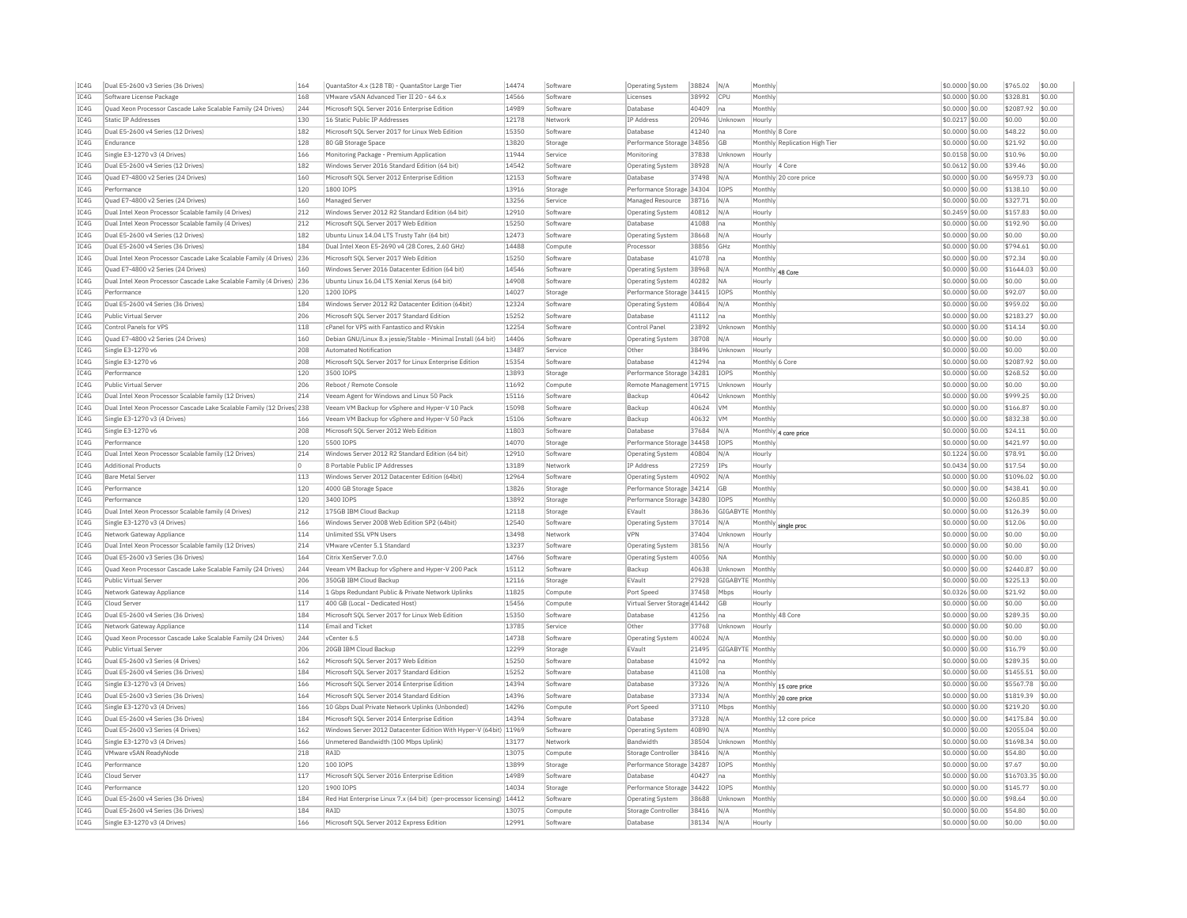| IC4G | Dual E5-2600 v3 Series (36 Drives) | 164 | QuantaStor 4.x (128 TB) - QuantaStor Large Tier | 14474 | Software | Operating System | 38824 | N/A | Monthly | | $0.0000 | $0.00 | $765.02 | $0.00 |
|---|---|---|---|---|---|---|---|---|---|---|---|---|---|---|
| IC4G | Software License Package | 168 | VMware vSAN Advanced Tier II 20 - 64 6.x | 14566 | Software | Licenses | 38992 | CPU | Monthly | | $0.0000 | $0.00 | $328.81 | $0.00 |
| IC4G | Quad Xeon Processor Cascade Lake Scalable Family (24 Drives) | 244 | Microsoft SQL Server 2016 Enterprise Edition | 14989 | Software | Database | 40409 | na | Monthly | | $0.0000 | $0.00 | $2087.92 | $0.00 |
| IC4G | Static IP Addresses | 130 | 16 Static Public IP Addresses | 12178 | Network | IP Address | 20946 | Unknown | Hourly | | $0.0217 | $0.00 | $0.00 | $0.00 |
| IC4G | Dual E5-2600 v4 Series (12 Drives) | 182 | Microsoft SQL Server 2017 for Linux Web Edition | 15350 | Software | Database | 41240 | na | Monthly | 8 Core | $0.0000 | $0.00 | $48.22 | $0.00 |
| IC4G | Endurance | 128 | 80 GB Storage Space | 13820 | Storage | Performance Storage | 34856 | GB | Monthly | Replication High Tier | $0.0000 | $0.00 | $21.92 | $0.00 |
| IC4G | Single E3-1270 v3 (4 Drives) | 166 | Monitoring Package - Premium Application | 11944 | Service | Monitoring | 37838 | Unknown | Hourly | | $0.0158 | $0.00 | $10.96 | $0.00 |
| IC4G | Dual E5-2600 v4 Series (12 Drives) | 182 | Windows Server 2016 Standard Edition (64 bit) | 14542 | Software | Operating System | 38928 | N/A | Hourly | 4 Core | $0.0612 | $0.00 | $39.46 | $0.00 |
| IC4G | Quad E7-4800 v2 Series (24 Drives) | 160 | Microsoft SQL Server 2012 Enterprise Edition | 12153 | Software | Database | 37498 | N/A | Monthly | 20 core price | $0.0000 | $0.00 | $6959.73 | $0.00 |
| IC4G | Performance | 120 | 1800 IOPS | 13916 | Storage | Performance Storage | 34304 | IOPS | Monthly | | $0.0000 | $0.00 | $138.10 | $0.00 |
| IC4G | Quad E7-4800 v2 Series (24 Drives) | 160 | Managed Server | 13256 | Service | Managed Resource | 38716 | N/A | Monthly | | $0.0000 | $0.00 | $327.71 | $0.00 |
| IC4G | Dual Intel Xeon Processor Scalable family (4 Drives) | 212 | Windows Server 2012 R2 Standard Edition (64 bit) | 12910 | Software | Operating System | 40812 | N/A | Hourly | | $0.2459 | $0.00 | $157.83 | $0.00 |
| IC4G | Dual Intel Xeon Processor Scalable family (4 Drives) | 212 | Microsoft SQL Server 2017 Web Edition | 15250 | Software | Database | 41088 | na | Monthly | | $0.0000 | $0.00 | $192.90 | $0.00 |
| IC4G | Dual E5-2600 v4 Series (12 Drives) | 182 | Ubuntu Linux 14.04 LTS Trusty Tahr (64 bit) | 12473 | Software | Operating System | 38668 | N/A | Hourly | | $0.0000 | $0.00 | $0.00 | $0.00 |
| IC4G | Dual E5-2600 v4 Series (36 Drives) | 184 | Dual Intel Xeon E5-2690 v4 (28 Cores, 2.60 GHz) | 14488 | Compute | Processor | 38856 | GHz | Monthly | | $0.0000 | $0.00 | $794.61 | $0.00 |
| IC4G | Dual Intel Xeon Processor Cascade Lake Scalable Family (4 Drives) | 236 | Microsoft SQL Server 2017 Web Edition | 15250 | Software | Database | 41078 | na | Monthly | | $0.0000 | $0.00 | $72.34 | $0.00 |
| IC4G | Quad E7-4800 v2 Series (24 Drives) | 160 | Windows Server 2016 Datacenter Edition (64 bit) | 14546 | Software | Operating System | 38968 | N/A | Monthly | 48 Core | $0.0000 | $0.00 | $1644.03 | $0.00 |
| IC4G | Dual Intel Xeon Processor Cascade Lake Scalable Family (4 Drives) | 236 | Ubuntu Linux 16.04 LTS Xenial Xerus (64 bit) | 14908 | Software | Operating System | 40282 | NA | Hourly | | $0.0000 | $0.00 | $0.00 | $0.00 |
| IC4G | Performance | 120 | 1200 IOPS | 14027 | Storage | Performance Storage | 34415 | IOPS | Monthly | | $0.0000 | $0.00 | $92.07 | $0.00 |
| IC4G | Dual E5-2600 v4 Series (36 Drives) | 184 | Windows Server 2012 R2 Datacenter Edition (64bit) | 12324 | Software | Operating System | 40864 | N/A | Monthly | | $0.0000 | $0.00 | $959.02 | $0.00 |
| IC4G | Public Virtual Server | 206 | Microsoft SQL Server 2017 Standard Edition | 15252 | Software | Database | 41112 | na | Monthly | | $0.0000 | $0.00 | $2183.27 | $0.00 |
| IC4G | Control Panels for VPS | 118 | cPanel for VPS with Fantastico and RVskin | 12254 | Software | Control Panel | 23892 | Unknown | Monthly | | $0.0000 | $0.00 | $14.14 | $0.00 |
| IC4G | Quad E7-4800 v2 Series (24 Drives) | 160 | Debian GNU/Linux 8.x jessie/Stable - Minimal Install (64 bit) | 14406 | Software | Operating System | 38708 | N/A | Hourly | | $0.0000 | $0.00 | $0.00 | $0.00 |
| IC4G | Single E3-1270 v6 | 208 | Automated Notification | 13487 | Service | Other | 38496 | Unknown | Hourly | | $0.0000 | $0.00 | $0.00 | $0.00 |
| IC4G | Single E3-1270 v6 | 208 | Microsoft SQL Server 2017 for Linux Enterprise Edition | 15354 | Software | Database | 41294 | na | Monthly | 6 Core | $0.0000 | $0.00 | $2087.92 | $0.00 |
| IC4G | Performance | 120 | 3500 IOPS | 13893 | Storage | Performance Storage | 34281 | IOPS | Monthly | | $0.0000 | $0.00 | $268.52 | $0.00 |
| IC4G | Public Virtual Server | 206 | Reboot / Remote Console | 11692 | Compute | Remote Management | 19715 | Unknown | Hourly | | $0.0000 | $0.00 | $0.00 | $0.00 |
| IC4G | Dual Intel Xeon Processor Scalable family (12 Drives) | 214 | Veeam Agent for Windows and Linux 50 Pack | 15116 | Software | Backup | 40642 | Unknown | Monthly | | $0.0000 | $0.00 | $999.25 | $0.00 |
| IC4G | Dual Intel Xeon Processor Cascade Lake Scalable Family (12 Drives) | 238 | Veeam VM Backup for vSphere and Hyper-V 10 Pack | 15098 | Software | Backup | 40624 | VM | Monthly | | $0.0000 | $0.00 | $166.87 | $0.00 |
| IC4G | Single E3-1270 v3 (4 Drives) | 166 | Veeam VM Backup for vSphere and Hyper-V 50 Pack | 15106 | Software | Backup | 40632 | VM | Monthly | | $0.0000 | $0.00 | $832.38 | $0.00 |
| IC4G | Single E3-1270 v6 | 208 | Microsoft SQL Server 2012 Web Edition | 11803 | Software | Database | 37684 | N/A | Monthly | 4 core price | $0.0000 | $0.00 | $24.11 | $0.00 |
| IC4G | Performance | 120 | 5500 IOPS | 14070 | Storage | Performance Storage | 34458 | IOPS | Monthly | | $0.0000 | $0.00 | $421.97 | $0.00 |
| IC4G | Dual Intel Xeon Processor Scalable family (12 Drives) | 214 | Windows Server 2012 R2 Standard Edition (64 bit) | 12910 | Software | Operating System | 40804 | N/A | Hourly | | $0.1224 | $0.00 | $78.91 | $0.00 |
| IC4G | Additional Products | 0 | 8 Portable Public IP Addresses | 13189 | Network | IP Address | 27259 | IPs | Hourly | | $0.0434 | $0.00 | $17.54 | $0.00 |
| IC4G | Bare Metal Server | 113 | Windows Server 2012 Datacenter Edition (64bit) | 12964 | Software | Operating System | 40902 | N/A | Monthly | | $0.0000 | $0.00 | $1096.02 | $0.00 |
| IC4G | Performance | 120 | 4000 GB Storage Space | 13826 | Storage | Performance Storage | 34214 | GB | Monthly | | $0.0000 | $0.00 | $438.41 | $0.00 |
| IC4G | Performance | 120 | 3400 IOPS | 13892 | Storage | Performance Storage | 34280 | IOPS | Monthly | | $0.0000 | $0.00 | $260.85 | $0.00 |
| IC4G | Dual Intel Xeon Processor Scalable family (4 Drives) | 212 | 175GB IBM Cloud Backup | 12118 | Storage | EVault | 38636 | GIGABYTE | Monthly | | $0.0000 | $0.00 | $126.39 | $0.00 |
| IC4G | Single E3-1270 v3 (4 Drives) | 166 | Windows Server 2008 Web Edition SP2 (64bit) | 12540 | Software | Operating System | 37014 | N/A | Monthly | single proc | $0.0000 | $0.00 | $12.06 | $0.00 |
| IC4G | Network Gateway Appliance | 114 | Unlimited SSL VPN Users | 13498 | Network | VPN | 37404 | Unknown | Hourly | | $0.0000 | $0.00 | $0.00 | $0.00 |
| IC4G | Dual Intel Xeon Processor Scalable family (12 Drives) | 214 | VMware vCenter 5.1 Standard | 13237 | Software | Operating System | 38156 | N/A | Hourly | | $0.0000 | $0.00 | $0.00 | $0.00 |
| IC4G | Dual E5-2600 v3 Series (36 Drives) | 164 | Citrix XenServer 7.0.0 | 14766 | Software | Operating System | 40056 | NA | Monthly | | $0.0000 | $0.00 | $0.00 | $0.00 |
| IC4G | Quad Xeon Processor Cascade Lake Scalable Family (24 Drives) | 244 | Veeam VM Backup for vSphere and Hyper-V 200 Pack | 15112 | Software | Backup | 40638 | Unknown | Monthly | | $0.0000 | $0.00 | $2440.87 | $0.00 |
| IC4G | Public Virtual Server | 206 | 350GB IBM Cloud Backup | 12116 | Storage | EVault | 27928 | GIGABYTE | Monthly | | $0.0000 | $0.00 | $225.13 | $0.00 |
| IC4G | Network Gateway Appliance | 114 | 1 Gbps Redundant Public & Private Network Uplinks | 11825 | Compute | Port Speed | 37458 | Mbps | Hourly | | $0.0326 | $0.00 | $21.92 | $0.00 |
| IC4G | Cloud Server | 117 | 400 GB (Local - Dedicated Host) | 15456 | Compute | Virtual Server Storage | 41442 | GB | Hourly | | $0.0000 | $0.00 | $0.00 | $0.00 |
| IC4G | Dual E5-2600 v4 Series (36 Drives) | 184 | Microsoft SQL Server 2017 for Linux Web Edition | 15350 | Software | Database | 41256 | na | Monthly | 48 Core | $0.0000 | $0.00 | $289.35 | $0.00 |
| IC4G | Network Gateway Appliance | 114 | Email and Ticket | 13785 | Service | Other | 37768 | Unknown | Hourly | | $0.0000 | $0.00 | $0.00 | $0.00 |
| IC4G | Quad Xeon Processor Cascade Lake Scalable Family (24 Drives) | 244 | vCenter 6.5 | 14738 | Software | Operating System | 40024 | N/A | Monthly | | $0.0000 | $0.00 | $0.00 | $0.00 |
| IC4G | Public Virtual Server | 206 | 20GB IBM Cloud Backup | 12299 | Storage | EVault | 21495 | GIGABYTE | Monthly | | $0.0000 | $0.00 | $16.79 | $0.00 |
| IC4G | Dual E5-2600 v3 Series (4 Drives) | 162 | Microsoft SQL Server 2017 Web Edition | 15250 | Software | Database | 41092 | na | Monthly | | $0.0000 | $0.00 | $289.35 | $0.00 |
| IC4G | Dual E5-2600 v4 Series (36 Drives) | 184 | Microsoft SQL Server 2017 Standard Edition | 15252 | Software | Database | 41108 | na | Monthly | | $0.0000 | $0.00 | $1455.51 | $0.00 |
| IC4G | Single E3-1270 v3 (4 Drives) | 166 | Microsoft SQL Server 2014 Enterprise Edition | 14394 | Software | Database | 37326 | N/A | Monthly | 15 core price | $0.0000 | $0.00 | $5567.78 | $0.00 |
| IC4G | Dual E5-2600 v3 Series (36 Drives) | 164 | Microsoft SQL Server 2014 Standard Edition | 14396 | Software | Database | 37334 | N/A | Monthly | 20 core price | $0.0000 | $0.00 | $1819.39 | $0.00 |
| IC4G | Single E3-1270 v3 (4 Drives) | 166 | 10 Gbps Dual Private Network Uplinks (Unbonded) | 14296 | Compute | Port Speed | 37110 | Mbps | Monthly | | $0.0000 | $0.00 | $219.20 | $0.00 |
| IC4G | Dual E5-2600 v4 Series (36 Drives) | 184 | Microsoft SQL Server 2014 Enterprise Edition | 14394 | Software | Database | 37328 | N/A | Monthly | 12 core price | $0.0000 | $0.00 | $4175.84 | $0.00 |
| IC4G | Dual E5-2600 v3 Series (4 Drives) | 162 | Windows Server 2012 Datacenter Edition With Hyper-V (64bit) | 11969 | Software | Operating System | 40890 | N/A | Monthly | | $0.0000 | $0.00 | $2055.04 | $0.00 |
| IC4G | Single E3-1270 v3 (4 Drives) | 166 | Unmetered Bandwidth (100 Mbps Uplink) | 13177 | Network | Bandwidth | 38504 | Unknown | Monthly | | $0.0000 | $0.00 | $1698.34 | $0.00 |
| IC4G | VMware vSAN ReadyNode | 218 | RAID | 13075 | Compute | Storage Controller | 38416 | N/A | Monthly | | $0.0000 | $0.00 | $54.80 | $0.00 |
| IC4G | Performance | 120 | 100 IOPS | 13899 | Storage | Performance Storage | 34287 | IOPS | Monthly | | $0.0000 | $0.00 | $7.67 | $0.00 |
| IC4G | Cloud Server | 117 | Microsoft SQL Server 2016 Enterprise Edition | 14989 | Software | Database | 40427 | na | Monthly | | $0.0000 | $0.00 | $16703.35 | $0.00 |
| IC4G | Performance | 120 | 1900 IOPS | 14034 | Storage | Performance Storage | 34422 | IOPS | Monthly | | $0.0000 | $0.00 | $145.77 | $0.00 |
| IC4G | Dual E5-2600 v4 Series (36 Drives) | 184 | Red Hat Enterprise Linux 7.x (64 bit) (per-processor licensing) | 14412 | Software | Operating System | 38688 | Unknown | Monthly | | $0.0000 | $0.00 | $98.64 | $0.00 |
| IC4G | Dual E5-2600 v4 Series (36 Drives) | 184 | RAID | 13075 | Compute | Storage Controller | 38416 | N/A | Monthly | | $0.0000 | $0.00 | $54.80 | $0.00 |
| IC4G | Single E3-1270 v3 (4 Drives) | 166 | Microsoft SQL Server 2012 Express Edition | 12991 | Software | Database | 38134 | N/A | Hourly | | $0.0000 | $0.00 | $0.00 | $0.00 |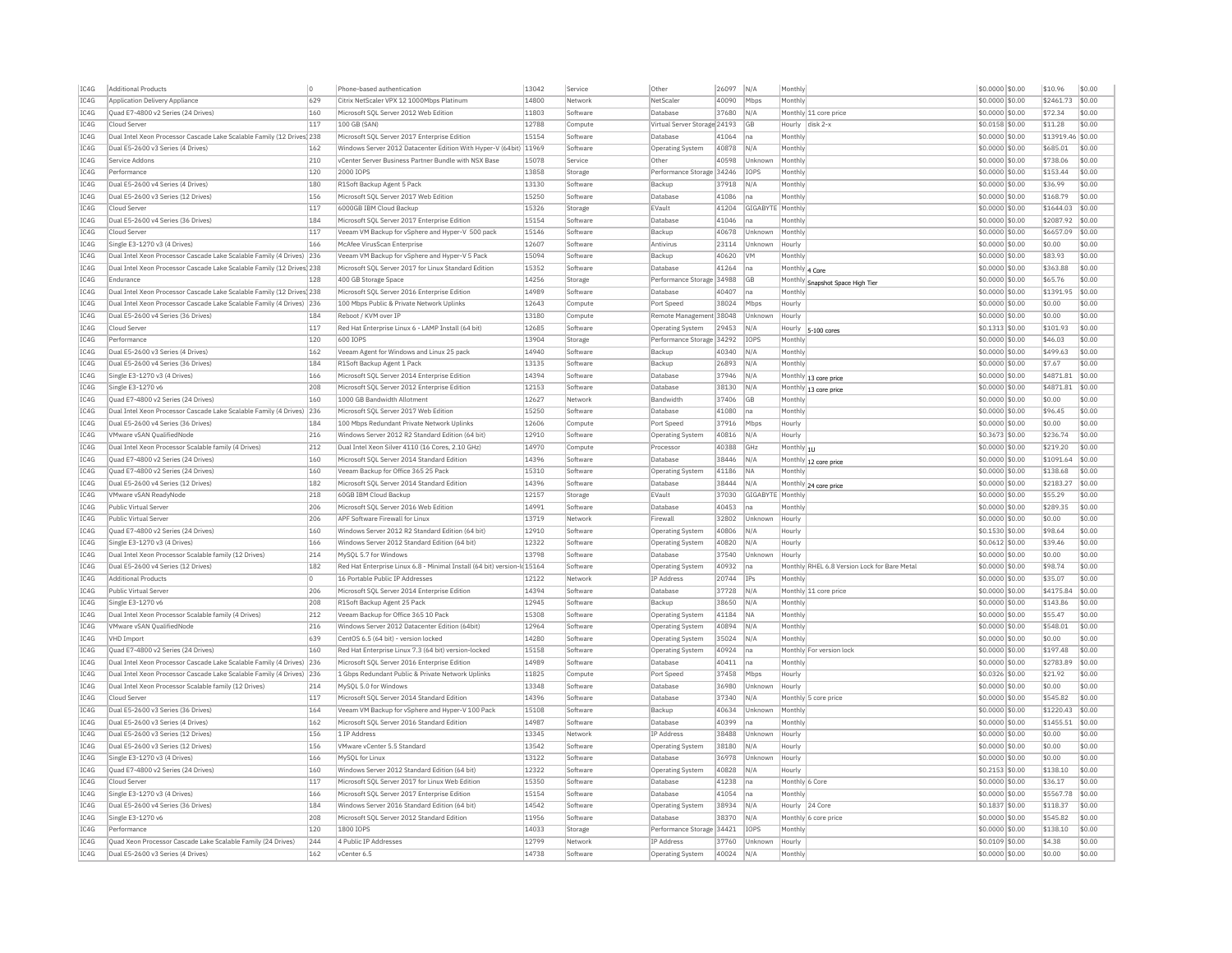| IC4G | Additional Products | 0 | Phone-based authentication | 13042 | Service | Other | 26097 | N/A | Monthly | | $0.0000 | $0.00 | $10.96 | $0.00 |
|---|---|---|---|---|---|---|---|---|---|---|---|---|---|---|
| IC4G | Application Delivery Appliance | 629 | Citrix NetScaler VPX 12 1000Mbps Platinum | 14800 | Network | NetScaler | 40090 | Mbps | Monthly | | $0.0000 | $0.00 | $2461.73 | $0.00 |
| IC4G | Quad E7-4800 v2 Series (24 Drives) | 160 | Microsoft SQL Server 2012 Web Edition | 11803 | Software | Database | 37680 | N/A | Monthly | 11 core price | $0.0000 | $0.00 | $72.34 | $0.00 |
| IC4G | Cloud Server | 117 | 100 GB (SAN) | 12788 | Compute | Virtual Server Storage | 24193 | GB | Hourly | disk 2-x | $0.0158 | $0.00 | $11.28 | $0.00 |
| IC4G | Dual Intel Xeon Processor Cascade Lake Scalable Family (12 Drives) | 238 | Microsoft SQL Server 2017 Enterprise Edition | 15154 | Software | Database | 41064 | na | Monthly | | $0.0000 | $0.00 | $13919.46 | $0.00 |
| IC4G | Dual E5-2600 v3 Series (4 Drives) | 162 | Windows Server 2012 Datacenter Edition With Hyper-V (64bit) | 11969 | Software | Operating System | 40878 | N/A | Monthly | | $0.0000 | $0.00 | $685.01 | $0.00 |
| IC4G | Service Addons | 210 | vCenter Server Business Partner Bundle with NSX Base | 15078 | Service | Other | 40598 | Unknown | Monthly | | $0.0000 | $0.00 | $738.06 | $0.00 |
| IC4G | Performance | 120 | 2000 IOPS | 13858 | Storage | Performance Storage | 34246 | IOPS | Monthly | | $0.0000 | $0.00 | $153.44 | $0.00 |
| IC4G | Dual E5-2600 v4 Series (4 Drives) | 180 | R1Soft Backup Agent 5 Pack | 13130 | Software | Backup | 37918 | N/A | Monthly | | $0.0000 | $0.00 | $36.99 | $0.00 |
| IC4G | Dual E5-2600 v3 Series (12 Drives) | 156 | Microsoft SQL Server 2017 Web Edition | 15250 | Software | Database | 41086 | na | Monthly | | $0.0000 | $0.00 | $168.79 | $0.00 |
| IC4G | Cloud Server | 117 | 6000GB IBM Cloud Backup | 15326 | Storage | EVault | 41204 | GIGABYTE | Monthly | | $0.0000 | $0.00 | $1644.03 | $0.00 |
| IC4G | Dual E5-2600 v4 Series (36 Drives) | 184 | Microsoft SQL Server 2017 Enterprise Edition | 15154 | Software | Database | 41046 | na | Monthly | | $0.0000 | $0.00 | $2087.92 | $0.00 |
| IC4G | Cloud Server | 117 | Veeam VM Backup for vSphere and Hyper-V 500 pack | 15146 | Software | Backup | 40678 | Unknown | Monthly | | $0.0000 | $0.00 | $6657.09 | $0.00 |
| IC4G | Single E3-1270 v3 (4 Drives) | 166 | McAfee VirusScan Enterprise | 12607 | Software | Antivirus | 23114 | Unknown | Hourly | | $0.0000 | $0.00 | $0.00 | $0.00 |
| IC4G | Dual Intel Xeon Processor Cascade Lake Scalable Family (4 Drives) | 236 | Veeam VM Backup for vSphere and Hyper-V 5 Pack | 15094 | Software | Backup | 40620 | VM | Monthly | | $0.0000 | $0.00 | $83.93 | $0.00 |
| IC4G | Dual Intel Xeon Processor Cascade Lake Scalable Family (12 Drives) | 238 | Microsoft SQL Server 2017 for Linux Standard Edition | 15352 | Software | Database | 41264 | na | Monthly | 4 Core | $0.0000 | $0.00 | $363.88 | $0.00 |
| IC4G | Endurance | 128 | 400 GB Storage Space | 14256 | Storage | Performance Storage | 34988 | GB | Monthly | Snapshot Space High Tier | $0.0000 | $0.00 | $65.76 | $0.00 |
| IC4G | Dual Intel Xeon Processor Cascade Lake Scalable Family (12 Drives) | 238 | Microsoft SQL Server 2016 Enterprise Edition | 14989 | Software | Database | 40407 | na | Monthly | | $0.0000 | $0.00 | $1391.95 | $0.00 |
| IC4G | Dual Intel Xeon Processor Cascade Lake Scalable Family (4 Drives) | 236 | 100 Mbps Public & Private Network Uplinks | 12643 | Compute | Port Speed | 38024 | Mbps | Hourly | | $0.0000 | $0.00 | $0.00 | $0.00 |
| IC4G | Dual E5-2600 v4 Series (36 Drives) | 184 | Reboot / KVM over IP | 13180 | Compute | Remote Management | 38048 | Unknown | Hourly | | $0.0000 | $0.00 | $0.00 | $0.00 |
| IC4G | Cloud Server | 117 | Red Hat Enterprise Linux 6 - LAMP Install (64 bit) | 12685 | Software | Operating System | 29453 | N/A | Hourly | 5-100 cores | $0.1313 | $0.00 | $101.93 | $0.00 |
| IC4G | Performance | 120 | 600 IOPS | 13904 | Storage | Performance Storage | 34292 | IOPS | Monthly | | $0.0000 | $0.00 | $46.03 | $0.00 |
| IC4G | Dual E5-2600 v3 Series (4 Drives) | 162 | Veeam Agent for Windows and Linux 25 pack | 14940 | Software | Backup | 40340 | N/A | Monthly | | $0.0000 | $0.00 | $499.63 | $0.00 |
| IC4G | Dual E5-2600 v4 Series (36 Drives) | 184 | R1Soft Backup Agent 1 Pack | 13135 | Software | Backup | 26893 | N/A | Monthly | | $0.0000 | $0.00 | $7.67 | $0.00 |
| IC4G | Single E3-1270 v3 (4 Drives) | 166 | Microsoft SQL Server 2014 Enterprise Edition | 14394 | Software | Database | 37946 | N/A | Monthly | 13 core price | $0.0000 | $0.00 | $4871.81 | $0.00 |
| IC4G | Single E3-1270 v6 | 208 | Microsoft SQL Server 2012 Enterprise Edition | 12153 | Software | Database | 38130 | N/A | Monthly | 13 core price | $0.0000 | $0.00 | $4871.81 | $0.00 |
| IC4G | Quad E7-4800 v2 Series (24 Drives) | 160 | 1000 GB Bandwidth Allotment | 12627 | Network | Bandwidth | 37406 | GB | Monthly | | $0.0000 | $0.00 | $0.00 | $0.00 |
| IC4G | Dual Intel Xeon Processor Cascade Lake Scalable Family (4 Drives) | 236 | Microsoft SQL Server 2017 Web Edition | 15250 | Software | Database | 41080 | na | Monthly | | $0.0000 | $0.00 | $96.45 | $0.00 |
| IC4G | Dual E5-2600 v4 Series (36 Drives) | 184 | 100 Mbps Redundant Private Network Uplinks | 12606 | Compute | Port Speed | 37916 | Mbps | Hourly | | $0.0000 | $0.00 | $0.00 | $0.00 |
| IC4G | VMware vSAN QualifiedNode | 216 | Windows Server 2012 R2 Standard Edition (64 bit) | 12910 | Software | Operating System | 40816 | N/A | Hourly | | $0.3673 | $0.00 | $236.74 | $0.00 |
| IC4G | Dual Intel Xeon Processor Scalable family (4 Drives) | 212 | Dual Intel Xeon Silver 4110 (16 Cores, 2.10 GHz) | 14970 | Compute | Processor | 40388 | GHz | Monthly | 1U | $0.0000 | $0.00 | $219.20 | $0.00 |
| IC4G | Quad E7-4800 v2 Series (24 Drives) | 160 | Microsoft SQL Server 2014 Standard Edition | 14396 | Software | Database | 38446 | N/A | Monthly | 12 core price | $0.0000 | $0.00 | $1091.64 | $0.00 |
| IC4G | Quad E7-4800 v2 Series (24 Drives) | 160 | Veeam Backup for Office 365 25 Pack | 15310 | Software | Operating System | 41186 | NA | Monthly | | $0.0000 | $0.00 | $138.68 | $0.00 |
| IC4G | Dual E5-2600 v4 Series (12 Drives) | 182 | Microsoft SQL Server 2014 Standard Edition | 14396 | Software | Database | 38444 | N/A | Monthly | 24 core price | $0.0000 | $0.00 | $2183.27 | $0.00 |
| IC4G | VMware vSAN ReadyNode | 218 | 60GB IBM Cloud Backup | 12157 | Storage | EVault | 37030 | GIGABYTE | Monthly | | $0.0000 | $0.00 | $55.29 | $0.00 |
| IC4G | Public Virtual Server | 206 | Microsoft SQL Server 2016 Web Edition | 14991 | Software | Database | 40453 | na | Monthly | | $0.0000 | $0.00 | $289.35 | $0.00 |
| IC4G | Public Virtual Server | 206 | APF Software Firewall for Linux | 13719 | Network | Firewall | 32802 | Unknown | Hourly | | $0.0000 | $0.00 | $0.00 | $0.00 |
| IC4G | Quad E7-4800 v2 Series (24 Drives) | 160 | Windows Server 2012 R2 Standard Edition (64 bit) | 12910 | Software | Operating System | 40806 | N/A | Hourly | | $0.1530 | $0.00 | $98.64 | $0.00 |
| IC4G | Single E3-1270 v3 (4 Drives) | 166 | Windows Server 2012 Standard Edition (64 bit) | 12322 | Software | Operating System | 40820 | N/A | Hourly | | $0.0612 | $0.00 | $39.46 | $0.00 |
| IC4G | Dual Intel Xeon Processor Scalable family (12 Drives) | 214 | MySQL 5.7 for Windows | 13798 | Software | Database | 37540 | Unknown | Hourly | | $0.0000 | $0.00 | $0.00 | $0.00 |
| IC4G | Dual E5-2600 v4 Series (12 Drives) | 182 | Red Hat Enterprise Linux 6.8 - Minimal Install (64 bit) version-lo | 15164 | Software | Operating System | 40932 | na | Monthly | RHEL 6.8 Version Lock for Bare Metal | $0.0000 | $0.00 | $98.74 | $0.00 |
| IC4G | Additional Products | 0 | 16 Portable Public IP Addresses | 12122 | Network | IP Address | 20744 | IPs | Monthly | | $0.0000 | $0.00 | $35.07 | $0.00 |
| IC4G | Public Virtual Server | 206 | Microsoft SQL Server 2014 Enterprise Edition | 14394 | Software | Database | 37728 | N/A | Monthly | 11 core price | $0.0000 | $0.00 | $4175.84 | $0.00 |
| IC4G | Single E3-1270 v6 | 208 | R1Soft Backup Agent 25 Pack | 12945 | Software | Backup | 38650 | N/A | Monthly | | $0.0000 | $0.00 | $143.86 | $0.00 |
| IC4G | Dual Intel Xeon Processor Scalable family (4 Drives) | 212 | Veeam Backup for Office 365 10 Pack | 15308 | Software | Operating System | 41184 | NA | Monthly | | $0.0000 | $0.00 | $55.47 | $0.00 |
| IC4G | VMware vSAN QualifiedNode | 216 | Windows Server 2012 Datacenter Edition (64bit) | 12964 | Software | Operating System | 40894 | N/A | Monthly | | $0.0000 | $0.00 | $548.01 | $0.00 |
| IC4G | VHD Import | 639 | CentOS 6.5 (64 bit) - version locked | 14280 | Software | Operating System | 35024 | N/A | Monthly | | $0.0000 | $0.00 | $0.00 | $0.00 |
| IC4G | Quad E7-4800 v2 Series (24 Drives) | 160 | Red Hat Enterprise Linux 7.3 (64 bit) version-locked | 15158 | Software | Operating System | 40924 | na | Monthly | For version lock | $0.0000 | $0.00 | $197.48 | $0.00 |
| IC4G | Dual Intel Xeon Processor Cascade Lake Scalable Family (4 Drives) | 236 | Microsoft SQL Server 2016 Enterprise Edition | 14989 | Software | Database | 40411 | na | Monthly | | $0.0000 | $0.00 | $2783.89 | $0.00 |
| IC4G | Dual Intel Xeon Processor Cascade Lake Scalable Family (4 Drives) | 236 | 1 Gbps Redundant Public & Private Network Uplinks | 11825 | Compute | Port Speed | 37458 | Mbps | Hourly | | $0.0326 | $0.00 | $21.92 | $0.00 |
| IC4G | Dual Intel Xeon Processor Scalable family (12 Drives) | 214 | MySQL 5.0 for Windows | 13348 | Software | Database | 36980 | Unknown | Hourly | | $0.0000 | $0.00 | $0.00 | $0.00 |
| IC4G | Cloud Server | 117 | Microsoft SQL Server 2014 Standard Edition | 14396 | Software | Database | 37340 | N/A | Monthly | 5 core price | $0.0000 | $0.00 | $545.82 | $0.00 |
| IC4G | Dual E5-2600 v3 Series (36 Drives) | 164 | Veeam VM Backup for vSphere and Hyper-V 100 Pack | 15108 | Software | Backup | 40634 | Unknown | Monthly | | $0.0000 | $0.00 | $1220.43 | $0.00 |
| IC4G | Dual E5-2600 v3 Series (4 Drives) | 162 | Microsoft SQL Server 2016 Standard Edition | 14987 | Software | Database | 40399 | na | Monthly | | $0.0000 | $0.00 | $1455.51 | $0.00 |
| IC4G | Dual E5-2600 v3 Series (12 Drives) | 156 | 1 IP Address | 13345 | Network | IP Address | 38488 | Unknown | Hourly | | $0.0000 | $0.00 | $0.00 | $0.00 |
| IC4G | Dual E5-2600 v3 Series (12 Drives) | 156 | VMware vCenter 5.5 Standard | 13542 | Software | Operating System | 38180 | N/A | Hourly | | $0.0000 | $0.00 | $0.00 | $0.00 |
| IC4G | Single E3-1270 v3 (4 Drives) | 166 | MySQL for Linux | 13122 | Software | Database | 36978 | Unknown | Hourly | | $0.0000 | $0.00 | $0.00 | $0.00 |
| IC4G | Quad E7-4800 v2 Series (24 Drives) | 160 | Windows Server 2012 Standard Edition (64 bit) | 12322 | Software | Operating System | 40828 | N/A | Hourly | | $0.2153 | $0.00 | $138.10 | $0.00 |
| IC4G | Cloud Server | 117 | Microsoft SQL Server 2017 for Linux Web Edition | 15350 | Software | Database | 41238 | na | Monthly | 6 Core | $0.0000 | $0.00 | $36.17 | $0.00 |
| IC4G | Single E3-1270 v3 (4 Drives) | 166 | Microsoft SQL Server 2017 Enterprise Edition | 15154 | Software | Database | 41054 | na | Monthly | | $0.0000 | $0.00 | $5567.78 | $0.00 |
| IC4G | Dual E5-2600 v4 Series (36 Drives) | 184 | Windows Server 2016 Standard Edition (64 bit) | 14542 | Software | Operating System | 38934 | N/A | Hourly | 24 Core | $0.1837 | $0.00 | $118.37 | $0.00 |
| IC4G | Single E3-1270 v6 | 208 | Microsoft SQL Server 2012 Standard Edition | 11956 | Software | Database | 38370 | N/A | Monthly | 6 core price | $0.0000 | $0.00 | $545.82 | $0.00 |
| IC4G | Performance | 120 | 1800 IOPS | 14033 | Storage | Performance Storage | 34421 | IOPS | Monthly | | $0.0000 | $0.00 | $138.10 | $0.00 |
| IC4G | Quad Xeon Processor Cascade Lake Scalable Family (24 Drives) | 244 | 4 Public IP Addresses | 12799 | Network | IP Address | 37760 | Unknown | Hourly | | $0.0109 | $0.00 | $4.38 | $0.00 |
| IC4G | Dual E5-2600 v3 Series (4 Drives) | 162 | vCenter 6.5 | 14738 | Software | Operating System | 40024 | N/A | Monthly | | $0.0000 | $0.00 | $0.00 | $0.00 |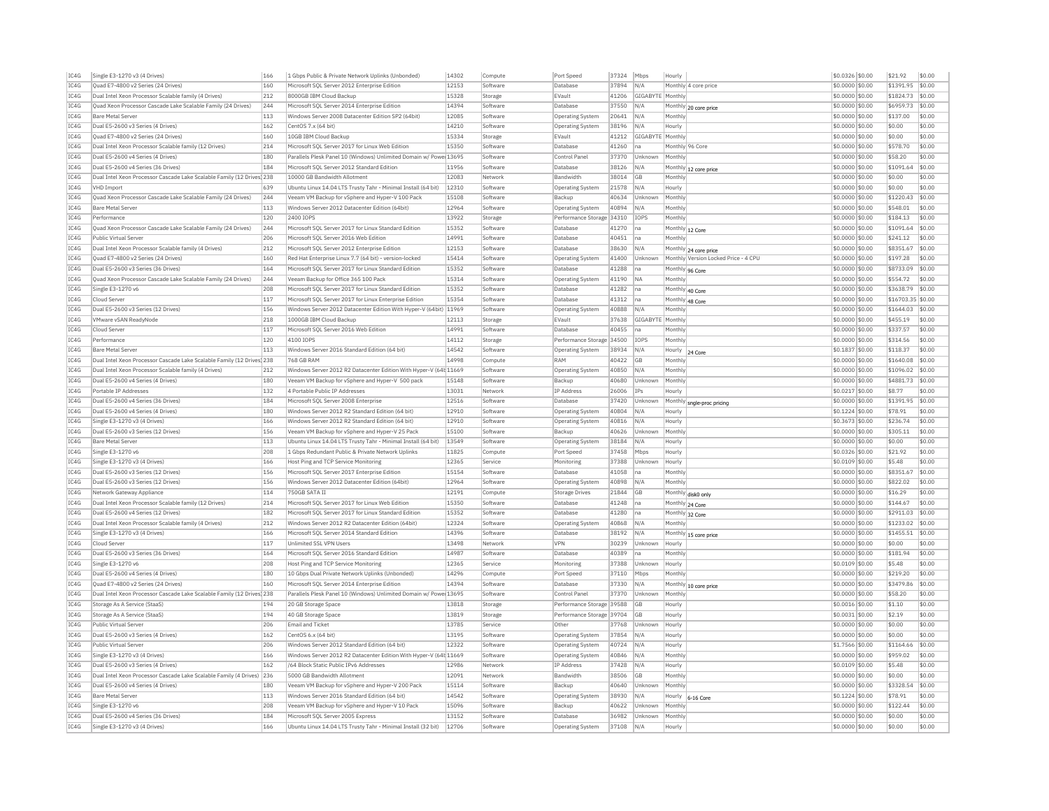| IC4G | Single E3-1270 v3 (4 Drives) | 166 | 1 Gbps Public & Private Network Uplinks (Unbonded) | 14302 | Compute | Port Speed | 37324 | Mbps | Hourly | | $0.0326 | $0.00 | $21.92 | $0.00 |
|---|---|---|---|---|---|---|---|---|---|---|---|---|---|---|
| IC4G | Quad E7-4800 v2 Series (24 Drives) | 160 | Microsoft SQL Server 2012 Enterprise Edition | 12153 | Software | Database | 37894 | N/A | Monthly | 4 core price | $0.0000 | $0.00 | $1391.95 | $0.00 |
| IC4G | Dual Intel Xeon Processor Scalable family (4 Drives) | 212 | 8000GB IBM Cloud Backup | 15328 | Storage | EVault | 41206 | GIGABYTE | Monthly | | $0.0000 | $0.00 | $1824.73 | $0.00 |
| IC4G | Quad Xeon Processor Cascade Lake Scalable Family (24 Drives) | 244 | Microsoft SQL Server 2014 Enterprise Edition | 14394 | Software | Database | 37550 | N/A | Monthly | 20 core price | $0.0000 | $0.00 | $6959.73 | $0.00 |
| IC4G | Bare Metal Server | 113 | Windows Server 2008 Datacenter Edition SP2 (64bit) | 12085 | Software | Operating System | 20641 | N/A | Monthly | | $0.0000 | $0.00 | $137.00 | $0.00 |
| IC4G | Dual E5-2600 v3 Series (4 Drives) | 162 | CentOS 7.x (64 bit) | 14210 | Software | Operating System | 38196 | N/A | Hourly | | $0.0000 | $0.00 | $0.00 | $0.00 |
| IC4G | Quad E7-4800 v2 Series (24 Drives) | 160 | 10GB IBM Cloud Backup | 15334 | Storage | EVault | 41212 | GIGABYTE | Monthly | | $0.0000 | $0.00 | $0.00 | $0.00 |
| IC4G | Dual Intel Xeon Processor Scalable family (12 Drives) | 214 | Microsoft SQL Server 2017 for Linux Web Edition | 15350 | Software | Database | 41260 | na | Monthly | 96 Core | $0.0000 | $0.00 | $578.70 | $0.00 |
| IC4G | Dual E5-2600 v4 Series (4 Drives) | 180 | Parallels Plesk Panel 10 (Windows) Unlimited Domain w/ Power | 13695 | Software | Control Panel | 37370 | Unknown | Monthly | | $0.0000 | $0.00 | $58.20 | $0.00 |
| IC4G | Dual E5-2600 v4 Series (36 Drives) | 184 | Microsoft SQL Server 2012 Standard Edition | 11956 | Software | Database | 38126 | N/A | Monthly | 12 core price | $0.0000 | $0.00 | $1091.64 | $0.00 |
| IC4G | Dual Intel Xeon Processor Cascade Lake Scalable Family (12 Drives) | 238 | 10000 GB Bandwidth Allotment | 12083 | Network | Bandwidth | 38014 | GB | Monthly | | $0.0000 | $0.00 | $0.00 | $0.00 |
| IC4G | VHD Import | 639 | Ubuntu Linux 14.04 LTS Trusty Tahr - Minimal Install (64 bit) | 12310 | Software | Operating System | 21578 | N/A | Hourly | | $0.0000 | $0.00 | $0.00 | $0.00 |
| IC4G | Quad Xeon Processor Cascade Lake Scalable Family (24 Drives) | 244 | Veeam VM Backup for vSphere and Hyper-V 100 Pack | 15108 | Software | Backup | 40634 | Unknown | Monthly | | $0.0000 | $0.00 | $1220.43 | $0.00 |
| IC4G | Bare Metal Server | 113 | Windows Server 2012 Datacenter Edition (64bit) | 12964 | Software | Operating System | 40894 | N/A | Monthly | | $0.0000 | $0.00 | $548.01 | $0.00 |
| IC4G | Performance | 120 | 2400 IOPS | 13922 | Storage | Performance Storage | 34310 | IOPS | Monthly | | $0.0000 | $0.00 | $184.13 | $0.00 |
| IC4G | Quad Xeon Processor Cascade Lake Scalable Family (24 Drives) | 244 | Microsoft SQL Server 2017 for Linux Standard Edition | 15352 | Software | Database | 41270 | na | Monthly | 12 Core | $0.0000 | $0.00 | $1091.64 | $0.00 |
| IC4G | Public Virtual Server | 206 | Microsoft SQL Server 2016 Web Edition | 14991 | Software | Database | 40451 | na | Monthly | | $0.0000 | $0.00 | $241.12 | $0.00 |
| IC4G | Dual Intel Xeon Processor Scalable family (4 Drives) | 212 | Microsoft SQL Server 2012 Enterprise Edition | 12153 | Software | Database | 38630 | N/A | Monthly | 24 core price | $0.0000 | $0.00 | $8351.67 | $0.00 |
| IC4G | Quad E7-4800 v2 Series (24 Drives) | 160 | Red Hat Enterprise Linux 7.7 (64 bit) - version-locked | 15414 | Software | Operating System | 41400 | Unknown | Monthly | Version Locked Price - 4 CPU | $0.0000 | $0.00 | $197.28 | $0.00 |
| IC4G | Dual E5-2600 v3 Series (36 Drives) | 164 | Microsoft SQL Server 2017 for Linux Standard Edition | 15352 | Software | Database | 41288 | na | Monthly | 96 Core | $0.0000 | $0.00 | $8733.09 | $0.00 |
| IC4G | Quad Xeon Processor Cascade Lake Scalable Family (24 Drives) | 244 | Veeam Backup for Office 365 100 Pack | 15314 | Software | Operating System | 41190 | NA | Monthly | | $0.0000 | $0.00 | $554.72 | $0.00 |
| IC4G | Single E3-1270 v6 | 208 | Microsoft SQL Server 2017 for Linux Standard Edition | 15352 | Software | Database | 41282 | na | Monthly | 40 Core | $0.0000 | $0.00 | $3638.79 | $0.00 |
| IC4G | Cloud Server | 117 | Microsoft SQL Server 2017 for Linux Enterprise Edition | 15354 | Software | Database | 41312 | na | Monthly | 48 Core | $0.0000 | $0.00 | $16703.35 | $0.00 |
| IC4G | Dual E5-2600 v3 Series (12 Drives) | 156 | Windows Server 2012 Datacenter Edition With Hyper-V (64bit) | 11969 | Software | Operating System | 40888 | N/A | Monthly | | $0.0000 | $0.00 | $1644.03 | $0.00 |
| IC4G | VMware vSAN ReadyNode | 218 | 1000GB IBM Cloud Backup | 12113 | Storage | EVault | 37638 | GIGABYTE | Monthly | | $0.0000 | $0.00 | $455.19 | $0.00 |
| IC4G | Cloud Server | 117 | Microsoft SQL Server 2016 Web Edition | 14991 | Software | Database | 40455 | na | Monthly | | $0.0000 | $0.00 | $337.57 | $0.00 |
| IC4G | Performance | 120 | 4100 IOPS | 14112 | Storage | Performance Storage | 34500 | IOPS | Monthly | | $0.0000 | $0.00 | $314.56 | $0.00 |
| IC4G | Bare Metal Server | 113 | Windows Server 2016 Standard Edition (64 bit) | 14542 | Software | Operating System | 38934 | N/A | Hourly | 24 Core | $0.1837 | $0.00 | $118.37 | $0.00 |
| IC4G | Dual Intel Xeon Processor Cascade Lake Scalable Family (12 Drives) | 238 | 768 GB RAM | 14998 | Compute | RAM | 40422 | GB | Monthly | | $0.0000 | $0.00 | $1640.08 | $0.00 |
| IC4G | Dual Intel Xeon Processor Scalable family (4 Drives) | 212 | Windows Server 2012 R2 Datacenter Edition With Hyper-V (64b | 11669 | Software | Operating System | 40850 | N/A | Monthly | | $0.0000 | $0.00 | $1096.02 | $0.00 |
| IC4G | Dual E5-2600 v4 Series (4 Drives) | 180 | Veeam VM Backup for vSphere and Hyper-V 500 pack | 15148 | Software | Backup | 40680 | Unknown | Monthly | | $0.0000 | $0.00 | $4881.73 | $0.00 |
| IC4G | Portable IP Addresses | 132 | 4 Portable Public IP Addresses | 13031 | Network | IP Address | 26006 | IPs | Hourly | | $0.0217 | $0.00 | $8.77 | $0.00 |
| IC4G | Dual E5-2600 v4 Series (36 Drives) | 184 | Microsoft SQL Server 2008 Enterprise | 12516 | Software | Database | 37420 | Unknown | Monthly | single-proc pricing | $0.0000 | $0.00 | $1391.95 | $0.00 |
| IC4G | Dual E5-2600 v4 Series (4 Drives) | 180 | Windows Server 2012 R2 Standard Edition (64 bit) | 12910 | Software | Operating System | 40804 | N/A | Hourly | | $0.1224 | $0.00 | $78.91 | $0.00 |
| IC4G | Single E3-1270 v3 (4 Drives) | 166 | Windows Server 2012 R2 Standard Edition (64 bit) | 12910 | Software | Operating System | 40816 | N/A | Hourly | | $0.3673 | $0.00 | $236.74 | $0.00 |
| IC4G | Dual E5-2600 v3 Series (12 Drives) | 156 | Veeam VM Backup for vSphere and Hyper-V 25 Pack | 15100 | Software | Backup | 40626 | Unknown | Monthly | | $0.0000 | $0.00 | $305.11 | $0.00 |
| IC4G | Bare Metal Server | 113 | Ubuntu Linux 14.04 LTS Trusty Tahr - Minimal Install (64 bit) | 13549 | Software | Operating System | 38184 | N/A | Hourly | | $0.0000 | $0.00 | $0.00 | $0.00 |
| IC4G | Single E3-1270 v6 | 208 | 1 Gbps Redundant Public & Private Network Uplinks | 11825 | Compute | Port Speed | 37458 | Mbps | Hourly | | $0.0326 | $0.00 | $21.92 | $0.00 |
| IC4G | Single E3-1270 v3 (4 Drives) | 166 | Host Ping and TCP Service Monitoring | 12365 | Service | Monitoring | 37388 | Unknown | Hourly | | $0.0109 | $0.00 | $5.48 | $0.00 |
| IC4G | Dual E5-2600 v3 Series (12 Drives) | 156 | Microsoft SQL Server 2017 Enterprise Edition | 15154 | Software | Database | 41058 | na | Monthly | | $0.0000 | $0.00 | $8351.67 | $0.00 |
| IC4G | Dual E5-2600 v3 Series (12 Drives) | 156 | Windows Server 2012 Datacenter Edition (64bit) | 12964 | Software | Operating System | 40898 | N/A | Monthly | | $0.0000 | $0.00 | $822.02 | $0.00 |
| IC4G | Network Gateway Appliance | 114 | 750GB SATA II | 12191 | Compute | Storage Drives | 21844 | GB | Monthly | disk0 only | $0.0000 | $0.00 | $16.29 | $0.00 |
| IC4G | Dual Intel Xeon Processor Scalable family (12 Drives) | 214 | Microsoft SQL Server 2017 for Linux Web Edition | 15350 | Software | Database | 41248 | na | Monthly | 24 Core | $0.0000 | $0.00 | $144.67 | $0.00 |
| IC4G | Dual E5-2600 v4 Series (12 Drives) | 182 | Microsoft SQL Server 2017 for Linux Standard Edition | 15352 | Software | Database | 41280 | na | Monthly | 32 Core | $0.0000 | $0.00 | $2911.03 | $0.00 |
| IC4G | Dual Intel Xeon Processor Scalable family (4 Drives) | 212 | Windows Server 2012 R2 Datacenter Edition (64bit) | 12324 | Software | Operating System | 40868 | N/A | Monthly | | $0.0000 | $0.00 | $1233.02 | $0.00 |
| IC4G | Single E3-1270 v3 (4 Drives) | 166 | Microsoft SQL Server 2014 Standard Edition | 14396 | Software | Database | 38192 | N/A | Monthly | 15 core price | $0.0000 | $0.00 | $1455.51 | $0.00 |
| IC4G | Cloud Server | 117 | Unlimited SSL VPN Users | 13498 | Network | VPN | 30239 | Unknown | Hourly | | $0.0000 | $0.00 | $0.00 | $0.00 |
| IC4G | Dual E5-2600 v3 Series (36 Drives) | 164 | Microsoft SQL Server 2016 Standard Edition | 14987 | Software | Database | 40389 | na | Monthly | | $0.0000 | $0.00 | $181.94 | $0.00 |
| IC4G | Single E3-1270 v6 | 208 | Host Ping and TCP Service Monitoring | 12365 | Service | Monitoring | 37388 | Unknown | Hourly | | $0.0109 | $0.00 | $5.48 | $0.00 |
| IC4G | Dual E5-2600 v4 Series (4 Drives) | 180 | 10 Gbps Dual Private Network Uplinks (Unbonded) | 14296 | Compute | Port Speed | 37110 | Mbps | Monthly | | $0.0000 | $0.00 | $219.20 | $0.00 |
| IC4G | Quad E7-4800 v2 Series (24 Drives) | 160 | Microsoft SQL Server 2014 Enterprise Edition | 14394 | Software | Database | 37330 | N/A | Monthly | 10 core price | $0.0000 | $0.00 | $3479.86 | $0.00 |
| IC4G | Dual Intel Xeon Processor Cascade Lake Scalable Family (12 Drives) | 238 | Parallels Plesk Panel 10 (Windows) Unlimited Domain w/ Power | 13695 | Software | Control Panel | 37370 | Unknown | Monthly | | $0.0000 | $0.00 | $58.20 | $0.00 |
| IC4G | Storage As A Service (StaaS) | 194 | 20 GB Storage Space | 13818 | Storage | Performance Storage | 39588 | GB | Hourly | | $0.0016 | $0.00 | $1.10 | $0.00 |
| IC4G | Storage As A Service (StaaS) | 194 | 40 GB Storage Space | 13819 | Storage | Performance Storage | 39704 | GB | Hourly | | $0.0031 | $0.00 | $2.19 | $0.00 |
| IC4G | Public Virtual Server | 206 | Email and Ticket | 13785 | Service | Other | 37768 | Unknown | Hourly | | $0.0000 | $0.00 | $0.00 | $0.00 |
| IC4G | Dual E5-2600 v3 Series (4 Drives) | 162 | CentOS 6.x (64 bit) | 13195 | Software | Operating System | 37854 | N/A | Hourly | | $0.0000 | $0.00 | $0.00 | $0.00 |
| IC4G | Public Virtual Server | 206 | Windows Server 2012 Standard Edition (64 bit) | 12322 | Software | Operating System | 40724 | N/A | Hourly | | $1.7566 | $0.00 | $1164.66 | $0.00 |
| IC4G | Single E3-1270 v3 (4 Drives) | 166 | Windows Server 2012 R2 Datacenter Edition With Hyper-V (64b | 11669 | Software | Operating System | 40846 | N/A | Monthly | | $0.0000 | $0.00 | $959.02 | $0.00 |
| IC4G | Dual E5-2600 v3 Series (4 Drives) | 162 | /64 Block Static Public IPv6 Addresses | 12986 | Network | IP Address | 37428 | N/A | Hourly | | $0.0109 | $0.00 | $5.48 | $0.00 |
| IC4G | Dual Intel Xeon Processor Cascade Lake Scalable Family (4 Drives) | 236 | 5000 GB Bandwidth Allotment | 12091 | Network | Bandwidth | 38506 | GB | Monthly | | $0.0000 | $0.00 | $0.00 | $0.00 |
| IC4G | Dual E5-2600 v4 Series (4 Drives) | 180 | Veeam VM Backup for vSphere and Hyper-V 200 Pack | 15114 | Software | Backup | 40640 | Unknown | Monthly | | $0.0000 | $0.00 | $3328.54 | $0.00 |
| IC4G | Bare Metal Server | 113 | Windows Server 2016 Standard Edition (64 bit) | 14542 | Software | Operating System | 38930 | N/A | Hourly | 6-16 Core | $0.1224 | $0.00 | $78.91 | $0.00 |
| IC4G | Single E3-1270 v6 | 208 | Veeam VM Backup for vSphere and Hyper-V 10 Pack | 15096 | Software | Backup | 40622 | Unknown | Monthly | | $0.0000 | $0.00 | $122.44 | $0.00 |
| IC4G | Dual E5-2600 v4 Series (36 Drives) | 184 | Microsoft SQL Server 2005 Express | 13152 | Software | Database | 36982 | Unknown | Monthly | | $0.0000 | $0.00 | $0.00 | $0.00 |
| IC4G | Single E3-1270 v3 (4 Drives) | 166 | Ubuntu Linux 14.04 LTS Trusty Tahr - Minimal Install (32 bit) | 12706 | Software | Operating System | 37108 | N/A | Hourly | | $0.0000 | $0.00 | $0.00 | $0.00 |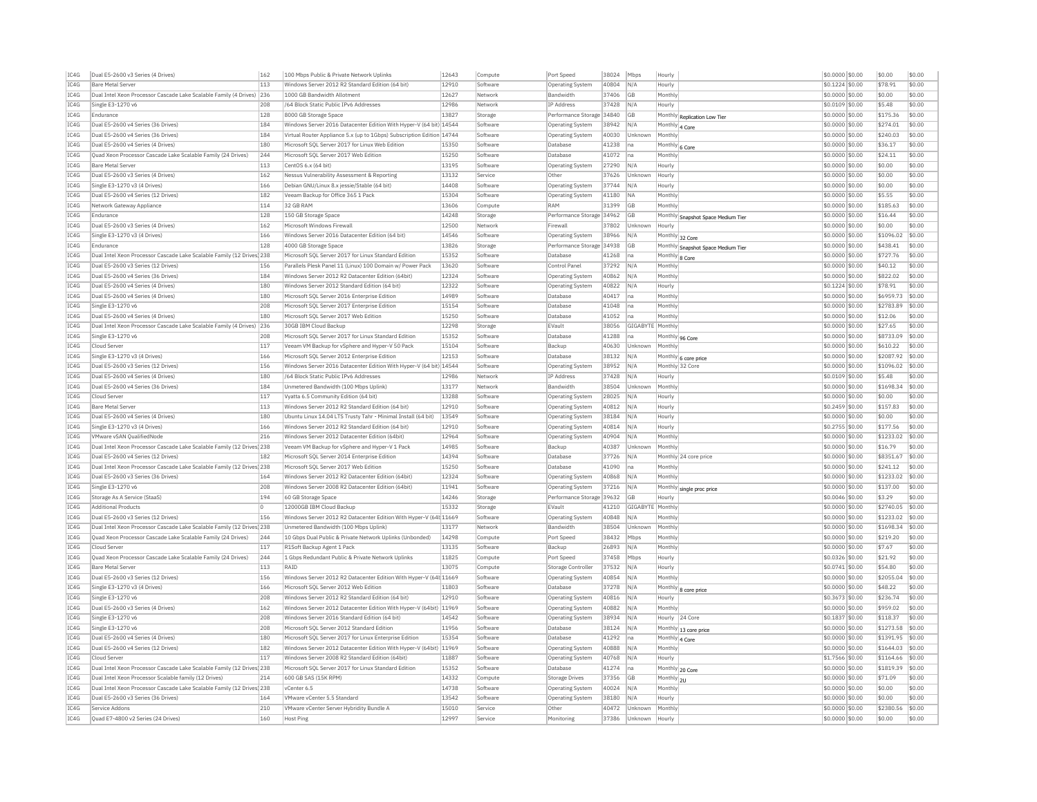| IC4G | Dual E5-2600 v3 Series (4 Drives) | 162 | 100 Mbps Public & Private Network Uplinks | 12643 | Compute | Port Speed | 38024 | Mbps | Hourly | | $0.0000 | $0.00 | $0.00 | $0.00 |
|---|---|---|---|---|---|---|---|---|---|---|---|---|---|---|
| IC4G | Bare Metal Server | 113 | Windows Server 2012 R2 Standard Edition (64 bit) | 12910 | Software | Operating System | 40804 | N/A | Hourly | | $0.1224 | $0.00 | $78.91 | $0.00 |
| IC4G | Dual Intel Xeon Processor Cascade Lake Scalable Family (4 Drives) | 236 | 1000 GB Bandwidth Allotment | 12627 | Network | Bandwidth | 37406 | GB | Monthly | | $0.0000 | $0.00 | $0.00 | $0.00 |
| IC4G | Single E3-1270 v6 | 208 | /64 Block Static Public IPv6 Addresses | 12986 | Network | IP Address | 37428 | N/A | Hourly | | $0.0109 | $0.00 | $5.48 | $0.00 |
| IC4G | Endurance | 128 | 8000 GB Storage Space | 13827 | Storage | Performance Storage | 34840 | GB | Monthly | Replication Low Tier | $0.0000 | $0.00 | $175.36 | $0.00 |
| IC4G | Dual E5-2600 v4 Series (36 Drives) | 184 | Windows Server 2016 Datacenter Edition With Hyper-V (64 bit) | 14544 | Software | Operating System | 38942 | N/A | Monthly | 4 Core | $0.0000 | $0.00 | $274.01 | $0.00 |
| IC4G | Dual E5-2600 v4 Series (36 Drives) | 184 | Virtual Router Appliance 5.x (up to 1Gbps) Subscription Edition | 14744 | Software | Operating System | 40030 | Unknown | Monthly | | $0.0000 | $0.00 | $240.03 | $0.00 |
| IC4G | Dual E5-2600 v4 Series (4 Drives) | 180 | Microsoft SQL Server 2017 for Linux Web Edition | 15350 | Software | Database | 41238 | na | Monthly | 6 Core | $0.0000 | $0.00 | $36.17 | $0.00 |
| IC4G | Quad Xeon Processor Cascade Lake Scalable Family (24 Drives) | 244 | Microsoft SQL Server 2017 Web Edition | 15250 | Software | Database | 41072 | na | Monthly | | $0.0000 | $0.00 | $24.11 | $0.00 |
| IC4G | Bare Metal Server | 113 | CentOS 6.x (64 bit) | 13195 | Software | Operating System | 27290 | N/A | Hourly | | $0.0000 | $0.00 | $0.00 | $0.00 |
| IC4G | Dual E5-2600 v3 Series (4 Drives) | 162 | Nessus Vulnerability Assessment & Reporting | 13132 | Service | Other | 37626 | Unknown | Hourly | | $0.0000 | $0.00 | $0.00 | $0.00 |
| IC4G | Single E3-1270 v3 (4 Drives) | 166 | Debian GNU/Linux 8.x jessie/Stable (64 bit) | 14408 | Software | Operating System | 37744 | N/A | Hourly | | $0.0000 | $0.00 | $0.00 | $0.00 |
| IC4G | Dual E5-2600 v4 Series (12 Drives) | 182 | Veeam Backup for Office 365 1 Pack | 15304 | Software | Operating System | 41180 | NA | Monthly | | $0.0000 | $0.00 | $5.55 | $0.00 |
| IC4G | Network Gateway Appliance | 114 | 32 GB RAM | 13606 | Compute | RAM | 31399 | GB | Monthly | | $0.0000 | $0.00 | $185.63 | $0.00 |
| IC4G | Endurance | 128 | 150 GB Storage Space | 14248 | Storage | Performance Storage | 34962 | GB | Monthly | Snapshot Space Medium Tier | $0.0000 | $0.00 | $16.44 | $0.00 |
| IC4G | Dual E5-2600 v3 Series (4 Drives) | 162 | Microsoft Windows Firewall | 12500 | Network | Firewall | 37802 | Unknown | Hourly | | $0.0000 | $0.00 | $0.00 | $0.00 |
| IC4G | Single E3-1270 v3 (4 Drives) | 166 | Windows Server 2016 Datacenter Edition (64 bit) | 14546 | Software | Operating System | 38966 | N/A | Monthly | 32 Core | $0.0000 | $0.00 | $1096.02 | $0.00 |
| IC4G | Endurance | 128 | 4000 GB Storage Space | 13826 | Storage | Performance Storage | 34938 | GB | Monthly | Snapshot Space Medium Tier | $0.0000 | $0.00 | $438.41 | $0.00 |
| IC4G | Dual Intel Xeon Processor Cascade Lake Scalable Family (12 Drives) | 238 | Microsoft SQL Server 2017 for Linux Standard Edition | 15352 | Software | Database | 41268 | na | Monthly | 8 Core | $0.0000 | $0.00 | $727.76 | $0.00 |
| IC4G | Dual E5-2600 v3 Series (12 Drives) | 156 | Parallels Plesk Panel 11 (Linux) 100 Domain w/ Power Pack | 13620 | Software | Control Panel | 37292 | N/A | Monthly | | $0.0000 | $0.00 | $40.12 | $0.00 |
| IC4G | Dual E5-2600 v4 Series (36 Drives) | 184 | Windows Server 2012 R2 Datacenter Edition (64bit) | 12324 | Software | Operating System | 40862 | N/A | Monthly | | $0.0000 | $0.00 | $822.02 | $0.00 |
| IC4G | Dual E5-2600 v4 Series (4 Drives) | 180 | Windows Server 2012 Standard Edition (64 bit) | 12322 | Software | Operating System | 40822 | N/A | Hourly | | $0.1224 | $0.00 | $78.91 | $0.00 |
| IC4G | Dual E5-2600 v4 Series (4 Drives) | 180 | Microsoft SQL Server 2016 Enterprise Edition | 14989 | Software | Database | 40417 | na | Monthly | | $0.0000 | $0.00 | $6959.73 | $0.00 |
| IC4G | Single E3-1270 v6 | 208 | Microsoft SQL Server 2017 Enterprise Edition | 15154 | Software | Database | 41048 | na | Monthly | | $0.0000 | $0.00 | $2783.89 | $0.00 |
| IC4G | Dual E5-2600 v4 Series (4 Drives) | 180 | Microsoft SQL Server 2017 Web Edition | 15250 | Software | Database | 41052 | na | Monthly | | $0.0000 | $0.00 | $12.06 | $0.00 |
| IC4G | Dual Intel Xeon Processor Cascade Lake Scalable Family (4 Drives) | 236 | 30GB IBM Cloud Backup | 12298 | Storage | EVault | 38056 | GIGABYTE | Monthly | | $0.0000 | $0.00 | $27.65 | $0.00 |
| IC4G | Single E3-1270 v6 | 208 | Microsoft SQL Server 2017 for Linux Standard Edition | 15352 | Software | Database | 41288 | na | Monthly | 96 Core | $0.0000 | $0.00 | $8733.09 | $0.00 |
| IC4G | Cloud Server | 117 | Veeam VM Backup for vSphere and Hyper-V 50 Pack | 15104 | Software | Backup | 40630 | Unknown | Monthly | | $0.0000 | $0.00 | $610.22 | $0.00 |
| IC4G | Single E3-1270 v3 (4 Drives) | 166 | Microsoft SQL Server 2012 Enterprise Edition | 12153 | Software | Database | 38132 | N/A | Monthly | 6 core price | $0.0000 | $0.00 | $2087.92 | $0.00 |
| IC4G | Dual E5-2600 v3 Series (12 Drives) | 156 | Windows Server 2016 Datacenter Edition With Hyper-V (64 bit) | 14544 | Software | Operating System | 38952 | N/A | Monthly | 32 Core | $0.0000 | $0.00 | $1096.02 | $0.00 |
| IC4G | Dual E5-2600 v4 Series (4 Drives) | 180 | /64 Block Static Public IPv6 Addresses | 12986 | Network | IP Address | 37428 | N/A | Hourly | | $0.0109 | $0.00 | $5.48 | $0.00 |
| IC4G | Dual E5-2600 v4 Series (36 Drives) | 184 | Unmetered Bandwidth (100 Mbps Uplink) | 13177 | Network | Bandwidth | 38504 | Unknown | Monthly | | $0.0000 | $0.00 | $1698.34 | $0.00 |
| IC4G | Cloud Server | 117 | Vyatta 6.5 Community Edition (64 bit) | 13288 | Software | Operating System | 28025 | N/A | Hourly | | $0.0000 | $0.00 | $0.00 | $0.00 |
| IC4G | Bare Metal Server | 113 | Windows Server 2012 R2 Standard Edition (64 bit) | 12910 | Software | Operating System | 40812 | N/A | Hourly | | $0.2459 | $0.00 | $157.83 | $0.00 |
| IC4G | Dual E5-2600 v4 Series (4 Drives) | 180 | Ubuntu Linux 14.04 LTS Trusty Tahr - Minimal Install (64 bit) | 13549 | Software | Operating System | 38184 | N/A | Hourly | | $0.0000 | $0.00 | $0.00 | $0.00 |
| IC4G | Single E3-1270 v3 (4 Drives) | 166 | Windows Server 2012 R2 Standard Edition (64 bit) | 12910 | Software | Operating System | 40814 | N/A | Hourly | | $0.2755 | $0.00 | $177.56 | $0.00 |
| IC4G | VMware vSAN QualifiedNode | 216 | Windows Server 2012 Datacenter Edition (64bit) | 12964 | Software | Operating System | 40904 | N/A | Monthly | | $0.0000 | $0.00 | $1233.02 | $0.00 |
| IC4G | Dual Intel Xeon Processor Cascade Lake Scalable Family (12 Drives) | 238 | Veeam VM Backup for vSphere and Hyper-V 1 Pack | 14985 | Software | Backup | 40387 | Unknown | Monthly | | $0.0000 | $0.00 | $16.79 | $0.00 |
| IC4G | Dual E5-2600 v4 Series (12 Drives) | 182 | Microsoft SQL Server 2014 Enterprise Edition | 14394 | Software | Database | 37726 | N/A | Monthly | 24 core price | $0.0000 | $0.00 | $8351.67 | $0.00 |
| IC4G | Dual Intel Xeon Processor Cascade Lake Scalable Family (12 Drives) | 238 | Microsoft SQL Server 2017 Web Edition | 15250 | Software | Database | 41090 | na | Monthly | | $0.0000 | $0.00 | $241.12 | $0.00 |
| IC4G | Dual E5-2600 v3 Series (36 Drives) | 164 | Windows Server 2012 R2 Datacenter Edition (64bit) | 12324 | Software | Operating System | 40868 | N/A | Monthly | | $0.0000 | $0.00 | $1233.02 | $0.00 |
| IC4G | Single E3-1270 v6 | 208 | Windows Server 2008 R2 Datacenter Edition (64bit) | 11941 | Software | Operating System | 37216 | N/A | Monthly | single proc price | $0.0000 | $0.00 | $137.00 | $0.00 |
| IC4G | Storage As A Service (StaaS) | 194 | 60 GB Storage Space | 14246 | Storage | Performance Storage | 39632 | GB | Hourly | | $0.0046 | $0.00 | $3.29 | $0.00 |
| IC4G | Additional Products | 0 | 12000GB IBM Cloud Backup | 15332 | Storage | EVault | 41210 | GIGABYTE | Monthly | | $0.0000 | $0.00 | $2740.05 | $0.00 |
| IC4G | Dual E5-2600 v3 Series (12 Drives) | 156 | Windows Server 2012 R2 Datacenter Edition With Hyper-V (64bit) | 11669 | Software | Operating System | 40848 | N/A | Monthly | | $0.0000 | $0.00 | $1233.02 | $0.00 |
| IC4G | Dual Intel Xeon Processor Cascade Lake Scalable Family (12 Drives) | 238 | Unmetered Bandwidth (100 Mbps Uplink) | 13177 | Network | Bandwidth | 38504 | Unknown | Monthly | | $0.0000 | $0.00 | $1698.34 | $0.00 |
| IC4G | Quad Xeon Processor Cascade Lake Scalable Family (24 Drives) | 244 | 10 Gbps Dual Public & Private Network Uplinks (Unbonded) | 14298 | Compute | Port Speed | 38432 | Mbps | Monthly | | $0.0000 | $0.00 | $219.20 | $0.00 |
| IC4G | Cloud Server | 117 | R1Soft Backup Agent 1 Pack | 13135 | Software | Backup | 26893 | N/A | Monthly | | $0.0000 | $0.00 | $7.67 | $0.00 |
| IC4G | Quad Xeon Processor Cascade Lake Scalable Family (24 Drives) | 244 | 1 Gbps Redundant Public & Private Network Uplinks | 11825 | Compute | Port Speed | 37458 | Mbps | Hourly | | $0.0326 | $0.00 | $21.92 | $0.00 |
| IC4G | Bare Metal Server | 113 | RAID | 13075 | Compute | Storage Controller | 37532 | N/A | Hourly | | $0.0741 | $0.00 | $54.80 | $0.00 |
| IC4G | Dual E5-2600 v3 Series (12 Drives) | 156 | Windows Server 2012 R2 Datacenter Edition With Hyper-V (64bit) | 11669 | Software | Operating System | 40854 | N/A | Monthly | | $0.0000 | $0.00 | $2055.04 | $0.00 |
| IC4G | Single E3-1270 v3 (4 Drives) | 166 | Microsoft SQL Server 2012 Web Edition | 11803 | Software | Database | 37278 | N/A | Monthly | 8 core price | $0.0000 | $0.00 | $48.22 | $0.00 |
| IC4G | Single E3-1270 v6 | 208 | Windows Server 2012 R2 Standard Edition (64 bit) | 12910 | Software | Operating System | 40816 | N/A | Hourly | | $0.3673 | $0.00 | $236.74 | $0.00 |
| IC4G | Dual E5-2600 v3 Series (4 Drives) | 162 | Windows Server 2012 Datacenter Edition With Hyper-V (64bit) | 11969 | Software | Operating System | 40882 | N/A | Monthly | | $0.0000 | $0.00 | $959.02 | $0.00 |
| IC4G | Single E3-1270 v6 | 208 | Windows Server 2016 Standard Edition (64 bit) | 14542 | Software | Operating System | 38934 | N/A | Hourly | 24 Core | $0.1837 | $0.00 | $118.37 | $0.00 |
| IC4G | Single E3-1270 v6 | 208 | Microsoft SQL Server 2012 Standard Edition | 11956 | Software | Database | 38124 | N/A | Monthly | 13 core price | $0.0000 | $0.00 | $1273.58 | $0.00 |
| IC4G | Dual E5-2600 v4 Series (4 Drives) | 180 | Microsoft SQL Server 2017 for Linux Enterprise Edition | 15354 | Software | Database | 41292 | na | Monthly | 4 Core | $0.0000 | $0.00 | $1391.95 | $0.00 |
| IC4G | Dual E5-2600 v4 Series (12 Drives) | 182 | Windows Server 2012 Datacenter Edition With Hyper-V (64bit) | 11969 | Software | Operating System | 40888 | N/A | Monthly | | $0.0000 | $0.00 | $1644.03 | $0.00 |
| IC4G | Cloud Server | 117 | Windows Server 2008 R2 Standard Edition (64bit) | 11887 | Software | Operating System | 40768 | N/A | Hourly | | $1.7566 | $0.00 | $1164.66 | $0.00 |
| IC4G | Dual Intel Xeon Processor Cascade Lake Scalable Family (12 Drives) | 238 | Microsoft SQL Server 2017 for Linux Standard Edition | 15352 | Software | Database | 41274 | na | Monthly | 20 Core | $0.0000 | $0.00 | $1819.39 | $0.00 |
| IC4G | Dual Intel Xeon Processor Scalable family (12 Drives) | 214 | 600 GB SAS (15K RPM) | 14332 | Compute | Storage Drives | 37356 | GB | Monthly | 2U | $0.0000 | $0.00 | $71.09 | $0.00 |
| IC4G | Dual Intel Xeon Processor Cascade Lake Scalable Family (12 Drives) | 238 | vCenter 6.5 | 14738 | Software | Operating System | 40024 | N/A | Monthly | | $0.0000 | $0.00 | $0.00 | $0.00 |
| IC4G | Dual E5-2600 v3 Series (36 Drives) | 164 | VMware vCenter 5.5 Standard | 13542 | Software | Operating System | 38180 | N/A | Hourly | | $0.0000 | $0.00 | $0.00 | $0.00 |
| IC4G | Service Addons | 210 | VMware vCenter Server Hybridity Bundle A | 15010 | Service | Other | 40472 | Unknown | Monthly | | $0.0000 | $0.00 | $2380.56 | $0.00 |
| IC4G | Quad E7-4800 v2 Series (24 Drives) | 160 | Host Ping | 12997 | Service | Monitoring | 37386 | Unknown | Hourly | | $0.0000 | $0.00 | $0.00 | $0.00 |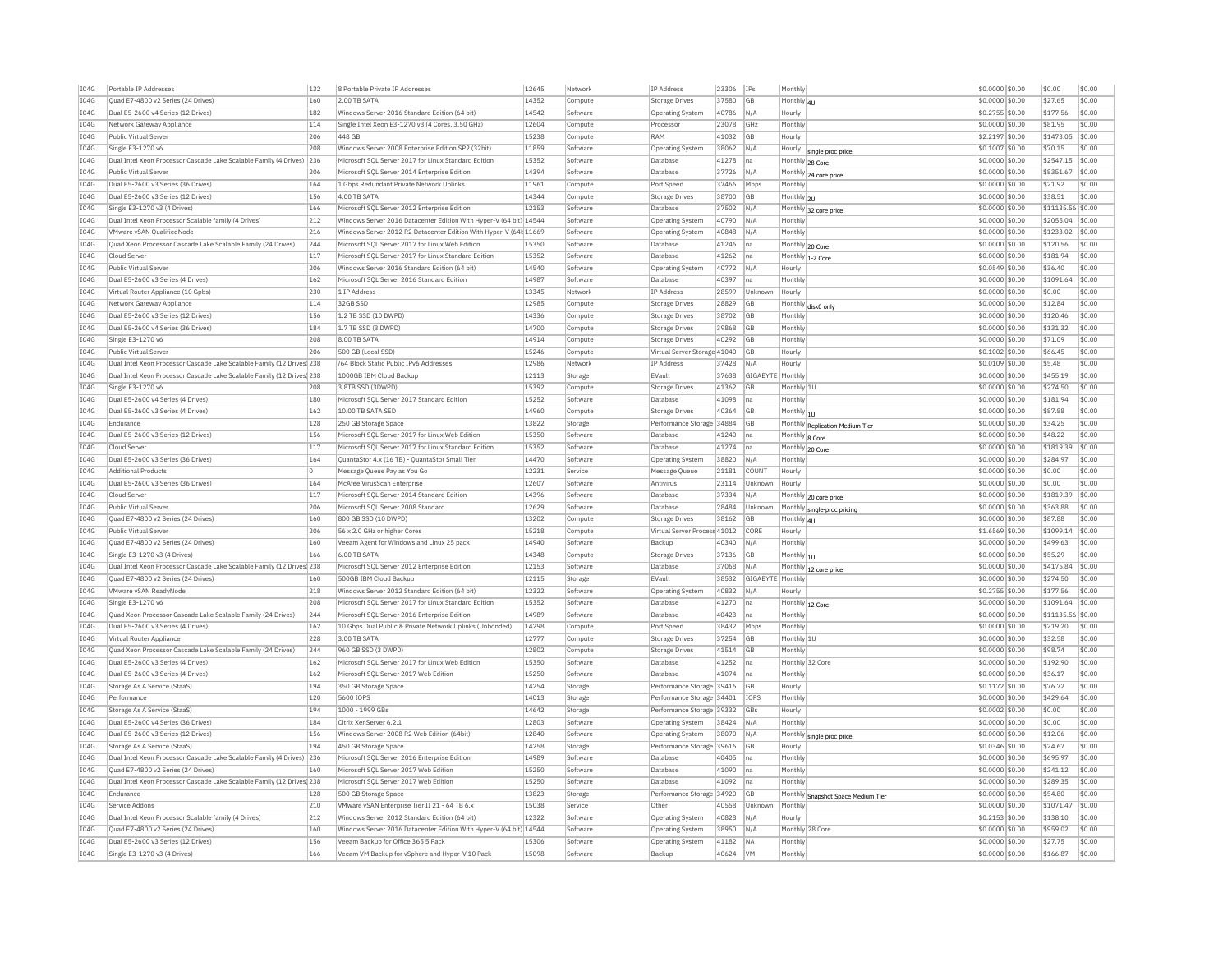| IC4G | Portable IP Addresses | 132 | 8 Portable Private IP Addresses | 12645 | Network | IP Address | 23306 | IPs | Monthly | | $0.0000 | $0.00 | $0.00 | $0.00 |
|---|---|---|---|---|---|---|---|---|---|---|---|---|---|---|
| IC4G | Quad E7-4800 v2 Series (24 Drives) | 160 | 2.00 TB SATA | 14352 | Compute | Storage Drives | 37580 | GB | Monthly | 4U | $0.0000 | $0.00 | $27.65 | $0.00 |
| IC4G | Dual E5-2600 v4 Series (12 Drives) | 182 | Windows Server 2016 Standard Edition (64 bit) | 14542 | Software | Operating System | 40786 | N/A | Hourly | | $0.2755 | $0.00 | $177.56 | $0.00 |
| IC4G | Network Gateway Appliance | 114 | Single Intel Xeon E3-1270 v3 (4 Cores, 3.50 GHz) | 12604 | Compute | Processor | 23078 | GHz | Monthly | | $0.0000 | $0.00 | $81.95 | $0.00 |
| IC4G | Public Virtual Server | 206 | 448 GB | 15238 | Compute | RAM | 41032 | GB | Hourly | | $2.2197 | $0.00 | $1473.05 | $0.00 |
| IC4G | Single E3-1270 v6 | 208 | Windows Server 2008 Enterprise Edition SP2 (32bit) | 11859 | Software | Operating System | 38062 | N/A | Hourly | single proc price | $0.1007 | $0.00 | $70.15 | $0.00 |
| IC4G | Dual Intel Xeon Processor Cascade Lake Scalable Family (4 Drives) | 236 | Microsoft SQL Server 2017 for Linux Standard Edition | 15352 | Software | Database | 41278 | na | Monthly | 28 Core | $0.0000 | $0.00 | $2547.15 | $0.00 |
| IC4G | Public Virtual Server | 206 | Microsoft SQL Server 2014 Enterprise Edition | 14394 | Software | Database | 37726 | N/A | Monthly | 24 core price | $0.0000 | $0.00 | $8351.67 | $0.00 |
| IC4G | Dual E5-2600 v3 Series (36 Drives) | 164 | 1 Gbps Redundant Private Network Uplinks | 11961 | Compute | Port Speed | 37466 | Mbps | Monthly | | $0.0000 | $0.00 | $21.92 | $0.00 |
| IC4G | Dual E5-2600 v3 Series (12 Drives) | 156 | 4.00 TB SATA | 14344 | Compute | Storage Drives | 38700 | GB | Monthly | 2U | $0.0000 | $0.00 | $38.51 | $0.00 |
| IC4G | Single E3-1270 v3 (4 Drives) | 166 | Microsoft SQL Server 2012 Enterprise Edition | 12153 | Software | Database | 37502 | N/A | Monthly | 32 core price | $0.0000 | $0.00 | $11135.56 | $0.00 |
| IC4G | Dual Intel Xeon Processor Scalable family (4 Drives) | 212 | Windows Server 2016 Datacenter Edition With Hyper-V (64 bit) | 14544 | Software | Operating System | 40790 | N/A | Monthly | | $0.0000 | $0.00 | $2055.04 | $0.00 |
| IC4G | VMware vSAN QualifiedNode | 216 | Windows Server 2012 R2 Datacenter Edition With Hyper-V (64t | 11669 | Software | Operating System | 40848 | N/A | Monthly | | $0.0000 | $0.00 | $1233.02 | $0.00 |
| IC4G | Quad Xeon Processor Cascade Lake Scalable Family (24 Drives) | 244 | Microsoft SQL Server 2017 for Linux Web Edition | 15350 | Software | Database | 41246 | na | Monthly | 20 Core | $0.0000 | $0.00 | $120.56 | $0.00 |
| IC4G | Cloud Server | 117 | Microsoft SQL Server 2017 for Linux Standard Edition | 15352 | Software | Database | 41262 | na | Monthly | 1-2 Core | $0.0000 | $0.00 | $181.94 | $0.00 |
| IC4G | Public Virtual Server | 206 | Windows Server 2016 Standard Edition (64 bit) | 14540 | Software | Operating System | 40772 | N/A | Hourly | | $0.0549 | $0.00 | $36.40 | $0.00 |
| IC4G | Dual E5-2600 v3 Series (4 Drives) | 162 | Microsoft SQL Server 2016 Standard Edition | 14987 | Software | Database | 40397 | na | Monthly | | $0.0000 | $0.00 | $1091.64 | $0.00 |
| IC4G | Virtual Router Appliance (10 Gpbs) | 230 | 1 IP Address | 13345 | Network | IP Address | 28599 | Unknown | Hourly | | $0.0000 | $0.00 | $0.00 | $0.00 |
| IC4G | Network Gateway Appliance | 114 | 32GB SSD | 12985 | Compute | Storage Drives | 28829 | GB | Monthly | disk0 only | $0.0000 | $0.00 | $12.84 | $0.00 |
| IC4G | Dual E5-2600 v3 Series (12 Drives) | 156 | 1.2 TB SSD (10 DWPD) | 14336 | Compute | Storage Drives | 38702 | GB | Monthly | | $0.0000 | $0.00 | $120.46 | $0.00 |
| IC4G | Dual E5-2600 v4 Series (36 Drives) | 184 | 1.7 TB SSD (3 DWPD) | 14700 | Compute | Storage Drives | 39868 | GB | Monthly | | $0.0000 | $0.00 | $131.32 | $0.00 |
| IC4G | Single E3-1270 v6 | 208 | 8.00 TB SATA | 14914 | Compute | Storage Drives | 40292 | GB | Monthly | | $0.0000 | $0.00 | $71.09 | $0.00 |
| IC4G | Public Virtual Server | 206 | 500 GB (Local SSD) | 15246 | Compute | Virtual Server Storage | 41040 | GB | Hourly | | $0.1002 | $0.00 | $66.45 | $0.00 |
| IC4G | Dual Intel Xeon Processor Cascade Lake Scalable Family (12 Drives) | 238 | /64 Block Static Public IPv6 Addresses | 12986 | Network | IP Address | 37428 | N/A | Hourly | | $0.0109 | $0.00 | $5.48 | $0.00 |
| IC4G | Dual Intel Xeon Processor Cascade Lake Scalable Family (12 Drives) | 238 | 1000GB IBM Cloud Backup | 12113 | Storage | EVault | 37638 | GIGABYTE | Monthly | | $0.0000 | $0.00 | $455.19 | $0.00 |
| IC4G | Single E3-1270 v6 | 208 | 3.8TB SSD (3DWPD) | 15392 | Compute | Storage Drives | 41362 | GB | Monthly | 1U | $0.0000 | $0.00 | $274.50 | $0.00 |
| IC4G | Dual E5-2600 v4 Series (4 Drives) | 180 | Microsoft SQL Server 2017 Standard Edition | 15252 | Software | Database | 41098 | na | Monthly | | $0.0000 | $0.00 | $181.94 | $0.00 |
| IC4G | Dual E5-2600 v3 Series (4 Drives) | 162 | 10.00 TB SATA SED | 14960 | Compute | Storage Drives | 40364 | GB | Monthly | 1U | $0.0000 | $0.00 | $87.88 | $0.00 |
| IC4G | Endurance | 128 | 250 GB Storage Space | 13822 | Storage | Performance Storage | 34884 | GB | Monthly | Replication Medium Tier | $0.0000 | $0.00 | $34.25 | $0.00 |
| IC4G | Dual E5-2600 v3 Series (12 Drives) | 156 | Microsoft SQL Server 2017 for Linux Web Edition | 15350 | Software | Database | 41240 | na | Monthly | 8 Core | $0.0000 | $0.00 | $48.22 | $0.00 |
| IC4G | Cloud Server | 117 | Microsoft SQL Server 2017 for Linux Standard Edition | 15352 | Software | Database | 41274 | na | Monthly | 20 Core | $0.0000 | $0.00 | $1819.39 | $0.00 |
| IC4G | Dual E5-2600 v3 Series (36 Drives) | 164 | QuantaStor 4.x (16 TB) - QuantaStor Small Tier | 14470 | Software | Operating System | 38820 | N/A | Monthly | | $0.0000 | $0.00 | $284.97 | $0.00 |
| IC4G | Additional Products | 0 | Message Queue Pay as You Go | 12231 | Service | Message Queue | 21181 | COUNT | Hourly | | $0.0000 | $0.00 | $0.00 | $0.00 |
| IC4G | Dual E5-2600 v3 Series (36 Drives) | 164 | McAfee VirusScan Enterprise | 12607 | Software | Antivirus | 23114 | Unknown | Hourly | | $0.0000 | $0.00 | $0.00 | $0.00 |
| IC4G | Cloud Server | 117 | Microsoft SQL Server 2014 Standard Edition | 14396 | Software | Database | 37334 | N/A | Monthly | 20 core price | $0.0000 | $0.00 | $1819.39 | $0.00 |
| IC4G | Public Virtual Server | 206 | Microsoft SQL Server 2008 Standard | 12629 | Software | Database | 28484 | Unknown | Monthly | single-proc pricing | $0.0000 | $0.00 | $363.88 | $0.00 |
| IC4G | Quad E7-4800 v2 Series (24 Drives) | 160 | 800 GB SSD (10 DWPD) | 13202 | Compute | Storage Drives | 38162 | GB | Monthly | 4U | $0.0000 | $0.00 | $87.88 | $0.00 |
| IC4G | Public Virtual Server | 206 | 56 x 2.0 GHz or higher Cores | 15218 | Compute | Virtual Server Process | 41012 | CORE | Hourly | | $1.6569 | $0.00 | $1099.14 | $0.00 |
| IC4G | Quad E7-4800 v2 Series (24 Drives) | 160 | Veeam Agent for Windows and Linux 25 pack | 14940 | Software | Backup | 40340 | N/A | Monthly | | $0.0000 | $0.00 | $499.63 | $0.00 |
| IC4G | Single E3-1270 v3 (4 Drives) | 166 | 6.00 TB SATA | 14348 | Compute | Storage Drives | 37136 | GB | Monthly | 1U | $0.0000 | $0.00 | $55.29 | $0.00 |
| IC4G | Dual Intel Xeon Processor Cascade Lake Scalable Family (12 Drives) | 238 | Microsoft SQL Server 2012 Enterprise Edition | 12153 | Software | Database | 37068 | N/A | Monthly | 12 core price | $0.0000 | $0.00 | $4175.84 | $0.00 |
| IC4G | Quad E7-4800 v2 Series (24 Drives) | 160 | 500GB IBM Cloud Backup | 12115 | Storage | EVault | 38532 | GIGABYTE | Monthly | | $0.0000 | $0.00 | $274.50 | $0.00 |
| IC4G | VMware vSAN ReadyNode | 218 | Windows Server 2012 Standard Edition (64 bit) | 12322 | Software | Operating System | 40832 | N/A | Hourly | | $0.2755 | $0.00 | $177.56 | $0.00 |
| IC4G | Single E3-1270 v6 | 208 | Microsoft SQL Server 2017 for Linux Standard Edition | 15352 | Software | Database | 41270 | na | Monthly | 12 Core | $0.0000 | $0.00 | $1091.64 | $0.00 |
| IC4G | Quad Xeon Processor Cascade Lake Scalable Family (24 Drives) | 244 | Microsoft SQL Server 2016 Enterprise Edition | 14989 | Software | Database | 40423 | na | Monthly | | $0.0000 | $0.00 | $11135.56 | $0.00 |
| IC4G | Dual E5-2600 v3 Series (4 Drives) | 162 | 10 Gbps Dual Public & Private Network Uplinks (Unbonded) | 14298 | Compute | Port Speed | 38432 | Mbps | Monthly | | $0.0000 | $0.00 | $219.20 | $0.00 |
| IC4G | Virtual Router Appliance | 228 | 3.00 TB SATA | 12777 | Compute | Storage Drives | 37254 | GB | Monthly | 1U | $0.0000 | $0.00 | $32.58 | $0.00 |
| IC4G | Quad Xeon Processor Cascade Lake Scalable Family (24 Drives) | 244 | 960 GB SSD (3 DWPD) | 12802 | Compute | Storage Drives | 41514 | GB | Monthly | | $0.0000 | $0.00 | $98.74 | $0.00 |
| IC4G | Dual E5-2600 v3 Series (4 Drives) | 162 | Microsoft SQL Server 2017 for Linux Web Edition | 15350 | Software | Database | 41252 | na | Monthly | 32 Core | $0.0000 | $0.00 | $192.90 | $0.00 |
| IC4G | Dual E5-2600 v3 Series (4 Drives) | 162 | Microsoft SQL Server 2017 Web Edition | 15250 | Software | Database | 41074 | na | Monthly | | $0.0000 | $0.00 | $36.17 | $0.00 |
| IC4G | Storage As A Service (StaaS) | 194 | 350 GB Storage Space | 14254 | Storage | Performance Storage | 39416 | GB | Hourly | | $0.1172 | $0.00 | $76.72 | $0.00 |
| IC4G | Performance | 120 | 5600 IOPS | 14013 | Storage | Performance Storage | 34401 | IOPS | Monthly | | $0.0000 | $0.00 | $429.64 | $0.00 |
| IC4G | Storage As A Service (StaaS) | 194 | 1000 - 1999 GBs | 14642 | Storage | Performance Storage | 39332 | GBs | Hourly | | $0.0002 | $0.00 | $0.00 | $0.00 |
| IC4G | Dual E5-2600 v4 Series (36 Drives) | 184 | Citrix XenServer 6.2.1 | 12803 | Software | Operating System | 38424 | N/A | Monthly | | $0.0000 | $0.00 | $0.00 | $0.00 |
| IC4G | Dual E5-2600 v3 Series (12 Drives) | 156 | Windows Server 2008 R2 Web Edition (64bit) | 12840 | Software | Operating System | 38070 | N/A | Monthly | single proc price | $0.0000 | $0.00 | $12.06 | $0.00 |
| IC4G | Storage As A Service (StaaS) | 194 | 450 GB Storage Space | 14258 | Storage | Performance Storage | 39616 | GB | Hourly | | $0.0346 | $0.00 | $24.67 | $0.00 |
| IC4G | Dual Intel Xeon Processor Cascade Lake Scalable Family (4 Drives) | 236 | Microsoft SQL Server 2016 Enterprise Edition | 14989 | Software | Database | 40405 | na | Monthly | | $0.0000 | $0.00 | $695.97 | $0.00 |
| IC4G | Quad E7-4800 v2 Series (24 Drives) | 160 | Microsoft SQL Server 2017 Web Edition | 15250 | Software | Database | 41090 | na | Monthly | | $0.0000 | $0.00 | $241.12 | $0.00 |
| IC4G | Dual Intel Xeon Processor Cascade Lake Scalable Family (12 Drives) | 238 | Microsoft SQL Server 2017 Web Edition | 15250 | Software | Database | 41092 | na | Monthly | | $0.0000 | $0.00 | $289.35 | $0.00 |
| IC4G | Endurance | 128 | 500 GB Storage Space | 13823 | Storage | Performance Storage | 34920 | GB | Monthly | Snapshot Space Medium Tier | $0.0000 | $0.00 | $54.80 | $0.00 |
| IC4G | Service Addons | 210 | VMware vSAN Enterprise Tier II 21 - 64 TB 6.x | 15038 | Service | Other | 40558 | Unknown | Monthly | | $0.0000 | $0.00 | $1071.47 | $0.00 |
| IC4G | Dual Intel Xeon Processor Scalable family (4 Drives) | 212 | Windows Server 2012 Standard Edition (64 bit) | 12322 | Software | Operating System | 40828 | N/A | Hourly | | $0.2153 | $0.00 | $138.10 | $0.00 |
| IC4G | Quad E7-4800 v2 Series (24 Drives) | 160 | Windows Server 2016 Datacenter Edition With Hyper-V (64 bit) | 14544 | Software | Operating System | 38950 | N/A | Monthly | 28 Core | $0.0000 | $0.00 | $959.02 | $0.00 |
| IC4G | Dual E5-2600 v3 Series (12 Drives) | 156 | Veeam Backup for Office 365 5 Pack | 15306 | Software | Operating System | 41182 | NA | Monthly | | $0.0000 | $0.00 | $27.75 | $0.00 |
| IC4G | Single E3-1270 v3 (4 Drives) | 166 | Veeam VM Backup for vSphere and Hyper-V 10 Pack | 15098 | Software | Backup | 40624 | VM | Monthly | | $0.0000 | $0.00 | $166.87 | $0.00 |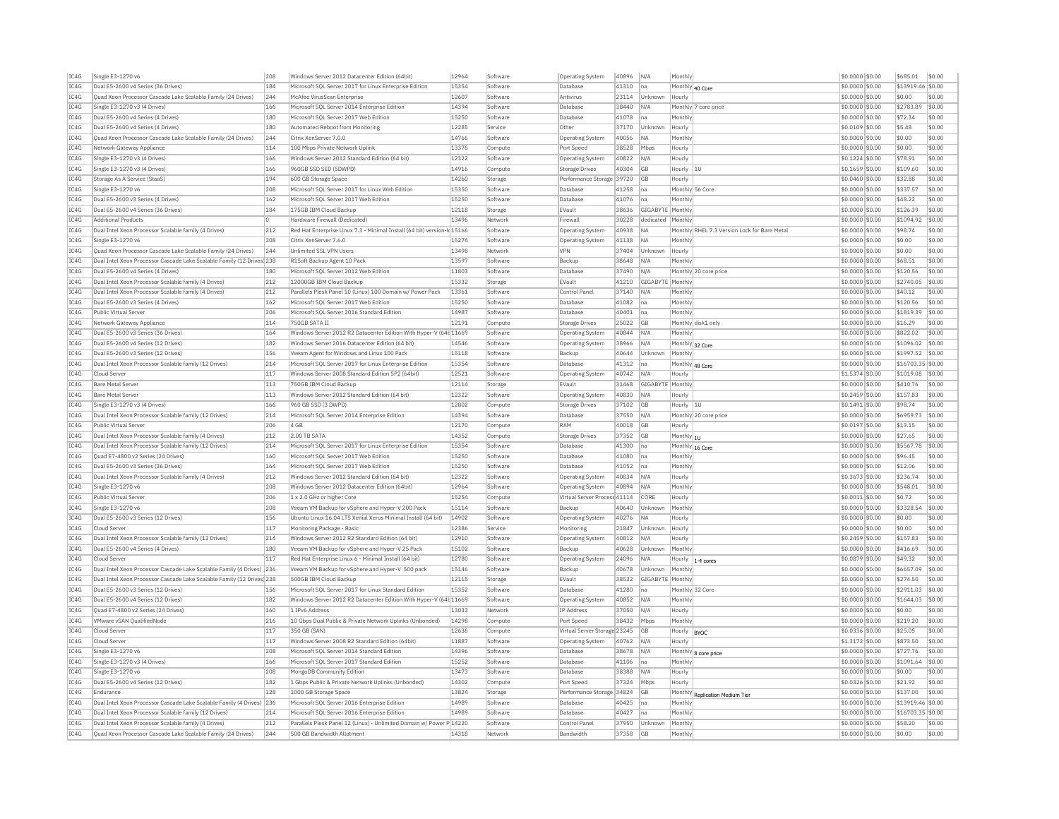| IC4G | Single E3-1270 v6 | 208 | Windows Server 2012 Datacenter Edition (64bit) | 12964 | Software | Operating System | 40896 | N/A | Monthly | | $0.0000 | $0.00 | $685.01 | $0.00 |
|---|---|---|---|---|---|---|---|---|---|---|---|---|---|---|
| IC4G | Dual E5-2600 v4 Series (36 Drives) | 184 | Microsoft SQL Server 2017 for Linux Enterprise Edition | 15354 | Software | Database | 41310 | na | Monthly | 40 Core | $0.0000 | $0.00 | $13919.46 | $0.00 |
| IC4G | Quad Xeon Processor Cascade Lake Scalable Family (24 Drives) | 244 | McAfee VirusScan Enterprise | 12607 | Software | Antivirus | 23114 | Unknown | Hourly | | $0.0000 | $0.00 | $0.00 | $0.00 |
| IC4G | Single E3-1270 v3 (4 Drives) | 166 | Microsoft SQL Server 2014 Enterprise Edition | 14394 | Software | Database | 38440 | N/A | Monthly | 7 core price | $0.0000 | $0.00 | $2783.89 | $0.00 |
| IC4G | Dual E5-2600 v4 Series (4 Drives) | 180 | Microsoft SQL Server 2017 Web Edition | 15250 | Software | Database | 41078 | na | Monthly | | $0.0000 | $0.00 | $72.34 | $0.00 |
| IC4G | Dual E5-2600 v4 Series (4 Drives) | 180 | Automated Reboot from Monitoring | 12285 | Service | Other | 37170 | Unknown | Hourly | | $0.0109 | $0.00 | $5.48 | $0.00 |
| IC4G | Quad Xeon Processor Cascade Lake Scalable Family (24 Drives) | 244 | Citrix XenServer 7.0.0 | 14766 | Software | Operating System | 40056 | NA | Monthly | | $0.0000 | $0.00 | $0.00 | $0.00 |
| IC4G | Network Gateway Appliance | 114 | 100 Mbps Private Network Uplink | 13376 | Compute | Port Speed | 38528 | Mbps | Hourly | | $0.0000 | $0.00 | $0.00 | $0.00 |
| IC4G | Single E3-1270 v3 (4 Drives) | 166 | Windows Server 2012 Standard Edition (64 bit) | 12322 | Software | Operating System | 40822 | N/A | Hourly | | $0.1224 | $0.00 | $78.91 | $0.00 |
| IC4G | Single E3-1270 v3 (4 Drives) | 166 | 960GB SSD SED (5DWPD) | 14916 | Compute | Storage Drives | 40304 | GB | Hourly | 1U | $0.1659 | $0.00 | $109.60 | $0.00 |
| IC4G | Storage As A Service (StaaS) | 194 | 600 GB Storage Space | 14260 | Storage | Performance Storage | 39720 | GB | Hourly | | $0.0460 | $0.00 | $32.88 | $0.00 |
| IC4G | Single E3-1270 v6 | 208 | Microsoft SQL Server 2017 for Linux Web Edition | 15350 | Software | Database | 41258 | na | Monthly | 56 Core | $0.0000 | $0.00 | $337.57 | $0.00 |
| IC4G | Dual E5-2600 v3 Series (4 Drives) | 162 | Microsoft SQL Server 2017 Web Edition | 15250 | Software | Database | 41076 | na | Monthly | | $0.0000 | $0.00 | $48.22 | $0.00 |
| IC4G | Dual E5-2600 v4 Series (36 Drives) | 184 | 175GB IBM Cloud Backup | 12118 | Storage | EVault | 38636 | GIGABYTE | Monthly | | $0.0000 | $0.00 | $126.39 | $0.00 |
| IC4G | Additional Products | 0 | Hardware Firewall (Dedicated) | 13496 | Network | Firewall | 30228 | dedicated | Monthly | | $0.0000 | $0.00 | $1094.92 | $0.00 |
| IC4G | Dual Intel Xeon Processor Scalable family (4 Drives) | 212 | Red Hat Enterprise Linux 7.3 - Minimal Install (64 bit) version-lo | 15166 | Software | Operating System | 40938 | NA | Monthly | RHEL 7.3 Version Lock for Bare Metal | $0.0000 | $0.00 | $98.74 | $0.00 |
| IC4G | Single E3-1270 v6 | 208 | Citrix XenServer 7.6.0 | 15274 | Software | Operating System | 41138 | NA | Monthly | | $0.0000 | $0.00 | $0.00 | $0.00 |
| IC4G | Quad Xeon Processor Cascade Lake Scalable Family (24 Drives) | 244 | Unlimited SSL VPN Users | 13498 | Network | VPN | 37404 | Unknown | Hourly | | $0.0000 | $0.00 | $0.00 | $0.00 |
| IC4G | Dual Intel Xeon Processor Cascade Lake Scalable Family (12 Drives) | 238 | R1Soft Backup Agent 10 Pack | 13597 | Software | Backup | 38648 | N/A | Monthly | | $0.0000 | $0.00 | $68.51 | $0.00 |
| IC4G | Dual E5-2600 v4 Series (4 Drives) | 180 | Microsoft SQL Server 2012 Web Edition | 11803 | Software | Database | 37490 | N/A | Monthly | 20 core price | $0.0000 | $0.00 | $120.56 | $0.00 |
| IC4G | Dual Intel Xeon Processor Scalable family (4 Drives) | 212 | 12000GB IBM Cloud Backup | 15332 | Storage | EVault | 41210 | GIGABYTE | Monthly | | $0.0000 | $0.00 | $2740.05 | $0.00 |
| IC4G | Dual Intel Xeon Processor Scalable family (4 Drives) | 212 | Parallels Plesk Panel 10 (Linux) 100 Domain w/ Power Pack | 13361 | Software | Control Panel | 37140 | N/A | Monthly | | $0.0000 | $0.00 | $40.12 | $0.00 |
| IC4G | Dual E5-2600 v3 Series (4 Drives) | 162 | Microsoft SQL Server 2017 Web Edition | 15250 | Software | Database | 41082 | na | Monthly | | $0.0000 | $0.00 | $120.56 | $0.00 |
| IC4G | Public Virtual Server | 206 | Microsoft SQL Server 2016 Standard Edition | 14987 | Software | Database | 40401 | na | Monthly | | $0.0000 | $0.00 | $1819.39 | $0.00 |
| IC4G | Network Gateway Appliance | 114 | 750GB SATA II | 12191 | Compute | Storage Drives | 25022 | GB | Monthly | disk1 only | $0.0000 | $0.00 | $16.29 | $0.00 |
| IC4G | Dual E5-2600 v3 Series (36 Drives) | 164 | Windows Server 2012 R2 Datacenter Edition With Hyper-V (64t | 11669 | Software | Operating System | 40844 | N/A | Monthly | | $0.0000 | $0.00 | $822.02 | $0.00 |
| IC4G | Dual E5-2600 v4 Series (12 Drives) | 182 | Windows Server 2016 Datacenter Edition (64 bit) | 14546 | Software | Operating System | 38966 | N/A | Monthly | 32 Core | $0.0000 | $0.00 | $1096.02 | $0.00 |
| IC4G | Dual E5-2600 v3 Series (12 Drives) | 156 | Veeam Agent for Windows and Linux 100 Pack | 15118 | Software | Backup | 40644 | Unknown | Monthly | | $0.0000 | $0.00 | $1997.52 | $0.00 |
| IC4G | Dual Intel Xeon Processor Scalable family (12 Drives) | 214 | Microsoft SQL Server 2017 for Linux Enterprise Edition | 15354 | Software | Database | 41312 | na | Monthly | 48 Core | $0.0000 | $0.00 | $16703.35 | $0.00 |
| IC4G | Cloud Server | 117 | Windows Server 2008 Standard Edition SP2 (64bit) | 12521 | Software | Operating System | 40742 | N/A | Hourly | | $1.5374 | $0.00 | $1019.08 | $0.00 |
| IC4G | Bare Metal Server | 113 | 750GB IBM Cloud Backup | 12114 | Storage | EVault | 31468 | GIGABYTE | Monthly | | $0.0000 | $0.00 | $410.76 | $0.00 |
| IC4G | Bare Metal Server | 113 | Windows Server 2012 Standard Edition (64 bit) | 12322 | Software | Operating System | 40830 | N/A | Hourly | | $0.2459 | $0.00 | $157.83 | $0.00 |
| IC4G | Single E3-1270 v3 (4 Drives) | 166 | 960 GB SSD (3 DWPD) | 12802 | Compute | Storage Drives | 37102 | GB | Hourly | 1U | $0.1491 | $0.00 | $98.74 | $0.00 |
| IC4G | Dual Intel Xeon Processor Scalable family (12 Drives) | 214 | Microsoft SQL Server 2014 Enterprise Edition | 14394 | Software | Database | 37550 | N/A | Monthly | 20 core price | $0.0000 | $0.00 | $6959.73 | $0.00 |
| IC4G | Public Virtual Server | 206 | 4 GB | 12170 | Compute | RAM | 40018 | GB | Hourly | | $0.0197 | $0.00 | $13.15 | $0.00 |
| IC4G | Dual Intel Xeon Processor Scalable family (4 Drives) | 212 | 2.00 TB SATA | 14352 | Compute | Storage Drives | 37352 | GB | Monthly | 1U | $0.0000 | $0.00 | $27.65 | $0.00 |
| IC4G | Dual Intel Xeon Processor Scalable family (12 Drives) | 214 | Microsoft SQL Server 2017 for Linux Enterprise Edition | 15354 | Software | Database | 41300 | na | Monthly | 16 Core | $0.0000 | $0.00 | $5567.78 | $0.00 |
| IC4G | Quad E7-4800 v2 Series (24 Drives) | 160 | Microsoft SQL Server 2017 Web Edition | 15250 | Software | Database | 41080 | na | Monthly | | $0.0000 | $0.00 | $96.45 | $0.00 |
| IC4G | Dual E5-2600 v3 Series (36 Drives) | 164 | Microsoft SQL Server 2017 Web Edition | 15250 | Software | Database | 41052 | na | Monthly | | $0.0000 | $0.00 | $12.06 | $0.00 |
| IC4G | Dual Intel Xeon Processor Scalable family (4 Drives) | 212 | Windows Server 2012 Standard Edition (64 bit) | 12322 | Software | Operating System | 40834 | N/A | Hourly | | $0.3673 | $0.00 | $236.74 | $0.00 |
| IC4G | Single E3-1270 v6 | 208 | Windows Server 2012 Datacenter Edition (64bit) | 12964 | Software | Operating System | 40894 | N/A | Monthly | | $0.0000 | $0.00 | $548.01 | $0.00 |
| IC4G | Public Virtual Server | 206 | 1 x 2.0 GHz or higher Core | 15254 | Compute | Virtual Server Process | 41114 | CORE | Hourly | | $0.0011 | $0.00 | $0.72 | $0.00 |
| IC4G | Single E3-1270 v6 | 208 | Veeam VM Backup for vSphere and Hyper-V 200 Pack | 15114 | Software | Backup | 40640 | Unknown | Monthly | | $0.0000 | $0.00 | $3328.54 | $0.00 |
| IC4G | Dual E5-2600 v3 Series (12 Drives) | 156 | Ubuntu Linux 16.04 LTS Xenial Xerus Minimal Install (64 bit) | 14902 | Software | Operating System | 40276 | NA | Hourly | | $0.0000 | $0.00 | $0.00 | $0.00 |
| IC4G | Cloud Server | 117 | Monitoring Package - Basic | 12386 | Service | Monitoring | 21847 | Unknown | Hourly | | $0.0000 | $0.00 | $0.00 | $0.00 |
| IC4G | Dual Intel Xeon Processor Scalable family (12 Drives) | 214 | Windows Server 2012 R2 Standard Edition (64 bit) | 12910 | Software | Operating System | 40812 | N/A | Hourly | | $0.2459 | $0.00 | $157.83 | $0.00 |
| IC4G | Dual E5-2600 v4 Series (4 Drives) | 180 | Veeam VM Backup for vSphere and Hyper-V 25 Pack | 15102 | Software | Backup | 40628 | Unknown | Monthly | | $0.0000 | $0.00 | $416.69 | $0.00 |
| IC4G | Cloud Server | 117 | Red Hat Enterprise Linux 6 - Minimal Install (64 bit) | 12780 | Software | Operating System | 24096 | N/A | Hourly | 1-4 cores | $0.0879 | $0.00 | $49.32 | $0.00 |
| IC4G | Dual Intel Xeon Processor Cascade Lake Scalable Family (4 Drives) | 236 | Veeam VM Backup for vSphere and Hyper-V 500 pack | 15146 | Software | Backup | 40678 | Unknown | Monthly | | $0.0000 | $0.00 | $6657.09 | $0.00 |
| IC4G | Dual Intel Xeon Processor Cascade Lake Scalable Family (12 Drives) | 238 | 500GB IBM Cloud Backup | 12115 | Storage | EVault | 38532 | GIGABYTE | Monthly | | $0.0000 | $0.00 | $274.50 | $0.00 |
| IC4G | Dual E5-2600 v3 Series (12 Drives) | 156 | Microsoft SQL Server 2017 for Linux Standard Edition | 15352 | Software | Database | 41280 | na | Monthly | 32 Core | $0.0000 | $0.00 | $2911.03 | $0.00 |
| IC4G | Dual E5-2600 v4 Series (12 Drives) | 182 | Windows Server 2012 R2 Datacenter Edition With Hyper-V (64t | 11669 | Software | Operating System | 40852 | N/A | Monthly | | $0.0000 | $0.00 | $1644.03 | $0.00 |
| IC4G | Quad E7-4800 v2 Series (24 Drives) | 160 | 1 IPv6 Address | 13033 | Network | IP Address | 37050 | N/A | Hourly | | $0.0000 | $0.00 | $0.00 | $0.00 |
| IC4G | VMware vSAN QualifiedNode | 216 | 10 Gbps Dual Public & Private Network Uplinks (Unbonded) | 14298 | Compute | Port Speed | 38432 | Mbps | Monthly | | $0.0000 | $0.00 | $219.20 | $0.00 |
| IC4G | Cloud Server | 117 | 350 GB (SAN) | 12636 | Compute | Virtual Server Storage | 23245 | GB | Hourly | BYOC | $0.0336 | $0.00 | $25.05 | $0.00 |
| IC4G | Cloud Server | 117 | Windows Server 2008 R2 Standard Edition (64bit) | 11887 | Software | Operating System | 40762 | N/A | Hourly | | $1.3172 | $0.00 | $873.50 | $0.00 |
| IC4G | Single E3-1270 v6 | 208 | Microsoft SQL Server 2014 Standard Edition | 14396 | Software | Database | 38678 | N/A | Monthly | 8 core price | $0.0000 | $0.00 | $727.76 | $0.00 |
| IC4G | Single E3-1270 v3 (4 Drives) | 166 | Microsoft SQL Server 2017 Standard Edition | 15252 | Software | Database | 41106 | na | Monthly | | $0.0000 | $0.00 | $1091.64 | $0.00 |
| IC4G | Single E3-1270 v6 | 208 | MongoDB Community Edition | 13473 | Software | Database | 38388 | N/A | Hourly | | $0.0000 | $0.00 | $0.00 | $0.00 |
| IC4G | Dual E5-2600 v4 Series (12 Drives) | 182 | 1 Gbps Public & Private Network Uplinks (Unbonded) | 14302 | Compute | Port Speed | 37324 | Mbps | Hourly | | $0.0326 | $0.00 | $21.92 | $0.00 |
| IC4G | Endurance | 128 | 1000 GB Storage Space | 13824 | Storage | Performance Storage | 34824 | GB | Monthly | Replication Medium Tier | $0.0000 | $0.00 | $137.00 | $0.00 |
| IC4G | Dual Intel Xeon Processor Cascade Lake Scalable Family (4 Drives) | 236 | Microsoft SQL Server 2016 Enterprise Edition | 14989 | Software | Database | 40425 | na | Monthly | | $0.0000 | $0.00 | $13919.46 | $0.00 |
| IC4G | Dual Intel Xeon Processor Scalable family (12 Drives) | 214 | Microsoft SQL Server 2016 Enterprise Edition | 14989 | Software | Database | 40427 | na | Monthly | | $0.0000 | $0.00 | $16703.35 | $0.00 |
| IC4G | Dual Intel Xeon Processor Scalable family (4 Drives) | 212 | Parallels Plesk Panel 12 (Linux) - Unlimited Domain w/ Power P | 14220 | Software | Control Panel | 37950 | Unknown | Monthly | | $0.0000 | $0.00 | $58.20 | $0.00 |
| IC4G | Quad Xeon Processor Cascade Lake Scalable Family (24 Drives) | 244 | 500 GB Bandwidth Allotment | 14318 | Network | Bandwidth | 37358 | GB | Monthly | | $0.0000 | $0.00 | $0.00 | $0.00 |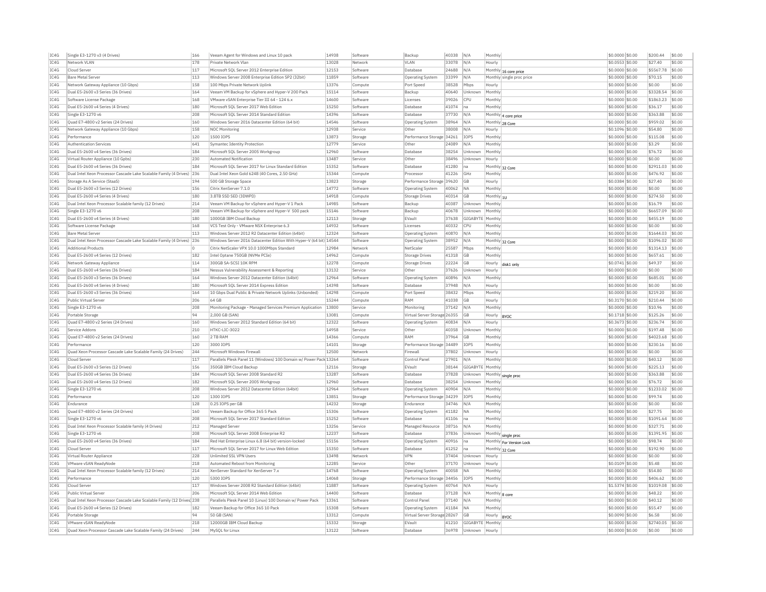| IC4G | Single E3-1270 v3 (4 Drives) | 166 | Veeam Agent for Windows and Linux 10 pack | 14938 | Software | Backup | 40338 | N/A | Monthly | | $0.0000 | $0.00 | $200.44 | $0.00 |
|---|---|---|---|---|---|---|---|---|---|---|---|---|---|---|
| IC4G | Network VLAN | 178 | Private Network Vlan | 13028 | Network | VLAN | 33078 | N/A | Hourly | | $0.0553 | $0.00 | $27.40 | $0.00 |
| IC4G | Cloud Server | 117 | Microsoft SQL Server 2012 Enterprise Edition | 12153 | Software | Database | 24688 | N/A | Monthly | 16 core price | $0.0000 | $0.00 | $5567.78 | $0.00 |
| IC4G | Bare Metal Server | 113 | Windows Server 2008 Enterprise Edition SP2 (32bit) | 11859 | Software | Operating System | 33399 | N/A | Monthly | single proc price | $0.0000 | $0.00 | $70.15 | $0.00 |
| IC4G | Network Gateway Appliance (10 Gbps) | 158 | 100 Mbps Private Network Uplink | 13376 | Compute | Port Speed | 38528 | Mbps | Hourly | | $0.0000 | $0.00 | $0.00 | $0.00 |
| IC4G | Dual E5-2600 v3 Series (36 Drives) | 164 | Veeam VM Backup for vSphere and Hyper-V 200 Pack | 15114 | Software | Backup | 40640 | Unknown | Monthly | | $0.0000 | $0.00 | $3328.54 | $0.00 |
| IC4G | Software License Package | 168 | VMware vSAN Enterprise Tier III 64 - 124 6.x | 14600 | Software | Licenses | 39026 | CPU | Monthly | | $0.0000 | $0.00 | $1863.23 | $0.00 |
| IC4G | Dual E5-2600 v4 Series (4 Drives) | 180 | Microsoft SQL Server 2017 Web Edition | 15250 | Software | Database | 41074 | na | Monthly | | $0.0000 | $0.00 | $36.17 | $0.00 |
| IC4G | Single E3-1270 v6 | 208 | Microsoft SQL Server 2014 Standard Edition | 14396 | Software | Database | 37730 | N/A | Monthly | 4 core price | $0.0000 | $0.00 | $363.88 | $0.00 |
| IC4G | Quad E7-4800 v2 Series (24 Drives) | 160 | Windows Server 2016 Datacenter Edition (64 bit) | 14546 | Software | Operating System | 38964 | N/A | Monthly | 28 Core | $0.0000 | $0.00 | $959.02 | $0.00 |
| IC4G | Network Gateway Appliance (10 Gbps) | 158 | NOC Monitoring | 12938 | Service | Other | 38008 | N/A | Hourly | | $0.1096 | $0.00 | $54.80 | $0.00 |
| IC4G | Performance | 120 | 1500 IOPS | 13873 | Storage | Performance Storage | 34261 | IOPS | Monthly | | $0.0000 | $0.00 | $115.08 | $0.00 |
| IC4G | Authentication Services | 641 | Symantec Identity Protection | 12779 | Service | Other | 24089 | N/A | Monthly | | $0.0000 | $0.00 | $3.29 | $0.00 |
| IC4G | Dual E5-2600 v4 Series (36 Drives) | 184 | Microsoft SQL Server 2005 Workgroup | 12960 | Software | Database | 38254 | Unknown | Monthly | | $0.0000 | $0.00 | $76.72 | $0.00 |
| IC4G | Virtual Router Appliance (10 Gpbs) | 230 | Automated Notification | 13487 | Service | Other | 38496 | Unknown | Hourly | | $0.0000 | $0.00 | $0.00 | $0.00 |
| IC4G | Dual E5-2600 v4 Series (36 Drives) | 184 | Microsoft SQL Server 2017 for Linux Standard Edition | 15352 | Software | Database | 41280 | na | Monthly | 32 Core | $0.0000 | $0.00 | $2911.03 | $0.00 |
| IC4G | Dual Intel Xeon Processor Cascade Lake Scalable Family (4 Drives) | 236 | Dual Intel Xeon Gold 6248 (40 Cores, 2.50 GHz) | 15344 | Compute | Processor | 41226 | GHz | Monthly | | $0.0000 | $0.00 | $476.92 | $0.00 |
| IC4G | Storage As A Service (StaaS) | 194 | 500 GB Storage Space | 13823 | Storage | Performance Storage | 39620 | GB | Hourly | | $0.0384 | $0.00 | $27.40 | $0.00 |
| IC4G | Dual E5-2600 v3 Series (12 Drives) | 156 | Citrix XenServer 7.1.0 | 14772 | Software | Operating System | 40062 | NA | Monthly | | $0.0000 | $0.00 | $0.00 | $0.00 |
| IC4G | Dual E5-2600 v4 Series (4 Drives) | 180 | 3.8TB SSD SED (3DWPD) | 14918 | Compute | Storage Drives | 40314 | GB | Monthly | 1U | $0.0000 | $0.00 | $274.50 | $0.00 |
| IC4G | Dual Intel Xeon Processor Scalable family (12 Drives) | 214 | Veeam VM Backup for vSphere and Hyper-V 1 Pack | 14985 | Software | Backup | 40387 | Unknown | Monthly | | $0.0000 | $0.00 | $16.79 | $0.00 |
| IC4G | Single E3-1270 v6 | 208 | Veeam VM Backup for vSphere and Hyper-V 500 pack | 15146 | Software | Backup | 40678 | Unknown | Monthly | | $0.0000 | $0.00 | $6657.09 | $0.00 |
| IC4G | Dual E5-2600 v4 Series (4 Drives) | 180 | 1000GB IBM Cloud Backup | 12113 | Storage | EVault | 37638 | GIGABYTE | Monthly | | $0.0000 | $0.00 | $455.19 | $0.00 |
| IC4G | Software License Package | 168 | VCS Test Only - VMware NSX Enterprise 6.3 | 14932 | Software | Licenses | 40332 | CPU | Monthly | | $0.0000 | $0.00 | $0.00 | $0.00 |
| IC4G | Bare Metal Server | 113 | Windows Server 2012 R2 Datacenter Edition (64bit) | 12324 | Software | Operating System | 40870 | N/A | Monthly | | $0.0000 | $0.00 | $1644.03 | $0.00 |
| IC4G | Dual Intel Xeon Processor Cascade Lake Scalable Family (4 Drives) | 236 | Windows Server 2016 Datacenter Edition With Hyper-V (64 bit) | 14544 | Software | Operating System | 38952 | N/A | Monthly | 32 Core | $0.0000 | $0.00 | $1096.02 | $0.00 |
| IC4G | Additional Products | 0 | Citrix NetScaler VPX 10.0 1000Mbps Standard | 12984 | Network | NetScaler | 25587 | Mbps | Monthly | | $0.0000 | $0.00 | $1314.13 | $0.00 |
| IC4G | Dual E5-2600 v4 Series (12 Drives) | 182 | Intel Optane 750GB (NVMe PCIe) | 14962 | Compute | Storage Drives | 41318 | GB | Monthly | | $0.0000 | $0.00 | $657.61 | $0.00 |
| IC4G | Network Gateway Appliance | 114 | 300GB SA-SCSI 10K RPM | 12278 | Compute | Storage Drives | 22224 | GB | Hourly | disk1 only | $0.0741 | $0.00 | $49.37 | $0.00 |
| IC4G | Dual E5-2600 v4 Series (36 Drives) | 184 | Nessus Vulnerability Assessment & Reporting | 13132 | Service | Other | 37626 | Unknown | Hourly | | $0.0000 | $0.00 | $0.00 | $0.00 |
| IC4G | Dual E5-2600 v3 Series (36 Drives) | 164 | Windows Server 2012 Datacenter Edition (64bit) | 12964 | Software | Operating System | 40896 | N/A | Monthly | | $0.0000 | $0.00 | $685.01 | $0.00 |
| IC4G | Dual E5-2600 v4 Series (4 Drives) | 180 | Microsoft SQL Server 2014 Express Edition | 14398 | Software | Database | 37948 | N/A | Hourly | | $0.0000 | $0.00 | $0.00 | $0.00 |
| IC4G | Dual E5-2600 v3 Series (36 Drives) | 164 | 10 Gbps Dual Public & Private Network Uplinks (Unbonded) | 14298 | Compute | Port Speed | 38432 | Mbps | Monthly | | $0.0000 | $0.00 | $219.20 | $0.00 |
| IC4G | Public Virtual Server | 206 | 64 GB | 15244 | Compute | RAM | 41038 | GB | Hourly | | $0.3170 | $0.00 | $210.44 | $0.00 |
| IC4G | Single E3-1270 v6 | 208 | Monitoring Package - Managed Services Premium Application | 13800 | Service | Monitoring | 37142 | N/A | Monthly | | $0.0000 | $0.00 | $10.96 | $0.00 |
| IC4G | Portable Storage | 94 | 2,000 GB (SAN) | 13081 | Compute | Virtual Server Storage | 26355 | GB | Hourly | BYOC | $0.1718 | $0.00 | $125.26 | $0.00 |
| IC4G | Quad E7-4800 v2 Series (24 Drives) | 160 | Windows Server 2012 Standard Edition (64 bit) | 12322 | Software | Operating System | 40834 | N/A | Hourly | | $0.3673 | $0.00 | $236.74 | $0.00 |
| IC4G | Service Addons | 210 | HTKC-LIC-3022 | 14958 | Service | Other | 40358 | Unknown | Monthly | | $0.0000 | $0.00 | $197.48 | $0.00 |
| IC4G | Quad E7-4800 v2 Series (24 Drives) | 160 | 2 TB RAM | 14366 | Compute | RAM | 37964 | GB | Monthly | | $0.0000 | $0.00 | $4023.68 | $0.00 |
| IC4G | Performance | 120 | 3000 IOPS | 14101 | Storage | Performance Storage | 34489 | IOPS | Monthly | | $0.0000 | $0.00 | $230.16 | $0.00 |
| IC4G | Quad Xeon Processor Cascade Lake Scalable Family (24 Drives) | 244 | Microsoft Windows Firewall | 12500 | Network | Firewall | 37802 | Unknown | Hourly | | $0.0000 | $0.00 | $0.00 | $0.00 |
| IC4G | Cloud Server | 117 | Parallels Plesk Panel 11 (Windows) 100 Domain w/ Power Pack | 13264 | Software | Control Panel | 27901 | N/A | Monthly | | $0.0000 | $0.00 | $40.12 | $0.00 |
| IC4G | Dual E5-2600 v3 Series (12 Drives) | 156 | 350GB IBM Cloud Backup | 12116 | Storage | EVault | 38144 | GIGABYTE | Monthly | | $0.0000 | $0.00 | $225.13 | $0.00 |
| IC4G | Dual E5-2600 v4 Series (36 Drives) | 184 | Microsoft SQL Server 2008 Standard R2 | 13287 | Software | Database | 37828 | Unknown | Monthly | single proc | $0.0000 | $0.00 | $363.88 | $0.00 |
| IC4G | Dual E5-2600 v4 Series (12 Drives) | 182 | Microsoft SQL Server 2005 Workgroup | 12960 | Software | Database | 38254 | Unknown | Monthly | | $0.0000 | $0.00 | $76.72 | $0.00 |
| IC4G | Single E3-1270 v6 | 208 | Windows Server 2012 Datacenter Edition (64bit) | 12964 | Software | Operating System | 40904 | N/A | Monthly | | $0.0000 | $0.00 | $1233.02 | $0.00 |
| IC4G | Performance | 120 | 1300 IOPS | 13851 | Storage | Performance Storage | 34239 | IOPS | Monthly | | $0.0000 | $0.00 | $99.74 | $0.00 |
| IC4G | Endurance | 128 | 0.25 IOPS per GB | 14232 | Storage | Endurance | 34746 | N/A | Monthly | | $0.0000 | $0.00 | $0.00 | $0.00 |
| IC4G | Quad E7-4800 v2 Series (24 Drives) | 160 | Veeam Backup for Office 365 5 Pack | 15306 | Software | Operating System | 41182 | NA | Monthly | | $0.0000 | $0.00 | $27.75 | $0.00 |
| IC4G | Single E3-1270 v6 | 208 | Microsoft SQL Server 2017 Standard Edition | 15252 | Software | Database | 41106 | na | Monthly | | $0.0000 | $0.00 | $1091.64 | $0.00 |
| IC4G | Dual Intel Xeon Processor Scalable family (4 Drives) | 212 | Managed Server | 13256 | Service | Managed Resource | 38716 | N/A | Monthly | | $0.0000 | $0.00 | $327.71 | $0.00 |
| IC4G | Single E3-1270 v6 | 208 | Microsoft SQL Server 2008 Enterprise R2 | 12237 | Software | Database | 37836 | Unknown | Monthly | single proc | $0.0000 | $0.00 | $1391.95 | $0.00 |
| IC4G | Dual E5-2600 v4 Series (36 Drives) | 184 | Red Hat Enterprise Linux 6.8 (64 bit) version-locked | 15156 | Software | Operating System | 40916 | na | Monthly | For Version Lock | $0.0000 | $0.00 | $98.74 | $0.00 |
| IC4G | Cloud Server | 117 | Microsoft SQL Server 2017 for Linux Web Edition | 15350 | Software | Database | 41252 | na | Monthly | 32 Core | $0.0000 | $0.00 | $192.90 | $0.00 |
| IC4G | Virtual Router Appliance | 228 | Unlimited SSL VPN Users | 13498 | Network | VPN | 37404 | Unknown | Hourly | | $0.0000 | $0.00 | $0.00 | $0.00 |
| IC4G | VMware vSAN ReadyNode | 218 | Automated Reboot from Monitoring | 12285 | Service | Other | 37170 | Unknown | Hourly | | $0.0109 | $0.00 | $5.48 | $0.00 |
| IC4G | Dual Intel Xeon Processor Scalable family (12 Drives) | 214 | XenServer Standard for XenServer 7.x | 14768 | Software | Operating System | 40058 | NA | Monthly | | $0.0000 | $0.00 | $54.80 | $0.00 |
| IC4G | Performance | 120 | 5300 IOPS | 14068 | Storage | Performance Storage | 34456 | IOPS | Monthly | | $0.0000 | $0.00 | $406.62 | $0.00 |
| IC4G | Cloud Server | 117 | Windows Server 2008 R2 Standard Edition (64bit) | 11887 | Software | Operating System | 40764 | N/A | Hourly | | $1.5374 | $0.00 | $1019.08 | $0.00 |
| IC4G | Public Virtual Server | 206 | Microsoft SQL Server 2014 Web Edition | 14400 | Software | Database | 37128 | N/A | Monthly | 8 core | $0.0000 | $0.00 | $48.22 | $0.00 |
| IC4G | Dual Intel Xeon Processor Cascade Lake Scalable Family (12 Drives) | 238 | Parallels Plesk Panel 10 (Linux) 100 Domain w/ Power Pack | 13361 | Software | Control Panel | 37140 | N/A | Monthly | | $0.0000 | $0.00 | $40.12 | $0.00 |
| IC4G | Dual E5-2600 v4 Series (12 Drives) | 182 | Veeam Backup for Office 365 10 Pack | 15308 | Software | Operating System | 41184 | NA | Monthly | | $0.0000 | $0.00 | $55.47 | $0.00 |
| IC4G | Portable Storage | 94 | 50 GB (SAN) | 13312 | Compute | Virtual Server Storage | 28267 | GB | Hourly | BYOC | $0.0090 | $0.00 | $6.58 | $0.00 |
| IC4G | VMware vSAN ReadyNode | 218 | 12000GB IBM Cloud Backup | 15332 | Storage | EVault | 41210 | GIGABYTE | Monthly | | $0.0000 | $0.00 | $2740.05 | $0.00 |
| IC4G | Quad Xeon Processor Cascade Lake Scalable Family (24 Drives) | 244 | MySQL for Linux | 13122 | Software | Database | 36978 | Unknown | Hourly | | $0.0000 | $0.00 | $0.00 | $0.00 |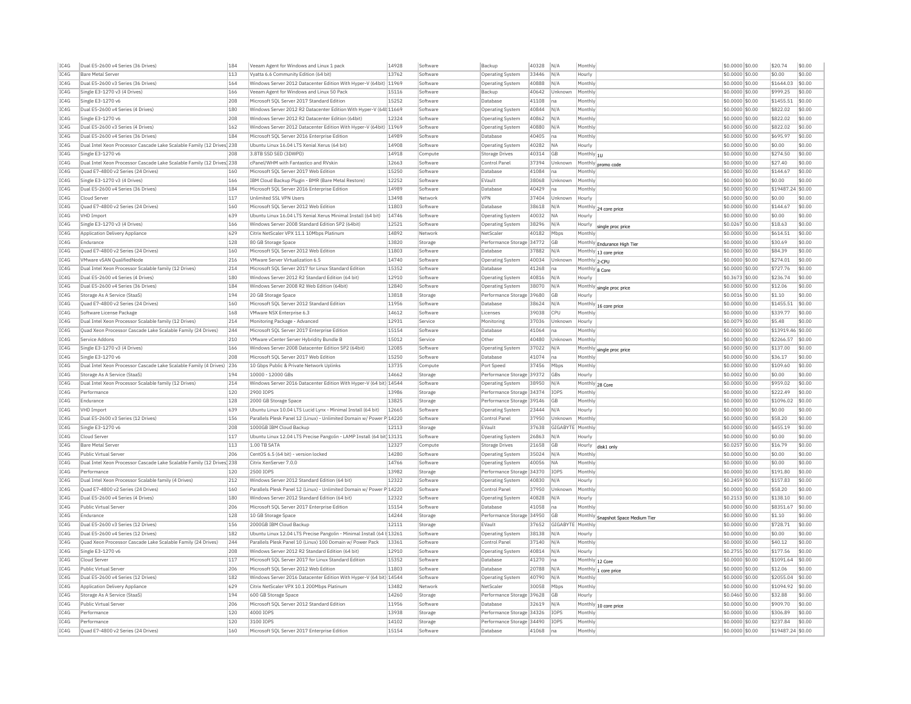| IC4G | Dual E5-2600 v4 Series (36 Drives) | 184 | Veeam Agent for Windows and Linux 1 pack | 14928 | Software | Backup | 40328 | N/A | Monthly | | $0.0000 | $0.00 | $20.74 | $0.00 |
|---|---|---|---|---|---|---|---|---|---|---|---|---|---|---|
| IC4G | Bare Metal Server | 113 | Vyatta 6.6 Community Edition (64 bit) | 13762 | Software | Operating System | 33446 | N/A | Hourly | | $0.0000 | $0.00 | $0.00 | $0.00 |
| IC4G | Dual E5-2600 v3 Series (36 Drives) | 164 | Windows Server 2012 Datacenter Edition With Hyper-V (64bit) | 11969 | Software | Operating System | 40888 | N/A | Monthly | | $0.0000 | $0.00 | $1644.03 | $0.00 |
| IC4G | Single E3-1270 v3 (4 Drives) | 166 | Veeam Agent for Windows and Linux 50 Pack | 15116 | Software | Backup | 40642 | Unknown | Monthly | | $0.0000 | $0.00 | $999.25 | $0.00 |
| IC4G | Single E3-1270 v6 | 208 | Microsoft SQL Server 2017 Standard Edition | 15252 | Software | Database | 41108 | na | Monthly | | $0.0000 | $0.00 | $1455.51 | $0.00 |
| IC4G | Dual E5-2600 v4 Series (4 Drives) | 180 | Windows Server 2012 R2 Datacenter Edition With Hyper-V (64bit) | 11669 | Software | Operating System | 40844 | N/A | Monthly | | $0.0000 | $0.00 | $822.02 | $0.00 |
| IC4G | Single E3-1270 v6 | 208 | Windows Server 2012 R2 Datacenter Edition (64bit) | 12324 | Software | Operating System | 40862 | N/A | Monthly | | $0.0000 | $0.00 | $822.02 | $0.00 |
| IC4G | Dual E5-2600 v3 Series (4 Drives) | 162 | Windows Server 2012 Datacenter Edition With Hyper-V (64bit) | 11969 | Software | Operating System | 40880 | N/A | Monthly | | $0.0000 | $0.00 | $822.02 | $0.00 |
| IC4G | Dual E5-2600 v4 Series (36 Drives) | 184 | Microsoft SQL Server 2016 Enterprise Edition | 14989 | Software | Database | 40405 | na | Monthly | | $0.0000 | $0.00 | $695.97 | $0.00 |
| IC4G | Dual Intel Xeon Processor Cascade Lake Scalable Family (12 Drives) | 238 | Ubuntu Linux 16.04 LTS Xenial Xerus (64 bit) | 14908 | Software | Operating System | 40282 | NA | Hourly | | $0.0000 | $0.00 | $0.00 | $0.00 |
| IC4G | Single E3-1270 v6 | 208 | 3.8TB SSD SED (3DWPD) | 14918 | Compute | Storage Drives | 40314 | GB | Monthly | 1U | $0.0000 | $0.00 | $274.50 | $0.00 |
| IC4G | Dual Intel Xeon Processor Cascade Lake Scalable Family (12 Drives) | 238 | cPanel/WHM with Fantastico and RVskin | 12663 | Software | Control Panel | 37394 | Unknown | Monthly | promo code | $0.0000 | $0.00 | $27.40 | $0.00 |
| IC4G | Quad E7-4800 v2 Series (24 Drives) | 160 | Microsoft SQL Server 2017 Web Edition | 15250 | Software | Database | 41084 | na | Monthly | | $0.0000 | $0.00 | $144.67 | $0.00 |
| IC4G | Single E3-1270 v3 (4 Drives) | 166 | IBM Cloud Backup Plugin - BMR (Bare Metal Restore) | 12252 | Software | EVault | 38068 | Unknown | Monthly | | $0.0000 | $0.00 | $0.00 | $0.00 |
| IC4G | Dual E5-2600 v4 Series (36 Drives) | 184 | Microsoft SQL Server 2016 Enterprise Edition | 14989 | Software | Database | 40429 | na | Monthly | | $0.0000 | $0.00 | $19487.24 | $0.00 |
| IC4G | Cloud Server | 117 | Unlimited SSL VPN Users | 13498 | Network | VPN | 37404 | Unknown | Hourly | | $0.0000 | $0.00 | $0.00 | $0.00 |
| IC4G | Quad E7-4800 v2 Series (24 Drives) | 160 | Microsoft SQL Server 2012 Web Edition | 11803 | Software | Database | 38618 | N/A | Monthly | 24 core price | $0.0000 | $0.00 | $144.67 | $0.00 |
| IC4G | VHD Import | 639 | Ubuntu Linux 16.04 LTS Xenial Xerus Minimal Install (64 bit) | 14746 | Software | Operating System | 40032 | NA | Hourly | | $0.0000 | $0.00 | $0.00 | $0.00 |
| IC4G | Single E3-1270 v3 (4 Drives) | 166 | Windows Server 2008 Standard Edition SP2 (64bit) | 12521 | Software | Operating System | 38296 | N/A | Hourly | single proc price | $0.0267 | $0.00 | $18.63 | $0.00 |
| IC4G | Application Delivery Appliance | 629 | Citrix NetScaler VPX 11.1 10Mbps Platinum | 14892 | Network | NetScaler | 40182 | Mbps | Monthly | | $0.0000 | $0.00 | $614.51 | $0.00 |
| IC4G | Endurance | 128 | 80 GB Storage Space | 13820 | Storage | Performance Storage | 34772 | GB | Monthly | Endurance High Tier | $0.0000 | $0.00 | $30.69 | $0.00 |
| IC4G | Quad E7-4800 v2 Series (24 Drives) | 160 | Microsoft SQL Server 2012 Web Edition | 11803 | Software | Database | 37882 | N/A | Monthly | 13 core price | $0.0000 | $0.00 | $84.39 | $0.00 |
| IC4G | VMware vSAN QualifiedNode | 216 | VMware Server Virtualization 6.5 | 14740 | Software | Operating System | 40034 | Unknown | Monthly | 2-CPU | $0.0000 | $0.00 | $274.01 | $0.00 |
| IC4G | Dual Intel Xeon Processor Scalable family (12 Drives) | 214 | Microsoft SQL Server 2017 for Linux Standard Edition | 15352 | Software | Database | 41268 | na | Monthly | 8 Core | $0.0000 | $0.00 | $727.76 | $0.00 |
| IC4G | Dual E5-2600 v4 Series (4 Drives) | 180 | Windows Server 2012 R2 Standard Edition (64 bit) | 12910 | Software | Operating System | 40816 | N/A | Hourly | | $0.3673 | $0.00 | $236.74 | $0.00 |
| IC4G | Dual E5-2600 v4 Series (36 Drives) | 184 | Windows Server 2008 R2 Web Edition (64bit) | 12840 | Software | Operating System | 38070 | N/A | Monthly | single proc price | $0.0000 | $0.00 | $12.06 | $0.00 |
| IC4G | Storage As A Service (StaaS) | 194 | 20 GB Storage Space | 13818 | Storage | Performance Storage | 39680 | GB | Hourly | | $0.0016 | $0.00 | $1.10 | $0.00 |
| IC4G | Quad E7-4800 v2 Series (24 Drives) | 160 | Microsoft SQL Server 2012 Standard Edition | 11956 | Software | Database | 38624 | N/A | Monthly | 16 core price | $0.0000 | $0.00 | $1455.51 | $0.00 |
| IC4G | Software License Package | 168 | VMware NSX Enterprise 6.3 | 14612 | Software | Licenses | 39038 | CPU | Monthly | | $0.0000 | $0.00 | $339.77 | $0.00 |
| IC4G | Dual Intel Xeon Processor Scalable family (12 Drives) | 214 | Monitoring Package - Advanced | 12931 | Service | Monitoring | 37036 | Unknown | Hourly | | $0.0079 | $0.00 | $5.48 | $0.00 |
| IC4G | Quad Xeon Processor Cascade Lake Scalable Family (24 Drives) | 244 | Microsoft SQL Server 2017 Enterprise Edition | 15154 | Software | Database | 41064 | na | Monthly | | $0.0000 | $0.00 | $13919.46 | $0.00 |
| IC4G | Service Addons | 210 | VMware vCenter Server Hybridity Bundle B | 15012 | Service | Other | 40480 | Unknown | Monthly | | $0.0000 | $0.00 | $2266.57 | $0.00 |
| IC4G | Single E3-1270 v3 (4 Drives) | 166 | Windows Server 2008 Datacenter Edition SP2 (64bit) | 12085 | Software | Operating System | 37022 | N/A | Monthly | single proc price | $0.0000 | $0.00 | $137.00 | $0.00 |
| IC4G | Single E3-1270 v6 | 208 | Microsoft SQL Server 2017 Web Edition | 15250 | Software | Database | 41074 | na | Monthly | | $0.0000 | $0.00 | $36.17 | $0.00 |
| IC4G | Dual Intel Xeon Processor Cascade Lake Scalable Family (4 Drives) | 236 | 10 Gbps Public & Private Network Uplinks | 13735 | Compute | Port Speed | 37456 | Mbps | Monthly | | $0.0000 | $0.00 | $109.60 | $0.00 |
| IC4G | Storage As A Service (StaaS) | 194 | 10000 - 12000 GBs | 14662 | Storage | Performance Storage | 39372 | GBs | Hourly | | $0.0002 | $0.00 | $0.00 | $0.00 |
| IC4G | Dual Intel Xeon Processor Scalable family (12 Drives) | 214 | Windows Server 2016 Datacenter Edition With Hyper-V (64 bit) | 14544 | Software | Operating System | 38950 | N/A | Monthly | 28 Core | $0.0000 | $0.00 | $959.02 | $0.00 |
| IC4G | Performance | 120 | 2900 IOPS | 13986 | Storage | Performance Storage | 34374 | IOPS | Monthly | | $0.0000 | $0.00 | $222.49 | $0.00 |
| IC4G | Endurance | 128 | 2000 GB Storage Space | 13825 | Storage | Performance Storage | 39146 | GB | Monthly | | $0.0000 | $0.00 | $1096.02 | $0.00 |
| IC4G | VHD Import | 639 | Ubuntu Linux 10.04 LTS Lucid Lynx - Minimal Install (64 bit) | 12665 | Software | Operating System | 23444 | N/A | Hourly | | $0.0000 | $0.00 | $0.00 | $0.00 |
| IC4G | Dual E5-2600 v3 Series (12 Drives) | 156 | Parallels Plesk Panel 12 (Linux) - Unlimited Domain w/ Power P | 14220 | Software | Control Panel | 37950 | Unknown | Monthly | | $0.0000 | $0.00 | $58.20 | $0.00 |
| IC4G | Single E3-1270 v6 | 208 | 1000GB IBM Cloud Backup | 12113 | Storage | EVault | 37638 | GIGABYTE | Monthly | | $0.0000 | $0.00 | $455.19 | $0.00 |
| IC4G | Cloud Server | 117 | Ubuntu Linux 12.04 LTS Precise Pangolin - LAMP Install (64 bit) | 13131 | Software | Operating System | 26863 | N/A | Hourly | | $0.0000 | $0.00 | $0.00 | $0.00 |
| IC4G | Bare Metal Server | 113 | 1.00 TB SATA | 12327 | Compute | Storage Drives | 21658 | GB | Hourly | disk1 only | $0.0257 | $0.00 | $16.79 | $0.00 |
| IC4G | Public Virtual Server | 206 | CentOS 6.5 (64 bit) - version locked | 14280 | Software | Operating System | 35024 | N/A | Monthly | | $0.0000 | $0.00 | $0.00 | $0.00 |
| IC4G | Dual Intel Xeon Processor Cascade Lake Scalable Family (12 Drives) | 238 | Citrix XenServer 7.0.0 | 14766 | Software | Operating System | 40056 | NA | Monthly | | $0.0000 | $0.00 | $0.00 | $0.00 |
| IC4G | Performance | 120 | 2500 IOPS | 13982 | Storage | Performance Storage | 34370 | IOPS | Monthly | | $0.0000 | $0.00 | $191.80 | $0.00 |
| IC4G | Dual Intel Xeon Processor Scalable family (4 Drives) | 212 | Windows Server 2012 Standard Edition (64 bit) | 12322 | Software | Operating System | 40830 | N/A | Hourly | | $0.2459 | $0.00 | $157.83 | $0.00 |
| IC4G | Quad E7-4800 v2 Series (24 Drives) | 160 | Parallels Plesk Panel 12 (Linux) - Unlimited Domain w/ Power P | 14220 | Software | Control Panel | 37950 | Unknown | Monthly | | $0.0000 | $0.00 | $58.20 | $0.00 |
| IC4G | Dual E5-2600 v4 Series (4 Drives) | 180 | Windows Server 2012 Standard Edition (64 bit) | 12322 | Software | Operating System | 40828 | N/A | Hourly | | $0.2153 | $0.00 | $138.10 | $0.00 |
| IC4G | Public Virtual Server | 206 | Microsoft SQL Server 2017 Enterprise Edition | 15154 | Software | Database | 41058 | na | Monthly | | $0.0000 | $0.00 | $8351.67 | $0.00 |
| IC4G | Endurance | 128 | 10 GB Storage Space | 14244 | Storage | Performance Storage | 34950 | GB | Monthly | Snapshot Space Medium Tier | $0.0000 | $0.00 | $1.10 | $0.00 |
| IC4G | Dual E5-2600 v3 Series (12 Drives) | 156 | 2000GB IBM Cloud Backup | 12111 | Storage | EVault | 37652 | GIGABYTE | Monthly | | $0.0000 | $0.00 | $728.71 | $0.00 |
| IC4G | Dual E5-2600 v4 Series (12 Drives) | 182 | Ubuntu Linux 12.04 LTS Precise Pangolin - Minimal Install (64 b | 13261 | Software | Operating System | 38138 | N/A | Hourly | | $0.0000 | $0.00 | $0.00 | $0.00 |
| IC4G | Quad Xeon Processor Cascade Lake Scalable Family (24 Drives) | 244 | Parallels Plesk Panel 10 (Linux) 100 Domain w/ Power Pack | 13361 | Software | Control Panel | 37140 | N/A | Monthly | | $0.0000 | $0.00 | $40.12 | $0.00 |
| IC4G | Single E3-1270 v6 | 208 | Windows Server 2012 R2 Standard Edition (64 bit) | 12910 | Software | Operating System | 40814 | N/A | Hourly | | $0.2755 | $0.00 | $177.56 | $0.00 |
| IC4G | Cloud Server | 117 | Microsoft SQL Server 2017 for Linux Standard Edition | 15352 | Software | Database | 41270 | na | Monthly | 12 Core | $0.0000 | $0.00 | $1091.64 | $0.00 |
| IC4G | Public Virtual Server | 206 | Microsoft SQL Server 2012 Web Edition | 11803 | Software | Database | 20788 | N/A | Monthly | 1 core price | $0.0000 | $0.00 | $12.06 | $0.00 |
| IC4G | Dual E5-2600 v4 Series (12 Drives) | 182 | Windows Server 2016 Datacenter Edition With Hyper-V (64 bit) | 14544 | Software | Operating System | 40790 | N/A | Monthly | | $0.0000 | $0.00 | $2055.04 | $0.00 |
| IC4G | Application Delivery Appliance | 629 | Citrix NetScaler VPX 10.1 200Mbps Platinum | 13482 | Network | NetScaler | 30058 | Mbps | Monthly | | $0.0000 | $0.00 | $1094.92 | $0.00 |
| IC4G | Storage As A Service (StaaS) | 194 | 600 GB Storage Space | 14260 | Storage | Performance Storage | 39628 | GB | Hourly | | $0.0460 | $0.00 | $32.88 | $0.00 |
| IC4G | Public Virtual Server | 206 | Microsoft SQL Server 2012 Standard Edition | 11956 | Software | Database | 32619 | N/A | Monthly | 10 core price | $0.0000 | $0.00 | $909.70 | $0.00 |
| IC4G | Performance | 120 | 4000 IOPS | 13938 | Storage | Performance Storage | 34326 | IOPS | Monthly | | $0.0000 | $0.00 | $306.89 | $0.00 |
| IC4G | Performance | 120 | 3100 IOPS | 14102 | Storage | Performance Storage | 34490 | IOPS | Monthly | | $0.0000 | $0.00 | $237.84 | $0.00 |
| IC4G | Quad E7-4800 v2 Series (24 Drives) | 160 | Microsoft SQL Server 2017 Enterprise Edition | 15154 | Software | Database | 41068 | na | Monthly | | $0.0000 | $0.00 | $19487.24 | $0.00 |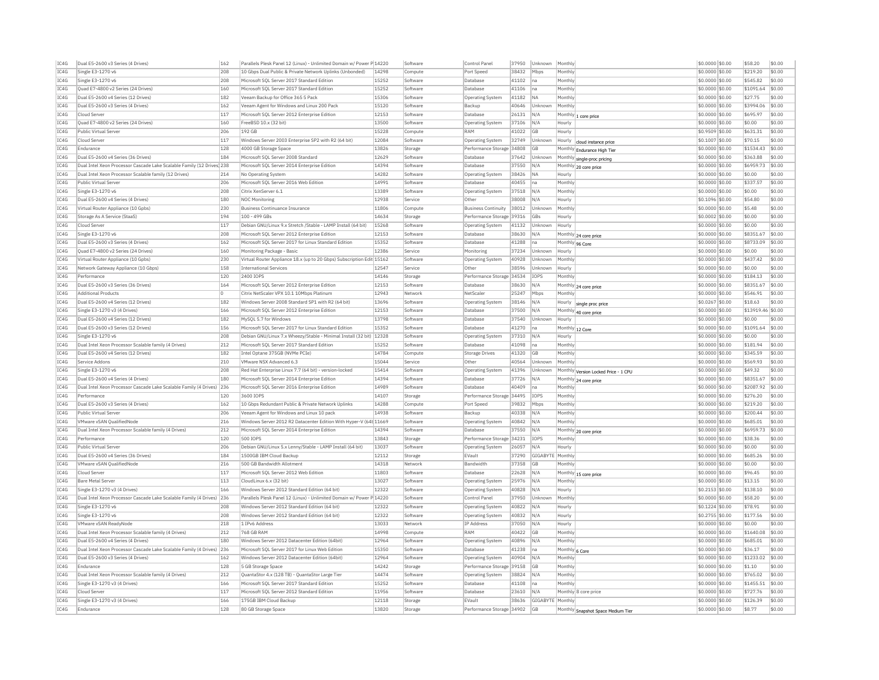| | | | | | | | | | | | | | | |
|---|---|---|---|---|---|---|---|---|---|---|---|---|---|---|
| IC4G | Dual E5-2600 v3 Series (4 Drives) | 162 | Parallels Plesk Panel 12 (Linux) - Unlimited Domain w/ Power P | 14220 | Software | Control Panel | 37950 | Unknown | Monthly | | $0.0000 | $0.00 | $58.20 | $0.00 |
| IC4G | Single E3-1270 v6 | 208 | 10 Gbps Dual Public & Private Network Uplinks (Unbonded) | 14298 | Compute | Port Speed | 38432 | Mbps | Monthly | | $0.0000 | $0.00 | $219.20 | $0.00 |
| IC4G | Single E3-1270 v6 | 208 | Microsoft SQL Server 2017 Standard Edition | 15252 | Software | Database | 41102 | na | Monthly | | $0.0000 | $0.00 | $545.82 | $0.00 |
| IC4G | Quad E7-4800 v2 Series (24 Drives) | 160 | Microsoft SQL Server 2017 Standard Edition | 15252 | Software | Database | 41106 | na | Monthly | | $0.0000 | $0.00 | $1091.64 | $0.00 |
| IC4G | Dual E5-2600 v4 Series (12 Drives) | 182 | Veeam Backup for Office 365 5 Pack | 15306 | Software | Operating System | 41182 | NA | Monthly | | $0.0000 | $0.00 | $27.75 | $0.00 |
| IC4G | Dual E5-2600 v3 Series (4 Drives) | 162 | Veeam Agent for Windows and Linux 200 Pack | 15120 | Software | Backup | 40646 | Unknown | Monthly | | $0.0000 | $0.00 | $3994.06 | $0.00 |
| IC4G | Cloud Server | 117 | Microsoft SQL Server 2012 Enterprise Edition | 12153 | Software | Database | 26131 | N/A | Monthly | 1 core price | $0.0000 | $0.00 | $695.97 | $0.00 |
| IC4G | Quad E7-4800 v2 Series (24 Drives) | 160 | FreeBSD 10.x (32 bit) | 13500 | Software | Operating System | 37106 | N/A | Hourly | | $0.0000 | $0.00 | $0.00 | $0.00 |
| IC4G | Public Virtual Server | 206 | 192 GB | 15228 | Compute | RAM | 41022 | GB | Hourly | | $0.9509 | $0.00 | $631.31 | $0.00 |
| IC4G | Cloud Server | 117 | Windows Server 2003 Enterprise SP2 with R2 (64 bit) | 12084 | Software | Operating System | 32749 | Unknown | Hourly | cloud instance price | $0.1007 | $0.00 | $70.15 | $0.00 |
| IC4G | Endurance | 128 | 4000 GB Storage Space | 13826 | Storage | Performance Storage | 34808 | GB | Monthly | Endurance High Tier | $0.0000 | $0.00 | $1534.43 | $0.00 |
| IC4G | Dual E5-2600 v4 Series (36 Drives) | 184 | Microsoft SQL Server 2008 Standard | 12629 | Software | Database | 37642 | Unknown | Monthly | single-proc pricing | $0.0000 | $0.00 | $363.88 | $0.00 |
| IC4G | Dual Intel Xeon Processor Cascade Lake Scalable Family (12 Drives) | 238 | Microsoft SQL Server 2014 Enterprise Edition | 14394 | Software | Database | 37550 | N/A | Monthly | 20 core price | $0.0000 | $0.00 | $6959.73 | $0.00 |
| IC4G | Dual Intel Xeon Processor Scalable family (12 Drives) | 214 | No Operating System | 14282 | Software | Operating System | 38426 | NA | Hourly | | $0.0000 | $0.00 | $0.00 | $0.00 |
| IC4G | Public Virtual Server | 206 | Microsoft SQL Server 2016 Web Edition | 14991 | Software | Database | 40455 | na | Monthly | | $0.0000 | $0.00 | $337.57 | $0.00 |
| IC4G | Single E3-1270 v6 | 208 | Citrix XenServer 6.1 | 13389 | Software | Operating System | 37518 | N/A | Monthly | | $0.0000 | $0.00 | $0.00 | $0.00 |
| IC4G | Dual E5-2600 v4 Series (4 Drives) | 180 | NOC Monitoring | 12938 | Service | Other | 38008 | N/A | Hourly | | $0.1096 | $0.00 | $54.80 | $0.00 |
| IC4G | Virtual Router Appliance (10 Gpbs) | 230 | Business Continuance Insurance | 11806 | Compute | Business Continuity | 38012 | Unknown | Monthly | | $0.0000 | $0.00 | $5.48 | $0.00 |
| IC4G | Storage As A Service (StaaS) | 194 | 100 - 499 GBs | 14634 | Storage | Performance Storage | 39316 | GBs | Hourly | | $0.0002 | $0.00 | $0.00 | $0.00 |
| IC4G | Cloud Server | 117 | Debian GNU/Linux 9.x Stretch /Stable - LAMP Install (64 bit) | 15268 | Software | Operating System | 41132 | Unknown | Hourly | | $0.0000 | $0.00 | $0.00 | $0.00 |
| IC4G | Single E3-1270 v6 | 208 | Microsoft SQL Server 2012 Enterprise Edition | 12153 | Software | Database | 38630 | N/A | Monthly | 24 core price | $0.0000 | $0.00 | $8351.67 | $0.00 |
| IC4G | Dual E5-2600 v3 Series (4 Drives) | 162 | Microsoft SQL Server 2017 for Linux Standard Edition | 15352 | Software | Database | 41288 | na | Monthly | 96 Core | $0.0000 | $0.00 | $8733.09 | $0.00 |
| IC4G | Quad E7-4800 v2 Series (24 Drives) | 160 | Monitoring Package - Basic | 12386 | Service | Monitoring | 37234 | Unknown | Hourly | | $0.0000 | $0.00 | $0.00 | $0.00 |
| IC4G | Virtual Router Appliance (10 Gpbs) | 230 | Virtual Router Appliance 18.x (up to 20 Gbps) Subscription Edit | 15162 | Software | Operating System | 40928 | Unknown | Monthly | | $0.0000 | $0.00 | $437.42 | $0.00 |
| IC4G | Network Gateway Appliance (10 Gbps) | 158 | International Services | 12547 | Service | Other | 38596 | Unknown | Hourly | | $0.0000 | $0.00 | $0.00 | $0.00 |
| IC4G | Performance | 120 | 2400 IOPS | 14146 | Storage | Performance Storage | 34534 | IOPS | Monthly | | $0.0000 | $0.00 | $184.13 | $0.00 |
| IC4G | Dual E5-2600 v3 Series (36 Drives) | 164 | Microsoft SQL Server 2012 Enterprise Edition | 12153 | Software | Database | 38630 | N/A | Monthly | 24 core price | $0.0000 | $0.00 | $8351.67 | $0.00 |
| IC4G | Additional Products | 0 | Citrix NetScaler VPX 10.1 10Mbps Platinum | 12943 | Network | NetScaler | 25247 | Mbps | Monthly | | $0.0000 | $0.00 | $546.91 | $0.00 |
| IC4G | Dual E5-2600 v4 Series (12 Drives) | 182 | Windows Server 2008 Standard SP1 with R2 (64 bit) | 13696 | Software | Operating System | 38146 | N/A | Hourly | single proc price | $0.0267 | $0.00 | $18.63 | $0.00 |
| IC4G | Single E3-1270 v3 (4 Drives) | 166 | Microsoft SQL Server 2012 Enterprise Edition | 12153 | Software | Database | 37500 | N/A | Monthly | 40 core price | $0.0000 | $0.00 | $13919.46 | $0.00 |
| IC4G | Dual E5-2600 v4 Series (12 Drives) | 182 | MySQL 5.7 for Windows | 13798 | Software | Database | 37540 | Unknown | Hourly | | $0.0000 | $0.00 | $0.00 | $0.00 |
| IC4G | Dual E5-2600 v3 Series (12 Drives) | 156 | Microsoft SQL Server 2017 for Linux Standard Edition | 15352 | Software | Database | 41270 | na | Monthly | 12 Core | $0.0000 | $0.00 | $1091.64 | $0.00 |
| IC4G | Single E3-1270 v6 | 208 | Debian GNU/Linux 7.x Wheezy/Stable - Minimal Install (32 bit) | 12328 | Software | Operating System | 37310 | N/A | Hourly | | $0.0000 | $0.00 | $0.00 | $0.00 |
| IC4G | Dual Intel Xeon Processor Scalable family (4 Drives) | 212 | Microsoft SQL Server 2017 Standard Edition | 15252 | Software | Database | 41098 | na | Monthly | | $0.0000 | $0.00 | $181.94 | $0.00 |
| IC4G | Dual E5-2600 v4 Series (12 Drives) | 182 | Intel Optane 375GB (NVMe PCIe) | 14784 | Compute | Storage Drives | 41320 | GB | Monthly | | $0.0000 | $0.00 | $345.59 | $0.00 |
| IC4G | Service Addons | 210 | VMware NSX Advanced 6.3 | 15044 | Service | Other | 40564 | Unknown | Monthly | | $0.0000 | $0.00 | $569.93 | $0.00 |
| IC4G | Single E3-1270 v6 | 208 | Red Hat Enterprise Linux 7.7 (64 bit) - version-locked | 15414 | Software | Operating System | 41396 | Unknown | Monthly | Version Locked Price - 1 CPU | $0.0000 | $0.00 | $49.32 | $0.00 |
| IC4G | Dual E5-2600 v4 Series (4 Drives) | 180 | Microsoft SQL Server 2014 Enterprise Edition | 14394 | Software | Database | 37726 | N/A | Monthly | 24 core price | $0.0000 | $0.00 | $8351.67 | $0.00 |
| IC4G | Dual Intel Xeon Processor Cascade Lake Scalable Family (4 Drives) | 236 | Microsoft SQL Server 2016 Enterprise Edition | 14989 | Software | Database | 40409 | na | Monthly | | $0.0000 | $0.00 | $2087.92 | $0.00 |
| IC4G | Performance | 120 | 3600 IOPS | 14107 | Storage | Performance Storage | 34495 | IOPS | Monthly | | $0.0000 | $0.00 | $276.20 | $0.00 |
| IC4G | Dual E5-2600 v3 Series (4 Drives) | 162 | 10 Gbps Redundant Public & Private Network Uplinks | 14288 | Compute | Port Speed | 39832 | Mbps | Monthly | | $0.0000 | $0.00 | $219.20 | $0.00 |
| IC4G | Public Virtual Server | 206 | Veeam Agent for Windows and Linux 10 pack | 14938 | Software | Backup | 40338 | N/A | Monthly | | $0.0000 | $0.00 | $200.44 | $0.00 |
| IC4G | VMware vSAN QualifiedNode | 216 | Windows Server 2012 R2 Datacenter Edition With Hyper-V (64t | 11669 | Software | Operating System | 40842 | N/A | Monthly | | $0.0000 | $0.00 | $685.01 | $0.00 |
| IC4G | Dual Intel Xeon Processor Scalable family (4 Drives) | 212 | Microsoft SQL Server 2014 Enterprise Edition | 14394 | Software | Database | 37550 | N/A | Monthly | 20 core price | $0.0000 | $0.00 | $6959.73 | $0.00 |
| IC4G | Performance | 120 | 500 IOPS | 13843 | Storage | Performance Storage | 34231 | IOPS | Monthly | | $0.0000 | $0.00 | $38.36 | $0.00 |
| IC4G | Public Virtual Server | 206 | Debian GNU/Linux 5.x Lenny/Stable - LAMP Install (64 bit) | 13037 | Software | Operating System | 26057 | N/A | Hourly | | $0.0000 | $0.00 | $0.00 | $0.00 |
| IC4G | Dual E5-2600 v4 Series (36 Drives) | 184 | 1500GB IBM Cloud Backup | 12112 | Storage | EVault | 37290 | GIGABYTE | Monthly | | $0.0000 | $0.00 | $685.26 | $0.00 |
| IC4G | VMware vSAN QualifiedNode | 216 | 500 GB Bandwidth Allotment | 14318 | Network | Bandwidth | 37358 | GB | Monthly | | $0.0000 | $0.00 | $0.00 | $0.00 |
| IC4G | Cloud Server | 117 | Microsoft SQL Server 2012 Web Edition | 11803 | Software | Database | 22628 | N/A | Monthly | 15 core price | $0.0000 | $0.00 | $96.45 | $0.00 |
| IC4G | Bare Metal Server | 113 | CloudLinux 6.x (32 bit) | 13027 | Software | Operating System | 25976 | N/A | Monthly | | $0.0000 | $0.00 | $13.15 | $0.00 |
| IC4G | Single E3-1270 v3 (4 Drives) | 166 | Windows Server 2012 Standard Edition (64 bit) | 12322 | Software | Operating System | 40828 | N/A | Hourly | | $0.2153 | $0.00 | $138.10 | $0.00 |
| IC4G | Dual Intel Xeon Processor Cascade Lake Scalable Family (4 Drives) | 236 | Parallels Plesk Panel 12 (Linux) - Unlimited Domain w/ Power P | 14220 | Software | Control Panel | 37950 | Unknown | Monthly | | $0.0000 | $0.00 | $58.20 | $0.00 |
| IC4G | Single E3-1270 v6 | 208 | Windows Server 2012 Standard Edition (64 bit) | 12322 | Software | Operating System | 40822 | N/A | Hourly | | $0.1224 | $0.00 | $78.91 | $0.00 |
| IC4G | Single E3-1270 v6 | 208 | Windows Server 2012 Standard Edition (64 bit) | 12322 | Software | Operating System | 40832 | N/A | Hourly | | $0.2755 | $0.00 | $177.56 | $0.00 |
| IC4G | VMware vSAN ReadyNode | 218 | 1 IPv6 Address | 13033 | Network | IP Address | 37050 | N/A | Hourly | | $0.0000 | $0.00 | $0.00 | $0.00 |
| IC4G | Dual Intel Xeon Processor Scalable family (4 Drives) | 212 | 768 GB RAM | 14998 | Compute | RAM | 40422 | GB | Monthly | | $0.0000 | $0.00 | $1640.08 | $0.00 |
| IC4G | Dual E5-2600 v4 Series (4 Drives) | 180 | Windows Server 2012 Datacenter Edition (64bit) | 12964 | Software | Operating System | 40896 | N/A | Monthly | | $0.0000 | $0.00 | $685.01 | $0.00 |
| IC4G | Dual Intel Xeon Processor Cascade Lake Scalable Family (4 Drives) | 236 | Microsoft SQL Server 2017 for Linux Web Edition | 15350 | Software | Database | 41238 | na | Monthly | 6 Core | $0.0000 | $0.00 | $36.17 | $0.00 |
| IC4G | Dual E5-2600 v3 Series (4 Drives) | 162 | Windows Server 2012 Datacenter Edition (64bit) | 12964 | Software | Operating System | 40904 | N/A | Monthly | | $0.0000 | $0.00 | $1233.02 | $0.00 |
| IC4G | Endurance | 128 | 5 GB Storage Space | 14242 | Storage | Performance Storage | 39158 | GB | Monthly | | $0.0000 | $0.00 | $1.10 | $0.00 |
| IC4G | Dual Intel Xeon Processor Scalable family (4 Drives) | 212 | QuantaStor 4.x (128 TB) - QuantaStor Large Tier | 14474 | Software | Operating System | 38824 | N/A | Monthly | | $0.0000 | $0.00 | $765.02 | $0.00 |
| IC4G | Single E3-1270 v3 (4 Drives) | 166 | Microsoft SQL Server 2017 Standard Edition | 15252 | Software | Database | 41108 | na | Monthly | | $0.0000 | $0.00 | $1455.51 | $0.00 |
| IC4G | Cloud Server | 117 | Microsoft SQL Server 2012 Standard Edition | 11956 | Software | Database | 23610 | N/A | Monthly | 8 core price | $0.0000 | $0.00 | $727.76 | $0.00 |
| IC4G | Single E3-1270 v3 (4 Drives) | 166 | 175GB IBM Cloud Backup | 12118 | Storage | EVault | 38636 | GIGABYTE | Monthly | | $0.0000 | $0.00 | $126.39 | $0.00 |
| IC4G | Endurance | 128 | 80 GB Storage Space | 13820 | Storage | Performance Storage | 34902 | GB | Monthly | Snapshot Space Medium Tier | $0.0000 | $0.00 | $8.77 | $0.00 |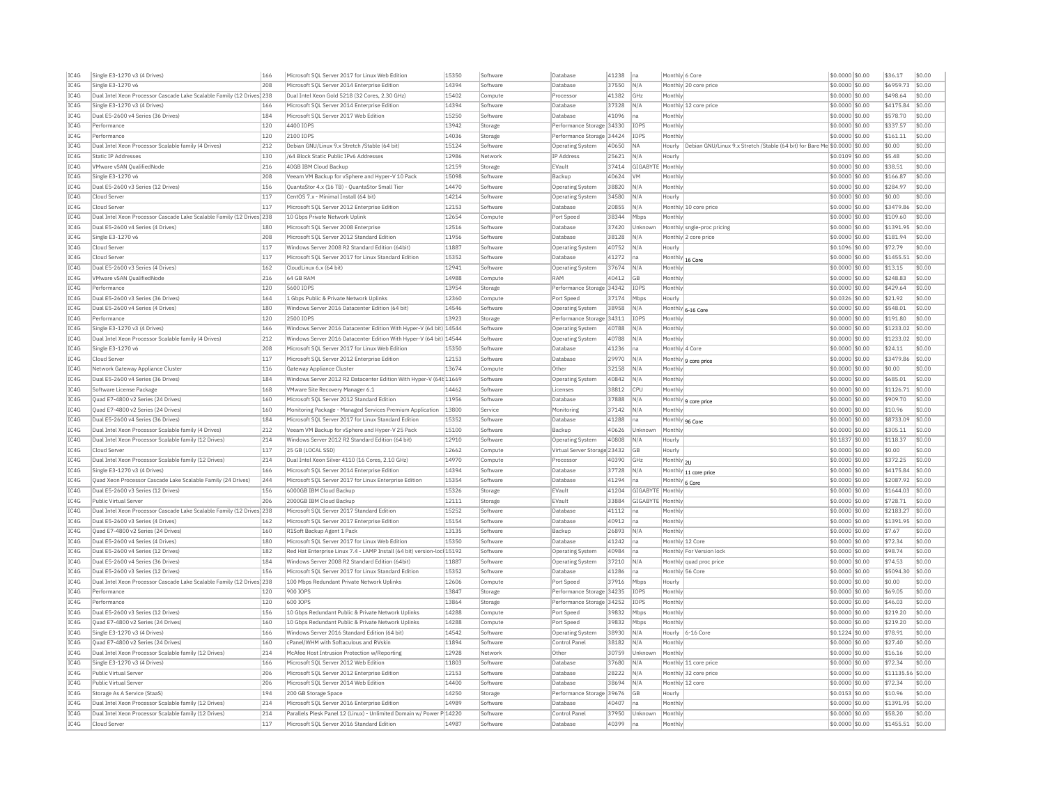| IC4G | Single E3-1270 v3 (4 Drives) | 166 | Microsoft SQL Server 2017 for Linux Web Edition | 15350 | Software | Database | 41238 | na | Monthly | 6 Core | $0.0000 | $0.00 | $36.17 | $0.00 |
|---|---|---|---|---|---|---|---|---|---|---|---|---|---|---|
| IC4G | Single E3-1270 v6 | 208 | Microsoft SQL Server 2014 Enterprise Edition | 14394 | Software | Database | 37550 | N/A | Monthly | 20 core price | $0.0000 | $0.00 | $6959.73 | $0.00 |
| IC4G | Dual Intel Xeon Processor Cascade Lake Scalable Family (12 Drives) | 238 | Dual Intel Xeon Gold 5218 (32 Cores, 2.30 GHz) | 15402 | Compute | Processor | 41382 | GHz | Monthly | | $0.0000 | $0.00 | $498.64 | $0.00 |
| IC4G | Single E3-1270 v3 (4 Drives) | 166 | Microsoft SQL Server 2014 Enterprise Edition | 14394 | Software | Database | 37328 | N/A | Monthly | 12 core price | $0.0000 | $0.00 | $4175.84 | $0.00 |
| IC4G | Dual E5-2600 v4 Series (36 Drives) | 184 | Microsoft SQL Server 2017 Web Edition | 15250 | Software | Database | 41096 | na | Monthly | | $0.0000 | $0.00 | $578.70 | $0.00 |
| IC4G | Performance | 120 | 4400 IOPS | 13942 | Storage | Performance Storage | 34330 | IOPS | Monthly | | $0.0000 | $0.00 | $337.57 | $0.00 |
| IC4G | Performance | 120 | 2100 IOPS | 14036 | Storage | Performance Storage | 34424 | IOPS | Monthly | | $0.0000 | $0.00 | $161.11 | $0.00 |
| IC4G | Dual Intel Xeon Processor Scalable family (4 Drives) | 212 | Debian GNU/Linux 9.x Stretch /Stable (64 bit) | 15124 | Software | Operating System | 40650 | NA | Hourly | Debian GNU/Linux 9.x Stretch /Stable (64 bit) for Bare Me | $0.0000 | $0.00 | $0.00 | $0.00 |
| IC4G | Static IP Addresses | 130 | /64 Block Static Public IPv6 Addresses | 12986 | Network | IP Address | 25621 | N/A | Hourly | | $0.0109 | $0.00 | $5.48 | $0.00 |
| IC4G | VMware vSAN QualifiedNode | 216 | 40GB IBM Cloud Backup | 12159 | Storage | EVault | 37414 | GIGABYTE | Monthly | | $0.0000 | $0.00 | $38.51 | $0.00 |
| IC4G | Single E3-1270 v6 | 208 | Veeam VM Backup for vSphere and Hyper-V 10 Pack | 15098 | Software | Backup | 40624 | VM | Monthly | | $0.0000 | $0.00 | $166.87 | $0.00 |
| IC4G | Dual E5-2600 v3 Series (12 Drives) | 156 | QuantaStor 4.x (16 TB) - QuantaStor Small Tier | 14470 | Software | Operating System | 38820 | N/A | Monthly | | $0.0000 | $0.00 | $284.97 | $0.00 |
| IC4G | Cloud Server | 117 | CentOS 7.x - Minimal Install (64 bit) | 14214 | Software | Operating System | 34580 | N/A | Hourly | | $0.0000 | $0.00 | $0.00 | $0.00 |
| IC4G | Cloud Server | 117 | Microsoft SQL Server 2012 Enterprise Edition | 12153 | Software | Database | 20855 | N/A | Monthly | 10 core price | $0.0000 | $0.00 | $3479.86 | $0.00 |
| IC4G | Dual Intel Xeon Processor Cascade Lake Scalable Family (12 Drives) | 238 | 10 Gbps Private Network Uplink | 12654 | Compute | Port Speed | 38344 | Mbps | Monthly | | $0.0000 | $0.00 | $109.60 | $0.00 |
| IC4G | Dual E5-2600 v4 Series (4 Drives) | 180 | Microsoft SQL Server 2008 Enterprise | 12516 | Software | Database | 37420 | Unknown | Monthly | sngle-proc pricing | $0.0000 | $0.00 | $1391.95 | $0.00 |
| IC4G | Single E3-1270 v6 | 208 | Microsoft SQL Server 2012 Standard Edition | 11956 | Software | Database | 38128 | N/A | Monthly | 2 core price | $0.0000 | $0.00 | $181.94 | $0.00 |
| IC4G | Cloud Server | 117 | Windows Server 2008 R2 Standard Edition (64bit) | 11887 | Software | Operating System | 40752 | N/A | Hourly | | $0.1096 | $0.00 | $72.79 | $0.00 |
| IC4G | Cloud Server | 117 | Microsoft SQL Server 2017 for Linux Standard Edition | 15352 | Software | Database | 41272 | na | Monthly | 16 Core | $0.0000 | $0.00 | $1455.51 | $0.00 |
| IC4G | Dual E5-2600 v3 Series (4 Drives) | 162 | CloudLinux 6.x (64 bit) | 12941 | Software | Operating System | 37674 | N/A | Monthly | | $0.0000 | $0.00 | $13.15 | $0.00 |
| IC4G | VMware vSAN QualifiedNode | 216 | 64 GB RAM | 14988 | Compute | RAM | 40412 | GB | Monthly | | $0.0000 | $0.00 | $248.83 | $0.00 |
| IC4G | Performance | 120 | 5600 IOPS | 13954 | Storage | Performance Storage | 34342 | IOPS | Monthly | | $0.0000 | $0.00 | $429.64 | $0.00 |
| IC4G | Dual E5-2600 v3 Series (36 Drives) | 164 | 1 Gbps Public & Private Network Uplinks | 12360 | Compute | Port Speed | 37174 | Mbps | Hourly | | $0.0326 | $0.00 | $21.92 | $0.00 |
| IC4G | Dual E5-2600 v4 Series (4 Drives) | 180 | Windows Server 2016 Datacenter Edition (64 bit) | 14546 | Software | Operating System | 38958 | N/A | Monthly | 6-16 Core | $0.0000 | $0.00 | $548.01 | $0.00 |
| IC4G | Performance | 120 | 2500 IOPS | 13923 | Storage | Performance Storage | 34311 | IOPS | Monthly | | $0.0000 | $0.00 | $191.80 | $0.00 |
| IC4G | Single E3-1270 v3 (4 Drives) | 166 | Windows Server 2016 Datacenter Edition With Hyper-V (64 bit) | 14544 | Software | Operating System | 40788 | N/A | Monthly | | $0.0000 | $0.00 | $1233.02 | $0.00 |
| IC4G | Dual Intel Xeon Processor Scalable family (4 Drives) | 212 | Windows Server 2016 Datacenter Edition With Hyper-V (64 bit) | 14544 | Software | Operating System | 40788 | N/A | Monthly | | $0.0000 | $0.00 | $1233.02 | $0.00 |
| IC4G | Single E3-1270 v6 | 208 | Microsoft SQL Server 2017 for Linux Web Edition | 15350 | Software | Database | 41236 | na | Monthly | 4 Core | $0.0000 | $0.00 | $24.11 | $0.00 |
| IC4G | Cloud Server | 117 | Microsoft SQL Server 2012 Enterprise Edition | 12153 | Software | Database | 29970 | N/A | Monthly | 9 core price | $0.0000 | $0.00 | $3479.86 | $0.00 |
| IC4G | Network Gateway Appliance Cluster | 116 | Gateway Appliance Cluster | 13674 | Compute | Other | 32158 | N/A | Monthly | | $0.0000 | $0.00 | $0.00 | $0.00 |
| IC4G | Dual E5-2600 v4 Series (36 Drives) | 184 | Windows Server 2012 R2 Datacenter Edition With Hyper-V (64b | 11669 | Software | Operating System | 40842 | N/A | Monthly | | $0.0000 | $0.00 | $685.01 | $0.00 |
| IC4G | Software License Package | 168 | VMware Site Recovery Manager 6.1 | 14462 | Software | Licenses | 38812 | CPU | Monthly | | $0.0000 | $0.00 | $1126.71 | $0.00 |
| IC4G | Quad E7-4800 v2 Series (24 Drives) | 160 | Microsoft SQL Server 2012 Standard Edition | 11956 | Software | Database | 37888 | N/A | Monthly | 9 core price | $0.0000 | $0.00 | $909.70 | $0.00 |
| IC4G | Quad E7-4800 v2 Series (24 Drives) | 160 | Monitoring Package - Managed Services Premium Application | 13800 | Service | Monitoring | 37142 | N/A | Monthly | | $0.0000 | $0.00 | $10.96 | $0.00 |
| IC4G | Dual E5-2600 v4 Series (36 Drives) | 184 | Microsoft SQL Server 2017 for Linux Standard Edition | 15352 | Software | Database | 41288 | na | Monthly | 96 Core | $0.0000 | $0.00 | $8733.09 | $0.00 |
| IC4G | Dual Intel Xeon Processor Scalable family (4 Drives) | 212 | Veeam VM Backup for vSphere and Hyper-V 25 Pack | 15100 | Software | Backup | 40626 | Unknown | Monthly | | $0.0000 | $0.00 | $305.11 | $0.00 |
| IC4G | Dual Intel Xeon Processor Scalable family (12 Drives) | 214 | Windows Server 2012 R2 Standard Edition (64 bit) | 12910 | Software | Operating System | 40808 | N/A | Hourly | | $0.1837 | $0.00 | $118.37 | $0.00 |
| IC4G | Cloud Server | 117 | 25 GB (LOCAL SSD) | 12662 | Compute | Virtual Server Storage | 23432 | GB | Hourly | | $0.0000 | $0.00 | $0.00 | $0.00 |
| IC4G | Dual Intel Xeon Processor Scalable family (12 Drives) | 214 | Dual Intel Xeon Silver 4110 (16 Cores, 2.10 GHz) | 14970 | Compute | Processor | 40390 | GHz | Monthly | 2U | $0.0000 | $0.00 | $372.25 | $0.00 |
| IC4G | Single E3-1270 v3 (4 Drives) | 166 | Microsoft SQL Server 2014 Enterprise Edition | 14394 | Software | Database | 37728 | N/A | Monthly | 11 core price | $0.0000 | $0.00 | $4175.84 | $0.00 |
| IC4G | Quad Xeon Processor Cascade Lake Scalable Family (24 Drives) | 244 | Microsoft SQL Server 2017 for Linux Enterprise Edition | 15354 | Software | Database | 41294 | na | Monthly | 6 Core | $0.0000 | $0.00 | $2087.92 | $0.00 |
| IC4G | Dual E5-2600 v3 Series (12 Drives) | 156 | 6000GB IBM Cloud Backup | 15326 | Storage | EVault | 41204 | GIGABYTE | Monthly | | $0.0000 | $0.00 | $1644.03 | $0.00 |
| IC4G | Public Virtual Server | 206 | 2000GB IBM Cloud Backup | 12111 | Storage | EVault | 33884 | GIGABYTE | Monthly | | $0.0000 | $0.00 | $728.71 | $0.00 |
| IC4G | Dual Intel Xeon Processor Cascade Lake Scalable Family (12 Drives) | 238 | Microsoft SQL Server 2017 Standard Edition | 15252 | Software | Database | 41112 | na | Monthly | | $0.0000 | $0.00 | $2183.27 | $0.00 |
| IC4G | Dual E5-2600 v3 Series (4 Drives) | 162 | Microsoft SQL Server 2017 Enterprise Edition | 15154 | Software | Database | 40912 | na | Monthly | | $0.0000 | $0.00 | $1391.95 | $0.00 |
| IC4G | Quad E7-4800 v2 Series (24 Drives) | 160 | R1Soft Backup Agent 1 Pack | 13135 | Software | Backup | 26893 | N/A | Monthly | | $0.0000 | $0.00 | $7.67 | $0.00 |
| IC4G | Dual E5-2600 v4 Series (4 Drives) | 180 | Microsoft SQL Server 2017 for Linux Web Edition | 15350 | Software | Database | 41242 | na | Monthly | 12 Core | $0.0000 | $0.00 | $72.34 | $0.00 |
| IC4G | Dual E5-2600 v4 Series (12 Drives) | 182 | Red Hat Enterprise Linux 7.4 - LAMP Install (64 bit) version-lock | 15192 | Software | Operating System | 40984 | na | Monthly | For Version lock | $0.0000 | $0.00 | $98.74 | $0.00 |
| IC4G | Dual E5-2600 v4 Series (36 Drives) | 184 | Windows Server 2008 R2 Standard Edition (64bit) | 11887 | Software | Operating System | 37210 | N/A | Monthly | quad proc price | $0.0000 | $0.00 | $74.53 | $0.00 |
| IC4G | Dual E5-2600 v3 Series (12 Drives) | 156 | Microsoft SQL Server 2017 for Linux Standard Edition | 15352 | Software | Database | 41286 | na | Monthly | 56 Core | $0.0000 | $0.00 | $5094.30 | $0.00 |
| IC4G | Dual Intel Xeon Processor Cascade Lake Scalable Family (12 Drives) | 238 | 100 Mbps Redundant Private Network Uplinks | 12606 | Compute | Port Speed | 37916 | Mbps | Hourly | | $0.0000 | $0.00 | $0.00 | $0.00 |
| IC4G | Performance | 120 | 900 IOPS | 13847 | Storage | Performance Storage | 34235 | IOPS | Monthly | | $0.0000 | $0.00 | $69.05 | $0.00 |
| IC4G | Performance | 120 | 600 IOPS | 13864 | Storage | Performance Storage | 34252 | IOPS | Monthly | | $0.0000 | $0.00 | $46.03 | $0.00 |
| IC4G | Dual E5-2600 v3 Series (12 Drives) | 156 | 10 Gbps Redundant Public & Private Network Uplinks | 14288 | Compute | Port Speed | 39832 | Mbps | Monthly | | $0.0000 | $0.00 | $219.20 | $0.00 |
| IC4G | Quad E7-4800 v2 Series (24 Drives) | 160 | 10 Gbps Redundant Public & Private Network Uplinks | 14288 | Compute | Port Speed | 39832 | Mbps | Monthly | | $0.0000 | $0.00 | $219.20 | $0.00 |
| IC4G | Single E3-1270 v3 (4 Drives) | 166 | Windows Server 2016 Standard Edition (64 bit) | 14542 | Software | Operating System | 38930 | N/A | Hourly | 6-16 Core | $0.1224 | $0.00 | $78.91 | $0.00 |
| IC4G | Quad E7-4800 v2 Series (24 Drives) | 160 | cPanel/WHM with Softaculous and RVskin | 11894 | Software | Control Panel | 38182 | N/A | Monthly | | $0.0000 | $0.00 | $27.40 | $0.00 |
| IC4G | Dual Intel Xeon Processor Scalable family (12 Drives) | 214 | McAfee Host Intrusion Protection w/Reporting | 12928 | Network | Other | 30759 | Unknown | Monthly | | $0.0000 | $0.00 | $16.16 | $0.00 |
| IC4G | Single E3-1270 v3 (4 Drives) | 166 | Microsoft SQL Server 2012 Web Edition | 11803 | Software | Database | 37680 | N/A | Monthly | 11 core price | $0.0000 | $0.00 | $72.34 | $0.00 |
| IC4G | Public Virtual Server | 206 | Microsoft SQL Server 2012 Enterprise Edition | 12153 | Software | Database | 28222 | N/A | Monthly | 32 core price | $0.0000 | $0.00 | $11135.56 | $0.00 |
| IC4G | Public Virtual Server | 206 | Microsoft SQL Server 2014 Web Edition | 14400 | Software | Database | 38694 | N/A | Monthly | 12 core | $0.0000 | $0.00 | $72.34 | $0.00 |
| IC4G | Storage As A Service (StaaS) | 194 | 200 GB Storage Space | 14250 | Storage | Performance Storage | 39676 | GB | Hourly | | $0.0153 | $0.00 | $10.96 | $0.00 |
| IC4G | Dual Intel Xeon Processor Scalable family (12 Drives) | 214 | Microsoft SQL Server 2016 Enterprise Edition | 14989 | Software | Database | 40407 | na | Monthly | | $0.0000 | $0.00 | $1391.95 | $0.00 |
| IC4G | Dual Intel Xeon Processor Scalable family (12 Drives) | 214 | Parallels Plesk Panel 12 (Linux) - Unlimited Domain w/ Power P | 14220 | Software | Control Panel | 37950 | Unknown | Monthly | | $0.0000 | $0.00 | $58.20 | $0.00 |
| IC4G | Cloud Server | 117 | Microsoft SQL Server 2016 Standard Edition | 14987 | Software | Database | 40399 | na | Monthly | | $0.0000 | $0.00 | $1455.51 | $0.00 |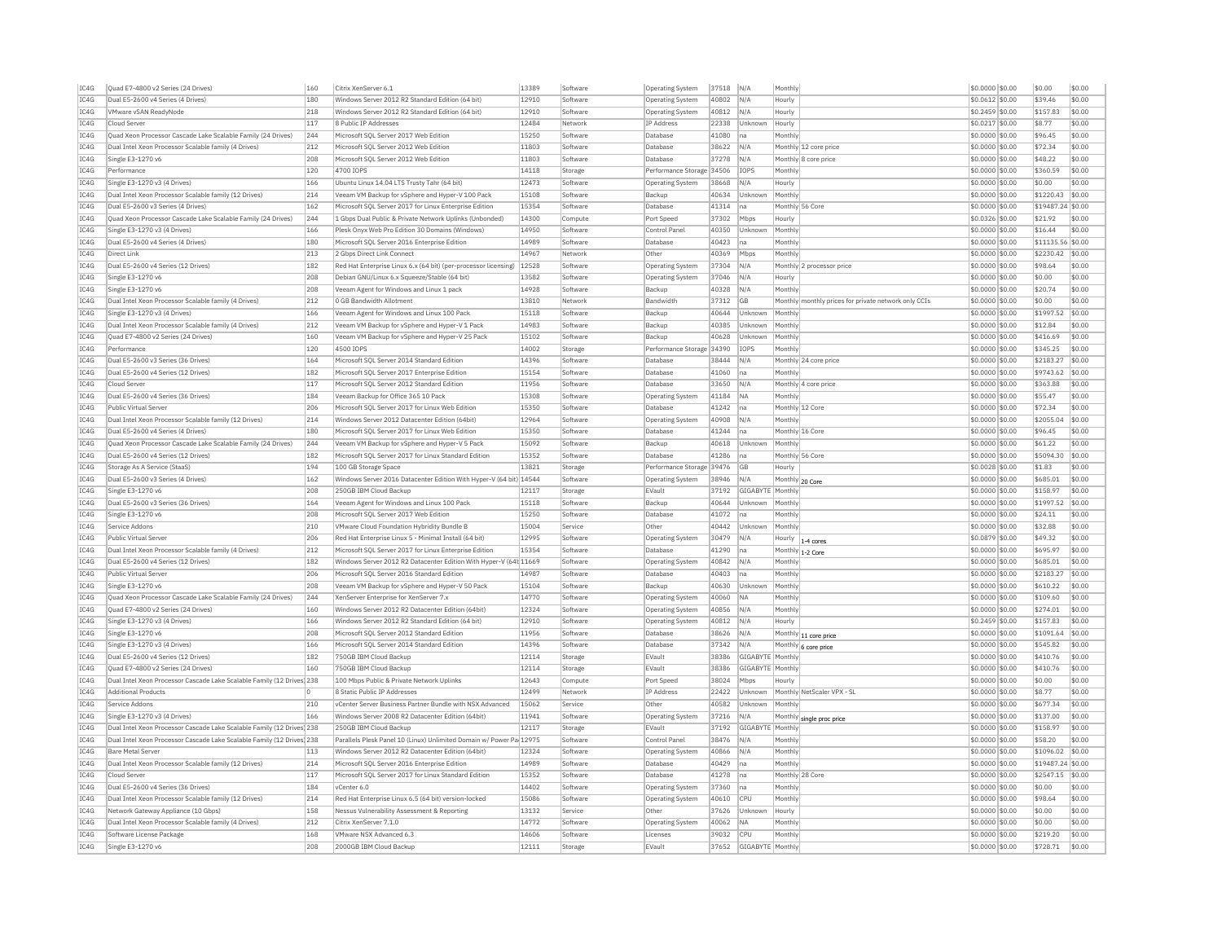| IC4G | Quad E7-4800 v2 Series (24 Drives) | 160 | Citrix XenServer 6.1 | 13389 | Software | Operating System | 37518 | N/A | Monthly | | $0.0000 | $0.00 | $0.00 | $0.00 |
|---|---|---|---|---|---|---|---|---|---|---|---|---|---|---|
| IC4G | Dual E5-2600 v4 Series (4 Drives) | 180 | Windows Server 2012 R2 Standard Edition (64 bit) | 12910 | Software | Operating System | 40802 | N/A | Hourly | | $0.0612 | $0.00 | $39.46 | $0.00 |
| IC4G | VMware vSAN ReadyNode | 218 | Windows Server 2012 R2 Standard Edition (64 bit) | 12910 | Software | Operating System | 40812 | N/A | Hourly | | $0.2459 | $0.00 | $157.83 | $0.00 |
| IC4G | Cloud Server | 117 | 8 Public IP Addresses | 12484 | Network | IP Address | 22338 | Unknown | Hourly | | $0.0217 | $0.00 | $8.77 | $0.00 |
| IC4G | Quad Xeon Processor Cascade Lake Scalable Family (24 Drives) | 244 | Microsoft SQL Server 2017 Web Edition | 15250 | Software | Database | 41080 | na | Monthly | | $0.0000 | $0.00 | $96.45 | $0.00 |
| IC4G | Dual Intel Xeon Processor Scalable family (4 Drives) | 212 | Microsoft SQL Server 2012 Web Edition | 11803 | Software | Database | 38622 | N/A | Monthly | 12 core price | $0.0000 | $0.00 | $72.34 | $0.00 |
| IC4G | Single E3-1270 v6 | 208 | Microsoft SQL Server 2012 Web Edition | 11803 | Software | Database | 37278 | N/A | Monthly | 8 core price | $0.0000 | $0.00 | $48.22 | $0.00 |
| IC4G | Performance | 120 | 4700 IOPS | 14118 | Storage | Performance Storage | 34506 | IOPS | Monthly | | $0.0000 | $0.00 | $360.59 | $0.00 |
| IC4G | Single E3-1270 v3 (4 Drives) | 166 | Ubuntu Linux 14.04 LTS Trusty Tahr (64 bit) | 12473 | Software | Operating System | 38668 | N/A | Hourly | | $0.0000 | $0.00 | $0.00 | $0.00 |
| IC4G | Dual Intel Xeon Processor Scalable family (12 Drives) | 214 | Veeam VM Backup for vSphere and Hyper-V 100 Pack | 15108 | Software | Backup | 40634 | Unknown | Monthly | | $0.0000 | $0.00 | $1220.43 | $0.00 |
| IC4G | Dual E5-2600 v3 Series (4 Drives) | 162 | Microsoft SQL Server 2017 for Linux Enterprise Edition | 15354 | Software | Database | 41314 | na | Monthly | 56 Core | $0.0000 | $0.00 | $19487.24 | $0.00 |
| IC4G | Quad Xeon Processor Cascade Lake Scalable Family (24 Drives) | 244 | 1 Gbps Dual Public & Private Network Uplinks (Unbonded) | 14300 | Compute | Port Speed | 37302 | Mbps | Hourly | | $0.0326 | $0.00 | $21.92 | $0.00 |
| IC4G | Single E3-1270 v3 (4 Drives) | 166 | Plesk Onyx Web Pro Edition 30 Domains (Windows) | 14950 | Software | Control Panel | 40350 | Unknown | Monthly | | $0.0000 | $0.00 | $16.44 | $0.00 |
| IC4G | Dual E5-2600 v4 Series (4 Drives) | 180 | Microsoft SQL Server 2016 Enterprise Edition | 14989 | Software | Database | 40423 | na | Monthly | | $0.0000 | $0.00 | $11135.56 | $0.00 |
| IC4G | Direct Link | 213 | 2 Gbps Direct Link Connect | 14967 | Network | Other | 40369 | Mbps | Monthly | | $0.0000 | $0.00 | $2230.42 | $0.00 |
| IC4G | Dual E5-2600 v4 Series (12 Drives) | 182 | Red Hat Enterprise Linux 6.x (64 bit) (per-processor licensing) | 12528 | Software | Operating System | 37304 | N/A | Monthly | 2 processor price | $0.0000 | $0.00 | $98.64 | $0.00 |
| IC4G | Single E3-1270 v6 | 208 | Debian GNU/Linux 6.x Squeeze/Stable (64 bit) | 13582 | Software | Operating System | 37046 | N/A | Hourly | | $0.0000 | $0.00 | $0.00 | $0.00 |
| IC4G | Single E3-1270 v6 | 208 | Veeam Agent for Windows and Linux 1 pack | 14928 | Software | Backup | 40328 | N/A | Monthly | | $0.0000 | $0.00 | $20.74 | $0.00 |
| IC4G | Dual Intel Xeon Processor Scalable family (4 Drives) | 212 | 0 GB Bandwidth Allotment | 13810 | Network | Bandwidth | 37312 | GB | Monthly | monthly prices for private network only CCIs | $0.0000 | $0.00 | $0.00 | $0.00 |
| IC4G | Single E3-1270 v3 (4 Drives) | 166 | Veeam Agent for Windows and Linux 100 Pack | 15118 | Software | Backup | 40644 | Unknown | Monthly | | $0.0000 | $0.00 | $1997.52 | $0.00 |
| IC4G | Dual Intel Xeon Processor Scalable family (4 Drives) | 212 | Veeam VM Backup for vSphere and Hyper-V 1 Pack | 14983 | Software | Backup | 40385 | Unknown | Monthly | | $0.0000 | $0.00 | $12.84 | $0.00 |
| IC4G | Quad E7-4800 v2 Series (24 Drives) | 160 | Veeam VM Backup for vSphere and Hyper-V 25 Pack | 15102 | Software | Backup | 40628 | Unknown | Monthly | | $0.0000 | $0.00 | $416.69 | $0.00 |
| IC4G | Performance | 120 | 4500 IOPS | 14002 | Storage | Performance Storage | 34390 | IOPS | Monthly | | $0.0000 | $0.00 | $345.25 | $0.00 |
| IC4G | Dual E5-2600 v3 Series (36 Drives) | 164 | Microsoft SQL Server 2014 Standard Edition | 14396 | Software | Database | 38444 | N/A | Monthly | 24 core price | $0.0000 | $0.00 | $2183.27 | $0.00 |
| IC4G | Dual E5-2600 v4 Series (12 Drives) | 182 | Microsoft SQL Server 2017 Enterprise Edition | 15154 | Software | Database | 41060 | na | Monthly | | $0.0000 | $0.00 | $9743.62 | $0.00 |
| IC4G | Cloud Server | 117 | Microsoft SQL Server 2012 Standard Edition | 11956 | Software | Database | 33650 | N/A | Monthly | 4 core price | $0.0000 | $0.00 | $363.88 | $0.00 |
| IC4G | Dual E5-2600 v4 Series (36 Drives) | 184 | Veeam Backup for Office 365 10 Pack | 15308 | Software | Operating System | 41184 | NA | Monthly | | $0.0000 | $0.00 | $55.47 | $0.00 |
| IC4G | Public Virtual Server | 206 | Microsoft SQL Server 2017 for Linux Web Edition | 15350 | Software | Database | 41242 | na | Monthly | 12 Core | $0.0000 | $0.00 | $72.34 | $0.00 |
| IC4G | Dual Intel Xeon Processor Scalable family (12 Drives) | 214 | Windows Server 2012 Datacenter Edition (64bit) | 12964 | Software | Operating System | 40908 | N/A | Monthly | | $0.0000 | $0.00 | $2055.04 | $0.00 |
| IC4G | Dual E5-2600 v4 Series (4 Drives) | 180 | Microsoft SQL Server 2017 for Linux Web Edition | 15350 | Software | Database | 41244 | na | Monthly | 16 Core | $0.0000 | $0.00 | $96.45 | $0.00 |
| IC4G | Quad Xeon Processor Cascade Lake Scalable Family (24 Drives) | 244 | Veeam VM Backup for vSphere and Hyper-V 5 Pack | 15092 | Software | Backup | 40618 | Unknown | Monthly | | $0.0000 | $0.00 | $61.22 | $0.00 |
| IC4G | Dual E5-2600 v4 Series (12 Drives) | 182 | Microsoft SQL Server 2017 for Linux Standard Edition | 15352 | Software | Database | 41286 | na | Monthly | 56 Core | $0.0000 | $0.00 | $5094.30 | $0.00 |
| IC4G | Storage As A Service (StaaS) | 194 | 100 GB Storage Space | 13821 | Storage | Performance Storage | 39476 | GB | Hourly | | $0.0028 | $0.00 | $1.83 | $0.00 |
| IC4G | Dual E5-2600 v3 Series (4 Drives) | 162 | Windows Server 2016 Datacenter Edition With Hyper-V (64 bit) | 14544 | Software | Operating System | 38946 | N/A | Monthly | 20 Core | $0.0000 | $0.00 | $685.01 | $0.00 |
| IC4G | Single E3-1270 v6 | 208 | 250GB IBM Cloud Backup | 12117 | Storage | EVault | 37192 | GIGABYTE | Monthly | | $0.0000 | $0.00 | $158.97 | $0.00 |
| IC4G | Dual E5-2600 v3 Series (36 Drives) | 164 | Veeam Agent for Windows and Linux 100 Pack | 15118 | Software | Backup | 40644 | Unknown | Monthly | | $0.0000 | $0.00 | $1997.52 | $0.00 |
| IC4G | Single E3-1270 v6 | 208 | Microsoft SQL Server 2017 Web Edition | 15250 | Software | Database | 41072 | na | Monthly | | $0.0000 | $0.00 | $24.11 | $0.00 |
| IC4G | Service Addons | 210 | VMware Cloud Foundation Hybridity Bundle B | 15004 | Service | Other | 40442 | Unknown | Monthly | | $0.0000 | $0.00 | $32.88 | $0.00 |
| IC4G | Public Virtual Server | 206 | Red Hat Enterprise Linux 5 - Minimal Install (64 bit) | 12995 | Software | Operating System | 30479 | N/A | Hourly | 1-4 cores | $0.0879 | $0.00 | $49.32 | $0.00 |
| IC4G | Dual Intel Xeon Processor Scalable family (4 Drives) | 212 | Microsoft SQL Server 2017 for Linux Enterprise Edition | 15354 | Software | Database | 41290 | na | Monthly | 1-2 Core | $0.0000 | $0.00 | $695.97 | $0.00 |
| IC4G | Dual E5-2600 v4 Series (12 Drives) | 182 | Windows Server 2012 R2 Datacenter Edition With Hyper-V (64t | 11669 | Software | Operating System | 40842 | N/A | Monthly | | $0.0000 | $0.00 | $685.01 | $0.00 |
| IC4G | Public Virtual Server | 206 | Microsoft SQL Server 2016 Standard Edition | 14987 | Software | Database | 40403 | na | Monthly | | $0.0000 | $0.00 | $2183.27 | $0.00 |
| IC4G | Single E3-1270 v6 | 208 | Veeam VM Backup for vSphere and Hyper-V 50 Pack | 15104 | Software | Backup | 40630 | Unknown | Monthly | | $0.0000 | $0.00 | $610.22 | $0.00 |
| IC4G | Quad Xeon Processor Cascade Lake Scalable Family (24 Drives) | 244 | XenServer Enterprise for XenServer 7.x | 14770 | Software | Operating System | 40060 | NA | Monthly | | $0.0000 | $0.00 | $109.60 | $0.00 |
| IC4G | Quad E7-4800 v2 Series (24 Drives) | 160 | Windows Server 2012 R2 Datacenter Edition (64bit) | 12324 | Software | Operating System | 40856 | N/A | Monthly | | $0.0000 | $0.00 | $274.01 | $0.00 |
| IC4G | Single E3-1270 v3 (4 Drives) | 166 | Windows Server 2012 R2 Standard Edition (64 bit) | 12910 | Software | Operating System | 40812 | N/A | Hourly | | $0.2459 | $0.00 | $157.83 | $0.00 |
| IC4G | Single E3-1270 v6 | 208 | Microsoft SQL Server 2012 Standard Edition | 11956 | Software | Database | 38626 | N/A | Monthly | 11 core price | $0.0000 | $0.00 | $1091.64 | $0.00 |
| IC4G | Single E3-1270 v3 (4 Drives) | 166 | Microsoft SQL Server 2014 Standard Edition | 14396 | Software | Database | 37342 | N/A | Monthly | 6 core price | $0.0000 | $0.00 | $545.82 | $0.00 |
| IC4G | Dual E5-2600 v4 Series (12 Drives) | 182 | 750GB IBM Cloud Backup | 12114 | Storage | EVault | 38386 | GIGABYTE | Monthly | | $0.0000 | $0.00 | $410.76 | $0.00 |
| IC4G | Quad E7-4800 v2 Series (24 Drives) | 160 | 750GB IBM Cloud Backup | 12114 | Storage | EVault | 38386 | GIGABYTE | Monthly | | $0.0000 | $0.00 | $410.76 | $0.00 |
| IC4G | Dual Intel Xeon Processor Cascade Lake Scalable Family (12 Drives) | 238 | 100 Mbps Public & Private Network Uplinks | 12643 | Compute | Port Speed | 38024 | Mbps | Hourly | | $0.0000 | $0.00 | $0.00 | $0.00 |
| IC4G | Additional Products | 0 | 8 Static Public IP Addresses | 12499 | Network | IP Address | 22422 | Unknown | Monthly | NetScaler VPX - SL | $0.0000 | $0.00 | $8.77 | $0.00 |
| IC4G | Service Addons | 210 | vCenter Server Business Partner Bundle with NSX Advanced | 15062 | Service | Other | 40582 | Unknown | Monthly | | $0.0000 | $0.00 | $677.34 | $0.00 |
| IC4G | Single E3-1270 v3 (4 Drives) | 166 | Windows Server 2008 R2 Datacenter Edition (64bit) | 11941 | Software | Operating System | 37216 | N/A | Monthly | single proc price | $0.0000 | $0.00 | $137.00 | $0.00 |
| IC4G | Dual Intel Xeon Processor Cascade Lake Scalable Family (12 Drives) | 238 | 250GB IBM Cloud Backup | 12117 | Storage | EVault | 37192 | GIGABYTE | Monthly | | $0.0000 | $0.00 | $158.97 | $0.00 |
| IC4G | Dual Intel Xeon Processor Cascade Lake Scalable Family (12 Drives) | 238 | Parallels Plesk Panel 10 (Linux) Unlimited Domain w/ Power Pa | 12975 | Software | Control Panel | 38476 | N/A | Monthly | | $0.0000 | $0.00 | $58.20 | $0.00 |
| IC4G | Bare Metal Server | 113 | Windows Server 2012 R2 Datacenter Edition (64bit) | 12324 | Software | Operating System | 40866 | N/A | Monthly | | $0.0000 | $0.00 | $1096.02 | $0.00 |
| IC4G | Dual Intel Xeon Processor Scalable family (12 Drives) | 214 | Microsoft SQL Server 2016 Enterprise Edition | 14989 | Software | Database | 40429 | na | Monthly | | $0.0000 | $0.00 | $19487.24 | $0.00 |
| IC4G | Cloud Server | 117 | Microsoft SQL Server 2017 for Linux Standard Edition | 15352 | Software | Database | 41278 | na | Monthly | 28 Core | $0.0000 | $0.00 | $2547.15 | $0.00 |
| IC4G | Dual E5-2600 v4 Series (36 Drives) | 184 | vCenter 6.0 | 14402 | Software | Operating System | 37360 | na | Monthly | | $0.0000 | $0.00 | $0.00 | $0.00 |
| IC4G | Dual Intel Xeon Processor Scalable family (12 Drives) | 214 | Red Hat Enterprise Linux 6.5 (64 bit) version-locked | 15086 | Software | Operating System | 40610 | CPU | Monthly | | $0.0000 | $0.00 | $98.64 | $0.00 |
| IC4G | Network Gateway Appliance (10 Gbps) | 158 | Nessus Vulnerability Assessment & Reporting | 13132 | Service | Other | 37626 | Unknown | Hourly | | $0.0000 | $0.00 | $0.00 | $0.00 |
| IC4G | Dual Intel Xeon Processor Scalable family (4 Drives) | 212 | Citrix XenServer 7.1.0 | 14772 | Software | Operating System | 40062 | NA | Monthly | | $0.0000 | $0.00 | $0.00 | $0.00 |
| IC4G | Software License Package | 168 | VMware NSX Advanced 6.3 | 14606 | Software | Licenses | 39032 | CPU | Monthly | | $0.0000 | $0.00 | $219.20 | $0.00 |
| IC4G | Single E3-1270 v6 | 208 | 2000GB IBM Cloud Backup | 12111 | Storage | EVault | 37652 | GIGABYTE | Monthly | | $0.0000 | $0.00 | $728.71 | $0.00 |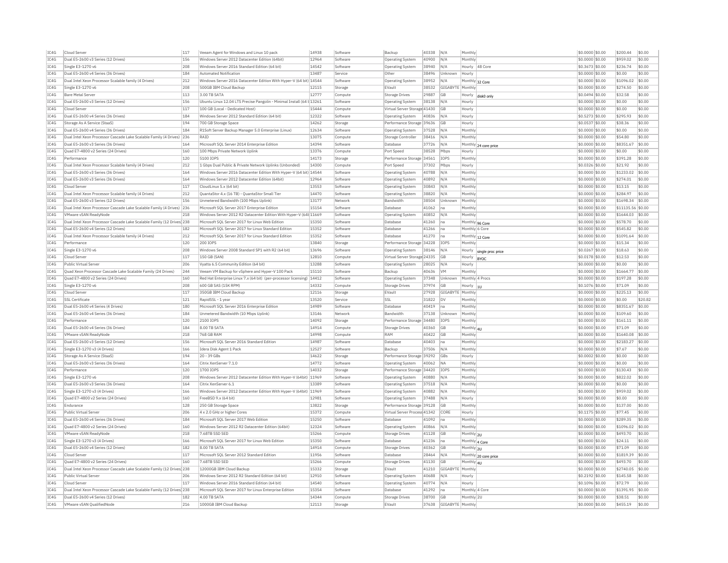| IC4G | Cloud Server | 117 | Veeam Agent for Windows and Linux 10 pack | 14938 | Software | Backup | 40338 | N/A | Monthly | | $0.0000 | $0.00 | $200.44 | $0.00 |
|---|---|---|---|---|---|---|---|---|---|---|---|---|---|---|
| IC4G | Dual E5-2600 v3 Series (12 Drives) | 156 | Windows Server 2012 Datacenter Edition (64bit) | 12964 | Software | Operating System | 40900 | N/A | Monthly | | $0.0000 | $0.00 | $959.02 | $0.00 |
| IC4G | Single E3-1270 v6 | 208 | Windows Server 2016 Standard Edition (64 bit) | 14542 | Software | Operating System | 38940 | N/A | Hourly | 48 Core | $0.3673 | $0.00 | $236.74 | $0.00 |
| IC4G | Dual E5-2600 v4 Series (36 Drives) | 184 | Automated Notification | 13487 | Service | Other | 38496 | Unknown | Hourly | | $0.0000 | $0.00 | $0.00 | $0.00 |
| IC4G | Dual Intel Xeon Processor Scalable family (4 Drives) | 212 | Windows Server 2016 Datacenter Edition With Hyper-V (64 bit) | 14544 | Software | Operating System | 38952 | N/A | Monthly | 32 Core | $0.0000 | $0.00 | $1096.02 | $0.00 |
| IC4G | Single E3-1270 v6 | 208 | 500GB IBM Cloud Backup | 12115 | Storage | EVault | 38532 | GIGABYTE | Monthly | | $0.0000 | $0.00 | $274.50 | $0.00 |
| IC4G | Bare Metal Server | 113 | 3.00 TB SATA | 12777 | Compute | Storage Drives | 29887 | GB | Hourly | disk0 only | $0.0494 | $0.00 | $32.58 | $0.00 |
| IC4G | Dual E5-2600 v3 Series (12 Drives) | 156 | Ubuntu Linux 12.04 LTS Precise Pangolin - Minimal Install (64 b | 13261 | Software | Operating System | 38138 | N/A | Hourly | | $0.0000 | $0.00 | $0.00 | $0.00 |
| IC4G | Cloud Server | 117 | 100 GB (Local - Dedicated Host) | 15444 | Compute | Virtual Server Storage | 41430 | GB | Hourly | | $0.0000 | $0.00 | $0.00 | $0.00 |
| IC4G | Dual E5-2600 v4 Series (36 Drives) | 184 | Windows Server 2012 Standard Edition (64 bit) | 12322 | Software | Operating System | 40836 | N/A | Hourly | | $0.5273 | $0.00 | $295.93 | $0.00 |
| IC4G | Storage As A Service (StaaS) | 194 | 700 GB Storage Space | 14262 | Storage | Performance Storage | 39636 | GB | Hourly | | $0.0537 | $0.00 | $38.36 | $0.00 |
| IC4G | Dual E5-2600 v4 Series (36 Drives) | 184 | R1Soft Server Backup Manager 5.0 Enterprise (Linux) | 12634 | Software | Operating System | 37528 | N/A | Monthly | | $0.0000 | $0.00 | $0.00 | $0.00 |
| IC4G | Dual Intel Xeon Processor Cascade Lake Scalable Family (4 Drives) | 236 | RAID | 13075 | Compute | Storage Controller | 38416 | N/A | Monthly | | $0.0000 | $0.00 | $54.80 | $0.00 |
| IC4G | Dual E5-2600 v3 Series (36 Drives) | 164 | Microsoft SQL Server 2014 Enterprise Edition | 14394 | Software | Database | 37726 | N/A | Monthly | 24 core price | $0.0000 | $0.00 | $8351.67 | $0.00 |
| IC4G | Quad E7-4800 v2 Series (24 Drives) | 160 | 100 Mbps Private Network Uplink | 13376 | Compute | Port Speed | 38528 | Mbps | Hourly | | $0.0000 | $0.00 | $0.00 | $0.00 |
| IC4G | Performance | 120 | 5100 IOPS | 14173 | Storage | Performance Storage | 34561 | IOPS | Monthly | | $0.0000 | $0.00 | $391.28 | $0.00 |
| IC4G | Dual Intel Xeon Processor Scalable family (4 Drives) | 212 | 1 Gbps Dual Public & Private Network Uplinks (Unbonded) | 14300 | Compute | Port Speed | 37302 | Mbps | Hourly | | $0.0326 | $0.00 | $21.92 | $0.00 |
| IC4G | Dual E5-2600 v3 Series (36 Drives) | 164 | Windows Server 2016 Datacenter Edition With Hyper-V (64 bit) | 14544 | Software | Operating System | 40788 | N/A | Monthly | | $0.0000 | $0.00 | $1233.02 | $0.00 |
| IC4G | Dual E5-2600 v3 Series (36 Drives) | 164 | Windows Server 2012 Datacenter Edition (64bit) | 12964 | Software | Operating System | 40892 | N/A | Monthly | | $0.0000 | $0.00 | $274.01 | $0.00 |
| IC4G | Cloud Server | 117 | CloudLinux 5.x (64 bit) | 13553 | Software | Operating System | 30843 | N/A | Monthly | | $0.0000 | $0.00 | $13.15 | $0.00 |
| IC4G | Dual Intel Xeon Processor Scalable family (4 Drives) | 212 | QuantaStor 4.x (16 TB) - QuantaStor Small Tier | 14470 | Software | Operating System | 38820 | N/A | Monthly | | $0.0000 | $0.00 | $284.97 | $0.00 |
| IC4G | Dual E5-2600 v3 Series (12 Drives) | 156 | Unmetered Bandwidth (100 Mbps Uplink) | 13177 | Network | Bandwidth | 38504 | Unknown | Monthly | | $0.0000 | $0.00 | $1698.34 | $0.00 |
| IC4G | Dual Intel Xeon Processor Cascade Lake Scalable Family (4 Drives) | 236 | Microsoft SQL Server 2017 Enterprise Edition | 15154 | Software | Database | 41062 | na | Monthly | | $0.0000 | $0.00 | $11135.56 | $0.00 |
| IC4G | VMware vSAN ReadyNode | 218 | Windows Server 2012 R2 Datacenter Edition With Hyper-V (64b | 11669 | Software | Operating System | 40852 | N/A | Monthly | | $0.0000 | $0.00 | $1644.03 | $0.00 |
| IC4G | Dual Intel Xeon Processor Cascade Lake Scalable Family (12 Drives) | 238 | Microsoft SQL Server 2017 for Linux Web Edition | 15350 | Software | Database | 41260 | na | Monthly | 96 Core | $0.0000 | $0.00 | $578.70 | $0.00 |
| IC4G | Dual E5-2600 v4 Series (12 Drives) | 182 | Microsoft SQL Server 2017 for Linux Standard Edition | 15352 | Software | Database | 41266 | na | Monthly | 6 Core | $0.0000 | $0.00 | $545.82 | $0.00 |
| IC4G | Dual Intel Xeon Processor Scalable family (4 Drives) | 212 | Microsoft SQL Server 2017 for Linux Standard Edition | 15352 | Software | Database | 41270 | na | Monthly | 12 Core | $0.0000 | $0.00 | $1091.64 | $0.00 |
| IC4G | Performance | 120 | 200 IOPS | 13840 | Storage | Performance Storage | 34228 | IOPS | Monthly | | $0.0000 | $0.00 | $15.34 | $0.00 |
| IC4G | Single E3-1270 v6 | 208 | Windows Server 2008 Standard SP1 with R2 (64 bit) | 13696 | Software | Operating System | 38146 | N/A | Hourly | single proc price | $0.0267 | $0.00 | $18.63 | $0.00 |
| IC4G | Cloud Server | 117 | 150 GB (SAN) | 12810 | Compute | Virtual Server Storage | 24335 | GB | Hourly | BYOC | $0.0178 | $0.00 | $12.53 | $0.00 |
| IC4G | Public Virtual Server | 206 | Vyatta 6.5 Community Edition (64 bit) | 13288 | Software | Operating System | 28025 | N/A | Hourly | | $0.0000 | $0.00 | $0.00 | $0.00 |
| IC4G | Quad Xeon Processor Cascade Lake Scalable Family (24 Drives) | 244 | Veeam VM Backup for vSphere and Hyper-V 100 Pack | 15110 | Software | Backup | 40636 | VM | Monthly | | $0.0000 | $0.00 | $1664.77 | $0.00 |
| IC4G | Quad E7-4800 v2 Series (24 Drives) | 160 | Red Hat Enterprise Linux 7.x (64 bit) (per-processor licensing) | 14412 | Software | Operating System | 37348 | Unknown | Monthly | 4 Procs | $0.0000 | $0.00 | $197.28 | $0.00 |
| IC4G | Single E3-1270 v6 | 208 | 600 GB SAS (15K RPM) | 14332 | Compute | Storage Drives | 37974 | GB | Hourly | 1U | $0.1076 | $0.00 | $71.09 | $0.00 |
| IC4G | Cloud Server | 117 | 350GB IBM Cloud Backup | 12116 | Storage | EVault | 27928 | GIGABYTE | Monthly | | $0.0000 | $0.00 | $225.13 | $0.00 |
| IC4G | SSL Certificate | 121 | RapidSSL - 1 year | 13520 | Service | SSL | 31822 | DV | Monthly | | $0.0000 | $0.00 | $0.00 | $20.82 |
| IC4G | Dual E5-2600 v4 Series (4 Drives) | 180 | Microsoft SQL Server 2016 Enterprise Edition | 14989 | Software | Database | 40419 | na | Monthly | | $0.0000 | $0.00 | $8351.67 | $0.00 |
| IC4G | Dual E5-2600 v4 Series (36 Drives) | 184 | Unmetered Bandwidth (10 Mbps Uplink) | 13146 | Network | Bandwidth | 37138 | Unknown | Monthly | | $0.0000 | $0.00 | $109.60 | $0.00 |
| IC4G | Performance | 120 | 2100 IOPS | 14092 | Storage | Performance Storage | 34480 | IOPS | Monthly | | $0.0000 | $0.00 | $161.11 | $0.00 |
| IC4G | Dual E5-2600 v4 Series (36 Drives) | 184 | 8.00 TB SATA | 14914 | Compute | Storage Drives | 40360 | GB | Monthly | 4U | $0.0000 | $0.00 | $71.09 | $0.00 |
| IC4G | VMware vSAN ReadyNode | 218 | 768 GB RAM | 14998 | Compute | RAM | 40422 | GB | Monthly | | $0.0000 | $0.00 | $1640.08 | $0.00 |
| IC4G | Dual E5-2600 v3 Series (12 Drives) | 156 | Microsoft SQL Server 2016 Standard Edition | 14987 | Software | Database | 40403 | na | Monthly | | $0.0000 | $0.00 | $2183.27 | $0.00 |
| IC4G | Single E3-1270 v3 (4 Drives) | 166 | Idera Disk Agent 1 Pack | 12527 | Software | Backup | 37506 | N/A | Monthly | | $0.0000 | $0.00 | $7.67 | $0.00 |
| IC4G | Storage As A Service (StaaS) | 194 | 20 - 39 GBs | 14622 | Storage | Performance Storage | 39292 | GBs | Hourly | | $0.0002 | $0.00 | $0.00 | $0.00 |
| IC4G | Dual E5-2600 v3 Series (36 Drives) | 164 | Citrix XenServer 7.1.0 | 14772 | Software | Operating System | 40062 | NA | Monthly | | $0.0000 | $0.00 | $0.00 | $0.00 |
| IC4G | Performance | 120 | 1700 IOPS | 14032 | Storage | Performance Storage | 34420 | IOPS | Monthly | | $0.0000 | $0.00 | $130.43 | $0.00 |
| IC4G | Single E3-1270 v6 | 208 | Windows Server 2012 Datacenter Edition With Hyper-V (64bit) | 11969 | Software | Operating System | 40880 | N/A | Monthly | | $0.0000 | $0.00 | $822.02 | $0.00 |
| IC4G | Dual E5-2600 v3 Series (36 Drives) | 164 | Citrix XenServer 6.1 | 13389 | Software | Operating System | 37518 | N/A | Monthly | | $0.0000 | $0.00 | $0.00 | $0.00 |
| IC4G | Single E3-1270 v3 (4 Drives) | 166 | Windows Server 2012 Datacenter Edition With Hyper-V (64bit) | 11969 | Software | Operating System | 40882 | N/A | Monthly | | $0.0000 | $0.00 | $959.02 | $0.00 |
| IC4G | Quad E7-4800 v2 Series (24 Drives) | 160 | FreeBSD 9.x (64 bit) | 12981 | Software | Operating System | 37488 | N/A | Hourly | | $0.0000 | $0.00 | $0.00 | $0.00 |
| IC4G | Endurance | 128 | 250 GB Storage Space | 13822 | Storage | Performance Storage | 39128 | GB | Monthly | | $0.0000 | $0.00 | $137.00 | $0.00 |
| IC4G | Public Virtual Server | 206 | 4 x 2.0 GHz or higher Cores | 15372 | Compute | Virtual Server Process | 41342 | CORE | Hourly | | $0.1175 | $0.00 | $77.45 | $0.00 |
| IC4G | Dual E5-2600 v4 Series (36 Drives) | 184 | Microsoft SQL Server 2017 Web Edition | 15250 | Software | Database | 41092 | na | Monthly | | $0.0000 | $0.00 | $289.35 | $0.00 |
| IC4G | Quad E7-4800 v2 Series (24 Drives) | 160 | Windows Server 2012 R2 Datacenter Edition (64bit) | 12324 | Software | Operating System | 40866 | N/A | Monthly | | $0.0000 | $0.00 | $1096.02 | $0.00 |
| IC4G | VMware vSAN ReadyNode | 218 | 7.68TB SSD SED | 15266 | Compute | Storage Drives | 41128 | GB | Monthly | 2U | $0.0000 | $0.00 | $493.70 | $0.00 |
| IC4G | Single E3-1270 v3 (4 Drives) | 166 | Microsoft SQL Server 2017 for Linux Web Edition | 15350 | Software | Database | 41236 | na | Monthly | 4 Core | $0.0000 | $0.00 | $24.11 | $0.00 |
| IC4G | Dual E5-2600 v4 Series (12 Drives) | 182 | 8.00 TB SATA | 14914 | Compute | Storage Drives | 40362 | GB | Monthly | 2U | $0.0000 | $0.00 | $71.09 | $0.00 |
| IC4G | Cloud Server | 117 | Microsoft SQL Server 2012 Standard Edition | 11956 | Software | Database | 28464 | N/A | Monthly | 20 core price | $0.0000 | $0.00 | $1819.39 | $0.00 |
| IC4G | Quad E7-4800 v2 Series (24 Drives) | 160 | 7.68TB SSD SED | 15266 | Compute | Storage Drives | 41130 | GB | Monthly | 4U | $0.0000 | $0.00 | $493.70 | $0.00 |
| IC4G | Dual Intel Xeon Processor Cascade Lake Scalable Family (12 Drives) | 238 | 12000GB IBM Cloud Backup | 15332 | Storage | EVault | 41210 | GIGABYTE | Monthly | | $0.0000 | $0.00 | $2740.05 | $0.00 |
| IC4G | Public Virtual Server | 206 | Windows Server 2012 R2 Standard Edition (64 bit) | 12910 | Software | Operating System | 40688 | N/A | Hourly | | $0.2192 | $0.00 | $145.58 | $0.00 |
| IC4G | Cloud Server | 117 | Windows Server 2016 Standard Edition (64 bit) | 14540 | Software | Operating System | 40774 | N/A | Hourly | | $0.1096 | $0.00 | $72.79 | $0.00 |
| IC4G | Dual Intel Xeon Processor Cascade Lake Scalable Family (12 Drives) | 238 | Microsoft SQL Server 2017 for Linux Enterprise Edition | 15354 | Software | Database | 41292 | na | Monthly | 4 Core | $0.0000 | $0.00 | $1391.95 | $0.00 |
| IC4G | Dual E5-2600 v4 Series (12 Drives) | 182 | 4.00 TB SATA | 14344 | Compute | Storage Drives | 38700 | GB | Monthly | 2U | $0.0000 | $0.00 | $38.51 | $0.00 |
| IC4G | VMware vSAN QualifiedNode | 216 | 1000GB IBM Cloud Backup | 12113 | Storage | EVault | 37638 | GIGABYTE | Monthly | | $0.0000 | $0.00 | $455.19 | $0.00 |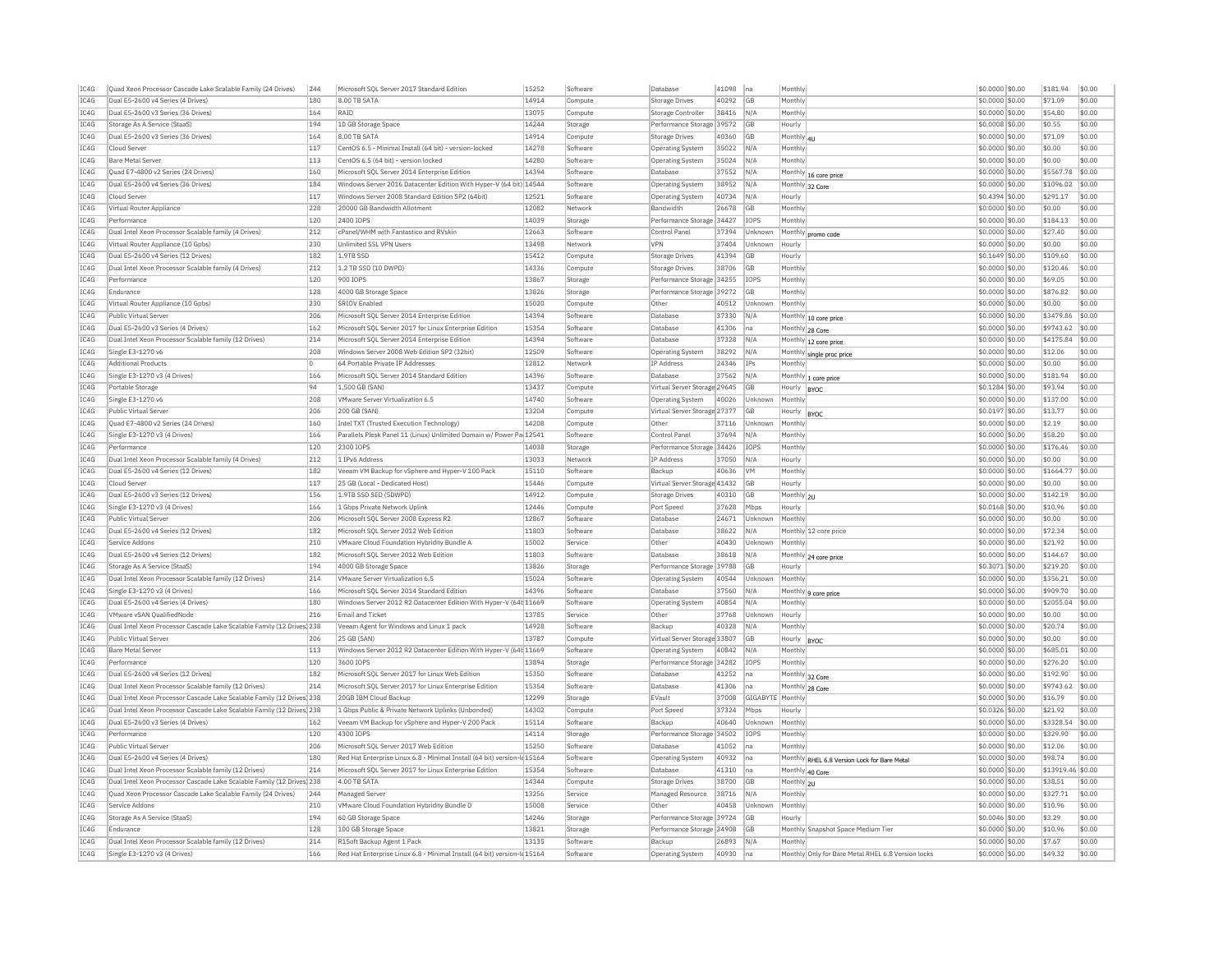| IC4G | Quad Xeon Processor Cascade Lake Scalable Family (24 Drives) | 244 | Microsoft SQL Server 2017 Standard Edition | 15252 | Software | Database | 41098 | na | Monthly | | $0.0000 | $0.00 | $181.94 | $0.00 |
|---|---|---|---|---|---|---|---|---|---|---|---|---|---|---|
| IC4G | Dual E5-2600 v4 Series (4 Drives) | 180 | 8.00 TB SATA | 14914 | Compute | Storage Drives | 40292 | GB | Monthly | | $0.0000 | $0.00 | $71.09 | $0.00 |
| IC4G | Dual E5-2600 v3 Series (36 Drives) | 164 | RAID | 13075 | Compute | Storage Controller | 38416 | N/A | Monthly | | $0.0000 | $0.00 | $54.80 | $0.00 |
| IC4G | Storage As A Service (StaaS) | 194 | 10 GB Storage Space | 14244 | Storage | Performance Storage | 39572 | GB | Hourly | | $0.0008 | $0.00 | $0.55 | $0.00 |
| IC4G | Dual E5-2600 v3 Series (36 Drives) | 164 | 8.00 TB SATA | 14914 | Compute | Storage Drives | 40360 | GB | Monthly | 4U | $0.0000 | $0.00 | $71.09 | $0.00 |
| IC4G | Cloud Server | 117 | CentOS 6.5 - Minimal Install (64 bit) - version-locked | 14278 | Software | Operating System | 35022 | N/A | Monthly | | $0.0000 | $0.00 | $0.00 | $0.00 |
| IC4G | Bare Metal Server | 113 | CentOS 6.5 (64 bit) - version locked | 14280 | Software | Operating System | 35024 | N/A | Monthly | | $0.0000 | $0.00 | $0.00 | $0.00 |
| IC4G | Quad E7-4800 v2 Series (24 Drives) | 160 | Microsoft SQL Server 2014 Enterprise Edition | 14394 | Software | Database | 37552 | N/A | Monthly | 16 core price | $0.0000 | $0.00 | $5567.78 | $0.00 |
| IC4G | Dual E5-2600 v4 Series (36 Drives) | 184 | Windows Server 2016 Datacenter Edition With Hyper-V (64 bit) | 14544 | Software | Operating System | 38952 | N/A | Monthly | 32 Core | $0.0000 | $0.00 | $1096.02 | $0.00 |
| IC4G | Cloud Server | 117 | Windows Server 2008 Standard Edition SP2 (64bit) | 12521 | Software | Operating System | 40734 | N/A | Hourly | | $0.4394 | $0.00 | $291.17 | $0.00 |
| IC4G | Virtual Router Appliance | 228 | 20000 GB Bandwidth Allotment | 12082 | Network | Bandwidth | 26678 | GB | Monthly | | $0.0000 | $0.00 | $0.00 | $0.00 |
| IC4G | Performance | 120 | 2400 IOPS | 14039 | Storage | Performance Storage | 34427 | IOPS | Monthly | | $0.0000 | $0.00 | $184.13 | $0.00 |
| IC4G | Dual Intel Xeon Processor Scalable family (4 Drives) | 212 | cPanel/WHM with Fantastico and RVskin | 12663 | Software | Control Panel | 37394 | Unknown | Monthly | promo code | $0.0000 | $0.00 | $27.40 | $0.00 |
| IC4G | Virtual Router Appliance (10 Gpbs) | 230 | Unlimited SSL VPN Users | 13498 | Network | VPN | 37404 | Unknown | Hourly | | $0.0000 | $0.00 | $0.00 | $0.00 |
| IC4G | Dual E5-2600 v4 Series (12 Drives) | 182 | 1.9TB SSD | 15412 | Compute | Storage Drives | 41394 | GB | Hourly | | $0.1649 | $0.00 | $109.60 | $0.00 |
| IC4G | Dual Intel Xeon Processor Scalable family (4 Drives) | 212 | 1.2 TB SSD (10 DWPD) | 14336 | Compute | Storage Drives | 38706 | GB | Monthly | | $0.0000 | $0.00 | $120.46 | $0.00 |
| IC4G | Performance | 120 | 900 IOPS | 13867 | Storage | Performance Storage | 34255 | IOPS | Monthly | | $0.0000 | $0.00 | $69.05 | $0.00 |
| IC4G | Endurance | 128 | 4000 GB Storage Space | 13826 | Storage | Performance Storage | 39272 | GB | Monthly | | $0.0000 | $0.00 | $876.82 | $0.00 |
| IC4G | Virtual Router Appliance (10 Gpbs) | 230 | SRIOV Enabled | 15020 | Compute | Other | 40512 | Unknown | Monthly | | $0.0000 | $0.00 | $0.00 | $0.00 |
| IC4G | Public Virtual Server | 206 | Microsoft SQL Server 2014 Enterprise Edition | 14394 | Software | Database | 37330 | N/A | Monthly | 10 core price | $0.0000 | $0.00 | $3479.86 | $0.00 |
| IC4G | Dual E5-2600 v3 Series (4 Drives) | 162 | Microsoft SQL Server 2017 for Linux Enterprise Edition | 15354 | Software | Database | 41306 | na | Monthly | 28 Core | $0.0000 | $0.00 | $9743.62 | $0.00 |
| IC4G | Dual Intel Xeon Processor Scalable family (12 Drives) | 214 | Microsoft SQL Server 2014 Enterprise Edition | 14394 | Software | Database | 37328 | N/A | Monthly | 12 core price | $0.0000 | $0.00 | $4175.84 | $0.00 |
| IC4G | Single E3-1270 v6 | 208 | Windows Server 2008 Web Edition SP2 (32bit) | 12509 | Software | Operating System | 38292 | N/A | Monthly | single proc price | $0.0000 | $0.00 | $12.06 | $0.00 |
| IC4G | Additional Products | 0 | 64 Portable Private IP Addresses | 12812 | Network | IP Address | 24346 | IPs | Monthly | | $0.0000 | $0.00 | $0.00 | $0.00 |
| IC4G | Single E3-1270 v3 (4 Drives) | 166 | Microsoft SQL Server 2014 Standard Edition | 14396 | Software | Database | 37562 | N/A | Monthly | 1 core price | $0.0000 | $0.00 | $181.94 | $0.00 |
| IC4G | Portable Storage | 94 | 1,500 GB (SAN) | 13437 | Compute | Virtual Server Storage | 29645 | GB | Hourly | BYOC | $0.1284 | $0.00 | $93.94 | $0.00 |
| IC4G | Single E3-1270 v6 | 208 | VMware Server Virtualization 6.5 | 14740 | Software | Operating System | 40026 | Unknown | Monthly | | $0.0000 | $0.00 | $137.00 | $0.00 |
| IC4G | Public Virtual Server | 206 | 200 GB (SAN) | 13204 | Compute | Virtual Server Storage | 27377 | GB | Hourly | BYOC | $0.0197 | $0.00 | $13.77 | $0.00 |
| IC4G | Quad E7-4800 v2 Series (24 Drives) | 160 | Intel TXT (Trusted Execution Technology) | 14208 | Compute | Other | 37116 | Unknown | Monthly | | $0.0000 | $0.00 | $2.19 | $0.00 |
| IC4G | Single E3-1270 v3 (4 Drives) | 166 | Parallels Plesk Panel 11 (Linux) Unlimited Domain w/ Power Pa | 12541 | Software | Control Panel | 37694 | N/A | Monthly | | $0.0000 | $0.00 | $58.20 | $0.00 |
| IC4G | Performance | 120 | 2300 IOPS | 14038 | Storage | Performance Storage | 34426 | IOPS | Monthly | | $0.0000 | $0.00 | $176.46 | $0.00 |
| IC4G | Dual Intel Xeon Processor Scalable family (4 Drives) | 212 | 1 IPv6 Address | 13033 | Network | IP Address | 37050 | N/A | Hourly | | $0.0000 | $0.00 | $0.00 | $0.00 |
| IC4G | Dual E5-2600 v4 Series (12 Drives) | 182 | Veeam VM Backup for vSphere and Hyper-V 100 Pack | 15110 | Software | Backup | 40636 | VM | Monthly | | $0.0000 | $0.00 | $1664.77 | $0.00 |
| IC4G | Cloud Server | 117 | 25 GB (Local - Dedicated Host) | 15446 | Compute | Virtual Server Storage | 41432 | GB | Hourly | | $0.0000 | $0.00 | $0.00 | $0.00 |
| IC4G | Dual E5-2600 v3 Series (12 Drives) | 156 | 1.9TB SSD SED (5DWPD) | 14912 | Compute | Storage Drives | 40310 | GB | Monthly | 2U | $0.0000 | $0.00 | $142.19 | $0.00 |
| IC4G | Single E3-1270 v3 (4 Drives) | 166 | 1 Gbps Private Network Uplink | 12446 | Compute | Port Speed | 37628 | Mbps | Hourly | | $0.0168 | $0.00 | $10.96 | $0.00 |
| IC4G | Public Virtual Server | 206 | Microsoft SQL Server 2008 Express R2 | 12867 | Software | Database | 24671 | Unknown | Monthly | | $0.0000 | $0.00 | $0.00 | $0.00 |
| IC4G | Dual E5-2600 v4 Series (12 Drives) | 182 | Microsoft SQL Server 2012 Web Edition | 11803 | Software | Database | 38622 | N/A | Monthly | 12 core price | $0.0000 | $0.00 | $72.34 | $0.00 |
| IC4G | Service Addons | 210 | VMware Cloud Foundation Hybridity Bundle A | 15002 | Service | Other | 40430 | Unknown | Monthly | | $0.0000 | $0.00 | $21.92 | $0.00 |
| IC4G | Dual E5-2600 v4 Series (12 Drives) | 182 | Microsoft SQL Server 2012 Web Edition | 11803 | Software | Database | 38618 | N/A | Monthly | 24 core price | $0.0000 | $0.00 | $144.67 | $0.00 |
| IC4G | Storage As A Service (StaaS) | 194 | 4000 GB Storage Space | 13826 | Storage | Performance Storage | 39788 | GB | Hourly | | $0.3071 | $0.00 | $219.20 | $0.00 |
| IC4G | Dual Intel Xeon Processor Scalable family (12 Drives) | 214 | VMware Server Virtualization 6.5 | 15024 | Software | Operating System | 40544 | Unknown | Monthly | | $0.0000 | $0.00 | $356.21 | $0.00 |
| IC4G | Single E3-1270 v3 (4 Drives) | 166 | Microsoft SQL Server 2014 Standard Edition | 14396 | Software | Database | 37560 | N/A | Monthly | 9 core price | $0.0000 | $0.00 | $909.70 | $0.00 |
| IC4G | Dual E5-2600 v4 Series (4 Drives) | 180 | Windows Server 2012 R2 Datacenter Edition With Hyper-V (64t | 11669 | Software | Operating System | 40854 | N/A | Monthly | | $0.0000 | $0.00 | $2055.04 | $0.00 |
| IC4G | VMware vSAN QualifiedNode | 216 | Email and Ticket | 13785 | Service | Other | 37768 | Unknown | Hourly | | $0.0000 | $0.00 | $0.00 | $0.00 |
| IC4G | Dual Intel Xeon Processor Cascade Lake Scalable Family (12 Drives) | 238 | Veeam Agent for Windows and Linux 1 pack | 14928 | Software | Backup | 40328 | N/A | Monthly | | $0.0000 | $0.00 | $20.74 | $0.00 |
| IC4G | Public Virtual Server | 206 | 25 GB (SAN) | 13787 | Compute | Virtual Server Storage | 33807 | GB | Hourly | BYOC | $0.0000 | $0.00 | $0.00 | $0.00 |
| IC4G | Bare Metal Server | 113 | Windows Server 2012 R2 Datacenter Edition With Hyper-V (64t | 11669 | Software | Operating System | 40842 | N/A | Monthly | | $0.0000 | $0.00 | $685.01 | $0.00 |
| IC4G | Performance | 120 | 3600 IOPS | 13894 | Storage | Performance Storage | 34282 | IOPS | Monthly | | $0.0000 | $0.00 | $276.20 | $0.00 |
| IC4G | Dual E5-2600 v4 Series (12 Drives) | 182 | Microsoft SQL Server 2017 for Linux Web Edition | 15350 | Software | Database | 41252 | na | Monthly | 32 Core | $0.0000 | $0.00 | $192.90 | $0.00 |
| IC4G | Dual Intel Xeon Processor Scalable family (12 Drives) | 214 | Microsoft SQL Server 2017 for Linux Enterprise Edition | 15354 | Software | Database | 41306 | na | Monthly | 28 Core | $0.0000 | $0.00 | $9743.62 | $0.00 |
| IC4G | Dual Intel Xeon Processor Cascade Lake Scalable Family (12 Drives) | 238 | 20GB IBM Cloud Backup | 12299 | Storage | EVault | 37008 | GIGABYTE | Monthly | | $0.0000 | $0.00 | $16.79 | $0.00 |
| IC4G | Dual Intel Xeon Processor Cascade Lake Scalable Family (12 Drives) | 238 | 1 Gbps Public & Private Network Uplinks (Unbonded) | 14302 | Compute | Port Speed | 37324 | Mbps | Hourly | | $0.0326 | $0.00 | $21.92 | $0.00 |
| IC4G | Dual E5-2600 v3 Series (4 Drives) | 162 | Veeam VM Backup for vSphere and Hyper-V 200 Pack | 15114 | Software | Backup | 40640 | Unknown | Monthly | | $0.0000 | $0.00 | $3328.54 | $0.00 |
| IC4G | Performance | 120 | 4300 IOPS | 14114 | Storage | Performance Storage | 34502 | IOPS | Monthly | | $0.0000 | $0.00 | $329.90 | $0.00 |
| IC4G | Public Virtual Server | 206 | Microsoft SQL Server 2017 Web Edition | 15250 | Software | Database | 41052 | na | Monthly | | $0.0000 | $0.00 | $12.06 | $0.00 |
| IC4G | Dual E5-2600 v4 Series (4 Drives) | 180 | Red Hat Enterprise Linux 6.8 - Minimal Install (64 bit) version-l | 15164 | Software | Operating System | 40932 | na | Monthly | RHEL 6.8 Version Lock for Bare Metal | $0.0000 | $0.00 | $98.74 | $0.00 |
| IC4G | Dual Intel Xeon Processor Scalable family (12 Drives) | 214 | Microsoft SQL Server 2017 for Linux Enterprise Edition | 15354 | Software | Database | 41310 | na | Monthly | 40 Core | $0.0000 | $0.00 | $13919.46 | $0.00 |
| IC4G | Dual Intel Xeon Processor Cascade Lake Scalable Family (12 Drives) | 238 | 4.00 TB SATA | 14344 | Compute | Storage Drives | 38700 | GB | Monthly | 2U | $0.0000 | $0.00 | $38.51 | $0.00 |
| IC4G | Quad Xeon Processor Cascade Lake Scalable Family (24 Drives) | 244 | Managed Server | 13256 | Service | Managed Resource | 38716 | N/A | Monthly | | $0.0000 | $0.00 | $327.71 | $0.00 |
| IC4G | Service Addons | 210 | VMware Cloud Foundation Hybridity Bundle D | 15008 | Service | Other | 40458 | Unknown | Monthly | | $0.0000 | $0.00 | $10.96 | $0.00 |
| IC4G | Storage As A Service (StaaS) | 194 | 60 GB Storage Space | 14246 | Storage | Performance Storage | 39724 | GB | Hourly | | $0.0046 | $0.00 | $3.29 | $0.00 |
| IC4G | Endurance | 128 | 100 GB Storage Space | 13821 | Storage | Performance Storage | 34908 | GB | Monthly | Snapshot Space Medium Tier | $0.0000 | $0.00 | $10.96 | $0.00 |
| IC4G | Dual Intel Xeon Processor Scalable family (12 Drives) | 214 | R1Soft Backup Agent 1 Pack | 13135 | Software | Backup | 26893 | N/A | Monthly | | $0.0000 | $0.00 | $7.67 | $0.00 |
| IC4G | Single E3-1270 v3 (4 Drives) | 166 | Red Hat Enterprise Linux 6.8 - Minimal Install (64 bit) version-l | 15164 | Software | Operating System | 40930 | na | Monthly | Only for Bare Metal RHEL 6.8 Version locks | $0.0000 | $0.00 | $49.32 | $0.00 |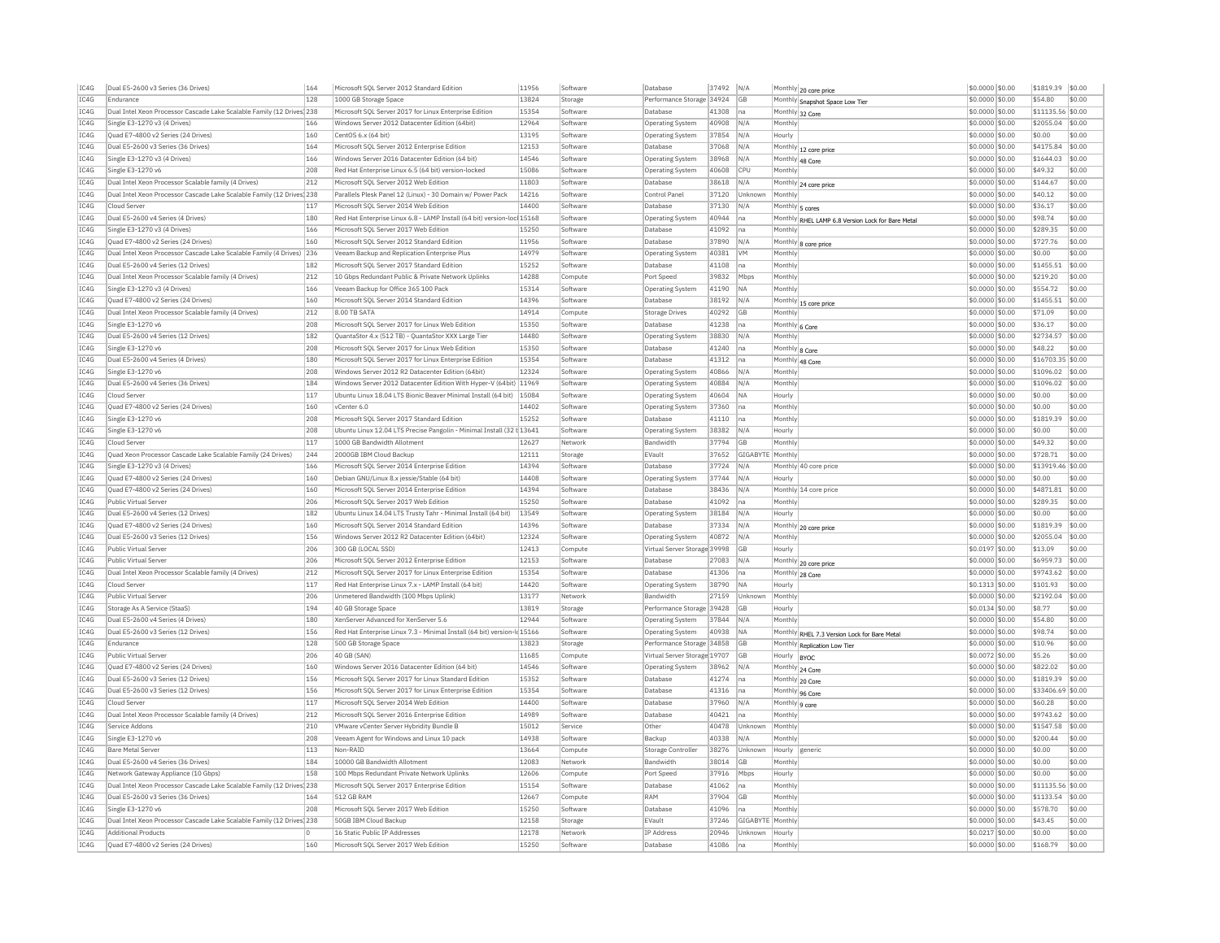| IC4G | Dual E5-2600 v3 Series (36 Drives) | 164 | Microsoft SQL Server 2012 Standard Edition | 11956 | Software | Database | 37492 | N/A | Monthly | 20 core price | $0.0000 | $0.00 | $1819.39 | $0.00 |
|---|---|---|---|---|---|---|---|---|---|---|---|---|---|---|
| IC4G | Endurance | 128 | 1000 GB Storage Space | 13824 | Storage | Performance Storage | 34924 | GB | Monthly | Snapshot Space Low Tier | $0.0000 | $0.00 | $54.80 | $0.00 |
| IC4G | Dual Intel Xeon Processor Cascade Lake Scalable Family (12 Drives) | 238 | Microsoft SQL Server 2017 for Linux Enterprise Edition | 15354 | Software | Database | 41308 | na | Monthly | 32 Core | $0.0000 | $0.00 | $11135.56 | $0.00 |
| IC4G | Single E3-1270 v3 (4 Drives) | 166 | Windows Server 2012 Datacenter Edition (64bit) | 12964 | Software | Operating System | 40908 | N/A | Monthly | | $0.0000 | $0.00 | $2055.04 | $0.00 |
| IC4G | Quad E7-4800 v2 Series (24 Drives) | 160 | CentOS 6.x (64 bit) | 13195 | Software | Operating System | 37854 | N/A | Hourly | | $0.0000 | $0.00 | $0.00 | $0.00 |
| IC4G | Dual E5-2600 v3 Series (36 Drives) | 164 | Microsoft SQL Server 2012 Enterprise Edition | 12153 | Software | Database | 37068 | N/A | Monthly | 12 core price | $0.0000 | $0.00 | $4175.84 | $0.00 |
| IC4G | Single E3-1270 v3 (4 Drives) | 166 | Windows Server 2016 Datacenter Edition (64 bit) | 14546 | Software | Operating System | 38968 | N/A | Monthly | 48 Core | $0.0000 | $0.00 | $1644.03 | $0.00 |
| IC4G | Single E3-1270 v6 | 208 | Red Hat Enterprise Linux 6.5 (64 bit) version-locked | 15086 | Software | Operating System | 40608 | CPU | Monthly | | $0.0000 | $0.00 | $49.32 | $0.00 |
| IC4G | Dual Intel Xeon Processor Scalable family (4 Drives) | 212 | Microsoft SQL Server 2012 Web Edition | 11803 | Software | Database | 38618 | N/A | Monthly | 24 core price | $0.0000 | $0.00 | $144.67 | $0.00 |
| IC4G | Dual Intel Xeon Processor Cascade Lake Scalable Family (12 Drives) | 238 | Parallels Plesk Panel 12 (Linux) - 30 Domain w/ Power Pack | 14216 | Software | Control Panel | 37120 | Unknown | Monthly | | $0.0000 | $0.00 | $40.12 | $0.00 |
| IC4G | Cloud Server | 117 | Microsoft SQL Server 2014 Web Edition | 14400 | Software | Database | 37130 | N/A | Monthly | 5 cores | $0.0000 | $0.00 | $36.17 | $0.00 |
| IC4G | Dual E5-2600 v4 Series (4 Drives) | 180 | Red Hat Enterprise Linux 6.8 - LAMP Install (64 bit) version-lock | 15168 | Software | Operating System | 40944 | na | Monthly | RHEL LAMP 6.8 Version Lock for Bare Metal | $0.0000 | $0.00 | $98.74 | $0.00 |
| IC4G | Single E3-1270 v3 (4 Drives) | 166 | Microsoft SQL Server 2017 Web Edition | 15250 | Software | Database | 41092 | na | Monthly | | $0.0000 | $0.00 | $289.35 | $0.00 |
| IC4G | Quad E7-4800 v2 Series (24 Drives) | 160 | Microsoft SQL Server 2012 Standard Edition | 11956 | Software | Database | 37890 | N/A | Monthly | 8 core price | $0.0000 | $0.00 | $727.76 | $0.00 |
| IC4G | Dual Intel Xeon Processor Cascade Lake Scalable Family (4 Drives) | 236 | Veeam Backup and Replication Enterprise Plus | 14979 | Software | Operating System | 40381 | VM | Monthly | | $0.0000 | $0.00 | $0.00 | $0.00 |
| IC4G | Dual E5-2600 v4 Series (12 Drives) | 182 | Microsoft SQL Server 2017 Standard Edition | 15252 | Software | Database | 41108 | na | Monthly | | $0.0000 | $0.00 | $1455.51 | $0.00 |
| IC4G | Dual Intel Xeon Processor Scalable family (4 Drives) | 212 | 10 Gbps Redundant Public & Private Network Uplinks | 14288 | Compute | Port Speed | 39832 | Mbps | Monthly | | $0.0000 | $0.00 | $219.20 | $0.00 |
| IC4G | Single E3-1270 v3 (4 Drives) | 166 | Veeam Backup for Office 365 100 Pack | 15314 | Software | Operating System | 41190 | NA | Monthly | | $0.0000 | $0.00 | $554.72 | $0.00 |
| IC4G | Quad E7-4800 v2 Series (24 Drives) | 160 | Microsoft SQL Server 2014 Standard Edition | 14396 | Software | Database | 38192 | N/A | Monthly | 15 core price | $0.0000 | $0.00 | $1455.51 | $0.00 |
| IC4G | Dual Intel Xeon Processor Scalable family (4 Drives) | 212 | 8.00 TB SATA | 14914 | Compute | Storage Drives | 40292 | GB | Monthly | | $0.0000 | $0.00 | $71.09 | $0.00 |
| IC4G | Single E3-1270 v6 | 208 | Microsoft SQL Server 2017 for Linux Web Edition | 15350 | Software | Database | 41238 | na | Monthly | 6 Core | $0.0000 | $0.00 | $36.17 | $0.00 |
| IC4G | Dual E5-2600 v4 Series (12 Drives) | 182 | QuantaStor 4.x (512 TB) - QuantaStor XXX Large Tier | 14480 | Software | Operating System | 38830 | N/A | Monthly | | $0.0000 | $0.00 | $2734.57 | $0.00 |
| IC4G | Single E3-1270 v6 | 208 | Microsoft SQL Server 2017 for Linux Web Edition | 15350 | Software | Database | 41240 | na | Monthly | 8 Core | $0.0000 | $0.00 | $48.22 | $0.00 |
| IC4G | Dual E5-2600 v4 Series (4 Drives) | 180 | Microsoft SQL Server 2017 for Linux Enterprise Edition | 15354 | Software | Database | 41312 | na | Monthly | 48 Core | $0.0000 | $0.00 | $16703.35 | $0.00 |
| IC4G | Single E3-1270 v6 | 208 | Windows Server 2012 R2 Datacenter Edition (64bit) | 12324 | Software | Operating System | 40866 | N/A | Monthly | | $0.0000 | $0.00 | $1096.02 | $0.00 |
| IC4G | Dual E5-2600 v4 Series (36 Drives) | 184 | Windows Server 2012 Datacenter Edition With Hyper-V (64bit) | 11969 | Software | Operating System | 40884 | N/A | Monthly | | $0.0000 | $0.00 | $1096.02 | $0.00 |
| IC4G | Cloud Server | 117 | Ubuntu Linux 18.04 LTS Bionic Beaver Minimal Install (64 bit) | 15084 | Software | Operating System | 40604 | NA | Hourly | | $0.0000 | $0.00 | $0.00 | $0.00 |
| IC4G | Quad E7-4800 v2 Series (24 Drives) | 160 | vCenter 6.0 | 14402 | Software | Operating System | 37360 | na | Monthly | | $0.0000 | $0.00 | $0.00 | $0.00 |
| IC4G | Single E3-1270 v6 | 208 | Microsoft SQL Server 2017 Standard Edition | 15252 | Software | Database | 41110 | na | Monthly | | $0.0000 | $0.00 | $1819.39 | $0.00 |
| IC4G | Single E3-1270 v6 | 208 | Ubuntu Linux 12.04 LTS Precise Pangolin - Minimal Install (32 b | 13641 | Software | Operating System | 38382 | N/A | Hourly | | $0.0000 | $0.00 | $0.00 | $0.00 |
| IC4G | Cloud Server | 117 | 1000 GB Bandwidth Allotment | 12627 | Network | Bandwidth | 37794 | GB | Monthly | | $0.0000 | $0.00 | $49.32 | $0.00 |
| IC4G | Quad Xeon Processor Cascade Lake Scalable Family (24 Drives) | 244 | 2000GB IBM Cloud Backup | 12111 | Storage | EVault | 37652 | GIGABYTE | Monthly | | $0.0000 | $0.00 | $728.71 | $0.00 |
| IC4G | Single E3-1270 v3 (4 Drives) | 166 | Microsoft SQL Server 2014 Enterprise Edition | 14394 | Software | Database | 37724 | N/A | Monthly | 40 core price | $0.0000 | $0.00 | $13919.46 | $0.00 |
| IC4G | Quad E7-4800 v2 Series (24 Drives) | 160 | Debian GNU/Linux 8.x jessie/Stable (64 bit) | 14408 | Software | Operating System | 37744 | N/A | Hourly | | $0.0000 | $0.00 | $0.00 | $0.00 |
| IC4G | Quad E7-4800 v2 Series (24 Drives) | 160 | Microsoft SQL Server 2014 Enterprise Edition | 14394 | Software | Database | 38436 | N/A | Monthly | 14 core price | $0.0000 | $0.00 | $4871.81 | $0.00 |
| IC4G | Public Virtual Server | 206 | Microsoft SQL Server 2017 Web Edition | 15250 | Software | Database | 41092 | na | Monthly | | $0.0000 | $0.00 | $289.35 | $0.00 |
| IC4G | Dual E5-2600 v4 Series (12 Drives) | 182 | Ubuntu Linux 14.04 LTS Trusty Tahr - Minimal Install (64 bit) | 13549 | Software | Operating System | 38184 | N/A | Hourly | | $0.0000 | $0.00 | $0.00 | $0.00 |
| IC4G | Quad E7-4800 v2 Series (24 Drives) | 160 | Microsoft SQL Server 2014 Standard Edition | 14396 | Software | Database | 37334 | N/A | Monthly | 20 core price | $0.0000 | $0.00 | $1819.39 | $0.00 |
| IC4G | Dual E5-2600 v3 Series (12 Drives) | 156 | Windows Server 2012 R2 Datacenter Edition (64bit) | 12324 | Software | Operating System | 40872 | N/A | Monthly | | $0.0000 | $0.00 | $2055.04 | $0.00 |
| IC4G | Public Virtual Server | 206 | 300 GB (LOCAL SSD) | 12413 | Compute | Virtual Server Storage | 39998 | GB | Hourly | | $0.0197 | $0.00 | $13.09 | $0.00 |
| IC4G | Public Virtual Server | 206 | Microsoft SQL Server 2012 Enterprise Edition | 12153 | Software | Database | 27083 | N/A | Monthly | 20 core price | $0.0000 | $0.00 | $6959.73 | $0.00 |
| IC4G | Dual Intel Xeon Processor Scalable family (4 Drives) | 212 | Microsoft SQL Server 2017 for Linux Enterprise Edition | 15354 | Software | Database | 41306 | na | Monthly | 28 Core | $0.0000 | $0.00 | $9743.62 | $0.00 |
| IC4G | Cloud Server | 117 | Red Hat Enterprise Linux 7.x - LAMP Install (64 bit) | 14420 | Software | Operating System | 38790 | NA | Hourly | | $0.1313 | $0.00 | $101.93 | $0.00 |
| IC4G | Public Virtual Server | 206 | Unmetered Bandwidth (100 Mbps Uplink) | 13177 | Network | Bandwidth | 27159 | Unknown | Monthly | | $0.0000 | $0.00 | $2192.04 | $0.00 |
| IC4G | Storage As A Service (StaaS) | 194 | 40 GB Storage Space | 13819 | Storage | Performance Storage | 39428 | GB | Hourly | | $0.0134 | $0.00 | $8.77 | $0.00 |
| IC4G | Dual E5-2600 v4 Series (4 Drives) | 180 | XenServer Advanced for XenServer 5.6 | 12944 | Software | Operating System | 37844 | N/A | Monthly | | $0.0000 | $0.00 | $54.80 | $0.00 |
| IC4G | Dual E5-2600 v3 Series (12 Drives) | 156 | Red Hat Enterprise Linux 7.3 - Minimal Install (64 bit) version-lo | 15166 | Software | Operating System | 40938 | NA | Monthly | RHEL 7.3 Version Lock for Bare Metal | $0.0000 | $0.00 | $98.74 | $0.00 |
| IC4G | Endurance | 128 | 500 GB Storage Space | 13823 | Storage | Performance Storage | 34858 | GB | Monthly | Replication Low Tier | $0.0000 | $0.00 | $10.96 | $0.00 |
| IC4G | Public Virtual Server | 206 | 40 GB (SAN) | 11685 | Compute | Virtual Server Storage | 19707 | GB | Hourly | BYOC | $0.0072 | $0.00 | $5.26 | $0.00 |
| IC4G | Quad E7-4800 v2 Series (24 Drives) | 160 | Windows Server 2016 Datacenter Edition (64 bit) | 14546 | Software | Operating System | 38962 | N/A | Monthly | 24 Core | $0.0000 | $0.00 | $822.02 | $0.00 |
| IC4G | Dual E5-2600 v3 Series (12 Drives) | 156 | Microsoft SQL Server 2017 for Linux Standard Edition | 15352 | Software | Database | 41274 | na | Monthly | 20 Core | $0.0000 | $0.00 | $1819.39 | $0.00 |
| IC4G | Dual E5-2600 v3 Series (12 Drives) | 156 | Microsoft SQL Server 2017 for Linux Enterprise Edition | 15354 | Software | Database | 41316 | na | Monthly | 96 Core | $0.0000 | $0.00 | $33406.69 | $0.00 |
| IC4G | Cloud Server | 117 | Microsoft SQL Server 2014 Web Edition | 14400 | Software | Database | 37960 | N/A | Monthly | 9 core | $0.0000 | $0.00 | $60.28 | $0.00 |
| IC4G | Dual Intel Xeon Processor Scalable family (4 Drives) | 212 | Microsoft SQL Server 2016 Enterprise Edition | 14989 | Software | Database | 40421 | na | Monthly | | $0.0000 | $0.00 | $9743.62 | $0.00 |
| IC4G | Service Addons | 210 | VMware vCenter Server Hybridity Bundle B | 15012 | Service | Other | 40478 | Unknown | Monthly | | $0.0000 | $0.00 | $1547.58 | $0.00 |
| IC4G | Single E3-1270 v6 | 208 | Veeam Agent for Windows and Linux 10 pack | 14938 | Software | Backup | 40338 | N/A | Monthly | | $0.0000 | $0.00 | $200.44 | $0.00 |
| IC4G | Bare Metal Server | 113 | Non-RAID | 13664 | Compute | Storage Controller | 38276 | Unknown | Hourly | generic | $0.0000 | $0.00 | $0.00 | $0.00 |
| IC4G | Dual E5-2600 v4 Series (36 Drives) | 184 | 10000 GB Bandwidth Allotment | 12083 | Network | Bandwidth | 38014 | GB | Monthly | | $0.0000 | $0.00 | $0.00 | $0.00 |
| IC4G | Network Gateway Appliance (10 Gbps) | 158 | 100 Mbps Redundant Private Network Uplinks | 12606 | Compute | Port Speed | 37916 | Mbps | Hourly | | $0.0000 | $0.00 | $0.00 | $0.00 |
| IC4G | Dual Intel Xeon Processor Cascade Lake Scalable Family (12 Drives) | 238 | Microsoft SQL Server 2017 Enterprise Edition | 15154 | Software | Database | 41062 | na | Monthly | | $0.0000 | $0.00 | $11135.56 | $0.00 |
| IC4G | Dual E5-2600 v3 Series (36 Drives) | 164 | 512 GB RAM | 12667 | Compute | RAM | 37904 | GB | Monthly | | $0.0000 | $0.00 | $1133.54 | $0.00 |
| IC4G | Single E3-1270 v6 | 208 | Microsoft SQL Server 2017 Web Edition | 15250 | Software | Database | 41096 | na | Monthly | | $0.0000 | $0.00 | $578.70 | $0.00 |
| IC4G | Dual Intel Xeon Processor Cascade Lake Scalable Family (12 Drives) | 238 | 50GB IBM Cloud Backup | 12158 | Storage | EVault | 37246 | GIGABYTE | Monthly | | $0.0000 | $0.00 | $43.45 | $0.00 |
| IC4G | Additional Products | 0 | 16 Static Public IP Addresses | 12178 | Network | IP Address | 20946 | Unknown | Hourly | | $0.0217 | $0.00 | $0.00 | $0.00 |
| IC4G | Quad E7-4800 v2 Series (24 Drives) | 160 | Microsoft SQL Server 2017 Web Edition | 15250 | Software | Database | 41086 | na | Monthly | | $0.0000 | $0.00 | $168.79 | $0.00 |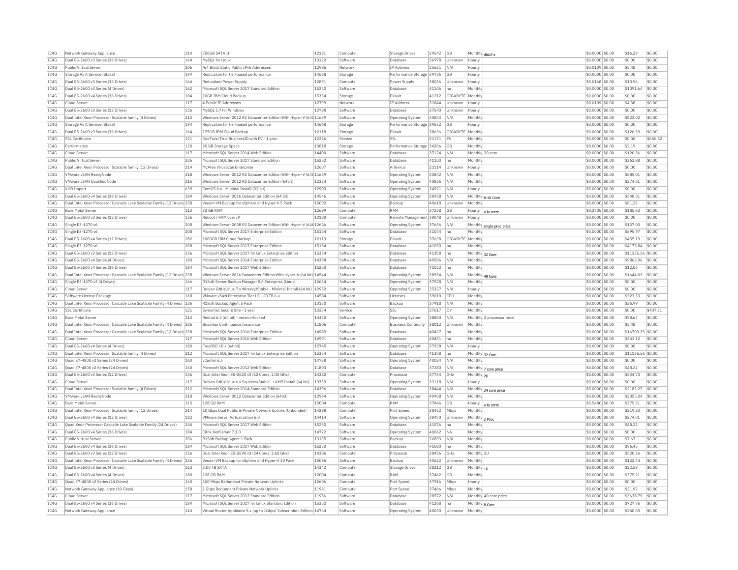| IC4G | Network Gateway Appliance | 114 | 750GB SATA II | 12191 | Compute | Storage Drives | 29542 | GB | Monthly | disk2-x | $0.0000 | $0.00 | $16.29 | $0.00 |
|---|---|---|---|---|---|---|---|---|---|---|---|---|---|---|
| IC4G | Dual E5-2600 v3 Series (36 Drives) | 164 | MySQL for Linux | 13122 | Software | Database | 36978 | Unknown | Hourly | | $0.0000 | $0.00 | $0.00 | $0.00 |
| IC4G | Public Virtual Server | 206 | /64 Block Static Public IPv6 Addresses | 12986 | Network | IP Address | 25621 | N/A | Hourly | | $0.0109 | $0.00 | $5.48 | $0.00 |
| IC4G | Storage As A Service (StaaS) | 194 | Replication for tier-based performance | 14668 | Storage | Performance Storage | 39736 | GB | Hourly | | $0.0000 | $0.00 | $0.00 | $0.00 |
| IC4G | Dual E5-2600 v3 Series (36 Drives) | 164 | Redundant Power Supply | 12891 | Compute | Power Supply | 38036 | Unknown | Hourly | | $0.0168 | $0.00 | $10.96 | $0.00 |
| IC4G | Dual E5-2600 v3 Series (4 Drives) | 162 | Microsoft SQL Server 2017 Standard Edition | 15252 | Software | Database | 41106 | na | Monthly | | $0.0000 | $0.00 | $1091.64 | $0.00 |
| IC4G | Dual E5-2600 v4 Series (36 Drives) | 184 | 10GB IBM Cloud Backup | 15334 | Storage | EVault | 41212 | GIGABYTE | Monthly | | $0.0000 | $0.00 | $0.00 | $0.00 |
| IC4G | Cloud Server | 117 | 4 Public IP Addresses | 12799 | Network | IP Address | 31844 | Unknown | Hourly | | $0.0109 | $0.00 | $4.38 | $0.00 |
| IC4G | Dual E5-2600 v3 Series (12 Drives) | 156 | MySQL 5.7 for Windows | 13798 | Software | Database | 37540 | Unknown | Hourly | | $0.0000 | $0.00 | $0.00 | $0.00 |
| IC4G | Dual Intel Xeon Processor Scalable family (4 Drives) | 212 | Windows Server 2012 R2 Datacenter Edition With Hyper-V (64t | 11669 | Software | Operating System | 40844 | N/A | Monthly | | $0.0000 | $0.00 | $822.02 | $0.00 |
| IC4G | Storage As A Service (StaaS) | 194 | Replication for tier-based performance | 14668 | Storage | Performance Storage | 39552 | GB | Hourly | | $0.0000 | $0.00 | $0.00 | $0.00 |
| IC4G | Dual E5-2600 v3 Series (36 Drives) | 164 | 175GB IBM Cloud Backup | 12118 | Storage | EVault | 38636 | GIGABYTE | Monthly | | $0.0000 | $0.00 | $126.39 | $0.00 |
| IC4G | SSL Certificate | 121 | GeoTrust True BusinessID with EV - 1 year | 12226 | Service | SSL | 21151 | EV | Monthly | | $0.0000 | $0.00 | $0.00 | $656.52 |
| IC4G | Performance | 120 | 20 GB Storage Space | 13818 | Storage | Performance Storage | 34206 | GB | Monthly | | $0.0000 | $0.00 | $2.19 | $0.00 |
| IC4G | Cloud Server | 117 | Microsoft SQL Server 2014 Web Edition | 14400 | Software | Database | 37124 | N/A | Monthly | 20 core | $0.0000 | $0.00 | $120.56 | $0.00 |
| IC4G | Public Virtual Server | 206 | Microsoft SQL Server 2017 Standard Edition | 15252 | Software | Database | 41100 | na | Monthly | | $0.0000 | $0.00 | $363.88 | $0.00 |
| IC4G | Dual Intel Xeon Processor Scalable family (12 Drives) | 214 | McAfee VirusScan Enterprise | 12607 | Software | Antivirus | 23114 | Unknown | Hourly | | $0.0000 | $0.00 | $0.00 | $0.00 |
| IC4G | VMware vSAN ReadyNode | 218 | Windows Server 2012 R2 Datacenter Edition With Hyper-V (64t | 11669 | Software | Operating System | 40842 | N/A | Monthly | | $0.0000 | $0.00 | $685.01 | $0.00 |
| IC4G | VMware vSAN QualifiedNode | 216 | Windows Server 2012 R2 Datacenter Edition (64bit) | 12324 | Software | Operating System | 40856 | N/A | Monthly | | $0.0000 | $0.00 | $274.01 | $0.00 |
| IC4G | VHD Import | 639 | CentOS 6.x - Minimal Install (32 bit) | 12903 | Software | Operating System | 24921 | N/A | Hourly | | $0.0000 | $0.00 | $0.00 | $0.00 |
| IC4G | Dual E5-2600 v4 Series (36 Drives) | 184 | Windows Server 2016 Datacenter Edition (64 bit) | 14546 | Software | Operating System | 38958 | N/A | Monthly | 6-16 Core | $0.0000 | $0.00 | $548.01 | $0.00 |
| IC4G | Dual Intel Xeon Processor Cascade Lake Scalable Family (12 Drives) | 238 | Veeam VM Backup for vSphere and Hyper-V 5 Pack | 15092 | Software | Backup | 40618 | Unknown | Monthly | | $0.0000 | $0.00 | $61.22 | $0.00 |
| IC4G | Bare Metal Server | 113 | 32 GB RAM | 12699 | Compute | RAM | 37258 | GB | Hourly | a la carte | $0.2705 | $0.00 | $185.63 | $0.00 |
| IC4G | Dual E5-2600 v3 Series (12 Drives) | 156 | Reboot / KVM over IP | 13180 | Compute | Remote Management | 38048 | Unknown | Hourly | | $0.0000 | $0.00 | $0.00 | $0.00 |
| IC4G | Single E3-1270 v6 | 208 | Windows Server 2008 R2 Datacenter Edition With Hyper-V (64t | 12626 | Software | Operating System | 37656 | N/A | Monthly | single proc price | $0.0000 | $0.00 | $137.00 | $0.00 |
| IC4G | Single E3-1270 v6 | 208 | Microsoft SQL Server 2017 Enterprise Edition | 15154 | Software | Database | 41044 | na | Monthly | | $0.0000 | $0.00 | $695.97 | $0.00 |
| IC4G | Dual E5-2600 v4 Series (12 Drives) | 182 | 1000GB IBM Cloud Backup | 12113 | Storage | EVault | 37638 | GIGABYTE | Monthly | | $0.0000 | $0.00 | $455.19 | $0.00 |
| IC4G | Single E3-1270 v6 | 208 | Microsoft SQL Server 2017 Enterprise Edition | 15154 | Software | Database | 41050 | na | Monthly | | $0.0000 | $0.00 | $4175.84 | $0.00 |
| IC4G | Dual E5-2600 v3 Series (12 Drives) | 156 | Microsoft SQL Server 2017 for Linux Enterprise Edition | 15354 | Software | Database | 41308 | na | Monthly | 32 Core | $0.0000 | $0.00 | $11135.56 | $0.00 |
| IC4G | Dual E5-2600 v4 Series (4 Drives) | 180 | Microsoft SQL Server 2014 Enterprise Edition | 14394 | Software | Database | 40506 | N/A | Monthly | | $0.0000 | $0.00 | $9862.96 | $0.00 |
| IC4G | Dual E5-2600 v4 Series (36 Drives) | 184 | Microsoft SQL Server 2017 Web Edition | 15250 | Software | Database | 41052 | na | Monthly | | $0.0000 | $0.00 | $12.06 | $0.00 |
| IC4G | Dual Intel Xeon Processor Cascade Lake Scalable Family (12 Drives) | 238 | Windows Server 2016 Datacenter Edition With Hyper-V (64 bit) | 14544 | Software | Operating System | 38954 | N/A | Monthly | 48 Core | $0.0000 | $0.00 | $1644.03 | $0.00 |
| IC4G | Single E3-1270 v3 (4 Drives) | 166 | R1Soft Server Backup Manager 5.0 Enterprise (Linux) | 12634 | Software | Operating System | 37528 | N/A | Monthly | | $0.0000 | $0.00 | $0.00 | $0.00 |
| IC4G | Cloud Server | 117 | Debian GNU/Linux 7.x Wheezy/Stable - Minimal Install (64 bit) | 12952 | Software | Operating System | 25327 | N/A | Hourly | | $0.0000 | $0.00 | $0.00 | $0.00 |
| IC4G | Software License Package | 168 | VMware vSAN Enterprise Tier I 0 - 20 TB 6.x | 14584 | Software | Licenses | 39010 | CPU | Monthly | | $0.0000 | $0.00 | $323.33 | $0.00 |
| IC4G | Dual Intel Xeon Processor Cascade Lake Scalable Family (4 Drives) | 236 | R1Soft Backup Agent 5 Pack | 13130 | Software | Backup | 37918 | N/A | Monthly | | $0.0000 | $0.00 | $36.99 | $0.00 |
| IC4G | SSL Certificate | 121 | Symantec Secure Site - 1 year | 13234 | Service | SSL | 27617 | OV | Monthly | | $0.0000 | $0.00 | $0.00 | $437.31 |
| IC4G | Bare Metal Server | 113 | Redhat 6.5 (64 bit) - version-locked | 14450 | Software | Operating System | 38800 | N/A | Monthly | 2 processor price | $0.0000 | $0.00 | $98.64 | $0.00 |
| IC4G | Dual Intel Xeon Processor Cascade Lake Scalable Family (4 Drives) | 236 | Business Continuance Insurance | 11806 | Compute | Business Continuity | 38012 | Unknown | Monthly | | $0.0000 | $0.00 | $5.48 | $0.00 |
| IC4G | Dual Intel Xeon Processor Cascade Lake Scalable Family (12 Drives) | 238 | Microsoft SQL Server 2016 Enterprise Edition | 14989 | Software | Database | 40427 | na | Monthly | | $0.0000 | $0.00 | $16703.35 | $0.00 |
| IC4G | Cloud Server | 117 | Microsoft SQL Server 2016 Web Edition | 14991 | Software | Database | 40451 | na | Monthly | | $0.0000 | $0.00 | $241.12 | $0.00 |
| IC4G | Dual E5-2600 v4 Series (4 Drives) | 180 | FreeBSD 10.x (64 bit) | 12745 | Software | Operating System | 37938 | N/A | Hourly | | $0.0000 | $0.00 | $0.00 | $0.00 |
| IC4G | Dual Intel Xeon Processor Scalable family (4 Drives) | 212 | Microsoft SQL Server 2017 for Linux Enterprise Edition | 15354 | Software | Database | 41308 | na | Monthly | 32 Core | $0.0000 | $0.00 | $11135.56 | $0.00 |
| IC4G | Quad E7-4800 v2 Series (24 Drives) | 160 | vCenter 6.5 | 14738 | Software | Operating System | 40024 | N/A | Monthly | | $0.0000 | $0.00 | $0.00 | $0.00 |
| IC4G | Quad E7-4800 v2 Series (24 Drives) | 160 | Microsoft SQL Server 2012 Web Edition | 11803 | Software | Database | 37280 | N/A | Monthly | 7 core price | $0.0000 | $0.00 | $48.22 | $0.00 |
| IC4G | Dual E5-2600 v3 Series (12 Drives) | 156 | Dual Intel Xeon E5-2620 v3 (12 Cores, 2.40 GHz) | 14382 | Compute | Processor | 37734 | GHz | Monthly | 2U | $0.0000 | $0.00 | $334.73 | $0.00 |
| IC4G | Cloud Server | 117 | Debian GNU/Linux 6.x Squeeze/Stable - LAMP Install (64 bit) | 13739 | Software | Operating System | 33118 | N/A | Hourly | | $0.0000 | $0.00 | $0.00 | $0.00 |
| IC4G | Dual Intel Xeon Processor Scalable family (4 Drives) | 212 | Microsoft SQL Server 2014 Standard Edition | 14396 | Software | Database | 38444 | N/A | Monthly | 24 core price | $0.0000 | $0.00 | $2183.27 | $0.00 |
| IC4G | VMware vSAN ReadyNode | 218 | Windows Server 2012 Datacenter Edition (64bit) | 12964 | Software | Operating System | 40908 | N/A | Monthly | | $0.0000 | $0.00 | $2055.04 | $0.00 |
| IC4G | Bare Metal Server | 113 | 128 GB RAM | 12004 | Compute | RAM | 37846 | GB | Hourly | a la carte | $0.5480 | $0.00 | $375.21 | $0.00 |
| IC4G | Dual Intel Xeon Processor Scalable family (12 Drives) | 214 | 10 Gbps Dual Public & Private Network Uplinks (Unbonded) | 14298 | Compute | Port Speed | 38432 | Mbps | Monthly | | $0.0000 | $0.00 | $219.20 | $0.00 |
| IC4G | Dual E5-2600 v4 Series (12 Drives) | 182 | VMware Server Virtualization 6.0 | 14414 | Software | Operating System | 38470 | Unknown | Monthly | 2 Proc | $0.0000 | $0.00 | $274.01 | $0.00 |
| IC4G | Quad Xeon Processor Cascade Lake Scalable Family (24 Drives) | 244 | Microsoft SQL Server 2017 Web Edition | 15250 | Software | Database | 41076 | na | Monthly | | $0.0000 | $0.00 | $48.22 | $0.00 |
| IC4G | Dual E5-2600 v4 Series (36 Drives) | 184 | Citrix XenServer 7.1.0 | 14772 | Software | Operating System | 40062 | NA | Monthly | | $0.0000 | $0.00 | $0.00 | $0.00 |
| IC4G | Public Virtual Server | 206 | R1Soft Backup Agent 1 Pack | 13135 | Software | Backup | 26893 | N/A | Monthly | | $0.0000 | $0.00 | $7.67 | $0.00 |
| IC4G | Dual E5-2600 v4 Series (36 Drives) | 184 | Microsoft SQL Server 2017 Web Edition | 15250 | Software | Database | 41080 | na | Monthly | | $0.0000 | $0.00 | $96.45 | $0.00 |
| IC4G | Dual E5-2600 v3 Series (12 Drives) | 156 | Dual Intel Xeon E5-2690 v3 (24 Cores, 2.60 GHz) | 14386 | Compute | Processor | 38456 | GHz | Monthly | 2U | $0.0000 | $0.00 | $520.36 | $0.00 |
| IC4G | Dual Intel Xeon Processor Cascade Lake Scalable Family (4 Drives) | 236 | Veeam VM Backup for vSphere and Hyper-V 10 Pack | 15096 | Software | Backup | 40622 | Unknown | Monthly | | $0.0000 | $0.00 | $122.44 | $0.00 |
| IC4G | Dual E5-2600 v3 Series (4 Drives) | 162 | 3.00 TB SATA | 14342 | Compute | Storage Drives | 38212 | GB | Monthly | 1U | $0.0000 | $0.00 | $32.58 | $0.00 |
| IC4G | Dual E5-2600 v4 Series (4 Drives) | 180 | 128 GB RAM | 12004 | Compute | RAM | 37462 | GB | Monthly | | $0.0000 | $0.00 | $375.21 | $0.00 |
| IC4G | Quad E7-4800 v2 Series (24 Drives) | 160 | 100 Mbps Redundant Private Network Uplinks | 12606 | Compute | Port Speed | 37916 | Mbps | Hourly | | $0.0000 | $0.00 | $0.00 | $0.00 |
| IC4G | Network Gateway Appliance (10 Gbps) | 158 | 1 Gbps Redundant Private Network Uplinks | 11961 | Compute | Port Speed | 37466 | Mbps | Monthly | | $0.0000 | $0.00 | $21.92 | $0.00 |
| IC4G | Cloud Server | 117 | Microsoft SQL Server 2012 Standard Edition | 11956 | Software | Database | 28572 | N/A | Monthly | 40 core price | $0.0000 | $0.00 | $3638.79 | $0.00 |
| IC4G | Dual E5-2600 v4 Series (36 Drives) | 184 | Microsoft SQL Server 2017 for Linux Standard Edition | 15352 | Software | Database | 41268 | na | Monthly | 8 Core | $0.0000 | $0.00 | $727.76 | $0.00 |
| IC4G | Network Gateway Appliance | 114 | Virtual Router Appliance 5.x (up to 1Gbps) Subscription Edition | 14744 | Software | Operating System | 40030 | Unknown | Monthly | | $0.0000 | $0.00 | $240.03 | $0.00 |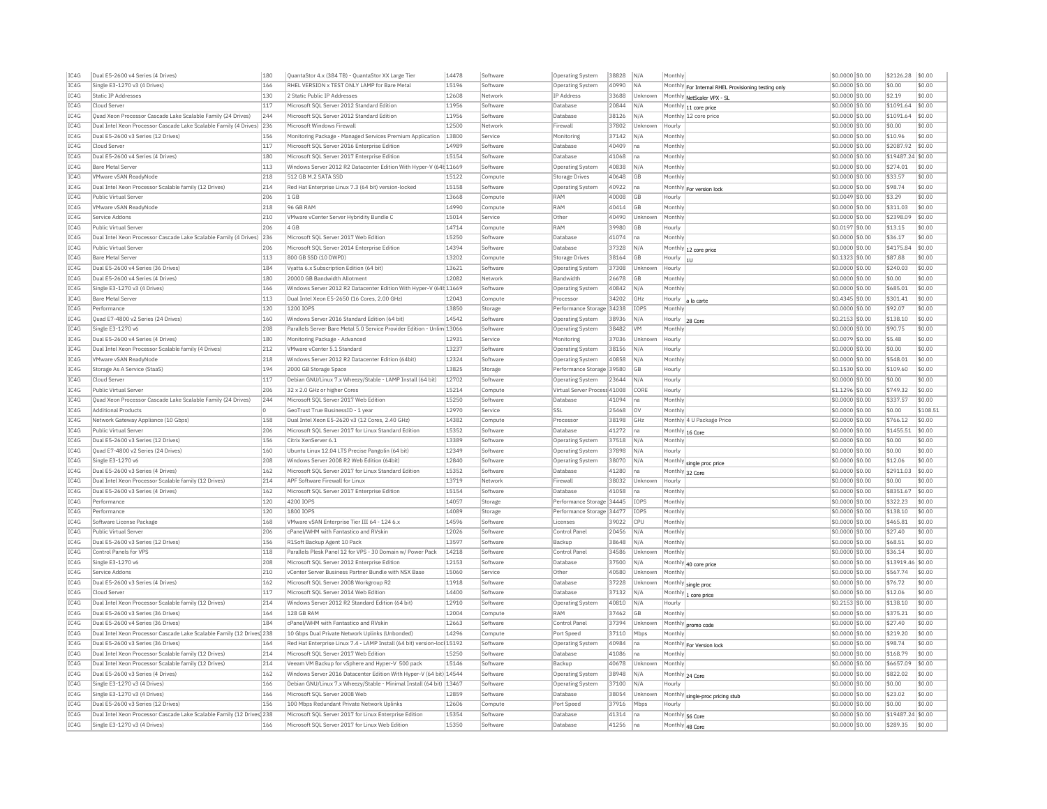| IC4G | Dual E5-2600 v4 Series (4 Drives) | 180 | QuantaStor 4.x (384 TB) - QuantaStor XX Large Tier | 14478 | Software | Operating System | 38828 | N/A | Monthly | | $0.0000 | $0.00 | $2126.28 | $0.00 |
|---|---|---|---|---|---|---|---|---|---|---|---|---|---|---|
| IC4G | Single E3-1270 v3 (4 Drives) | 166 | RHEL VERSION x TEST ONLY LAMP for Bare Metal | 15196 | Software | Operating System | 40990 | NA | Monthly | For Internal RHEL Provisioning testing only | $0.0000 | $0.00 | $0.00 | $0.00 |
| IC4G | Static IP Addresses | 130 | 2 Static Public IP Addresses | 12608 | Network | IP Address | 33688 | Unknown | Monthly | NetScaler VPX - SL | $0.0000 | $0.00 | $2.19 | $0.00 |
| IC4G | Cloud Server | 117 | Microsoft SQL Server 2012 Standard Edition | 11956 | Software | Database | 20844 | N/A | Monthly | 11 core price | $0.0000 | $0.00 | $1091.64 | $0.00 |
| IC4G | Quad Xeon Processor Cascade Lake Scalable Family (24 Drives) | 244 | Microsoft SQL Server 2012 Standard Edition | 11956 | Software | Database | 38126 | N/A | Monthly | 12 core price | $0.0000 | $0.00 | $1091.64 | $0.00 |
| IC4G | Dual Intel Xeon Processor Cascade Lake Scalable Family (4 Drives) | 236 | Microsoft Windows Firewall | 12500 | Network | Firewall | 37802 | Unknown | Hourly | | $0.0000 | $0.00 | $0.00 | $0.00 |
| IC4G | Dual E5-2600 v3 Series (12 Drives) | 156 | Monitoring Package - Managed Services Premium Application | 13800 | Service | Monitoring | 37142 | N/A | Monthly | | $0.0000 | $0.00 | $10.96 | $0.00 |
| IC4G | Cloud Server | 117 | Microsoft SQL Server 2016 Enterprise Edition | 14989 | Software | Database | 40409 | na | Monthly | | $0.0000 | $0.00 | $2087.92 | $0.00 |
| IC4G | Dual E5-2600 v4 Series (4 Drives) | 180 | Microsoft SQL Server 2017 Enterprise Edition | 15154 | Software | Database | 41068 | na | Monthly | | $0.0000 | $0.00 | $19487.24 | $0.00 |
| IC4G | Bare Metal Server | 113 | Windows Server 2012 R2 Datacenter Edition With Hyper-V (64t | 11669 | Software | Operating System | 40838 | N/A | Monthly | | $0.0000 | $0.00 | $274.01 | $0.00 |
| IC4G | VMware vSAN ReadyNode | 218 | 512 GB M.2 SATA SSD | 15122 | Compute | Storage Drives | 40648 | GB | Monthly | | $0.0000 | $0.00 | $33.57 | $0.00 |
| IC4G | Dual Intel Xeon Processor Scalable family (12 Drives) | 214 | Red Hat Enterprise Linux 7.3 (64 bit) version-locked | 15158 | Software | Operating System | 40922 | na | Monthly | For version lock | $0.0000 | $0.00 | $98.74 | $0.00 |
| IC4G | Public Virtual Server | 206 | 1 GB | 13668 | Compute | RAM | 40008 | GB | Hourly | | $0.0049 | $0.00 | $3.29 | $0.00 |
| IC4G | VMware vSAN ReadyNode | 218 | 96 GB RAM | 14990 | Compute | RAM | 40414 | GB | Monthly | | $0.0000 | $0.00 | $311.03 | $0.00 |
| IC4G | Service Addons | 210 | VMware vCenter Server Hybridity Bundle C | 15014 | Service | Other | 40490 | Unknown | Monthly | | $0.0000 | $0.00 | $2398.09 | $0.00 |
| IC4G | Public Virtual Server | 206 | 4 GB | 14714 | Compute | RAM | 39980 | GB | Hourly | | $0.0197 | $0.00 | $13.15 | $0.00 |
| IC4G | Dual Intel Xeon Processor Cascade Lake Scalable Family (4 Drives) | 236 | Microsoft SQL Server 2017 Web Edition | 15250 | Software | Database | 41074 | na | Monthly | | $0.0000 | $0.00 | $36.17 | $0.00 |
| IC4G | Public Virtual Server | 206 | Microsoft SQL Server 2014 Enterprise Edition | 14394 | Software | Database | 37328 | N/A | Monthly | 12 core price | $0.0000 | $0.00 | $4175.84 | $0.00 |
| IC4G | Bare Metal Server | 113 | 800 GB SSD (10 DWPD) | 13202 | Compute | Storage Drives | 38164 | GB | Hourly | 1U | $0.1323 | $0.00 | $87.88 | $0.00 |
| IC4G | Dual E5-2600 v4 Series (36 Drives) | 184 | Vyatta 6.x Subscription Edition (64 bit) | 13621 | Software | Operating System | 37308 | Unknown | Hourly | | $0.0000 | $0.00 | $240.03 | $0.00 |
| IC4G | Dual E5-2600 v4 Series (4 Drives) | 180 | 20000 GB Bandwidth Allotment | 12082 | Network | Bandwidth | 26678 | GB | Monthly | | $0.0000 | $0.00 | $0.00 | $0.00 |
| IC4G | Single E3-1270 v3 (4 Drives) | 166 | Windows Server 2012 R2 Datacenter Edition With Hyper-V (64t | 11669 | Software | Operating System | 40842 | N/A | Monthly | | $0.0000 | $0.00 | $685.01 | $0.00 |
| IC4G | Bare Metal Server | 113 | Dual Intel Xeon E5-2650 (16 Cores, 2.00 GHz) | 12043 | Compute | Processor | 34202 | GHz | Hourly | a la carte | $0.4345 | $0.00 | $301.41 | $0.00 |
| IC4G | Performance | 120 | 1200 IOPS | 13850 | Storage | Performance Storage | 34238 | IOPS | Monthly | | $0.0000 | $0.00 | $92.07 | $0.00 |
| IC4G | Quad E7-4800 v2 Series (24 Drives) | 160 | Windows Server 2016 Standard Edition (64 bit) | 14542 | Software | Operating System | 38936 | N/A | Hourly | 28 Core | $0.2153 | $0.00 | $138.10 | $0.00 |
| IC4G | Single E3-1270 v6 | 208 | Parallels Server Bare Metal 5.0 Service Provider Edition - Unlim | 13066 | Software | Operating System | 38482 | VM | Monthly | | $0.0000 | $0.00 | $90.75 | $0.00 |
| IC4G | Dual E5-2600 v4 Series (4 Drives) | 180 | Monitoring Package - Advanced | 12931 | Service | Monitoring | 37036 | Unknown | Hourly | | $0.0079 | $0.00 | $5.48 | $0.00 |
| IC4G | Dual Intel Xeon Processor Scalable family (4 Drives) | 212 | VMware vCenter 5.1 Standard | 13237 | Software | Operating System | 38156 | N/A | Hourly | | $0.0000 | $0.00 | $0.00 | $0.00 |
| IC4G | VMware vSAN ReadyNode | 218 | Windows Server 2012 R2 Datacenter Edition (64bit) | 12324 | Software | Operating System | 40858 | N/A | Monthly | | $0.0000 | $0.00 | $548.01 | $0.00 |
| IC4G | Storage As A Service (StaaS) | 194 | 2000 GB Storage Space | 13825 | Storage | Performance Storage | 39580 | GB | Hourly | | $0.1530 | $0.00 | $109.60 | $0.00 |
| IC4G | Cloud Server | 117 | Debian GNU/Linux 7.x Wheezy/Stable - LAMP Install (64 bit) | 12702 | Software | Operating System | 23644 | N/A | Hourly | | $0.0000 | $0.00 | $0.00 | $0.00 |
| IC4G | Public Virtual Server | 206 | 32 x 2.0 GHz or higher Cores | 15214 | Compute | Virtual Server Process | 41008 | CORE | Hourly | | $1.1296 | $0.00 | $749.32 | $0.00 |
| IC4G | Quad Xeon Processor Cascade Lake Scalable Family (24 Drives) | 244 | Microsoft SQL Server 2017 Web Edition | 15250 | Software | Database | 41094 | na | Monthly | | $0.0000 | $0.00 | $337.57 | $0.00 |
| IC4G | Additional Products | 0 | GeoTrust True BusinessID - 1 year | 12970 | Service | SSL | 25468 | OV | Monthly | | $0.0000 | $0.00 | $0.00 | $108.51 |
| IC4G | Network Gateway Appliance (10 Gbps) | 158 | Dual Intel Xeon E5-2620 v3 (12 Cores, 2.40 GHz) | 14382 | Compute | Processor | 38198 | GHz | Monthly | 4 U Package Price | $0.0000 | $0.00 | $766.12 | $0.00 |
| IC4G | Public Virtual Server | 206 | Microsoft SQL Server 2017 for Linux Standard Edition | 15352 | Software | Database | 41272 | na | Monthly | 16 Core | $0.0000 | $0.00 | $1455.51 | $0.00 |
| IC4G | Dual E5-2600 v3 Series (12 Drives) | 156 | Citrix XenServer 6.1 | 13389 | Software | Operating System | 37518 | N/A | Monthly | | $0.0000 | $0.00 | $0.00 | $0.00 |
| IC4G | Quad E7-4800 v2 Series (24 Drives) | 160 | Ubuntu Linux 12.04 LTS Precise Pangolin (64 bit) | 12349 | Software | Operating System | 37898 | N/A | Hourly | | $0.0000 | $0.00 | $0.00 | $0.00 |
| IC4G | Single E3-1270 v6 | 208 | Windows Server 2008 R2 Web Edition (64bit) | 12840 | Software | Operating System | 38070 | N/A | Monthly | single proc price | $0.0000 | $0.00 | $12.06 | $0.00 |
| IC4G | Dual E5-2600 v3 Series (4 Drives) | 162 | Microsoft SQL Server 2017 for Linux Standard Edition | 15352 | Software | Database | 41280 | na | Monthly | 32 Core | $0.0000 | $0.00 | $2911.03 | $0.00 |
| IC4G | Dual Intel Xeon Processor Scalable family (12 Drives) | 214 | APF Software Firewall for Linux | 13719 | Network | Firewall | 38032 | Unknown | Hourly | | $0.0000 | $0.00 | $0.00 | $0.00 |
| IC4G | Dual E5-2600 v3 Series (4 Drives) | 162 | Microsoft SQL Server 2017 Enterprise Edition | 15154 | Software | Database | 41058 | na | Monthly | | $0.0000 | $0.00 | $8351.67 | $0.00 |
| IC4G | Performance | 120 | 4200 IOPS | 14057 | Storage | Performance Storage | 34445 | IOPS | Monthly | | $0.0000 | $0.00 | $322.23 | $0.00 |
| IC4G | Performance | 120 | 1800 IOPS | 14089 | Storage | Performance Storage | 34477 | IOPS | Monthly | | $0.0000 | $0.00 | $138.10 | $0.00 |
| IC4G | Software License Package | 168 | VMware vSAN Enterprise Tier III 64 - 124 6.x | 14596 | Software | Licenses | 39022 | CPU | Monthly | | $0.0000 | $0.00 | $465.81 | $0.00 |
| IC4G | Public Virtual Server | 206 | cPanel/WHM with Fantastico and RVskin | 12026 | Software | Control Panel | 20456 | N/A | Monthly | | $0.0000 | $0.00 | $27.40 | $0.00 |
| IC4G | Dual E5-2600 v3 Series (12 Drives) | 156 | R1Soft Backup Agent 10 Pack | 13597 | Software | Backup | 38648 | N/A | Monthly | | $0.0000 | $0.00 | $68.51 | $0.00 |
| IC4G | Control Panels for VPS | 118 | Parallels Plesk Panel 12 for VPS - 30 Domain w/ Power Pack | 14218 | Software | Control Panel | 34586 | Unknown | Monthly | | $0.0000 | $0.00 | $36.14 | $0.00 |
| IC4G | Single E3-1270 v6 | 208 | Microsoft SQL Server 2012 Enterprise Edition | 12153 | Software | Database | 37500 | N/A | Monthly | 40 core price | $0.0000 | $0.00 | $13919.46 | $0.00 |
| IC4G | Service Addons | 210 | vCenter Server Business Partner Bundle with NSX Base | 15060 | Service | Other | 40580 | Unknown | Monthly | | $0.0000 | $0.00 | $567.74 | $0.00 |
| IC4G | Dual E5-2600 v3 Series (4 Drives) | 162 | Microsoft SQL Server 2008 Workgroup R2 | 11918 | Software | Database | 37228 | Unknown | Monthly | single proc | $0.0000 | $0.00 | $76.72 | $0.00 |
| IC4G | Cloud Server | 117 | Microsoft SQL Server 2014 Web Edition | 14400 | Software | Database | 37132 | N/A | Monthly | 1 core price | $0.0000 | $0.00 | $12.06 | $0.00 |
| IC4G | Dual Intel Xeon Processor Scalable family (12 Drives) | 214 | Windows Server 2012 R2 Standard Edition (64 bit) | 12910 | Software | Operating System | 40810 | N/A | Hourly | | $0.2153 | $0.00 | $138.10 | $0.00 |
| IC4G | Dual E5-2600 v3 Series (36 Drives) | 164 | 128 GB RAM | 12004 | Compute | RAM | 37462 | GB | Monthly | | $0.0000 | $0.00 | $375.21 | $0.00 |
| IC4G | Dual E5-2600 v4 Series (36 Drives) | 184 | cPanel/WHM with Fantastico and RVskin | 12663 | Software | Control Panel | 37394 | Unknown | Monthly | promo code | $0.0000 | $0.00 | $27.40 | $0.00 |
| IC4G | Dual Intel Xeon Processor Cascade Lake Scalable Family (12 Drives) | 238 | 10 Gbps Dual Private Network Uplinks (Unbonded) | 14296 | Compute | Port Speed | 37110 | Mbps | Monthly | | $0.0000 | $0.00 | $219.20 | $0.00 |
| IC4G | Dual E5-2600 v3 Series (36 Drives) | 164 | Red Hat Enterprise Linux 7.4 - LAMP Install (64 bit) version-loc | 15192 | Software | Operating System | 40984 | na | Monthly | For Version lock | $0.0000 | $0.00 | $98.74 | $0.00 |
| IC4G | Dual Intel Xeon Processor Scalable family (12 Drives) | 214 | Microsoft SQL Server 2017 Web Edition | 15250 | Software | Database | 41086 | na | Monthly | | $0.0000 | $0.00 | $168.79 | $0.00 |
| IC4G | Dual Intel Xeon Processor Scalable family (12 Drives) | 214 | Veeam VM Backup for vSphere and Hyper-V 500 pack | 15146 | Software | Backup | 40678 | Unknown | Monthly | | $0.0000 | $0.00 | $6657.09 | $0.00 |
| IC4G | Dual E5-2600 v3 Series (4 Drives) | 162 | Windows Server 2016 Datacenter Edition With Hyper-V (64 bit) | 14544 | Software | Operating System | 38948 | N/A | Monthly | 24 Core | $0.0000 | $0.00 | $822.02 | $0.00 |
| IC4G | Single E3-1270 v3 (4 Drives) | 166 | Debian GNU/Linux 7.x Wheezy/Stable - Minimal Install (64 bit) | 13467 | Software | Operating System | 37100 | N/A | Hourly | | $0.0000 | $0.00 | $0.00 | $0.00 |
| IC4G | Single E3-1270 v3 (4 Drives) | 166 | Microsoft SQL Server 2008 Web | 12859 | Software | Database | 38054 | Unknown | Monthly | single-proc pricing stub | $0.0000 | $0.00 | $23.02 | $0.00 |
| IC4G | Dual E5-2600 v3 Series (12 Drives) | 156 | 100 Mbps Redundant Private Network Uplinks | 12606 | Compute | Port Speed | 37916 | Mbps | Hourly | | $0.0000 | $0.00 | $0.00 | $0.00 |
| IC4G | Dual Intel Xeon Processor Cascade Lake Scalable Family (12 Drives) | 238 | Microsoft SQL Server 2017 for Linux Enterprise Edition | 15354 | Software | Database | 41314 | na | Monthly | 56 Core | $0.0000 | $0.00 | $19487.24 | $0.00 |
| IC4G | Single E3-1270 v3 (4 Drives) | 166 | Microsoft SQL Server 2017 for Linux Web Edition | 15350 | Software | Database | 41256 | na | Monthly | 48 Core | $0.0000 | $0.00 | $289.35 | $0.00 |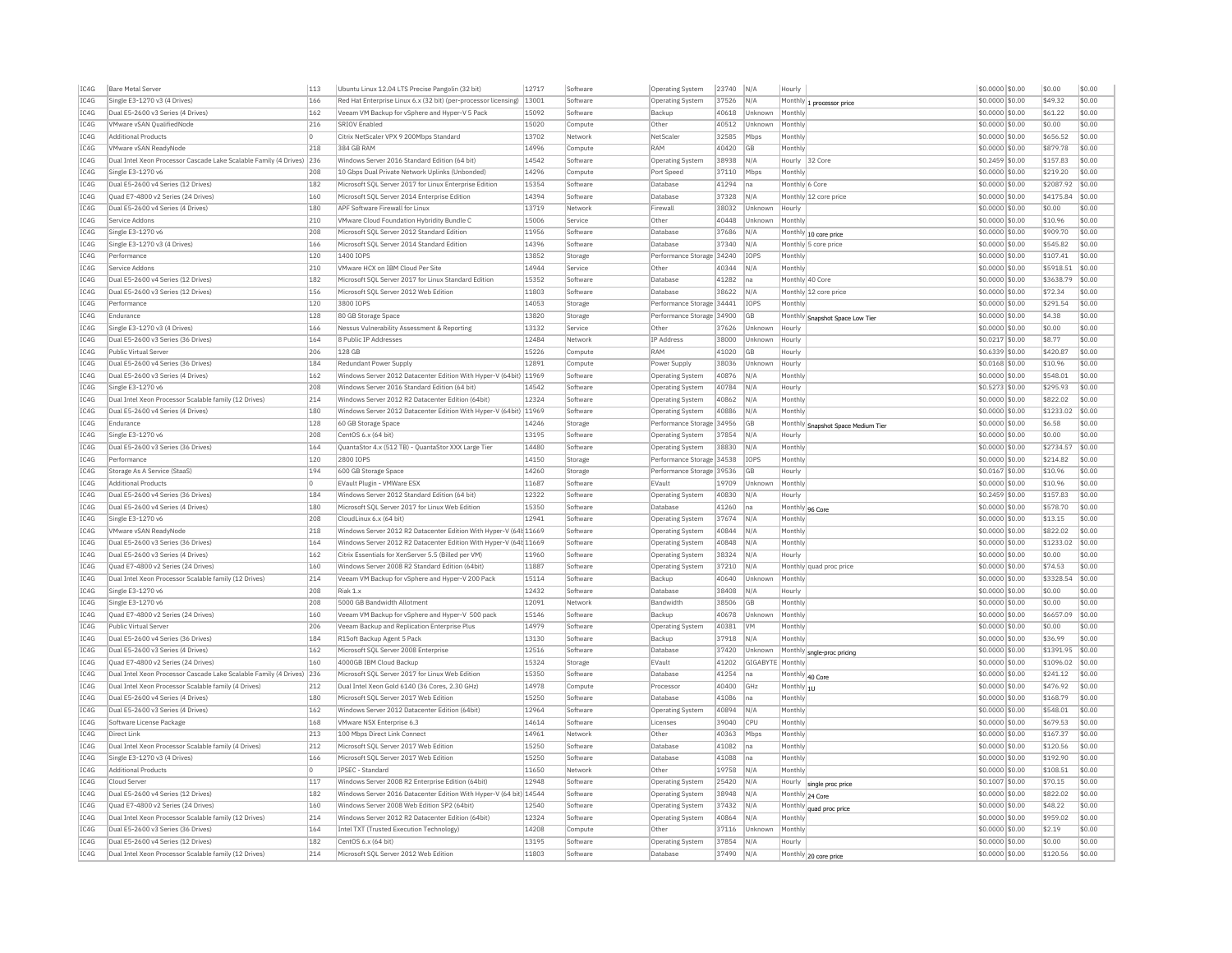| IC4G | Bare Metal Server | 113 | Ubuntu Linux 12.04 LTS Precise Pangolin (32 bit) | 12717 | Software | Operating System | 23740 | N/A | Hourly | | $0.0000 | $0.00 | $0.00 | $0.00 |
|---|---|---|---|---|---|---|---|---|---|---|---|---|---|---|
| IC4G | Single E3-1270 v3 (4 Drives) | 166 | Red Hat Enterprise Linux 6.x (32 bit) (per-processor licensing) | 13001 | Software | Operating System | 37526 | N/A | Monthly | 1 processor price | $0.0000 | $0.00 | $49.32 | $0.00 |
| IC4G | Dual E5-2600 v3 Series (4 Drives) | 162 | Veeam VM Backup for vSphere and Hyper-V 5 Pack | 15092 | Software | Backup | 40618 | Unknown | Monthly | | $0.0000 | $0.00 | $61.22 | $0.00 |
| IC4G | VMware vSAN QualifiedNode | 216 | SRIOV Enabled | 15020 | Compute | Other | 40512 | Unknown | Monthly | | $0.0000 | $0.00 | $0.00 | $0.00 |
| IC4G | Additional Products | 0 | Citrix NetScaler VPX 9 200Mbps Standard | 13702 | Network | NetScaler | 32585 | Mbps | Monthly | | $0.0000 | $0.00 | $656.52 | $0.00 |
| IC4G | VMware vSAN ReadyNode | 218 | 384 GB RAM | 14996 | Compute | RAM | 40420 | GB | Monthly | | $0.0000 | $0.00 | $879.78 | $0.00 |
| IC4G | Dual Intel Xeon Processor Cascade Lake Scalable Family (4 Drives) | 236 | Windows Server 2016 Standard Edition (64 bit) | 14542 | Software | Operating System | 38938 | N/A | Hourly | 32 Core | $0.2459 | $0.00 | $157.83 | $0.00 |
| IC4G | Single E3-1270 v6 | 208 | 10 Gbps Dual Private Network Uplinks (Unbonded) | 14296 | Compute | Port Speed | 37110 | Mbps | Monthly | | $0.0000 | $0.00 | $219.20 | $0.00 |
| IC4G | Dual E5-2600 v4 Series (12 Drives) | 182 | Microsoft SQL Server 2017 for Linux Enterprise Edition | 15354 | Software | Database | 41294 | na | Monthly | 6 Core | $0.0000 | $0.00 | $2087.92 | $0.00 |
| IC4G | Quad E7-4800 v2 Series (24 Drives) | 160 | Microsoft SQL Server 2014 Enterprise Edition | 14394 | Software | Database | 37328 | N/A | Monthly | 12 core price | $0.0000 | $0.00 | $4175.84 | $0.00 |
| IC4G | Dual E5-2600 v4 Series (4 Drives) | 180 | APF Software Firewall for Linux | 13719 | Network | Firewall | 38032 | Unknown | Hourly | | $0.0000 | $0.00 | $0.00 | $0.00 |
| IC4G | Service Addons | 210 | VMware Cloud Foundation Hybridity Bundle C | 15006 | Service | Other | 40448 | Unknown | Monthly | | $0.0000 | $0.00 | $10.96 | $0.00 |
| IC4G | Single E3-1270 v6 | 208 | Microsoft SQL Server 2012 Standard Edition | 11956 | Software | Database | 37686 | N/A | Monthly | 10 core price | $0.0000 | $0.00 | $909.70 | $0.00 |
| IC4G | Single E3-1270 v3 (4 Drives) | 166 | Microsoft SQL Server 2014 Standard Edition | 14396 | Software | Database | 37340 | N/A | Monthly | 5 core price | $0.0000 | $0.00 | $545.82 | $0.00 |
| IC4G | Performance | 120 | 1400 IOPS | 13852 | Storage | Performance Storage | 34240 | IOPS | Monthly | | $0.0000 | $0.00 | $107.41 | $0.00 |
| IC4G | Service Addons | 210 | VMware HCX on IBM Cloud Per Site | 14944 | Service | Other | 40344 | N/A | Monthly | | $0.0000 | $0.00 | $5918.51 | $0.00 |
| IC4G | Dual E5-2600 v4 Series (12 Drives) | 182 | Microsoft SQL Server 2017 for Linux Standard Edition | 15352 | Software | Database | 41282 | na | Monthly | 40 Core | $0.0000 | $0.00 | $3638.79 | $0.00 |
| IC4G | Dual E5-2600 v3 Series (12 Drives) | 156 | Microsoft SQL Server 2012 Web Edition | 11803 | Software | Database | 38622 | N/A | Monthly | 12 core price | $0.0000 | $0.00 | $72.34 | $0.00 |
| IC4G | Performance | 120 | 3800 IOPS | 14053 | Storage | Performance Storage | 34441 | IOPS | Monthly | | $0.0000 | $0.00 | $291.54 | $0.00 |
| IC4G | Endurance | 128 | 80 GB Storage Space | 13820 | Storage | Performance Storage | 34900 | GB | Monthly | Snapshot Space Low Tier | $0.0000 | $0.00 | $4.38 | $0.00 |
| IC4G | Single E3-1270 v3 (4 Drives) | 166 | Nessus Vulnerability Assessment & Reporting | 13132 | Service | Other | 37626 | Unknown | Hourly | | $0.0000 | $0.00 | $0.00 | $0.00 |
| IC4G | Dual E5-2600 v3 Series (36 Drives) | 164 | 8 Public IP Addresses | 12484 | Network | IP Address | 38000 | Unknown | Hourly | | $0.0217 | $0.00 | $8.77 | $0.00 |
| IC4G | Public Virtual Server | 206 | 128 GB | 15226 | Compute | RAM | 41020 | GB | Hourly | | $0.6339 | $0.00 | $420.87 | $0.00 |
| IC4G | Dual E5-2600 v4 Series (36 Drives) | 184 | Redundant Power Supply | 12891 | Compute | Power Supply | 38036 | Unknown | Hourly | | $0.0168 | $0.00 | $10.96 | $0.00 |
| IC4G | Dual E5-2600 v3 Series (4 Drives) | 162 | Windows Server 2012 Datacenter Edition With Hyper-V (64bit) | 11969 | Software | Operating System | 40876 | N/A | Monthly | | $0.0000 | $0.00 | $548.01 | $0.00 |
| IC4G | Single E3-1270 v6 | 208 | Windows Server 2016 Standard Edition (64 bit) | 14542 | Software | Operating System | 40784 | N/A | Hourly | | $0.5273 | $0.00 | $295.93 | $0.00 |
| IC4G | Dual Intel Xeon Processor Scalable family (12 Drives) | 214 | Windows Server 2012 R2 Datacenter Edition (64bit) | 12324 | Software | Operating System | 40862 | N/A | Monthly | | $0.0000 | $0.00 | $822.02 | $0.00 |
| IC4G | Dual E5-2600 v4 Series (4 Drives) | 180 | Windows Server 2012 Datacenter Edition With Hyper-V (64bit) | 11969 | Software | Operating System | 40886 | N/A | Monthly | | $0.0000 | $0.00 | $1233.02 | $0.00 |
| IC4G | Endurance | 128 | 60 GB Storage Space | 14246 | Storage | Performance Storage | 34956 | GB | Monthly | Snapshot Space Medium Tier | $0.0000 | $0.00 | $6.58 | $0.00 |
| IC4G | Single E3-1270 v6 | 208 | CentOS 6.x (64 bit) | 13195 | Software | Operating System | 37854 | N/A | Hourly | | $0.0000 | $0.00 | $0.00 | $0.00 |
| IC4G | Dual E5-2600 v3 Series (36 Drives) | 164 | QuantaStor 4.x (512 TB) - QuantaStor XXX Large Tier | 14480 | Software | Operating System | 38830 | N/A | Monthly | | $0.0000 | $0.00 | $2734.57 | $0.00 |
| IC4G | Performance | 120 | 2800 IOPS | 14150 | Storage | Performance Storage | 34538 | IOPS | Monthly | | $0.0000 | $0.00 | $214.82 | $0.00 |
| IC4G | Storage As A Service (StaaS) | 194 | 600 GB Storage Space | 14260 | Storage | Performance Storage | 39536 | GB | Hourly | | $0.0167 | $0.00 | $10.96 | $0.00 |
| IC4G | Additional Products | 0 | EVault Plugin - VMWare ESX | 11687 | Software | EVault | 19709 | Unknown | Monthly | | $0.0000 | $0.00 | $10.96 | $0.00 |
| IC4G | Dual E5-2600 v4 Series (36 Drives) | 184 | Windows Server 2012 Standard Edition (64 bit) | 12322 | Software | Operating System | 40830 | N/A | Hourly | | $0.2459 | $0.00 | $157.83 | $0.00 |
| IC4G | Dual E5-2600 v4 Series (4 Drives) | 180 | Microsoft SQL Server 2017 for Linux Web Edition | 15350 | Software | Database | 41260 | na | Monthly | 96 Core | $0.0000 | $0.00 | $578.70 | $0.00 |
| IC4G | Single E3-1270 v6 | 208 | CloudLinux 6.x (64 bit) | 12941 | Software | Operating System | 37674 | N/A | Monthly | | $0.0000 | $0.00 | $13.15 | $0.00 |
| IC4G | VMware vSAN ReadyNode | 218 | Windows Server 2012 R2 Datacenter Edition With Hyper-V (64bit) | 11669 | Software | Operating System | 40844 | N/A | Monthly | | $0.0000 | $0.00 | $822.02 | $0.00 |
| IC4G | Dual E5-2600 v3 Series (36 Drives) | 164 | Windows Server 2012 R2 Datacenter Edition With Hyper-V (64bit) | 11669 | Software | Operating System | 40848 | N/A | Monthly | | $0.0000 | $0.00 | $1233.02 | $0.00 |
| IC4G | Dual E5-2600 v3 Series (4 Drives) | 162 | Citrix Essentials for XenServer 5.5 (Billed per VM) | 11960 | Software | Operating System | 38324 | N/A | Hourly | | $0.0000 | $0.00 | $0.00 | $0.00 |
| IC4G | Quad E7-4800 v2 Series (24 Drives) | 160 | Windows Server 2008 R2 Standard Edition (64bit) | 11887 | Software | Operating System | 37210 | N/A | Monthly | quad proc price | $0.0000 | $0.00 | $74.53 | $0.00 |
| IC4G | Dual Intel Xeon Processor Scalable family (12 Drives) | 214 | Veeam VM Backup for vSphere and Hyper-V 200 Pack | 15114 | Software | Backup | 40640 | Unknown | Monthly | | $0.0000 | $0.00 | $3328.54 | $0.00 |
| IC4G | Single E3-1270 v6 | 208 | Riak 1.x | 12432 | Software | Database | 38408 | N/A | Hourly | | $0.0000 | $0.00 | $0.00 | $0.00 |
| IC4G | Single E3-1270 v6 | 208 | 5000 GB Bandwidth Allotment | 12091 | Network | Bandwidth | 38506 | GB | Monthly | | $0.0000 | $0.00 | $0.00 | $0.00 |
| IC4G | Quad E7-4800 v2 Series (24 Drives) | 160 | Veeam VM Backup for vSphere and Hyper-V 500 pack | 15146 | Software | Backup | 40678 | Unknown | Monthly | | $0.0000 | $0.00 | $6657.09 | $0.00 |
| IC4G | Public Virtual Server | 206 | Veeam Backup and Replication Enterprise Plus | 14979 | Software | Operating System | 40381 | VM | Monthly | | $0.0000 | $0.00 | $0.00 | $0.00 |
| IC4G | Dual E5-2600 v4 Series (36 Drives) | 184 | R1Soft Backup Agent 5 Pack | 13130 | Software | Backup | 37918 | N/A | Monthly | | $0.0000 | $0.00 | $36.99 | $0.00 |
| IC4G | Dual E5-2600 v3 Series (4 Drives) | 162 | Microsoft SQL Server 2008 Enterprise | 12516 | Software | Database | 37420 | Unknown | Monthly | sngle-proc pricing | $0.0000 | $0.00 | $1391.95 | $0.00 |
| IC4G | Quad E7-4800 v2 Series (24 Drives) | 160 | 4000GB IBM Cloud Backup | 15324 | Storage | EVault | 41202 | GIGABYTE | Monthly | | $0.0000 | $0.00 | $1096.02 | $0.00 |
| IC4G | Dual Intel Xeon Processor Cascade Lake Scalable Family (4 Drives) | 236 | Microsoft SQL Server 2017 for Linux Web Edition | 15350 | Software | Database | 41254 | na | Monthly | 40 Core | $0.0000 | $0.00 | $241.12 | $0.00 |
| IC4G | Dual Intel Xeon Processor Scalable family (4 Drives) | 212 | Dual Intel Xeon Gold 6140 (36 Cores, 2.30 GHz) | 14978 | Compute | Processor | 40400 | GHz | Monthly | 1U | $0.0000 | $0.00 | $476.92 | $0.00 |
| IC4G | Dual E5-2600 v4 Series (4 Drives) | 180 | Microsoft SQL Server 2017 Web Edition | 15250 | Software | Database | 41086 | na | Monthly | | $0.0000 | $0.00 | $168.79 | $0.00 |
| IC4G | Dual E5-2600 v3 Series (4 Drives) | 162 | Windows Server 2012 Datacenter Edition (64bit) | 12964 | Software | Operating System | 40894 | N/A | Monthly | | $0.0000 | $0.00 | $548.01 | $0.00 |
| IC4G | Software License Package | 168 | VMware NSX Enterprise 6.3 | 14614 | Software | Licenses | 39040 | CPU | Monthly | | $0.0000 | $0.00 | $679.53 | $0.00 |
| IC4G | Direct Link | 213 | 100 Mbps Direct Link Connect | 14961 | Network | Other | 40363 | Mbps | Monthly | | $0.0000 | $0.00 | $167.37 | $0.00 |
| IC4G | Dual Intel Xeon Processor Scalable family (4 Drives) | 212 | Microsoft SQL Server 2017 Web Edition | 15250 | Software | Database | 41082 | na | Monthly | | $0.0000 | $0.00 | $120.56 | $0.00 |
| IC4G | Single E3-1270 v3 (4 Drives) | 166 | Microsoft SQL Server 2017 Web Edition | 15250 | Software | Database | 41088 | na | Monthly | | $0.0000 | $0.00 | $192.90 | $0.00 |
| IC4G | Additional Products | 0 | IPSEC - Standard | 11650 | Network | Other | 19758 | N/A | Monthly | | $0.0000 | $0.00 | $108.51 | $0.00 |
| IC4G | Cloud Server | 117 | Windows Server 2008 R2 Enterprise Edition (64bit) | 12948 | Software | Operating System | 25420 | N/A | Hourly | single proc price | $0.1007 | $0.00 | $70.15 | $0.00 |
| IC4G | Dual E5-2600 v4 Series (12 Drives) | 182 | Windows Server 2016 Datacenter Edition With Hyper-V (64 bit) | 14544 | Software | Operating System | 38948 | N/A | Monthly | 24 Core | $0.0000 | $0.00 | $822.02 | $0.00 |
| IC4G | Quad E7-4800 v2 Series (24 Drives) | 160 | Windows Server 2008 Web Edition SP2 (64bit) | 12540 | Software | Operating System | 37432 | N/A | Monthly | quad proc price | $0.0000 | $0.00 | $48.22 | $0.00 |
| IC4G | Dual Intel Xeon Processor Scalable family (12 Drives) | 214 | Windows Server 2012 R2 Datacenter Edition (64bit) | 12324 | Software | Operating System | 40864 | N/A | Monthly | | $0.0000 | $0.00 | $959.02 | $0.00 |
| IC4G | Dual E5-2600 v3 Series (36 Drives) | 164 | Intel TXT (Trusted Execution Technology) | 14208 | Compute | Other | 37116 | Unknown | Monthly | | $0.0000 | $0.00 | $2.19 | $0.00 |
| IC4G | Dual E5-2600 v4 Series (12 Drives) | 182 | CentOS 6.x (64 bit) | 13195 | Software | Operating System | 37854 | N/A | Hourly | | $0.0000 | $0.00 | $0.00 | $0.00 |
| IC4G | Dual Intel Xeon Processor Scalable family (12 Drives) | 214 | Microsoft SQL Server 2012 Web Edition | 11803 | Software | Database | 37490 | N/A | Monthly | 20 core price | $0.0000 | $0.00 | $120.56 | $0.00 |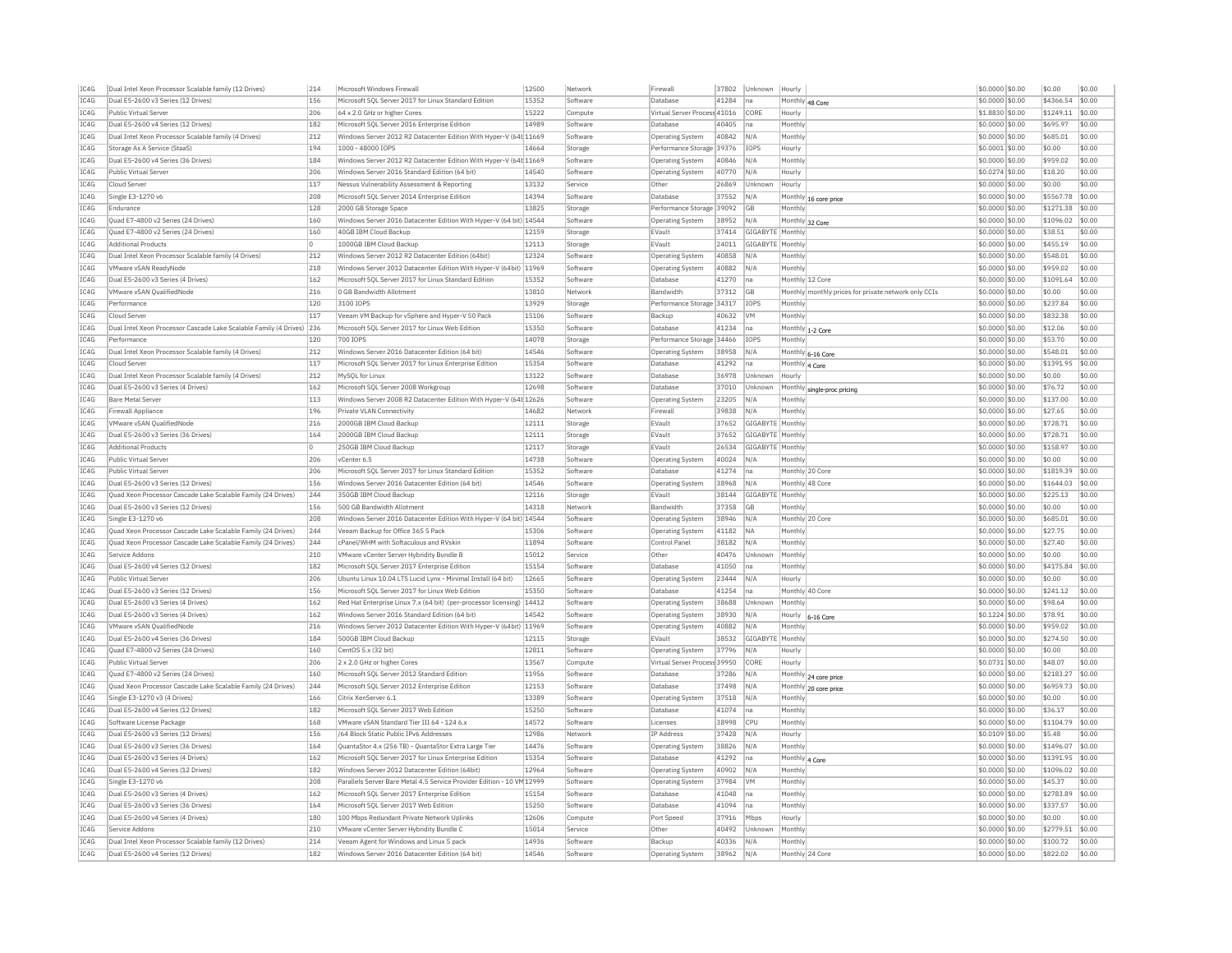| IC4G | Dual Intel Xeon Processor Scalable family (12 Drives) | 214 | Microsoft Windows Firewall | 12500 | Network | Firewall | 37802 | Unknown | Hourly | | $0.0000 | $0.00 | $0.00 | $0.00 |
|---|---|---|---|---|---|---|---|---|---|---|---|---|---|---|
| IC4G | Dual E5-2600 v3 Series (12 Drives) | 156 | Microsoft SQL Server 2017 for Linux Standard Edition | 15352 | Software | Database | 41284 | na | Monthly | 48 Core | $0.0000 | $0.00 | $4366.54 | $0.00 |
| IC4G | Public Virtual Server | 206 | 64 x 2.0 GHz or higher Cores | 15222 | Compute | Virtual Server Process | 41016 | CORE | Hourly | | $1.8830 | $0.00 | $1249.11 | $0.00 |
| IC4G | Dual E5-2600 v4 Series (12 Drives) | 182 | Microsoft SQL Server 2016 Enterprise Edition | 14989 | Software | Database | 40405 | na | Monthly | | $0.0000 | $0.00 | $695.97 | $0.00 |
| IC4G | Dual Intel Xeon Processor Scalable family (4 Drives) | 212 | Windows Server 2012 R2 Datacenter Edition With Hyper-V (64t | 11669 | Software | Operating System | 40842 | N/A | Monthly | | $0.0000 | $0.00 | $685.01 | $0.00 |
| IC4G | Storage As A Service (StaaS) | 194 | 1000 - 48000 IOPS | 14664 | Storage | Performance Storage | 39376 | IOPS | Hourly | | $0.0001 | $0.00 | $0.00 | $0.00 |
| IC4G | Dual E5-2600 v4 Series (36 Drives) | 184 | Windows Server 2012 R2 Datacenter Edition With Hyper-V (64t | 11669 | Software | Operating System | 40846 | N/A | Monthly | | $0.0000 | $0.00 | $959.02 | $0.00 |
| IC4G | Public Virtual Server | 206 | Windows Server 2016 Standard Edition (64 bit) | 14540 | Software | Operating System | 40770 | N/A | Hourly | | $0.0274 | $0.00 | $18.20 | $0.00 |
| IC4G | Cloud Server | 117 | Nessus Vulnerability Assessment & Reporting | 13132 | Service | Other | 26869 | Unknown | Hourly | | $0.0000 | $0.00 | $0.00 | $0.00 |
| IC4G | Single E3-1270 v6 | 208 | Microsoft SQL Server 2014 Enterprise Edition | 14394 | Software | Database | 37552 | N/A | Monthly | 16 core price | $0.0000 | $0.00 | $5567.78 | $0.00 |
| IC4G | Endurance | 128 | 2000 GB Storage Space | 13825 | Storage | Performance Storage | 39092 | GB | Monthly | | $0.0000 | $0.00 | $1271.38 | $0.00 |
| IC4G | Quad E7-4800 v2 Series (24 Drives) | 160 | Windows Server 2016 Datacenter Edition With Hyper-V (64 bit) | 14544 | Software | Operating System | 38952 | N/A | Monthly | 32 Core | $0.0000 | $0.00 | $1096.02 | $0.00 |
| IC4G | Quad E7-4800 v2 Series (24 Drives) | 160 | 40GB IBM Cloud Backup | 12159 | Storage | EVault | 37414 | GIGABYTE | Monthly | | $0.0000 | $0.00 | $38.51 | $0.00 |
| IC4G | Additional Products | 0 | 1000GB IBM Cloud Backup | 12113 | Storage | EVault | 24011 | GIGABYTE | Monthly | | $0.0000 | $0.00 | $455.19 | $0.00 |
| IC4G | Dual Intel Xeon Processor Scalable family (4 Drives) | 212 | Windows Server 2012 R2 Datacenter Edition (64bit) | 12324 | Software | Operating System | 40858 | N/A | Monthly | | $0.0000 | $0.00 | $548.01 | $0.00 |
| IC4G | VMware vSAN ReadyNode | 218 | Windows Server 2012 Datacenter Edition With Hyper-V (64bit) | 11969 | Software | Operating System | 40882 | N/A | Monthly | | $0.0000 | $0.00 | $959.02 | $0.00 |
| IC4G | Dual E5-2600 v3 Series (4 Drives) | 162 | Microsoft SQL Server 2017 for Linux Standard Edition | 15352 | Software | Database | 41270 | na | Monthly | 12 Core | $0.0000 | $0.00 | $1091.64 | $0.00 |
| IC4G | VMware vSAN QualifiedNode | 216 | 0 GB Bandwidth Allotment | 13810 | Network | Bandwidth | 37312 | GB | Monthly | monthly prices for private network only CCIs | $0.0000 | $0.00 | $0.00 | $0.00 |
| IC4G | Performance | 120 | 3100 IOPS | 13929 | Storage | Performance Storage | 34317 | IOPS | Monthly | | $0.0000 | $0.00 | $237.84 | $0.00 |
| IC4G | Cloud Server | 117 | Veeam VM Backup for vSphere and Hyper-V 50 Pack | 15106 | Software | Backup | 40632 | VM | Monthly | | $0.0000 | $0.00 | $832.38 | $0.00 |
| IC4G | Dual Intel Xeon Processor Cascade Lake Scalable Family (4 Drives) | 236 | Microsoft SQL Server 2017 for Linux Web Edition | 15350 | Software | Database | 41234 | na | Monthly | 1-2 Core | $0.0000 | $0.00 | $12.06 | $0.00 |
| IC4G | Performance | 120 | 700 IOPS | 14078 | Storage | Performance Storage | 34466 | IOPS | Monthly | | $0.0000 | $0.00 | $53.70 | $0.00 |
| IC4G | Dual Intel Xeon Processor Scalable family (4 Drives) | 212 | Windows Server 2016 Datacenter Edition (64 bit) | 14546 | Software | Operating System | 38958 | N/A | Monthly | 6-16 Core | $0.0000 | $0.00 | $548.01 | $0.00 |
| IC4G | Cloud Server | 117 | Microsoft SQL Server 2017 for Linux Enterprise Edition | 15354 | Software | Database | 41292 | na | Monthly | 4 Core | $0.0000 | $0.00 | $1391.95 | $0.00 |
| IC4G | Dual Intel Xeon Processor Scalable family (4 Drives) | 212 | MySQL for Linux | 13122 | Software | Database | 36978 | Unknown | Hourly | | $0.0000 | $0.00 | $0.00 | $0.00 |
| IC4G | Dual E5-2600 v3 Series (4 Drives) | 162 | Microsoft SQL Server 2008 Workgroup | 12698 | Software | Database | 37010 | Unknown | Monthly | single-proc pricing | $0.0000 | $0.00 | $76.72 | $0.00 |
| IC4G | Bare Metal Server | 113 | Windows Server 2008 R2 Datacenter Edition With Hyper-V (64t | 12626 | Software | Operating System | 23205 | N/A | Monthly | | $0.0000 | $0.00 | $137.00 | $0.00 |
| IC4G | Firewall Appliance | 196 | Private VLAN Connectivity | 14682 | Network | Firewall | 39838 | N/A | Monthly | | $0.0000 | $0.00 | $27.65 | $0.00 |
| IC4G | VMware vSAN QualifiedNode | 216 | 2000GB IBM Cloud Backup | 12111 | Storage | EVault | 37652 | GIGABYTE | Monthly | | $0.0000 | $0.00 | $728.71 | $0.00 |
| IC4G | Dual E5-2600 v3 Series (36 Drives) | 164 | 2000GB IBM Cloud Backup | 12111 | Storage | EVault | 37652 | GIGABYTE | Monthly | | $0.0000 | $0.00 | $728.71 | $0.00 |
| IC4G | Additional Products | 0 | 250GB IBM Cloud Backup | 12117 | Storage | EVault | 26534 | GIGABYTE | Monthly | | $0.0000 | $0.00 | $158.97 | $0.00 |
| IC4G | Public Virtual Server | 206 | vCenter 6.5 | 14738 | Software | Operating System | 40024 | N/A | Monthly | | $0.0000 | $0.00 | $0.00 | $0.00 |
| IC4G | Public Virtual Server | 206 | Microsoft SQL Server 2017 for Linux Standard Edition | 15352 | Software | Database | 41274 | na | Monthly | 20 Core | $0.0000 | $0.00 | $1819.39 | $0.00 |
| IC4G | Dual E5-2600 v3 Series (12 Drives) | 156 | Windows Server 2016 Datacenter Edition (64 bit) | 14546 | Software | Operating System | 38968 | N/A | Monthly | 48 Core | $0.0000 | $0.00 | $1644.03 | $0.00 |
| IC4G | Quad Xeon Processor Cascade Lake Scalable Family (24 Drives) | 244 | 350GB IBM Cloud Backup | 12116 | Storage | EVault | 38144 | GIGABYTE | Monthly | | $0.0000 | $0.00 | $225.13 | $0.00 |
| IC4G | Dual E5-2600 v3 Series (12 Drives) | 156 | 500 GB Bandwidth Allotment | 14318 | Network | Bandwidth | 37358 | GB | Monthly | | $0.0000 | $0.00 | $0.00 | $0.00 |
| IC4G | Single E3-1270 v6 | 208 | Windows Server 2016 Datacenter Edition With Hyper-V (64 bit) | 14544 | Software | Operating System | 38946 | N/A | Monthly | 20 Core | $0.0000 | $0.00 | $685.01 | $0.00 |
| IC4G | Quad Xeon Processor Cascade Lake Scalable Family (24 Drives) | 244 | Veeam Backup for Office 365 5 Pack | 15306 | Software | Operating System | 41182 | NA | Monthly | | $0.0000 | $0.00 | $27.75 | $0.00 |
| IC4G | Quad Xeon Processor Cascade Lake Scalable Family (24 Drives) | 244 | cPanel/WHM with Softaculous and RVskin | 11894 | Software | Control Panel | 38182 | N/A | Monthly | | $0.0000 | $0.00 | $27.40 | $0.00 |
| IC4G | Service Addons | 210 | VMware vCenter Server Hybridity Bundle B | 15012 | Service | Other | 40476 | Unknown | Monthly | | $0.0000 | $0.00 | $0.00 | $0.00 |
| IC4G | Dual E5-2600 v4 Series (12 Drives) | 182 | Microsoft SQL Server 2017 Enterprise Edition | 15154 | Software | Database | 41050 | na | Monthly | | $0.0000 | $0.00 | $4175.84 | $0.00 |
| IC4G | Public Virtual Server | 206 | Ubuntu Linux 10.04 LTS Lucid Lynx - Minimal Install (64 bit) | 12665 | Software | Operating System | 23444 | N/A | Hourly | | $0.0000 | $0.00 | $0.00 | $0.00 |
| IC4G | Dual E5-2600 v3 Series (12 Drives) | 156 | Microsoft SQL Server 2017 for Linux Web Edition | 15350 | Software | Database | 41254 | na | Monthly | 40 Core | $0.0000 | $0.00 | $241.12 | $0.00 |
| IC4G | Dual E5-2600 v3 Series (4 Drives) | 162 | Red Hat Enterprise Linux 7.x (64 bit) (per-processor licensing) | 14412 | Software | Operating System | 38688 | Unknown | Monthly | | $0.0000 | $0.00 | $98.64 | $0.00 |
| IC4G | Dual E5-2600 v3 Series (4 Drives) | 162 | Windows Server 2016 Standard Edition (64 bit) | 14542 | Software | Operating System | 38930 | N/A | Hourly | 6-16 Core | $0.1224 | $0.00 | $78.91 | $0.00 |
| IC4G | VMware vSAN QualifiedNode | 216 | Windows Server 2012 Datacenter Edition With Hyper-V (64bit) | 11969 | Software | Operating System | 40882 | N/A | Monthly | | $0.0000 | $0.00 | $959.02 | $0.00 |
| IC4G | Dual E5-2600 v4 Series (36 Drives) | 184 | 500GB IBM Cloud Backup | 12115 | Storage | EVault | 38532 | GIGABYTE | Monthly | | $0.0000 | $0.00 | $274.50 | $0.00 |
| IC4G | Quad E7-4800 v2 Series (24 Drives) | 160 | CentOS 5.x (32 bit) | 12811 | Software | Operating System | 37796 | N/A | Hourly | | $0.0000 | $0.00 | $0.00 | $0.00 |
| IC4G | Public Virtual Server | 206 | 2 x 2.0 GHz or higher Cores | 13567 | Compute | Virtual Server Process | 39950 | CORE | Hourly | | $0.0731 | $0.00 | $48.07 | $0.00 |
| IC4G | Quad E7-4800 v2 Series (24 Drives) | 160 | Microsoft SQL Server 2012 Standard Edition | 11956 | Software | Database | 37286 | N/A | Monthly | 24 core price | $0.0000 | $0.00 | $2183.27 | $0.00 |
| IC4G | Quad Xeon Processor Cascade Lake Scalable Family (24 Drives) | 244 | Microsoft SQL Server 2012 Enterprise Edition | 12153 | Software | Database | 37498 | N/A | Monthly | 20 core price | $0.0000 | $0.00 | $6959.73 | $0.00 |
| IC4G | Single E3-1270 v3 (4 Drives) | 166 | Citrix XenServer 6.1 | 13389 | Software | Operating System | 37518 | N/A | Monthly | | $0.0000 | $0.00 | $0.00 | $0.00 |
| IC4G | Dual E5-2600 v4 Series (12 Drives) | 182 | Microsoft SQL Server 2017 Web Edition | 15250 | Software | Database | 41074 | na | Monthly | | $0.0000 | $0.00 | $36.17 | $0.00 |
| IC4G | Software License Package | 168 | VMware vSAN Standard Tier III 64 - 124 6.x | 14572 | Software | Licenses | 38998 | CPU | Monthly | | $0.0000 | $0.00 | $1104.79 | $0.00 |
| IC4G | Dual E5-2600 v3 Series (12 Drives) | 156 | /64 Block Static Public IPv6 Addresses | 12986 | Network | IP Address | 37428 | N/A | Hourly | | $0.0109 | $0.00 | $5.48 | $0.00 |
| IC4G | Dual E5-2600 v3 Series (36 Drives) | 164 | QuantaStor 4.x (256 TB) - QuantaStor Extra Large Tier | 14476 | Software | Operating System | 38826 | N/A | Monthly | | $0.0000 | $0.00 | $1496.07 | $0.00 |
| IC4G | Dual E5-2600 v3 Series (4 Drives) | 162 | Microsoft SQL Server 2017 for Linux Enterprise Edition | 15354 | Software | Database | 41292 | na | Monthly | 4 Core | $0.0000 | $0.00 | $1391.95 | $0.00 |
| IC4G | Dual E5-2600 v4 Series (12 Drives) | 182 | Windows Server 2012 Datacenter Edition (64bit) | 12964 | Software | Operating System | 40902 | N/A | Monthly | | $0.0000 | $0.00 | $1096.02 | $0.00 |
| IC4G | Single E3-1270 v6 | 208 | Parallels Server Bare Metal 4.5 Service Provider Edition - 10 VM | 12999 | Software | Operating System | 37984 | VM | Monthly | | $0.0000 | $0.00 | $45.37 | $0.00 |
| IC4G | Dual E5-2600 v3 Series (4 Drives) | 162 | Microsoft SQL Server 2017 Enterprise Edition | 15154 | Software | Database | 41048 | na | Monthly | | $0.0000 | $0.00 | $2783.89 | $0.00 |
| IC4G | Dual E5-2600 v3 Series (36 Drives) | 164 | Microsoft SQL Server 2017 Web Edition | 15250 | Software | Database | 41094 | na | Monthly | | $0.0000 | $0.00 | $337.57 | $0.00 |
| IC4G | Dual E5-2600 v4 Series (4 Drives) | 180 | 100 Mbps Redundant Private Network Uplinks | 12606 | Compute | Port Speed | 37916 | Mbps | Hourly | | $0.0000 | $0.00 | $0.00 | $0.00 |
| IC4G | Service Addons | 210 | VMware vCenter Server Hybridity Bundle C | 15014 | Service | Other | 40492 | Unknown | Monthly | | $0.0000 | $0.00 | $2779.51 | $0.00 |
| IC4G | Dual Intel Xeon Processor Scalable family (12 Drives) | 214 | Veeam Agent for Windows and Linux 5 pack | 14936 | Software | Backup | 40336 | N/A | Monthly | | $0.0000 | $0.00 | $100.72 | $0.00 |
| IC4G | Dual E5-2600 v4 Series (12 Drives) | 182 | Windows Server 2016 Datacenter Edition (64 bit) | 14546 | Software | Operating System | 38962 | N/A | Monthly | 24 Core | $0.0000 | $0.00 | $822.02 | $0.00 |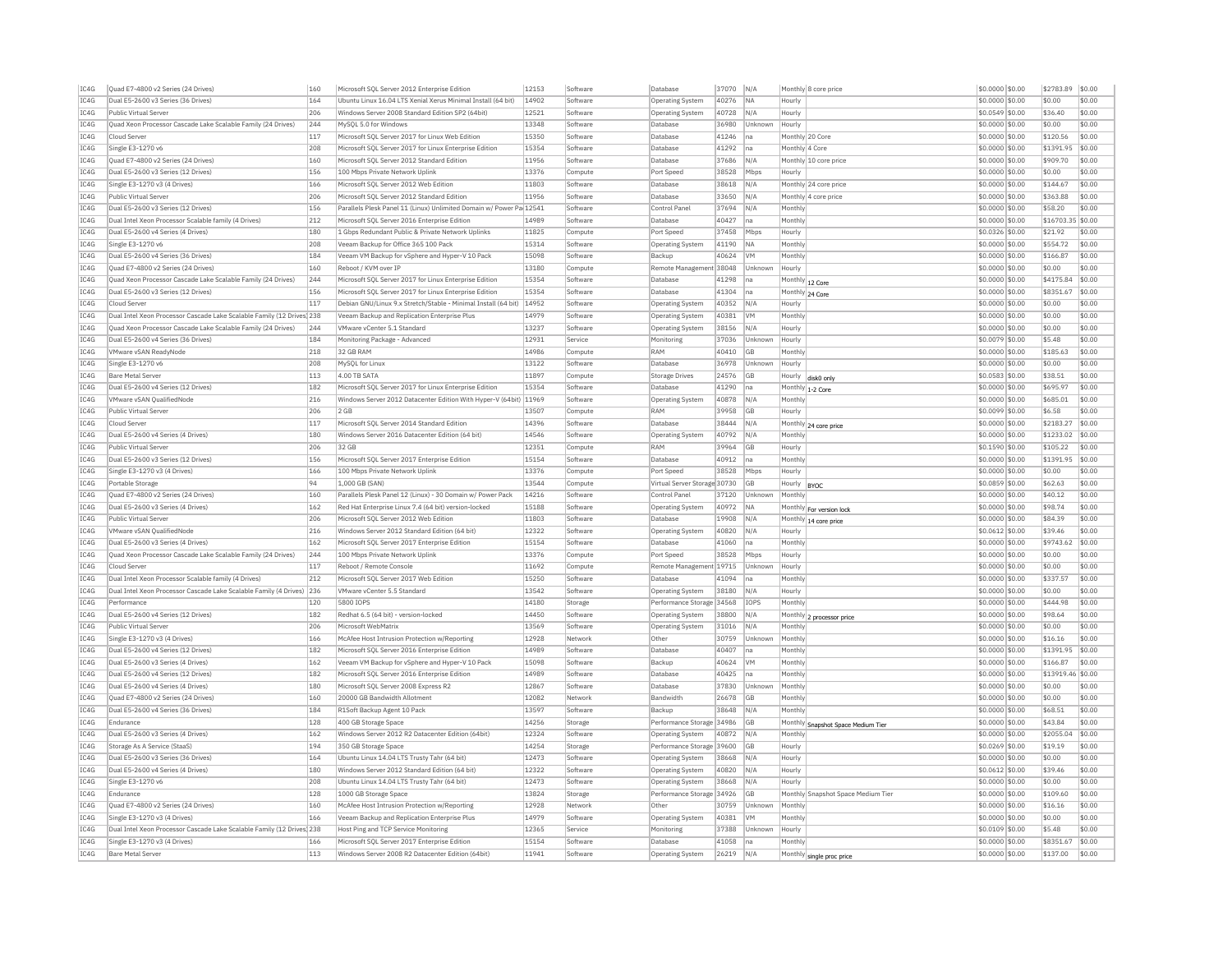| IC4G | Quad E7-4800 v2 Series (24 Drives) | 160 | Microsoft SQL Server 2012 Enterprise Edition | 12153 | Software | Database | 37070 | N/A | Monthly | 8 core price | $0.0000 | $0.00 | $2783.89 | $0.00 |
|---|---|---|---|---|---|---|---|---|---|---|---|---|---|---|
| IC4G | Dual E5-2600 v3 Series (36 Drives) | 164 | Ubuntu Linux 16.04 LTS Xenial Xerus Minimal Install (64 bit) | 14902 | Software | Operating System | 40276 | NA | Hourly | | $0.0000 | $0.00 | $0.00 | $0.00 |
| IC4G | Public Virtual Server | 206 | Windows Server 2008 Standard Edition SP2 (64bit) | 12521 | Software | Operating System | 40728 | N/A | Hourly | | $0.0549 | $0.00 | $36.40 | $0.00 |
| IC4G | Quad Xeon Processor Cascade Lake Scalable Family (24 Drives) | 244 | MySQL 5.0 for Windows | 13348 | Software | Database | 36980 | Unknown | Hourly | | $0.0000 | $0.00 | $0.00 | $0.00 |
| IC4G | Cloud Server | 117 | Microsoft SQL Server 2017 for Linux Web Edition | 15350 | Software | Database | 41246 | na | Monthly | 20 Core | $0.0000 | $0.00 | $120.56 | $0.00 |
| IC4G | Single E3-1270 v6 | 208 | Microsoft SQL Server 2017 for Linux Enterprise Edition | 15354 | Software | Database | 41292 | na | Monthly | 4 Core | $0.0000 | $0.00 | $1391.95 | $0.00 |
| IC4G | Quad E7-4800 v2 Series (24 Drives) | 160 | Microsoft SQL Server 2012 Standard Edition | 11956 | Software | Database | 37686 | N/A | Monthly | 10 core price | $0.0000 | $0.00 | $909.70 | $0.00 |
| IC4G | Dual E5-2600 v3 Series (12 Drives) | 156 | 100 Mbps Private Network Uplink | 13376 | Compute | Port Speed | 38528 | Mbps | Hourly | | $0.0000 | $0.00 | $0.00 | $0.00 |
| IC4G | Single E3-1270 v3 (4 Drives) | 166 | Microsoft SQL Server 2012 Web Edition | 11803 | Software | Database | 38618 | N/A | Monthly | 24 core price | $0.0000 | $0.00 | $144.67 | $0.00 |
| IC4G | Public Virtual Server | 206 | Microsoft SQL Server 2012 Standard Edition | 11956 | Software | Database | 33650 | N/A | Monthly | 4 core price | $0.0000 | $0.00 | $363.88 | $0.00 |
| IC4G | Dual E5-2600 v3 Series (12 Drives) | 156 | Parallels Plesk Panel 11 (Linux) Unlimited Domain w/ Power Pa | 12541 | Software | Control Panel | 37694 | N/A | Monthly | | $0.0000 | $0.00 | $58.20 | $0.00 |
| IC4G | Dual Intel Xeon Processor Scalable family (4 Drives) | 212 | Microsoft SQL Server 2016 Enterprise Edition | 14989 | Software | Database | 40427 | na | Monthly | | $0.0000 | $0.00 | $16703.35 | $0.00 |
| IC4G | Dual E5-2600 v4 Series (4 Drives) | 180 | 1 Gbps Redundant Public & Private Network Uplinks | 11825 | Compute | Port Speed | 37458 | Mbps | Hourly | | $0.0326 | $0.00 | $21.92 | $0.00 |
| IC4G | Single E3-1270 v6 | 208 | Veeam Backup for Office 365 100 Pack | 15314 | Software | Operating System | 41190 | NA | Monthly | | $0.0000 | $0.00 | $554.72 | $0.00 |
| IC4G | Dual E5-2600 v4 Series (36 Drives) | 184 | Veeam VM Backup for vSphere and Hyper-V 10 Pack | 15098 | Software | Backup | 40624 | VM | Monthly | | $0.0000 | $0.00 | $166.87 | $0.00 |
| IC4G | Quad E7-4800 v2 Series (24 Drives) | 160 | Reboot / KVM over IP | 13180 | Compute | Remote Management | 38048 | Unknown | Hourly | | $0.0000 | $0.00 | $0.00 | $0.00 |
| IC4G | Quad Xeon Processor Cascade Lake Scalable Family (24 Drives) | 244 | Microsoft SQL Server 2017 for Linux Enterprise Edition | 15354 | Software | Database | 41298 | na | Monthly | 12 Core | $0.0000 | $0.00 | $4175.84 | $0.00 |
| IC4G | Dual E5-2600 v3 Series (12 Drives) | 156 | Microsoft SQL Server 2017 for Linux Enterprise Edition | 15354 | Software | Database | 41304 | na | Monthly | 24 Core | $0.0000 | $0.00 | $8351.67 | $0.00 |
| IC4G | Cloud Server | 117 | Debian GNU/Linux 9.x Stretch/Stable - Minimal Install (64 bit) | 14952 | Software | Operating System | 40352 | N/A | Hourly | | $0.0000 | $0.00 | $0.00 | $0.00 |
| IC4G | Dual Intel Xeon Processor Cascade Lake Scalable Family (12 Drives) | 238 | Veeam Backup and Replication Enterprise Plus | 14979 | Software | Operating System | 40381 | VM | Monthly | | $0.0000 | $0.00 | $0.00 | $0.00 |
| IC4G | Quad Xeon Processor Cascade Lake Scalable Family (24 Drives) | 244 | VMware vCenter 5.1 Standard | 13237 | Software | Operating System | 38156 | N/A | Hourly | | $0.0000 | $0.00 | $0.00 | $0.00 |
| IC4G | Dual E5-2600 v4 Series (36 Drives) | 184 | Monitoring Package - Advanced | 12931 | Service | Monitoring | 37036 | Unknown | Hourly | | $0.0079 | $0.00 | $5.48 | $0.00 |
| IC4G | VMware vSAN ReadyNode | 218 | 32 GB RAM | 14986 | Compute | RAM | 40410 | GB | Monthly | | $0.0000 | $0.00 | $185.63 | $0.00 |
| IC4G | Single E3-1270 v6 | 208 | MySQL for Linux | 13122 | Software | Database | 36978 | Unknown | Hourly | | $0.0000 | $0.00 | $0.00 | $0.00 |
| IC4G | Bare Metal Server | 113 | 4.00 TB SATA | 11897 | Compute | Storage Drives | 24576 | GB | Hourly | disk0 only | $0.0583 | $0.00 | $38.51 | $0.00 |
| IC4G | Dual E5-2600 v4 Series (12 Drives) | 182 | Microsoft SQL Server 2017 for Linux Enterprise Edition | 15354 | Software | Database | 41290 | na | Monthly | 1-2 Core | $0.0000 | $0.00 | $695.97 | $0.00 |
| IC4G | VMware vSAN QualifiedNode | 216 | Windows Server 2012 Datacenter Edition With Hyper-V (64bit) | 11969 | Software | Operating System | 40878 | N/A | Monthly | | $0.0000 | $0.00 | $685.01 | $0.00 |
| IC4G | Public Virtual Server | 206 | 2 GB | 13507 | Compute | RAM | 39958 | GB | Hourly | | $0.0099 | $0.00 | $6.58 | $0.00 |
| IC4G | Cloud Server | 117 | Microsoft SQL Server 2014 Standard Edition | 14396 | Software | Database | 38444 | N/A | Monthly | 24 core price | $0.0000 | $0.00 | $2183.27 | $0.00 |
| IC4G | Dual E5-2600 v4 Series (4 Drives) | 180 | Windows Server 2016 Datacenter Edition (64 bit) | 14546 | Software | Operating System | 40792 | N/A | Monthly | | $0.0000 | $0.00 | $1233.02 | $0.00 |
| IC4G | Public Virtual Server | 206 | 32 GB | 12351 | Compute | RAM | 39964 | GB | Hourly | | $0.1590 | $0.00 | $105.22 | $0.00 |
| IC4G | Dual E5-2600 v3 Series (12 Drives) | 156 | Microsoft SQL Server 2017 Enterprise Edition | 15154 | Software | Database | 40912 | na | Monthly | | $0.0000 | $0.00 | $1391.95 | $0.00 |
| IC4G | Single E3-1270 v3 (4 Drives) | 166 | 100 Mbps Private Network Uplink | 13376 | Compute | Port Speed | 38528 | Mbps | Hourly | | $0.0000 | $0.00 | $0.00 | $0.00 |
| IC4G | Portable Storage | 94 | 1,000 GB (SAN) | 13544 | Compute | Virtual Server Storage | 30730 | GB | Hourly | BYOC | $0.0859 | $0.00 | $62.63 | $0.00 |
| IC4G | Quad E7-4800 v2 Series (24 Drives) | 160 | Parallels Plesk Panel 12 (Linux) - 30 Domain w/ Power Pack | 14216 | Software | Control Panel | 37120 | Unknown | Monthly | | $0.0000 | $0.00 | $40.12 | $0.00 |
| IC4G | Dual E5-2600 v3 Series (4 Drives) | 162 | Red Hat Enterprise Linux 7.4 (64 bit) version-locked | 15188 | Software | Operating System | 40972 | NA | Monthly | For version lock | $0.0000 | $0.00 | $98.74 | $0.00 |
| IC4G | Public Virtual Server | 206 | Microsoft SQL Server 2012 Web Edition | 11803 | Software | Database | 19908 | N/A | Monthly | 14 core price | $0.0000 | $0.00 | $84.39 | $0.00 |
| IC4G | VMware vSAN QualifiedNode | 216 | Windows Server 2012 Standard Edition (64 bit) | 12322 | Software | Operating System | 40820 | N/A | Hourly | | $0.0612 | $0.00 | $39.46 | $0.00 |
| IC4G | Dual E5-2600 v3 Series (4 Drives) | 162 | Microsoft SQL Server 2017 Enterprise Edition | 15154 | Software | Database | 41060 | na | Monthly | | $0.0000 | $0.00 | $9743.62 | $0.00 |
| IC4G | Quad Xeon Processor Cascade Lake Scalable Family (24 Drives) | 244 | 100 Mbps Private Network Uplink | 13376 | Compute | Port Speed | 38528 | Mbps | Hourly | | $0.0000 | $0.00 | $0.00 | $0.00 |
| IC4G | Cloud Server | 117 | Reboot / Remote Console | 11692 | Compute | Remote Management | 19715 | Unknown | Hourly | | $0.0000 | $0.00 | $0.00 | $0.00 |
| IC4G | Dual Intel Xeon Processor Scalable family (4 Drives) | 212 | Microsoft SQL Server 2017 Web Edition | 15250 | Software | Database | 41094 | na | Monthly | | $0.0000 | $0.00 | $337.57 | $0.00 |
| IC4G | Dual Intel Xeon Processor Cascade Lake Scalable Family (4 Drives) | 236 | VMware vCenter 5.5 Standard | 13542 | Software | Operating System | 38180 | N/A | Hourly | | $0.0000 | $0.00 | $0.00 | $0.00 |
| IC4G | Performance | 120 | 5800 IOPS | 14180 | Storage | Performance Storage | 34568 | IOPS | Monthly | | $0.0000 | $0.00 | $444.98 | $0.00 |
| IC4G | Dual E5-2600 v4 Series (12 Drives) | 182 | Redhat 6.5 (64 bit) - version-locked | 14450 | Software | Operating System | 38800 | N/A | Monthly | 2 processor price | $0.0000 | $0.00 | $98.64 | $0.00 |
| IC4G | Public Virtual Server | 206 | Microsoft WebMatrix | 13569 | Software | Operating System | 31016 | N/A | Monthly | | $0.0000 | $0.00 | $0.00 | $0.00 |
| IC4G | Single E3-1270 v3 (4 Drives) | 166 | McAfee Host Intrusion Protection w/Reporting | 12928 | Network | Other | 30759 | Unknown | Monthly | | $0.0000 | $0.00 | $16.16 | $0.00 |
| IC4G | Dual E5-2600 v4 Series (12 Drives) | 182 | Microsoft SQL Server 2016 Enterprise Edition | 14989 | Software | Database | 40407 | na | Monthly | | $0.0000 | $0.00 | $1391.95 | $0.00 |
| IC4G | Dual E5-2600 v3 Series (4 Drives) | 162 | Veeam VM Backup for vSphere and Hyper-V 10 Pack | 15098 | Software | Backup | 40624 | VM | Monthly | | $0.0000 | $0.00 | $166.87 | $0.00 |
| IC4G | Dual E5-2600 v4 Series (12 Drives) | 182 | Microsoft SQL Server 2016 Enterprise Edition | 14989 | Software | Database | 40425 | na | Monthly | | $0.0000 | $0.00 | $13919.46 | $0.00 |
| IC4G | Dual E5-2600 v4 Series (4 Drives) | 180 | Microsoft SQL Server 2008 Express R2 | 12867 | Software | Database | 37830 | Unknown | Monthly | | $0.0000 | $0.00 | $0.00 | $0.00 |
| IC4G | Quad E7-4800 v2 Series (24 Drives) | 160 | 20000 GB Bandwidth Allotment | 12082 | Network | Bandwidth | 26678 | GB | Monthly | | $0.0000 | $0.00 | $0.00 | $0.00 |
| IC4G | Dual E5-2600 v4 Series (36 Drives) | 184 | R1Soft Backup Agent 10 Pack | 13597 | Software | Backup | 38648 | N/A | Monthly | | $0.0000 | $0.00 | $68.51 | $0.00 |
| IC4G | Endurance | 128 | 400 GB Storage Space | 14256 | Storage | Performance Storage | 34986 | GB | Monthly | Snapshot Space Medium Tier | $0.0000 | $0.00 | $43.84 | $0.00 |
| IC4G | Dual E5-2600 v3 Series (4 Drives) | 162 | Windows Server 2012 R2 Datacenter Edition (64bit) | 12324 | Software | Operating System | 40872 | N/A | Monthly | | $0.0000 | $0.00 | $2055.04 | $0.00 |
| IC4G | Storage As A Service (StaaS) | 194 | 350 GB Storage Space | 14254 | Storage | Performance Storage | 39600 | GB | Hourly | | $0.0269 | $0.00 | $19.19 | $0.00 |
| IC4G | Dual E5-2600 v3 Series (36 Drives) | 164 | Ubuntu Linux 14.04 LTS Trusty Tahr (64 bit) | 12473 | Software | Operating System | 38668 | N/A | Hourly | | $0.0000 | $0.00 | $0.00 | $0.00 |
| IC4G | Dual E5-2600 v4 Series (4 Drives) | 180 | Windows Server 2012 Standard Edition (64 bit) | 12322 | Software | Operating System | 40820 | N/A | Hourly | | $0.0612 | $0.00 | $39.46 | $0.00 |
| IC4G | Single E3-1270 v6 | 208 | Ubuntu Linux 14.04 LTS Trusty Tahr (64 bit) | 12473 | Software | Operating System | 38668 | N/A | Hourly | | $0.0000 | $0.00 | $0.00 | $0.00 |
| IC4G | Endurance | 128 | 1000 GB Storage Space | 13824 | Storage | Performance Storage | 34926 | GB | Monthly | Snapshot Space Medium Tier | $0.0000 | $0.00 | $109.60 | $0.00 |
| IC4G | Quad E7-4800 v2 Series (24 Drives) | 160 | McAfee Host Intrusion Protection w/Reporting | 12928 | Network | Other | 30759 | Unknown | Monthly | | $0.0000 | $0.00 | $16.16 | $0.00 |
| IC4G | Single E3-1270 v3 (4 Drives) | 166 | Veeam Backup and Replication Enterprise Plus | 14979 | Software | Operating System | 40381 | VM | Monthly | | $0.0000 | $0.00 | $0.00 | $0.00 |
| IC4G | Dual Intel Xeon Processor Cascade Lake Scalable Family (12 Drives) | 238 | Host Ping and TCP Service Monitoring | 12365 | Service | Monitoring | 37388 | Unknown | Hourly | | $0.0109 | $0.00 | $5.48 | $0.00 |
| IC4G | Single E3-1270 v3 (4 Drives) | 166 | Microsoft SQL Server 2017 Enterprise Edition | 15154 | Software | Database | 41058 | na | Monthly | | $0.0000 | $0.00 | $8351.67 | $0.00 |
| IC4G | Bare Metal Server | 113 | Windows Server 2008 R2 Datacenter Edition (64bit) | 11941 | Software | Operating System | 26219 | N/A | Monthly | single proc price | $0.0000 | $0.00 | $137.00 | $0.00 |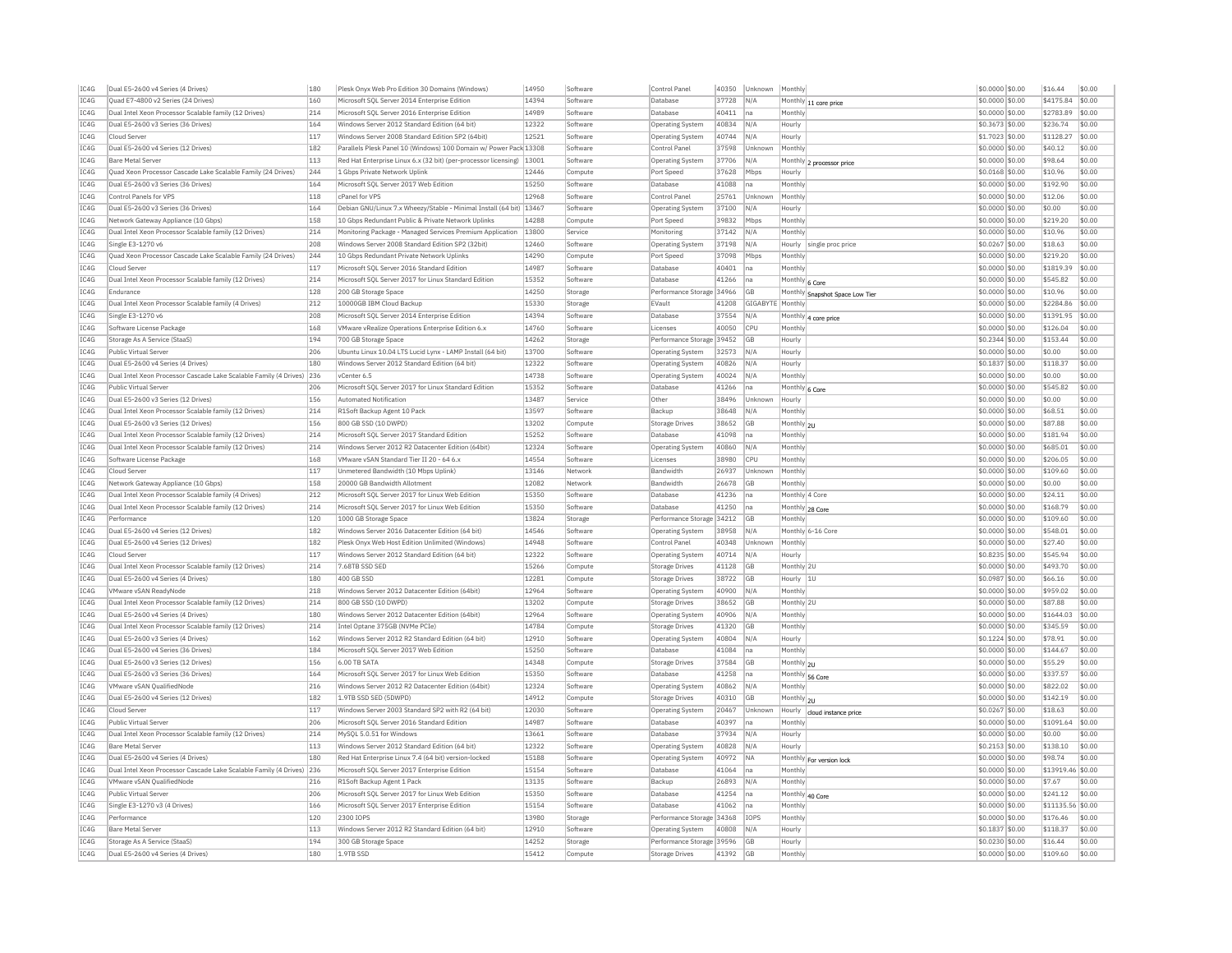| IC4G | Dual E5-2600 v4 Series (4 Drives) | 180 | Plesk Onyx Web Pro Edition 30 Domains (Windows) | 14950 | Software | Control Panel | 40350 | Unknown | Monthly | | $0.0000 | $0.00 | $16.44 | $0.00 |
|---|---|---|---|---|---|---|---|---|---|---|---|---|---|---|
| IC4G | Quad E7-4800 v2 Series (24 Drives) | 160 | Microsoft SQL Server 2014 Enterprise Edition | 14394 | Software | Database | 37728 | N/A | Monthly | 11 core price | $0.0000 | $0.00 | $4175.84 | $0.00 |
| IC4G | Dual Intel Xeon Processor Scalable family (12 Drives) | 214 | Microsoft SQL Server 2016 Enterprise Edition | 14989 | Software | Database | 40411 | na | Monthly | | $0.0000 | $0.00 | $2783.89 | $0.00 |
| IC4G | Dual E5-2600 v3 Series (36 Drives) | 164 | Windows Server 2012 Standard Edition (64 bit) | 12322 | Software | Operating System | 40834 | N/A | Hourly | | $0.3673 | $0.00 | $236.74 | $0.00 |
| IC4G | Cloud Server | 117 | Windows Server 2008 Standard Edition SP2 (64bit) | 12521 | Software | Operating System | 40744 | N/A | Hourly | | $1.7023 | $0.00 | $1128.27 | $0.00 |
| IC4G | Dual E5-2600 v4 Series (12 Drives) | 182 | Parallels Plesk Panel 10 (Windows) 100 Domain w/ Power Pack | 13308 | Software | Control Panel | 37598 | Unknown | Monthly | | $0.0000 | $0.00 | $40.12 | $0.00 |
| IC4G | Bare Metal Server | 113 | Red Hat Enterprise Linux 6.x (32 bit) (per-processor licensing) | 13001 | Software | Operating System | 37706 | N/A | Monthly | 2 processor price | $0.0000 | $0.00 | $98.64 | $0.00 |
| IC4G | Quad Xeon Processor Cascade Lake Scalable Family (24 Drives) | 244 | 1 Gbps Private Network Uplink | 12446 | Compute | Port Speed | 37628 | Mbps | Hourly | | $0.0168 | $0.00 | $10.96 | $0.00 |
| IC4G | Dual E5-2600 v3 Series (36 Drives) | 164 | Microsoft SQL Server 2017 Web Edition | 15250 | Software | Database | 41088 | na | Monthly | | $0.0000 | $0.00 | $192.90 | $0.00 |
| IC4G | Control Panels for VPS | 118 | cPanel for VPS | 12968 | Software | Control Panel | 25761 | Unknown | Monthly | | $0.0000 | $0.00 | $12.06 | $0.00 |
| IC4G | Dual E5-2600 v3 Series (36 Drives) | 164 | Debian GNU/Linux 7.x Wheezy/Stable - Minimal Install (64 bit) | 13467 | Software | Operating System | 37100 | N/A | Hourly | | $0.0000 | $0.00 | $0.00 | $0.00 |
| IC4G | Network Gateway Appliance (10 Gbps) | 158 | 10 Gbps Redundant Public & Private Network Uplinks | 14288 | Compute | Port Speed | 39832 | Mbps | Monthly | | $0.0000 | $0.00 | $219.20 | $0.00 |
| IC4G | Dual Intel Xeon Processor Scalable family (12 Drives) | 214 | Monitoring Package - Managed Services Premium Application | 13800 | Service | Monitoring | 37142 | N/A | Monthly | | $0.0000 | $0.00 | $10.96 | $0.00 |
| IC4G | Single E3-1270 v6 | 208 | Windows Server 2008 Standard Edition SP2 (32bit) | 12460 | Software | Operating System | 37198 | N/A | Hourly | single proc price | $0.0267 | $0.00 | $18.63 | $0.00 |
| IC4G | Quad Xeon Processor Cascade Lake Scalable Family (24 Drives) | 244 | 10 Gbps Redundant Private Network Uplinks | 14290 | Compute | Port Speed | 37098 | Mbps | Monthly | | $0.0000 | $0.00 | $219.20 | $0.00 |
| IC4G | Cloud Server | 117 | Microsoft SQL Server 2016 Standard Edition | 14987 | Software | Database | 40401 | na | Monthly | | $0.0000 | $0.00 | $1819.39 | $0.00 |
| IC4G | Dual Intel Xeon Processor Scalable family (12 Drives) | 214 | Microsoft SQL Server 2017 for Linux Standard Edition | 15352 | Software | Database | 41266 | na | Monthly | 6 Core | $0.0000 | $0.00 | $545.82 | $0.00 |
| IC4G | Endurance | 128 | 200 GB Storage Space | 14250 | Storage | Performance Storage | 34966 | GB | Monthly | Snapshot Space Low Tier | $0.0000 | $0.00 | $10.96 | $0.00 |
| IC4G | Dual Intel Xeon Processor Scalable family (4 Drives) | 212 | 10000GB IBM Cloud Backup | 15330 | Storage | EVault | 41208 | GIGABYTE | Monthly | | $0.0000 | $0.00 | $2284.86 | $0.00 |
| IC4G | Single E3-1270 v6 | 208 | Microsoft SQL Server 2014 Enterprise Edition | 14394 | Software | Database | 37554 | N/A | Monthly | 4 core price | $0.0000 | $0.00 | $1391.95 | $0.00 |
| IC4G | Software License Package | 168 | VMware vRealize Operations Enterprise Edition 6.x | 14760 | Software | Licenses | 40050 | CPU | Monthly | | $0.0000 | $0.00 | $126.04 | $0.00 |
| IC4G | Storage As A Service (StaaS) | 194 | 700 GB Storage Space | 14262 | Storage | Performance Storage | 39452 | GB | Hourly | | $0.2344 | $0.00 | $153.44 | $0.00 |
| IC4G | Public Virtual Server | 206 | Ubuntu Linux 10.04 LTS Lucid Lynx - LAMP Install (64 bit) | 13700 | Software | Operating System | 32573 | N/A | Hourly | | $0.0000 | $0.00 | $0.00 | $0.00 |
| IC4G | Dual E5-2600 v4 Series (4 Drives) | 180 | Windows Server 2012 Standard Edition (64 bit) | 12322 | Software | Operating System | 40826 | N/A | Hourly | | $0.1837 | $0.00 | $118.37 | $0.00 |
| IC4G | Dual Intel Xeon Processor Cascade Lake Scalable Family (4 Drives) | 236 | vCenter 6.5 | 14738 | Software | Operating System | 40024 | N/A | Monthly | | $0.0000 | $0.00 | $0.00 | $0.00 |
| IC4G | Public Virtual Server | 206 | Microsoft SQL Server 2017 for Linux Standard Edition | 15352 | Software | Database | 41266 | na | Monthly | 6 Core | $0.0000 | $0.00 | $545.82 | $0.00 |
| IC4G | Dual E5-2600 v3 Series (12 Drives) | 156 | Automated Notification | 13487 | Service | Other | 38496 | Unknown | Hourly | | $0.0000 | $0.00 | $0.00 | $0.00 |
| IC4G | Dual Intel Xeon Processor Scalable family (12 Drives) | 214 | R1Soft Backup Agent 10 Pack | 13597 | Software | Backup | 38648 | N/A | Monthly | | $0.0000 | $0.00 | $68.51 | $0.00 |
| IC4G | Dual E5-2600 v3 Series (12 Drives) | 156 | 800 GB SSD (10 DWPD) | 13202 | Compute | Storage Drives | 38652 | GB | Monthly | 2U | $0.0000 | $0.00 | $87.88 | $0.00 |
| IC4G | Dual Intel Xeon Processor Scalable family (12 Drives) | 214 | Microsoft SQL Server 2017 Standard Edition | 15252 | Software | Database | 41098 | na | Monthly | | $0.0000 | $0.00 | $181.94 | $0.00 |
| IC4G | Dual Intel Xeon Processor Scalable family (12 Drives) | 214 | Windows Server 2012 R2 Datacenter Edition (64bit) | 12324 | Software | Operating System | 40860 | N/A | Monthly | | $0.0000 | $0.00 | $685.01 | $0.00 |
| IC4G | Software License Package | 168 | VMware vSAN Standard Tier II 20 - 64 6.x | 14554 | Software | Licenses | 38980 | CPU | Monthly | | $0.0000 | $0.00 | $206.05 | $0.00 |
| IC4G | Cloud Server | 117 | Unmetered Bandwidth (10 Mbps Uplink) | 13146 | Network | Bandwidth | 26937 | Unknown | Monthly | | $0.0000 | $0.00 | $109.60 | $0.00 |
| IC4G | Network Gateway Appliance (10 Gbps) | 158 | 20000 GB Bandwidth Allotment | 12082 | Network | Bandwidth | 26678 | GB | Monthly | | $0.0000 | $0.00 | $0.00 | $0.00 |
| IC4G | Dual Intel Xeon Processor Scalable family (4 Drives) | 212 | Microsoft SQL Server 2017 for Linux Web Edition | 15350 | Software | Database | 41236 | na | Monthly | 4 Core | $0.0000 | $0.00 | $24.11 | $0.00 |
| IC4G | Dual Intel Xeon Processor Scalable family (12 Drives) | 214 | Microsoft SQL Server 2017 for Linux Web Edition | 15350 | Software | Database | 41250 | na | Monthly | 28 Core | $0.0000 | $0.00 | $168.79 | $0.00 |
| IC4G | Performance | 120 | 1000 GB Storage Space | 13824 | Storage | Performance Storage | 34212 | GB | Monthly | | $0.0000 | $0.00 | $109.60 | $0.00 |
| IC4G | Dual E5-2600 v4 Series (12 Drives) | 182 | Windows Server 2016 Datacenter Edition (64 bit) | 14546 | Software | Operating System | 38958 | N/A | Monthly | 6-16 Core | $0.0000 | $0.00 | $548.01 | $0.00 |
| IC4G | Dual E5-2600 v4 Series (12 Drives) | 182 | Plesk Onyx Web Host Edition Unlimited (Windows) | 14948 | Software | Control Panel | 40348 | Unknown | Monthly | | $0.0000 | $0.00 | $27.40 | $0.00 |
| IC4G | Cloud Server | 117 | Windows Server 2012 Standard Edition (64 bit) | 12322 | Software | Operating System | 40714 | N/A | Hourly | | $0.8235 | $0.00 | $545.94 | $0.00 |
| IC4G | Dual Intel Xeon Processor Scalable family (12 Drives) | 214 | 7.68TB SSD SED | 15266 | Compute | Storage Drives | 41128 | GB | Monthly | 2U | $0.0000 | $0.00 | $493.70 | $0.00 |
| IC4G | Dual E5-2600 v4 Series (4 Drives) | 180 | 400 GB SSD | 12281 | Compute | Storage Drives | 38722 | GB | Hourly | 1U | $0.0987 | $0.00 | $66.16 | $0.00 |
| IC4G | VMware vSAN ReadyNode | 218 | Windows Server 2012 Datacenter Edition (64bit) | 12964 | Software | Operating System | 40900 | N/A | Monthly | | $0.0000 | $0.00 | $959.02 | $0.00 |
| IC4G | Dual Intel Xeon Processor Scalable family (12 Drives) | 214 | 800 GB SSD (10 DWPD) | 13202 | Compute | Storage Drives | 38652 | GB | Monthly | 2U | $0.0000 | $0.00 | $87.88 | $0.00 |
| IC4G | Dual E5-2600 v4 Series (4 Drives) | 180 | Windows Server 2012 Datacenter Edition (64bit) | 12964 | Software | Operating System | 40906 | N/A | Monthly | | $0.0000 | $0.00 | $1644.03 | $0.00 |
| IC4G | Dual Intel Xeon Processor Scalable family (12 Drives) | 214 | Intel Optane 375GB (NVMe PCIe) | 14784 | Compute | Storage Drives | 41320 | GB | Monthly | | $0.0000 | $0.00 | $345.59 | $0.00 |
| IC4G | Dual E5-2600 v3 Series (4 Drives) | 162 | Windows Server 2012 R2 Standard Edition (64 bit) | 12910 | Software | Operating System | 40804 | N/A | Hourly | | $0.1224 | $0.00 | $78.91 | $0.00 |
| IC4G | Dual E5-2600 v4 Series (36 Drives) | 184 | Microsoft SQL Server 2017 Web Edition | 15250 | Software | Database | 41084 | na | Monthly | | $0.0000 | $0.00 | $144.67 | $0.00 |
| IC4G | Dual E5-2600 v3 Series (12 Drives) | 156 | 6.00 TB SATA | 14348 | Compute | Storage Drives | 37584 | GB | Monthly | 2U | $0.0000 | $0.00 | $55.29 | $0.00 |
| IC4G | Dual E5-2600 v3 Series (36 Drives) | 164 | Microsoft SQL Server 2017 for Linux Web Edition | 15350 | Software | Database | 41258 | na | Monthly | 56 Core | $0.0000 | $0.00 | $337.57 | $0.00 |
| IC4G | VMware vSAN QualifiedNode | 216 | Windows Server 2012 R2 Datacenter Edition (64bit) | 12324 | Software | Operating System | 40862 | N/A | Monthly | | $0.0000 | $0.00 | $822.02 | $0.00 |
| IC4G | Dual E5-2600 v4 Series (12 Drives) | 182 | 1.9TB SSD SED (5DWPD) | 14912 | Compute | Storage Drives | 40310 | GB | Monthly | 2U | $0.0000 | $0.00 | $142.19 | $0.00 |
| IC4G | Cloud Server | 117 | Windows Server 2003 Standard SP2 with R2 (64 bit) | 12030 | Software | Operating System | 20467 | Unknown | Hourly | cloud instance price | $0.0267 | $0.00 | $18.63 | $0.00 |
| IC4G | Public Virtual Server | 206 | Microsoft SQL Server 2016 Standard Edition | 14987 | Software | Database | 40397 | na | Monthly | | $0.0000 | $0.00 | $1091.64 | $0.00 |
| IC4G | Dual Intel Xeon Processor Scalable family (12 Drives) | 214 | MySQL 5.0.51 for Windows | 13661 | Software | Database | 37934 | N/A | Hourly | | $0.0000 | $0.00 | $0.00 | $0.00 |
| IC4G | Bare Metal Server | 113 | Windows Server 2012 Standard Edition (64 bit) | 12322 | Software | Operating System | 40828 | N/A | Hourly | | $0.2153 | $0.00 | $138.10 | $0.00 |
| IC4G | Dual E5-2600 v4 Series (4 Drives) | 180 | Red Hat Enterprise Linux 7.4 (64 bit) version-locked | 15188 | Software | Operating System | 40972 | NA | Monthly | For version lock | $0.0000 | $0.00 | $98.74 | $0.00 |
| IC4G | Dual Intel Xeon Processor Cascade Lake Scalable Family (4 Drives) | 236 | Microsoft SQL Server 2017 Enterprise Edition | 15154 | Software | Database | 41064 | na | Monthly | | $0.0000 | $0.00 | $13919.46 | $0.00 |
| IC4G | VMware vSAN QualifiedNode | 216 | R1Soft Backup Agent 1 Pack | 13135 | Software | Backup | 26893 | N/A | Monthly | | $0.0000 | $0.00 | $7.67 | $0.00 |
| IC4G | Public Virtual Server | 206 | Microsoft SQL Server 2017 for Linux Web Edition | 15350 | Software | Database | 41254 | na | Monthly | 40 Core | $0.0000 | $0.00 | $241.12 | $0.00 |
| IC4G | Single E3-1270 v3 (4 Drives) | 166 | Microsoft SQL Server 2017 Enterprise Edition | 15154 | Software | Database | 41062 | na | Monthly | | $0.0000 | $0.00 | $11135.56 | $0.00 |
| IC4G | Performance | 120 | 2300 IOPS | 13980 | Storage | Performance Storage | 34368 | IOPS | Monthly | | $0.0000 | $0.00 | $176.46 | $0.00 |
| IC4G | Bare Metal Server | 113 | Windows Server 2012 R2 Standard Edition (64 bit) | 12910 | Software | Operating System | 40808 | N/A | Hourly | | $0.1837 | $0.00 | $118.37 | $0.00 |
| IC4G | Storage As A Service (StaaS) | 194 | 300 GB Storage Space | 14252 | Storage | Performance Storage | 39596 | GB | Hourly | | $0.0230 | $0.00 | $16.44 | $0.00 |
| IC4G | Dual E5-2600 v4 Series (4 Drives) | 180 | 1.9TB SSD | 15412 | Compute | Storage Drives | 41392 | GB | Monthly | | $0.0000 | $0.00 | $109.60 | $0.00 |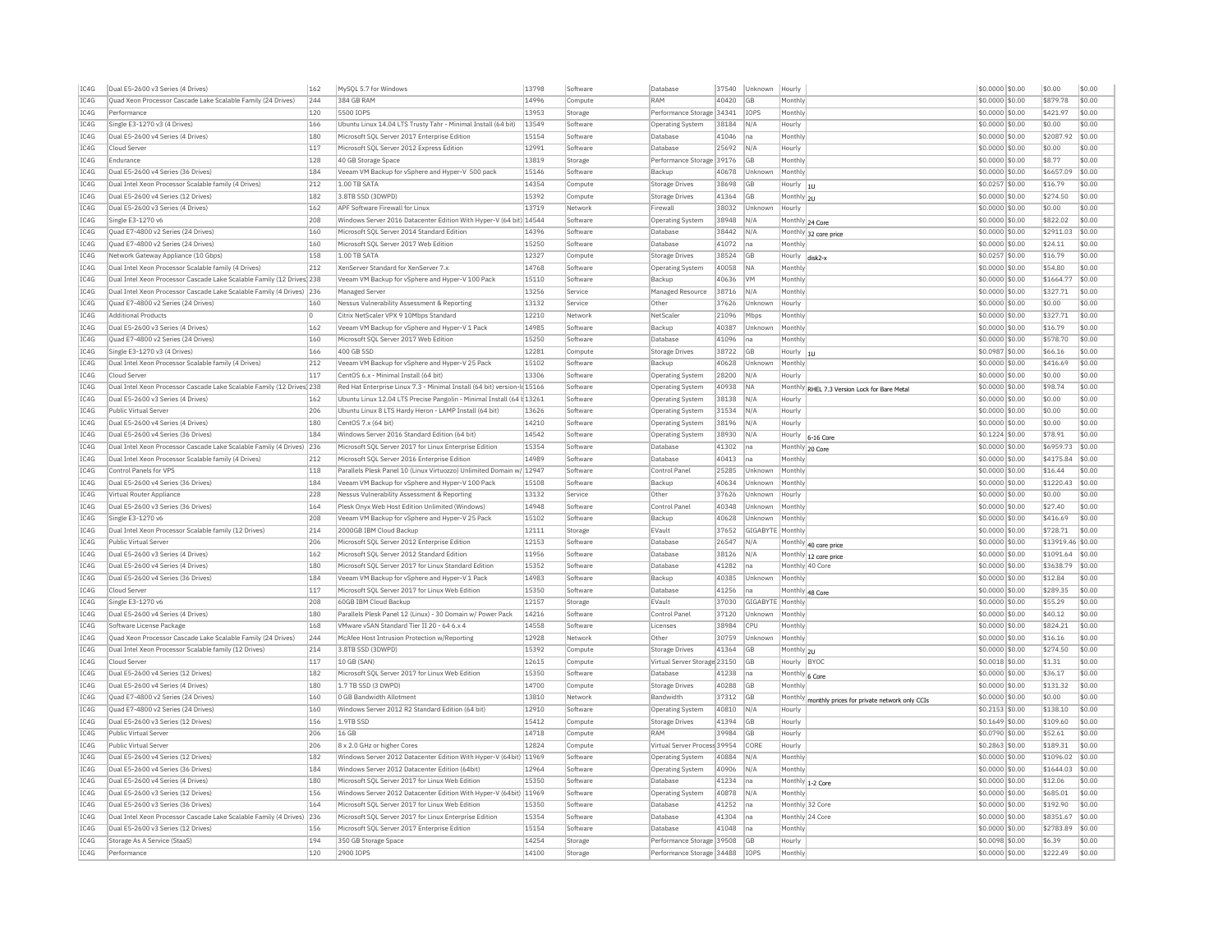| IC4G | Dual E5-2600 v3 Series (4 Drives) | 162 | MySQL 5.7 for Windows | 13798 | Software | Database | 37540 | Unknown | Hourly | | $0.0000 | $0.00 | $0.00 | $0.00 |
|---|---|---|---|---|---|---|---|---|---|---|---|---|---|---|
| IC4G | Quad Xeon Processor Cascade Lake Scalable Family (24 Drives) | 244 | 384 GB RAM | 14996 | Compute | RAM | 40420 | GB | Monthly | | $0.0000 | $0.00 | $879.78 | $0.00 |
| IC4G | Performance | 120 | 5500 IOPS | 13953 | Storage | Performance Storage | 34341 | IOPS | Monthly | | $0.0000 | $0.00 | $421.97 | $0.00 |
| IC4G | Single E3-1270 v3 (4 Drives) | 166 | Ubuntu Linux 14.04 LTS Trusty Tahr - Minimal Install (64 bit) | 13549 | Software | Operating System | 38184 | N/A | Hourly | | $0.0000 | $0.00 | $0.00 | $0.00 |
| IC4G | Dual E5-2600 v4 Series (4 Drives) | 180 | Microsoft SQL Server 2017 Enterprise Edition | 15154 | Software | Database | 41046 | na | Monthly | | $0.0000 | $0.00 | $2087.92 | $0.00 |
| IC4G | Cloud Server | 117 | Microsoft SQL Server 2012 Express Edition | 12991 | Software | Database | 25692 | N/A | Hourly | | $0.0000 | $0.00 | $0.00 | $0.00 |
| IC4G | Endurance | 128 | 40 GB Storage Space | 13819 | Storage | Performance Storage | 39176 | GB | Monthly | | $0.0000 | $0.00 | $8.77 | $0.00 |
| IC4G | Dual E5-2600 v4 Series (36 Drives) | 184 | Veeam VM Backup for vSphere and Hyper-V 500 pack | 15146 | Software | Backup | 40678 | Unknown | Monthly | | $0.0000 | $0.00 | $6657.09 | $0.00 |
| IC4G | Dual Intel Xeon Processor Scalable family (4 Drives) | 212 | 1.00 TB SATA | 14354 | Compute | Storage Drives | 38698 | GB | Hourly | 1U | $0.0257 | $0.00 | $16.79 | $0.00 |
| IC4G | Dual E5-2600 v4 Series (12 Drives) | 182 | 3.8TB SSD (3DWPD) | 15392 | Compute | Storage Drives | 41364 | GB | Monthly | 2U | $0.0000 | $0.00 | $274.50 | $0.00 |
| IC4G | Dual E5-2600 v3 Series (4 Drives) | 162 | APF Software Firewall for Linux | 13719 | Network | Firewall | 38032 | Unknown | Hourly | | $0.0000 | $0.00 | $0.00 | $0.00 |
| IC4G | Single E3-1270 v6 | 208 | Windows Server 2016 Datacenter Edition With Hyper-V (64 bit) | 14544 | Software | Operating System | 38948 | N/A | Monthly | 24 Core | $0.0000 | $0.00 | $822.02 | $0.00 |
| IC4G | Quad E7-4800 v2 Series (24 Drives) | 160 | Microsoft SQL Server 2014 Standard Edition | 14396 | Software | Database | 38442 | N/A | Monthly | 32 core price | $0.0000 | $0.00 | $2911.03 | $0.00 |
| IC4G | Quad E7-4800 v2 Series (24 Drives) | 160 | Microsoft SQL Server 2017 Web Edition | 15250 | Software | Database | 41072 | na | Monthly | | $0.0000 | $0.00 | $24.11 | $0.00 |
| IC4G | Network Gateway Appliance (10 Gbps) | 158 | 1.00 TB SATA | 12327 | Compute | Storage Drives | 38524 | GB | Hourly | disk2-x | $0.0257 | $0.00 | $16.79 | $0.00 |
| IC4G | Dual Intel Xeon Processor Scalable family (4 Drives) | 212 | XenServer Standard for XenServer 7.x | 14768 | Software | Operating System | 40058 | NA | Monthly | | $0.0000 | $0.00 | $54.80 | $0.00 |
| IC4G | Dual Intel Xeon Processor Cascade Lake Scalable Family (12 Drives) | 238 | Veeam VM Backup for vSphere and Hyper-V 100 Pack | 15110 | Software | Backup | 40636 | VM | Monthly | | $0.0000 | $0.00 | $1664.77 | $0.00 |
| IC4G | Dual Intel Xeon Processor Cascade Lake Scalable Family (4 Drives) | 236 | Managed Server | 13256 | Service | Managed Resource | 38716 | N/A | Monthly | | $0.0000 | $0.00 | $327.71 | $0.00 |
| IC4G | Quad E7-4800 v2 Series (24 Drives) | 160 | Nessus Vulnerability Assessment & Reporting | 13132 | Service | Other | 37626 | Unknown | Hourly | | $0.0000 | $0.00 | $0.00 | $0.00 |
| IC4G | Additional Products | 0 | Citrix NetScaler VPX 9 10Mbps Standard | 12210 | Network | NetScaler | 21096 | Mbps | Monthly | | $0.0000 | $0.00 | $327.71 | $0.00 |
| IC4G | Dual E5-2600 v3 Series (4 Drives) | 162 | Veeam VM Backup for vSphere and Hyper-V 1 Pack | 14985 | Software | Backup | 40387 | Unknown | Monthly | | $0.0000 | $0.00 | $16.79 | $0.00 |
| IC4G | Quad E7-4800 v2 Series (24 Drives) | 160 | Microsoft SQL Server 2017 Web Edition | 15250 | Software | Database | 41096 | na | Monthly | | $0.0000 | $0.00 | $578.70 | $0.00 |
| IC4G | Single E3-1270 v3 (4 Drives) | 166 | 400 GB SSD | 12281 | Compute | Storage Drives | 38722 | GB | Hourly | 1U | $0.0987 | $0.00 | $66.16 | $0.00 |
| IC4G | Dual Intel Xeon Processor Scalable family (4 Drives) | 212 | Veeam VM Backup for vSphere and Hyper-V 25 Pack | 15102 | Software | Backup | 40628 | Unknown | Monthly | | $0.0000 | $0.00 | $416.69 | $0.00 |
| IC4G | Cloud Server | 117 | CentOS 6.x - Minimal Install (64 bit) | 13306 | Software | Operating System | 28200 | N/A | Hourly | | $0.0000 | $0.00 | $0.00 | $0.00 |
| IC4G | Dual Intel Xeon Processor Cascade Lake Scalable Family (12 Drives) | 238 | Red Hat Enterprise Linux 7.3 - Minimal Install (64 bit) version-lo | 15166 | Software | Operating System | 40938 | NA | Monthly | RHEL 7.3 Version Lock for Bare Metal | $0.0000 | $0.00 | $98.74 | $0.00 |
| IC4G | Dual E5-2600 v3 Series (4 Drives) | 162 | Ubuntu Linux 12.04 LTS Precise Pangolin - Minimal Install (64 b | 13261 | Software | Operating System | 38138 | N/A | Hourly | | $0.0000 | $0.00 | $0.00 | $0.00 |
| IC4G | Public Virtual Server | 206 | Ubuntu Linux 8 LTS Hardy Heron - LAMP Install (64 bit) | 13626 | Software | Operating System | 31534 | N/A | Hourly | | $0.0000 | $0.00 | $0.00 | $0.00 |
| IC4G | Dual E5-2600 v4 Series (4 Drives) | 180 | CentOS 7.x (64 bit) | 14210 | Software | Operating System | 38196 | N/A | Hourly | | $0.0000 | $0.00 | $0.00 | $0.00 |
| IC4G | Dual E5-2600 v4 Series (36 Drives) | 184 | Windows Server 2016 Standard Edition (64 bit) | 14542 | Software | Operating System | 38930 | N/A | Hourly | 6-16 Core | $0.1224 | $0.00 | $78.91 | $0.00 |
| IC4G | Dual Intel Xeon Processor Cascade Lake Scalable Family (4 Drives) | 236 | Microsoft SQL Server 2017 for Linux Enterprise Edition | 15354 | Software | Database | 41302 | na | Monthly | 20 Core | $0.0000 | $0.00 | $6959.73 | $0.00 |
| IC4G | Dual Intel Xeon Processor Scalable family (4 Drives) | 212 | Microsoft SQL Server 2016 Enterprise Edition | 14989 | Software | Database | 40413 | na | Monthly | | $0.0000 | $0.00 | $4175.84 | $0.00 |
| IC4G | Control Panels for VPS | 118 | Parallels Plesk Panel 10 (Linux Virtuozzo) Unlimited Domain w/ | 12947 | Software | Control Panel | 25285 | Unknown | Monthly | | $0.0000 | $0.00 | $16.44 | $0.00 |
| IC4G | Dual E5-2600 v4 Series (36 Drives) | 184 | Veeam VM Backup for vSphere and Hyper-V 100 Pack | 15108 | Software | Backup | 40634 | Unknown | Monthly | | $0.0000 | $0.00 | $1220.43 | $0.00 |
| IC4G | Virtual Router Appliance | 228 | Nessus Vulnerability Assessment & Reporting | 13132 | Service | Other | 37626 | Unknown | Hourly | | $0.0000 | $0.00 | $0.00 | $0.00 |
| IC4G | Dual E5-2600 v3 Series (36 Drives) | 164 | Plesk Onyx Web Host Edition Unlimited (Windows) | 14948 | Software | Control Panel | 40348 | Unknown | Monthly | | $0.0000 | $0.00 | $27.40 | $0.00 |
| IC4G | Single E3-1270 v6 | 208 | Veeam VM Backup for vSphere and Hyper-V 25 Pack | 15102 | Software | Backup | 40628 | Unknown | Monthly | | $0.0000 | $0.00 | $416.69 | $0.00 |
| IC4G | Dual Intel Xeon Processor Scalable family (12 Drives) | 214 | 2000GB IBM Cloud Backup | 12111 | Storage | EVault | 37652 | GIGABYTE | Monthly | | $0.0000 | $0.00 | $728.71 | $0.00 |
| IC4G | Public Virtual Server | 206 | Microsoft SQL Server 2012 Enterprise Edition | 12153 | Software | Database | 26547 | N/A | Monthly | 40 core price | $0.0000 | $0.00 | $13919.46 | $0.00 |
| IC4G | Dual E5-2600 v3 Series (4 Drives) | 162 | Microsoft SQL Server 2012 Standard Edition | 11956 | Software | Database | 38126 | N/A | Monthly | 12 core price | $0.0000 | $0.00 | $1091.64 | $0.00 |
| IC4G | Dual E5-2600 v4 Series (4 Drives) | 180 | Microsoft SQL Server 2017 for Linux Standard Edition | 15352 | Software | Database | 41282 | na | Monthly | 40 Core | $0.0000 | $0.00 | $3638.79 | $0.00 |
| IC4G | Dual E5-2600 v4 Series (36 Drives) | 184 | Veeam VM Backup for vSphere and Hyper-V 1 Pack | 14983 | Software | Backup | 40385 | Unknown | Monthly | | $0.0000 | $0.00 | $12.84 | $0.00 |
| IC4G | Cloud Server | 117 | Microsoft SQL Server 2017 for Linux Web Edition | 15350 | Software | Database | 41256 | na | Monthly | 48 Core | $0.0000 | $0.00 | $289.35 | $0.00 |
| IC4G | Single E3-1270 v6 | 208 | 60GB IBM Cloud Backup | 12157 | Storage | EVault | 37030 | GIGABYTE | Monthly | | $0.0000 | $0.00 | $55.29 | $0.00 |
| IC4G | Dual E5-2600 v4 Series (4 Drives) | 180 | Parallels Plesk Panel 12 (Linux) - 30 Domain w/ Power Pack | 14216 | Software | Control Panel | 37120 | Unknown | Monthly | | $0.0000 | $0.00 | $40.12 | $0.00 |
| IC4G | Software License Package | 168 | VMware vSAN Standard Tier II 20 - 64 6.x 4 | 14558 | Software | Licenses | 38984 | CPU | Monthly | | $0.0000 | $0.00 | $824.21 | $0.00 |
| IC4G | Quad Xeon Processor Cascade Lake Scalable Family (24 Drives) | 244 | McAfee Host Intrusion Protection w/Reporting | 12928 | Network | Other | 30759 | Unknown | Monthly | | $0.0000 | $0.00 | $16.16 | $0.00 |
| IC4G | Dual Intel Xeon Processor Scalable family (12 Drives) | 214 | 3.8TB SSD (3DWPD) | 15392 | Compute | Storage Drives | 41364 | GB | Monthly | 2U | $0.0000 | $0.00 | $274.50 | $0.00 |
| IC4G | Cloud Server | 117 | 10 GB (SAN) | 12615 | Compute | Virtual Server Storage | 23150 | GB | Hourly | BYOC | $0.0018 | $0.00 | $1.31 | $0.00 |
| IC4G | Dual E5-2600 v4 Series (12 Drives) | 182 | Microsoft SQL Server 2017 for Linux Web Edition | 15350 | Software | Database | 41238 | na | Monthly | 6 Core | $0.0000 | $0.00 | $36.17 | $0.00 |
| IC4G | Dual E5-2600 v4 Series (4 Drives) | 180 | 1.7 TB SSD (3 DWPD) | 14700 | Compute | Storage Drives | 40288 | GB | Monthly | | $0.0000 | $0.00 | $131.32 | $0.00 |
| IC4G | Quad E7-4800 v2 Series (24 Drives) | 160 | 0 GB Bandwidth Allotment | 13810 | Network | Bandwidth | 37312 | GB | Monthly | monthly prices for private network only CCIs | $0.0000 | $0.00 | $0.00 | $0.00 |
| IC4G | Quad E7-4800 v2 Series (24 Drives) | 160 | Windows Server 2012 R2 Standard Edition (64 bit) | 12910 | Software | Operating System | 40810 | N/A | Hourly | | $0.2153 | $0.00 | $138.10 | $0.00 |
| IC4G | Dual E5-2600 v3 Series (12 Drives) | 156 | 1.9TB SSD | 15412 | Compute | Storage Drives | 41394 | GB | Hourly | | $0.1649 | $0.00 | $109.60 | $0.00 |
| IC4G | Public Virtual Server | 206 | 16 GB | 14718 | Compute | RAM | 39984 | GB | Hourly | | $0.0790 | $0.00 | $52.61 | $0.00 |
| IC4G | Public Virtual Server | 206 | 8 x 2.0 GHz or higher Cores | 12824 | Compute | Virtual Server Process | 39954 | CORE | Hourly | | $0.2863 | $0.00 | $189.31 | $0.00 |
| IC4G | Dual E5-2600 v4 Series (12 Drives) | 182 | Windows Server 2012 Datacenter Edition With Hyper-V (64bit) | 11969 | Software | Operating System | 40884 | N/A | Monthly | | $0.0000 | $0.00 | $1096.02 | $0.00 |
| IC4G | Dual E5-2600 v4 Series (36 Drives) | 184 | Windows Server 2012 Datacenter Edition (64bit) | 12964 | Software | Operating System | 40906 | N/A | Monthly | | $0.0000 | $0.00 | $1644.03 | $0.00 |
| IC4G | Dual E5-2600 v4 Series (4 Drives) | 180 | Microsoft SQL Server 2017 for Linux Web Edition | 15350 | Software | Database | 41234 | na | Monthly | 1-2 Core | $0.0000 | $0.00 | $12.06 | $0.00 |
| IC4G | Dual E5-2600 v3 Series (12 Drives) | 156 | Windows Server 2012 Datacenter Edition With Hyper-V (64bit) | 11969 | Software | Operating System | 40878 | N/A | Monthly | | $0.0000 | $0.00 | $685.01 | $0.00 |
| IC4G | Dual E5-2600 v3 Series (36 Drives) | 164 | Microsoft SQL Server 2017 for Linux Web Edition | 15350 | Software | Database | 41252 | na | Monthly | 32 Core | $0.0000 | $0.00 | $192.90 | $0.00 |
| IC4G | Dual Intel Xeon Processor Cascade Lake Scalable Family (4 Drives) | 236 | Microsoft SQL Server 2017 for Linux Enterprise Edition | 15354 | Software | Database | 41304 | na | Monthly | 24 Core | $0.0000 | $0.00 | $8351.67 | $0.00 |
| IC4G | Dual E5-2600 v3 Series (12 Drives) | 156 | Microsoft SQL Server 2017 Enterprise Edition | 15154 | Software | Database | 41048 | na | Monthly | | $0.0000 | $0.00 | $2783.89 | $0.00 |
| IC4G | Storage As A Service (StaaS) | 194 | 350 GB Storage Space | 14254 | Storage | Performance Storage | 39508 | GB | Hourly | | $0.0098 | $0.00 | $6.39 | $0.00 |
| IC4G | Performance | 120 | 2900 IOPS | 14100 | Storage | Performance Storage | 34488 | IOPS | Monthly | | $0.0000 | $0.00 | $222.49 | $0.00 |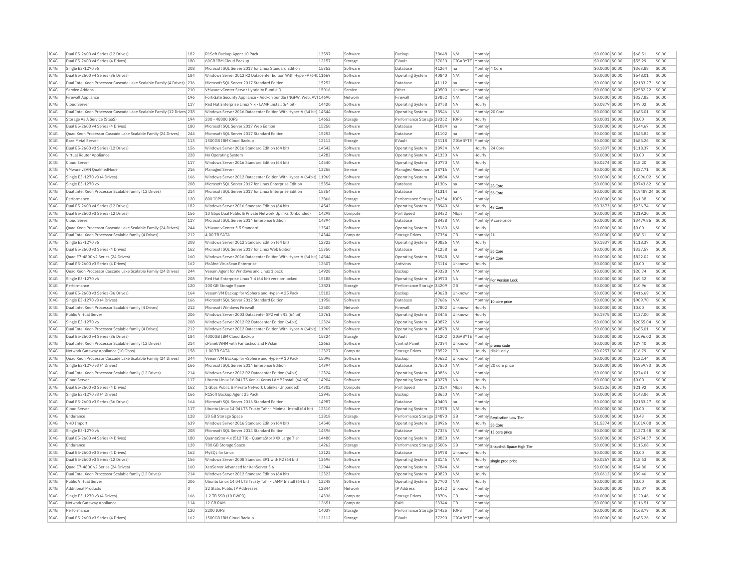| IC4G | Dual E5-2600 v4 Series (12 Drives) | 182 | R1Soft Backup Agent 10 Pack | 13597 | Software | Backup | 38648 | N/A | Monthly | | $0.0000 | $0.00 | $68.51 | $0.00 |
|---|---|---|---|---|---|---|---|---|---|---|---|---|---|---|
| IC4G | Dual E5-2600 v4 Series (4 Drives) | 180 | 60GB IBM Cloud Backup | 12157 | Storage | EVault | 37030 | GIGABYTE | Monthly | | $0.0000 | $0.00 | $55.29 | $0.00 |
| IC4G | Single E3-1270 v6 | 208 | Microsoft SQL Server 2017 for Linux Standard Edition | 15352 | Software | Database | 41264 | na | Monthly | 4 Core | $0.0000 | $0.00 | $363.88 | $0.00 |
| IC4G | Dual E5-2600 v4 Series (36 Drives) | 184 | Windows Server 2012 R2 Datacenter Edition With Hyper-V (64t | 11669 | Software | Operating System | 40840 | N/A | Monthly | | $0.0000 | $0.00 | $548.01 | $0.00 |
| IC4G | Dual Intel Xeon Processor Cascade Lake Scalable Family (4 Drives) | 236 | Microsoft SQL Server 2017 Standard Edition | 15252 | Software | Database | 41112 | na | Monthly | | $0.0000 | $0.00 | $2183.27 | $0.00 |
| IC4G | Service Addons | 210 | VMware vCenter Server Hybridity Bundle D | 15016 | Service | Other | 40500 | Unknown | Monthly | | $0.0000 | $0.00 | $2582.22 | $0.00 |
| IC4G | Firewall Appliance | 196 | FortiGate Security Appliance - Add-on bundle (NGFW, Web, AV) | 14690 | Network | Firewall | 39852 | N/A | Monthly | | $0.0000 | $0.00 | $327.82 | $0.00 |
| IC4G | Cloud Server | 117 | Red Hat Enterprise Linux 7.x - LAMP Install (64 bit) | 14420 | Software | Operating System | 38758 | NA | Hourly | | $0.0879 | $0.00 | $49.02 | $0.00 |
| IC4G | Dual Intel Xeon Processor Cascade Lake Scalable Family (12 Drives) | 238 | Windows Server 2016 Datacenter Edition With Hyper-V (64 bit) | 14544 | Software | Operating System | 38946 | N/A | Monthly | 20 Core | $0.0000 | $0.00 | $685.01 | $0.00 |
| IC4G | Storage As A Service (StaaS) | 194 | 200 - 48000 IOPS | 14652 | Storage | Performance Storage | 39352 | IOPS | Hourly | | $0.0001 | $0.00 | $0.00 | $0.00 |
| IC4G | Dual E5-2600 v4 Series (4 Drives) | 180 | Microsoft SQL Server 2017 Web Edition | 15250 | Software | Database | 41084 | na | Monthly | | $0.0000 | $0.00 | $144.67 | $0.00 |
| IC4G | Quad Xeon Processor Cascade Lake Scalable Family (24 Drives) | 244 | Microsoft SQL Server 2017 Standard Edition | 15252 | Software | Database | 41102 | na | Monthly | | $0.0000 | $0.00 | $545.82 | $0.00 |
| IC4G | Bare Metal Server | 113 | 1500GB IBM Cloud Backup | 12112 | Storage | EVault | 23118 | GIGABYTE | Monthly | | $0.0000 | $0.00 | $685.26 | $0.00 |
| IC4G | Dual E5-2600 v3 Series (12 Drives) | 156 | Windows Server 2016 Standard Edition (64 bit) | 14542 | Software | Operating System | 38934 | N/A | Hourly | 24 Core | $0.1837 | $0.00 | $118.37 | $0.00 |
| IC4G | Virtual Router Appliance | 228 | No Operating System | 14282 | Software | Operating System | 41330 | NA | Hourly | | $0.0000 | $0.00 | $0.00 | $0.00 |
| IC4G | Cloud Server | 117 | Windows Server 2016 Standard Edition (64 bit) | 14540 | Software | Operating System | 40770 | N/A | Hourly | | $0.0274 | $0.00 | $18.20 | $0.00 |
| IC4G | VMware vSAN QualifiedNode | 216 | Managed Server | 13256 | Service | Managed Resource | 38716 | N/A | Monthly | | $0.0000 | $0.00 | $327.71 | $0.00 |
| IC4G | Single E3-1270 v3 (4 Drives) | 166 | Windows Server 2012 Datacenter Edition With Hyper-V (64bit) | 11969 | Software | Operating System | 40884 | N/A | Monthly | | $0.0000 | $0.00 | $1096.02 | $0.00 |
| IC4G | Single E3-1270 v6 | 208 | Microsoft SQL Server 2017 for Linux Enterprise Edition | 15354 | Software | Database | 41306 | na | Monthly | 28 Core | $0.0000 | $0.00 | $9743.62 | $0.00 |
| IC4G | Dual Intel Xeon Processor Scalable family (12 Drives) | 214 | Microsoft SQL Server 2017 for Linux Enterprise Edition | 15354 | Software | Database | 41314 | na | Monthly | 56 Core | $0.0000 | $0.00 | $19487.24 | $0.00 |
| IC4G | Performance | 120 | 800 IOPS | 13866 | Storage | Performance Storage | 34254 | IOPS | Monthly | | $0.0000 | $0.00 | $61.38 | $0.00 |
| IC4G | Dual E5-2600 v4 Series (12 Drives) | 182 | Windows Server 2016 Standard Edition (64 bit) | 14542 | Software | Operating System | 38940 | N/A | Hourly | 48 Core | $0.3673 | $0.00 | $236.74 | $0.00 |
| IC4G | Dual E5-2600 v3 Series (12 Drives) | 156 | 10 Gbps Dual Public & Private Network Uplinks (Unbonded) | 14298 | Compute | Port Speed | 38432 | Mbps | Monthly | | $0.0000 | $0.00 | $219.20 | $0.00 |
| IC4G | Cloud Server | 117 | Microsoft SQL Server 2014 Enterprise Edition | 14394 | Software | Database | 38438 | N/A | Monthly | 9 core price | $0.0000 | $0.00 | $3479.86 | $0.00 |
| IC4G | Quad Xeon Processor Cascade Lake Scalable Family (24 Drives) | 244 | VMware vCenter 5.5 Standard | 13542 | Software | Operating System | 38180 | N/A | Hourly | | $0.0000 | $0.00 | $0.00 | $0.00 |
| IC4G | Dual Intel Xeon Processor Scalable family (4 Drives) | 212 | 4.00 TB SATA | 14344 | Compute | Storage Drives | 37354 | GB | Monthly | 1U | $0.0000 | $0.00 | $38.51 | $0.00 |
| IC4G | Single E3-1270 v6 | 208 | Windows Server 2012 Standard Edition (64 bit) | 12322 | Software | Operating System | 40826 | N/A | Hourly | | $0.1837 | $0.00 | $118.37 | $0.00 |
| IC4G | Dual E5-2600 v3 Series (4 Drives) | 162 | Microsoft SQL Server 2017 for Linux Web Edition | 15350 | Software | Database | 41258 | na | Monthly | 56 Core | $0.0000 | $0.00 | $337.57 | $0.00 |
| IC4G | Quad E7-4800 v2 Series (24 Drives) | 160 | Windows Server 2016 Datacenter Edition With Hyper-V (64 bit) | 14544 | Software | Operating System | 38948 | N/A | Monthly | 24 Core | $0.0000 | $0.00 | $822.02 | $0.00 |
| IC4G | Dual E5-2600 v3 Series (4 Drives) | 162 | McAfee VirusScan Enterprise | 12607 | Software | Antivirus | 23114 | Unknown | Hourly | | $0.0000 | $0.00 | $0.00 | $0.00 |
| IC4G | Quad Xeon Processor Cascade Lake Scalable Family (24 Drives) | 244 | Veeam Agent for Windows and Linux 1 pack | 14928 | Software | Backup | 40328 | N/A | Monthly | | $0.0000 | $0.00 | $20.74 | $0.00 |
| IC4G | Single E3-1270 v6 | 208 | Red Hat Enterprise Linux 7.4 (64 bit) version-locked | 15188 | Software | Operating System | 40970 | NA | Monthly | For Version Lock | $0.0000 | $0.00 | $49.32 | $0.00 |
| IC4G | Performance | 120 | 100 GB Storage Space | 13821 | Storage | Performance Storage | 34209 | GB | Monthly | | $0.0000 | $0.00 | $10.96 | $0.00 |
| IC4G | Dual E5-2600 v3 Series (36 Drives) | 164 | Veeam VM Backup for vSphere and Hyper-V 25 Pack | 15102 | Software | Backup | 40628 | Unknown | Monthly | | $0.0000 | $0.00 | $416.69 | $0.00 |
| IC4G | Single E3-1270 v3 (4 Drives) | 166 | Microsoft SQL Server 2012 Standard Edition | 11956 | Software | Database | 37686 | N/A | Monthly | 10 core price | $0.0000 | $0.00 | $909.70 | $0.00 |
| IC4G | Dual Intel Xeon Processor Scalable family (4 Drives) | 212 | Microsoft Windows Firewall | 12500 | Network | Firewall | 37802 | Unknown | Hourly | | $0.0000 | $0.00 | $0.00 | $0.00 |
| IC4G | Public Virtual Server | 206 | Windows Server 2003 Datacenter SP2 with R2 (64 bit) | 13761 | Software | Operating System | 33445 | Unknown | Hourly | | $0.1975 | $0.00 | $137.00 | $0.00 |
| IC4G | Single E3-1270 v6 | 208 | Windows Server 2012 R2 Datacenter Edition (64bit) | 12324 | Software | Operating System | 40872 | N/A | Monthly | | $0.0000 | $0.00 | $2055.04 | $0.00 |
| IC4G | Dual Intel Xeon Processor Scalable family (4 Drives) | 212 | Windows Server 2012 Datacenter Edition With Hyper-V (64bit) | 11969 | Software | Operating System | 40878 | N/A | Monthly | | $0.0000 | $0.00 | $685.01 | $0.00 |
| IC4G | Dual E5-2600 v4 Series (36 Drives) | 184 | 4000GB IBM Cloud Backup | 15324 | Storage | EVault | 41202 | GIGABYTE | Monthly | | $0.0000 | $0.00 | $1096.02 | $0.00 |
| IC4G | Dual Intel Xeon Processor Scalable family (12 Drives) | 214 | cPanel/WHM with Fantastico and RVskin | 12663 | Software | Control Panel | 37394 | Unknown | Monthly | promo code | $0.0000 | $0.00 | $27.40 | $0.00 |
| IC4G | Network Gateway Appliance (10 Gbps) | 158 | 1.00 TB SATA | 12327 | Compute | Storage Drives | 38522 | GB | Hourly | disk1 only | $0.0257 | $0.00 | $16.79 | $0.00 |
| IC4G | Quad Xeon Processor Cascade Lake Scalable Family (24 Drives) | 244 | Veeam VM Backup for vSphere and Hyper-V 10 Pack | 15096 | Software | Backup | 40622 | Unknown | Monthly | | $0.0000 | $0.00 | $122.44 | $0.00 |
| IC4G | Single E3-1270 v3 (4 Drives) | 166 | Microsoft SQL Server 2014 Enterprise Edition | 14394 | Software | Database | 37550 | N/A | Monthly | 20 core price | $0.0000 | $0.00 | $6959.73 | $0.00 |
| IC4G | Dual Intel Xeon Processor Scalable family (12 Drives) | 214 | Windows Server 2012 R2 Datacenter Edition (64bit) | 12324 | Software | Operating System | 40856 | N/A | Monthly | | $0.0000 | $0.00 | $274.01 | $0.00 |
| IC4G | Cloud Server | 117 | Ubuntu Linux 16.04 LTS Xenial Xerus LAMP Install (64 bit) | 14904 | Software | Operating System | 40278 | NA | Hourly | | $0.0000 | $0.00 | $0.00 | $0.00 |
| IC4G | Dual E5-2600 v3 Series (4 Drives) | 162 | 1 Gbps Public & Private Network Uplinks (Unbonded) | 14302 | Compute | Port Speed | 37324 | Mbps | Hourly | | $0.0326 | $0.00 | $21.92 | $0.00 |
| IC4G | Single E3-1270 v3 (4 Drives) | 166 | R1Soft Backup Agent 25 Pack | 12945 | Software | Backup | 38650 | N/A | Monthly | | $0.0000 | $0.00 | $143.86 | $0.00 |
| IC4G | Dual E5-2600 v3 Series (36 Drives) | 164 | Microsoft SQL Server 2016 Standard Edition | 14987 | Software | Database | 40403 | na | Monthly | | $0.0000 | $0.00 | $2183.27 | $0.00 |
| IC4G | Cloud Server | 117 | Ubuntu Linux 14.04 LTS Trusty Tahr - Minimal Install (64 bit) | 12310 | Software | Operating System | 21578 | N/A | Hourly | | $0.0000 | $0.00 | $0.00 | $0.00 |
| IC4G | Endurance | 128 | 20 GB Storage Space | 13818 | Storage | Performance Storage | 34870 | GB | Monthly | Replication Low Tier | $0.0000 | $0.00 | $0.43 | $0.00 |
| IC4G | VHD Import | 639 | Windows Server 2016 Standard Edition (64 bit) | 14540 | Software | Operating System | 38926 | N/A | Hourly | 56 Core | $1.5374 | $0.00 | $1019.08 | $0.00 |
| IC4G | Single E3-1270 v6 | 208 | Microsoft SQL Server 2014 Standard Edition | 14396 | Software | Database | 37336 | N/A | Monthly | 13 core price | $0.0000 | $0.00 | $1273.58 | $0.00 |
| IC4G | Dual E5-2600 v4 Series (4 Drives) | 180 | QuantaStor 4.x (512 TB) - QuantaStor XXX Large Tier | 14480 | Software | Operating System | 38830 | N/A | Monthly | | $0.0000 | $0.00 | $2734.57 | $0.00 |
| IC4G | Endurance | 128 | 700 GB Storage Space | 14262 | Storage | Performance Storage | 35006 | GB | Monthly | Snapshot Space High Tier | $0.0000 | $0.00 | $115.08 | $0.00 |
| IC4G | Dual E5-2600 v3 Series (4 Drives) | 162 | MySQL for Linux | 13122 | Software | Database | 36978 | Unknown | Hourly | | $0.0000 | $0.00 | $0.00 | $0.00 |
| IC4G | Dual E5-2600 v3 Series (12 Drives) | 156 | Windows Server 2008 Standard SP1 with R2 (64 bit) | 13696 | Software | Operating System | 38146 | N/A | Hourly | single proc price | $0.0267 | $0.00 | $18.63 | $0.00 |
| IC4G | Quad E7-4800 v2 Series (24 Drives) | 160 | XenServer Advanced for XenServer 5.6 | 12944 | Software | Operating System | 37844 | N/A | Monthly | | $0.0000 | $0.00 | $54.80 | $0.00 |
| IC4G | Dual Intel Xeon Processor Scalable family (12 Drives) | 214 | Windows Server 2012 Standard Edition (64 bit) | 12322 | Software | Operating System | 40820 | N/A | Hourly | | $0.0612 | $0.00 | $39.46 | $0.00 |
| IC4G | Public Virtual Server | 206 | Ubuntu Linux 14.04 LTS Trusty Tahr - LAMP Install (64 bit) | 13248 | Software | Operating System | 27700 | N/A | Hourly | | $0.0000 | $0.00 | $0.00 | $0.00 |
| IC4G | Additional Products | 0 | 32 Static Public IP Addresses | 12844 | Network | IP Address | 31452 | Unknown | Monthly | | $0.0000 | $0.00 | $35.07 | $0.00 |
| IC4G | Single E3-1270 v3 (4 Drives) | 166 | 1.2 TB SSD (10 DWPD) | 14336 | Compute | Storage Drives | 38706 | GB | Monthly | | $0.0000 | $0.00 | $120.46 | $0.00 |
| IC4G | Network Gateway Appliance | 114 | 12 GB RAM | 12651 | Compute | RAM | 23344 | GB | Monthly | | $0.0000 | $0.00 | $116.51 | $0.00 |
| IC4G | Performance | 120 | 2200 IOPS | 14037 | Storage | Performance Storage | 34425 | IOPS | Monthly | | $0.0000 | $0.00 | $168.79 | $0.00 |
| IC4G | Dual E5-2600 v3 Series (4 Drives) | 162 | 1500GB IBM Cloud Backup | 12112 | Storage | EVault | 37290 | GIGABYTE | Monthly | | $0.0000 | $0.00 | $685.26 | $0.00 |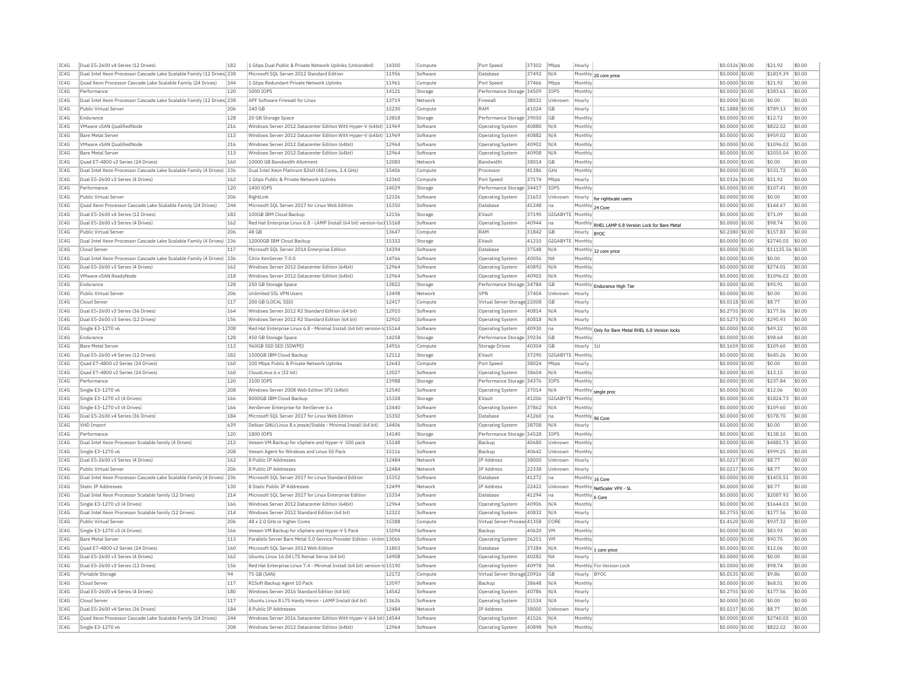| IC4G | Dual E5-2600 v4 Series (12 Drives) | 182 | 1 Gbps Dual Public & Private Network Uplinks (Unbonded) | 14300 | Compute | Port Speed | 37302 | Mbps | Hourly | | $0.0326 | $0.00 | $21.92 | $0.00 |
|---|---|---|---|---|---|---|---|---|---|---|---|---|---|---|
| IC4G | Dual Intel Xeon Processor Cascade Lake Scalable Family (12 Drives) | 238 | Microsoft SQL Server 2012 Standard Edition | 11956 | Software | Database | 37492 | N/A | Monthly | 20 core price | $0.0000 | $0.00 | $1819.39 | $0.00 |
| IC4G | Quad Xeon Processor Cascade Lake Scalable Family (24 Drives) | 244 | 1 Gbps Redundant Private Network Uplinks | 11961 | Compute | Port Speed | 37466 | Mbps | Monthly | | $0.0000 | $0.00 | $21.92 | $0.00 |
| IC4G | Performance | 120 | 5000 IOPS | 14121 | Storage | Performance Storage | 34509 | IOPS | Monthly | | $0.0000 | $0.00 | $383.61 | $0.00 |
| IC4G | Dual Intel Xeon Processor Cascade Lake Scalable Family (12 Drives) | 238 | APF Software Firewall for Linux | 13719 | Network | Firewall | 38032 | Unknown | Hourly | | $0.0000 | $0.00 | $0.00 | $0.00 |
| IC4G | Public Virtual Server | 206 | 240 GB | 15230 | Compute | RAM | 41024 | GB | Hourly | | $1.1888 | $0.00 | $789.13 | $0.00 |
| IC4G | Endurance | 128 | 20 GB Storage Space | 13818 | Storage | Performance Storage | 39050 | GB | Monthly | | $0.0000 | $0.00 | $12.72 | $0.00 |
| IC4G | VMware vSAN QualifiedNode | 216 | Windows Server 2012 Datacenter Edition With Hyper-V (64bit) | 11969 | Software | Operating System | 40880 | N/A | Monthly | | $0.0000 | $0.00 | $822.02 | $0.00 |
| IC4G | Bare Metal Server | 113 | Windows Server 2012 Datacenter Edition With Hyper-V (64bit) | 11969 | Software | Operating System | 40882 | N/A | Monthly | | $0.0000 | $0.00 | $959.02 | $0.00 |
| IC4G | VMware vSAN QualifiedNode | 216 | Windows Server 2012 Datacenter Edition (64bit) | 12964 | Software | Operating System | 40902 | N/A | Monthly | | $0.0000 | $0.00 | $1096.02 | $0.00 |
| IC4G | Bare Metal Server | 113 | Windows Server 2012 Datacenter Edition (64bit) | 12964 | Software | Operating System | 40908 | N/A | Monthly | | $0.0000 | $0.00 | $2055.04 | $0.00 |
| IC4G | Quad E7-4800 v2 Series (24 Drives) | 160 | 10000 GB Bandwidth Allotment | 12083 | Network | Bandwidth | 38014 | GB | Monthly | | $0.0000 | $0.00 | $0.00 | $0.00 |
| IC4G | Dual Intel Xeon Processor Cascade Lake Scalable Family (4 Drives) | 236 | Dual Intel Xeon Platinum 8260 (48 Cores, 2.4 GHz) | 15406 | Compute | Processor | 41386 | GHz | Monthly | | $0.0000 | $0.00 | $531.72 | $0.00 |
| IC4G | Dual E5-2600 v3 Series (4 Drives) | 162 | 1 Gbps Public & Private Network Uplinks | 12360 | Compute | Port Speed | 37174 | Mbps | Hourly | | $0.0326 | $0.00 | $21.92 | $0.00 |
| IC4G | Performance | 120 | 1400 IOPS | 14029 | Storage | Performance Storage | 34417 | IOPS | Monthly | | $0.0000 | $0.00 | $107.41 | $0.00 |
| IC4G | Public Virtual Server | 206 | RightLink | 12326 | Software | Operating System | 21653 | Unknown | Hourly | for rightscale users | $0.0000 | $0.00 | $0.00 | $0.00 |
| IC4G | Quad Xeon Processor Cascade Lake Scalable Family (24 Drives) | 244 | Microsoft SQL Server 2017 for Linux Web Edition | 15350 | Software | Database | 41248 | na | Monthly | 24 Core | $0.0000 | $0.00 | $144.67 | $0.00 |
| IC4G | Dual E5-2600 v4 Series (12 Drives) | 182 | 100GB IBM Cloud Backup | 12156 | Storage | EVault | 37190 | GIGABYTE | Monthly | | $0.0000 | $0.00 | $71.09 | $0.00 |
| IC4G | Dual E5-2600 v3 Series (4 Drives) | 162 | Red Hat Enterprise Linux 6.8 - LAMP Install (64 bit) version-lock | 15168 | Software | Operating System | 40944 | na | Monthly | RHEL LAMP 6.8 Version Lock for Bare Metal | $0.0000 | $0.00 | $98.74 | $0.00 |
| IC4G | Public Virtual Server | 206 | 48 GB | 13647 | Compute | RAM | 31842 | GB | Hourly | BYOC | $0.2380 | $0.00 | $157.83 | $0.00 |
| IC4G | Dual Intel Xeon Processor Cascade Lake Scalable Family (4 Drives) | 236 | 12000GB IBM Cloud Backup | 15332 | Storage | EVault | 41210 | GIGABYTE | Monthly | | $0.0000 | $0.00 | $2740.05 | $0.00 |
| IC4G | Cloud Server | 117 | Microsoft SQL Server 2014 Enterprise Edition | 14394 | Software | Database | 37548 | N/A | Monthly | 32 core price | $0.0000 | $0.00 | $11135.56 | $0.00 |
| IC4G | Dual Intel Xeon Processor Cascade Lake Scalable Family (4 Drives) | 236 | Citrix XenServer 7.0.0 | 14766 | Software | Operating System | 40056 | NA | Monthly | | $0.0000 | $0.00 | $0.00 | $0.00 |
| IC4G | Dual E5-2600 v3 Series (4 Drives) | 162 | Windows Server 2012 Datacenter Edition (64bit) | 12964 | Software | Operating System | 40892 | N/A | Monthly | | $0.0000 | $0.00 | $274.01 | $0.00 |
| IC4G | VMware vSAN ReadyNode | 218 | Windows Server 2012 Datacenter Edition (64bit) | 12964 | Software | Operating System | 40902 | N/A | Monthly | | $0.0000 | $0.00 | $1096.02 | $0.00 |
| IC4G | Endurance | 128 | 250 GB Storage Space | 13822 | Storage | Performance Storage | 34784 | GB | Monthly | Endurance High Tier | $0.0000 | $0.00 | $95.91 | $0.00 |
| IC4G | Public Virtual Server | 206 | Unlimited SSL VPN Users | 13498 | Network | VPN | 37404 | Unknown | Hourly | | $0.0000 | $0.00 | $0.00 | $0.00 |
| IC4G | Cloud Server | 117 | 200 GB (LOCAL SSD) | 12417 | Compute | Virtual Server Storage | 22008 | GB | Hourly | | $0.0118 | $0.00 | $8.77 | $0.00 |
| IC4G | Dual E5-2600 v3 Series (36 Drives) | 164 | Windows Server 2012 R2 Standard Edition (64 bit) | 12910 | Software | Operating System | 40814 | N/A | Hourly | | $0.2755 | $0.00 | $177.56 | $0.00 |
| IC4G | Dual E5-2600 v3 Series (12 Drives) | 156 | Windows Server 2012 R2 Standard Edition (64 bit) | 12910 | Software | Operating System | 40818 | N/A | Hourly | | $0.5273 | $0.00 | $295.93 | $0.00 |
| IC4G | Single E3-1270 v6 | 208 | Red Hat Enterprise Linux 6.8 - Minimal Install (64 bit) version-lo | 15164 | Software | Operating System | 40930 | na | Monthly | Only for Bare Metal RHEL 6.8 Version locks | $0.0000 | $0.00 | $49.32 | $0.00 |
| IC4G | Endurance | 128 | 450 GB Storage Space | 14258 | Storage | Performance Storage | 39236 | GB | Monthly | | $0.0000 | $0.00 | $98.64 | $0.00 |
| IC4G | Bare Metal Server | 113 | 960GB SSD SED (5DWPD) | 14916 | Compute | Storage Drives | 40304 | GB | Hourly | 1U | $0.1659 | $0.00 | $109.60 | $0.00 |
| IC4G | Dual E5-2600 v4 Series (12 Drives) | 182 | 1500GB IBM Cloud Backup | 12112 | Storage | EVault | 37290 | GIGABYTE | Monthly | | $0.0000 | $0.00 | $685.26 | $0.00 |
| IC4G | Quad E7-4800 v2 Series (24 Drives) | 160 | 100 Mbps Public & Private Network Uplinks | 12643 | Compute | Port Speed | 38024 | Mbps | Hourly | | $0.0000 | $0.00 | $0.00 | $0.00 |
| IC4G | Quad E7-4800 v2 Series (24 Drives) | 160 | CloudLinux 6.x (32 bit) | 13027 | Software | Operating System | 38604 | N/A | Monthly | | $0.0000 | $0.00 | $13.15 | $0.00 |
| IC4G | Performance | 120 | 3100 IOPS | 13988 | Storage | Performance Storage | 34376 | IOPS | Monthly | | $0.0000 | $0.00 | $237.84 | $0.00 |
| IC4G | Single E3-1270 v6 | 208 | Windows Server 2008 Web Edition SP2 (64bit) | 12540 | Software | Operating System | 37014 | N/A | Monthly | single proc | $0.0000 | $0.00 | $12.06 | $0.00 |
| IC4G | Single E3-1270 v3 (4 Drives) | 166 | 8000GB IBM Cloud Backup | 15328 | Storage | EVault | 41206 | GIGABYTE | Monthly | | $0.0000 | $0.00 | $1824.73 | $0.00 |
| IC4G | Single E3-1270 v3 (4 Drives) | 166 | XenServer Enterprise for XenServer 6.x | 13440 | Software | Operating System | 37862 | N/A | Monthly | | $0.0000 | $0.00 | $109.60 | $0.00 |
| IC4G | Dual E5-2600 v4 Series (36 Drives) | 184 | Microsoft SQL Server 2017 for Linux Web Edition | 15350 | Software | Database | 41260 | na | Monthly | 96 Core | $0.0000 | $0.00 | $578.70 | $0.00 |
| IC4G | VHD Import | 639 | Debian GNU/Linux 8.x jessie/Stable - Minimal Install (64 bit) | 14406 | Software | Operating System | 38708 | N/A | Hourly | | $0.0000 | $0.00 | $0.00 | $0.00 |
| IC4G | Performance | 120 | 1800 IOPS | 14140 | Storage | Performance Storage | 34528 | IOPS | Monthly | | $0.0000 | $0.00 | $138.10 | $0.00 |
| IC4G | Dual Intel Xeon Processor Scalable family (4 Drives) | 212 | Veeam VM Backup for vSphere and Hyper-V 500 pack | 15148 | Software | Backup | 40680 | Unknown | Monthly | | $0.0000 | $0.00 | $4881.73 | $0.00 |
| IC4G | Single E3-1270 v6 | 208 | Veeam Agent for Windows and Linux 50 Pack | 15116 | Software | Backup | 40642 | Unknown | Monthly | | $0.0000 | $0.00 | $999.25 | $0.00 |
| IC4G | Dual E5-2600 v3 Series (4 Drives) | 162 | 8 Public IP Addresses | 12484 | Network | IP Address | 38000 | Unknown | Hourly | | $0.0217 | $0.00 | $8.77 | $0.00 |
| IC4G | Public Virtual Server | 206 | 8 Public IP Addresses | 12484 | Network | IP Address | 22338 | Unknown | Hourly | | $0.0217 | $0.00 | $8.77 | $0.00 |
| IC4G | Dual Intel Xeon Processor Cascade Lake Scalable Family (4 Drives) | 236 | Microsoft SQL Server 2017 for Linux Standard Edition | 15352 | Software | Database | 41272 | na | Monthly | 16 Core | $0.0000 | $0.00 | $1455.51 | $0.00 |
| IC4G | Static IP Addresses | 130 | 8 Static Public IP Addresses | 12499 | Network | IP Address | 22422 | Unknown | Monthly | NetScaler VPX - SL | $0.0000 | $0.00 | $8.77 | $0.00 |
| IC4G | Dual Intel Xeon Processor Scalable family (12 Drives) | 214 | Microsoft SQL Server 2017 for Linux Enterprise Edition | 15354 | Software | Database | 41294 | na | Monthly | 6 Core | $0.0000 | $0.00 | $2087.92 | $0.00 |
| IC4G | Single E3-1270 v3 (4 Drives) | 166 | Windows Server 2012 Datacenter Edition (64bit) | 12964 | Software | Operating System | 40906 | N/A | Monthly | | $0.0000 | $0.00 | $1644.03 | $0.00 |
| IC4G | Dual Intel Xeon Processor Scalable family (12 Drives) | 214 | Windows Server 2012 Standard Edition (64 bit) | 12322 | Software | Operating System | 40832 | N/A | Hourly | | $0.2755 | $0.00 | $177.56 | $0.00 |
| IC4G | Public Virtual Server | 206 | 48 x 2.0 GHz or higher Cores | 15388 | Compute | Virtual Server Process | 41358 | CORE | Hourly | | $1.4120 | $0.00 | $937.32 | $0.00 |
| IC4G | Single E3-1270 v3 (4 Drives) | 166 | Veeam VM Backup for vSphere and Hyper-V 5 Pack | 15094 | Software | Backup | 40620 | VM | Monthly | | $0.0000 | $0.00 | $83.93 | $0.00 |
| IC4G | Bare Metal Server | 113 | Parallels Server Bare Metal 5.0 Service Provider Edition - Unlim | 13066 | Software | Operating System | 26251 | VM | Monthly | | $0.0000 | $0.00 | $90.75 | $0.00 |
| IC4G | Quad E7-4800 v2 Series (24 Drives) | 160 | Microsoft SQL Server 2012 Web Edition | 11803 | Software | Database | 37284 | N/A | Monthly | 1 core price | $0.0000 | $0.00 | $12.06 | $0.00 |
| IC4G | Dual E5-2600 v3 Series (4 Drives) | 162 | Ubuntu Linux 16.04 LTS Xenial Xerus (64 bit) | 14908 | Software | Operating System | 40282 | NA | Hourly | | $0.0000 | $0.00 | $0.00 | $0.00 |
| IC4G | Dual E5-2600 v3 Series (12 Drives) | 156 | Red Hat Enterprise Linux 7.4 - Minimal Install (64 bit) version-lo | 15190 | Software | Operating System | 40978 | NA | Monthly | For Version Lock | $0.0000 | $0.00 | $98.74 | $0.00 |
| IC4G | Portable Storage | 94 | 75 GB (SAN) | 12172 | Compute | Virtual Server Storage | 20916 | GB | Hourly | BYOC | $0.0135 | $0.00 | $9.86 | $0.00 |
| IC4G | Cloud Server | 117 | R1Soft Backup Agent 10 Pack | 13597 | Software | Backup | 38648 | N/A | Monthly | | $0.0000 | $0.00 | $68.51 | $0.00 |
| IC4G | Dual E5-2600 v4 Series (4 Drives) | 180 | Windows Server 2016 Standard Edition (64 bit) | 14542 | Software | Operating System | 40786 | N/A | Hourly | | $0.2755 | $0.00 | $177.56 | $0.00 |
| IC4G | Cloud Server | 117 | Ubuntu Linux 8 LTS Hardy Heron - LAMP Install (64 bit) | 13626 | Software | Operating System | 31534 | N/A | Hourly | | $0.0000 | $0.00 | $0.00 | $0.00 |
| IC4G | Dual E5-2600 v4 Series (36 Drives) | 184 | 8 Public IP Addresses | 12484 | Network | IP Address | 38000 | Unknown | Hourly | | $0.0217 | $0.00 | $8.77 | $0.00 |
| IC4G | Quad Xeon Processor Cascade Lake Scalable Family (24 Drives) | 244 | Windows Server 2016 Datacenter Edition With Hyper-V (64 bit) | 14544 | Software | Operating System | 41526 | N/A | Monthly | | $0.0000 | $0.00 | $2740.05 | $0.00 |
| IC4G | Single E3-1270 v6 | 208 | Windows Server 2012 Datacenter Edition (64bit) | 12964 | Software | Operating System | 40898 | N/A | Monthly | | $0.0000 | $0.00 | $822.02 | $0.00 |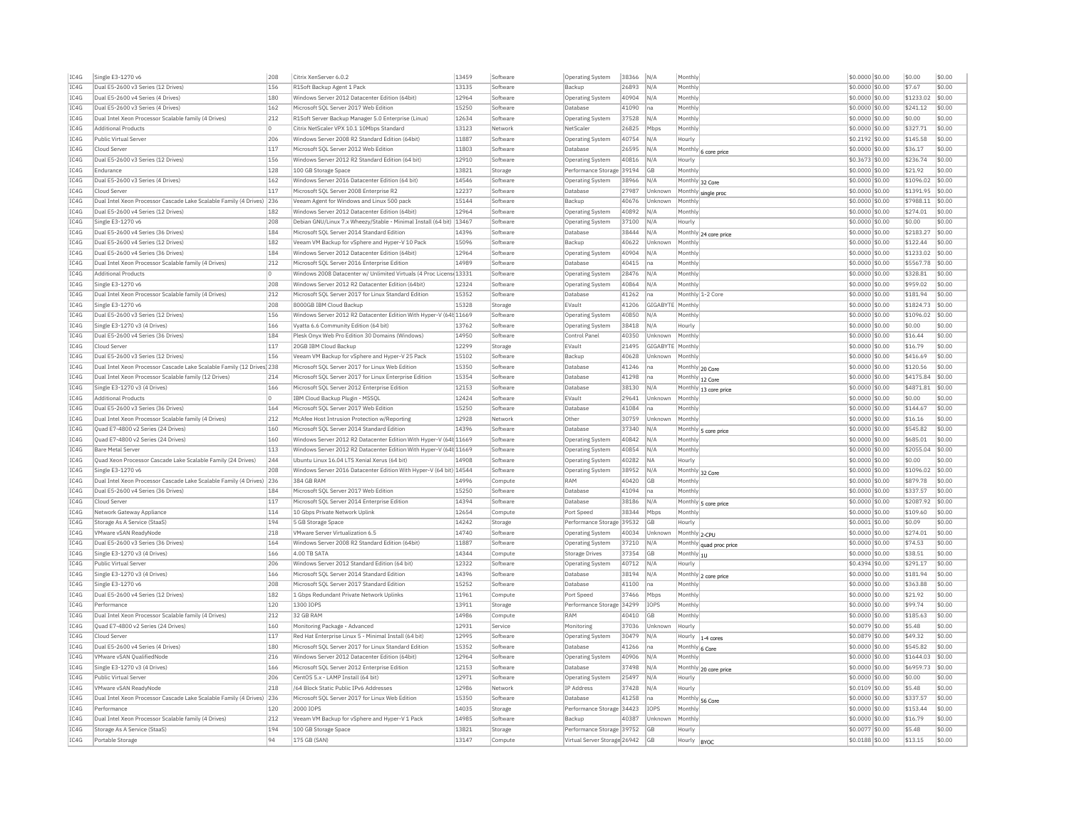| | | | | | | | | | | | | | |
|---|---|---|---|---|---|---|---|---|---|---|---|---|---|
| IC4G | Single E3-1270 v6 | 208 | Citrix XenServer 6.0.2 | 13459 | Software | Operating System | 38366 | N/A | Monthly | | $0.0000 | $0.00 | $0.00 | $0.00 |
| IC4G | Dual E5-2600 v3 Series (12 Drives) | 156 | R1Soft Backup Agent 1 Pack | 13135 | Software | Backup | 26893 | N/A | Monthly | | $0.0000 | $0.00 | $7.67 | $0.00 |
| IC4G | Dual E5-2600 v4 Series (4 Drives) | 180 | Windows Server 2012 Datacenter Edition (64bit) | 12964 | Software | Operating System | 40904 | N/A | Monthly | | $0.0000 | $0.00 | $1233.02 | $0.00 |
| IC4G | Dual E5-2600 v3 Series (4 Drives) | 162 | Microsoft SQL Server 2017 Web Edition | 15250 | Software | Database | 41090 | na | Monthly | | $0.0000 | $0.00 | $241.12 | $0.00 |
| IC4G | Dual Intel Xeon Processor Scalable family (4 Drives) | 212 | R1Soft Server Backup Manager 5.0 Enterprise (Linux) | 12634 | Software | Operating System | 37528 | N/A | Monthly | | $0.0000 | $0.00 | $0.00 | $0.00 |
| IC4G | Additional Products | 0 | Citrix NetScaler VPX 10.1 10Mbps Standard | 13123 | Network | NetScaler | 26825 | Mbps | Monthly | | $0.0000 | $0.00 | $327.71 | $0.00 |
| IC4G | Public Virtual Server | 206 | Windows Server 2008 R2 Standard Edition (64bit) | 11887 | Software | Operating System | 40754 | N/A | Hourly | | $0.2192 | $0.00 | $145.58 | $0.00 |
| IC4G | Cloud Server | 117 | Microsoft SQL Server 2012 Web Edition | 11803 | Software | Database | 26595 | N/A | Monthly | 6 core price | $0.0000 | $0.00 | $36.17 | $0.00 |
| IC4G | Dual E5-2600 v3 Series (12 Drives) | 156 | Windows Server 2012 R2 Standard Edition (64 bit) | 12910 | Software | Operating System | 40816 | N/A | Hourly | | $0.3673 | $0.00 | $236.74 | $0.00 |
| IC4G | Endurance | 128 | 100 GB Storage Space | 13821 | Storage | Performance Storage | 39194 | GB | Monthly | | $0.0000 | $0.00 | $21.92 | $0.00 |
| IC4G | Dual E5-2600 v3 Series (4 Drives) | 162 | Windows Server 2016 Datacenter Edition (64 bit) | 14546 | Software | Operating System | 38966 | N/A | Monthly | 32 Core | $0.0000 | $0.00 | $1096.02 | $0.00 |
| IC4G | Cloud Server | 117 | Microsoft SQL Server 2008 Enterprise R2 | 12237 | Software | Database | 27987 | Unknown | Monthly | single proc | $0.0000 | $0.00 | $1391.95 | $0.00 |
| IC4G | Dual Intel Xeon Processor Cascade Lake Scalable Family (4 Drives) | 236 | Veeam Agent for Windows and Linux 500 pack | 15144 | Software | Backup | 40676 | Unknown | Monthly | | $0.0000 | $0.00 | $7988.11 | $0.00 |
| IC4G | Dual E5-2600 v4 Series (12 Drives) | 182 | Windows Server 2012 Datacenter Edition (64bit) | 12964 | Software | Operating System | 40892 | N/A | Monthly | | $0.0000 | $0.00 | $274.01 | $0.00 |
| IC4G | Single E3-1270 v6 | 208 | Debian GNU/Linux 7.x Wheezy/Stable - Minimal Install (64 bit) | 13467 | Software | Operating System | 37100 | N/A | Hourly | | $0.0000 | $0.00 | $0.00 | $0.00 |
| IC4G | Dual E5-2600 v4 Series (36 Drives) | 184 | Microsoft SQL Server 2014 Standard Edition | 14396 | Software | Database | 38444 | N/A | Monthly | 24 core price | $0.0000 | $0.00 | $2183.27 | $0.00 |
| IC4G | Dual E5-2600 v4 Series (12 Drives) | 182 | Veeam VM Backup for vSphere and Hyper-V 10 Pack | 15096 | Software | Backup | 40622 | Unknown | Monthly | | $0.0000 | $0.00 | $122.44 | $0.00 |
| IC4G | Dual E5-2600 v4 Series (36 Drives) | 184 | Windows Server 2012 Datacenter Edition (64bit) | 12964 | Software | Operating System | 40904 | N/A | Monthly | | $0.0000 | $0.00 | $1233.02 | $0.00 |
| IC4G | Dual Intel Xeon Processor Scalable family (4 Drives) | 212 | Microsoft SQL Server 2016 Enterprise Edition | 14989 | Software | Database | 40415 | na | Monthly | | $0.0000 | $0.00 | $5567.78 | $0.00 |
| IC4G | Additional Products | 0 | Windows 2008 Datacenter w/ Unlimited Virtuals (4 Proc License) | 13331 | Software | Operating System | 28476 | N/A | Monthly | | $0.0000 | $0.00 | $328.81 | $0.00 |
| IC4G | Single E3-1270 v6 | 208 | Windows Server 2012 R2 Datacenter Edition (64bit) | 12324 | Software | Operating System | 40864 | N/A | Monthly | | $0.0000 | $0.00 | $959.02 | $0.00 |
| IC4G | Dual Intel Xeon Processor Scalable family (4 Drives) | 212 | Microsoft SQL Server 2017 for Linux Standard Edition | 15352 | Software | Database | 41262 | na | Monthly | 1-2 Core | $0.0000 | $0.00 | $181.94 | $0.00 |
| IC4G | Single E3-1270 v6 | 208 | 8000GB IBM Cloud Backup | 15328 | Storage | EVault | 41206 | GIGABYTE | Monthly | | $0.0000 | $0.00 | $1824.73 | $0.00 |
| IC4G | Dual E5-2600 v3 Series (12 Drives) | 156 | Windows Server 2012 R2 Datacenter Edition With Hyper-V (64bit) | 11669 | Software | Operating System | 40850 | N/A | Monthly | | $0.0000 | $0.00 | $1096.02 | $0.00 |
| IC4G | Single E3-1270 v3 (4 Drives) | 166 | Vyatta 6.6 Community Edition (64 bit) | 13762 | Software | Operating System | 38418 | N/A | Hourly | | $0.0000 | $0.00 | $0.00 | $0.00 |
| IC4G | Dual E5-2600 v4 Series (36 Drives) | 184 | Plesk Onyx Web Pro Edition 30 Domains (Windows) | 14950 | Software | Control Panel | 40350 | Unknown | Monthly | | $0.0000 | $0.00 | $16.44 | $0.00 |
| IC4G | Cloud Server | 117 | 20GB IBM Cloud Backup | 12299 | Storage | EVault | 21495 | GIGABYTE | Monthly | | $0.0000 | $0.00 | $16.79 | $0.00 |
| IC4G | Dual E5-2600 v3 Series (12 Drives) | 156 | Veeam VM Backup for vSphere and Hyper-V 25 Pack | 15102 | Software | Backup | 40628 | Unknown | Monthly | | $0.0000 | $0.00 | $416.69 | $0.00 |
| IC4G | Dual Intel Xeon Processor Cascade Lake Scalable Family (12 Drives) | 238 | Microsoft SQL Server 2017 for Linux Web Edition | 15350 | Software | Database | 41246 | na | Monthly | 20 Core | $0.0000 | $0.00 | $120.56 | $0.00 |
| IC4G | Dual Intel Xeon Processor Scalable family (12 Drives) | 214 | Microsoft SQL Server 2017 for Linux Enterprise Edition | 15354 | Software | Database | 41298 | na | Monthly | 12 Core | $0.0000 | $0.00 | $4175.84 | $0.00 |
| IC4G | Single E3-1270 v3 (4 Drives) | 166 | Microsoft SQL Server 2012 Enterprise Edition | 12153 | Software | Database | 38130 | N/A | Monthly | 13 core price | $0.0000 | $0.00 | $4871.81 | $0.00 |
| IC4G | Additional Products | 0 | IBM Cloud Backup Plugin - MSSQL | 12424 | Software | EVault | 29641 | Unknown | Monthly | | $0.0000 | $0.00 | $0.00 | $0.00 |
| IC4G | Dual E5-2600 v3 Series (36 Drives) | 164 | Microsoft SQL Server 2017 Web Edition | 15250 | Software | Database | 41084 | na | Monthly | | $0.0000 | $0.00 | $144.67 | $0.00 |
| IC4G | Dual Intel Xeon Processor Scalable family (4 Drives) | 212 | McAfee Host Intrusion Protection w/Reporting | 12928 | Network | Other | 30759 | Unknown | Monthly | | $0.0000 | $0.00 | $16.16 | $0.00 |
| IC4G | Quad E7-4800 v2 Series (24 Drives) | 160 | Microsoft SQL Server 2014 Standard Edition | 14396 | Software | Database | 37340 | N/A | Monthly | 5 core price | $0.0000 | $0.00 | $545.82 | $0.00 |
| IC4G | Quad E7-4800 v2 Series (24 Drives) | 160 | Windows Server 2012 R2 Datacenter Edition With Hyper-V (64bit) | 11669 | Software | Operating System | 40842 | N/A | Monthly | | $0.0000 | $0.00 | $685.01 | $0.00 |
| IC4G | Bare Metal Server | 113 | Windows Server 2012 R2 Datacenter Edition With Hyper-V (64bit) | 11669 | Software | Operating System | 40854 | N/A | Monthly | | $0.0000 | $0.00 | $2055.04 | $0.00 |
| IC4G | Quad Xeon Processor Cascade Lake Scalable Family (24 Drives) | 244 | Ubuntu Linux 16.04 LTS Xenial Xerus (64 bit) | 14908 | Software | Operating System | 40282 | NA | Hourly | | $0.0000 | $0.00 | $0.00 | $0.00 |
| IC4G | Single E3-1270 v6 | 208 | Windows Server 2016 Datacenter Edition With Hyper-V (64 bit) | 14544 | Software | Operating System | 38952 | N/A | Monthly | 32 Core | $0.0000 | $0.00 | $1096.02 | $0.00 |
| IC4G | Dual Intel Xeon Processor Cascade Lake Scalable Family (4 Drives) | 236 | 384 GB RAM | 14996 | Compute | RAM | 40420 | GB | Monthly | | $0.0000 | $0.00 | $879.78 | $0.00 |
| IC4G | Dual E5-2600 v4 Series (36 Drives) | 184 | Microsoft SQL Server 2017 Web Edition | 15250 | Software | Database | 41094 | na | Monthly | | $0.0000 | $0.00 | $337.57 | $0.00 |
| IC4G | Cloud Server | 117 | Microsoft SQL Server 2014 Enterprise Edition | 14394 | Software | Database | 38186 | N/A | Monthly | 5 core price | $0.0000 | $0.00 | $2087.92 | $0.00 |
| IC4G | Network Gateway Appliance | 114 | 10 Gbps Private Network Uplink | 12654 | Compute | Port Speed | 38344 | Mbps | Monthly | | $0.0000 | $0.00 | $109.60 | $0.00 |
| IC4G | Storage As A Service (StaaS) | 194 | 5 GB Storage Space | 14242 | Storage | Performance Storage | 39532 | GB | Hourly | | $0.0001 | $0.00 | $0.09 | $0.00 |
| IC4G | VMware vSAN ReadyNode | 218 | VMware Server Virtualization 6.5 | 14740 | Software | Operating System | 40034 | Unknown | Monthly | 2-CPU | $0.0000 | $0.00 | $274.01 | $0.00 |
| IC4G | Dual E5-2600 v3 Series (36 Drives) | 164 | Windows Server 2008 R2 Standard Edition (64bit) | 11887 | Software | Operating System | 37210 | N/A | Monthly | quad proc price | $0.0000 | $0.00 | $74.53 | $0.00 |
| IC4G | Single E3-1270 v3 (4 Drives) | 166 | 4.00 TB SATA | 14344 | Compute | Storage Drives | 37354 | GB | Monthly | 1U | $0.0000 | $0.00 | $38.51 | $0.00 |
| IC4G | Public Virtual Server | 206 | Windows Server 2012 Standard Edition (64 bit) | 12322 | Software | Operating System | 40712 | N/A | Hourly | | $0.4394 | $0.00 | $291.17 | $0.00 |
| IC4G | Single E3-1270 v3 (4 Drives) | 166 | Microsoft SQL Server 2014 Standard Edition | 14396 | Software | Database | 38194 | N/A | Monthly | 2 core price | $0.0000 | $0.00 | $181.94 | $0.00 |
| IC4G | Single E3-1270 v6 | 208 | Microsoft SQL Server 2017 Standard Edition | 15252 | Software | Database | 41100 | na | Monthly | | $0.0000 | $0.00 | $363.88 | $0.00 |
| IC4G | Dual E5-2600 v4 Series (12 Drives) | 182 | 1 Gbps Redundant Private Network Uplinks | 11961 | Compute | Port Speed | 37466 | Mbps | Monthly | | $0.0000 | $0.00 | $21.92 | $0.00 |
| IC4G | Performance | 120 | 1300 IOPS | 13911 | Storage | Performance Storage | 34299 | IOPS | Monthly | | $0.0000 | $0.00 | $99.74 | $0.00 |
| IC4G | Dual Intel Xeon Processor Scalable family (4 Drives) | 212 | 32 GB RAM | 14986 | Compute | RAM | 40410 | GB | Monthly | | $0.0000 | $0.00 | $185.63 | $0.00 |
| IC4G | Quad E7-4800 v2 Series (24 Drives) | 160 | Monitoring Package - Advanced | 12931 | Service | Monitoring | 37036 | Unknown | Hourly | | $0.0079 | $0.00 | $5.48 | $0.00 |
| IC4G | Cloud Server | 117 | Red Hat Enterprise Linux 5 - Minimal Install (64 bit) | 12995 | Software | Operating System | 30479 | N/A | Hourly | 1-4 cores | $0.0879 | $0.00 | $49.32 | $0.00 |
| IC4G | Dual E5-2600 v4 Series (4 Drives) | 180 | Microsoft SQL Server 2017 for Linux Standard Edition | 15352 | Software | Database | 41266 | na | Monthly | 6 Core | $0.0000 | $0.00 | $545.82 | $0.00 |
| IC4G | VMware vSAN QualifiedNode | 216 | Windows Server 2012 Datacenter Edition (64bit) | 12964 | Software | Operating System | 40906 | N/A | Monthly | | $0.0000 | $0.00 | $1644.03 | $0.00 |
| IC4G | Single E3-1270 v3 (4 Drives) | 166 | Microsoft SQL Server 2012 Enterprise Edition | 12153 | Software | Database | 37498 | N/A | Monthly | 20 core price | $0.0000 | $0.00 | $6959.73 | $0.00 |
| IC4G | Public Virtual Server | 206 | CentOS 5.x - LAMP Install (64 bit) | 12971 | Software | Operating System | 25497 | N/A | Hourly | | $0.0000 | $0.00 | $0.00 | $0.00 |
| IC4G | VMware vSAN ReadyNode | 218 | /64 Block Static Public IPv6 Addresses | 12986 | Network | IP Address | 37428 | N/A | Hourly | | $0.0109 | $0.00 | $5.48 | $0.00 |
| IC4G | Dual Intel Xeon Processor Cascade Lake Scalable Family (4 Drives) | 236 | Microsoft SQL Server 2017 for Linux Web Edition | 15350 | Software | Database | 41258 | na | Monthly | 56 Core | $0.0000 | $0.00 | $337.57 | $0.00 |
| IC4G | Performance | 120 | 2000 IOPS | 14035 | Storage | Performance Storage | 34423 | IOPS | Monthly | | $0.0000 | $0.00 | $153.44 | $0.00 |
| IC4G | Dual Intel Xeon Processor Scalable family (4 Drives) | 212 | Veeam VM Backup for vSphere and Hyper-V 1 Pack | 14985 | Software | Backup | 40387 | Unknown | Monthly | | $0.0000 | $0.00 | $16.79 | $0.00 |
| IC4G | Storage As A Service (StaaS) | 194 | 100 GB Storage Space | 13821 | Storage | Performance Storage | 39752 | GB | Hourly | | $0.0077 | $0.00 | $5.48 | $0.00 |
| IC4G | Portable Storage | 94 | 175 GB (SAN) | 13147 | Compute | Virtual Server Storage | 26942 | GB | Hourly | BYOC | $0.0188 | $0.00 | $13.15 | $0.00 |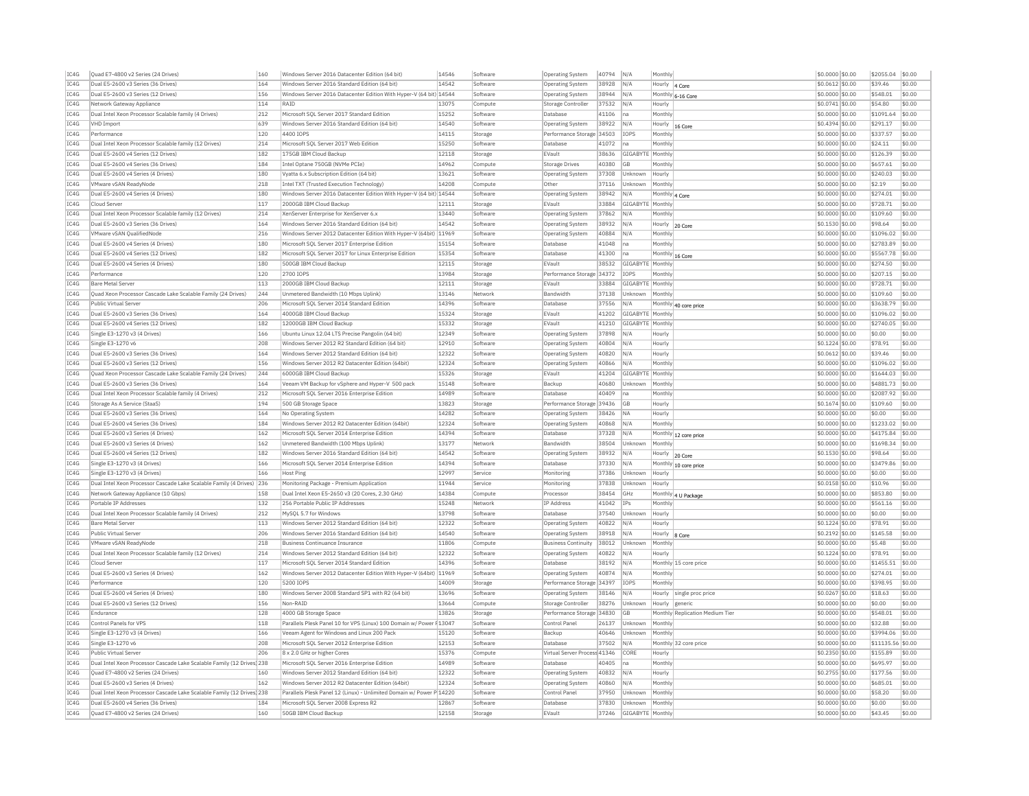| IC4G | Quad E7-4800 v2 Series (24 Drives) | 160 | Windows Server 2016 Datacenter Edition (64 bit) | 14546 | Software | Operating System | 40794 | N/A | Monthly | | $0.0000 | $0.00 | $2055.04 | $0.00 |
|---|---|---|---|---|---|---|---|---|---|---|---|---|---|---|
| IC4G | Dual E5-2600 v3 Series (36 Drives) | 164 | Windows Server 2016 Standard Edition (64 bit) | 14542 | Software | Operating System | 38928 | N/A | Hourly | 4 Core | $0.0612 | $0.00 | $39.46 | $0.00 |
| IC4G | Dual E5-2600 v3 Series (12 Drives) | 156 | Windows Server 2016 Datacenter Edition With Hyper-V (64 bit) | 14544 | Software | Operating System | 38944 | N/A | Monthly | 6-16 Core | $0.0000 | $0.00 | $548.01 | $0.00 |
| IC4G | Network Gateway Appliance | 114 | RAID | 13075 | Compute | Storage Controller | 37532 | N/A | Hourly | | $0.0741 | $0.00 | $54.80 | $0.00 |
| IC4G | Dual Intel Xeon Processor Scalable family (4 Drives) | 212 | Microsoft SQL Server 2017 Standard Edition | 15252 | Software | Database | 41106 | na | Monthly | | $0.0000 | $0.00 | $1091.64 | $0.00 |
| IC4G | VHD Import | 639 | Windows Server 2016 Standard Edition (64 bit) | 14540 | Software | Operating System | 38922 | N/A | Hourly | 16 Core | $0.4394 | $0.00 | $291.17 | $0.00 |
| IC4G | Performance | 120 | 4400 IOPS | 14115 | Storage | Performance Storage | 34503 | IOPS | Monthly | | $0.0000 | $0.00 | $337.57 | $0.00 |
| IC4G | Dual Intel Xeon Processor Scalable family (12 Drives) | 214 | Microsoft SQL Server 2017 Web Edition | 15250 | Software | Database | 41072 | na | Monthly | | $0.0000 | $0.00 | $24.11 | $0.00 |
| IC4G | Dual E5-2600 v4 Series (12 Drives) | 182 | 175GB IBM Cloud Backup | 12118 | Storage | EVault | 38636 | GIGABYTE | Monthly | | $0.0000 | $0.00 | $126.39 | $0.00 |
| IC4G | Dual E5-2600 v4 Series (36 Drives) | 184 | Intel Optane 750GB (NVMe PCIe) | 14962 | Compute | Storage Drives | 40380 | GB | Monthly | | $0.0000 | $0.00 | $657.61 | $0.00 |
| IC4G | Dual E5-2600 v4 Series (4 Drives) | 180 | Vyatta 6.x Subscription Edition (64 bit) | 13621 | Software | Operating System | 37308 | Unknown | Hourly | | $0.0000 | $0.00 | $240.03 | $0.00 |
| IC4G | VMware vSAN ReadyNode | 218 | Intel TXT (Trusted Execution Technology) | 14208 | Compute | Other | 37116 | Unknown | Hourly | | $0.0000 | $0.00 | $2.19 | $0.00 |
| IC4G | Dual E5-2600 v4 Series (4 Drives) | 180 | Windows Server 2016 Datacenter Edition With Hyper-V (64 bit) | 14544 | Software | Operating System | 38942 | N/A | Monthly | 4 Core | $0.0000 | $0.00 | $274.01 | $0.00 |
| IC4G | Cloud Server | 117 | 2000GB IBM Cloud Backup | 12111 | Storage | EVault | 33884 | GIGABYTE | Monthly | | $0.0000 | $0.00 | $728.71 | $0.00 |
| IC4G | Dual Intel Xeon Processor Scalable family (12 Drives) | 214 | XenServer Enterprise for XenServer 6.x | 13440 | Software | Operating System | 37862 | N/A | Monthly | | $0.0000 | $0.00 | $109.60 | $0.00 |
| IC4G | Dual E5-2600 v3 Series (36 Drives) | 164 | Windows Server 2016 Standard Edition (64 bit) | 14542 | Software | Operating System | 38932 | N/A | Hourly | 20 Core | $0.1530 | $0.00 | $98.64 | $0.00 |
| IC4G | VMware vSAN QualifiedNode | 216 | Windows Server 2012 Datacenter Edition With Hyper-V (64bit) | 11969 | Software | Operating System | 40884 | N/A | Monthly | | $0.0000 | $0.00 | $1096.02 | $0.00 |
| IC4G | Dual E5-2600 v4 Series (4 Drives) | 180 | Microsoft SQL Server 2017 Enterprise Edition | 15154 | Software | Database | 41048 | na | Monthly | | $0.0000 | $0.00 | $2783.89 | $0.00 |
| IC4G | Dual E5-2600 v4 Series (12 Drives) | 182 | Microsoft SQL Server 2017 for Linux Enterprise Edition | 15354 | Software | Database | 41300 | na | Monthly | 16 Core | $0.0000 | $0.00 | $5567.78 | $0.00 |
| IC4G | Dual E5-2600 v4 Series (4 Drives) | 180 | 500GB IBM Cloud Backup | 12115 | Storage | EVault | 38532 | GIGABYTE | Monthly | | $0.0000 | $0.00 | $274.50 | $0.00 |
| IC4G | Performance | 120 | 2700 IOPS | 13984 | Storage | Performance Storage | 34372 | IOPS | Monthly | | $0.0000 | $0.00 | $207.15 | $0.00 |
| IC4G | Bare Metal Server | 113 | 2000GB IBM Cloud Backup | 12111 | Storage | EVault | 33884 | GIGABYTE | Monthly | | $0.0000 | $0.00 | $728.71 | $0.00 |
| IC4G | Quad Xeon Processor Cascade Lake Scalable Family (24 Drives) | 244 | Unmetered Bandwidth (10 Mbps Uplink) | 13146 | Network | Bandwidth | 37138 | Unknown | Monthly | | $0.0000 | $0.00 | $109.60 | $0.00 |
| IC4G | Public Virtual Server | 206 | Microsoft SQL Server 2014 Standard Edition | 14396 | Software | Database | 37556 | N/A | Monthly | 40 core price | $0.0000 | $0.00 | $3638.79 | $0.00 |
| IC4G | Dual E5-2600 v3 Series (36 Drives) | 164 | 4000GB IBM Cloud Backup | 15324 | Storage | EVault | 41202 | GIGABYTE | Monthly | | $0.0000 | $0.00 | $1096.02 | $0.00 |
| IC4G | Dual E5-2600 v4 Series (12 Drives) | 182 | 12000GB IBM Cloud Backup | 15332 | Storage | EVault | 41210 | GIGABYTE | Monthly | | $0.0000 | $0.00 | $2740.05 | $0.00 |
| IC4G | Single E3-1270 v3 (4 Drives) | 166 | Ubuntu Linux 12.04 LTS Precise Pangolin (64 bit) | 12349 | Software | Operating System | 37898 | N/A | Hourly | | $0.0000 | $0.00 | $0.00 | $0.00 |
| IC4G | Single E3-1270 v6 | 208 | Windows Server 2012 R2 Standard Edition (64 bit) | 12910 | Software | Operating System | 40804 | N/A | Hourly | | $0.1224 | $0.00 | $78.91 | $0.00 |
| IC4G | Dual E5-2600 v3 Series (36 Drives) | 164 | Windows Server 2012 Standard Edition (64 bit) | 12322 | Software | Operating System | 40820 | N/A | Hourly | | $0.0612 | $0.00 | $39.46 | $0.00 |
| IC4G | Dual E5-2600 v3 Series (12 Drives) | 156 | Windows Server 2012 R2 Datacenter Edition (64bit) | 12324 | Software | Operating System | 40866 | N/A | Monthly | | $0.0000 | $0.00 | $1096.02 | $0.00 |
| IC4G | Quad Xeon Processor Cascade Lake Scalable Family (24 Drives) | 244 | 6000GB IBM Cloud Backup | 15326 | Storage | EVault | 41204 | GIGABYTE | Monthly | | $0.0000 | $0.00 | $1644.03 | $0.00 |
| IC4G | Dual E5-2600 v3 Series (36 Drives) | 164 | Veeam VM Backup for vSphere and Hyper-V 500 pack | 15148 | Software | Backup | 40680 | Unknown | Monthly | | $0.0000 | $0.00 | $4881.73 | $0.00 |
| IC4G | Dual Intel Xeon Processor Scalable family (4 Drives) | 212 | Microsoft SQL Server 2016 Enterprise Edition | 14989 | Software | Database | 40409 | na | Monthly | | $0.0000 | $0.00 | $2087.92 | $0.00 |
| IC4G | Storage As A Service (StaaS) | 194 | 500 GB Storage Space | 13823 | Storage | Performance Storage | 39436 | GB | Hourly | | $0.1674 | $0.00 | $109.60 | $0.00 |
| IC4G | Dual E5-2600 v3 Series (36 Drives) | 164 | No Operating System | 14282 | Software | Operating System | 38426 | NA | Hourly | | $0.0000 | $0.00 | $0.00 | $0.00 |
| IC4G | Dual E5-2600 v4 Series (36 Drives) | 184 | Windows Server 2012 R2 Datacenter Edition (64bit) | 12324 | Software | Operating System | 40868 | N/A | Monthly | | $0.0000 | $0.00 | $1233.02 | $0.00 |
| IC4G | Dual E5-2600 v3 Series (4 Drives) | 162 | Microsoft SQL Server 2014 Enterprise Edition | 14394 | Software | Database | 37328 | N/A | Monthly | 12 core price | $0.0000 | $0.00 | $4175.84 | $0.00 |
| IC4G | Dual E5-2600 v3 Series (4 Drives) | 162 | Unmetered Bandwidth (100 Mbps Uplink) | 13177 | Network | Bandwidth | 38504 | Unknown | Monthly | | $0.0000 | $0.00 | $1698.34 | $0.00 |
| IC4G | Dual E5-2600 v4 Series (12 Drives) | 182 | Windows Server 2016 Standard Edition (64 bit) | 14542 | Software | Operating System | 38932 | N/A | Hourly | 20 Core | $0.1530 | $0.00 | $98.64 | $0.00 |
| IC4G | Single E3-1270 v3 (4 Drives) | 166 | Microsoft SQL Server 2014 Standard Edition | 14394 | Software | Database | 37330 | N/A | Monthly | 10 core price | $0.0000 | $0.00 | $3479.86 | $0.00 |
| IC4G | Single E3-1270 v3 (4 Drives) | 166 | Host Ping | 12997 | Service | Monitoring | 37386 | Unknown | Hourly | | $0.0000 | $0.00 | $0.00 | $0.00 |
| IC4G | Dual Intel Xeon Processor Cascade Lake Scalable Family (4 Drives) | 236 | Monitoring Package - Premium Application | 11944 | Service | Monitoring | 37838 | Unknown | Hourly | | $0.0158 | $0.00 | $10.96 | $0.00 |
| IC4G | Network Gateway Appliance (10 Gbps) | 158 | Dual Intel Xeon E5-2650 v3 (20 Cores, 2.30 GHz) | 14384 | Compute | Processor | 38454 | GHz | Monthly | 4 U Package | $0.0000 | $0.00 | $853.80 | $0.00 |
| IC4G | Portable IP Addresses | 132 | 256 Portable Public IP Addresses | 15248 | Network | IP Address | 41042 | IPs | Monthly | | $0.0000 | $0.00 | $561.16 | $0.00 |
| IC4G | Dual Intel Xeon Processor Scalable family (4 Drives) | 212 | MySQL 5.7 for Windows | 13798 | Software | Database | 37540 | Unknown | Hourly | | $0.0000 | $0.00 | $0.00 | $0.00 |
| IC4G | Bare Metal Server | 113 | Windows Server 2012 Standard Edition (64 bit) | 12322 | Software | Operating System | 40822 | N/A | Hourly | | $0.1224 | $0.00 | $78.91 | $0.00 |
| IC4G | Public Virtual Server | 206 | Windows Server 2016 Standard Edition (64 bit) | 14540 | Software | Operating System | 38918 | N/A | Hourly | 8 Core | $0.2192 | $0.00 | $145.58 | $0.00 |
| IC4G | VMware vSAN ReadyNode | 218 | Business Continuance Insurance | 11806 | Compute | Business Continuity | 38012 | Unknown | Monthly | | $0.0000 | $0.00 | $5.48 | $0.00 |
| IC4G | Dual Intel Xeon Processor Scalable family (12 Drives) | 214 | Windows Server 2012 Standard Edition (64 bit) | 12322 | Software | Operating System | 40822 | N/A | Hourly | | $0.1224 | $0.00 | $78.91 | $0.00 |
| IC4G | Cloud Server | 117 | Microsoft SQL Server 2014 Standard Edition | 14396 | Software | Database | 38192 | N/A | Monthly | 15 core price | $0.0000 | $0.00 | $1455.51 | $0.00 |
| IC4G | Dual E5-2600 v3 Series (4 Drives) | 162 | Windows Server 2012 Datacenter Edition With Hyper-V (64bit) | 11969 | Software | Operating System | 40874 | N/A | Monthly | | $0.0000 | $0.00 | $274.01 | $0.00 |
| IC4G | Performance | 120 | 5200 IOPS | 14009 | Storage | Performance Storage | 34397 | IOPS | Monthly | | $0.0000 | $0.00 | $398.95 | $0.00 |
| IC4G | Dual E5-2600 v4 Series (4 Drives) | 180 | Windows Server 2008 Standard SP1 with R2 (64 bit) | 13696 | Software | Operating System | 38146 | N/A | Hourly | single proc price | $0.0267 | $0.00 | $18.63 | $0.00 |
| IC4G | Dual E5-2600 v3 Series (12 Drives) | 156 | Non-RAID | 13664 | Compute | Storage Controller | 38276 | Unknown | Hourly | generic | $0.0000 | $0.00 | $0.00 | $0.00 |
| IC4G | Endurance | 128 | 4000 GB Storage Space | 13826 | Storage | Performance Storage | 34830 | GB | Monthly | Replication Medium Tier | $0.0000 | $0.00 | $548.01 | $0.00 |
| IC4G | Control Panels for VPS | 118 | Parallels Plesk Panel 10 for VPS (Linux) 100 Domain w/ Power P | 13047 | Software | Control Panel | 26137 | Unknown | Monthly | | $0.0000 | $0.00 | $32.88 | $0.00 |
| IC4G | Single E3-1270 v3 (4 Drives) | 166 | Veeam Agent for Windows and Linux 200 Pack | 15120 | Software | Backup | 40646 | Unknown | Monthly | | $0.0000 | $0.00 | $3994.06 | $0.00 |
| IC4G | Single E3-1270 v6 | 208 | Microsoft SQL Server 2012 Enterprise Edition | 12153 | Software | Database | 37502 | N/A | Monthly | 32 core price | $0.0000 | $0.00 | $11135.56 | $0.00 |
| IC4G | Public Virtual Server | 206 | 8 x 2.0 GHz or higher Cores | 15376 | Compute | Virtual Server Process | 41346 | CORE | Hourly | | $0.2350 | $0.00 | $155.89 | $0.00 |
| IC4G | Dual Intel Xeon Processor Cascade Lake Scalable Family (12 Drives) | 238 | Microsoft SQL Server 2016 Enterprise Edition | 14989 | Software | Database | 40405 | na | Monthly | | $0.0000 | $0.00 | $695.97 | $0.00 |
| IC4G | Quad E7-4800 v2 Series (24 Drives) | 160 | Windows Server 2012 Standard Edition (64 bit) | 12322 | Software | Operating System | 40832 | N/A | Hourly | | $0.2755 | $0.00 | $177.56 | $0.00 |
| IC4G | Dual E5-2600 v3 Series (4 Drives) | 162 | Windows Server 2012 R2 Datacenter Edition (64bit) | 12324 | Software | Operating System | 40860 | N/A | Monthly | | $0.0000 | $0.00 | $685.01 | $0.00 |
| IC4G | Dual Intel Xeon Processor Cascade Lake Scalable Family (12 Drives) | 238 | Parallels Plesk Panel 12 (Linux) - Unlimited Domain w/ Power P | 14220 | Software | Control Panel | 37950 | Unknown | Monthly | | $0.0000 | $0.00 | $58.20 | $0.00 |
| IC4G | Dual E5-2600 v4 Series (36 Drives) | 184 | Microsoft SQL Server 2008 Express R2 | 12867 | Software | Database | 37830 | Unknown | Monthly | | $0.0000 | $0.00 | $0.00 | $0.00 |
| IC4G | Quad E7-4800 v2 Series (24 Drives) | 160 | 50GB IBM Cloud Backup | 12158 | Storage | EVault | 37246 | GIGABYTE | Monthly | | $0.0000 | $0.00 | $43.45 | $0.00 |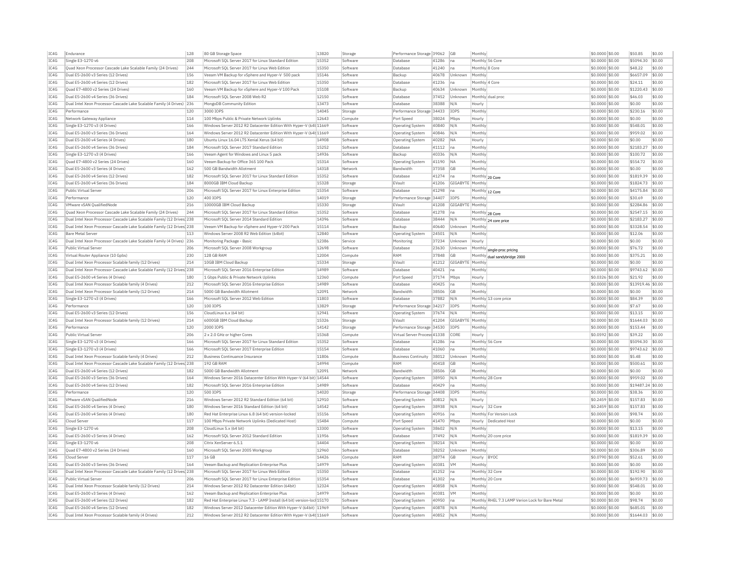| IC4G | Endurance | 128 | 80 GB Storage Space | 13820 | Storage | Performance Storage | 39062 | GB | Monthly | | $0.0000 | $0.00 | $50.85 | $0.00 |
|---|---|---|---|---|---|---|---|---|---|---|---|---|---|---|
| IC4G | Single E3-1270 v6 | 208 | Microsoft SQL Server 2017 for Linux Standard Edition | 15352 | Software | Database | 41286 | na | Monthly | 56 Core | $0.0000 | $0.00 | $5094.30 | $0.00 |
| IC4G | Quad Xeon Processor Cascade Lake Scalable Family (24 Drives) | 244 | Microsoft SQL Server 2017 for Linux Web Edition | 15350 | Software | Database | 41240 | na | Monthly | 8 Core | $0.0000 | $0.00 | $48.22 | $0.00 |
| IC4G | Dual E5-2600 v3 Series (12 Drives) | 156 | Veeam VM Backup for vSphere and Hyper-V 500 pack | 15146 | Software | Backup | 40678 | Unknown | Monthly | | $0.0000 | $0.00 | $6657.09 | $0.00 |
| IC4G | Dual E5-2600 v4 Series (12 Drives) | 182 | Microsoft SQL Server 2017 for Linux Web Edition | 15350 | Software | Database | 41236 | na | Monthly | 4 Core | $0.0000 | $0.00 | $24.11 | $0.00 |
| IC4G | Quad E7-4800 v2 Series (24 Drives) | 160 | Veeam VM Backup for vSphere and Hyper-V 100 Pack | 15108 | Software | Backup | 40634 | Unknown | Monthly | | $0.0000 | $0.00 | $1220.43 | $0.00 |
| IC4G | Dual E5-2600 v4 Series (36 Drives) | 184 | Microsoft SQL Server 2008 Web R2 | 12150 | Software | Database | 37452 | Unknown | Monthly | dual proc | $0.0000 | $0.00 | $46.03 | $0.00 |
| IC4G | Dual Intel Xeon Processor Cascade Lake Scalable Family (4 Drives) | 236 | MongoDB Community Edition | 13473 | Software | Database | 38388 | N/A | Hourly | | $0.0000 | $0.00 | $0.00 | $0.00 |
| IC4G | Performance | 120 | 3000 IOPS | 14045 | Storage | Performance Storage | 34433 | IOPS | Monthly | | $0.0000 | $0.00 | $230.16 | $0.00 |
| IC4G | Network Gateway Appliance | 114 | 100 Mbps Public & Private Network Uplinks | 12643 | Compute | Port Speed | 38024 | Mbps | Hourly | | $0.0000 | $0.00 | $0.00 | $0.00 |
| IC4G | Single E3-1270 v3 (4 Drives) | 166 | Windows Server 2012 R2 Datacenter Edition With Hyper-V (64t | 11669 | Software | Operating System | 40840 | N/A | Monthly | | $0.0000 | $0.00 | $548.01 | $0.00 |
| IC4G | Dual E5-2600 v3 Series (36 Drives) | 164 | Windows Server 2012 R2 Datacenter Edition With Hyper-V (64t | 11669 | Software | Operating System | 40846 | N/A | Monthly | | $0.0000 | $0.00 | $959.02 | $0.00 |
| IC4G | Dual E5-2600 v4 Series (4 Drives) | 180 | Ubuntu Linux 16.04 LTS Xenial Xerus (64 bit) | 14908 | Software | Operating System | 40282 | NA | Hourly | | $0.0000 | $0.00 | $0.00 | $0.00 |
| IC4G | Dual E5-2600 v4 Series (36 Drives) | 184 | Microsoft SQL Server 2017 Standard Edition | 15252 | Software | Database | 41112 | na | Monthly | | $0.0000 | $0.00 | $2183.27 | $0.00 |
| IC4G | Single E3-1270 v3 (4 Drives) | 166 | Veeam Agent for Windows and Linux 5 pack | 14936 | Software | Backup | 40336 | N/A | Monthly | | $0.0000 | $0.00 | $100.72 | $0.00 |
| IC4G | Quad E7-4800 v2 Series (24 Drives) | 160 | Veeam Backup for Office 365 100 Pack | 15314 | Software | Operating System | 41190 | NA | Monthly | | $0.0000 | $0.00 | $554.72 | $0.00 |
| IC4G | Dual E5-2600 v3 Series (4 Drives) | 162 | 500 GB Bandwidth Allotment | 14318 | Network | Bandwidth | 37358 | GB | Monthly | | $0.0000 | $0.00 | $0.00 | $0.00 |
| IC4G | Dual E5-2600 v4 Series (12 Drives) | 182 | Microsoft SQL Server 2017 for Linux Standard Edition | 15352 | Software | Database | 41274 | na | Monthly | 20 Core | $0.0000 | $0.00 | $1819.39 | $0.00 |
| IC4G | Dual E5-2600 v4 Series (36 Drives) | 184 | 8000GB IBM Cloud Backup | 15328 | Storage | EVault | 41206 | GIGABYTE | Monthly | | $0.0000 | $0.00 | $1824.73 | $0.00 |
| IC4G | Public Virtual Server | 206 | Microsoft SQL Server 2017 for Linux Enterprise Edition | 15354 | Software | Database | 41298 | na | Monthly | 12 Core | $0.0000 | $0.00 | $4175.84 | $0.00 |
| IC4G | Performance | 120 | 400 IOPS | 14019 | Storage | Performance Storage | 34407 | IOPS | Monthly | | $0.0000 | $0.00 | $30.69 | $0.00 |
| IC4G | VMware vSAN QualifiedNode | 216 | 10000GB IBM Cloud Backup | 15330 | Storage | EVault | 41208 | GIGABYTE | Monthly | | $0.0000 | $0.00 | $2284.86 | $0.00 |
| IC4G | Quad Xeon Processor Cascade Lake Scalable Family (24 Drives) | 244 | Microsoft SQL Server 2017 for Linux Standard Edition | 15352 | Software | Database | 41278 | na | Monthly | 28 Core | $0.0000 | $0.00 | $2547.15 | $0.00 |
| IC4G | Dual Intel Xeon Processor Cascade Lake Scalable Family (12 Drives) | 238 | Microsoft SQL Server 2014 Standard Edition | 14396 | Software | Database | 38444 | N/A | Monthly | 24 core price | $0.0000 | $0.00 | $2183.27 | $0.00 |
| IC4G | Dual Intel Xeon Processor Cascade Lake Scalable Family (12 Drives) | 238 | Veeam VM Backup for vSphere and Hyper-V 200 Pack | 15114 | Software | Backup | 40640 | Unknown | Monthly | | $0.0000 | $0.00 | $3328.54 | $0.00 |
| IC4G | Bare Metal Server | 113 | Windows Server 2008 R2 Web Edition (64bit) | 12840 | Software | Operating System | 24501 | N/A | Monthly | | $0.0000 | $0.00 | $12.06 | $0.00 |
| IC4G | Dual Intel Xeon Processor Cascade Lake Scalable Family (4 Drives) | 236 | Monitoring Package - Basic | 12386 | Service | Monitoring | 37234 | Unknown | Hourly | | $0.0000 | $0.00 | $0.00 | $0.00 |
| IC4G | Public Virtual Server | 206 | Microsoft SQL Server 2008 Workgroup | 12698 | Software | Database | 23630 | Unknown | Monthly | single-proc pricing | $0.0000 | $0.00 | $76.72 | $0.00 |
| IC4G | Virtual Router Appliance (10 Gpbs) | 230 | 128 GB RAM | 12004 | Compute | RAM | 37848 | GB | Monthly | dual sandybridge 2000 | $0.0000 | $0.00 | $375.21 | $0.00 |
| IC4G | Dual Intel Xeon Processor Scalable family (12 Drives) | 214 | 10GB IBM Cloud Backup | 15334 | Storage | EVault | 41212 | GIGABYTE | Monthly | | $0.0000 | $0.00 | $0.00 | $0.00 |
| IC4G | Dual Intel Xeon Processor Cascade Lake Scalable Family (12 Drives) | 238 | Microsoft SQL Server 2016 Enterprise Edition | 14989 | Software | Database | 40421 | na | Monthly | | $0.0000 | $0.00 | $9743.62 | $0.00 |
| IC4G | Dual E5-2600 v4 Series (4 Drives) | 180 | 1 Gbps Public & Private Network Uplinks | 12360 | Compute | Port Speed | 37174 | Mbps | Hourly | | $0.0326 | $0.00 | $21.92 | $0.00 |
| IC4G | Dual Intel Xeon Processor Scalable family (4 Drives) | 212 | Microsoft SQL Server 2016 Enterprise Edition | 14989 | Software | Database | 40425 | na | Monthly | | $0.0000 | $0.00 | $13919.46 | $0.00 |
| IC4G | Dual Intel Xeon Processor Scalable family (12 Drives) | 214 | 5000 GB Bandwidth Allotment | 12091 | Network | Bandwidth | 38506 | GB | Monthly | | $0.0000 | $0.00 | $0.00 | $0.00 |
| IC4G | Single E3-1270 v3 (4 Drives) | 166 | Microsoft SQL Server 2012 Web Edition | 11803 | Software | Database | 37882 | N/A | Monthly | 13 core price | $0.0000 | $0.00 | $84.39 | $0.00 |
| IC4G | Performance | 120 | 100 IOPS | 13829 | Storage | Performance Storage | 34217 | IOPS | Monthly | | $0.0000 | $0.00 | $7.67 | $0.00 |
| IC4G | Dual E5-2600 v3 Series (12 Drives) | 156 | CloudLinux 6.x (64 bit) | 12941 | Software | Operating System | 37674 | N/A | Monthly | | $0.0000 | $0.00 | $13.15 | $0.00 |
| IC4G | Dual Intel Xeon Processor Scalable family (12 Drives) | 214 | 6000GB IBM Cloud Backup | 15326 | Storage | EVault | 41204 | GIGABYTE | Monthly | | $0.0000 | $0.00 | $1644.03 | $0.00 |
| IC4G | Performance | 120 | 2000 IOPS | 14142 | Storage | Performance Storage | 34530 | IOPS | Monthly | | $0.0000 | $0.00 | $153.44 | $0.00 |
| IC4G | Public Virtual Server | 206 | 2 x 2.0 GHz or higher Cores | 15368 | Compute | Virtual Server Process | 41338 | CORE | Hourly | | $0.0592 | $0.00 | $39.22 | $0.00 |
| IC4G | Single E3-1270 v3 (4 Drives) | 166 | Microsoft SQL Server 2017 for Linux Standard Edition | 15352 | Software | Database | 41286 | na | Monthly | 56 Core | $0.0000 | $0.00 | $5094.30 | $0.00 |
| IC4G | Single E3-1270 v3 (4 Drives) | 166 | Microsoft SQL Server 2017 Enterprise Edition | 15154 | Software | Database | 41060 | na | Monthly | | $0.0000 | $0.00 | $9743.62 | $0.00 |
| IC4G | Dual Intel Xeon Processor Scalable family (4 Drives) | 212 | Business Continuance Insurance | 11806 | Compute | Business Continuity | 38012 | Unknown | Monthly | | $0.0000 | $0.00 | $5.48 | $0.00 |
| IC4G | Dual Intel Xeon Processor Cascade Lake Scalable Family (12 Drives) | 238 | 192 GB RAM | 14994 | Compute | RAM | 40418 | GB | Monthly | | $0.0000 | $0.00 | $500.61 | $0.00 |
| IC4G | Dual E5-2600 v4 Series (12 Drives) | 182 | 5000 GB Bandwidth Allotment | 12091 | Network | Bandwidth | 38506 | GB | Monthly | | $0.0000 | $0.00 | $0.00 | $0.00 |
| IC4G | Dual E5-2600 v3 Series (36 Drives) | 164 | Windows Server 2016 Datacenter Edition With Hyper-V (64 bit) | 14544 | Software | Operating System | 38950 | N/A | Monthly | 28 Core | $0.0000 | $0.00 | $959.02 | $0.00 |
| IC4G | Dual E5-2600 v4 Series (12 Drives) | 182 | Microsoft SQL Server 2016 Enterprise Edition | 14989 | Software | Database | 40429 | na | Monthly | | $0.0000 | $0.00 | $19487.24 | $0.00 |
| IC4G | Performance | 120 | 500 IOPS | 14020 | Storage | Performance Storage | 34408 | IOPS | Monthly | | $0.0000 | $0.00 | $38.36 | $0.00 |
| IC4G | VMware vSAN QualifiedNode | 216 | Windows Server 2012 R2 Standard Edition (64 bit) | 12910 | Software | Operating System | 40812 | N/A | Hourly | | $0.2459 | $0.00 | $157.83 | $0.00 |
| IC4G | Dual E5-2600 v4 Series (4 Drives) | 180 | Windows Server 2016 Standard Edition (64 bit) | 14542 | Software | Operating System | 38938 | N/A | Hourly | 32 Core | $0.2459 | $0.00 | $157.83 | $0.00 |
| IC4G | Dual E5-2600 v4 Series (4 Drives) | 180 | Red Hat Enterprise Linux 6.8 (64 bit) version-locked | 15156 | Software | Operating System | 40916 | na | Monthly | For Version Lock | $0.0000 | $0.00 | $98.74 | $0.00 |
| IC4G | Cloud Server | 117 | 100 Mbps Private Network Uplinks (Dedicated Host) | 15484 | Compute | Port Speed | 41470 | Mbps | Hourly | Dedicated Host | $0.0000 | $0.00 | $0.00 | $0.00 |
| IC4G | Single E3-1270 v6 | 208 | CloudLinux 5.x (64 bit) | 13300 | Software | Operating System | 38602 | N/A | Monthly | | $0.0000 | $0.00 | $13.15 | $0.00 |
| IC4G | Dual E5-2600 v3 Series (4 Drives) | 162 | Microsoft SQL Server 2012 Standard Edition | 11956 | Software | Database | 37492 | N/A | Monthly | 20 core price | $0.0000 | $0.00 | $1819.39 | $0.00 |
| IC4G | Single E3-1270 v6 | 208 | Citrix XenServer 6.5.1 | 14404 | Software | Operating System | 38214 | N/A | Monthly | | $0.0000 | $0.00 | $0.00 | $0.00 |
| IC4G | Quad E7-4800 v2 Series (24 Drives) | 160 | Microsoft SQL Server 2005 Workgroup | 12960 | Software | Database | 38252 | Unknown | Monthly | | $0.0000 | $0.00 | $306.89 | $0.00 |
| IC4G | Cloud Server | 117 | 16 GB | 14426 | Compute | RAM | 38774 | GB | Hourly | BYOC | $0.0790 | $0.00 | $52.61 | $0.00 |
| IC4G | Dual E5-2600 v3 Series (36 Drives) | 164 | Veeam Backup and Replication Enterprise Plus | 14979 | Software | Operating System | 40381 | VM | Monthly | | $0.0000 | $0.00 | $0.00 | $0.00 |
| IC4G | Dual Intel Xeon Processor Cascade Lake Scalable Family (12 Drives) | 238 | Microsoft SQL Server 2017 for Linux Web Edition | 15350 | Software | Database | 41252 | na | Monthly | 32 Core | $0.0000 | $0.00 | $192.90 | $0.00 |
| IC4G | Public Virtual Server | 206 | Microsoft SQL Server 2017 for Linux Enterprise Edition | 15354 | Software | Database | 41302 | na | Monthly | 20 Core | $0.0000 | $0.00 | $6959.73 | $0.00 |
| IC4G | Dual Intel Xeon Processor Scalable family (12 Drives) | 214 | Windows Server 2012 R2 Datacenter Edition (64bit) | 12324 | Software | Operating System | 40858 | N/A | Monthly | | $0.0000 | $0.00 | $548.01 | $0.00 |
| IC4G | Dual E5-2600 v3 Series (4 Drives) | 162 | Veeam Backup and Replication Enterprise Plus | 14979 | Software | Operating System | 40381 | VM | Monthly | | $0.0000 | $0.00 | $0.00 | $0.00 |
| IC4G | Dual E5-2600 v4 Series (12 Drives) | 182 | Red Hat Enterprise Linux 7.3 - LAMP Install (64 bit) version-locl | 15170 | Software | Operating System | 40950 | na | Monthly | RHEL 7.3 LAMP Verion Lock for Bare Metal | $0.0000 | $0.00 | $98.74 | $0.00 |
| IC4G | Dual E5-2600 v4 Series (12 Drives) | 182 | Windows Server 2012 Datacenter Edition With Hyper-V (64bit) | 11969 | Software | Operating System | 40878 | N/A | Monthly | | $0.0000 | $0.00 | $685.01 | $0.00 |
| IC4G | Dual Intel Xeon Processor Scalable family (4 Drives) | 212 | Windows Server 2012 R2 Datacenter Edition With Hyper-V (64t | 11669 | Software | Operating System | 40852 | N/A | Monthly | | $0.0000 | $0.00 | $1644.03 | $0.00 |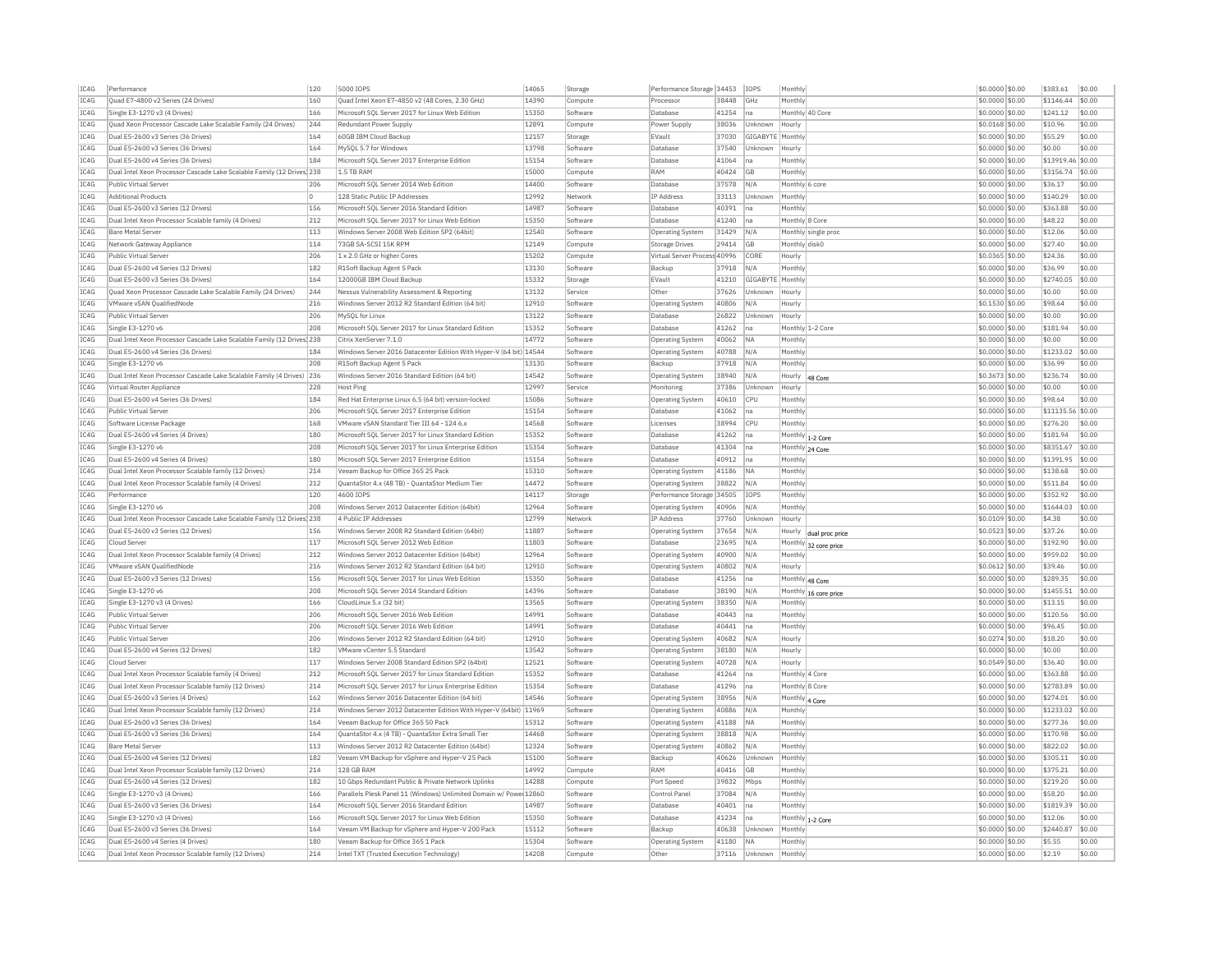| IC4G | Performance | 120 | 5000 IOPS | 14065 | Storage | Performance Storage | 34453 | IOPS | Monthly | | $0.0000 | $0.00 | $383.61 | $0.00 |
|---|---|---|---|---|---|---|---|---|---|---|---|---|---|---|
| IC4G | Quad E7-4800 v2 Series (24 Drives) | 160 | Quad Intel Xeon E7-4850 v2 (48 Cores, 2.30 GHz) | 14390 | Compute | Processor | 38448 | GHz | Monthly | | $0.0000 | $0.00 | $1146.44 | $0.00 |
| IC4G | Single E3-1270 v3 (4 Drives) | 166 | Microsoft SQL Server 2017 for Linux Web Edition | 15350 | Software | Database | 41254 | na | Monthly | 40 Core | $0.0000 | $0.00 | $241.12 | $0.00 |
| IC4G | Quad Xeon Processor Cascade Lake Scalable Family (24 Drives) | 244 | Redundant Power Supply | 12891 | Compute | Power Supply | 38036 | Unknown | Hourly | | $0.0168 | $0.00 | $10.96 | $0.00 |
| IC4G | Dual E5-2600 v3 Series (36 Drives) | 164 | 60GB IBM Cloud Backup | 12157 | Storage | EVault | 37030 | GIGABYTE | Monthly | | $0.0000 | $0.00 | $55.29 | $0.00 |
| IC4G | Dual E5-2600 v3 Series (36 Drives) | 164 | MySQL 5.7 for Windows | 13798 | Software | Database | 37540 | Unknown | Hourly | | $0.0000 | $0.00 | $0.00 | $0.00 |
| IC4G | Dual E5-2600 v4 Series (36 Drives) | 184 | Microsoft SQL Server 2017 Enterprise Edition | 15154 | Software | Database | 41064 | na | Monthly | | $0.0000 | $0.00 | $13919.46 | $0.00 |
| IC4G | Dual Intel Xeon Processor Cascade Lake Scalable Family (12 Drives) | 238 | 1.5 TB RAM | 15000 | Compute | RAM | 40424 | GB | Monthly | | $0.0000 | $0.00 | $3156.74 | $0.00 |
| IC4G | Public Virtual Server | 206 | Microsoft SQL Server 2014 Web Edition | 14400 | Software | Database | 37578 | N/A | Monthly | 6 core | $0.0000 | $0.00 | $36.17 | $0.00 |
| IC4G | Additional Products | 0 | 128 Static Public IP Addresses | 12992 | Network | IP Address | 33113 | Unknown | Monthly | | $0.0000 | $0.00 | $140.29 | $0.00 |
| IC4G | Dual E5-2600 v3 Series (12 Drives) | 156 | Microsoft SQL Server 2016 Standard Edition | 14987 | Software | Database | 40391 | na | Monthly | | $0.0000 | $0.00 | $363.88 | $0.00 |
| IC4G | Dual Intel Xeon Processor Scalable family (4 Drives) | 212 | Microsoft SQL Server 2017 for Linux Web Edition | 15350 | Software | Database | 41240 | na | Monthly | 8 Core | $0.0000 | $0.00 | $48.22 | $0.00 |
| IC4G | Bare Metal Server | 113 | Windows Server 2008 Web Edition SP2 (64bit) | 12540 | Software | Operating System | 31429 | N/A | Monthly | single proc | $0.0000 | $0.00 | $12.06 | $0.00 |
| IC4G | Network Gateway Appliance | 114 | 73GB SA-SCSI 15K RPM | 12149 | Compute | Storage Drives | 29414 | GB | Monthly | disk0 | $0.0000 | $0.00 | $27.40 | $0.00 |
| IC4G | Public Virtual Server | 206 | 1 x 2.0 GHz or higher Cores | 15202 | Compute | Virtual Server Process | 40996 | CORE | Hourly | | $0.0365 | $0.00 | $24.36 | $0.00 |
| IC4G | Dual E5-2600 v4 Series (12 Drives) | 182 | R1Soft Backup Agent 5 Pack | 13130 | Software | Backup | 37918 | N/A | Monthly | | $0.0000 | $0.00 | $36.99 | $0.00 |
| IC4G | Dual E5-2600 v3 Series (36 Drives) | 164 | 12000GB IBM Cloud Backup | 15332 | Storage | EVault | 41210 | GIGABYTE | Monthly | | $0.0000 | $0.00 | $2740.05 | $0.00 |
| IC4G | Quad Xeon Processor Cascade Lake Scalable Family (24 Drives) | 244 | Nessus Vulnerability Assessment & Reporting | 13132 | Service | Other | 37626 | Unknown | Hourly | | $0.0000 | $0.00 | $0.00 | $0.00 |
| IC4G | VMware vSAN QualifiedNode | 216 | Windows Server 2012 R2 Standard Edition (64 bit) | 12910 | Software | Operating System | 40806 | N/A | Hourly | | $0.1530 | $0.00 | $98.64 | $0.00 |
| IC4G | Public Virtual Server | 206 | MySQL for Linux | 13122 | Software | Database | 26822 | Unknown | Hourly | | $0.0000 | $0.00 | $0.00 | $0.00 |
| IC4G | Single E3-1270 v6 | 208 | Microsoft SQL Server 2017 for Linux Standard Edition | 15352 | Software | Database | 41262 | na | Monthly | 1-2 Core | $0.0000 | $0.00 | $181.94 | $0.00 |
| IC4G | Dual Intel Xeon Processor Cascade Lake Scalable Family (12 Drives) | 238 | Citrix XenServer 7.1.0 | 14772 | Software | Operating System | 40062 | NA | Monthly | | $0.0000 | $0.00 | $0.00 | $0.00 |
| IC4G | Dual E5-2600 v4 Series (36 Drives) | 184 | Windows Server 2016 Datacenter Edition With Hyper-V (64 bit) | 14544 | Software | Operating System | 40788 | N/A | Monthly | | $0.0000 | $0.00 | $1233.02 | $0.00 |
| IC4G | Single E3-1270 v6 | 208 | R1Soft Backup Agent 5 Pack | 13130 | Software | Backup | 37918 | N/A | Monthly | | $0.0000 | $0.00 | $36.99 | $0.00 |
| IC4G | Dual Intel Xeon Processor Cascade Lake Scalable Family (4 Drives) | 236 | Windows Server 2016 Standard Edition (64 bit) | 14542 | Software | Operating System | 38940 | N/A | Hourly | 48 Core | $0.3673 | $0.00 | $236.74 | $0.00 |
| IC4G | Virtual Router Appliance | 228 | Host Ping | 12997 | Service | Monitoring | 37386 | Unknown | Hourly | | $0.0000 | $0.00 | $0.00 | $0.00 |
| IC4G | Dual E5-2600 v4 Series (36 Drives) | 184 | Red Hat Enterprise Linux 6.5 (64 bit) version-locked | 15086 | Software | Operating System | 40610 | CPU | Monthly | | $0.0000 | $0.00 | $98.64 | $0.00 |
| IC4G | Public Virtual Server | 206 | Microsoft SQL Server 2017 Enterprise Edition | 15154 | Software | Database | 41062 | na | Monthly | | $0.0000 | $0.00 | $11135.56 | $0.00 |
| IC4G | Software License Package | 168 | VMware vSAN Standard Tier III 64 - 124 6.x | 14568 | Software | Licenses | 38994 | CPU | Monthly | | $0.0000 | $0.00 | $276.20 | $0.00 |
| IC4G | Dual E5-2600 v4 Series (4 Drives) | 180 | Microsoft SQL Server 2017 for Linux Standard Edition | 15352 | Software | Database | 41262 | na | Monthly | 1-2 Core | $0.0000 | $0.00 | $181.94 | $0.00 |
| IC4G | Single E3-1270 v6 | 208 | Microsoft SQL Server 2017 for Linux Enterprise Edition | 15354 | Software | Database | 41304 | na | Monthly | 24 Core | $0.0000 | $0.00 | $8351.67 | $0.00 |
| IC4G | Dual E5-2600 v4 Series (4 Drives) | 180 | Microsoft SQL Server 2017 Enterprise Edition | 15154 | Software | Database | 40912 | na | Monthly | | $0.0000 | $0.00 | $1391.95 | $0.00 |
| IC4G | Dual Intel Xeon Processor Scalable family (12 Drives) | 214 | Veeam Backup for Office 365 25 Pack | 15310 | Software | Operating System | 41186 | NA | Monthly | | $0.0000 | $0.00 | $138.68 | $0.00 |
| IC4G | Dual Intel Xeon Processor Scalable family (4 Drives) | 212 | QuantaStor 4.x (48 TB) - QuantaStor Medium Tier | 14472 | Software | Operating System | 38822 | N/A | Monthly | | $0.0000 | $0.00 | $511.84 | $0.00 |
| IC4G | Performance | 120 | 4600 IOPS | 14117 | Storage | Performance Storage | 34505 | IOPS | Monthly | | $0.0000 | $0.00 | $352.92 | $0.00 |
| IC4G | Single E3-1270 v6 | 208 | Windows Server 2012 Datacenter Edition (64bit) | 12964 | Software | Operating System | 40906 | N/A | Monthly | | $0.0000 | $0.00 | $1644.03 | $0.00 |
| IC4G | Dual Intel Xeon Processor Cascade Lake Scalable Family (12 Drives) | 238 | 4 Public IP Addresses | 12799 | Network | IP Address | 37760 | Unknown | Hourly | | $0.0109 | $0.00 | $4.38 | $0.00 |
| IC4G | Dual E5-2600 v3 Series (12 Drives) | 156 | Windows Server 2008 R2 Standard Edition (64bit) | 11887 | Software | Operating System | 37654 | N/A | Hourly | dual proc price | $0.0523 | $0.00 | $37.26 | $0.00 |
| IC4G | Cloud Server | 117 | Microsoft SQL Server 2012 Web Edition | 11803 | Software | Database | 23695 | N/A | Monthly | 32 core price | $0.0000 | $0.00 | $192.90 | $0.00 |
| IC4G | Dual Intel Xeon Processor Scalable family (4 Drives) | 212 | Windows Server 2012 Datacenter Edition (64bit) | 12964 | Software | Operating System | 40900 | N/A | Monthly | | $0.0000 | $0.00 | $959.02 | $0.00 |
| IC4G | VMware vSAN QualifiedNode | 216 | Windows Server 2012 R2 Standard Edition (64 bit) | 12910 | Software | Operating System | 40802 | N/A | Hourly | | $0.0612 | $0.00 | $39.46 | $0.00 |
| IC4G | Dual E5-2600 v3 Series (12 Drives) | 156 | Microsoft SQL Server 2017 for Linux Web Edition | 15350 | Software | Database | 41256 | na | Monthly | 48 Core | $0.0000 | $0.00 | $289.35 | $0.00 |
| IC4G | Single E3-1270 v6 | 208 | Microsoft SQL Server 2014 Standard Edition | 14396 | Software | Database | 38190 | N/A | Monthly | 16 core price | $0.0000 | $0.00 | $1455.51 | $0.00 |
| IC4G | Single E3-1270 v3 (4 Drives) | 166 | CloudLinux 5.x (32 bit) | 13565 | Software | Operating System | 38350 | N/A | Monthly | | $0.0000 | $0.00 | $13.15 | $0.00 |
| IC4G | Public Virtual Server | 206 | Microsoft SQL Server 2016 Web Edition | 14991 | Software | Database | 40443 | na | Monthly | | $0.0000 | $0.00 | $120.56 | $0.00 |
| IC4G | Public Virtual Server | 206 | Microsoft SQL Server 2016 Web Edition | 14991 | Software | Database | 40441 | na | Monthly | | $0.0000 | $0.00 | $96.45 | $0.00 |
| IC4G | Public Virtual Server | 206 | Windows Server 2012 R2 Standard Edition (64 bit) | 12910 | Software | Operating System | 40682 | N/A | Hourly | | $0.0274 | $0.00 | $18.20 | $0.00 |
| IC4G | Dual E5-2600 v4 Series (12 Drives) | 182 | VMware vCenter 5.5 Standard | 13542 | Software | Operating System | 38180 | N/A | Hourly | | $0.0000 | $0.00 | $0.00 | $0.00 |
| IC4G | Cloud Server | 117 | Windows Server 2008 Standard Edition SP2 (64bit) | 12521 | Software | Operating System | 40728 | N/A | Hourly | | $0.0549 | $0.00 | $36.40 | $0.00 |
| IC4G | Dual Intel Xeon Processor Scalable family (4 Drives) | 212 | Microsoft SQL Server 2017 for Linux Standard Edition | 15352 | Software | Database | 41264 | na | Monthly | 4 Core | $0.0000 | $0.00 | $363.88 | $0.00 |
| IC4G | Dual Intel Xeon Processor Scalable family (12 Drives) | 214 | Microsoft SQL Server 2017 for Linux Enterprise Edition | 15354 | Software | Database | 41296 | na | Monthly | 8 Core | $0.0000 | $0.00 | $2783.89 | $0.00 |
| IC4G | Dual E5-2600 v3 Series (4 Drives) | 162 | Windows Server 2016 Datacenter Edition (64 bit) | 14546 | Software | Operating System | 38956 | N/A | Monthly | 4 Core | $0.0000 | $0.00 | $274.01 | $0.00 |
| IC4G | Dual Intel Xeon Processor Scalable family (12 Drives) | 214 | Windows Server 2012 Datacenter Edition With Hyper-V (64bit) | 11969 | Software | Operating System | 40886 | N/A | Monthly | | $0.0000 | $0.00 | $1233.02 | $0.00 |
| IC4G | Dual E5-2600 v3 Series (36 Drives) | 164 | Veeam Backup for Office 365 50 Pack | 15312 | Software | Operating System | 41188 | NA | Monthly | | $0.0000 | $0.00 | $277.36 | $0.00 |
| IC4G | Dual E5-2600 v3 Series (36 Drives) | 164 | QuantaStor 4.x (4 TB) - QuantaStor Extra Small Tier | 14468 | Software | Operating System | 38818 | N/A | Monthly | | $0.0000 | $0.00 | $170.98 | $0.00 |
| IC4G | Bare Metal Server | 113 | Windows Server 2012 R2 Datacenter Edition (64bit) | 12324 | Software | Operating System | 40862 | N/A | Monthly | | $0.0000 | $0.00 | $822.02 | $0.00 |
| IC4G | Dual E5-2600 v4 Series (12 Drives) | 182 | Veeam VM Backup for vSphere and Hyper-V 25 Pack | 15100 | Software | Backup | 40626 | Unknown | Monthly | | $0.0000 | $0.00 | $305.11 | $0.00 |
| IC4G | Dual Intel Xeon Processor Scalable family (12 Drives) | 214 | 128 GB RAM | 14992 | Compute | RAM | 40416 | GB | Monthly | | $0.0000 | $0.00 | $375.21 | $0.00 |
| IC4G | Dual E5-2600 v4 Series (12 Drives) | 182 | 10 Gbps Redundant Public & Private Network Uplinks | 14288 | Compute | Port Speed | 39832 | Mbps | Monthly | | $0.0000 | $0.00 | $219.20 | $0.00 |
| IC4G | Single E3-1270 v3 (4 Drives) | 166 | Parallels Plesk Panel 11 (Windows) Unlimited Domain w/ Power | 12860 | Software | Control Panel | 37084 | N/A | Monthly | | $0.0000 | $0.00 | $58.20 | $0.00 |
| IC4G | Dual E5-2600 v3 Series (36 Drives) | 164 | Microsoft SQL Server 2016 Standard Edition | 14987 | Software | Database | 40401 | na | Monthly | | $0.0000 | $0.00 | $1819.39 | $0.00 |
| IC4G | Single E3-1270 v3 (4 Drives) | 166 | Microsoft SQL Server 2017 for Linux Web Edition | 15350 | Software | Database | 41234 | na | Monthly | 1-2 Core | $0.0000 | $0.00 | $12.06 | $0.00 |
| IC4G | Dual E5-2600 v3 Series (36 Drives) | 164 | Veeam VM Backup for vSphere and Hyper-V 200 Pack | 15112 | Software | Backup | 40638 | Unknown | Monthly | | $0.0000 | $0.00 | $2440.87 | $0.00 |
| IC4G | Dual E5-2600 v4 Series (4 Drives) | 180 | Veeam Backup for Office 365 1 Pack | 15304 | Software | Operating System | 41180 | NA | Monthly | | $0.0000 | $0.00 | $5.55 | $0.00 |
| IC4G | Dual Intel Xeon Processor Scalable family (12 Drives) | 214 | Intel TXT (Trusted Execution Technology) | 14208 | Compute | Other | 37116 | Unknown | Monthly | | $0.0000 | $0.00 | $2.19 | $0.00 |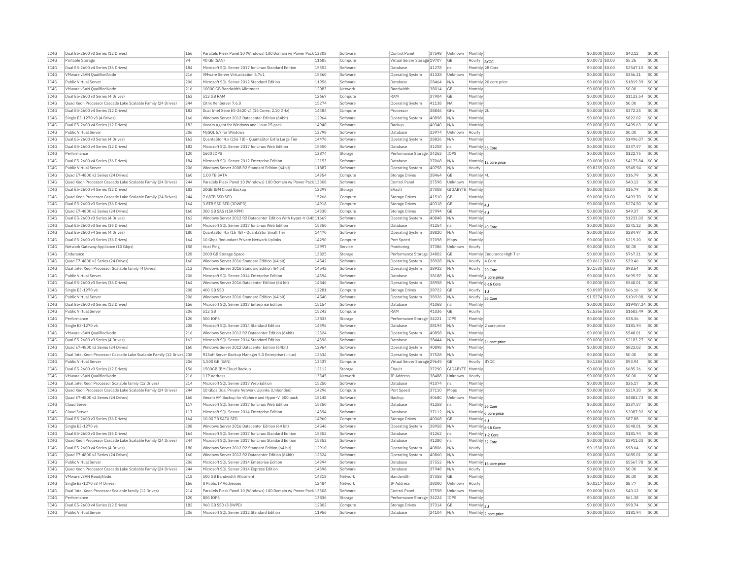| IC4G | Dual E5-2600 v3 Series (12 Drives) | 156 | Parallels Plesk Panel 10 (Windows) 100 Domain w/ Power Pack | 13308 | Software | Control Panel | 37598 | Unknown | Monthly | | $0.0000 | $0.00 | $40.12 | $0.00 |
|---|---|---|---|---|---|---|---|---|---|---|---|---|---|---|
| IC4G | Portable Storage | 94 | 40 GB (SAN) | 11685 | Compute | Virtual Server Storage | 19707 | GB | Hourly | BYOC | $0.0072 | $0.00 | $5.26 | $0.00 |
| IC4G | Dual E5-2600 v4 Series (36 Drives) | 184 | Microsoft SQL Server 2017 for Linux Standard Edition | 15352 | Software | Database | 41278 | na | Monthly | 28 Core | $0.0000 | $0.00 | $2547.15 | $0.00 |
| IC4G | VMware vSAN QualifiedNode | 216 | VMware Server Virtualization 6.7u1 | 15360 | Software | Operating System | 41328 | Unknown | Monthly | | $0.0000 | $0.00 | $356.21 | $0.00 |
| IC4G | Public Virtual Server | 206 | Microsoft SQL Server 2012 Standard Edition | 11956 | Software | Database | 28464 | N/A | Monthly | 20 core price | $0.0000 | $0.00 | $1819.39 | $0.00 |
| IC4G | VMware vSAN QualifiedNode | 216 | 10000 GB Bandwidth Allotment | 12083 | Network | Bandwidth | 38014 | GB | Monthly | | $0.0000 | $0.00 | $0.00 | $0.00 |
| IC4G | Dual E5-2600 v3 Series (4 Drives) | 162 | 512 GB RAM | 12667 | Compute | RAM | 37904 | GB | Monthly | | $0.0000 | $0.00 | $1133.54 | $0.00 |
| IC4G | Quad Xeon Processor Cascade Lake Scalable Family (24 Drives) | 244 | Citrix XenServer 7.6.0 | 15274 | Software | Operating System | 41138 | NA | Monthly | | $0.0000 | $0.00 | $0.00 | $0.00 |
| IC4G | Dual E5-2600 v4 Series (12 Drives) | 182 | Dual Intel Xeon E5-2620 v4 (16 Cores, 2.10 GHz) | 14484 | Compute | Processor | 38846 | GHz | Monthly | 2U | $0.0000 | $0.00 | $372.25 | $0.00 |
| IC4G | Single E3-1270 v3 (4 Drives) | 166 | Windows Server 2012 Datacenter Edition (64bit) | 12964 | Software | Operating System | 40898 | N/A | Monthly | | $0.0000 | $0.00 | $822.02 | $0.00 |
| IC4G | Dual E5-2600 v4 Series (12 Drives) | 182 | Veeam Agent for Windows and Linux 25 pack | 14940 | Software | Backup | 40340 | N/A | Monthly | | $0.0000 | $0.00 | $499.63 | $0.00 |
| IC4G | Public Virtual Server | 206 | MySQL 5.7 for Windows | 13798 | Software | Database | 33974 | Unknown | Hourly | | $0.0000 | $0.00 | $0.00 | $0.00 |
| IC4G | Dual E5-2600 v3 Series (4 Drives) | 162 | QuantaStor 4.x (256 TB) - QuantaStor Extra Large Tier | 14476 | Software | Operating System | 38826 | N/A | Monthly | | $0.0000 | $0.00 | $1496.07 | $0.00 |
| IC4G | Dual E5-2600 v4 Series (12 Drives) | 182 | Microsoft SQL Server 2017 for Linux Web Edition | 15350 | Software | Database | 41258 | na | Monthly | 56 Core | $0.0000 | $0.00 | $337.57 | $0.00 |
| IC4G | Performance | 120 | 1600 IOPS | 13874 | Storage | Performance Storage | 34262 | IOPS | Monthly | | $0.0000 | $0.00 | $122.75 | $0.00 |
| IC4G | Dual E5-2600 v4 Series (36 Drives) | 184 | Microsoft SQL Server 2012 Enterprise Edition | 12153 | Software | Database | 37068 | N/A | Monthly | 12 core price | $0.0000 | $0.00 | $4175.84 | $0.00 |
| IC4G | Public Virtual Server | 206 | Windows Server 2008 R2 Standard Edition (64bit) | 11887 | Software | Operating System | 40758 | N/A | Hourly | | $0.8235 | $0.00 | $545.94 | $0.00 |
| IC4G | Quad E7-4800 v2 Series (24 Drives) | 160 | 1.00 TB SATA | 14354 | Compute | Storage Drives | 38464 | GB | Monthly | 4U | $0.0000 | $0.00 | $16.79 | $0.00 |
| IC4G | Quad Xeon Processor Cascade Lake Scalable Family (24 Drives) | 244 | Parallels Plesk Panel 10 (Windows) 100 Domain w/ Power Pack | 13308 | Software | Control Panel | 37598 | Unknown | Monthly | | $0.0000 | $0.00 | $40.12 | $0.00 |
| IC4G | Dual E5-2600 v4 Series (12 Drives) | 182 | 20GB IBM Cloud Backup | 12299 | Storage | EVault | 37008 | GIGABYTE | Monthly | | $0.0000 | $0.00 | $16.79 | $0.00 |
| IC4G | Quad Xeon Processor Cascade Lake Scalable Family (24 Drives) | 244 | 7.68TB SSD SED | 15266 | Compute | Storage Drives | 41510 | GB | Monthly | | $0.0000 | $0.00 | $493.70 | $0.00 |
| IC4G | Dual E5-2600 v3 Series (36 Drives) | 164 | 3.8TB SSD SED (3DWPD) | 14918 | Compute | Storage Drives | 40318 | GB | Monthly | 4U | $0.0000 | $0.00 | $274.50 | $0.00 |
| IC4G | Quad E7-4800 v2 Series (24 Drives) | 160 | 300 GB SAS (15K RPM) | 14330 | Compute | Storage Drives | 37994 | GB | Monthly | 4U | $0.0000 | $0.00 | $49.37 | $0.00 |
| IC4G | Dual E5-2600 v3 Series (4 Drives) | 162 | Windows Server 2012 R2 Datacenter Edition With Hyper-V (64b | 11669 | Software | Operating System | 40848 | N/A | Monthly | | $0.0000 | $0.00 | $1233.02 | $0.00 |
| IC4G | Dual E5-2600 v3 Series (36 Drives) | 164 | Microsoft SQL Server 2017 for Linux Web Edition | 15350 | Software | Database | 41254 | na | Monthly | 40 Core | $0.0000 | $0.00 | $241.12 | $0.00 |
| IC4G | Dual E5-2600 v4 Series (4 Drives) | 180 | QuantaStor 4.x (16 TB) - QuantaStor Small Tier | 14470 | Software | Operating System | 38820 | N/A | Monthly | | $0.0000 | $0.00 | $284.97 | $0.00 |
| IC4G | Dual E5-2600 v3 Series (36 Drives) | 164 | 10 Gbps Redundant Private Network Uplinks | 14290 | Compute | Port Speed | 37098 | Mbps | Monthly | | $0.0000 | $0.00 | $219.20 | $0.00 |
| IC4G | Network Gateway Appliance (10 Gbps) | 158 | Host Ping | 12997 | Service | Monitoring | 37386 | Unknown | Hourly | | $0.0000 | $0.00 | $0.00 | $0.00 |
| IC4G | Endurance | 128 | 2000 GB Storage Space | 13825 | Storage | Performance Storage | 34802 | GB | Monthly | Endurance High Tier | $0.0000 | $0.00 | $767.21 | $0.00 |
| IC4G | Quad E7-4800 v2 Series (24 Drives) | 160 | Windows Server 2016 Standard Edition (64 bit) | 14542 | Software | Operating System | 38928 | N/A | Hourly | 4 Core | $0.0612 | $0.00 | $39.46 | $0.00 |
| IC4G | Dual Intel Xeon Processor Scalable family (4 Drives) | 212 | Windows Server 2016 Standard Edition (64 bit) | 14542 | Software | Operating System | 38932 | N/A | Hourly | 20 Core | $0.1530 | $0.00 | $98.64 | $0.00 |
| IC4G | Public Virtual Server | 206 | Microsoft SQL Server 2014 Enterprise Edition | 14394 | Software | Database | 38188 | N/A | Monthly | 2 core price | $0.0000 | $0.00 | $695.97 | $0.00 |
| IC4G | Dual E5-2600 v3 Series (36 Drives) | 164 | Windows Server 2016 Datacenter Edition (64 bit) | 14546 | Software | Operating System | 38958 | N/A | Monthly | 6-16 Core | $0.0000 | $0.00 | $548.01 | $0.00 |
| IC4G | Single E3-1270 v6 | 208 | 400 GB SSD | 12281 | Compute | Storage Drives | 38722 | GB | Hourly | 1U | $0.0987 | $0.00 | $66.16 | $0.00 |
| IC4G | Public Virtual Server | 206 | Windows Server 2016 Standard Edition (64 bit) | 14540 | Software | Operating System | 38926 | N/A | Hourly | 56 Core | $1.5374 | $0.00 | $1019.08 | $0.00 |
| IC4G | Dual E5-2600 v3 Series (12 Drives) | 156 | Microsoft SQL Server 2017 Enterprise Edition | 15154 | Software | Database | 41068 | na | Monthly | | $0.0000 | $0.00 | $19487.24 | $0.00 |
| IC4G | Public Virtual Server | 206 | 512 GB | 15242 | Compute | RAM | 41036 | GB | Hourly | | $2.5366 | $0.00 | $1683.49 | $0.00 |
| IC4G | Performance | 120 | 500 IOPS | 13833 | Storage | Performance Storage | 34221 | IOPS | Monthly | | $0.0000 | $0.00 | $38.36 | $0.00 |
| IC4G | Single E3-1270 v6 | 208 | Microsoft SQL Server 2014 Standard Edition | 14396 | Software | Database | 38194 | N/A | Monthly | 2 core price | $0.0000 | $0.00 | $181.94 | $0.00 |
| IC4G | VMware vSAN QualifiedNode | 216 | Windows Server 2012 R2 Datacenter Edition (64bit) | 12324 | Software | Operating System | 40858 | N/A | Monthly | | $0.0000 | $0.00 | $548.01 | $0.00 |
| IC4G | Dual E5-2600 v3 Series (4 Drives) | 162 | Microsoft SQL Server 2014 Standard Edition | 14396 | Software | Database | 38444 | N/A | Monthly | 24 core price | $0.0000 | $0.00 | $2183.27 | $0.00 |
| IC4G | Quad E7-4800 v2 Series (24 Drives) | 160 | Windows Server 2012 Datacenter Edition (64bit) | 12964 | Software | Operating System | 40898 | N/A | Monthly | | $0.0000 | $0.00 | $822.02 | $0.00 |
| IC4G | Dual Intel Xeon Processor Cascade Lake Scalable Family (12 Drives) | 238 | R1Soft Server Backup Manager 5.0 Enterprise (Linux) | 12634 | Software | Operating System | 37528 | N/A | Monthly | | $0.0000 | $0.00 | $0.00 | $0.00 |
| IC4G | Public Virtual Server | 206 | 1,500 GB (SAN) | 13437 | Compute | Virtual Server Storage | 29645 | GB | Hourly | BYOC | $0.1284 | $0.00 | $93.94 | $0.00 |
| IC4G | Dual E5-2600 v3 Series (12 Drives) | 156 | 1500GB IBM Cloud Backup | 12112 | Storage | EVault | 37290 | GIGABYTE | Monthly | | $0.0000 | $0.00 | $685.26 | $0.00 |
| IC4G | VMware vSAN QualifiedNode | 216 | 1 IP Address | 13345 | Network | IP Address | 38488 | Unknown | Hourly | | $0.0000 | $0.00 | $0.00 | $0.00 |
| IC4G | Dual Intel Xeon Processor Scalable family (12 Drives) | 214 | Microsoft SQL Server 2017 Web Edition | 15250 | Software | Database | 41074 | na | Monthly | | $0.0000 | $0.00 | $36.17 | $0.00 |
| IC4G | Quad Xeon Processor Cascade Lake Scalable Family (24 Drives) | 244 | 10 Gbps Dual Private Network Uplinks (Unbonded) | 14296 | Compute | Port Speed | 37110 | Mbps | Monthly | | $0.0000 | $0.00 | $219.20 | $0.00 |
| IC4G | Quad E7-4800 v2 Series (24 Drives) | 160 | Veeam VM Backup for vSphere and Hyper-V 500 pack | 15148 | Software | Backup | 40680 | Unknown | Monthly | | $0.0000 | $0.00 | $4881.73 | $0.00 |
| IC4G | Cloud Server | 117 | Microsoft SQL Server 2017 for Linux Web Edition | 15350 | Software | Database | 41258 | na | Monthly | 56 Core | $0.0000 | $0.00 | $337.57 | $0.00 |
| IC4G | Cloud Server | 117 | Microsoft SQL Server 2014 Enterprise Edition | 14394 | Software | Database | 37112 | N/A | Monthly | 6 core price | $0.0000 | $0.00 | $2087.92 | $0.00 |
| IC4G | Dual E5-2600 v3 Series (36 Drives) | 164 | 10.00 TB SATA SED | 14960 | Compute | Storage Drives | 40368 | GB | Monthly | 4U | $0.0000 | $0.00 | $87.88 | $0.00 |
| IC4G | Single E3-1270 v6 | 208 | Windows Server 2016 Datacenter Edition (64 bit) | 14546 | Software | Operating System | 38958 | N/A | Monthly | 6-16 Core | $0.0000 | $0.00 | $548.01 | $0.00 |
| IC4G | Dual E5-2600 v3 Series (36 Drives) | 164 | Microsoft SQL Server 2017 for Linux Standard Edition | 15352 | Software | Database | 41262 | na | Monthly | 1-2 Core | $0.0000 | $0.00 | $181.94 | $0.00 |
| IC4G | Quad Xeon Processor Cascade Lake Scalable Family (24 Drives) | 244 | Microsoft SQL Server 2017 for Linux Standard Edition | 15352 | Software | Database | 41280 | na | Monthly | 32 Core | $0.0000 | $0.00 | $2911.03 | $0.00 |
| IC4G | Dual E5-2600 v4 Series (4 Drives) | 180 | Windows Server 2012 R2 Standard Edition (64 bit) | 12910 | Software | Operating System | 40806 | N/A | Hourly | | $0.1530 | $0.00 | $98.64 | $0.00 |
| IC4G | Quad E7-4800 v2 Series (24 Drives) | 160 | Windows Server 2012 R2 Datacenter Edition (64bit) | 12324 | Software | Operating System | 40860 | N/A | Monthly | | $0.0000 | $0.00 | $685.01 | $0.00 |
| IC4G | Public Virtual Server | 206 | Microsoft SQL Server 2014 Enterprise Edition | 14394 | Software | Database | 37552 | N/A | Monthly | 16 core price | $0.0000 | $0.00 | $5567.78 | $0.00 |
| IC4G | Quad Xeon Processor Cascade Lake Scalable Family (24 Drives) | 244 | Microsoft SQL Server 2014 Express Edition | 14398 | Software | Database | 37948 | N/A | Hourly | | $0.0000 | $0.00 | $0.00 | $0.00 |
| IC4G | VMware vSAN ReadyNode | 218 | 500 GB Bandwidth Allotment | 14318 | Network | Bandwidth | 37358 | GB | Monthly | | $0.0000 | $0.00 | $0.00 | $0.00 |
| IC4G | Single E3-1270 v3 (4 Drives) | 166 | 8 Public IP Addresses | 12484 | Network | IP Address | 38000 | Unknown | Hourly | | $0.0217 | $0.00 | $8.77 | $0.00 |
| IC4G | Dual Intel Xeon Processor Scalable family (12 Drives) | 214 | Parallels Plesk Panel 10 (Windows) 100 Domain w/ Power Pack | 13308 | Software | Control Panel | 37598 | Unknown | Monthly | | $0.0000 | $0.00 | $40.12 | $0.00 |
| IC4G | Performance | 120 | 800 IOPS | 13836 | Storage | Performance Storage | 34224 | IOPS | Monthly | | $0.0000 | $0.00 | $61.38 | $0.00 |
| IC4G | Dual E5-2600 v4 Series (12 Drives) | 182 | 960 GB SSD (3 DWPD) | 12802 | Compute | Storage Drives | 37314 | GB | Monthly | 2U | $0.0000 | $0.00 | $98.74 | $0.00 |
| IC4G | Public Virtual Server | 206 | Microsoft SQL Server 2012 Standard Edition | 11956 | Software | Database | 24104 | N/A | Monthly | 2 core price | $0.0000 | $0.00 | $181.94 | $0.00 |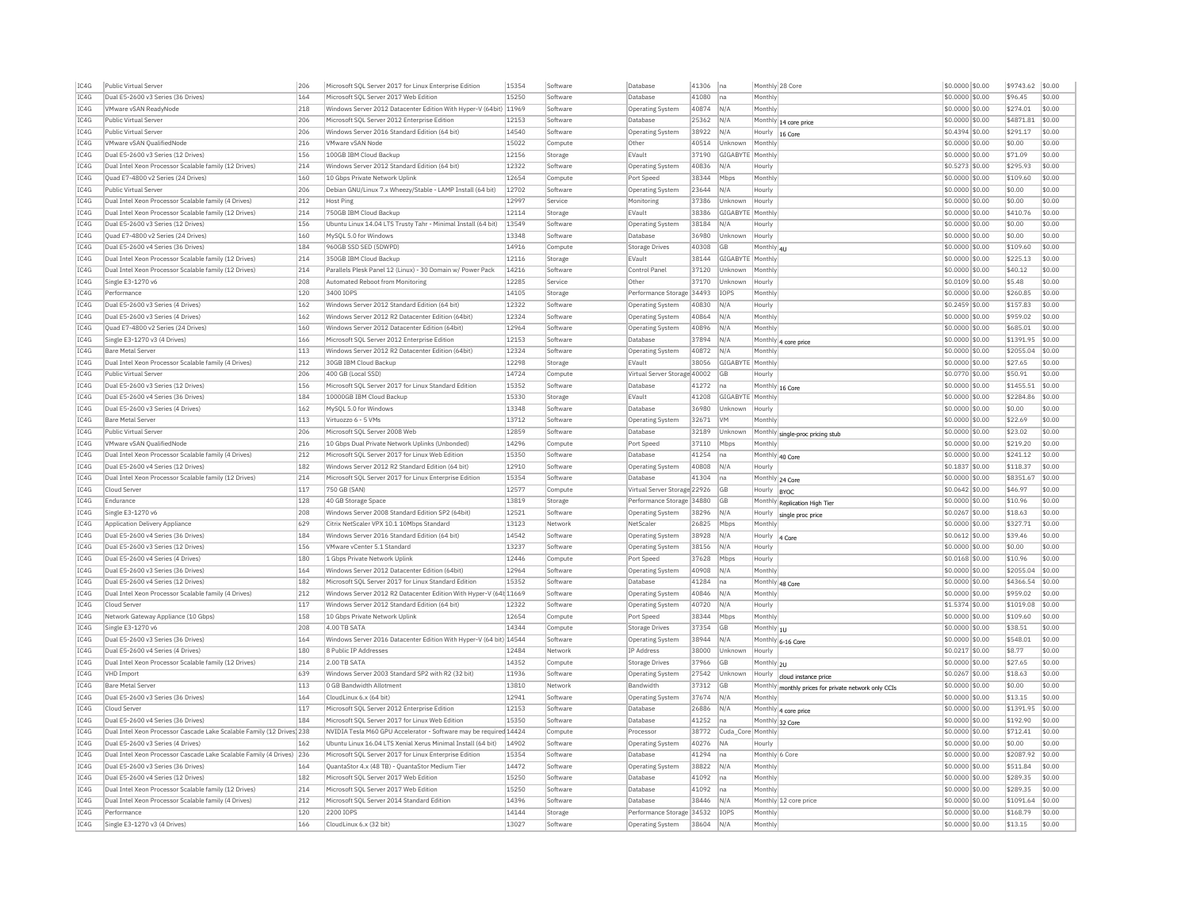| IC4G | Public Virtual Server | 206 | Microsoft SQL Server 2017 for Linux Enterprise Edition | 15354 | Software | Database | 41306 | na | Monthly | 28 Core | $0.0000 | $0.00 | $9743.62 | $0.00 |
|---|---|---|---|---|---|---|---|---|---|---|---|---|---|---|
| IC4G | Dual E5-2600 v3 Series (36 Drives) | 164 | Microsoft SQL Server 2017 Web Edition | 15250 | Software | Database | 41080 | na | Monthly | | $0.0000 | $0.00 | $96.45 | $0.00 |
| IC4G | VMware vSAN ReadyNode | 218 | Windows Server 2012 Datacenter Edition With Hyper-V (64bit) | 11969 | Software | Operating System | 40874 | N/A | Monthly | | $0.0000 | $0.00 | $274.01 | $0.00 |
| IC4G | Public Virtual Server | 206 | Microsoft SQL Server 2012 Enterprise Edition | 12153 | Software | Database | 25362 | N/A | Monthly | 14 core price | $0.0000 | $0.00 | $4871.81 | $0.00 |
| IC4G | Public Virtual Server | 206 | Windows Server 2016 Standard Edition (64 bit) | 14540 | Software | Operating System | 38922 | N/A | Hourly | 16 Core | $0.4394 | $0.00 | $291.17 | $0.00 |
| IC4G | VMware vSAN QualifiedNode | 216 | VMware vSAN Node | 15022 | Compute | Other | 40514 | Unknown | Monthly | | $0.0000 | $0.00 | $0.00 | $0.00 |
| IC4G | Dual E5-2600 v3 Series (12 Drives) | 156 | 100GB IBM Cloud Backup | 12156 | Storage | EVault | 37190 | GIGABYTE | Monthly | | $0.0000 | $0.00 | $71.09 | $0.00 |
| IC4G | Dual Intel Xeon Processor Scalable family (12 Drives) | 214 | Windows Server 2012 Standard Edition (64 bit) | 12322 | Software | Operating System | 40836 | N/A | Hourly | | $0.5273 | $0.00 | $295.93 | $0.00 |
| IC4G | Quad E7-4800 v2 Series (24 Drives) | 160 | 10 Gbps Private Network Uplink | 12654 | Compute | Port Speed | 38344 | Mbps | Monthly | | $0.0000 | $0.00 | $109.60 | $0.00 |
| IC4G | Public Virtual Server | 206 | Debian GNU/Linux 7.x Wheezy/Stable - LAMP Install (64 bit) | 12702 | Software | Operating System | 23644 | N/A | Hourly | | $0.0000 | $0.00 | $0.00 | $0.00 |
| IC4G | Dual Intel Xeon Processor Scalable family (4 Drives) | 212 | Host Ping | 12997 | Service | Monitoring | 37386 | Unknown | Hourly | | $0.0000 | $0.00 | $0.00 | $0.00 |
| IC4G | Dual Intel Xeon Processor Scalable family (12 Drives) | 214 | 750GB IBM Cloud Backup | 12114 | Storage | EVault | 38386 | GIGABYTE | Monthly | | $0.0000 | $0.00 | $410.76 | $0.00 |
| IC4G | Dual E5-2600 v3 Series (12 Drives) | 156 | Ubuntu Linux 14.04 LTS Trusty Tahr - Minimal Install (64 bit) | 13549 | Software | Operating System | 38184 | N/A | Hourly | | $0.0000 | $0.00 | $0.00 | $0.00 |
| IC4G | Quad E7-4800 v2 Series (24 Drives) | 160 | MySQL 5.0 for Windows | 13348 | Software | Database | 36980 | Unknown | Hourly | | $0.0000 | $0.00 | $0.00 | $0.00 |
| IC4G | Dual E5-2600 v4 Series (36 Drives) | 184 | 960GB SSD SED (5DWPD) | 14916 | Compute | Storage Drives | 40308 | GB | Monthly | 4U | $0.0000 | $0.00 | $109.60 | $0.00 |
| IC4G | Dual Intel Xeon Processor Scalable family (12 Drives) | 214 | 350GB IBM Cloud Backup | 12116 | Storage | EVault | 38144 | GIGABYTE | Monthly | | $0.0000 | $0.00 | $225.13 | $0.00 |
| IC4G | Dual Intel Xeon Processor Scalable family (12 Drives) | 214 | Parallels Plesk Panel 12 (Linux) - 30 Domain w/ Power Pack | 14216 | Software | Control Panel | 37120 | Unknown | Monthly | | $0.0000 | $0.00 | $40.12 | $0.00 |
| IC4G | Single E3-1270 v6 | 208 | Automated Reboot from Monitoring | 12285 | Service | Other | 37170 | Unknown | Hourly | | $0.0109 | $0.00 | $5.48 | $0.00 |
| IC4G | Performance | 120 | 3400 IOPS | 14105 | Storage | Performance Storage | 34493 | IOPS | Monthly | | $0.0000 | $0.00 | $260.85 | $0.00 |
| IC4G | Dual E5-2600 v3 Series (4 Drives) | 162 | Windows Server 2012 Standard Edition (64 bit) | 12322 | Software | Operating System | 40830 | N/A | Hourly | | $0.2459 | $0.00 | $157.83 | $0.00 |
| IC4G | Dual E5-2600 v3 Series (4 Drives) | 162 | Windows Server 2012 R2 Datacenter Edition (64bit) | 12324 | Software | Operating System | 40864 | N/A | Monthly | | $0.0000 | $0.00 | $959.02 | $0.00 |
| IC4G | Quad E7-4800 v2 Series (24 Drives) | 160 | Windows Server 2012 Datacenter Edition (64bit) | 12964 | Software | Operating System | 40896 | N/A | Monthly | | $0.0000 | $0.00 | $685.01 | $0.00 |
| IC4G | Single E3-1270 v3 (4 Drives) | 166 | Microsoft SQL Server 2012 Enterprise Edition | 12153 | Software | Database | 37894 | N/A | Monthly | 4 core price | $0.0000 | $0.00 | $1391.95 | $0.00 |
| IC4G | Bare Metal Server | 113 | Windows Server 2012 R2 Datacenter Edition (64bit) | 12324 | Software | Operating System | 40872 | N/A | Monthly | | $0.0000 | $0.00 | $2055.04 | $0.00 |
| IC4G | Dual Intel Xeon Processor Scalable family (4 Drives) | 212 | 30GB IBM Cloud Backup | 12298 | Storage | EVault | 38056 | GIGABYTE | Monthly | | $0.0000 | $0.00 | $27.65 | $0.00 |
| IC4G | Public Virtual Server | 206 | 400 GB (Local SSD) | 14724 | Compute | Virtual Server Storage | 40002 | GB | Hourly | | $0.0770 | $0.00 | $50.91 | $0.00 |
| IC4G | Dual E5-2600 v3 Series (12 Drives) | 156 | Microsoft SQL Server 2017 for Linux Standard Edition | 15352 | Software | Database | 41272 | na | Monthly | 16 Core | $0.0000 | $0.00 | $1455.51 | $0.00 |
| IC4G | Dual E5-2600 v4 Series (36 Drives) | 184 | 10000GB IBM Cloud Backup | 15330 | Storage | EVault | 41208 | GIGABYTE | Monthly | | $0.0000 | $0.00 | $2284.86 | $0.00 |
| IC4G | Dual E5-2600 v3 Series (4 Drives) | 162 | MySQL 5.0 for Windows | 13348 | Software | Database | 36980 | Unknown | Hourly | | $0.0000 | $0.00 | $0.00 | $0.00 |
| IC4G | Bare Metal Server | 113 | Virtuozzo 6 - 5 VMs | 13712 | Software | Operating System | 32671 | VM | Monthly | | $0.0000 | $0.00 | $22.69 | $0.00 |
| IC4G | Public Virtual Server | 206 | Microsoft SQL Server 2008 Web | 12859 | Software | Database | 32189 | Unknown | Monthly | single-proc pricing stub | $0.0000 | $0.00 | $23.02 | $0.00 |
| IC4G | VMware vSAN QualifiedNode | 216 | 10 Gbps Dual Private Network Uplinks (Unbonded) | 14296 | Compute | Port Speed | 37110 | Mbps | Monthly | | $0.0000 | $0.00 | $219.20 | $0.00 |
| IC4G | Dual Intel Xeon Processor Scalable family (4 Drives) | 212 | Microsoft SQL Server 2017 for Linux Web Edition | 15350 | Software | Database | 41254 | na | Monthly | 40 Core | $0.0000 | $0.00 | $241.12 | $0.00 |
| IC4G | Dual E5-2600 v4 Series (12 Drives) | 182 | Windows Server 2012 R2 Standard Edition (64 bit) | 12910 | Software | Operating System | 40808 | N/A | Hourly | | $0.1837 | $0.00 | $118.37 | $0.00 |
| IC4G | Dual Intel Xeon Processor Scalable family (12 Drives) | 214 | Microsoft SQL Server 2017 for Linux Enterprise Edition | 15354 | Software | Database | 41304 | na | Monthly | 24 Core | $0.0000 | $0.00 | $8351.67 | $0.00 |
| IC4G | Cloud Server | 117 | 750 GB (SAN) | 12577 | Compute | Virtual Server Storage | 22926 | GB | Hourly | BYOC | $0.0642 | $0.00 | $46.97 | $0.00 |
| IC4G | Endurance | 128 | 40 GB Storage Space | 13819 | Storage | Performance Storage | 34880 | GB | Monthly | Replication High Tier | $0.0000 | $0.00 | $10.96 | $0.00 |
| IC4G | Single E3-1270 v6 | 208 | Windows Server 2008 Standard Edition SP2 (64bit) | 12521 | Software | Operating System | 38296 | N/A | Hourly | single proc price | $0.0267 | $0.00 | $18.63 | $0.00 |
| IC4G | Application Delivery Appliance | 629 | Citrix NetScaler VPX 10.1 10Mbps Standard | 13123 | Network | NetScaler | 26825 | Mbps | Monthly | | $0.0000 | $0.00 | $327.71 | $0.00 |
| IC4G | Dual E5-2600 v4 Series (36 Drives) | 184 | Windows Server 2016 Standard Edition (64 bit) | 14542 | Software | Operating System | 38928 | N/A | Hourly | 4 Core | $0.0612 | $0.00 | $39.46 | $0.00 |
| IC4G | Dual E5-2600 v3 Series (12 Drives) | 156 | VMware vCenter 5.1 Standard | 13237 | Software | Operating System | 38156 | N/A | Hourly | | $0.0000 | $0.00 | $0.00 | $0.00 |
| IC4G | Dual E5-2600 v4 Series (4 Drives) | 180 | 1 Gbps Private Network Uplink | 12446 | Compute | Port Speed | 37628 | Mbps | Hourly | | $0.0168 | $0.00 | $10.96 | $0.00 |
| IC4G | Dual E5-2600 v3 Series (36 Drives) | 164 | Windows Server 2012 Datacenter Edition (64bit) | 12964 | Software | Operating System | 40908 | N/A | Monthly | | $0.0000 | $0.00 | $2055.04 | $0.00 |
| IC4G | Dual E5-2600 v4 Series (12 Drives) | 182 | Microsoft SQL Server 2017 for Linux Standard Edition | 15352 | Software | Database | 41284 | na | Monthly | 48 Core | $0.0000 | $0.00 | $4366.54 | $0.00 |
| IC4G | Dual Intel Xeon Processor Scalable family (4 Drives) | 212 | Windows Server 2012 R2 Datacenter Edition With Hyper-V (64b | 11669 | Software | Operating System | 40846 | N/A | Monthly | | $0.0000 | $0.00 | $959.02 | $0.00 |
| IC4G | Cloud Server | 117 | Windows Server 2012 Standard Edition (64 bit) | 12322 | Software | Operating System | 40720 | N/A | Hourly | | $1.5374 | $0.00 | $1019.08 | $0.00 |
| IC4G | Network Gateway Appliance (10 Gbps) | 158 | 10 Gbps Private Network Uplink | 12654 | Compute | Port Speed | 38344 | Mbps | Monthly | | $0.0000 | $0.00 | $109.60 | $0.00 |
| IC4G | Single E3-1270 v6 | 208 | 4.00 TB SATA | 14344 | Compute | Storage Drives | 37354 | GB | Monthly | 1U | $0.0000 | $0.00 | $38.51 | $0.00 |
| IC4G | Dual E5-2600 v3 Series (36 Drives) | 164 | Windows Server 2016 Datacenter Edition With Hyper-V (64 bit) | 14544 | Software | Operating System | 38944 | N/A | Monthly | 6-16 Core | $0.0000 | $0.00 | $548.01 | $0.00 |
| IC4G | Dual E5-2600 v4 Series (4 Drives) | 180 | 8 Public IP Addresses | 12484 | Network | IP Address | 38000 | Unknown | Hourly | | $0.0217 | $0.00 | $8.77 | $0.00 |
| IC4G | Dual Intel Xeon Processor Scalable family (12 Drives) | 214 | 2.00 TB SATA | 14352 | Compute | Storage Drives | 37966 | GB | Monthly | 2U | $0.0000 | $0.00 | $27.65 | $0.00 |
| IC4G | VHD Import | 639 | Windows Server 2003 Standard SP2 with R2 (32 bit) | 11936 | Software | Operating System | 27542 | Unknown | Hourly | cloud instance price | $0.0267 | $0.00 | $18.63 | $0.00 |
| IC4G | Bare Metal Server | 113 | 0 GB Bandwidth Allotment | 13810 | Network | Bandwidth | 37312 | GB | Monthly | monthly prices for private network only CCIs | $0.0000 | $0.00 | $0.00 | $0.00 |
| IC4G | Dual E5-2600 v3 Series (36 Drives) | 164 | CloudLinux 6.x (64 bit) | 12941 | Software | Operating System | 37674 | N/A | Monthly | | $0.0000 | $0.00 | $13.15 | $0.00 |
| IC4G | Cloud Server | 117 | Microsoft SQL Server 2012 Enterprise Edition | 12153 | Software | Database | 26886 | N/A | Monthly | 4 core price | $0.0000 | $0.00 | $1391.95 | $0.00 |
| IC4G | Dual E5-2600 v4 Series (36 Drives) | 184 | Microsoft SQL Server 2017 for Linux Web Edition | 15350 | Software | Database | 41252 | na | Monthly | 32 Core | $0.0000 | $0.00 | $192.90 | $0.00 |
| IC4G | Dual Intel Xeon Processor Cascade Lake Scalable Family (12 Drives) | 238 | NVIDIA Tesla M60 GPU Accelerator - Software may be required | 14424 | Compute | Processor | 38772 | Cuda_Core | Monthly | | $0.0000 | $0.00 | $712.41 | $0.00 |
| IC4G | Dual E5-2600 v3 Series (4 Drives) | 162 | Ubuntu Linux 16.04 LTS Xenial Xerus Minimal Install (64 bit) | 14902 | Software | Operating System | 40276 | NA | Hourly | | $0.0000 | $0.00 | $0.00 | $0.00 |
| IC4G | Dual Intel Xeon Processor Cascade Lake Scalable Family (4 Drives) | 236 | Microsoft SQL Server 2017 for Linux Enterprise Edition | 15354 | Software | Database | 41294 | na | Monthly | 6 Core | $0.0000 | $0.00 | $2087.92 | $0.00 |
| IC4G | Dual E5-2600 v3 Series (36 Drives) | 164 | QuantaStor 4.x (48 TB) - QuantaStor Medium Tier | 14472 | Software | Operating System | 38822 | N/A | Monthly | | $0.0000 | $0.00 | $511.84 | $0.00 |
| IC4G | Dual E5-2600 v4 Series (12 Drives) | 182 | Microsoft SQL Server 2017 Web Edition | 15250 | Software | Database | 41092 | na | Monthly | | $0.0000 | $0.00 | $289.35 | $0.00 |
| IC4G | Dual Intel Xeon Processor Scalable family (12 Drives) | 214 | Microsoft SQL Server 2017 Web Edition | 15250 | Software | Database | 41092 | na | Monthly | | $0.0000 | $0.00 | $289.35 | $0.00 |
| IC4G | Dual Intel Xeon Processor Scalable family (4 Drives) | 212 | Microsoft SQL Server 2014 Standard Edition | 14396 | Software | Database | 38446 | N/A | Monthly | 12 core price | $0.0000 | $0.00 | $1091.64 | $0.00 |
| IC4G | Performance | 120 | 2200 IOPS | 14144 | Storage | Performance Storage | 34532 | IOPS | Monthly | | $0.0000 | $0.00 | $168.79 | $0.00 |
| IC4G | Single E3-1270 v3 (4 Drives) | 166 | CloudLinux 6.x (32 bit) | 13027 | Software | Operating System | 38604 | N/A | Monthly | | $0.0000 | $0.00 | $13.15 | $0.00 |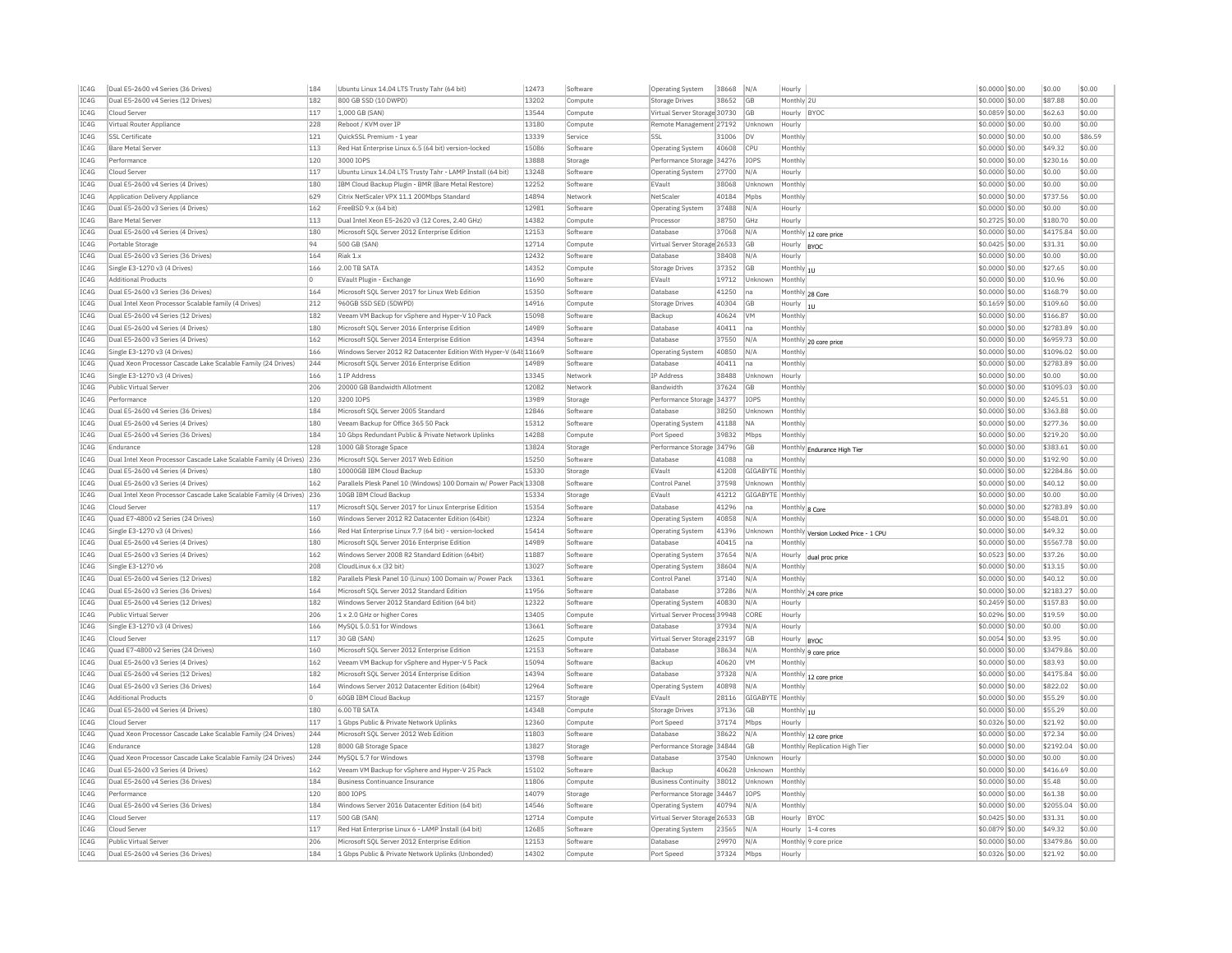| IC4G | Dual E5-2600 v4 Series (36 Drives) | 184 | Ubuntu Linux 14.04 LTS Trusty Tahr (64 bit) | 12473 | Software | Operating System | 38668 | N/A | Hourly | | $0.0000 | $0.00 | $0.00 | $0.00 |
|---|---|---|---|---|---|---|---|---|---|---|---|---|---|---|
| IC4G | Dual E5-2600 v4 Series (12 Drives) | 182 | 800 GB SSD (10 DWPD) | 13202 | Compute | Storage Drives | 38652 | GB | Monthly | 2U | $0.0000 | $0.00 | $87.88 | $0.00 |
| IC4G | Cloud Server | 117 | 1,000 GB (SAN) | 13544 | Compute | Virtual Server Storage | 30730 | GB | Hourly | BYOC | $0.0859 | $0.00 | $62.63 | $0.00 |
| IC4G | Virtual Router Appliance | 228 | Reboot / KVM over IP | 13180 | Compute | Remote Management | 27192 | Unknown | Hourly | | $0.0000 | $0.00 | $0.00 | $0.00 |
| IC4G | SSL Certificate | 121 | QuickSSL Premium - 1 year | 13339 | Service | SSL | 31006 | DV | Monthly | | $0.0000 | $0.00 | $0.00 | $86.59 |
| IC4G | Bare Metal Server | 113 | Red Hat Enterprise Linux 6.5 (64 bit) version-locked | 15086 | Software | Operating System | 40608 | CPU | Monthly | | $0.0000 | $0.00 | $49.32 | $0.00 |
| IC4G | Performance | 120 | 3000 IOPS | 13888 | Storage | Performance Storage | 34276 | IOPS | Monthly | | $0.0000 | $0.00 | $230.16 | $0.00 |
| IC4G | Cloud Server | 117 | Ubuntu Linux 14.04 LTS Trusty Tahr - LAMP Install (64 bit) | 13248 | Software | Operating System | 27700 | N/A | Hourly | | $0.0000 | $0.00 | $0.00 | $0.00 |
| IC4G | Dual E5-2600 v4 Series (4 Drives) | 180 | IBM Cloud Backup Plugin - BMR (Bare Metal Restore) | 12252 | Software | EVault | 38068 | Unknown | Monthly | | $0.0000 | $0.00 | $0.00 | $0.00 |
| IC4G | Application Delivery Appliance | 629 | Citrix NetScaler VPX 11.1 200Mbps Standard | 14894 | Network | NetScaler | 40184 | Mbps | Monthly | | $0.0000 | $0.00 | $737.56 | $0.00 |
| IC4G | Dual E5-2600 v3 Series (4 Drives) | 162 | FreeBSD 9.x (64 bit) | 12981 | Software | Operating System | 37488 | N/A | Hourly | | $0.0000 | $0.00 | $0.00 | $0.00 |
| IC4G | Bare Metal Server | 113 | Dual Intel Xeon E5-2620 v3 (12 Cores, 2.40 GHz) | 14382 | Compute | Processor | 38750 | GHz | Hourly | | $0.2725 | $0.00 | $180.70 | $0.00 |
| IC4G | Dual E5-2600 v4 Series (4 Drives) | 180 | Microsoft SQL Server 2012 Enterprise Edition | 12153 | Software | Database | 37068 | N/A | Monthly | 12 core price | $0.0000 | $0.00 | $4175.84 | $0.00 |
| IC4G | Portable Storage | 94 | 500 GB (SAN) | 12714 | Compute | Virtual Server Storage | 26533 | GB | Hourly | BYOC | $0.0425 | $0.00 | $31.31 | $0.00 |
| IC4G | Dual E5-2600 v3 Series (36 Drives) | 164 | Riak 1.x | 12432 | Software | Database | 38408 | N/A | Hourly | | $0.0000 | $0.00 | $0.00 | $0.00 |
| IC4G | Single E3-1270 v3 (4 Drives) | 166 | 2.00 TB SATA | 14352 | Compute | Storage Drives | 37352 | GB | Monthly | 1U | $0.0000 | $0.00 | $27.65 | $0.00 |
| IC4G | Additional Products | 0 | EVault Plugin - Exchange | 11690 | Software | EVault | 19712 | Unknown | Monthly | | $0.0000 | $0.00 | $10.96 | $0.00 |
| IC4G | Dual E5-2600 v3 Series (36 Drives) | 164 | Microsoft SQL Server 2017 for Linux Web Edition | 15350 | Software | Database | 41250 | na | Monthly | 28 Core | $0.0000 | $0.00 | $168.79 | $0.00 |
| IC4G | Dual Intel Xeon Processor Scalable family (4 Drives) | 212 | 960GB SSD SED (5DWPD) | 14916 | Compute | Storage Drives | 40304 | GB | Hourly | 1U | $0.1659 | $0.00 | $109.60 | $0.00 |
| IC4G | Dual E5-2600 v4 Series (12 Drives) | 182 | Veeam VM Backup for vSphere and Hyper-V 10 Pack | 15098 | Software | Backup | 40624 | VM | Monthly | | $0.0000 | $0.00 | $166.87 | $0.00 |
| IC4G | Dual E5-2600 v4 Series (4 Drives) | 180 | Microsoft SQL Server 2016 Enterprise Edition | 14989 | Software | Database | 40411 | na | Monthly | | $0.0000 | $0.00 | $2783.89 | $0.00 |
| IC4G | Dual E5-2600 v3 Series (4 Drives) | 162 | Microsoft SQL Server 2014 Enterprise Edition | 14394 | Software | Database | 37550 | N/A | Monthly | 20 core price | $0.0000 | $0.00 | $6959.73 | $0.00 |
| IC4G | Single E3-1270 v3 (4 Drives) | 166 | Windows Server 2012 R2 Datacenter Edition With Hyper-V (64b | 11669 | Software | Operating System | 40850 | N/A | Monthly | | $0.0000 | $0.00 | $1096.02 | $0.00 |
| IC4G | Quad Xeon Processor Cascade Lake Scalable Family (24 Drives) | 244 | Microsoft SQL Server 2016 Enterprise Edition | 14989 | Software | Database | 40411 | na | Monthly | | $0.0000 | $0.00 | $2783.89 | $0.00 |
| IC4G | Single E3-1270 v3 (4 Drives) | 166 | 1 IP Address | 13345 | Network | IP Address | 38488 | Unknown | Hourly | | $0.0000 | $0.00 | $0.00 | $0.00 |
| IC4G | Public Virtual Server | 206 | 20000 GB Bandwidth Allotment | 12082 | Network | Bandwidth | 37624 | GB | Monthly | | $0.0000 | $0.00 | $1095.03 | $0.00 |
| IC4G | Performance | 120 | 3200 IOPS | 13989 | Storage | Performance Storage | 34377 | IOPS | Monthly | | $0.0000 | $0.00 | $245.51 | $0.00 |
| IC4G | Dual E5-2600 v4 Series (36 Drives) | 184 | Microsoft SQL Server 2005 Standard | 12846 | Software | Database | 38250 | Unknown | Monthly | | $0.0000 | $0.00 | $363.88 | $0.00 |
| IC4G | Dual E5-2600 v4 Series (4 Drives) | 180 | Veeam Backup for Office 365 50 Pack | 15312 | Software | Operating System | 41188 | NA | Monthly | | $0.0000 | $0.00 | $277.36 | $0.00 |
| IC4G | Dual E5-2600 v4 Series (36 Drives) | 184 | 10 Gbps Redundant Public & Private Network Uplinks | 14288 | Compute | Port Speed | 39832 | Mbps | Monthly | | $0.0000 | $0.00 | $219.20 | $0.00 |
| IC4G | Endurance | 128 | 1000 GB Storage Space | 13824 | Storage | Performance Storage | 34796 | GB | Monthly | Endurance High Tier | $0.0000 | $0.00 | $383.61 | $0.00 |
| IC4G | Dual Intel Xeon Processor Cascade Lake Scalable Family (4 Drives) | 236 | Microsoft SQL Server 2017 Web Edition | 15250 | Software | Database | 41088 | na | Monthly | | $0.0000 | $0.00 | $192.90 | $0.00 |
| IC4G | Dual E5-2600 v4 Series (4 Drives) | 180 | 10000GB IBM Cloud Backup | 15330 | Storage | EVault | 41208 | GIGABYTE | Monthly | | $0.0000 | $0.00 | $2284.86 | $0.00 |
| IC4G | Dual E5-2600 v3 Series (4 Drives) | 162 | Parallels Plesk Panel 10 (Windows) 100 Domain w/ Power Pack | 13308 | Software | Control Panel | 37598 | Unknown | Monthly | | $0.0000 | $0.00 | $40.12 | $0.00 |
| IC4G | Dual Intel Xeon Processor Cascade Lake Scalable Family (4 Drives) | 236 | 10GB IBM Cloud Backup | 15334 | Storage | EVault | 41212 | GIGABYTE | Monthly | | $0.0000 | $0.00 | $0.00 | $0.00 |
| IC4G | Cloud Server | 117 | Microsoft SQL Server 2017 for Linux Enterprise Edition | 15354 | Software | Database | 41296 | na | Monthly | 8 Core | $0.0000 | $0.00 | $2783.89 | $0.00 |
| IC4G | Quad E7-4800 v2 Series (24 Drives) | 160 | Windows Server 2012 R2 Datacenter Edition (64bit) | 12324 | Software | Operating System | 40858 | N/A | Monthly | | $0.0000 | $0.00 | $548.01 | $0.00 |
| IC4G | Single E3-1270 v3 (4 Drives) | 166 | Red Hat Enterprise Linux 7.7 (64 bit) - version-locked | 15414 | Software | Operating System | 41396 | Unknown | Monthly | Version Locked Price - 1 CPU | $0.0000 | $0.00 | $49.32 | $0.00 |
| IC4G | Dual E5-2600 v4 Series (4 Drives) | 180 | Microsoft SQL Server 2016 Enterprise Edition | 14989 | Software | Database | 40415 | na | Monthly | | $0.0000 | $0.00 | $5567.78 | $0.00 |
| IC4G | Dual E5-2600 v3 Series (4 Drives) | 162 | Windows Server 2008 R2 Standard Edition (64bit) | 11887 | Software | Operating System | 37654 | N/A | Hourly | dual proc price | $0.0523 | $0.00 | $37.26 | $0.00 |
| IC4G | Single E3-1270 v6 | 208 | CloudLinux 6.x (32 bit) | 13027 | Software | Operating System | 38604 | N/A | Monthly | | $0.0000 | $0.00 | $13.15 | $0.00 |
| IC4G | Dual E5-2600 v4 Series (12 Drives) | 182 | Parallels Plesk Panel 10 (Linux) 100 Domain w/ Power Pack | 13361 | Software | Control Panel | 37140 | N/A | Monthly | | $0.0000 | $0.00 | $40.12 | $0.00 |
| IC4G | Dual E5-2600 v3 Series (36 Drives) | 164 | Microsoft SQL Server 2012 Standard Edition | 11956 | Software | Database | 37286 | N/A | Monthly | 24 core price | $0.0000 | $0.00 | $2183.27 | $0.00 |
| IC4G | Dual E5-2600 v4 Series (12 Drives) | 182 | Windows Server 2012 Standard Edition (64 bit) | 12322 | Software | Operating System | 40830 | N/A | Hourly | | $0.2459 | $0.00 | $157.83 | $0.00 |
| IC4G | Public Virtual Server | 206 | 1 x 2.0 GHz or higher Cores | 13405 | Compute | Virtual Server Process | 39948 | CORE | Hourly | | $0.0296 | $0.00 | $19.59 | $0.00 |
| IC4G | Single E3-1270 v3 (4 Drives) | 166 | MySQL 5.0.51 for Windows | 13661 | Software | Database | 37934 | N/A | Hourly | | $0.0000 | $0.00 | $0.00 | $0.00 |
| IC4G | Cloud Server | 117 | 30 GB (SAN) | 12625 | Compute | Virtual Server Storage | 23197 | GB | Hourly | BYOC | $0.0054 | $0.00 | $3.95 | $0.00 |
| IC4G | Quad E7-4800 v2 Series (24 Drives) | 160 | Microsoft SQL Server 2012 Enterprise Edition | 12153 | Software | Database | 38634 | N/A | Monthly | 9 core price | $0.0000 | $0.00 | $3479.86 | $0.00 |
| IC4G | Dual E5-2600 v3 Series (4 Drives) | 162 | Veeam VM Backup for vSphere and Hyper-V 5 Pack | 15094 | Software | Backup | 40620 | VM | Monthly | | $0.0000 | $0.00 | $83.93 | $0.00 |
| IC4G | Dual E5-2600 v4 Series (12 Drives) | 182 | Microsoft SQL Server 2014 Enterprise Edition | 14394 | Software | Database | 37328 | N/A | Monthly | 12 core price | $0.0000 | $0.00 | $4175.84 | $0.00 |
| IC4G | Dual E5-2600 v3 Series (36 Drives) | 164 | Windows Server 2012 Datacenter Edition (64bit) | 12964 | Software | Operating System | 40898 | N/A | Monthly | | $0.0000 | $0.00 | $822.02 | $0.00 |
| IC4G | Additional Products | 0 | 60GB IBM Cloud Backup | 12157 | Storage | EVault | 28116 | GIGABYTE | Monthly | | $0.0000 | $0.00 | $55.29 | $0.00 |
| IC4G | Dual E5-2600 v4 Series (4 Drives) | 180 | 6.00 TB SATA | 14348 | Compute | Storage Drives | 37136 | GB | Monthly | 1U | $0.0000 | $0.00 | $55.29 | $0.00 |
| IC4G | Cloud Server | 117 | 1 Gbps Public & Private Network Uplinks | 12360 | Compute | Port Speed | 37174 | Mbps | Hourly | | $0.0326 | $0.00 | $21.92 | $0.00 |
| IC4G | Quad Xeon Processor Cascade Lake Scalable Family (24 Drives) | 244 | Microsoft SQL Server 2012 Web Edition | 11803 | Software | Database | 38622 | N/A | Monthly | 12 core price | $0.0000 | $0.00 | $72.34 | $0.00 |
| IC4G | Endurance | 128 | 8000 GB Storage Space | 13827 | Storage | Performance Storage | 34844 | GB | Monthly | Replication High Tier | $0.0000 | $0.00 | $2192.04 | $0.00 |
| IC4G | Quad Xeon Processor Cascade Lake Scalable Family (24 Drives) | 244 | MySQL 5.7 for Windows | 13798 | Software | Database | 37540 | Unknown | Hourly | | $0.0000 | $0.00 | $0.00 | $0.00 |
| IC4G | Dual E5-2600 v3 Series (4 Drives) | 162 | Veeam VM Backup for vSphere and Hyper-V 25 Pack | 15102 | Software | Backup | 40628 | Unknown | Monthly | | $0.0000 | $0.00 | $416.69 | $0.00 |
| IC4G | Dual E5-2600 v4 Series (36 Drives) | 184 | Business Continuance Insurance | 11806 | Compute | Business Continuity | 38012 | Unknown | Monthly | | $0.0000 | $0.00 | $5.48 | $0.00 |
| IC4G | Performance | 120 | 800 IOPS | 14079 | Storage | Performance Storage | 34467 | IOPS | Monthly | | $0.0000 | $0.00 | $61.38 | $0.00 |
| IC4G | Dual E5-2600 v4 Series (36 Drives) | 184 | Windows Server 2016 Datacenter Edition (64 bit) | 14546 | Software | Operating System | 40794 | N/A | Monthly | | $0.0000 | $0.00 | $2055.04 | $0.00 |
| IC4G | Cloud Server | 117 | 500 GB (SAN) | 12714 | Compute | Virtual Server Storage | 26533 | GB | Hourly | BYOC | $0.0425 | $0.00 | $31.31 | $0.00 |
| IC4G | Cloud Server | 117 | Red Hat Enterprise Linux 6 - LAMP Install (64 bit) | 12685 | Software | Operating System | 23565 | N/A | Hourly | 1-4 cores | $0.0879 | $0.00 | $49.32 | $0.00 |
| IC4G | Public Virtual Server | 206 | Microsoft SQL Server 2012 Enterprise Edition | 12153 | Software | Database | 29970 | N/A | Monthly | 9 core price | $0.0000 | $0.00 | $3479.86 | $0.00 |
| IC4G | Dual E5-2600 v4 Series (36 Drives) | 184 | 1 Gbps Public & Private Network Uplinks (Unbonded) | 14302 | Compute | Port Speed | 37324 | Mbps | Hourly | | $0.0326 | $0.00 | $21.92 | $0.00 |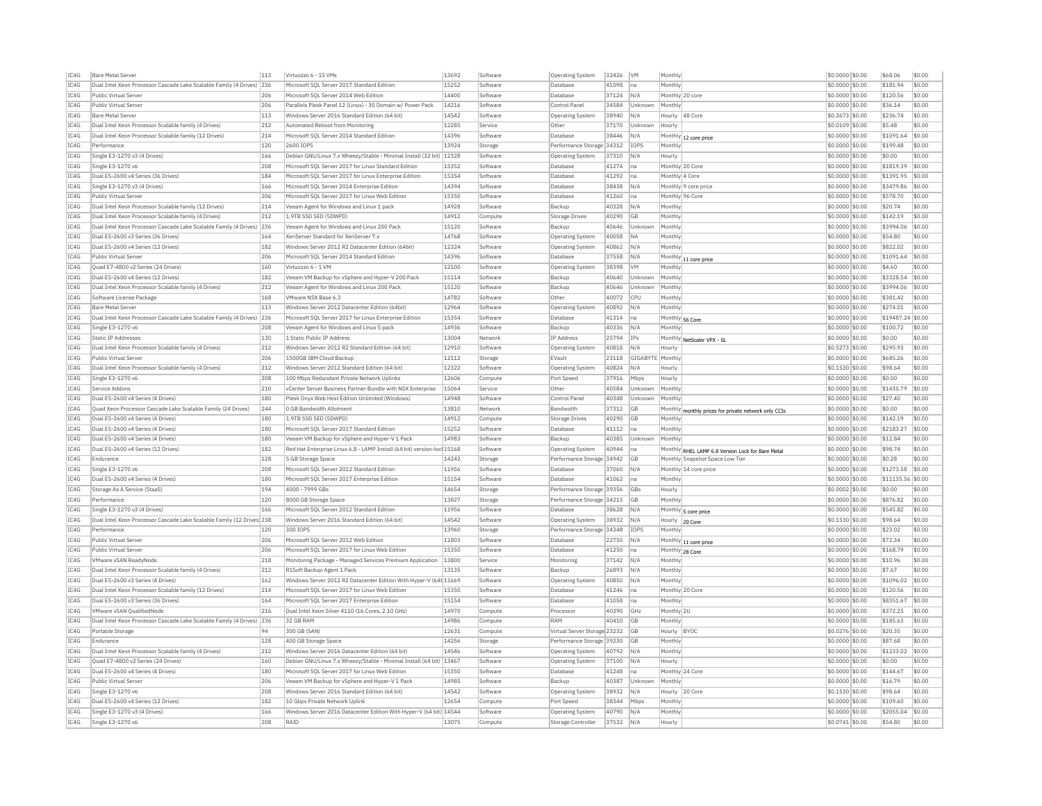| | | | | | | | | | | | | | | |
|---|---|---|---|---|---|---|---|---|---|---|---|---|---|---|
| IC4G | Bare Metal Server | 113 | Virtuozzo 6 - 15 VMs | 13692 | Software | Operating System | 32426 | VM | Monthly | | $0.0000 | $0.00 | $68.06 | $0.00 |
| IC4G | Dual Intel Xeon Processor Cascade Lake Scalable Family (4 Drives) | 236 | Microsoft SQL Server 2017 Standard Edition | 15252 | Software | Database | 41098 | na | Monthly | | $0.0000 | $0.00 | $181.94 | $0.00 |
| IC4G | Public Virtual Server | 206 | Microsoft SQL Server 2014 Web Edition | 14400 | Software | Database | 37124 | N/A | Monthly | 20 core | $0.0000 | $0.00 | $120.56 | $0.00 |
| IC4G | Public Virtual Server | 206 | Parallels Plesk Panel 12 (Linux) - 30 Domain w/ Power Pack | 14216 | Software | Control Panel | 34584 | Unknown | Monthly | | $0.0000 | $0.00 | $36.14 | $0.00 |
| IC4G | Bare Metal Server | 113 | Windows Server 2016 Standard Edition (64 bit) | 14542 | Software | Operating System | 38940 | N/A | Hourly | 48 Core | $0.3673 | $0.00 | $236.74 | $0.00 |
| IC4G | Dual Intel Xeon Processor Scalable family (4 Drives) | 212 | Automated Reboot from Monitoring | 12285 | Service | Other | 37170 | Unknown | Hourly | | $0.0109 | $0.00 | $5.48 | $0.00 |
| IC4G | Dual Intel Xeon Processor Scalable family (12 Drives) | 214 | Microsoft SQL Server 2014 Standard Edition | 14396 | Software | Database | 38446 | N/A | Monthly | 12 core price | $0.0000 | $0.00 | $1091.64 | $0.00 |
| IC4G | Performance | 120 | 2600 IOPS | 13924 | Storage | Performance Storage | 34312 | IOPS | Monthly | | $0.0000 | $0.00 | $199.48 | $0.00 |
| IC4G | Single E3-1270 v3 (4 Drives) | 166 | Debian GNU/Linux 7.x Wheezy/Stable - Minimal Install (32 bit) | 12328 | Software | Operating System | 37310 | N/A | Hourly | | $0.0000 | $0.00 | $0.00 | $0.00 |
| IC4G | Single E3-1270 v6 | 208 | Microsoft SQL Server 2017 for Linux Standard Edition | 15352 | Software | Database | 41274 | na | Monthly | 20 Core | $0.0000 | $0.00 | $1819.39 | $0.00 |
| IC4G | Dual E5-2600 v4 Series (36 Drives) | 184 | Microsoft SQL Server 2017 for Linux Enterprise Edition | 15354 | Software | Database | 41292 | na | Monthly | 4 Core | $0.0000 | $0.00 | $1391.95 | $0.00 |
| IC4G | Single E3-1270 v3 (4 Drives) | 166 | Microsoft SQL Server 2014 Enterprise Edition | 14394 | Software | Database | 38438 | N/A | Monthly | 9 core price | $0.0000 | $0.00 | $3479.86 | $0.00 |
| IC4G | Public Virtual Server | 206 | Microsoft SQL Server 2017 for Linux Web Edition | 15350 | Software | Database | 41260 | na | Monthly | 96 Core | $0.0000 | $0.00 | $578.70 | $0.00 |
| IC4G | Dual Intel Xeon Processor Scalable family (12 Drives) | 214 | Veeam Agent for Windows and Linux 1 pack | 14928 | Software | Backup | 40328 | N/A | Monthly | | $0.0000 | $0.00 | $20.74 | $0.00 |
| IC4G | Dual Intel Xeon Processor Scalable family (4 Drives) | 212 | 1.9TB SSD SED (5DWPD) | 14912 | Compute | Storage Drives | 40290 | GB | Monthly | | $0.0000 | $0.00 | $142.19 | $0.00 |
| IC4G | Dual Intel Xeon Processor Cascade Lake Scalable Family (4 Drives) | 236 | Veeam Agent for Windows and Linux 200 Pack | 15120 | Software | Backup | 40646 | Unknown | Monthly | | $0.0000 | $0.00 | $3994.06 | $0.00 |
| IC4G | Dual E5-2600 v3 Series (36 Drives) | 164 | XenServer Standard for XenServer 7.x | 14768 | Software | Operating System | 40058 | NA | Monthly | | $0.0000 | $0.00 | $54.80 | $0.00 |
| IC4G | Dual E5-2600 v4 Series (12 Drives) | 182 | Windows Server 2012 R2 Datacenter Edition (64bit) | 12324 | Software | Operating System | 40862 | N/A | Monthly | | $0.0000 | $0.00 | $822.02 | $0.00 |
| IC4G | Public Virtual Server | 206 | Microsoft SQL Server 2014 Standard Edition | 14396 | Software | Database | 37558 | N/A | Monthly | 11 core price | $0.0000 | $0.00 | $1091.64 | $0.00 |
| IC4G | Quad E7-4800 v2 Series (24 Drives) | 160 | Virtuozzo 6 - 1 VM | 12100 | Software | Operating System | 38398 | VM | Monthly | | $0.0000 | $0.00 | $4.60 | $0.00 |
| IC4G | Dual E5-2600 v4 Series (12 Drives) | 182 | Veeam VM Backup for vSphere and Hyper-V 200 Pack | 15114 | Software | Backup | 40640 | Unknown | Monthly | | $0.0000 | $0.00 | $3328.54 | $0.00 |
| IC4G | Dual Intel Xeon Processor Scalable family (4 Drives) | 212 | Veeam Agent for Windows and Linux 200 Pack | 15120 | Software | Backup | 40646 | Unknown | Monthly | | $0.0000 | $0.00 | $3994.06 | $0.00 |
| IC4G | Software License Package | 168 | VMware NSX Base 6.3 | 14782 | Software | Other | 40072 | CPU | Monthly | | $0.0000 | $0.00 | $381.42 | $0.00 |
| IC4G | Bare Metal Server | 113 | Windows Server 2012 Datacenter Edition (64bit) | 12964 | Software | Operating System | 40892 | N/A | Monthly | | $0.0000 | $0.00 | $274.01 | $0.00 |
| IC4G | Dual Intel Xeon Processor Cascade Lake Scalable Family (4 Drives) | 236 | Microsoft SQL Server 2017 for Linux Enterprise Edition | 15354 | Software | Database | 41314 | na | Monthly | 56 Core | $0.0000 | $0.00 | $19487.24 | $0.00 |
| IC4G | Single E3-1270 v6 | 208 | Veeam Agent for Windows and Linux 5 pack | 14936 | Software | Backup | 40336 | N/A | Monthly | | $0.0000 | $0.00 | $100.72 | $0.00 |
| IC4G | Static IP Addresses | 130 | 1 Static Public IP Address | 13004 | Network | IP Address | 25794 | IPs | Monthly | NetScaler VPX - SL | $0.0000 | $0.00 | $0.00 | $0.00 |
| IC4G | Dual Intel Xeon Processor Scalable family (4 Drives) | 212 | Windows Server 2012 R2 Standard Edition (64 bit) | 12910 | Software | Operating System | 40818 | N/A | Hourly | | $0.5273 | $0.00 | $295.93 | $0.00 |
| IC4G | Public Virtual Server | 206 | 1500GB IBM Cloud Backup | 12112 | Storage | EVault | 23118 | GIGABYTE | Monthly | | $0.0000 | $0.00 | $685.26 | $0.00 |
| IC4G | Dual Intel Xeon Processor Scalable family (4 Drives) | 212 | Windows Server 2012 Standard Edition (64 bit) | 12322 | Software | Operating System | 40824 | N/A | Hourly | | $0.1530 | $0.00 | $98.64 | $0.00 |
| IC4G | Single E3-1270 v6 | 208 | 100 Mbps Redundant Private Network Uplinks | 12606 | Compute | Port Speed | 37916 | Mbps | Hourly | | $0.0000 | $0.00 | $0.00 | $0.00 |
| IC4G | Service Addons | 210 | vCenter Server Business Partner Bundle with NSX Enterprise | 15064 | Service | Other | 40584 | Unknown | Monthly | | $0.0000 | $0.00 | $1435.79 | $0.00 |
| IC4G | Dual E5-2600 v4 Series (4 Drives) | 180 | Plesk Onyx Web Host Edition Unlimited (Windows) | 14948 | Software | Control Panel | 40348 | Unknown | Monthly | | $0.0000 | $0.00 | $27.40 | $0.00 |
| IC4G | Quad Intel Xeon Processor Cascade Lake Scalable Family (24 Drives) | 244 | 0 GB Bandwidth Allotment | 13810 | Network | Bandwidth | 37312 | GB | Monthly | monthly prices for private network only CCIs | $0.0000 | $0.00 | $0.00 | $0.00 |
| IC4G | Dual E5-2600 v4 Series (4 Drives) | 180 | 1.9TB SSD SED (5DWPD) | 14912 | Compute | Storage Drives | 40290 | GB | Monthly | | $0.0000 | $0.00 | $142.19 | $0.00 |
| IC4G | Dual E5-2600 v4 Series (4 Drives) | 180 | Microsoft SQL Server 2017 Standard Edition | 15252 | Software | Database | 41112 | na | Monthly | | $0.0000 | $0.00 | $2183.27 | $0.00 |
| IC4G | Dual E5-2600 v4 Series (4 Drives) | 180 | Veeam VM Backup for vSphere and Hyper-V 1 Pack | 14983 | Software | Backup | 40385 | Unknown | Monthly | | $0.0000 | $0.00 | $12.84 | $0.00 |
| IC4G | Dual E5-2600 v4 Series (12 Drives) | 182 | Red Hat Enterprise Linux 6.8 - LAMP Install (64 bit) version-lock | 15168 | Software | Operating System | 40944 | na | Monthly | RHEL LAMP 6.8 Version Lock for Bare Metal | $0.0000 | $0.00 | $98.74 | $0.00 |
| IC4G | Endurance | 128 | 5 GB Storage Space | 14242 | Storage | Performance Storage | 34942 | GB | Monthly | Snapshot Space Low Tier | $0.0000 | $0.00 | $0.28 | $0.00 |
| IC4G | Single E3-1270 v6 | 208 | Microsoft SQL Server 2012 Standard Edition | 11956 | Software | Database | 37060 | N/A | Monthly | 14 core price | $0.0000 | $0.00 | $1273.58 | $0.00 |
| IC4G | Dual E5-2600 v4 Series (4 Drives) | 180 | Microsoft SQL Server 2017 Enterprise Edition | 15154 | Software | Database | 41062 | na | Monthly | | $0.0000 | $0.00 | $11135.56 | $0.00 |
| IC4G | Storage As A Service (StaaS) | 194 | 4000 - 7999 GBs | 14654 | Storage | Performance Storage | 39356 | GBs | Hourly | | $0.0002 | $0.00 | $0.00 | $0.00 |
| IC4G | Performance | 120 | 8000 GB Storage Space | 13827 | Storage | Performance Storage | 34215 | GB | Monthly | | $0.0000 | $0.00 | $876.82 | $0.00 |
| IC4G | Single E3-1270 v3 (4 Drives) | 166 | Microsoft SQL Server 2012 Standard Edition | 11956 | Software | Database | 38628 | N/A | Monthly | 5 core price | $0.0000 | $0.00 | $545.82 | $0.00 |
| IC4G | Dual Intel Xeon Processor Cascade Lake Scalable Family (12 Drives) | 238 | Windows Server 2016 Standard Edition (64 bit) | 14542 | Software | Operating System | 38932 | N/A | Hourly | 20 Core | $0.1530 | $0.00 | $98.64 | $0.00 |
| IC4G | Performance | 120 | 300 IOPS | 13960 | Storage | Performance Storage | 34348 | IOPS | Monthly | | $0.0000 | $0.00 | $23.02 | $0.00 |
| IC4G | Public Virtual Server | 206 | Microsoft SQL Server 2012 Web Edition | 11803 | Software | Database | 22750 | N/A | Monthly | 11 core price | $0.0000 | $0.00 | $72.34 | $0.00 |
| IC4G | Public Virtual Server | 206 | Microsoft SQL Server 2017 for Linux Web Edition | 15350 | Software | Database | 41250 | na | Monthly | 28 Core | $0.0000 | $0.00 | $168.79 | $0.00 |
| IC4G | VMware vSAN ReadyNode | 218 | Monitoring Package - Managed Services Premium Application | 13800 | Service | Monitoring | 37142 | N/A | Monthly | | $0.0000 | $0.00 | $10.96 | $0.00 |
| IC4G | Dual Intel Xeon Processor Scalable family (4 Drives) | 212 | R1Soft Backup Agent 1 Pack | 13135 | Software | Backup | 26893 | N/A | Monthly | | $0.0000 | $0.00 | $7.67 | $0.00 |
| IC4G | Dual E5-2600 v3 Series (4 Drives) | 162 | Windows Server 2012 R2 Datacenter Edition With Hyper-V (64t | 11669 | Software | Operating System | 40850 | N/A | Monthly | | $0.0000 | $0.00 | $1096.02 | $0.00 |
| IC4G | Dual Intel Xeon Processor Scalable family (12 Drives) | 214 | Microsoft SQL Server 2017 for Linux Web Edition | 15350 | Software | Database | 41246 | na | Monthly | 20 Core | $0.0000 | $0.00 | $120.56 | $0.00 |
| IC4G | Dual E5-2600 v3 Series (36 Drives) | 164 | Microsoft SQL Server 2017 Enterprise Edition | 15154 | Software | Database | 41058 | na | Monthly | | $0.0000 | $0.00 | $8351.67 | $0.00 |
| IC4G | VMware vSAN QualifiedNode | 216 | Dual Intel Xeon Silver 4110 (16 Cores, 2.10 GHz) | 14970 | Compute | Processor | 40390 | GHz | Monthly | 2U | $0.0000 | $0.00 | $372.25 | $0.00 |
| IC4G | Dual Intel Xeon Processor Cascade Lake Scalable Family (4 Drives) | 236 | 32 GB RAM | 14986 | Compute | RAM | 40410 | GB | Monthly | | $0.0000 | $0.00 | $185.63 | $0.00 |
| IC4G | Portable Storage | 94 | 300 GB (SAN) | 12631 | Compute | Virtual Server Storage | 23232 | GB | Hourly | BYOC | $0.0276 | $0.00 | $20.35 | $0.00 |
| IC4G | Endurance | 128 | 400 GB Storage Space | 14256 | Storage | Performance Storage | 39230 | GB | Monthly | | $0.0000 | $0.00 | $87.68 | $0.00 |
| IC4G | Dual Intel Xeon Processor Scalable family (4 Drives) | 212 | Windows Server 2016 Datacenter Edition (64 bit) | 14546 | Software | Operating System | 40792 | N/A | Monthly | | $0.0000 | $0.00 | $1233.02 | $0.00 |
| IC4G | Quad E7-4800 v2 Series (24 Drives) | 160 | Debian GNU/Linux 7.x Wheezy/Stable - Minimal Install (64 bit) | 13467 | Software | Operating System | 37100 | N/A | Hourly | | $0.0000 | $0.00 | $0.00 | $0.00 |
| IC4G | Dual E5-2600 v4 Series (4 Drives) | 180 | Microsoft SQL Server 2017 for Linux Web Edition | 15350 | Software | Database | 41248 | na | Monthly | 24 Core | $0.0000 | $0.00 | $144.67 | $0.00 |
| IC4G | Public Virtual Server | 206 | Veeam VM Backup for vSphere and Hyper-V 1 Pack | 14985 | Software | Backup | 40387 | Unknown | Monthly | | $0.0000 | $0.00 | $16.79 | $0.00 |
| IC4G | Single E3-1270 v6 | 208 | Windows Server 2016 Standard Edition (64 bit) | 14542 | Software | Operating System | 38932 | N/A | Hourly | 20 Core | $0.1530 | $0.00 | $98.64 | $0.00 |
| IC4G | Dual E5-2600 v4 Series (12 Drives) | 182 | 10 Gbps Private Network Uplink | 12654 | Compute | Port Speed | 38344 | Mbps | Monthly | | $0.0000 | $0.00 | $109.60 | $0.00 |
| IC4G | Single E3-1270 v3 (4 Drives) | 166 | Windows Server 2016 Datacenter Edition With Hyper-V (64 bit) | 14544 | Software | Operating System | 40790 | N/A | Monthly | | $0.0000 | $0.00 | $2055.04 | $0.00 |
| IC4G | Single E3-1270 v6 | 208 | RAID | 13075 | Compute | Storage Controller | 37532 | N/A | Hourly | | $0.0741 | $0.00 | $54.80 | $0.00 |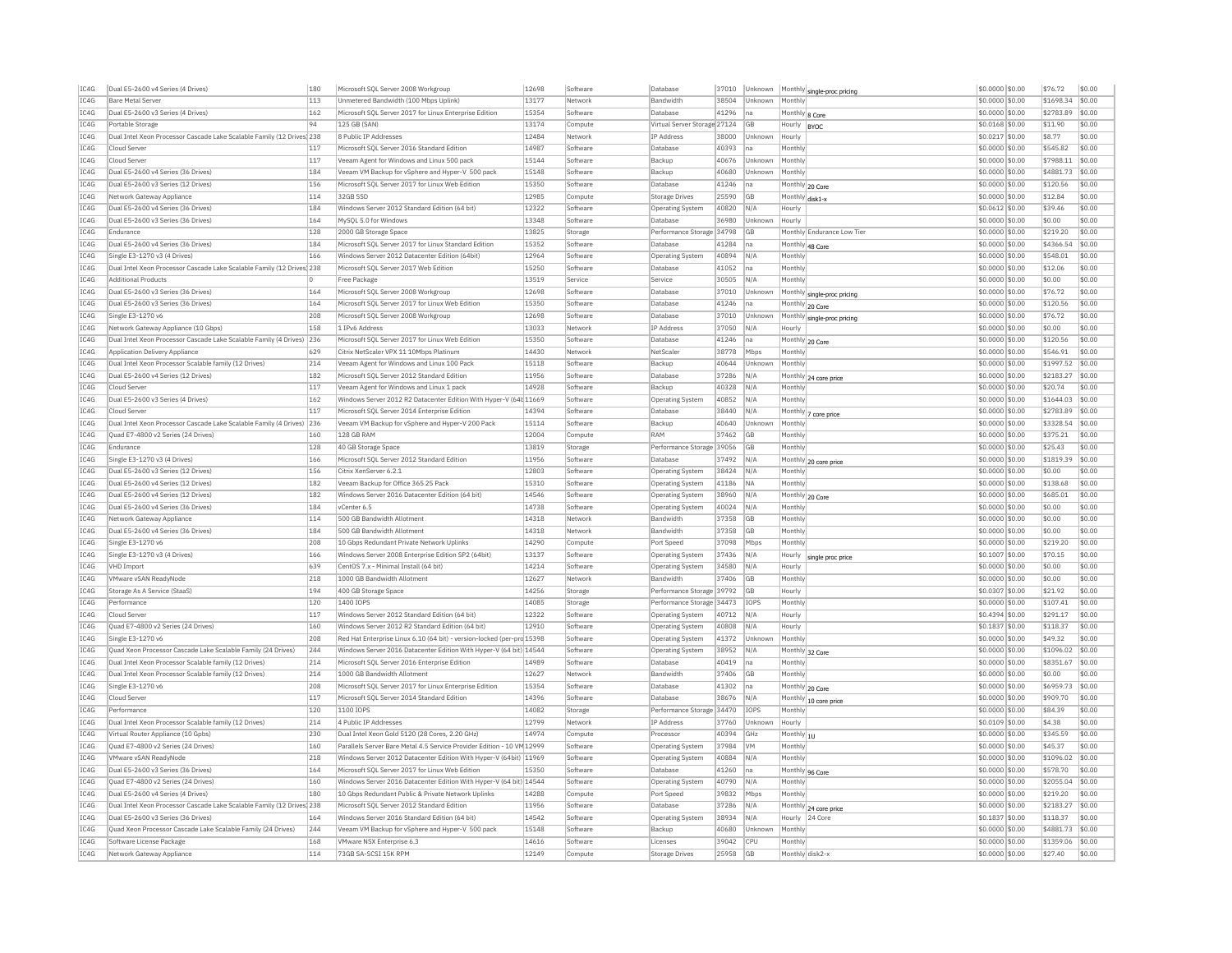| IC4G | Dual E5-2600 v4 Series (4 Drives) | 180 | Microsoft SQL Server 2008 Workgroup | 12698 | Software | Database | 37010 | Unknown | Monthly | single-proc pricing | $0.0000 | $0.00 | $76.72 | $0.00 |
|---|---|---|---|---|---|---|---|---|---|---|---|---|---|---|
| IC4G | Bare Metal Server | 113 | Unmetered Bandwidth (100 Mbps Uplink) | 13177 | Network | Bandwidth | 38504 | Unknown | Monthly | | $0.0000 | $0.00 | $1698.34 | $0.00 |
| IC4G | Dual E5-2600 v3 Series (4 Drives) | 162 | Microsoft SQL Server 2017 for Linux Enterprise Edition | 15354 | Software | Database | 41296 | na | Monthly | 8 Core | $0.0000 | $0.00 | $2783.89 | $0.00 |
| IC4G | Portable Storage | 94 | 125 GB (SAN) | 13174 | Compute | Virtual Server Storage | 27124 | GB | Hourly | BYOC | $0.0168 | $0.00 | $11.90 | $0.00 |
| IC4G | Dual Intel Xeon Processor Cascade Lake Scalable Family (12 Drives) | 238 | 8 Public IP Addresses | 12484 | Network | IP Address | 38000 | Unknown | Hourly | | $0.0217 | $0.00 | $8.77 | $0.00 |
| IC4G | Cloud Server | 117 | Microsoft SQL Server 2016 Standard Edition | 14987 | Software | Database | 40393 | na | Monthly | | $0.0000 | $0.00 | $545.82 | $0.00 |
| IC4G | Cloud Server | 117 | Veeam Agent for Windows and Linux 500 pack | 15144 | Software | Backup | 40676 | Unknown | Monthly | | $0.0000 | $0.00 | $7988.11 | $0.00 |
| IC4G | Dual E5-2600 v4 Series (36 Drives) | 184 | Veeam VM Backup for vSphere and Hyper-V 500 pack | 15148 | Software | Backup | 40680 | Unknown | Monthly | | $0.0000 | $0.00 | $4881.73 | $0.00 |
| IC4G | Dual E5-2600 v3 Series (12 Drives) | 156 | Microsoft SQL Server 2017 for Linux Web Edition | 15350 | Software | Database | 41246 | na | Monthly | 20 Core | $0.0000 | $0.00 | $120.56 | $0.00 |
| IC4G | Network Gateway Appliance | 114 | 32GB SSD | 12985 | Compute | Storage Drives | 25590 | GB | Monthly | disk1-x | $0.0000 | $0.00 | $12.84 | $0.00 |
| IC4G | Dual E5-2600 v4 Series (36 Drives) | 184 | Windows Server 2012 Standard Edition (64 bit) | 12322 | Software | Operating System | 40820 | N/A | Hourly | | $0.0612 | $0.00 | $39.46 | $0.00 |
| IC4G | Dual E5-2600 v3 Series (36 Drives) | 164 | MySQL 5.0 for Windows | 13348 | Software | Database | 36980 | Unknown | Hourly | | $0.0000 | $0.00 | $0.00 | $0.00 |
| IC4G | Endurance | 128 | 2000 GB Storage Space | 13825 | Storage | Performance Storage | 34798 | GB | Monthly | Endurance Low Tier | $0.0000 | $0.00 | $219.20 | $0.00 |
| IC4G | Dual E5-2600 v4 Series (36 Drives) | 184 | Microsoft SQL Server 2017 for Linux Standard Edition | 15352 | Software | Database | 41284 | na | Monthly | 48 Core | $0.0000 | $0.00 | $4366.54 | $0.00 |
| IC4G | Single E3-1270 v3 (4 Drives) | 166 | Windows Server 2012 Datacenter Edition (64bit) | 12964 | Software | Operating System | 40894 | N/A | Monthly | | $0.0000 | $0.00 | $548.01 | $0.00 |
| IC4G | Dual Intel Xeon Processor Cascade Lake Scalable Family (12 Drives) | 238 | Microsoft SQL Server 2017 Web Edition | 15250 | Software | Database | 41052 | na | Monthly | | $0.0000 | $0.00 | $12.06 | $0.00 |
| IC4G | Additional Products | 0 | Free Package | 13519 | Service | Service | 30505 | N/A | Monthly | | $0.0000 | $0.00 | $0.00 | $0.00 |
| IC4G | Dual E5-2600 v3 Series (36 Drives) | 164 | Microsoft SQL Server 2008 Workgroup | 12698 | Software | Database | 37010 | Unknown | Monthly | single-proc pricing | $0.0000 | $0.00 | $76.72 | $0.00 |
| IC4G | Dual E5-2600 v3 Series (36 Drives) | 164 | Microsoft SQL Server 2017 for Linux Web Edition | 15350 | Software | Database | 41246 | na | Monthly | 20 Core | $0.0000 | $0.00 | $120.56 | $0.00 |
| IC4G | Single E3-1270 v6 | 208 | Microsoft SQL Server 2008 Workgroup | 12698 | Software | Database | 37010 | Unknown | Monthly | single-proc pricing | $0.0000 | $0.00 | $76.72 | $0.00 |
| IC4G | Network Gateway Appliance (10 Gbps) | 158 | 1 IPv6 Address | 13033 | Network | IP Address | 37050 | N/A | Hourly | | $0.0000 | $0.00 | $0.00 | $0.00 |
| IC4G | Dual Intel Xeon Processor Cascade Lake Scalable Family (4 Drives) | 236 | Microsoft SQL Server 2017 for Linux Web Edition | 15350 | Software | Database | 41246 | na | Monthly | 20 Core | $0.0000 | $0.00 | $120.56 | $0.00 |
| IC4G | Application Delivery Appliance | 629 | Citrix NetScaler VPX 11 10Mbps Platinum | 14430 | Network | NetScaler | 38778 | Mbps | Monthly | | $0.0000 | $0.00 | $546.91 | $0.00 |
| IC4G | Dual Intel Xeon Processor Scalable family (12 Drives) | 214 | Veeam Agent for Windows and Linux 100 Pack | 15118 | Software | Backup | 40644 | Unknown | Monthly | | $0.0000 | $0.00 | $1997.52 | $0.00 |
| IC4G | Dual E5-2600 v4 Series (12 Drives) | 182 | Microsoft SQL Server 2012 Standard Edition | 11956 | Software | Database | 37286 | N/A | Monthly | 24 core price | $0.0000 | $0.00 | $2183.27 | $0.00 |
| IC4G | Cloud Server | 117 | Veeam Agent for Windows and Linux 1 pack | 14928 | Software | Backup | 40328 | N/A | Monthly | | $0.0000 | $0.00 | $20.74 | $0.00 |
| IC4G | Dual E5-2600 v3 Series (4 Drives) | 162 | Windows Server 2012 R2 Datacenter Edition With Hyper-V (64bit) | 11669 | Software | Operating System | 40852 | N/A | Monthly | | $0.0000 | $0.00 | $1644.03 | $0.00 |
| IC4G | Cloud Server | 117 | Microsoft SQL Server 2014 Enterprise Edition | 14394 | Software | Database | 38440 | N/A | Monthly | 7 core price | $0.0000 | $0.00 | $2783.89 | $0.00 |
| IC4G | Dual Intel Xeon Processor Cascade Lake Scalable Family (4 Drives) | 236 | Veeam VM Backup for vSphere and Hyper-V 200 Pack | 15114 | Software | Backup | 40640 | Unknown | Monthly | | $0.0000 | $0.00 | $3328.54 | $0.00 |
| IC4G | Quad E7-4800 v2 Series (24 Drives) | 160 | 128 GB RAM | 12004 | Compute | RAM | 37462 | GB | Monthly | | $0.0000 | $0.00 | $375.21 | $0.00 |
| IC4G | Endurance | 128 | 40 GB Storage Space | 13819 | Storage | Performance Storage | 39056 | GB | Monthly | | $0.0000 | $0.00 | $25.43 | $0.00 |
| IC4G | Single E3-1270 v3 (4 Drives) | 166 | Microsoft SQL Server 2012 Standard Edition | 11956 | Software | Database | 37492 | N/A | Monthly | 20 core price | $0.0000 | $0.00 | $1819.39 | $0.00 |
| IC4G | Dual E5-2600 v3 Series (12 Drives) | 156 | Citrix XenServer 6.2.1 | 12803 | Software | Operating System | 38424 | N/A | Monthly | | $0.0000 | $0.00 | $0.00 | $0.00 |
| IC4G | Dual E5-2600 v4 Series (12 Drives) | 182 | Veeam Backup for Office 365 25 Pack | 15310 | Software | Operating System | 41186 | NA | Monthly | | $0.0000 | $0.00 | $138.68 | $0.00 |
| IC4G | Dual E5-2600 v4 Series (12 Drives) | 182 | Windows Server 2016 Datacenter Edition (64 bit) | 14546 | Software | Operating System | 38960 | N/A | Monthly | 20 Core | $0.0000 | $0.00 | $685.01 | $0.00 |
| IC4G | Dual E5-2600 v4 Series (36 Drives) | 184 | vCenter 6.5 | 14738 | Software | Operating System | 40024 | N/A | Monthly | | $0.0000 | $0.00 | $0.00 | $0.00 |
| IC4G | Network Gateway Appliance | 114 | 500 GB Bandwidth Allotment | 14318 | Network | Bandwidth | 37358 | GB | Monthly | | $0.0000 | $0.00 | $0.00 | $0.00 |
| IC4G | Dual E5-2600 v4 Series (36 Drives) | 184 | 500 GB Bandwidth Allotment | 14318 | Network | Bandwidth | 37358 | GB | Monthly | | $0.0000 | $0.00 | $0.00 | $0.00 |
| IC4G | Single E3-1270 v6 | 208 | 10 Gbps Redundant Private Network Uplinks | 14290 | Compute | Port Speed | 37098 | Mbps | Monthly | | $0.0000 | $0.00 | $219.20 | $0.00 |
| IC4G | Single E3-1270 v3 (4 Drives) | 166 | Windows Server 2008 Enterprise Edition SP2 (64bit) | 13137 | Software | Operating System | 37436 | N/A | Hourly | single proc price | $0.1007 | $0.00 | $70.15 | $0.00 |
| IC4G | VHD Import | 639 | CentOS 7.x - Minimal Install (64 bit) | 14214 | Software | Operating System | 34580 | N/A | Hourly | | $0.0000 | $0.00 | $0.00 | $0.00 |
| IC4G | VMware vSAN ReadyNode | 218 | 1000 GB Bandwidth Allotment | 12627 | Network | Bandwidth | 37406 | GB | Monthly | | $0.0000 | $0.00 | $0.00 | $0.00 |
| IC4G | Storage As A Service (StaaS) | 194 | 400 GB Storage Space | 14256 | Storage | Performance Storage | 39792 | GB | Hourly | | $0.0307 | $0.00 | $21.92 | $0.00 |
| IC4G | Performance | 120 | 1400 IOPS | 14085 | Storage | Performance Storage | 34473 | IOPS | Monthly | | $0.0000 | $0.00 | $107.41 | $0.00 |
| IC4G | Cloud Server | 117 | Windows Server 2012 Standard Edition (64 bit) | 12322 | Software | Operating System | 40712 | N/A | Hourly | | $0.4394 | $0.00 | $291.17 | $0.00 |
| IC4G | Quad E7-4800 v2 Series (24 Drives) | 160 | Windows Server 2012 R2 Standard Edition (64 bit) | 12910 | Software | Operating System | 40808 | N/A | Hourly | | $0.1837 | $0.00 | $118.37 | $0.00 |
| IC4G | Single E3-1270 v6 | 208 | Red Hat Enterprise Linux 6.10 (64 bit) - version-locked (per-pro | 15398 | Software | Operating System | 41372 | Unknown | Monthly | | $0.0000 | $0.00 | $49.32 | $0.00 |
| IC4G | Quad Xeon Processor Cascade Lake Scalable Family (24 Drives) | 244 | Windows Server 2016 Datacenter Edition With Hyper-V (64 bit) | 14544 | Software | Operating System | 38952 | N/A | Monthly | 32 Core | $0.0000 | $0.00 | $1096.02 | $0.00 |
| IC4G | Dual Intel Xeon Processor Scalable family (12 Drives) | 214 | Microsoft SQL Server 2016 Enterprise Edition | 14989 | Software | Database | 40419 | na | Monthly | | $0.0000 | $0.00 | $8351.67 | $0.00 |
| IC4G | Dual Intel Xeon Processor Scalable family (12 Drives) | 214 | 1000 GB Bandwidth Allotment | 12627 | Network | Bandwidth | 37406 | GB | Monthly | | $0.0000 | $0.00 | $0.00 | $0.00 |
| IC4G | Single E3-1270 v6 | 208 | Microsoft SQL Server 2017 for Linux Enterprise Edition | 15354 | Software | Database | 41302 | na | Monthly | 20 Core | $0.0000 | $0.00 | $6959.73 | $0.00 |
| IC4G | Cloud Server | 117 | Microsoft SQL Server 2014 Standard Edition | 14396 | Software | Database | 38676 | N/A | Monthly | 10 core price | $0.0000 | $0.00 | $909.70 | $0.00 |
| IC4G | Performance | 120 | 1100 IOPS | 14082 | Storage | Performance Storage | 34470 | IOPS | Monthly | | $0.0000 | $0.00 | $84.39 | $0.00 |
| IC4G | Dual Intel Xeon Processor Scalable family (12 Drives) | 214 | 4 Public IP Addresses | 12799 | Network | IP Address | 37760 | Unknown | Hourly | | $0.0109 | $0.00 | $4.38 | $0.00 |
| IC4G | Virtual Router Appliance (10 Gpbs) | 230 | Dual Intel Xeon Gold 5120 (28 Cores, 2.20 GHz) | 14974 | Compute | Processor | 40394 | GHz | Monthly | 1U | $0.0000 | $0.00 | $345.59 | $0.00 |
| IC4G | Quad E7-4800 v2 Series (24 Drives) | 160 | Parallels Server Bare Metal 4.5 Service Provider Edition - 10 VM | 12999 | Software | Operating System | 37984 | VM | Monthly | | $0.0000 | $0.00 | $45.37 | $0.00 |
| IC4G | VMware vSAN ReadyNode | 218 | Windows Server 2012 Datacenter Edition With Hyper-V (64bit) | 11969 | Software | Operating System | 40884 | N/A | Monthly | | $0.0000 | $0.00 | $1096.02 | $0.00 |
| IC4G | Dual E5-2600 v3 Series (36 Drives) | 164 | Microsoft SQL Server 2017 for Linux Web Edition | 15350 | Software | Database | 41260 | na | Monthly | 96 Core | $0.0000 | $0.00 | $578.70 | $0.00 |
| IC4G | Quad E7-4800 v2 Series (24 Drives) | 160 | Windows Server 2016 Datacenter Edition With Hyper-V (64 bit) | 14544 | Software | Operating System | 40790 | N/A | Monthly | | $0.0000 | $0.00 | $2055.04 | $0.00 |
| IC4G | Dual E5-2600 v4 Series (4 Drives) | 180 | 10 Gbps Redundant Public & Private Network Uplinks | 14288 | Compute | Port Speed | 39832 | Mbps | Monthly | | $0.0000 | $0.00 | $219.20 | $0.00 |
| IC4G | Dual Intel Xeon Processor Cascade Lake Scalable Family (12 Drives) | 238 | Microsoft SQL Server 2012 Standard Edition | 11956 | Software | Database | 37286 | N/A | Monthly | 24 core price | $0.0000 | $0.00 | $2183.27 | $0.00 |
| IC4G | Dual E5-2600 v3 Series (36 Drives) | 164 | Windows Server 2016 Standard Edition (64 bit) | 14542 | Software | Operating System | 38934 | N/A | Hourly | 24 Core | $0.1837 | $0.00 | $118.37 | $0.00 |
| IC4G | Quad Xeon Processor Cascade Lake Scalable Family (24 Drives) | 244 | Veeam VM Backup for vSphere and Hyper-V 500 pack | 15148 | Software | Backup | 40680 | Unknown | Monthly | | $0.0000 | $0.00 | $4881.73 | $0.00 |
| IC4G | Software License Package | 168 | VMware NSX Enterprise 6.3 | 14616 | Software | Licenses | 39042 | CPU | Monthly | | $0.0000 | $0.00 | $1359.06 | $0.00 |
| IC4G | Network Gateway Appliance | 114 | 73GB SA-SCSI 15K RPM | 12149 | Compute | Storage Drives | 25958 | GB | Monthly | disk2-x | $0.0000 | $0.00 | $27.40 | $0.00 |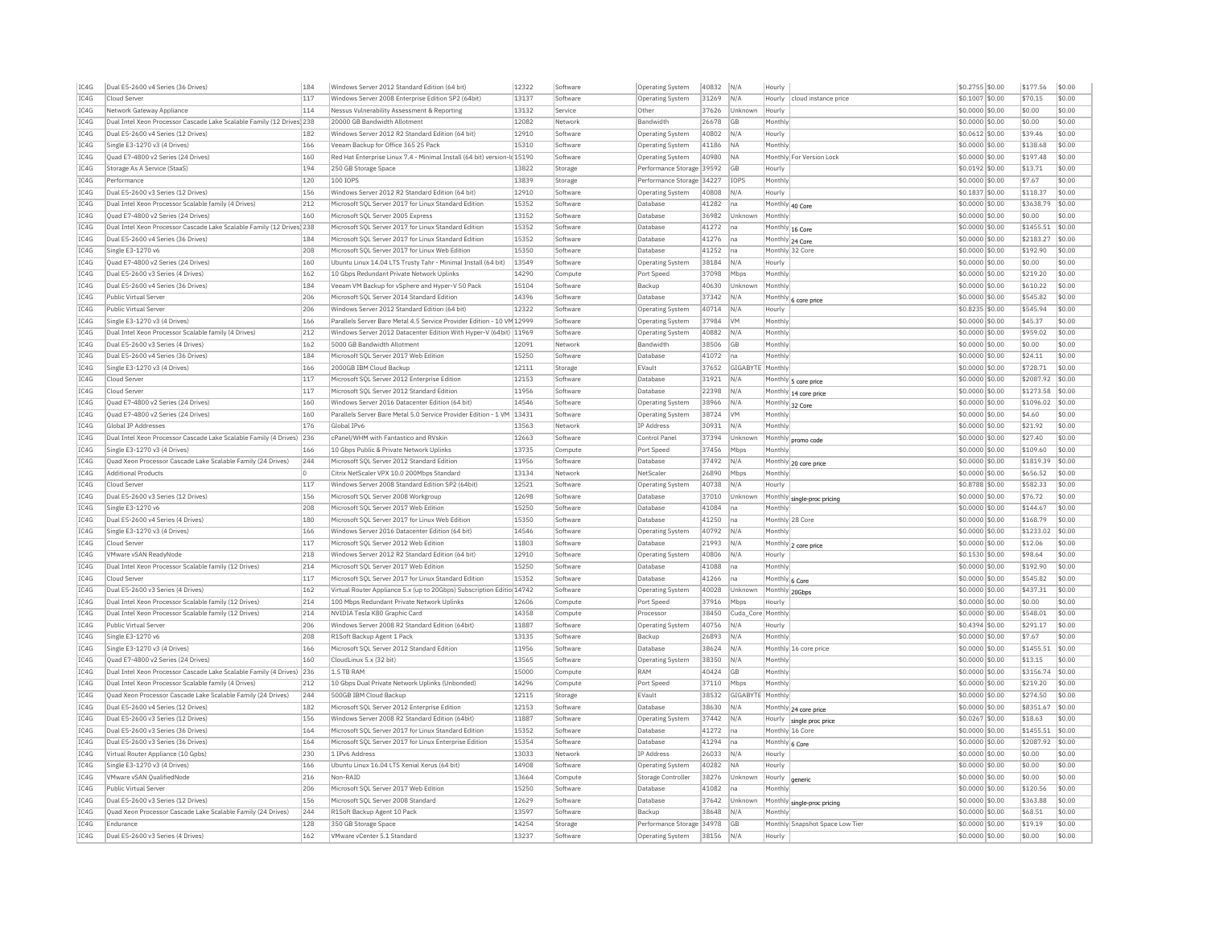| IC4G | Dual E5-2600 v4 Series (36 Drives) | 184 | Windows Server 2012 Standard Edition (64 bit) | 12322 | Software | Operating System | 40832 | N/A | Hourly | | $0.2755 | $0.00 | $177.56 | $0.00 |
|---|---|---|---|---|---|---|---|---|---|---|---|---|---|---|
| IC4G | Cloud Server | 117 | Windows Server 2008 Enterprise Edition SP2 (64bit) | 13137 | Software | Operating System | 31269 | N/A | Hourly | cloud instance price | $0.1007 | $0.00 | $70.15 | $0.00 |
| IC4G | Network Gateway Appliance | 114 | Nessus Vulnerability Assessment & Reporting | 13132 | Service | Other | 37626 | Unknown | Hourly | | $0.0000 | $0.00 | $0.00 | $0.00 |
| IC4G | Dual Intel Xeon Processor Cascade Lake Scalable Family (12 Drives) | 238 | 20000 GB Bandwidth Allotment | 12082 | Network | Bandwidth | 26678 | GB | Monthly | | $0.0000 | $0.00 | $0.00 | $0.00 |
| IC4G | Dual E5-2600 v4 Series (12 Drives) | 182 | Windows Server 2012 R2 Standard Edition (64 bit) | 12910 | Software | Operating System | 40802 | N/A | Hourly | | $0.0612 | $0.00 | $39.46 | $0.00 |
| IC4G | Single E3-1270 v3 (4 Drives) | 166 | Veeam Backup for Office 365 25 Pack | 15310 | Software | Operating System | 41186 | NA | Monthly | | $0.0000 | $0.00 | $138.68 | $0.00 |
| IC4G | Quad E7-4800 v2 Series (24 Drives) | 160 | Red Hat Enterprise Linux 7.4 - Minimal Install (64 bit) version-lo | 15190 | Software | Operating System | 40980 | NA | Monthly | For Version Lock | $0.0000 | $0.00 | $197.48 | $0.00 |
| IC4G | Storage As A Service (StaaS) | 194 | 250 GB Storage Space | 13822 | Storage | Performance Storage | 39592 | GB | Hourly | | $0.0192 | $0.00 | $13.71 | $0.00 |
| IC4G | Performance | 120 | 100 IOPS | 13839 | Storage | Performance Storage | 34227 | IOPS | Monthly | | $0.0000 | $0.00 | $7.67 | $0.00 |
| IC4G | Dual E5-2600 v3 Series (12 Drives) | 156 | Windows Server 2012 R2 Standard Edition (64 bit) | 12910 | Software | Operating System | 40808 | N/A | Hourly | | $0.1837 | $0.00 | $118.37 | $0.00 |
| IC4G | Dual Intel Xeon Processor Scalable family (4 Drives) | 212 | Microsoft SQL Server 2017 for Linux Standard Edition | 15352 | Software | Database | 41282 | na | Monthly | 40 Core | $0.0000 | $0.00 | $3638.79 | $0.00 |
| IC4G | Quad E7-4800 v2 Series (24 Drives) | 160 | Microsoft SQL Server 2005 Express | 13152 | Software | Database | 36982 | Unknown | Monthly | | $0.0000 | $0.00 | $0.00 | $0.00 |
| IC4G | Dual Intel Xeon Processor Cascade Lake Scalable Family (12 Drives) | 238 | Microsoft SQL Server 2017 for Linux Standard Edition | 15352 | Software | Database | 41272 | na | Monthly | 16 Core | $0.0000 | $0.00 | $1455.51 | $0.00 |
| IC4G | Dual E5-2600 v4 Series (36 Drives) | 184 | Microsoft SQL Server 2017 for Linux Standard Edition | 15352 | Software | Database | 41276 | na | Monthly | 24 Core | $0.0000 | $0.00 | $2183.27 | $0.00 |
| IC4G | Single E3-1270 v6 | 208 | Microsoft SQL Server 2017 for Linux Web Edition | 15350 | Software | Database | 41252 | na | Monthly | 32 Core | $0.0000 | $0.00 | $192.90 | $0.00 |
| IC4G | Quad E7-4800 v2 Series (24 Drives) | 160 | Ubuntu Linux 14.04 LTS Trusty Tahr - Minimal Install (64 bit) | 13549 | Software | Operating System | 38184 | N/A | Hourly | | $0.0000 | $0.00 | $0.00 | $0.00 |
| IC4G | Dual E5-2600 v3 Series (4 Drives) | 162 | 10 Gbps Redundant Private Network Uplinks | 14290 | Compute | Port Speed | 37098 | Mbps | Monthly | | $0.0000 | $0.00 | $219.20 | $0.00 |
| IC4G | Dual E5-2600 v4 Series (36 Drives) | 184 | Veeam VM Backup for vSphere and Hyper-V 50 Pack | 15104 | Software | Backup | 40630 | Unknown | Monthly | | $0.0000 | $0.00 | $610.22 | $0.00 |
| IC4G | Public Virtual Server | 206 | Microsoft SQL Server 2014 Standard Edition | 14396 | Software | Database | 37342 | N/A | Monthly | 6 core price | $0.0000 | $0.00 | $545.82 | $0.00 |
| IC4G | Public Virtual Server | 206 | Windows Server 2012 Standard Edition (64 bit) | 12322 | Software | Operating System | 40714 | N/A | Hourly | | $0.8235 | $0.00 | $545.94 | $0.00 |
| IC4G | Single E3-1270 v3 (4 Drives) | 166 | Parallels Server Bare Metal 4.5 Service Provider Edition - 10 VM | 12999 | Software | Operating System | 37984 | VM | Monthly | | $0.0000 | $0.00 | $45.37 | $0.00 |
| IC4G | Dual Intel Xeon Processor Scalable family (4 Drives) | 212 | Windows Server 2012 Datacenter Edition With Hyper-V (64bit) | 11969 | Software | Operating System | 40882 | N/A | Monthly | | $0.0000 | $0.00 | $959.02 | $0.00 |
| IC4G | Dual E5-2600 v3 Series (4 Drives) | 162 | 5000 GB Bandwidth Allotment | 12091 | Network | Bandwidth | 38506 | GB | Monthly | | $0.0000 | $0.00 | $0.00 | $0.00 |
| IC4G | Dual E5-2600 v4 Series (36 Drives) | 184 | Microsoft SQL Server 2017 Web Edition | 15250 | Software | Database | 41072 | na | Monthly | | $0.0000 | $0.00 | $24.11 | $0.00 |
| IC4G | Single E3-1270 v3 (4 Drives) | 166 | 2000GB IBM Cloud Backup | 12111 | Storage | EVault | 37652 | GIGABYTE | Monthly | | $0.0000 | $0.00 | $728.71 | $0.00 |
| IC4G | Cloud Server | 117 | Microsoft SQL Server 2012 Enterprise Edition | 12153 | Software | Database | 31921 | N/A | Monthly | 5 core price | $0.0000 | $0.00 | $2087.92 | $0.00 |
| IC4G | Cloud Server | 117 | Microsoft SQL Server 2012 Standard Edition | 11956 | Software | Database | 22398 | N/A | Monthly | 14 core price | $0.0000 | $0.00 | $1273.58 | $0.00 |
| IC4G | Quad E7-4800 v2 Series (24 Drives) | 160 | Windows Server 2016 Datacenter Edition (64 bit) | 14546 | Software | Operating System | 38966 | N/A | Monthly | 32 Core | $0.0000 | $0.00 | $1096.02 | $0.00 |
| IC4G | Quad E7-4800 v2 Series (24 Drives) | 160 | Parallels Server Bare Metal 5.0 Service Provider Edition - 1 VM | 13431 | Software | Operating System | 38724 | VM | Monthly | | $0.0000 | $0.00 | $4.60 | $0.00 |
| IC4G | Global IP Addresses | 176 | Global IPv6 | 13563 | Network | IP Address | 30931 | N/A | Monthly | | $0.0000 | $0.00 | $21.92 | $0.00 |
| IC4G | Dual Intel Xeon Processor Cascade Lake Scalable Family (4 Drives) | 236 | cPanel/WHM with Fantastico and RVskin | 12663 | Software | Control Panel | 37394 | Unknown | Monthly | promo code | $0.0000 | $0.00 | $27.40 | $0.00 |
| IC4G | Single E3-1270 v3 (4 Drives) | 166 | 10 Gbps Public & Private Network Uplinks | 13735 | Compute | Port Speed | 37456 | Mbps | Monthly | | $0.0000 | $0.00 | $109.60 | $0.00 |
| IC4G | Quad Xeon Processor Cascade Lake Scalable Family (24 Drives) | 244 | Microsoft SQL Server 2012 Standard Edition | 11956 | Software | Database | 37492 | N/A | Monthly | 20 core price | $0.0000 | $0.00 | $1819.39 | $0.00 |
| IC4G | Additional Products | 0 | Citrix NetScaler VPX 10.0 200Mbps Standard | 13134 | Network | NetScaler | 26890 | Mbps | Monthly | | $0.0000 | $0.00 | $656.52 | $0.00 |
| IC4G | Cloud Server | 117 | Windows Server 2008 Standard Edition SP2 (64bit) | 12521 | Software | Operating System | 40738 | N/A | Hourly | | $0.8788 | $0.00 | $582.33 | $0.00 |
| IC4G | Dual E5-2600 v3 Series (12 Drives) | 156 | Microsoft SQL Server 2008 Workgroup | 12698 | Software | Database | 37010 | Unknown | Monthly | single-proc pricing | $0.0000 | $0.00 | $76.72 | $0.00 |
| IC4G | Single E3-1270 v6 | 208 | Microsoft SQL Server 2017 Web Edition | 15250 | Software | Database | 41084 | na | Monthly | | $0.0000 | $0.00 | $144.67 | $0.00 |
| IC4G | Dual E5-2600 v4 Series (4 Drives) | 180 | Microsoft SQL Server 2017 for Linux Web Edition | 15350 | Software | Database | 41250 | na | Monthly | 28 Core | $0.0000 | $0.00 | $168.79 | $0.00 |
| IC4G | Single E3-1270 v3 (4 Drives) | 166 | Windows Server 2016 Datacenter Edition (64 bit) | 14546 | Software | Operating System | 40792 | N/A | Monthly | | $0.0000 | $0.00 | $1233.02 | $0.00 |
| IC4G | Cloud Server | 117 | Microsoft SQL Server 2012 Web Edition | 11803 | Software | Database | 21993 | N/A | Monthly | 2 core price | $0.0000 | $0.00 | $12.06 | $0.00 |
| IC4G | VMware vSAN ReadyNode | 218 | Windows Server 2012 R2 Standard Edition (64 bit) | 12910 | Software | Operating System | 40806 | N/A | Hourly | | $0.1530 | $0.00 | $98.64 | $0.00 |
| IC4G | Dual Intel Xeon Processor Scalable family (12 Drives) | 214 | Microsoft SQL Server 2017 Web Edition | 15250 | Software | Database | 41088 | na | Monthly | | $0.0000 | $0.00 | $192.90 | $0.00 |
| IC4G | Cloud Server | 117 | Microsoft SQL Server 2017 for Linux Standard Edition | 15352 | Software | Database | 41266 | na | Monthly | 6 Core | $0.0000 | $0.00 | $545.82 | $0.00 |
| IC4G | Dual E5-2600 v3 Series (4 Drives) | 162 | Virtual Router Appliance 5.x (up to 20Gbps) Subscription Editio | 14742 | Software | Operating System | 40028 | Unknown | Monthly | 20Gbps | $0.0000 | $0.00 | $437.31 | $0.00 |
| IC4G | Dual Intel Xeon Processor Scalable family (12 Drives) | 214 | 100 Mbps Redundant Private Network Uplinks | 12606 | Compute | Port Speed | 37916 | Mbps | Hourly | | $0.0000 | $0.00 | $0.00 | $0.00 |
| IC4G | Dual Intel Xeon Processor Scalable family (12 Drives) | 214 | NVIDIA Tesla K80 Graphic Card | 14358 | Compute | Processor | 38450 | Cuda_Core | Monthly | | $0.0000 | $0.00 | $548.01 | $0.00 |
| IC4G | Public Virtual Server | 206 | Windows Server 2008 R2 Standard Edition (64bit) | 11887 | Software | Operating System | 40756 | N/A | Hourly | | $0.4394 | $0.00 | $291.17 | $0.00 |
| IC4G | Single E3-1270 v6 | 208 | R1Soft Backup Agent 1 Pack | 13135 | Software | Backup | 26893 | N/A | Monthly | | $0.0000 | $0.00 | $7.67 | $0.00 |
| IC4G | Single E3-1270 v3 (4 Drives) | 166 | Microsoft SQL Server 2012 Standard Edition | 11956 | Software | Database | 38624 | N/A | Monthly | 16 core price | $0.0000 | $0.00 | $1455.51 | $0.00 |
| IC4G | Quad E7-4800 v2 Series (24 Drives) | 160 | CloudLinux 5.x (32 bit) | 13565 | Software | Operating System | 38350 | N/A | Monthly | | $0.0000 | $0.00 | $13.15 | $0.00 |
| IC4G | Dual Intel Xeon Processor Cascade Lake Scalable Family (4 Drives) | 236 | 1.5 TB RAM | 15000 | Compute | RAM | 40424 | GB | Monthly | | $0.0000 | $0.00 | $3156.74 | $0.00 |
| IC4G | Dual Intel Xeon Processor Scalable family (4 Drives) | 212 | 10 Gbps Dual Private Network Uplinks (Unbonded) | 14296 | Compute | Port Speed | 37110 | Mbps | Monthly | | $0.0000 | $0.00 | $219.20 | $0.00 |
| IC4G | Quad Xeon Processor Cascade Lake Scalable Family (24 Drives) | 244 | 500GB IBM Cloud Backup | 12115 | Storage | EVault | 38532 | GIGABYTE | Monthly | | $0.0000 | $0.00 | $274.50 | $0.00 |
| IC4G | Dual E5-2600 v4 Series (12 Drives) | 182 | Microsoft SQL Server 2012 Enterprise Edition | 12153 | Software | Database | 38630 | N/A | Monthly | 24 core price | $0.0000 | $0.00 | $8351.67 | $0.00 |
| IC4G | Dual E5-2600 v3 Series (12 Drives) | 156 | Windows Server 2008 R2 Standard Edition (64bit) | 11887 | Software | Operating System | 37442 | N/A | Hourly | single proc price | $0.0267 | $0.00 | $18.63 | $0.00 |
| IC4G | Dual E5-2600 v3 Series (36 Drives) | 164 | Microsoft SQL Server 2017 for Linux Standard Edition | 15352 | Software | Database | 41272 | na | Monthly | 16 Core | $0.0000 | $0.00 | $1455.51 | $0.00 |
| IC4G | Dual E5-2600 v3 Series (36 Drives) | 164 | Microsoft SQL Server 2017 for Linux Enterprise Edition | 15354 | Software | Database | 41294 | na | Monthly | 6 Core | $0.0000 | $0.00 | $2087.92 | $0.00 |
| IC4G | Virtual Router Appliance (10 Gpbs) | 230 | 1 IPv6 Address | 13033 | Network | IP Address | 26033 | N/A | Monthly | | $0.0000 | $0.00 | $0.00 | $0.00 |
| IC4G | Single E3-1270 v3 (4 Drives) | 166 | Ubuntu Linux 16.04 LTS Xenial Xerus (64 bit) | 14908 | Software | Operating System | 40282 | NA | Hourly | | $0.0000 | $0.00 | $0.00 | $0.00 |
| IC4G | VMware vSAN QualifiedNode | 216 | Non-RAID | 13664 | Compute | Storage Controller | 38276 | Unknown | Hourly | generic | $0.0000 | $0.00 | $0.00 | $0.00 |
| IC4G | Public Virtual Server | 206 | Microsoft SQL Server 2017 Web Edition | 15250 | Software | Database | 41082 | na | Monthly | | $0.0000 | $0.00 | $120.56 | $0.00 |
| IC4G | Dual E5-2600 v3 Series (12 Drives) | 156 | Microsoft SQL Server 2008 Standard | 12629 | Software | Database | 37642 | Unknown | Monthly | single-proc pricing | $0.0000 | $0.00 | $363.88 | $0.00 |
| IC4G | Quad Xeon Processor Cascade Lake Scalable Family (24 Drives) | 244 | R1Soft Backup Agent 10 Pack | 13597 | Software | Backup | 38648 | N/A | Monthly | | $0.0000 | $0.00 | $68.51 | $0.00 |
| IC4G | Endurance | 128 | 350 GB Storage Space | 14254 | Storage | Performance Storage | 34978 | GB | Monthly | Snapshot Space Low Tier | $0.0000 | $0.00 | $19.19 | $0.00 |
| IC4G | Dual E5-2600 v3 Series (4 Drives) | 162 | VMware vCenter 5.1 Standard | 13237 | Software | Operating System | 38156 | N/A | Hourly | | $0.0000 | $0.00 | $0.00 | $0.00 |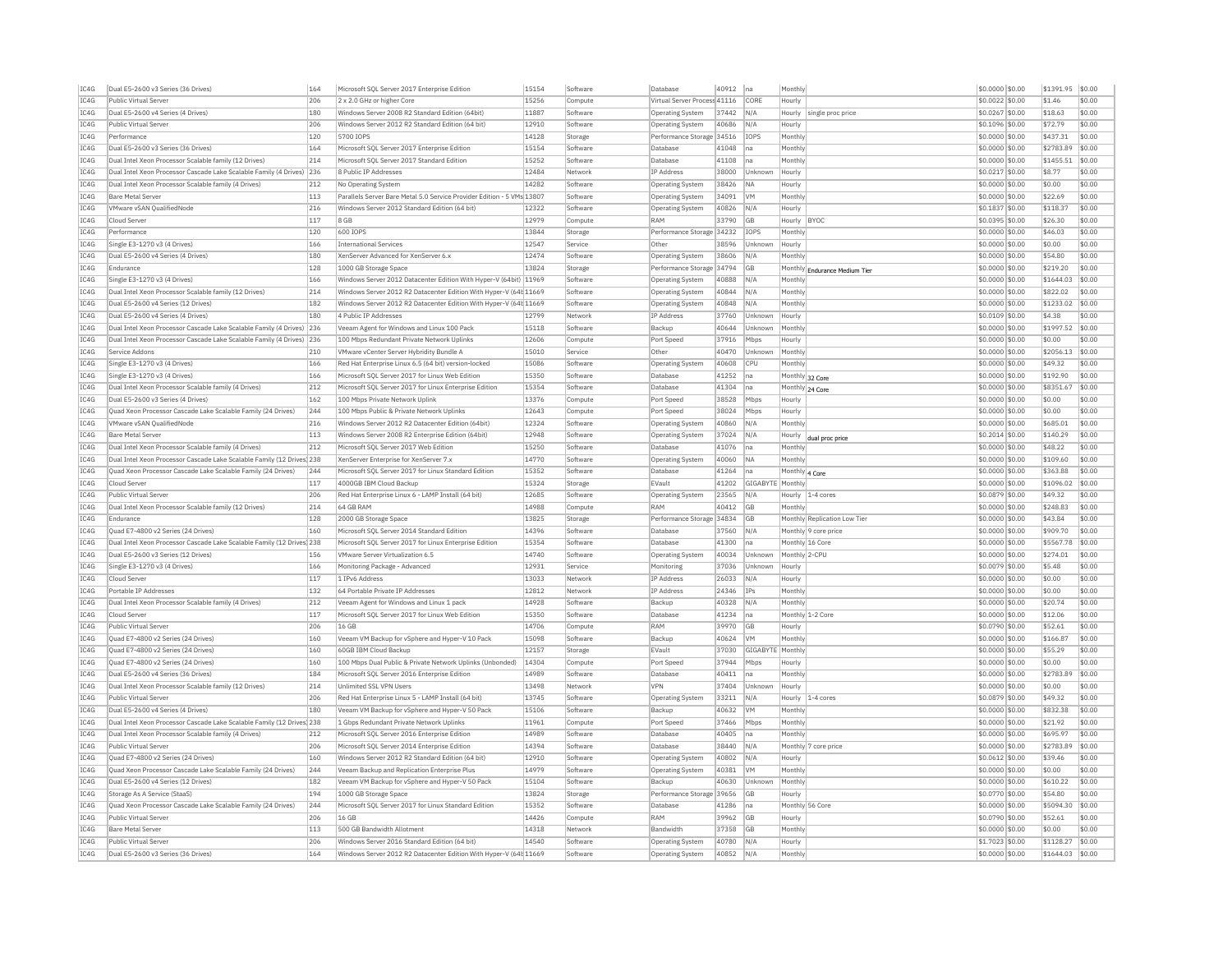| IC4G | Dual E5-2600 v3 Series (36 Drives) | 164 | Microsoft SQL Server 2017 Enterprise Edition | 15154 | Software | Database | 40912 | na | Monthly | | $0.0000 | $0.00 | $1391.95 | $0.00 |
|---|---|---|---|---|---|---|---|---|---|---|---|---|---|---|
| IC4G | Public Virtual Server | 206 | 2 x 2.0 GHz or higher Core | 15256 | Compute | Virtual Server Process | 41116 | CORE | Hourly | | $0.0022 | $0.00 | $1.46 | $0.00 |
| IC4G | Dual E5-2600 v4 Series (4 Drives) | 180 | Windows Server 2008 R2 Standard Edition (64bit) | 11887 | Software | Operating System | 37442 | N/A | Hourly | single proc price | $0.0267 | $0.00 | $18.63 | $0.00 |
| IC4G | Public Virtual Server | 206 | Windows Server 2012 R2 Standard Edition (64 bit) | 12910 | Software | Operating System | 40686 | N/A | Hourly | | $0.1096 | $0.00 | $72.79 | $0.00 |
| IC4G | Performance | 120 | 5700 IOPS | 14128 | Storage | Performance Storage | 34516 | IOPS | Monthly | | $0.0000 | $0.00 | $437.31 | $0.00 |
| IC4G | Dual E5-2600 v3 Series (36 Drives) | 164 | Microsoft SQL Server 2017 Enterprise Edition | 15154 | Software | Database | 41048 | na | Monthly | | $0.0000 | $0.00 | $2783.89 | $0.00 |
| IC4G | Dual Intel Xeon Processor Scalable family (12 Drives) | 214 | Microsoft SQL Server 2017 Standard Edition | 15252 | Software | Database | 41108 | na | Monthly | | $0.0000 | $0.00 | $1455.51 | $0.00 |
| IC4G | Dual Intel Xeon Processor Cascade Lake Scalable Family (4 Drives) | 236 | 8 Public IP Addresses | 12484 | Network | IP Address | 38000 | Unknown | Hourly | | $0.0217 | $0.00 | $8.77 | $0.00 |
| IC4G | Dual Intel Xeon Processor Scalable family (4 Drives) | 212 | No Operating System | 14282 | Software | Operating System | 38426 | NA | Hourly | | $0.0000 | $0.00 | $0.00 | $0.00 |
| IC4G | Bare Metal Server | 113 | Parallels Server Bare Metal 5.0 Service Provider Edition - 5 VMs | 13807 | Software | Operating System | 34091 | VM | Monthly | | $0.0000 | $0.00 | $22.69 | $0.00 |
| IC4G | VMware vSAN QualifiedNode | 216 | Windows Server 2012 Standard Edition (64 bit) | 12322 | Software | Operating System | 40826 | N/A | Hourly | | $0.1837 | $0.00 | $118.37 | $0.00 |
| IC4G | Cloud Server | 117 | 8 GB | 12979 | Compute | RAM | 33790 | GB | Hourly | BYOC | $0.0395 | $0.00 | $26.30 | $0.00 |
| IC4G | Performance | 120 | 600 IOPS | 13844 | Storage | Performance Storage | 34232 | IOPS | Monthly | | $0.0000 | $0.00 | $46.03 | $0.00 |
| IC4G | Single E3-1270 v3 (4 Drives) | 166 | International Services | 12547 | Service | Other | 38596 | Unknown | Hourly | | $0.0000 | $0.00 | $0.00 | $0.00 |
| IC4G | Dual E5-2600 v4 Series (4 Drives) | 180 | XenServer Advanced for XenServer 6.x | 12474 | Software | Operating System | 38606 | N/A | Monthly | | $0.0000 | $0.00 | $54.80 | $0.00 |
| IC4G | Endurance | 128 | 1000 GB Storage Space | 13824 | Storage | Performance Storage | 34794 | GB | Monthly | Endurance Medium Tier | $0.0000 | $0.00 | $219.20 | $0.00 |
| IC4G | Single E3-1270 v3 (4 Drives) | 166 | Windows Server 2012 Datacenter Edition With Hyper-V (64bit) | 11969 | Software | Operating System | 40888 | N/A | Monthly | | $0.0000 | $0.00 | $1644.03 | $0.00 |
| IC4G | Dual Intel Xeon Processor Scalable family (12 Drives) | 214 | Windows Server 2012 R2 Datacenter Edition With Hyper-V (64t | 11669 | Software | Operating System | 40844 | N/A | Monthly | | $0.0000 | $0.00 | $822.02 | $0.00 |
| IC4G | Dual E5-2600 v4 Series (12 Drives) | 182 | Windows Server 2012 R2 Datacenter Edition With Hyper-V (64t | 11669 | Software | Operating System | 40848 | N/A | Monthly | | $0.0000 | $0.00 | $1233.02 | $0.00 |
| IC4G | Dual E5-2600 v4 Series (4 Drives) | 180 | 4 Public IP Addresses | 12799 | Network | IP Address | 37760 | Unknown | Hourly | | $0.0109 | $0.00 | $4.38 | $0.00 |
| IC4G | Dual Intel Xeon Processor Cascade Lake Scalable Family (4 Drives) | 236 | Veeam Agent for Windows and Linux 100 Pack | 15118 | Software | Backup | 40644 | Unknown | Monthly | | $0.0000 | $0.00 | $1997.52 | $0.00 |
| IC4G | Dual Intel Xeon Processor Cascade Lake Scalable Family (4 Drives) | 236 | 100 Mbps Redundant Private Network Uplinks | 12606 | Compute | Port Speed | 37916 | Mbps | Hourly | | $0.0000 | $0.00 | $0.00 | $0.00 |
| IC4G | Service Addons | 210 | VMware vCenter Server Hybridity Bundle A | 15010 | Service | Other | 40470 | Unknown | Monthly | | $0.0000 | $0.00 | $2056.13 | $0.00 |
| IC4G | Single E3-1270 v3 (4 Drives) | 166 | Red Hat Enterprise Linux 6.5 (64 bit) version-locked | 15086 | Software | Operating System | 40608 | CPU | Monthly | | $0.0000 | $0.00 | $49.32 | $0.00 |
| IC4G | Single E3-1270 v3 (4 Drives) | 166 | Microsoft SQL Server 2017 for Linux Web Edition | 15350 | Software | Database | 41252 | na | Monthly | 32 Core | $0.0000 | $0.00 | $192.90 | $0.00 |
| IC4G | Dual Intel Xeon Processor Scalable family (4 Drives) | 212 | Microsoft SQL Server 2017 for Linux Enterprise Edition | 15354 | Software | Database | 41304 | na | Monthly | 24 Core | $0.0000 | $0.00 | $8351.67 | $0.00 |
| IC4G | Dual E5-2600 v3 Series (4 Drives) | 162 | 100 Mbps Private Network Uplink | 13376 | Compute | Port Speed | 38528 | Mbps | Hourly | | $0.0000 | $0.00 | $0.00 | $0.00 |
| IC4G | Quad Xeon Processor Cascade Lake Scalable Family (24 Drives) | 244 | 100 Mbps Public & Private Network Uplinks | 12643 | Compute | Port Speed | 38024 | Mbps | Hourly | | $0.0000 | $0.00 | $0.00 | $0.00 |
| IC4G | VMware vSAN QualifiedNode | 216 | Windows Server 2012 R2 Datacenter Edition (64bit) | 12324 | Software | Operating System | 40860 | N/A | Monthly | | $0.0000 | $0.00 | $685.01 | $0.00 |
| IC4G | Bare Metal Server | 113 | Windows Server 2008 R2 Enterprise Edition (64bit) | 12948 | Software | Operating System | 37024 | N/A | Hourly | dual proc price | $0.2014 | $0.00 | $140.29 | $0.00 |
| IC4G | Dual Intel Xeon Processor Scalable family (4 Drives) | 212 | Microsoft SQL Server 2017 Web Edition | 15250 | Software | Database | 41076 | na | Monthly | | $0.0000 | $0.00 | $48.22 | $0.00 |
| IC4G | Dual Intel Xeon Processor Cascade Lake Scalable Family (12 Drives) | 238 | XenServer Enterprise for XenServer 7.x | 14770 | Software | Operating System | 40060 | NA | Monthly | | $0.0000 | $0.00 | $109.60 | $0.00 |
| IC4G | Quad Xeon Processor Cascade Lake Scalable Family (24 Drives) | 244 | Microsoft SQL Server 2017 for Linux Standard Edition | 15352 | Software | Database | 41264 | na | Monthly | 4 Core | $0.0000 | $0.00 | $363.88 | $0.00 |
| IC4G | Cloud Server | 117 | 4000GB IBM Cloud Backup | 15324 | Storage | EVault | 41202 | GIGABYTE | Monthly | | $0.0000 | $0.00 | $1096.02 | $0.00 |
| IC4G | Public Virtual Server | 206 | Red Hat Enterprise Linux 6 - LAMP Install (64 bit) | 12685 | Software | Operating System | 23565 | N/A | Hourly | 1-4 cores | $0.0879 | $0.00 | $49.32 | $0.00 |
| IC4G | Dual Intel Xeon Processor Scalable family (12 Drives) | 214 | 64 GB RAM | 14988 | Compute | RAM | 40412 | GB | Monthly | | $0.0000 | $0.00 | $248.83 | $0.00 |
| IC4G | Endurance | 128 | 2000 GB Storage Space | 13825 | Storage | Performance Storage | 34834 | GB | Monthly | Replication Low Tier | $0.0000 | $0.00 | $43.84 | $0.00 |
| IC4G | Quad E7-4800 v2 Series (24 Drives) | 160 | Microsoft SQL Server 2014 Standard Edition | 14396 | Software | Database | 37560 | N/A | Monthly | 9 core price | $0.0000 | $0.00 | $909.70 | $0.00 |
| IC4G | Dual Intel Xeon Processor Cascade Lake Scalable Family (12 Drives) | 238 | Microsoft SQL Server 2017 for Linux Enterprise Edition | 15354 | Software | Database | 41300 | na | Monthly | 16 Core | $0.0000 | $0.00 | $5567.78 | $0.00 |
| IC4G | Dual E5-2600 v3 Series (12 Drives) | 156 | VMware Server Virtualization 6.5 | 14740 | Software | Operating System | 40034 | Unknown | Monthly | 2-CPU | $0.0000 | $0.00 | $274.01 | $0.00 |
| IC4G | Single E3-1270 v3 (4 Drives) | 166 | Monitoring Package - Advanced | 12931 | Service | Monitoring | 37036 | Unknown | Hourly | | $0.0079 | $0.00 | $5.48 | $0.00 |
| IC4G | Cloud Server | 117 | 1 IPv6 Address | 13033 | Network | IP Address | 26033 | N/A | Hourly | | $0.0000 | $0.00 | $0.00 | $0.00 |
| IC4G | Portable IP Addresses | 132 | 64 Portable Private IP Addresses | 12812 | Network | IP Address | 24346 | IPs | Monthly | | $0.0000 | $0.00 | $0.00 | $0.00 |
| IC4G | Dual Intel Xeon Processor Scalable family (4 Drives) | 212 | Veeam Agent for Windows and Linux 1 pack | 14928 | Software | Backup | 40328 | N/A | Monthly | | $0.0000 | $0.00 | $20.74 | $0.00 |
| IC4G | Cloud Server | 117 | Microsoft SQL Server 2017 for Linux Web Edition | 15350 | Software | Database | 41234 | na | Monthly | 1-2 Core | $0.0000 | $0.00 | $12.06 | $0.00 |
| IC4G | Public Virtual Server | 206 | 16 GB | 14706 | Compute | RAM | 39970 | GB | Hourly | | $0.0790 | $0.00 | $52.61 | $0.00 |
| IC4G | Quad E7-4800 v2 Series (24 Drives) | 160 | Veeam VM Backup for vSphere and Hyper-V 10 Pack | 15098 | Software | Backup | 40624 | VM | Monthly | | $0.0000 | $0.00 | $166.87 | $0.00 |
| IC4G | Quad E7-4800 v2 Series (24 Drives) | 160 | 60GB IBM Cloud Backup | 12157 | Storage | EVault | 37030 | GIGABYTE | Monthly | | $0.0000 | $0.00 | $55.29 | $0.00 |
| IC4G | Quad E7-4800 v2 Series (24 Drives) | 160 | 100 Mbps Dual Public & Private Network Uplinks (Unbonded) | 14304 | Compute | Port Speed | 37944 | Mbps | Hourly | | $0.0000 | $0.00 | $0.00 | $0.00 |
| IC4G | Dual E5-2600 v4 Series (36 Drives) | 184 | Microsoft SQL Server 2016 Enterprise Edition | 14989 | Software | Database | 40411 | na | Monthly | | $0.0000 | $0.00 | $2783.89 | $0.00 |
| IC4G | Dual Intel Xeon Processor Scalable family (12 Drives) | 214 | Unlimited SSL VPN Users | 13498 | Network | VPN | 37404 | Unknown | Hourly | | $0.0000 | $0.00 | $0.00 | $0.00 |
| IC4G | Public Virtual Server | 206 | Red Hat Enterprise Linux 5 - LAMP Install (64 bit) | 13745 | Software | Operating System | 33211 | N/A | Hourly | 1-4 cores | $0.0879 | $0.00 | $49.32 | $0.00 |
| IC4G | Dual E5-2600 v4 Series (4 Drives) | 180 | Veeam VM Backup for vSphere and Hyper-V 50 Pack | 15106 | Software | Backup | 40632 | VM | Monthly | | $0.0000 | $0.00 | $832.38 | $0.00 |
| IC4G | Dual Intel Xeon Processor Cascade Lake Scalable Family (12 Drives) | 238 | 1 Gbps Redundant Private Network Uplinks | 11961 | Compute | Port Speed | 37466 | Mbps | Monthly | | $0.0000 | $0.00 | $21.92 | $0.00 |
| IC4G | Dual Intel Xeon Processor Scalable family (4 Drives) | 212 | Microsoft SQL Server 2016 Enterprise Edition | 14989 | Software | Database | 40405 | na | Monthly | | $0.0000 | $0.00 | $695.97 | $0.00 |
| IC4G | Public Virtual Server | 206 | Microsoft SQL Server 2014 Enterprise Edition | 14394 | Software | Database | 38440 | N/A | Monthly | 7 core price | $0.0000 | $0.00 | $2783.89 | $0.00 |
| IC4G | Quad E7-4800 v2 Series (24 Drives) | 160 | Windows Server 2012 R2 Standard Edition (64 bit) | 12910 | Software | Operating System | 40802 | N/A | Hourly | | $0.0612 | $0.00 | $39.46 | $0.00 |
| IC4G | Quad Xeon Processor Cascade Lake Scalable Family (24 Drives) | 244 | Veeam Backup and Replication Enterprise Plus | 14979 | Software | Operating System | 40381 | VM | Monthly | | $0.0000 | $0.00 | $0.00 | $0.00 |
| IC4G | Dual E5-2600 v4 Series (12 Drives) | 182 | Veeam VM Backup for vSphere and Hyper-V 50 Pack | 15104 | Software | Backup | 40630 | Unknown | Monthly | | $0.0000 | $0.00 | $610.22 | $0.00 |
| IC4G | Storage As A Service (StaaS) | 194 | 1000 GB Storage Space | 13824 | Storage | Performance Storage | 39656 | GB | Hourly | | $0.0770 | $0.00 | $54.80 | $0.00 |
| IC4G | Quad Xeon Processor Cascade Lake Scalable Family (24 Drives) | 244 | Microsoft SQL Server 2017 for Linux Standard Edition | 15352 | Software | Database | 41286 | na | Monthly | 56 Core | $0.0000 | $0.00 | $5094.30 | $0.00 |
| IC4G | Public Virtual Server | 206 | 16 GB | 14426 | Compute | RAM | 39962 | GB | Hourly | | $0.0790 | $0.00 | $52.61 | $0.00 |
| IC4G | Bare Metal Server | 113 | 500 GB Bandwidth Allotment | 14318 | Network | Bandwidth | 37358 | GB | Monthly | | $0.0000 | $0.00 | $0.00 | $0.00 |
| IC4G | Public Virtual Server | 206 | Windows Server 2016 Standard Edition (64 bit) | 14540 | Software | Operating System | 40780 | N/A | Hourly | | $1.7023 | $0.00 | $1128.27 | $0.00 |
| IC4G | Dual E5-2600 v3 Series (36 Drives) | 164 | Windows Server 2012 R2 Datacenter Edition With Hyper-V (64t | 11669 | Software | Operating System | 40852 | N/A | Monthly | | $0.0000 | $0.00 | $1644.03 | $0.00 |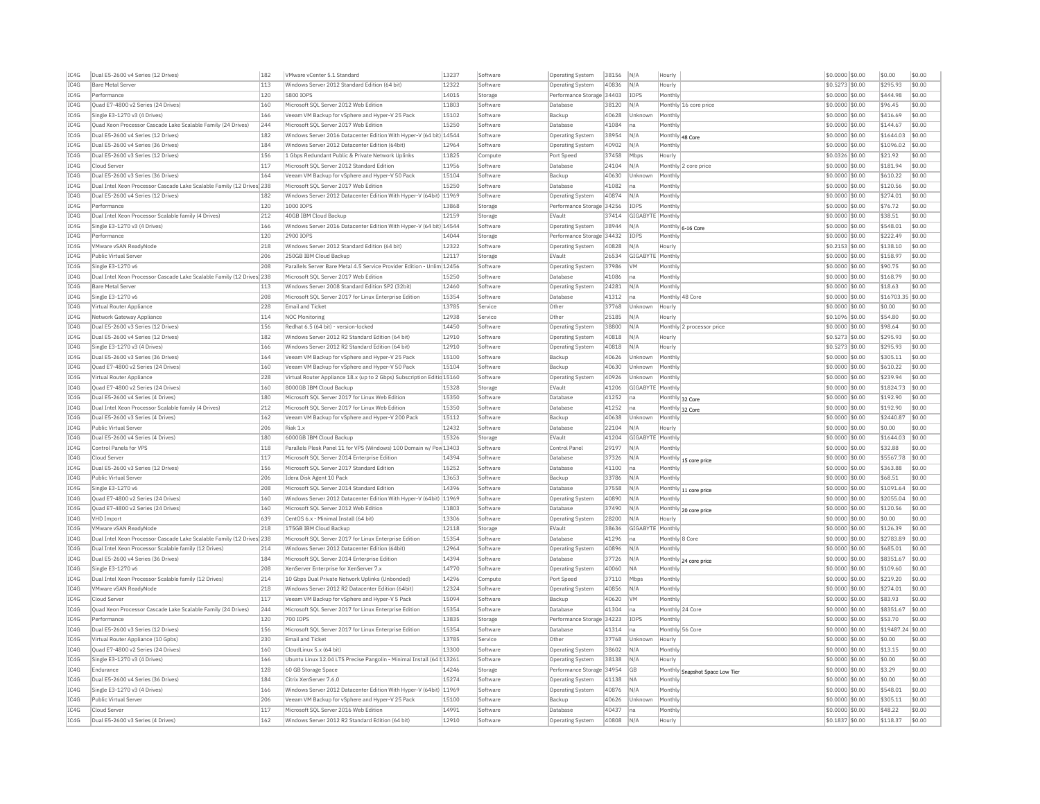| IC4G | Dual E5-2600 v4 Series (12 Drives) | 182 | VMware vCenter 5.1 Standard | 13237 | Software | Operating System | 38156 | N/A | Hourly | | $0.0000 | $0.00 | $0.00 | $0.00 |
|---|---|---|---|---|---|---|---|---|---|---|---|---|---|---|
| IC4G | Bare Metal Server | 113 | Windows Server 2012 Standard Edition (64 bit) | 12322 | Software | Operating System | 40836 | N/A | Hourly | | $0.5273 | $0.00 | $295.93 | $0.00 |
| IC4G | Performance | 120 | 5800 IOPS | 14015 | Storage | Performance Storage | 34403 | IOPS | Monthly | | $0.0000 | $0.00 | $444.98 | $0.00 |
| IC4G | Quad E7-4800 v2 Series (24 Drives) | 160 | Microsoft SQL Server 2012 Web Edition | 11803 | Software | Database | 38120 | N/A | Monthly | 16 core price | $0.0000 | $0.00 | $96.45 | $0.00 |
| IC4G | Single E3-1270 v3 (4 Drives) | 166 | Veeam VM Backup for vSphere and Hyper-V 25 Pack | 15102 | Software | Backup | 40628 | Unknown | Monthly | | $0.0000 | $0.00 | $416.69 | $0.00 |
| IC4G | Quad Xeon Processor Cascade Lake Scalable Family (24 Drives) | 244 | Microsoft SQL Server 2017 Web Edition | 15250 | Software | Database | 41084 | na | Monthly | | $0.0000 | $0.00 | $144.67 | $0.00 |
| IC4G | Dual E5-2600 v4 Series (12 Drives) | 182 | Windows Server 2016 Datacenter Edition With Hyper-V (64 bit) | 14544 | Software | Operating System | 38954 | N/A | Monthly | 48 Core | $0.0000 | $0.00 | $1644.03 | $0.00 |
| IC4G | Dual E5-2600 v4 Series (36 Drives) | 184 | Windows Server 2012 Datacenter Edition (64bit) | 12964 | Software | Operating System | 40902 | N/A | Monthly | | $0.0000 | $0.00 | $1096.02 | $0.00 |
| IC4G | Dual E5-2600 v3 Series (12 Drives) | 156 | 1 Gbps Redundant Public & Private Network Uplinks | 11825 | Compute | Port Speed | 37458 | Mbps | Hourly | | $0.0326 | $0.00 | $21.92 | $0.00 |
| IC4G | Cloud Server | 117 | Microsoft SQL Server 2012 Standard Edition | 11956 | Software | Database | 24104 | N/A | Monthly | 2 core price | $0.0000 | $0.00 | $181.94 | $0.00 |
| IC4G | Dual E5-2600 v3 Series (36 Drives) | 164 | Veeam VM Backup for vSphere and Hyper-V 50 Pack | 15104 | Software | Backup | 40630 | Unknown | Monthly | | $0.0000 | $0.00 | $610.22 | $0.00 |
| IC4G | Dual Intel Xeon Processor Cascade Lake Scalable Family (12 Drives) | 238 | Microsoft SQL Server 2017 Web Edition | 15250 | Software | Database | 41082 | na | Monthly | | $0.0000 | $0.00 | $120.56 | $0.00 |
| IC4G | Dual E5-2600 v4 Series (12 Drives) | 182 | Windows Server 2012 Datacenter Edition With Hyper-V (64bit) | 11969 | Software | Operating System | 40874 | N/A | Monthly | | $0.0000 | $0.00 | $274.01 | $0.00 |
| IC4G | Performance | 120 | 1000 IOPS | 13868 | Storage | Performance Storage | 34256 | IOPS | Monthly | | $0.0000 | $0.00 | $76.72 | $0.00 |
| IC4G | Dual Intel Xeon Processor Scalable family (4 Drives) | 212 | 40GB IBM Cloud Backup | 12159 | Storage | EVault | 37414 | GIGABYTE | Monthly | | $0.0000 | $0.00 | $38.51 | $0.00 |
| IC4G | Single E3-1270 v3 (4 Drives) | 166 | Windows Server 2016 Datacenter Edition With Hyper-V (64 bit) | 14544 | Software | Operating System | 38944 | N/A | Monthly | 6-16 Core | $0.0000 | $0.00 | $548.01 | $0.00 |
| IC4G | Performance | 120 | 2900 IOPS | 14044 | Storage | Performance Storage | 34432 | IOPS | Monthly | | $0.0000 | $0.00 | $222.49 | $0.00 |
| IC4G | VMware vSAN ReadyNode | 218 | Windows Server 2012 Standard Edition (64 bit) | 12322 | Software | Operating System | 40828 | N/A | Hourly | | $0.2153 | $0.00 | $138.10 | $0.00 |
| IC4G | Public Virtual Server | 206 | 250GB IBM Cloud Backup | 12117 | Storage | EVault | 26534 | GIGABYTE | Monthly | | $0.0000 | $0.00 | $158.97 | $0.00 |
| IC4G | Single E3-1270 v6 | 208 | Parallels Server Bare Metal 4.5 Service Provider Edition - Unlim | 12456 | Software | Operating System | 37986 | VM | Monthly | | $0.0000 | $0.00 | $90.75 | $0.00 |
| IC4G | Dual Intel Xeon Processor Cascade Lake Scalable Family (12 Drives) | 238 | Microsoft SQL Server 2017 Web Edition | 15250 | Software | Database | 41086 | na | Monthly | | $0.0000 | $0.00 | $168.79 | $0.00 |
| IC4G | Bare Metal Server | 113 | Windows Server 2008 Standard Edition SP2 (32bit) | 12460 | Software | Operating System | 24281 | N/A | Monthly | | $0.0000 | $0.00 | $18.63 | $0.00 |
| IC4G | Single E3-1270 v6 | 208 | Microsoft SQL Server 2017 for Linux Enterprise Edition | 15354 | Software | Database | 41312 | na | Monthly | 48 Core | $0.0000 | $0.00 | $16703.35 | $0.00 |
| IC4G | Virtual Router Appliance | 228 | Email and Ticket | 13785 | Service | Other | 37768 | Unknown | Hourly | | $0.0000 | $0.00 | $0.00 | $0.00 |
| IC4G | Network Gateway Appliance | 114 | NOC Monitoring | 12938 | Service | Other | 25185 | N/A | Hourly | | $0.1096 | $0.00 | $54.80 | $0.00 |
| IC4G | Dual E5-2600 v3 Series (12 Drives) | 156 | Redhat 6.5 (64 bit) - version-locked | 14450 | Software | Operating System | 38800 | N/A | Monthly | 2 processor price | $0.0000 | $0.00 | $98.64 | $0.00 |
| IC4G | Dual E5-2600 v4 Series (12 Drives) | 182 | Windows Server 2012 R2 Standard Edition (64 bit) | 12910 | Software | Operating System | 40818 | N/A | Hourly | | $0.5273 | $0.00 | $295.93 | $0.00 |
| IC4G | Single E3-1270 v3 (4 Drives) | 166 | Windows Server 2012 R2 Standard Edition (64 bit) | 12910 | Software | Operating System | 40818 | N/A | Hourly | | $0.5273 | $0.00 | $295.93 | $0.00 |
| IC4G | Dual E5-2600 v3 Series (36 Drives) | 164 | Veeam VM Backup for vSphere and Hyper-V 25 Pack | 15100 | Software | Backup | 40626 | Unknown | Monthly | | $0.0000 | $0.00 | $305.11 | $0.00 |
| IC4G | Quad E7-4800 v2 Series (24 Drives) | 160 | Veeam VM Backup for vSphere and Hyper-V 50 Pack | 15104 | Software | Backup | 40630 | Unknown | Monthly | | $0.0000 | $0.00 | $610.22 | $0.00 |
| IC4G | Virtual Router Appliance | 228 | Virtual Router Appliance 18.x (up to 2 Gbps) Subscription Editio | 15160 | Software | Operating System | 40926 | Unknown | Monthly | | $0.0000 | $0.00 | $239.94 | $0.00 |
| IC4G | Quad E7-4800 v2 Series (24 Drives) | 160 | 8000GB IBM Cloud Backup | 15328 | Storage | EVault | 41206 | GIGABYTE | Monthly | | $0.0000 | $0.00 | $1824.73 | $0.00 |
| IC4G | Dual E5-2600 v4 Series (4 Drives) | 180 | Microsoft SQL Server 2017 for Linux Web Edition | 15350 | Software | Database | 41252 | na | Monthly | 32 Core | $0.0000 | $0.00 | $192.90 | $0.00 |
| IC4G | Dual Intel Xeon Processor Scalable family (4 Drives) | 212 | Microsoft SQL Server 2017 for Linux Web Edition | 15350 | Software | Database | 41252 | na | Monthly | 32 Core | $0.0000 | $0.00 | $192.90 | $0.00 |
| IC4G | Dual E5-2600 v3 Series (4 Drives) | 162 | Veeam VM Backup for vSphere and Hyper-V 200 Pack | 15112 | Software | Backup | 40638 | Unknown | Monthly | | $0.0000 | $0.00 | $2440.87 | $0.00 |
| IC4G | Public Virtual Server | 206 | Riak 1.x | 12432 | Software | Database | 22104 | N/A | Hourly | | $0.0000 | $0.00 | $0.00 | $0.00 |
| IC4G | Dual E5-2600 v4 Series (4 Drives) | 180 | 6000GB IBM Cloud Backup | 15326 | Storage | EVault | 41204 | GIGABYTE | Monthly | | $0.0000 | $0.00 | $1644.03 | $0.00 |
| IC4G | Control Panels for VPS | 118 | Parallels Plesk Panel 11 for VPS (Windows) 100 Domain w/ Pow | 13403 | Software | Control Panel | 29197 | N/A | Monthly | | $0.0000 | $0.00 | $32.88 | $0.00 |
| IC4G | Cloud Server | 117 | Microsoft SQL Server 2014 Enterprise Edition | 14394 | Software | Database | 37326 | N/A | Monthly | 15 core price | $0.0000 | $0.00 | $5567.78 | $0.00 |
| IC4G | Dual E5-2600 v3 Series (12 Drives) | 156 | Microsoft SQL Server 2017 Standard Edition | 15252 | Software | Database | 41100 | na | Monthly | | $0.0000 | $0.00 | $363.88 | $0.00 |
| IC4G | Public Virtual Server | 206 | Idera Disk Agent 10 Pack | 13653 | Software | Backup | 33786 | N/A | Monthly | | $0.0000 | $0.00 | $68.51 | $0.00 |
| IC4G | Single E3-1270 v6 | 208 | Microsoft SQL Server 2014 Standard Edition | 14396 | Software | Database | 37558 | N/A | Monthly | 11 core price | $0.0000 | $0.00 | $1091.64 | $0.00 |
| IC4G | Quad E7-4800 v2 Series (24 Drives) | 160 | Windows Server 2012 Datacenter Edition With Hyper-V (64bit) | 11969 | Software | Operating System | 40890 | N/A | Monthly | | $0.0000 | $0.00 | $2055.04 | $0.00 |
| IC4G | Quad E7-4800 v2 Series (24 Drives) | 160 | Microsoft SQL Server 2012 Web Edition | 11803 | Software | Database | 37490 | N/A | Monthly | 20 core price | $0.0000 | $0.00 | $120.56 | $0.00 |
| IC4G | VHD Import | 639 | CentOS 6.x - Minimal Install (64 bit) | 13306 | Software | Operating System | 28200 | N/A | Hourly | | $0.0000 | $0.00 | $0.00 | $0.00 |
| IC4G | VMware vSAN ReadyNode | 218 | 175GB IBM Cloud Backup | 12118 | Storage | EVault | 38636 | GIGABYTE | Monthly | | $0.0000 | $0.00 | $126.39 | $0.00 |
| IC4G | Dual Intel Xeon Processor Cascade Lake Scalable Family (12 Drives) | 238 | Microsoft SQL Server 2017 for Linux Enterprise Edition | 15354 | Software | Database | 41296 | na | Monthly | 8 Core | $0.0000 | $0.00 | $2783.89 | $0.00 |
| IC4G | Dual Intel Xeon Processor Scalable family (12 Drives) | 214 | Windows Server 2012 Datacenter Edition (64bit) | 12964 | Software | Operating System | 40896 | N/A | Monthly | | $0.0000 | $0.00 | $685.01 | $0.00 |
| IC4G | Dual E5-2600 v4 Series (36 Drives) | 184 | Microsoft SQL Server 2014 Enterprise Edition | 14394 | Software | Database | 37726 | N/A | Monthly | 24 core price | $0.0000 | $0.00 | $8351.67 | $0.00 |
| IC4G | Single E3-1270 v6 | 208 | XenServer Enterprise for XenServer 7.x | 14770 | Software | Operating System | 40060 | NA | Monthly | | $0.0000 | $0.00 | $109.60 | $0.00 |
| IC4G | Dual Intel Xeon Processor Scalable family (12 Drives) | 214 | 10 Gbps Dual Private Network Uplinks (Unbonded) | 14296 | Compute | Port Speed | 37110 | Mbps | Monthly | | $0.0000 | $0.00 | $219.20 | $0.00 |
| IC4G | VMware vSAN ReadyNode | 218 | Windows Server 2012 R2 Datacenter Edition (64bit) | 12324 | Software | Operating System | 40856 | N/A | Monthly | | $0.0000 | $0.00 | $274.01 | $0.00 |
| IC4G | Cloud Server | 117 | Veeam VM Backup for vSphere and Hyper-V 5 Pack | 15094 | Software | Backup | 40620 | VM | Monthly | | $0.0000 | $0.00 | $83.93 | $0.00 |
| IC4G | Quad Xeon Processor Cascade Lake Scalable Family (24 Drives) | 244 | Microsoft SQL Server 2017 for Linux Enterprise Edition | 15354 | Software | Database | 41304 | na | Monthly | 24 Core | $0.0000 | $0.00 | $8351.67 | $0.00 |
| IC4G | Performance | 120 | 700 IOPS | 13835 | Storage | Performance Storage | 34223 | IOPS | Monthly | | $0.0000 | $0.00 | $53.70 | $0.00 |
| IC4G | Dual E5-2600 v3 Series (12 Drives) | 156 | Microsoft SQL Server 2017 for Linux Enterprise Edition | 15354 | Software | Database | 41314 | na | Monthly | 56 Core | $0.0000 | $0.00 | $19487.24 | $0.00 |
| IC4G | Virtual Router Appliance (10 Gpbs) | 230 | Email and Ticket | 13785 | Service | Other | 37768 | Unknown | Hourly | | $0.0000 | $0.00 | $0.00 | $0.00 |
| IC4G | Quad E7-4800 v2 Series (24 Drives) | 160 | CloudLinux 5.x (64 bit) | 13300 | Software | Operating System | 38602 | N/A | Monthly | | $0.0000 | $0.00 | $13.15 | $0.00 |
| IC4G | Single E3-1270 v3 (4 Drives) | 166 | Ubuntu Linux 12.04 LTS Precise Pangolin - Minimal Install (64 b | 13261 | Software | Operating System | 38138 | N/A | Hourly | | $0.0000 | $0.00 | $0.00 | $0.00 |
| IC4G | Endurance | 128 | 60 GB Storage Space | 14246 | Storage | Performance Storage | 34954 | GB | Monthly | Snapshot Space Low Tier | $0.0000 | $0.00 | $3.29 | $0.00 |
| IC4G | Dual E5-2600 v4 Series (36 Drives) | 184 | Citrix XenServer 7.6.0 | 15274 | Software | Operating System | 41138 | NA | Monthly | | $0.0000 | $0.00 | $0.00 | $0.00 |
| IC4G | Single E3-1270 v3 (4 Drives) | 166 | Windows Server 2012 Datacenter Edition With Hyper-V (64bit) | 11969 | Software | Operating System | 40876 | N/A | Monthly | | $0.0000 | $0.00 | $548.01 | $0.00 |
| IC4G | Public Virtual Server | 206 | Veeam VM Backup for vSphere and Hyper-V 25 Pack | 15100 | Software | Backup | 40626 | Unknown | Monthly | | $0.0000 | $0.00 | $305.11 | $0.00 |
| IC4G | Cloud Server | 117 | Microsoft SQL Server 2016 Web Edition | 14991 | Software | Database | 40437 | na | Monthly | | $0.0000 | $0.00 | $48.22 | $0.00 |
| IC4G | Dual E5-2600 v3 Series (4 Drives) | 162 | Windows Server 2012 R2 Standard Edition (64 bit) | 12910 | Software | Operating System | 40808 | N/A | Hourly | | $0.1837 | $0.00 | $118.37 | $0.00 |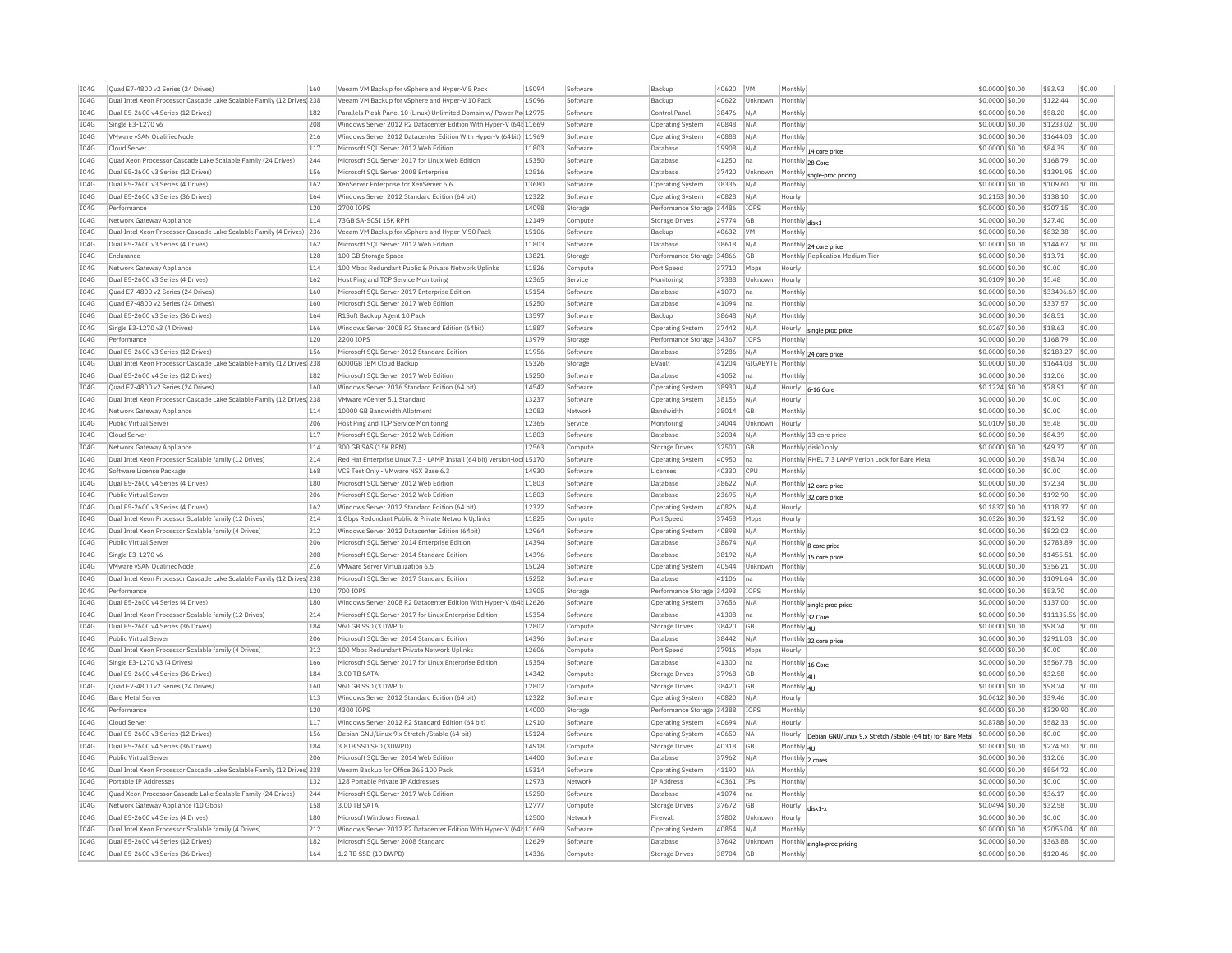| IC4G | Quad E7-4800 v2 Series (24 Drives) | 160 | Veeam VM Backup for vSphere and Hyper-V 5 Pack | 15094 | Software | Backup | 40620 | VM | Monthly | | $0.0000 | $0.00 | $83.93 | $0.00 |
|---|---|---|---|---|---|---|---|---|---|---|---|---|---|---|
| IC4G | Dual Intel Xeon Processor Cascade Lake Scalable Family (12 Drives) | 238 | Veeam VM Backup for vSphere and Hyper-V 10 Pack | 15096 | Software | Backup | 40622 | Unknown | Monthly | | $0.0000 | $0.00 | $122.44 | $0.00 |
| IC4G | Dual E5-2600 v4 Series (12 Drives) | 182 | Parallels Plesk Panel 10 (Linux) Unlimited Domain w/ Power Pack | 12975 | Software | Control Panel | 38476 | N/A | Monthly | | $0.0000 | $0.00 | $58.20 | $0.00 |
| IC4G | Single E3-1270 v6 | 208 | Windows Server 2012 R2 Datacenter Edition With Hyper-V (64bit) | 11669 | Software | Operating System | 40848 | N/A | Monthly | | $0.0000 | $0.00 | $1233.02 | $0.00 |
| IC4G | VMware vSAN QualifiedNode | 216 | Windows Server 2012 Datacenter Edition With Hyper-V (64bit) | 11969 | Software | Operating System | 40888 | N/A | Monthly | | $0.0000 | $0.00 | $1644.03 | $0.00 |
| IC4G | Cloud Server | 117 | Microsoft SQL Server 2012 Web Edition | 11803 | Software | Database | 19908 | N/A | Monthly | 14 core price | $0.0000 | $0.00 | $84.39 | $0.00 |
| IC4G | Quad Xeon Processor Cascade Lake Scalable Family (24 Drives) | 244 | Microsoft SQL Server 2017 for Linux Web Edition | 15350 | Software | Database | 41250 | na | Monthly | 28 Core | $0.0000 | $0.00 | $168.79 | $0.00 |
| IC4G | Dual E5-2600 v3 Series (12 Drives) | 156 | Microsoft SQL Server 2008 Enterprise | 12516 | Software | Database | 37420 | Unknown | Monthly | single-proc pricing | $0.0000 | $0.00 | $1391.95 | $0.00 |
| IC4G | Dual E5-2600 v3 Series (4 Drives) | 162 | XenServer Enterprise for XenServer 5.6 | 13680 | Software | Operating System | 38336 | N/A | Monthly | | $0.0000 | $0.00 | $109.60 | $0.00 |
| IC4G | Dual E5-2600 v3 Series (36 Drives) | 164 | Windows Server 2012 Standard Edition (64 bit) | 12322 | Software | Operating System | 40828 | N/A | Hourly | | $0.2153 | $0.00 | $138.10 | $0.00 |
| IC4G | Performance | 120 | 2700 IOPS | 14098 | Storage | Performance Storage | 34486 | IOPS | Monthly | | $0.0000 | $0.00 | $207.15 | $0.00 |
| IC4G | Network Gateway Appliance | 114 | 73GB SA-SCSI 15K RPM | 12149 | Compute | Storage Drives | 29774 | GB | Monthly | disk1 | $0.0000 | $0.00 | $27.40 | $0.00 |
| IC4G | Dual Intel Xeon Processor Cascade Lake Scalable Family (4 Drives) | 236 | Veeam VM Backup for vSphere and Hyper-V 50 Pack | 15106 | Software | Backup | 40632 | VM | Monthly | | $0.0000 | $0.00 | $832.38 | $0.00 |
| IC4G | Dual E5-2600 v3 Series (4 Drives) | 162 | Microsoft SQL Server 2012 Web Edition | 11803 | Software | Database | 38618 | N/A | Monthly | 24 core price | $0.0000 | $0.00 | $144.67 | $0.00 |
| IC4G | Endurance | 128 | 100 GB Storage Space | 13821 | Storage | Performance Storage | 34866 | GB | Monthly | Replication Medium Tier | $0.0000 | $0.00 | $13.71 | $0.00 |
| IC4G | Network Gateway Appliance | 114 | 100 Mbps Redundant Public & Private Network Uplinks | 11826 | Compute | Port Speed | 37710 | Mbps | Hourly | | $0.0000 | $0.00 | $0.00 | $0.00 |
| IC4G | Dual E5-2600 v3 Series (4 Drives) | 162 | Host Ping and TCP Service Monitoring | 12365 | Service | Monitoring | 37388 | Unknown | Hourly | | $0.0109 | $0.00 | $5.48 | $0.00 |
| IC4G | Quad E7-4800 v2 Series (24 Drives) | 160 | Microsoft SQL Server 2017 Enterprise Edition | 15154 | Software | Database | 41070 | na | Monthly | | $0.0000 | $0.00 | $33406.69 | $0.00 |
| IC4G | Quad E7-4800 v2 Series (24 Drives) | 160 | Microsoft SQL Server 2017 Web Edition | 15250 | Software | Database | 41094 | na | Monthly | | $0.0000 | $0.00 | $337.57 | $0.00 |
| IC4G | Dual E5-2600 v3 Series (36 Drives) | 164 | R1Soft Backup Agent 10 Pack | 13597 | Software | Backup | 38648 | N/A | Monthly | | $0.0000 | $0.00 | $68.51 | $0.00 |
| IC4G | Single E3-1270 v3 (4 Drives) | 166 | Windows Server 2008 R2 Standard Edition (64bit) | 11887 | Software | Operating System | 37442 | N/A | Hourly | single proc price | $0.0267 | $0.00 | $18.63 | $0.00 |
| IC4G | Performance | 120 | 2200 IOPS | 13979 | Storage | Performance Storage | 34367 | IOPS | Monthly | | $0.0000 | $0.00 | $168.79 | $0.00 |
| IC4G | Dual E5-2600 v3 Series (12 Drives) | 156 | Microsoft SQL Server 2012 Standard Edition | 11956 | Software | Database | 37286 | N/A | Monthly | 24 core price | $0.0000 | $0.00 | $2183.27 | $0.00 |
| IC4G | Dual Intel Xeon Processor Cascade Lake Scalable Family (12 Drives) | 238 | 6000GB IBM Cloud Backup | 15326 | Storage | EVault | 41204 | GIGABYTE | Monthly | | $0.0000 | $0.00 | $1644.03 | $0.00 |
| IC4G | Dual E5-2600 v4 Series (12 Drives) | 182 | Microsoft SQL Server 2017 Web Edition | 15250 | Software | Database | 41052 | na | Monthly | | $0.0000 | $0.00 | $12.06 | $0.00 |
| IC4G | Quad E7-4800 v2 Series (24 Drives) | 160 | Windows Server 2016 Standard Edition (64 bit) | 14542 | Software | Operating System | 38930 | N/A | Hourly | 6-16 Core | $0.1224 | $0.00 | $78.91 | $0.00 |
| IC4G | Dual Intel Xeon Processor Cascade Lake Scalable Family (12 Drives) | 238 | VMware vCenter 5.1 Standard | 13237 | Software | Operating System | 38156 | N/A | Hourly | | $0.0000 | $0.00 | $0.00 | $0.00 |
| IC4G | Network Gateway Appliance | 114 | 10000 GB Bandwidth Allotment | 12083 | Network | Bandwidth | 38014 | GB | Monthly | | $0.0000 | $0.00 | $0.00 | $0.00 |
| IC4G | Public Virtual Server | 206 | Host Ping and TCP Service Monitoring | 12365 | Service | Monitoring | 34044 | Unknown | Hourly | | $0.0109 | $0.00 | $5.48 | $0.00 |
| IC4G | Cloud Server | 117 | Microsoft SQL Server 2012 Web Edition | 11803 | Software | Database | 32034 | N/A | Monthly | 13 core price | $0.0000 | $0.00 | $84.39 | $0.00 |
| IC4G | Network Gateway Appliance | 114 | 300 GB SAS (15K RPM) | 12563 | Compute | Storage Drives | 32500 | GB | Monthly | disk0 only | $0.0000 | $0.00 | $49.37 | $0.00 |
| IC4G | Dual Intel Xeon Processor Scalable family (12 Drives) | 214 | Red Hat Enterprise Linux 7.3 - LAMP Install (64 bit) version-lock | 15170 | Software | Operating System | 40950 | na | Monthly | RHEL 7.3 LAMP Verion Lock for Bare Metal | $0.0000 | $0.00 | $98.74 | $0.00 |
| IC4G | Software License Package | 168 | VCS Test Only - VMware NSX Base 6.3 | 14930 | Software | Licenses | 40330 | CPU | Monthly | | $0.0000 | $0.00 | $0.00 | $0.00 |
| IC4G | Dual E5-2600 v4 Series (4 Drives) | 180 | Microsoft SQL Server 2012 Web Edition | 11803 | Software | Database | 38622 | N/A | Monthly | 12 core price | $0.0000 | $0.00 | $72.34 | $0.00 |
| IC4G | Public Virtual Server | 206 | Microsoft SQL Server 2012 Web Edition | 11803 | Software | Database | 23695 | N/A | Monthly | 32 core price | $0.0000 | $0.00 | $192.90 | $0.00 |
| IC4G | Dual E5-2600 v3 Series (4 Drives) | 162 | Windows Server 2012 Standard Edition (64 bit) | 12322 | Software | Operating System | 40826 | N/A | Hourly | | $0.1837 | $0.00 | $118.37 | $0.00 |
| IC4G | Dual Intel Xeon Processor Scalable family (12 Drives) | 214 | 1 Gbps Redundant Public & Private Network Uplinks | 11825 | Compute | Port Speed | 37458 | Mbps | Hourly | | $0.0326 | $0.00 | $21.92 | $0.00 |
| IC4G | Dual Intel Xeon Processor Scalable family (4 Drives) | 212 | Windows Server 2012 Datacenter Edition (64bit) | 12964 | Software | Operating System | 40898 | N/A | Monthly | | $0.0000 | $0.00 | $822.02 | $0.00 |
| IC4G | Public Virtual Server | 206 | Microsoft SQL Server 2014 Enterprise Edition | 14394 | Software | Database | 38674 | N/A | Monthly | 8 core price | $0.0000 | $0.00 | $2783.89 | $0.00 |
| IC4G | Single E3-1270 v6 | 208 | Microsoft SQL Server 2014 Standard Edition | 14396 | Software | Database | 38192 | N/A | Monthly | 15 core price | $0.0000 | $0.00 | $1455.51 | $0.00 |
| IC4G | VMware vSAN QualifiedNode | 216 | VMware Server Virtualization 6.5 | 15024 | Software | Operating System | 40544 | Unknown | Monthly | | $0.0000 | $0.00 | $356.21 | $0.00 |
| IC4G | Dual Intel Xeon Processor Cascade Lake Scalable Family (12 Drives) | 238 | Microsoft SQL Server 2017 Standard Edition | 15252 | Software | Database | 41106 | na | Monthly | | $0.0000 | $0.00 | $1091.64 | $0.00 |
| IC4G | Performance | 120 | 700 IOPS | 13905 | Storage | Performance Storage | 34293 | IOPS | Monthly | | $0.0000 | $0.00 | $53.70 | $0.00 |
| IC4G | Dual E5-2600 v4 Series (4 Drives) | 180 | Windows Server 2008 R2 Datacenter Edition With Hyper-V (64bit) | 12626 | Software | Operating System | 37656 | N/A | Monthly | single proc price | $0.0000 | $0.00 | $137.00 | $0.00 |
| IC4G | Dual Intel Xeon Processor Scalable family (12 Drives) | 214 | Microsoft SQL Server 2017 for Linux Enterprise Edition | 15354 | Software | Database | 41308 | na | Monthly | 32 Core | $0.0000 | $0.00 | $11135.56 | $0.00 |
| IC4G | Dual E5-2600 v4 Series (36 Drives) | 184 | 960 GB SSD (3 DWPD) | 12802 | Compute | Storage Drives | 38420 | GB | Monthly | 4U | $0.0000 | $0.00 | $98.74 | $0.00 |
| IC4G | Public Virtual Server | 206 | Microsoft SQL Server 2014 Standard Edition | 14396 | Software | Database | 38442 | N/A | Monthly | 32 core price | $0.0000 | $0.00 | $2911.03 | $0.00 |
| IC4G | Dual Intel Xeon Processor Scalable family (4 Drives) | 212 | 100 Mbps Redundant Private Network Uplinks | 12606 | Compute | Port Speed | 37916 | Mbps | Hourly | | $0.0000 | $0.00 | $0.00 | $0.00 |
| IC4G | Single E3-1270 v3 (4 Drives) | 166 | Microsoft SQL Server 2017 for Linux Enterprise Edition | 15354 | Software | Database | 41300 | na | Monthly | 16 Core | $0.0000 | $0.00 | $5567.78 | $0.00 |
| IC4G | Dual E5-2600 v4 Series (36 Drives) | 184 | 3.00 TB SATA | 14342 | Compute | Storage Drives | 37968 | GB | Monthly | 4U | $0.0000 | $0.00 | $32.58 | $0.00 |
| IC4G | Quad E7-4800 v2 Series (24 Drives) | 160 | 960 GB SSD (3 DWPD) | 12802 | Compute | Storage Drives | 38420 | GB | Monthly | 4U | $0.0000 | $0.00 | $98.74 | $0.00 |
| IC4G | Bare Metal Server | 113 | Windows Server 2012 Standard Edition (64 bit) | 12322 | Software | Operating System | 40820 | N/A | Hourly | | $0.0612 | $0.00 | $39.46 | $0.00 |
| IC4G | Performance | 120 | 4300 IOPS | 14000 | Storage | Performance Storage | 34388 | IOPS | Monthly | | $0.0000 | $0.00 | $329.90 | $0.00 |
| IC4G | Cloud Server | 117 | Windows Server 2012 R2 Standard Edition (64 bit) | 12910 | Software | Operating System | 40694 | N/A | Hourly | | $0.8788 | $0.00 | $582.33 | $0.00 |
| IC4G | Dual E5-2600 v3 Series (12 Drives) | 156 | Debian GNU/Linux 9.x Stretch /Stable (64 bit) | 15124 | Software | Operating System | 40650 | NA | Hourly | Debian GNU/Linux 9.x Stretch /Stable (64 bit) for Bare Metal | $0.0000 | $0.00 | $0.00 | $0.00 |
| IC4G | Dual E5-2600 v4 Series (36 Drives) | 184 | 3.8TB SSD SED (3DWPD) | 14918 | Compute | Storage Drives | 40318 | GB | Monthly | 4U | $0.0000 | $0.00 | $274.50 | $0.00 |
| IC4G | Public Virtual Server | 206 | Microsoft SQL Server 2014 Web Edition | 14400 | Software | Database | 37962 | N/A | Monthly | 2 cores | $0.0000 | $0.00 | $12.06 | $0.00 |
| IC4G | Dual Intel Xeon Processor Cascade Lake Scalable Family (12 Drives) | 238 | Veeam Backup for Office 365 100 Pack | 15314 | Software | Operating System | 41190 | NA | Monthly | | $0.0000 | $0.00 | $554.72 | $0.00 |
| IC4G | Portable IP Addresses | 132 | 128 Portable Private IP Addresses | 12973 | Network | IP Address | 40361 | IPs | Monthly | | $0.0000 | $0.00 | $0.00 | $0.00 |
| IC4G | Quad Xeon Processor Cascade Lake Scalable Family (24 Drives) | 244 | Microsoft SQL Server 2017 Web Edition | 15250 | Software | Database | 41074 | na | Monthly | | $0.0000 | $0.00 | $36.17 | $0.00 |
| IC4G | Network Gateway Appliance (10 Gbps) | 158 | 3.00 TB SATA | 12777 | Compute | Storage Drives | 37672 | GB | Hourly | disk1-x | $0.0494 | $0.00 | $32.58 | $0.00 |
| IC4G | Dual E5-2600 v4 Series (4 Drives) | 180 | Microsoft Windows Firewall | 12500 | Network | Firewall | 37802 | Unknown | Hourly | | $0.0000 | $0.00 | $0.00 | $0.00 |
| IC4G | Dual Intel Xeon Processor Scalable family (4 Drives) | 212 | Windows Server 2012 R2 Datacenter Edition With Hyper-V (64bit) | 11669 | Software | Operating System | 40854 | N/A | Monthly | | $0.0000 | $0.00 | $2055.04 | $0.00 |
| IC4G | Dual E5-2600 v4 Series (12 Drives) | 182 | Microsoft SQL Server 2008 Standard | 12629 | Software | Database | 37642 | Unknown | Monthly | single-proc pricing | $0.0000 | $0.00 | $363.88 | $0.00 |
| IC4G | Dual E5-2600 v3 Series (36 Drives) | 164 | 1.2 TB SSD (10 DWPD) | 14336 | Compute | Storage Drives | 38704 | GB | Monthly | | $0.0000 | $0.00 | $120.46 | $0.00 |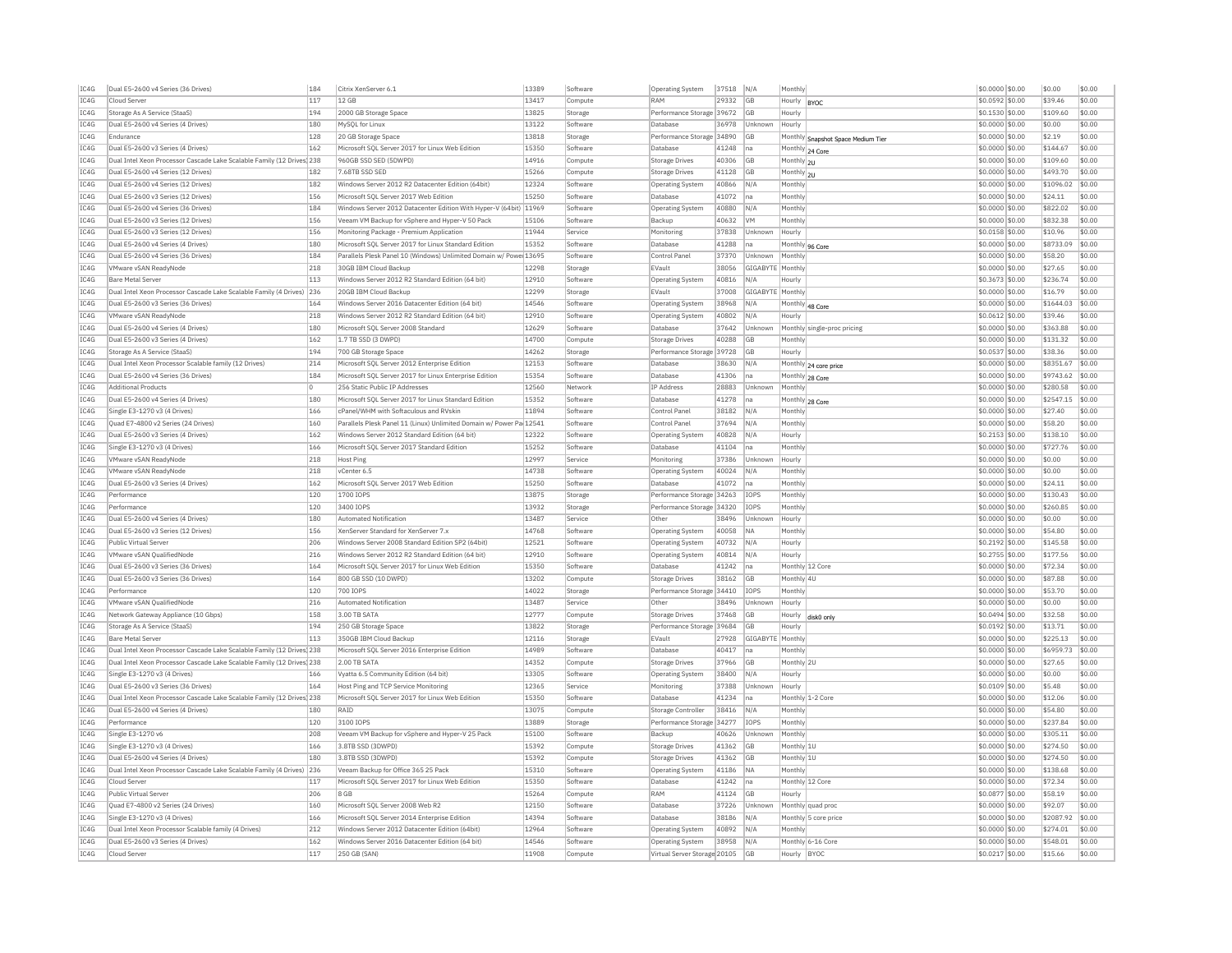| IC4G | Dual E5-2600 v4 Series (36 Drives) | 184 | Citrix XenServer 6.1 | 13389 | Software | Operating System | 37518 | N/A | Monthly | | $0.0000 | $0.00 | $0.00 | $0.00 |
|---|---|---|---|---|---|---|---|---|---|---|---|---|---|---|
| IC4G | Cloud Server | 117 | 12 GB | 13417 | Compute | RAM | 29332 | GB | Hourly | BYOC | $0.0592 | $0.00 | $39.46 | $0.00 |
| IC4G | Storage As A Service (StaaS) | 194 | 2000 GB Storage Space | 13825 | Storage | Performance Storage | 39672 | GB | Hourly | | $0.1530 | $0.00 | $109.60 | $0.00 |
| IC4G | Dual E5-2600 v4 Series (4 Drives) | 180 | MySQL for Linux | 13122 | Software | Database | 36978 | Unknown | Hourly | | $0.0000 | $0.00 | $0.00 | $0.00 |
| IC4G | Endurance | 128 | 20 GB Storage Space | 13818 | Storage | Performance Storage | 34890 | GB | Monthly | Snapshot Space Medium Tier | $0.0000 | $0.00 | $2.19 | $0.00 |
| IC4G | Dual E5-2600 v3 Series (4 Drives) | 162 | Microsoft SQL Server 2017 for Linux Web Edition | 15350 | Software | Database | 41248 | na | Monthly | 24 Core | $0.0000 | $0.00 | $144.67 | $0.00 |
| IC4G | Dual Intel Xeon Processor Cascade Lake Scalable Family (12 Drives) | 238 | 960GB SSD SED (5DWPD) | 14916 | Compute | Storage Drives | 40306 | GB | Monthly | 2U | $0.0000 | $0.00 | $109.60 | $0.00 |
| IC4G | Dual E5-2600 v4 Series (12 Drives) | 182 | 7.68TB SSD SED | 15266 | Compute | Storage Drives | 41128 | GB | Monthly | 2U | $0.0000 | $0.00 | $493.70 | $0.00 |
| IC4G | Dual E5-2600 v4 Series (12 Drives) | 182 | Windows Server 2012 R2 Datacenter Edition (64bit) | 12324 | Software | Operating System | 40866 | N/A | Monthly | | $0.0000 | $0.00 | $1096.02 | $0.00 |
| IC4G | Dual E5-2600 v3 Series (12 Drives) | 156 | Microsoft SQL Server 2017 Web Edition | 15250 | Software | Database | 41072 | na | Monthly | | $0.0000 | $0.00 | $24.11 | $0.00 |
| IC4G | Dual E5-2600 v4 Series (36 Drives) | 184 | Windows Server 2012 Datacenter Edition With Hyper-V (64bit) | 11969 | Software | Operating System | 40880 | N/A | Monthly | | $0.0000 | $0.00 | $822.02 | $0.00 |
| IC4G | Dual E5-2600 v3 Series (12 Drives) | 156 | Veeam VM Backup for vSphere and Hyper-V 50 Pack | 15106 | Software | Backup | 40632 | VM | Monthly | | $0.0000 | $0.00 | $832.38 | $0.00 |
| IC4G | Dual E5-2600 v3 Series (12 Drives) | 156 | Monitoring Package - Premium Application | 11944 | Service | Monitoring | 37838 | Unknown | Hourly | | $0.0158 | $0.00 | $10.96 | $0.00 |
| IC4G | Dual E5-2600 v4 Series (4 Drives) | 180 | Microsoft SQL Server 2017 for Linux Standard Edition | 15352 | Software | Database | 41288 | na | Monthly | 96 Core | $0.0000 | $0.00 | $8733.09 | $0.00 |
| IC4G | Dual E5-2600 v4 Series (36 Drives) | 184 | Parallels Plesk Panel 10 (Windows) Unlimited Domain w/ Power | 13695 | Software | Control Panel | 37370 | Unknown | Monthly | | $0.0000 | $0.00 | $58.20 | $0.00 |
| IC4G | VMware vSAN ReadyNode | 218 | 30GB IBM Cloud Backup | 12298 | Storage | EVault | 38056 | GIGABYTE | Monthly | | $0.0000 | $0.00 | $27.65 | $0.00 |
| IC4G | Bare Metal Server | 113 | Windows Server 2012 R2 Standard Edition (64 bit) | 12910 | Software | Operating System | 40816 | N/A | Hourly | | $0.3673 | $0.00 | $236.74 | $0.00 |
| IC4G | Dual Intel Xeon Processor Cascade Lake Scalable Family (4 Drives) | 236 | 20GB IBM Cloud Backup | 12299 | Storage | EVault | 37008 | GIGABYTE | Monthly | | $0.0000 | $0.00 | $16.79 | $0.00 |
| IC4G | Dual E5-2600 v3 Series (36 Drives) | 164 | Windows Server 2016 Datacenter Edition (64 bit) | 14546 | Software | Operating System | 38968 | N/A | Monthly | 48 Core | $0.0000 | $0.00 | $1644.03 | $0.00 |
| IC4G | VMware vSAN ReadyNode | 218 | Windows Server 2012 R2 Standard Edition (64 bit) | 12910 | Software | Operating System | 40802 | N/A | Hourly | | $0.0612 | $0.00 | $39.46 | $0.00 |
| IC4G | Dual E5-2600 v4 Series (4 Drives) | 180 | Microsoft SQL Server 2008 Standard | 12629 | Software | Database | 37642 | Unknown | Monthly | single-proc pricing | $0.0000 | $0.00 | $363.88 | $0.00 |
| IC4G | Dual E5-2600 v3 Series (4 Drives) | 162 | 1.7 TB SSD (3 DWPD) | 14700 | Compute | Storage Drives | 40288 | GB | Monthly | | $0.0000 | $0.00 | $131.32 | $0.00 |
| IC4G | Storage As A Service (StaaS) | 194 | 700 GB Storage Space | 14262 | Storage | Performance Storage | 39728 | GB | Hourly | | $0.0537 | $0.00 | $38.36 | $0.00 |
| IC4G | Dual Intel Xeon Processor Scalable family (12 Drives) | 214 | Microsoft SQL Server 2012 Enterprise Edition | 12153 | Software | Database | 38630 | N/A | Monthly | 24 core price | $0.0000 | $0.00 | $8351.67 | $0.00 |
| IC4G | Dual E5-2600 v4 Series (36 Drives) | 184 | Microsoft SQL Server 2017 for Linux Enterprise Edition | 15354 | Software | Database | 41306 | na | Monthly | 28 Core | $0.0000 | $0.00 | $9743.62 | $0.00 |
| IC4G | Additional Products | 0 | 256 Static Public IP Addresses | 12560 | Network | IP Address | 28883 | Unknown | Monthly | | $0.0000 | $0.00 | $280.58 | $0.00 |
| IC4G | Dual E5-2600 v4 Series (4 Drives) | 180 | Microsoft SQL Server 2017 for Linux Standard Edition | 15352 | Software | Database | 41278 | na | Monthly | 28 Core | $0.0000 | $0.00 | $2547.15 | $0.00 |
| IC4G | Single E3-1270 v3 (4 Drives) | 166 | cPanel/WHM with Softaculous and RVskin | 11894 | Software | Control Panel | 38182 | N/A | Monthly | | $0.0000 | $0.00 | $27.40 | $0.00 |
| IC4G | Quad E7-4800 v2 Series (24 Drives) | 160 | Parallels Plesk Panel 11 (Linux) Unlimited Domain w/ Power Pa | 12541 | Software | Control Panel | 37694 | N/A | Monthly | | $0.0000 | $0.00 | $58.20 | $0.00 |
| IC4G | Dual E5-2600 v3 Series (4 Drives) | 162 | Windows Server 2012 Standard Edition (64 bit) | 12322 | Software | Operating System | 40828 | N/A | Hourly | | $0.2153 | $0.00 | $138.10 | $0.00 |
| IC4G | Single E3-1270 v3 (4 Drives) | 166 | Microsoft SQL Server 2017 Standard Edition | 15252 | Software | Database | 41104 | na | Monthly | | $0.0000 | $0.00 | $727.76 | $0.00 |
| IC4G | VMware vSAN ReadyNode | 218 | Host Ping | 12997 | Service | Monitoring | 37386 | Unknown | Hourly | | $0.0000 | $0.00 | $0.00 | $0.00 |
| IC4G | VMware vSAN ReadyNode | 218 | vCenter 6.5 | 14738 | Software | Operating System | 40024 | N/A | Monthly | | $0.0000 | $0.00 | $0.00 | $0.00 |
| IC4G | Dual E5-2600 v3 Series (4 Drives) | 162 | Microsoft SQL Server 2017 Web Edition | 15250 | Software | Database | 41072 | na | Monthly | | $0.0000 | $0.00 | $24.11 | $0.00 |
| IC4G | Performance | 120 | 1700 IOPS | 13875 | Storage | Performance Storage | 34263 | IOPS | Monthly | | $0.0000 | $0.00 | $130.43 | $0.00 |
| IC4G | Performance | 120 | 3400 IOPS | 13932 | Storage | Performance Storage | 34320 | IOPS | Monthly | | $0.0000 | $0.00 | $260.85 | $0.00 |
| IC4G | Dual E5-2600 v4 Series (4 Drives) | 180 | Automated Notification | 13487 | Service | Other | 38496 | Unknown | Hourly | | $0.0000 | $0.00 | $0.00 | $0.00 |
| IC4G | Dual E5-2600 v3 Series (12 Drives) | 156 | XenServer Standard for XenServer 7.x | 14768 | Software | Operating System | 40058 | NA | Monthly | | $0.0000 | $0.00 | $54.80 | $0.00 |
| IC4G | Public Virtual Server | 206 | Windows Server 2008 Standard Edition SP2 (64bit) | 12521 | Software | Operating System | 40732 | N/A | Hourly | | $0.2192 | $0.00 | $145.58 | $0.00 |
| IC4G | VMware vSAN QualifiedNode | 216 | Windows Server 2012 R2 Standard Edition (64 bit) | 12910 | Software | Operating System | 40814 | N/A | Hourly | | $0.2755 | $0.00 | $177.56 | $0.00 |
| IC4G | Dual E5-2600 v3 Series (36 Drives) | 164 | Microsoft SQL Server 2017 for Linux Web Edition | 15350 | Software | Database | 41242 | na | Monthly | 12 Core | $0.0000 | $0.00 | $72.34 | $0.00 |
| IC4G | Dual E5-2600 v3 Series (36 Drives) | 164 | 800 GB SSD (10 DWPD) | 13202 | Compute | Storage Drives | 38162 | GB | Monthly | 4U | $0.0000 | $0.00 | $87.88 | $0.00 |
| IC4G | Performance | 120 | 700 IOPS | 14022 | Storage | Performance Storage | 34410 | IOPS | Monthly | | $0.0000 | $0.00 | $53.70 | $0.00 |
| IC4G | VMware vSAN QualifiedNode | 216 | Automated Notification | 13487 | Service | Other | 38496 | Unknown | Hourly | | $0.0000 | $0.00 | $0.00 | $0.00 |
| IC4G | Network Gateway Appliance (10 Gbps) | 158 | 3.00 TB SATA | 12777 | Compute | Storage Drives | 37468 | GB | Hourly | disk0 only | $0.0494 | $0.00 | $32.58 | $0.00 |
| IC4G | Storage As A Service (StaaS) | 194 | 250 GB Storage Space | 13822 | Storage | Performance Storage | 39684 | GB | Hourly | | $0.0192 | $0.00 | $13.71 | $0.00 |
| IC4G | Bare Metal Server | 113 | 350GB IBM Cloud Backup | 12116 | Storage | EVault | 27928 | GIGABYTE | Monthly | | $0.0000 | $0.00 | $225.13 | $0.00 |
| IC4G | Dual Intel Xeon Processor Cascade Lake Scalable Family (12 Drives) | 238 | Microsoft SQL Server 2016 Enterprise Edition | 14989 | Software | Database | 40417 | na | Monthly | | $0.0000 | $0.00 | $6959.73 | $0.00 |
| IC4G | Dual Intel Xeon Processor Cascade Lake Scalable Family (12 Drives) | 238 | 2.00 TB SATA | 14352 | Compute | Storage Drives | 37966 | GB | Monthly | 2U | $0.0000 | $0.00 | $27.65 | $0.00 |
| IC4G | Single E3-1270 v3 (4 Drives) | 166 | Vyatta 6.5 Community Edition (64 bit) | 13305 | Software | Operating System | 38400 | N/A | Hourly | | $0.0000 | $0.00 | $0.00 | $0.00 |
| IC4G | Dual E5-2600 v3 Series (36 Drives) | 164 | Host Ping and TCP Service Monitoring | 12365 | Service | Monitoring | 37388 | Unknown | Hourly | | $0.0109 | $0.00 | $5.48 | $0.00 |
| IC4G | Dual Intel Xeon Processor Cascade Lake Scalable Family (12 Drives) | 238 | Microsoft SQL Server 2017 for Linux Web Edition | 15350 | Software | Database | 41234 | na | Monthly | 1-2 Core | $0.0000 | $0.00 | $12.06 | $0.00 |
| IC4G | Dual E5-2600 v4 Series (4 Drives) | 180 | RAID | 13075 | Compute | Storage Controller | 38416 | N/A | Monthly | | $0.0000 | $0.00 | $54.80 | $0.00 |
| IC4G | Performance | 120 | 3100 IOPS | 13889 | Storage | Performance Storage | 34277 | IOPS | Monthly | | $0.0000 | $0.00 | $237.84 | $0.00 |
| IC4G | Single E3-1270 v6 | 208 | Veeam VM Backup for vSphere and Hyper-V 25 Pack | 15100 | Software | Backup | 40626 | Unknown | Monthly | | $0.0000 | $0.00 | $305.11 | $0.00 |
| IC4G | Single E3-1270 v3 (4 Drives) | 166 | 3.8TB SSD (3DWPD) | 15392 | Compute | Storage Drives | 41362 | GB | Monthly | 1U | $0.0000 | $0.00 | $274.50 | $0.00 |
| IC4G | Dual E5-2600 v4 Series (4 Drives) | 180 | 3.8TB SSD (3DWPD) | 15392 | Compute | Storage Drives | 41362 | GB | Monthly | 1U | $0.0000 | $0.00 | $274.50 | $0.00 |
| IC4G | Dual Intel Xeon Processor Cascade Lake Scalable Family (4 Drives) | 236 | Veeam Backup for Office 365 25 Pack | 15310 | Software | Operating System | 41186 | NA | Monthly | | $0.0000 | $0.00 | $138.68 | $0.00 |
| IC4G | Cloud Server | 117 | Microsoft SQL Server 2017 for Linux Web Edition | 15350 | Software | Database | 41242 | na | Monthly | 12 Core | $0.0000 | $0.00 | $72.34 | $0.00 |
| IC4G | Public Virtual Server | 206 | 8 GB | 15264 | Compute | RAM | 41124 | GB | Hourly | | $0.0877 | $0.00 | $58.19 | $0.00 |
| IC4G | Quad E7-4800 v2 Series (24 Drives) | 160 | Microsoft SQL Server 2008 Web R2 | 12150 | Software | Database | 37226 | Unknown | Monthly | quad proc | $0.0000 | $0.00 | $92.07 | $0.00 |
| IC4G | Single E3-1270 v3 (4 Drives) | 166 | Microsoft SQL Server 2014 Enterprise Edition | 14394 | Software | Database | 38186 | N/A | Monthly | 5 core price | $0.0000 | $0.00 | $2087.92 | $0.00 |
| IC4G | Dual Intel Xeon Processor Scalable family (4 Drives) | 212 | Windows Server 2012 Datacenter Edition (64bit) | 12964 | Software | Operating System | 40892 | N/A | Monthly | | $0.0000 | $0.00 | $274.01 | $0.00 |
| IC4G | Dual E5-2600 v3 Series (4 Drives) | 162 | Windows Server 2016 Datacenter Edition (64 bit) | 14546 | Software | Operating System | 38958 | N/A | Monthly | 6-16 Core | $0.0000 | $0.00 | $548.01 | $0.00 |
| IC4G | Cloud Server | 117 | 250 GB (SAN) | 11908 | Compute | Virtual Server Storage | 20105 | GB | Hourly | BYOC | $0.0217 | $0.00 | $15.66 | $0.00 |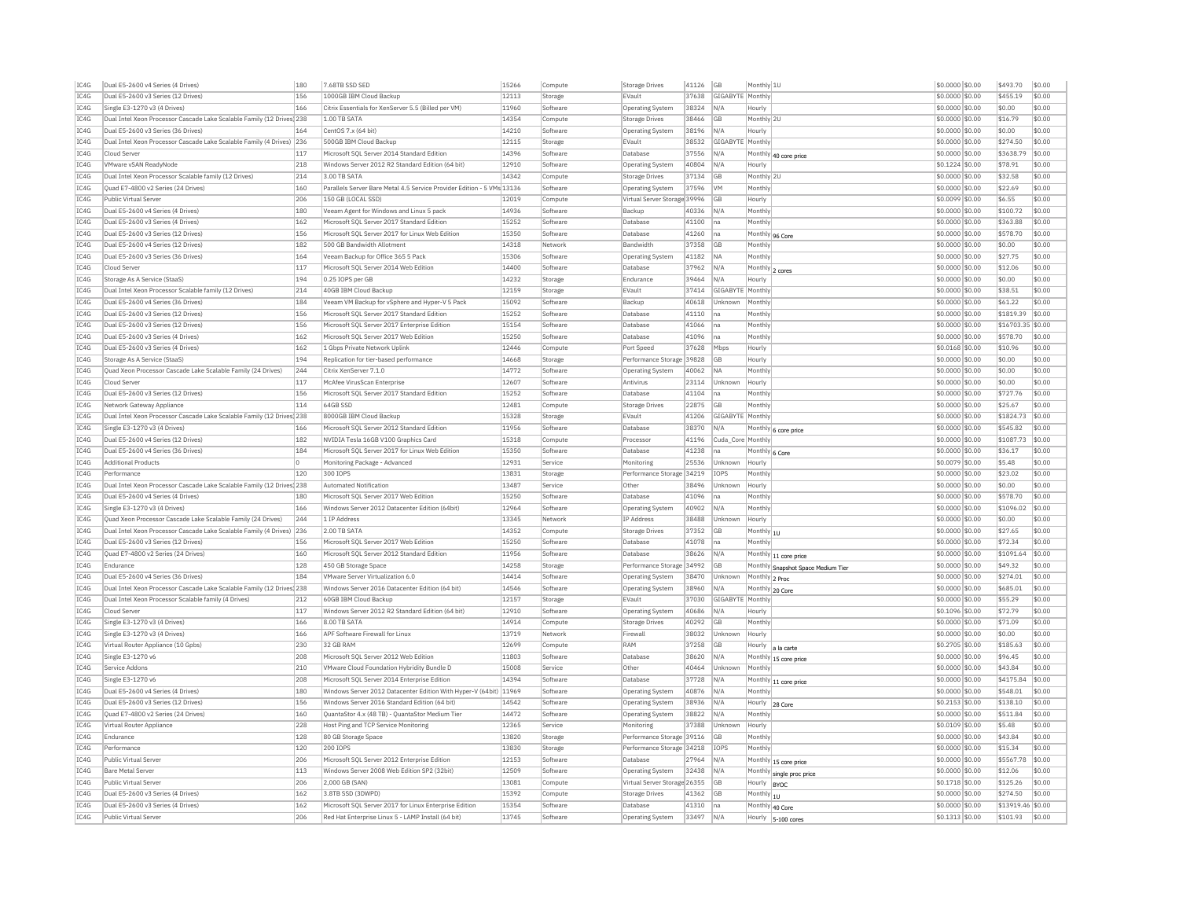| IC4G | Dual E5-2600 v4 Series (4 Drives) | 180 | 7.68TB SSD SED | 15266 | Compute | Storage Drives | 41126 | GB | Monthly | 1U | $0.0000 | $0.00 | $493.70 | $0.00 |
|---|---|---|---|---|---|---|---|---|---|---|---|---|---|---|
| IC4G | Dual E5-2600 v3 Series (12 Drives) | 156 | 1000GB IBM Cloud Backup | 12113 | Storage | EVault | 37638 | GIGABYTE | Monthly | | $0.0000 | $0.00 | $455.19 | $0.00 |
| IC4G | Single E3-1270 v3 (4 Drives) | 166 | Citrix Essentials for XenServer 5.5 (Billed per VM) | 11960 | Software | Operating System | 38324 | N/A | Hourly | | $0.0000 | $0.00 | $0.00 | $0.00 |
| IC4G | Dual Intel Xeon Processor Cascade Lake Scalable Family (12 Drives) | 238 | 1.00 TB SATA | 14354 | Compute | Storage Drives | 38466 | GB | Monthly | 2U | $0.0000 | $0.00 | $16.79 | $0.00 |
| IC4G | Dual E5-2600 v3 Series (36 Drives) | 164 | CentOS 7.x (64 bit) | 14210 | Software | Operating System | 38196 | N/A | Hourly | | $0.0000 | $0.00 | $0.00 | $0.00 |
| IC4G | Dual Intel Xeon Processor Cascade Lake Scalable Family (4 Drives) | 236 | 500GB IBM Cloud Backup | 12115 | Storage | EVault | 38532 | GIGABYTE | Monthly | | $0.0000 | $0.00 | $274.50 | $0.00 |
| IC4G | Cloud Server | 117 | Microsoft SQL Server 2014 Standard Edition | 14396 | Software | Database | 37556 | N/A | Monthly | 40 core price | $0.0000 | $0.00 | $3638.79 | $0.00 |
| IC4G | VMware vSAN ReadyNode | 218 | Windows Server 2012 R2 Standard Edition (64 bit) | 12910 | Software | Operating System | 40804 | N/A | Hourly | | $0.1224 | $0.00 | $78.91 | $0.00 |
| IC4G | Dual Intel Xeon Processor Scalable family (12 Drives) | 214 | 3.00 TB SATA | 14342 | Compute | Storage Drives | 37134 | GB | Monthly | 2U | $0.0000 | $0.00 | $32.58 | $0.00 |
| IC4G | Quad E7-4800 v2 Series (24 Drives) | 160 | Parallels Server Bare Metal 4.5 Service Provider Edition - 5 VMs | 13136 | Software | Operating System | 37596 | VM | Monthly | | $0.0000 | $0.00 | $22.69 | $0.00 |
| IC4G | Public Virtual Server | 206 | 150 GB (LOCAL SSD) | 12019 | Compute | Virtual Server Storage | 39996 | GB | Hourly | | $0.0099 | $0.00 | $6.55 | $0.00 |
| IC4G | Dual E5-2600 v4 Series (4 Drives) | 180 | Veeam Agent for Windows and Linux 5 pack | 14936 | Software | Backup | 40336 | N/A | Monthly | | $0.0000 | $0.00 | $100.72 | $0.00 |
| IC4G | Dual E5-2600 v3 Series (4 Drives) | 162 | Microsoft SQL Server 2017 Standard Edition | 15252 | Software | Database | 41100 | na | Monthly | | $0.0000 | $0.00 | $363.88 | $0.00 |
| IC4G | Dual E5-2600 v3 Series (12 Drives) | 156 | Microsoft SQL Server 2017 for Linux Web Edition | 15350 | Software | Database | 41260 | na | Monthly | 96 Core | $0.0000 | $0.00 | $578.70 | $0.00 |
| IC4G | Dual E5-2600 v4 Series (12 Drives) | 182 | 500 GB Bandwidth Allotment | 14318 | Network | Bandwidth | 37358 | GB | Monthly | | $0.0000 | $0.00 | $0.00 | $0.00 |
| IC4G | Dual E5-2600 v3 Series (36 Drives) | 164 | Veeam Backup for Office 365 5 Pack | 15306 | Software | Operating System | 41182 | NA | Monthly | | $0.0000 | $0.00 | $27.75 | $0.00 |
| IC4G | Cloud Server | 117 | Microsoft SQL Server 2014 Web Edition | 14400 | Software | Database | 37962 | N/A | Monthly | 2 cores | $0.0000 | $0.00 | $12.06 | $0.00 |
| IC4G | Storage As A Service (StaaS) | 194 | 0.25 IOPS per GB | 14232 | Storage | Endurance | 39464 | N/A | Hourly | | $0.0000 | $0.00 | $0.00 | $0.00 |
| IC4G | Dual Intel Xeon Processor Scalable family (12 Drives) | 214 | 40GB IBM Cloud Backup | 12159 | Storage | EVault | 37414 | GIGABYTE | Monthly | | $0.0000 | $0.00 | $38.51 | $0.00 |
| IC4G | Dual E5-2600 v4 Series (36 Drives) | 184 | Veeam VM Backup for vSphere and Hyper-V 5 Pack | 15092 | Software | Backup | 40618 | Unknown | Monthly | | $0.0000 | $0.00 | $61.22 | $0.00 |
| IC4G | Dual E5-2600 v3 Series (12 Drives) | 156 | Microsoft SQL Server 2017 Standard Edition | 15252 | Software | Database | 41110 | na | Monthly | | $0.0000 | $0.00 | $1819.39 | $0.00 |
| IC4G | Dual E5-2600 v3 Series (12 Drives) | 156 | Microsoft SQL Server 2017 Enterprise Edition | 15154 | Software | Database | 41066 | na | Monthly | | $0.0000 | $0.00 | $16703.35 | $0.00 |
| IC4G | Dual E5-2600 v3 Series (4 Drives) | 162 | Microsoft SQL Server 2017 Web Edition | 15250 | Software | Database | 41096 | na | Monthly | | $0.0000 | $0.00 | $578.70 | $0.00 |
| IC4G | Dual E5-2600 v3 Series (4 Drives) | 162 | 1 Gbps Private Network Uplink | 12446 | Compute | Port Speed | 37628 | Mbps | Hourly | | $0.0168 | $0.00 | $10.96 | $0.00 |
| IC4G | Storage As A Service (StaaS) | 194 | Replication for tier-based performance | 14668 | Storage | Performance Storage | 39828 | GB | Hourly | | $0.0000 | $0.00 | $0.00 | $0.00 |
| IC4G | Quad Xeon Processor Cascade Lake Scalable Family (24 Drives) | 244 | Citrix XenServer 7.1.0 | 14772 | Software | Operating System | 40062 | NA | Monthly | | $0.0000 | $0.00 | $0.00 | $0.00 |
| IC4G | Cloud Server | 117 | McAfee VirusScan Enterprise | 12607 | Software | Antivirus | 23114 | Unknown | Hourly | | $0.0000 | $0.00 | $0.00 | $0.00 |
| IC4G | Dual E5-2600 v3 Series (12 Drives) | 156 | Microsoft SQL Server 2017 Standard Edition | 15252 | Software | Database | 41104 | na | Monthly | | $0.0000 | $0.00 | $727.76 | $0.00 |
| IC4G | Network Gateway Appliance | 114 | 64GB SSD | 12481 | Compute | Storage Drives | 22875 | GB | Monthly | | $0.0000 | $0.00 | $25.67 | $0.00 |
| IC4G | Dual Intel Xeon Processor Cascade Lake Scalable Family (12 Drives) | 238 | 8000GB IBM Cloud Backup | 15328 | Storage | EVault | 41206 | GIGABYTE | Monthly | | $0.0000 | $0.00 | $1824.73 | $0.00 |
| IC4G | Single E3-1270 v3 (4 Drives) | 166 | Microsoft SQL Server 2012 Standard Edition | 11956 | Software | Database | 38370 | N/A | Monthly | 6 core price | $0.0000 | $0.00 | $545.82 | $0.00 |
| IC4G | Dual E5-2600 v4 Series (12 Drives) | 182 | NVIDIA Tesla 16GB V100 Graphics Card | 15318 | Compute | Processor | 41196 | Cuda_Core | Monthly | | $0.0000 | $0.00 | $1087.73 | $0.00 |
| IC4G | Dual E5-2600 v4 Series (36 Drives) | 184 | Microsoft SQL Server 2017 for Linux Web Edition | 15350 | Software | Database | 41238 | na | Monthly | 6 Core | $0.0000 | $0.00 | $36.17 | $0.00 |
| IC4G | Additional Products | 0 | Monitoring Package - Advanced | 12931 | Service | Monitoring | 25536 | Unknown | Hourly | | $0.0079 | $0.00 | $5.48 | $0.00 |
| IC4G | Performance | 120 | 300 IOPS | 13831 | Storage | Performance Storage | 34219 | IOPS | Monthly | | $0.0000 | $0.00 | $23.02 | $0.00 |
| IC4G | Dual Intel Xeon Processor Cascade Lake Scalable Family (12 Drives) | 238 | Automated Notification | 13487 | Service | Other | 38496 | Unknown | Hourly | | $0.0000 | $0.00 | $0.00 | $0.00 |
| IC4G | Dual E5-2600 v4 Series (4 Drives) | 180 | Microsoft SQL Server 2017 Web Edition | 15250 | Software | Database | 41096 | na | Monthly | | $0.0000 | $0.00 | $578.70 | $0.00 |
| IC4G | Single E3-1270 v3 (4 Drives) | 166 | Windows Server 2012 Datacenter Edition (64bit) | 12964 | Software | Operating System | 40902 | N/A | Monthly | | $0.0000 | $0.00 | $1096.02 | $0.00 |
| IC4G | Quad Xeon Processor Cascade Lake Scalable Family (24 Drives) | 244 | 1 IP Address | 13345 | Network | IP Address | 38488 | Unknown | Hourly | | $0.0000 | $0.00 | $0.00 | $0.00 |
| IC4G | Dual Intel Xeon Processor Cascade Lake Scalable Family (4 Drives) | 236 | 2.00 TB SATA | 14352 | Compute | Storage Drives | 37352 | GB | Monthly | 1U | $0.0000 | $0.00 | $27.65 | $0.00 |
| IC4G | Dual E5-2600 v3 Series (12 Drives) | 156 | Microsoft SQL Server 2017 Web Edition | 15250 | Software | Database | 41078 | na | Monthly | | $0.0000 | $0.00 | $72.34 | $0.00 |
| IC4G | Quad E7-4800 v2 Series (24 Drives) | 160 | Microsoft SQL Server 2012 Standard Edition | 11956 | Software | Database | 38626 | N/A | Monthly | 11 core price | $0.0000 | $0.00 | $1091.64 | $0.00 |
| IC4G | Endurance | 128 | 450 GB Storage Space | 14258 | Storage | Performance Storage | 34992 | GB | Monthly | Snapshot Space Medium Tier | $0.0000 | $0.00 | $49.32 | $0.00 |
| IC4G | Dual E5-2600 v4 Series (36 Drives) | 184 | VMware Server Virtualization 6.0 | 14414 | Software | Operating System | 38470 | Unknown | Monthly | 2 Proc | $0.0000 | $0.00 | $274.01 | $0.00 |
| IC4G | Dual Intel Xeon Processor Cascade Lake Scalable Family (12 Drives) | 238 | Windows Server 2016 Datacenter Edition (64 bit) | 14546 | Software | Operating System | 38960 | N/A | Monthly | 20 Core | $0.0000 | $0.00 | $685.01 | $0.00 |
| IC4G | Dual Intel Xeon Processor Scalable family (4 Drives) | 212 | 60GB IBM Cloud Backup | 12157 | Storage | EVault | 37030 | GIGABYTE | Monthly | | $0.0000 | $0.00 | $55.29 | $0.00 |
| IC4G | Cloud Server | 117 | Windows Server 2012 R2 Standard Edition (64 bit) | 12910 | Software | Operating System | 40686 | N/A | Hourly | | $0.1096 | $0.00 | $72.79 | $0.00 |
| IC4G | Single E3-1270 v3 (4 Drives) | 166 | 8.00 TB SATA | 14914 | Compute | Storage Drives | 40292 | GB | Monthly | | $0.0000 | $0.00 | $71.09 | $0.00 |
| IC4G | Single E3-1270 v3 (4 Drives) | 166 | APF Software Firewall for Linux | 13719 | Network | Firewall | 38032 | Unknown | Hourly | | $0.0000 | $0.00 | $0.00 | $0.00 |
| IC4G | Virtual Router Appliance (10 Gpbs) | 230 | 32 GB RAM | 12699 | Compute | RAM | 37258 | GB | Hourly | a la carte | $0.2705 | $0.00 | $185.63 | $0.00 |
| IC4G | Single E3-1270 v6 | 208 | Microsoft SQL Server 2012 Web Edition | 11803 | Software | Database | 38620 | N/A | Monthly | 15 core price | $0.0000 | $0.00 | $96.45 | $0.00 |
| IC4G | Service Addons | 210 | VMware Cloud Foundation Hybridity Bundle D | 15008 | Service | Other | 40464 | Unknown | Monthly | | $0.0000 | $0.00 | $43.84 | $0.00 |
| IC4G | Single E3-1270 v6 | 208 | Microsoft SQL Server 2014 Enterprise Edition | 14394 | Software | Database | 37728 | N/A | Monthly | 11 core price | $0.0000 | $0.00 | $4175.84 | $0.00 |
| IC4G | Dual E5-2600 v4 Series (4 Drives) | 180 | Windows Server 2012 Datacenter Edition With Hyper-V (64bit) | 11969 | Software | Operating System | 40876 | N/A | Monthly | | $0.0000 | $0.00 | $548.01 | $0.00 |
| IC4G | Dual E5-2600 v3 Series (12 Drives) | 156 | Windows Server 2016 Standard Edition (64 bit) | 14542 | Software | Operating System | 38936 | N/A | Hourly | 28 Core | $0.2153 | $0.00 | $138.10 | $0.00 |
| IC4G | Quad E7-4800 v2 Series (24 Drives) | 160 | QuantaStor 4.x (48 TB) - QuantaStor Medium Tier | 14472 | Software | Operating System | 38822 | N/A | Monthly | | $0.0000 | $0.00 | $511.84 | $0.00 |
| IC4G | Virtual Router Appliance | 228 | Host Ping and TCP Service Monitoring | 12365 | Service | Monitoring | 37388 | Unknown | Hourly | | $0.0109 | $0.00 | $5.48 | $0.00 |
| IC4G | Endurance | 128 | 80 GB Storage Space | 13820 | Storage | Performance Storage | 39116 | GB | Monthly | | $0.0000 | $0.00 | $43.84 | $0.00 |
| IC4G | Performance | 120 | 200 IOPS | 13830 | Storage | Performance Storage | 34218 | IOPS | Monthly | | $0.0000 | $0.00 | $15.34 | $0.00 |
| IC4G | Public Virtual Server | 206 | Microsoft SQL Server 2012 Enterprise Edition | 12153 | Software | Database | 27964 | N/A | Monthly | 15 core price | $0.0000 | $0.00 | $5567.78 | $0.00 |
| IC4G | Bare Metal Server | 113 | Windows Server 2008 Web Edition SP2 (32bit) | 12509 | Software | Operating System | 32438 | N/A | Monthly | single proc price | $0.0000 | $0.00 | $12.06 | $0.00 |
| IC4G | Public Virtual Server | 206 | 2,000 GB (SAN) | 13081 | Compute | Virtual Server Storage | 26355 | GB | Hourly | BYOC | $0.1718 | $0.00 | $125.26 | $0.00 |
| IC4G | Dual E5-2600 v3 Series (4 Drives) | 162 | 3.8TB SSD (3DWPD) | 15392 | Compute | Storage Drives | 41362 | GB | Monthly | 1U | $0.0000 | $0.00 | $274.50 | $0.00 |
| IC4G | Dual E5-2600 v3 Series (4 Drives) | 162 | Microsoft SQL Server 2017 for Linux Enterprise Edition | 15354 | Software | Database | 41310 | na | Monthly | 40 Core | $0.0000 | $0.00 | $13919.46 | $0.00 |
| IC4G | Public Virtual Server | 206 | Red Hat Enterprise Linux 5 - LAMP Install (64 bit) | 13745 | Software | Operating System | 33497 | N/A | Hourly | 5-100 cores | $0.1313 | $0.00 | $101.93 | $0.00 |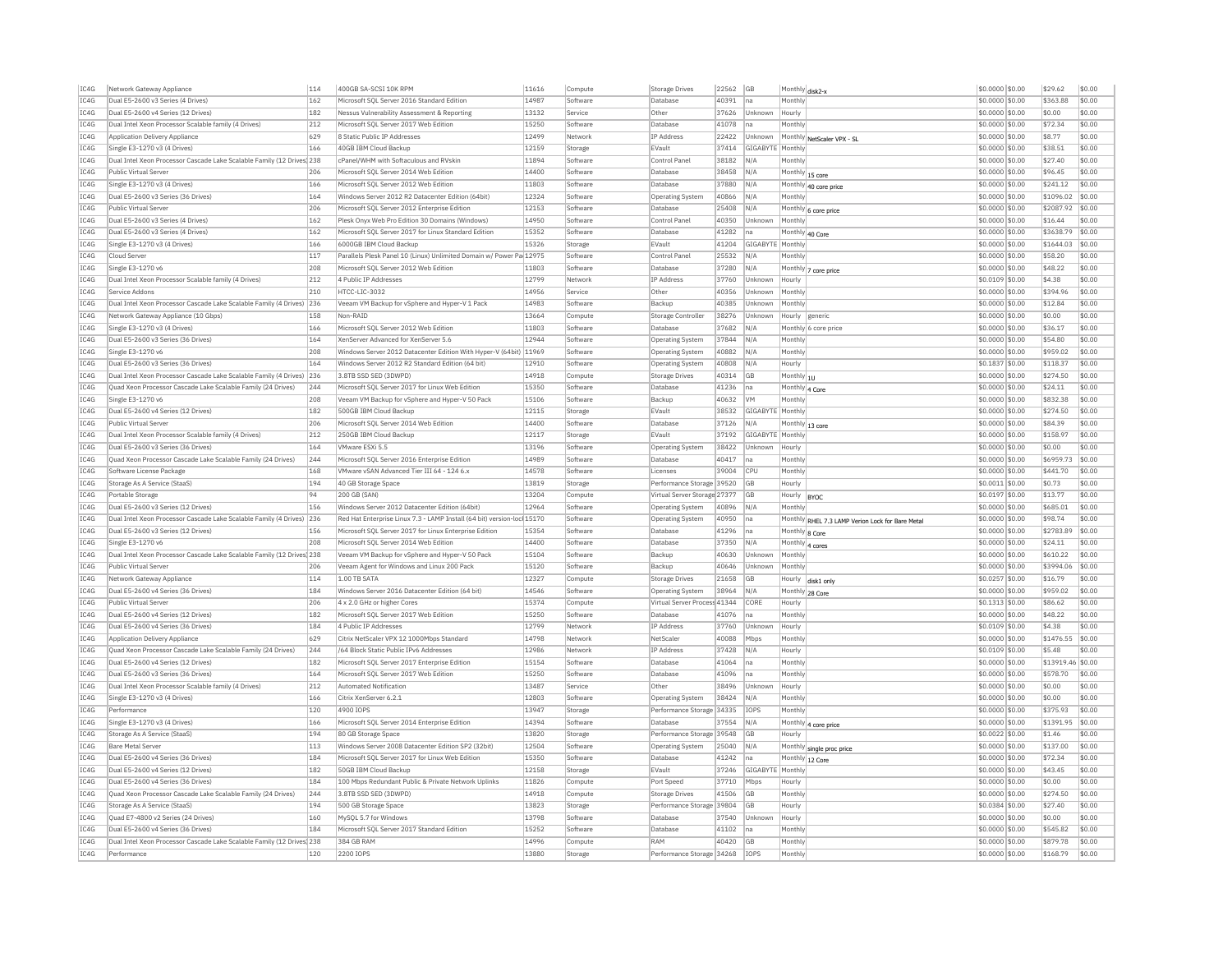| IC4G | Network Gateway Appliance | 114 | 400GB SA-SCSI 10K RPM | 11616 | Compute | Storage Drives | 22562 | GB | Monthly | disk2-x | $0.0000 | $0.00 | $29.62 | $0.00 |
|---|---|---|---|---|---|---|---|---|---|---|---|---|---|---|
| IC4G | Dual E5-2600 v3 Series (4 Drives) | 162 | Microsoft SQL Server 2016 Standard Edition | 14987 | Software | Database | 40391 | na | Monthly | | $0.0000 | $0.00 | $363.88 | $0.00 |
| IC4G | Dual E5-2600 v4 Series (12 Drives) | 182 | Nessus Vulnerability Assessment & Reporting | 13132 | Service | Other | 37626 | Unknown | Hourly | | $0.0000 | $0.00 | $0.00 | $0.00 |
| IC4G | Dual Intel Xeon Processor Scalable family (4 Drives) | 212 | Microsoft SQL Server 2017 Web Edition | 15250 | Software | Database | 41078 | na | Monthly | | $0.0000 | $0.00 | $72.34 | $0.00 |
| IC4G | Application Delivery Appliance | 629 | 8 Static Public IP Addresses | 12499 | Network | IP Address | 22422 | Unknown | Monthly | NetScaler VPX - SL | $0.0000 | $0.00 | $8.77 | $0.00 |
| IC4G | Single E3-1270 v3 (4 Drives) | 166 | 40GB IBM Cloud Backup | 12159 | Storage | EVault | 37414 | GIGABYTE | Monthly | | $0.0000 | $0.00 | $38.51 | $0.00 |
| IC4G | Dual Intel Xeon Processor Cascade Lake Scalable Family (12 Drives) | 238 | cPanel/WHM with Softaculous and RVskin | 11894 | Software | Control Panel | 38182 | N/A | Monthly | | $0.0000 | $0.00 | $27.40 | $0.00 |
| IC4G | Public Virtual Server | 206 | Microsoft SQL Server 2014 Web Edition | 14400 | Software | Database | 38458 | N/A | Monthly | 15 core | $0.0000 | $0.00 | $96.45 | $0.00 |
| IC4G | Single E3-1270 v3 (4 Drives) | 166 | Microsoft SQL Server 2012 Web Edition | 11803 | Software | Database | 37880 | N/A | Monthly | 40 core price | $0.0000 | $0.00 | $241.12 | $0.00 |
| IC4G | Dual E5-2600 v3 Series (36 Drives) | 164 | Windows Server 2012 R2 Datacenter Edition (64bit) | 12324 | Software | Operating System | 40866 | N/A | Monthly | | $0.0000 | $0.00 | $1096.02 | $0.00 |
| IC4G | Public Virtual Server | 206 | Microsoft SQL Server 2012 Enterprise Edition | 12153 | Software | Database | 25408 | N/A | Monthly | 6 core price | $0.0000 | $0.00 | $2087.92 | $0.00 |
| IC4G | Dual E5-2600 v3 Series (4 Drives) | 162 | Plesk Onyx Web Pro Edition 30 Domains (Windows) | 14950 | Software | Control Panel | 40350 | Unknown | Monthly | | $0.0000 | $0.00 | $16.44 | $0.00 |
| IC4G | Dual E5-2600 v3 Series (4 Drives) | 162 | Microsoft SQL Server 2017 for Linux Standard Edition | 15352 | Software | Database | 41282 | na | Monthly | 40 Core | $0.0000 | $0.00 | $3638.79 | $0.00 |
| IC4G | Single E3-1270 v3 (4 Drives) | 166 | 6000GB IBM Cloud Backup | 15326 | Storage | EVault | 41204 | GIGABYTE | Monthly | | $0.0000 | $0.00 | $1644.03 | $0.00 |
| IC4G | Cloud Server | 117 | Parallels Plesk Panel 10 (Linux) Unlimited Domain w/ Power Pa | 12975 | Software | Control Panel | 25532 | N/A | Monthly | | $0.0000 | $0.00 | $58.20 | $0.00 |
| IC4G | Single E3-1270 v6 | 208 | Microsoft SQL Server 2012 Web Edition | 11803 | Software | Database | 37280 | N/A | Monthly | 7 core price | $0.0000 | $0.00 | $48.22 | $0.00 |
| IC4G | Dual Intel Xeon Processor Scalable family (4 Drives) | 212 | 4 Public IP Addresses | 12799 | Network | IP Address | 37760 | Unknown | Hourly | | $0.0109 | $0.00 | $4.38 | $0.00 |
| IC4G | Service Addons | 210 | HTCC-LIC-3032 | 14956 | Service | Other | 40356 | Unknown | Monthly | | $0.0000 | $0.00 | $394.96 | $0.00 |
| IC4G | Dual Intel Xeon Processor Cascade Lake Scalable Family (4 Drives) | 236 | Veeam VM Backup for vSphere and Hyper-V 1 Pack | 14983 | Software | Backup | 40385 | Unknown | Monthly | | $0.0000 | $0.00 | $12.84 | $0.00 |
| IC4G | Network Gateway Appliance (10 Gbps) | 158 | Non-RAID | 13664 | Compute | Storage Controller | 38276 | Unknown | Hourly | generic | $0.0000 | $0.00 | $0.00 | $0.00 |
| IC4G | Single E3-1270 v3 (4 Drives) | 166 | Microsoft SQL Server 2012 Web Edition | 11803 | Software | Database | 37682 | N/A | Monthly | 6 core price | $0.0000 | $0.00 | $36.17 | $0.00 |
| IC4G | Dual E5-2600 v3 Series (36 Drives) | 164 | XenServer Advanced for XenServer 5.6 | 12944 | Software | Operating System | 37844 | N/A | Monthly | | $0.0000 | $0.00 | $54.80 | $0.00 |
| IC4G | Single E3-1270 v6 | 208 | Windows Server 2012 Datacenter Edition With Hyper-V (64bit) | 11969 | Software | Operating System | 40882 | N/A | Monthly | | $0.0000 | $0.00 | $959.02 | $0.00 |
| IC4G | Dual E5-2600 v3 Series (36 Drives) | 164 | Windows Server 2012 R2 Standard Edition (64 bit) | 12910 | Software | Operating System | 40808 | N/A | Hourly | | $0.1837 | $0.00 | $118.37 | $0.00 |
| IC4G | Dual Intel Xeon Processor Cascade Lake Scalable Family (4 Drives) | 236 | 3.8TB SSD SED (3DWPD) | 14918 | Compute | Storage Drives | 40314 | GB | Monthly | 1U | $0.0000 | $0.00 | $274.50 | $0.00 |
| IC4G | Quad Xeon Processor Cascade Lake Scalable Family (24 Drives) | 244 | Microsoft SQL Server 2017 for Linux Web Edition | 15350 | Software | Database | 41236 | na | Monthly | 4 Core | $0.0000 | $0.00 | $24.11 | $0.00 |
| IC4G | Single E3-1270 v6 | 208 | Veeam VM Backup for vSphere and Hyper-V 50 Pack | 15106 | Software | Backup | 40632 | VM | Monthly | | $0.0000 | $0.00 | $832.38 | $0.00 |
| IC4G | Dual E5-2600 v4 Series (12 Drives) | 182 | 500GB IBM Cloud Backup | 12115 | Storage | EVault | 38532 | GIGABYTE | Monthly | | $0.0000 | $0.00 | $274.50 | $0.00 |
| IC4G | Public Virtual Server | 206 | Microsoft SQL Server 2014 Web Edition | 14400 | Software | Database | 37126 | N/A | Monthly | 13 core | $0.0000 | $0.00 | $84.39 | $0.00 |
| IC4G | Dual Intel Xeon Processor Scalable family (4 Drives) | 212 | 250GB IBM Cloud Backup | 12117 | Storage | EVault | 37192 | GIGABYTE | Monthly | | $0.0000 | $0.00 | $158.97 | $0.00 |
| IC4G | Dual E5-2600 v3 Series (36 Drives) | 164 | VMware ESXi 5.5 | 13196 | Software | Operating System | 38422 | Unknown | Hourly | | $0.0000 | $0.00 | $0.00 | $0.00 |
| IC4G | Quad Xeon Processor Cascade Lake Scalable Family (24 Drives) | 244 | Microsoft SQL Server 2016 Enterprise Edition | 14989 | Software | Database | 40417 | na | Monthly | | $0.0000 | $0.00 | $6959.73 | $0.00 |
| IC4G | Software License Package | 168 | VMware vSAN Advanced Tier III 64 - 124 6.x | 14578 | Software | Licenses | 39004 | CPU | Monthly | | $0.0000 | $0.00 | $441.70 | $0.00 |
| IC4G | Storage As A Service (StaaS) | 194 | 40 GB Storage Space | 13819 | Storage | Performance Storage | 39520 | GB | Hourly | | $0.0011 | $0.00 | $0.73 | $0.00 |
| IC4G | Portable Storage | 94 | 200 GB (SAN) | 13204 | Compute | Virtual Server Storage | 27377 | GB | Hourly | BYOC | $0.0197 | $0.00 | $13.77 | $0.00 |
| IC4G | Dual E5-2600 v3 Series (12 Drives) | 156 | Windows Server 2012 Datacenter Edition (64bit) | 12964 | Software | Operating System | 40896 | N/A | Monthly | | $0.0000 | $0.00 | $685.01 | $0.00 |
| IC4G | Dual Intel Xeon Processor Cascade Lake Scalable Family (4 Drives) | 236 | Red Hat Enterprise Linux 7.3 - LAMP Install (64 bit) version-lock | 15170 | Software | Operating System | 40950 | na | Monthly | RHEL 7.3 LAMP Verion Lock for Bare Metal | $0.0000 | $0.00 | $98.74 | $0.00 |
| IC4G | Dual E5-2600 v3 Series (12 Drives) | 156 | Microsoft SQL Server 2017 for Linux Enterprise Edition | 15354 | Software | Database | 41296 | na | Monthly | 8 Core | $0.0000 | $0.00 | $2783.89 | $0.00 |
| IC4G | Single E3-1270 v6 | 208 | Microsoft SQL Server 2014 Web Edition | 14400 | Software | Database | 37350 | N/A | Monthly | 4 cores | $0.0000 | $0.00 | $24.11 | $0.00 |
| IC4G | Dual Intel Xeon Processor Cascade Lake Scalable Family (12 Drives) | 238 | Veeam VM Backup for vSphere and Hyper-V 50 Pack | 15104 | Software | Backup | 40630 | Unknown | Monthly | | $0.0000 | $0.00 | $610.22 | $0.00 |
| IC4G | Public Virtual Server | 206 | Veeam Agent for Windows and Linux 200 Pack | 15120 | Software | Backup | 40646 | Unknown | Monthly | | $0.0000 | $0.00 | $3994.06 | $0.00 |
| IC4G | Network Gateway Appliance | 114 | 1.00 TB SATA | 12327 | Compute | Storage Drives | 21658 | GB | Hourly | disk1 only | $0.0257 | $0.00 | $16.79 | $0.00 |
| IC4G | Dual E5-2600 v4 Series (36 Drives) | 184 | Windows Server 2016 Datacenter Edition (64 bit) | 14546 | Software | Operating System | 38964 | N/A | Monthly | 28 Core | $0.0000 | $0.00 | $959.02 | $0.00 |
| IC4G | Public Virtual Server | 206 | 4 x 2.0 GHz or higher Cores | 15374 | Compute | Virtual Server Process | 41344 | CORE | Hourly | | $0.1313 | $0.00 | $86.62 | $0.00 |
| IC4G | Dual E5-2600 v4 Series (12 Drives) | 182 | Microsoft SQL Server 2017 Web Edition | 15250 | Software | Database | 41076 | na | Monthly | | $0.0000 | $0.00 | $48.22 | $0.00 |
| IC4G | Dual E5-2600 v4 Series (36 Drives) | 184 | 4 Public IP Addresses | 12799 | Network | IP Address | 37760 | Unknown | Hourly | | $0.0109 | $0.00 | $4.38 | $0.00 |
| IC4G | Application Delivery Appliance | 629 | Citrix NetScaler VPX 12 1000Mbps Standard | 14798 | Network | NetScaler | 40088 | Mbps | Monthly | | $0.0000 | $0.00 | $1476.55 | $0.00 |
| IC4G | Quad Xeon Processor Cascade Lake Scalable Family (24 Drives) | 244 | /64 Block Static Public IPv6 Addresses | 12986 | Network | IP Address | 37428 | N/A | Hourly | | $0.0109 | $0.00 | $5.48 | $0.00 |
| IC4G | Dual E5-2600 v4 Series (12 Drives) | 182 | Microsoft SQL Server 2017 Enterprise Edition | 15154 | Software | Database | 41064 | na | Monthly | | $0.0000 | $0.00 | $13919.46 | $0.00 |
| IC4G | Dual E5-2600 v3 Series (36 Drives) | 164 | Microsoft SQL Server 2017 Web Edition | 15250 | Software | Database | 41096 | na | Monthly | | $0.0000 | $0.00 | $578.70 | $0.00 |
| IC4G | Dual Intel Xeon Processor Scalable family (4 Drives) | 212 | Automated Notification | 13487 | Service | Other | 38496 | Unknown | Hourly | | $0.0000 | $0.00 | $0.00 | $0.00 |
| IC4G | Single E3-1270 v3 (4 Drives) | 166 | Citrix XenServer 6.2.1 | 12803 | Software | Operating System | 38424 | N/A | Monthly | | $0.0000 | $0.00 | $0.00 | $0.00 |
| IC4G | Performance | 120 | 4900 IOPS | 13947 | Storage | Performance Storage | 34335 | IOPS | Monthly | | $0.0000 | $0.00 | $375.93 | $0.00 |
| IC4G | Single E3-1270 v3 (4 Drives) | 166 | Microsoft SQL Server 2014 Enterprise Edition | 14394 | Software | Database | 37554 | N/A | Monthly | 4 core price | $0.0000 | $0.00 | $1391.95 | $0.00 |
| IC4G | Storage As A Service (StaaS) | 194 | 80 GB Storage Space | 13820 | Storage | Performance Storage | 39548 | GB | Hourly | | $0.0022 | $0.00 | $1.46 | $0.00 |
| IC4G | Bare Metal Server | 113 | Windows Server 2008 Datacenter Edition SP2 (32bit) | 12504 | Software | Operating System | 25040 | N/A | Monthly | single proc price | $0.0000 | $0.00 | $137.00 | $0.00 |
| IC4G | Dual E5-2600 v4 Series (36 Drives) | 184 | Microsoft SQL Server 2017 for Linux Web Edition | 15350 | Software | Database | 41242 | na | Monthly | 12 Core | $0.0000 | $0.00 | $72.34 | $0.00 |
| IC4G | Dual E5-2600 v4 Series (12 Drives) | 182 | 50GB IBM Cloud Backup | 12158 | Storage | EVault | 37246 | GIGABYTE | Monthly | | $0.0000 | $0.00 | $43.45 | $0.00 |
| IC4G | Dual E5-2600 v4 Series (36 Drives) | 184 | 100 Mbps Redundant Public & Private Network Uplinks | 11826 | Compute | Port Speed | 37710 | Mbps | Hourly | | $0.0000 | $0.00 | $0.00 | $0.00 |
| IC4G | Quad Xeon Processor Cascade Lake Scalable Family (24 Drives) | 244 | 3.8TB SSD SED (3DWPD) | 14918 | Compute | Storage Drives | 41506 | GB | Monthly | | $0.0000 | $0.00 | $274.50 | $0.00 |
| IC4G | Storage As A Service (StaaS) | 194 | 500 GB Storage Space | 13823 | Storage | Performance Storage | 39804 | GB | Hourly | | $0.0384 | $0.00 | $27.40 | $0.00 |
| IC4G | Quad E7-4800 v2 Series (24 Drives) | 160 | MySQL 5.7 for Windows | 13798 | Software | Database | 37540 | Unknown | Hourly | | $0.0000 | $0.00 | $0.00 | $0.00 |
| IC4G | Dual E5-2600 v4 Series (36 Drives) | 184 | Microsoft SQL Server 2017 Standard Edition | 15252 | Software | Database | 41102 | na | Monthly | | $0.0000 | $0.00 | $545.82 | $0.00 |
| IC4G | Dual Intel Xeon Processor Cascade Lake Scalable Family (12 Drives) | 238 | 384 GB RAM | 14996 | Compute | RAM | 40420 | GB | Monthly | | $0.0000 | $0.00 | $879.78 | $0.00 |
| IC4G | Performance | 120 | 2200 IOPS | 13880 | Storage | Performance Storage | 34268 | IOPS | Monthly | | $0.0000 | $0.00 | $168.79 | $0.00 |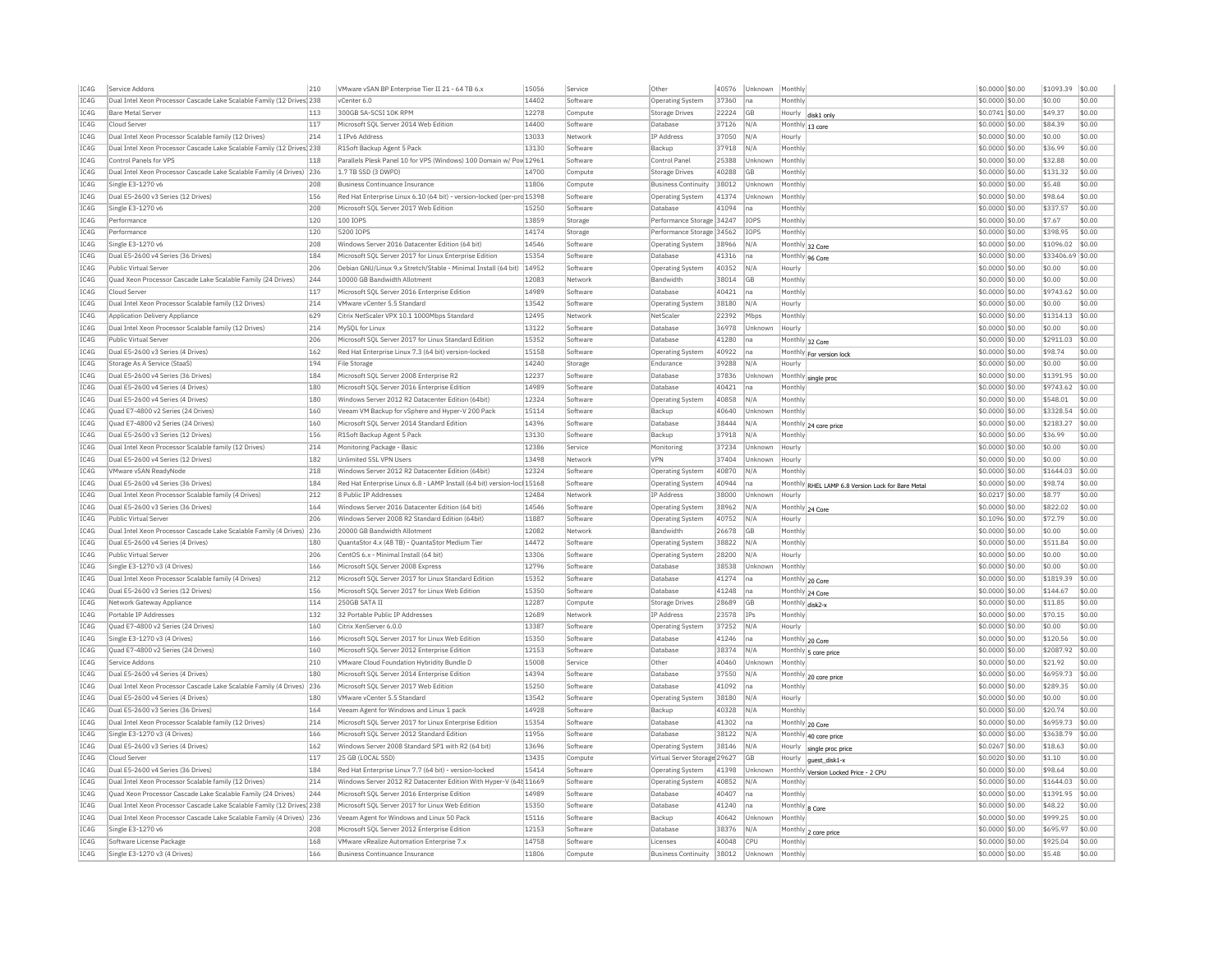| IC4G | Service Addons | 210 | VMware vSAN BP Enterprise Tier II 21 - 64 TB 6.x | 15056 | Service | Other | 40576 | Unknown | Monthly | | $0.0000 | $0.00 | $1093.39 | $0.00 |
|---|---|---|---|---|---|---|---|---|---|---|---|---|---|---|
| IC4G | Dual Intel Xeon Processor Cascade Lake Scalable Family (12 Drives) | 238 | vCenter 6.0 | 14402 | Software | Operating System | 37360 | na | Monthly | | $0.0000 | $0.00 | $0.00 | $0.00 |
| IC4G | Bare Metal Server | 113 | 300GB SA-SCSI 10K RPM | 12278 | Compute | Storage Drives | 22224 | GB | Hourly | disk1 only | $0.0741 | $0.00 | $49.37 | $0.00 |
| IC4G | Cloud Server | 117 | Microsoft SQL Server 2014 Web Edition | 14400 | Software | Database | 37126 | N/A | Monthly | 13 core | $0.0000 | $0.00 | $84.39 | $0.00 |
| IC4G | Dual Intel Xeon Processor Scalable family (12 Drives) | 214 | 1 IPv6 Address | 13033 | Network | IP Address | 37050 | N/A | Hourly | | $0.0000 | $0.00 | $0.00 | $0.00 |
| IC4G | Dual Intel Xeon Processor Cascade Lake Scalable Family (12 Drives) | 238 | R1Soft Backup Agent 5 Pack | 13130 | Software | Backup | 37918 | N/A | Monthly | | $0.0000 | $0.00 | $36.99 | $0.00 |
| IC4G | Control Panels for VPS | 118 | Parallels Plesk Panel 10 for VPS (Windows) 100 Domain w/ Pow | 12961 | Software | Control Panel | 25388 | Unknown | Monthly | | $0.0000 | $0.00 | $32.88 | $0.00 |
| IC4G | Dual Intel Xeon Processor Cascade Lake Scalable Family (4 Drives) | 236 | 1.7 TB SSD (3 DWPD) | 14700 | Compute | Storage Drives | 40288 | GB | Monthly | | $0.0000 | $0.00 | $131.32 | $0.00 |
| IC4G | Single E3-1270 v6 | 208 | Business Continuance Insurance | 11806 | Compute | Business Continuity | 38012 | Unknown | Monthly | | $0.0000 | $0.00 | $5.48 | $0.00 |
| IC4G | Dual E5-2600 v3 Series (12 Drives) | 156 | Red Hat Enterprise Linux 6.10 (64 bit) - version-locked (per-pro | 15398 | Software | Operating System | 41374 | Unknown | Monthly | | $0.0000 | $0.00 | $98.64 | $0.00 |
| IC4G | Single E3-1270 v6 | 208 | Microsoft SQL Server 2017 Web Edition | 15250 | Software | Database | 41094 | na | Monthly | | $0.0000 | $0.00 | $337.57 | $0.00 |
| IC4G | Performance | 120 | 100 IOPS | 13859 | Storage | Performance Storage | 34247 | IOPS | Monthly | | $0.0000 | $0.00 | $7.67 | $0.00 |
| IC4G | Performance | 120 | 5200 IOPS | 14174 | Storage | Performance Storage | 34562 | IOPS | Monthly | | $0.0000 | $0.00 | $398.95 | $0.00 |
| IC4G | Single E3-1270 v6 | 208 | Windows Server 2016 Datacenter Edition (64 bit) | 14546 | Software | Operating System | 38966 | N/A | Monthly | 32 Core | $0.0000 | $0.00 | $1096.02 | $0.00 |
| IC4G | Dual E5-2600 v4 Series (36 Drives) | 184 | Microsoft SQL Server 2017 for Linux Enterprise Edition | 15354 | Software | Database | 41316 | na | Monthly | 96 Core | $0.0000 | $0.00 | $33406.69 | $0.00 |
| IC4G | Public Virtual Server | 206 | Debian GNU/Linux 9.x Stretch/Stable - Minimal Install (64 bit) | 14952 | Software | Operating System | 40352 | N/A | Hourly | | $0.0000 | $0.00 | $0.00 | $0.00 |
| IC4G | Quad Xeon Processor Cascade Lake Scalable Family (24 Drives) | 244 | 10000 GB Bandwidth Allotment | 12083 | Network | Bandwidth | 38014 | GB | Monthly | | $0.0000 | $0.00 | $0.00 | $0.00 |
| IC4G | Cloud Server | 117 | Microsoft SQL Server 2016 Enterprise Edition | 14989 | Software | Database | 40421 | na | Monthly | | $0.0000 | $0.00 | $9743.62 | $0.00 |
| IC4G | Dual Intel Xeon Processor Scalable family (12 Drives) | 214 | VMware vCenter 5.5 Standard | 13542 | Software | Operating System | 38180 | N/A | Hourly | | $0.0000 | $0.00 | $0.00 | $0.00 |
| IC4G | Application Delivery Appliance | 629 | Citrix NetScaler VPX 10.1 1000Mbps Standard | 12495 | Network | NetScaler | 22392 | Mbps | Monthly | | $0.0000 | $0.00 | $1314.13 | $0.00 |
| IC4G | Dual Intel Xeon Processor Scalable family (12 Drives) | 214 | MySQL for Linux | 13122 | Software | Database | 36978 | Unknown | Hourly | | $0.0000 | $0.00 | $0.00 | $0.00 |
| IC4G | Public Virtual Server | 206 | Microsoft SQL Server 2017 for Linux Standard Edition | 15352 | Software | Database | 41280 | na | Monthly | 32 Core | $0.0000 | $0.00 | $2911.03 | $0.00 |
| IC4G | Dual E5-2600 v3 Series (4 Drives) | 162 | Red Hat Enterprise Linux 7.3 (64 bit) version-locked | 15158 | Software | Operating System | 40922 | na | Monthly | For version lock | $0.0000 | $0.00 | $98.74 | $0.00 |
| IC4G | Storage As A Service (StaaS) | 194 | File Storage | 14240 | Storage | Endurance | 39288 | N/A | Hourly | | $0.0000 | $0.00 | $0.00 | $0.00 |
| IC4G | Dual E5-2600 v4 Series (36 Drives) | 184 | Microsoft SQL Server 2008 Enterprise R2 | 12237 | Software | Database | 37836 | Unknown | Monthly | single proc | $0.0000 | $0.00 | $1391.95 | $0.00 |
| IC4G | Dual E5-2600 v4 Series (4 Drives) | 180 | Microsoft SQL Server 2016 Enterprise Edition | 14989 | Software | Database | 40421 | na | Monthly | | $0.0000 | $0.00 | $9743.62 | $0.00 |
| IC4G | Dual E5-2600 v4 Series (4 Drives) | 180 | Windows Server 2012 R2 Datacenter Edition (64bit) | 12324 | Software | Operating System | 40858 | N/A | Monthly | | $0.0000 | $0.00 | $548.01 | $0.00 |
| IC4G | Quad E7-4800 v2 Series (24 Drives) | 160 | Veeam VM Backup for vSphere and Hyper-V 200 Pack | 15114 | Software | Backup | 40640 | Unknown | Monthly | | $0.0000 | $0.00 | $3328.54 | $0.00 |
| IC4G | Quad E7-4800 v2 Series (24 Drives) | 160 | Microsoft SQL Server 2014 Standard Edition | 14396 | Software | Database | 38444 | N/A | Monthly | 24 core price | $0.0000 | $0.00 | $2183.27 | $0.00 |
| IC4G | Dual E5-2600 v3 Series (12 Drives) | 156 | R1Soft Backup Agent 5 Pack | 13130 | Software | Backup | 37918 | N/A | Monthly | | $0.0000 | $0.00 | $36.99 | $0.00 |
| IC4G | Dual Intel Xeon Processor Scalable family (12 Drives) | 214 | Monitoring Package - Basic | 12386 | Service | Monitoring | 37234 | Unknown | Hourly | | $0.0000 | $0.00 | $0.00 | $0.00 |
| IC4G | Dual E5-2600 v4 Series (12 Drives) | 182 | Unlimited SSL VPN Users | 13498 | Network | VPN | 37404 | Unknown | Hourly | | $0.0000 | $0.00 | $0.00 | $0.00 |
| IC4G | VMware vSAN ReadyNode | 218 | Windows Server 2012 R2 Datacenter Edition (64bit) | 12324 | Software | Operating System | 40870 | N/A | Monthly | | $0.0000 | $0.00 | $1644.03 | $0.00 |
| IC4G | Dual E5-2600 v4 Series (36 Drives) | 184 | Red Hat Enterprise Linux 6.8 - LAMP Install (64 bit) version-lock | 15168 | Software | Operating System | 40944 | na | Monthly | RHEL LAMP 6.8 Version Lock for Bare Metal | $0.0000 | $0.00 | $98.74 | $0.00 |
| IC4G | Dual Intel Xeon Processor Scalable family (4 Drives) | 212 | 8 Public IP Addresses | 12484 | Network | IP Address | 38000 | Unknown | Hourly | | $0.0217 | $0.00 | $8.77 | $0.00 |
| IC4G | Dual E5-2600 v3 Series (36 Drives) | 164 | Windows Server 2016 Datacenter Edition (64 bit) | 14546 | Software | Operating System | 38962 | N/A | Monthly | 24 Core | $0.0000 | $0.00 | $822.02 | $0.00 |
| IC4G | Public Virtual Server | 206 | Windows Server 2008 R2 Standard Edition (64bit) | 11887 | Software | Operating System | 40752 | N/A | Hourly | | $0.1096 | $0.00 | $72.79 | $0.00 |
| IC4G | Dual Intel Xeon Processor Cascade Lake Scalable Family (4 Drives) | 236 | 20000 GB Bandwidth Allotment | 12082 | Network | Bandwidth | 26678 | GB | Monthly | | $0.0000 | $0.00 | $0.00 | $0.00 |
| IC4G | Dual E5-2600 v4 Series (4 Drives) | 180 | QuantaStor 4.x (48 TB) - QuantaStor Medium Tier | 14472 | Software | Operating System | 38822 | N/A | Monthly | | $0.0000 | $0.00 | $511.84 | $0.00 |
| IC4G | Public Virtual Server | 206 | CentOS 6.x - Minimal Install (64 bit) | 13306 | Software | Operating System | 28200 | N/A | Hourly | | $0.0000 | $0.00 | $0.00 | $0.00 |
| IC4G | Single E3-1270 v3 (4 Drives) | 166 | Microsoft SQL Server 2008 Express | 12796 | Software | Database | 38538 | Unknown | Monthly | | $0.0000 | $0.00 | $0.00 | $0.00 |
| IC4G | Dual Intel Xeon Processor Scalable family (4 Drives) | 212 | Microsoft SQL Server 2017 for Linux Standard Edition | 15352 | Software | Database | 41274 | na | Monthly | 20 Core | $0.0000 | $0.00 | $1819.39 | $0.00 |
| IC4G | Dual E5-2600 v3 Series (12 Drives) | 156 | Microsoft SQL Server 2017 for Linux Web Edition | 15350 | Software | Database | 41248 | na | Monthly | 24 Core | $0.0000 | $0.00 | $144.67 | $0.00 |
| IC4G | Network Gateway Appliance | 114 | 250GB SATA II | 12287 | Compute | Storage Drives | 28689 | GB | Monthly | disk2-x | $0.0000 | $0.00 | $11.85 | $0.00 |
| IC4G | Portable IP Addresses | 132 | 32 Portable Public IP Addresses | 12689 | Network | IP Address | 23578 | IPs | Monthly | | $0.0000 | $0.00 | $70.15 | $0.00 |
| IC4G | Quad E7-4800 v2 Series (24 Drives) | 160 | Citrix XenServer 6.0.0 | 13387 | Software | Operating System | 37252 | N/A | Hourly | | $0.0000 | $0.00 | $0.00 | $0.00 |
| IC4G | Single E3-1270 v3 (4 Drives) | 166 | Microsoft SQL Server 2017 for Linux Web Edition | 15350 | Software | Database | 41246 | na | Monthly | 20 Core | $0.0000 | $0.00 | $120.56 | $0.00 |
| IC4G | Quad E7-4800 v2 Series (24 Drives) | 160 | Microsoft SQL Server 2012 Enterprise Edition | 12153 | Software | Database | 38374 | N/A | Monthly | 5 core price | $0.0000 | $0.00 | $2087.92 | $0.00 |
| IC4G | Service Addons | 210 | VMware Cloud Foundation Hybridity Bundle D | 15008 | Service | Other | 40460 | Unknown | Monthly | | $0.0000 | $0.00 | $21.92 | $0.00 |
| IC4G | Dual E5-2600 v4 Series (4 Drives) | 180 | Microsoft SQL Server 2014 Enterprise Edition | 14394 | Software | Database | 37550 | N/A | Monthly | 20 core price | $0.0000 | $0.00 | $6959.73 | $0.00 |
| IC4G | Dual Intel Xeon Processor Cascade Lake Scalable Family (4 Drives) | 236 | Microsoft SQL Server 2017 Web Edition | 15250 | Software | Database | 41092 | na | Monthly | | $0.0000 | $0.00 | $289.35 | $0.00 |
| IC4G | Dual E5-2600 v4 Series (4 Drives) | 180 | VMware vCenter 5.5 Standard | 13542 | Software | Operating System | 38180 | N/A | Hourly | | $0.0000 | $0.00 | $0.00 | $0.00 |
| IC4G | Dual E5-2600 v3 Series (36 Drives) | 164 | Veeam Agent for Windows and Linux 1 pack | 14928 | Software | Backup | 40328 | N/A | Monthly | | $0.0000 | $0.00 | $20.74 | $0.00 |
| IC4G | Dual Intel Xeon Processor Scalable family (12 Drives) | 214 | Microsoft SQL Server 2017 for Linux Enterprise Edition | 15354 | Software | Database | 41302 | na | Monthly | 20 Core | $0.0000 | $0.00 | $6959.73 | $0.00 |
| IC4G | Single E3-1270 v3 (4 Drives) | 166 | Microsoft SQL Server 2012 Standard Edition | 11956 | Software | Database | 38122 | N/A | Monthly | 40 core price | $0.0000 | $0.00 | $3638.79 | $0.00 |
| IC4G | Dual E5-2600 v3 Series (4 Drives) | 162 | Windows Server 2008 Standard SP1 with R2 (64 bit) | 13696 | Software | Operating System | 38146 | N/A | Hourly | single proc price | $0.0267 | $0.00 | $18.63 | $0.00 |
| IC4G | Cloud Server | 117 | 25 GB (LOCAL SSD) | 13435 | Compute | Virtual Server Storage | 29627 | GB | Hourly | guest_disk1-x | $0.0020 | $0.00 | $1.10 | $0.00 |
| IC4G | Dual E5-2600 v4 Series (36 Drives) | 184 | Red Hat Enterprise Linux 7.7 (64 bit) - version-locked | 15414 | Software | Operating System | 41398 | Unknown | Monthly | Version Locked Price - 2 CPU | $0.0000 | $0.00 | $98.64 | $0.00 |
| IC4G | Dual Intel Xeon Processor Scalable family (12 Drives) | 214 | Windows Server 2012 R2 Datacenter Edition With Hyper-V (64t | 11669 | Software | Operating System | 40852 | N/A | Monthly | | $0.0000 | $0.00 | $1644.03 | $0.00 |
| IC4G | Quad Xeon Processor Cascade Lake Scalable Family (24 Drives) | 244 | Microsoft SQL Server 2016 Enterprise Edition | 14989 | Software | Database | 40407 | na | Monthly | | $0.0000 | $0.00 | $1391.95 | $0.00 |
| IC4G | Dual Intel Xeon Processor Cascade Lake Scalable Family (12 Drives) | 238 | Microsoft SQL Server 2017 for Linux Web Edition | 15350 | Software | Database | 41240 | na | Monthly | 8 Core | $0.0000 | $0.00 | $48.22 | $0.00 |
| IC4G | Dual Intel Xeon Processor Cascade Lake Scalable Family (4 Drives) | 236 | Veeam Agent for Windows and Linux 50 Pack | 15116 | Software | Backup | 40642 | Unknown | Monthly | | $0.0000 | $0.00 | $999.25 | $0.00 |
| IC4G | Single E3-1270 v6 | 208 | Microsoft SQL Server 2012 Enterprise Edition | 12153 | Software | Database | 38376 | N/A | Monthly | 2 core price | $0.0000 | $0.00 | $695.97 | $0.00 |
| IC4G | Software License Package | 168 | VMware vRealize Automation Enterprise 7.x | 14758 | Software | Licenses | 40048 | CPU | Monthly | | $0.0000 | $0.00 | $925.04 | $0.00 |
| IC4G | Single E3-1270 v3 (4 Drives) | 166 | Business Continuance Insurance | 11806 | Compute | Business Continuity | 38012 | Unknown | Monthly | | $0.0000 | $0.00 | $5.48 | $0.00 |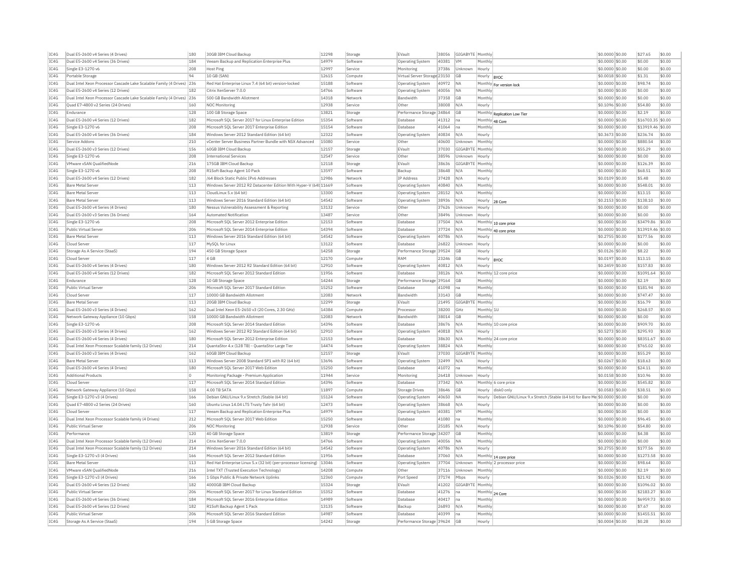| IC4G | Dual E5-2600 v4 Series (4 Drives) | 180 | 30GB IBM Cloud Backup | 12298 | Storage | EVault | 38056 | GIGABYTE | Monthly | | $0.0000 | $0.00 | $27.65 | $0.00 |
|---|---|---|---|---|---|---|---|---|---|---|---|---|---|---|
| IC4G | Dual E5-2600 v4 Series (36 Drives) | 184 | Veeam Backup and Replication Enterprise Plus | 14979 | Software | Operating System | 40381 | VM | Monthly | | $0.0000 | $0.00 | $0.00 | $0.00 |
| IC4G | Single E3-1270 v6 | 208 | Host Ping | 12997 | Service | Monitoring | 37386 | Unknown | Hourly | | $0.0000 | $0.00 | $0.00 | $0.00 |
| IC4G | Portable Storage | 94 | 10 GB (SAN) | 12615 | Compute | Virtual Server Storage | 23150 | GB | Hourly | BYOC | $0.0018 | $0.00 | $1.31 | $0.00 |
| IC4G | Dual Intel Xeon Processor Cascade Lake Scalable Family (4 Drives) | 236 | Red Hat Enterprise Linux 7.4 (64 bit) version-locked | 15188 | Software | Operating System | 40972 | NA | Monthly | For version lock | $0.0000 | $0.00 | $98.74 | $0.00 |
| IC4G | Dual E5-2600 v4 Series (12 Drives) | 182 | Citrix XenServer 7.0.0 | 14766 | Software | Operating System | 40056 | NA | Monthly | | $0.0000 | $0.00 | $0.00 | $0.00 |
| IC4G | Dual Intel Xeon Processor Cascade Lake Scalable Family (4 Drives) | 236 | 500 GB Bandwidth Allotment | 14318 | Network | Bandwidth | 37358 | GB | Monthly | | $0.0000 | $0.00 | $0.00 | $0.00 |
| IC4G | Quad E7-4800 v2 Series (24 Drives) | 160 | NOC Monitoring | 12938 | Service | Other | 38008 | N/A | Hourly | | $0.1096 | $0.00 | $54.80 | $0.00 |
| IC4G | Endurance | 128 | 100 GB Storage Space | 13821 | Storage | Performance Storage | 34864 | GB | Monthly | Replication Low Tier | $0.0000 | $0.00 | $2.19 | $0.00 |
| IC4G | Dual E5-2600 v4 Series (12 Drives) | 182 | Microsoft SQL Server 2017 for Linux Enterprise Edition | 15354 | Software | Database | 41312 | na | Monthly | 48 Core | $0.0000 | $0.00 | $16703.35 | $0.00 |
| IC4G | Single E3-1270 v6 | 208 | Microsoft SQL Server 2017 Enterprise Edition | 15154 | Software | Database | 41064 | na | Monthly | | $0.0000 | $0.00 | $13919.46 | $0.00 |
| IC4G | Dual E5-2600 v4 Series (36 Drives) | 184 | Windows Server 2012 Standard Edition (64 bit) | 12322 | Software | Operating System | 40834 | N/A | Hourly | | $0.3673 | $0.00 | $236.74 | $0.00 |
| IC4G | Service Addons | 210 | vCenter Server Business Partner Bundle with NSX Advanced | 15080 | Service | Other | 40600 | Unknown | Monthly | | $0.0000 | $0.00 | $880.54 | $0.00 |
| IC4G | Dual E5-2600 v3 Series (12 Drives) | 156 | 60GB IBM Cloud Backup | 12157 | Storage | EVault | 37030 | GIGABYTE | Monthly | | $0.0000 | $0.00 | $55.29 | $0.00 |
| IC4G | Single E3-1270 v6 | 208 | International Services | 12547 | Service | Other | 38596 | Unknown | Hourly | | $0.0000 | $0.00 | $0.00 | $0.00 |
| IC4G | VMware vSAN QualifiedNode | 216 | 175GB IBM Cloud Backup | 12118 | Storage | EVault | 38636 | GIGABYTE | Monthly | | $0.0000 | $0.00 | $126.39 | $0.00 |
| IC4G | Single E3-1270 v6 | 208 | R1Soft Backup Agent 10 Pack | 13597 | Software | Backup | 38648 | N/A | Monthly | | $0.0000 | $0.00 | $68.51 | $0.00 |
| IC4G | Dual E5-2600 v4 Series (12 Drives) | 182 | /64 Block Static Public IPv6 Addresses | 12986 | Network | IP Address | 37428 | N/A | Hourly | | $0.0109 | $0.00 | $5.48 | $0.00 |
| IC4G | Bare Metal Server | 113 | Windows Server 2012 R2 Datacenter Edition With Hyper-V (64t | 11669 | Software | Operating System | 40840 | N/A | Monthly | | $0.0000 | $0.00 | $548.01 | $0.00 |
| IC4G | Bare Metal Server | 113 | CloudLinux 5.x (64 bit) | 13300 | Software | Operating System | 28152 | N/A | Monthly | | $0.0000 | $0.00 | $13.15 | $0.00 |
| IC4G | Bare Metal Server | 113 | Windows Server 2016 Standard Edition (64 bit) | 14542 | Software | Operating System | 38936 | N/A | Hourly | 28 Core | $0.2153 | $0.00 | $138.10 | $0.00 |
| IC4G | Dual E5-2600 v4 Series (4 Drives) | 180 | Nessus Vulnerability Assessment & Reporting | 13132 | Service | Other | 37626 | Unknown | Hourly | | $0.0000 | $0.00 | $0.00 | $0.00 |
| IC4G | Dual E5-2600 v3 Series (36 Drives) | 164 | Automated Notification | 13487 | Service | Other | 38496 | Unknown | Hourly | | $0.0000 | $0.00 | $0.00 | $0.00 |
| IC4G | Single E3-1270 v6 | 208 | Microsoft SQL Server 2012 Enterprise Edition | 12153 | Software | Database | 37504 | N/A | Monthly | 10 core price | $0.0000 | $0.00 | $3479.86 | $0.00 |
| IC4G | Public Virtual Server | 206 | Microsoft SQL Server 2014 Enterprise Edition | 14394 | Software | Database | 37724 | N/A | Monthly | 40 core price | $0.0000 | $0.00 | $13919.46 | $0.00 |
| IC4G | Bare Metal Server | 113 | Windows Server 2016 Standard Edition (64 bit) | 14542 | Software | Operating System | 40786 | N/A | Hourly | | $0.2755 | $0.00 | $177.56 | $0.00 |
| IC4G | Cloud Server | 117 | MySQL for Linux | 13122 | Software | Database | 26822 | Unknown | Hourly | | $0.0000 | $0.00 | $0.00 | $0.00 |
| IC4G | Storage As A Service (StaaS) | 194 | 450 GB Storage Space | 14258 | Storage | Performance Storage | 39524 | GB | Hourly | | $0.0126 | $0.00 | $8.22 | $0.00 |
| IC4G | Cloud Server | 117 | 4 GB | 12170 | Compute | RAM | 23246 | GB | Hourly | BYOC | $0.0197 | $0.00 | $13.15 | $0.00 |
| IC4G | Dual E5-2600 v4 Series (4 Drives) | 180 | Windows Server 2012 R2 Standard Edition (64 bit) | 12910 | Software | Operating System | 40812 | N/A | Hourly | | $0.2459 | $0.00 | $157.83 | $0.00 |
| IC4G | Dual E5-2600 v4 Series (12 Drives) | 182 | Microsoft SQL Server 2012 Standard Edition | 11956 | Software | Database | 38126 | N/A | Monthly | 12 core price | $0.0000 | $0.00 | $1091.64 | $0.00 |
| IC4G | Endurance | 128 | 10 GB Storage Space | 14244 | Storage | Performance Storage | 39164 | GB | Monthly | | $0.0000 | $0.00 | $2.19 | $0.00 |
| IC4G | Public Virtual Server | 206 | Microsoft SQL Server 2017 Standard Edition | 15252 | Software | Database | 41098 | na | Monthly | | $0.0000 | $0.00 | $181.94 | $0.00 |
| IC4G | Cloud Server | 117 | 10000 GB Bandwidth Allotment | 12083 | Network | Bandwidth | 33143 | GB | Monthly | | $0.0000 | $0.00 | $747.47 | $0.00 |
| IC4G | Bare Metal Server | 113 | 20GB IBM Cloud Backup | 12299 | Storage | EVault | 21495 | GIGABYTE | Monthly | | $0.0000 | $0.00 | $16.79 | $0.00 |
| IC4G | Dual E5-2600 v3 Series (4 Drives) | 162 | Dual Intel Xeon E5-2650 v3 (20 Cores, 2.30 GHz) | 14384 | Compute | Processor | 38200 | GHz | Monthly | 1U | $0.0000 | $0.00 | $268.57 | $0.00 |
| IC4G | Network Gateway Appliance (10 Gbps) | 158 | 10000 GB Bandwidth Allotment | 12083 | Network | Bandwidth | 38014 | GB | Monthly | | $0.0000 | $0.00 | $0.00 | $0.00 |
| IC4G | Single E3-1270 v6 | 208 | Microsoft SQL Server 2014 Standard Edition | 14396 | Software | Database | 38676 | N/A | Monthly | 10 core price | $0.0000 | $0.00 | $909.70 | $0.00 |
| IC4G | Dual E5-2600 v3 Series (4 Drives) | 162 | Windows Server 2012 R2 Standard Edition (64 bit) | 12910 | Software | Operating System | 40818 | N/A | Hourly | | $0.5273 | $0.00 | $295.93 | $0.00 |
| IC4G | Dual E5-2600 v4 Series (4 Drives) | 180 | Microsoft SQL Server 2012 Enterprise Edition | 12153 | Software | Database | 38630 | N/A | Monthly | 24 core price | $0.0000 | $0.00 | $8351.67 | $0.00 |
| IC4G | Dual Intel Xeon Processor Scalable family (12 Drives) | 214 | QuantaStor 4.x (128 TB) - QuantaStor Large Tier | 14474 | Software | Operating System | 38824 | N/A | Monthly | | $0.0000 | $0.00 | $765.02 | $0.00 |
| IC4G | Dual E5-2600 v3 Series (4 Drives) | 162 | 60GB IBM Cloud Backup | 12157 | Storage | EVault | 37030 | GIGABYTE | Monthly | | $0.0000 | $0.00 | $55.29 | $0.00 |
| IC4G | Bare Metal Server | 113 | Windows Server 2008 Standard SP1 with R2 (64 bit) | 13696 | Software | Operating System | 32499 | N/A | Hourly | | $0.0267 | $0.00 | $18.63 | $0.00 |
| IC4G | Dual E5-2600 v4 Series (4 Drives) | 180 | Microsoft SQL Server 2017 Web Edition | 15250 | Software | Database | 41072 | na | Monthly | | $0.0000 | $0.00 | $24.11 | $0.00 |
| IC4G | Additional Products | 0 | Monitoring Package - Premium Application | 11944 | Service | Monitoring | 26418 | Unknown | Hourly | | $0.0158 | $0.00 | $10.96 | $0.00 |
| IC4G | Cloud Server | 117 | Microsoft SQL Server 2014 Standard Edition | 14396 | Software | Database | 37342 | N/A | Monthly | 6 core price | $0.0000 | $0.00 | $545.82 | $0.00 |
| IC4G | Network Gateway Appliance (10 Gbps) | 158 | 4.00 TB SATA | 11897 | Compute | Storage Drives | 38646 | GB | Hourly | disk0 only | $0.0583 | $0.00 | $38.51 | $0.00 |
| IC4G | Single E3-1270 v3 (4 Drives) | 166 | Debian GNU/Linux 9.x Stretch /Stable (64 bit) | 15124 | Software | Operating System | 40650 | NA | Hourly | Debian GNU/Linux 9.x Stretch /Stable (64 bit) for Bare Me | $0.0000 | $0.00 | $0.00 | $0.00 |
| IC4G | Quad E7-4800 v2 Series (24 Drives) | 160 | Ubuntu Linux 14.04 LTS Trusty Tahr (64 bit) | 12473 | Software | Operating System | 38668 | N/A | Hourly | | $0.0000 | $0.00 | $0.00 | $0.00 |
| IC4G | Cloud Server | 117 | Veeam Backup and Replication Enterprise Plus | 14979 | Software | Operating System | 40381 | VM | Monthly | | $0.0000 | $0.00 | $0.00 | $0.00 |
| IC4G | Dual Intel Xeon Processor Scalable family (4 Drives) | 212 | Microsoft SQL Server 2017 Web Edition | 15250 | Software | Database | 41080 | na | Monthly | | $0.0000 | $0.00 | $96.45 | $0.00 |
| IC4G | Public Virtual Server | 206 | NOC Monitoring | 12938 | Service | Other | 25185 | N/A | Hourly | | $0.1096 | $0.00 | $54.80 | $0.00 |
| IC4G | Performance | 120 | 40 GB Storage Space | 13819 | Storage | Performance Storage | 34207 | GB | Monthly | | $0.0000 | $0.00 | $4.38 | $0.00 |
| IC4G | Dual Intel Xeon Processor Scalable family (12 Drives) | 214 | Citrix XenServer 7.0.0 | 14766 | Software | Operating System | 40056 | NA | Monthly | | $0.0000 | $0.00 | $0.00 | $0.00 |
| IC4G | Dual Intel Xeon Processor Scalable family (12 Drives) | 214 | Windows Server 2016 Standard Edition (64 bit) | 14542 | Software | Operating System | 40786 | N/A | Hourly | | $0.2755 | $0.00 | $177.56 | $0.00 |
| IC4G | Single E3-1270 v3 (4 Drives) | 166 | Microsoft SQL Server 2012 Standard Edition | 11956 | Software | Database | 37060 | N/A | Monthly | 14 core price | $0.0000 | $0.00 | $1273.58 | $0.00 |
| IC4G | Bare Metal Server | 113 | Red Hat Enterprise Linux 5.x (32 bit) (per-processor licensing) | 13046 | Software | Operating System | 37704 | Unknown | Monthly | 2 processor price | $0.0000 | $0.00 | $98.64 | $0.00 |
| IC4G | VMware vSAN QualifiedNode | 216 | Intel TXT (Trusted Execution Technology) | 14208 | Compute | Other | 37116 | Unknown | Monthly | | $0.0000 | $0.00 | $2.19 | $0.00 |
| IC4G | Single E3-1270 v3 (4 Drives) | 166 | 1 Gbps Public & Private Network Uplinks | 12360 | Compute | Port Speed | 37174 | Mbps | Hourly | | $0.0326 | $0.00 | $21.92 | $0.00 |
| IC4G | Dual E5-2600 v4 Series (12 Drives) | 182 | 4000GB IBM Cloud Backup | 15324 | Storage | EVault | 41202 | GIGABYTE | Monthly | | $0.0000 | $0.00 | $1096.02 | $0.00 |
| IC4G | Public Virtual Server | 206 | Microsoft SQL Server 2017 for Linux Standard Edition | 15352 | Software | Database | 41276 | na | Monthly | 24 Core | $0.0000 | $0.00 | $2183.27 | $0.00 |
| IC4G | Dual E5-2600 v4 Series (36 Drives) | 184 | Microsoft SQL Server 2016 Enterprise Edition | 14989 | Software | Database | 40417 | na | Monthly | | $0.0000 | $0.00 | $6959.73 | $0.00 |
| IC4G | Dual E5-2600 v4 Series (12 Drives) | 182 | R1Soft Backup Agent 1 Pack | 13135 | Software | Backup | 26893 | N/A | Monthly | | $0.0000 | $0.00 | $7.67 | $0.00 |
| IC4G | Public Virtual Server | 206 | Microsoft SQL Server 2016 Standard Edition | 14987 | Software | Database | 40399 | na | Monthly | | $0.0000 | $0.00 | $1455.51 | $0.00 |
| IC4G | Storage As A Service (StaaS) | 194 | 5 GB Storage Space | 14242 | Storage | Performance Storage | 39624 | GB | Hourly | | $0.0004 | $0.00 | $0.28 | $0.00 |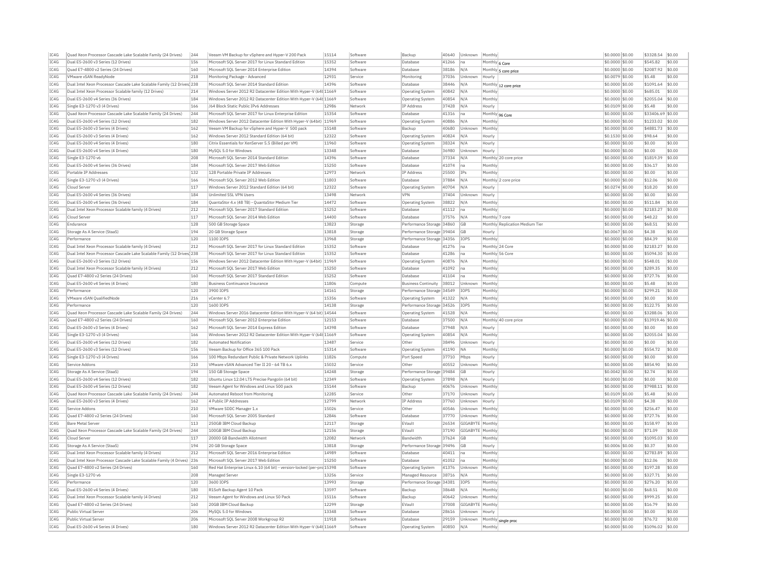| | | | | | | | | | | | | | | |
|---|---|---|---|---|---|---|---|---|---|---|---|---|---|---|
| IC4G | Quad Xeon Processor Cascade Lake Scalable Family (24 Drives) | 244 | Veeam VM Backup for vSphere and Hyper-V 200 Pack | 15114 | Software | Backup | 40640 | Unknown | Monthly | | $0.0000 | $0.00 | $3328.54 | $0.00 |
| IC4G | Dual E5-2600 v3 Series (12 Drives) | 156 | Microsoft SQL Server 2017 for Linux Standard Edition | 15352 | Software | Database | 41266 | na | Monthly | 6 Core | $0.0000 | $0.00 | $545.82 | $0.00 |
| IC4G | Quad E7-4800 v2 Series (24 Drives) | 160 | Microsoft SQL Server 2014 Enterprise Edition | 14394 | Software | Database | 38186 | N/A | Monthly | 5 core price | $0.0000 | $0.00 | $2087.92 | $0.00 |
| IC4G | VMware vSAN ReadyNode | 218 | Monitoring Package - Advanced | 12931 | Service | Monitoring | 37036 | Unknown | Hourly | | $0.0079 | $0.00 | $5.48 | $0.00 |
| IC4G | Dual Intel Xeon Processor Cascade Lake Scalable Family (12 Drives) | 238 | Microsoft SQL Server 2014 Standard Edition | 14396 | Software | Database | 38446 | N/A | Monthly | 12 core price | $0.0000 | $0.00 | $1091.64 | $0.00 |
| IC4G | Dual Intel Xeon Processor Scalable family (12 Drives) | 214 | Windows Server 2012 R2 Datacenter Edition With Hyper-V (64t | 11669 | Software | Operating System | 40842 | N/A | Monthly | | $0.0000 | $0.00 | $685.01 | $0.00 |
| IC4G | Dual E5-2600 v4 Series (36 Drives) | 184 | Windows Server 2012 R2 Datacenter Edition With Hyper-V (64t | 11669 | Software | Operating System | 40854 | N/A | Monthly | | $0.0000 | $0.00 | $2055.04 | $0.00 |
| IC4G | Single E3-1270 v3 (4 Drives) | 166 | /64 Block Static Public IPv6 Addresses | 12986 | Network | IP Address | 37428 | N/A | Hourly | | $0.0109 | $0.00 | $5.48 | $0.00 |
| IC4G | Quad Xeon Processor Cascade Lake Scalable Family (24 Drives) | 244 | Microsoft SQL Server 2017 for Linux Enterprise Edition | 15354 | Software | Database | 41316 | na | Monthly | 96 Core | $0.0000 | $0.00 | $33406.69 | $0.00 |
| IC4G | Dual E5-2600 v4 Series (12 Drives) | 182 | Windows Server 2012 Datacenter Edition With Hyper-V (64bit) | 11969 | Software | Operating System | 40886 | N/A | Monthly | | $0.0000 | $0.00 | $1233.02 | $0.00 |
| IC4G | Dual E5-2600 v3 Series (4 Drives) | 162 | Veeam VM Backup for vSphere and Hyper-V 500 pack | 15148 | Software | Backup | 40680 | Unknown | Monthly | | $0.0000 | $0.00 | $4881.73 | $0.00 |
| IC4G | Dual E5-2600 v3 Series (4 Drives) | 162 | Windows Server 2012 Standard Edition (64 bit) | 12322 | Software | Operating System | 40824 | N/A | Hourly | | $0.1530 | $0.00 | $98.64 | $0.00 |
| IC4G | Dual E5-2600 v4 Series (4 Drives) | 180 | Citrix Essentials for XenServer 5.5 (Billed per VM) | 11960 | Software | Operating System | 38324 | N/A | Hourly | | $0.0000 | $0.00 | $0.00 | $0.00 |
| IC4G | Dual E5-2600 v4 Series (4 Drives) | 180 | MySQL 5.0 for Windows | 13348 | Software | Database | 36980 | Unknown | Hourly | | $0.0000 | $0.00 | $0.00 | $0.00 |
| IC4G | Single E3-1270 v6 | 208 | Microsoft SQL Server 2014 Standard Edition | 14396 | Software | Database | 37334 | N/A | Monthly | 20 core price | $0.0000 | $0.00 | $1819.39 | $0.00 |
| IC4G | Dual E5-2600 v4 Series (36 Drives) | 184 | Microsoft SQL Server 2017 Web Edition | 15250 | Software | Database | 41074 | na | Monthly | | $0.0000 | $0.00 | $36.17 | $0.00 |
| IC4G | Portable IP Addresses | 132 | 128 Portable Private IP Addresses | 12973 | Network | IP Address | 25500 | IPs | Monthly | | $0.0000 | $0.00 | $0.00 | $0.00 |
| IC4G | Single E3-1270 v3 (4 Drives) | 166 | Microsoft SQL Server 2012 Web Edition | 11803 | Software | Database | 37884 | N/A | Monthly | 2 core price | $0.0000 | $0.00 | $12.06 | $0.00 |
| IC4G | Cloud Server | 117 | Windows Server 2012 Standard Edition (64 bit) | 12322 | Software | Operating System | 40704 | N/A | Hourly | | $0.0274 | $0.00 | $18.20 | $0.00 |
| IC4G | Dual E5-2600 v4 Series (36 Drives) | 184 | Unlimited SSL VPN Users | 13498 | Network | VPN | 37404 | Unknown | Hourly | | $0.0000 | $0.00 | $0.00 | $0.00 |
| IC4G | Dual E5-2600 v4 Series (36 Drives) | 184 | QuantaStor 4.x (48 TB) - QuantaStor Medium Tier | 14472 | Software | Operating System | 38822 | N/A | Monthly | | $0.0000 | $0.00 | $511.84 | $0.00 |
| IC4G | Dual Intel Xeon Processor Scalable family (4 Drives) | 212 | Microsoft SQL Server 2017 Standard Edition | 15252 | Software | Database | 41112 | na | Monthly | | $0.0000 | $0.00 | $2183.27 | $0.00 |
| IC4G | Cloud Server | 117 | Microsoft SQL Server 2014 Web Edition | 14400 | Software | Database | 37576 | N/A | Monthly | 7 core | $0.0000 | $0.00 | $48.22 | $0.00 |
| IC4G | Endurance | 128 | 500 GB Storage Space | 13823 | Storage | Performance Storage | 34860 | GB | Monthly | Replication Medium Tier | $0.0000 | $0.00 | $68.51 | $0.00 |
| IC4G | Storage As A Service (StaaS) | 194 | 20 GB Storage Space | 13818 | Storage | Performance Storage | 39404 | GB | Hourly | | $0.0067 | $0.00 | $4.38 | $0.00 |
| IC4G | Performance | 120 | 1100 IOPS | 13968 | Storage | Performance Storage | 34356 | IOPS | Monthly | | $0.0000 | $0.00 | $84.39 | $0.00 |
| IC4G | Dual Intel Xeon Processor Scalable family (4 Drives) | 212 | Microsoft SQL Server 2017 for Linux Standard Edition | 15352 | Software | Database | 41276 | na | Monthly | 24 Core | $0.0000 | $0.00 | $2183.27 | $0.00 |
| IC4G | Dual Intel Xeon Processor Cascade Lake Scalable Family (12 Drives) | 238 | Microsoft SQL Server 2017 for Linux Standard Edition | 15352 | Software | Database | 41286 | na | Monthly | 56 Core | $0.0000 | $0.00 | $5094.30 | $0.00 |
| IC4G | Dual E5-2600 v3 Series (12 Drives) | 156 | Windows Server 2012 Datacenter Edition With Hyper-V (64bit) | 11969 | Software | Operating System | 40876 | N/A | Monthly | | $0.0000 | $0.00 | $548.01 | $0.00 |
| IC4G | Dual Intel Xeon Processor Scalable family (4 Drives) | 212 | Microsoft SQL Server 2017 Web Edition | 15250 | Software | Database | 41092 | na | Monthly | | $0.0000 | $0.00 | $289.35 | $0.00 |
| IC4G | Quad E7-4800 v2 Series (24 Drives) | 160 | Microsoft SQL Server 2017 Standard Edition | 15252 | Software | Database | 41104 | na | Monthly | | $0.0000 | $0.00 | $727.76 | $0.00 |
| IC4G | Dual E5-2600 v4 Series (4 Drives) | 180 | Business Continuance Insurance | 11806 | Compute | Business Continuity | 38012 | Unknown | Monthly | | $0.0000 | $0.00 | $5.48 | $0.00 |
| IC4G | Performance | 120 | 3900 IOPS | 14161 | Storage | Performance Storage | 34549 | IOPS | Monthly | | $0.0000 | $0.00 | $299.21 | $0.00 |
| IC4G | VMware vSAN QualifiedNode | 216 | vCenter 6.7 | 15356 | Software | Operating System | 41322 | N/A | Monthly | | $0.0000 | $0.00 | $0.00 | $0.00 |
| IC4G | Performance | 120 | 1600 IOPS | 14138 | Storage | Performance Storage | 34526 | IOPS | Monthly | | $0.0000 | $0.00 | $122.75 | $0.00 |
| IC4G | Quad Xeon Processor Cascade Lake Scalable Family (24 Drives) | 244 | Windows Server 2016 Datacenter Edition With Hyper-V (64 bit) | 14544 | Software | Operating System | 41528 | N/A | Monthly | | $0.0000 | $0.00 | $3288.06 | $0.00 |
| IC4G | Quad E7-4800 v2 Series (24 Drives) | 160 | Microsoft SQL Server 2012 Enterprise Edition | 12153 | Software | Database | 37500 | N/A | Monthly | 40 core price | $0.0000 | $0.00 | $13919.46 | $0.00 |
| IC4G | Dual E5-2600 v3 Series (4 Drives) | 162 | Microsoft SQL Server 2014 Express Edition | 14398 | Software | Database | 37948 | N/A | Hourly | | $0.0000 | $0.00 | $0.00 | $0.00 |
| IC4G | Single E3-1270 v3 (4 Drives) | 166 | Windows Server 2012 R2 Datacenter Edition With Hyper-V (64t | 11669 | Software | Operating System | 40854 | N/A | Monthly | | $0.0000 | $0.00 | $2055.04 | $0.00 |
| IC4G | Dual E5-2600 v4 Series (12 Drives) | 182 | Automated Notification | 13487 | Service | Other | 38496 | Unknown | Hourly | | $0.0000 | $0.00 | $0.00 | $0.00 |
| IC4G | Dual E5-2600 v3 Series (12 Drives) | 156 | Veeam Backup for Office 365 100 Pack | 15314 | Software | Operating System | 41190 | NA | Monthly | | $0.0000 | $0.00 | $554.72 | $0.00 |
| IC4G | Single E3-1270 v3 (4 Drives) | 166 | 100 Mbps Redundant Public & Private Network Uplinks | 11826 | Compute | Port Speed | 37710 | Mbps | Hourly | | $0.0000 | $0.00 | $0.00 | $0.00 |
| IC4G | Service Addons | 210 | VMware vSAN Advanced Tier II 20 - 64 TB 6.x | 15032 | Service | Other | 40552 | Unknown | Monthly | | $0.0000 | $0.00 | $854.90 | $0.00 |
| IC4G | Storage As A Service (StaaS) | 194 | 150 GB Storage Space | 14248 | Storage | Performance Storage | 39484 | GB | Hourly | | $0.0042 | $0.00 | $2.74 | $0.00 |
| IC4G | Dual E5-2600 v4 Series (12 Drives) | 182 | Ubuntu Linux 12.04 LTS Precise Pangolin (64 bit) | 12349 | Software | Operating System | 37898 | N/A | Hourly | | $0.0000 | $0.00 | $0.00 | $0.00 |
| IC4G | Dual E5-2600 v4 Series (12 Drives) | 182 | Veeam Agent for Windows and Linux 500 pack | 15144 | Software | Backup | 40676 | Unknown | Monthly | | $0.0000 | $0.00 | $7988.11 | $0.00 |
| IC4G | Quad Xeon Processor Cascade Lake Scalable Family (24 Drives) | 244 | Automated Reboot from Monitoring | 12285 | Service | Other | 37170 | Unknown | Hourly | | $0.0109 | $0.00 | $5.48 | $0.00 |
| IC4G | Dual E5-2600 v3 Series (4 Drives) | 162 | 4 Public IP Addresses | 12799 | Network | IP Address | 37760 | Unknown | Hourly | | $0.0109 | $0.00 | $4.38 | $0.00 |
| IC4G | Service Addons | 210 | VMware SDDC Manager 1.x | 15026 | Service | Other | 40546 | Unknown | Monthly | | $0.0000 | $0.00 | $256.47 | $0.00 |
| IC4G | Quad E7-4800 v2 Series (24 Drives) | 160 | Microsoft SQL Server 2005 Standard | 12846 | Software | Database | 37770 | Unknown | Monthly | | $0.0000 | $0.00 | $727.76 | $0.00 |
| IC4G | Bare Metal Server | 113 | 250GB IBM Cloud Backup | 12117 | Storage | EVault | 26534 | GIGABYTE | Monthly | | $0.0000 | $0.00 | $158.97 | $0.00 |
| IC4G | Quad Xeon Processor Cascade Lake Scalable Family (24 Drives) | 244 | 100GB IBM Cloud Backup | 12156 | Storage | EVault | 37190 | GIGABYTE | Monthly | | $0.0000 | $0.00 | $71.09 | $0.00 |
| IC4G | Cloud Server | 117 | 20000 GB Bandwidth Allotment | 12082 | Network | Bandwidth | 37624 | GB | Monthly | | $0.0000 | $0.00 | $1095.03 | $0.00 |
| IC4G | Storage As A Service (StaaS) | 194 | 20 GB Storage Space | 13818 | Storage | Performance Storage | 39496 | GB | Hourly | | $0.0006 | $0.00 | $0.37 | $0.00 |
| IC4G | Dual Intel Xeon Processor Scalable family (4 Drives) | 212 | Microsoft SQL Server 2016 Enterprise Edition | 14989 | Software | Database | 40411 | na | Monthly | | $0.0000 | $0.00 | $2783.89 | $0.00 |
| IC4G | Dual Intel Xeon Processor Cascade Lake Scalable Family (4 Drives) | 236 | Microsoft SQL Server 2017 Web Edition | 15250 | Software | Database | 41052 | na | Monthly | | $0.0000 | $0.00 | $12.06 | $0.00 |
| IC4G | Quad E7-4800 v2 Series (24 Drives) | 160 | Red Hat Enterprise Linux 6.10 (64 bit) - version-locked (per-pro | 15398 | Software | Operating System | 41376 | Unknown | Monthly | | $0.0000 | $0.00 | $197.28 | $0.00 |
| IC4G | Single E3-1270 v6 | 208 | Managed Server | 13256 | Service | Managed Resource | 38716 | N/A | Monthly | | $0.0000 | $0.00 | $327.71 | $0.00 |
| IC4G | Performance | 120 | 3600 IOPS | 13993 | Storage | Performance Storage | 34381 | IOPS | Monthly | | $0.0000 | $0.00 | $276.20 | $0.00 |
| IC4G | Dual E5-2600 v4 Series (4 Drives) | 180 | R1Soft Backup Agent 10 Pack | 13597 | Software | Backup | 38648 | N/A | Monthly | | $0.0000 | $0.00 | $68.51 | $0.00 |
| IC4G | Dual Intel Xeon Processor Scalable family (4 Drives) | 212 | Veeam Agent for Windows and Linux 50 Pack | 15116 | Software | Backup | 40642 | Unknown | Monthly | | $0.0000 | $0.00 | $999.25 | $0.00 |
| IC4G | Quad E7-4800 v2 Series (24 Drives) | 160 | 20GB IBM Cloud Backup | 12299 | Storage | EVault | 37008 | GIGABYTE | Monthly | | $0.0000 | $0.00 | $16.79 | $0.00 |
| IC4G | Public Virtual Server | 206 | MySQL 5.0 for Windows | 13348 | Software | Database | 28616 | Unknown | Hourly | | $0.0000 | $0.00 | $0.00 | $0.00 |
| IC4G | Public Virtual Server | 206 | Microsoft SQL Server 2008 Workgroup R2 | 11918 | Software | Database | 29159 | Unknown | Monthly | single proc | $0.0000 | $0.00 | $76.72 | $0.00 |
| IC4G | Dual E5-2600 v4 Series (4 Drives) | 180 | Windows Server 2012 R2 Datacenter Edition With Hyper-V (64t | 11669 | Software | Operating System | 40850 | N/A | Monthly | | $0.0000 | $0.00 | $1096.02 | $0.00 |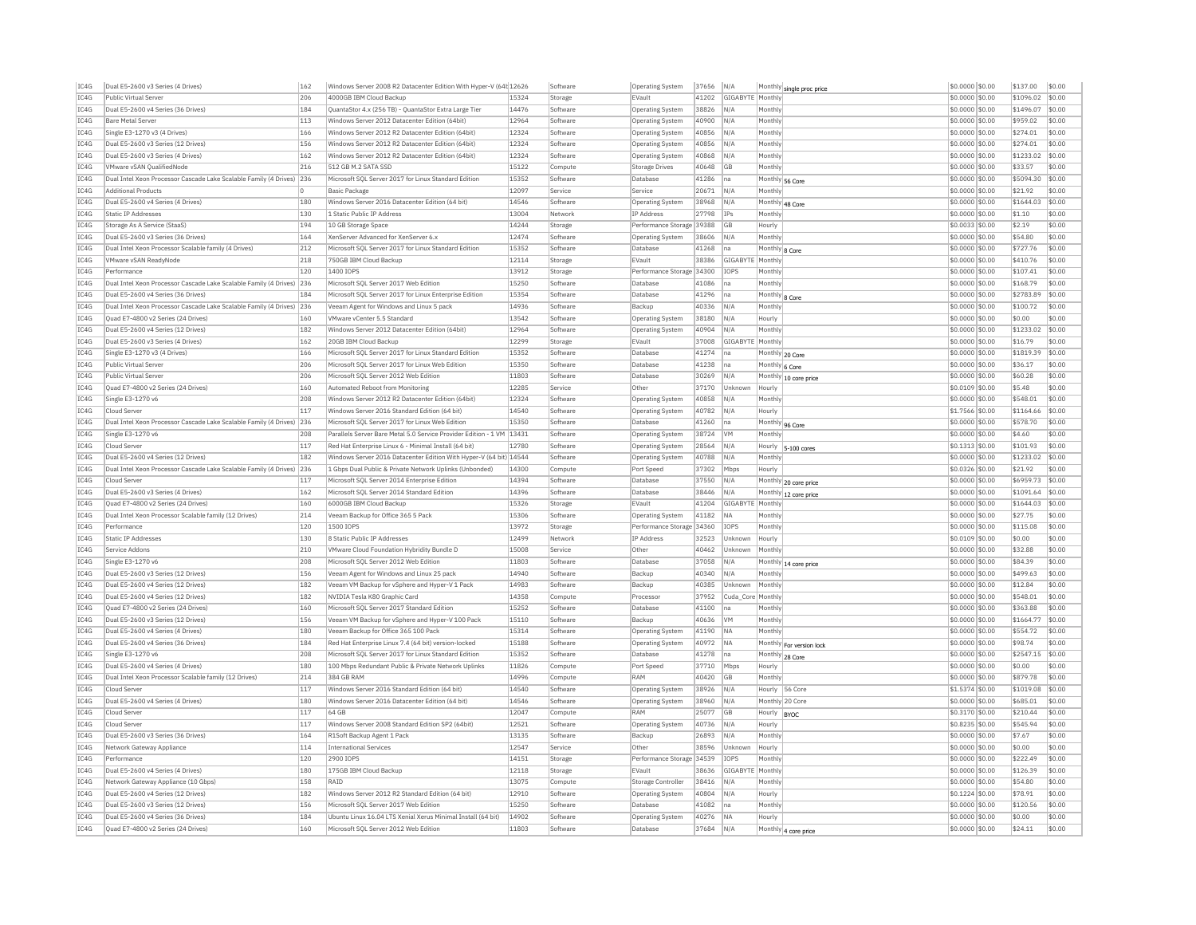| IC4G | Dual E5-2600 v3 Series (4 Drives) | 162 | Windows Server 2008 R2 Datacenter Edition With Hyper-V (64t 12626 | | Software | Operating System | 37656 | N/A | Monthly | single proc price | $0.0000 | $0.00 | $137.00 | $0.00 |
|---|---|---|---|---|---|---|---|---|---|---|---|---|---|---|
| IC4G | Public Virtual Server | 206 | 4000GB IBM Cloud Backup | 15324 | Storage | EVault | 41202 | GIGABYTE | Monthly | | $0.0000 | $0.00 | $1096.02 | $0.00 |
| IC4G | Dual E5-2600 v4 Series (36 Drives) | 184 | QuantaStor 4.x (256 TB) - QuantaStor Extra Large Tier | 14476 | Software | Operating System | 38826 | N/A | Monthly | | $0.0000 | $0.00 | $1496.07 | $0.00 |
| IC4G | Bare Metal Server | 113 | Windows Server 2012 Datacenter Edition (64bit) | 12964 | Software | Operating System | 40900 | N/A | Monthly | | $0.0000 | $0.00 | $959.02 | $0.00 |
| IC4G | Single E3-1270 v3 (4 Drives) | 166 | Windows Server 2012 R2 Datacenter Edition (64bit) | 12324 | Software | Operating System | 40856 | N/A | Monthly | | $0.0000 | $0.00 | $274.01 | $0.00 |
| IC4G | Dual E5-2600 v3 Series (12 Drives) | 156 | Windows Server 2012 R2 Datacenter Edition (64bit) | 12324 | Software | Operating System | 40856 | N/A | Monthly | | $0.0000 | $0.00 | $274.01 | $0.00 |
| IC4G | Dual E5-2600 v3 Series (4 Drives) | 162 | Windows Server 2012 R2 Datacenter Edition (64bit) | 12324 | Software | Operating System | 40868 | N/A | Monthly | | $0.0000 | $0.00 | $1233.02 | $0.00 |
| IC4G | VMware vSAN QualifiedNode | 216 | 512 GB M.2 SATA SSD | 15122 | Compute | Storage Drives | 40648 | GB | Monthly | | $0.0000 | $0.00 | $33.57 | $0.00 |
| IC4G | Dual Intel Xeon Processor Cascade Lake Scalable Family (4 Drives) | 236 | Microsoft SQL Server 2017 for Linux Standard Edition | 15352 | Software | Database | 41286 | na | Monthly | 56 Core | $0.0000 | $0.00 | $5094.30 | $0.00 |
| IC4G | Additional Products | 0 | Basic Package | 12097 | Service | Service | 20671 | N/A | Monthly | | $0.0000 | $0.00 | $21.92 | $0.00 |
| IC4G | Dual E5-2600 v4 Series (4 Drives) | 180 | Windows Server 2016 Datacenter Edition (64 bit) | 14546 | Software | Operating System | 38968 | N/A | Monthly | 48 Core | $0.0000 | $0.00 | $1644.03 | $0.00 |
| IC4G | Static IP Addresses | 130 | 1 Static Public IP Address | 13004 | Network | IP Address | 27798 | IPs | Monthly | | $0.0000 | $0.00 | $1.10 | $0.00 |
| IC4G | Storage As A Service (StaaS) | 194 | 10 GB Storage Space | 14244 | Storage | Performance Storage | 39388 | GB | Hourly | | $0.0033 | $0.00 | $2.19 | $0.00 |
| IC4G | Dual E5-2600 v3 Series (36 Drives) | 164 | XenServer Advanced for XenServer 6.x | 12474 | Software | Operating System | 38606 | N/A | Monthly | | $0.0000 | $0.00 | $54.80 | $0.00 |
| IC4G | Dual Intel Xeon Processor Scalable family (4 Drives) | 212 | Microsoft SQL Server 2017 for Linux Standard Edition | 15352 | Software | Database | 41268 | na | Monthly | 8 Core | $0.0000 | $0.00 | $727.76 | $0.00 |
| IC4G | VMware vSAN ReadyNode | 218 | 750GB IBM Cloud Backup | 12114 | Storage | EVault | 38386 | GIGABYTE | Monthly | | $0.0000 | $0.00 | $410.76 | $0.00 |
| IC4G | Performance | 120 | 1400 IOPS | 13912 | Storage | Performance Storage | 34300 | IOPS | Monthly | | $0.0000 | $0.00 | $107.41 | $0.00 |
| IC4G | Dual Intel Xeon Processor Cascade Lake Scalable Family (4 Drives) | 236 | Microsoft SQL Server 2017 Web Edition | 15250 | Software | Database | 41086 | na | Monthly | | $0.0000 | $0.00 | $168.79 | $0.00 |
| IC4G | Dual E5-2600 v4 Series (36 Drives) | 184 | Microsoft SQL Server 2017 for Linux Enterprise Edition | 15354 | Software | Database | 41296 | na | Monthly | 8 Core | $0.0000 | $0.00 | $2783.89 | $0.00 |
| IC4G | Dual Intel Xeon Processor Cascade Lake Scalable Family (4 Drives) | 236 | Veeam Agent for Windows and Linux 5 pack | 14936 | Software | Backup | 40336 | N/A | Monthly | | $0.0000 | $0.00 | $100.72 | $0.00 |
| IC4G | Quad E7-4800 v2 Series (24 Drives) | 160 | VMware vCenter 5.5 Standard | 13542 | Software | Operating System | 38180 | N/A | Hourly | | $0.0000 | $0.00 | $0.00 | $0.00 |
| IC4G | Dual E5-2600 v4 Series (12 Drives) | 182 | Windows Server 2012 Datacenter Edition (64bit) | 12964 | Software | Operating System | 40904 | N/A | Monthly | | $0.0000 | $0.00 | $1233.02 | $0.00 |
| IC4G | Dual E5-2600 v3 Series (4 Drives) | 162 | 20GB IBM Cloud Backup | 12299 | Storage | EVault | 37008 | GIGABYTE | Monthly | | $0.0000 | $0.00 | $16.79 | $0.00 |
| IC4G | Single E3-1270 v3 (4 Drives) | 166 | Microsoft SQL Server 2017 for Linux Standard Edition | 15352 | Software | Database | 41274 | na | Monthly | 20 Core | $0.0000 | $0.00 | $1819.39 | $0.00 |
| IC4G | Public Virtual Server | 206 | Microsoft SQL Server 2017 for Linux Web Edition | 15350 | Software | Database | 41238 | na | Monthly | 6 Core | $0.0000 | $0.00 | $36.17 | $0.00 |
| IC4G | Public Virtual Server | 206 | Microsoft SQL Server 2012 Web Edition | 11803 | Software | Database | 30269 | N/A | Monthly | 10 core price | $0.0000 | $0.00 | $60.28 | $0.00 |
| IC4G | Quad E7-4800 v2 Series (24 Drives) | 160 | Automated Reboot from Monitoring | 12285 | Service | Other | 37170 | Unknown | Hourly | | $0.0109 | $0.00 | $5.48 | $0.00 |
| IC4G | Single E3-1270 v6 | 208 | Windows Server 2012 R2 Datacenter Edition (64bit) | 12324 | Software | Operating System | 40858 | N/A | Monthly | | $0.0000 | $0.00 | $548.01 | $0.00 |
| IC4G | Cloud Server | 117 | Windows Server 2016 Standard Edition (64 bit) | 14540 | Software | Operating System | 40782 | N/A | Hourly | | $1.7566 | $0.00 | $1164.66 | $0.00 |
| IC4G | Dual Intel Xeon Processor Cascade Lake Scalable Family (4 Drives) | 236 | Microsoft SQL Server 2017 for Linux Web Edition | 15350 | Software | Database | 41260 | na | Monthly | 96 Core | $0.0000 | $0.00 | $578.70 | $0.00 |
| IC4G | Single E3-1270 v6 | 208 | Parallels Server Bare Metal 5.0 Service Provider Edition - 1 VM | 13431 | Software | Operating System | 38724 | VM | Monthly | | $0.0000 | $0.00 | $4.60 | $0.00 |
| IC4G | Cloud Server | 117 | Red Hat Enterprise Linux 6 - Minimal Install (64 bit) | 12780 | Software | Operating System | 28564 | N/A | Hourly | 5-100 cores | $0.1313 | $0.00 | $101.93 | $0.00 |
| IC4G | Dual E5-2600 v4 Series (12 Drives) | 182 | Windows Server 2016 Datacenter Edition With Hyper-V (64 bit) | 14544 | Software | Operating System | 40788 | N/A | Monthly | | $0.0000 | $0.00 | $1233.02 | $0.00 |
| IC4G | Dual Intel Xeon Processor Cascade Lake Scalable Family (4 Drives) | 236 | 1 Gbps Dual Public & Private Network Uplinks (Unbonded) | 14300 | Compute | Port Speed | 37302 | Mbps | Hourly | | $0.0326 | $0.00 | $21.92 | $0.00 |
| IC4G | Cloud Server | 117 | Microsoft SQL Server 2014 Enterprise Edition | 14394 | Software | Database | 37550 | N/A | Monthly | 20 core price | $0.0000 | $0.00 | $6959.73 | $0.00 |
| IC4G | Dual E5-2600 v3 Series (4 Drives) | 162 | Microsoft SQL Server 2014 Standard Edition | 14396 | Software | Database | 38446 | N/A | Monthly | 12 core price | $0.0000 | $0.00 | $1091.64 | $0.00 |
| IC4G | Quad E7-4800 v2 Series (24 Drives) | 160 | 6000GB IBM Cloud Backup | 15326 | Storage | EVault | 41204 | GIGABYTE | Monthly | | $0.0000 | $0.00 | $1644.03 | $0.00 |
| IC4G | Dual Intel Xeon Processor Scalable family (12 Drives) | 214 | Veeam Backup for Office 365 5 Pack | 15306 | Software | Operating System | 41182 | NA | Monthly | | $0.0000 | $0.00 | $27.75 | $0.00 |
| IC4G | Performance | 120 | 1500 IOPS | 13972 | Storage | Performance Storage | 34360 | IOPS | Monthly | | $0.0000 | $0.00 | $115.08 | $0.00 |
| IC4G | Static IP Addresses | 130 | 8 Static Public IP Addresses | 12499 | Network | IP Address | 32523 | Unknown | Hourly | | $0.0109 | $0.00 | $0.00 | $0.00 |
| IC4G | Service Addons | 210 | VMware Cloud Foundation Hybridity Bundle D | 15008 | Service | Other | 40462 | Unknown | Monthly | | $0.0000 | $0.00 | $32.88 | $0.00 |
| IC4G | Single E3-1270 v6 | 208 | Microsoft SQL Server 2012 Web Edition | 11803 | Software | Database | 37058 | N/A | Monthly | 14 core price | $0.0000 | $0.00 | $84.39 | $0.00 |
| IC4G | Dual E5-2600 v3 Series (12 Drives) | 156 | Veeam Agent for Windows and Linux 25 pack | 14940 | Software | Backup | 40340 | N/A | Monthly | | $0.0000 | $0.00 | $499.63 | $0.00 |
| IC4G | Dual E5-2600 v4 Series (12 Drives) | 182 | Veeam VM Backup for vSphere and Hyper-V 1 Pack | 14983 | Software | Backup | 40385 | Unknown | Monthly | | $0.0000 | $0.00 | $12.84 | $0.00 |
| IC4G | Dual E5-2600 v4 Series (12 Drives) | 182 | NVIDIA Tesla K80 Graphic Card | 14358 | Compute | Processor | 37952 | Cuda_Core | Monthly | | $0.0000 | $0.00 | $548.01 | $0.00 |
| IC4G | Quad E7-4800 v2 Series (24 Drives) | 160 | Microsoft SQL Server 2017 Standard Edition | 15252 | Software | Database | 41100 | na | Monthly | | $0.0000 | $0.00 | $363.88 | $0.00 |
| IC4G | Dual E5-2600 v3 Series (12 Drives) | 156 | Veeam VM Backup for vSphere and Hyper-V 100 Pack | 15110 | Software | Backup | 40636 | VM | Monthly | | $0.0000 | $0.00 | $1664.77 | $0.00 |
| IC4G | Dual E5-2600 v4 Series (4 Drives) | 180 | Veeam Backup for Office 365 100 Pack | 15314 | Software | Operating System | 41190 | NA | Monthly | | $0.0000 | $0.00 | $554.72 | $0.00 |
| IC4G | Dual E5-2600 v4 Series (36 Drives) | 184 | Red Hat Enterprise Linux 7.4 (64 bit) version-locked | 15188 | Software | Operating System | 40972 | NA | Monthly | For version lock | $0.0000 | $0.00 | $98.74 | $0.00 |
| IC4G | Single E3-1270 v6 | 208 | Microsoft SQL Server 2017 for Linux Standard Edition | 15352 | Software | Database | 41278 | na | Monthly | 28 Core | $0.0000 | $0.00 | $2547.15 | $0.00 |
| IC4G | Dual E5-2600 v4 Series (4 Drives) | 180 | 100 Mbps Redundant Public & Private Network Uplinks | 11826 | Compute | Port Speed | 37710 | Mbps | Hourly | | $0.0000 | $0.00 | $0.00 | $0.00 |
| IC4G | Dual Intel Xeon Processor Scalable family (12 Drives) | 214 | 384 GB RAM | 14996 | Compute | RAM | 40420 | GB | Monthly | | $0.0000 | $0.00 | $879.78 | $0.00 |
| IC4G | Cloud Server | 117 | Windows Server 2016 Standard Edition (64 bit) | 14540 | Software | Operating System | 38926 | N/A | Hourly | 56 Core | $1.5374 | $0.00 | $1019.08 | $0.00 |
| IC4G | Dual E5-2600 v4 Series (4 Drives) | 180 | Windows Server 2016 Datacenter Edition (64 bit) | 14546 | Software | Operating System | 38960 | N/A | Monthly | 20 Core | $0.0000 | $0.00 | $685.01 | $0.00 |
| IC4G | Cloud Server | 117 | 64 GB | 12047 | Compute | RAM | 25077 | GB | Hourly | BYOC | $0.3170 | $0.00 | $210.44 | $0.00 |
| IC4G | Cloud Server | 117 | Windows Server 2008 Standard Edition SP2 (64bit) | 12521 | Software | Operating System | 40736 | N/A | Hourly | | $0.8235 | $0.00 | $545.94 | $0.00 |
| IC4G | Dual E5-2600 v3 Series (36 Drives) | 164 | R1Soft Backup Agent 1 Pack | 13135 | Software | Backup | 26893 | N/A | Monthly | | $0.0000 | $0.00 | $7.67 | $0.00 |
| IC4G | Network Gateway Appliance | 114 | International Services | 12547 | Service | Other | 38596 | Unknown | Hourly | | $0.0000 | $0.00 | $0.00 | $0.00 |
| IC4G | Performance | 120 | 2900 IOPS | 14151 | Storage | Performance Storage | 34539 | IOPS | Monthly | | $0.0000 | $0.00 | $222.49 | $0.00 |
| IC4G | Dual E5-2600 v4 Series (4 Drives) | 180 | 175GB IBM Cloud Backup | 12118 | Storage | EVault | 38636 | GIGABYTE | Monthly | | $0.0000 | $0.00 | $126.39 | $0.00 |
| IC4G | Network Gateway Appliance (10 Gbps) | 158 | RAID | 13075 | Compute | Storage Controller | 38416 | N/A | Monthly | | $0.0000 | $0.00 | $54.80 | $0.00 |
| IC4G | Dual E5-2600 v4 Series (12 Drives) | 182 | Windows Server 2012 R2 Standard Edition (64 bit) | 12910 | Software | Operating System | 40804 | N/A | Hourly | | $0.1224 | $0.00 | $78.91 | $0.00 |
| IC4G | Dual E5-2600 v3 Series (12 Drives) | 156 | Microsoft SQL Server 2017 Web Edition | 15250 | Software | Database | 41082 | na | Monthly | | $0.0000 | $0.00 | $120.56 | $0.00 |
| IC4G | Dual E5-2600 v4 Series (36 Drives) | 184 | Ubuntu Linux 16.04 LTS Xenial Xerus Minimal Install (64 bit) | 14902 | Software | Operating System | 40276 | NA | Hourly | | $0.0000 | $0.00 | $0.00 | $0.00 |
| IC4G | Quad E7-4800 v2 Series (24 Drives) | 160 | Microsoft SQL Server 2012 Web Edition | 11803 | Software | Database | 37684 | N/A | Monthly | 4 core price | $0.0000 | $0.00 | $24.11 | $0.00 |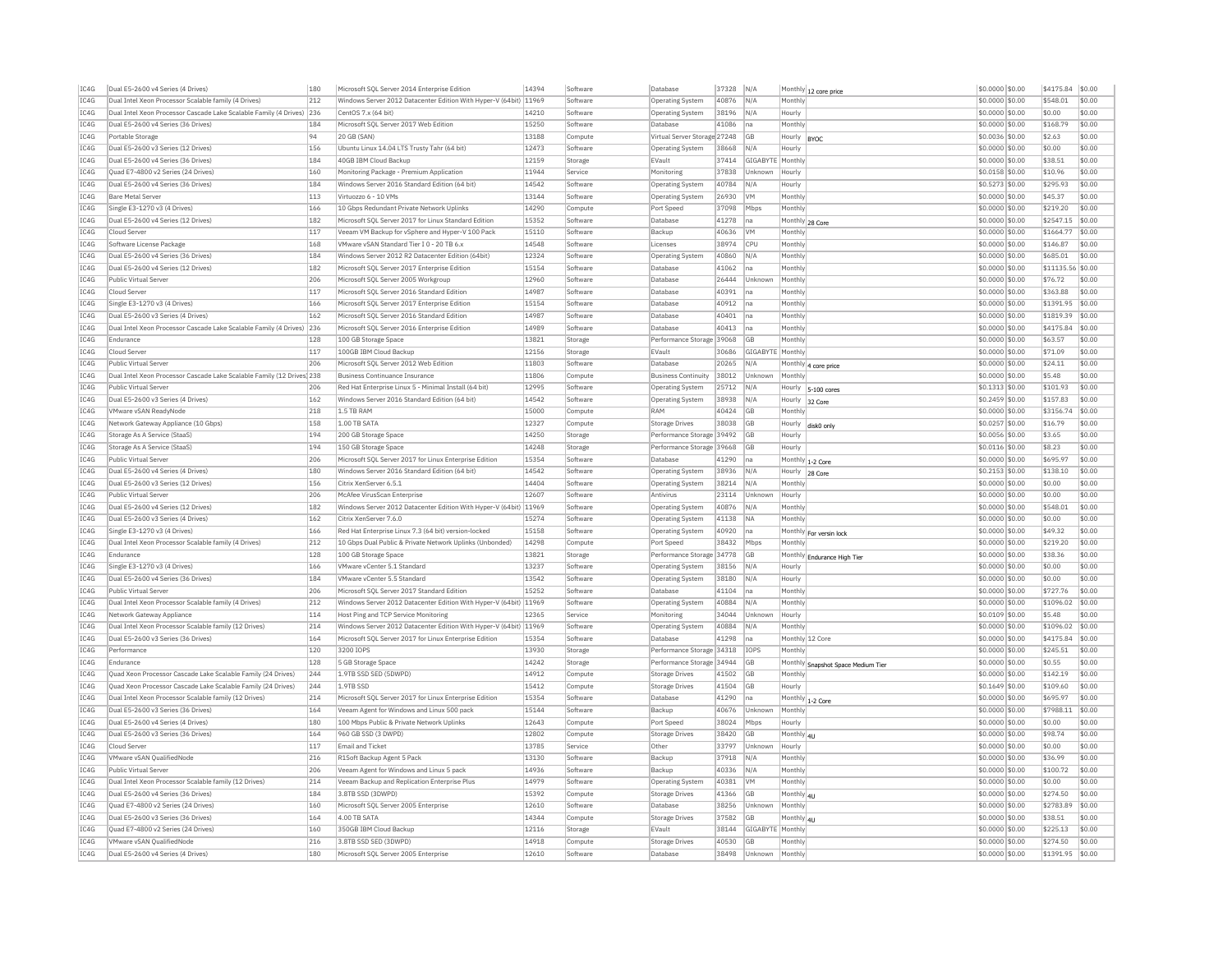| IC4G | Dual E5-2600 v4 Series (4 Drives) | 180 | Microsoft SQL Server 2014 Enterprise Edition | 14394 | Software | Database | 37328 | N/A | Monthly | 12 core price | $0.0000 | $0.00 | $4175.84 | $0.00 |
|---|---|---|---|---|---|---|---|---|---|---|---|---|---|---|
| IC4G | Dual Intel Xeon Processor Scalable family (4 Drives) | 212 | Windows Server 2012 Datacenter Edition With Hyper-V (64bit) | 11969 | Software | Operating System | 40876 | N/A | Monthly | | $0.0000 | $0.00 | $548.01 | $0.00 |
| IC4G | Dual Intel Xeon Processor Cascade Lake Scalable Family (4 Drives) | 236 | CentOS 7.x (64 bit) | 14210 | Software | Operating System | 38196 | N/A | Hourly | | $0.0000 | $0.00 | $0.00 | $0.00 |
| IC4G | Dual E5-2600 v4 Series (36 Drives) | 184 | Microsoft SQL Server 2017 Web Edition | 15250 | Software | Database | 41086 | na | Monthly | | $0.0000 | $0.00 | $168.79 | $0.00 |
| IC4G | Portable Storage | 94 | 20 GB (SAN) | 13188 | Compute | Virtual Server Storage | 27248 | GB | Hourly | BYOC | $0.0036 | $0.00 | $2.63 | $0.00 |
| IC4G | Dual E5-2600 v3 Series (12 Drives) | 156 | Ubuntu Linux 14.04 LTS Trusty Tahr (64 bit) | 12473 | Software | Operating System | 38668 | N/A | Hourly | | $0.0000 | $0.00 | $0.00 | $0.00 |
| IC4G | Dual E5-2600 v4 Series (36 Drives) | 184 | 40GB IBM Cloud Backup | 12159 | Storage | EVault | 37414 | GIGABYTE | Monthly | | $0.0000 | $0.00 | $38.51 | $0.00 |
| IC4G | Quad E7-4800 v2 Series (24 Drives) | 160 | Monitoring Package - Premium Application | 11944 | Service | Monitoring | 37838 | Unknown | Hourly | | $0.0158 | $0.00 | $10.96 | $0.00 |
| IC4G | Dual E5-2600 v4 Series (36 Drives) | 184 | Windows Server 2016 Standard Edition (64 bit) | 14542 | Software | Operating System | 40784 | N/A | Hourly | | $0.5273 | $0.00 | $295.93 | $0.00 |
| IC4G | Bare Metal Server | 113 | Virtuozzo 6 - 10 VMs | 13144 | Software | Operating System | 26930 | VM | Monthly | | $0.0000 | $0.00 | $45.37 | $0.00 |
| IC4G | Single E3-1270 v3 (4 Drives) | 166 | 10 Gbps Redundant Private Network Uplinks | 14290 | Compute | Port Speed | 37098 | Mbps | Monthly | | $0.0000 | $0.00 | $219.20 | $0.00 |
| IC4G | Dual E5-2600 v4 Series (12 Drives) | 182 | Microsoft SQL Server 2017 for Linux Standard Edition | 15352 | Software | Database | 41278 | na | Monthly | 28 Core | $0.0000 | $0.00 | $2547.15 | $0.00 |
| IC4G | Cloud Server | 117 | Veeam VM Backup for vSphere and Hyper-V 100 Pack | 15110 | Software | Backup | 40636 | VM | Monthly | | $0.0000 | $0.00 | $1664.77 | $0.00 |
| IC4G | Software License Package | 168 | VMware vSAN Standard Tier I 0 - 20 TB 6.x | 14548 | Software | Licenses | 38974 | CPU | Monthly | | $0.0000 | $0.00 | $146.87 | $0.00 |
| IC4G | Dual E5-2600 v4 Series (36 Drives) | 184 | Windows Server 2012 R2 Datacenter Edition (64bit) | 12324 | Software | Operating System | 40860 | N/A | Monthly | | $0.0000 | $0.00 | $685.01 | $0.00 |
| IC4G | Dual E5-2600 v4 Series (12 Drives) | 182 | Microsoft SQL Server 2017 Enterprise Edition | 15154 | Software | Database | 41062 | na | Monthly | | $0.0000 | $0.00 | $11135.56 | $0.00 |
| IC4G | Public Virtual Server | 206 | Microsoft SQL Server 2005 Workgroup | 12960 | Software | Database | 26444 | Unknown | Monthly | | $0.0000 | $0.00 | $76.72 | $0.00 |
| IC4G | Cloud Server | 117 | Microsoft SQL Server 2016 Standard Edition | 14987 | Software | Database | 40391 | na | Monthly | | $0.0000 | $0.00 | $363.88 | $0.00 |
| IC4G | Single E3-1270 v3 (4 Drives) | 166 | Microsoft SQL Server 2017 Enterprise Edition | 15154 | Software | Database | 40912 | na | Monthly | | $0.0000 | $0.00 | $1391.95 | $0.00 |
| IC4G | Dual E5-2600 v3 Series (4 Drives) | 162 | Microsoft SQL Server 2016 Standard Edition | 14987 | Software | Database | 40401 | na | Monthly | | $0.0000 | $0.00 | $1819.39 | $0.00 |
| IC4G | Dual Intel Xeon Processor Cascade Lake Scalable Family (4 Drives) | 236 | Microsoft SQL Server 2016 Enterprise Edition | 14989 | Software | Database | 40413 | na | Monthly | | $0.0000 | $0.00 | $4175.84 | $0.00 |
| IC4G | Endurance | 128 | 100 GB Storage Space | 13821 | Storage | Performance Storage | 39068 | GB | Monthly | | $0.0000 | $0.00 | $63.57 | $0.00 |
| IC4G | Cloud Server | 117 | 100GB IBM Cloud Backup | 12156 | Storage | EVault | 30686 | GIGABYTE | Monthly | | $0.0000 | $0.00 | $71.09 | $0.00 |
| IC4G | Public Virtual Server | 206 | Microsoft SQL Server 2012 Web Edition | 11803 | Software | Database | 20265 | N/A | Monthly | 4 core price | $0.0000 | $0.00 | $24.11 | $0.00 |
| IC4G | Dual Intel Xeon Processor Cascade Lake Scalable Family (12 Drives) | 238 | Business Continuance Insurance | 11806 | Compute | Business Continuity | 38012 | Unknown | Monthly | | $0.0000 | $0.00 | $5.48 | $0.00 |
| IC4G | Public Virtual Server | 206 | Red Hat Enterprise Linux 5 - Minimal Install (64 bit) | 12995 | Software | Operating System | 25712 | N/A | Hourly | 5-100 cores | $0.1313 | $0.00 | $101.93 | $0.00 |
| IC4G | Dual E5-2600 v3 Series (4 Drives) | 162 | Windows Server 2016 Standard Edition (64 bit) | 14542 | Software | Operating System | 38938 | N/A | Hourly | 32 Core | $0.2459 | $0.00 | $157.83 | $0.00 |
| IC4G | VMware vSAN ReadyNode | 218 | 1.5 TB RAM | 15000 | Compute | RAM | 40424 | GB | Monthly | | $0.0000 | $0.00 | $3156.74 | $0.00 |
| IC4G | Network Gateway Appliance (10 Gbps) | 158 | 1.00 TB SATA | 12327 | Compute | Storage Drives | 38038 | GB | Hourly | disk0 only | $0.0257 | $0.00 | $16.79 | $0.00 |
| IC4G | Storage As A Service (StaaS) | 194 | 200 GB Storage Space | 14250 | Storage | Performance Storage | 39492 | GB | Hourly | | $0.0056 | $0.00 | $3.65 | $0.00 |
| IC4G | Storage As A Service (StaaS) | 194 | 150 GB Storage Space | 14248 | Storage | Performance Storage | 39668 | GB | Hourly | | $0.0116 | $0.00 | $8.23 | $0.00 |
| IC4G | Public Virtual Server | 206 | Microsoft SQL Server 2017 for Linux Enterprise Edition | 15354 | Software | Database | 41290 | na | Monthly | 1-2 Core | $0.0000 | $0.00 | $695.97 | $0.00 |
| IC4G | Dual E5-2600 v4 Series (4 Drives) | 180 | Windows Server 2016 Standard Edition (64 bit) | 14542 | Software | Operating System | 38936 | N/A | Hourly | 28 Core | $0.2153 | $0.00 | $138.10 | $0.00 |
| IC4G | Dual E5-2600 v3 Series (12 Drives) | 156 | Citrix XenServer 6.5.1 | 14404 | Software | Operating System | 38214 | N/A | Monthly | | $0.0000 | $0.00 | $0.00 | $0.00 |
| IC4G | Public Virtual Server | 206 | McAfee VirusScan Enterprise | 12607 | Software | Antivirus | 23114 | Unknown | Hourly | | $0.0000 | $0.00 | $0.00 | $0.00 |
| IC4G | Dual E5-2600 v4 Series (12 Drives) | 182 | Windows Server 2012 Datacenter Edition With Hyper-V (64bit) | 11969 | Software | Operating System | 40876 | N/A | Monthly | | $0.0000 | $0.00 | $548.01 | $0.00 |
| IC4G | Dual E5-2600 v3 Series (4 Drives) | 162 | Citrix XenServer 7.6.0 | 15274 | Software | Operating System | 41138 | NA | Monthly | | $0.0000 | $0.00 | $0.00 | $0.00 |
| IC4G | Single E3-1270 v3 (4 Drives) | 166 | Red Hat Enterprise Linux 7.3 (64 bit) version-locked | 15158 | Software | Operating System | 40920 | na | Monthly | For versin lock | $0.0000 | $0.00 | $49.32 | $0.00 |
| IC4G | Dual Intel Xeon Processor Scalable family (4 Drives) | 212 | 10 Gbps Dual Public & Private Network Uplinks (Unbonded) | 14298 | Compute | Port Speed | 38432 | Mbps | Monthly | | $0.0000 | $0.00 | $219.20 | $0.00 |
| IC4G | Endurance | 128 | 100 GB Storage Space | 13821 | Storage | Performance Storage | 34778 | GB | Monthly | Endurance High Tier | $0.0000 | $0.00 | $38.36 | $0.00 |
| IC4G | Single E3-1270 v3 (4 Drives) | 166 | VMware vCenter 5.1 Standard | 13237 | Software | Operating System | 38156 | N/A | Hourly | | $0.0000 | $0.00 | $0.00 | $0.00 |
| IC4G | Dual E5-2600 v4 Series (36 Drives) | 184 | VMware vCenter 5.5 Standard | 13542 | Software | Operating System | 38180 | N/A | Hourly | | $0.0000 | $0.00 | $0.00 | $0.00 |
| IC4G | Public Virtual Server | 206 | Microsoft SQL Server 2017 Standard Edition | 15252 | Software | Database | 41104 | na | Monthly | | $0.0000 | $0.00 | $727.76 | $0.00 |
| IC4G | Dual Intel Xeon Processor Scalable family (4 Drives) | 212 | Windows Server 2012 Datacenter Edition With Hyper-V (64bit) | 11969 | Software | Operating System | 40884 | N/A | Monthly | | $0.0000 | $0.00 | $1096.02 | $0.00 |
| IC4G | Network Gateway Appliance | 114 | Host Ping and TCP Service Monitoring | 12365 | Service | Monitoring | 34044 | Unknown | Hourly | | $0.0109 | $0.00 | $5.48 | $0.00 |
| IC4G | Dual Intel Xeon Processor Scalable family (12 Drives) | 214 | Windows Server 2012 Datacenter Edition With Hyper-V (64bit) | 11969 | Software | Operating System | 40884 | N/A | Monthly | | $0.0000 | $0.00 | $1096.02 | $0.00 |
| IC4G | Dual E5-2600 v3 Series (36 Drives) | 164 | Microsoft SQL Server 2017 for Linux Enterprise Edition | 15354 | Software | Database | 41298 | na | Monthly | 12 Core | $0.0000 | $0.00 | $4175.84 | $0.00 |
| IC4G | Performance | 120 | 3200 IOPS | 13930 | Storage | Performance Storage | 34318 | IOPS | Monthly | | $0.0000 | $0.00 | $245.51 | $0.00 |
| IC4G | Endurance | 128 | 5 GB Storage Space | 14242 | Storage | Performance Storage | 34944 | GB | Monthly | Snapshot Space Medium Tier | $0.0000 | $0.00 | $0.55 | $0.00 |
| IC4G | Quad Xeon Processor Cascade Lake Scalable Family (24 Drives) | 244 | 1.9TB SSD SED (5DWPD) | 14912 | Compute | Storage Drives | 41502 | GB | Monthly | | $0.0000 | $0.00 | $142.19 | $0.00 |
| IC4G | Quad Xeon Processor Cascade Lake Scalable Family (24 Drives) | 244 | 1.9TB SSD | 15412 | Compute | Storage Drives | 41504 | GB | Hourly | | $0.1649 | $0.00 | $109.60 | $0.00 |
| IC4G | Dual Intel Xeon Processor Scalable family (12 Drives) | 214 | Microsoft SQL Server 2017 for Linux Enterprise Edition | 15354 | Software | Database | 41290 | na | Monthly | 1-2 Core | $0.0000 | $0.00 | $695.97 | $0.00 |
| IC4G | Dual E5-2600 v3 Series (36 Drives) | 164 | Veeam Agent for Windows and Linux 500 pack | 15144 | Software | Backup | 40676 | Unknown | Monthly | | $0.0000 | $0.00 | $7988.11 | $0.00 |
| IC4G | Dual E5-2600 v4 Series (4 Drives) | 180 | 100 Mbps Public & Private Network Uplinks | 12643 | Compute | Port Speed | 38024 | Mbps | Hourly | | $0.0000 | $0.00 | $0.00 | $0.00 |
| IC4G | Dual E5-2600 v3 Series (36 Drives) | 164 | 960 GB SSD (3 DWPD) | 12802 | Compute | Storage Drives | 38420 | GB | Monthly | 4U | $0.0000 | $0.00 | $98.74 | $0.00 |
| IC4G | Cloud Server | 117 | Email and Ticket | 13785 | Service | Other | 33797 | Unknown | Hourly | | $0.0000 | $0.00 | $0.00 | $0.00 |
| IC4G | VMware vSAN QualifiedNode | 216 | R1Soft Backup Agent 5 Pack | 13130 | Software | Backup | 37918 | N/A | Monthly | | $0.0000 | $0.00 | $36.99 | $0.00 |
| IC4G | Public Virtual Server | 206 | Veeam Agent for Windows and Linux 5 pack | 14936 | Software | Backup | 40336 | N/A | Monthly | | $0.0000 | $0.00 | $100.72 | $0.00 |
| IC4G | Dual Intel Xeon Processor Scalable family (12 Drives) | 214 | Veeam Backup and Replication Enterprise Plus | 14979 | Software | Operating System | 40381 | VM | Monthly | | $0.0000 | $0.00 | $0.00 | $0.00 |
| IC4G | Dual E5-2600 v4 Series (36 Drives) | 184 | 3.8TB SSD (3DWPD) | 15392 | Compute | Storage Drives | 41366 | GB | Monthly | 4U | $0.0000 | $0.00 | $274.50 | $0.00 |
| IC4G | Quad E7-4800 v2 Series (24 Drives) | 160 | Microsoft SQL Server 2005 Enterprise | 12610 | Software | Database | 38256 | Unknown | Monthly | | $0.0000 | $0.00 | $2783.89 | $0.00 |
| IC4G | Dual E5-2600 v3 Series (36 Drives) | 164 | 4.00 TB SATA | 14344 | Compute | Storage Drives | 37582 | GB | Monthly | 4U | $0.0000 | $0.00 | $38.51 | $0.00 |
| IC4G | Quad E7-4800 v2 Series (24 Drives) | 160 | 350GB IBM Cloud Backup | 12116 | Storage | EVault | 38144 | GIGABYTE | Monthly | | $0.0000 | $0.00 | $225.13 | $0.00 |
| IC4G | VMware vSAN QualifiedNode | 216 | 3.8TB SSD SED (3DWPD) | 14918 | Compute | Storage Drives | 40530 | GB | Monthly | | $0.0000 | $0.00 | $274.50 | $0.00 |
| IC4G | Dual E5-2600 v4 Series (4 Drives) | 180 | Microsoft SQL Server 2005 Enterprise | 12610 | Software | Database | 38498 | Unknown | Monthly | | $0.0000 | $0.00 | $1391.95 | $0.00 |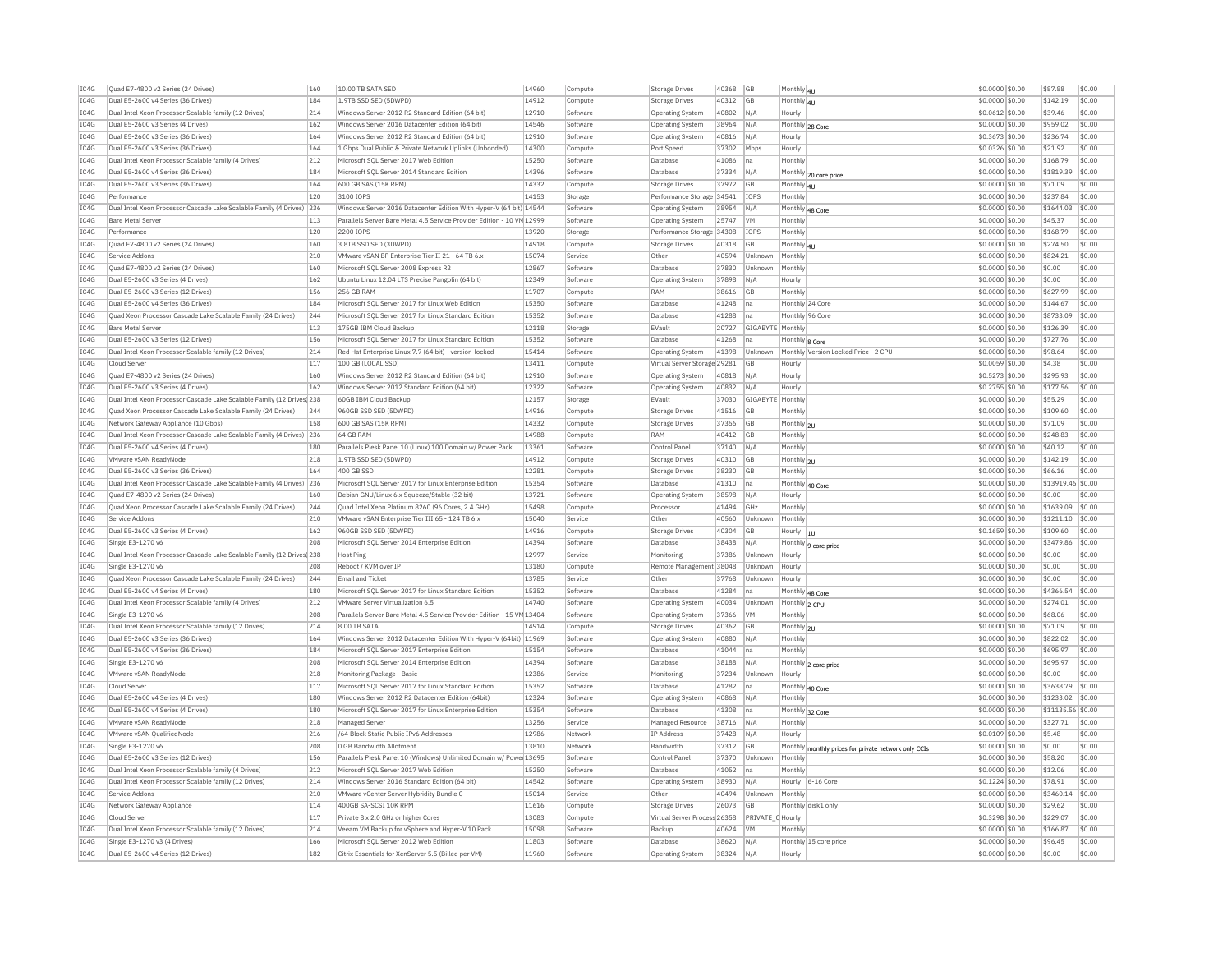| IC4G | Quad E7-4800 v2 Series (24 Drives) | 160 | 10.00 TB SATA SED | 14960 | Compute | Storage Drives | 40368 | GB | Monthly | 4U | $0.0000 | $0.00 | $87.88 | $0.00 |
|---|---|---|---|---|---|---|---|---|---|---|---|---|---|---|
| IC4G | Dual E5-2600 v4 Series (36 Drives) | 184 | 1.9TB SSD SED (5DWPD) | 14912 | Compute | Storage Drives | 40312 | GB | Monthly | 4U | $0.0000 | $0.00 | $142.19 | $0.00 |
| IC4G | Dual Intel Xeon Processor Scalable family (12 Drives) | 214 | Windows Server 2012 R2 Standard Edition (64 bit) | 12910 | Software | Operating System | 40802 | N/A | Hourly | | $0.0612 | $0.00 | $39.46 | $0.00 |
| IC4G | Dual E5-2600 v3 Series (4 Drives) | 162 | Windows Server 2016 Datacenter Edition (64 bit) | 14546 | Software | Operating System | 38964 | N/A | Monthly | 28 Core | $0.0000 | $0.00 | $959.02 | $0.00 |
| IC4G | Dual E5-2600 v3 Series (36 Drives) | 164 | Windows Server 2012 R2 Standard Edition (64 bit) | 12910 | Software | Operating System | 40816 | N/A | Hourly | | $0.3673 | $0.00 | $236.74 | $0.00 |
| IC4G | Dual E5-2600 v3 Series (36 Drives) | 164 | 1 Gbps Dual Public & Private Network Uplinks (Unbonded) | 14300 | Compute | Port Speed | 37302 | Mbps | Hourly | | $0.0326 | $0.00 | $21.92 | $0.00 |
| IC4G | Dual Intel Xeon Processor Scalable family (4 Drives) | 212 | Microsoft SQL Server 2017 Web Edition | 15250 | Software | Database | 41086 | na | Monthly | | $0.0000 | $0.00 | $168.79 | $0.00 |
| IC4G | Dual E5-2600 v4 Series (36 Drives) | 184 | Microsoft SQL Server 2014 Standard Edition | 14396 | Software | Database | 37334 | N/A | Monthly | 20 core price | $0.0000 | $0.00 | $1819.39 | $0.00 |
| IC4G | Dual E5-2600 v3 Series (36 Drives) | 164 | 600 GB SAS (15K RPM) | 14332 | Compute | Storage Drives | 37972 | GB | Monthly | 4U | $0.0000 | $0.00 | $71.09 | $0.00 |
| IC4G | Performance | 120 | 3100 IOPS | 14153 | Storage | Performance Storage | 34541 | IOPS | Monthly | | $0.0000 | $0.00 | $237.84 | $0.00 |
| IC4G | Dual Intel Xeon Processor Cascade Lake Scalable Family (4 Drives) | 236 | Windows Server 2016 Datacenter Edition With Hyper-V (64 bit) | 14544 | Software | Operating System | 38954 | N/A | Monthly | 48 Core | $0.0000 | $0.00 | $1644.03 | $0.00 |
| IC4G | Bare Metal Server | 113 | Parallels Server Bare Metal 4.5 Service Provider Edition - 10 VM | 12999 | Software | Operating System | 25747 | VM | Monthly | | $0.0000 | $0.00 | $45.37 | $0.00 |
| IC4G | Performance | 120 | 2200 IOPS | 13920 | Storage | Performance Storage | 34308 | IOPS | Monthly | | $0.0000 | $0.00 | $168.79 | $0.00 |
| IC4G | Quad E7-4800 v2 Series (24 Drives) | 160 | 3.8TB SSD SED (3DWPD) | 14918 | Compute | Storage Drives | 40318 | GB | Monthly | 4U | $0.0000 | $0.00 | $274.50 | $0.00 |
| IC4G | Service Addons | 210 | VMware vSAN BP Enterprise Tier II 21 - 64 TB 6.x | 15074 | Service | Other | 40594 | Unknown | Monthly | | $0.0000 | $0.00 | $824.21 | $0.00 |
| IC4G | Quad E7-4800 v2 Series (24 Drives) | 160 | Microsoft SQL Server 2008 Express R2 | 12867 | Software | Database | 37830 | Unknown | Monthly | | $0.0000 | $0.00 | $0.00 | $0.00 |
| IC4G | Dual E5-2600 v3 Series (4 Drives) | 162 | Ubuntu Linux 12.04 LTS Precise Pangolin (64 bit) | 12349 | Software | Operating System | 37898 | N/A | Hourly | | $0.0000 | $0.00 | $0.00 | $0.00 |
| IC4G | Dual E5-2600 v3 Series (12 Drives) | 156 | 256 GB RAM | 11707 | Compute | RAM | 38616 | GB | Monthly | | $0.0000 | $0.00 | $627.99 | $0.00 |
| IC4G | Dual E5-2600 v4 Series (36 Drives) | 184 | Microsoft SQL Server 2017 for Linux Web Edition | 15350 | Software | Database | 41248 | na | Monthly | 24 Core | $0.0000 | $0.00 | $144.67 | $0.00 |
| IC4G | Quad Xeon Processor Cascade Lake Scalable Family (24 Drives) | 244 | Microsoft SQL Server 2017 for Linux Standard Edition | 15352 | Software | Database | 41288 | na | Monthly | 96 Core | $0.0000 | $0.00 | $8733.09 | $0.00 |
| IC4G | Bare Metal Server | 113 | 175GB IBM Cloud Backup | 12118 | Storage | EVault | 20727 | GIGABYTE | Monthly | | $0.0000 | $0.00 | $126.39 | $0.00 |
| IC4G | Dual E5-2600 v3 Series (12 Drives) | 156 | Microsoft SQL Server 2017 for Linux Standard Edition | 15352 | Software | Database | 41268 | na | Monthly | 8 Core | $0.0000 | $0.00 | $727.76 | $0.00 |
| IC4G | Dual Intel Xeon Processor Scalable family (12 Drives) | 214 | Red Hat Enterprise Linux 7.7 (64 bit) - version-locked | 15414 | Software | Operating System | 41398 | Unknown | Monthly | Version Locked Price - 2 CPU | $0.0000 | $0.00 | $98.64 | $0.00 |
| IC4G | Cloud Server | 117 | 100 GB (LOCAL SSD) | 13411 | Compute | Virtual Server Storage | 29281 | GB | Hourly | | $0.0059 | $0.00 | $4.38 | $0.00 |
| IC4G | Quad E7-4800 v2 Series (24 Drives) | 160 | Windows Server 2012 R2 Standard Edition (64 bit) | 12910 | Software | Operating System | 40818 | N/A | Hourly | | $0.5273 | $0.00 | $295.93 | $0.00 |
| IC4G | Dual E5-2600 v3 Series (4 Drives) | 162 | Windows Server 2012 Standard Edition (64 bit) | 12322 | Software | Operating System | 40832 | N/A | Hourly | | $0.2755 | $0.00 | $177.56 | $0.00 |
| IC4G | Dual Intel Xeon Processor Cascade Lake Scalable Family (12 Drives) | 238 | 60GB IBM Cloud Backup | 12157 | Storage | EVault | 37030 | GIGABYTE | Monthly | | $0.0000 | $0.00 | $55.29 | $0.00 |
| IC4G | Quad Xeon Processor Cascade Lake Scalable Family (24 Drives) | 244 | 960GB SSD SED (5DWPD) | 14916 | Compute | Storage Drives | 41516 | GB | Monthly | | $0.0000 | $0.00 | $109.60 | $0.00 |
| IC4G | Network Gateway Appliance (10 Gbps) | 158 | 600 GB SAS (15K RPM) | 14332 | Compute | Storage Drives | 37356 | GB | Monthly | 2U | $0.0000 | $0.00 | $71.09 | $0.00 |
| IC4G | Dual Intel Xeon Processor Cascade Lake Scalable Family (4 Drives) | 236 | 64 GB RAM | 14988 | Compute | RAM | 40412 | GB | Monthly | | $0.0000 | $0.00 | $248.83 | $0.00 |
| IC4G | Dual E5-2600 v4 Series (4 Drives) | 180 | Parallels Plesk Panel 10 (Linux) 100 Domain w/ Power Pack | 13361 | Software | Control Panel | 37140 | N/A | Monthly | | $0.0000 | $0.00 | $40.12 | $0.00 |
| IC4G | VMware vSAN ReadyNode | 218 | 1.9TB SSD SED (5DWPD) | 14912 | Compute | Storage Drives | 40310 | GB | Monthly | 2U | $0.0000 | $0.00 | $142.19 | $0.00 |
| IC4G | Dual E5-2600 v3 Series (36 Drives) | 164 | 400 GB SSD | 12281 | Compute | Storage Drives | 38230 | GB | Monthly | | $0.0000 | $0.00 | $66.16 | $0.00 |
| IC4G | Dual Intel Xeon Processor Cascade Lake Scalable Family (4 Drives) | 236 | Microsoft SQL Server 2017 for Linux Enterprise Edition | 15354 | Software | Database | 41310 | na | Monthly | 40 Core | $0.0000 | $0.00 | $13919.46 | $0.00 |
| IC4G | Quad E7-4800 v2 Series (24 Drives) | 160 | Debian GNU/Linux 6.x Squeeze/Stable (32 bit) | 13721 | Software | Operating System | 38598 | N/A | Hourly | | $0.0000 | $0.00 | $0.00 | $0.00 |
| IC4G | Quad Xeon Processor Cascade Lake Scalable Family (24 Drives) | 244 | Quad Intel Xeon Platinum 8260 (96 Cores, 2.4 GHz) | 15498 | Compute | Processor | 41494 | GHz | Monthly | | $0.0000 | $0.00 | $1639.09 | $0.00 |
| IC4G | Service Addons | 210 | VMware vSAN Enterprise Tier III 65 - 124 TB 6.x | 15040 | Service | Other | 40560 | Unknown | Monthly | | $0.0000 | $0.00 | $1211.10 | $0.00 |
| IC4G | Dual E5-2600 v3 Series (4 Drives) | 162 | 960GB SSD SED (5DWPD) | 14916 | Compute | Storage Drives | 40304 | GB | Hourly | 1U | $0.1659 | $0.00 | $109.60 | $0.00 |
| IC4G | Single E3-1270 v6 | 208 | Microsoft SQL Server 2014 Enterprise Edition | 14394 | Software | Database | 38438 | N/A | Monthly | 9 core price | $0.0000 | $0.00 | $3479.86 | $0.00 |
| IC4G | Dual Intel Xeon Processor Cascade Lake Scalable Family (12 Drives) | 238 | Host Ping | 12997 | Service | Monitoring | 37386 | Unknown | Hourly | | $0.0000 | $0.00 | $0.00 | $0.00 |
| IC4G | Single E3-1270 v6 | 208 | Reboot / KVM over IP | 13180 | Compute | Remote Management | 38048 | Unknown | Hourly | | $0.0000 | $0.00 | $0.00 | $0.00 |
| IC4G | Quad Xeon Processor Cascade Lake Scalable Family (24 Drives) | 244 | Email and Ticket | 13785 | Service | Other | 37768 | Unknown | Hourly | | $0.0000 | $0.00 | $0.00 | $0.00 |
| IC4G | Dual E5-2600 v4 Series (4 Drives) | 180 | Microsoft SQL Server 2017 for Linux Standard Edition | 15352 | Software | Database | 41284 | na | Monthly | 48 Core | $0.0000 | $0.00 | $4366.54 | $0.00 |
| IC4G | Dual Intel Xeon Processor Scalable family (4 Drives) | 212 | VMware Server Virtualization 6.5 | 14740 | Software | Operating System | 40034 | Unknown | Monthly | 2-CPU | $0.0000 | $0.00 | $274.01 | $0.00 |
| IC4G | Single E3-1270 v6 | 208 | Parallels Server Bare Metal 4.5 Service Provider Edition - 15 VM | 13404 | Software | Operating System | 37366 | VM | Monthly | | $0.0000 | $0.00 | $68.06 | $0.00 |
| IC4G | Dual Intel Xeon Processor Scalable family (12 Drives) | 214 | 8.00 TB SATA | 14914 | Compute | Storage Drives | 40362 | GB | Monthly | 2U | $0.0000 | $0.00 | $71.09 | $0.00 |
| IC4G | Dual E5-2600 v3 Series (36 Drives) | 164 | Windows Server 2012 Datacenter Edition With Hyper-V (64bit) | 11969 | Software | Operating System | 40880 | N/A | Monthly | | $0.0000 | $0.00 | $822.02 | $0.00 |
| IC4G | Dual E5-2600 v4 Series (36 Drives) | 184 | Microsoft SQL Server 2017 Enterprise Edition | 15154 | Software | Database | 41044 | na | Monthly | | $0.0000 | $0.00 | $695.97 | $0.00 |
| IC4G | Single E3-1270 v6 | 208 | Microsoft SQL Server 2014 Enterprise Edition | 14394 | Software | Database | 38188 | N/A | Monthly | 2 core price | $0.0000 | $0.00 | $695.97 | $0.00 |
| IC4G | VMware vSAN ReadyNode | 218 | Monitoring Package - Basic | 12386 | Service | Monitoring | 37234 | Unknown | Hourly | | $0.0000 | $0.00 | $0.00 | $0.00 |
| IC4G | Cloud Server | 117 | Microsoft SQL Server 2017 for Linux Standard Edition | 15352 | Software | Database | 41282 | na | Monthly | 40 Core | $0.0000 | $0.00 | $3638.79 | $0.00 |
| IC4G | Dual E5-2600 v4 Series (4 Drives) | 180 | Windows Server 2012 R2 Datacenter Edition (64bit) | 12324 | Software | Operating System | 40868 | N/A | Monthly | | $0.0000 | $0.00 | $1233.02 | $0.00 |
| IC4G | Dual E5-2600 v4 Series (4 Drives) | 180 | Microsoft SQL Server 2017 for Linux Enterprise Edition | 15354 | Software | Database | 41308 | na | Monthly | 32 Core | $0.0000 | $0.00 | $11135.56 | $0.00 |
| IC4G | VMware vSAN ReadyNode | 218 | Managed Server | 13256 | Service | Managed Resource | 38716 | N/A | Monthly | | $0.0000 | $0.00 | $327.71 | $0.00 |
| IC4G | VMware vSAN QualifiedNode | 216 | /64 Block Static Public IPv6 Addresses | 12986 | Network | IP Address | 37428 | N/A | Hourly | | $0.0109 | $0.00 | $5.48 | $0.00 |
| IC4G | Single E3-1270 v6 | 208 | 0 GB Bandwidth Allotment | 13810 | Network | Bandwidth | 37312 | GB | Monthly | monthly prices for private network only CCIs | $0.0000 | $0.00 | $0.00 | $0.00 |
| IC4G | Dual E5-2600 v3 Series (12 Drives) | 156 | Parallels Plesk Panel 10 (Windows) Unlimited Domain w/ Power | 13695 | Software | Control Panel | 37370 | Unknown | Monthly | | $0.0000 | $0.00 | $58.20 | $0.00 |
| IC4G | Dual Intel Xeon Processor Scalable family (4 Drives) | 212 | Microsoft SQL Server 2017 Web Edition | 15250 | Software | Database | 41052 | na | Monthly | | $0.0000 | $0.00 | $12.06 | $0.00 |
| IC4G | Dual Intel Xeon Processor Scalable family (12 Drives) | 214 | Windows Server 2016 Standard Edition (64 bit) | 14542 | Software | Operating System | 38930 | N/A | Hourly | 6-16 Core | $0.1224 | $0.00 | $78.91 | $0.00 |
| IC4G | Service Addons | 210 | VMware vCenter Server Hybridity Bundle C | 15014 | Service | Other | 40494 | Unknown | Monthly | | $0.0000 | $0.00 | $3460.14 | $0.00 |
| IC4G | Network Gateway Appliance | 114 | 400GB SA-SCSI 10K RPM | 11616 | Compute | Storage Drives | 26073 | GB | Monthly | disk1 only | $0.0000 | $0.00 | $29.62 | $0.00 |
| IC4G | Cloud Server | 117 | Private 8 x 2.0 GHz or higher Cores | 13083 | Compute | Virtual Server Process | 26358 | PRIVATE_C | Hourly | | $0.3298 | $0.00 | $229.07 | $0.00 |
| IC4G | Dual Intel Xeon Processor Scalable family (12 Drives) | 214 | Veeam VM Backup for vSphere and Hyper-V 10 Pack | 15098 | Software | Backup | 40624 | VM | Monthly | | $0.0000 | $0.00 | $166.87 | $0.00 |
| IC4G | Single E3-1270 v3 (4 Drives) | 166 | Microsoft SQL Server 2012 Web Edition | 11803 | Software | Database | 38620 | N/A | Monthly | 15 core price | $0.0000 | $0.00 | $96.45 | $0.00 |
| IC4G | Dual E5-2600 v4 Series (12 Drives) | 182 | Citrix Essentials for XenServer 5.5 (Billed per VM) | 11960 | Software | Operating System | 38324 | N/A | Hourly | | $0.0000 | $0.00 | $0.00 | $0.00 |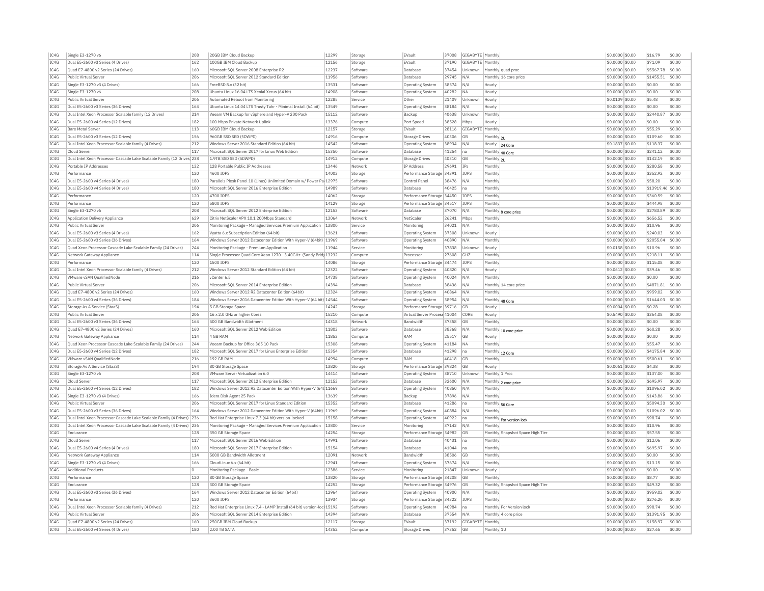| IC4G | Single E3-1270 v6 | 208 | 20GB IBM Cloud Backup | 12299 | Storage | EVault | 37008 | GIGABYTE | Monthly | | $0.0000 | $0.00 | $16.79 | $0.00 |
|---|---|---|---|---|---|---|---|---|---|---|---|---|---|---|
| IC4G | Dual E5-2600 v3 Series (4 Drives) | 162 | 100GB IBM Cloud Backup | 12156 | Storage | EVault | 37190 | GIGABYTE | Monthly | | $0.0000 | $0.00 | $71.09 | $0.00 |
| IC4G | Quad E7-4800 v2 Series (24 Drives) | 160 | Microsoft SQL Server 2008 Enterprise R2 | 12237 | Software | Database | 37454 | Unknown | Monthly | quad proc | $0.0000 | $0.00 | $5567.78 | $0.00 |
| IC4G | Public Virtual Server | 206 | Microsoft SQL Server 2012 Standard Edition | 11956 | Software | Database | 29745 | N/A | Monthly | 16 core price | $0.0000 | $0.00 | $1455.51 | $0.00 |
| IC4G | Single E3-1270 v3 (4 Drives) | 166 | FreeBSD 8.x (32 bit) | 13531 | Software | Operating System | 38574 | N/A | Hourly | | $0.0000 | $0.00 | $0.00 | $0.00 |
| IC4G | Single E3-1270 v6 | 208 | Ubuntu Linux 16.04 LTS Xenial Xerus (64 bit) | 14908 | Software | Operating System | 40282 | NA | Hourly | | $0.0000 | $0.00 | $0.00 | $0.00 |
| IC4G | Public Virtual Server | 206 | Automated Reboot from Monitoring | 12285 | Service | Other | 21409 | Unknown | Hourly | | $0.0109 | $0.00 | $5.48 | $0.00 |
| IC4G | Dual E5-2600 v3 Series (36 Drives) | 164 | Ubuntu Linux 14.04 LTS Trusty Tahr - Minimal Install (64 bit) | 13549 | Software | Operating System | 38184 | N/A | Hourly | | $0.0000 | $0.00 | $0.00 | $0.00 |
| IC4G | Dual Intel Xeon Processor Scalable family (12 Drives) | 214 | Veeam VM Backup for vSphere and Hyper-V 200 Pack | 15112 | Software | Backup | 40638 | Unknown | Monthly | | $0.0000 | $0.00 | $2440.87 | $0.00 |
| IC4G | Dual E5-2600 v4 Series (12 Drives) | 182 | 100 Mbps Private Network Uplink | 13376 | Compute | Port Speed | 38528 | Mbps | Hourly | | $0.0000 | $0.00 | $0.00 | $0.00 |
| IC4G | Bare Metal Server | 113 | 60GB IBM Cloud Backup | 12157 | Storage | EVault | 28116 | GIGABYTE | Monthly | | $0.0000 | $0.00 | $55.29 | $0.00 |
| IC4G | Dual E5-2600 v3 Series (12 Drives) | 156 | 960GB SSD SED (5DWPD) | 14916 | Compute | Storage Drives | 40306 | GB | Monthly | 2U | $0.0000 | $0.00 | $109.60 | $0.00 |
| IC4G | Dual Intel Xeon Processor Scalable family (4 Drives) | 212 | Windows Server 2016 Standard Edition (64 bit) | 14542 | Software | Operating System | 38934 | N/A | Hourly | 24 Core | $0.1837 | $0.00 | $118.37 | $0.00 |
| IC4G | Cloud Server | 117 | Microsoft SQL Server 2017 for Linux Web Edition | 15350 | Software | Database | 41254 | na | Monthly | 40 Core | $0.0000 | $0.00 | $241.12 | $0.00 |
| IC4G | Dual Intel Xeon Processor Cascade Lake Scalable Family (12 Drives) | 238 | 1.9TB SSD SED (5DWPD) | 14912 | Compute | Storage Drives | 40310 | GB | Monthly | 2U | $0.0000 | $0.00 | $142.19 | $0.00 |
| IC4G | Portable IP Addresses | 132 | 128 Portable Public IP Addresses | 13446 | Network | IP Address | 29691 | IPs | Monthly | | $0.0000 | $0.00 | $280.58 | $0.00 |
| IC4G | Performance | 120 | 4600 IOPS | 14003 | Storage | Performance Storage | 34391 | IOPS | Monthly | | $0.0000 | $0.00 | $352.92 | $0.00 |
| IC4G | Dual E5-2600 v4 Series (4 Drives) | 180 | Parallels Plesk Panel 10 (Linux) Unlimited Domain w/ Power Pa | 12975 | Software | Control Panel | 38476 | N/A | Monthly | | $0.0000 | $0.00 | $58.20 | $0.00 |
| IC4G | Dual E5-2600 v4 Series (4 Drives) | 180 | Microsoft SQL Server 2016 Enterprise Edition | 14989 | Software | Database | 40425 | na | Monthly | | $0.0000 | $0.00 | $13919.46 | $0.00 |
| IC4G | Performance | 120 | 4700 IOPS | 14062 | Storage | Performance Storage | 34450 | IOPS | Monthly | | $0.0000 | $0.00 | $360.59 | $0.00 |
| IC4G | Performance | 120 | 5800 IOPS | 14129 | Storage | Performance Storage | 34517 | IOPS | Monthly | | $0.0000 | $0.00 | $444.98 | $0.00 |
| IC4G | Single E3-1270 v6 | 208 | Microsoft SQL Server 2012 Enterprise Edition | 12153 | Software | Database | 37070 | N/A | Monthly | 8 core price | $0.0000 | $0.00 | $2783.89 | $0.00 |
| IC4G | Application Delivery Appliance | 629 | Citrix NetScaler VPX 10.1 200Mbps Standard | 13064 | Network | NetScaler | 26241 | Mbps | Monthly | | $0.0000 | $0.00 | $656.52 | $0.00 |
| IC4G | Public Virtual Server | 206 | Monitoring Package - Managed Services Premium Application | 13800 | Service | Monitoring | 34021 | N/A | Monthly | | $0.0000 | $0.00 | $10.96 | $0.00 |
| IC4G | Dual E5-2600 v3 Series (4 Drives) | 162 | Vyatta 6.x Subscription Edition (64 bit) | 13621 | Software | Operating System | 37308 | Unknown | Hourly | | $0.0000 | $0.00 | $240.03 | $0.00 |
| IC4G | Dual E5-2600 v3 Series (36 Drives) | 164 | Windows Server 2012 Datacenter Edition With Hyper-V (64bit) | 11969 | Software | Operating System | 40890 | N/A | Monthly | | $0.0000 | $0.00 | $2055.04 | $0.00 |
| IC4G | Quad Xeon Processor Cascade Lake Scalable Family (24 Drives) | 244 | Monitoring Package - Premium Application | 11944 | Service | Monitoring | 37838 | Unknown | Hourly | | $0.0158 | $0.00 | $10.96 | $0.00 |
| IC4G | Network Gateway Appliance | 114 | Single Processor Quad Core Xeon 1270 - 3.40GHz (Sandy Bridg | 13232 | Compute | Processor | 27608 | GHZ | Monthly | | $0.0000 | $0.00 | $218.11 | $0.00 |
| IC4G | Performance | 120 | 1500 IOPS | 14086 | Storage | Performance Storage | 34474 | IOPS | Monthly | | $0.0000 | $0.00 | $115.08 | $0.00 |
| IC4G | Dual Intel Xeon Processor Scalable family (4 Drives) | 212 | Windows Server 2012 Standard Edition (64 bit) | 12322 | Software | Operating System | 40820 | N/A | Hourly | | $0.0612 | $0.00 | $39.46 | $0.00 |
| IC4G | VMware vSAN QualifiedNode | 216 | vCenter 6.5 | 14738 | Software | Operating System | 40024 | N/A | Monthly | | $0.0000 | $0.00 | $0.00 | $0.00 |
| IC4G | Public Virtual Server | 206 | Microsoft SQL Server 2014 Enterprise Edition | 14394 | Software | Database | 38436 | N/A | Monthly | 14 core price | $0.0000 | $0.00 | $4871.81 | $0.00 |
| IC4G | Quad E7-4800 v2 Series (24 Drives) | 160 | Windows Server 2012 R2 Datacenter Edition (64bit) | 12324 | Software | Operating System | 40864 | N/A | Monthly | | $0.0000 | $0.00 | $959.02 | $0.00 |
| IC4G | Dual E5-2600 v4 Series (36 Drives) | 184 | Windows Server 2016 Datacenter Edition With Hyper-V (64 bit) | 14544 | Software | Operating System | 38954 | N/A | Monthly | 48 Core | $0.0000 | $0.00 | $1644.03 | $0.00 |
| IC4G | Storage As A Service (StaaS) | 194 | 5 GB Storage Space | 14242 | Storage | Performance Storage | 39716 | GB | Hourly | | $0.0004 | $0.00 | $0.28 | $0.00 |
| IC4G | Public Virtual Server | 206 | 16 x 2.0 GHz or higher Cores | 15210 | Compute | Virtual Server Process | 41004 | CORE | Hourly | | $0.5490 | $0.00 | $364.08 | $0.00 |
| IC4G | Dual E5-2600 v3 Series (36 Drives) | 164 | 500 GB Bandwidth Allotment | 14318 | Network | Bandwidth | 37358 | GB | Monthly | | $0.0000 | $0.00 | $0.00 | $0.00 |
| IC4G | Quad E7-4800 v2 Series (24 Drives) | 160 | Microsoft SQL Server 2012 Web Edition | 11803 | Software | Database | 38368 | N/A | Monthly | 10 core price | $0.0000 | $0.00 | $60.28 | $0.00 |
| IC4G | Network Gateway Appliance | 114 | 4 GB RAM | 11853 | Compute | RAM | 25517 | GB | Hourly | | $0.0000 | $0.00 | $0.00 | $0.00 |
| IC4G | Quad Xeon Processor Cascade Lake Scalable Family (24 Drives) | 244 | Veeam Backup for Office 365 10 Pack | 15308 | Software | Operating System | 41184 | NA | Monthly | | $0.0000 | $0.00 | $55.47 | $0.00 |
| IC4G | Dual E5-2600 v4 Series (12 Drives) | 182 | Microsoft SQL Server 2017 for Linux Enterprise Edition | 15354 | Software | Database | 41298 | na | Monthly | 12 Core | $0.0000 | $0.00 | $4175.84 | $0.00 |
| IC4G | VMware vSAN QualifiedNode | 216 | 192 GB RAM | 14994 | Compute | RAM | 40418 | GB | Monthly | | $0.0000 | $0.00 | $500.61 | $0.00 |
| IC4G | Storage As A Service (StaaS) | 194 | 80 GB Storage Space | 13820 | Storage | Performance Storage | 39824 | GB | Hourly | | $0.0061 | $0.00 | $4.38 | $0.00 |
| IC4G | Single E3-1270 v6 | 208 | VMware Server Virtualization 6.0 | 14414 | Software | Operating System | 38710 | Unknown | Monthly | 1 Proc | $0.0000 | $0.00 | $137.00 | $0.00 |
| IC4G | Cloud Server | 117 | Microsoft SQL Server 2012 Enterprise Edition | 12153 | Software | Database | 32600 | N/A | Monthly | 2 core price | $0.0000 | $0.00 | $695.97 | $0.00 |
| IC4G | Dual E5-2600 v4 Series (12 Drives) | 182 | Windows Server 2012 R2 Datacenter Edition With Hyper-V (64t | 11669 | Software | Operating System | 40850 | N/A | Monthly | | $0.0000 | $0.00 | $1096.02 | $0.00 |
| IC4G | Single E3-1270 v3 (4 Drives) | 166 | Idera Disk Agent 25 Pack | 13639 | Software | Backup | 37896 | N/A | Monthly | | $0.0000 | $0.00 | $143.86 | $0.00 |
| IC4G | Public Virtual Server | 206 | Microsoft SQL Server 2017 for Linux Standard Edition | 15352 | Software | Database | 41286 | na | Monthly | 56 Core | $0.0000 | $0.00 | $5094.30 | $0.00 |
| IC4G | Dual E5-2600 v3 Series (36 Drives) | 164 | Windows Server 2012 Datacenter Edition With Hyper-V (64bit) | 11969 | Software | Operating System | 40884 | N/A | Monthly | | $0.0000 | $0.00 | $1096.02 | $0.00 |
| IC4G | Dual Intel Xeon Processor Cascade Lake Scalable Family (4 Drives) | 236 | Red Hat Enterprise Linux 7.3 (64 bit) version-locked | 15158 | Software | Operating System | 40922 | na | Monthly | For version lock | $0.0000 | $0.00 | $98.74 | $0.00 |
| IC4G | Dual Intel Xeon Processor Cascade Lake Scalable Family (4 Drives) | 236 | Monitoring Package - Managed Services Premium Application | 13800 | Service | Monitoring | 37142 | N/A | Monthly | | $0.0000 | $0.00 | $10.96 | $0.00 |
| IC4G | Endurance | 128 | 350 GB Storage Space | 14254 | Storage | Performance Storage | 34982 | GB | Monthly | Snapshot Space High Tier | $0.0000 | $0.00 | $57.55 | $0.00 |
| IC4G | Cloud Server | 117 | Microsoft SQL Server 2016 Web Edition | 14991 | Software | Database | 40431 | na | Monthly | | $0.0000 | $0.00 | $12.06 | $0.00 |
| IC4G | Dual E5-2600 v4 Series (4 Drives) | 180 | Microsoft SQL Server 2017 Enterprise Edition | 15154 | Software | Database | 41044 | na | Monthly | | $0.0000 | $0.00 | $695.97 | $0.00 |
| IC4G | Network Gateway Appliance | 114 | 5000 GB Bandwidth Allotment | 12091 | Network | Bandwidth | 38506 | GB | Monthly | | $0.0000 | $0.00 | $0.00 | $0.00 |
| IC4G | Single E3-1270 v3 (4 Drives) | 166 | CloudLinux 6.x (64 bit) | 12941 | Software | Operating System | 37674 | N/A | Monthly | | $0.0000 | $0.00 | $13.15 | $0.00 |
| IC4G | Additional Products | 0 | Monitoring Package - Basic | 12386 | Service | Monitoring | 21847 | Unknown | Hourly | | $0.0000 | $0.00 | $0.00 | $0.00 |
| IC4G | Performance | 120 | 80 GB Storage Space | 13820 | Storage | Performance Storage | 34208 | GB | Monthly | | $0.0000 | $0.00 | $8.77 | $0.00 |
| IC4G | Endurance | 128 | 300 GB Storage Space | 14252 | Storage | Performance Storage | 34976 | GB | Monthly | Snapshot Space High Tier | $0.0000 | $0.00 | $49.32 | $0.00 |
| IC4G | Dual E5-2600 v3 Series (36 Drives) | 164 | Windows Server 2012 Datacenter Edition (64bit) | 12964 | Software | Operating System | 40900 | N/A | Monthly | | $0.0000 | $0.00 | $959.02 | $0.00 |
| IC4G | Performance | 120 | 3600 IOPS | 13934 | Storage | Performance Storage | 34322 | IOPS | Monthly | | $0.0000 | $0.00 | $276.20 | $0.00 |
| IC4G | Dual Intel Xeon Processor Scalable family (4 Drives) | 212 | Red Hat Enterprise Linux 7.4 - LAMP Install (64 bit) version-loc | 15192 | Software | Operating System | 40984 | na | Monthly | For Version lock | $0.0000 | $0.00 | $98.74 | $0.00 |
| IC4G | Public Virtual Server | 206 | Microsoft SQL Server 2014 Enterprise Edition | 14394 | Software | Database | 37554 | N/A | Monthly | 4 core price | $0.0000 | $0.00 | $1391.95 | $0.00 |
| IC4G | Quad E7-4800 v2 Series (24 Drives) | 160 | 250GB IBM Cloud Backup | 12117 | Storage | EVault | 37192 | GIGABYTE | Monthly | | $0.0000 | $0.00 | $158.97 | $0.00 |
| IC4G | Dual E5-2600 v4 Series (4 Drives) | 180 | 2.00 TB SATA | 14352 | Compute | Storage Drives | 37352 | GB | Monthly | 1U | $0.0000 | $0.00 | $27.65 | $0.00 |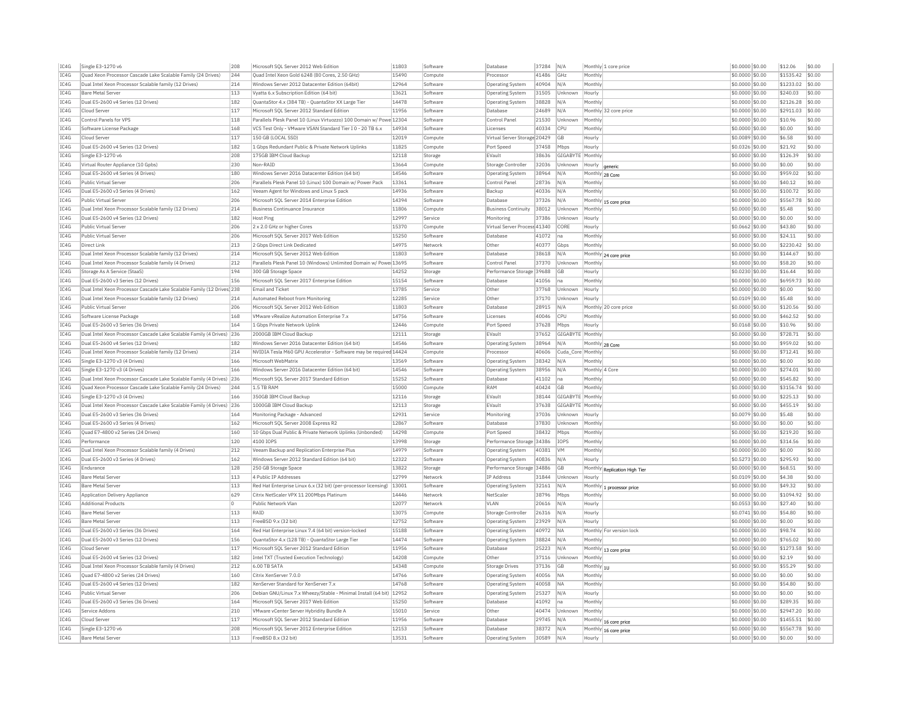| IC4G | Single E3-1270 v6 | 208 | Microsoft SQL Server 2012 Web Edition | 11803 | Software | Database | 37284 | N/A | Monthly | 1 core price | $0.0000 | $0.00 | $12.06 | $0.00 |
|---|---|---|---|---|---|---|---|---|---|---|---|---|---|---|
| IC4G | Quad Xeon Processor Cascade Lake Scalable Family (24 Drives) | 244 | Quad Intel Xeon Gold 6248 (80 Cores, 2.50 GHz) | 15490 | Compute | Processor | 41486 | GHz | Monthly | | $0.0000 | $0.00 | $1535.42 | $0.00 |
| IC4G | Dual Intel Xeon Processor Scalable family (12 Drives) | 214 | Windows Server 2012 Datacenter Edition (64bit) | 12964 | Software | Operating System | 40904 | N/A | Monthly | | $0.0000 | $0.00 | $1233.02 | $0.00 |
| IC4G | Bare Metal Server | 113 | Vyatta 6.x Subscription Edition (64 bit) | 13621 | Software | Operating System | 31505 | Unknown | Hourly | | $0.0000 | $0.00 | $240.03 | $0.00 |
| IC4G | Dual E5-2600 v4 Series (12 Drives) | 182 | QuantaStor 4.x (384 TB) - QuantaStor XX Large Tier | 14478 | Software | Operating System | 38828 | N/A | Monthly | | $0.0000 | $0.00 | $2126.28 | $0.00 |
| IC4G | Cloud Server | 117 | Microsoft SQL Server 2012 Standard Edition | 11956 | Software | Database | 24689 | N/A | Monthly | 32 core price | $0.0000 | $0.00 | $2911.03 | $0.00 |
| IC4G | Control Panels for VPS | 118 | Parallels Plesk Panel 10 (Linux Virtuozzo) 100 Domain w/ Powe | 12304 | Software | Control Panel | 21530 | Unknown | Monthly | | $0.0000 | $0.00 | $10.96 | $0.00 |
| IC4G | Software License Package | 168 | VCS Test Only - VMware VSAN Standard Tier I 0 - 20 TB 6.x | 14934 | Software | Licenses | 40334 | CPU | Monthly | | $0.0000 | $0.00 | $0.00 | $0.00 |
| IC4G | Cloud Server | 117 | 150 GB (LOCAL SSD) | 12019 | Compute | Virtual Server Storage | 20429 | GB | Hourly | | $0.0089 | $0.00 | $6.58 | $0.00 |
| IC4G | Dual E5-2600 v4 Series (12 Drives) | 182 | 1 Gbps Redundant Public & Private Network Uplinks | 11825 | Compute | Port Speed | 37458 | Mbps | Hourly | | $0.0326 | $0.00 | $21.92 | $0.00 |
| IC4G | Single E3-1270 v6 | 208 | 175GB IBM Cloud Backup | 12118 | Storage | EVault | 38636 | GIGABYTE | Monthly | | $0.0000 | $0.00 | $126.39 | $0.00 |
| IC4G | Virtual Router Appliance (10 Gpbs) | 230 | Non-RAID | 13664 | Compute | Storage Controller | 32036 | Unknown | Hourly | generic | $0.0000 | $0.00 | $0.00 | $0.00 |
| IC4G | Dual E5-2600 v4 Series (4 Drives) | 180 | Windows Server 2016 Datacenter Edition (64 bit) | 14546 | Software | Operating System | 38964 | N/A | Monthly | 28 Core | $0.0000 | $0.00 | $959.02 | $0.00 |
| IC4G | Public Virtual Server | 206 | Parallels Plesk Panel 10 (Linux) 100 Domain w/ Power Pack | 13361 | Software | Control Panel | 28736 | N/A | Monthly | | $0.0000 | $0.00 | $40.12 | $0.00 |
| IC4G | Dual E5-2600 v3 Series (4 Drives) | 162 | Veeam Agent for Windows and Linux 5 pack | 14936 | Software | Backup | 40336 | N/A | Monthly | | $0.0000 | $0.00 | $100.72 | $0.00 |
| IC4G | Public Virtual Server | 206 | Microsoft SQL Server 2014 Enterprise Edition | 14394 | Software | Database | 37326 | N/A | Monthly | 15 core price | $0.0000 | $0.00 | $5567.78 | $0.00 |
| IC4G | Dual Intel Xeon Processor Scalable family (12 Drives) | 214 | Business Continuance Insurance | 11806 | Compute | Business Continuity | 38012 | Unknown | Monthly | | $0.0000 | $0.00 | $5.48 | $0.00 |
| IC4G | Dual E5-2600 v4 Series (12 Drives) | 182 | Host Ping | 12997 | Service | Monitoring | 37386 | Unknown | Hourly | | $0.0000 | $0.00 | $0.00 | $0.00 |
| IC4G | Public Virtual Server | 206 | 2 x 2.0 GHz or higher Cores | 15370 | Compute | Virtual Server Process | 41340 | CORE | Hourly | | $0.0662 | $0.00 | $43.80 | $0.00 |
| IC4G | Public Virtual Server | 206 | Microsoft SQL Server 2017 Web Edition | 15250 | Software | Database | 41072 | na | Monthly | | $0.0000 | $0.00 | $24.11 | $0.00 |
| IC4G | Direct Link | 213 | 2 Gbps Direct Link Dedicated | 14975 | Network | Other | 40377 | Gbps | Monthly | | $0.0000 | $0.00 | $2230.42 | $0.00 |
| IC4G | Dual Intel Xeon Processor Scalable family (12 Drives) | 214 | Microsoft SQL Server 2012 Web Edition | 11803 | Software | Database | 38618 | N/A | Monthly | 24 core price | $0.0000 | $0.00 | $144.67 | $0.00 |
| IC4G | Dual Intel Xeon Processor Scalable family (4 Drives) | 212 | Parallels Plesk Panel 10 (Windows) Unlimited Domain w/ Power | 13695 | Software | Control Panel | 37370 | Unknown | Monthly | | $0.0000 | $0.00 | $58.20 | $0.00 |
| IC4G | Storage As A Service (StaaS) | 194 | 300 GB Storage Space | 14252 | Storage | Performance Storage | 39688 | GB | Hourly | | $0.0230 | $0.00 | $16.44 | $0.00 |
| IC4G | Dual E5-2600 v3 Series (12 Drives) | 156 | Microsoft SQL Server 2017 Enterprise Edition | 15154 | Software | Database | 41056 | na | Monthly | | $0.0000 | $0.00 | $6959.73 | $0.00 |
| IC4G | Dual Intel Xeon Processor Cascade Lake Scalable Family (12 Drives) | 238 | Email and Ticket | 13785 | Service | Other | 37768 | Unknown | Hourly | | $0.0000 | $0.00 | $0.00 | $0.00 |
| IC4G | Dual Intel Xeon Processor Scalable family (12 Drives) | 214 | Automated Reboot from Monitoring | 12285 | Service | Other | 37170 | Unknown | Hourly | | $0.0109 | $0.00 | $5.48 | $0.00 |
| IC4G | Public Virtual Server | 206 | Microsoft SQL Server 2012 Web Edition | 11803 | Software | Database | 28915 | N/A | Monthly | 20 core price | $0.0000 | $0.00 | $120.56 | $0.00 |
| IC4G | Software License Package | 168 | VMware vRealize Automation Enterprise 7.x | 14756 | Software | Licenses | 40046 | CPU | Monthly | | $0.0000 | $0.00 | $462.52 | $0.00 |
| IC4G | Dual E5-2600 v3 Series (36 Drives) | 164 | 1 Gbps Private Network Uplink | 12446 | Compute | Port Speed | 37628 | Mbps | Hourly | | $0.0168 | $0.00 | $10.96 | $0.00 |
| IC4G | Dual Intel Xeon Processor Cascade Lake Scalable Family (4 Drives) | 236 | 2000GB IBM Cloud Backup | 12111 | Storage | EVault | 37652 | GIGABYTE | Monthly | | $0.0000 | $0.00 | $728.71 | $0.00 |
| IC4G | Dual E5-2600 v4 Series (12 Drives) | 182 | Windows Server 2016 Datacenter Edition (64 bit) | 14546 | Software | Operating System | 38964 | N/A | Monthly | 28 Core | $0.0000 | $0.00 | $959.02 | $0.00 |
| IC4G | Dual Intel Xeon Processor Scalable family (12 Drives) | 214 | NVIDIA Tesla M60 GPU Accelerator - Software may be required | 14424 | Compute | Processor | 40606 | Cuda_Core | Monthly | | $0.0000 | $0.00 | $712.41 | $0.00 |
| IC4G | Single E3-1270 v3 (4 Drives) | 166 | Microsoft WebMatrix | 13569 | Software | Operating System | 38342 | N/A | Monthly | | $0.0000 | $0.00 | $0.00 | $0.00 |
| IC4G | Single E3-1270 v3 (4 Drives) | 166 | Windows Server 2016 Datacenter Edition (64 bit) | 14546 | Software | Operating System | 38956 | N/A | Monthly | 4 Core | $0.0000 | $0.00 | $274.01 | $0.00 |
| IC4G | Dual Intel Xeon Processor Cascade Lake Scalable Family (4 Drives) | 236 | Microsoft SQL Server 2017 Standard Edition | 15252 | Software | Database | 41102 | na | Monthly | | $0.0000 | $0.00 | $545.82 | $0.00 |
| IC4G | Quad Xeon Processor Cascade Lake Scalable Family (24 Drives) | 244 | 1.5 TB RAM | 15000 | Compute | RAM | 40424 | GB | Monthly | | $0.0000 | $0.00 | $3156.74 | $0.00 |
| IC4G | Single E3-1270 v3 (4 Drives) | 166 | 350GB IBM Cloud Backup | 12116 | Storage | EVault | 38144 | GIGABYTE | Monthly | | $0.0000 | $0.00 | $225.13 | $0.00 |
| IC4G | Dual Intel Xeon Processor Cascade Lake Scalable Family (4 Drives) | 236 | 1000GB IBM Cloud Backup | 12113 | Storage | EVault | 37638 | GIGABYTE | Monthly | | $0.0000 | $0.00 | $455.19 | $0.00 |
| IC4G | Dual E5-2600 v3 Series (36 Drives) | 164 | Monitoring Package - Advanced | 12931 | Service | Monitoring | 37036 | Unknown | Hourly | | $0.0079 | $0.00 | $5.48 | $0.00 |
| IC4G | Dual E5-2600 v3 Series (4 Drives) | 162 | Microsoft SQL Server 2008 Express R2 | 12867 | Software | Database | 37830 | Unknown | Monthly | | $0.0000 | $0.00 | $0.00 | $0.00 |
| IC4G | Quad E7-4800 v2 Series (24 Drives) | 160 | 10 Gbps Dual Public & Private Network Uplinks (Unbonded) | 14298 | Compute | Port Speed | 38432 | Mbps | Monthly | | $0.0000 | $0.00 | $219.20 | $0.00 |
| IC4G | Performance | 120 | 4100 IOPS | 13998 | Storage | Performance Storage | 34386 | IOPS | Monthly | | $0.0000 | $0.00 | $314.56 | $0.00 |
| IC4G | Dual Intel Xeon Processor Scalable family (4 Drives) | 212 | Veeam Backup and Replication Enterprise Plus | 14979 | Software | Operating System | 40381 | VM | Monthly | | $0.0000 | $0.00 | $0.00 | $0.00 |
| IC4G | Dual E5-2600 v3 Series (4 Drives) | 162 | Windows Server 2012 Standard Edition (64 bit) | 12322 | Software | Operating System | 40836 | N/A | Hourly | | $0.5273 | $0.00 | $295.93 | $0.00 |
| IC4G | Endurance | 128 | 250 GB Storage Space | 13822 | Storage | Performance Storage | 34886 | GB | Monthly | Replication High Tier | $0.0000 | $0.00 | $68.51 | $0.00 |
| IC4G | Bare Metal Server | 113 | 4 Public IP Addresses | 12799 | Network | IP Address | 31844 | Unknown | Hourly | | $0.0109 | $0.00 | $4.38 | $0.00 |
| IC4G | Bare Metal Server | 113 | Red Hat Enterprise Linux 6.x (32 bit) (per-processor licensing) | 13001 | Software | Operating System | 32161 | N/A | Monthly | 1 processor price | $0.0000 | $0.00 | $49.32 | $0.00 |
| IC4G | Application Delivery Appliance | 629 | Citrix NetScaler VPX 11 200Mbps Platinum | 14446 | Network | NetScaler | 38796 | Mbps | Monthly | | $0.0000 | $0.00 | $1094.92 | $0.00 |
| IC4G | Additional Products | 0 | Public Network Vlan | 12077 | Network | VLAN | 20616 | N/A | Hourly | | $0.0553 | $0.00 | $27.40 | $0.00 |
| IC4G | Bare Metal Server | 113 | RAID | 13075 | Compute | Storage Controller | 26316 | N/A | Hourly | | $0.0741 | $0.00 | $54.80 | $0.00 |
| IC4G | Bare Metal Server | 113 | FreeBSD 9.x (32 bit) | 12752 | Software | Operating System | 23929 | N/A | Hourly | | $0.0000 | $0.00 | $0.00 | $0.00 |
| IC4G | Dual E5-2600 v3 Series (36 Drives) | 164 | Red Hat Enterprise Linux 7.4 (64 bit) version-locked | 15188 | Software | Operating System | 40972 | NA | Monthly | For version lock | $0.0000 | $0.00 | $98.74 | $0.00 |
| IC4G | Dual E5-2600 v3 Series (12 Drives) | 156 | QuantaStor 4.x (128 TB) - QuantaStor Large Tier | 14474 | Software | Operating System | 38824 | N/A | Monthly | | $0.0000 | $0.00 | $765.02 | $0.00 |
| IC4G | Cloud Server | 117 | Microsoft SQL Server 2012 Standard Edition | 11956 | Software | Database | 25223 | N/A | Monthly | 13 core price | $0.0000 | $0.00 | $1273.58 | $0.00 |
| IC4G | Dual E5-2600 v4 Series (12 Drives) | 182 | Intel TXT (Trusted Execution Technology) | 14208 | Compute | Other | 37116 | Unknown | Monthly | | $0.0000 | $0.00 | $2.19 | $0.00 |
| IC4G | Dual Intel Xeon Processor Scalable family (4 Drives) | 212 | 6.00 TB SATA | 14348 | Compute | Storage Drives | 37136 | GB | Monthly | 1U | $0.0000 | $0.00 | $55.29 | $0.00 |
| IC4G | Quad E7-4800 v2 Series (24 Drives) | 160 | Citrix XenServer 7.0.0 | 14766 | Software | Operating System | 40056 | NA | Monthly | | $0.0000 | $0.00 | $0.00 | $0.00 |
| IC4G | Dual E5-2600 v4 Series (12 Drives) | 182 | XenServer Standard for XenServer 7.x | 14768 | Software | Operating System | 40058 | NA | Monthly | | $0.0000 | $0.00 | $54.80 | $0.00 |
| IC4G | Public Virtual Server | 206 | Debian GNU/Linux 7.x Wheezy/Stable - Minimal Install (64 bit) | 12952 | Software | Operating System | 25327 | N/A | Hourly | | $0.0000 | $0.00 | $0.00 | $0.00 |
| IC4G | Dual E5-2600 v3 Series (36 Drives) | 164 | Microsoft SQL Server 2017 Web Edition | 15250 | Software | Database | 41092 | na | Monthly | | $0.0000 | $0.00 | $289.35 | $0.00 |
| IC4G | Service Addons | 210 | VMware vCenter Server Hybridity Bundle A | 15010 | Service | Other | 40474 | Unknown | Monthly | | $0.0000 | $0.00 | $2947.20 | $0.00 |
| IC4G | Cloud Server | 117 | Microsoft SQL Server 2012 Standard Edition | 11956 | Software | Database | 29745 | N/A | Monthly | 16 core price | $0.0000 | $0.00 | $1455.51 | $0.00 |
| IC4G | Single E3-1270 v6 | 208 | Microsoft SQL Server 2012 Enterprise Edition | 12153 | Software | Database | 38372 | N/A | Monthly | 16 core price | $0.0000 | $0.00 | $5567.78 | $0.00 |
| IC4G | Bare Metal Server | 113 | FreeBSD 8.x (32 bit) | 13531 | Software | Operating System | 30589 | N/A | Hourly | | $0.0000 | $0.00 | $0.00 | $0.00 |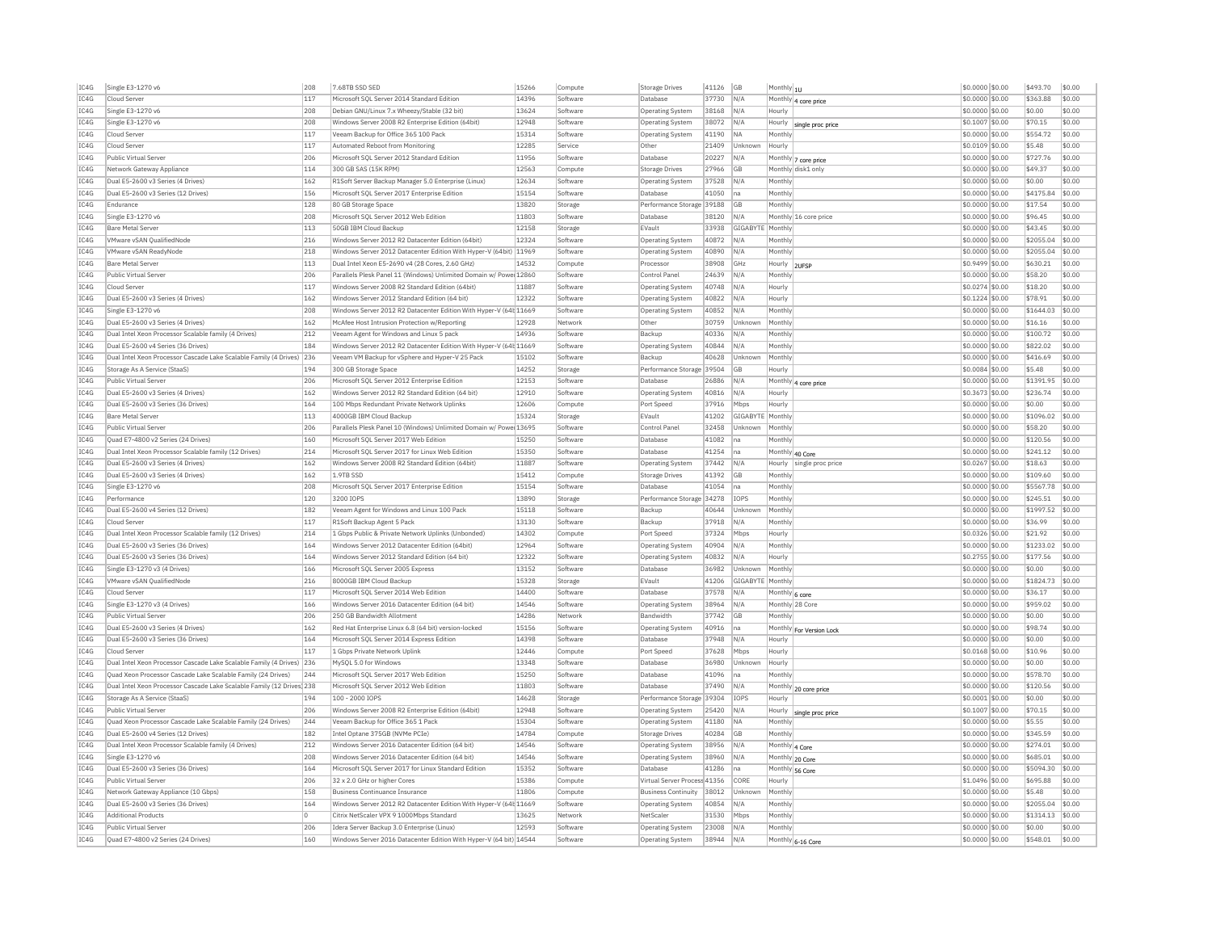| IC4G | Single E3-1270 v6 | 208 | 7.68TB SSD SED | 15266 | Compute | Storage Drives | 41126 | GB | Monthly | 1U | $0.0000 | $0.00 | $493.70 | $0.00 |
|---|---|---|---|---|---|---|---|---|---|---|---|---|---|---|
| IC4G | Cloud Server | 117 | Microsoft SQL Server 2014 Standard Edition | 14396 | Software | Database | 37730 | N/A | Monthly | 4 core price | $0.0000 | $0.00 | $363.88 | $0.00 |
| IC4G | Single E3-1270 v6 | 208 | Debian GNU/Linux 7.x Wheezy/Stable (32 bit) | 13624 | Software | Operating System | 38168 | N/A | Hourly | | $0.0000 | $0.00 | $0.00 | $0.00 |
| IC4G | Single E3-1270 v6 | 208 | Windows Server 2008 R2 Enterprise Edition (64bit) | 12948 | Software | Operating System | 38072 | N/A | Hourly | single proc price | $0.1007 | $0.00 | $70.15 | $0.00 |
| IC4G | Cloud Server | 117 | Veeam Backup for Office 365 100 Pack | 15314 | Software | Operating System | 41190 | NA | Monthly | | $0.0000 | $0.00 | $554.72 | $0.00 |
| IC4G | Cloud Server | 117 | Automated Reboot from Monitoring | 12285 | Service | Other | 21409 | Unknown | Hourly | | $0.0109 | $0.00 | $5.48 | $0.00 |
| IC4G | Public Virtual Server | 206 | Microsoft SQL Server 2012 Standard Edition | 11956 | Software | Database | 20227 | N/A | Monthly | 7 core price | $0.0000 | $0.00 | $727.76 | $0.00 |
| IC4G | Network Gateway Appliance | 114 | 300 GB SAS (15K RPM) | 12563 | Compute | Storage Drives | 27966 | GB | Monthly | disk1 only | $0.0000 | $0.00 | $49.37 | $0.00 |
| IC4G | Dual E5-2600 v3 Series (4 Drives) | 162 | R1Soft Server Backup Manager 5.0 Enterprise (Linux) | 12634 | Software | Operating System | 37528 | N/A | Monthly | | $0.0000 | $0.00 | $0.00 | $0.00 |
| IC4G | Dual E5-2600 v3 Series (12 Drives) | 156 | Microsoft SQL Server 2017 Enterprise Edition | 15154 | Software | Database | 41050 | na | Monthly | | $0.0000 | $0.00 | $4175.84 | $0.00 |
| IC4G | Endurance | 128 | 80 GB Storage Space | 13820 | Storage | Performance Storage | 39188 | GB | Monthly | | $0.0000 | $0.00 | $17.54 | $0.00 |
| IC4G | Single E3-1270 v6 | 208 | Microsoft SQL Server 2012 Web Edition | 11803 | Software | Database | 38120 | N/A | Monthly | 16 core price | $0.0000 | $0.00 | $96.45 | $0.00 |
| IC4G | Bare Metal Server | 113 | 50GB IBM Cloud Backup | 12158 | Storage | EVault | 33938 | GIGABYTE | Monthly | | $0.0000 | $0.00 | $43.45 | $0.00 |
| IC4G | VMware vSAN QualifiedNode | 216 | Windows Server 2012 R2 Datacenter Edition (64bit) | 12324 | Software | Operating System | 40872 | N/A | Monthly | | $0.0000 | $0.00 | $2055.04 | $0.00 |
| IC4G | VMware vSAN ReadyNode | 218 | Windows Server 2012 Datacenter Edition With Hyper-V (64bit) | 11969 | Software | Operating System | 40890 | N/A | Monthly | | $0.0000 | $0.00 | $2055.04 | $0.00 |
| IC4G | Bare Metal Server | 113 | Dual Intel Xeon E5-2690 v4 (28 Cores, 2.60 GHz) | 14532 | Compute | Processor | 38908 | GHz | Hourly | 2UFSP | $0.9499 | $0.00 | $630.21 | $0.00 |
| IC4G | Public Virtual Server | 206 | Parallels Plesk Panel 11 (Windows) Unlimited Domain w/ Power | 12860 | Software | Control Panel | 24639 | N/A | Monthly | | $0.0000 | $0.00 | $58.20 | $0.00 |
| IC4G | Cloud Server | 117 | Windows Server 2008 R2 Standard Edition (64bit) | 11887 | Software | Operating System | 40748 | N/A | Hourly | | $0.0274 | $0.00 | $18.20 | $0.00 |
| IC4G | Dual E5-2600 v3 Series (4 Drives) | 162 | Windows Server 2012 Standard Edition (64 bit) | 12322 | Software | Operating System | 40822 | N/A | Hourly | | $0.1224 | $0.00 | $78.91 | $0.00 |
| IC4G | Single E3-1270 v6 | 208 | Windows Server 2012 R2 Datacenter Edition With Hyper-V (64b | 11669 | Software | Operating System | 40852 | N/A | Monthly | | $0.0000 | $0.00 | $1644.03 | $0.00 |
| IC4G | Dual E5-2600 v3 Series (4 Drives) | 162 | McAfee Host Intrusion Protection w/Reporting | 12928 | Network | Other | 30759 | Unknown | Monthly | | $0.0000 | $0.00 | $16.16 | $0.00 |
| IC4G | Dual Intel Xeon Processor Scalable family (4 Drives) | 212 | Veeam Agent for Windows and Linux 5 pack | 14936 | Software | Backup | 40336 | N/A | Monthly | | $0.0000 | $0.00 | $100.72 | $0.00 |
| IC4G | Dual E5-2600 v4 Series (36 Drives) | 184 | Windows Server 2012 R2 Datacenter Edition With Hyper-V (64b | 11669 | Software | Operating System | 40844 | N/A | Monthly | | $0.0000 | $0.00 | $822.02 | $0.00 |
| IC4G | Dual Intel Xeon Processor Cascade Lake Scalable Family (4 Drives) | 236 | Veeam VM Backup for vSphere and Hyper-V 25 Pack | 15102 | Software | Backup | 40628 | Unknown | Monthly | | $0.0000 | $0.00 | $416.69 | $0.00 |
| IC4G | Storage As A Service (StaaS) | 194 | 300 GB Storage Space | 14252 | Storage | Performance Storage | 39504 | GB | Hourly | | $0.0084 | $0.00 | $5.48 | $0.00 |
| IC4G | Public Virtual Server | 206 | Microsoft SQL Server 2012 Enterprise Edition | 12153 | Software | Database | 26886 | N/A | Monthly | 4 core price | $0.0000 | $0.00 | $1391.95 | $0.00 |
| IC4G | Dual E5-2600 v3 Series (4 Drives) | 162 | Windows Server 2012 R2 Standard Edition (64 bit) | 12910 | Software | Operating System | 40816 | N/A | Hourly | | $0.3673 | $0.00 | $236.74 | $0.00 |
| IC4G | Dual E5-2600 v3 Series (36 Drives) | 164 | 100 Mbps Redundant Private Network Uplinks | 12606 | Compute | Port Speed | 37916 | Mbps | Hourly | | $0.0000 | $0.00 | $0.00 | $0.00 |
| IC4G | Bare Metal Server | 113 | 4000GB IBM Cloud Backup | 15324 | Storage | EVault | 41202 | GIGABYTE | Monthly | | $0.0000 | $0.00 | $1096.02 | $0.00 |
| IC4G | Public Virtual Server | 206 | Parallels Plesk Panel 10 (Windows) Unlimited Domain w/ Power | 13695 | Software | Control Panel | 32458 | Unknown | Monthly | | $0.0000 | $0.00 | $58.20 | $0.00 |
| IC4G | Quad E7-4800 v2 Series (24 Drives) | 160 | Microsoft SQL Server 2017 Web Edition | 15250 | Software | Database | 41082 | na | Monthly | | $0.0000 | $0.00 | $120.56 | $0.00 |
| IC4G | Dual Intel Xeon Processor Scalable family (12 Drives) | 214 | Microsoft SQL Server 2017 for Linux Web Edition | 15350 | Software | Database | 41254 | na | Monthly | 40 Core | $0.0000 | $0.00 | $241.12 | $0.00 |
| IC4G | Dual E5-2600 v3 Series (4 Drives) | 162 | Windows Server 2008 R2 Standard Edition (64bit) | 11887 | Software | Operating System | 37442 | N/A | Hourly | single proc price | $0.0267 | $0.00 | $18.63 | $0.00 |
| IC4G | Dual E5-2600 v3 Series (4 Drives) | 162 | 1.9TB SSD | 15412 | Compute | Storage Drives | 41392 | GB | Monthly | | $0.0000 | $0.00 | $109.60 | $0.00 |
| IC4G | Single E3-1270 v6 | 208 | Microsoft SQL Server 2017 Enterprise Edition | 15154 | Software | Database | 41054 | na | Monthly | | $0.0000 | $0.00 | $5567.78 | $0.00 |
| IC4G | Performance | 120 | 3200 IOPS | 13890 | Storage | Performance Storage | 34278 | IOPS | Monthly | | $0.0000 | $0.00 | $245.51 | $0.00 |
| IC4G | Dual E5-2600 v4 Series (12 Drives) | 182 | Veeam Agent for Windows and Linux 100 Pack | 15118 | Software | Backup | 40644 | Unknown | Monthly | | $0.0000 | $0.00 | $1997.52 | $0.00 |
| IC4G | Cloud Server | 117 | R1Soft Backup Agent 5 Pack | 13130 | Software | Backup | 37918 | N/A | Monthly | | $0.0000 | $0.00 | $36.99 | $0.00 |
| IC4G | Dual Intel Xeon Processor Scalable family (12 Drives) | 214 | 1 Gbps Public & Private Network Uplinks (Unbonded) | 14302 | Compute | Port Speed | 37324 | Mbps | Hourly | | $0.0326 | $0.00 | $21.92 | $0.00 |
| IC4G | Dual E5-2600 v3 Series (36 Drives) | 164 | Windows Server 2012 Datacenter Edition (64bit) | 12964 | Software | Operating System | 40904 | N/A | Monthly | | $0.0000 | $0.00 | $1233.02 | $0.00 |
| IC4G | Dual E5-2600 v3 Series (36 Drives) | 164 | Windows Server 2012 Standard Edition (64 bit) | 12322 | Software | Operating System | 40832 | N/A | Hourly | | $0.2755 | $0.00 | $177.56 | $0.00 |
| IC4G | Single E3-1270 v3 (4 Drives) | 166 | Microsoft SQL Server 2005 Express | 13152 | Software | Database | 36982 | Unknown | Monthly | | $0.0000 | $0.00 | $0.00 | $0.00 |
| IC4G | VMware vSAN QualifiedNode | 216 | 8000GB IBM Cloud Backup | 15328 | Storage | EVault | 41206 | GIGABYTE | Monthly | | $0.0000 | $0.00 | $1824.73 | $0.00 |
| IC4G | Cloud Server | 117 | Microsoft SQL Server 2014 Web Edition | 14400 | Software | Database | 37578 | N/A | Monthly | 6 core | $0.0000 | $0.00 | $36.17 | $0.00 |
| IC4G | Single E3-1270 v3 (4 Drives) | 166 | Windows Server 2016 Datacenter Edition (64 bit) | 14546 | Software | Operating System | 38964 | N/A | Monthly | 28 Core | $0.0000 | $0.00 | $959.02 | $0.00 |
| IC4G | Public Virtual Server | 206 | 250 GB Bandwidth Allotment | 14286 | Network | Bandwidth | 37742 | GB | Monthly | | $0.0000 | $0.00 | $0.00 | $0.00 |
| IC4G | Dual E5-2600 v3 Series (4 Drives) | 162 | Red Hat Enterprise Linux 6.8 (64 bit) version-locked | 15156 | Software | Operating System | 40916 | na | Monthly | For Version Lock | $0.0000 | $0.00 | $98.74 | $0.00 |
| IC4G | Dual E5-2600 v3 Series (36 Drives) | 164 | Microsoft SQL Server 2014 Express Edition | 14398 | Software | Database | 37948 | N/A | Hourly | | $0.0000 | $0.00 | $0.00 | $0.00 |
| IC4G | Cloud Server | 117 | 1 Gbps Private Network Uplink | 12446 | Compute | Port Speed | 37628 | Mbps | Hourly | | $0.0168 | $0.00 | $10.96 | $0.00 |
| IC4G | Dual Intel Xeon Processor Cascade Lake Scalable Family (4 Drives) | 236 | MySQL 5.0 for Windows | 13348 | Software | Database | 36980 | Unknown | Hourly | | $0.0000 | $0.00 | $0.00 | $0.00 |
| IC4G | Quad Xeon Processor Cascade Lake Scalable Family (24 Drives) | 244 | Microsoft SQL Server 2017 Web Edition | 15250 | Software | Database | 41096 | na | Monthly | | $0.0000 | $0.00 | $578.70 | $0.00 |
| IC4G | Dual Intel Xeon Processor Cascade Lake Scalable Family (12 Drives) | 238 | Microsoft SQL Server 2012 Web Edition | 11803 | Software | Database | 37490 | N/A | Monthly | 20 core price | $0.0000 | $0.00 | $120.56 | $0.00 |
| IC4G | Storage As A Service (StaaS) | 194 | 100 - 2000 IOPS | 14628 | Storage | Performance Storage | 39304 | IOPS | Hourly | | $0.0001 | $0.00 | $0.00 | $0.00 |
| IC4G | Public Virtual Server | 206 | Windows Server 2008 R2 Enterprise Edition (64bit) | 12948 | Software | Operating System | 25420 | N/A | Hourly | single proc price | $0.1007 | $0.00 | $70.15 | $0.00 |
| IC4G | Quad Xeon Processor Cascade Lake Scalable Family (24 Drives) | 244 | Veeam Backup for Office 365 1 Pack | 15304 | Software | Operating System | 41180 | NA | Monthly | | $0.0000 | $0.00 | $5.55 | $0.00 |
| IC4G | Dual E5-2600 v4 Series (12 Drives) | 182 | Intel Optane 375GB (NVMe PCIe) | 14784 | Compute | Storage Drives | 40284 | GB | Monthly | | $0.0000 | $0.00 | $345.59 | $0.00 |
| IC4G | Dual Intel Xeon Processor Scalable family (4 Drives) | 212 | Windows Server 2016 Datacenter Edition (64 bit) | 14546 | Software | Operating System | 38956 | N/A | Monthly | 4 Core | $0.0000 | $0.00 | $274.01 | $0.00 |
| IC4G | Single E3-1270 v6 | 208 | Windows Server 2016 Datacenter Edition (64 bit) | 14546 | Software | Operating System | 38960 | N/A | Monthly | 20 Core | $0.0000 | $0.00 | $685.01 | $0.00 |
| IC4G | Dual E5-2600 v3 Series (36 Drives) | 164 | Microsoft SQL Server 2017 for Linux Standard Edition | 15352 | Software | Database | 41286 | na | Monthly | 56 Core | $0.0000 | $0.00 | $5094.30 | $0.00 |
| IC4G | Public Virtual Server | 206 | 32 x 2.0 GHz or higher Cores | 15386 | Compute | Virtual Server Process | 41356 | CORE | Hourly | | $1.0496 | $0.00 | $695.88 | $0.00 |
| IC4G | Network Gateway Appliance (10 Gbps) | 158 | Business Continuance Insurance | 11806 | Compute | Business Continuity | 38012 | Unknown | Monthly | | $0.0000 | $0.00 | $5.48 | $0.00 |
| IC4G | Dual E5-2600 v3 Series (36 Drives) | 164 | Windows Server 2012 R2 Datacenter Edition With Hyper-V (64b | 11669 | Software | Operating System | 40854 | N/A | Monthly | | $0.0000 | $0.00 | $2055.04 | $0.00 |
| IC4G | Additional Products | 0 | Citrix NetScaler VPX 9 1000Mbps Standard | 13625 | Network | NetScaler | 31530 | Mbps | Monthly | | $0.0000 | $0.00 | $1314.13 | $0.00 |
| IC4G | Public Virtual Server | 206 | Idera Server Backup 3.0 Enterprise (Linux) | 12593 | Software | Operating System | 23008 | N/A | Monthly | | $0.0000 | $0.00 | $0.00 | $0.00 |
| IC4G | Quad E7-4800 v2 Series (24 Drives) | 160 | Windows Server 2016 Datacenter Edition With Hyper-V (64 bit) | 14544 | Software | Operating System | 38944 | N/A | Monthly | 6-16 Core | $0.0000 | $0.00 | $548.01 | $0.00 |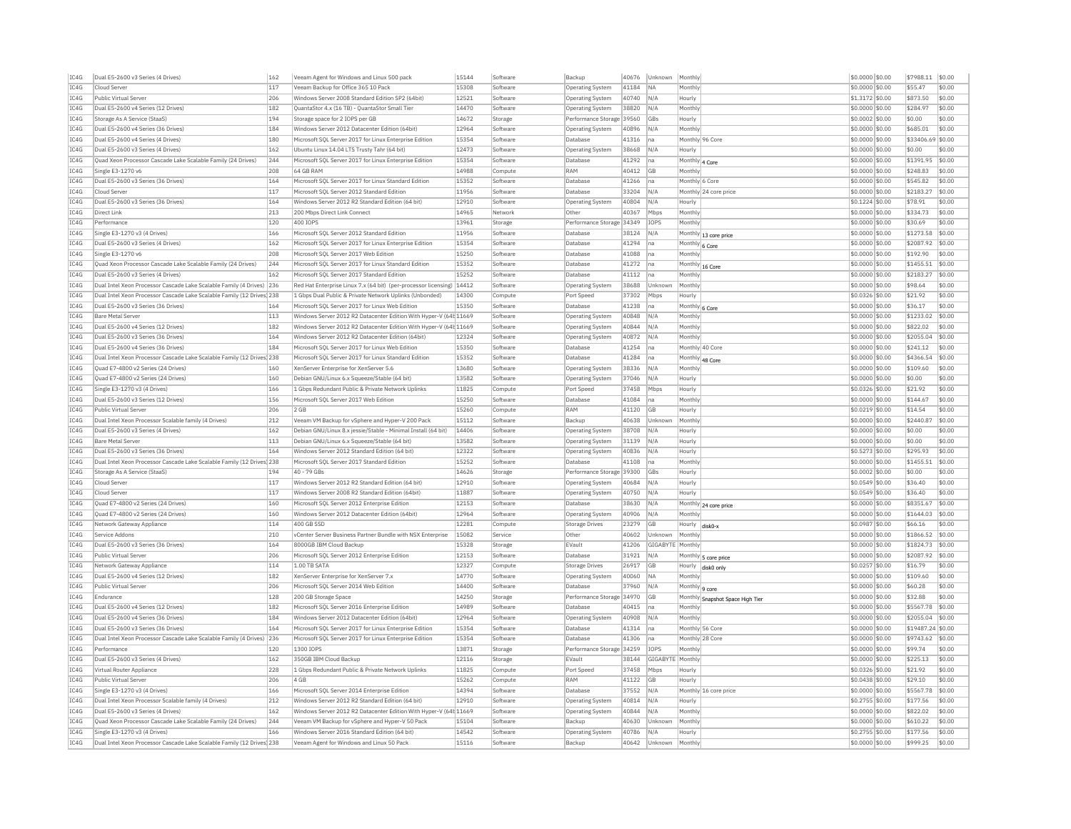| IC4G | Dual E5-2600 v3 Series (4 Drives) | 162 | Veeam Agent for Windows and Linux 500 pack | 15144 | Software | Backup | 40676 | Unknown | Monthly | | $0.0000 | $0.00 | $7988.11 | $0.00 |
|---|---|---|---|---|---|---|---|---|---|---|---|---|---|---|
| IC4G | Cloud Server | 117 | Veeam Backup for Office 365 10 Pack | 15308 | Software | Operating System | 41184 | NA | Monthly | | $0.0000 | $0.00 | $55.47 | $0.00 |
| IC4G | Public Virtual Server | 206 | Windows Server 2008 Standard Edition SP2 (64bit) | 12521 | Software | Operating System | 40740 | N/A | Hourly | | $1.3172 | $0.00 | $873.50 | $0.00 |
| IC4G | Dual E5-2600 v4 Series (12 Drives) | 182 | QuantaStor 4.x (16 TB) - QuantaStor Small Tier | 14470 | Software | Operating System | 38820 | N/A | Monthly | | $0.0000 | $0.00 | $284.97 | $0.00 |
| IC4G | Storage As A Service (StaaS) | 194 | Storage space for 2 IOPS per GB | 14672 | Storage | Performance Storage | 39560 | GBs | Hourly | | $0.0002 | $0.00 | $0.00 | $0.00 |
| IC4G | Dual E5-2600 v4 Series (36 Drives) | 184 | Windows Server 2012 Datacenter Edition (64bit) | 12964 | Software | Operating System | 40896 | N/A | Monthly | | $0.0000 | $0.00 | $685.01 | $0.00 |
| IC4G | Dual E5-2600 v4 Series (4 Drives) | 180 | Microsoft SQL Server 2017 for Linux Enterprise Edition | 15354 | Software | Database | 41316 | na | Monthly | 96 Core | $0.0000 | $0.00 | $33406.69 | $0.00 |
| IC4G | Dual E5-2600 v3 Series (4 Drives) | 162 | Ubuntu Linux 14.04 LTS Trusty Tahr (64 bit) | 12473 | Software | Operating System | 38668 | N/A | Hourly | | $0.0000 | $0.00 | $0.00 | $0.00 |
| IC4G | Quad Xeon Processor Cascade Lake Scalable Family (24 Drives) | 244 | Microsoft SQL Server 2017 for Linux Enterprise Edition | 15354 | Software | Database | 41292 | na | Monthly | 4 Core | $0.0000 | $0.00 | $1391.95 | $0.00 |
| IC4G | Single E3-1270 v6 | 208 | 64 GB RAM | 14988 | Compute | RAM | 40412 | GB | Monthly | | $0.0000 | $0.00 | $248.83 | $0.00 |
| IC4G | Dual E5-2600 v3 Series (36 Drives) | 164 | Microsoft SQL Server 2017 for Linux Standard Edition | 15352 | Software | Database | 41266 | na | Monthly | 6 Core | $0.0000 | $0.00 | $545.82 | $0.00 |
| IC4G | Cloud Server | 117 | Microsoft SQL Server 2012 Standard Edition | 11956 | Software | Database | 33204 | N/A | Monthly | 24 core price | $0.0000 | $0.00 | $2183.27 | $0.00 |
| IC4G | Dual E5-2600 v3 Series (36 Drives) | 164 | Windows Server 2012 R2 Standard Edition (64 bit) | 12910 | Software | Operating System | 40804 | N/A | Hourly | | $0.1224 | $0.00 | $78.91 | $0.00 |
| IC4G | Direct Link | 213 | 200 Mbps Direct Link Connect | 14965 | Network | Other | 40367 | Mbps | Monthly | | $0.0000 | $0.00 | $334.73 | $0.00 |
| IC4G | Performance | 120 | 400 IOPS | 13961 | Storage | Performance Storage | 34349 | IOPS | Monthly | | $0.0000 | $0.00 | $30.69 | $0.00 |
| IC4G | Single E3-1270 v3 (4 Drives) | 166 | Microsoft SQL Server 2012 Standard Edition | 11956 | Software | Database | 38124 | N/A | Monthly | 13 core price | $0.0000 | $0.00 | $1273.58 | $0.00 |
| IC4G | Dual E5-2600 v3 Series (4 Drives) | 162 | Microsoft SQL Server 2017 for Linux Enterprise Edition | 15354 | Software | Database | 41294 | na | Monthly | 6 Core | $0.0000 | $0.00 | $2087.92 | $0.00 |
| IC4G | Single E3-1270 v6 | 208 | Microsoft SQL Server 2017 Web Edition | 15250 | Software | Database | 41088 | na | Monthly | | $0.0000 | $0.00 | $192.90 | $0.00 |
| IC4G | Quad Xeon Processor Cascade Lake Scalable Family (24 Drives) | 244 | Microsoft SQL Server 2017 for Linux Standard Edition | 15352 | Software | Database | 41272 | na | Monthly | 16 Core | $0.0000 | $0.00 | $1455.51 | $0.00 |
| IC4G | Dual E5-2600 v3 Series (4 Drives) | 162 | Microsoft SQL Server 2017 Standard Edition | 15252 | Software | Database | 41112 | na | Monthly | | $0.0000 | $0.00 | $2183.27 | $0.00 |
| IC4G | Dual Intel Xeon Processor Cascade Lake Scalable Family (4 Drives) | 236 | Red Hat Enterprise Linux 7.x (64 bit) (per-processor licensing) | 14412 | Software | Operating System | 38688 | Unknown | Monthly | | $0.0000 | $0.00 | $98.64 | $0.00 |
| IC4G | Dual Intel Xeon Processor Cascade Lake Scalable Family (12 Drives) | 238 | 1 Gbps Dual Public & Private Network Uplinks (Unbonded) | 14300 | Compute | Port Speed | 37302 | Mbps | Hourly | | $0.0326 | $0.00 | $21.92 | $0.00 |
| IC4G | Dual E5-2600 v3 Series (36 Drives) | 164 | Microsoft SQL Server 2017 for Linux Web Edition | 15350 | Software | Database | 41238 | na | Monthly | 6 Core | $0.0000 | $0.00 | $36.17 | $0.00 |
| IC4G | Bare Metal Server | 113 | Windows Server 2012 R2 Datacenter Edition With Hyper-V (64b | 11669 | Software | Operating System | 40848 | N/A | Monthly | | $0.0000 | $0.00 | $1233.02 | $0.00 |
| IC4G | Dual E5-2600 v4 Series (12 Drives) | 182 | Windows Server 2012 R2 Datacenter Edition With Hyper-V (64b | 11669 | Software | Operating System | 40844 | N/A | Monthly | | $0.0000 | $0.00 | $822.02 | $0.00 |
| IC4G | Dual E5-2600 v3 Series (36 Drives) | 164 | Windows Server 2012 R2 Datacenter Edition (64bit) | 12324 | Software | Operating System | 40872 | N/A | Monthly | | $0.0000 | $0.00 | $2055.04 | $0.00 |
| IC4G | Dual E5-2600 v4 Series (36 Drives) | 184 | Microsoft SQL Server 2017 for Linux Web Edition | 15350 | Software | Database | 41254 | na | Monthly | 40 Core | $0.0000 | $0.00 | $241.12 | $0.00 |
| IC4G | Dual Intel Xeon Processor Cascade Lake Scalable Family (12 Drives) | 238 | Microsoft SQL Server 2017 for Linux Standard Edition | 15352 | Software | Database | 41284 | na | Monthly | 48 Core | $0.0000 | $0.00 | $4366.54 | $0.00 |
| IC4G | Quad E7-4800 v2 Series (24 Drives) | 160 | XenServer Enterprise for XenServer 5.6 | 13680 | Software | Operating System | 38336 | N/A | Monthly | | $0.0000 | $0.00 | $109.60 | $0.00 |
| IC4G | Quad E7-4800 v2 Series (24 Drives) | 160 | Debian GNU/Linux 6.x Squeeze/Stable (64 bit) | 13582 | Software | Operating System | 37046 | N/A | Hourly | | $0.0000 | $0.00 | $0.00 | $0.00 |
| IC4G | Single E3-1270 v3 (4 Drives) | 166 | 1 Gbps Redundant Public & Private Network Uplinks | 11825 | Compute | Port Speed | 37458 | Mbps | Hourly | | $0.0326 | $0.00 | $21.92 | $0.00 |
| IC4G | Dual E5-2600 v3 Series (12 Drives) | 156 | Microsoft SQL Server 2017 Web Edition | 15250 | Software | Database | 41084 | na | Monthly | | $0.0000 | $0.00 | $144.67 | $0.00 |
| IC4G | Public Virtual Server | 206 | 2 GB | 15260 | Compute | RAM | 41120 | GB | Hourly | | $0.0219 | $0.00 | $14.54 | $0.00 |
| IC4G | Dual Intel Xeon Processor Scalable family (4 Drives) | 212 | Veeam VM Backup for vSphere and Hyper-V 200 Pack | 15112 | Software | Backup | 40638 | Unknown | Monthly | | $0.0000 | $0.00 | $2440.87 | $0.00 |
| IC4G | Dual E5-2600 v3 Series (4 Drives) | 162 | Debian GNU/Linux 8.x jessie/Stable - Minimal Install (64 bit) | 14406 | Software | Operating System | 38708 | N/A | Hourly | | $0.0000 | $0.00 | $0.00 | $0.00 |
| IC4G | Bare Metal Server | 113 | Debian GNU/Linux 6.x Squeeze/Stable (64 bit) | 13582 | Software | Operating System | 31139 | N/A | Hourly | | $0.0000 | $0.00 | $0.00 | $0.00 |
| IC4G | Dual E5-2600 v3 Series (36 Drives) | 164 | Windows Server 2012 Standard Edition (64 bit) | 12322 | Software | Operating System | 40836 | N/A | Hourly | | $0.5273 | $0.00 | $295.93 | $0.00 |
| IC4G | Dual Intel Xeon Processor Cascade Lake Scalable Family (12 Drives) | 238 | Microsoft SQL Server 2017 Standard Edition | 15252 | Software | Database | 41108 | na | Monthly | | $0.0000 | $0.00 | $1455.51 | $0.00 |
| IC4G | Storage As A Service (StaaS) | 194 | 40 - 79 GBs | 14626 | Storage | Performance Storage | 39300 | GBs | Hourly | | $0.0002 | $0.00 | $0.00 | $0.00 |
| IC4G | Cloud Server | 117 | Windows Server 2012 R2 Standard Edition (64 bit) | 12910 | Software | Operating System | 40684 | N/A | Hourly | | $0.0549 | $0.00 | $36.40 | $0.00 |
| IC4G | Cloud Server | 117 | Windows Server 2008 R2 Standard Edition (64bit) | 11887 | Software | Operating System | 40750 | N/A | Hourly | | $0.0549 | $0.00 | $36.40 | $0.00 |
| IC4G | Quad E7-4800 v2 Series (24 Drives) | 160 | Microsoft SQL Server 2012 Enterprise Edition | 12153 | Software | Database | 38630 | N/A | Monthly | 24 core price | $0.0000 | $0.00 | $8351.67 | $0.00 |
| IC4G | Quad E7-4800 v2 Series (24 Drives) | 160 | Windows Server 2012 Datacenter Edition (64bit) | 12964 | Software | Operating System | 40906 | N/A | Monthly | | $0.0000 | $0.00 | $1644.03 | $0.00 |
| IC4G | Network Gateway Appliance | 114 | 400 GB SSD | 12281 | Compute | Storage Drives | 23279 | GB | Hourly | disk0-x | $0.0987 | $0.00 | $66.16 | $0.00 |
| IC4G | Service Addons | 210 | vCenter Server Business Partner Bundle with NSX Enterprise | 15082 | Service | Other | 40602 | Unknown | Monthly | | $0.0000 | $0.00 | $1866.52 | $0.00 |
| IC4G | Dual E5-2600 v3 Series (36 Drives) | 164 | 8000GB IBM Cloud Backup | 15328 | Storage | EVault | 41206 | GIGABYTE | Monthly | | $0.0000 | $0.00 | $1824.73 | $0.00 |
| IC4G | Public Virtual Server | 206 | Microsoft SQL Server 2012 Enterprise Edition | 12153 | Software | Database | 31921 | N/A | Monthly | 5 core price | $0.0000 | $0.00 | $2087.92 | $0.00 |
| IC4G | Network Gateway Appliance | 114 | 1.00 TB SATA | 12327 | Compute | Storage Drives | 26917 | GB | Hourly | disk0 only | $0.0257 | $0.00 | $16.79 | $0.00 |
| IC4G | Dual E5-2600 v4 Series (12 Drives) | 182 | XenServer Enterprise for XenServer 7.x | 14770 | Software | Operating System | 40060 | NA | Monthly | | $0.0000 | $0.00 | $109.60 | $0.00 |
| IC4G | Public Virtual Server | 206 | Microsoft SQL Server 2014 Web Edition | 14400 | Software | Database | 37960 | N/A | Monthly | 9 core | $0.0000 | $0.00 | $60.28 | $0.00 |
| IC4G | Endurance | 128 | 200 GB Storage Space | 14250 | Storage | Performance Storage | 34970 | GB | Monthly | Snapshot Space High Tier | $0.0000 | $0.00 | $32.88 | $0.00 |
| IC4G | Dual E5-2600 v4 Series (12 Drives) | 182 | Microsoft SQL Server 2016 Enterprise Edition | 14989 | Software | Database | 40415 | na | Monthly | | $0.0000 | $0.00 | $5567.78 | $0.00 |
| IC4G | Dual E5-2600 v4 Series (36 Drives) | 184 | Windows Server 2012 Datacenter Edition (64bit) | 12964 | Software | Operating System | 40908 | N/A | Monthly | | $0.0000 | $0.00 | $2055.04 | $0.00 |
| IC4G | Dual E5-2600 v3 Series (36 Drives) | 164 | Microsoft SQL Server 2017 for Linux Enterprise Edition | 15354 | Software | Database | 41314 | na | Monthly | 56 Core | $0.0000 | $0.00 | $19487.24 | $0.00 |
| IC4G | Dual Intel Xeon Processor Cascade Lake Scalable Family (4 Drives) | 236 | Microsoft SQL Server 2017 for Linux Enterprise Edition | 15354 | Software | Database | 41306 | na | Monthly | 28 Core | $0.0000 | $0.00 | $9743.62 | $0.00 |
| IC4G | Performance | 120 | 1300 IOPS | 13871 | Storage | Performance Storage | 34259 | IOPS | Monthly | | $0.0000 | $0.00 | $99.74 | $0.00 |
| IC4G | Dual E5-2600 v3 Series (4 Drives) | 162 | 350GB IBM Cloud Backup | 12116 | Storage | EVault | 38144 | GIGABYTE | Monthly | | $0.0000 | $0.00 | $225.13 | $0.00 |
| IC4G | Virtual Router Appliance | 228 | 1 Gbps Redundant Public & Private Network Uplinks | 11825 | Compute | Port Speed | 37458 | Mbps | Hourly | | $0.0326 | $0.00 | $21.92 | $0.00 |
| IC4G | Public Virtual Server | 206 | 4 GB | 15262 | Compute | RAM | 41122 | GB | Hourly | | $0.0438 | $0.00 | $29.10 | $0.00 |
| IC4G | Single E3-1270 v3 (4 Drives) | 166 | Microsoft SQL Server 2014 Enterprise Edition | 14394 | Software | Database | 37552 | N/A | Monthly | 16 core price | $0.0000 | $0.00 | $5567.78 | $0.00 |
| IC4G | Dual Intel Xeon Processor Scalable family (4 Drives) | 212 | Windows Server 2012 R2 Standard Edition (64 bit) | 12910 | Software | Operating System | 40814 | N/A | Hourly | | $0.2755 | $0.00 | $177.56 | $0.00 |
| IC4G | Dual E5-2600 v3 Series (4 Drives) | 162 | Windows Server 2012 R2 Datacenter Edition With Hyper-V (64b | 11669 | Software | Operating System | 40844 | N/A | Monthly | | $0.0000 | $0.00 | $822.02 | $0.00 |
| IC4G | Quad Xeon Processor Cascade Lake Scalable Family (24 Drives) | 244 | Veeam VM Backup for vSphere and Hyper-V 50 Pack | 15104 | Software | Backup | 40630 | Unknown | Monthly | | $0.0000 | $0.00 | $610.22 | $0.00 |
| IC4G | Single E3-1270 v3 (4 Drives) | 166 | Windows Server 2016 Standard Edition (64 bit) | 14542 | Software | Operating System | 40786 | N/A | Hourly | | $0.2755 | $0.00 | $177.56 | $0.00 |
| IC4G | Dual Intel Xeon Processor Cascade Lake Scalable Family (12 Drives) | 238 | Veeam Agent for Windows and Linux 50 Pack | 15116 | Software | Backup | 40642 | Unknown | Monthly | | $0.0000 | $0.00 | $999.25 | $0.00 |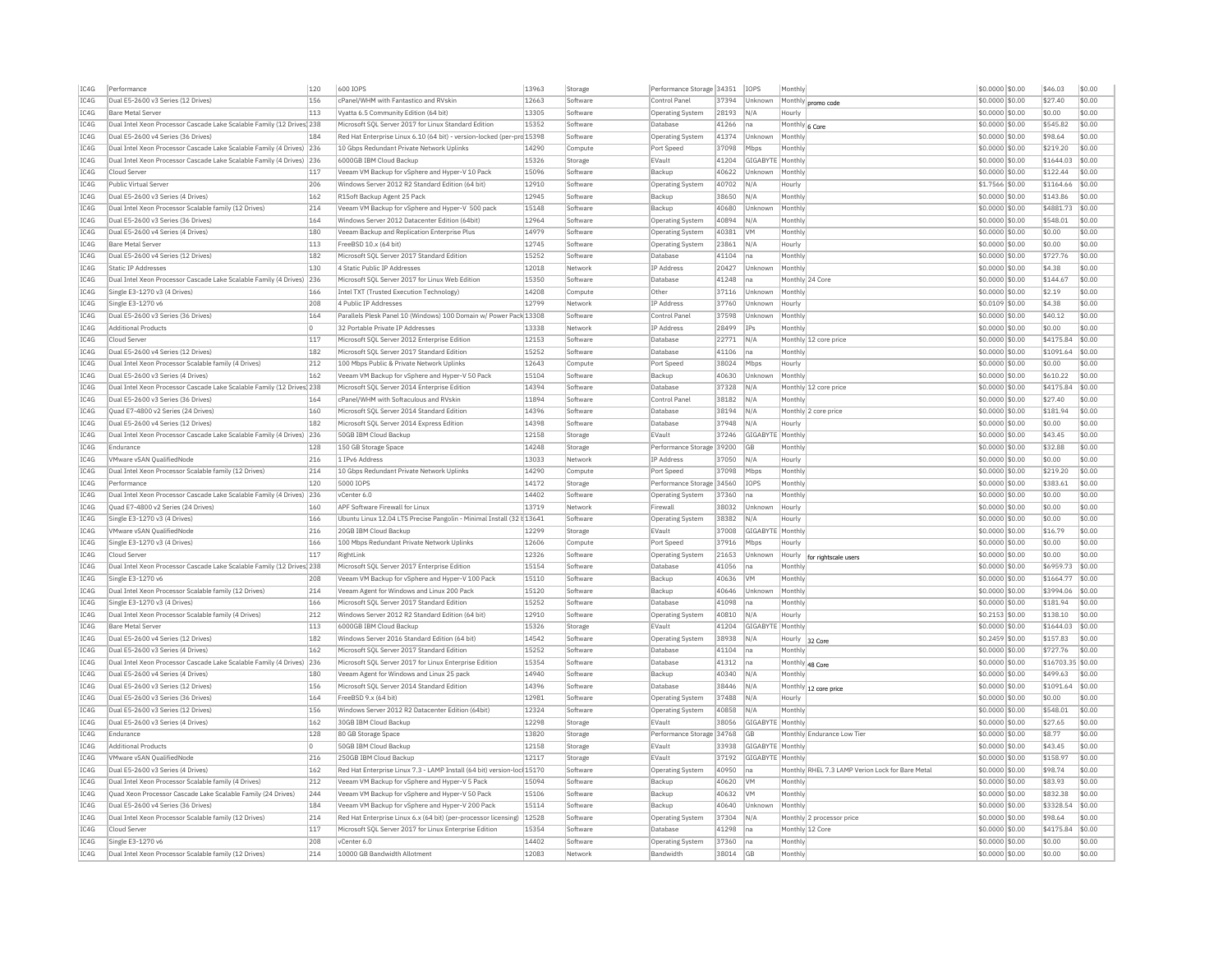| IC4G | Performance | 120 | 600 IOPS | 13963 | Storage | Performance Storage | 34351 | IOPS | Monthly | | $0.0000 | $0.00 | $46.03 | $0.00 |
|---|---|---|---|---|---|---|---|---|---|---|---|---|---|---|
| IC4G | Dual E5-2600 v3 Series (12 Drives) | 156 | cPanel/WHM with Fantastico and RVskin | 12663 | Software | Control Panel | 37394 | Unknown | Monthly | promo code | $0.0000 | $0.00 | $27.40 | $0.00 |
| IC4G | Bare Metal Server | 113 | Vyatta 6.5 Community Edition (64 bit) | 13305 | Software | Operating System | 28193 | N/A | Hourly | | $0.0000 | $0.00 | $0.00 | $0.00 |
| IC4G | Dual Intel Xeon Processor Cascade Lake Scalable Family (12 Drives) | 238 | Microsoft SQL Server 2017 for Linux Standard Edition | 15352 | Software | Database | 41266 | na | Monthly | 6 Core | $0.0000 | $0.00 | $545.82 | $0.00 |
| IC4G | Dual E5-2600 v4 Series (36 Drives) | 184 | Red Hat Enterprise Linux 6.10 (64 bit) - version-locked (per-pro | 15398 | Software | Operating System | 41374 | Unknown | Monthly | | $0.0000 | $0.00 | $98.64 | $0.00 |
| IC4G | Dual Intel Xeon Processor Cascade Lake Scalable Family (4 Drives) | 236 | 10 Gbps Redundant Private Network Uplinks | 14290 | Compute | Port Speed | 37098 | Mbps | Monthly | | $0.0000 | $0.00 | $219.20 | $0.00 |
| IC4G | Dual Intel Xeon Processor Cascade Lake Scalable Family (4 Drives) | 236 | 6000GB IBM Cloud Backup | 15326 | Storage | EVault | 41204 | GIGABYTE | Monthly | | $0.0000 | $0.00 | $1644.03 | $0.00 |
| IC4G | Cloud Server | 117 | Veeam VM Backup for vSphere and Hyper-V 10 Pack | 15096 | Software | Backup | 40622 | Unknown | Monthly | | $0.0000 | $0.00 | $122.44 | $0.00 |
| IC4G | Public Virtual Server | 206 | Windows Server 2012 R2 Standard Edition (64 bit) | 12910 | Software | Operating System | 40702 | N/A | Hourly | | $1.7566 | $0.00 | $1164.66 | $0.00 |
| IC4G | Dual E5-2600 v3 Series (4 Drives) | 162 | R1Soft Backup Agent 25 Pack | 12945 | Software | Backup | 38650 | N/A | Monthly | | $0.0000 | $0.00 | $143.86 | $0.00 |
| IC4G | Dual Intel Xeon Processor Scalable family (12 Drives) | 214 | Veeam VM Backup for vSphere and Hyper-V 500 pack | 15148 | Software | Backup | 40680 | Unknown | Monthly | | $0.0000 | $0.00 | $4881.73 | $0.00 |
| IC4G | Dual E5-2600 v3 Series (36 Drives) | 164 | Windows Server 2012 Datacenter Edition (64bit) | 12964 | Software | Operating System | 40894 | N/A | Monthly | | $0.0000 | $0.00 | $548.01 | $0.00 |
| IC4G | Dual E5-2600 v4 Series (4 Drives) | 180 | Veeam Backup and Replication Enterprise Plus | 14979 | Software | Operating System | 40381 | VM | Monthly | | $0.0000 | $0.00 | $0.00 | $0.00 |
| IC4G | Bare Metal Server | 113 | FreeBSD 10.x (64 bit) | 12745 | Software | Operating System | 23861 | N/A | Hourly | | $0.0000 | $0.00 | $0.00 | $0.00 |
| IC4G | Dual E5-2600 v4 Series (12 Drives) | 182 | Microsoft SQL Server 2017 Standard Edition | 15252 | Software | Database | 41104 | na | Monthly | | $0.0000 | $0.00 | $727.76 | $0.00 |
| IC4G | Static IP Addresses | 130 | 4 Static Public IP Addresses | 12018 | Network | IP Address | 20427 | Unknown | Monthly | | $0.0000 | $0.00 | $4.38 | $0.00 |
| IC4G | Dual Intel Xeon Processor Cascade Lake Scalable Family (4 Drives) | 236 | Microsoft SQL Server 2017 for Linux Web Edition | 15350 | Software | Database | 41248 | na | Monthly | 24 Core | $0.0000 | $0.00 | $144.67 | $0.00 |
| IC4G | Single E3-1270 v3 (4 Drives) | 166 | Intel TXT (Trusted Execution Technology) | 14208 | Compute | Other | 37116 | Unknown | Monthly | | $0.0000 | $0.00 | $2.19 | $0.00 |
| IC4G | Single E3-1270 v6 | 208 | 4 Public IP Addresses | 12799 | Network | IP Address | 37760 | Unknown | Hourly | | $0.0109 | $0.00 | $4.38 | $0.00 |
| IC4G | Dual E5-2600 v3 Series (36 Drives) | 164 | Parallels Plesk Panel 10 (Windows) 100 Domain w/ Power Pack | 13308 | Software | Control Panel | 37598 | Unknown | Monthly | | $0.0000 | $0.00 | $40.12 | $0.00 |
| IC4G | Additional Products | 0 | 32 Portable Private IP Addresses | 13338 | Network | IP Address | 28499 | IPs | Monthly | | $0.0000 | $0.00 | $0.00 | $0.00 |
| IC4G | Cloud Server | 117 | Microsoft SQL Server 2012 Enterprise Edition | 12153 | Software | Database | 22771 | N/A | Monthly | 12 core price | $0.0000 | $0.00 | $4175.84 | $0.00 |
| IC4G | Dual E5-2600 v4 Series (12 Drives) | 182 | Microsoft SQL Server 2017 Standard Edition | 15252 | Software | Database | 41106 | na | Monthly | | $0.0000 | $0.00 | $1091.64 | $0.00 |
| IC4G | Dual Intel Xeon Processor Scalable family (4 Drives) | 212 | 100 Mbps Public & Private Network Uplinks | 12643 | Compute | Port Speed | 38024 | Mbps | Hourly | | $0.0000 | $0.00 | $0.00 | $0.00 |
| IC4G | Dual E5-2600 v3 Series (4 Drives) | 162 | Veeam VM Backup for vSphere and Hyper-V 50 Pack | 15104 | Software | Backup | 40630 | Unknown | Monthly | | $0.0000 | $0.00 | $610.22 | $0.00 |
| IC4G | Dual Intel Xeon Processor Cascade Lake Scalable Family (12 Drives) | 238 | Microsoft SQL Server 2014 Enterprise Edition | 14394 | Software | Database | 37328 | N/A | Monthly | 12 core price | $0.0000 | $0.00 | $4175.84 | $0.00 |
| IC4G | Dual E5-2600 v3 Series (36 Drives) | 164 | cPanel/WHM with Softaculous and RVskin | 11894 | Software | Control Panel | 38182 | N/A | Monthly | | $0.0000 | $0.00 | $27.40 | $0.00 |
| IC4G | Quad E7-4800 v2 Series (24 Drives) | 160 | Microsoft SQL Server 2014 Standard Edition | 14396 | Software | Database | 38194 | N/A | Monthly | 2 core price | $0.0000 | $0.00 | $181.94 | $0.00 |
| IC4G | Dual E5-2600 v4 Series (12 Drives) | 182 | Microsoft SQL Server 2014 Express Edition | 14398 | Software | Database | 37948 | N/A | Hourly | | $0.0000 | $0.00 | $0.00 | $0.00 |
| IC4G | Dual Intel Xeon Processor Cascade Lake Scalable Family (4 Drives) | 236 | 50GB IBM Cloud Backup | 12158 | Storage | EVault | 37246 | GIGABYTE | Monthly | | $0.0000 | $0.00 | $43.45 | $0.00 |
| IC4G | Endurance | 128 | 150 GB Storage Space | 14248 | Storage | Performance Storage | 39200 | GB | Monthly | | $0.0000 | $0.00 | $32.88 | $0.00 |
| IC4G | VMware vSAN QualifiedNode | 216 | 1 IPv6 Address | 13033 | Network | IP Address | 37050 | N/A | Hourly | | $0.0000 | $0.00 | $0.00 | $0.00 |
| IC4G | Dual Intel Xeon Processor Scalable family (12 Drives) | 214 | 10 Gbps Redundant Private Network Uplinks | 14290 | Compute | Port Speed | 37098 | Mbps | Monthly | | $0.0000 | $0.00 | $219.20 | $0.00 |
| IC4G | Performance | 120 | 5000 IOPS | 14172 | Storage | Performance Storage | 34560 | IOPS | Monthly | | $0.0000 | $0.00 | $383.61 | $0.00 |
| IC4G | Dual Intel Xeon Processor Cascade Lake Scalable Family (4 Drives) | 236 | vCenter 6.0 | 14402 | Software | Operating System | 37360 | na | Monthly | | $0.0000 | $0.00 | $0.00 | $0.00 |
| IC4G | Quad E7-4800 v2 Series (24 Drives) | 160 | APF Software Firewall for Linux | 13719 | Network | Firewall | 38032 | Unknown | Hourly | | $0.0000 | $0.00 | $0.00 | $0.00 |
| IC4G | Single E3-1270 v3 (4 Drives) | 166 | Ubuntu Linux 12.04 LTS Precise Pangolin - Minimal Install (32 b | 13641 | Software | Operating System | 38382 | N/A | Hourly | | $0.0000 | $0.00 | $0.00 | $0.00 |
| IC4G | VMware vSAN QualifiedNode | 216 | 20GB IBM Cloud Backup | 12299 | Storage | EVault | 37008 | GIGABYTE | Monthly | | $0.0000 | $0.00 | $16.79 | $0.00 |
| IC4G | Single E3-1270 v3 (4 Drives) | 166 | 100 Mbps Redundant Private Network Uplinks | 12606 | Compute | Port Speed | 37916 | Mbps | Hourly | | $0.0000 | $0.00 | $0.00 | $0.00 |
| IC4G | Cloud Server | 117 | RightLink | 12326 | Software | Operating System | 21653 | Unknown | Hourly | for rightscale users | $0.0000 | $0.00 | $0.00 | $0.00 |
| IC4G | Dual Intel Xeon Processor Cascade Lake Scalable Family (12 Drives) | 238 | Microsoft SQL Server 2017 Enterprise Edition | 15154 | Software | Database | 41056 | na | Monthly | | $0.0000 | $0.00 | $6959.73 | $0.00 |
| IC4G | Single E3-1270 v6 | 208 | Veeam VM Backup for vSphere and Hyper-V 100 Pack | 15110 | Software | Backup | 40636 | VM | Monthly | | $0.0000 | $0.00 | $1664.77 | $0.00 |
| IC4G | Dual Intel Xeon Processor Scalable family (12 Drives) | 214 | Veeam Agent for Windows and Linux 200 Pack | 15120 | Software | Backup | 40646 | Unknown | Monthly | | $0.0000 | $0.00 | $3994.06 | $0.00 |
| IC4G | Single E3-1270 v3 (4 Drives) | 166 | Microsoft SQL Server 2017 Standard Edition | 15252 | Software | Database | 41098 | na | Monthly | | $0.0000 | $0.00 | $181.94 | $0.00 |
| IC4G | Dual Intel Xeon Processor Scalable family (4 Drives) | 212 | Windows Server 2012 R2 Standard Edition (64 bit) | 12910 | Software | Operating System | 40810 | N/A | Hourly | | $0.2153 | $0.00 | $138.10 | $0.00 |
| IC4G | Bare Metal Server | 113 | 6000GB IBM Cloud Backup | 15326 | Storage | EVault | 41204 | GIGABYTE | Monthly | | $0.0000 | $0.00 | $1644.03 | $0.00 |
| IC4G | Dual E5-2600 v4 Series (12 Drives) | 182 | Windows Server 2016 Standard Edition (64 bit) | 14542 | Software | Operating System | 38938 | N/A | Hourly | 32 Core | $0.2459 | $0.00 | $157.83 | $0.00 |
| IC4G | Dual E5-2600 v3 Series (4 Drives) | 162 | Microsoft SQL Server 2017 Standard Edition | 15252 | Software | Database | 41104 | na | Monthly | | $0.0000 | $0.00 | $727.76 | $0.00 |
| IC4G | Dual Intel Xeon Processor Cascade Lake Scalable Family (4 Drives) | 236 | Microsoft SQL Server 2017 for Linux Enterprise Edition | 15354 | Software | Database | 41312 | na | Monthly | 48 Core | $0.0000 | $0.00 | $16703.35 | $0.00 |
| IC4G | Dual E5-2600 v4 Series (4 Drives) | 180 | Veeam Agent for Windows and Linux 25 pack | 14940 | Software | Backup | 40340 | N/A | Monthly | | $0.0000 | $0.00 | $499.63 | $0.00 |
| IC4G | Dual E5-2600 v3 Series (12 Drives) | 156 | Microsoft SQL Server 2014 Standard Edition | 14396 | Software | Database | 38446 | N/A | Monthly | 12 core price | $0.0000 | $0.00 | $1091.64 | $0.00 |
| IC4G | Dual E5-2600 v3 Series (36 Drives) | 164 | FreeBSD 9.x (64 bit) | 12981 | Software | Operating System | 37488 | N/A | Hourly | | $0.0000 | $0.00 | $0.00 | $0.00 |
| IC4G | Dual E5-2600 v3 Series (12 Drives) | 156 | Windows Server 2012 R2 Datacenter Edition (64bit) | 12324 | Software | Operating System | 40858 | N/A | Monthly | | $0.0000 | $0.00 | $548.01 | $0.00 |
| IC4G | Dual E5-2600 v3 Series (4 Drives) | 162 | 30GB IBM Cloud Backup | 12298 | Storage | EVault | 38056 | GIGABYTE | Monthly | | $0.0000 | $0.00 | $27.65 | $0.00 |
| IC4G | Endurance | 128 | 80 GB Storage Space | 13820 | Storage | Performance Storage | 34768 | GB | Monthly | Endurance Low Tier | $0.0000 | $0.00 | $8.77 | $0.00 |
| IC4G | Additional Products | 0 | 50GB IBM Cloud Backup | 12158 | Storage | EVault | 33938 | GIGABYTE | Monthly | | $0.0000 | $0.00 | $43.45 | $0.00 |
| IC4G | VMware vSAN QualifiedNode | 216 | 250GB IBM Cloud Backup | 12117 | Storage | EVault | 37192 | GIGABYTE | Monthly | | $0.0000 | $0.00 | $158.97 | $0.00 |
| IC4G | Dual E5-2600 v3 Series (4 Drives) | 162 | Red Hat Enterprise Linux 7.3 - LAMP Install (64 bit) version-lock | 15170 | Software | Operating System | 40950 | na | Monthly | RHEL 7.3 LAMP Verion Lock for Bare Metal | $0.0000 | $0.00 | $98.74 | $0.00 |
| IC4G | Dual Intel Xeon Processor Scalable family (4 Drives) | 212 | Veeam VM Backup for vSphere and Hyper-V 5 Pack | 15094 | Software | Backup | 40620 | VM | Monthly | | $0.0000 | $0.00 | $83.93 | $0.00 |
| IC4G | Quad Xeon Processor Cascade Lake Scalable Family (24 Drives) | 244 | Veeam VM Backup for vSphere and Hyper-V 50 Pack | 15106 | Software | Backup | 40632 | VM | Monthly | | $0.0000 | $0.00 | $832.38 | $0.00 |
| IC4G | Dual E5-2600 v4 Series (36 Drives) | 184 | Veeam VM Backup for vSphere and Hyper-V 200 Pack | 15114 | Software | Backup | 40640 | Unknown | Monthly | | $0.0000 | $0.00 | $3328.54 | $0.00 |
| IC4G | Dual Intel Xeon Processor Scalable family (12 Drives) | 214 | Red Hat Enterprise Linux 6.x (64 bit) (per-processor licensing) | 12528 | Software | Operating System | 37304 | N/A | Monthly | 2 processor price | $0.0000 | $0.00 | $98.64 | $0.00 |
| IC4G | Cloud Server | 117 | Microsoft SQL Server 2017 for Linux Enterprise Edition | 15354 | Software | Database | 41298 | na | Monthly | 12 Core | $0.0000 | $0.00 | $4175.84 | $0.00 |
| IC4G | Single E3-1270 v6 | 208 | vCenter 6.0 | 14402 | Software | Operating System | 37360 | na | Monthly | | $0.0000 | $0.00 | $0.00 | $0.00 |
| IC4G | Dual Intel Xeon Processor Scalable family (12 Drives) | 214 | 10000 GB Bandwidth Allotment | 12083 | Network | Bandwidth | 38014 | GB | Monthly | | $0.0000 | $0.00 | $0.00 | $0.00 |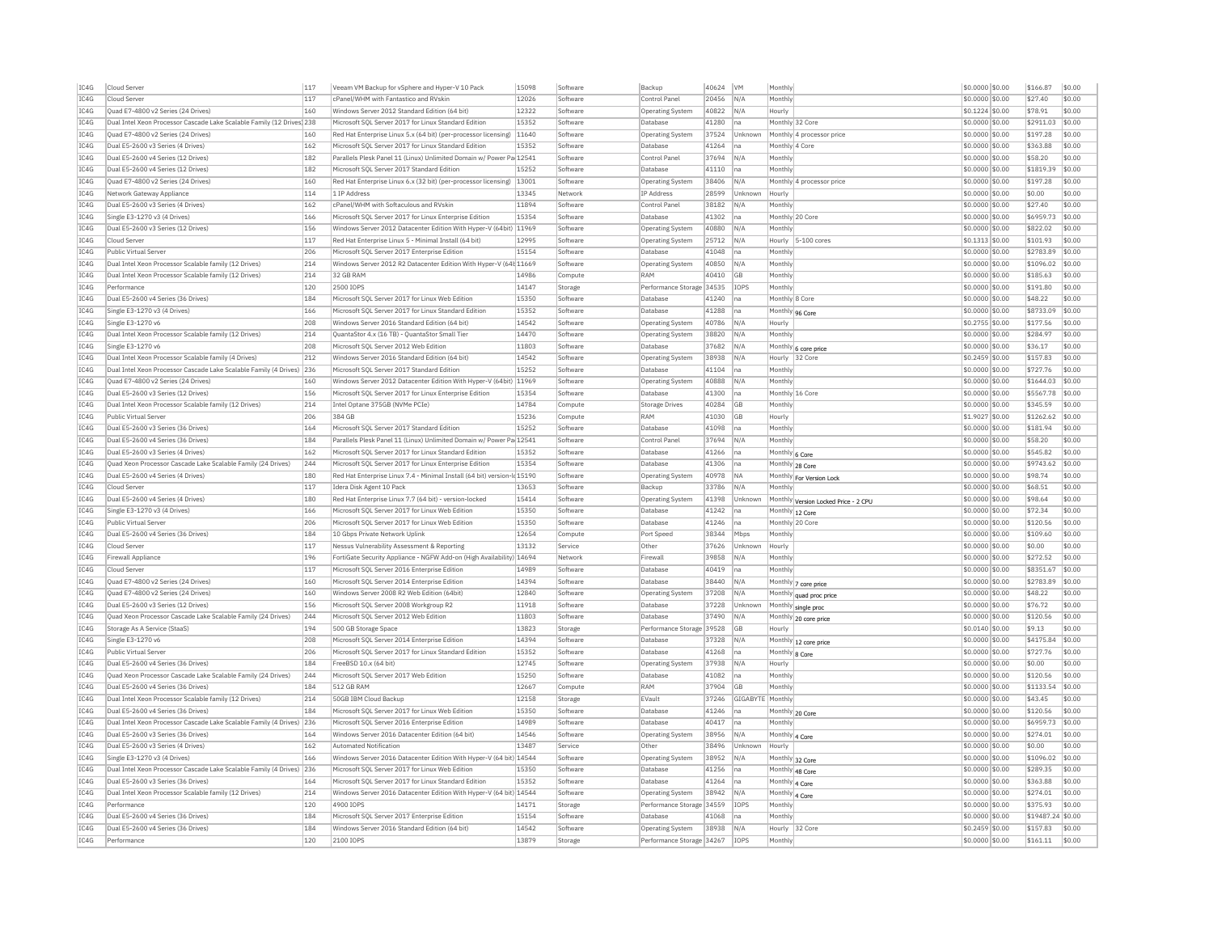| IC4G | Cloud Server | 117 | Veeam VM Backup for vSphere and Hyper-V 10 Pack | 15098 | Software | Backup | 40624 | VM | Monthly | | $0.0000 | $0.00 | $166.87 | $0.00 |
|---|---|---|---|---|---|---|---|---|---|---|---|---|---|---|
| IC4G | Cloud Server | 117 | cPanel/WHM with Fantastico and RVskin | 12026 | Software | Control Panel | 20456 | N/A | Monthly | | $0.0000 | $0.00 | $27.40 | $0.00 |
| IC4G | Quad E7-4800 v2 Series (24 Drives) | 160 | Windows Server 2012 Standard Edition (64 bit) | 12322 | Software | Operating System | 40822 | N/A | Hourly | | $0.1224 | $0.00 | $78.91 | $0.00 |
| IC4G | Dual Intel Xeon Processor Cascade Lake Scalable Family (12 Drives) | 238 | Microsoft SQL Server 2017 for Linux Standard Edition | 15352 | Software | Database | 41280 | na | Monthly | 32 Core | $0.0000 | $0.00 | $2911.03 | $0.00 |
| IC4G | Quad E7-4800 v2 Series (24 Drives) | 160 | Red Hat Enterprise Linux 5.x (64 bit) (per-processor licensing) | 11640 | Software | Operating System | 37524 | Unknown | Monthly | 4 processor price | $0.0000 | $0.00 | $197.28 | $0.00 |
| IC4G | Dual E5-2600 v3 Series (4 Drives) | 162 | Microsoft SQL Server 2017 for Linux Standard Edition | 15352 | Software | Database | 41264 | na | Monthly | 4 Core | $0.0000 | $0.00 | $363.88 | $0.00 |
| IC4G | Dual E5-2600 v4 Series (12 Drives) | 182 | Parallels Plesk Panel 11 (Linux) Unlimited Domain w/ Power Pa | 12541 | Software | Control Panel | 37694 | N/A | Monthly | | $0.0000 | $0.00 | $58.20 | $0.00 |
| IC4G | Dual E5-2600 v4 Series (12 Drives) | 182 | Microsoft SQL Server 2017 Standard Edition | 15252 | Software | Database | 41110 | na | Monthly | | $0.0000 | $0.00 | $1819.39 | $0.00 |
| IC4G | Quad E7-4800 v2 Series (24 Drives) | 160 | Red Hat Enterprise Linux 6.x (32 bit) (per-processor licensing) | 13001 | Software | Operating System | 38406 | N/A | Monthly | 4 processor price | $0.0000 | $0.00 | $197.28 | $0.00 |
| IC4G | Network Gateway Appliance | 114 | 1 IP Address | 13345 | Network | IP Address | 28599 | Unknown | Hourly | | $0.0000 | $0.00 | $0.00 | $0.00 |
| IC4G | Dual E5-2600 v3 Series (4 Drives) | 162 | cPanel/WHM with Softaculous and RVskin | 11894 | Software | Control Panel | 38182 | N/A | Monthly | | $0.0000 | $0.00 | $27.40 | $0.00 |
| IC4G | Single E3-1270 v3 (4 Drives) | 166 | Microsoft SQL Server 2017 for Linux Enterprise Edition | 15354 | Software | Database | 41302 | na | Monthly | 20 Core | $0.0000 | $0.00 | $6959.73 | $0.00 |
| IC4G | Dual E5-2600 v3 Series (12 Drives) | 156 | Windows Server 2012 Datacenter Edition With Hyper-V (64bit) | 11969 | Software | Operating System | 40880 | N/A | Monthly | | $0.0000 | $0.00 | $822.02 | $0.00 |
| IC4G | Cloud Server | 117 | Red Hat Enterprise Linux 5 - Minimal Install (64 bit) | 12995 | Software | Operating System | 25712 | N/A | Hourly | 5-100 cores | $0.1313 | $0.00 | $101.93 | $0.00 |
| IC4G | Public Virtual Server | 206 | Microsoft SQL Server 2017 Enterprise Edition | 15154 | Software | Database | 41048 | na | Monthly | | $0.0000 | $0.00 | $2783.89 | $0.00 |
| IC4G | Dual Intel Xeon Processor Scalable family (12 Drives) | 214 | Windows Server 2012 R2 Datacenter Edition With Hyper-V (64b | 11669 | Software | Operating System | 40850 | N/A | Monthly | | $0.0000 | $0.00 | $1096.02 | $0.00 |
| IC4G | Dual Intel Xeon Processor Scalable family (12 Drives) | 214 | 32 GB RAM | 14986 | Compute | RAM | 40410 | GB | Monthly | | $0.0000 | $0.00 | $185.63 | $0.00 |
| IC4G | Performance | 120 | 2500 IOPS | 14147 | Storage | Performance Storage | 34535 | IOPS | Monthly | | $0.0000 | $0.00 | $191.80 | $0.00 |
| IC4G | Dual E5-2600 v4 Series (36 Drives) | 184 | Microsoft SQL Server 2017 for Linux Web Edition | 15350 | Software | Database | 41240 | na | Monthly | 8 Core | $0.0000 | $0.00 | $48.22 | $0.00 |
| IC4G | Single E3-1270 v3 (4 Drives) | 166 | Microsoft SQL Server 2017 for Linux Standard Edition | 15352 | Software | Database | 41288 | na | Monthly | 96 Core | $0.0000 | $0.00 | $8733.09 | $0.00 |
| IC4G | Single E3-1270 v6 | 208 | Windows Server 2016 Standard Edition (64 bit) | 14542 | Software | Operating System | 40786 | N/A | Hourly | | $0.2755 | $0.00 | $177.56 | $0.00 |
| IC4G | Dual Intel Xeon Processor Scalable family (12 Drives) | 214 | QuantaStor 4.x (16 TB) - QuantaStor Small Tier | 14470 | Software | Operating System | 38820 | N/A | Monthly | | $0.0000 | $0.00 | $284.97 | $0.00 |
| IC4G | Single E3-1270 v6 | 208 | Microsoft SQL Server 2012 Web Edition | 11803 | Software | Database | 37682 | N/A | Monthly | 6 core price | $0.0000 | $0.00 | $36.17 | $0.00 |
| IC4G | Dual Intel Xeon Processor Scalable family (4 Drives) | 212 | Windows Server 2016 Standard Edition (64 bit) | 14542 | Software | Operating System | 38938 | N/A | Hourly | 32 Core | $0.2459 | $0.00 | $157.83 | $0.00 |
| IC4G | Dual Intel Xeon Processor Cascade Lake Scalable Family (4 Drives) | 236 | Microsoft SQL Server 2017 Standard Edition | 15252 | Software | Database | 41104 | na | Monthly | | $0.0000 | $0.00 | $727.76 | $0.00 |
| IC4G | Quad E7-4800 v2 Series (24 Drives) | 160 | Windows Server 2012 Datacenter Edition With Hyper-V (64bit) | 11969 | Software | Operating System | 40888 | N/A | Monthly | | $0.0000 | $0.00 | $1644.03 | $0.00 |
| IC4G | Dual E5-2600 v3 Series (12 Drives) | 156 | Microsoft SQL Server 2017 for Linux Enterprise Edition | 15354 | Software | Database | 41300 | na | Monthly | 16 Core | $0.0000 | $0.00 | $5567.78 | $0.00 |
| IC4G | Dual Intel Xeon Processor Scalable family (12 Drives) | 214 | Intel Optane 375GB (NVMe PCIe) | 14784 | Compute | Storage Drives | 40284 | GB | Monthly | | $0.0000 | $0.00 | $345.59 | $0.00 |
| IC4G | Public Virtual Server | 206 | 384 GB | 15236 | Compute | RAM | 41030 | GB | Hourly | | $1.9027 | $0.00 | $1262.62 | $0.00 |
| IC4G | Dual E5-2600 v3 Series (36 Drives) | 164 | Microsoft SQL Server 2017 Standard Edition | 15252 | Software | Database | 41098 | na | Monthly | | $0.0000 | $0.00 | $181.94 | $0.00 |
| IC4G | Dual E5-2600 v4 Series (36 Drives) | 184 | Parallels Plesk Panel 11 (Linux) Unlimited Domain w/ Power Pa | 12541 | Software | Control Panel | 37694 | N/A | Monthly | | $0.0000 | $0.00 | $58.20 | $0.00 |
| IC4G | Dual E5-2600 v3 Series (4 Drives) | 162 | Microsoft SQL Server 2017 for Linux Standard Edition | 15352 | Software | Database | 41266 | na | Monthly | 6 Core | $0.0000 | $0.00 | $545.82 | $0.00 |
| IC4G | Quad Xeon Processor Cascade Lake Scalable Family (24 Drives) | 244 | Microsoft SQL Server 2017 for Linux Enterprise Edition | 15354 | Software | Database | 41306 | na | Monthly | 28 Core | $0.0000 | $0.00 | $9743.62 | $0.00 |
| IC4G | Dual E5-2600 v4 Series (4 Drives) | 180 | Red Hat Enterprise Linux 7.4 - Minimal Install (64 bit) version-lo | 15190 | Software | Operating System | 40978 | NA | Monthly | For Version Lock | $0.0000 | $0.00 | $98.74 | $0.00 |
| IC4G | Cloud Server | 117 | Idera Disk Agent 10 Pack | 13653 | Software | Backup | 33786 | N/A | Monthly | | $0.0000 | $0.00 | $68.51 | $0.00 |
| IC4G | Dual E5-2600 v4 Series (4 Drives) | 180 | Red Hat Enterprise Linux 7.7 (64 bit) - version-locked | 15414 | Software | Operating System | 41398 | Unknown | Monthly | Version Locked Price - 2 CPU | $0.0000 | $0.00 | $98.64 | $0.00 |
| IC4G | Single E3-1270 v3 (4 Drives) | 166 | Microsoft SQL Server 2017 for Linux Web Edition | 15350 | Software | Database | 41242 | na | Monthly | 12 Core | $0.0000 | $0.00 | $72.34 | $0.00 |
| IC4G | Public Virtual Server | 206 | Microsoft SQL Server 2017 for Linux Web Edition | 15350 | Software | Database | 41246 | na | Monthly | 20 Core | $0.0000 | $0.00 | $120.56 | $0.00 |
| IC4G | Dual E5-2600 v4 Series (36 Drives) | 184 | 10 Gbps Private Network Uplink | 12654 | Compute | Port Speed | 38344 | Mbps | Monthly | | $0.0000 | $0.00 | $109.60 | $0.00 |
| IC4G | Cloud Server | 117 | Nessus Vulnerability Assessment & Reporting | 13132 | Service | Other | 37626 | Unknown | Hourly | | $0.0000 | $0.00 | $0.00 | $0.00 |
| IC4G | Firewall Appliance | 196 | FortiGate Security Appliance - NGFW Add-on (High Availability) | 14694 | Network | Firewall | 39858 | N/A | Monthly | | $0.0000 | $0.00 | $272.52 | $0.00 |
| IC4G | Cloud Server | 117 | Microsoft SQL Server 2016 Enterprise Edition | 14989 | Software | Database | 40419 | na | Monthly | | $0.0000 | $0.00 | $8351.67 | $0.00 |
| IC4G | Quad E7-4800 v2 Series (24 Drives) | 160 | Microsoft SQL Server 2014 Enterprise Edition | 14394 | Software | Database | 38440 | N/A | Monthly | 7 core price | $0.0000 | $0.00 | $2783.89 | $0.00 |
| IC4G | Quad E7-4800 v2 Series (24 Drives) | 160 | Windows Server 2008 R2 Web Edition (64bit) | 12840 | Software | Operating System | 37208 | N/A | Monthly | quad proc price | $0.0000 | $0.00 | $48.22 | $0.00 |
| IC4G | Dual E5-2600 v3 Series (12 Drives) | 156 | Microsoft SQL Server 2008 Workgroup R2 | 11918 | Software | Database | 37228 | Unknown | Monthly | single proc | $0.0000 | $0.00 | $76.72 | $0.00 |
| IC4G | Quad Xeon Processor Cascade Lake Scalable Family (24 Drives) | 244 | Microsoft SQL Server 2012 Web Edition | 11803 | Software | Database | 37490 | N/A | Monthly | 20 core price | $0.0000 | $0.00 | $120.56 | $0.00 |
| IC4G | Storage As A Service (StaaS) | 194 | 500 GB Storage Space | 13823 | Storage | Performance Storage | 39528 | GB | Hourly | | $0.0140 | $0.00 | $9.13 | $0.00 |
| IC4G | Single E3-1270 v6 | 208 | Microsoft SQL Server 2014 Enterprise Edition | 14394 | Software | Database | 37328 | N/A | Monthly | 12 core price | $0.0000 | $0.00 | $4175.84 | $0.00 |
| IC4G | Public Virtual Server | 206 | Microsoft SQL Server 2017 for Linux Standard Edition | 15352 | Software | Database | 41268 | na | Monthly | 8 Core | $0.0000 | $0.00 | $727.76 | $0.00 |
| IC4G | Dual E5-2600 v4 Series (36 Drives) | 184 | FreeBSD 10.x (64 bit) | 12745 | Software | Operating System | 37938 | N/A | Hourly | | $0.0000 | $0.00 | $0.00 | $0.00 |
| IC4G | Quad Xeon Processor Cascade Lake Scalable Family (24 Drives) | 244 | Microsoft SQL Server 2017 Web Edition | 15250 | Software | Database | 41082 | na | Monthly | | $0.0000 | $0.00 | $120.56 | $0.00 |
| IC4G | Dual E5-2600 v4 Series (36 Drives) | 184 | 512 GB RAM | 12667 | Compute | RAM | 37904 | GB | Monthly | | $0.0000 | $0.00 | $1133.54 | $0.00 |
| IC4G | Dual Intel Xeon Processor Scalable family (12 Drives) | 214 | 50GB IBM Cloud Backup | 12158 | Storage | EVault | 37246 | GIGABYTE | Monthly | | $0.0000 | $0.00 | $43.45 | $0.00 |
| IC4G | Dual E5-2600 v4 Series (36 Drives) | 184 | Microsoft SQL Server 2017 for Linux Web Edition | 15350 | Software | Database | 41246 | na | Monthly | 20 Core | $0.0000 | $0.00 | $120.56 | $0.00 |
| IC4G | Dual Intel Xeon Processor Cascade Lake Scalable Family (4 Drives) | 236 | Microsoft SQL Server 2016 Enterprise Edition | 14989 | Software | Database | 40417 | na | Monthly | | $0.0000 | $0.00 | $6959.73 | $0.00 |
| IC4G | Dual E5-2600 v3 Series (36 Drives) | 164 | Windows Server 2016 Datacenter Edition (64 bit) | 14546 | Software | Operating System | 38956 | N/A | Monthly | 4 Core | $0.0000 | $0.00 | $274.01 | $0.00 |
| IC4G | Dual E5-2600 v3 Series (4 Drives) | 162 | Automated Notification | 13487 | Service | Other | 38496 | Unknown | Hourly | | $0.0000 | $0.00 | $0.00 | $0.00 |
| IC4G | Single E3-1270 v3 (4 Drives) | 166 | Windows Server 2016 Datacenter Edition With Hyper-V (64 bit) | 14544 | Software | Operating System | 38952 | N/A | Monthly | 32 Core | $0.0000 | $0.00 | $1096.02 | $0.00 |
| IC4G | Dual Intel Xeon Processor Cascade Lake Scalable Family (4 Drives) | 236 | Microsoft SQL Server 2017 for Linux Web Edition | 15350 | Software | Database | 41256 | na | Monthly | 48 Core | $0.0000 | $0.00 | $289.35 | $0.00 |
| IC4G | Dual E5-2600 v3 Series (36 Drives) | 164 | Microsoft SQL Server 2017 for Linux Standard Edition | 15352 | Software | Database | 41264 | na | Monthly | 4 Core | $0.0000 | $0.00 | $363.88 | $0.00 |
| IC4G | Dual Intel Xeon Processor Scalable family (12 Drives) | 214 | Windows Server 2016 Datacenter Edition With Hyper-V (64 bit) | 14544 | Software | Operating System | 38942 | N/A | Monthly | 4 Core | $0.0000 | $0.00 | $274.01 | $0.00 |
| IC4G | Performance | 120 | 4900 IOPS | 14171 | Storage | Performance Storage | 34559 | IOPS | Monthly | | $0.0000 | $0.00 | $375.93 | $0.00 |
| IC4G | Dual E5-2600 v4 Series (36 Drives) | 184 | Microsoft SQL Server 2017 Enterprise Edition | 15154 | Software | Database | 41068 | na | Monthly | | $0.0000 | $0.00 | $19487.24 | $0.00 |
| IC4G | Dual E5-2600 v4 Series (36 Drives) | 184 | Windows Server 2016 Standard Edition (64 bit) | 14542 | Software | Operating System | 38938 | N/A | Hourly | 32 Core | $0.2459 | $0.00 | $157.83 | $0.00 |
| IC4G | Performance | 120 | 2100 IOPS | 13879 | Storage | Performance Storage | 34267 | IOPS | Monthly | | $0.0000 | $0.00 | $161.11 | $0.00 |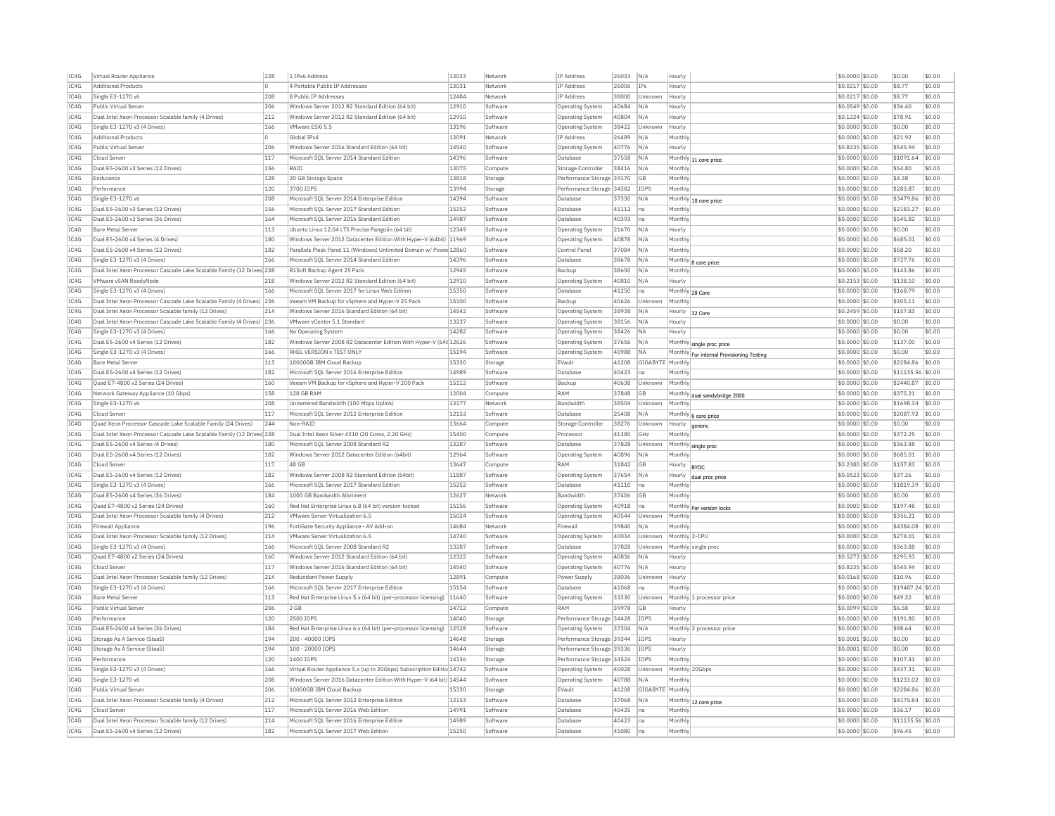| IC4G | Virtual Router Appliance | 228 | 1 IPv6 Address | 13033 | Network | IP Address | 26033 | N/A | Hourly | | $0.0000 | $0.00 | $0.00 | $0.00 |
|---|---|---|---|---|---|---|---|---|---|---|---|---|---|---|
| IC4G | Additional Products | 0 | 4 Portable Public IP Addresses | 13031 | Network | IP Address | 26006 | IPs | Hourly | | $0.0217 | $0.00 | $8.77 | $0.00 |
| IC4G | Single E3-1270 v6 | 208 | 8 Public IP Addresses | 12484 | Network | IP Address | 38000 | Unknown | Hourly | | $0.0217 | $0.00 | $8.77 | $0.00 |
| IC4G | Public Virtual Server | 206 | Windows Server 2012 R2 Standard Edition (64 bit) | 12910 | Software | Operating System | 40684 | N/A | Hourly | | $0.0549 | $0.00 | $36.40 | $0.00 |
| IC4G | Dual Intel Xeon Processor Scalable family (4 Drives) | 212 | Windows Server 2012 R2 Standard Edition (64 bit) | 12910 | Software | Operating System | 40804 | N/A | Hourly | | $0.1224 | $0.00 | $78.91 | $0.00 |
| IC4G | Single E3-1270 v3 (4 Drives) | 166 | VMware ESXi 5.5 | 13196 | Software | Operating System | 38422 | Unknown | Hourly | | $0.0000 | $0.00 | $0.00 | $0.00 |
| IC4G | Additional Products | 0 | Global IPv4 | 13091 | Network | IP Address | 26489 | N/A | Monthly | | $0.0000 | $0.00 | $21.92 | $0.00 |
| IC4G | Public Virtual Server | 206 | Windows Server 2016 Standard Edition (64 bit) | 14540 | Software | Operating System | 40776 | N/A | Hourly | | $0.8235 | $0.00 | $545.94 | $0.00 |
| IC4G | Cloud Server | 117 | Microsoft SQL Server 2014 Standard Edition | 14396 | Software | Database | 37558 | N/A | Monthly | 11 core price | $0.0000 | $0.00 | $1091.64 | $0.00 |
| IC4G | Dual E5-2600 v3 Series (12 Drives) | 156 | RAID | 13075 | Compute | Storage Controller | 38416 | N/A | Monthly | | $0.0000 | $0.00 | $54.80 | $0.00 |
| IC4G | Endurance | 128 | 20 GB Storage Space | 13818 | Storage | Performance Storage | 39170 | GB | Monthly | | $0.0000 | $0.00 | $4.38 | $0.00 |
| IC4G | Performance | 120 | 3700 IOPS | 13994 | Storage | Performance Storage | 34382 | IOPS | Monthly | | $0.0000 | $0.00 | $283.87 | $0.00 |
| IC4G | Single E3-1270 v6 | 208 | Microsoft SQL Server 2014 Enterprise Edition | 14394 | Software | Database | 37330 | N/A | Monthly | 10 core price | $0.0000 | $0.00 | $3479.86 | $0.00 |
| IC4G | Dual E5-2600 v3 Series (12 Drives) | 156 | Microsoft SQL Server 2017 Standard Edition | 15252 | Software | Database | 41112 | na | Monthly | | $0.0000 | $0.00 | $2183.27 | $0.00 |
| IC4G | Dual E5-2600 v3 Series (36 Drives) | 164 | Microsoft SQL Server 2016 Standard Edition | 14987 | Software | Database | 40393 | na | Monthly | | $0.0000 | $0.00 | $545.82 | $0.00 |
| IC4G | Bare Metal Server | 113 | Ubuntu Linux 12.04 LTS Precise Pangolin (64 bit) | 12349 | Software | Operating System | 21670 | N/A | Hourly | | $0.0000 | $0.00 | $0.00 | $0.00 |
| IC4G | Dual E5-2600 v4 Series (4 Drives) | 180 | Windows Server 2012 Datacenter Edition With Hyper-V (64bit) | 11969 | Software | Operating System | 40878 | N/A | Monthly | | $0.0000 | $0.00 | $685.01 | $0.00 |
| IC4G | Dual E5-2600 v4 Series (12 Drives) | 182 | Parallels Plesk Panel 11 (Windows) Unlimited Domain w/ Power | 12860 | Software | Control Panel | 37084 | N/A | Monthly | | $0.0000 | $0.00 | $58.20 | $0.00 |
| IC4G | Single E3-1270 v3 (4 Drives) | 166 | Microsoft SQL Server 2014 Standard Edition | 14396 | Software | Database | 38678 | N/A | Monthly | 8 core price | $0.0000 | $0.00 | $727.76 | $0.00 |
| IC4G | Dual Intel Xeon Processor Cascade Lake Scalable Family (12 Drives) | 238 | R1Soft Backup Agent 25 Pack | 12945 | Software | Backup | 38650 | N/A | Monthly | | $0.0000 | $0.00 | $143.86 | $0.00 |
| IC4G | VMware vSAN ReadyNode | 218 | Windows Server 2012 R2 Standard Edition (64 bit) | 12910 | Software | Operating System | 40810 | N/A | Hourly | | $0.2153 | $0.00 | $138.10 | $0.00 |
| IC4G | Single E3-1270 v3 (4 Drives) | 166 | Microsoft SQL Server 2017 for Linux Web Edition | 15350 | Software | Database | 41250 | na | Monthly | 28 Core | $0.0000 | $0.00 | $168.79 | $0.00 |
| IC4G | Dual Intel Xeon Processor Cascade Lake Scalable Family (4 Drives) | 236 | Veeam VM Backup for vSphere and Hyper-V 25 Pack | 15100 | Software | Backup | 40626 | Unknown | Monthly | | $0.0000 | $0.00 | $305.11 | $0.00 |
| IC4G | Dual Intel Xeon Processor Scalable family (12 Drives) | 214 | Windows Server 2016 Standard Edition (64 bit) | 14542 | Software | Operating System | 38938 | N/A | Hourly | 32 Core | $0.2459 | $0.00 | $157.83 | $0.00 |
| IC4G | Dual Intel Xeon Processor Cascade Lake Scalable Family (4 Drives) | 236 | VMware vCenter 5.1 Standard | 13237 | Software | Operating System | 38156 | N/A | Hourly | | $0.0000 | $0.00 | $0.00 | $0.00 |
| IC4G | Single E3-1270 v3 (4 Drives) | 166 | No Operating System | 14282 | Software | Operating System | 38426 | NA | Hourly | | $0.0000 | $0.00 | $0.00 | $0.00 |
| IC4G | Dual E5-2600 v4 Series (12 Drives) | 182 | Windows Server 2008 R2 Datacenter Edition With Hyper-V (64b | 12626 | Software | Operating System | 37656 | N/A | Monthly | single proc price | $0.0000 | $0.00 | $137.00 | $0.00 |
| IC4G | Single E3-1270 v3 (4 Drives) | 166 | RHEL VERSION x TEST ONLY | 15194 | Software | Operating System | 40988 | NA | Monthly | For internal Provisioning Testing | $0.0000 | $0.00 | $0.00 | $0.00 |
| IC4G | Bare Metal Server | 113 | 10000GB IBM Cloud Backup | 15330 | Storage | EVault | 41208 | GIGABYTE | Monthly | | $0.0000 | $0.00 | $2284.86 | $0.00 |
| IC4G | Dual E5-2600 v4 Series (12 Drives) | 182 | Microsoft SQL Server 2016 Enterprise Edition | 14989 | Software | Database | 40423 | na | Monthly | | $0.0000 | $0.00 | $11135.56 | $0.00 |
| IC4G | Quad E7-4800 v2 Series (24 Drives) | 160 | Veeam VM Backup for vSphere and Hyper-V 200 Pack | 15112 | Software | Backup | 40638 | Unknown | Monthly | | $0.0000 | $0.00 | $2440.87 | $0.00 |
| IC4G | Network Gateway Appliance (10 Gbps) | 158 | 128 GB RAM | 12004 | Compute | RAM | 37848 | GB | Monthly | dual sandybridge 2000 | $0.0000 | $0.00 | $375.21 | $0.00 |
| IC4G | Single E3-1270 v6 | 208 | Unmetered Bandwidth (100 Mbps Uplink) | 13177 | Network | Bandwidth | 38504 | Unknown | Monthly | | $0.0000 | $0.00 | $1698.34 | $0.00 |
| IC4G | Cloud Server | 117 | Microsoft SQL Server 2012 Enterprise Edition | 12153 | Software | Database | 25408 | N/A | Monthly | 6 core price | $0.0000 | $0.00 | $2087.92 | $0.00 |
| IC4G | Quad Xeon Processor Cascade Lake Scalable Family (24 Drives) | 244 | Non-RAID | 13664 | Compute | Storage Controller | 38276 | Unknown | Hourly | generic | $0.0000 | $0.00 | $0.00 | $0.00 |
| IC4G | Dual Intel Xeon Processor Cascade Lake Scalable Family (12 Drives) | 238 | Dual Intel Xeon Silver 4210 (20 Cores, 2.20 GHz) | 15400 | Compute | Processor | 41380 | GHz | Monthly | | $0.0000 | $0.00 | $372.25 | $0.00 |
| IC4G | Dual E5-2600 v4 Series (4 Drives) | 180 | Microsoft SQL Server 2008 Standard R2 | 13287 | Software | Database | 37828 | Unknown | Monthly | single proc | $0.0000 | $0.00 | $363.88 | $0.00 |
| IC4G | Dual E5-2600 v4 Series (12 Drives) | 182 | Windows Server 2012 Datacenter Edition (64bit) | 12964 | Software | Operating System | 40896 | N/A | Monthly | | $0.0000 | $0.00 | $685.01 | $0.00 |
| IC4G | Cloud Server | 117 | 48 GB | 13647 | Compute | RAM | 31842 | GB | Hourly | BYOC | $0.2380 | $0.00 | $157.83 | $0.00 |
| IC4G | Dual E5-2600 v4 Series (12 Drives) | 182 | Windows Server 2008 R2 Standard Edition (64bit) | 11887 | Software | Operating System | 37654 | N/A | Hourly | dual proc price | $0.0523 | $0.00 | $37.26 | $0.00 |
| IC4G | Single E3-1270 v3 (4 Drives) | 166 | Microsoft SQL Server 2017 Standard Edition | 15252 | Software | Database | 41110 | na | Monthly | | $0.0000 | $0.00 | $1819.39 | $0.00 |
| IC4G | Dual E5-2600 v4 Series (36 Drives) | 184 | 1000 GB Bandwidth Allotment | 12627 | Network | Bandwidth | 37406 | GB | Monthly | | $0.0000 | $0.00 | $0.00 | $0.00 |
| IC4G | Quad E7-4800 v2 Series (24 Drives) | 160 | Red Hat Enterprise Linux 6.8 (64 bit) version-locked | 15156 | Software | Operating System | 40918 | na | Monthly | For version locks | $0.0000 | $0.00 | $197.48 | $0.00 |
| IC4G | Dual Intel Xeon Processor Scalable family (4 Drives) | 212 | VMware Server Virtualization 6.5 | 15024 | Software | Operating System | 40544 | Unknown | Monthly | | $0.0000 | $0.00 | $356.21 | $0.00 |
| IC4G | Firewall Appliance | 196 | FortiGate Security Appliance - AV Add-on | 14684 | Network | Firewall | 39840 | N/A | Monthly | | $0.0000 | $0.00 | $4384.08 | $0.00 |
| IC4G | Dual Intel Xeon Processor Scalable family (12 Drives) | 214 | VMware Server Virtualization 6.5 | 14740 | Software | Operating System | 40034 | Unknown | Monthly | 2-CPU | $0.0000 | $0.00 | $274.01 | $0.00 |
| IC4G | Single E3-1270 v3 (4 Drives) | 166 | Microsoft SQL Server 2008 Standard R2 | 13287 | Software | Database | 37828 | Unknown | Monthly | single proc | $0.0000 | $0.00 | $363.88 | $0.00 |
| IC4G | Quad E7-4800 v2 Series (24 Drives) | 160 | Windows Server 2012 Standard Edition (64 bit) | 12322 | Software | Operating System | 40836 | N/A | Hourly | | $0.5273 | $0.00 | $295.93 | $0.00 |
| IC4G | Cloud Server | 117 | Windows Server 2016 Standard Edition (64 bit) | 14540 | Software | Operating System | 40776 | N/A | Hourly | | $0.8235 | $0.00 | $545.94 | $0.00 |
| IC4G | Dual Intel Xeon Processor Scalable family (12 Drives) | 214 | Redundant Power Supply | 12891 | Compute | Power Supply | 38036 | Unknown | Hourly | | $0.0168 | $0.00 | $10.96 | $0.00 |
| IC4G | Single E3-1270 v3 (4 Drives) | 166 | Microsoft SQL Server 2017 Enterprise Edition | 15154 | Software | Database | 41068 | na | Monthly | | $0.0000 | $0.00 | $19487.24 | $0.00 |
| IC4G | Bare Metal Server | 113 | Red Hat Enterprise Linux 5.x (64 bit) (per-processor licensing) | 11640 | Software | Operating System | 33330 | Unknown | Monthly | 1 processor price | $0.0000 | $0.00 | $49.32 | $0.00 |
| IC4G | Public Virtual Server | 206 | 2 GB | 14712 | Compute | RAM | 39978 | GB | Hourly | | $0.0099 | $0.00 | $6.58 | $0.00 |
| IC4G | Performance | 120 | 2500 IOPS | 14040 | Storage | Performance Storage | 34428 | IOPS | Monthly | | $0.0000 | $0.00 | $191.80 | $0.00 |
| IC4G | Dual E5-2600 v4 Series (36 Drives) | 184 | Red Hat Enterprise Linux 6.x (64 bit) (per-processor licensing) | 12528 | Software | Operating System | 37304 | N/A | Monthly | 2 processor price | $0.0000 | $0.00 | $98.64 | $0.00 |
| IC4G | Storage As A Service (StaaS) | 194 | 200 - 40000 IOPS | 14648 | Storage | Performance Storage | 39344 | IOPS | Hourly | | $0.0001 | $0.00 | $0.00 | $0.00 |
| IC4G | Storage As A Service (StaaS) | 194 | 100 - 20000 IOPS | 14644 | Storage | Performance Storage | 39336 | IOPS | Hourly | | $0.0001 | $0.00 | $0.00 | $0.00 |
| IC4G | Performance | 120 | 1400 IOPS | 14136 | Storage | Performance Storage | 34524 | IOPS | Monthly | | $0.0000 | $0.00 | $107.41 | $0.00 |
| IC4G | Single E3-1270 v3 (4 Drives) | 166 | Virtual Router Appliance 5.x (up to 20Gbps) Subscription Editio | 14742 | Software | Operating System | 40028 | Unknown | Monthly | 20Gbps | $0.0000 | $0.00 | $437.31 | $0.00 |
| IC4G | Single E3-1270 v6 | 208 | Windows Server 2016 Datacenter Edition With Hyper-V (64 bit) | 14544 | Software | Operating System | 40788 | N/A | Monthly | | $0.0000 | $0.00 | $1233.02 | $0.00 |
| IC4G | Public Virtual Server | 206 | 10000GB IBM Cloud Backup | 15330 | Storage | EVault | 41208 | GIGABYTE | Monthly | | $0.0000 | $0.00 | $2284.86 | $0.00 |
| IC4G | Dual Intel Xeon Processor Scalable family (4 Drives) | 212 | Microsoft SQL Server 2012 Enterprise Edition | 12153 | Software | Database | 37068 | N/A | Monthly | 12 core price | $0.0000 | $0.00 | $4175.84 | $0.00 |
| IC4G | Cloud Server | 117 | Microsoft SQL Server 2016 Web Edition | 14991 | Software | Database | 40435 | na | Monthly | | $0.0000 | $0.00 | $36.17 | $0.00 |
| IC4G | Dual Intel Xeon Processor Scalable family (12 Drives) | 214 | Microsoft SQL Server 2016 Enterprise Edition | 14989 | Software | Database | 40423 | na | Monthly | | $0.0000 | $0.00 | $11135.56 | $0.00 |
| IC4G | Dual E5-2600 v4 Series (12 Drives) | 182 | Microsoft SQL Server 2017 Web Edition | 15250 | Software | Database | 41080 | na | Monthly | | $0.0000 | $0.00 | $96.45 | $0.00 |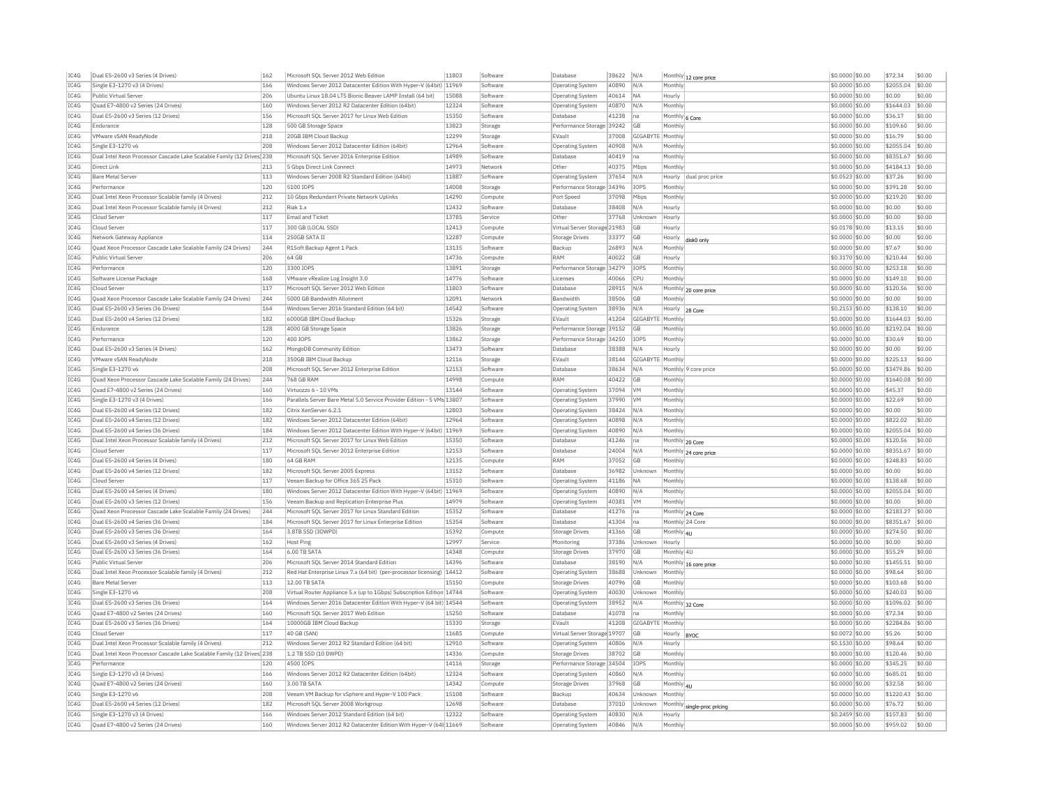| IC4G | Dual E5-2600 v3 Series (4 Drives) | 162 | Microsoft SQL Server 2012 Web Edition | 11803 | Software | Database | 38622 | N/A | Monthly | 12 core price | $0.0000 | $0.00 | $72.34 | $0.00 |
|---|---|---|---|---|---|---|---|---|---|---|---|---|---|---|
| IC4G | Single E3-1270 v3 (4 Drives) | 166 | Windows Server 2012 Datacenter Edition With Hyper-V (64bit) | 11969 | Software | Operating System | 40890 | N/A | Monthly | | $0.0000 | $0.00 | $2055.04 | $0.00 |
| IC4G | Public Virtual Server | 206 | Ubuntu Linux 18.04 LTS Bionic Beaver LAMP Install (64 bit) | 15088 | Software | Operating System | 40614 | NA | Hourly | | $0.0000 | $0.00 | $0.00 | $0.00 |
| IC4G | Quad E7-4800 v2 Series (24 Drives) | 160 | Windows Server 2012 R2 Datacenter Edition (64bit) | 12324 | Software | Operating System | 40870 | N/A | Monthly | | $0.0000 | $0.00 | $1644.03 | $0.00 |
| IC4G | Dual E5-2600 v3 Series (12 Drives) | 156 | Microsoft SQL Server 2017 for Linux Web Edition | 15350 | Software | Database | 41238 | na | Monthly | 6 Core | $0.0000 | $0.00 | $36.17 | $0.00 |
| IC4G | Endurance | 128 | 500 GB Storage Space | 13823 | Storage | Performance Storage | 39242 | GB | Monthly | | $0.0000 | $0.00 | $109.60 | $0.00 |
| IC4G | VMware vSAN ReadyNode | 218 | 20GB IBM Cloud Backup | 12299 | Storage | EVault | 37008 | GIGABYTE | Monthly | | $0.0000 | $0.00 | $16.79 | $0.00 |
| IC4G | Single E3-1270 v6 | 208 | Windows Server 2012 Datacenter Edition (64bit) | 12964 | Software | Operating System | 40908 | N/A | Monthly | | $0.0000 | $0.00 | $2055.04 | $0.00 |
| IC4G | Dual Intel Xeon Processor Cascade Lake Scalable Family (12 Drives) | 238 | Microsoft SQL Server 2016 Enterprise Edition | 14989 | Software | Database | 40419 | na | Monthly | | $0.0000 | $0.00 | $8351.67 | $0.00 |
| IC4G | Direct Link | 213 | 5 Gbps Direct Link Connect | 14973 | Network | Other | 40375 | Mbps | Monthly | | $0.0000 | $0.00 | $4184.13 | $0.00 |
| IC4G | Bare Metal Server | 113 | Windows Server 2008 R2 Standard Edition (64bit) | 11887 | Software | Operating System | 37654 | N/A | Hourly | dual proc price | $0.0523 | $0.00 | $37.26 | $0.00 |
| IC4G | Performance | 120 | 5100 IOPS | 14008 | Storage | Performance Storage | 34396 | IOPS | Monthly | | $0.0000 | $0.00 | $391.28 | $0.00 |
| IC4G | Dual Intel Xeon Processor Scalable family (4 Drives) | 212 | 10 Gbps Redundant Private Network Uplinks | 14290 | Compute | Port Speed | 37098 | Mbps | Monthly | | $0.0000 | $0.00 | $219.20 | $0.00 |
| IC4G | Dual Intel Xeon Processor Scalable family (4 Drives) | 212 | Riak 1.x | 12432 | Software | Database | 38408 | N/A | Hourly | | $0.0000 | $0.00 | $0.00 | $0.00 |
| IC4G | Cloud Server | 117 | Email and Ticket | 13785 | Service | Other | 37768 | Unknown | Hourly | | $0.0000 | $0.00 | $0.00 | $0.00 |
| IC4G | Cloud Server | 117 | 300 GB (LOCAL SSD) | 12413 | Compute | Virtual Server Storage | 21983 | GB | Hourly | | $0.0178 | $0.00 | $13.15 | $0.00 |
| IC4G | Network Gateway Appliance | 114 | 250GB SATA II | 12287 | Compute | Storage Drives | 33377 | GB | Hourly | disk0 only | $0.0000 | $0.00 | $0.00 | $0.00 |
| IC4G | Quad Xeon Processor Cascade Lake Scalable Family (24 Drives) | 244 | R1Soft Backup Agent 1 Pack | 13135 | Software | Backup | 26893 | N/A | Monthly | | $0.0000 | $0.00 | $7.67 | $0.00 |
| IC4G | Public Virtual Server | 206 | 64 GB | 14736 | Compute | RAM | 40022 | GB | Hourly | | $0.3170 | $0.00 | $210.44 | $0.00 |
| IC4G | Performance | 120 | 3300 IOPS | 13891 | Storage | Performance Storage | 34279 | IOPS | Monthly | | $0.0000 | $0.00 | $253.18 | $0.00 |
| IC4G | Software License Package | 168 | VMware vRealize Log Insight 3.0 | 14776 | Software | Licenses | 40066 | CPU | Monthly | | $0.0000 | $0.00 | $149.10 | $0.00 |
| IC4G | Cloud Server | 117 | Microsoft SQL Server 2012 Web Edition | 11803 | Software | Database | 28915 | N/A | Monthly | 20 core price | $0.0000 | $0.00 | $120.56 | $0.00 |
| IC4G | Quad Xeon Processor Cascade Lake Scalable Family (24 Drives) | 244 | 5000 GB Bandwidth Allotment | 12091 | Network | Bandwidth | 38506 | GB | Monthly | | $0.0000 | $0.00 | $0.00 | $0.00 |
| IC4G | Dual E5-2600 v3 Series (36 Drives) | 164 | Windows Server 2016 Standard Edition (64 bit) | 14542 | Software | Operating System | 38936 | N/A | Hourly | 28 Core | $0.2153 | $0.00 | $138.10 | $0.00 |
| IC4G | Dual E5-2600 v4 Series (12 Drives) | 182 | 6000GB IBM Cloud Backup | 15326 | Storage | EVault | 41204 | GIGABYTE | Monthly | | $0.0000 | $0.00 | $1644.03 | $0.00 |
| IC4G | Endurance | 128 | 4000 GB Storage Space | 13826 | Storage | Performance Storage | 39152 | GB | Monthly | | $0.0000 | $0.00 | $2192.04 | $0.00 |
| IC4G | Performance | 120 | 400 IOPS | 13862 | Storage | Performance Storage | 34250 | IOPS | Monthly | | $0.0000 | $0.00 | $30.69 | $0.00 |
| IC4G | Dual E5-2600 v3 Series (4 Drives) | 162 | MongoDB Community Edition | 13473 | Software | Database | 38388 | N/A | Hourly | | $0.0000 | $0.00 | $0.00 | $0.00 |
| IC4G | VMware vSAN ReadyNode | 218 | 350GB IBM Cloud Backup | 12116 | Storage | EVault | 38144 | GIGABYTE | Monthly | | $0.0000 | $0.00 | $225.13 | $0.00 |
| IC4G | Single E3-1270 v6 | 208 | Microsoft SQL Server 2012 Enterprise Edition | 12153 | Software | Database | 38634 | N/A | Monthly | 9 core price | $0.0000 | $0.00 | $3479.86 | $0.00 |
| IC4G | Quad Xeon Processor Cascade Lake Scalable Family (24 Drives) | 244 | 768 GB RAM | 14998 | Compute | RAM | 40422 | GB | Monthly | | $0.0000 | $0.00 | $1640.08 | $0.00 |
| IC4G | Quad E7-4800 v2 Series (24 Drives) | 160 | Virtuozzo 6 - 10 VMs | 13144 | Software | Operating System | 37094 | VM | Monthly | | $0.0000 | $0.00 | $45.37 | $0.00 |
| IC4G | Single E3-1270 v3 (4 Drives) | 166 | Parallels Server Bare Metal 5.0 Service Provider Edition - 5 VMs | 13807 | Software | Operating System | 37990 | VM | Monthly | | $0.0000 | $0.00 | $22.69 | $0.00 |
| IC4G | Dual E5-2600 v4 Series (12 Drives) | 182 | Citrix XenServer 6.2.1 | 12803 | Software | Operating System | 38424 | N/A | Monthly | | $0.0000 | $0.00 | $0.00 | $0.00 |
| IC4G | Dual E5-2600 v4 Series (12 Drives) | 182 | Windows Server 2012 Datacenter Edition (64bit) | 12964 | Software | Operating System | 40898 | N/A | Monthly | | $0.0000 | $0.00 | $822.02 | $0.00 |
| IC4G | Dual E5-2600 v4 Series (36 Drives) | 184 | Windows Server 2012 Datacenter Edition With Hyper-V (64bit) | 11969 | Software | Operating System | 40890 | N/A | Monthly | | $0.0000 | $0.00 | $2055.04 | $0.00 |
| IC4G | Dual Intel Xeon Processor Scalable family (4 Drives) | 212 | Microsoft SQL Server 2017 for Linux Web Edition | 15350 | Software | Database | 41246 | na | Monthly | 20 Core | $0.0000 | $0.00 | $120.56 | $0.00 |
| IC4G | Cloud Server | 117 | Microsoft SQL Server 2012 Enterprise Edition | 12153 | Software | Database | 24004 | N/A | Monthly | 24 core price | $0.0000 | $0.00 | $8351.67 | $0.00 |
| IC4G | Dual E5-2600 v4 Series (4 Drives) | 180 | 64 GB RAM | 12135 | Compute | RAM | 37052 | GB | Monthly | | $0.0000 | $0.00 | $248.83 | $0.00 |
| IC4G | Dual E5-2600 v4 Series (12 Drives) | 182 | Microsoft SQL Server 2005 Express | 13152 | Software | Database | 36982 | Unknown | Monthly | | $0.0000 | $0.00 | $0.00 | $0.00 |
| IC4G | Cloud Server | 117 | Veeam Backup for Office 365 25 Pack | 15310 | Software | Operating System | 41186 | NA | Monthly | | $0.0000 | $0.00 | $138.68 | $0.00 |
| IC4G | Dual E5-2600 v4 Series (4 Drives) | 180 | Windows Server 2012 Datacenter Edition With Hyper-V (64bit) | 11969 | Software | Operating System | 40890 | N/A | Monthly | | $0.0000 | $0.00 | $2055.04 | $0.00 |
| IC4G | Dual E5-2600 v3 Series (12 Drives) | 156 | Veeam Backup and Replication Enterprise Plus | 14979 | Software | Operating System | 40381 | VM | Monthly | | $0.0000 | $0.00 | $0.00 | $0.00 |
| IC4G | Quad Xeon Processor Cascade Lake Scalable Family (24 Drives) | 244 | Microsoft SQL Server 2017 for Linux Standard Edition | 15352 | Software | Database | 41276 | na | Monthly | 24 Core | $0.0000 | $0.00 | $2183.27 | $0.00 |
| IC4G | Dual E5-2600 v4 Series (36 Drives) | 184 | Microsoft SQL Server 2017 for Linux Enterprise Edition | 15354 | Software | Database | 41304 | na | Monthly | 24 Core | $0.0000 | $0.00 | $8351.67 | $0.00 |
| IC4G | Dual E5-2600 v3 Series (36 Drives) | 164 | 3.8TB SSD (3DWPD) | 15392 | Compute | Storage Drives | 41366 | GB | Monthly | 4U | $0.0000 | $0.00 | $274.50 | $0.00 |
| IC4G | Dual E5-2600 v3 Series (4 Drives) | 162 | Host Ping | 12997 | Service | Monitoring | 37386 | Unknown | Hourly | | $0.0000 | $0.00 | $0.00 | $0.00 |
| IC4G | Dual E5-2600 v3 Series (36 Drives) | 164 | 6.00 TB SATA | 14348 | Compute | Storage Drives | 37970 | GB | Monthly | 4U | $0.0000 | $0.00 | $55.29 | $0.00 |
| IC4G | Public Virtual Server | 206 | Microsoft SQL Server 2014 Standard Edition | 14396 | Software | Database | 38190 | N/A | Monthly | 16 core price | $0.0000 | $0.00 | $1455.51 | $0.00 |
| IC4G | Dual Intel Xeon Processor Scalable family (4 Drives) | 212 | Red Hat Enterprise Linux 7.x (64 bit) (per-processor licensing) | 14412 | Software | Operating System | 38688 | Unknown | Monthly | | $0.0000 | $0.00 | $98.64 | $0.00 |
| IC4G | Bare Metal Server | 113 | 12.00 TB SATA | 15150 | Compute | Storage Drives | 40796 | GB | Monthly | | $0.0000 | $0.00 | $103.68 | $0.00 |
| IC4G | Single E3-1270 v6 | 208 | Virtual Router Appliance 5.x (up to 1Gbps) Subscription Edition | 14744 | Software | Operating System | 40030 | Unknown | Monthly | | $0.0000 | $0.00 | $240.03 | $0.00 |
| IC4G | Dual E5-2600 v3 Series (36 Drives) | 164 | Windows Server 2016 Datacenter Edition With Hyper-V (64 bit) | 14544 | Software | Operating System | 38952 | N/A | Monthly | 32 Core | $0.0000 | $0.00 | $1096.02 | $0.00 |
| IC4G | Quad E7-4800 v2 Series (24 Drives) | 160 | Microsoft SQL Server 2017 Web Edition | 15250 | Software | Database | 41078 | na | Monthly | | $0.0000 | $0.00 | $72.34 | $0.00 |
| IC4G | Dual E5-2600 v3 Series (36 Drives) | 164 | 10000GB IBM Cloud Backup | 15330 | Storage | EVault | 41208 | GIGABYTE | Monthly | | $0.0000 | $0.00 | $2284.86 | $0.00 |
| IC4G | Cloud Server | 117 | 40 GB (SAN) | 11685 | Compute | Virtual Server Storage | 19707 | GB | Hourly | BYOC | $0.0072 | $0.00 | $5.26 | $0.00 |
| IC4G | Dual Intel Xeon Processor Scalable family (4 Drives) | 212 | Windows Server 2012 R2 Standard Edition (64 bit) | 12910 | Software | Operating System | 40806 | N/A | Hourly | | $0.1530 | $0.00 | $98.64 | $0.00 |
| IC4G | Dual Intel Xeon Processor Cascade Lake Scalable Family (12 Drives) | 238 | 1.2 TB SSD (10 DWPD) | 14336 | Compute | Storage Drives | 38702 | GB | Monthly | | $0.0000 | $0.00 | $120.46 | $0.00 |
| IC4G | Performance | 120 | 4500 IOPS | 14116 | Storage | Performance Storage | 34504 | IOPS | Monthly | | $0.0000 | $0.00 | $345.25 | $0.00 |
| IC4G | Single E3-1270 v3 (4 Drives) | 166 | Windows Server 2012 R2 Datacenter Edition (64bit) | 12324 | Software | Operating System | 40860 | N/A | Monthly | | $0.0000 | $0.00 | $685.01 | $0.00 |
| IC4G | Quad E7-4800 v2 Series (24 Drives) | 160 | 3.00 TB SATA | 14342 | Compute | Storage Drives | 37968 | GB | Monthly | 4U | $0.0000 | $0.00 | $32.58 | $0.00 |
| IC4G | Single E3-1270 v6 | 208 | Veeam VM Backup for vSphere and Hyper-V 100 Pack | 15108 | Software | Backup | 40634 | Unknown | Monthly | | $0.0000 | $0.00 | $1220.43 | $0.00 |
| IC4G | Dual E5-2600 v4 Series (12 Drives) | 182 | Microsoft SQL Server 2008 Workgroup | 12698 | Software | Database | 37010 | Unknown | Monthly | single-proc pricing | $0.0000 | $0.00 | $76.72 | $0.00 |
| IC4G | Single E3-1270 v3 (4 Drives) | 166 | Windows Server 2012 Standard Edition (64 bit) | 12322 | Software | Operating System | 40830 | N/A | Hourly | | $0.2459 | $0.00 | $157.83 | $0.00 |
| IC4G | Quad E7-4800 v2 Series (24 Drives) | 160 | Windows Server 2012 R2 Datacenter Edition With Hyper-V (64bit) | 11669 | Software | Operating System | 40846 | N/A | Monthly | | $0.0000 | $0.00 | $959.02 | $0.00 |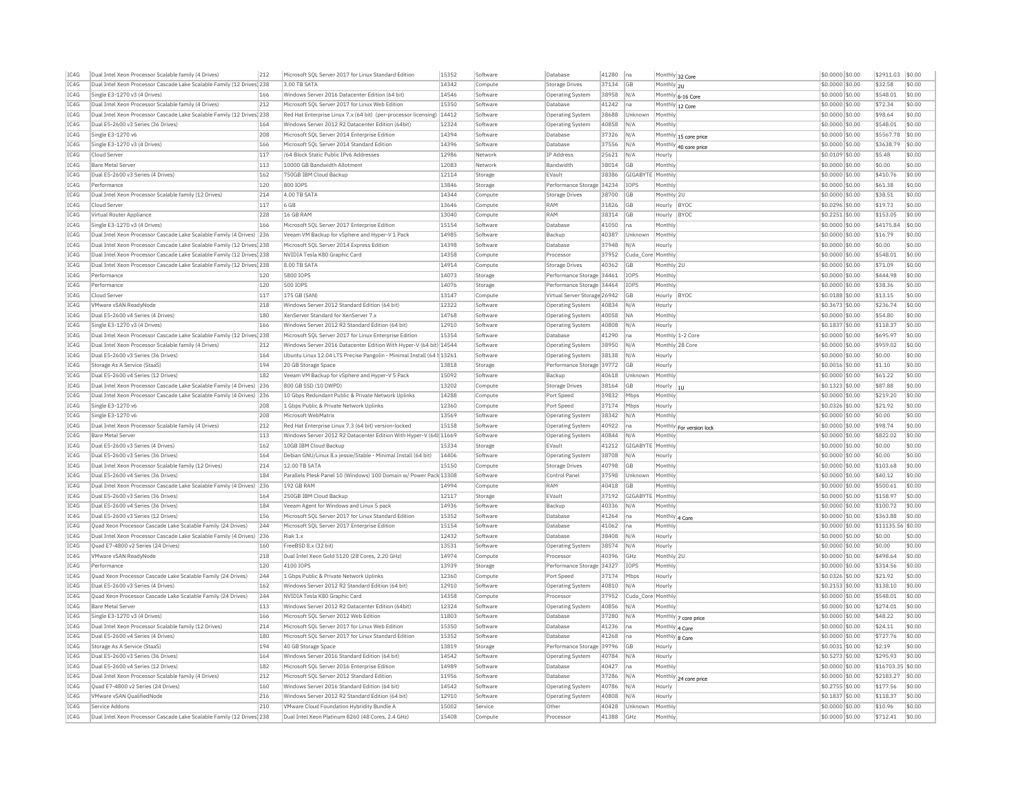| IC4G | Dual Intel Xeon Processor Scalable family (4 Drives) | 212 | Microsoft SQL Server 2017 for Linux Standard Edition | 15352 | Software | Database | 41280 | na | Monthly | 32 Core | $0.0000 | $0.00 | $2911.03 | $0.00 |
|---|---|---|---|---|---|---|---|---|---|---|---|---|---|---|
| IC4G | Dual Intel Xeon Processor Cascade Lake Scalable Family (12 Drives) | 238 | 3.00 TB SATA | 14342 | Compute | Storage Drives | 37134 | GB | Monthly | 2U | $0.0000 | $0.00 | $32.58 | $0.00 |
| IC4G | Single E3-1270 v3 (4 Drives) | 166 | Windows Server 2016 Datacenter Edition (64 bit) | 14546 | Software | Operating System | 38958 | N/A | Monthly | 6-16 Core | $0.0000 | $0.00 | $548.01 | $0.00 |
| IC4G | Dual Intel Xeon Processor Scalable family (4 Drives) | 212 | Microsoft SQL Server 2017 for Linux Web Edition | 15350 | Software | Database | 41242 | na | Monthly | 12 Core | $0.0000 | $0.00 | $72.34 | $0.00 |
| IC4G | Dual Intel Xeon Processor Cascade Lake Scalable Family (12 Drives) | 238 | Red Hat Enterprise Linux 7.x (64 bit) (per-processor licensing) | 14412 | Software | Operating System | 38688 | Unknown | Monthly | | $0.0000 | $0.00 | $98.64 | $0.00 |
| IC4G | Dual E5-2600 v3 Series (36 Drives) | 164 | Windows Server 2012 R2 Datacenter Edition (64bit) | 12324 | Software | Operating System | 40858 | N/A | Monthly | | $0.0000 | $0.00 | $548.01 | $0.00 |
| IC4G | Single E3-1270 v6 | 208 | Microsoft SQL Server 2014 Enterprise Edition | 14394 | Software | Database | 37326 | N/A | Monthly | 15 core price | $0.0000 | $0.00 | $5567.78 | $0.00 |
| IC4G | Single E3-1270 v3 (4 Drives) | 166 | Microsoft SQL Server 2014 Standard Edition | 14396 | Software | Database | 37556 | N/A | Monthly | 40 core price | $0.0000 | $0.00 | $3638.79 | $0.00 |
| IC4G | Cloud Server | 117 | /64 Block Static Public IPv6 Addresses | 12986 | Network | IP Address | 25621 | N/A | Hourly | | $0.0109 | $0.00 | $5.48 | $0.00 |
| IC4G | Bare Metal Server | 113 | 10000 GB Bandwidth Allotment | 12083 | Network | Bandwidth | 38014 | GB | Monthly | | $0.0000 | $0.00 | $0.00 | $0.00 |
| IC4G | Dual E5-2600 v3 Series (4 Drives) | 162 | 750GB IBM Cloud Backup | 12114 | Storage | EVault | 38386 | GIGABYTE | Monthly | | $0.0000 | $0.00 | $410.76 | $0.00 |
| IC4G | Performance | 120 | 800 IOPS | 13846 | Storage | Performance Storage | 34234 | IOPS | Monthly | | $0.0000 | $0.00 | $61.38 | $0.00 |
| IC4G | Dual Intel Xeon Processor Scalable family (12 Drives) | 214 | 4.00 TB SATA | 14344 | Compute | Storage Drives | 38700 | GB | Monthly | 2U | $0.0000 | $0.00 | $38.51 | $0.00 |
| IC4G | Cloud Server | 117 | 6 GB | 13646 | Compute | RAM | 31826 | GB | Hourly | BYOC | $0.0296 | $0.00 | $19.73 | $0.00 |
| IC4G | Virtual Router Appliance | 228 | 16 GB RAM | 13040 | Compute | RAM | 38314 | GB | Hourly | BYOC | $0.2251 | $0.00 | $153.05 | $0.00 |
| IC4G | Single E3-1270 v3 (4 Drives) | 166 | Microsoft SQL Server 2017 Enterprise Edition | 15154 | Software | Database | 41050 | na | Monthly | | $0.0000 | $0.00 | $4175.84 | $0.00 |
| IC4G | Dual Intel Xeon Processor Cascade Lake Scalable Family (4 Drives) | 236 | Veeam VM Backup for vSphere and Hyper-V 1 Pack | 14985 | Software | Backup | 40387 | Unknown | Monthly | | $0.0000 | $0.00 | $16.79 | $0.00 |
| IC4G | Dual Intel Xeon Processor Cascade Lake Scalable Family (12 Drives) | 238 | Microsoft SQL Server 2014 Express Edition | 14398 | Software | Database | 37948 | N/A | Hourly | | $0.0000 | $0.00 | $0.00 | $0.00 |
| IC4G | Dual Intel Xeon Processor Cascade Lake Scalable Family (12 Drives) | 238 | NVIDIA Tesla K80 Graphic Card | 14358 | Compute | Processor | 37952 | Cuda_Core | Monthly | | $0.0000 | $0.00 | $548.01 | $0.00 |
| IC4G | Dual Intel Xeon Processor Cascade Lake Scalable Family (12 Drives) | 238 | 8.00 TB SATA | 14914 | Compute | Storage Drives | 40362 | GB | Monthly | 2U | $0.0000 | $0.00 | $71.09 | $0.00 |
| IC4G | Performance | 120 | 5800 IOPS | 14073 | Storage | Performance Storage | 34461 | IOPS | Monthly | | $0.0000 | $0.00 | $444.98 | $0.00 |
| IC4G | Performance | 120 | 500 IOPS | 14076 | Storage | Performance Storage | 34464 | IOPS | Monthly | | $0.0000 | $0.00 | $38.36 | $0.00 |
| IC4G | Cloud Server | 117 | 175 GB (SAN) | 13147 | Compute | Virtual Server Storage | 26942 | GB | Hourly | BYOC | $0.0188 | $0.00 | $13.15 | $0.00 |
| IC4G | VMware vSAN ReadyNode | 218 | Windows Server 2012 Standard Edition (64 bit) | 12322 | Software | Operating System | 40834 | N/A | Hourly | | $0.3673 | $0.00 | $236.74 | $0.00 |
| IC4G | Dual E5-2600 v4 Series (4 Drives) | 180 | XenServer Standard for XenServer 7.x | 14768 | Software | Operating System | 40058 | NA | Monthly | | $0.0000 | $0.00 | $54.80 | $0.00 |
| IC4G | Single E3-1270 v3 (4 Drives) | 166 | Windows Server 2012 R2 Standard Edition (64 bit) | 12910 | Software | Operating System | 40808 | N/A | Hourly | | $0.1837 | $0.00 | $118.37 | $0.00 |
| IC4G | Dual Intel Xeon Processor Cascade Lake Scalable Family (12 Drives) | 238 | Microsoft SQL Server 2017 for Linux Enterprise Edition | 15354 | Software | Database | 41290 | na | Monthly | 1-2 Core | $0.0000 | $0.00 | $695.97 | $0.00 |
| IC4G | Dual Intel Xeon Processor Scalable family (4 Drives) | 212 | Windows Server 2016 Datacenter Edition With Hyper-V (64 bit) | 14544 | Software | Operating System | 38950 | N/A | Monthly | 28 Core | $0.0000 | $0.00 | $959.02 | $0.00 |
| IC4G | Dual E5-2600 v3 Series (36 Drives) | 164 | Ubuntu Linux 12.04 LTS Precise Pangolin - Minimal Install (64 b | 13261 | Software | Operating System | 38138 | N/A | Hourly | | $0.0000 | $0.00 | $0.00 | $0.00 |
| IC4G | Storage As A Service (StaaS) | 194 | 20 GB Storage Space | 13818 | Storage | Performance Storage | 39772 | GB | Hourly | | $0.0016 | $0.00 | $1.10 | $0.00 |
| IC4G | Dual E5-2600 v4 Series (12 Drives) | 182 | Veeam VM Backup for vSphere and Hyper-V 5 Pack | 15092 | Software | Backup | 40618 | Unknown | Monthly | | $0.0000 | $0.00 | $61.22 | $0.00 |
| IC4G | Dual Intel Xeon Processor Cascade Lake Scalable Family (4 Drives) | 236 | 800 GB SSD (10 DWPD) | 13202 | Compute | Storage Drives | 38164 | GB | Hourly | 1U | $0.1323 | $0.00 | $87.88 | $0.00 |
| IC4G | Dual Intel Xeon Processor Cascade Lake Scalable Family (4 Drives) | 236 | 10 Gbps Redundant Public & Private Network Uplinks | 14288 | Compute | Port Speed | 39832 | Mbps | Monthly | | $0.0000 | $0.00 | $219.20 | $0.00 |
| IC4G | Single E3-1270 v6 | 208 | 1 Gbps Public & Private Network Uplinks | 12360 | Compute | Port Speed | 37174 | Mbps | Hourly | | $0.0326 | $0.00 | $21.92 | $0.00 |
| IC4G | Single E3-1270 v6 | 208 | Microsoft WebMatrix | 13569 | Software | Operating System | 38342 | N/A | Monthly | | $0.0000 | $0.00 | $0.00 | $0.00 |
| IC4G | Dual Intel Xeon Processor Scalable family (4 Drives) | 212 | Red Hat Enterprise Linux 7.3 (64 bit) version-locked | 15158 | Software | Operating System | 40922 | na | Monthly | For version lock | $0.0000 | $0.00 | $98.74 | $0.00 |
| IC4G | Bare Metal Server | 113 | Windows Server 2012 R2 Datacenter Edition With Hyper-V (64b | 11669 | Software | Operating System | 40844 | N/A | Monthly | | $0.0000 | $0.00 | $822.02 | $0.00 |
| IC4G | Dual E5-2600 v3 Series (4 Drives) | 162 | 10GB IBM Cloud Backup | 15334 | Storage | EVault | 41212 | GIGABYTE | Monthly | | $0.0000 | $0.00 | $0.00 | $0.00 |
| IC4G | Dual E5-2600 v3 Series (36 Drives) | 164 | Debian GNU/Linux 8.x jessie/Stable - Minimal Install (64 bit) | 14406 | Software | Operating System | 38708 | N/A | Hourly | | $0.0000 | $0.00 | $0.00 | $0.00 |
| IC4G | Dual Intel Xeon Processor Scalable family (12 Drives) | 214 | 12.00 TB SATA | 15150 | Compute | Storage Drives | 40798 | GB | Monthly | | $0.0000 | $0.00 | $103.68 | $0.00 |
| IC4G | Dual E5-2600 v4 Series (36 Drives) | 184 | Parallels Plesk Panel 10 (Windows) 100 Domain w/ Power Pack | 13308 | Software | Control Panel | 37598 | Unknown | Monthly | | $0.0000 | $0.00 | $40.12 | $0.00 |
| IC4G | Dual Intel Xeon Processor Cascade Lake Scalable Family (4 Drives) | 236 | 192 GB RAM | 14994 | Compute | RAM | 40418 | GB | Monthly | | $0.0000 | $0.00 | $500.61 | $0.00 |
| IC4G | Dual E5-2600 v3 Series (36 Drives) | 164 | 250GB IBM Cloud Backup | 12117 | Storage | EVault | 37192 | GIGABYTE | Monthly | | $0.0000 | $0.00 | $158.97 | $0.00 |
| IC4G | Dual E5-2600 v4 Series (36 Drives) | 184 | Veeam Agent for Windows and Linux 5 pack | 14936 | Software | Backup | 40336 | N/A | Monthly | | $0.0000 | $0.00 | $100.72 | $0.00 |
| IC4G | Dual E5-2600 v3 Series (12 Drives) | 156 | Microsoft SQL Server 2017 for Linux Standard Edition | 15352 | Software | Database | 41264 | na | Monthly | 4 Core | $0.0000 | $0.00 | $363.88 | $0.00 |
| IC4G | Quad Xeon Processor Cascade Lake Scalable Family (24 Drives) | 244 | Microsoft SQL Server 2017 Enterprise Edition | 15154 | Software | Database | 41062 | na | Monthly | | $0.0000 | $0.00 | $11135.56 | $0.00 |
| IC4G | Dual Intel Xeon Processor Cascade Lake Scalable Family (4 Drives) | 236 | Riak 1.x | 12432 | Software | Database | 38408 | N/A | Hourly | | $0.0000 | $0.00 | $0.00 | $0.00 |
| IC4G | Quad E7-4800 v2 Series (24 Drives) | 160 | FreeBSD 8.x (32 bit) | 13531 | Software | Operating System | 38574 | N/A | Hourly | | $0.0000 | $0.00 | $0.00 | $0.00 |
| IC4G | VMware vSAN ReadyNode | 218 | Dual Intel Xeon Gold 5120 (28 Cores, 2.20 GHz) | 14974 | Compute | Processor | 40396 | GHz | Monthly | 2U | $0.0000 | $0.00 | $498.64 | $0.00 |
| IC4G | Performance | 120 | 4100 IOPS | 13939 | Storage | Performance Storage | 34327 | IOPS | Monthly | | $0.0000 | $0.00 | $314.56 | $0.00 |
| IC4G | Quad Xeon Processor Cascade Lake Scalable Family (24 Drives) | 244 | 1 Gbps Public & Private Network Uplinks | 12360 | Compute | Port Speed | 37174 | Mbps | Hourly | | $0.0326 | $0.00 | $21.92 | $0.00 |
| IC4G | Dual E5-2600 v3 Series (4 Drives) | 162 | Windows Server 2012 R2 Standard Edition (64 bit) | 12910 | Software | Operating System | 40810 | N/A | Hourly | | $0.2153 | $0.00 | $138.10 | $0.00 |
| IC4G | Quad Xeon Processor Cascade Lake Scalable Family (24 Drives) | 244 | NVIDIA Tesla K80 Graphic Card | 14358 | Compute | Processor | 37952 | Cuda_Core | Monthly | | $0.0000 | $0.00 | $548.01 | $0.00 |
| IC4G | Bare Metal Server | 113 | Windows Server 2012 R2 Datacenter Edition (64bit) | 12324 | Software | Operating System | 40856 | N/A | Monthly | | $0.0000 | $0.00 | $274.01 | $0.00 |
| IC4G | Single E3-1270 v3 (4 Drives) | 166 | Microsoft SQL Server 2012 Web Edition | 11803 | Software | Database | 37280 | N/A | Monthly | 7 core price | $0.0000 | $0.00 | $48.22 | $0.00 |
| IC4G | Dual Intel Xeon Processor Scalable family (12 Drives) | 214 | Microsoft SQL Server 2017 for Linux Web Edition | 15350 | Software | Database | 41236 | na | Monthly | 4 Core | $0.0000 | $0.00 | $24.11 | $0.00 |
| IC4G | Dual E5-2600 v4 Series (4 Drives) | 180 | Microsoft SQL Server 2017 for Linux Standard Edition | 15352 | Software | Database | 41268 | na | Monthly | 8 Core | $0.0000 | $0.00 | $727.76 | $0.00 |
| IC4G | Storage As A Service (StaaS) | 194 | 40 GB Storage Space | 13819 | Storage | Performance Storage | 39796 | GB | Hourly | | $0.0031 | $0.00 | $2.19 | $0.00 |
| IC4G | Dual E5-2600 v3 Series (36 Drives) | 164 | Windows Server 2016 Standard Edition (64 bit) | 14542 | Software | Operating System | 40784 | N/A | Hourly | | $0.5273 | $0.00 | $295.93 | $0.00 |
| IC4G | Dual E5-2600 v4 Series (12 Drives) | 182 | Microsoft SQL Server 2016 Enterprise Edition | 14989 | Software | Database | 40427 | na | Monthly | | $0.0000 | $0.00 | $16703.35 | $0.00 |
| IC4G | Dual Intel Xeon Processor Scalable family (4 Drives) | 212 | Microsoft SQL Server 2012 Standard Edition | 11956 | Software | Database | 37286 | N/A | Monthly | 24 core price | $0.0000 | $0.00 | $2183.27 | $0.00 |
| IC4G | Quad E7-4800 v2 Series (24 Drives) | 160 | Windows Server 2016 Standard Edition (64 bit) | 14542 | Software | Operating System | 40786 | N/A | Hourly | | $0.2755 | $0.00 | $177.56 | $0.00 |
| IC4G | VMware vSAN QualifiedNode | 216 | Windows Server 2012 R2 Standard Edition (64 bit) | 12910 | Software | Operating System | 40808 | N/A | Hourly | | $0.1837 | $0.00 | $118.37 | $0.00 |
| IC4G | Service Addons | 210 | VMware Cloud Foundation Hybridity Bundle A | 15002 | Service | Other | 40428 | Unknown | Monthly | | $0.0000 | $0.00 | $10.96 | $0.00 |
| IC4G | Dual Intel Xeon Processor Cascade Lake Scalable Family (12 Drives) | 238 | Dual Intel Xeon Platinum 8260 (48 Cores, 2.4 GHz) | 15408 | Compute | Processor | 41388 | GHz | Monthly | | $0.0000 | $0.00 | $712.41 | $0.00 |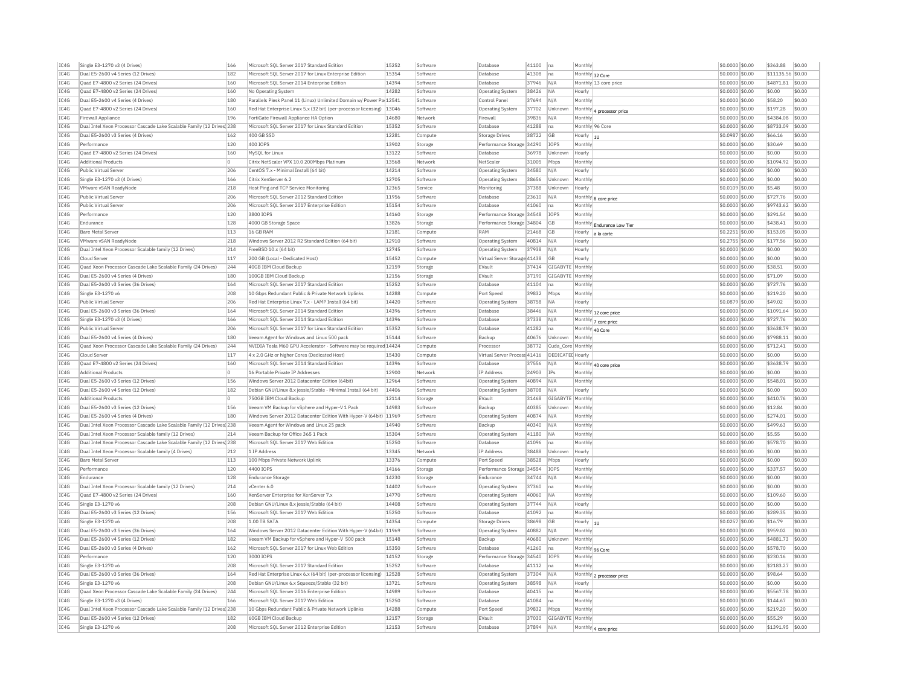| IC4G | Single E3-1270 v3 (4 Drives) | 166 | Microsoft SQL Server 2017 Standard Edition | 15252 | Software | Database | 41100 | na | Monthly | | $0.0000 | $0.00 | $363.88 | $0.00 |
|---|---|---|---|---|---|---|---|---|---|---|---|---|---|---|
| IC4G | Dual E5-2600 v4 Series (12 Drives) | 182 | Microsoft SQL Server 2017 for Linux Enterprise Edition | 15354 | Software | Database | 41308 | na | Monthly | 32 Core | $0.0000 | $0.00 | $11135.56 | $0.00 |
| IC4G | Quad E7-4800 v2 Series (24 Drives) | 160 | Microsoft SQL Server 2014 Enterprise Edition | 14394 | Software | Database | 37946 | N/A | Monthly | 13 core price | $0.0000 | $0.00 | $4871.81 | $0.00 |
| IC4G | Quad E7-4800 v2 Series (24 Drives) | 160 | No Operating System | 14282 | Software | Operating System | 38426 | NA | Hourly | | $0.0000 | $0.00 | $0.00 | $0.00 |
| IC4G | Dual E5-2600 v4 Series (4 Drives) | 180 | Parallels Plesk Panel 11 (Linux) Unlimited Domain w/ Power Pa | 12541 | Software | Control Panel | 37694 | N/A | Monthly | | $0.0000 | $0.00 | $58.20 | $0.00 |
| IC4G | Quad E7-4800 v2 Series (24 Drives) | 160 | Red Hat Enterprise Linux 5.x (32 bit) (per-processor licensing) | 13046 | Software | Operating System | 37702 | Unknown | Monthly | 4 processor price | $0.0000 | $0.00 | $197.28 | $0.00 |
| IC4G | Firewall Appliance | 196 | FortiGate Firewall Appliance HA Option | 14680 | Network | Firewall | 39836 | N/A | Monthly | | $0.0000 | $0.00 | $4384.08 | $0.00 |
| IC4G | Dual Intel Xeon Processor Cascade Lake Scalable Family (12 Drives) | 238 | Microsoft SQL Server 2017 for Linux Standard Edition | 15352 | Software | Database | 41288 | na | Monthly | 96 Core | $0.0000 | $0.00 | $8733.09 | $0.00 |
| IC4G | Dual E5-2600 v3 Series (4 Drives) | 162 | 400 GB SSD | 12281 | Compute | Storage Drives | 38722 | GB | Hourly | 1U | $0.0987 | $0.00 | $66.16 | $0.00 |
| IC4G | Performance | 120 | 400 IOPS | 13902 | Storage | Performance Storage | 34290 | IOPS | Monthly | | $0.0000 | $0.00 | $30.69 | $0.00 |
| IC4G | Quad E7-4800 v2 Series (24 Drives) | 160 | MySQL for Linux | 13122 | Software | Database | 36978 | Unknown | Hourly | | $0.0000 | $0.00 | $0.00 | $0.00 |
| IC4G | Additional Products | 0 | Citrix NetScaler VPX 10.0 200Mbps Platinum | 13568 | Network | NetScaler | 31005 | Mbps | Monthly | | $0.0000 | $0.00 | $1094.92 | $0.00 |
| IC4G | Public Virtual Server | 206 | CentOS 7.x - Minimal Install (64 bit) | 14214 | Software | Operating System | 34580 | N/A | Hourly | | $0.0000 | $0.00 | $0.00 | $0.00 |
| IC4G | Single E3-1270 v3 (4 Drives) | 166 | Citrix XenServer 6.2 | 12705 | Software | Operating System | 38656 | Unknown | Monthly | | $0.0000 | $0.00 | $0.00 | $0.00 |
| IC4G | VMware vSAN ReadyNode | 218 | Host Ping and TCP Service Monitoring | 12365 | Service | Monitoring | 37388 | Unknown | Hourly | | $0.0109 | $0.00 | $5.48 | $0.00 |
| IC4G | Public Virtual Server | 206 | Microsoft SQL Server 2012 Standard Edition | 11956 | Software | Database | 23610 | N/A | Monthly | 8 core price | $0.0000 | $0.00 | $727.76 | $0.00 |
| IC4G | Public Virtual Server | 206 | Microsoft SQL Server 2017 Enterprise Edition | 15154 | Software | Database | 41060 | na | Monthly | | $0.0000 | $0.00 | $9743.62 | $0.00 |
| IC4G | Performance | 120 | 3800 IOPS | 14160 | Storage | Performance Storage | 34548 | IOPS | Monthly | | $0.0000 | $0.00 | $291.54 | $0.00 |
| IC4G | Endurance | 128 | 4000 GB Storage Space | 13826 | Storage | Performance Storage | 34804 | GB | Monthly | Endurance Low Tier | $0.0000 | $0.00 | $438.41 | $0.00 |
| IC4G | Bare Metal Server | 113 | 16 GB RAM | 12181 | Compute | RAM | 21468 | GB | Hourly | a la carte | $0.2251 | $0.00 | $153.05 | $0.00 |
| IC4G | VMware vSAN ReadyNode | 218 | Windows Server 2012 R2 Standard Edition (64 bit) | 12910 | Software | Operating System | 40814 | N/A | Hourly | | $0.2755 | $0.00 | $177.56 | $0.00 |
| IC4G | Dual Intel Xeon Processor Scalable family (12 Drives) | 214 | FreeBSD 10.x (64 bit) | 12745 | Software | Operating System | 37938 | N/A | Hourly | | $0.0000 | $0.00 | $0.00 | $0.00 |
| IC4G | Cloud Server | 117 | 200 GB (Local - Dedicated Host) | 15452 | Compute | Virtual Server Storage | 41438 | GB | Hourly | | $0.0000 | $0.00 | $0.00 | $0.00 |
| IC4G | Quad Xeon Processor Cascade Lake Scalable Family (24 Drives) | 244 | 40GB IBM Cloud Backup | 12159 | Storage | EVault | 37414 | GIGABYTE | Monthly | | $0.0000 | $0.00 | $38.51 | $0.00 |
| IC4G | Dual E5-2600 v4 Series (4 Drives) | 180 | 100GB IBM Cloud Backup | 12156 | Storage | EVault | 37190 | GIGABYTE | Monthly | | $0.0000 | $0.00 | $71.09 | $0.00 |
| IC4G | Dual E5-2600 v3 Series (36 Drives) | 164 | Microsoft SQL Server 2017 Standard Edition | 15252 | Software | Database | 41104 | na | Monthly | | $0.0000 | $0.00 | $727.76 | $0.00 |
| IC4G | Single E3-1270 v6 | 208 | 10 Gbps Redundant Public & Private Network Uplinks | 14288 | Compute | Port Speed | 39832 | Mbps | Monthly | | $0.0000 | $0.00 | $219.20 | $0.00 |
| IC4G | Public Virtual Server | 206 | Red Hat Enterprise Linux 7.x - LAMP Install (64 bit) | 14420 | Software | Operating System | 38758 | NA | Hourly | | $0.0879 | $0.00 | $49.02 | $0.00 |
| IC4G | Dual E5-2600 v3 Series (36 Drives) | 164 | Microsoft SQL Server 2014 Standard Edition | 14396 | Software | Database | 38446 | N/A | Monthly | 12 core price | $0.0000 | $0.00 | $1091.64 | $0.00 |
| IC4G | Single E3-1270 v3 (4 Drives) | 166 | Microsoft SQL Server 2014 Standard Edition | 14396 | Software | Database | 37338 | N/A | Monthly | 7 core price | $0.0000 | $0.00 | $727.76 | $0.00 |
| IC4G | Public Virtual Server | 206 | Microsoft SQL Server 2017 for Linux Standard Edition | 15352 | Software | Database | 41282 | na | Monthly | 40 Core | $0.0000 | $0.00 | $3638.79 | $0.00 |
| IC4G | Dual E5-2600 v4 Series (4 Drives) | 180 | Veeam Agent for Windows and Linux 500 pack | 15144 | Software | Backup | 40676 | Unknown | Monthly | | $0.0000 | $0.00 | $7988.11 | $0.00 |
| IC4G | Quad Xeon Processor Cascade Lake Scalable Family (24 Drives) | 244 | NVIDIA Tesla M60 GPU Accelerator - Software may be required | 14424 | Compute | Processor | 38772 | Cuda_Core | Monthly | | $0.0000 | $0.00 | $712.41 | $0.00 |
| IC4G | Cloud Server | 117 | 4 x 2.0 GHz or higher Cores (Dedicated Host) | 15430 | Compute | Virtual Server Process | 41416 | DEDICATED | Hourly | | $0.0000 | $0.00 | $0.00 | $0.00 |
| IC4G | Quad E7-4800 v2 Series (24 Drives) | 160 | Microsoft SQL Server 2014 Standard Edition | 14396 | Software | Database | 37556 | N/A | Monthly | 40 core price | $0.0000 | $0.00 | $3638.79 | $0.00 |
| IC4G | Additional Products | 0 | 16 Portable Private IP Addresses | 12900 | Network | IP Address | 24903 | IPs | Monthly | | $0.0000 | $0.00 | $0.00 | $0.00 |
| IC4G | Dual E5-2600 v3 Series (12 Drives) | 156 | Windows Server 2012 Datacenter Edition (64bit) | 12964 | Software | Operating System | 40894 | N/A | Monthly | | $0.0000 | $0.00 | $548.01 | $0.00 |
| IC4G | Dual E5-2600 v4 Series (12 Drives) | 182 | Debian GNU/Linux 8.x jessie/Stable - Minimal Install (64 bit) | 14406 | Software | Operating System | 38708 | N/A | Hourly | | $0.0000 | $0.00 | $0.00 | $0.00 |
| IC4G | Additional Products | 0 | 750GB IBM Cloud Backup | 12114 | Storage | EVault | 31468 | GIGABYTE | Monthly | | $0.0000 | $0.00 | $410.76 | $0.00 |
| IC4G | Dual E5-2600 v3 Series (12 Drives) | 156 | Veeam VM Backup for vSphere and Hyper-V 1 Pack | 14983 | Software | Backup | 40385 | Unknown | Monthly | | $0.0000 | $0.00 | $12.84 | $0.00 |
| IC4G | Dual E5-2600 v4 Series (4 Drives) | 180 | Windows Server 2012 Datacenter Edition With Hyper-V (64bit) | 11969 | Software | Operating System | 40874 | N/A | Monthly | | $0.0000 | $0.00 | $274.01 | $0.00 |
| IC4G | Dual Intel Xeon Processor Cascade Lake Scalable Family (12 Drives) | 238 | Veeam Agent for Windows and Linux 25 pack | 14940 | Software | Backup | 40340 | N/A | Monthly | | $0.0000 | $0.00 | $499.63 | $0.00 |
| IC4G | Dual Intel Xeon Processor Scalable family (12 Drives) | 214 | Veeam Backup for Office 365 1 Pack | 15304 | Software | Operating System | 41180 | NA | Monthly | | $0.0000 | $0.00 | $5.55 | $0.00 |
| IC4G | Dual Intel Xeon Processor Cascade Lake Scalable Family (12 Drives) | 238 | Microsoft SQL Server 2017 Web Edition | 15250 | Software | Database | 41096 | na | Monthly | | $0.0000 | $0.00 | $578.70 | $0.00 |
| IC4G | Dual Intel Xeon Processor Scalable family (4 Drives) | 212 | 1 IP Address | 13345 | Network | IP Address | 38488 | Unknown | Hourly | | $0.0000 | $0.00 | $0.00 | $0.00 |
| IC4G | Bare Metal Server | 113 | 100 Mbps Private Network Uplink | 13376 | Compute | Port Speed | 38528 | Mbps | Hourly | | $0.0000 | $0.00 | $0.00 | $0.00 |
| IC4G | Performance | 120 | 4400 IOPS | 14166 | Storage | Performance Storage | 34554 | IOPS | Monthly | | $0.0000 | $0.00 | $337.57 | $0.00 |
| IC4G | Endurance | 128 | Endurance Storage | 14230 | Storage | Endurance | 34744 | N/A | Monthly | | $0.0000 | $0.00 | $0.00 | $0.00 |
| IC4G | Dual Intel Xeon Processor Scalable family (12 Drives) | 214 | vCenter 6.0 | 14402 | Software | Operating System | 37360 | na | Monthly | | $0.0000 | $0.00 | $0.00 | $0.00 |
| IC4G | Quad E7-4800 v2 Series (24 Drives) | 160 | XenServer Enterprise for XenServer 7.x | 14770 | Software | Operating System | 40060 | NA | Monthly | | $0.0000 | $0.00 | $109.60 | $0.00 |
| IC4G | Single E3-1270 v6 | 208 | Debian GNU/Linux 8.x jessie/Stable (64 bit) | 14408 | Software | Operating System | 37744 | N/A | Hourly | | $0.0000 | $0.00 | $0.00 | $0.00 |
| IC4G | Dual E5-2600 v3 Series (12 Drives) | 156 | Microsoft SQL Server 2017 Web Edition | 15250 | Software | Database | 41092 | na | Monthly | | $0.0000 | $0.00 | $289.35 | $0.00 |
| IC4G | Single E3-1270 v6 | 208 | 1.00 TB SATA | 14354 | Compute | Storage Drives | 38698 | GB | Hourly | 1U | $0.0257 | $0.00 | $16.79 | $0.00 |
| IC4G | Dual E5-2600 v3 Series (36 Drives) | 164 | Windows Server 2012 Datacenter Edition With Hyper-V (64bit) | 11969 | Software | Operating System | 40882 | N/A | Monthly | | $0.0000 | $0.00 | $959.02 | $0.00 |
| IC4G | Dual E5-2600 v4 Series (12 Drives) | 182 | Veeam VM Backup for vSphere and Hyper-V 500 pack | 15148 | Software | Backup | 40680 | Unknown | Monthly | | $0.0000 | $0.00 | $4881.73 | $0.00 |
| IC4G | Dual E5-2600 v3 Series (4 Drives) | 162 | Microsoft SQL Server 2017 for Linux Web Edition | 15350 | Software | Database | 41260 | na | Monthly | 96 Core | $0.0000 | $0.00 | $578.70 | $0.00 |
| IC4G | Performance | 120 | 3000 IOPS | 14152 | Storage | Performance Storage | 34540 | IOPS | Monthly | | $0.0000 | $0.00 | $230.16 | $0.00 |
| IC4G | Single E3-1270 v6 | 208 | Microsoft SQL Server 2017 Standard Edition | 15252 | Software | Database | 41112 | na | Monthly | | $0.0000 | $0.00 | $2183.27 | $0.00 |
| IC4G | Dual E5-2600 v3 Series (36 Drives) | 164 | Red Hat Enterprise Linux 6.x (64 bit) (per-processor licensing) | 12528 | Software | Operating System | 37304 | N/A | Monthly | 2 processor price | $0.0000 | $0.00 | $98.64 | $0.00 |
| IC4G | Single E3-1270 v6 | 208 | Debian GNU/Linux 6.x Squeeze/Stable (32 bit) | 13721 | Software | Operating System | 38598 | N/A | Hourly | | $0.0000 | $0.00 | $0.00 | $0.00 |
| IC4G | Quad Xeon Processor Cascade Lake Scalable Family (24 Drives) | 244 | Microsoft SQL Server 2016 Enterprise Edition | 14989 | Software | Database | 40415 | na | Monthly | | $0.0000 | $0.00 | $5567.78 | $0.00 |
| IC4G | Single E3-1270 v3 (4 Drives) | 166 | Microsoft SQL Server 2017 Web Edition | 15250 | Software | Database | 41084 | na | Monthly | | $0.0000 | $0.00 | $144.67 | $0.00 |
| IC4G | Dual Intel Xeon Processor Cascade Lake Scalable Family (12 Drives) | 238 | 10 Gbps Redundant Public & Private Network Uplinks | 14288 | Compute | Port Speed | 39832 | Mbps | Monthly | | $0.0000 | $0.00 | $219.20 | $0.00 |
| IC4G | Dual E5-2600 v4 Series (12 Drives) | 182 | 60GB IBM Cloud Backup | 12157 | Storage | EVault | 37030 | GIGABYTE | Monthly | | $0.0000 | $0.00 | $55.29 | $0.00 |
| IC4G | Single E3-1270 v6 | 208 | Microsoft SQL Server 2012 Enterprise Edition | 12153 | Software | Database | 37894 | N/A | Monthly | 4 core price | $0.0000 | $0.00 | $1391.95 | $0.00 |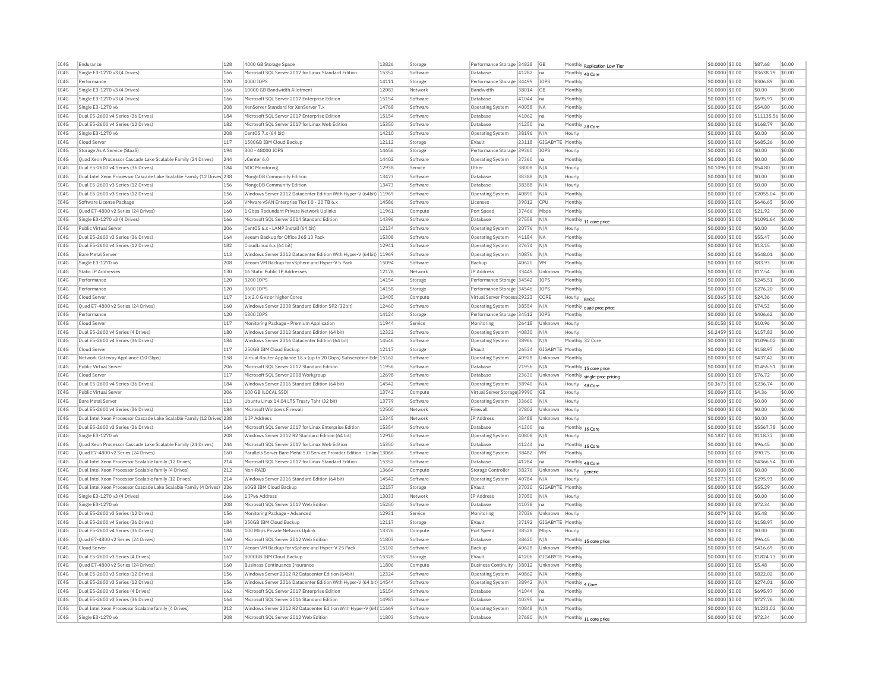| IC4G | Endurance | 128 | 4000 GB Storage Space | 13826 | Storage | Performance Storage | 34828 | GB | Monthly | Replication Low Tier | $0.0000 | $0.00 | $87.68 | $0.00 |
|---|---|---|---|---|---|---|---|---|---|---|---|---|---|---|
| IC4G | Single E3-1270 v3 (4 Drives) | 166 | Microsoft SQL Server 2017 for Linux Standard Edition | 15352 | Software | Database | 41282 | na | Monthly | 40 Core | $0.0000 | $0.00 | $3638.79 | $0.00 |
| IC4G | Performance | 120 | 4000 IOPS | 14111 | Storage | Performance Storage | 34499 | IOPS | Monthly | | $0.0000 | $0.00 | $306.89 | $0.00 |
| IC4G | Single E3-1270 v3 (4 Drives) | 166 | 10000 GB Bandwidth Allotment | 12083 | Network | Bandwidth | 38014 | GB | Monthly | | $0.0000 | $0.00 | $0.00 | $0.00 |
| IC4G | Single E3-1270 v3 (4 Drives) | 166 | Microsoft SQL Server 2017 Enterprise Edition | 15154 | Software | Database | 41044 | na | Monthly | | $0.0000 | $0.00 | $695.97 | $0.00 |
| IC4G | Single E3-1270 v6 | 208 | XenServer Standard for XenServer 7.x | 14768 | Software | Operating System | 40058 | NA | Monthly | | $0.0000 | $0.00 | $54.80 | $0.00 |
| IC4G | Dual E5-2600 v4 Series (36 Drives) | 184 | Microsoft SQL Server 2017 Enterprise Edition | 15154 | Software | Database | 41062 | na | Monthly | | $0.0000 | $0.00 | $11135.56 | $0.00 |
| IC4G | Dual E5-2600 v4 Series (12 Drives) | 182 | Microsoft SQL Server 2017 for Linux Web Edition | 15350 | Software | Database | 41250 | na | Monthly | 28 Core | $0.0000 | $0.00 | $168.79 | $0.00 |
| IC4G | Single E3-1270 v6 | 208 | CentOS 7.x (64 bit) | 14210 | Software | Operating System | 38196 | N/A | Hourly | | $0.0000 | $0.00 | $0.00 | $0.00 |
| IC4G | Cloud Server | 117 | 1500GB IBM Cloud Backup | 12112 | Storage | EVault | 23118 | GIGABYTE | Monthly | | $0.0000 | $0.00 | $685.26 | $0.00 |
| IC4G | Storage As A Service (StaaS) | 194 | 300 - 48000 IOPS | 14656 | Storage | Performance Storage | 39360 | IOPS | Hourly | | $0.0001 | $0.00 | $0.00 | $0.00 |
| IC4G | Quad Xeon Processor Cascade Lake Scalable Family (24 Drives) | 244 | vCenter 6.0 | 14402 | Software | Operating System | 37360 | na | Monthly | | $0.0000 | $0.00 | $0.00 | $0.00 |
| IC4G | Dual E5-2600 v4 Series (36 Drives) | 184 | NOC Monitoring | 12938 | Service | Other | 38008 | N/A | Hourly | | $0.1096 | $0.00 | $54.80 | $0.00 |
| IC4G | Dual Intel Xeon Processor Cascade Lake Scalable Family (12 Drives) | 238 | MongoDB Community Edition | 13473 | Software | Database | 38388 | N/A | Hourly | | $0.0000 | $0.00 | $0.00 | $0.00 |
| IC4G | Dual E5-2600 v3 Series (12 Drives) | 156 | MongoDB Community Edition | 13473 | Software | Database | 38388 | N/A | Hourly | | $0.0000 | $0.00 | $0.00 | $0.00 |
| IC4G | Dual E5-2600 v3 Series (12 Drives) | 156 | Windows Server 2012 Datacenter Edition With Hyper-V (64bit) | 11969 | Software | Operating System | 40890 | N/A | Monthly | | $0.0000 | $0.00 | $2055.04 | $0.00 |
| IC4G | Software License Package | 168 | VMware vSAN Enterprise Tier I 0 - 20 TB 6.x | 14586 | Software | Licenses | 39012 | CPU | Monthly | | $0.0000 | $0.00 | $646.65 | $0.00 |
| IC4G | Quad E7-4800 v2 Series (24 Drives) | 160 | 1 Gbps Redundant Private Network Uplinks | 11961 | Compute | Port Speed | 37466 | Mbps | Monthly | | $0.0000 | $0.00 | $21.92 | $0.00 |
| IC4G | Single E3-1270 v3 (4 Drives) | 166 | Microsoft SQL Server 2014 Standard Edition | 14396 | Software | Database | 37558 | N/A | Monthly | 11 core price | $0.0000 | $0.00 | $1091.64 | $0.00 |
| IC4G | Public Virtual Server | 206 | CentOS 6.x - LAMP Install (64 bit) | 12134 | Software | Operating System | 20776 | N/A | Hourly | | $0.0000 | $0.00 | $0.00 | $0.00 |
| IC4G | Dual E5-2600 v3 Series (36 Drives) | 164 | Veeam Backup for Office 365 10 Pack | 15308 | Software | Operating System | 41184 | NA | Monthly | | $0.0000 | $0.00 | $55.47 | $0.00 |
| IC4G | Dual E5-2600 v4 Series (12 Drives) | 182 | CloudLinux 6.x (64 bit) | 12941 | Software | Operating System | 37674 | N/A | Monthly | | $0.0000 | $0.00 | $13.15 | $0.00 |
| IC4G | Bare Metal Server | 113 | Windows Server 2012 Datacenter Edition With Hyper-V (64bit) | 11969 | Software | Operating System | 40876 | N/A | Monthly | | $0.0000 | $0.00 | $548.01 | $0.00 |
| IC4G | Single E3-1270 v6 | 208 | Veeam VM Backup for vSphere and Hyper-V 5 Pack | 15094 | Software | Backup | 40620 | VM | Monthly | | $0.0000 | $0.00 | $83.93 | $0.00 |
| IC4G | Static IP Addresses | 130 | 16 Static Public IP Addresses | 12178 | Network | IP Address | 33449 | Unknown | Monthly | | $0.0000 | $0.00 | $17.54 | $0.00 |
| IC4G | Performance | 120 | 3200 IOPS | 14154 | Storage | Performance Storage | 34542 | IOPS | Monthly | | $0.0000 | $0.00 | $245.51 | $0.00 |
| IC4G | Performance | 120 | 3600 IOPS | 14158 | Storage | Performance Storage | 34546 | IOPS | Monthly | | $0.0000 | $0.00 | $276.20 | $0.00 |
| IC4G | Cloud Server | 117 | 1 x 2.0 GHz or higher Cores | 13405 | Compute | Virtual Server Process | 29223 | CORE | Hourly | BYOC | $0.0365 | $0.00 | $24.36 | $0.00 |
| IC4G | Quad E7-4800 v2 Series (24 Drives) | 160 | Windows Server 2008 Standard Edition SP2 (32bit) | 12460 | Software | Operating System | 38554 | N/A | Monthly | quad proc price | $0.0000 | $0.00 | $74.53 | $0.00 |
| IC4G | Performance | 120 | 5300 IOPS | 14124 | Storage | Performance Storage | 34512 | IOPS | Monthly | | $0.0000 | $0.00 | $406.62 | $0.00 |
| IC4G | Cloud Server | 117 | Monitoring Package - Premium Application | 11944 | Service | Monitoring | 26418 | Unknown | Hourly | | $0.0158 | $0.00 | $10.96 | $0.00 |
| IC4G | Dual E5-2600 v4 Series (4 Drives) | 180 | Windows Server 2012 Standard Edition (64 bit) | 12322 | Software | Operating System | 40830 | N/A | Hourly | | $0.2459 | $0.00 | $157.83 | $0.00 |
| IC4G | Dual E5-2600 v4 Series (36 Drives) | 184 | Windows Server 2016 Datacenter Edition (64 bit) | 14546 | Software | Operating System | 38966 | N/A | Monthly | 32 Core | $0.0000 | $0.00 | $1096.02 | $0.00 |
| IC4G | Cloud Server | 117 | 250GB IBM Cloud Backup | 12117 | Storage | EVault | 26534 | GIGABYTE | Monthly | | $0.0000 | $0.00 | $158.97 | $0.00 |
| IC4G | Network Gateway Appliance (10 Gbps) | 158 | Virtual Router Appliance 18.x (up to 20 Gbps) Subscription Edit | 15162 | Software | Operating System | 40928 | Unknown | Monthly | | $0.0000 | $0.00 | $437.42 | $0.00 |
| IC4G | Public Virtual Server | 206 | Microsoft SQL Server 2012 Standard Edition | 11956 | Software | Database | 21956 | N/A | Monthly | 15 core price | $0.0000 | $0.00 | $1455.51 | $0.00 |
| IC4G | Cloud Server | 117 | Microsoft SQL Server 2008 Workgroup | 12698 | Software | Database | 23630 | Unknown | Monthly | single-proc pricing | $0.0000 | $0.00 | $76.72 | $0.00 |
| IC4G | Dual E5-2600 v4 Series (36 Drives) | 184 | Windows Server 2016 Standard Edition (64 bit) | 14542 | Software | Operating System | 38940 | N/A | Hourly | 48 Core | $0.3673 | $0.00 | $236.74 | $0.00 |
| IC4G | Public Virtual Server | 206 | 100 GB (LOCAL SSD) | 13742 | Compute | Virtual Server Storage | 39990 | GB | Hourly | | $0.0069 | $0.00 | $4.36 | $0.00 |
| IC4G | Bare Metal Server | 113 | Ubuntu Linux 14.04 LTS Trusty Tahr (32 bit) | 13779 | Software | Operating System | 33660 | N/A | Hourly | | $0.0000 | $0.00 | $0.00 | $0.00 |
| IC4G | Dual E5-2600 v4 Series (36 Drives) | 184 | Microsoft Windows Firewall | 12500 | Network | Firewall | 37802 | Unknown | Hourly | | $0.0000 | $0.00 | $0.00 | $0.00 |
| IC4G | Dual Intel Xeon Processor Cascade Lake Scalable Family (12 Drives) | 238 | 1 IP Address | 13345 | Network | IP Address | 38488 | Unknown | Hourly | | $0.0000 | $0.00 | $0.00 | $0.00 |
| IC4G | Dual E5-2600 v3 Series (36 Drives) | 164 | Microsoft SQL Server 2017 for Linux Enterprise Edition | 15354 | Software | Database | 41300 | na | Monthly | 16 Core | $0.0000 | $0.00 | $5567.78 | $0.00 |
| IC4G | Single E3-1270 v6 | 208 | Windows Server 2012 R2 Standard Edition (64 bit) | 12910 | Software | Operating System | 40808 | N/A | Hourly | | $0.1837 | $0.00 | $118.37 | $0.00 |
| IC4G | Quad Xeon Processor Cascade Lake Scalable Family (24 Drives) | 244 | Microsoft SQL Server 2017 for Linux Web Edition | 15350 | Software | Database | 41244 | na | Monthly | 16 Core | $0.0000 | $0.00 | $96.45 | $0.00 |
| IC4G | Quad E7-4800 v2 Series (24 Drives) | 160 | Parallels Server Bare Metal 5.0 Service Provider Edition - Unlim | 13066 | Software | Operating System | 38482 | VM | Monthly | | $0.0000 | $0.00 | $90.75 | $0.00 |
| IC4G | Dual Intel Xeon Processor Scalable family (12 Drives) | 214 | Microsoft SQL Server 2017 for Linux Standard Edition | 15352 | Software | Database | 41284 | na | Monthly | 48 Core | $0.0000 | $0.00 | $4366.54 | $0.00 |
| IC4G | Dual Intel Xeon Processor Scalable family (4 Drives) | 212 | Non-RAID | 13664 | Compute | Storage Controller | 38276 | Unknown | Hourly | generic | $0.0000 | $0.00 | $0.00 | $0.00 |
| IC4G | Dual Intel Xeon Processor Scalable family (12 Drives) | 214 | Windows Server 2016 Standard Edition (64 bit) | 14542 | Software | Operating System | 40784 | N/A | Hourly | | $0.5273 | $0.00 | $295.93 | $0.00 |
| IC4G | Dual Intel Xeon Processor Cascade Lake Scalable Family (4 Drives) | 236 | 60GB IBM Cloud Backup | 12157 | Storage | EVault | 37030 | GIGABYTE | Monthly | | $0.0000 | $0.00 | $55.29 | $0.00 |
| IC4G | Single E3-1270 v3 (4 Drives) | 166 | 1 IPv6 Address | 13033 | Network | IP Address | 37050 | N/A | Hourly | | $0.0000 | $0.00 | $0.00 | $0.00 |
| IC4G | Single E3-1270 v6 | 208 | Microsoft SQL Server 2017 Web Edition | 15250 | Software | Database | 41078 | na | Monthly | | $0.0000 | $0.00 | $72.34 | $0.00 |
| IC4G | Dual E5-2600 v3 Series (12 Drives) | 156 | Monitoring Package - Advanced | 12931 | Service | Monitoring | 37036 | Unknown | Hourly | | $0.0079 | $0.00 | $5.48 | $0.00 |
| IC4G | Dual E5-2600 v4 Series (36 Drives) | 184 | 250GB IBM Cloud Backup | 12117 | Storage | EVault | 37192 | GIGABYTE | Monthly | | $0.0000 | $0.00 | $158.97 | $0.00 |
| IC4G | Dual E5-2600 v4 Series (36 Drives) | 184 | 100 Mbps Private Network Uplink | 13376 | Compute | Port Speed | 38528 | Mbps | Hourly | | $0.0000 | $0.00 | $0.00 | $0.00 |
| IC4G | Quad E7-4800 v2 Series (24 Drives) | 160 | Microsoft SQL Server 2012 Web Edition | 11803 | Software | Database | 38620 | N/A | Monthly | 15 core price | $0.0000 | $0.00 | $96.45 | $0.00 |
| IC4G | Cloud Server | 117 | Veeam VM Backup for vSphere and Hyper-V 25 Pack | 15102 | Software | Backup | 40628 | Unknown | Monthly | | $0.0000 | $0.00 | $416.69 | $0.00 |
| IC4G | Dual E5-2600 v3 Series (4 Drives) | 162 | 8000GB IBM Cloud Backup | 15328 | Storage | EVault | 41206 | GIGABYTE | Monthly | | $0.0000 | $0.00 | $1824.73 | $0.00 |
| IC4G | Quad E7-4800 v2 Series (24 Drives) | 160 | Business Continuance Insurance | 11806 | Compute | Business Continuity | 38012 | Unknown | Monthly | | $0.0000 | $0.00 | $5.48 | $0.00 |
| IC4G | Dual E5-2600 v3 Series (12 Drives) | 156 | Windows Server 2012 R2 Datacenter Edition (64bit) | 12324 | Software | Operating System | 40862 | N/A | Monthly | | $0.0000 | $0.00 | $822.02 | $0.00 |
| IC4G | Dual E5-2600 v3 Series (12 Drives) | 156 | Windows Server 2016 Datacenter Edition With Hyper-V (64 bit) | 14544 | Software | Operating System | 38942 | N/A | Monthly | 4 Core | $0.0000 | $0.00 | $274.01 | $0.00 |
| IC4G | Dual E5-2600 v3 Series (4 Drives) | 162 | Microsoft SQL Server 2017 Enterprise Edition | 15154 | Software | Database | 41044 | na | Monthly | | $0.0000 | $0.00 | $695.97 | $0.00 |
| IC4G | Dual E5-2600 v3 Series (36 Drives) | 164 | Microsoft SQL Server 2016 Standard Edition | 14987 | Software | Database | 40395 | na | Monthly | | $0.0000 | $0.00 | $727.76 | $0.00 |
| IC4G | Dual Intel Xeon Processor Scalable family (4 Drives) | 212 | Windows Server 2012 R2 Datacenter Edition With Hyper-V (64b | 11669 | Software | Operating System | 40848 | N/A | Monthly | | $0.0000 | $0.00 | $1233.02 | $0.00 |
| IC4G | Single E3-1270 v6 | 208 | Microsoft SQL Server 2012 Web Edition | 11803 | Software | Database | 37680 | N/A | Monthly | 11 core price | $0.0000 | $0.00 | $72.34 | $0.00 |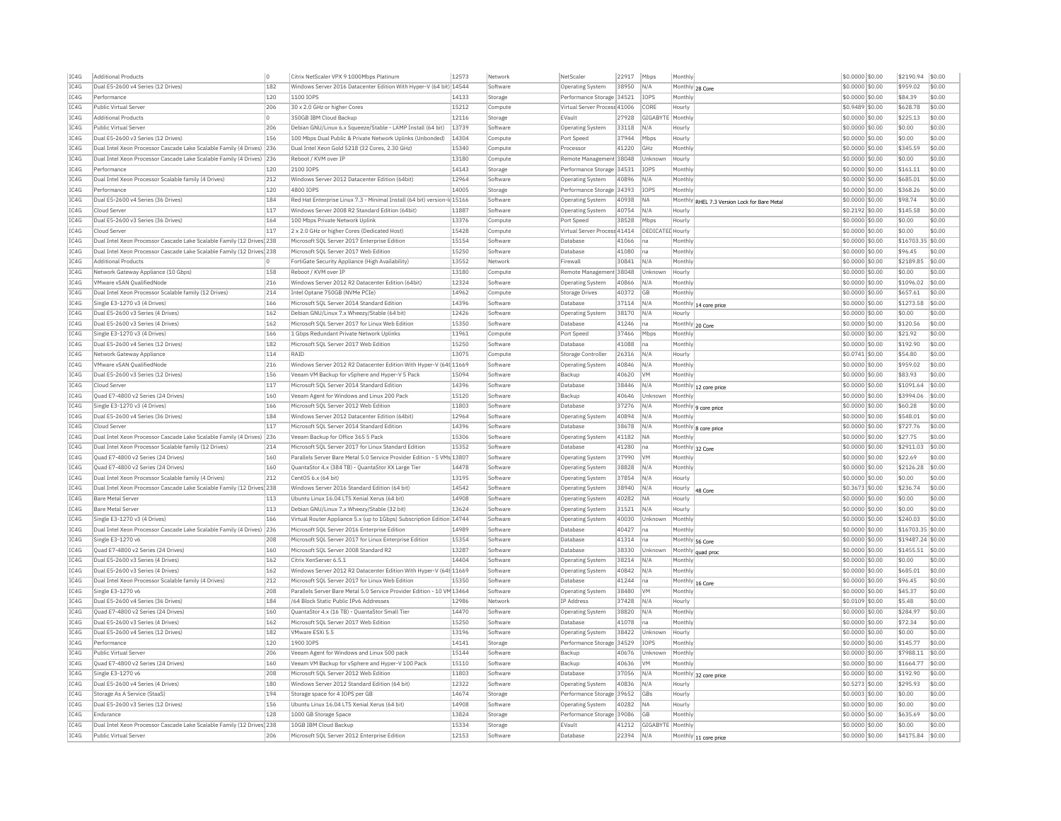| IC4G | Additional Products | 0 | Citrix NetScaler VPX 9 1000Mbps Platinum | 12573 | Network | NetScaler | 22917 | Mbps | Monthly | | $0.0000 | $0.00 | $2190.94 | $0.00 |
|---|---|---|---|---|---|---|---|---|---|---|---|---|---|---|
| IC4G | Dual E5-2600 v4 Series (12 Drives) | 182 | Windows Server 2016 Datacenter Edition With Hyper-V (64 bit) | 14544 | Software | Operating System | 38950 | N/A | Monthly | 28 Core | $0.0000 | $0.00 | $959.02 | $0.00 |
| IC4G | Performance | 120 | 1100 IOPS | 14133 | Storage | Performance Storage | 34521 | IOPS | Monthly | | $0.0000 | $0.00 | $84.39 | $0.00 |
| IC4G | Public Virtual Server | 206 | 30 x 2.0 GHz or higher Cores | 15212 | Compute | Virtual Server Process | 41006 | CORE | Hourly | | $0.9489 | $0.00 | $628.78 | $0.00 |
| IC4G | Additional Products | 0 | 350GB IBM Cloud Backup | 12116 | Storage | EVault | 27928 | GIGABYTE | Monthly | | $0.0000 | $0.00 | $225.13 | $0.00 |
| IC4G | Public Virtual Server | 206 | Debian GNU/Linux 6.x Squeeze/Stable - LAMP Install (64 bit) | 13739 | Software | Operating System | 33118 | N/A | Hourly | | $0.0000 | $0.00 | $0.00 | $0.00 |
| IC4G | Dual E5-2600 v3 Series (12 Drives) | 156 | 100 Mbps Dual Public & Private Network Uplinks (Unbonded) | 14304 | Compute | Port Speed | 37944 | Mbps | Hourly | | $0.0000 | $0.00 | $0.00 | $0.00 |
| IC4G | Dual Intel Xeon Processor Cascade Lake Scalable Family (4 Drives) | 236 | Dual Intel Xeon Gold 5218 (32 Cores, 2.30 GHz) | 15340 | Compute | Processor | 41220 | GHz | Monthly | | $0.0000 | $0.00 | $345.59 | $0.00 |
| IC4G | Dual Intel Xeon Processor Cascade Lake Scalable Family (4 Drives) | 236 | Reboot / KVM over IP | 13180 | Compute | Remote Management | 38048 | Unknown | Hourly | | $0.0000 | $0.00 | $0.00 | $0.00 |
| IC4G | Performance | 120 | 2100 IOPS | 14143 | Storage | Performance Storage | 34531 | IOPS | Monthly | | $0.0000 | $0.00 | $161.11 | $0.00 |
| IC4G | Dual Intel Xeon Processor Scalable family (4 Drives) | 212 | Windows Server 2012 Datacenter Edition (64bit) | 12964 | Software | Operating System | 40896 | N/A | Monthly | | $0.0000 | $0.00 | $685.01 | $0.00 |
| IC4G | Performance | 120 | 4800 IOPS | 14005 | Storage | Performance Storage | 34393 | IOPS | Monthly | | $0.0000 | $0.00 | $368.26 | $0.00 |
| IC4G | Dual E5-2600 v4 Series (36 Drives) | 184 | Red Hat Enterprise Linux 7.3 - Minimal Install (64 bit) version-lo | 15166 | Software | Operating System | 40938 | NA | Monthly | RHEL 7.3 Version Lock for Bare Metal | $0.0000 | $0.00 | $98.74 | $0.00 |
| IC4G | Cloud Server | 117 | Windows Server 2008 R2 Standard Edition (64bit) | 11887 | Software | Operating System | 40754 | N/A | Hourly | | $0.2192 | $0.00 | $145.58 | $0.00 |
| IC4G | Dual E5-2600 v3 Series (36 Drives) | 164 | 100 Mbps Private Network Uplink | 13376 | Compute | Port Speed | 38528 | Mbps | Hourly | | $0.0000 | $0.00 | $0.00 | $0.00 |
| IC4G | Cloud Server | 117 | 2 x 2.0 GHz or higher Cores (Dedicated Host) | 15428 | Compute | Virtual Server Process | 41414 | DEDICATED | Hourly | | $0.0000 | $0.00 | $0.00 | $0.00 |
| IC4G | Dual Intel Xeon Processor Cascade Lake Scalable Family (12 Drives) | 238 | Microsoft SQL Server 2017 Enterprise Edition | 15154 | Software | Database | 41066 | na | Monthly | | $0.0000 | $0.00 | $16703.35 | $0.00 |
| IC4G | Dual Intel Xeon Processor Cascade Lake Scalable Family (12 Drives) | 238 | Microsoft SQL Server 2017 Web Edition | 15250 | Software | Database | 41080 | na | Monthly | | $0.0000 | $0.00 | $96.45 | $0.00 |
| IC4G | Additional Products | 0 | FortiGate Security Appliance (High Availability) | 13552 | Network | Firewall | 30841 | N/A | Monthly | | $0.0000 | $0.00 | $2189.85 | $0.00 |
| IC4G | Network Gateway Appliance (10 Gbps) | 158 | Reboot / KVM over IP | 13180 | Compute | Remote Management | 38048 | Unknown | Hourly | | $0.0000 | $0.00 | $0.00 | $0.00 |
| IC4G | VMware vSAN QualifiedNode | 216 | Windows Server 2012 R2 Datacenter Edition (64bit) | 12324 | Software | Operating System | 40866 | N/A | Monthly | | $0.0000 | $0.00 | $1096.02 | $0.00 |
| IC4G | Dual Intel Xeon Processor Scalable family (12 Drives) | 214 | Intel Optane 750GB (NVMe PCIe) | 14962 | Compute | Storage Drives | 40372 | GB | Monthly | | $0.0000 | $0.00 | $657.61 | $0.00 |
| IC4G | Single E3-1270 v3 (4 Drives) | 166 | Microsoft SQL Server 2014 Standard Edition | 14396 | Software | Database | 37114 | N/A | Monthly | 14 core price | $0.0000 | $0.00 | $1273.58 | $0.00 |
| IC4G | Dual E5-2600 v3 Series (4 Drives) | 162 | Debian GNU/Linux 7.x Wheezy/Stable (64 bit) | 12426 | Software | Operating System | 38170 | N/A | Hourly | | $0.0000 | $0.00 | $0.00 | $0.00 |
| IC4G | Dual E5-2600 v3 Series (4 Drives) | 162 | Microsoft SQL Server 2017 for Linux Web Edition | 15350 | Software | Database | 41246 | na | Monthly | 20 Core | $0.0000 | $0.00 | $120.56 | $0.00 |
| IC4G | Single E3-1270 v3 (4 Drives) | 166 | 1 Gbps Redundant Private Network Uplinks | 11961 | Compute | Port Speed | 37466 | Mbps | Monthly | | $0.0000 | $0.00 | $21.92 | $0.00 |
| IC4G | Dual E5-2600 v4 Series (12 Drives) | 182 | Microsoft SQL Server 2017 Web Edition | 15250 | Software | Database | 41088 | na | Monthly | | $0.0000 | $0.00 | $192.90 | $0.00 |
| IC4G | Network Gateway Appliance | 114 | RAID | 13075 | Compute | Storage Controller | 26316 | N/A | Hourly | | $0.0741 | $0.00 | $54.80 | $0.00 |
| IC4G | VMware vSAN QualifiedNode | 216 | Windows Server 2012 R2 Datacenter Edition With Hyper-V (64b | 11669 | Software | Operating System | 40846 | N/A | Monthly | | $0.0000 | $0.00 | $959.02 | $0.00 |
| IC4G | Dual E5-2600 v3 Series (12 Drives) | 156 | Veeam VM Backup for vSphere and Hyper-V 5 Pack | 15094 | Software | Backup | 40620 | VM | Monthly | | $0.0000 | $0.00 | $83.93 | $0.00 |
| IC4G | Cloud Server | 117 | Microsoft SQL Server 2014 Standard Edition | 14396 | Software | Database | 38446 | N/A | Monthly | 12 core price | $0.0000 | $0.00 | $1091.64 | $0.00 |
| IC4G | Quad E7-4800 v2 Series (24 Drives) | 160 | Veeam Agent for Windows and Linux 200 Pack | 15120 | Software | Backup | 40646 | Unknown | Monthly | | $0.0000 | $0.00 | $3994.06 | $0.00 |
| IC4G | Single E3-1270 v3 (4 Drives) | 166 | Microsoft SQL Server 2012 Web Edition | 11803 | Software | Database | 37276 | N/A | Monthly | 9 core price | $0.0000 | $0.00 | $60.28 | $0.00 |
| IC4G | Dual E5-2600 v4 Series (36 Drives) | 184 | Windows Server 2012 Datacenter Edition (64bit) | 12964 | Software | Operating System | 40894 | N/A | Monthly | | $0.0000 | $0.00 | $548.01 | $0.00 |
| IC4G | Cloud Server | 117 | Microsoft SQL Server 2014 Standard Edition | 14396 | Software | Database | 38678 | N/A | Monthly | 8 core price | $0.0000 | $0.00 | $727.76 | $0.00 |
| IC4G | Dual Intel Xeon Processor Cascade Lake Scalable Family (4 Drives) | 236 | Veeam Backup for Office 365 5 Pack | 15306 | Software | Operating System | 41182 | NA | Monthly | | $0.0000 | $0.00 | $27.75 | $0.00 |
| IC4G | Dual Intel Xeon Processor Scalable family (12 Drives) | 214 | Microsoft SQL Server 2017 for Linux Standard Edition | 15352 | Software | Database | 41280 | na | Monthly | 32 Core | $0.0000 | $0.00 | $2911.03 | $0.00 |
| IC4G | Quad E7-4800 v2 Series (24 Drives) | 160 | Parallels Server Bare Metal 5.0 Service Provider Edition - 5 VMs | 13807 | Software | Operating System | 37990 | VM | Monthly | | $0.0000 | $0.00 | $22.69 | $0.00 |
| IC4G | Quad E7-4800 v2 Series (24 Drives) | 160 | QuantaStor 4.x (384 TB) - QuantaStor XX Large Tier | 14478 | Software | Operating System | 38828 | N/A | Monthly | | $0.0000 | $0.00 | $2126.28 | $0.00 |
| IC4G | Dual Intel Xeon Processor Scalable family (4 Drives) | 212 | CentOS 6.x (64 bit) | 13195 | Software | Operating System | 37854 | N/A | Hourly | | $0.0000 | $0.00 | $0.00 | $0.00 |
| IC4G | Dual Intel Xeon Processor Cascade Lake Scalable Family (12 Drives) | 238 | Windows Server 2016 Standard Edition (64 bit) | 14542 | Software | Operating System | 38940 | N/A | Hourly | 48 Core | $0.3673 | $0.00 | $236.74 | $0.00 |
| IC4G | Bare Metal Server | 113 | Ubuntu Linux 16.04 LTS Xenial Xerus (64 bit) | 14908 | Software | Operating System | 40282 | NA | Hourly | | $0.0000 | $0.00 | $0.00 | $0.00 |
| IC4G | Bare Metal Server | 113 | Debian GNU/Linux 7.x Wheezy/Stable (32 bit) | 13624 | Software | Operating System | 31521 | N/A | Hourly | | $0.0000 | $0.00 | $0.00 | $0.00 |
| IC4G | Single E3-1270 v3 (4 Drives) | 166 | Virtual Router Appliance 5.x (up to 1Gbps) Subscription Edition | 14744 | Software | Operating System | 40030 | Unknown | Monthly | | $0.0000 | $0.00 | $240.03 | $0.00 |
| IC4G | Dual Intel Xeon Processor Cascade Lake Scalable Family (4 Drives) | 236 | Microsoft SQL Server 2016 Enterprise Edition | 14989 | Software | Database | 40427 | na | Monthly | | $0.0000 | $0.00 | $16703.35 | $0.00 |
| IC4G | Single E3-1270 v6 | 208 | Microsoft SQL Server 2017 for Linux Enterprise Edition | 15354 | Software | Database | 41314 | na | Monthly | 56 Core | $0.0000 | $0.00 | $19487.24 | $0.00 |
| IC4G | Quad E7-4800 v2 Series (24 Drives) | 160 | Microsoft SQL Server 2008 Standard R2 | 13287 | Software | Database | 38330 | Unknown | Monthly | quad proc | $0.0000 | $0.00 | $1455.51 | $0.00 |
| IC4G | Dual E5-2600 v3 Series (4 Drives) | 162 | Citrix XenServer 6.5.1 | 14404 | Software | Operating System | 38214 | N/A | Monthly | | $0.0000 | $0.00 | $0.00 | $0.00 |
| IC4G | Dual E5-2600 v3 Series (4 Drives) | 162 | Windows Server 2012 R2 Datacenter Edition With Hyper-V (64b | 11669 | Software | Operating System | 40842 | N/A | Monthly | | $0.0000 | $0.00 | $685.01 | $0.00 |
| IC4G | Dual Intel Xeon Processor Scalable family (4 Drives) | 212 | Microsoft SQL Server 2017 for Linux Web Edition | 15350 | Software | Database | 41244 | na | Monthly | 16 Core | $0.0000 | $0.00 | $96.45 | $0.00 |
| IC4G | Single E3-1270 v6 | 208 | Parallels Server Bare Metal 5.0 Service Provider Edition - 10 VM | 13464 | Software | Operating System | 38480 | VM | Monthly | | $0.0000 | $0.00 | $45.37 | $0.00 |
| IC4G | Dual E5-2600 v4 Series (36 Drives) | 184 | /64 Block Static Public IPv6 Addresses | 12986 | Network | IP Address | 37428 | N/A | Hourly | | $0.0109 | $0.00 | $5.48 | $0.00 |
| IC4G | Quad E7-4800 v2 Series (24 Drives) | 160 | QuantaStor 4.x (16 TB) - QuantaStor Small Tier | 14470 | Software | Operating System | 38820 | N/A | Monthly | | $0.0000 | $0.00 | $284.97 | $0.00 |
| IC4G | Dual E5-2600 v3 Series (4 Drives) | 162 | Microsoft SQL Server 2017 Web Edition | 15250 | Software | Database | 41078 | na | Monthly | | $0.0000 | $0.00 | $72.34 | $0.00 |
| IC4G | Dual E5-2600 v4 Series (12 Drives) | 182 | VMware ESXi 5.5 | 13196 | Software | Operating System | 38422 | Unknown | Hourly | | $0.0000 | $0.00 | $0.00 | $0.00 |
| IC4G | Performance | 120 | 1900 IOPS | 14141 | Storage | Performance Storage | 34529 | IOPS | Monthly | | $0.0000 | $0.00 | $145.77 | $0.00 |
| IC4G | Public Virtual Server | 206 | Veeam Agent for Windows and Linux 500 pack | 15144 | Software | Backup | 40676 | Unknown | Monthly | | $0.0000 | $0.00 | $7988.11 | $0.00 |
| IC4G | Quad E7-4800 v2 Series (24 Drives) | 160 | Veeam VM Backup for vSphere and Hyper-V 100 Pack | 15110 | Software | Backup | 40636 | VM | Monthly | | $0.0000 | $0.00 | $1664.77 | $0.00 |
| IC4G | Single E3-1270 v6 | 208 | Microsoft SQL Server 2012 Web Edition | 11803 | Software | Database | 37056 | N/A | Monthly | 32 core price | $0.0000 | $0.00 | $192.90 | $0.00 |
| IC4G | Dual E5-2600 v4 Series (4 Drives) | 180 | Windows Server 2012 Standard Edition (64 bit) | 12322 | Software | Operating System | 40836 | N/A | Hourly | | $0.5273 | $0.00 | $295.93 | $0.00 |
| IC4G | Storage As A Service (StaaS) | 194 | Storage space for 4 IOPS per GB | 14674 | Storage | Performance Storage | 39652 | GBs | Hourly | | $0.0003 | $0.00 | $0.00 | $0.00 |
| IC4G | Dual E5-2600 v3 Series (12 Drives) | 156 | Ubuntu Linux 16.04 LTS Xenial Xerus (64 bit) | 14908 | Software | Operating System | 40282 | NA | Hourly | | $0.0000 | $0.00 | $0.00 | $0.00 |
| IC4G | Endurance | 128 | 1000 GB Storage Space | 13824 | Storage | Performance Storage | 39086 | GB | Monthly | | $0.0000 | $0.00 | $635.69 | $0.00 |
| IC4G | Dual Intel Xeon Processor Cascade Lake Scalable Family (12 Drives) | 238 | 10GB IBM Cloud Backup | 15334 | Storage | EVault | 41212 | GIGABYTE | Monthly | | $0.0000 | $0.00 | $0.00 | $0.00 |
| IC4G | Public Virtual Server | 206 | Microsoft SQL Server 2012 Enterprise Edition | 12153 | Software | Database | 22394 | N/A | Monthly | 11 core price | $0.0000 | $0.00 | $4175.84 | $0.00 |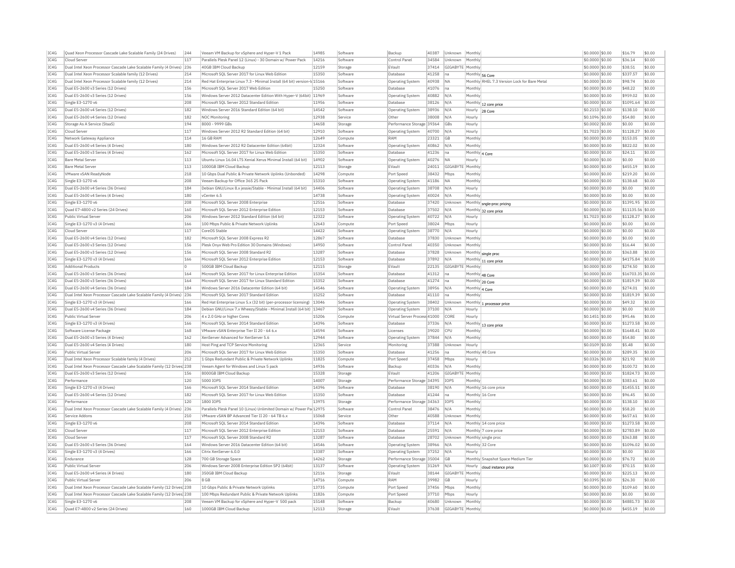| IC4G | Quad Xeon Processor Cascade Lake Scalable Family (24 Drives) | 244 | Veeam VM Backup for vSphere and Hyper-V 1 Pack | 14985 | Software | Backup | 40387 | Unknown | Monthly | | $0.0000 | $0.00 | $16.79 | $0.00 |
|---|---|---|---|---|---|---|---|---|---|---|---|---|---|---|
| IC4G | Cloud Server | 117 | Parallels Plesk Panel 12 (Linux) - 30 Domain w/ Power Pack | 14216 | Software | Control Panel | 34584 | Unknown | Monthly | | $0.0000 | $0.00 | $36.14 | $0.00 |
| IC4G | Dual Intel Xeon Processor Cascade Lake Scalable Family (4 Drives) | 236 | 40GB IBM Cloud Backup | 12159 | Storage | EVault | 37414 | GIGABYTE | Monthly | | $0.0000 | $0.00 | $38.51 | $0.00 |
| IC4G | Dual Intel Xeon Processor Scalable family (12 Drives) | 214 | Microsoft SQL Server 2017 for Linux Database | 15350 | Software | Database | 41258 | na | Monthly | 56 Core | $0.0000 | $0.00 | $337.57 | $0.00 |
| IC4G | Dual Intel Xeon Processor Scalable family (12 Drives) | 214 | Red Hat Enterprise Linux 7.3 - Minimal Install (64 bit) version-lo | 15166 | Software | Operating System | 40938 | NA | Monthly | RHEL 7.3 Version Lock for Bare Metal | $0.0000 | $0.00 | $98.74 | $0.00 |
| IC4G | Dual E5-2600 v3 Series (12 Drives) | 156 | Microsoft SQL Server 2017 Web Edition | 15250 | Software | Database | 41076 | na | Monthly | | $0.0000 | $0.00 | $48.22 | $0.00 |
| IC4G | Dual E5-2600 v3 Series (12 Drives) | 156 | Windows Server 2012 Datacenter Edition With Hyper-V (64bit) | 11969 | Software | Operating System | 40882 | N/A | Monthly | | $0.0000 | $0.00 | $959.02 | $0.00 |
| IC4G | Single E3-1270 v6 | 208 | Microsoft SQL Server 2012 Standard Edition | 11956 | Software | Database | 38126 | N/A | Monthly | 12 core price | $0.0000 | $0.00 | $1091.64 | $0.00 |
| IC4G | Dual E5-2600 v4 Series (12 Drives) | 182 | Windows Server 2016 Standard Edition (64 bit) | 14542 | Software | Operating System | 38936 | N/A | Hourly | 28 Core | $0.2153 | $0.00 | $138.10 | $0.00 |
| IC4G | Dual E5-2600 v4 Series (12 Drives) | 182 | NOC Monitoring | 12938 | Service | Other | 38008 | N/A | Hourly | | $0.1096 | $0.00 | $54.80 | $0.00 |
| IC4G | Storage As A Service (StaaS) | 194 | 8000 - 9999 GBs | 14658 | Storage | Performance Storage | 39364 | GBs | Hourly | | $0.0002 | $0.00 | $0.00 | $0.00 |
| IC4G | Cloud Server | 117 | Windows Server 2012 R2 Standard Edition (64 bit) | 12910 | Software | Operating System | 40700 | N/A | Hourly | | $1.7023 | $0.00 | $1128.27 | $0.00 |
| IC4G | Network Gateway Appliance | 114 | 16 GB RAM | 12649 | Compute | RAM | 23321 | GB | Monthly | | $0.0000 | $0.00 | $153.05 | $0.00 |
| IC4G | Dual E5-2600 v4 Series (4 Drives) | 180 | Windows Server 2012 R2 Datacenter Edition (64bit) | 12324 | Software | Operating System | 40862 | N/A | Monthly | | $0.0000 | $0.00 | $822.02 | $0.00 |
| IC4G | Dual E5-2600 v3 Series (4 Drives) | 162 | Microsoft SQL Server 2017 for Linux Database | 15350 | Software | Database | 41236 | na | Monthly | 4 Core | $0.0000 | $0.00 | $24.11 | $0.00 |
| IC4G | Bare Metal Server | 113 | Ubuntu Linux 16.04 LTS Xenial Xerus Minimal Install (64 bit) | 14902 | Software | Operating System | 40276 | NA | Hourly | | $0.0000 | $0.00 | $0.00 | $0.00 |
| IC4G | Bare Metal Server | 113 | 1000GB IBM Cloud Backup | 12113 | Storage | EVault | 24011 | GIGABYTE | Monthly | | $0.0000 | $0.00 | $455.19 | $0.00 |
| IC4G | VMware vSAN ReadyNode | 218 | 10 Gbps Dual Public & Private Network Uplinks (Unbonded) | 14298 | Compute | Port Speed | 38432 | Mbps | Monthly | | $0.0000 | $0.00 | $219.20 | $0.00 |
| IC4G | Single E3-1270 v6 | 208 | Veeam Backup for Office 365 25 Pack | 15310 | Software | Operating System | 41186 | NA | Monthly | | $0.0000 | $0.00 | $138.68 | $0.00 |
| IC4G | Dual E5-2600 v4 Series (36 Drives) | 184 | Debian GNU/Linux 8.x jessie/Stable - Minimal Install (64 bit) | 14406 | Software | Operating System | 38708 | N/A | Hourly | | $0.0000 | $0.00 | $0.00 | $0.00 |
| IC4G | Dual E5-2600 v4 Series (4 Drives) | 180 | vCenter 6.5 | 14738 | Software | Operating System | 40024 | N/A | Monthly | | $0.0000 | $0.00 | $0.00 | $0.00 |
| IC4G | Single E3-1270 v6 | 208 | Microsoft SQL Server 2008 Enterprise | 12516 | Software | Database | 37420 | Unknown | Monthly | single-proc pricing | $0.0000 | $0.00 | $1391.95 | $0.00 |
| IC4G | Quad E7-4800 v2 Series (24 Drives) | 160 | Microsoft SQL Server 2012 Enterprise Edition | 12153 | Software | Database | 37502 | N/A | Monthly | 32 core price | $0.0000 | $0.00 | $11135.56 | $0.00 |
| IC4G | Public Virtual Server | 206 | Windows Server 2012 Standard Edition (64 bit) | 12322 | Software | Operating System | 40722 | N/A | Hourly | | $1.7023 | $0.00 | $1128.27 | $0.00 |
| IC4G | Single E3-1270 v3 (4 Drives) | 166 | 100 Mbps Public & Private Network Uplinks | 12643 | Compute | Port Speed | 38024 | Mbps | Hourly | | $0.0000 | $0.00 | $0.00 | $0.00 |
| IC4G | Cloud Server | 117 | CoreOS Stable | 14422 | Software | Operating System | 38770 | N/A | Hourly | | $0.0000 | $0.00 | $0.00 | $0.00 |
| IC4G | Dual E5-2600 v4 Series (12 Drives) | 182 | Microsoft SQL Server 2008 Express R2 | 12867 | Software | Database | 37830 | Unknown | Monthly | | $0.0000 | $0.00 | $0.00 | $0.00 |
| IC4G | Dual E5-2600 v3 Series (12 Drives) | 156 | Plesk Onyx Web Pro Edition 30 Domains (Windows) | 14950 | Software | Control Panel | 40350 | Unknown | Monthly | | $0.0000 | $0.00 | $16.44 | $0.00 |
| IC4G | Dual E5-2600 v3 Series (12 Drives) | 156 | Microsoft SQL Server 2008 Standard R2 | 13287 | Software | Database | 37828 | Unknown | Monthly | single proc | $0.0000 | $0.00 | $363.88 | $0.00 |
| IC4G | Single E3-1270 v3 (4 Drives) | 166 | Microsoft SQL Server 2012 Enterprise Edition | 12153 | Software | Database | 37892 | N/A | Monthly | 11 core price | $0.0000 | $0.00 | $4175.84 | $0.00 |
| IC4G | Additional Products | 0 | 500GB IBM Cloud Backup | 12115 | Storage | EVault | 22135 | GIGABYTE | Monthly | | $0.0000 | $0.00 | $274.50 | $0.00 |
| IC4G | Dual E5-2600 v3 Series (36 Drives) | 164 | Microsoft SQL Server 2017 for Linux Enterprise Edition | 15354 | Software | Database | 41312 | na | Monthly | 48 Core | $0.0000 | $0.00 | $16703.35 | $0.00 |
| IC4G | Dual E5-2600 v3 Series (36 Drives) | 164 | Microsoft SQL Server 2017 for Linux Standard Edition | 15352 | Software | Database | 41274 | na | Monthly | 20 Core | $0.0000 | $0.00 | $1819.39 | $0.00 |
| IC4G | Dual E5-2600 v4 Series (36 Drives) | 184 | Windows Server 2016 Datacenter Edition (64 bit) | 14546 | Software | Operating System | 38956 | N/A | Monthly | 4 Core | $0.0000 | $0.00 | $274.01 | $0.00 |
| IC4G | Dual Intel Xeon Processor Cascade Lake Scalable Family (4 Drives) | 236 | Microsoft SQL Server 2017 Standard Edition | 15252 | Software | Database | 41110 | na | Monthly | | $0.0000 | $0.00 | $1819.39 | $0.00 |
| IC4G | Single E3-1270 v3 (4 Drives) | 166 | Red Hat Enterprise Linux 5.x (32 bit) (per-processor licensing) | 13046 | Software | Operating System | 38402 | Unknown | Monthly | 1 processor price | $0.0000 | $0.00 | $49.32 | $0.00 |
| IC4G | Dual E5-2600 v4 Series (36 Drives) | 184 | Debian GNU/Linux 7.x Wheezy/Stable - Minimal Install (64 bit) | 13467 | Software | Operating System | 37100 | N/A | Hourly | | $0.0000 | $0.00 | $0.00 | $0.00 |
| IC4G | Public Virtual Server | 206 | 4 x 2.0 GHz or higher Cores | 15206 | Compute | Virtual Server Process | 41000 | CORE | Hourly | | $0.1451 | $0.00 | $95.46 | $0.00 |
| IC4G | Single E3-1270 v3 (4 Drives) | 166 | Microsoft SQL Server 2014 Standard Edition | 14396 | Software | Database | 37336 | N/A | Monthly | 13 core price | $0.0000 | $0.00 | $1273.58 | $0.00 |
| IC4G | Software License Package | 168 | VMware vSAN Enterprise Tier II 20 - 64 6.x | 14594 | Software | Licenses | 39020 | CPU | Monthly | | $0.0000 | $0.00 | $1648.41 | $0.00 |
| IC4G | Dual E5-2600 v3 Series (4 Drives) | 162 | XenServer Advanced for XenServer 5.6 | 12944 | Software | Operating System | 37844 | N/A | Monthly | | $0.0000 | $0.00 | $54.80 | $0.00 |
| IC4G | Dual E5-2600 v4 Series (4 Drives) | 180 | Host Ping and TCP Service Monitoring | 12365 | Service | Monitoring | 37388 | Unknown | Hourly | | $0.0109 | $0.00 | $5.48 | $0.00 |
| IC4G | Public Virtual Server | 206 | Microsoft SQL Server 2017 for Linux Web Edition | 15350 | Software | Database | 41256 | na | Monthly | 48 Core | $0.0000 | $0.00 | $289.35 | $0.00 |
| IC4G | Dual Intel Xeon Processor Scalable family (4 Drives) | 212 | 1 Gbps Redundant Public & Private Network Uplinks | 11825 | Compute | Port Speed | 37458 | Mbps | Hourly | | $0.0326 | $0.00 | $21.92 | $0.00 |
| IC4G | Dual Intel Xeon Processor Cascade Lake Scalable Family (12 Drives) | 238 | Veeam Agent for Windows and Linux 5 pack | 14936 | Software | Backup | 40336 | N/A | Monthly | | $0.0000 | $0.00 | $100.72 | $0.00 |
| IC4G | Dual E5-2600 v3 Series (12 Drives) | 156 | 8000GB IBM Cloud Backup | 15328 | Storage | EVault | 41206 | GIGABYTE | Monthly | | $0.0000 | $0.00 | $1824.73 | $0.00 |
| IC4G | Performance | 120 | 5000 IOPS | 14007 | Storage | Performance Storage | 34395 | IOPS | Monthly | | $0.0000 | $0.00 | $383.61 | $0.00 |
| IC4G | Single E3-1270 v3 (4 Drives) | 166 | Microsoft SQL Server 2014 Standard Edition | 14396 | Software | Database | 38190 | N/A | Monthly | 16 core price | $0.0000 | $0.00 | $1455.51 | $0.00 |
| IC4G | Dual E5-2600 v4 Series (12 Drives) | 182 | Microsoft SQL Server 2017 for Linux Web Edition | 15350 | Software | Database | 41244 | na | Monthly | 16 Core | $0.0000 | $0.00 | $96.45 | $0.00 |
| IC4G | Performance | 120 | 1800 IOPS | 13975 | Storage | Performance Storage | 34363 | IOPS | Monthly | | $0.0000 | $0.00 | $138.10 | $0.00 |
| IC4G | Dual Intel Xeon Processor Cascade Lake Scalable Family (4 Drives) | 236 | Parallels Plesk Panel 10 (Linux) Unlimited Domain w/ Power Pa | 12975 | Software | Control Panel | 38476 | N/A | Monthly | | $0.0000 | $0.00 | $58.20 | $0.00 |
| IC4G | Service Addons | 210 | VMware vSAN BP Advanced Tier II 20 - 64 TB 6.x | 15068 | Service | Other | 40588 | Unknown | Monthly | | $0.0000 | $0.00 | $657.61 | $0.00 |
| IC4G | Single E3-1270 v6 | 208 | Microsoft SQL Server 2014 Standard Edition | 14396 | Software | Database | 37114 | N/A | Monthly | 14 core price | $0.0000 | $0.00 | $1273.58 | $0.00 |
| IC4G | Cloud Server | 117 | Microsoft SQL Server 2012 Enterprise Edition | 12153 | Software | Database | 25591 | N/A | Monthly | 7 core price | $0.0000 | $0.00 | $2783.89 | $0.00 |
| IC4G | Cloud Server | 117 | Microsoft SQL Server 2008 Standard R2 | 13287 | Software | Database | 28702 | Unknown | Monthly | single proc | $0.0000 | $0.00 | $363.88 | $0.00 |
| IC4G | Dual E5-2600 v3 Series (36 Drives) | 164 | Windows Server 2016 Datacenter Edition (64 bit) | 14546 | Software | Operating System | 38966 | N/A | Monthly | 32 Core | $0.0000 | $0.00 | $1096.02 | $0.00 |
| IC4G | Single E3-1270 v3 (4 Drives) | 166 | Citrix XenServer 6.0.0 | 13387 | Software | Operating System | 37252 | N/A | Hourly | | $0.0000 | $0.00 | $0.00 | $0.00 |
| IC4G | Endurance | 128 | 700 GB Storage Space | 14262 | Storage | Performance Storage | 35004 | GB | Monthly | Snapshot Space Medium Tier | $0.0000 | $0.00 | $76.72 | $0.00 |
| IC4G | Public Virtual Server | 206 | Windows Server 2008 Enterprise Edition SP2 (64bit) | 13137 | Software | Operating System | 31269 | N/A | Hourly | cloud instance price | $0.1007 | $0.00 | $70.15 | $0.00 |
| IC4G | Dual E5-2600 v4 Series (4 Drives) | 180 | 350GB IBM Cloud Backup | 12116 | Storage | EVault | 38144 | GIGABYTE | Monthly | | $0.0000 | $0.00 | $225.13 | $0.00 |
| IC4G | Public Virtual Server | 206 | 8 GB | 14716 | Compute | RAM | 39982 | GB | Hourly | | $0.0395 | $0.00 | $26.30 | $0.00 |
| IC4G | Dual Intel Xeon Processor Cascade Lake Scalable Family (12 Drives) | 238 | 10 Gbps Public & Private Network Uplinks | 13735 | Compute | Port Speed | 37456 | Mbps | Monthly | | $0.0000 | $0.00 | $109.60 | $0.00 |
| IC4G | Dual Intel Xeon Processor Cascade Lake Scalable Family (12 Drives) | 238 | 100 Mbps Redundant Public & Private Network Uplinks | 11826 | Compute | Port Speed | 37710 | Mbps | Hourly | | $0.0000 | $0.00 | $0.00 | $0.00 |
| IC4G | Single E3-1270 v6 | 208 | Veeam VM Backup for vSphere and Hyper-V 500 pack | 15148 | Software | Backup | 40680 | Unknown | Monthly | | $0.0000 | $0.00 | $4881.73 | $0.00 |
| IC4G | Quad E7-4800 v2 Series (24 Drives) | 160 | 1000GB IBM Cloud Backup | 12113 | Storage | EVault | 37638 | GIGABYTE | Monthly | | $0.0000 | $0.00 | $455.19 | $0.00 |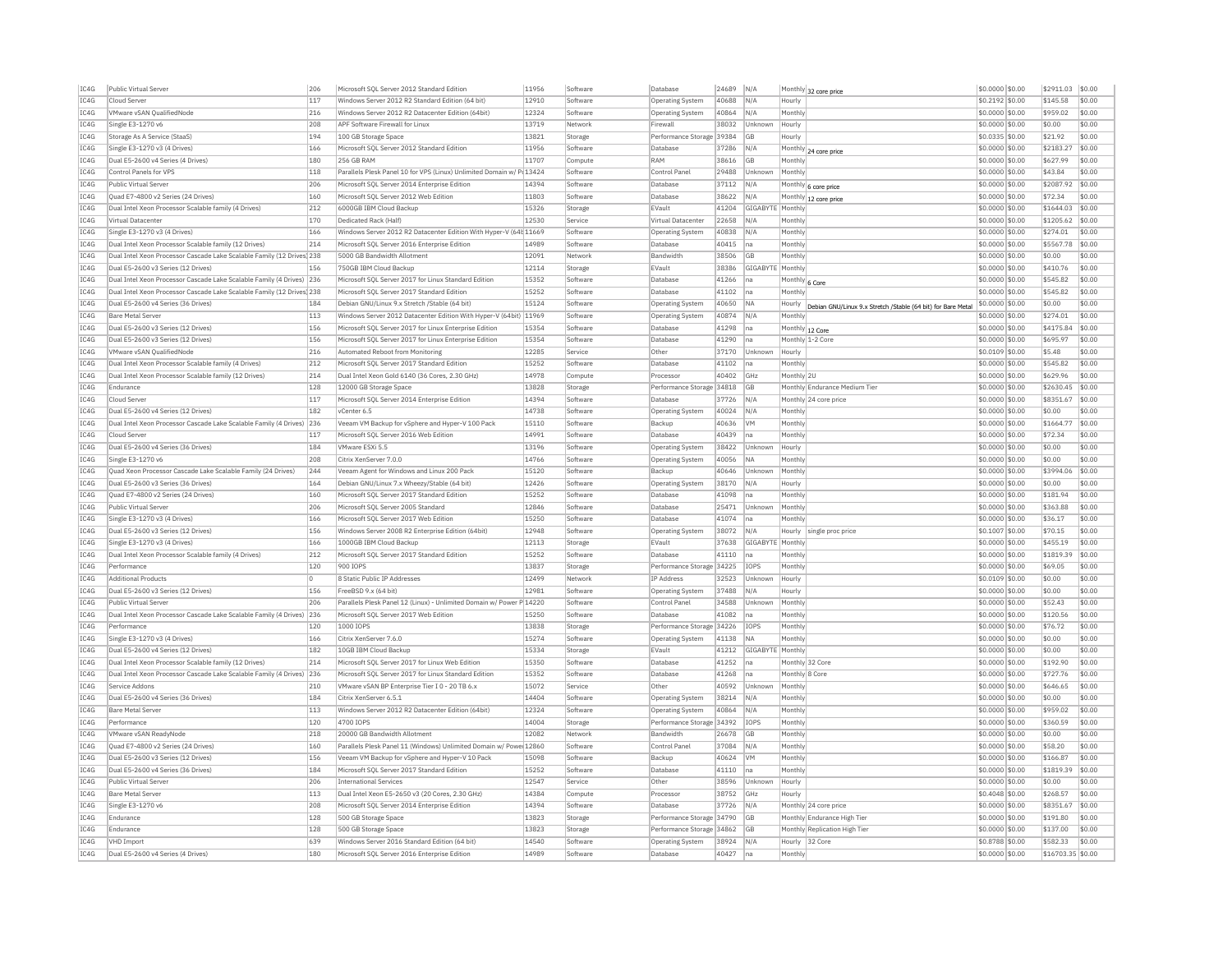| | | | | | | | | | | | | | | |
|---|---|---|---|---|---|---|---|---|---|---|---|---|---|---|
| IC4G | Public Virtual Server | 206 | Microsoft SQL Server 2012 Standard Edition | 11956 | Software | Database | 24689 | N/A | Monthly | 32 core price | $0.0000 | $0.00 | $2911.03 | $0.00 |
| IC4G | Cloud Server | 117 | Windows Server 2012 R2 Standard Edition (64 bit) | 12910 | Software | Operating System | 40688 | N/A | Hourly | | $0.2192 | $0.00 | $145.58 | $0.00 |
| IC4G | VMware vSAN QualifiedNode | 216 | Windows Server 2012 R2 Datacenter Edition (64bit) | 12324 | Software | Operating System | 40864 | N/A | Monthly | | $0.0000 | $0.00 | $959.02 | $0.00 |
| IC4G | Single E3-1270 v6 | 208 | APF Software Firewall for Linux | 13719 | Network | Firewall | 38032 | Unknown | Hourly | | $0.0000 | $0.00 | $0.00 | $0.00 |
| IC4G | Storage As A Service (StaaS) | 194 | 100 GB Storage Space | 13821 | Storage | Performance Storage | 39384 | GB | Hourly | | $0.0335 | $0.00 | $21.92 | $0.00 |
| IC4G | Single E3-1270 v3 (4 Drives) | 166 | Microsoft SQL Server 2012 Standard Edition | 11956 | Software | Database | 37286 | N/A | Monthly | 24 core price | $0.0000 | $0.00 | $2183.27 | $0.00 |
| IC4G | Dual E5-2600 v4 Series (4 Drives) | 180 | 256 GB RAM | 11707 | Compute | RAM | 38616 | GB | Monthly | | $0.0000 | $0.00 | $627.99 | $0.00 |
| IC4G | Control Panels for VPS | 118 | Parallels Plesk Panel 10 for VPS (Linux) Unlimited Domain w/ Po | 13424 | Software | Control Panel | 29488 | Unknown | Monthly | | $0.0000 | $0.00 | $43.84 | $0.00 |
| IC4G | Public Virtual Server | 206 | Microsoft SQL Server 2014 Enterprise Edition | 14394 | Software | Database | 37112 | N/A | Monthly | 6 core price | $0.0000 | $0.00 | $2087.92 | $0.00 |
| IC4G | Quad E7-4800 v2 Series (24 Drives) | 160 | Microsoft SQL Server 2012 Web Edition | 11803 | Software | Database | 38622 | N/A | Monthly | 12 core price | $0.0000 | $0.00 | $72.34 | $0.00 |
| IC4G | Dual Intel Xeon Processor Scalable family (4 Drives) | 212 | 6000GB IBM Cloud Backup | 15326 | Storage | EVault | 41204 | GIGABYTE | Monthly | | $0.0000 | $0.00 | $1644.03 | $0.00 |
| IC4G | Virtual Datacenter | 170 | Dedicated Rack (Half) | 12530 | Service | Virtual Datacenter | 22658 | N/A | Monthly | | $0.0000 | $0.00 | $1205.62 | $0.00 |
| IC4G | Single E3-1270 v3 (4 Drives) | 166 | Windows Server 2012 R2 Datacenter Edition With Hyper-V (64t | 11669 | Software | Operating System | 40838 | N/A | Monthly | | $0.0000 | $0.00 | $274.01 | $0.00 |
| IC4G | Dual Intel Xeon Processor Scalable family (12 Drives) | 214 | Microsoft SQL Server 2016 Enterprise Edition | 14989 | Software | Database | 40415 | na | Monthly | | $0.0000 | $0.00 | $5567.78 | $0.00 |
| IC4G | Dual Intel Xeon Processor Cascade Lake Scalable Family (12 Drives) | 238 | 5000 GB Bandwidth Allotment | 12091 | Network | Bandwidth | 38506 | GB | Monthly | | $0.0000 | $0.00 | $0.00 | $0.00 |
| IC4G | Dual E5-2600 v3 Series (12 Drives) | 156 | 750GB IBM Cloud Backup | 12114 | Storage | EVault | 38386 | GIGABYTE | Monthly | | $0.0000 | $0.00 | $410.76 | $0.00 |
| IC4G | Dual Intel Xeon Processor Cascade Lake Scalable Family (4 Drives) | 236 | Microsoft SQL Server 2017 for Linux Standard Edition | 15352 | Software | Database | 41266 | na | Monthly | 6 Core | $0.0000 | $0.00 | $545.82 | $0.00 |
| IC4G | Dual Intel Xeon Processor Cascade Lake Scalable Family (12 Drives) | 238 | Microsoft SQL Server 2017 Standard Edition | 15252 | Software | Database | 41102 | na | Monthly | | $0.0000 | $0.00 | $545.82 | $0.00 |
| IC4G | Dual E5-2600 v4 Series (36 Drives) | 184 | Debian GNU/Linux 9.x Stretch /Stable (64 bit) | 15124 | Software | Operating System | 40650 | NA | Hourly | Debian GNU/Linux 9.x Stretch /Stable (64 bit) for Bare Metal | $0.0000 | $0.00 | $0.00 | $0.00 |
| IC4G | Bare Metal Server | 113 | Windows Server 2012 Datacenter Edition With Hyper-V (64bit) | 11969 | Software | Operating System | 40874 | N/A | Monthly | | $0.0000 | $0.00 | $274.01 | $0.00 |
| IC4G | Dual E5-2600 v3 Series (12 Drives) | 156 | Microsoft SQL Server 2017 for Linux Enterprise Edition | 15354 | Software | Database | 41298 | na | Monthly | 12 Core | $0.0000 | $0.00 | $4175.84 | $0.00 |
| IC4G | Dual E5-2600 v3 Series (12 Drives) | 156 | Microsoft SQL Server 2017 for Linux Enterprise Edition | 15354 | Software | Database | 41290 | na | Monthly | 1-2 Core | $0.0000 | $0.00 | $695.97 | $0.00 |
| IC4G | VMware vSAN QualifiedNode | 216 | Automated Reboot from Monitoring | 12285 | Service | Other | 37170 | Unknown | Hourly | | $0.0109 | $0.00 | $5.48 | $0.00 |
| IC4G | Dual Intel Xeon Processor Scalable family (4 Drives) | 212 | Microsoft SQL Server 2017 Standard Edition | 15252 | Software | Database | 41102 | na | Monthly | | $0.0000 | $0.00 | $545.82 | $0.00 |
| IC4G | Dual Intel Xeon Processor Scalable family (12 Drives) | 214 | Dual Intel Xeon Gold 6140 (36 Cores, 2.30 GHz) | 14978 | Compute | Processor | 40402 | GHz | Monthly | 2U | $0.0000 | $0.00 | $629.96 | $0.00 |
| IC4G | Endurance | 128 | 12000 GB Storage Space | 13828 | Storage | Performance Storage | 34818 | GB | Monthly | Endurance Medium Tier | $0.0000 | $0.00 | $2630.45 | $0.00 |
| IC4G | Cloud Server | 117 | Microsoft SQL Server 2014 Enterprise Edition | 14394 | Software | Database | 37726 | N/A | Monthly | 24 core price | $0.0000 | $0.00 | $8351.67 | $0.00 |
| IC4G | Dual E5-2600 v4 Series (12 Drives) | 182 | vCenter 6.5 | 14738 | Software | Operating System | 40024 | N/A | Monthly | | $0.0000 | $0.00 | $0.00 | $0.00 |
| IC4G | Dual Intel Xeon Processor Cascade Lake Scalable Family (4 Drives) | 236 | Veeam VM Backup for vSphere and Hyper-V 100 Pack | 15110 | Software | Backup | 40636 | VM | Monthly | | $0.0000 | $0.00 | $1664.77 | $0.00 |
| IC4G | Cloud Server | 117 | Microsoft SQL Server 2016 Web Edition | 14991 | Software | Database | 40439 | na | Monthly | | $0.0000 | $0.00 | $72.34 | $0.00 |
| IC4G | Dual E5-2600 v4 Series (36 Drives) | 184 | VMware ESXi 5.5 | 13196 | Software | Operating System | 38422 | Unknown | Hourly | | $0.0000 | $0.00 | $0.00 | $0.00 |
| IC4G | Single E3-1270 v6 | 208 | Citrix XenServer 7.0.0 | 14766 | Software | Operating System | 40056 | NA | Monthly | | $0.0000 | $0.00 | $0.00 | $0.00 |
| IC4G | Quad Xeon Processor Cascade Lake Scalable Family (24 Drives) | 244 | Veeam Agent for Windows and Linux 200 Pack | 15120 | Software | Backup | 40646 | Unknown | Monthly | | $0.0000 | $0.00 | $3994.06 | $0.00 |
| IC4G | Dual E5-2600 v3 Series (36 Drives) | 164 | Debian GNU/Linux 7.x Wheezy/Stable (64 bit) | 12426 | Software | Operating System | 38170 | N/A | Hourly | | $0.0000 | $0.00 | $0.00 | $0.00 |
| IC4G | Quad E7-4800 v2 Series (24 Drives) | 160 | Microsoft SQL Server 2017 Standard Edition | 15252 | Software | Database | 41098 | na | Monthly | | $0.0000 | $0.00 | $181.94 | $0.00 |
| IC4G | Public Virtual Server | 206 | Microsoft SQL Server 2005 Standard | 12846 | Software | Database | 25471 | Unknown | Monthly | | $0.0000 | $0.00 | $363.88 | $0.00 |
| IC4G | Single E3-1270 v3 (4 Drives) | 166 | Microsoft SQL Server 2017 Web Edition | 15250 | Software | Database | 41074 | na | Monthly | | $0.0000 | $0.00 | $36.17 | $0.00 |
| IC4G | Dual E5-2600 v3 Series (12 Drives) | 156 | Windows Server 2008 R2 Enterprise Edition (64bit) | 12948 | Software | Operating System | 38072 | N/A | Hourly | single proc price | $0.1007 | $0.00 | $70.15 | $0.00 |
| IC4G | Single E3-1270 v3 (4 Drives) | 166 | 1000GB IBM Cloud Backup | 12113 | Storage | EVault | 37638 | GIGABYTE | Monthly | | $0.0000 | $0.00 | $455.19 | $0.00 |
| IC4G | Dual Intel Xeon Processor Scalable family (4 Drives) | 212 | Microsoft SQL Server 2017 Standard Edition | 15252 | Software | Database | 41110 | na | Monthly | | $0.0000 | $0.00 | $1819.39 | $0.00 |
| IC4G | Performance | 120 | 900 IOPS | 13837 | Storage | Performance Storage | 34225 | IOPS | Monthly | | $0.0000 | $0.00 | $69.05 | $0.00 |
| IC4G | Additional Products | 0 | 8 Static Public IP Addresses | 12499 | Network | IP Address | 32523 | Unknown | Hourly | | $0.0109 | $0.00 | $0.00 | $0.00 |
| IC4G | Dual E5-2600 v3 Series (12 Drives) | 156 | FreeBSD 9.x (64 bit) | 12981 | Software | Operating System | 37488 | N/A | Hourly | | $0.0000 | $0.00 | $0.00 | $0.00 |
| IC4G | Public Virtual Server | 206 | Parallels Plesk Panel 12 (Linux) - Unlimited Domain w/ Power P | 14220 | Software | Control Panel | 34588 | Unknown | Monthly | | $0.0000 | $0.00 | $52.43 | $0.00 |
| IC4G | Dual Intel Xeon Processor Cascade Lake Scalable Family (4 Drives) | 236 | Microsoft SQL Server 2017 Web Edition | 15250 | Software | Database | 41082 | na | Monthly | | $0.0000 | $0.00 | $120.56 | $0.00 |
| IC4G | Performance | 120 | 1000 IOPS | 13838 | Storage | Performance Storage | 34226 | IOPS | Monthly | | $0.0000 | $0.00 | $76.72 | $0.00 |
| IC4G | Single E3-1270 v3 (4 Drives) | 166 | Citrix XenServer 7.6.0 | 15274 | Software | Operating System | 41138 | NA | Monthly | | $0.0000 | $0.00 | $0.00 | $0.00 |
| IC4G | Dual E5-2600 v4 Series (12 Drives) | 182 | 10GB IBM Cloud Backup | 15334 | Storage | EVault | 41212 | GIGABYTE | Monthly | | $0.0000 | $0.00 | $0.00 | $0.00 |
| IC4G | Dual Intel Xeon Processor Scalable family (12 Drives) | 214 | Microsoft SQL Server 2017 for Linux Web Edition | 15350 | Software | Database | 41252 | na | Monthly | 32 Core | $0.0000 | $0.00 | $192.90 | $0.00 |
| IC4G | Dual Intel Xeon Processor Cascade Lake Scalable Family (4 Drives) | 236 | Microsoft SQL Server 2017 for Linux Standard Edition | 15352 | Software | Database | 41268 | na | Monthly | 8 Core | $0.0000 | $0.00 | $727.76 | $0.00 |
| IC4G | Service Addons | 210 | VMware vSAN BP Enterprise Tier I 0 - 20 TB 6.x | 15072 | Service | Other | 40592 | Unknown | Monthly | | $0.0000 | $0.00 | $646.65 | $0.00 |
| IC4G | Dual E5-2600 v4 Series (36 Drives) | 184 | Citrix XenServer 6.5.1 | 14404 | Software | Operating System | 38214 | N/A | Monthly | | $0.0000 | $0.00 | $0.00 | $0.00 |
| IC4G | Bare Metal Server | 113 | Windows Server 2012 R2 Datacenter Edition (64bit) | 12324 | Software | Operating System | 40864 | N/A | Monthly | | $0.0000 | $0.00 | $959.02 | $0.00 |
| IC4G | Performance | 120 | 4700 IOPS | 14004 | Storage | Performance Storage | 34392 | IOPS | Monthly | | $0.0000 | $0.00 | $360.59 | $0.00 |
| IC4G | VMware vSAN ReadyNode | 218 | 20000 GB Bandwidth Allotment | 12082 | Network | Bandwidth | 26678 | GB | Monthly | | $0.0000 | $0.00 | $0.00 | $0.00 |
| IC4G | Quad E7-4800 v2 Series (24 Drives) | 160 | Parallels Plesk Panel 11 (Windows) Unlimited Domain w/ Powe | 12860 | Software | Control Panel | 37084 | N/A | Monthly | | $0.0000 | $0.00 | $58.20 | $0.00 |
| IC4G | Dual E5-2600 v3 Series (12 Drives) | 156 | Veeam VM Backup for vSphere and Hyper-V 10 Pack | 15098 | Software | Backup | 40624 | VM | Monthly | | $0.0000 | $0.00 | $166.87 | $0.00 |
| IC4G | Dual E5-2600 v4 Series (36 Drives) | 184 | Microsoft SQL Server 2017 Standard Edition | 15252 | Software | Database | 41110 | na | Monthly | | $0.0000 | $0.00 | $1819.39 | $0.00 |
| IC4G | Public Virtual Server | 206 | International Services | 12547 | Service | Other | 38596 | Unknown | Hourly | | $0.0000 | $0.00 | $0.00 | $0.00 |
| IC4G | Bare Metal Server | 113 | Dual Intel Xeon E5-2650 v3 (20 Cores, 2.30 GHz) | 14384 | Compute | Processor | 38752 | GHz | Hourly | | $0.4048 | $0.00 | $268.57 | $0.00 |
| IC4G | Single E3-1270 v6 | 208 | Microsoft SQL Server 2014 Enterprise Edition | 14394 | Software | Database | 37726 | N/A | Monthly | 24 core price | $0.0000 | $0.00 | $8351.67 | $0.00 |
| IC4G | Endurance | 128 | 500 GB Storage Space | 13823 | Storage | Performance Storage | 34790 | GB | Monthly | Endurance High Tier | $0.0000 | $0.00 | $191.80 | $0.00 |
| IC4G | Endurance | 128 | 500 GB Storage Space | 13823 | Storage | Performance Storage | 34862 | GB | Monthly | Replication High Tier | $0.0000 | $0.00 | $137.00 | $0.00 |
| IC4G | VHD Import | 639 | Windows Server 2016 Standard Edition (64 bit) | 14540 | Software | Operating System | 38924 | N/A | Hourly | 32 Core | $0.8788 | $0.00 | $582.33 | $0.00 |
| IC4G | Dual E5-2600 v4 Series (4 Drives) | 180 | Microsoft SQL Server 2016 Enterprise Edition | 14989 | Software | Database | 40427 | na | Monthly | | $0.0000 | $0.00 | $16703.35 | $0.00 |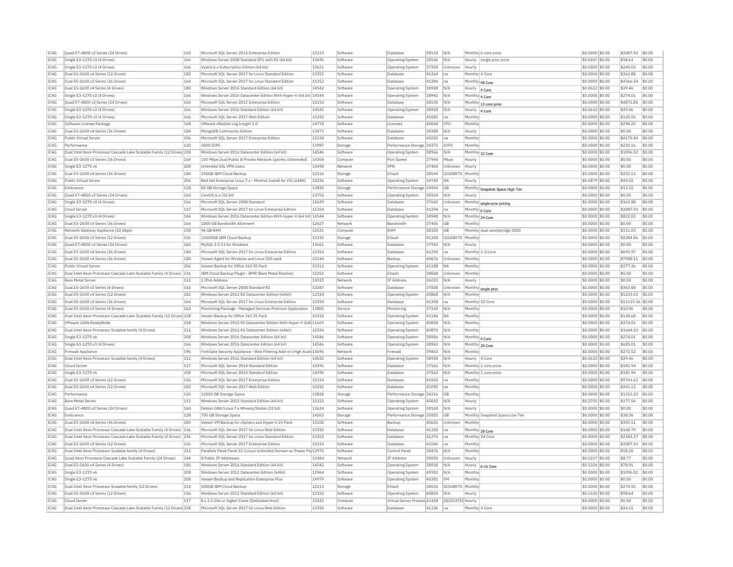| IC4G | Quad E7-4800 v2 Series (24 Drives) | 160 | Microsoft SQL Server 2012 Enterprise Edition | 12153 | Software | Database | 38132 | N/A | Monthly | 6 core price | $0.0000 | $0.00 | $2087.92 | $0.00 |
|---|---|---|---|---|---|---|---|---|---|---|---|---|---|---|
| IC4G | Single E3-1270 v3 (4 Drives) | 166 | Windows Server 2008 Standard SP1 with R2 (64 bit) | 13696 | Software | Operating System | 38146 | N/A | Hourly | single proc price | $0.0267 | $0.00 | $18.63 | $0.00 |
| IC4G | Single E3-1270 v3 (4 Drives) | 166 | Vyatta 6.x Subscription Edition (64 bit) | 13621 | Software | Operating System | 37308 | Unknown | Hourly | | $0.0000 | $0.00 | $240.03 | $0.00 |
| IC4G | Dual E5-2600 v4 Series (12 Drives) | 182 | Microsoft SQL Server 2017 for Linux Standard Edition | 15352 | Software | Database | 41264 | na | Monthly | 4 Core | $0.0000 | $0.00 | $363.88 | $0.00 |
| IC4G | Dual E5-2600 v3 Series (36 Drives) | 164 | Microsoft SQL Server 2017 for Linux Standard Edition | 15352 | Software | Database | 41284 | na | Monthly | 48 Core | $0.0000 | $0.00 | $4366.54 | $0.00 |
| IC4G | Dual E5-2600 v4 Series (4 Drives) | 180 | Windows Server 2016 Standard Edition (64 bit) | 14542 | Software | Operating System | 38928 | N/A | Hourly | 4 Core | $0.0612 | $0.00 | $39.46 | $0.00 |
| IC4G | Single E3-1270 v3 (4 Drives) | 166 | Windows Server 2016 Datacenter Edition With Hyper-V (64 bit) | 14544 | Software | Operating System | 38942 | N/A | Monthly | 4 Core | $0.0000 | $0.00 | $274.01 | $0.00 |
| IC4G | Quad E7-4800 v2 Series (24 Drives) | 160 | Microsoft SQL Server 2012 Enterprise Edition | 12153 | Software | Database | 38130 | N/A | Monthly | 13 core price | $0.0000 | $0.00 | $4871.81 | $0.00 |
| IC4G | Single E3-1270 v3 (4 Drives) | 166 | Windows Server 2016 Standard Edition (64 bit) | 14542 | Software | Operating System | 38928 | N/A | Hourly | 4 Core | $0.0612 | $0.00 | $39.46 | $0.00 |
| IC4G | Single E3-1270 v3 (4 Drives) | 166 | Microsoft SQL Server 2017 Web Edition | 15250 | Software | Database | 41082 | na | Monthly | | $0.0000 | $0.00 | $120.56 | $0.00 |
| IC4G | Software License Package | 168 | VMware vRealize Log Insight 3.0 | 14778 | Software | Licenses | 40068 | CPU | Monthly | | $0.0000 | $0.00 | $298.20 | $0.00 |
| IC4G | Dual E5-2600 v4 Series (36 Drives) | 184 | MongoDB Community Edition | 13473 | Software | Database | 38388 | N/A | Hourly | | $0.0000 | $0.00 | $0.00 | $0.00 |
| IC4G | Public Virtual Server | 206 | Microsoft SQL Server 2017 Enterprise Edition | 15154 | Software | Database | 41050 | na | Monthly | | $0.0000 | $0.00 | $4175.84 | $0.00 |
| IC4G | Performance | 120 | 3000 IOPS | 13987 | Storage | Performance Storage | 34375 | IOPS | Monthly | | $0.0000 | $0.00 | $230.16 | $0.00 |
| IC4G | Dual Intel Xeon Processor Cascade Lake Scalable Family (12 Drives) | 238 | Windows Server 2016 Datacenter Edition (64 bit) | 14546 | Software | Operating System | 38966 | N/A | Monthly | 32 Core | $0.0000 | $0.00 | $1096.02 | $0.00 |
| IC4G | Dual E5-2600 v3 Series (36 Drives) | 164 | 100 Mbps Dual Public & Private Network Uplinks (Unbonded) | 14304 | Compute | Port Speed | 37944 | Mbps | Hourly | | $0.0000 | $0.00 | $0.00 | $0.00 |
| IC4G | Single E3-1270 v6 | 208 | Unlimited SSL VPN Users | 13498 | Network | VPN | 37404 | Unknown | Hourly | | $0.0000 | $0.00 | $0.00 | $0.00 |
| IC4G | Dual E5-2600 v4 Series (36 Drives) | 184 | 350GB IBM Cloud Backup | 12116 | Storage | EVault | 38144 | GIGABYTE | Monthly | | $0.0000 | $0.00 | $225.13 | $0.00 |
| IC4G | Public Virtual Server | 206 | Red Hat Enterprise Linux 7.x - Minimal Install for VSI (64Bit) | 14226 | Software | Operating System | 34740 | NA | Hourly | | $0.0879 | $0.00 | $49.02 | $0.00 |
| IC4G | Endurance | 128 | 80 GB Storage Space | 13820 | Storage | Performance Storage | 34904 | GB | Monthly | Snapshot Space High Tier | $0.0000 | $0.00 | $13.15 | $0.00 |
| IC4G | Quad E7-4800 v2 Series (24 Drives) | 160 | CentOS 6.x (32 bit) | 13755 | Software | Operating System | 38104 | N/A | Hourly | | $0.0000 | $0.00 | $0.00 | $0.00 |
| IC4G | Single E3-1270 v3 (4 Drives) | 166 | Microsoft SQL Server 2008 Standard | 12629 | Software | Database | 37642 | Unknown | Monthly | single-proc pricing | $0.0000 | $0.00 | $363.88 | $0.00 |
| IC4G | Cloud Server | 117 | Microsoft SQL Server 2017 for Linux Enterprise Edition | 15354 | Software | Database | 41294 | na | Monthly | 6 Core | $0.0000 | $0.00 | $2087.92 | $0.00 |
| IC4G | Single E3-1270 v3 (4 Drives) | 166 | Windows Server 2016 Datacenter Edition With Hyper-V (64 bit) | 14544 | Software | Operating System | 38948 | N/A | Monthly | 24 Core | $0.0000 | $0.00 | $822.02 | $0.00 |
| IC4G | Dual E5-2600 v3 Series (36 Drives) | 164 | 1000 GB Bandwidth Allotment | 12627 | Network | Bandwidth | 37406 | GB | Monthly | | $0.0000 | $0.00 | $0.00 | $0.00 |
| IC4G | Network Gateway Appliance (10 Gbps) | 158 | 96 GB RAM | 12531 | Compute | RAM | 38320 | GB | Monthly | dual sandybridge 2000 | $0.0000 | $0.00 | $311.03 | $0.00 |
| IC4G | Dual E5-2600 v3 Series (12 Drives) | 156 | 10000GB IBM Cloud Backup | 15330 | Storage | EVault | 41208 | GIGABYTE | Monthly | | $0.0000 | $0.00 | $2284.86 | $0.00 |
| IC4G | Quad E7-4800 v2 Series (24 Drives) | 160 | MySQL 5.0.51 for Windows | 13661 | Software | Database | 37934 | N/A | Hourly | | $0.0000 | $0.00 | $0.00 | $0.00 |
| IC4G | Dual E5-2600 v4 Series (36 Drives) | 184 | Microsoft SQL Server 2017 for Linux Enterprise Edition | 15354 | Software | Database | 41290 | na | Monthly | 1-2 Core | $0.0000 | $0.00 | $695.97 | $0.00 |
| IC4G | Dual E5-2600 v4 Series (36 Drives) | 184 | Veeam Agent for Windows and Linux 500 pack | 15144 | Software | Backup | 40676 | Unknown | Monthly | | $0.0000 | $0.00 | $7988.11 | $0.00 |
| IC4G | Public Virtual Server | 206 | Veeam Backup for Office 365 50 Pack | 15312 | Software | Operating System | 41188 | NA | Monthly | | $0.0000 | $0.00 | $277.36 | $0.00 |
| IC4G | Dual Intel Xeon Processor Cascade Lake Scalable Family (4 Drives) | 236 | IBM Cloud Backup Plugin - BMR (Bare Metal Restore) | 12252 | Software | EVault | 38068 | Unknown | Monthly | | $0.0000 | $0.00 | $0.00 | $0.00 |
| IC4G | Bare Metal Server | 113 | 1 IPv6 Address | 13033 | Network | IP Address | 26033 | N/A | Hourly | | $0.0000 | $0.00 | $0.00 | $0.00 |
| IC4G | Dual E5-2600 v3 Series (4 Drives) | 162 | Microsoft SQL Server 2008 Standard R2 | 13287 | Software | Database | 37828 | Unknown | Monthly | single proc | $0.0000 | $0.00 | $363.88 | $0.00 |
| IC4G | Dual E5-2600 v4 Series (12 Drives) | 182 | Windows Server 2012 R2 Datacenter Edition (64bit) | 12324 | Software | Operating System | 40868 | N/A | Monthly | | $0.0000 | $0.00 | $1233.02 | $0.00 |
| IC4G | Dual E5-2600 v3 Series (36 Drives) | 164 | Microsoft SQL Server 2017 for Linux Enterprise Edition | 15354 | Software | Database | 41308 | na | Monthly | 32 Core | $0.0000 | $0.00 | $11135.56 | $0.00 |
| IC4G | Dual E5-2600 v3 Series (4 Drives) | 162 | Monitoring Package - Managed Services Premium Application | 13800 | Service | Monitoring | 37142 | N/A | Monthly | | $0.0000 | $0.00 | $10.96 | $0.00 |
| IC4G | Dual Intel Xeon Processor Cascade Lake Scalable Family (12 Drives) | 238 | Veeam Backup for Office 365 25 Pack | 15310 | Software | Operating System | 41186 | NA | Monthly | | $0.0000 | $0.00 | $138.68 | $0.00 |
| IC4G | VMware vSAN ReadyNode | 218 | Windows Server 2012 R2 Datacenter Edition With Hyper-V (64t | 11669 | Software | Operating System | 40838 | N/A | Monthly | | $0.0000 | $0.00 | $274.01 | $0.00 |
| IC4G | Dual Intel Xeon Processor Scalable family (4 Drives) | 212 | Windows Server 2012 R2 Datacenter Edition (64bit) | 12324 | Software | Operating System | 40870 | N/A | Monthly | | $0.0000 | $0.00 | $1644.03 | $0.00 |
| IC4G | Single E3-1270 v6 | 208 | Windows Server 2016 Datacenter Edition (64 bit) | 14546 | Software | Operating System | 38956 | N/A | Monthly | 4 Core | $0.0000 | $0.00 | $274.01 | $0.00 |
| IC4G | Single E3-1270 v3 (4 Drives) | 166 | Windows Server 2016 Datacenter Edition (64 bit) | 14546 | Software | Operating System | 38960 | N/A | Monthly | 20 Core | $0.0000 | $0.00 | $685.01 | $0.00 |
| IC4G | Firewall Appliance | 196 | FortiGate Security Appliance - Web Filtering Add-on (High Avail | 14696 | Network | Firewall | 39862 | N/A | Monthly | | $0.0000 | $0.00 | $272.52 | $0.00 |
| IC4G | Dual Intel Xeon Processor Scalable family (4 Drives) | 212 | Windows Server 2016 Standard Edition (64 bit) | 14542 | Software | Operating System | 38928 | N/A | Hourly | 4 Core | $0.0612 | $0.00 | $39.46 | $0.00 |
| IC4G | Cloud Server | 117 | Microsoft SQL Server 2014 Standard Edition | 14396 | Software | Database | 37562 | N/A | Monthly | 1 core price | $0.0000 | $0.00 | $181.94 | $0.00 |
| IC4G | Single E3-1270 v6 | 208 | Microsoft SQL Server 2014 Standard Edition | 14396 | Software | Database | 37562 | N/A | Monthly | 1 core price | $0.0000 | $0.00 | $181.94 | $0.00 |
| IC4G | Dual E5-2600 v3 Series (12 Drives) | 156 | Microsoft SQL Server 2017 Enterprise Edition | 15154 | Software | Database | 41060 | na | Monthly | | $0.0000 | $0.00 | $9743.62 | $0.00 |
| IC4G | Dual E5-2600 v4 Series (12 Drives) | 182 | Microsoft SQL Server 2017 Web Edition | 15250 | Software | Database | 41090 | na | Monthly | | $0.0000 | $0.00 | $241.12 | $0.00 |
| IC4G | Performance | 120 | 12000 GB Storage Space | 13828 | Storage | Performance Storage | 34216 | GB | Monthly | | $0.0000 | $0.00 | $1315.22 | $0.00 |
| IC4G | Bare Metal Server | 113 | Windows Server 2012 Standard Edition (64 bit) | 12322 | Software | Operating System | 40832 | N/A | Hourly | | $0.2755 | $0.00 | $177.56 | $0.00 |
| IC4G | Quad E7-4800 v2 Series (24 Drives) | 160 | Debian GNU/Linux 7.x Wheezy/Stable (32 bit) | 13624 | Software | Operating System | 38168 | N/A | Hourly | | $0.0000 | $0.00 | $0.00 | $0.00 |
| IC4G | Endurance | 128 | 700 GB Storage Space | 14262 | Storage | Performance Storage | 35002 | GB | Monthly | Snapshot Space Low Tier | $0.0000 | $0.00 | $38.36 | $0.00 |
| IC4G | Dual E5-2600 v4 Series (36 Drives) | 184 | Veeam VM Backup for vSphere and Hyper-V 25 Pack | 15100 | Software | Backup | 40626 | Unknown | Monthly | | $0.0000 | $0.00 | $305.11 | $0.00 |
| IC4G | Dual Intel Xeon Processor Cascade Lake Scalable Family (4 Drives) | 236 | Microsoft SQL Server 2017 for Linux Web Edition | 15350 | Software | Database | 41250 | na | Monthly | 28 Core | $0.0000 | $0.00 | $168.79 | $0.00 |
| IC4G | Dual Intel Xeon Processor Cascade Lake Scalable Family (4 Drives) | 236 | Microsoft SQL Server 2017 for Linux Standard Edition | 15352 | Software | Database | 41276 | na | Monthly | 24 Core | $0.0000 | $0.00 | $2183.27 | $0.00 |
| IC4G | Dual E5-2600 v3 Series (12 Drives) | 156 | Microsoft SQL Server 2017 Enterprise Edition | 15154 | Software | Database | 41046 | na | Monthly | | $0.0000 | $0.00 | $2087.92 | $0.00 |
| IC4G | Dual Intel Xeon Processor Scalable family (4 Drives) | 212 | Parallels Plesk Panel 10 (Linux) Unlimited Domain w/ Power Pa | 12975 | Software | Control Panel | 38476 | N/A | Monthly | | $0.0000 | $0.00 | $58.20 | $0.00 |
| IC4G | Quad Xeon Processor Cascade Lake Scalable Family (24 Drives) | 244 | 8 Public IP Addresses | 12484 | Network | IP Address | 38000 | Unknown | Hourly | | $0.0217 | $0.00 | $8.77 | $0.00 |
| IC4G | Dual E5-2600 v4 Series (4 Drives) | 180 | Windows Server 2016 Standard Edition (64 bit) | 14542 | Software | Operating System | 38930 | N/A | Hourly | 6-16 Core | $0.1224 | $0.00 | $78.91 | $0.00 |
| IC4G | Single E3-1270 v6 | 208 | Windows Server 2012 Datacenter Edition (64bit) | 12964 | Software | Operating System | 40902 | N/A | Monthly | | $0.0000 | $0.00 | $1096.02 | $0.00 |
| IC4G | Single E3-1270 v6 | 208 | Veeam Backup and Replication Enterprise Plus | 14979 | Software | Operating System | 40381 | VM | Monthly | | $0.0000 | $0.00 | $0.00 | $0.00 |
| IC4G | Dual Intel Xeon Processor Scalable family (12 Drives) | 214 | 500GB IBM Cloud Backup | 12115 | Storage | EVault | 38532 | GIGABYTE | Monthly | | $0.0000 | $0.00 | $274.50 | $0.00 |
| IC4G | Dual E5-2600 v3 Series (12 Drives) | 156 | Windows Server 2012 Standard Edition (64 bit) | 12322 | Software | Operating System | 40824 | N/A | Hourly | | $0.1530 | $0.00 | $98.64 | $0.00 |
| IC4G | Cloud Server | 117 | 8 x 2.0 GHz or higher Cores (Dedicated Host) | 15432 | Compute | Virtual Server Process | 41418 | DEDICATED | Hourly | | $0.0000 | $0.00 | $0.00 | $0.00 |
| IC4G | Dual Intel Xeon Processor Cascade Lake Scalable Family (12 Drives) | 238 | Microsoft SQL Server 2017 for Linux Web Edition | 15350 | Software | Database | 41236 | na | Monthly | 4 Core | $0.0000 | $0.00 | $24.11 | $0.00 |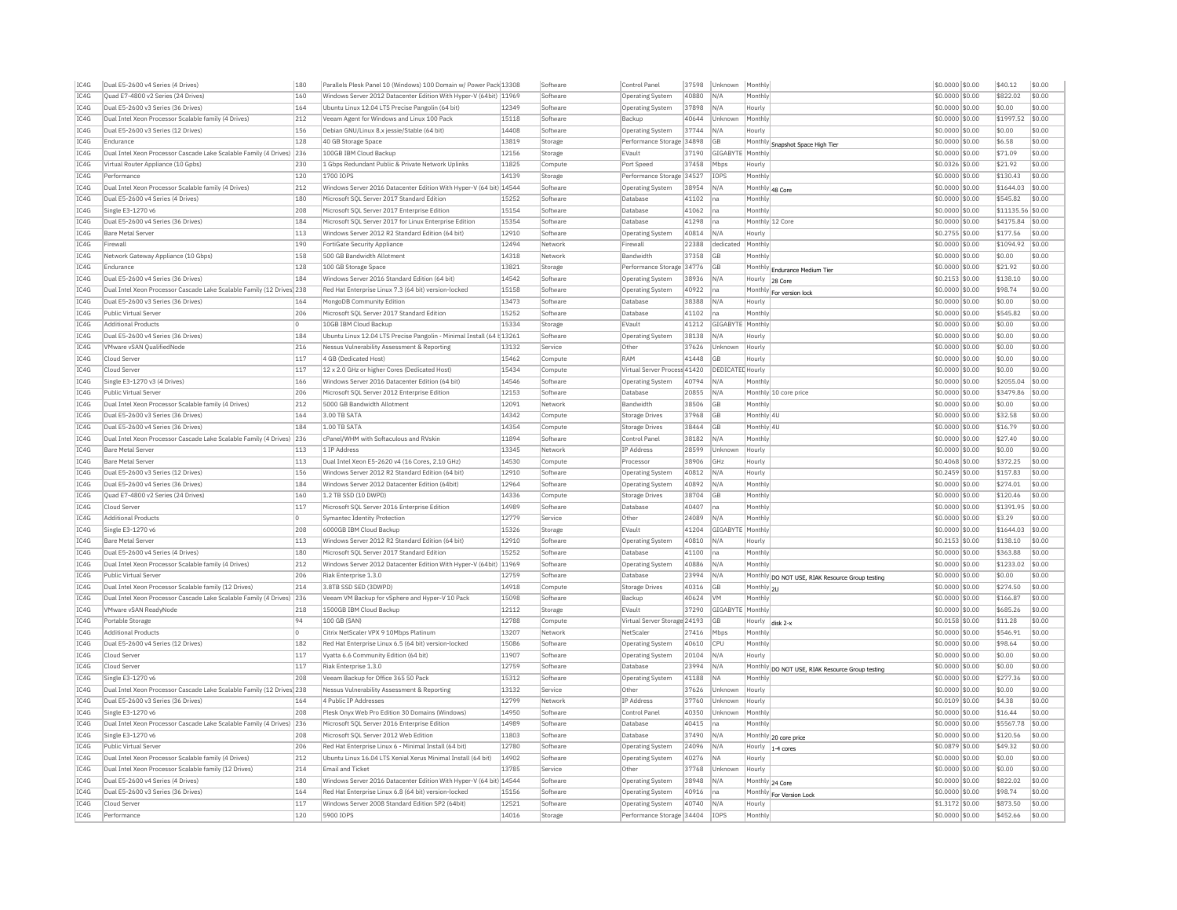| | | | | | | | | | | | | | | |
|---|---|---|---|---|---|---|---|---|---|---|---|---|---|---|
| IC4G | Dual E5-2600 v4 Series (4 Drives) | 180 | Parallels Plesk Panel 10 (Windows) 100 Domain w/ Power Pack | 13308 | Software | Control Panel | 37598 | Unknown | Monthly | | $0.0000 | $0.00 | $40.12 | $0.00 |
| IC4G | Quad E7-4800 v2 Series (24 Drives) | 160 | Windows Server 2012 Datacenter Edition With Hyper-V (64bit) | 11969 | Software | Operating System | 40880 | N/A | Monthly | | $0.0000 | $0.00 | $822.02 | $0.00 |
| IC4G | Dual E5-2600 v3 Series (36 Drives) | 164 | Ubuntu Linux 12.04 LTS Precise Pangolin (64 bit) | 12349 | Software | Operating System | 37898 | N/A | Hourly | | $0.0000 | $0.00 | $0.00 | $0.00 |
| IC4G | Dual Intel Xeon Processor Scalable family (4 Drives) | 212 | Veeam Agent for Windows and Linux 100 Pack | 15118 | Software | Backup | 40644 | Unknown | Monthly | | $0.0000 | $0.00 | $1997.52 | $0.00 |
| IC4G | Dual E5-2600 v3 Series (12 Drives) | 156 | Debian GNU/Linux 8.x jessie/Stable (64 bit) | 14408 | Software | Operating System | 37744 | N/A | Hourly | | $0.0000 | $0.00 | $0.00 | $0.00 |
| IC4G | Endurance | 128 | 40 GB Storage Space | 13819 | Storage | Performance Storage | 34898 | GB | Monthly | Snapshot Space High Tier | $0.0000 | $0.00 | $6.58 | $0.00 |
| IC4G | Dual Intel Xeon Processor Cascade Lake Scalable Family (4 Drives) | 236 | 100GB IBM Cloud Backup | 12156 | Storage | EVault | 37190 | GIGABYTE | Monthly | | $0.0000 | $0.00 | $71.09 | $0.00 |
| IC4G | Virtual Router Appliance (10 Gpbs) | 230 | 1 Gbps Redundant Public & Private Network Uplinks | 11825 | Compute | Port Speed | 37458 | Mbps | Hourly | | $0.0326 | $0.00 | $21.92 | $0.00 |
| IC4G | Performance | 120 | 1700 IOPS | 14139 | Storage | Performance Storage | 34527 | IOPS | Monthly | | $0.0000 | $0.00 | $130.43 | $0.00 |
| IC4G | Dual Intel Xeon Processor Scalable family (4 Drives) | 212 | Windows Server 2016 Datacenter Edition With Hyper-V (64 bit) | 14544 | Software | Operating System | 38954 | N/A | Monthly | 48 Core | $0.0000 | $0.00 | $1644.03 | $0.00 |
| IC4G | Dual E5-2600 v4 Series (4 Drives) | 180 | Microsoft SQL Server 2017 Standard Edition | 15252 | Software | Database | 41102 | na | Monthly | | $0.0000 | $0.00 | $545.82 | $0.00 |
| IC4G | Single E3-1270 v6 | 208 | Microsoft SQL Server 2017 Enterprise Edition | 15154 | Software | Database | 41062 | na | Monthly | | $0.0000 | $0.00 | $11135.56 | $0.00 |
| IC4G | Dual E5-2600 v4 Series (36 Drives) | 184 | Microsoft SQL Server 2017 for Linux Enterprise Edition | 15354 | Software | Database | 41298 | na | Monthly | 12 Core | $0.0000 | $0.00 | $4175.84 | $0.00 |
| IC4G | Bare Metal Server | 113 | Windows Server 2012 R2 Standard Edition (64 bit) | 12910 | Software | Operating System | 40814 | N/A | Hourly | | $0.2755 | $0.00 | $177.56 | $0.00 |
| IC4G | Firewall | 190 | FortiGate Security Appliance | 12494 | Network | Firewall | 22388 | dedicated | Monthly | | $0.0000 | $0.00 | $1094.92 | $0.00 |
| IC4G | Network Gateway Appliance (10 Gbps) | 158 | 500 GB Bandwidth Allotment | 14318 | Network | Bandwidth | 37358 | GB | Monthly | | $0.0000 | $0.00 | $0.00 | $0.00 |
| IC4G | Endurance | 128 | 100 GB Storage Space | 13821 | Storage | Performance Storage | 34776 | GB | Monthly | Endurance Medium Tier | $0.0000 | $0.00 | $21.92 | $0.00 |
| IC4G | Dual E5-2600 v4 Series (36 Drives) | 184 | Windows Server 2016 Standard Edition (64 bit) | 14542 | Software | Operating System | 38936 | N/A | Hourly | 28 Core | $0.2153 | $0.00 | $138.10 | $0.00 |
| IC4G | Dual Intel Xeon Processor Cascade Lake Scalable Family (12 Drives) | 238 | Red Hat Enterprise Linux 7.3 (64 bit) version-locked | 15158 | Software | Operating System | 40922 | na | Monthly | For version lock | $0.0000 | $0.00 | $98.74 | $0.00 |
| IC4G | Dual E5-2600 v3 Series (36 Drives) | 164 | MongoDB Community Edition | 13473 | Software | Database | 38388 | N/A | Hourly | | $0.0000 | $0.00 | $0.00 | $0.00 |
| IC4G | Public Virtual Server | 206 | Microsoft SQL Server 2017 Standard Edition | 15252 | Software | Database | 41102 | na | Monthly | | $0.0000 | $0.00 | $545.82 | $0.00 |
| IC4G | Additional Products | 0 | 10GB IBM Cloud Backup | 15334 | Storage | EVault | 41212 | GIGABYTE | Monthly | | $0.0000 | $0.00 | $0.00 | $0.00 |
| IC4G | Dual E5-2600 v4 Series (36 Drives) | 184 | Ubuntu Linux 12.04 LTS Precise Pangolin - Minimal Install (64 b | 13261 | Software | Operating System | 38138 | N/A | Hourly | | $0.0000 | $0.00 | $0.00 | $0.00 |
| IC4G | VMware vSAN QualifiedNode | 216 | Nessus Vulnerability Assessment & Reporting | 13132 | Service | Other | 37626 | Unknown | Hourly | | $0.0000 | $0.00 | $0.00 | $0.00 |
| IC4G | Cloud Server | 117 | 4 GB (Dedicated Host) | 15462 | Compute | RAM | 41448 | GB | Hourly | | $0.0000 | $0.00 | $0.00 | $0.00 |
| IC4G | Cloud Server | 117 | 12 x 2.0 GHz or higher Cores (Dedicated Host) | 15434 | Compute | Virtual Server Process | 41420 | DEDICATED | Hourly | | $0.0000 | $0.00 | $0.00 | $0.00 |
| IC4G | Single E3-1270 v3 (4 Drives) | 166 | Windows Server 2016 Datacenter Edition (64 bit) | 14546 | Software | Operating System | 40794 | N/A | Monthly | | $0.0000 | $0.00 | $2055.04 | $0.00 |
| IC4G | Public Virtual Server | 206 | Microsoft SQL Server 2012 Enterprise Edition | 12153 | Software | Database | 20855 | N/A | Monthly | 10 core price | $0.0000 | $0.00 | $3479.86 | $0.00 |
| IC4G | Dual Intel Xeon Processor Scalable family (4 Drives) | 212 | 5000 GB Bandwidth Allotment | 12091 | Network | Bandwidth | 38506 | GB | Monthly | | $0.0000 | $0.00 | $0.00 | $0.00 |
| IC4G | Dual E5-2600 v3 Series (36 Drives) | 164 | 3.00 TB SATA | 14342 | Compute | Storage Drives | 37968 | GB | Monthly | 4U | $0.0000 | $0.00 | $32.58 | $0.00 |
| IC4G | Dual E5-2600 v4 Series (36 Drives) | 184 | 1.00 TB SATA | 14354 | Compute | Storage Drives | 38464 | GB | Monthly | 4U | $0.0000 | $0.00 | $16.79 | $0.00 |
| IC4G | Dual Intel Xeon Processor Cascade Lake Scalable Family (4 Drives) | 236 | cPanel/WHM with Softaculous and RVskin | 11894 | Software | Control Panel | 38182 | N/A | Monthly | | $0.0000 | $0.00 | $27.40 | $0.00 |
| IC4G | Bare Metal Server | 113 | 1 IP Address | 13345 | Network | IP Address | 28599 | Unknown | Hourly | | $0.0000 | $0.00 | $0.00 | $0.00 |
| IC4G | Bare Metal Server | 113 | Dual Intel Xeon E5-2620 v4 (16 Cores, 2.10 GHz) | 14530 | Compute | Processor | 38906 | GHz | Hourly | | $0.4068 | $0.00 | $372.25 | $0.00 |
| IC4G | Dual E5-2600 v3 Series (12 Drives) | 156 | Windows Server 2012 R2 Standard Edition (64 bit) | 12910 | Software | Operating System | 40812 | N/A | Hourly | | $0.2459 | $0.00 | $157.83 | $0.00 |
| IC4G | Dual E5-2600 v4 Series (36 Drives) | 184 | Windows Server 2012 Datacenter Edition (64bit) | 12964 | Software | Operating System | 40892 | N/A | Monthly | | $0.0000 | $0.00 | $274.01 | $0.00 |
| IC4G | Quad E7-4800 v2 Series (24 Drives) | 160 | 1.2 TB SSD (10 DWPD) | 14336 | Compute | Storage Drives | 38704 | GB | Monthly | | $0.0000 | $0.00 | $120.46 | $0.00 |
| IC4G | Cloud Server | 117 | Microsoft SQL Server 2016 Enterprise Edition | 14989 | Software | Database | 40407 | na | Monthly | | $0.0000 | $0.00 | $1391.95 | $0.00 |
| IC4G | Additional Products | 0 | Symantec Identity Protection | 12779 | Service | Other | 24089 | N/A | Monthly | | $0.0000 | $0.00 | $3.29 | $0.00 |
| IC4G | Single E3-1270 v6 | 208 | 6000GB IBM Cloud Backup | 15326 | Storage | EVault | 41204 | GIGABYTE | Monthly | | $0.0000 | $0.00 | $1644.03 | $0.00 |
| IC4G | Bare Metal Server | 113 | Windows Server 2012 R2 Standard Edition (64 bit) | 12910 | Software | Operating System | 40810 | N/A | Hourly | | $0.2153 | $0.00 | $138.10 | $0.00 |
| IC4G | Dual E5-2600 v4 Series (4 Drives) | 180 | Microsoft SQL Server 2017 Standard Edition | 15252 | Software | Database | 41100 | na | Monthly | | $0.0000 | $0.00 | $363.88 | $0.00 |
| IC4G | Dual Intel Xeon Processor Scalable family (4 Drives) | 212 | Windows Server 2012 Datacenter Edition With Hyper-V (64bit) | 11969 | Software | Operating System | 40886 | N/A | Monthly | | $0.0000 | $0.00 | $1233.02 | $0.00 |
| IC4G | Public Virtual Server | 206 | Riak Enterprise 1.3.0 | 12759 | Software | Database | 23994 | N/A | Monthly | DO NOT USE, RIAK Resource Group testing | $0.0000 | $0.00 | $0.00 | $0.00 |
| IC4G | Dual Intel Xeon Processor Scalable family (12 Drives) | 214 | 3.8TB SSD SED (3DWPD) | 14918 | Compute | Storage Drives | 40316 | GB | Monthly | 2U | $0.0000 | $0.00 | $274.50 | $0.00 |
| IC4G | Dual Intel Xeon Processor Cascade Lake Scalable Family (4 Drives) | 236 | Veeam VM Backup for vSphere and Hyper-V 10 Pack | 15098 | Software | Backup | 40624 | VM | Monthly | | $0.0000 | $0.00 | $166.87 | $0.00 |
| IC4G | VMware vSAN ReadyNode | 218 | 1500GB IBM Cloud Backup | 12112 | Storage | EVault | 37290 | GIGABYTE | Monthly | | $0.0000 | $0.00 | $685.26 | $0.00 |
| IC4G | Portable Storage | 94 | 100 GB (SAN) | 12788 | Compute | Virtual Server Storage | 24193 | GB | Hourly | disk 2-x | $0.0158 | $0.00 | $11.28 | $0.00 |
| IC4G | Additional Products | 0 | Citrix NetScaler VPX 9 10Mbps Platinum | 13207 | Network | NetScaler | 27416 | Mbps | Monthly | | $0.0000 | $0.00 | $546.91 | $0.00 |
| IC4G | Dual E5-2600 v4 Series (12 Drives) | 182 | Red Hat Enterprise Linux 6.5 (64 bit) version-locked | 15086 | Software | Operating System | 40610 | CPU | Monthly | | $0.0000 | $0.00 | $98.64 | $0.00 |
| IC4G | Cloud Server | 117 | Vyatta 6.6 Community Edition (64 bit) | 11907 | Software | Operating System | 20104 | N/A | Hourly | | $0.0000 | $0.00 | $0.00 | $0.00 |
| IC4G | Cloud Server | 117 | Riak Enterprise 1.3.0 | 12759 | Software | Database | 23994 | N/A | Monthly | DO NOT USE, RIAK Resource Group testing | $0.0000 | $0.00 | $0.00 | $0.00 |
| IC4G | Single E3-1270 v6 | 208 | Veeam Backup for Office 365 50 Pack | 15312 | Software | Operating System | 41188 | NA | Monthly | | $0.0000 | $0.00 | $277.36 | $0.00 |
| IC4G | Dual Intel Xeon Processor Cascade Lake Scalable Family (12 Drives) | 238 | Nessus Vulnerability Assessment & Reporting | 13132 | Service | Other | 37626 | Unknown | Hourly | | $0.0000 | $0.00 | $0.00 | $0.00 |
| IC4G | Dual E5-2600 v3 Series (36 Drives) | 164 | 4 Public IP Addresses | 12799 | Network | IP Address | 37760 | Unknown | Hourly | | $0.0109 | $0.00 | $4.38 | $0.00 |
| IC4G | Single E3-1270 v6 | 208 | Plesk Onyx Web Pro Edition 30 Domains (Windows) | 14950 | Software | Control Panel | 40350 | Unknown | Monthly | | $0.0000 | $0.00 | $16.44 | $0.00 |
| IC4G | Dual Intel Xeon Processor Cascade Lake Scalable Family (4 Drives) | 236 | Microsoft SQL Server 2016 Enterprise Edition | 14989 | Software | Database | 40415 | na | Monthly | | $0.0000 | $0.00 | $5567.78 | $0.00 |
| IC4G | Single E3-1270 v6 | 208 | Microsoft SQL Server 2012 Web Edition | 11803 | Software | Database | 37490 | N/A | Monthly | 20 core price | $0.0000 | $0.00 | $120.56 | $0.00 |
| IC4G | Public Virtual Server | 206 | Red Hat Enterprise Linux 6 - Minimal Install (64 bit) | 12780 | Software | Operating System | 24096 | N/A | Hourly | 1-4 cores | $0.0879 | $0.00 | $49.32 | $0.00 |
| IC4G | Dual Intel Xeon Processor Scalable family (4 Drives) | 212 | Ubuntu Linux 16.04 LTS Xenial Xerus Minimal Install (64 bit) | 14902 | Software | Operating System | 40276 | NA | Hourly | | $0.0000 | $0.00 | $0.00 | $0.00 |
| IC4G | Dual Intel Xeon Processor Scalable family (12 Drives) | 214 | Email and Ticket | 13785 | Service | Other | 37768 | Unknown | Hourly | | $0.0000 | $0.00 | $0.00 | $0.00 |
| IC4G | Dual E5-2600 v4 Series (4 Drives) | 180 | Windows Server 2016 Datacenter Edition With Hyper-V (64 bit) | 14544 | Software | Operating System | 38948 | N/A | Monthly | 24 Core | $0.0000 | $0.00 | $822.02 | $0.00 |
| IC4G | Dual E5-2600 v3 Series (36 Drives) | 164 | Red Hat Enterprise Linux 6.8 (64 bit) version-locked | 15156 | Software | Operating System | 40916 | na | Monthly | For Version Lock | $0.0000 | $0.00 | $98.74 | $0.00 |
| IC4G | Cloud Server | 117 | Windows Server 2008 Standard Edition SP2 (64bit) | 12521 | Software | Operating System | 40740 | N/A | Hourly | | $1.3172 | $0.00 | $873.50 | $0.00 |
| IC4G | Performance | 120 | 5900 IOPS | 14016 | Storage | Performance Storage | 34404 | IOPS | Monthly | | $0.0000 | $0.00 | $452.66 | $0.00 |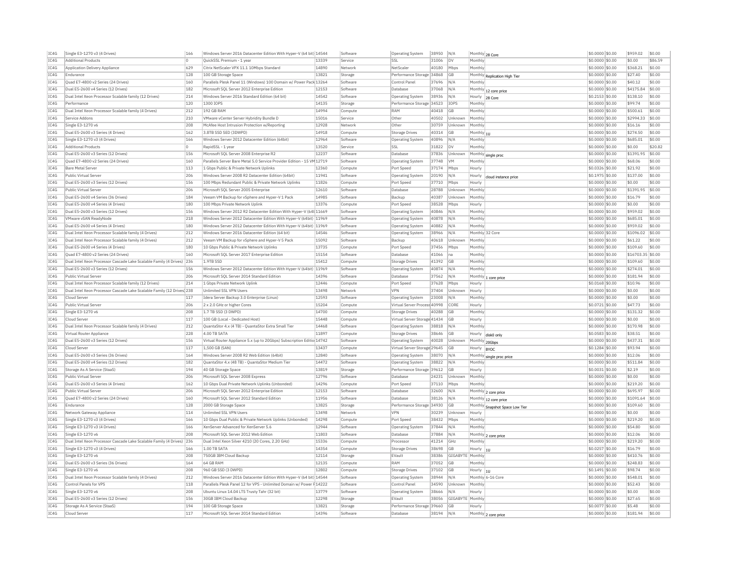| | | | | | | | | | | | | | | |
|---|---|---|---|---|---|---|---|---|---|---|---|---|---|---|
| IC4G | Single E3-1270 v3 (4 Drives) | 166 | Windows Server 2016 Datacenter Edition With Hyper-V (64 bit) | 14544 | Software | Operating System | 38950 | N/A | Monthly | 28 Core | $0.0000 | $0.00 | $959.02 | $0.00 |
| IC4G | Additional Products | 0 | QuickSSL Premium - 1 year | 13339 | Service | SSL | 31006 | DV | Monthly | | $0.0000 | $0.00 | $0.00 | $86.59 |
| IC4G | Application Delivery Appliance | 629 | Citrix NetScaler VPX 11.1 10Mbps Standard | 14890 | Network | NetScaler | 40180 | Mbps | Monthly | | $0.0000 | $0.00 | $368.21 | $0.00 |
| IC4G | Endurance | 128 | 100 GB Storage Space | 13821 | Storage | Performance Storage | 34868 | GB | Monthly | Replication High Tier | $0.0000 | $0.00 | $27.40 | $0.00 |
| IC4G | Quad E7-4800 v2 Series (24 Drives) | 160 | Parallels Plesk Panel 11 (Windows) 100 Domain w/ Power Pack | 13264 | Software | Control Panel | 37696 | N/A | Monthly | | $0.0000 | $0.00 | $40.12 | $0.00 |
| IC4G | Dual E5-2600 v4 Series (12 Drives) | 182 | Microsoft SQL Server 2012 Enterprise Edition | 12153 | Software | Database | 37068 | N/A | Monthly | 12 core price | $0.0000 | $0.00 | $4175.84 | $0.00 |
| IC4G | Dual Intel Xeon Processor Scalable family (12 Drives) | 214 | Windows Server 2016 Standard Edition (64 bit) | 14542 | Software | Operating System | 38936 | N/A | Hourly | 28 Core | $0.2153 | $0.00 | $138.10 | $0.00 |
| IC4G | Performance | 120 | 1300 IOPS | 14135 | Storage | Performance Storage | 34523 | IOPS | Monthly | | $0.0000 | $0.00 | $99.74 | $0.00 |
| IC4G | Dual Intel Xeon Processor Scalable family (4 Drives) | 212 | 192 GB RAM | 14994 | Compute | RAM | 40418 | GB | Monthly | | $0.0000 | $0.00 | $500.61 | $0.00 |
| IC4G | Service Addons | 210 | VMware vCenter Server Hybridity Bundle D | 15016 | Service | Other | 40502 | Unknown | Monthly | | $0.0000 | $0.00 | $2994.33 | $0.00 |
| IC4G | Single E3-1270 v6 | 208 | McAfee Host Intrusion Protection w/Reporting | 12928 | Network | Other | 30759 | Unknown | Monthly | | $0.0000 | $0.00 | $16.16 | $0.00 |
| IC4G | Dual E5-2600 v3 Series (4 Drives) | 162 | 3.8TB SSD SED (3DWPD) | 14918 | Compute | Storage Drives | 40314 | GB | Monthly | 1U | $0.0000 | $0.00 | $274.50 | $0.00 |
| IC4G | Single E3-1270 v3 (4 Drives) | 166 | Windows Server 2012 Datacenter Edition (64bit) | 12964 | Software | Operating System | 40896 | N/A | Monthly | | $0.0000 | $0.00 | $685.01 | $0.00 |
| IC4G | Additional Products | 0 | RapidSSL - 1 year | 13520 | Service | SSL | 31822 | DV | Monthly | | $0.0000 | $0.00 | $0.00 | $20.82 |
| IC4G | Dual E5-2600 v3 Series (12 Drives) | 156 | Microsoft SQL Server 2008 Enterprise R2 | 12237 | Software | Database | 37836 | Unknown | Monthly | single proc | $0.0000 | $0.00 | $1391.95 | $0.00 |
| IC4G | Quad E7-4800 v2 Series (24 Drives) | 160 | Parallels Server Bare Metal 5.0 Service Provider Edition - 15 VM | 12719 | Software | Operating System | 37748 | VM | Monthly | | $0.0000 | $0.00 | $68.06 | $0.00 |
| IC4G | Bare Metal Server | 113 | 1 Gbps Public & Private Network Uplinks | 12360 | Compute | Port Speed | 37174 | Mbps | Hourly | | $0.0326 | $0.00 | $21.92 | $0.00 |
| IC4G | Public Virtual Server | 206 | Windows Server 2008 R2 Datacenter Edition (64bit) | 11941 | Software | Operating System | 20190 | N/A | Hourly | cloud instance price | $0.1975 | $0.00 | $137.00 | $0.00 |
| IC4G | Dual E5-2600 v3 Series (12 Drives) | 156 | 100 Mbps Redundant Public & Private Network Uplinks | 11826 | Compute | Port Speed | 37710 | Mbps | Hourly | | $0.0000 | $0.00 | $0.00 | $0.00 |
| IC4G | Public Virtual Server | 206 | Microsoft SQL Server 2005 Enterprise | 12610 | Software | Database | 28788 | Unknown | Monthly | | $0.0000 | $0.00 | $1391.95 | $0.00 |
| IC4G | Dual E5-2600 v4 Series (36 Drives) | 184 | Veeam VM Backup for vSphere and Hyper-V 1 Pack | 14985 | Software | Backup | 40387 | Unknown | Monthly | | $0.0000 | $0.00 | $16.79 | $0.00 |
| IC4G | Dual E5-2600 v4 Series (4 Drives) | 180 | 100 Mbps Private Network Uplink | 13376 | Compute | Port Speed | 38528 | Mbps | Hourly | | $0.0000 | $0.00 | $0.00 | $0.00 |
| IC4G | Dual E5-2600 v3 Series (12 Drives) | 156 | Windows Server 2012 R2 Datacenter Edition With Hyper-V (64b | 11669 | Software | Operating System | 40846 | N/A | Monthly | | $0.0000 | $0.00 | $959.02 | $0.00 |
| IC4G | VMware vSAN ReadyNode | 218 | Windows Server 2012 Datacenter Edition With Hyper-V (64bit) | 11969 | Software | Operating System | 40878 | N/A | Monthly | | $0.0000 | $0.00 | $685.01 | $0.00 |
| IC4G | Dual E5-2600 v4 Series (4 Drives) | 180 | Windows Server 2012 Datacenter Edition With Hyper-V (64bit) | 11969 | Software | Operating System | 40882 | N/A | Monthly | | $0.0000 | $0.00 | $959.02 | $0.00 |
| IC4G | Dual Intel Xeon Processor Scalable family (4 Drives) | 212 | Windows Server 2016 Datacenter Edition (64 bit) | 14546 | Software | Operating System | 38966 | N/A | Monthly | 32 Core | $0.0000 | $0.00 | $1096.02 | $0.00 |
| IC4G | Dual Intel Xeon Processor Scalable family (4 Drives) | 212 | Veeam VM Backup for vSphere and Hyper-V 5 Pack | 15092 | Software | Backup | 40618 | Unknown | Monthly | | $0.0000 | $0.00 | $61.22 | $0.00 |
| IC4G | Dual E5-2600 v4 Series (4 Drives) | 180 | 10 Gbps Public & Private Network Uplinks | 13735 | Compute | Port Speed | 37456 | Mbps | Monthly | | $0.0000 | $0.00 | $109.60 | $0.00 |
| IC4G | Quad E7-4800 v2 Series (24 Drives) | 160 | Microsoft SQL Server 2017 Enterprise Edition | 15154 | Software | Database | 41066 | na | Monthly | | $0.0000 | $0.00 | $16703.35 | $0.00 |
| IC4G | Dual Intel Xeon Processor Cascade Lake Scalable Family (4 Drives) | 236 | 1.9TB SSD | 15412 | Compute | Storage Drives | 41392 | GB | Monthly | | $0.0000 | $0.00 | $109.60 | $0.00 |
| IC4G | Dual E5-2600 v3 Series (12 Drives) | 156 | Windows Server 2012 Datacenter Edition With Hyper-V (64bit) | 11969 | Software | Operating System | 40874 | N/A | Monthly | | $0.0000 | $0.00 | $274.01 | $0.00 |
| IC4G | Public Virtual Server | 206 | Microsoft SQL Server 2014 Standard Edition | 14396 | Software | Database | 37562 | N/A | Monthly | 1 core price | $0.0000 | $0.00 | $181.94 | $0.00 |
| IC4G | Dual Intel Xeon Processor Scalable family (12 Drives) | 214 | 1 Gbps Private Network Uplink | 12446 | Compute | Port Speed | 37628 | Mbps | Hourly | | $0.0168 | $0.00 | $10.96 | $0.00 |
| IC4G | Dual Intel Xeon Processor Cascade Lake Scalable Family (12 Drives) | 238 | Unlimited SSL VPN Users | 13498 | Network | VPN | 37404 | Unknown | Hourly | | $0.0000 | $0.00 | $0.00 | $0.00 |
| IC4G | Cloud Server | 117 | Idera Server Backup 3.0 Enterprise (Linux) | 12593 | Software | Operating System | 23008 | N/A | Monthly | | $0.0000 | $0.00 | $0.00 | $0.00 |
| IC4G | Public Virtual Server | 206 | 2 x 2.0 GHz or higher Cores | 15204 | Compute | Virtual Server Process | 40998 | CORE | Hourly | | $0.0721 | $0.00 | $47.73 | $0.00 |
| IC4G | Single E3-1270 v6 | 208 | 1.7 TB SSD (3 DWPD) | 14700 | Compute | Storage Drives | 40288 | GB | Monthly | | $0.0000 | $0.00 | $131.32 | $0.00 |
| IC4G | Cloud Server | 117 | 100 GB (Local - Dedicated Host) | 15448 | Compute | Virtual Server Storage | 41434 | GB | Hourly | | $0.0000 | $0.00 | $0.00 | $0.00 |
| IC4G | Dual Intel Xeon Processor Scalable family (4 Drives) | 212 | QuantaStor 4.x (4 TB) - QuantaStor Extra Small Tier | 14468 | Software | Operating System | 38818 | N/A | Monthly | | $0.0000 | $0.00 | $170.98 | $0.00 |
| IC4G | Virtual Router Appliance | 228 | 4.00 TB SATA | 11897 | Compute | Storage Drives | 38646 | GB | Hourly | disk0 only | $0.0583 | $0.00 | $38.51 | $0.00 |
| IC4G | Dual E5-2600 v3 Series (12 Drives) | 156 | Virtual Router Appliance 5.x (up to 20Gbps) Subscription Editio | 14742 | Software | Operating System | 40028 | Unknown | Monthly | 20Gbps | $0.0000 | $0.00 | $437.31 | $0.00 |
| IC4G | Cloud Server | 117 | 1,500 GB (SAN) | 13437 | Compute | Virtual Server Storage | 29645 | GB | Hourly | BYOC | $0.1284 | $0.00 | $93.94 | $0.00 |
| IC4G | Dual E5-2600 v3 Series (36 Drives) | 164 | Windows Server 2008 R2 Web Edition (64bit) | 12840 | Software | Operating System | 38070 | N/A | Monthly | single proc price | $0.0000 | $0.00 | $12.06 | $0.00 |
| IC4G | Dual E5-2600 v4 Series (12 Drives) | 182 | QuantaStor 4.x (48 TB) - QuantaStor Medium Tier | 14472 | Software | Operating System | 38822 | N/A | Monthly | | $0.0000 | $0.00 | $511.84 | $0.00 |
| IC4G | Storage As A Service (StaaS) | 194 | 40 GB Storage Space | 13819 | Storage | Performance Storage | 39612 | GB | Hourly | | $0.0031 | $0.00 | $2.19 | $0.00 |
| IC4G | Public Virtual Server | 206 | Microsoft SQL Server 2008 Express | 12796 | Software | Database | 24231 | Unknown | Monthly | | $0.0000 | $0.00 | $0.00 | $0.00 |
| IC4G | Dual E5-2600 v3 Series (4 Drives) | 162 | 10 Gbps Dual Private Network Uplinks (Unbonded) | 14296 | Compute | Port Speed | 37110 | Mbps | Monthly | | $0.0000 | $0.00 | $219.20 | $0.00 |
| IC4G | Public Virtual Server | 206 | Microsoft SQL Server 2012 Enterprise Edition | 12153 | Software | Database | 32600 | N/A | Monthly | 2 core price | $0.0000 | $0.00 | $695.97 | $0.00 |
| IC4G | Quad E7-4800 v2 Series (24 Drives) | 160 | Microsoft SQL Server 2012 Standard Edition | 11956 | Software | Database | 38126 | N/A | Monthly | 12 core price | $0.0000 | $0.00 | $1091.64 | $0.00 |
| IC4G | Endurance | 128 | 2000 GB Storage Space | 13825 | Storage | Performance Storage | 34930 | GB | Monthly | Snapshot Space Low Tier | $0.0000 | $0.00 | $109.60 | $0.00 |
| IC4G | Network Gateway Appliance | 114 | Unlimited SSL VPN Users | 13498 | Network | VPN | 30239 | Unknown | Hourly | | $0.0000 | $0.00 | $0.00 | $0.00 |
| IC4G | Single E3-1270 v3 (4 Drives) | 166 | 10 Gbps Dual Public & Private Network Uplinks (Unbonded) | 14298 | Compute | Port Speed | 38432 | Mbps | Monthly | | $0.0000 | $0.00 | $219.20 | $0.00 |
| IC4G | Single E3-1270 v3 (4 Drives) | 166 | XenServer Advanced for XenServer 5.6 | 12944 | Software | Operating System | 37844 | N/A | Monthly | | $0.0000 | $0.00 | $54.80 | $0.00 |
| IC4G | Single E3-1270 v6 | 208 | Microsoft SQL Server 2012 Web Edition | 11803 | Software | Database | 37884 | N/A | Monthly | 2 core price | $0.0000 | $0.00 | $12.06 | $0.00 |
| IC4G | Dual Intel Xeon Processor Cascade Lake Scalable Family (4 Drives) | 236 | Dual Intel Xeon Silver 4210 (20 Cores, 2.20 GHz) | 15336 | Compute | Processor | 41214 | GHz | Monthly | | $0.0000 | $0.00 | $219.20 | $0.00 |
| IC4G | Single E3-1270 v3 (4 Drives) | 166 | 1.00 TB SATA | 14354 | Compute | Storage Drives | 38698 | GB | Hourly | 1U | $0.0257 | $0.00 | $16.79 | $0.00 |
| IC4G | Single E3-1270 v6 | 208 | 750GB IBM Cloud Backup | 12114 | Storage | EVault | 38386 | GIGABYTE | Monthly | | $0.0000 | $0.00 | $410.76 | $0.00 |
| IC4G | Dual E5-2600 v3 Series (36 Drives) | 164 | 64 GB RAM | 12135 | Compute | RAM | 37052 | GB | Monthly | | $0.0000 | $0.00 | $248.83 | $0.00 |
| IC4G | Single E3-1270 v6 | 208 | 960 GB SSD (3 DWPD) | 12802 | Compute | Storage Drives | 37102 | GB | Hourly | 1U | $0.1491 | $0.00 | $98.74 | $0.00 |
| IC4G | Dual Intel Xeon Processor Scalable family (4 Drives) | 212 | Windows Server 2016 Datacenter Edition With Hyper-V (64 bit) | 14544 | Software | Operating System | 38944 | N/A | Monthly | 6-16 Core | $0.0000 | $0.00 | $548.01 | $0.00 |
| IC4G | Control Panels for VPS | 118 | Parallels Plesk Panel 12 for VPS - Unlimited Domain w/ Power F | 14222 | Software | Control Panel | 34590 | Unknown | Monthly | | $0.0000 | $0.00 | $52.43 | $0.00 |
| IC4G | Single E3-1270 v6 | 208 | Ubuntu Linux 14.04 LTS Trusty Tahr (32 bit) | 13779 | Software | Operating System | 38666 | N/A | Hourly | | $0.0000 | $0.00 | $0.00 | $0.00 |
| IC4G | Dual E5-2600 v3 Series (12 Drives) | 156 | 30GB IBM Cloud Backup | 12298 | Storage | EVault | 38056 | GIGABYTE | Monthly | | $0.0000 | $0.00 | $27.65 | $0.00 |
| IC4G | Storage As A Service (StaaS) | 194 | 100 GB Storage Space | 13821 | Storage | Performance Storage | 39660 | GB | Hourly | | $0.0077 | $0.00 | $5.48 | $0.00 |
| IC4G | Cloud Server | 117 | Microsoft SQL Server 2014 Standard Edition | 14396 | Software | Database | 38194 | N/A | Monthly | 2 core price | $0.0000 | $0.00 | $181.94 | $0.00 |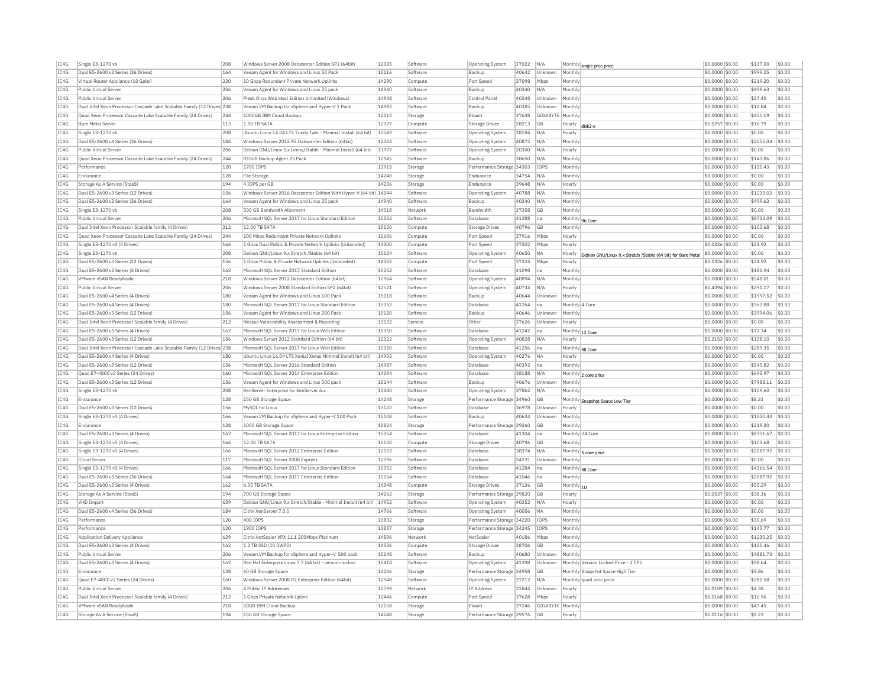| | | | | | | | | | | | | | | |
|---|---|---|---|---|---|---|---|---|---|---|---|---|---|---|
| IC4G | Single E3-1270 v6 | 208 | Windows Server 2008 Datacenter Edition SP2 (64bit) | 12085 | Software | Operating System | 37022 | N/A | Monthly | single proc price | $0.0000 | $0.00 | $137.00 | $0.00 |
| IC4G | Dual E5-2600 v3 Series (36 Drives) | 164 | Veeam Agent for Windows and Linux 50 Pack | 15116 | Software | Backup | 40642 | Unknown | Monthly | | $0.0000 | $0.00 | $999.25 | $0.00 |
| IC4G | Virtual Router Appliance (10 Gpbs) | 230 | 10 Gbps Redundant Private Network Uplinks | 14290 | Compute | Port Speed | 37098 | Mbps | Monthly | | $0.0000 | $0.00 | $219.20 | $0.00 |
| IC4G | Public Virtual Server | 206 | Veeam Agent for Windows and Linux 25 pack | 14940 | Software | Backup | 40340 | N/A | Monthly | | $0.0000 | $0.00 | $499.63 | $0.00 |
| IC4G | Public Virtual Server | 206 | Plesk Onyx Web Host Edition Unlimited (Windows) | 14948 | Software | Control Panel | 40348 | Unknown | Monthly | | $0.0000 | $0.00 | $27.40 | $0.00 |
| IC4G | Dual Intel Xeon Processor Cascade Lake Scalable Family (12 Drives) | 238 | Veeam VM Backup for vSphere and Hyper-V 1 Pack | 14983 | Software | Backup | 40385 | Unknown | Monthly | | $0.0000 | $0.00 | $12.84 | $0.00 |
| IC4G | Quad Xeon Processor Cascade Lake Scalable Family (24 Drives) | 244 | 1000GB IBM Cloud Backup | 12113 | Storage | EVault | 37638 | GIGABYTE | Monthly | | $0.0000 | $0.00 | $455.19 | $0.00 |
| IC4G | Bare Metal Server | 113 | 1.00 TB SATA | 12327 | Compute | Storage Drives | 28213 | GB | Hourly | disk2-x | $0.0257 | $0.00 | $16.79 | $0.00 |
| IC4G | Single E3-1270 v6 | 208 | Ubuntu Linux 14.04 LTS Trusty Tahr - Minimal Install (64 bit) | 13549 | Software | Operating System | 38184 | N/A | Hourly | | $0.0000 | $0.00 | $0.00 | $0.00 |
| IC4G | Dual E5-2600 v4 Series (36 Drives) | 184 | Windows Server 2012 R2 Datacenter Edition (64bit) | 12324 | Software | Operating System | 40872 | N/A | Monthly | | $0.0000 | $0.00 | $2055.04 | $0.00 |
| IC4G | Public Virtual Server | 206 | Debian GNU/Linux 5.x Lenny/Stable - Minimal Install (64 bit) | 11977 | Software | Operating System | 20300 | N/A | Hourly | | $0.0000 | $0.00 | $0.00 | $0.00 |
| IC4G | Quad Xeon Processor Cascade Lake Scalable Family (24 Drives) | 244 | R1Soft Backup Agent 25 Pack | 12945 | Software | Backup | 38650 | N/A | Monthly | | $0.0000 | $0.00 | $143.86 | $0.00 |
| IC4G | Performance | 120 | 1700 IOPS | 13915 | Storage | Performance Storage | 34303 | IOPS | Monthly | | $0.0000 | $0.00 | $130.43 | $0.00 |
| IC4G | Endurance | 128 | File Storage | 14240 | Storage | Endurance | 34754 | N/A | Monthly | | $0.0000 | $0.00 | $0.00 | $0.00 |
| IC4G | Storage As A Service (StaaS) | 194 | 4 IOPS per GB | 14236 | Storage | Endurance | 39648 | N/A | Hourly | | $0.0000 | $0.00 | $0.00 | $0.00 |
| IC4G | Dual E5-2600 v3 Series (12 Drives) | 156 | Windows Server 2016 Datacenter Edition With Hyper-V (64 bit) | 14544 | Software | Operating System | 40788 | N/A | Monthly | | $0.0000 | $0.00 | $1233.02 | $0.00 |
| IC4G | Dual E5-2600 v3 Series (36 Drives) | 164 | Veeam Agent for Windows and Linux 25 pack | 14940 | Software | Backup | 40340 | N/A | Monthly | | $0.0000 | $0.00 | $499.63 | $0.00 |
| IC4G | Single E3-1270 v6 | 208 | 500 GB Bandwidth Allotment | 14318 | Network | Bandwidth | 37358 | GB | Monthly | | $0.0000 | $0.00 | $0.00 | $0.00 |
| IC4G | Public Virtual Server | 206 | Microsoft SQL Server 2017 for Linux Standard Edition | 15352 | Software | Database | 41288 | na | Monthly | 96 Core | $0.0000 | $0.00 | $8733.09 | $0.00 |
| IC4G | Dual Intel Xeon Processor Scalable family (4 Drives) | 212 | 12.00 TB SATA | 15150 | Compute | Storage Drives | 40796 | GB | Monthly | | $0.0000 | $0.00 | $103.68 | $0.00 |
| IC4G | Quad Xeon Processor Cascade Lake Scalable Family (24 Drives) | 244 | 100 Mbps Redundant Private Network Uplinks | 12606 | Compute | Port Speed | 37916 | Mbps | Hourly | | $0.0000 | $0.00 | $0.00 | $0.00 |
| IC4G | Single E3-1270 v3 (4 Drives) | 166 | 1 Gbps Dual Public & Private Network Uplinks (Unbonded) | 14300 | Compute | Port Speed | 37302 | Mbps | Hourly | | $0.0326 | $0.00 | $21.92 | $0.00 |
| IC4G | Single E3-1270 v6 | 208 | Debian GNU/Linux 9.x Stretch /Stable (64 bit) | 15124 | Software | Operating System | 40650 | NA | Hourly | Debian GNU/Linux 9.x Stretch /Stable (64 bit) for Bare Metal | $0.0000 | $0.00 | $0.00 | $0.00 |
| IC4G | Dual E5-2600 v3 Series (12 Drives) | 156 | 1 Gbps Public & Private Network Uplinks (Unbonded) | 14302 | Compute | Port Speed | 37324 | Mbps | Hourly | | $0.0326 | $0.00 | $21.92 | $0.00 |
| IC4G | Dual E5-2600 v3 Series (4 Drives) | 162 | Microsoft SQL Server 2017 Standard Edition | 15252 | Software | Database | 41098 | na | Monthly | | $0.0000 | $0.00 | $181.94 | $0.00 |
| IC4G | VMware vSAN ReadyNode | 218 | Windows Server 2012 Datacenter Edition (64bit) | 12964 | Software | Operating System | 40894 | N/A | Monthly | | $0.0000 | $0.00 | $548.01 | $0.00 |
| IC4G | Public Virtual Server | 206 | Windows Server 2008 Standard Edition SP2 (64bit) | 12521 | Software | Operating System | 40734 | N/A | Hourly | | $0.4394 | $0.00 | $291.17 | $0.00 |
| IC4G | Dual E5-2600 v4 Series (4 Drives) | 180 | Veeam Agent for Windows and Linux 100 Pack | 15118 | Software | Backup | 40644 | Unknown | Monthly | | $0.0000 | $0.00 | $1997.52 | $0.00 |
| IC4G | Dual E5-2600 v4 Series (4 Drives) | 180 | Microsoft SQL Server 2017 for Linux Standard Edition | 15352 | Software | Database | 41264 | na | Monthly | 4 Core | $0.0000 | $0.00 | $363.88 | $0.00 |
| IC4G | Dual E5-2600 v3 Series (12 Drives) | 156 | Veeam Agent for Windows and Linux 200 Pack | 15120 | Software | Backup | 40646 | Unknown | Monthly | | $0.0000 | $0.00 | $3994.06 | $0.00 |
| IC4G | Dual Intel Xeon Processor Scalable family (4 Drives) | 212 | Nessus Vulnerability Assessment & Reporting | 13132 | Service | Other | 37626 | Unknown | Hourly | | $0.0000 | $0.00 | $0.00 | $0.00 |
| IC4G | Dual E5-2600 v3 Series (4 Drives) | 162 | Microsoft SQL Server 2017 for Linux Web Edition | 15350 | Software | Database | 41242 | na | Monthly | 12 Core | $0.0000 | $0.00 | $72.34 | $0.00 |
| IC4G | Dual E5-2600 v3 Series (12 Drives) | 156 | Windows Server 2012 Standard Edition (64 bit) | 12322 | Software | Operating System | 40828 | N/A | Hourly | | $0.2153 | $0.00 | $138.10 | $0.00 |
| IC4G | Dual Intel Xeon Processor Cascade Lake Scalable Family (12 Drives) | 238 | Microsoft SQL Server 2017 for Linux Web Edition | 15350 | Software | Database | 41256 | na | Monthly | 48 Core | $0.0000 | $0.00 | $289.35 | $0.00 |
| IC4G | Dual E5-2600 v4 Series (4 Drives) | 180 | Ubuntu Linux 16.04 LTS Xenial Xerus Minimal Install (64 bit) | 14902 | Software | Operating System | 40276 | NA | Hourly | | $0.0000 | $0.00 | $0.00 | $0.00 |
| IC4G | Dual E5-2600 v3 Series (12 Drives) | 156 | Microsoft SQL Server 2016 Standard Edition | 14987 | Software | Database | 40393 | na | Monthly | | $0.0000 | $0.00 | $545.82 | $0.00 |
| IC4G | Quad E7-4800 v2 Series (24 Drives) | 160 | Microsoft SQL Server 2014 Enterprise Edition | 14394 | Software | Database | 38188 | N/A | Monthly | 2 core price | $0.0000 | $0.00 | $695.97 | $0.00 |
| IC4G | Dual E5-2600 v3 Series (12 Drives) | 156 | Veeam Agent for Windows and Linux 500 pack | 15144 | Software | Backup | 40676 | Unknown | Monthly | | $0.0000 | $0.00 | $7988.11 | $0.00 |
| IC4G | Single E3-1270 v6 | 208 | XenServer Enterprise for XenServer 6.x | 13440 | Software | Operating System | 37862 | N/A | Monthly | | $0.0000 | $0.00 | $109.60 | $0.00 |
| IC4G | Endurance | 128 | 150 GB Storage Space | 14248 | Storage | Performance Storage | 34960 | GB | Monthly | Snapshot Space Low Tier | $0.0000 | $0.00 | $8.23 | $0.00 |
| IC4G | Dual E5-2600 v3 Series (12 Drives) | 156 | MySQL for Linux | 13122 | Software | Database | 36978 | Unknown | Hourly | | $0.0000 | $0.00 | $0.00 | $0.00 |
| IC4G | Single E3-1270 v3 (4 Drives) | 166 | Veeam VM Backup for vSphere and Hyper-V 100 Pack | 15108 | Software | Backup | 40634 | Unknown | Monthly | | $0.0000 | $0.00 | $1220.43 | $0.00 |
| IC4G | Endurance | 128 | 1000 GB Storage Space | 13824 | Storage | Performance Storage | 39260 | GB | Monthly | | $0.0000 | $0.00 | $219.20 | $0.00 |
| IC4G | Dual E5-2600 v3 Series (4 Drives) | 162 | Microsoft SQL Server 2017 for Linux Enterprise Edition | 15354 | Software | Database | 41304 | na | Monthly | 24 Core | $0.0000 | $0.00 | $8351.67 | $0.00 |
| IC4G | Single E3-1270 v3 (4 Drives) | 166 | 12.00 TB SATA | 15150 | Compute | Storage Drives | 40796 | GB | Monthly | | $0.0000 | $0.00 | $103.68 | $0.00 |
| IC4G | Single E3-1270 v3 (4 Drives) | 166 | Microsoft SQL Server 2012 Enterprise Edition | 12153 | Software | Database | 38374 | N/A | Monthly | 5 core price | $0.0000 | $0.00 | $2087.92 | $0.00 |
| IC4G | Cloud Server | 117 | Microsoft SQL Server 2008 Express | 12796 | Software | Database | 24231 | Unknown | Monthly | | $0.0000 | $0.00 | $0.00 | $0.00 |
| IC4G | Single E3-1270 v3 (4 Drives) | 166 | Microsoft SQL Server 2017 for Linux Standard Edition | 15352 | Software | Database | 41284 | na | Monthly | 48 Core | $0.0000 | $0.00 | $4366.54 | $0.00 |
| IC4G | Dual E5-2600 v3 Series (36 Drives) | 164 | Microsoft SQL Server 2017 Enterprise Edition | 15154 | Software | Database | 41046 | na | Monthly | | $0.0000 | $0.00 | $2087.92 | $0.00 |
| IC4G | Dual E5-2600 v3 Series (4 Drives) | 162 | 6.00 TB SATA | 14348 | Compute | Storage Drives | 37136 | GB | Monthly | 1U | $0.0000 | $0.00 | $55.29 | $0.00 |
| IC4G | Storage As A Service (StaaS) | 194 | 700 GB Storage Space | 14262 | Storage | Performance Storage | 39820 | GB | Hourly | | $0.0537 | $0.00 | $38.36 | $0.00 |
| IC4G | VHD Import | 639 | Debian GNU/Linux 9.x Stretch/Stable - Minimal Install (64 bit) | 14952 | Software | Operating System | 40352 | N/A | Hourly | | $0.0000 | $0.00 | $0.00 | $0.00 |
| IC4G | Dual E5-2600 v4 Series (36 Drives) | 184 | Citrix XenServer 7.0.0 | 14766 | Software | Operating System | 40056 | NA | Monthly | | $0.0000 | $0.00 | $0.00 | $0.00 |
| IC4G | Performance | 120 | 400 IOPS | 13832 | Storage | Performance Storage | 34220 | IOPS | Monthly | | $0.0000 | $0.00 | $30.69 | $0.00 |
| IC4G | Performance | 120 | 1900 IOPS | 13857 | Storage | Performance Storage | 34245 | IOPS | Monthly | | $0.0000 | $0.00 | $145.77 | $0.00 |
| IC4G | Application Delivery Appliance | 629 | Citrix NetScaler VPX 11.1 200Mbps Platinum | 14896 | Network | NetScaler | 40186 | Mbps | Monthly | | $0.0000 | $0.00 | $1230.25 | $0.00 |
| IC4G | Dual E5-2600 v3 Series (4 Drives) | 162 | 1.2 TB SSD (10 DWPD) | 14336 | Compute | Storage Drives | 38706 | GB | Monthly | | $0.0000 | $0.00 | $120.46 | $0.00 |
| IC4G | Public Virtual Server | 206 | Veeam VM Backup for vSphere and Hyper-V 500 pack | 15148 | Software | Backup | 40680 | Unknown | Monthly | | $0.0000 | $0.00 | $4881.73 | $0.00 |
| IC4G | Dual E5-2600 v3 Series (4 Drives) | 162 | Red Hat Enterprise Linux 7.7 (64 bit) - version-locked | 15414 | Software | Operating System | 41398 | Unknown | Monthly | Version Locked Price - 2 CPU | $0.0000 | $0.00 | $98.64 | $0.00 |
| IC4G | Endurance | 128 | 60 GB Storage Space | 14246 | Storage | Performance Storage | 34958 | GB | Monthly | Snapshot Space High Tier | $0.0000 | $0.00 | $9.86 | $0.00 |
| IC4G | Quad E7-4800 v2 Series (24 Drives) | 160 | Windows Server 2008 R2 Enterprise Edition (64bit) | 12948 | Software | Operating System | 37212 | N/A | Monthly | quad proc price | $0.0000 | $0.00 | $280.58 | $0.00 |
| IC4G | Public Virtual Server | 206 | 4 Public IP Addresses | 12799 | Network | IP Address | 31844 | Unknown | Hourly | | $0.0109 | $0.00 | $4.38 | $0.00 |
| IC4G | Dual Intel Xeon Processor Scalable family (4 Drives) | 212 | 1 Gbps Private Network Uplink | 12446 | Compute | Port Speed | 37628 | Mbps | Hourly | | $0.0168 | $0.00 | $10.96 | $0.00 |
| IC4G | VMware vSAN ReadyNode | 218 | 50GB IBM Cloud Backup | 12158 | Storage | EVault | 37246 | GIGABYTE | Monthly | | $0.0000 | $0.00 | $43.45 | $0.00 |
| IC4G | Storage As A Service (StaaS) | 194 | 150 GB Storage Space | 14248 | Storage | Performance Storage | 39576 | GB | Hourly | | $0.0116 | $0.00 | $8.23 | $0.00 |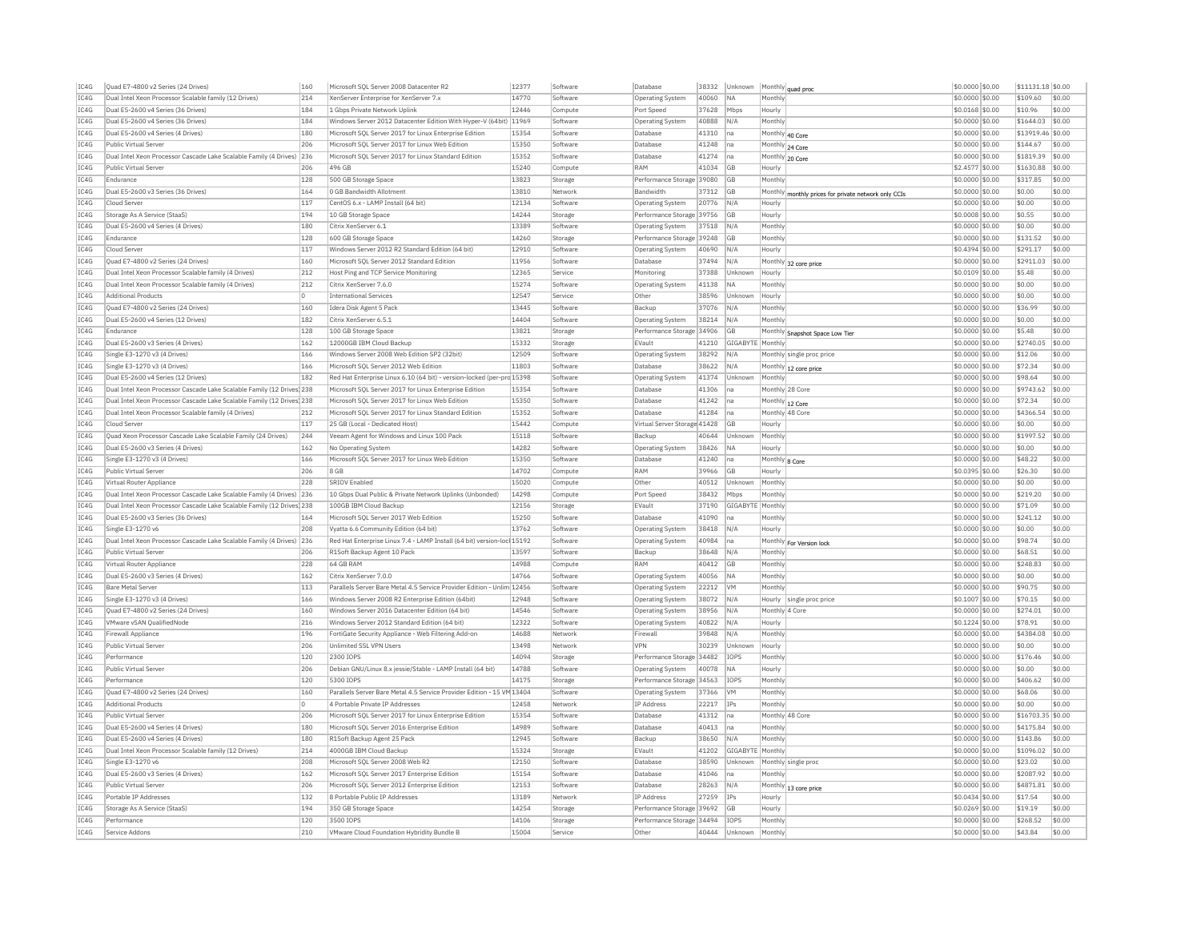| IC4G | Quad E7-4800 v2 Series (24 Drives) | 160 | Microsoft SQL Server 2008 Datacenter R2 | 12377 | Software | Database | 38332 | Unknown | Monthly | quad proc | $0.0000 | $0.00 | $11131.18 | $0.00 |
|---|---|---|---|---|---|---|---|---|---|---|---|---|---|---|
| IC4G | Dual Intel Xeon Processor Scalable family (12 Drives) | 214 | XenServer Enterprise for XenServer 7.x | 14770 | Software | Operating System | 40060 | NA | Monthly | | $0.0000 | $0.00 | $109.60 | $0.00 |
| IC4G | Dual E5-2600 v4 Series (36 Drives) | 184 | 1 Gbps Private Network Uplink | 12446 | Compute | Port Speed | 37628 | Mbps | Hourly | | $0.0168 | $0.00 | $10.96 | $0.00 |
| IC4G | Dual E5-2600 v4 Series (36 Drives) | 184 | Windows Server 2012 Datacenter Edition With Hyper-V (64bit) | 11969 | Software | Operating System | 40888 | N/A | Monthly | | $0.0000 | $0.00 | $1644.03 | $0.00 |
| IC4G | Dual E5-2600 v4 Series (4 Drives) | 180 | Microsoft SQL Server 2017 for Linux Enterprise Edition | 15354 | Software | Database | 41310 | na | Monthly | 40 Core | $0.0000 | $0.00 | $13919.46 | $0.00 |
| IC4G | Public Virtual Server | 206 | Microsoft SQL Server 2017 for Linux Web Edition | 15350 | Software | Database | 41248 | na | Monthly | 24 Core | $0.0000 | $0.00 | $144.67 | $0.00 |
| IC4G | Dual Intel Xeon Processor Cascade Lake Scalable Family (4 Drives) | 236 | Microsoft SQL Server 2017 for Linux Standard Edition | 15352 | Software | Database | 41274 | na | Monthly | 20 Core | $0.0000 | $0.00 | $1819.39 | $0.00 |
| IC4G | Public Virtual Server | 206 | 496 GB | 15240 | Compute | RAM | 41034 | GB | Hourly | | $2.4577 | $0.00 | $1630.88 | $0.00 |
| IC4G | Endurance | 128 | 500 GB Storage Space | 13823 | Storage | Performance Storage | 39080 | GB | Monthly | | $0.0000 | $0.00 | $317.85 | $0.00 |
| IC4G | Dual E5-2600 v3 Series (36 Drives) | 164 | 0 GB Bandwidth Allotment | 13810 | Network | Bandwidth | 37312 | GB | Monthly | monthly prices for private network only CCIs | $0.0000 | $0.00 | $0.00 | $0.00 |
| IC4G | Cloud Server | 117 | CentOS 6.x - LAMP Install (64 bit) | 12134 | Software | Operating System | 20776 | N/A | Hourly | | $0.0000 | $0.00 | $0.00 | $0.00 |
| IC4G | Storage As A Service (StaaS) | 194 | 10 GB Storage Space | 14244 | Storage | Performance Storage | 39756 | GB | Hourly | | $0.0008 | $0.00 | $0.55 | $0.00 |
| IC4G | Dual E5-2600 v4 Series (4 Drives) | 180 | Citrix XenServer 6.1 | 13389 | Software | Operating System | 37518 | N/A | Monthly | | $0.0000 | $0.00 | $0.00 | $0.00 |
| IC4G | Endurance | 128 | 600 GB Storage Space | 14260 | Storage | Performance Storage | 39248 | GB | Monthly | | $0.0000 | $0.00 | $131.52 | $0.00 |
| IC4G | Cloud Server | 117 | Windows Server 2012 R2 Standard Edition (64 bit) | 12910 | Software | Operating System | 40690 | N/A | Hourly | | $0.4394 | $0.00 | $291.17 | $0.00 |
| IC4G | Quad E7-4800 v2 Series (24 Drives) | 160 | Microsoft SQL Server 2012 Standard Edition | 11956 | Software | Database | 37494 | N/A | Monthly | 32 core price | $0.0000 | $0.00 | $2911.03 | $0.00 |
| IC4G | Dual Intel Xeon Processor Scalable family (4 Drives) | 212 | Host Ping and TCP Service Monitoring | 12365 | Service | Monitoring | 37388 | Unknown | Hourly | | $0.0109 | $0.00 | $5.48 | $0.00 |
| IC4G | Dual Intel Xeon Processor Scalable family (4 Drives) | 212 | Citrix XenServer 7.6.0 | 15274 | Software | Operating System | 41138 | NA | Monthly | | $0.0000 | $0.00 | $0.00 | $0.00 |
| IC4G | Additional Products | 0 | International Services | 12547 | Service | Other | 38596 | Unknown | Hourly | | $0.0000 | $0.00 | $0.00 | $0.00 |
| IC4G | Quad E7-4800 v2 Series (24 Drives) | 160 | Idera Disk Agent 5 Pack | 13445 | Software | Backup | 37076 | N/A | Monthly | | $0.0000 | $0.00 | $36.99 | $0.00 |
| IC4G | Dual E5-2600 v4 Series (12 Drives) | 182 | Citrix XenServer 6.5.1 | 14404 | Software | Operating System | 38214 | N/A | Monthly | | $0.0000 | $0.00 | $0.00 | $0.00 |
| IC4G | Endurance | 128 | 100 GB Storage Space | 13821 | Storage | Performance Storage | 34906 | GB | Monthly | Snapshot Space Low Tier | $0.0000 | $0.00 | $5.48 | $0.00 |
| IC4G | Dual E5-2600 v3 Series (4 Drives) | 162 | 12000GB IBM Cloud Backup | 15332 | Storage | EVault | 41210 | GIGABYTE | Monthly | | $0.0000 | $0.00 | $2740.05 | $0.00 |
| IC4G | Single E3-1270 v3 (4 Drives) | 166 | Windows Server 2008 Web Edition SP2 (32bit) | 12509 | Software | Operating System | 38292 | N/A | Monthly | single proc price | $0.0000 | $0.00 | $12.06 | $0.00 |
| IC4G | Single E3-1270 v3 (4 Drives) | 166 | Microsoft SQL Server 2012 Web Edition | 11803 | Software | Database | 38622 | N/A | Monthly | 12 core price | $0.0000 | $0.00 | $72.34 | $0.00 |
| IC4G | Dual E5-2600 v4 Series (12 Drives) | 182 | Red Hat Enterprise Linux 6.10 (64 bit) - version-locked (per-pro | 15398 | Software | Operating System | 41374 | Unknown | Monthly | | $0.0000 | $0.00 | $98.64 | $0.00 |
| IC4G | Dual Intel Xeon Processor Cascade Lake Scalable Family (12 Drives) | 238 | Microsoft SQL Server 2017 for Linux Enterprise Edition | 15354 | Software | Database | 41306 | na | Monthly | 28 Core | $0.0000 | $0.00 | $9743.62 | $0.00 |
| IC4G | Dual Intel Xeon Processor Cascade Lake Scalable Family (12 Drives) | 238 | Microsoft SQL Server 2017 for Linux Web Edition | 15350 | Software | Database | 41242 | na | Monthly | 12 Core | $0.0000 | $0.00 | $72.34 | $0.00 |
| IC4G | Dual Intel Xeon Processor Scalable family (4 Drives) | 212 | Microsoft SQL Server 2017 for Linux Standard Edition | 15352 | Software | Database | 41284 | na | Monthly | 48 Core | $0.0000 | $0.00 | $4366.54 | $0.00 |
| IC4G | Cloud Server | 117 | 25 GB (Local - Dedicated Host) | 15442 | Compute | Virtual Server Storage | 41428 | GB | Hourly | | $0.0000 | $0.00 | $0.00 | $0.00 |
| IC4G | Quad Xeon Processor Cascade Lake Scalable Family (24 Drives) | 244 | Veeam Agent for Windows and Linux 100 Pack | 15118 | Software | Backup | 40644 | Unknown | Monthly | | $0.0000 | $0.00 | $1997.52 | $0.00 |
| IC4G | Dual E5-2600 v3 Series (4 Drives) | 162 | No Operating System | 14282 | Software | Operating System | 38426 | NA | Hourly | | $0.0000 | $0.00 | $0.00 | $0.00 |
| IC4G | Single E3-1270 v3 (4 Drives) | 166 | Microsoft SQL Server 2017 for Linux Web Edition | 15350 | Software | Database | 41240 | na | Monthly | 8 Core | $0.0000 | $0.00 | $48.22 | $0.00 |
| IC4G | Public Virtual Server | 206 | 8 GB | 14702 | Compute | RAM | 39966 | GB | Hourly | | $0.0395 | $0.00 | $26.30 | $0.00 |
| IC4G | Virtual Router Appliance | 228 | SRIOV Enabled | 15020 | Compute | Other | 40512 | Unknown | Monthly | | $0.0000 | $0.00 | $0.00 | $0.00 |
| IC4G | Dual Intel Xeon Processor Cascade Lake Scalable Family (4 Drives) | 236 | 10 Gbps Dual Public & Private Network Uplinks (Unbonded) | 14298 | Compute | Port Speed | 38432 | Mbps | Monthly | | $0.0000 | $0.00 | $219.20 | $0.00 |
| IC4G | Dual Intel Xeon Processor Cascade Lake Scalable Family (12 Drives) | 238 | 100GB IBM Cloud Backup | 12156 | Storage | EVault | 37190 | GIGABYTE | Monthly | | $0.0000 | $0.00 | $71.09 | $0.00 |
| IC4G | Dual E5-2600 v3 Series (36 Drives) | 164 | Microsoft SQL Server 2017 Web Edition | 15250 | Software | Database | 41090 | na | Monthly | | $0.0000 | $0.00 | $241.12 | $0.00 |
| IC4G | Single E3-1270 v6 | 208 | Vyatta 6.6 Community Edition (64 bit) | 13762 | Software | Operating System | 38418 | N/A | Hourly | | $0.0000 | $0.00 | $0.00 | $0.00 |
| IC4G | Dual Intel Xeon Processor Cascade Lake Scalable Family (4 Drives) | 236 | Red Hat Enterprise Linux 7.4 - LAMP Install (64 bit) version-lock | 15192 | Software | Operating System | 40984 | na | Monthly | For Version lock | $0.0000 | $0.00 | $98.74 | $0.00 |
| IC4G | Public Virtual Server | 206 | R1Soft Backup Agent 10 Pack | 13597 | Software | Backup | 38648 | N/A | Monthly | | $0.0000 | $0.00 | $68.51 | $0.00 |
| IC4G | Virtual Router Appliance | 228 | 64 GB RAM | 14988 | Compute | RAM | 40412 | GB | Monthly | | $0.0000 | $0.00 | $248.83 | $0.00 |
| IC4G | Dual E5-2600 v3 Series (4 Drives) | 162 | Citrix XenServer 7.0.0 | 14766 | Software | Operating System | 40056 | NA | Monthly | | $0.0000 | $0.00 | $0.00 | $0.00 |
| IC4G | Bare Metal Server | 113 | Parallels Server Bare Metal 4.5 Service Provider Edition - Unlim | 12456 | Software | Operating System | 22212 | VM | Monthly | | $0.0000 | $0.00 | $90.75 | $0.00 |
| IC4G | Single E3-1270 v3 (4 Drives) | 166 | Windows Server 2008 R2 Enterprise Edition (64bit) | 12948 | Software | Operating System | 38072 | N/A | Hourly | single proc price | $0.1007 | $0.00 | $70.15 | $0.00 |
| IC4G | Quad E7-4800 v2 Series (24 Drives) | 160 | Windows Server 2016 Datacenter Edition (64 bit) | 14546 | Software | Operating System | 38956 | N/A | Monthly | 4 Core | $0.0000 | $0.00 | $274.01 | $0.00 |
| IC4G | VMware vSAN QualifiedNode | 216 | Windows Server 2012 Standard Edition (64 bit) | 12322 | Software | Operating System | 40822 | N/A | Hourly | | $0.1224 | $0.00 | $78.91 | $0.00 |
| IC4G | Firewall Appliance | 196 | FortiGate Security Appliance - Web Filtering Add-on | 14688 | Network | Firewall | 39848 | N/A | Monthly | | $0.0000 | $0.00 | $4384.08 | $0.00 |
| IC4G | Public Virtual Server | 206 | Unlimited SSL VPN Users | 13498 | Network | VPN | 30239 | Unknown | Hourly | | $0.0000 | $0.00 | $0.00 | $0.00 |
| IC4G | Performance | 120 | 2300 IOPS | 14094 | Storage | Performance Storage | 34482 | IOPS | Monthly | | $0.0000 | $0.00 | $176.46 | $0.00 |
| IC4G | Public Virtual Server | 206 | Debian GNU/Linux 8.x jessie/Stable - LAMP Install (64 bit) | 14788 | Software | Operating System | 40078 | NA | Hourly | | $0.0000 | $0.00 | $0.00 | $0.00 |
| IC4G | Performance | 120 | 5300 IOPS | 14175 | Storage | Performance Storage | 34563 | IOPS | Monthly | | $0.0000 | $0.00 | $406.62 | $0.00 |
| IC4G | Quad E7-4800 v2 Series (24 Drives) | 160 | Parallels Server Bare Metal 4.5 Service Provider Edition - 15 VM | 13404 | Software | Operating System | 37366 | VM | Monthly | | $0.0000 | $0.00 | $68.06 | $0.00 |
| IC4G | Additional Products | 0 | 4 Portable Private IP Addresses | 12458 | Network | IP Address | 22217 | IPs | Monthly | | $0.0000 | $0.00 | $0.00 | $0.00 |
| IC4G | Public Virtual Server | 206 | Microsoft SQL Server 2017 for Linux Enterprise Edition | 15354 | Software | Database | 41312 | na | Monthly | 48 Core | $0.0000 | $0.00 | $16703.35 | $0.00 |
| IC4G | Dual E5-2600 v4 Series (4 Drives) | 180 | Microsoft SQL Server 2016 Enterprise Edition | 14989 | Software | Database | 40413 | na | Monthly | | $0.0000 | $0.00 | $4175.84 | $0.00 |
| IC4G | Dual E5-2600 v4 Series (4 Drives) | 180 | R1Soft Backup Agent 25 Pack | 12945 | Software | Backup | 38650 | N/A | Monthly | | $0.0000 | $0.00 | $143.86 | $0.00 |
| IC4G | Dual Intel Xeon Processor Scalable family (12 Drives) | 214 | 4000GB IBM Cloud Backup | 15324 | Storage | EVault | 41202 | GIGABYTE | Monthly | | $0.0000 | $0.00 | $1096.02 | $0.00 |
| IC4G | Single E3-1270 v6 | 208 | Microsoft SQL Server 2008 Web R2 | 12150 | Software | Database | 38590 | Unknown | Monthly | single proc | $0.0000 | $0.00 | $23.02 | $0.00 |
| IC4G | Dual E5-2600 v3 Series (4 Drives) | 162 | Microsoft SQL Server 2017 Enterprise Edition | 15154 | Software | Database | 41046 | na | Monthly | | $0.0000 | $0.00 | $2087.92 | $0.00 |
| IC4G | Public Virtual Server | 206 | Microsoft SQL Server 2012 Enterprise Edition | 12153 | Software | Database | 28263 | N/A | Monthly | 13 core price | $0.0000 | $0.00 | $4871.81 | $0.00 |
| IC4G | Portable IP Addresses | 132 | 8 Portable Public IP Addresses | 13189 | Network | IP Address | 27259 | IPs | Hourly | | $0.0434 | $0.00 | $17.54 | $0.00 |
| IC4G | Storage As A Service (StaaS) | 194 | 350 GB Storage Space | 14254 | Storage | Performance Storage | 39692 | GB | Hourly | | $0.0269 | $0.00 | $19.19 | $0.00 |
| IC4G | Performance | 120 | 3500 IOPS | 14106 | Storage | Performance Storage | 34494 | IOPS | Monthly | | $0.0000 | $0.00 | $268.52 | $0.00 |
| IC4G | Service Addons | 210 | VMware Cloud Foundation Hybridity Bundle B | 15004 | Service | Other | 40444 | Unknown | Monthly | | $0.0000 | $0.00 | $43.84 | $0.00 |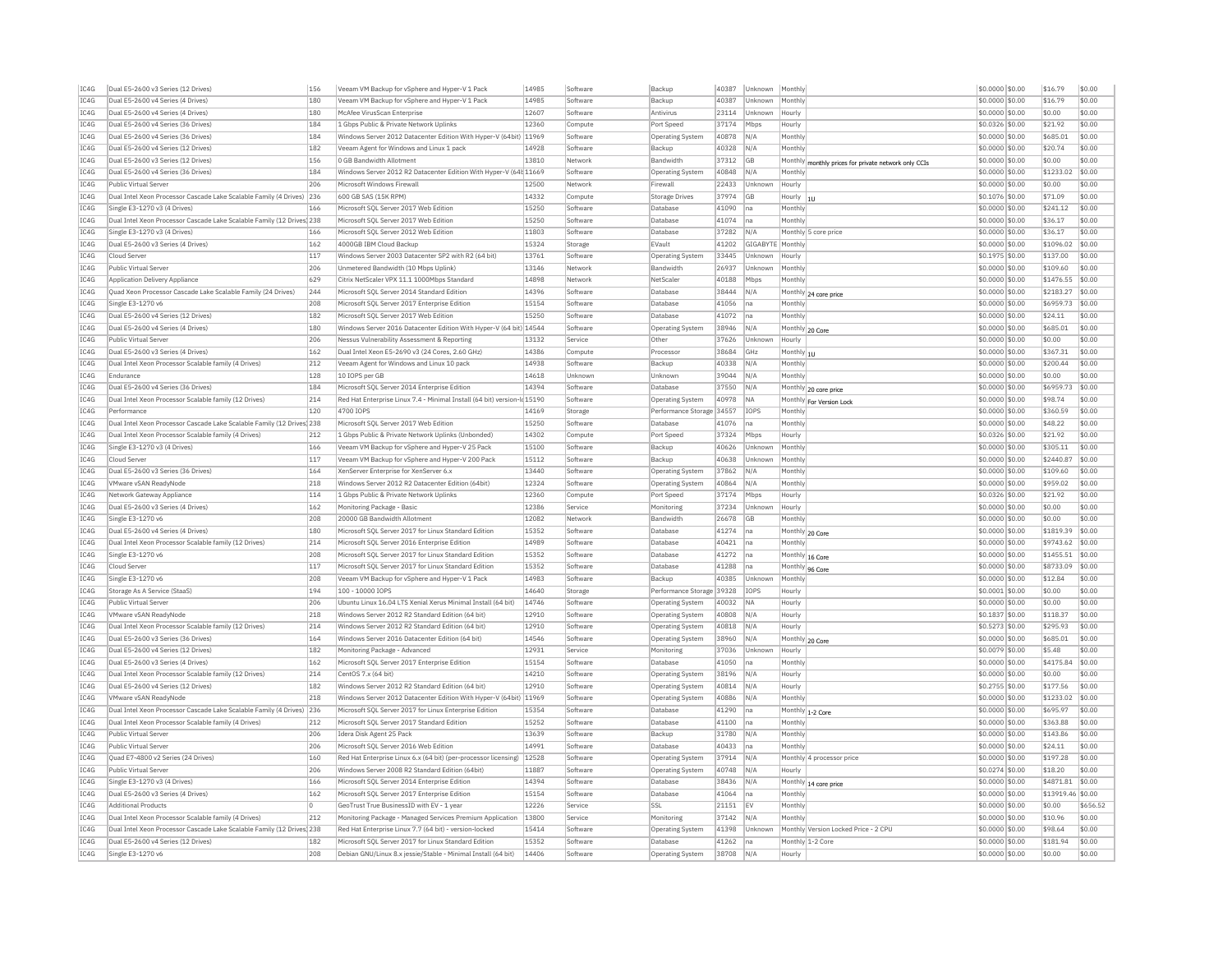| IC4G | Dual E5-2600 v3 Series (12 Drives) | 156 | Veeam VM Backup for vSphere and Hyper-V 1 Pack | 14985 | Software | Backup | 40387 | Unknown | Monthly | | $0.0000 | $0.00 | $16.79 | $0.00 |
|---|---|---|---|---|---|---|---|---|---|---|---|---|---|---|
| IC4G | Dual E5-2600 v4 Series (4 Drives) | 180 | Veeam VM Backup for vSphere and Hyper-V 1 Pack | 14985 | Software | Backup | 40387 | Unknown | Monthly | | $0.0000 | $0.00 | $16.79 | $0.00 |
| IC4G | Dual E5-2600 v4 Series (4 Drives) | 180 | McAfee VirusScan Enterprise | 12607 | Software | Antivirus | 23114 | Unknown | Hourly | | $0.0000 | $0.00 | $0.00 | $0.00 |
| IC4G | Dual E5-2600 v4 Series (36 Drives) | 184 | 1 Gbps Public & Private Network Uplinks | 12360 | Compute | Port Speed | 37174 | Mbps | Hourly | | $0.0326 | $0.00 | $21.92 | $0.00 |
| IC4G | Dual E5-2600 v4 Series (36 Drives) | 184 | Windows Server 2012 Datacenter Edition With Hyper-V (64bit) | 11969 | Software | Operating System | 40878 | N/A | Monthly | | $0.0000 | $0.00 | $685.01 | $0.00 |
| IC4G | Dual E5-2600 v4 Series (12 Drives) | 182 | Veeam Agent for Windows and Linux 1 pack | 14928 | Software | Backup | 40328 | N/A | Monthly | | $0.0000 | $0.00 | $20.74 | $0.00 |
| IC4G | Dual E5-2600 v3 Series (12 Drives) | 156 | 0 GB Bandwidth Allotment | 13810 | Network | Bandwidth | 37312 | GB | Monthly | monthly prices for private network only CCIs | $0.0000 | $0.00 | $0.00 | $0.00 |
| IC4G | Dual E5-2600 v4 Series (36 Drives) | 184 | Windows Server 2012 R2 Datacenter Edition With Hyper-V (64t | 11669 | Software | Operating System | 40848 | N/A | Monthly | | $0.0000 | $0.00 | $1233.02 | $0.00 |
| IC4G | Public Virtual Server | 206 | Microsoft Windows Firewall | 12500 | Network | Firewall | 22433 | Unknown | Hourly | | $0.0000 | $0.00 | $0.00 | $0.00 |
| IC4G | Dual Intel Xeon Processor Cascade Lake Scalable Family (4 Drives) | 236 | 600 GB SAS (15K RPM) | 14332 | Compute | Storage Drives | 37974 | GB | Hourly | 1U | $0.1076 | $0.00 | $71.09 | $0.00 |
| IC4G | Single E3-1270 v3 (4 Drives) | 166 | Microsoft SQL Server 2017 Web Edition | 15250 | Software | Database | 41090 | na | Monthly | | $0.0000 | $0.00 | $241.12 | $0.00 |
| IC4G | Dual Intel Xeon Processor Cascade Lake Scalable Family (12 Drives) | 238 | Microsoft SQL Server 2017 Web Edition | 15250 | Software | Database | 41074 | na | Monthly | | $0.0000 | $0.00 | $36.17 | $0.00 |
| IC4G | Single E3-1270 v3 (4 Drives) | 166 | Microsoft SQL Server 2012 Web Edition | 11803 | Software | Database | 37282 | N/A | Monthly | 5 core price | $0.0000 | $0.00 | $36.17 | $0.00 |
| IC4G | Dual E5-2600 v3 Series (4 Drives) | 162 | 4000GB IBM Cloud Backup | 15324 | Storage | EVault | 41202 | GIGABYTE | Monthly | | $0.0000 | $0.00 | $1096.02 | $0.00 |
| IC4G | Cloud Server | 117 | Windows Server 2003 Datacenter SP2 with R2 (64 bit) | 13761 | Software | Operating System | 33445 | Unknown | Hourly | | $0.1975 | $0.00 | $137.00 | $0.00 |
| IC4G | Public Virtual Server | 206 | Unmetered Bandwidth (10 Mbps Uplink) | 13146 | Network | Bandwidth | 26937 | Unknown | Monthly | | $0.0000 | $0.00 | $109.60 | $0.00 |
| IC4G | Application Delivery Appliance | 629 | Citrix NetScaler VPX 11.1 1000Mbps Standard | 14898 | Network | NetScaler | 40188 | Mbps | Monthly | | $0.0000 | $0.00 | $1476.55 | $0.00 |
| IC4G | Quad Xeon Processor Cascade Lake Scalable Family (24 Drives) | 244 | Microsoft SQL Server 2014 Standard Edition | 14396 | Software | Database | 38444 | N/A | Monthly | 24 core price | $0.0000 | $0.00 | $2183.27 | $0.00 |
| IC4G | Single E3-1270 v6 | 208 | Microsoft SQL Server 2017 Enterprise Edition | 15154 | Software | Database | 41056 | na | Monthly | | $0.0000 | $0.00 | $6959.73 | $0.00 |
| IC4G | Dual E5-2600 v4 Series (12 Drives) | 182 | Microsoft SQL Server 2017 Web Edition | 15250 | Software | Database | 41072 | na | Monthly | | $0.0000 | $0.00 | $24.11 | $0.00 |
| IC4G | Dual E5-2600 v4 Series (4 Drives) | 180 | Windows Server 2016 Datacenter Edition With Hyper-V (64 bit) | 14544 | Software | Operating System | 38946 | N/A | Monthly | 20 Core | $0.0000 | $0.00 | $685.01 | $0.00 |
| IC4G | Public Virtual Server | 206 | Nessus Vulnerability Assessment & Reporting | 13132 | Service | Other | 37626 | Unknown | Hourly | | $0.0000 | $0.00 | $0.00 | $0.00 |
| IC4G | Dual E5-2600 v3 Series (4 Drives) | 162 | Dual Intel Xeon E5-2690 v3 (24 Cores, 2.60 GHz) | 14386 | Compute | Processor | 38684 | GHz | Monthly | 1U | $0.0000 | $0.00 | $367.31 | $0.00 |
| IC4G | Dual Intel Xeon Processor Scalable family (4 Drives) | 212 | Veeam Agent for Windows and Linux 10 pack | 14938 | Software | Backup | 40338 | N/A | Monthly | | $0.0000 | $0.00 | $200.44 | $0.00 |
| IC4G | Endurance | 128 | 10 IOPS per GB | 14618 | Unknown | Unknown | 39044 | N/A | Monthly | | $0.0000 | $0.00 | $0.00 | $0.00 |
| IC4G | Dual E5-2600 v4 Series (36 Drives) | 184 | Microsoft SQL Server 2014 Enterprise Edition | 14394 | Software | Database | 37550 | N/A | Monthly | 20 core price | $0.0000 | $0.00 | $6959.73 | $0.00 |
| IC4G | Dual Intel Xeon Processor Scalable family (12 Drives) | 214 | Red Hat Enterprise Linux 7.4 - Minimal Install (64 bit) version-l | 15190 | Software | Operating System | 40978 | NA | Monthly | For Version Lock | $0.0000 | $0.00 | $98.74 | $0.00 |
| IC4G | Performance | 120 | 4700 IOPS | 14169 | Storage | Performance Storage | 34557 | IOPS | Monthly | | $0.0000 | $0.00 | $360.59 | $0.00 |
| IC4G | Dual Intel Xeon Processor Cascade Lake Scalable Family (12 Drives) | 238 | Microsoft SQL Server 2017 Web Edition | 15250 | Software | Database | 41076 | na | Monthly | | $0.0000 | $0.00 | $48.22 | $0.00 |
| IC4G | Dual Intel Xeon Processor Scalable family (4 Drives) | 212 | 1 Gbps Public & Private Network Uplinks (Unbonded) | 14302 | Compute | Port Speed | 37324 | Mbps | Hourly | | $0.0326 | $0.00 | $21.92 | $0.00 |
| IC4G | Single E3-1270 v3 (4 Drives) | 166 | Veeam VM Backup for vSphere and Hyper-V 25 Pack | 15100 | Software | Backup | 40626 | Unknown | Monthly | | $0.0000 | $0.00 | $305.11 | $0.00 |
| IC4G | Cloud Server | 117 | Veeam VM Backup for vSphere and Hyper-V 200 Pack | 15112 | Software | Backup | 40638 | Unknown | Monthly | | $0.0000 | $0.00 | $2440.87 | $0.00 |
| IC4G | Dual E5-2600 v3 Series (36 Drives) | 164 | XenServer Enterprise for XenServer 6.x | 13440 | Software | Operating System | 37862 | N/A | Monthly | | $0.0000 | $0.00 | $109.60 | $0.00 |
| IC4G | VMware vSAN ReadyNode | 218 | Windows Server 2012 R2 Datacenter Edition (64bit) | 12324 | Software | Operating System | 40864 | N/A | Monthly | | $0.0000 | $0.00 | $959.02 | $0.00 |
| IC4G | Network Gateway Appliance | 114 | 1 Gbps Public & Private Network Uplinks | 12360 | Compute | Port Speed | 37174 | Mbps | Hourly | | $0.0326 | $0.00 | $21.92 | $0.00 |
| IC4G | Dual E5-2600 v3 Series (4 Drives) | 162 | Monitoring Package - Basic | 12386 | Service | Monitoring | 37234 | Unknown | Hourly | | $0.0000 | $0.00 | $0.00 | $0.00 |
| IC4G | Single E3-1270 v6 | 208 | 20000 GB Bandwidth Allotment | 12082 | Network | Bandwidth | 26678 | GB | Monthly | | $0.0000 | $0.00 | $0.00 | $0.00 |
| IC4G | Dual E5-2600 v4 Series (4 Drives) | 180 | Microsoft SQL Server 2017 for Linux Standard Edition | 15352 | Software | Database | 41274 | na | Monthly | 20 Core | $0.0000 | $0.00 | $1819.39 | $0.00 |
| IC4G | Dual Intel Xeon Processor Scalable family (12 Drives) | 214 | Microsoft SQL Server 2016 Enterprise Edition | 14989 | Software | Database | 40421 | na | Monthly | | $0.0000 | $0.00 | $9743.62 | $0.00 |
| IC4G | Single E3-1270 v6 | 208 | Microsoft SQL Server 2017 for Linux Standard Edition | 15352 | Software | Database | 41272 | na | Monthly | 16 Core | $0.0000 | $0.00 | $1455.51 | $0.00 |
| IC4G | Cloud Server | 117 | Microsoft SQL Server 2017 for Linux Standard Edition | 15352 | Software | Database | 41288 | na | Monthly | 96 Core | $0.0000 | $0.00 | $8733.09 | $0.00 |
| IC4G | Single E3-1270 v6 | 208 | Veeam VM Backup for vSphere and Hyper-V 1 Pack | 14983 | Software | Backup | 40385 | Unknown | Monthly | | $0.0000 | $0.00 | $12.84 | $0.00 |
| IC4G | Storage As A Service (StaaS) | 194 | 100 - 10000 IOPS | 14640 | Storage | Performance Storage | 39328 | IOPS | Hourly | | $0.0001 | $0.00 | $0.00 | $0.00 |
| IC4G | Public Virtual Server | 206 | Ubuntu Linux 16.04 LTS Xenial Xerus Minimal Install (64 bit) | 14746 | Software | Operating System | 40032 | NA | Hourly | | $0.0000 | $0.00 | $0.00 | $0.00 |
| IC4G | VMware vSAN ReadyNode | 218 | Windows Server 2012 R2 Standard Edition (64 bit) | 12910 | Software | Operating System | 40808 | N/A | Hourly | | $0.1837 | $0.00 | $118.37 | $0.00 |
| IC4G | Dual Intel Xeon Processor Scalable family (12 Drives) | 214 | Windows Server 2012 R2 Standard Edition (64 bit) | 12910 | Software | Operating System | 40818 | N/A | Hourly | | $0.5273 | $0.00 | $295.93 | $0.00 |
| IC4G | Dual E5-2600 v3 Series (36 Drives) | 164 | Windows Server 2016 Datacenter Edition (64 bit) | 14546 | Software | Operating System | 38960 | N/A | Monthly | 20 Core | $0.0000 | $0.00 | $685.01 | $0.00 |
| IC4G | Dual E5-2600 v4 Series (12 Drives) | 182 | Monitoring Package - Advanced | 12931 | Service | Monitoring | 37036 | Unknown | Hourly | | $0.0079 | $0.00 | $5.48 | $0.00 |
| IC4G | Dual E5-2600 v3 Series (4 Drives) | 162 | Microsoft SQL Server 2017 Enterprise Edition | 15154 | Software | Database | 41050 | na | Monthly | | $0.0000 | $0.00 | $4175.84 | $0.00 |
| IC4G | Dual Intel Xeon Processor Scalable family (12 Drives) | 214 | CentOS 7.x (64 bit) | 14210 | Software | Operating System | 38196 | N/A | Hourly | | $0.0000 | $0.00 | $0.00 | $0.00 |
| IC4G | Dual E5-2600 v4 Series (12 Drives) | 182 | Windows Server 2012 R2 Standard Edition (64 bit) | 12910 | Software | Operating System | 40814 | N/A | Hourly | | $0.2755 | $0.00 | $177.56 | $0.00 |
| IC4G | VMware vSAN ReadyNode | 218 | Windows Server 2012 Datacenter Edition With Hyper-V (64bit) | 11969 | Software | Operating System | 40886 | N/A | Monthly | | $0.0000 | $0.00 | $1233.02 | $0.00 |
| IC4G | Dual Intel Xeon Processor Cascade Lake Scalable Family (4 Drives) | 236 | Microsoft SQL Server 2017 for Linux Enterprise Edition | 15354 | Software | Database | 41290 | na | Monthly | 1-2 Core | $0.0000 | $0.00 | $695.97 | $0.00 |
| IC4G | Dual Intel Xeon Processor Scalable family (4 Drives) | 212 | Microsoft SQL Server 2017 Standard Edition | 15252 | Software | Database | 41100 | na | Monthly | | $0.0000 | $0.00 | $363.88 | $0.00 |
| IC4G | Public Virtual Server | 206 | Idera Disk Agent 25 Pack | 13639 | Software | Backup | 31780 | N/A | Monthly | | $0.0000 | $0.00 | $143.86 | $0.00 |
| IC4G | Public Virtual Server | 206 | Microsoft SQL Server 2016 Web Edition | 14991 | Software | Database | 40433 | na | Monthly | | $0.0000 | $0.00 | $24.11 | $0.00 |
| IC4G | Quad E7-4800 v2 Series (24 Drives) | 160 | Red Hat Enterprise Linux 6.x (64 bit) (per-processor licensing) | 12528 | Software | Operating System | 37914 | N/A | Monthly | 4 processor price | $0.0000 | $0.00 | $197.28 | $0.00 |
| IC4G | Public Virtual Server | 206 | Windows Server 2008 R2 Standard Edition (64bit) | 11887 | Software | Operating System | 40748 | N/A | Hourly | | $0.0274 | $0.00 | $18.20 | $0.00 |
| IC4G | Single E3-1270 v3 (4 Drives) | 166 | Microsoft SQL Server 2014 Enterprise Edition | 14394 | Software | Database | 38436 | N/A | Monthly | 14 core price | $0.0000 | $0.00 | $4871.81 | $0.00 |
| IC4G | Dual E5-2600 v3 Series (4 Drives) | 162 | Microsoft SQL Server 2017 Enterprise Edition | 15154 | Software | Database | 41064 | na | Monthly | | $0.0000 | $0.00 | $13919.46 | $0.00 |
| IC4G | Additional Products | 0 | GeoTrust True BusinessID with EV - 1 year | 12226 | Service | SSL | 21151 | EV | Monthly | | $0.0000 | $0.00 | $0.00 | $656.52 |
| IC4G | Dual Intel Xeon Processor Scalable family (4 Drives) | 212 | Monitoring Package - Managed Services Premium Application | 13800 | Service | Monitoring | 37142 | N/A | Monthly | | $0.0000 | $0.00 | $10.96 | $0.00 |
| IC4G | Dual Intel Xeon Processor Cascade Lake Scalable Family (12 Drives) | 238 | Red Hat Enterprise Linux 7.7 (64 bit) - version-locked | 15414 | Software | Operating System | 41398 | Unknown | Monthly | Version Locked Price - 2 CPU | $0.0000 | $0.00 | $98.64 | $0.00 |
| IC4G | Dual E5-2600 v4 Series (12 Drives) | 182 | Microsoft SQL Server 2017 for Linux Standard Edition | 15352 | Software | Database | 41262 | na | Monthly | 1-2 Core | $0.0000 | $0.00 | $181.94 | $0.00 |
| IC4G | Single E3-1270 v6 | 208 | Debian GNU/Linux 8.x jessie/Stable - Minimal Install (64 bit) | 14406 | Software | Operating System | 38708 | N/A | Hourly | | $0.0000 | $0.00 | $0.00 | $0.00 |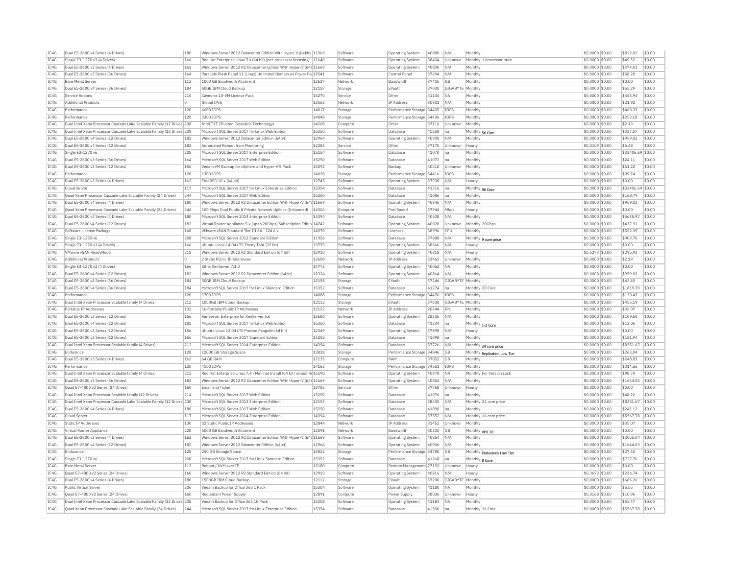| IC4G | Dual E5-2600 v4 Series (4 Drives) | 180 | Windows Server 2012 Datacenter Edition With Hyper-V (64bit) | 11969 | Software | Operating System | 40880 | N/A | Monthly | | $0.0000 | $0.00 | $822.02 | $0.00 |
|---|---|---|---|---|---|---|---|---|---|---|---|---|---|---|
| IC4G | Single E3-1270 v3 (4 Drives) | 166 | Red Hat Enterprise Linux 5.x (64 bit) (per-processor licensing) | 11640 | Software | Operating System | 38404 | Unknown | Monthly | 1 processor price | $0.0000 | $0.00 | $49.32 | $0.00 |
| IC4G | Dual E5-2600 v3 Series (4 Drives) | 162 | Windows Server 2012 R2 Datacenter Edition With Hyper-V (64b | 11669 | Software | Operating System | 40838 | N/A | Monthly | | $0.0000 | $0.00 | $274.01 | $0.00 |
| IC4G | Dual E5-2600 v3 Series (36 Drives) | 164 | Parallels Plesk Panel 11 (Linux) Unlimited Domain w/ Power Pa | 12541 | Software | Control Panel | 37694 | N/A | Monthly | | $0.0000 | $0.00 | $58.20 | $0.00 |
| IC4G | Bare Metal Server | 113 | 1000 GB Bandwidth Allotment | 12627 | Network | Bandwidth | 37406 | GB | Monthly | | $0.0000 | $0.00 | $0.00 | $0.00 |
| IC4G | Dual E5-2600 v4 Series (36 Drives) | 184 | 60GB IBM Cloud Backup | 12157 | Storage | EVault | 37030 | GIGABYTE | Monthly | | $0.0000 | $0.00 | $55.29 | $0.00 |
| IC4G | Service Addons | 210 | Caveonix 10-VM License Pack | 15270 | Service | Other | 41134 | NA | Monthly | | $0.0000 | $0.00 | $443.94 | $0.00 |
| IC4G | Additional Products | 0 | Global IPv6 | 13563 | Network | IP Address | 30931 | N/A | Monthly | | $0.0000 | $0.00 | $21.92 | $0.00 |
| IC4G | Performance | 120 | 6000 IOPS | 14017 | Storage | Performance Storage | 34405 | IOPS | Monthly | | $0.0000 | $0.00 | $460.33 | $0.00 |
| IC4G | Performance | 120 | 3300 IOPS | 14048 | Storage | Performance Storage | 34436 | IOPS | Monthly | | $0.0000 | $0.00 | $253.18 | $0.00 |
| IC4G | Dual Intel Xeon Processor Cascade Lake Scalable Family (12 Drives) | 238 | Intel TXT (Trusted Execution Technology) | 14208 | Compute | Other | 37116 | Unknown | Monthly | | $0.0000 | $0.00 | $2.19 | $0.00 |
| IC4G | Dual Intel Xeon Processor Cascade Lake Scalable Family (12 Drives) | 238 | Microsoft SQL Server 2017 for Linux Web Edition | 15350 | Software | Database | 41258 | na | Monthly | 56 Core | $0.0000 | $0.00 | $337.57 | $0.00 |
| IC4G | Dual E5-2600 v4 Series (12 Drives) | 182 | Windows Server 2012 Datacenter Edition (64bit) | 12964 | Software | Operating System | 40900 | N/A | Monthly | | $0.0000 | $0.00 | $959.02 | $0.00 |
| IC4G | Dual E5-2600 v4 Series (12 Drives) | 182 | Automated Reboot from Monitoring | 12285 | Service | Other | 37170 | Unknown | Hourly | | $0.0109 | $0.00 | $5.48 | $0.00 |
| IC4G | Single E3-1270 v6 | 208 | Microsoft SQL Server 2017 Enterprise Edition | 15154 | Software | Database | 41070 | na | Monthly | | $0.0000 | $0.00 | $33406.69 | $0.00 |
| IC4G | Dual E5-2600 v3 Series (36 Drives) | 164 | Microsoft SQL Server 2017 Web Edition | 15250 | Software | Database | 41072 | na | Monthly | | $0.0000 | $0.00 | $24.11 | $0.00 |
| IC4G | Dual E5-2600 v3 Series (12 Drives) | 156 | Veeam VM Backup for vSphere and Hyper-V 5 Pack | 15092 | Software | Backup | 40618 | Unknown | Monthly | | $0.0000 | $0.00 | $61.22 | $0.00 |
| IC4G | Performance | 120 | 1300 IOPS | 14028 | Storage | Performance Storage | 34416 | IOPS | Monthly | | $0.0000 | $0.00 | $99.74 | $0.00 |
| IC4G | Dual E5-2600 v3 Series (4 Drives) | 162 | FreeBSD 10.x (64 bit) | 12745 | Software | Operating System | 37938 | N/A | Hourly | | $0.0000 | $0.00 | $0.00 | $0.00 |
| IC4G | Cloud Server | 117 | Microsoft SQL Server 2017 for Linux Enterprise Edition | 15354 | Software | Database | 41316 | na | Monthly | 96 Core | $0.0000 | $0.00 | $33406.69 | $0.00 |
| IC4G | Quad Xeon Processor Cascade Lake Scalable Family (24 Drives) | 244 | Microsoft SQL Server 2017 Web Edition | 15250 | Software | Database | 41086 | na | Monthly | | $0.0000 | $0.00 | $168.79 | $0.00 |
| IC4G | Dual E5-2600 v4 Series (4 Drives) | 180 | Windows Server 2012 R2 Datacenter Edition With Hyper-V (64b | 11669 | Software | Operating System | 40846 | N/A | Monthly | | $0.0000 | $0.00 | $959.02 | $0.00 |
| IC4G | Quad Xeon Processor Cascade Lake Scalable Family (24 Drives) | 244 | 100 Mbps Dual Public & Private Network Uplinks (Unbonded) | 14304 | Compute | Port Speed | 37944 | Mbps | Hourly | | $0.0000 | $0.00 | $0.00 | $0.00 |
| IC4G | Dual E5-2600 v4 Series (4 Drives) | 180 | Microsoft SQL Server 2014 Enterprise Edition | 14394 | Software | Database | 40508 | N/A | Monthly | | $0.0000 | $0.00 | $5635.97 | $0.00 |
| IC4G | Dual E5-2600 v4 Series (12 Drives) | 182 | Virtual Router Appliance 5.x (up to 20Gbps) Subscription Editio | 14742 | Software | Operating System | 40028 | Unknown | Monthly | 20Gbps | $0.0000 | $0.00 | $437.31 | $0.00 |
| IC4G | Software License Package | 168 | VMware vSAN Standard Tier III 64 - 124 6.x | 14570 | Software | Licenses | 38996 | CPU | Monthly | | $0.0000 | $0.00 | $552.39 | $0.00 |
| IC4G | Single E3-1270 v6 | 208 | Microsoft SQL Server 2012 Standard Edition | 11956 | Software | Database | 37888 | N/A | Monthly | 9 core price | $0.0000 | $0.00 | $909.70 | $0.00 |
| IC4G | Single E3-1270 v3 (4 Drives) | 166 | Ubuntu Linux 14.04 LTS Trusty Tahr (32 bit) | 13779 | Software | Operating System | 38666 | N/A | Hourly | | $0.0000 | $0.00 | $0.00 | $0.00 |
| IC4G | VMware vSAN ReadyNode | 218 | Windows Server 2012 R2 Standard Edition (64 bit) | 12910 | Software | Operating System | 40818 | N/A | Hourly | | $0.5273 | $0.00 | $295.93 | $0.00 |
| IC4G | Additional Products | 0 | 2 Static Public IP Addresses | 12608 | Network | IP Address | 33465 | Unknown | Monthly | | $0.0000 | $0.00 | $2.19 | $0.00 |
| IC4G | Single E3-1270 v3 (4 Drives) | 166 | Citrix XenServer 7.1.0 | 14772 | Software | Operating System | 40062 | NA | Monthly | | $0.0000 | $0.00 | $0.00 | $0.00 |
| IC4G | Dual E5-2600 v4 Series (12 Drives) | 182 | Windows Server 2012 R2 Datacenter Edition (64bit) | 12324 | Software | Operating System | 40864 | N/A | Monthly | | $0.0000 | $0.00 | $959.02 | $0.00 |
| IC4G | Dual E5-2600 v4 Series (36 Drives) | 184 | 50GB IBM Cloud Backup | 12158 | Storage | EVault | 37246 | GIGABYTE | Monthly | | $0.0000 | $0.00 | $43.45 | $0.00 |
| IC4G | Dual E5-2600 v4 Series (36 Drives) | 184 | Microsoft SQL Server 2017 for Linux Standard Edition | 15352 | Software | Database | 41274 | na | Monthly | 20 Core | $0.0000 | $0.00 | $1819.39 | $0.00 |
| IC4G | Performance | 120 | 1700 IOPS | 14088 | Storage | Performance Storage | 34476 | IOPS | Monthly | | $0.0000 | $0.00 | $130.43 | $0.00 |
| IC4G | Dual Intel Xeon Processor Scalable family (4 Drives) | 212 | 1000GB IBM Cloud Backup | 12113 | Storage | EVault | 37638 | GIGABYTE | Monthly | | $0.0000 | $0.00 | $455.19 | $0.00 |
| IC4G | Portable IP Addresses | 132 | 16 Portable Public IP Addresses | 12122 | Network | IP Address | 20744 | IPs | Monthly | | $0.0000 | $0.00 | $35.07 | $0.00 |
| IC4G | Dual E5-2600 v3 Series (12 Drives) | 156 | XenServer Enterprise for XenServer 5.6 | 13680 | Software | Operating System | 38336 | N/A | Monthly | | $0.0000 | $0.00 | $109.60 | $0.00 |
| IC4G | Dual E5-2600 v4 Series (12 Drives) | 182 | Microsoft SQL Server 2017 for Linux Web Edition | 15350 | Software | Database | 41234 | na | Monthly | 1-2 Core | $0.0000 | $0.00 | $12.06 | $0.00 |
| IC4G | Dual E5-2600 v3 Series (12 Drives) | 156 | Ubuntu Linux 12.04 LTS Precise Pangolin (64 bit) | 12349 | Software | Operating System | 37898 | N/A | Hourly | | $0.0000 | $0.00 | $0.00 | $0.00 |
| IC4G | Dual E5-2600 v3 Series (12 Drives) | 156 | Microsoft SQL Server 2017 Standard Edition | 15252 | Software | Database | 41098 | na | Monthly | | $0.0000 | $0.00 | $181.94 | $0.00 |
| IC4G | Dual Intel Xeon Processor Scalable family (4 Drives) | 212 | Microsoft SQL Server 2014 Enterprise Edition | 14394 | Software | Database | 37726 | N/A | Monthly | 24 core price | $0.0000 | $0.00 | $8351.67 | $0.00 |
| IC4G | Endurance | 128 | 12000 GB Storage Space | 13828 | Storage | Performance Storage | 34846 | GB | Monthly | Replication Low Tier | $0.0000 | $0.00 | $263.04 | $0.00 |
| IC4G | Dual E5-2600 v3 Series (4 Drives) | 162 | 64 GB RAM | 12135 | Compute | RAM | 37052 | GB | Monthly | | $0.0000 | $0.00 | $248.83 | $0.00 |
| IC4G | Performance | 120 | 4100 IOPS | 14163 | Storage | Performance Storage | 34551 | IOPS | Monthly | | $0.0000 | $0.00 | $314.56 | $0.00 |
| IC4G | Dual Intel Xeon Processor Scalable family (4 Drives) | 212 | Red Hat Enterprise Linux 7.4 - Minimal Install (64 bit) version-lo | 15190 | Software | Operating System | 40978 | NA | Monthly | For Version Lock | $0.0000 | $0.00 | $98.74 | $0.00 |
| IC4G | Dual E5-2600 v4 Series (36 Drives) | 184 | Windows Server 2012 R2 Datacenter Edition With Hyper-V (64b | 11669 | Software | Operating System | 40852 | N/A | Monthly | | $0.0000 | $0.00 | $1644.03 | $0.00 |
| IC4G | Quad E7-4800 v2 Series (24 Drives) | 160 | Email and Ticket | 13785 | Service | Other | 37768 | Unknown | Hourly | | $0.0000 | $0.00 | $0.00 | $0.00 |
| IC4G | Dual Intel Xeon Processor Scalable family (12 Drives) | 214 | Microsoft SQL Server 2017 Web Edition | 15250 | Software | Database | 41076 | na | Monthly | | $0.0000 | $0.00 | $48.22 | $0.00 |
| IC4G | Dual Intel Xeon Processor Cascade Lake Scalable Family (12 Drives) | 238 | Microsoft SQL Server 2012 Enterprise Edition | 12153 | Software | Database | 38630 | N/A | Monthly | 24 core price | $0.0000 | $0.00 | $8351.67 | $0.00 |
| IC4G | Dual E5-2600 v4 Series (4 Drives) | 180 | Microsoft SQL Server 2017 Web Edition | 15250 | Software | Database | 41090 | na | Monthly | | $0.0000 | $0.00 | $241.12 | $0.00 |
| IC4G | Cloud Server | 117 | Microsoft SQL Server 2014 Enterprise Edition | 14394 | Software | Database | 37552 | N/A | Monthly | 16 core price | $0.0000 | $0.00 | $5567.78 | $0.00 |
| IC4G | Static IP Addresses | 130 | 32 Static Public IP Addresses | 12844 | Network | IP Address | 31452 | Unknown | Monthly | | $0.0000 | $0.00 | $35.07 | $0.00 |
| IC4G | Virtual Router Appliance | 228 | 5000 GB Bandwidth Allotment | 12091 | Network | Bandwidth | 30200 | GB | Monthly | VPX 10 | $0.0000 | $0.00 | $0.00 | $0.00 |
| IC4G | Dual E5-2600 v3 Series (4 Drives) | 162 | Windows Server 2012 R2 Datacenter Edition With Hyper-V (64b | 11669 | Software | Operating System | 40854 | N/A | Monthly | | $0.0000 | $0.00 | $2055.04 | $0.00 |
| IC4G | Dual E5-2600 v4 Series (12 Drives) | 182 | Windows Server 2012 Datacenter Edition (64bit) | 12964 | Software | Operating System | 40906 | N/A | Monthly | | $0.0000 | $0.00 | $1644.03 | $0.00 |
| IC4G | Endurance | 128 | 250 GB Storage Space | 13822 | Storage | Performance Storage | 34780 | GB | Monthly | Endurance Low Tier | $0.0000 | $0.00 | $27.40 | $0.00 |
| IC4G | Single E3-1270 v6 | 208 | Microsoft SQL Server 2017 for Linux Standard Edition | 15352 | Software | Database | 41268 | na | Monthly | 8 Core | $0.0000 | $0.00 | $727.76 | $0.00 |
| IC4G | Bare Metal Server | 113 | Reboot / KVM over IP | 13180 | Compute | Remote Management | 27192 | Unknown | Hourly | | $0.0000 | $0.00 | $0.00 | $0.00 |
| IC4G | Quad E7-4800 v2 Series (24 Drives) | 160 | Windows Server 2012 R2 Standard Edition (64 bit) | 12910 | Software | Operating System | 40816 | N/A | Hourly | | $0.3673 | $0.00 | $236.74 | $0.00 |
| IC4G | Dual E5-2600 v4 Series (4 Drives) | 180 | 1500GB IBM Cloud Backup | 12112 | Storage | EVault | 37290 | GIGABYTE | Monthly | | $0.0000 | $0.00 | $685.26 | $0.00 |
| IC4G | Public Virtual Server | 206 | Veeam Backup for Office 365 1 Pack | 15304 | Software | Operating System | 41180 | NA | Monthly | | $0.0000 | $0.00 | $5.55 | $0.00 |
| IC4G | Quad E7-4800 v2 Series (24 Drives) | 160 | Redundant Power Supply | 12891 | Compute | Power Supply | 38036 | Unknown | Hourly | | $0.0168 | $0.00 | $10.96 | $0.00 |
| IC4G | Dual Intel Xeon Processor Cascade Lake Scalable Family (12 Drives) | 238 | Veeam Backup for Office 365 10 Pack | 15308 | Software | Operating System | 41184 | NA | Monthly | | $0.0000 | $0.00 | $55.47 | $0.00 |
| IC4G | Quad Xeon Processor Cascade Lake Scalable Family (24 Drives) | 244 | Microsoft SQL Server 2017 for Linux Enterprise Edition | 15354 | Software | Database | 41300 | na | Monthly | 16 Core | $0.0000 | $0.00 | $5567.78 | $0.00 |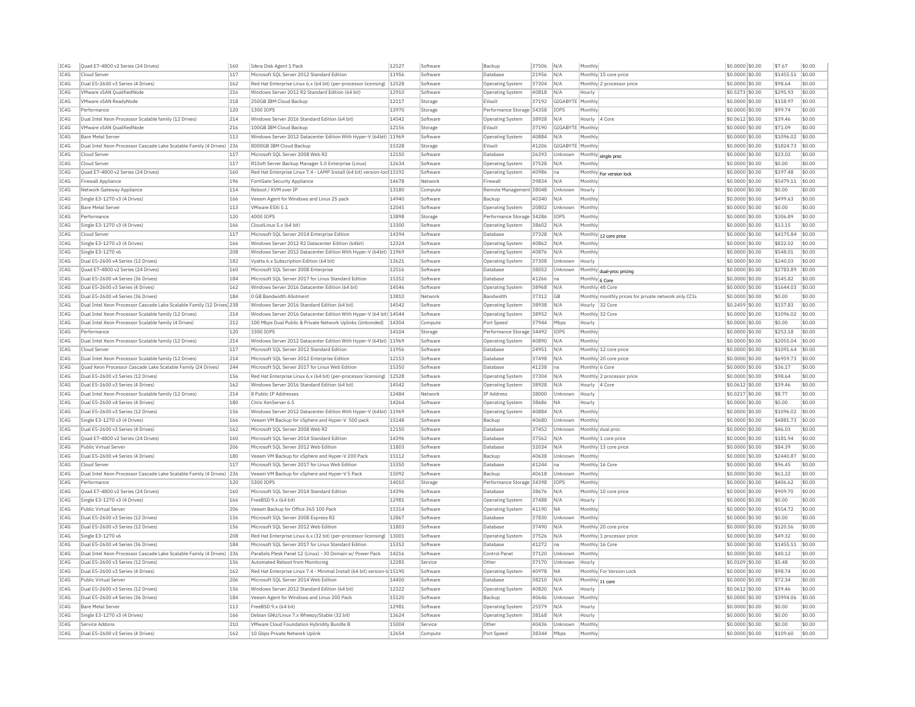| IC4G | Quad E7-4800 v2 Series (24 Drives) | 160 | Idera Disk Agent 1 Pack | 12527 | Software | Backup | 37506 | N/A | Monthly | | $0.0000 | $0.00 | $7.67 | $0.00 |
|---|---|---|---|---|---|---|---|---|---|---|---|---|---|---|
| IC4G | Cloud Server | 117 | Microsoft SQL Server 2012 Standard Edition | 11956 | Software | Database | 21956 | N/A | Monthly | 15 core price | $0.0000 | $0.00 | $1455.51 | $0.00 |
| IC4G | Dual E5-2600 v3 Series (4 Drives) | 162 | Red Hat Enterprise Linux 6.x (64 bit) (per-processor licensing) | 12528 | Software | Operating System | 37304 | N/A | Monthly | 2 processor price | $0.0000 | $0.00 | $98.64 | $0.00 |
| IC4G | VMware vSAN QualifiedNode | 216 | Windows Server 2012 R2 Standard Edition (64 bit) | 12910 | Software | Operating System | 40818 | N/A | Hourly | | $0.5273 | $0.00 | $295.93 | $0.00 |
| IC4G | VMware vSAN ReadyNode | 218 | 250GB IBM Cloud Backup | 12117 | Storage | EVault | 37192 | GIGABYTE | Monthly | | $0.0000 | $0.00 | $158.97 | $0.00 |
| IC4G | Performance | 120 | 1300 IOPS | 13970 | Storage | Performance Storage | 34358 | IOPS | Monthly | | $0.0000 | $0.00 | $99.74 | $0.00 |
| IC4G | Dual Intel Xeon Processor Scalable family (12 Drives) | 214 | Windows Server 2016 Standard Edition (64 bit) | 14542 | Software | Operating System | 38928 | N/A | Hourly | 4 Core | $0.0612 | $0.00 | $39.46 | $0.00 |
| IC4G | VMware vSAN QualifiedNode | 216 | 100GB IBM Cloud Backup | 12156 | Storage | EVault | 37190 | GIGABYTE | Monthly | | $0.0000 | $0.00 | $71.09 | $0.00 |
| IC4G | Bare Metal Server | 113 | Windows Server 2012 Datacenter Edition With Hyper-V (64bit) | 11969 | Software | Operating System | 40884 | N/A | Monthly | | $0.0000 | $0.00 | $1096.02 | $0.00 |
| IC4G | Dual Intel Xeon Processor Cascade Lake Scalable Family (4 Drives) | 236 | 8000GB IBM Cloud Backup | 15328 | Storage | EVault | 41206 | GIGABYTE | Monthly | | $0.0000 | $0.00 | $1824.73 | $0.00 |
| IC4G | Cloud Server | 117 | Microsoft SQL Server 2008 Web R2 | 12150 | Software | Database | 26393 | Unknown | Monthly | single proc | $0.0000 | $0.00 | $23.02 | $0.00 |
| IC4G | Cloud Server | 117 | R1Soft Server Backup Manager 5.0 Enterprise (Linux) | 12634 | Software | Operating System | 37528 | N/A | Monthly | | $0.0000 | $0.00 | $0.00 | $0.00 |
| IC4G | Quad E7-4800 v2 Series (24 Drives) | 160 | Red Hat Enterprise Linux 7.4 - LAMP Install (64 bit) version-lock | 15192 | Software | Operating System | 40986 | na | Monthly | For version lock | $0.0000 | $0.00 | $197.48 | $0.00 |
| IC4G | Firewall Appliance | 196 | FortiGate Security Appliance | 14678 | Network | Firewall | 39834 | N/A | Monthly | | $0.0000 | $0.00 | $5479.11 | $0.00 |
| IC4G | Network Gateway Appliance | 114 | Reboot / KVM over IP | 13180 | Compute | Remote Management | 38048 | Unknown | Hourly | | $0.0000 | $0.00 | $0.00 | $0.00 |
| IC4G | Single E3-1270 v3 (4 Drives) | 166 | Veeam Agent for Windows and Linux 25 pack | 14940 | Software | Backup | 40340 | N/A | Monthly | | $0.0000 | $0.00 | $499.63 | $0.00 |
| IC4G | Bare Metal Server | 113 | VMware ESXi 5.1 | 12045 | Software | Operating System | 20802 | Unknown | Monthly | | $0.0000 | $0.00 | $0.00 | $0.00 |
| IC4G | Performance | 120 | 4000 IOPS | 13898 | Storage | Performance Storage | 34286 | IOPS | Monthly | | $0.0000 | $0.00 | $306.89 | $0.00 |
| IC4G | Single E3-1270 v3 (4 Drives) | 166 | CloudLinux 5.x (64 bit) | 13300 | Software | Operating System | 38602 | N/A | Monthly | | $0.0000 | $0.00 | $13.15 | $0.00 |
| IC4G | Cloud Server | 117 | Microsoft SQL Server 2014 Enterprise Edition | 14394 | Software | Database | 37328 | N/A | Monthly | 12 core price | $0.0000 | $0.00 | $4175.84 | $0.00 |
| IC4G | Single E3-1270 v3 (4 Drives) | 166 | Windows Server 2012 R2 Datacenter Edition (64bit) | 12324 | Software | Operating System | 40862 | N/A | Monthly | | $0.0000 | $0.00 | $822.02 | $0.00 |
| IC4G | Single E3-1270 v6 | 208 | Windows Server 2012 Datacenter Edition With Hyper-V (64bit) | 11969 | Software | Operating System | 40876 | N/A | Monthly | | $0.0000 | $0.00 | $548.01 | $0.00 |
| IC4G | Dual E5-2600 v4 Series (12 Drives) | 182 | Vyatta 6.x Subscription Edition (64 bit) | 13621 | Software | Operating System | 37308 | Unknown | Hourly | | $0.0000 | $0.00 | $240.03 | $0.00 |
| IC4G | Quad E7-4800 v2 Series (24 Drives) | 160 | Microsoft SQL Server 2008 Enterprise | 12516 | Software | Database | 38052 | Unknown | Monthly | dual-proc pricing | $0.0000 | $0.00 | $2783.89 | $0.00 |
| IC4G | Dual E5-2600 v4 Series (36 Drives) | 184 | Microsoft SQL Server 2017 for Linux Standard Edition | 15352 | Software | Database | 41266 | na | Monthly | 6 Core | $0.0000 | $0.00 | $545.82 | $0.00 |
| IC4G | Dual E5-2600 v3 Series (4 Drives) | 162 | Windows Server 2016 Datacenter Edition (64 bit) | 14546 | Software | Operating System | 38968 | N/A | Monthly | 48 Core | $0.0000 | $0.00 | $1644.03 | $0.00 |
| IC4G | Dual E5-2600 v4 Series (36 Drives) | 184 | 0 GB Bandwidth Allotment | 13810 | Network | Bandwidth | 37312 | GB | Monthly | monthly prices for private network only CCIs | $0.0000 | $0.00 | $0.00 | $0.00 |
| IC4G | Dual Intel Xeon Processor Cascade Lake Scalable Family (12 Drives) | 238 | Windows Server 2016 Standard Edition (64 bit) | 14542 | Software | Operating System | 38938 | N/A | Hourly | 32 Core | $0.2459 | $0.00 | $157.83 | $0.00 |
| IC4G | Dual Intel Xeon Processor Scalable family (12 Drives) | 214 | Windows Server 2016 Datacenter Edition With Hyper-V (64 bit) | 14544 | Software | Operating System | 38952 | N/A | Monthly | 32 Core | $0.0000 | $0.00 | $1096.02 | $0.00 |
| IC4G | Dual Intel Xeon Processor Scalable family (4 Drives) | 212 | 100 Mbps Dual Public & Private Network Uplinks (Unbonded) | 14304 | Compute | Port Speed | 37944 | Mbps | Hourly | | $0.0000 | $0.00 | $0.00 | $0.00 |
| IC4G | Performance | 120 | 3300 IOPS | 14104 | Storage | Performance Storage | 34492 | IOPS | Monthly | | $0.0000 | $0.00 | $253.18 | $0.00 |
| IC4G | Dual Intel Xeon Processor Scalable family (12 Drives) | 214 | Windows Server 2012 Datacenter Edition With Hyper-V (64bit) | 11969 | Software | Operating System | 40890 | N/A | Monthly | | $0.0000 | $0.00 | $2055.04 | $0.00 |
| IC4G | Cloud Server | 117 | Microsoft SQL Server 2012 Standard Edition | 11956 | Software | Database | 24951 | N/A | Monthly | 12 core price | $0.0000 | $0.00 | $1091.64 | $0.00 |
| IC4G | Dual Intel Xeon Processor Scalable family (12 Drives) | 214 | Microsoft SQL Server 2012 Enterprise Edition | 12153 | Software | Database | 37498 | N/A | Monthly | 20 core price | $0.0000 | $0.00 | $6959.73 | $0.00 |
| IC4G | Quad Xeon Processor Cascade Lake Scalable Family (24 Drives) | 244 | Microsoft SQL Server 2017 for Linux Web Edition | 15350 | Software | Database | 41238 | na | Monthly | 6 Core | $0.0000 | $0.00 | $36.17 | $0.00 |
| IC4G | Dual E5-2600 v3 Series (12 Drives) | 156 | Red Hat Enterprise Linux 6.x (64 bit) (per-processor licensing) | 12528 | Software | Operating System | 37304 | N/A | Monthly | 2 processor price | $0.0000 | $0.00 | $98.64 | $0.00 |
| IC4G | Dual E5-2600 v3 Series (4 Drives) | 162 | Windows Server 2016 Standard Edition (64 bit) | 14542 | Software | Operating System | 38928 | N/A | Hourly | 4 Core | $0.0612 | $0.00 | $39.46 | $0.00 |
| IC4G | Dual Intel Xeon Processor Scalable family (12 Drives) | 214 | 8 Public IP Addresses | 12484 | Network | IP Address | 38000 | Unknown | Hourly | | $0.0217 | $0.00 | $8.77 | $0.00 |
| IC4G | Dual E5-2600 v4 Series (4 Drives) | 180 | Citrix XenServer 6.5 | 14264 | Software | Operating System | 38686 | NA | Hourly | | $0.0000 | $0.00 | $0.00 | $0.00 |
| IC4G | Dual E5-2600 v3 Series (12 Drives) | 156 | Windows Server 2012 Datacenter Edition With Hyper-V (64bit) | 11969 | Software | Operating System | 40884 | N/A | Monthly | | $0.0000 | $0.00 | $1096.02 | $0.00 |
| IC4G | Single E3-1270 v3 (4 Drives) | 166 | Veeam VM Backup for vSphere and Hyper-V 500 pack | 15148 | Software | Backup | 40680 | Unknown | Monthly | | $0.0000 | $0.00 | $4881.73 | $0.00 |
| IC4G | Dual E5-2600 v3 Series (4 Drives) | 162 | Microsoft SQL Server 2008 Web R2 | 12150 | Software | Database | 37452 | Unknown | Monthly | dual proc | $0.0000 | $0.00 | $46.03 | $0.00 |
| IC4G | Quad E7-4800 v2 Series (24 Drives) | 160 | Microsoft SQL Server 2014 Standard Edition | 14396 | Software | Database | 37562 | N/A | Monthly | 1 core price | $0.0000 | $0.00 | $181.94 | $0.00 |
| IC4G | Public Virtual Server | 206 | Microsoft SQL Server 2012 Web Edition | 11803 | Software | Database | 32034 | N/A | Monthly | 13 core price | $0.0000 | $0.00 | $84.39 | $0.00 |
| IC4G | Dual E5-2600 v4 Series (4 Drives) | 180 | Veeam VM Backup for vSphere and Hyper-V 200 Pack | 15112 | Software | Backup | 40638 | Unknown | Monthly | | $0.0000 | $0.00 | $2440.87 | $0.00 |
| IC4G | Cloud Server | 117 | Microsoft SQL Server 2017 for Linux Web Edition | 15350 | Software | Database | 41244 | na | Monthly | 16 Core | $0.0000 | $0.00 | $96.45 | $0.00 |
| IC4G | Dual Intel Xeon Processor Cascade Lake Scalable Family (4 Drives) | 236 | Veeam VM Backup for vSphere and Hyper-V 5 Pack | 15092 | Software | Backup | 40618 | Unknown | Monthly | | $0.0000 | $0.00 | $61.22 | $0.00 |
| IC4G | Performance | 120 | 5300 IOPS | 14010 | Storage | Performance Storage | 34398 | IOPS | Monthly | | $0.0000 | $0.00 | $406.62 | $0.00 |
| IC4G | Quad E7-4800 v2 Series (24 Drives) | 160 | Microsoft SQL Server 2014 Standard Edition | 14396 | Software | Database | 38676 | N/A | Monthly | 10 core price | $0.0000 | $0.00 | $909.70 | $0.00 |
| IC4G | Single E3-1270 v3 (4 Drives) | 166 | FreeBSD 9.x (64 bit) | 12981 | Software | Operating System | 37488 | N/A | Hourly | | $0.0000 | $0.00 | $0.00 | $0.00 |
| IC4G | Public Virtual Server | 206 | Veeam Backup for Office 365 100 Pack | 15314 | Software | Operating System | 41190 | NA | Monthly | | $0.0000 | $0.00 | $554.72 | $0.00 |
| IC4G | Dual E5-2600 v3 Series (12 Drives) | 156 | Microsoft SQL Server 2008 Express R2 | 12867 | Software | Database | 37830 | Unknown | Monthly | | $0.0000 | $0.00 | $0.00 | $0.00 |
| IC4G | Dual E5-2600 v3 Series (12 Drives) | 156 | Microsoft SQL Server 2012 Web Edition | 11803 | Software | Database | 37490 | N/A | Monthly | 20 core price | $0.0000 | $0.00 | $120.56 | $0.00 |
| IC4G | Single E3-1270 v6 | 208 | Red Hat Enterprise Linux 6.x (32 bit) (per-processor licensing) | 13001 | Software | Operating System | 37526 | N/A | Monthly | 1 processor price | $0.0000 | $0.00 | $49.32 | $0.00 |
| IC4G | Dual E5-2600 v4 Series (36 Drives) | 184 | Microsoft SQL Server 2017 for Linux Standard Edition | 15352 | Software | Database | 41272 | na | Monthly | 16 Core | $0.0000 | $0.00 | $1455.51 | $0.00 |
| IC4G | Dual Intel Xeon Processor Cascade Lake Scalable Family (4 Drives) | 236 | Parallels Plesk Panel 12 (Linux) - 30 Domain w/ Power Pack | 14216 | Software | Control Panel | 37120 | Unknown | Monthly | | $0.0000 | $0.00 | $40.12 | $0.00 |
| IC4G | Dual E5-2600 v3 Series (12 Drives) | 156 | Automated Reboot from Monitoring | 12285 | Service | Other | 37170 | Unknown | Hourly | | $0.0109 | $0.00 | $5.48 | $0.00 |
| IC4G | Dual E5-2600 v3 Series (4 Drives) | 162 | Red Hat Enterprise Linux 7.4 - Minimal Install (64 bit) version-lo | 15190 | Software | Operating System | 40978 | NA | Monthly | For Version Lock | $0.0000 | $0.00 | $98.74 | $0.00 |
| IC4G | Public Virtual Server | 206 | Microsoft SQL Server 2014 Web Edition | 14400 | Software | Database | 38210 | N/A | Monthly | 11 core | $0.0000 | $0.00 | $72.34 | $0.00 |
| IC4G | Dual E5-2600 v3 Series (12 Drives) | 156 | Windows Server 2012 Standard Edition (64 bit) | 12322 | Software | Operating System | 40820 | N/A | Hourly | | $0.0612 | $0.00 | $39.46 | $0.00 |
| IC4G | Dual E5-2600 v4 Series (36 Drives) | 184 | Veeam Agent for Windows and Linux 200 Pack | 15120 | Software | Backup | 40646 | Unknown | Monthly | | $0.0000 | $0.00 | $3994.06 | $0.00 |
| IC4G | Bare Metal Server | 113 | FreeBSD 9.x (64 bit) | 12981 | Software | Operating System | 25579 | N/A | Hourly | | $0.0000 | $0.00 | $0.00 | $0.00 |
| IC4G | Single E3-1270 v3 (4 Drives) | 166 | Debian GNU/Linux 7.x Wheezy/Stable (32 bit) | 13624 | Software | Operating System | 38168 | N/A | Hourly | | $0.0000 | $0.00 | $0.00 | $0.00 |
| IC4G | Service Addons | 210 | VMware Cloud Foundation Hybridity Bundle B | 15004 | Service | Other | 40436 | Unknown | Monthly | | $0.0000 | $0.00 | $0.00 | $0.00 |
| IC4G | Dual E5-2600 v3 Series (4 Drives) | 162 | 10 Gbps Private Network Uplink | 12654 | Compute | Port Speed | 38344 | Mbps | Monthly | | $0.0000 | $0.00 | $109.60 | $0.00 |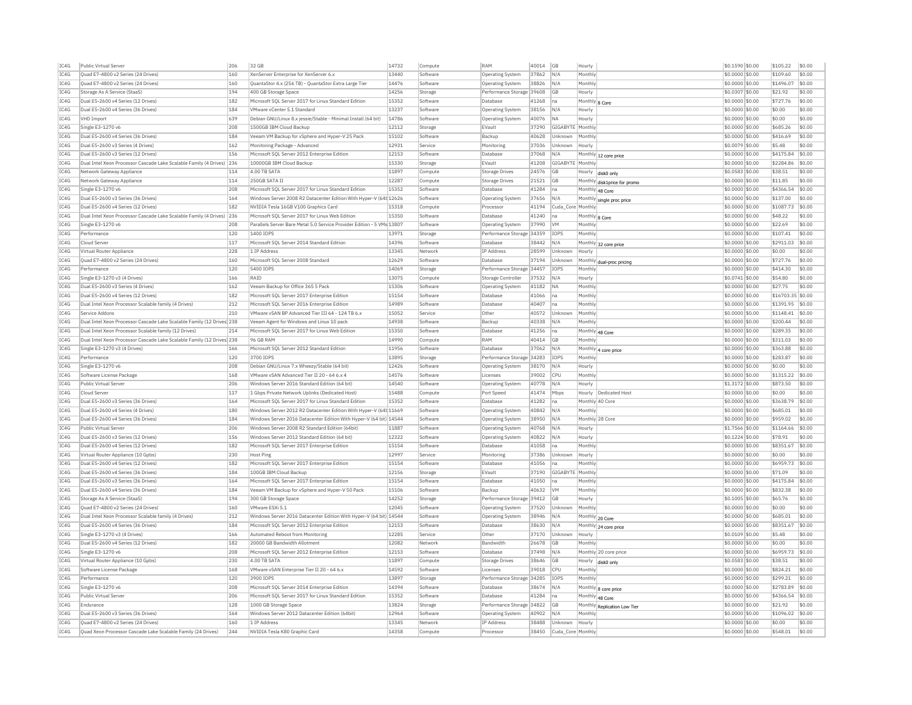| IC4G | Public Virtual Server | 206 | 32 GB | 14732 | Compute | RAM | 40014 | GB | Hourly | | $0.1590 | $0.00 | $105.22 | $0.00 |
|---|---|---|---|---|---|---|---|---|---|---|---|---|---|---|
| IC4G | Quad E7-4800 v2 Series (24 Drives) | 160 | XenServer Enterprise for XenServer 6.x | 13440 | Software | Operating System | 37862 | N/A | Monthly | | $0.0000 | $0.00 | $109.60 | $0.00 |
| IC4G | Quad E7-4800 v2 Series (24 Drives) | 160 | QuantaStor 4.x (256 TB) - QuantaStor Extra Large Tier | 14476 | Software | Operating System | 38826 | N/A | Monthly | | $0.0000 | $0.00 | $1496.07 | $0.00 |
| IC4G | Storage As A Service (StaaS) | 194 | 400 GB Storage Space | 14256 | Storage | Performance Storage | 39608 | GB | Hourly | | $0.0307 | $0.00 | $21.92 | $0.00 |
| IC4G | Dual E5-2600 v4 Series (12 Drives) | 182 | Microsoft SQL Server 2017 for Linux Standard Edition | 15352 | Software | Database | 41268 | na | Monthly | 8 Core | $0.0000 | $0.00 | $727.76 | $0.00 |
| IC4G | Dual E5-2600 v4 Series (36 Drives) | 184 | VMware vCenter 5.1 Standard | 13237 | Software | Operating System | 38156 | N/A | Monthly | | $0.0000 | $0.00 | $0.00 | $0.00 |
| IC4G | VHD Import | 639 | Debian GNU/Linux 8.x jessie/Stable - Minimal Install (64 bit) | 14786 | Software | Operating System | 40076 | NA | Hourly | | $0.0000 | $0.00 | $0.00 | $0.00 |
| IC4G | Single E3-1270 v6 | 208 | 1500GB IBM Cloud Backup | 12112 | Storage | EVault | 37290 | GIGABYTE | Monthly | | $0.0000 | $0.00 | $685.26 | $0.00 |
| IC4G | Dual E5-2600 v4 Series (36 Drives) | 184 | Veeam VM Backup for vSphere and Hyper-V 25 Pack | 15102 | Software | Backup | 40628 | Unknown | Monthly | | $0.0000 | $0.00 | $416.69 | $0.00 |
| IC4G | Dual E5-2600 v3 Series (4 Drives) | 162 | Monitoring Package - Advanced | 12931 | Service | Monitoring | 37036 | Unknown | Hourly | | $0.0079 | $0.00 | $5.48 | $0.00 |
| IC4G | Dual E5-2600 v3 Series (12 Drives) | 156 | Microsoft SQL Server 2012 Enterprise Edition | 12153 | Software | Database | 37068 | N/A | Monthly | 12 core price | $0.0000 | $0.00 | $4175.84 | $0.00 |
| IC4G | Dual Intel Xeon Processor Cascade Lake Scalable Family (4 Drives) | 236 | 10000GB IBM Cloud Backup | 15330 | Storage | EVault | 41208 | GIGABYTE | Monthly | | $0.0000 | $0.00 | $2284.86 | $0.00 |
| IC4G | Network Gateway Appliance | 114 | 4.00 TB SATA | 11897 | Compute | Storage Drives | 24576 | GB | Hourly | disk0 only | $0.0583 | $0.00 | $38.51 | $0.00 |
| IC4G | Network Gateway Appliance | 114 | 250GB SATA II | 12287 | Compute | Storage Drives | 21521 | GB | Monthly | disk1price for promo | $0.0000 | $0.00 | $11.85 | $0.00 |
| IC4G | Single E3-1270 v6 | 208 | Microsoft SQL Server 2017 for Linux Standard Edition | 15352 | Software | Database | 41284 | na | Monthly | 48 Core | $0.0000 | $0.00 | $4366.54 | $0.00 |
| IC4G | Dual E5-2600 v3 Series (36 Drives) | 164 | Windows Server 2008 R2 Datacenter Edition With Hyper-V (64t | 12626 | Software | Operating System | 37656 | N/A | Monthly | single proc price | $0.0000 | $0.00 | $137.00 | $0.00 |
| IC4G | Dual E5-2600 v4 Series (12 Drives) | 182 | NVIDIA Tesla 16GB V100 Graphics Card | 15318 | Compute | Processor | 41194 | Cuda_Core | Monthly | | $0.0000 | $0.00 | $1087.73 | $0.00 |
| IC4G | Dual Intel Xeon Processor Cascade Lake Scalable Family (4 Drives) | 236 | Microsoft SQL Server 2017 for Linux Web Edition | 15350 | Software | Database | 41240 | na | Monthly | 8 Core | $0.0000 | $0.00 | $48.22 | $0.00 |
| IC4G | Single E3-1270 v6 | 208 | Parallels Server Bare Metal 5.0 Service Provider Edition - 5 VMs | 13807 | Software | Operating System | 37990 | VM | Monthly | | $0.0000 | $0.00 | $22.69 | $0.00 |
| IC4G | Performance | 120 | 1400 IOPS | 13971 | Storage | Performance Storage | 34359 | IOPS | Monthly | | $0.0000 | $0.00 | $107.41 | $0.00 |
| IC4G | Cloud Server | 117 | Microsoft SQL Server 2014 Standard Edition | 14396 | Software | Database | 38442 | N/A | Monthly | 32 core price | $0.0000 | $0.00 | $2911.03 | $0.00 |
| IC4G | Virtual Router Appliance | 228 | 1 IP Address | 13345 | Network | IP Address | 28599 | Unknown | Hourly | | $0.0000 | $0.00 | $0.00 | $0.00 |
| IC4G | Quad E7-4800 v2 Series (24 Drives) | 160 | Microsoft SQL Server 2008 Standard | 12629 | Software | Database | 37194 | Unknown | Monthly | dual-proc pricing | $0.0000 | $0.00 | $727.76 | $0.00 |
| IC4G | Performance | 120 | 5400 IOPS | 14069 | Storage | Performance Storage | 34457 | IOPS | Monthly | | $0.0000 | $0.00 | $414.30 | $0.00 |
| IC4G | Single E3-1270 v3 (4 Drives) | 166 | RAID | 13075 | Compute | Storage Controller | 37532 | N/A | Hourly | | $0.0741 | $0.00 | $54.80 | $0.00 |
| IC4G | Dual E5-2600 v3 Series (4 Drives) | 162 | Veeam Backup for Office 365 5 Pack | 15306 | Software | Operating System | 41182 | NA | Monthly | | $0.0000 | $0.00 | $27.75 | $0.00 |
| IC4G | Dual E5-2600 v4 Series (12 Drives) | 182 | Microsoft SQL Server 2017 Enterprise Edition | 15154 | Software | Database | 41066 | na | Monthly | | $0.0000 | $0.00 | $16703.35 | $0.00 |
| IC4G | Dual Intel Xeon Processor Scalable family (4 Drives) | 212 | Microsoft SQL Server 2016 Enterprise Edition | 14989 | Software | Database | 40407 | na | Monthly | | $0.0000 | $0.00 | $1391.95 | $0.00 |
| IC4G | Service Addons | 210 | VMware vSAN BP Advanced Tier III 64 - 124 TB 6.x | 15052 | Service | Other | 40572 | Unknown | Monthly | | $0.0000 | $0.00 | $1148.41 | $0.00 |
| IC4G | Dual Intel Xeon Processor Cascade Lake Scalable Family (12 Drives) | 238 | Veeam Agent for Windows and Linux 10 pack | 14938 | Software | Backup | 40338 | N/A | Monthly | | $0.0000 | $0.00 | $200.44 | $0.00 |
| IC4G | Dual Intel Xeon Processor Scalable family (12 Drives) | 214 | Microsoft SQL Server 2017 for Linux Web Edition | 15350 | Software | Database | 41256 | na | Monthly | 48 Core | $0.0000 | $0.00 | $289.35 | $0.00 |
| IC4G | Dual Intel Xeon Processor Cascade Lake Scalable Family (12 Drives) | 238 | 96 GB RAM | 14990 | Compute | RAM | 40414 | GB | Monthly | | $0.0000 | $0.00 | $311.03 | $0.00 |
| IC4G | Single E3-1270 v3 (4 Drives) | 166 | Microsoft SQL Server 2012 Standard Edition | 11956 | Software | Database | 37062 | N/A | Monthly | 4 core price | $0.0000 | $0.00 | $363.88 | $0.00 |
| IC4G | Performance | 120 | 3700 IOPS | 13895 | Storage | Performance Storage | 34283 | IOPS | Monthly | | $0.0000 | $0.00 | $283.87 | $0.00 |
| IC4G | Single E3-1270 v6 | 208 | Debian GNU/Linux 7.x Wheezy/Stable (64 bit) | 12426 | Software | Operating System | 38170 | N/A | Hourly | | $0.0000 | $0.00 | $0.00 | $0.00 |
| IC4G | Software License Package | 168 | VMware vSAN Advanced Tier III 20 - 64 6.x 4 | 14576 | Software | Licenses | 39002 | CPU | Monthly | | $0.0000 | $0.00 | $1315.22 | $0.00 |
| IC4G | Public Virtual Server | 206 | Windows Server 2016 Standard Edition (64 bit) | 14540 | Software | Operating System | 40778 | N/A | Hourly | | $1.3172 | $0.00 | $873.50 | $0.00 |
| IC4G | Cloud Server | 117 | 1 Gbps Private Network Uplinks (Dedicated Host) | 15488 | Compute | Port Speed | 41474 | Mbps | Hourly | Dedicated Host | $0.0000 | $0.00 | $0.00 | $0.00 |
| IC4G | Dual E5-2600 v3 Series (36 Drives) | 164 | Microsoft SQL Server 2017 for Linux Standard Edition | 15352 | Software | Database | 41282 | na | Monthly | 40 Core | $0.0000 | $0.00 | $3638.79 | $0.00 |
| IC4G | Dual E5-2600 v4 Series (4 Drives) | 180 | Windows Server 2012 R2 Datacenter Edition With Hyper-V (64t | 11669 | Software | Operating System | 40842 | N/A | Monthly | | $0.0000 | $0.00 | $685.01 | $0.00 |
| IC4G | Dual E5-2600 v4 Series (36 Drives) | 184 | Windows Server 2016 Datacenter Edition With Hyper-V (64 bit) | 14544 | Software | Operating System | 38950 | N/A | Monthly | 28 Core | $0.0000 | $0.00 | $959.02 | $0.00 |
| IC4G | Public Virtual Server | 206 | Windows Server 2008 R2 Standard Edition (64bit) | 11887 | Software | Operating System | 40768 | N/A | Hourly | | $1.7566 | $0.00 | $1164.66 | $0.00 |
| IC4G | Dual E5-2600 v3 Series (12 Drives) | 156 | Windows Server 2012 Standard Edition (64 bit) | 12322 | Software | Operating System | 40822 | N/A | Hourly | | $0.1224 | $0.00 | $78.91 | $0.00 |
| IC4G | Dual E5-2600 v4 Series (12 Drives) | 182 | Microsoft SQL Server 2017 Enterprise Edition | 15154 | Software | Database | 41058 | na | Monthly | | $0.0000 | $0.00 | $8351.67 | $0.00 |
| IC4G | Virtual Router Appliance (10 Gpbs) | 230 | Host Ping | 12997 | Service | Monitoring | 37386 | Unknown | Hourly | | $0.0000 | $0.00 | $0.00 | $0.00 |
| IC4G | Dual E5-2600 v4 Series (12 Drives) | 182 | Microsoft SQL Server 2017 Enterprise Edition | 15154 | Software | Database | 41056 | na | Monthly | | $0.0000 | $0.00 | $6959.73 | $0.00 |
| IC4G | Dual E5-2600 v4 Series (36 Drives) | 184 | 100GB IBM Cloud Backup | 12156 | Storage | EVault | 37190 | GIGABYTE | Monthly | | $0.0000 | $0.00 | $71.09 | $0.00 |
| IC4G | Dual E5-2600 v3 Series (36 Drives) | 164 | Microsoft SQL Server 2017 Enterprise Edition | 15154 | Software | Database | 41050 | na | Monthly | | $0.0000 | $0.00 | $4175.84 | $0.00 |
| IC4G | Dual E5-2600 v4 Series (36 Drives) | 184 | Veeam VM Backup for vSphere and Hyper-V 50 Pack | 15106 | Software | Backup | 40632 | VM | Monthly | | $0.0000 | $0.00 | $832.38 | $0.00 |
| IC4G | Storage As A Service (StaaS) | 194 | 300 GB Storage Space | 14252 | Storage | Performance Storage | 39412 | GB | Hourly | | $0.1005 | $0.00 | $65.76 | $0.00 |
| IC4G | Quad E7-4800 v2 Series (24 Drives) | 160 | VMware ESXi 5.1 | 12045 | Software | Operating System | 37520 | Unknown | Monthly | | $0.0000 | $0.00 | $0.00 | $0.00 |
| IC4G | Dual Intel Xeon Processor Scalable family (4 Drives) | 212 | Windows Server 2016 Datacenter Edition With Hyper-V (64 bit) | 14544 | Software | Operating System | 38946 | N/A | Monthly | 20 Core | $0.0000 | $0.00 | $685.01 | $0.00 |
| IC4G | Dual E5-2600 v4 Series (36 Drives) | 184 | Microsoft SQL Server 2012 Enterprise Edition | 12153 | Software | Database | 38630 | N/A | Monthly | 24 core price | $0.0000 | $0.00 | $8351.67 | $0.00 |
| IC4G | Single E3-1270 v3 (4 Drives) | 166 | Automated Reboot from Monitoring | 12285 | Service | Other | 37170 | Unknown | Hourly | | $0.0109 | $0.00 | $5.48 | $0.00 |
| IC4G | Dual E5-2600 v4 Series (12 Drives) | 182 | 20000 GB Bandwidth Allotment | 12082 | Network | Bandwidth | 26678 | GB | Monthly | | $0.0000 | $0.00 | $0.00 | $0.00 |
| IC4G | Single E3-1270 v6 | 208 | Microsoft SQL Server 2012 Enterprise Edition | 12153 | Software | Database | 37498 | N/A | Monthly | 20 core price | $0.0000 | $0.00 | $6959.73 | $0.00 |
| IC4G | Virtual Router Appliance (10 Gpbs) | 230 | 4.00 TB SATA | 11897 | Compute | Storage Drives | 38646 | GB | Hourly | disk0 only | $0.0583 | $0.00 | $38.51 | $0.00 |
| IC4G | Software License Package | 168 | VMware vSAN Enterprise Tier II 20 - 64 6.x | 14592 | Software | Licenses | 39018 | CPU | Monthly | | $0.0000 | $0.00 | $824.21 | $0.00 |
| IC4G | Performance | 120 | 3900 IOPS | 13897 | Storage | Performance Storage | 34285 | IOPS | Monthly | | $0.0000 | $0.00 | $299.21 | $0.00 |
| IC4G | Single E3-1270 v6 | 208 | Microsoft SQL Server 2014 Enterprise Edition | 14394 | Software | Database | 38674 | N/A | Monthly | 8 core price | $0.0000 | $0.00 | $2783.89 | $0.00 |
| IC4G | Public Virtual Server | 206 | Microsoft SQL Server 2017 for Linux Standard Edition | 15352 | Software | Database | 41284 | na | Monthly | 48 Core | $0.0000 | $0.00 | $4366.54 | $0.00 |
| IC4G | Endurance | 128 | 1000 GB Storage Space | 13824 | Storage | Performance Storage | 34822 | GB | Monthly | Replication Low Tier | $0.0000 | $0.00 | $21.92 | $0.00 |
| IC4G | Dual E5-2600 v3 Series (36 Drives) | 164 | Windows Server 2012 Datacenter Edition (64bit) | 12964 | Software | Operating System | 40902 | N/A | Monthly | | $0.0000 | $0.00 | $1096.02 | $0.00 |
| IC4G | Quad E7-4800 v2 Series (24 Drives) | 160 | 1 IP Address | 13345 | Network | IP Address | 38488 | Unknown | Hourly | | $0.0000 | $0.00 | $0.00 | $0.00 |
| IC4G | Quad Xeon Processor Cascade Lake Scalable Family (24 Drives) | 244 | NVIDIA Tesla K80 Graphic Card | 14358 | Compute | Processor | 38450 | Cuda_Core | Monthly | | $0.0000 | $0.00 | $548.01 | $0.00 |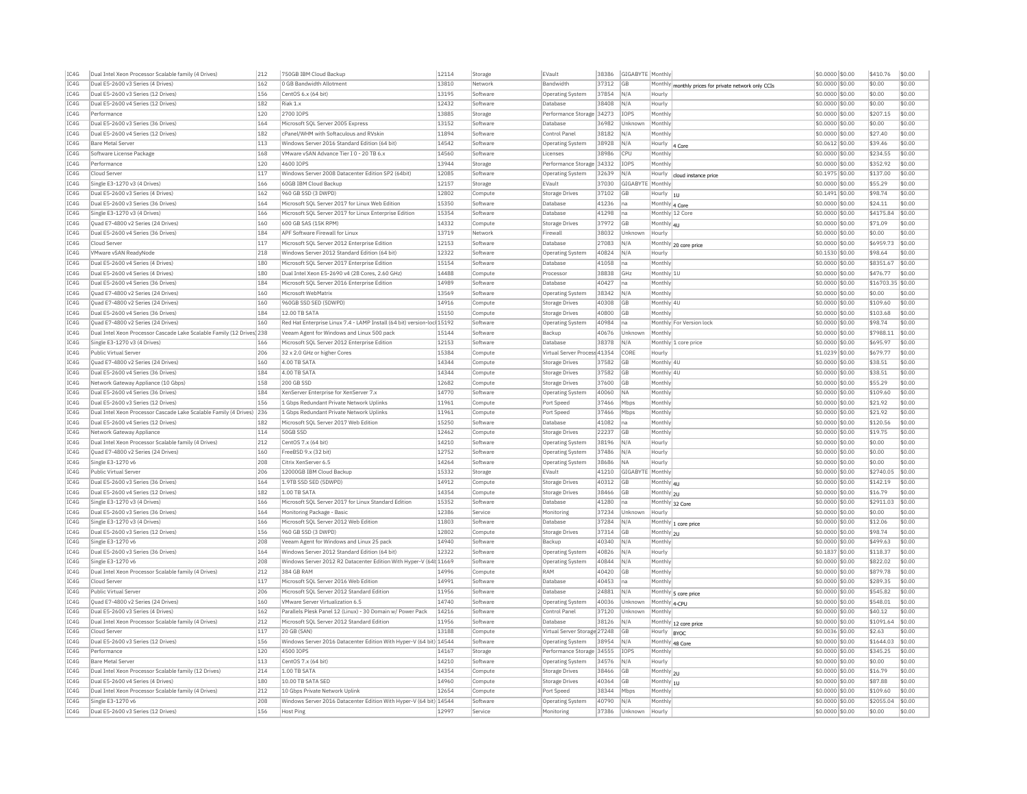| IC4G | Dual Intel Xeon Processor Scalable family (4 Drives) | 212 | 750GB IBM Cloud Backup | 12114 | Storage | EVault | 38386 | GIGABYTE | Monthly | | $0.0000 | $0.00 | $410.76 | $0.00 |
|---|---|---|---|---|---|---|---|---|---|---|---|---|---|---|
| IC4G | Dual E5-2600 v3 Series (4 Drives) | 162 | 0 GB Bandwidth Allotment | 13810 | Network | Bandwidth | 37312 | GB | Monthly | monthly prices for private network only CCIs | $0.0000 | $0.00 | $0.00 | $0.00 |
| IC4G | Dual E5-2600 v3 Series (12 Drives) | 156 | CentOS 6.x (64 bit) | 13195 | Software | Operating System | 37854 | N/A | Hourly | | $0.0000 | $0.00 | $0.00 | $0.00 |
| IC4G | Dual E5-2600 v4 Series (12 Drives) | 182 | Riak 1.x | 12432 | Software | Database | 38408 | N/A | Hourly | | $0.0000 | $0.00 | $0.00 | $0.00 |
| IC4G | Performance | 120 | 2700 IOPS | 13885 | Storage | Performance Storage | 34273 | IOPS | Monthly | | $0.0000 | $0.00 | $207.15 | $0.00 |
| IC4G | Dual E5-2600 v3 Series (36 Drives) | 164 | Microsoft SQL Server 2005 Express | 13152 | Software | Database | 36982 | Unknown | Monthly | | $0.0000 | $0.00 | $0.00 | $0.00 |
| IC4G | Dual E5-2600 v4 Series (12 Drives) | 182 | cPanel/WHM with Softaculous and RVskin | 11894 | Software | Control Panel | 38182 | N/A | Monthly | | $0.0000 | $0.00 | $27.40 | $0.00 |
| IC4G | Bare Metal Server | 113 | Windows Server 2016 Standard Edition (64 bit) | 14542 | Software | Operating System | 38928 | N/A | Hourly | 4 Core | $0.0612 | $0.00 | $39.46 | $0.00 |
| IC4G | Software License Package | 168 | VMware vSAN Advance Tier I 0 - 20 TB 6.x | 14560 | Software | Licenses | 38986 | CPU | Monthly | | $0.0000 | $0.00 | $234.55 | $0.00 |
| IC4G | Performance | 120 | 4600 IOPS | 13944 | Storage | Performance Storage | 34332 | IOPS | Monthly | | $0.0000 | $0.00 | $352.92 | $0.00 |
| IC4G | Cloud Server | 117 | Windows Server 2008 Datacenter Edition SP2 (64bit) | 12085 | Software | Operating System | 32639 | N/A | Hourly | cloud instance price | $0.1975 | $0.00 | $137.00 | $0.00 |
| IC4G | Single E3-1270 v3 (4 Drives) | 166 | 60GB IBM Cloud Backup | 12157 | Storage | EVault | 37030 | GIGABYTE | Monthly | | $0.0000 | $0.00 | $55.29 | $0.00 |
| IC4G | Dual E5-2600 v3 Series (4 Drives) | 162 | 960 GB SSD (3 DWPD) | 12802 | Compute | Storage Drives | 37102 | GB | Hourly | 1U | $0.1491 | $0.00 | $98.74 | $0.00 |
| IC4G | Dual E5-2600 v3 Series (36 Drives) | 164 | Microsoft SQL Server 2017 for Linux Web Edition | 15350 | Software | Database | 41236 | na | Monthly | 4 Core | $0.0000 | $0.00 | $24.11 | $0.00 |
| IC4G | Single E3-1270 v3 (4 Drives) | 166 | Microsoft SQL Server 2017 for Linux Enterprise Edition | 15354 | Software | Database | 41298 | na | Monthly | 12 Core | $0.0000 | $0.00 | $4175.84 | $0.00 |
| IC4G | Quad E7-4800 v2 Series (24 Drives) | 160 | 600 GB SAS (15K RPM) | 14332 | Compute | Storage Drives | 37972 | GB | Monthly | 4U | $0.0000 | $0.00 | $71.09 | $0.00 |
| IC4G | Dual E5-2600 v4 Series (36 Drives) | 184 | APF Software Firewall for Linux | 13719 | Network | Firewall | 38032 | Unknown | Hourly | | $0.0000 | $0.00 | $0.00 | $0.00 |
| IC4G | Cloud Server | 117 | Microsoft SQL Server 2012 Enterprise Edition | 12153 | Software | Database | 27083 | N/A | Monthly | 20 core price | $0.0000 | $0.00 | $6959.73 | $0.00 |
| IC4G | VMware vSAN ReadyNode | 218 | Windows Server 2012 Standard Edition (64 bit) | 12322 | Software | Operating System | 40824 | N/A | Hourly | | $0.1530 | $0.00 | $98.64 | $0.00 |
| IC4G | Dual E5-2600 v4 Series (4 Drives) | 180 | Microsoft SQL Server 2017 Enterprise Edition | 15154 | Software | Database | 41058 | na | Monthly | | $0.0000 | $0.00 | $8351.67 | $0.00 |
| IC4G | Dual E5-2600 v4 Series (4 Drives) | 180 | Dual Intel Xeon E5-2690 v4 (28 Cores, 2.60 GHz) | 14488 | Compute | Processor | 38838 | GHz | Monthly | 1U | $0.0000 | $0.00 | $476.77 | $0.00 |
| IC4G | Dual E5-2600 v4 Series (36 Drives) | 184 | Microsoft SQL Server 2016 Enterprise Edition | 14989 | Software | Database | 40427 | na | Monthly | | $0.0000 | $0.00 | $16703.35 | $0.00 |
| IC4G | Quad E7-4800 v2 Series (24 Drives) | 160 | Microsoft WebMatrix | 13569 | Software | Operating System | 38342 | N/A | Monthly | | $0.0000 | $0.00 | $0.00 | $0.00 |
| IC4G | Quad E7-4800 v2 Series (24 Drives) | 160 | 960GB SSD SED (5DWPD) | 14916 | Compute | Storage Drives | 40308 | GB | Monthly | 4U | $0.0000 | $0.00 | $109.60 | $0.00 |
| IC4G | Dual E5-2600 v4 Series (36 Drives) | 184 | 12.00 TB SATA | 15150 | Compute | Storage Drives | 40800 | GB | Monthly | | $0.0000 | $0.00 | $103.68 | $0.00 |
| IC4G | Quad E7-4800 v2 Series (24 Drives) | 160 | Red Hat Enterprise Linux 7.4 - LAMP Install (64 bit) version-lock | 15192 | Software | Operating System | 40984 | na | Monthly | For Version lock | $0.0000 | $0.00 | $98.74 | $0.00 |
| IC4G | Dual Intel Xeon Processor Cascade Lake Scalable Family (12 Drives) | 238 | Veeam Agent for Windows and Linux 500 pack | 15144 | Software | Backup | 40676 | Unknown | Monthly | | $0.0000 | $0.00 | $7988.11 | $0.00 |
| IC4G | Single E3-1270 v3 (4 Drives) | 166 | Microsoft SQL Server 2012 Enterprise Edition | 12153 | Software | Database | 38378 | N/A | Monthly | 1 core price | $0.0000 | $0.00 | $695.97 | $0.00 |
| IC4G | Public Virtual Server | 206 | 32 x 2.0 GHz or higher Cores | 15384 | Compute | Virtual Server Process | 41354 | CORE | Hourly | | $1.0239 | $0.00 | $679.77 | $0.00 |
| IC4G | Quad E7-4800 v2 Series (24 Drives) | 160 | 4.00 TB SATA | 14344 | Compute | Storage Drives | 37582 | GB | Monthly | 4U | $0.0000 | $0.00 | $38.51 | $0.00 |
| IC4G | Dual E5-2600 v4 Series (36 Drives) | 184 | 4.00 TB SATA | 14344 | Compute | Storage Drives | 37582 | GB | Monthly | 4U | $0.0000 | $0.00 | $38.51 | $0.00 |
| IC4G | Network Gateway Appliance (10 Gbps) | 158 | 200 GB SSD | 12682 | Compute | Storage Drives | 37600 | GB | Monthly | | $0.0000 | $0.00 | $55.29 | $0.00 |
| IC4G | Dual E5-2600 v4 Series (36 Drives) | 184 | XenServer Enterprise for XenServer 7.x | 14770 | Software | Operating System | 40060 | NA | Monthly | | $0.0000 | $0.00 | $109.60 | $0.00 |
| IC4G | Dual E5-2600 v3 Series (12 Drives) | 156 | 1 Gbps Redundant Private Network Uplinks | 11961 | Compute | Port Speed | 37466 | Mbps | Monthly | | $0.0000 | $0.00 | $21.92 | $0.00 |
| IC4G | Dual Intel Xeon Processor Cascade Lake Scalable Family (4 Drives) | 236 | 1 Gbps Redundant Private Network Uplinks | 11961 | Compute | Port Speed | 37466 | Mbps | Monthly | | $0.0000 | $0.00 | $21.92 | $0.00 |
| IC4G | Dual E5-2600 v4 Series (12 Drives) | 182 | Microsoft SQL Server 2017 Web Edition | 15250 | Software | Database | 41082 | na | Monthly | | $0.0000 | $0.00 | $120.56 | $0.00 |
| IC4G | Network Gateway Appliance | 114 | 50GB SSD | 12462 | Compute | Storage Drives | 22237 | GB | Monthly | | $0.0000 | $0.00 | $19.75 | $0.00 |
| IC4G | Dual Intel Xeon Processor Scalable family (4 Drives) | 212 | CentOS 7.x (64 bit) | 14210 | Software | Operating System | 38196 | N/A | Hourly | | $0.0000 | $0.00 | $0.00 | $0.00 |
| IC4G | Quad E7-4800 v2 Series (24 Drives) | 160 | FreeBSD 9.x (32 bit) | 12752 | Software | Operating System | 37486 | N/A | Hourly | | $0.0000 | $0.00 | $0.00 | $0.00 |
| IC4G | Single E3-1270 v6 | 208 | Citrix XenServer 6.5 | 14264 | Software | Operating System | 38686 | NA | Hourly | | $0.0000 | $0.00 | $0.00 | $0.00 |
| IC4G | Public Virtual Server | 206 | 12000GB IBM Cloud Backup | 15332 | Storage | EVault | 41210 | GIGABYTE | Monthly | | $0.0000 | $0.00 | $2740.05 | $0.00 |
| IC4G | Dual E5-2600 v3 Series (36 Drives) | 164 | 1.9TB SSD SED (5DWPD) | 14912 | Compute | Storage Drives | 40312 | GB | Monthly | 4U | $0.0000 | $0.00 | $142.19 | $0.00 |
| IC4G | Dual E5-2600 v4 Series (12 Drives) | 182 | 1.00 TB SATA | 14354 | Compute | Storage Drives | 38466 | GB | Monthly | 2U | $0.0000 | $0.00 | $16.79 | $0.00 |
| IC4G | Single E3-1270 v3 (4 Drives) | 166 | Microsoft SQL Server 2017 for Linux Standard Edition | 15352 | Software | Database | 41280 | na | Monthly | 32 Core | $0.0000 | $0.00 | $2911.03 | $0.00 |
| IC4G | Dual E5-2600 v3 Series (36 Drives) | 164 | Monitoring Package - Basic | 12386 | Service | Monitoring | 37234 | Unknown | Hourly | | $0.0000 | $0.00 | $0.00 | $0.00 |
| IC4G | Single E3-1270 v3 (4 Drives) | 166 | Microsoft SQL Server 2012 Web Edition | 11803 | Software | Database | 37284 | N/A | Monthly | 1 core price | $0.0000 | $0.00 | $12.06 | $0.00 |
| IC4G | Dual E5-2600 v3 Series (12 Drives) | 156 | 960 GB SSD (3 DWPD) | 12802 | Compute | Storage Drives | 37314 | GB | Monthly | 2U | $0.0000 | $0.00 | $98.74 | $0.00 |
| IC4G | Single E3-1270 v6 | 208 | Veeam Agent for Windows and Linux 25 pack | 14940 | Software | Backup | 40340 | N/A | Monthly | | $0.0000 | $0.00 | $499.63 | $0.00 |
| IC4G | Dual E5-2600 v3 Series (36 Drives) | 164 | Windows Server 2012 Standard Edition (64 bit) | 12322 | Software | Operating System | 40826 | N/A | Hourly | | $0.1837 | $0.00 | $118.37 | $0.00 |
| IC4G | Single E3-1270 v6 | 208 | Windows Server 2012 R2 Datacenter Edition With Hyper-V (64b | 11669 | Software | Operating System | 40844 | N/A | Monthly | | $0.0000 | $0.00 | $822.02 | $0.00 |
| IC4G | Dual Intel Xeon Processor Scalable family (4 Drives) | 212 | 384 GB RAM | 14996 | Compute | RAM | 40420 | GB | Monthly | | $0.0000 | $0.00 | $879.78 | $0.00 |
| IC4G | Cloud Server | 117 | Microsoft SQL Server 2016 Web Edition | 14991 | Software | Database | 40453 | na | Monthly | | $0.0000 | $0.00 | $289.35 | $0.00 |
| IC4G | Public Virtual Server | 206 | Microsoft SQL Server 2012 Standard Edition | 11956 | Software | Database | 24881 | N/A | Monthly | 5 core price | $0.0000 | $0.00 | $545.82 | $0.00 |
| IC4G | Quad E7-4800 v2 Series (24 Drives) | 160 | VMware Server Virtualization 6.5 | 14740 | Software | Operating System | 40036 | Unknown | Monthly | 4-CPU | $0.0000 | $0.00 | $548.01 | $0.00 |
| IC4G | Dual E5-2600 v3 Series (4 Drives) | 162 | Parallels Plesk Panel 12 (Linux) - 30 Domain w/ Power Pack | 14216 | Software | Control Panel | 37120 | Unknown | Monthly | | $0.0000 | $0.00 | $40.12 | $0.00 |
| IC4G | Dual Intel Xeon Processor Scalable family (4 Drives) | 212 | Microsoft SQL Server 2012 Standard Edition | 11956 | Software | Database | 38126 | N/A | Monthly | 12 core price | $0.0000 | $0.00 | $1091.64 | $0.00 |
| IC4G | Cloud Server | 117 | 20 GB (SAN) | 13188 | Compute | Virtual Server Storage | 27248 | GB | Hourly | BYOC | $0.0036 | $0.00 | $2.63 | $0.00 |
| IC4G | Dual E5-2600 v3 Series (12 Drives) | 156 | Windows Server 2016 Datacenter Edition With Hyper-V (64 bit) | 14544 | Software | Operating System | 38954 | N/A | Monthly | 48 Core | $0.0000 | $0.00 | $1644.03 | $0.00 |
| IC4G | Performance | 120 | 4500 IOPS | 14167 | Storage | Performance Storage | 34555 | IOPS | Monthly | | $0.0000 | $0.00 | $345.25 | $0.00 |
| IC4G | Bare Metal Server | 113 | CentOS 7.x (64 bit) | 14210 | Software | Operating System | 34576 | N/A | Hourly | | $0.0000 | $0.00 | $0.00 | $0.00 |
| IC4G | Dual Intel Xeon Processor Scalable family (12 Drives) | 214 | 1.00 TB SATA | 14354 | Compute | Storage Drives | 38466 | GB | Monthly | 2U | $0.0000 | $0.00 | $16.79 | $0.00 |
| IC4G | Dual E5-2600 v4 Series (4 Drives) | 180 | 10.00 TB SATA SED | 14960 | Compute | Storage Drives | 40364 | GB | Monthly | 1U | $0.0000 | $0.00 | $87.88 | $0.00 |
| IC4G | Dual Intel Xeon Processor Scalable family (4 Drives) | 212 | 10 Gbps Private Network Uplink | 12654 | Compute | Port Speed | 38344 | Mbps | Monthly | | $0.0000 | $0.00 | $109.60 | $0.00 |
| IC4G | Single E3-1270 v6 | 208 | Windows Server 2016 Datacenter Edition With Hyper-V (64 bit) | 14544 | Software | Operating System | 40790 | N/A | Monthly | | $0.0000 | $0.00 | $2055.04 | $0.00 |
| IC4G | Dual E5-2600 v3 Series (12 Drives) | 156 | Host Ping | 12997 | Service | Monitoring | 37386 | Unknown | Hourly | | $0.0000 | $0.00 | $0.00 | $0.00 |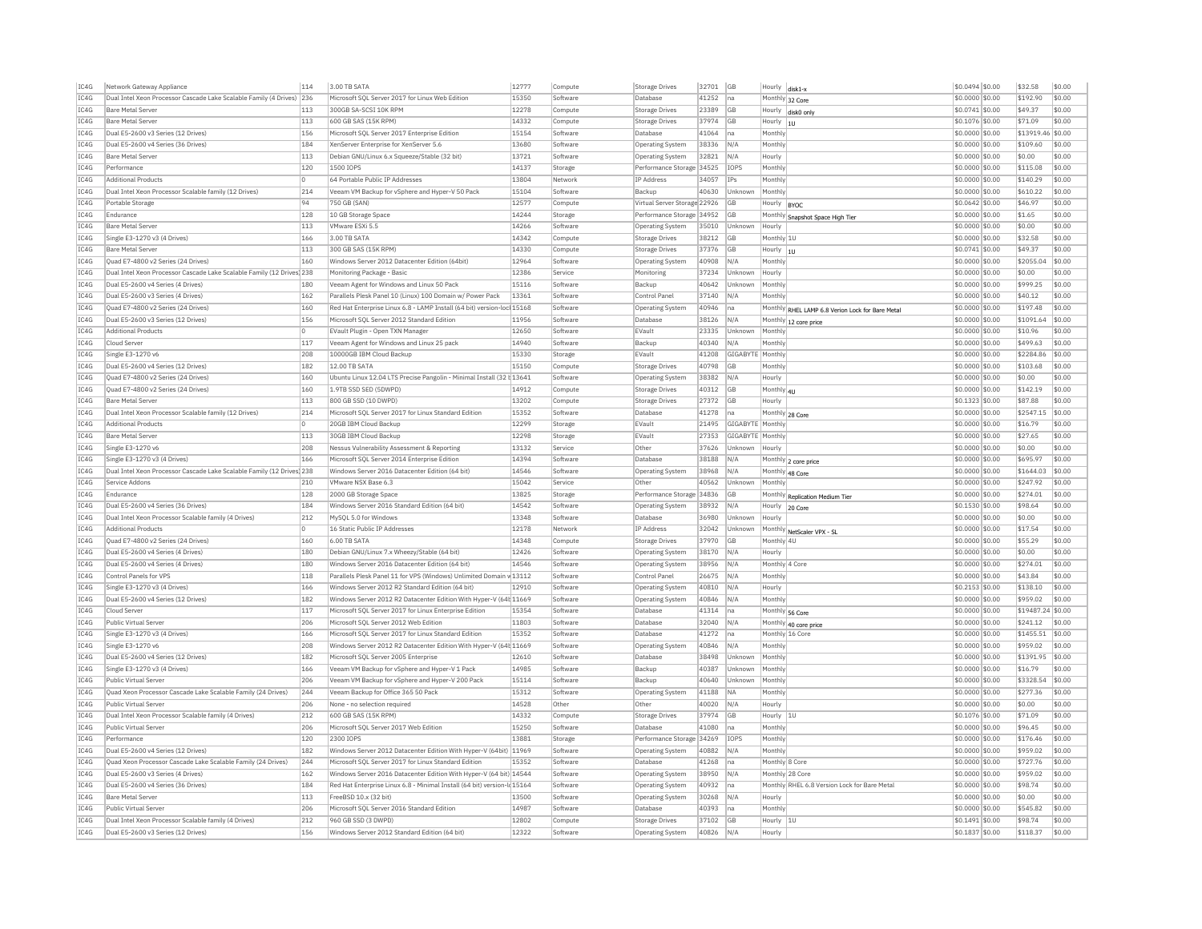| IC4G | Network Gateway Appliance | 114 | 3.00 TB SATA | 12777 | Compute | Storage Drives | 32701 | GB | Hourly | disk1-x | $0.0494 | $0.00 | $32.58 | $0.00 |
|---|---|---|---|---|---|---|---|---|---|---|---|---|---|---|
| IC4G | Dual Intel Xeon Processor Cascade Lake Scalable Family (4 Drives) | 236 | Microsoft SQL Server 2017 for Linux Web Edition | 15350 | Software | Database | 41252 | na | Monthly | 32 Core | $0.0000 | $0.00 | $192.90 | $0.00 |
| IC4G | Bare Metal Server | 113 | 300GB SA-SCSI 10K RPM | 12278 | Compute | Storage Drives | 23389 | GB | Hourly | disk0 only | $0.0741 | $0.00 | $49.37 | $0.00 |
| IC4G | Bare Metal Server | 113 | 600 GB SAS (15K RPM) | 14332 | Compute | Storage Drives | 37974 | GB | Hourly | 1U | $0.1076 | $0.00 | $71.09 | $0.00 |
| IC4G | Dual E5-2600 v3 Series (12 Drives) | 156 | Microsoft SQL Server 2017 Enterprise Edition | 15154 | Software | Database | 41064 | na | Monthly | | $0.0000 | $0.00 | $13919.46 | $0.00 |
| IC4G | Dual E5-2600 v4 Series (36 Drives) | 184 | XenServer Enterprise for XenServer 5.6 | 13680 | Software | Operating System | 38336 | N/A | Monthly | | $0.0000 | $0.00 | $109.60 | $0.00 |
| IC4G | Bare Metal Server | 113 | Debian GNU/Linux 6.x Squeeze/Stable (32 bit) | 13721 | Software | Operating System | 32821 | N/A | Hourly | | $0.0000 | $0.00 | $0.00 | $0.00 |
| IC4G | Performance | 120 | 1500 IOPS | 14137 | Storage | Performance Storage | 34525 | IOPS | Monthly | | $0.0000 | $0.00 | $115.08 | $0.00 |
| IC4G | Additional Products | 0 | 64 Portable Public IP Addresses | 13804 | Network | IP Address | 34057 | IPs | Monthly | | $0.0000 | $0.00 | $140.29 | $0.00 |
| IC4G | Dual Intel Xeon Processor Scalable family (12 Drives) | 214 | Veeam VM Backup for vSphere and Hyper-V 50 Pack | 15104 | Software | Backup | 40630 | Unknown | Monthly | | $0.0000 | $0.00 | $610.22 | $0.00 |
| IC4G | Portable Storage | 94 | 750 GB (SAN) | 12577 | Compute | Virtual Server Storage | 22926 | GB | Hourly | BYOC | $0.0642 | $0.00 | $46.97 | $0.00 |
| IC4G | Endurance | 128 | 10 GB Storage Space | 14244 | Storage | Performance Storage | 34952 | GB | Monthly | Snapshot Space High Tier | $0.0000 | $0.00 | $1.65 | $0.00 |
| IC4G | Bare Metal Server | 113 | VMware ESXi 5.5 | 14266 | Software | Operating System | 35010 | Unknown | Hourly | | $0.0000 | $0.00 | $0.00 | $0.00 |
| IC4G | Single E3-1270 v3 (4 Drives) | 166 | 3.00 TB SATA | 14342 | Compute | Storage Drives | 38212 | GB | Monthly | 1U | $0.0000 | $0.00 | $32.58 | $0.00 |
| IC4G | Bare Metal Server | 113 | 300 GB SAS (15K RPM) | 14330 | Compute | Storage Drives | 37376 | GB | Hourly | 1U | $0.0741 | $0.00 | $49.37 | $0.00 |
| IC4G | Quad E7-4800 v2 Series (24 Drives) | 160 | Windows Server 2012 Datacenter Edition (64bit) | 12964 | Software | Operating System | 40908 | N/A | Monthly | | $0.0000 | $0.00 | $2055.04 | $0.00 |
| IC4G | Dual Intel Xeon Processor Cascade Lake Scalable Family (12 Drives) | 238 | Monitoring Package - Basic | 12386 | Service | Monitoring | 37234 | Unknown | Hourly | | $0.0000 | $0.00 | $0.00 | $0.00 |
| IC4G | Dual E5-2600 v4 Series (4 Drives) | 180 | Veeam Agent for Windows and Linux 50 Pack | 15116 | Software | Backup | 40642 | Unknown | Monthly | | $0.0000 | $0.00 | $999.25 | $0.00 |
| IC4G | Dual E5-2600 v3 Series (4 Drives) | 162 | Parallels Plesk Panel 10 (Linux) 100 Domain w/ Power Pack | 13361 | Software | Control Panel | 37140 | N/A | Monthly | | $0.0000 | $0.00 | $40.12 | $0.00 |
| IC4G | Quad E7-4800 v2 Series (24 Drives) | 160 | Red Hat Enterprise Linux 6.8 - LAMP Install (64 bit) version-lock | 15168 | Software | Operating System | 40946 | na | Monthly | RHEL LAMP 6.8 Verion Lock for Bare Metal | $0.0000 | $0.00 | $197.48 | $0.00 |
| IC4G | Dual E5-2600 v3 Series (12 Drives) | 156 | Microsoft SQL Server 2012 Standard Edition | 11956 | Software | Database | 38126 | N/A | Monthly | 12 core price | $0.0000 | $0.00 | $1091.64 | $0.00 |
| IC4G | Additional Products | 0 | EVault Plugin - Open TXN Manager | 12650 | Software | EVault | 23335 | Unknown | Monthly | | $0.0000 | $0.00 | $10.96 | $0.00 |
| IC4G | Cloud Server | 117 | Veeam Agent for Windows and Linux 25 pack | 14940 | Software | Backup | 40340 | N/A | Monthly | | $0.0000 | $0.00 | $499.63 | $0.00 |
| IC4G | Single E3-1270 v6 | 208 | 10000GB IBM Cloud Backup | 15330 | Storage | EVault | 41208 | GIGABYTE | Monthly | | $0.0000 | $0.00 | $2284.86 | $0.00 |
| IC4G | Dual E5-2600 v4 Series (12 Drives) | 182 | 12.00 TB SATA | 15150 | Compute | Storage Drives | 40798 | GB | Monthly | | $0.0000 | $0.00 | $103.68 | $0.00 |
| IC4G | Quad E7-4800 v2 Series (24 Drives) | 160 | Ubuntu Linux 12.04 LTS Precise Pangolin - Minimal Install (32 b | 13641 | Software | Operating System | 38382 | N/A | Hourly | | $0.0000 | $0.00 | $0.00 | $0.00 |
| IC4G | Quad E7-4800 v2 Series (24 Drives) | 160 | 1.9TB SSD SED (5DWPD) | 14912 | Compute | Storage Drives | 40312 | GB | Monthly | 4U | $0.0000 | $0.00 | $142.19 | $0.00 |
| IC4G | Bare Metal Server | 113 | 800 GB SSD (10 DWPD) | 13202 | Compute | Storage Drives | 27372 | GB | Hourly | | $0.1323 | $0.00 | $87.88 | $0.00 |
| IC4G | Dual Intel Xeon Processor Scalable family (12 Drives) | 214 | Microsoft SQL Server 2017 for Linux Standard Edition | 15352 | Software | Database | 41278 | na | Monthly | 28 Core | $0.0000 | $0.00 | $2547.15 | $0.00 |
| IC4G | Additional Products | 0 | 20GB IBM Cloud Backup | 12299 | Storage | EVault | 21495 | GIGABYTE | Monthly | | $0.0000 | $0.00 | $16.79 | $0.00 |
| IC4G | Bare Metal Server | 113 | 30GB IBM Cloud Backup | 12298 | Storage | EVault | 27353 | GIGABYTE | Monthly | | $0.0000 | $0.00 | $27.65 | $0.00 |
| IC4G | Single E3-1270 v6 | 208 | Nessus Vulnerability Assessment & Reporting | 13132 | Service | Other | 37626 | Unknown | Hourly | | $0.0000 | $0.00 | $0.00 | $0.00 |
| IC4G | Single E3-1270 v3 (4 Drives) | 166 | Microsoft SQL Server 2014 Enterprise Edition | 14394 | Software | Database | 38188 | N/A | Monthly | 2 core price | $0.0000 | $0.00 | $695.97 | $0.00 |
| IC4G | Dual Intel Xeon Processor Cascade Lake Scalable Family (12 Drives) | 238 | Windows Server 2016 Datacenter Edition (64 bit) | 14546 | Software | Operating System | 38968 | N/A | Monthly | 48 Core | $0.0000 | $0.00 | $1644.03 | $0.00 |
| IC4G | Service Addons | 210 | VMware NSX Base 6.3 | 15042 | Service | Other | 40562 | Unknown | Monthly | | $0.0000 | $0.00 | $247.92 | $0.00 |
| IC4G | Endurance | 128 | 2000 GB Storage Space | 13825 | Storage | Performance Storage | 34836 | GB | Monthly | Replication Medium Tier | $0.0000 | $0.00 | $274.01 | $0.00 |
| IC4G | Dual E5-2600 v4 Series (36 Drives) | 184 | Windows Server 2016 Standard Edition (64 bit) | 14542 | Software | Operating System | 38932 | N/A | Hourly | 20 Core | $0.1530 | $0.00 | $98.64 | $0.00 |
| IC4G | Dual Intel Xeon Processor Scalable family (4 Drives) | 212 | MySQL 5.0 for Windows | 13348 | Software | Database | 36980 | Unknown | Hourly | | $0.0000 | $0.00 | $0.00 | $0.00 |
| IC4G | Additional Products | 0 | 16 Static Public IP Addresses | 12178 | Network | IP Address | 32042 | Unknown | Monthly | NetScaler VPX - SL | $0.0000 | $0.00 | $17.54 | $0.00 |
| IC4G | Quad E7-4800 v2 Series (24 Drives) | 160 | 6.00 TB SATA | 14348 | Compute | Storage Drives | 37970 | GB | Monthly | 4U | $0.0000 | $0.00 | $55.29 | $0.00 |
| IC4G | Dual E5-2600 v4 Series (4 Drives) | 180 | Debian GNU/Linux 7.x Wheezy/Stable (64 bit) | 12426 | Software | Operating System | 38170 | N/A | Hourly | | $0.0000 | $0.00 | $0.00 | $0.00 |
| IC4G | Dual E5-2600 v4 Series (4 Drives) | 180 | Windows Server 2016 Datacenter Edition (64 bit) | 14546 | Software | Operating System | 38956 | N/A | Monthly | 4 Core | $0.0000 | $0.00 | $274.01 | $0.00 |
| IC4G | Control Panels for VPS | 118 | Parallels Plesk Panel 11 for VPS (Windows) Unlimited Domain w | 13112 | Software | Control Panel | 26675 | N/A | Monthly | | $0.0000 | $0.00 | $43.84 | $0.00 |
| IC4G | Single E3-1270 v3 (4 Drives) | 166 | Windows Server 2012 R2 Standard Edition (64 bit) | 12910 | Software | Operating System | 40810 | N/A | Hourly | | $0.2153 | $0.00 | $138.10 | $0.00 |
| IC4G | Dual E5-2600 v4 Series (12 Drives) | 182 | Windows Server 2012 R2 Datacenter Edition With Hyper-V (64b | 11669 | Software | Operating System | 40846 | N/A | Monthly | | $0.0000 | $0.00 | $959.02 | $0.00 |
| IC4G | Cloud Server | 117 | Microsoft SQL Server 2017 for Linux Enterprise Edition | 15354 | Software | Database | 41314 | na | Monthly | 56 Core | $0.0000 | $0.00 | $19487.24 | $0.00 |
| IC4G | Public Virtual Server | 206 | Microsoft SQL Server 2012 Web Edition | 11803 | Software | Database | 32040 | N/A | Monthly | 40 core price | $0.0000 | $0.00 | $241.12 | $0.00 |
| IC4G | Single E3-1270 v3 (4 Drives) | 166 | Microsoft SQL Server 2017 for Linux Standard Edition | 15352 | Software | Database | 41272 | na | Monthly | 16 Core | $0.0000 | $0.00 | $1455.51 | $0.00 |
| IC4G | Single E3-1270 v6 | 208 | Windows Server 2012 R2 Datacenter Edition With Hyper-V (64b | 11669 | Software | Operating System | 40846 | N/A | Monthly | | $0.0000 | $0.00 | $959.02 | $0.00 |
| IC4G | Dual E5-2600 v4 Series (12 Drives) | 182 | Microsoft SQL Server 2005 Enterprise | 12610 | Software | Database | 38498 | Unknown | Monthly | | $0.0000 | $0.00 | $1391.95 | $0.00 |
| IC4G | Single E3-1270 v3 (4 Drives) | 166 | Veeam VM Backup for vSphere and Hyper-V 1 Pack | 14985 | Software | Backup | 40387 | Unknown | Monthly | | $0.0000 | $0.00 | $16.79 | $0.00 |
| IC4G | Public Virtual Server | 206 | Veeam VM Backup for vSphere and Hyper-V 200 Pack | 15114 | Software | Backup | 40640 | Unknown | Monthly | | $0.0000 | $0.00 | $3328.54 | $0.00 |
| IC4G | Quad Xeon Processor Cascade Lake Scalable Family (24 Drives) | 244 | Veeam Backup for Office 365 50 Pack | 15312 | Software | Operating System | 41188 | NA | Monthly | | $0.0000 | $0.00 | $277.36 | $0.00 |
| IC4G | Public Virtual Server | 206 | None - no selection required | 14528 | Other | Other | 40020 | N/A | Hourly | | $0.0000 | $0.00 | $0.00 | $0.00 |
| IC4G | Dual Intel Xeon Processor Scalable family (4 Drives) | 212 | 600 GB SAS (15K RPM) | 14332 | Compute | Storage Drives | 37974 | GB | Hourly | 1U | $0.1076 | $0.00 | $71.09 | $0.00 |
| IC4G | Public Virtual Server | 206 | Microsoft SQL Server 2017 Web Edition | 15250 | Software | Database | 41080 | na | Monthly | | $0.0000 | $0.00 | $96.45 | $0.00 |
| IC4G | Performance | 120 | 2300 IOPS | 13881 | Storage | Performance Storage | 34269 | IOPS | Monthly | | $0.0000 | $0.00 | $176.46 | $0.00 |
| IC4G | Dual E5-2600 v4 Series (12 Drives) | 182 | Windows Server 2012 Datacenter Edition With Hyper-V (64bit) | 11969 | Software | Operating System | 40882 | N/A | Monthly | | $0.0000 | $0.00 | $959.02 | $0.00 |
| IC4G | Quad Xeon Processor Cascade Lake Scalable Family (24 Drives) | 244 | Microsoft SQL Server 2017 for Linux Standard Edition | 15352 | Software | Database | 41268 | na | Monthly | 8 Core | $0.0000 | $0.00 | $727.76 | $0.00 |
| IC4G | Dual E5-2600 v3 Series (4 Drives) | 162 | Windows Server 2016 Datacenter Edition With Hyper-V (64 bit) | 14544 | Software | Operating System | 38950 | N/A | Monthly | 28 Core | $0.0000 | $0.00 | $959.02 | $0.00 |
| IC4G | Dual E5-2600 v4 Series (36 Drives) | 184 | Red Hat Enterprise Linux 6.8 - Minimal Install (64 bit) version-lo | 15164 | Software | Operating System | 40932 | na | Monthly | RHEL 6.8 Version Lock for Bare Metal | $0.0000 | $0.00 | $98.74 | $0.00 |
| IC4G | Bare Metal Server | 113 | FreeBSD 10.x (32 bit) | 13500 | Software | Operating System | 30268 | N/A | Hourly | | $0.0000 | $0.00 | $0.00 | $0.00 |
| IC4G | Public Virtual Server | 206 | Microsoft SQL Server 2016 Standard Edition | 14987 | Software | Database | 40393 | na | Monthly | | $0.0000 | $0.00 | $545.82 | $0.00 |
| IC4G | Dual Intel Xeon Processor Scalable family (4 Drives) | 212 | 960 GB SSD (3 DWPD) | 12802 | Compute | Storage Drives | 37102 | GB | Hourly | 1U | $0.1491 | $0.00 | $98.74 | $0.00 |
| IC4G | Dual E5-2600 v3 Series (12 Drives) | 156 | Windows Server 2012 Standard Edition (64 bit) | 12322 | Software | Operating System | 40826 | N/A | Hourly | | $0.1837 | $0.00 | $118.37 | $0.00 |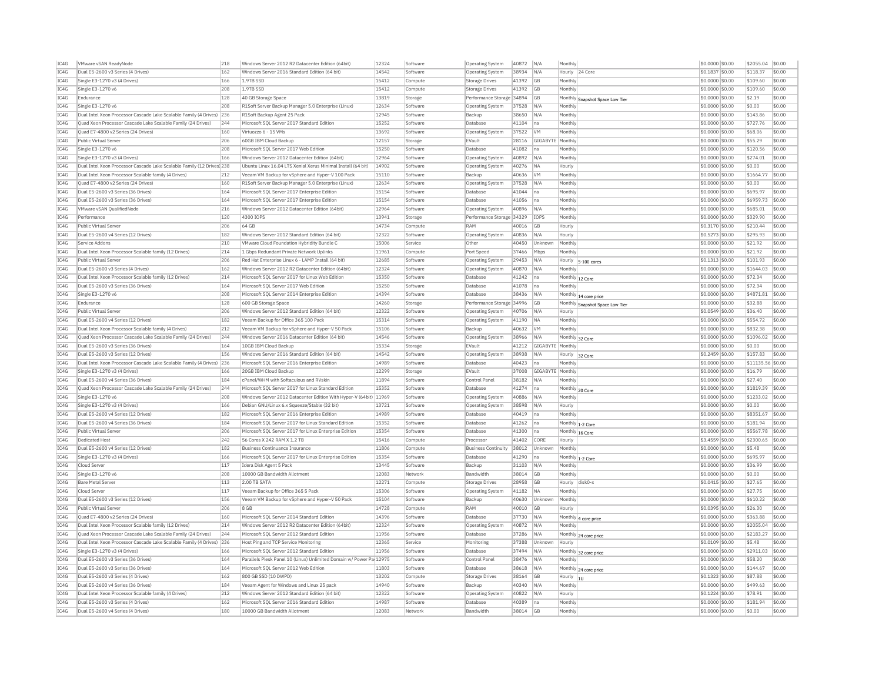| IC4G | VMware vSAN ReadyNode | 218 | Windows Server 2012 R2 Datacenter Edition (64bit) | 12324 | Software | Operating System | 40872 | N/A | Monthly | | $0.0000 | $0.00 | $2055.04 | $0.00 |
|---|---|---|---|---|---|---|---|---|---|---|---|---|---|---|
| IC4G | Dual E5-2600 v3 Series (4 Drives) | 162 | Windows Server 2016 Standard Edition (64 bit) | 14542 | Software | Operating System | 38934 | N/A | Hourly | 24 Core | $0.1837 | $0.00 | $118.37 | $0.00 |
| IC4G | Single E3-1270 v3 (4 Drives) | 166 | 1.9TB SSD | 15412 | Compute | Storage Drives | 41392 | GB | Monthly | | $0.0000 | $0.00 | $109.60 | $0.00 |
| IC4G | Single E3-1270 v6 | 208 | 1.9TB SSD | 15412 | Compute | Storage Drives | 41392 | GB | Monthly | | $0.0000 | $0.00 | $109.60 | $0.00 |
| IC4G | Endurance | 128 | 40 GB Storage Space | 13819 | Storage | Performance Storage | 34894 | GB | Monthly | Snapshot Space Low Tier | $0.0000 | $0.00 | $2.19 | $0.00 |
| IC4G | Single E3-1270 v6 | 208 | R1Soft Server Backup Manager 5.0 Enterprise (Linux) | 12634 | Software | Operating System | 37528 | N/A | Monthly | | $0.0000 | $0.00 | $0.00 | $0.00 |
| IC4G | Dual Intel Xeon Processor Cascade Lake Scalable Family (4 Drives) | 236 | R1Soft Backup Agent 25 Pack | 12945 | Software | Backup | 38650 | N/A | Monthly | | $0.0000 | $0.00 | $143.86 | $0.00 |
| IC4G | Quad Xeon Processor Cascade Lake Scalable Family (24 Drives) | 244 | Microsoft SQL Server 2017 Standard Edition | 15252 | Software | Database | 41104 | na | Monthly | | $0.0000 | $0.00 | $727.76 | $0.00 |
| IC4G | Quad E7-4800 v2 Series (24 Drives) | 160 | Virtuozzo 6 - 15 VMs | 13692 | Software | Operating System | 37522 | VM | Monthly | | $0.0000 | $0.00 | $68.06 | $0.00 |
| IC4G | Public Virtual Server | 206 | 60GB IBM Cloud Backup | 12157 | Storage | EVault | 28116 | GIGABYTE | Monthly | | $0.0000 | $0.00 | $55.29 | $0.00 |
| IC4G | Single E3-1270 v6 | 208 | Microsoft SQL Server 2017 Web Edition | 15250 | Software | Database | 41082 | na | Monthly | | $0.0000 | $0.00 | $120.56 | $0.00 |
| IC4G | Single E3-1270 v3 (4 Drives) | 166 | Windows Server 2012 Datacenter Edition (64bit) | 12964 | Software | Operating System | 40892 | N/A | Monthly | | $0.0000 | $0.00 | $274.01 | $0.00 |
| IC4G | Dual Intel Xeon Processor Cascade Lake Scalable Family (12 Drives) | 238 | Ubuntu Linux 16.04 LTS Xenial Xerus Minimal Install (64 bit) | 14902 | Software | Operating System | 40276 | NA | Hourly | | $0.0000 | $0.00 | $0.00 | $0.00 |
| IC4G | Dual Intel Xeon Processor Scalable family (4 Drives) | 212 | Veeam VM Backup for vSphere and Hyper-V 100 Pack | 15110 | Software | Backup | 40636 | VM | Monthly | | $0.0000 | $0.00 | $1664.77 | $0.00 |
| IC4G | Quad E7-4800 v2 Series (24 Drives) | 160 | R1Soft Server Backup Manager 5.0 Enterprise (Linux) | 12634 | Software | Operating System | 37528 | N/A | Monthly | | $0.0000 | $0.00 | $0.00 | $0.00 |
| IC4G | Dual E5-2600 v3 Series (36 Drives) | 164 | Microsoft SQL Server 2017 Enterprise Edition | 15154 | Software | Database | 41044 | na | Monthly | | $0.0000 | $0.00 | $695.97 | $0.00 |
| IC4G | Dual E5-2600 v3 Series (36 Drives) | 164 | Microsoft SQL Server 2017 Enterprise Edition | 15154 | Software | Database | 41056 | na | Monthly | | $0.0000 | $0.00 | $6959.73 | $0.00 |
| IC4G | VMware vSAN QualifiedNode | 216 | Windows Server 2012 Datacenter Edition (64bit) | 12964 | Software | Operating System | 40896 | N/A | Monthly | | $0.0000 | $0.00 | $685.01 | $0.00 |
| IC4G | Performance | 120 | 4300 IOPS | 13941 | Storage | Performance Storage | 34329 | IOPS | Monthly | | $0.0000 | $0.00 | $329.90 | $0.00 |
| IC4G | Public Virtual Server | 206 | 64 GB | 14734 | Compute | RAM | 40016 | GB | Hourly | | $0.3170 | $0.00 | $210.44 | $0.00 |
| IC4G | Dual E5-2600 v4 Series (12 Drives) | 182 | Windows Server 2012 Standard Edition (64 bit) | 12322 | Software | Operating System | 40836 | N/A | Hourly | | $0.5273 | $0.00 | $295.93 | $0.00 |
| IC4G | Service Addons | 210 | VMware Cloud Foundation Hybridity Bundle C | 15006 | Service | Other | 40450 | Unknown | Monthly | | $0.0000 | $0.00 | $21.92 | $0.00 |
| IC4G | Dual Intel Xeon Processor Scalable family (12 Drives) | 214 | 1 Gbps Redundant Private Network Uplinks | 11961 | Compute | Port Speed | 37466 | Mbps | Monthly | | $0.0000 | $0.00 | $21.92 | $0.00 |
| IC4G | Public Virtual Server | 206 | Red Hat Enterprise Linux 6 - LAMP Install (64 bit) | 12685 | Software | Operating System | 29453 | N/A | Hourly | 5-100 cores | $0.1313 | $0.00 | $101.93 | $0.00 |
| IC4G | Dual E5-2600 v3 Series (4 Drives) | 162 | Windows Server 2012 R2 Datacenter Edition (64bit) | 12324 | Software | Operating System | 40870 | N/A | Monthly | | $0.0000 | $0.00 | $1644.03 | $0.00 |
| IC4G | Dual Intel Xeon Processor Scalable family (12 Drives) | 214 | Microsoft SQL Server 2017 for Linux Web Edition | 15350 | Software | Database | 41242 | na | Monthly | 12 Core | $0.0000 | $0.00 | $72.34 | $0.00 |
| IC4G | Dual E5-2600 v3 Series (36 Drives) | 164 | Microsoft SQL Server 2017 Web Edition | 15250 | Software | Database | 41078 | na | Monthly | | $0.0000 | $0.00 | $72.34 | $0.00 |
| IC4G | Single E3-1270 v6 | 208 | Microsoft SQL Server 2014 Enterprise Edition | 14394 | Software | Database | 38436 | N/A | Monthly | 14 core price | $0.0000 | $0.00 | $4871.81 | $0.00 |
| IC4G | Endurance | 128 | 600 GB Storage Space | 14260 | Storage | Performance Storage | 34996 | GB | Monthly | Snapshot Space Low Tier | $0.0000 | $0.00 | $32.88 | $0.00 |
| IC4G | Public Virtual Server | 206 | Windows Server 2012 Standard Edition (64 bit) | 12322 | Software | Operating System | 40706 | N/A | Hourly | | $0.0549 | $0.00 | $36.40 | $0.00 |
| IC4G | Dual E5-2600 v4 Series (12 Drives) | 182 | Veeam Backup for Office 365 100 Pack | 15314 | Software | Operating System | 41190 | NA | Monthly | | $0.0000 | $0.00 | $554.72 | $0.00 |
| IC4G | Dual Intel Xeon Processor Scalable family (4 Drives) | 212 | Veeam VM Backup for vSphere and Hyper-V 50 Pack | 15106 | Software | Backup | 40632 | VM | Monthly | | $0.0000 | $0.00 | $832.38 | $0.00 |
| IC4G | Quad Xeon Processor Cascade Lake Scalable Family (24 Drives) | 244 | Windows Server 2016 Datacenter Edition (64 bit) | 14546 | Software | Operating System | 38966 | N/A | Monthly | 32 Core | $0.0000 | $0.00 | $1096.02 | $0.00 |
| IC4G | Dual E5-2600 v3 Series (36 Drives) | 164 | 10GB IBM Cloud Backup | 15334 | Storage | EVault | 41212 | GIGABYTE | Monthly | | $0.0000 | $0.00 | $0.00 | $0.00 |
| IC4G | Dual E5-2600 v3 Series (12 Drives) | 156 | Windows Server 2016 Standard Edition (64 bit) | 14542 | Software | Operating System | 38938 | N/A | Hourly | 32 Core | $0.2459 | $0.00 | $157.83 | $0.00 |
| IC4G | Dual Intel Xeon Processor Cascade Lake Scalable Family (4 Drives) | 236 | Microsoft SQL Server 2016 Enterprise Edition | 14989 | Software | Database | 40423 | na | Monthly | | $0.0000 | $0.00 | $11135.56 | $0.00 |
| IC4G | Single E3-1270 v3 (4 Drives) | 166 | 20GB IBM Cloud Backup | 12299 | Storage | EVault | 37008 | GIGABYTE | Monthly | | $0.0000 | $0.00 | $16.79 | $0.00 |
| IC4G | Dual E5-2600 v4 Series (36 Drives) | 184 | cPanel/WHM with Softaculous and RVskin | 11894 | Software | Control Panel | 38182 | N/A | Monthly | | $0.0000 | $0.00 | $27.40 | $0.00 |
| IC4G | Quad Xeon Processor Cascade Lake Scalable Family (24 Drives) | 244 | Microsoft SQL Server 2017 for Linux Standard Edition | 15352 | Software | Database | 41274 | na | Monthly | 20 Core | $0.0000 | $0.00 | $1819.39 | $0.00 |
| IC4G | Single E3-1270 v6 | 208 | Windows Server 2012 Datacenter Edition With Hyper-V (64bit) | 11969 | Software | Operating System | 40886 | N/A | Monthly | | $0.0000 | $0.00 | $1233.02 | $0.00 |
| IC4G | Single E3-1270 v3 (4 Drives) | 166 | Debian GNU/Linux 6.x Squeeze/Stable (32 bit) | 13721 | Software | Operating System | 38598 | N/A | Hourly | | $0.0000 | $0.00 | $0.00 | $0.00 |
| IC4G | Dual E5-2600 v4 Series (12 Drives) | 182 | Microsoft SQL Server 2016 Enterprise Edition | 14989 | Software | Database | 40419 | na | Monthly | | $0.0000 | $0.00 | $8351.67 | $0.00 |
| IC4G | Dual E5-2600 v4 Series (36 Drives) | 184 | Microsoft SQL Server 2017 for Linux Standard Edition | 15352 | Software | Database | 41262 | na | Monthly | 1-2 Core | $0.0000 | $0.00 | $181.94 | $0.00 |
| IC4G | Public Virtual Server | 206 | Microsoft SQL Server 2017 for Linux Enterprise Edition | 15354 | Software | Database | 41300 | na | Monthly | 16 Core | $0.0000 | $0.00 | $5567.78 | $0.00 |
| IC4G | Dedicated Host | 242 | 56 Cores X 242 RAM X 1.2 TB | 15416 | Compute | Processor | 41402 | CORE | Hourly | | $3.4559 | $0.00 | $2300.65 | $0.00 |
| IC4G | Dual E5-2600 v4 Series (12 Drives) | 182 | Business Continuance Insurance | 11806 | Compute | Business Continuity | 38012 | Unknown | Monthly | | $0.0000 | $0.00 | $5.48 | $0.00 |
| IC4G | Single E3-1270 v3 (4 Drives) | 166 | Microsoft SQL Server 2017 for Linux Enterprise Edition | 15354 | Software | Database | 41290 | na | Monthly | 1-2 Core | $0.0000 | $0.00 | $695.97 | $0.00 |
| IC4G | Cloud Server | 117 | Idera Disk Agent 5 Pack | 13445 | Software | Backup | 31103 | N/A | Monthly | | $0.0000 | $0.00 | $36.99 | $0.00 |
| IC4G | Single E3-1270 v6 | 208 | 10000 GB Bandwidth Allotment | 12083 | Network | Bandwidth | 38014 | GB | Monthly | | $0.0000 | $0.00 | $0.00 | $0.00 |
| IC4G | Bare Metal Server | 113 | 2.00 TB SATA | 12271 | Compute | Storage Drives | 28958 | GB | Hourly | disk0-x | $0.0415 | $0.00 | $27.65 | $0.00 |
| IC4G | Cloud Server | 117 | Veeam Backup for Office 365 5 Pack | 15306 | Software | Operating System | 41182 | NA | Monthly | | $0.0000 | $0.00 | $27.75 | $0.00 |
| IC4G | Dual E5-2600 v3 Series (12 Drives) | 156 | Veeam VM Backup for vSphere and Hyper-V 50 Pack | 15104 | Software | Backup | 40630 | Unknown | Monthly | | $0.0000 | $0.00 | $610.22 | $0.00 |
| IC4G | Public Virtual Server | 206 | 8 GB | 14728 | Compute | RAM | 40010 | GB | Hourly | | $0.0395 | $0.00 | $26.30 | $0.00 |
| IC4G | Quad E7-4800 v2 Series (24 Drives) | 160 | Microsoft SQL Server 2014 Standard Edition | 14396 | Software | Database | 37730 | N/A | Monthly | 4 core price | $0.0000 | $0.00 | $363.88 | $0.00 |
| IC4G | Dual Intel Xeon Processor Scalable family (12 Drives) | 214 | Windows Server 2012 R2 Datacenter Edition (64bit) | 12324 | Software | Operating System | 40872 | N/A | Monthly | | $0.0000 | $0.00 | $2055.04 | $0.00 |
| IC4G | Quad Xeon Processor Cascade Lake Scalable Family (24 Drives) | 244 | Microsoft SQL Server 2012 Standard Edition | 11956 | Software | Database | 37286 | N/A | Monthly | 24 core price | $0.0000 | $0.00 | $2183.27 | $0.00 |
| IC4G | Dual Intel Xeon Processor Cascade Lake Scalable Family (4 Drives) | 236 | Host Ping and TCP Service Monitoring | 12365 | Service | Monitoring | 37388 | Unknown | Hourly | | $0.0109 | $0.00 | $5.48 | $0.00 |
| IC4G | Single E3-1270 v3 (4 Drives) | 166 | Microsoft SQL Server 2012 Standard Edition | 11956 | Software | Database | 37494 | N/A | Monthly | 32 core price | $0.0000 | $0.00 | $2911.03 | $0.00 |
| IC4G | Dual E5-2600 v3 Series (36 Drives) | 164 | Parallels Plesk Panel 10 (Linux) Unlimited Domain w/ Power Pa | 12975 | Software | Control Panel | 38476 | N/A | Monthly | | $0.0000 | $0.00 | $58.20 | $0.00 |
| IC4G | Dual E5-2600 v3 Series (36 Drives) | 164 | Microsoft SQL Server 2012 Web Edition | 11803 | Software | Database | 38618 | N/A | Monthly | 24 core price | $0.0000 | $0.00 | $144.67 | $0.00 |
| IC4G | Dual E5-2600 v3 Series (4 Drives) | 162 | 800 GB SSD (10 DWPD) | 13202 | Compute | Storage Drives | 38164 | GB | Hourly | 1U | $0.1323 | $0.00 | $87.88 | $0.00 |
| IC4G | Dual E5-2600 v4 Series (36 Drives) | 184 | Veeam Agent for Windows and Linux 25 pack | 14940 | Software | Backup | 40340 | N/A | Monthly | | $0.0000 | $0.00 | $499.63 | $0.00 |
| IC4G | Dual Intel Xeon Processor Scalable family (4 Drives) | 212 | Windows Server 2012 Standard Edition (64 bit) | 12322 | Software | Operating System | 40822 | N/A | Hourly | | $0.1224 | $0.00 | $78.91 | $0.00 |
| IC4G | Dual E5-2600 v3 Series (4 Drives) | 162 | Microsoft SQL Server 2016 Standard Edition | 14987 | Software | Database | 40389 | na | Monthly | | $0.0000 | $0.00 | $181.94 | $0.00 |
| IC4G | Dual E5-2600 v4 Series (4 Drives) | 180 | 10000 GB Bandwidth Allotment | 12083 | Network | Bandwidth | 38014 | GB | Monthly | | $0.0000 | $0.00 | $0.00 | $0.00 |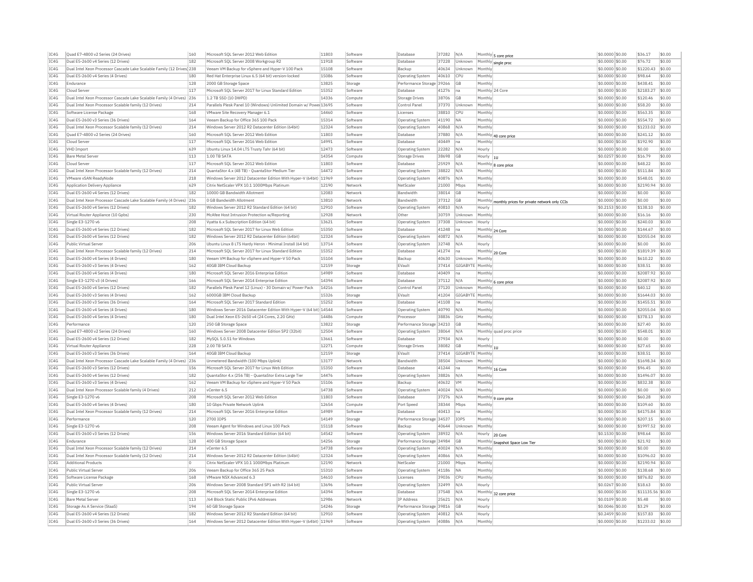| | | | | | | | | | | | | | |
|---|---|---|---|---|---|---|---|---|---|---|---|---|---|
| IC4G | Quad E7-4800 v2 Series (24 Drives) | 160 | Microsoft SQL Server 2012 Web Edition | 11803 | Software | Database | 37282 | N/A | Monthly | 5 core price | $0.0000 | $0.00 | $36.17 | $0.00 |
| IC4G | Dual E5-2600 v4 Series (12 Drives) | 182 | Microsoft SQL Server 2008 Workgroup R2 | 11918 | Software | Database | 37228 | Unknown | Monthly | single proc | $0.0000 | $0.00 | $76.72 | $0.00 |
| IC4G | Dual Intel Xeon Processor Cascade Lake Scalable Family (12 Drives) | 238 | Veeam VM Backup for vSphere and Hyper-V 100 Pack | 15108 | Software | Backup | 40634 | Unknown | Monthly | | $0.0000 | $0.00 | $1220.43 | $0.00 |
| IC4G | Dual E5-2600 v4 Series (4 Drives) | 180 | Red Hat Enterprise Linux 6.5 (64 bit) version-locked | 15086 | Software | Operating System | 40610 | CPU | Monthly | | $0.0000 | $0.00 | $98.64 | $0.00 |
| IC4G | Endurance | 128 | 2000 GB Storage Space | 13825 | Storage | Performance Storage | 39266 | GB | Monthly | | $0.0000 | $0.00 | $438.41 | $0.00 |
| IC4G | Cloud Server | 117 | Microsoft SQL Server 2017 for Linux Standard Edition | 15352 | Software | Database | 41276 | na | Monthly | 24 Core | $0.0000 | $0.00 | $2183.27 | $0.00 |
| IC4G | Dual Intel Xeon Processor Cascade Lake Scalable Family (4 Drives) | 236 | 1.2 TB SSD (10 DWPD) | 14336 | Compute | Storage Drives | 38706 | GB | Monthly | | $0.0000 | $0.00 | $120.46 | $0.00 |
| IC4G | Dual Intel Xeon Processor Scalable family (12 Drives) | 214 | Parallels Plesk Panel 10 (Windows) Unlimited Domain w/ Power | 13695 | Software | Control Panel | 37370 | Unknown | Monthly | | $0.0000 | $0.00 | $58.20 | $0.00 |
| IC4G | Software License Package | 168 | VMware Site Recovery Manager 6.1 | 14460 | Software | Licenses | 38810 | CPU | Monthly | | $0.0000 | $0.00 | $563.35 | $0.00 |
| IC4G | Dual E5-2600 v3 Series (36 Drives) | 164 | Veeam Backup for Office 365 100 Pack | 15314 | Software | Operating System | 41190 | NA | Monthly | | $0.0000 | $0.00 | $554.72 | $0.00 |
| IC4G | Dual Intel Xeon Processor Scalable family (12 Drives) | 214 | Windows Server 2012 R2 Datacenter Edition (64bit) | 12324 | Software | Operating System | 40868 | N/A | Monthly | | $0.0000 | $0.00 | $1233.02 | $0.00 |
| IC4G | Quad E7-4800 v2 Series (24 Drives) | 160 | Microsoft SQL Server 2012 Web Edition | 11803 | Software | Database | 37880 | N/A | Monthly | 40 core price | $0.0000 | $0.00 | $241.12 | $0.00 |
| IC4G | Cloud Server | 117 | Microsoft SQL Server 2016 Web Edition | 14991 | Software | Database | 40449 | na | Monthly | | $0.0000 | $0.00 | $192.90 | $0.00 |
| IC4G | VHD Import | 639 | Ubuntu Linux 14.04 LTS Trusty Tahr (64 bit) | 12473 | Software | Operating System | 22282 | N/A | Hourly | | $0.0000 | $0.00 | $0.00 | $0.00 |
| IC4G | Bare Metal Server | 113 | 1.00 TB SATA | 14354 | Compute | Storage Drives | 38698 | GB | Hourly | 1U | $0.0257 | $0.00 | $16.79 | $0.00 |
| IC4G | Cloud Server | 117 | Microsoft SQL Server 2012 Web Edition | 11803 | Software | Database | 25929 | N/A | Monthly | 8 core price | $0.0000 | $0.00 | $48.22 | $0.00 |
| IC4G | Dual Intel Xeon Processor Scalable family (12 Drives) | 214 | QuantaStor 4.x (48 TB) - QuantaStor Medium Tier | 14472 | Software | Operating System | 38822 | N/A | Monthly | | $0.0000 | $0.00 | $511.84 | $0.00 |
| IC4G | VMware vSAN ReadyNode | 218 | Windows Server 2012 Datacenter Edition With Hyper-V (64bit) | 11969 | Software | Operating System | 40876 | N/A | Monthly | | $0.0000 | $0.00 | $548.01 | $0.00 |
| IC4G | Application Delivery Appliance | 629 | Citrix NetScaler VPX 10.1 1000Mbps Platinum | 12190 | Network | NetScaler | 21000 | Mbps | Monthly | | $0.0000 | $0.00 | $2190.94 | $0.00 |
| IC4G | Dual E5-2600 v4 Series (12 Drives) | 182 | 10000 GB Bandwidth Allotment | 12083 | Network | Bandwidth | 38014 | GB | Monthly | | $0.0000 | $0.00 | $0.00 | $0.00 |
| IC4G | Dual Intel Xeon Processor Cascade Lake Scalable Family (4 Drives) | 236 | 0 GB Bandwidth Allotment | 13810 | Network | Bandwidth | 37312 | GB | Monthly | monthly prices for private network only CCIs | $0.0000 | $0.00 | $0.00 | $0.00 |
| IC4G | Dual E5-2600 v4 Series (12 Drives) | 182 | Windows Server 2012 R2 Standard Edition (64 bit) | 12910 | Software | Operating System | 40810 | N/A | Hourly | | $0.2153 | $0.00 | $138.10 | $0.00 |
| IC4G | Virtual Router Appliance (10 Gpbs) | 230 | McAfee Host Intrusion Protection w/Reporting | 12928 | Network | Other | 30759 | Unknown | Monthly | | $0.0000 | $0.00 | $16.16 | $0.00 |
| IC4G | Single E3-1270 v6 | 208 | Vyatta 6.x Subscription Edition (64 bit) | 13621 | Software | Operating System | 37308 | Unknown | Hourly | | $0.0000 | $0.00 | $240.03 | $0.00 |
| IC4G | Dual E5-2600 v4 Series (12 Drives) | 182 | Microsoft SQL Server 2017 for Linux Web Edition | 15350 | Software | Database | 41248 | na | Monthly | 24 Core | $0.0000 | $0.00 | $144.67 | $0.00 |
| IC4G | Dual E5-2600 v4 Series (12 Drives) | 182 | Windows Server 2012 R2 Datacenter Edition (64bit) | 12324 | Software | Operating System | 40872 | N/A | Monthly | | $0.0000 | $0.00 | $2055.04 | $0.00 |
| IC4G | Public Virtual Server | 206 | Ubuntu Linux 8 LTS Hardy Heron - Minimal Install (64 bit) | 13714 | Software | Operating System | 32748 | N/A | Hourly | | $0.0000 | $0.00 | $0.00 | $0.00 |
| IC4G | Dual Intel Xeon Processor Scalable family (12 Drives) | 214 | Microsoft SQL Server 2017 for Linux Standard Edition | 15352 | Software | Database | 41274 | na | Monthly | 20 Core | $0.0000 | $0.00 | $1819.39 | $0.00 |
| IC4G | Dual E5-2600 v4 Series (4 Drives) | 180 | Veeam VM Backup for vSphere and Hyper-V 50 Pack | 15104 | Software | Backup | 40630 | Unknown | Monthly | | $0.0000 | $0.00 | $610.22 | $0.00 |
| IC4G | Dual E5-2600 v3 Series (4 Drives) | 162 | 40GB IBM Cloud Backup | 12159 | Storage | EVault | 37414 | GIGABYTE | Monthly | | $0.0000 | $0.00 | $38.51 | $0.00 |
| IC4G | Dual E5-2600 v4 Series (4 Drives) | 180 | Microsoft SQL Server 2016 Enterprise Edition | 14989 | Software | Database | 40409 | na | Monthly | | $0.0000 | $0.00 | $2087.92 | $0.00 |
| IC4G | Single E3-1270 v3 (4 Drives) | 166 | Microsoft SQL Server 2014 Enterprise Edition | 14394 | Software | Database | 37112 | N/A | Monthly | 6 core price | $0.0000 | $0.00 | $2087.92 | $0.00 |
| IC4G | Dual E5-2600 v4 Series (12 Drives) | 182 | Parallels Plesk Panel 12 (Linux) - 30 Domain w/ Power Pack | 14216 | Software | Control Panel | 37120 | Unknown | Monthly | | $0.0000 | $0.00 | $40.12 | $0.00 |
| IC4G | Dual E5-2600 v3 Series (4 Drives) | 162 | 6000GB IBM Cloud Backup | 15326 | Storage | EVault | 41204 | GIGABYTE | Monthly | | $0.0000 | $0.00 | $1644.03 | $0.00 |
| IC4G | Dual E5-2600 v3 Series (36 Drives) | 164 | Microsoft SQL Server 2017 Standard Edition | 15252 | Software | Database | 41108 | na | Monthly | | $0.0000 | $0.00 | $1455.51 | $0.00 |
| IC4G | Dual E5-2600 v4 Series (4 Drives) | 180 | Windows Server 2016 Datacenter Edition With Hyper-V (64 bit) | 14544 | Software | Operating System | 40790 | N/A | Monthly | | $0.0000 | $0.00 | $2055.04 | $0.00 |
| IC4G | Dual E5-2600 v4 Series (4 Drives) | 180 | Dual Intel Xeon E5-2650 v4 (24 Cores, 2.20 GHz) | 14486 | Compute | Processor | 38836 | GHz | Monthly | | $0.0000 | $0.00 | $378.13 | $0.00 |
| IC4G | Performance | 120 | 250 GB Storage Space | 13822 | Storage | Performance Storage | 34210 | GB | Monthly | | $0.0000 | $0.00 | $27.40 | $0.00 |
| IC4G | Quad E7-4800 v2 Series (24 Drives) | 160 | Windows Server 2008 Datacenter Edition SP2 (32bit) | 12504 | Software | Operating System | 38064 | N/A | Monthly | quad proc price | $0.0000 | $0.00 | $548.01 | $0.00 |
| IC4G | Dual E5-2600 v4 Series (12 Drives) | 182 | MySQL 5.0.51 for Windows | 13661 | Software | Database | 37934 | N/A | Hourly | | $0.0000 | $0.00 | $0.00 | $0.00 |
| IC4G | Virtual Router Appliance | 228 | 2.00 TB SATA | 12271 | Compute | Storage Drives | 38082 | GB | Monthly | 1U | $0.0000 | $0.00 | $27.65 | $0.00 |
| IC4G | Dual E5-2600 v3 Series (36 Drives) | 164 | 40GB IBM Cloud Backup | 12159 | Storage | EVault | 37414 | GIGABYTE | Monthly | | $0.0000 | $0.00 | $38.51 | $0.00 |
| IC4G | Dual Intel Xeon Processor Cascade Lake Scalable Family (4 Drives) | 236 | Unmetered Bandwidth (100 Mbps Uplink) | 13177 | Network | Bandwidth | 38504 | Unknown | Monthly | | $0.0000 | $0.00 | $1698.34 | $0.00 |
| IC4G | Dual E5-2600 v3 Series (12 Drives) | 156 | Microsoft SQL Server 2017 for Linux Web Edition | 15350 | Software | Database | 41244 | na | Monthly | 16 Core | $0.0000 | $0.00 | $96.45 | $0.00 |
| IC4G | Dual E5-2600 v4 Series (12 Drives) | 182 | QuantaStor 4.x (256 TB) - QuantaStor Extra Large Tier | 14476 | Software | Operating System | 38826 | N/A | Monthly | | $0.0000 | $0.00 | $1496.07 | $0.00 |
| IC4G | Dual E5-2600 v3 Series (4 Drives) | 162 | Veeam VM Backup for vSphere and Hyper-V 50 Pack | 15106 | Software | Backup | 40632 | VM | Monthly | | $0.0000 | $0.00 | $832.38 | $0.00 |
| IC4G | Dual Intel Xeon Processor Scalable family (4 Drives) | 212 | vCenter 6.5 | 14738 | Software | Operating System | 40024 | N/A | Monthly | | $0.0000 | $0.00 | $0.00 | $0.00 |
| IC4G | Single E3-1270 v6 | 208 | Microsoft SQL Server 2012 Web Edition | 11803 | Software | Database | 37276 | N/A | Monthly | 9 core price | $0.0000 | $0.00 | $60.28 | $0.00 |
| IC4G | Dual E5-2600 v4 Series (4 Drives) | 180 | 10 Gbps Private Network Uplink | 12654 | Compute | Port Speed | 38344 | Mbps | Monthly | | $0.0000 | $0.00 | $109.60 | $0.00 |
| IC4G | Dual Intel Xeon Processor Scalable family (12 Drives) | 214 | Microsoft SQL Server 2016 Enterprise Edition | 14989 | Software | Database | 40413 | na | Monthly | | $0.0000 | $0.00 | $4175.84 | $0.00 |
| IC4G | Performance | 120 | 2700 IOPS | 14149 | Storage | Performance Storage | 34537 | IOPS | Monthly | | $0.0000 | $0.00 | $207.15 | $0.00 |
| IC4G | Single E3-1270 v6 | 208 | Veeam Agent for Windows and Linux 100 Pack | 15118 | Software | Backup | 40644 | Unknown | Monthly | | $0.0000 | $0.00 | $1997.52 | $0.00 |
| IC4G | Dual E5-2600 v3 Series (12 Drives) | 156 | Windows Server 2016 Standard Edition (64 bit) | 14542 | Software | Operating System | 38932 | N/A | Hourly | 20 Core | $0.1530 | $0.00 | $98.64 | $0.00 |
| IC4G | Endurance | 128 | 400 GB Storage Space | 14256 | Storage | Performance Storage | 34984 | GB | Monthly | Snapshot Space Low Tier | $0.0000 | $0.00 | $21.92 | $0.00 |
| IC4G | Dual Intel Xeon Processor Scalable family (12 Drives) | 214 | vCenter 6.5 | 14738 | Software | Operating System | 40024 | N/A | Monthly | | $0.0000 | $0.00 | $0.00 | $0.00 |
| IC4G | Dual Intel Xeon Processor Scalable family (12 Drives) | 214 | Windows Server 2012 R2 Datacenter Edition (64bit) | 12324 | Software | Operating System | 40866 | N/A | Monthly | | $0.0000 | $0.00 | $1096.02 | $0.00 |
| IC4G | Additional Products | 0 | Citrix NetScaler VPX 10.1 1000Mbps Platinum | 12190 | Network | NetScaler | 21000 | Mbps | Monthly | | $0.0000 | $0.00 | $2190.94 | $0.00 |
| IC4G | Public Virtual Server | 206 | Veeam Backup for Office 365 25 Pack | 15310 | Software | Operating System | 41186 | NA | Monthly | | $0.0000 | $0.00 | $138.68 | $0.00 |
| IC4G | Software License Package | 168 | VMware NSX Advanced 6.3 | 14610 | Software | Licenses | 39036 | CPU | Monthly | | $0.0000 | $0.00 | $876.82 | $0.00 |
| IC4G | Public Virtual Server | 206 | Windows Server 2008 Standard SP1 with R2 (64 bit) | 13696 | Software | Operating System | 32499 | N/A | Hourly | | $0.0267 | $0.00 | $18.63 | $0.00 |
| IC4G | Single E3-1270 v6 | 208 | Microsoft SQL Server 2014 Enterprise Edition | 14394 | Software | Database | 37548 | N/A | Monthly | 32 core price | $0.0000 | $0.00 | $11135.56 | $0.00 |
| IC4G | Bare Metal Server | 113 | /64 Block Static Public IPv6 Addresses | 12986 | Network | IP Address | 25621 | N/A | Hourly | | $0.0109 | $0.00 | $5.48 | $0.00 |
| IC4G | Storage As A Service (StaaS) | 194 | 60 GB Storage Space | 14246 | Storage | Performance Storage | 39816 | GB | Hourly | | $0.0046 | $0.00 | $3.29 | $0.00 |
| IC4G | Dual E5-2600 v4 Series (12 Drives) | 182 | Windows Server 2012 R2 Standard Edition (64 bit) | 12910 | Software | Operating System | 40812 | N/A | Hourly | | $0.2459 | $0.00 | $157.83 | $0.00 |
| IC4G | Dual E5-2600 v3 Series (36 Drives) | 164 | Windows Server 2012 Datacenter Edition With Hyper-V (64bit) | 11969 | Software | Operating System | 40886 | N/A | Monthly | | $0.0000 | $0.00 | $1233.02 | $0.00 |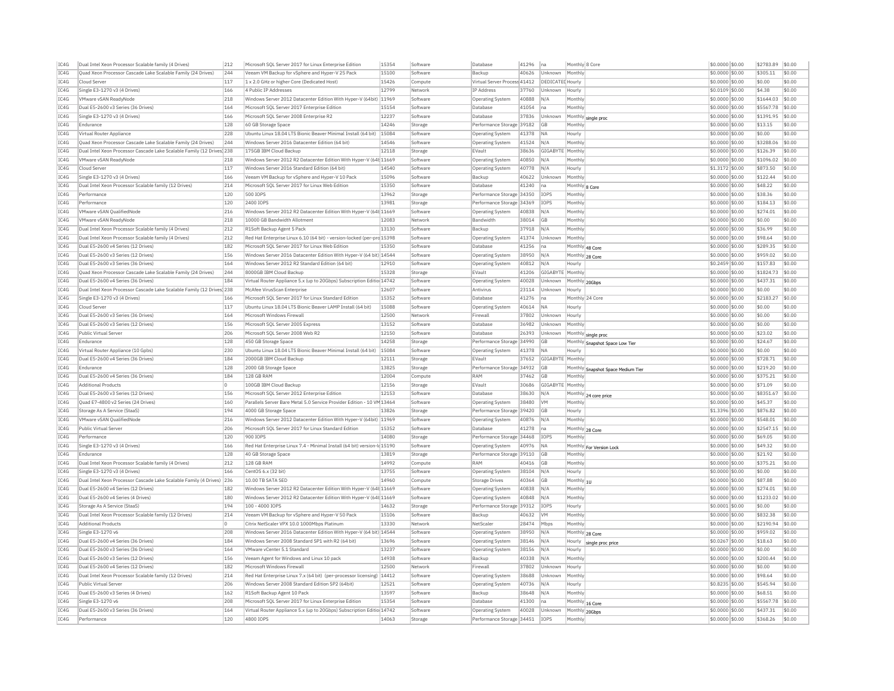| IC4G | Dual Intel Xeon Processor Scalable family (4 Drives) | 212 | Microsoft SQL Server 2017 for Linux Enterprise Edition | 15354 | Software | Database | 41296 | na | Monthly | 8 Core | $0.0000 | $0.00 | $2783.89 | $0.00 |
|---|---|---|---|---|---|---|---|---|---|---|---|---|---|---|
| IC4G | Quad Xeon Processor Cascade Lake Scalable Family (24 Drives) | 244 | Veeam VM Backup for vSphere and Hyper-V 25 Pack | 15100 | Software | Backup | 40626 | Unknown | Monthly | | $0.0000 | $0.00 | $305.11 | $0.00 |
| IC4G | Cloud Server | 117 | 1 x 2.0 GHz or higher Core (Dedicated Host) | 15426 | Compute | Virtual Server Process | 41412 | DEDICATED | Hourly | | $0.0000 | $0.00 | $0.00 | $0.00 |
| IC4G | Single E3-1270 v3 (4 Drives) | 166 | 4 Public IP Addresses | 12799 | Network | IP Address | 37760 | Unknown | Hourly | | $0.0109 | $0.00 | $4.38 | $0.00 |
| IC4G | VMware vSAN ReadyNode | 218 | Windows Server 2012 Datacenter Edition With Hyper-V (64bit) | 11969 | Software | Operating System | 40888 | N/A | Monthly | | $0.0000 | $0.00 | $1644.03 | $0.00 |
| IC4G | Dual E5-2600 v3 Series (36 Drives) | 164 | Microsoft SQL Server 2017 Enterprise Edition | 15154 | Software | Database | 41054 | na | Monthly | | $0.0000 | $0.00 | $5567.78 | $0.00 |
| IC4G | Single E3-1270 v3 (4 Drives) | 166 | Microsoft SQL Server 2008 Enterprise R2 | 12237 | Software | Database | 37836 | Unknown | Monthly | single proc | $0.0000 | $0.00 | $1391.95 | $0.00 |
| IC4G | Endurance | 128 | 60 GB Storage Space | 14246 | Storage | Performance Storage | 39182 | GB | Monthly | | $0.0000 | $0.00 | $13.15 | $0.00 |
| IC4G | Virtual Router Appliance | 228 | Ubuntu Linux 18.04 LTS Bionic Beaver Minimal Install (64 bit) | 15084 | Software | Operating System | 41378 | NA | Hourly | | $0.0000 | $0.00 | $0.00 | $0.00 |
| IC4G | Quad Xeon Processor Cascade Lake Scalable Family (24 Drives) | 244 | Windows Server 2016 Datacenter Edition (64 bit) | 14546 | Software | Operating System | 41524 | N/A | Monthly | | $0.0000 | $0.00 | $3288.06 | $0.00 |
| IC4G | Dual Intel Xeon Processor Cascade Lake Scalable Family (12 Drives) | 238 | 175GB IBM Cloud Backup | 12118 | Storage | EVault | 38636 | GIGABYTE | Monthly | | $0.0000 | $0.00 | $126.39 | $0.00 |
| IC4G | VMware vSAN ReadyNode | 218 | Windows Server 2012 R2 Datacenter Edition With Hyper-V (64t | 11669 | Software | Operating System | 40850 | N/A | Monthly | | $0.0000 | $0.00 | $1096.02 | $0.00 |
| IC4G | Cloud Server | 117 | Windows Server 2016 Standard Edition (64 bit) | 14540 | Software | Operating System | 40778 | N/A | Hourly | | $1.3172 | $0.00 | $873.50 | $0.00 |
| IC4G | Single E3-1270 v3 (4 Drives) | 166 | Veeam VM Backup for vSphere and Hyper-V 10 Pack | 15096 | Software | Backup | 40622 | Unknown | Monthly | | $0.0000 | $0.00 | $122.44 | $0.00 |
| IC4G | Dual Intel Xeon Processor Scalable family (12 Drives) | 214 | Microsoft SQL Server 2017 for Linux Web Edition | 15350 | Software | Database | 41240 | na | Monthly | 8 Core | $0.0000 | $0.00 | $48.22 | $0.00 |
| IC4G | Performance | 120 | 500 IOPS | 13962 | Storage | Performance Storage | 34350 | IOPS | Monthly | | $0.0000 | $0.00 | $38.36 | $0.00 |
| IC4G | Performance | 120 | 2400 IOPS | 13981 | Storage | Performance Storage | 34369 | IOPS | Monthly | | $0.0000 | $0.00 | $184.13 | $0.00 |
| IC4G | VMware vSAN QualifiedNode | 216 | Windows Server 2012 R2 Datacenter Edition With Hyper-V (64t | 11669 | Software | Operating System | 40838 | N/A | Monthly | | $0.0000 | $0.00 | $274.01 | $0.00 |
| IC4G | VMware vSAN ReadyNode | 218 | 10000 GB Bandwidth Allotment | 12083 | Network | Bandwidth | 38014 | GB | Monthly | | $0.0000 | $0.00 | $0.00 | $0.00 |
| IC4G | Dual Intel Xeon Processor Scalable family (4 Drives) | 212 | R1Soft Backup Agent 5 Pack | 13130 | Software | Backup | 37918 | N/A | Monthly | | $0.0000 | $0.00 | $36.99 | $0.00 |
| IC4G | Dual Intel Xeon Processor Scalable family (4 Drives) | 212 | Red Hat Enterprise Linux 6.10 (64 bit) - version-locked (per-pro | 15398 | Software | Operating System | 41374 | Unknown | Monthly | | $0.0000 | $0.00 | $98.64 | $0.00 |
| IC4G | Dual E5-2600 v4 Series (12 Drives) | 182 | Microsoft SQL Server 2017 for Linux Web Edition | 15350 | Software | Database | 41256 | na | Monthly | 48 Core | $0.0000 | $0.00 | $289.35 | $0.00 |
| IC4G | Dual E5-2600 v3 Series (12 Drives) | 156 | Windows Server 2016 Datacenter Edition With Hyper-V (64 bit) | 14544 | Software | Operating System | 38950 | N/A | Monthly | 28 Core | $0.0000 | $0.00 | $959.02 | $0.00 |
| IC4G | Dual E5-2600 v3 Series (36 Drives) | 164 | Windows Server 2012 R2 Standard Edition (64 bit) | 12910 | Software | Operating System | 40812 | N/A | Hourly | | $0.2459 | $0.00 | $157.83 | $0.00 |
| IC4G | Quad Xeon Processor Cascade Lake Scalable Family (24 Drives) | 244 | 8000GB IBM Cloud Backup | 15328 | Storage | EVault | 41206 | GIGABYTE | Monthly | | $0.0000 | $0.00 | $1824.73 | $0.00 |
| IC4G | Dual E5-2600 v4 Series (36 Drives) | 184 | Virtual Router Appliance 5.x (up to 20Gbps) Subscription Editio | 14742 | Software | Operating System | 40028 | Unknown | Monthly | 20Gbps | $0.0000 | $0.00 | $437.31 | $0.00 |
| IC4G | Dual Intel Xeon Processor Cascade Lake Scalable Family (12 Drives) | 238 | McAfee VirusScan Enterprise | 12607 | Software | Antivirus | 23114 | Unknown | Hourly | | $0.0000 | $0.00 | $0.00 | $0.00 |
| IC4G | Single E3-1270 v3 (4 Drives) | 166 | Microsoft SQL Server 2017 for Linux Standard Edition | 15352 | Software | Database | 41276 | na | Monthly | 24 Core | $0.0000 | $0.00 | $2183.27 | $0.00 |
| IC4G | Cloud Server | 117 | Ubuntu Linux 18.04 LTS Bionic Beaver LAMP Install (64 bit) | 15088 | Software | Operating System | 40614 | NA | Hourly | | $0.0000 | $0.00 | $0.00 | $0.00 |
| IC4G | Dual E5-2600 v3 Series (36 Drives) | 164 | Microsoft Windows Firewall | 12500 | Network | Firewall | 37802 | Unknown | Hourly | | $0.0000 | $0.00 | $0.00 | $0.00 |
| IC4G | Dual E5-2600 v3 Series (12 Drives) | 156 | Microsoft SQL Server 2005 Express | 13152 | Software | Database | 36982 | Unknown | Monthly | | $0.0000 | $0.00 | $0.00 | $0.00 |
| IC4G | Public Virtual Server | 206 | Microsoft SQL Server 2008 Web R2 | 12150 | Software | Database | 26393 | Unknown | Monthly | single proc | $0.0000 | $0.00 | $23.02 | $0.00 |
| IC4G | Endurance | 128 | 450 GB Storage Space | 14258 | Storage | Performance Storage | 34990 | GB | Monthly | Snapshot Space Low Tier | $0.0000 | $0.00 | $24.67 | $0.00 |
| IC4G | Virtual Router Appliance (10 Gpbs) | 230 | Ubuntu Linux 18.04 LTS Bionic Beaver Minimal Install (64 bit) | 15084 | Software | Operating System | 41378 | NA | Hourly | | $0.0000 | $0.00 | $0.00 | $0.00 |
| IC4G | Dual E5-2600 v4 Series (36 Drives) | 184 | 2000GB IBM Cloud Backup | 12111 | Storage | EVault | 37652 | GIGABYTE | Monthly | | $0.0000 | $0.00 | $728.71 | $0.00 |
| IC4G | Endurance | 128 | 2000 GB Storage Space | 13825 | Storage | Performance Storage | 34932 | GB | Monthly | Snapshot Space Medium Tier | $0.0000 | $0.00 | $219.20 | $0.00 |
| IC4G | Dual E5-2600 v4 Series (36 Drives) | 184 | 128 GB RAM | 12004 | Compute | RAM | 37462 | GB | Monthly | | $0.0000 | $0.00 | $375.21 | $0.00 |
| IC4G | Additional Products | 0 | 100GB IBM Cloud Backup | 12156 | Storage | EVault | 30686 | GIGABYTE | Monthly | | $0.0000 | $0.00 | $71.09 | $0.00 |
| IC4G | Dual E5-2600 v3 Series (12 Drives) | 156 | Microsoft SQL Server 2012 Enterprise Edition | 12153 | Software | Database | 38630 | N/A | Monthly | 24 core price | $0.0000 | $0.00 | $8351.67 | $0.00 |
| IC4G | Quad E7-4800 v2 Series (24 Drives) | 160 | Parallels Server Bare Metal 5.0 Service Provider Edition - 10 VM | 13464 | Software | Operating System | 38480 | VM | Monthly | | $0.0000 | $0.00 | $45.37 | $0.00 |
| IC4G | Storage As A Service (StaaS) | 194 | 4000 GB Storage Space | 13826 | Storage | Performance Storage | 39420 | GB | Hourly | | $1.3396 | $0.00 | $876.82 | $0.00 |
| IC4G | VMware vSAN QualifiedNode | 216 | Windows Server 2012 Datacenter Edition With Hyper-V (64bit) | 11969 | Software | Operating System | 40876 | N/A | Monthly | | $0.0000 | $0.00 | $548.01 | $0.00 |
| IC4G | Public Virtual Server | 206 | Microsoft SQL Server 2017 for Linux Standard Edition | 15352 | Software | Database | 41278 | na | Monthly | 28 Core | $0.0000 | $0.00 | $2547.15 | $0.00 |
| IC4G | Performance | 120 | 900 IOPS | 14080 | Storage | Performance Storage | 34468 | IOPS | Monthly | | $0.0000 | $0.00 | $69.05 | $0.00 |
| IC4G | Single E3-1270 v3 (4 Drives) | 166 | Red Hat Enterprise Linux 7.4 - Minimal Install (64 bit) version-l | 15190 | Software | Operating System | 40976 | NA | Monthly | For Version Lock | $0.0000 | $0.00 | $49.32 | $0.00 |
| IC4G | Endurance | 128 | 40 GB Storage Space | 13819 | Storage | Performance Storage | 39110 | GB | Monthly | | $0.0000 | $0.00 | $21.92 | $0.00 |
| IC4G | Dual Intel Xeon Processor Scalable family (4 Drives) | 212 | 128 GB RAM | 14992 | Compute | RAM | 40416 | GB | Monthly | | $0.0000 | $0.00 | $375.21 | $0.00 |
| IC4G | Single E3-1270 v3 (4 Drives) | 166 | CentOS 6.x (32 bit) | 13755 | Software | Operating System | 38104 | N/A | Hourly | | $0.0000 | $0.00 | $0.00 | $0.00 |
| IC4G | Dual Intel Xeon Processor Cascade Lake Scalable Family (4 Drives) | 236 | 10.00 TB SATA SED | 14960 | Compute | Storage Drives | 40364 | GB | Monthly | 1U | $0.0000 | $0.00 | $87.88 | $0.00 |
| IC4G | Dual E5-2600 v4 Series (12 Drives) | 182 | Windows Server 2012 R2 Datacenter Edition With Hyper-V (64t | 11669 | Software | Operating System | 40838 | N/A | Monthly | | $0.0000 | $0.00 | $274.01 | $0.00 |
| IC4G | Dual E5-2600 v4 Series (4 Drives) | 180 | Windows Server 2012 R2 Datacenter Edition With Hyper-V (64t | 11669 | Software | Operating System | 40848 | N/A | Monthly | | $0.0000 | $0.00 | $1233.02 | $0.00 |
| IC4G | Storage As A Service (StaaS) | 194 | 100 - 4000 IOPS | 14632 | Storage | Performance Storage | 39312 | IOPS | Hourly | | $0.0001 | $0.00 | $0.00 | $0.00 |
| IC4G | Dual Intel Xeon Processor Scalable family (12 Drives) | 214 | Veeam VM Backup for vSphere and Hyper-V 50 Pack | 15106 | Software | Backup | 40632 | VM | Monthly | | $0.0000 | $0.00 | $832.38 | $0.00 |
| IC4G | Additional Products | 0 | Citrix NetScaler VPX 10.0 1000Mbps Platinum | 13330 | Network | NetScaler | 28474 | Mbps | Monthly | | $0.0000 | $0.00 | $2190.94 | $0.00 |
| IC4G | Single E3-1270 v6 | 208 | Windows Server 2016 Datacenter Edition With Hyper-V (64 bit) | 14544 | Software | Operating System | 38950 | N/A | Monthly | 28 Core | $0.0000 | $0.00 | $959.02 | $0.00 |
| IC4G | Dual E5-2600 v4 Series (36 Drives) | 184 | Windows Server 2008 Standard SP1 with R2 (64 bit) | 13696 | Software | Operating System | 38146 | N/A | Hourly | single proc price | $0.0267 | $0.00 | $18.63 | $0.00 |
| IC4G | Dual E5-2600 v3 Series (36 Drives) | 164 | VMware vCenter 5.1 Standard | 13237 | Software | Operating System | 38156 | N/A | Hourly | | $0.0000 | $0.00 | $0.00 | $0.00 |
| IC4G | Dual E5-2600 v3 Series (12 Drives) | 156 | Veeam Agent for Windows and Linux 10 pack | 14938 | Software | Backup | 40338 | N/A | Monthly | | $0.0000 | $0.00 | $200.44 | $0.00 |
| IC4G | Dual E5-2600 v4 Series (12 Drives) | 182 | Microsoft Windows Firewall | 12500 | Network | Firewall | 37802 | Unknown | Hourly | | $0.0000 | $0.00 | $0.00 | $0.00 |
| IC4G | Dual Intel Xeon Processor Scalable family (12 Drives) | 214 | Red Hat Enterprise Linux 7.x (64 bit) (per-processor licensing) | 14412 | Software | Operating System | 38688 | Unknown | Monthly | | $0.0000 | $0.00 | $98.64 | $0.00 |
| IC4G | Public Virtual Server | 206 | Windows Server 2008 Standard Edition SP2 (64bit) | 12521 | Software | Operating System | 40736 | N/A | Hourly | | $0.8235 | $0.00 | $545.94 | $0.00 |
| IC4G | Dual E5-2600 v3 Series (4 Drives) | 162 | R1Soft Backup Agent 10 Pack | 13597 | Software | Backup | 38648 | N/A | Monthly | | $0.0000 | $0.00 | $68.51 | $0.00 |
| IC4G | Single E3-1270 v6 | 208 | Microsoft SQL Server 2017 for Linux Enterprise Edition | 15354 | Software | Database | 41300 | na | Monthly | 16 Core | $0.0000 | $0.00 | $5567.78 | $0.00 |
| IC4G | Dual E5-2600 v3 Series (36 Drives) | 164 | Virtual Router Appliance 5.x (up to 20Gbps) Subscription Editio | 14742 | Software | Operating System | 40028 | Unknown | Monthly | 20Gbps | $0.0000 | $0.00 | $437.31 | $0.00 |
| IC4G | Performance | 120 | 4800 IOPS | 14063 | Storage | Performance Storage | 34451 | IOPS | Monthly | | $0.0000 | $0.00 | $368.26 | $0.00 |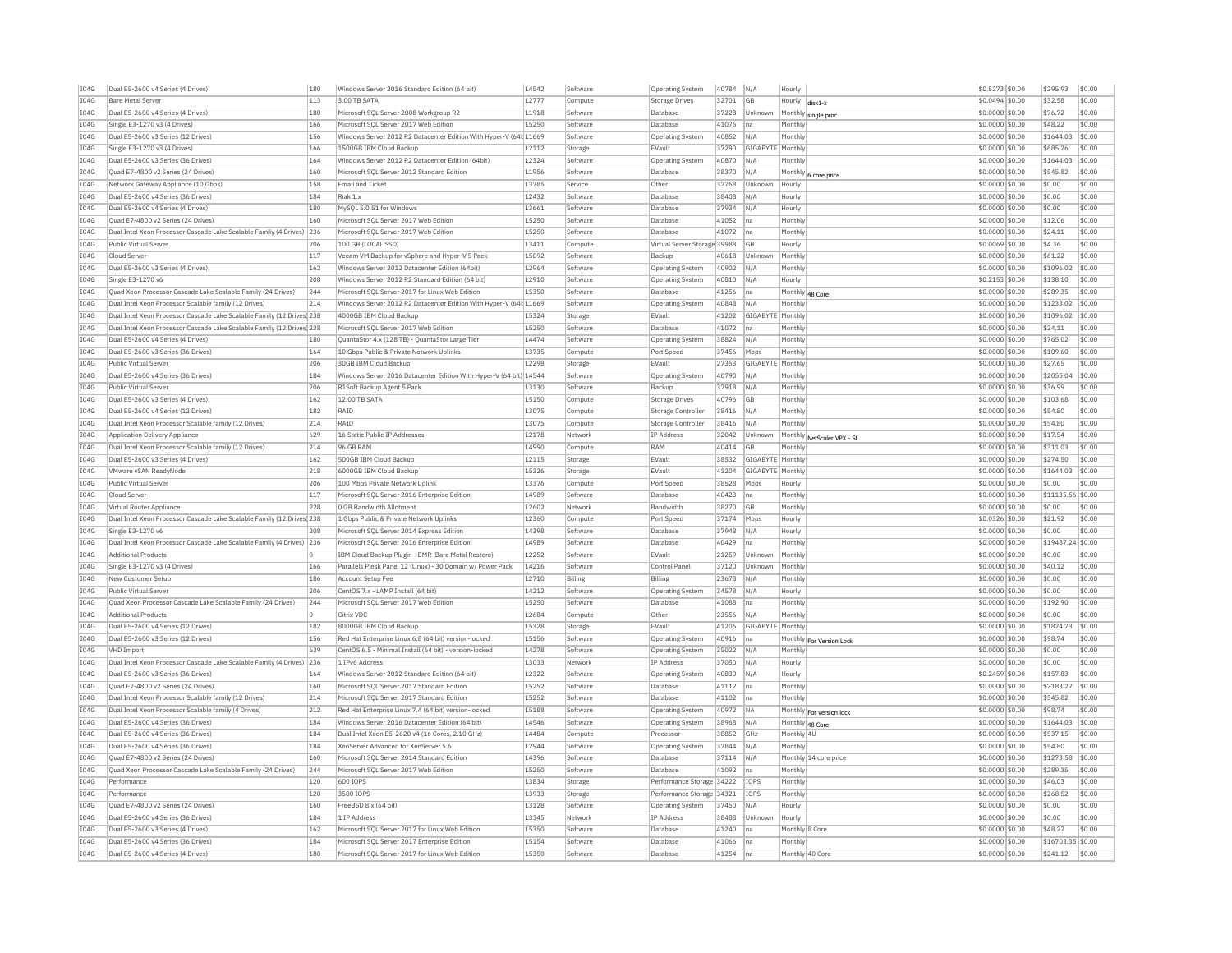| IC4G | Dual E5-2600 v4 Series (4 Drives) | 180 | Windows Server 2016 Standard Edition (64 bit) | 14542 | Software | Operating System | 40784 | N/A | Hourly | | $0.5273 | $0.00 | $295.93 | $0.00 |
|---|---|---|---|---|---|---|---|---|---|---|---|---|---|---|
| IC4G | Bare Metal Server | 113 | 3.00 TB SATA | 12777 | Compute | Storage Drives | 32701 | GB | Hourly | disk1-x | $0.0494 | $0.00 | $32.58 | $0.00 |
| IC4G | Dual E5-2600 v4 Series (4 Drives) | 180 | Microsoft SQL Server 2008 Workgroup R2 | 11918 | Software | Database | 37228 | Unknown | Monthly | single proc | $0.0000 | $0.00 | $76.72 | $0.00 |
| IC4G | Single E3-1270 v3 (4 Drives) | 166 | Microsoft SQL Server 2017 Web Edition | 15250 | Software | Database | 41076 | na | Monthly | | $0.0000 | $0.00 | $48.22 | $0.00 |
| IC4G | Dual E5-2600 v3 Series (12 Drives) | 156 | Windows Server 2012 R2 Datacenter Edition With Hyper-V (64t | 11669 | Software | Operating System | 40852 | N/A | Monthly | | $0.0000 | $0.00 | $1644.03 | $0.00 |
| IC4G | Single E3-1270 v3 (4 Drives) | 166 | 1500GB IBM Cloud Backup | 12112 | Storage | EVault | 37290 | GIGABYTE | Monthly | | $0.0000 | $0.00 | $685.26 | $0.00 |
| IC4G | Dual E5-2600 v3 Series (36 Drives) | 164 | Windows Server 2012 R2 Datacenter Edition (64bit) | 12324 | Software | Operating System | 40870 | N/A | Monthly | | $0.0000 | $0.00 | $1644.03 | $0.00 |
| IC4G | Quad E7-4800 v2 Series (24 Drives) | 160 | Microsoft SQL Server 2012 Standard Edition | 11956 | Software | Database | 38370 | N/A | Monthly | 6 core price | $0.0000 | $0.00 | $545.82 | $0.00 |
| IC4G | Network Gateway Appliance (10 Gbps) | 158 | Email and Ticket | 13785 | Service | Other | 37768 | Unknown | Hourly | | $0.0000 | $0.00 | $0.00 | $0.00 |
| IC4G | Dual E5-2600 v4 Series (36 Drives) | 184 | Riak 1.x | 12432 | Software | Database | 38408 | N/A | Hourly | | $0.0000 | $0.00 | $0.00 | $0.00 |
| IC4G | Dual E5-2600 v4 Series (4 Drives) | 180 | MySQL 5.0.51 for Windows | 13661 | Software | Database | 37934 | N/A | Hourly | | $0.0000 | $0.00 | $0.00 | $0.00 |
| IC4G | Quad E7-4800 v2 Series (24 Drives) | 160 | Microsoft SQL Server 2017 Web Edition | 15250 | Software | Database | 41052 | na | Monthly | | $0.0000 | $0.00 | $12.06 | $0.00 |
| IC4G | Dual Intel Xeon Processor Cascade Lake Scalable Family (4 Drives) | 236 | Microsoft SQL Server 2017 Web Edition | 15250 | Software | Database | 41072 | na | Monthly | | $0.0000 | $0.00 | $24.11 | $0.00 |
| IC4G | Public Virtual Server | 206 | 100 GB (LOCAL SSD) | 13411 | Compute | Virtual Server Storage | 39988 | GB | Hourly | | $0.0069 | $0.00 | $4.36 | $0.00 |
| IC4G | Cloud Server | 117 | Veeam VM Backup for vSphere and Hyper-V 5 Pack | 15092 | Software | Backup | 40618 | Unknown | Monthly | | $0.0000 | $0.00 | $61.22 | $0.00 |
| IC4G | Dual E5-2600 v3 Series (4 Drives) | 162 | Windows Server 2012 Datacenter Edition (64bit) | 12964 | Software | Operating System | 40902 | N/A | Monthly | | $0.0000 | $0.00 | $1096.02 | $0.00 |
| IC4G | Single E3-1270 v6 | 208 | Windows Server 2012 R2 Standard Edition (64 bit) | 12910 | Software | Operating System | 40810 | N/A | Hourly | | $0.2153 | $0.00 | $138.10 | $0.00 |
| IC4G | Quad Xeon Processor Cascade Lake Scalable Family (24 Drives) | 244 | Microsoft SQL Server 2017 for Linux Web Edition | 15350 | Software | Database | 41256 | na | Monthly | 48 Core | $0.0000 | $0.00 | $289.35 | $0.00 |
| IC4G | Dual Intel Xeon Processor Scalable family (12 Drives) | 214 | Windows Server 2012 R2 Datacenter Edition With Hyper-V (64t | 11669 | Software | Operating System | 40848 | N/A | Monthly | | $0.0000 | $0.00 | $1233.02 | $0.00 |
| IC4G | Dual Intel Xeon Processor Cascade Lake Scalable Family (12 Drives) | 238 | 4000GB IBM Cloud Backup | 15324 | Storage | EVault | 41202 | GIGABYTE | Monthly | | $0.0000 | $0.00 | $1096.02 | $0.00 |
| IC4G | Dual Intel Xeon Processor Cascade Lake Scalable Family (12 Drives) | 238 | Microsoft SQL Server 2017 Web Edition | 15250 | Software | Database | 41072 | na | Monthly | | $0.0000 | $0.00 | $24.11 | $0.00 |
| IC4G | Dual E5-2600 v4 Series (4 Drives) | 180 | QuantaStor 4.x (128 TB) - QuantaStor Large Tier | 14474 | Software | Operating System | 38824 | N/A | Monthly | | $0.0000 | $0.00 | $765.02 | $0.00 |
| IC4G | Dual E5-2600 v3 Series (36 Drives) | 164 | 10 Gbps Public & Private Network Uplinks | 13735 | Compute | Port Speed | 37456 | Mbps | Monthly | | $0.0000 | $0.00 | $109.60 | $0.00 |
| IC4G | Public Virtual Server | 206 | 30GB IBM Cloud Backup | 12298 | Storage | EVault | 27353 | GIGABYTE | Monthly | | $0.0000 | $0.00 | $27.65 | $0.00 |
| IC4G | Dual E5-2600 v4 Series (36 Drives) | 184 | Windows Server 2016 Datacenter Edition With Hyper-V (64 bit) | 14544 | Software | Operating System | 40790 | N/A | Monthly | | $0.0000 | $0.00 | $2055.04 | $0.00 |
| IC4G | Public Virtual Server | 206 | R1Soft Backup Agent 5 Pack | 13130 | Software | Backup | 37918 | N/A | Monthly | | $0.0000 | $0.00 | $36.99 | $0.00 |
| IC4G | Dual E5-2600 v3 Series (4 Drives) | 162 | 12.00 TB SATA | 15150 | Compute | Storage Drives | 40796 | GB | Monthly | | $0.0000 | $0.00 | $103.68 | $0.00 |
| IC4G | Dual E5-2600 v4 Series (12 Drives) | 182 | RAID | 13075 | Compute | Storage Controller | 38416 | N/A | Monthly | | $0.0000 | $0.00 | $54.80 | $0.00 |
| IC4G | Dual Intel Xeon Processor Scalable family (12 Drives) | 214 | RAID | 13075 | Compute | Storage Controller | 38416 | N/A | Monthly | | $0.0000 | $0.00 | $54.80 | $0.00 |
| IC4G | Application Delivery Appliance | 629 | 16 Static Public IP Addresses | 12178 | Network | IP Address | 32042 | Unknown | Monthly | NetScaler VPX - SL | $0.0000 | $0.00 | $17.54 | $0.00 |
| IC4G | Dual Intel Xeon Processor Scalable family (12 Drives) | 214 | 96 GB RAM | 14990 | Compute | RAM | 40414 | GB | Monthly | | $0.0000 | $0.00 | $311.03 | $0.00 |
| IC4G | Dual E5-2600 v3 Series (4 Drives) | 162 | 500GB IBM Cloud Backup | 12115 | Storage | EVault | 38532 | GIGABYTE | Monthly | | $0.0000 | $0.00 | $274.50 | $0.00 |
| IC4G | VMware vSAN ReadyNode | 218 | 6000GB IBM Cloud Backup | 15326 | Storage | EVault | 41204 | GIGABYTE | Monthly | | $0.0000 | $0.00 | $1644.03 | $0.00 |
| IC4G | Public Virtual Server | 206 | 100 Mbps Private Network Uplink | 13376 | Compute | Port Speed | 38528 | Mbps | Hourly | | $0.0000 | $0.00 | $0.00 | $0.00 |
| IC4G | Cloud Server | 117 | Microsoft SQL Server 2016 Enterprise Edition | 14989 | Software | Database | 40423 | na | Monthly | | $0.0000 | $0.00 | $11135.56 | $0.00 |
| IC4G | Virtual Router Appliance | 228 | 0 GB Bandwidth Allotment | 12602 | Network | Bandwidth | 38270 | GB | Monthly | | $0.0000 | $0.00 | $0.00 | $0.00 |
| IC4G | Dual Intel Xeon Processor Cascade Lake Scalable Family (12 Drives) | 238 | 1 Gbps Public & Private Network Uplinks | 12360 | Compute | Port Speed | 37174 | Mbps | Hourly | | $0.0326 | $0.00 | $21.92 | $0.00 |
| IC4G | Single E3-1270 v6 | 208 | Microsoft SQL Server 2014 Express Edition | 14398 | Software | Database | 37948 | N/A | Hourly | | $0.0000 | $0.00 | $0.00 | $0.00 |
| IC4G | Dual Intel Xeon Processor Cascade Lake Scalable Family (4 Drives) | 236 | Microsoft SQL Server 2016 Enterprise Edition | 14989 | Software | Database | 40429 | na | Monthly | | $0.0000 | $0.00 | $19487.24 | $0.00 |
| IC4G | Additional Products | 0 | IBM Cloud Backup Plugin - BMR (Bare Metal Restore) | 12252 | Software | EVault | 21259 | Unknown | Monthly | | $0.0000 | $0.00 | $0.00 | $0.00 |
| IC4G | Single E3-1270 v3 (4 Drives) | 166 | Parallels Plesk Panel 12 (Linux) - 30 Domain w/ Power Pack | 14216 | Software | Control Panel | 37120 | Unknown | Monthly | | $0.0000 | $0.00 | $40.12 | $0.00 |
| IC4G | New Customer Setup | 186 | Account Setup Fee | 12710 | Billing | Billing | 23678 | N/A | Monthly | | $0.0000 | $0.00 | $0.00 | $0.00 |
| IC4G | Public Virtual Server | 206 | CentOS 7.x - LAMP Install (64 bit) | 14212 | Software | Operating System | 34578 | N/A | Hourly | | $0.0000 | $0.00 | $0.00 | $0.00 |
| IC4G | Quad Xeon Processor Cascade Lake Scalable Family (24 Drives) | 244 | Microsoft SQL Server 2017 Web Edition | 15250 | Software | Database | 41088 | na | Monthly | | $0.0000 | $0.00 | $192.90 | $0.00 |
| IC4G | Additional Products | 0 | Citrix VDC | 12684 | Compute | Other | 23556 | N/A | Monthly | | $0.0000 | $0.00 | $0.00 | $0.00 |
| IC4G | Dual E5-2600 v4 Series (12 Drives) | 182 | 8000GB IBM Cloud Backup | 15328 | Storage | EVault | 41206 | GIGABYTE | Monthly | | $0.0000 | $0.00 | $1824.73 | $0.00 |
| IC4G | Dual E5-2600 v3 Series (12 Drives) | 156 | Red Hat Enterprise Linux 6.8 (64 bit) version-locked | 15156 | Software | Operating System | 40916 | na | Monthly | For Version Lock | $0.0000 | $0.00 | $98.74 | $0.00 |
| IC4G | VHD Import | 639 | CentOS 6.5 - Minimal Install (64 bit) - version-locked | 14278 | Software | Operating System | 35022 | N/A | Monthly | | $0.0000 | $0.00 | $0.00 | $0.00 |
| IC4G | Dual Intel Xeon Processor Cascade Lake Scalable Family (4 Drives) | 236 | 1 IPv6 Address | 13033 | Network | IP Address | 37050 | N/A | Hourly | | $0.0000 | $0.00 | $0.00 | $0.00 |
| IC4G | Dual E5-2600 v3 Series (36 Drives) | 164 | Windows Server 2012 Standard Edition (64 bit) | 12322 | Software | Operating System | 40830 | N/A | Hourly | | $0.2459 | $0.00 | $157.83 | $0.00 |
| IC4G | Quad E7-4800 v2 Series (24 Drives) | 160 | Microsoft SQL Server 2017 Standard Edition | 15252 | Software | Database | 41112 | na | Monthly | | $0.0000 | $0.00 | $2183.27 | $0.00 |
| IC4G | Dual Intel Xeon Processor Scalable family (12 Drives) | 214 | Microsoft SQL Server 2017 Standard Edition | 15252 | Software | Database | 41102 | na | Monthly | | $0.0000 | $0.00 | $545.82 | $0.00 |
| IC4G | Dual Intel Xeon Processor Scalable family (4 Drives) | 212 | Red Hat Enterprise Linux 7.4 (64 bit) version-locked | 15188 | Software | Operating System | 40972 | NA | Monthly | For version lock | $0.0000 | $0.00 | $98.74 | $0.00 |
| IC4G | Dual E5-2600 v4 Series (36 Drives) | 184 | Windows Server 2016 Datacenter Edition (64 bit) | 14546 | Software | Operating System | 38968 | N/A | Monthly | 48 Core | $0.0000 | $0.00 | $1644.03 | $0.00 |
| IC4G | Dual E5-2600 v4 Series (36 Drives) | 184 | Dual Intel Xeon E5-2620 v4 (16 Cores, 2.10 GHz) | 14484 | Compute | Processor | 38852 | GHz | Monthly | 4U | $0.0000 | $0.00 | $537.15 | $0.00 |
| IC4G | Dual E5-2600 v4 Series (36 Drives) | 184 | XenServer Advanced for XenServer 5.6 | 12944 | Software | Operating System | 37844 | N/A | Monthly | | $0.0000 | $0.00 | $54.80 | $0.00 |
| IC4G | Quad E7-4800 v2 Series (24 Drives) | 160 | Microsoft SQL Server 2014 Standard Edition | 14396 | Software | Database | 37114 | N/A | Monthly | 14 core price | $0.0000 | $0.00 | $1273.58 | $0.00 |
| IC4G | Quad Xeon Processor Cascade Lake Scalable Family (24 Drives) | 244 | Microsoft SQL Server 2017 Web Edition | 15250 | Software | Database | 41092 | na | Monthly | | $0.0000 | $0.00 | $289.35 | $0.00 |
| IC4G | Performance | 120 | 600 IOPS | 13834 | Storage | Performance Storage | 34222 | IOPS | Monthly | | $0.0000 | $0.00 | $46.03 | $0.00 |
| IC4G | Performance | 120 | 3500 IOPS | 13933 | Storage | Performance Storage | 34321 | IOPS | Monthly | | $0.0000 | $0.00 | $268.52 | $0.00 |
| IC4G | Quad E7-4800 v2 Series (24 Drives) | 160 | FreeBSD 8.x (64 bit) | 13128 | Software | Operating System | 37450 | N/A | Hourly | | $0.0000 | $0.00 | $0.00 | $0.00 |
| IC4G | Dual E5-2600 v4 Series (36 Drives) | 184 | 1 IP Address | 13345 | Network | IP Address | 38488 | Unknown | Hourly | | $0.0000 | $0.00 | $0.00 | $0.00 |
| IC4G | Dual E5-2600 v3 Series (4 Drives) | 162 | Microsoft SQL Server 2017 for Linux Web Edition | 15350 | Software | Database | 41240 | na | Monthly | 8 Core | $0.0000 | $0.00 | $48.22 | $0.00 |
| IC4G | Dual E5-2600 v4 Series (36 Drives) | 184 | Microsoft SQL Server 2017 Enterprise Edition | 15154 | Software | Database | 41066 | na | Monthly | | $0.0000 | $0.00 | $16703.35 | $0.00 |
| IC4G | Dual E5-2600 v4 Series (4 Drives) | 180 | Microsoft SQL Server 2017 for Linux Web Edition | 15350 | Software | Database | 41254 | na | Monthly | 40 Core | $0.0000 | $0.00 | $241.12 | $0.00 |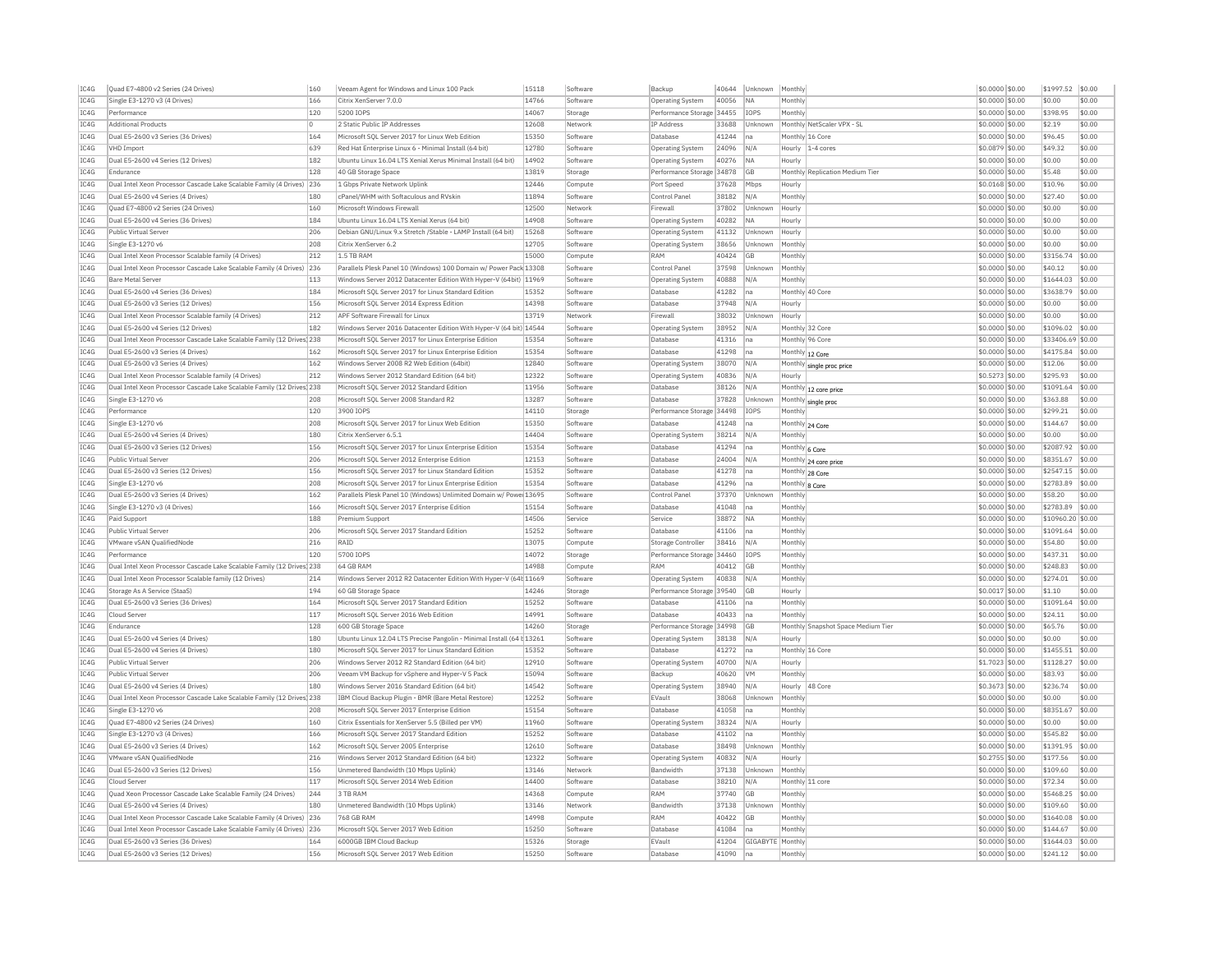| | | | | | | | | | | | | | | |
|---|---|---|---|---|---|---|---|---|---|---|---|---|---|---|
| IC4G | Quad E7-4800 v2 Series (24 Drives) | 160 | Veeam Agent for Windows and Linux 100 Pack | 15118 | Software | Backup | 40644 | Unknown | Monthly | | $0.0000 | $0.00 | $1997.52 | $0.00 |
| IC4G | Single E3-1270 v3 (4 Drives) | 166 | Citrix XenServer 7.0.0 | 14766 | Software | Operating System | 40056 | NA | Monthly | | $0.0000 | $0.00 | $0.00 | $0.00 |
| IC4G | Performance | 120 | 5200 IOPS | 14067 | Storage | Performance Storage | 34455 | IOPS | Monthly | | $0.0000 | $0.00 | $398.95 | $0.00 |
| IC4G | Additional Products | 0 | 2 Static Public IP Addresses | 12608 | Network | IP Address | 33688 | Unknown | Monthly | NetScaler VPX - SL | $0.0000 | $0.00 | $2.19 | $0.00 |
| IC4G | Dual E5-2600 v3 Series (36 Drives) | 164 | Microsoft SQL Server 2017 for Linux Web Edition | 15350 | Software | Database | 41244 | na | Monthly | 16 Core | $0.0000 | $0.00 | $96.45 | $0.00 |
| IC4G | VHD Import | 639 | Red Hat Enterprise Linux 6 - Minimal Install (64 bit) | 12780 | Software | Operating System | 24096 | N/A | Hourly | 1-4 cores | $0.0879 | $0.00 | $49.32 | $0.00 |
| IC4G | Dual E5-2600 v4 Series (12 Drives) | 182 | Ubuntu Linux 16.04 LTS Xenial Xerus Minimal Install (64 bit) | 14902 | Software | Operating System | 40276 | NA | Hourly | | $0.0000 | $0.00 | $0.00 | $0.00 |
| IC4G | Endurance | 128 | 40 GB Storage Space | 13819 | Storage | Performance Storage | 34878 | GB | Monthly | Replication Medium Tier | $0.0000 | $0.00 | $5.48 | $0.00 |
| IC4G | Dual Intel Xeon Processor Cascade Lake Scalable Family (4 Drives) | 236 | 1 Gbps Private Network Uplink | 12446 | Compute | Port Speed | 37628 | Mbps | Hourly | | $0.0168 | $0.00 | $10.96 | $0.00 |
| IC4G | Dual E5-2600 v4 Series (4 Drives) | 180 | cPanel/WHM with Softaculous and RVskin | 11894 | Software | Control Panel | 38182 | N/A | Monthly | | $0.0000 | $0.00 | $27.40 | $0.00 |
| IC4G | Quad E7-4800 v2 Series (24 Drives) | 160 | Microsoft Windows Firewall | 12500 | Network | Firewall | 37802 | Unknown | Hourly | | $0.0000 | $0.00 | $0.00 | $0.00 |
| IC4G | Dual E5-2600 v4 Series (36 Drives) | 184 | Ubuntu Linux 16.04 LTS Xenial Xerus (64 bit) | 14908 | Software | Operating System | 40282 | NA | Hourly | | $0.0000 | $0.00 | $0.00 | $0.00 |
| IC4G | Public Virtual Server | 206 | Debian GNU/Linux 9.x Stretch /Stable - LAMP Install (64 bit) | 15268 | Software | Operating System | 41132 | Unknown | Hourly | | $0.0000 | $0.00 | $0.00 | $0.00 |
| IC4G | Single E3-1270 v6 | 208 | Citrix XenServer 6.2 | 12705 | Software | Operating System | 38656 | Unknown | Monthly | | $0.0000 | $0.00 | $0.00 | $0.00 |
| IC4G | Dual Intel Xeon Processor Scalable family (4 Drives) | 212 | 1.5 TB RAM | 15000 | Compute | RAM | 40424 | GB | Monthly | | $0.0000 | $0.00 | $3156.74 | $0.00 |
| IC4G | Dual Intel Xeon Processor Cascade Lake Scalable Family (4 Drives) | 236 | Parallels Plesk Panel 10 (Windows) 100 Domain w/ Power Pack | 13308 | Software | Control Panel | 37598 | Unknown | Monthly | | $0.0000 | $0.00 | $40.12 | $0.00 |
| IC4G | Bare Metal Server | 113 | Windows Server 2012 Datacenter Edition With Hyper-V (64bit) | 11969 | Software | Operating System | 40888 | N/A | Monthly | | $0.0000 | $0.00 | $1644.03 | $0.00 |
| IC4G | Dual E5-2600 v4 Series (36 Drives) | 184 | Microsoft SQL Server 2017 for Linux Standard Edition | 15352 | Software | Database | 41282 | na | Monthly | 40 Core | $0.0000 | $0.00 | $3638.79 | $0.00 |
| IC4G | Dual E5-2600 v3 Series (12 Drives) | 156 | Microsoft SQL Server 2014 Express Edition | 14398 | Software | Database | 37948 | N/A | Hourly | | $0.0000 | $0.00 | $0.00 | $0.00 |
| IC4G | Dual Intel Xeon Processor Scalable family (4 Drives) | 212 | APF Software Firewall for Linux | 13719 | Network | Firewall | 38032 | Unknown | Hourly | | $0.0000 | $0.00 | $0.00 | $0.00 |
| IC4G | Dual E5-2600 v4 Series (12 Drives) | 182 | Windows Server 2016 Datacenter Edition With Hyper-V (64 bit) | 14544 | Software | Operating System | 38952 | N/A | Monthly | 32 Core | $0.0000 | $0.00 | $1096.02 | $0.00 |
| IC4G | Dual Intel Xeon Processor Cascade Lake Scalable Family (12 Drives) | 238 | Microsoft SQL Server 2017 for Linux Enterprise Edition | 15354 | Software | Database | 41316 | na | Monthly | 96 Core | $0.0000 | $0.00 | $33406.69 | $0.00 |
| IC4G | Dual E5-2600 v3 Series (4 Drives) | 162 | Microsoft SQL Server 2017 for Linux Enterprise Edition | 15354 | Software | Database | 41298 | na | Monthly | 12 Core | $0.0000 | $0.00 | $4175.84 | $0.00 |
| IC4G | Dual E5-2600 v3 Series (4 Drives) | 162 | Windows Server 2008 R2 Web Edition (64bit) | 12840 | Software | Operating System | 38070 | N/A | Monthly | single proc price | $0.0000 | $0.00 | $12.06 | $0.00 |
| IC4G | Dual Intel Xeon Processor Scalable family (4 Drives) | 212 | Windows Server 2012 Standard Edition (64 bit) | 12322 | Software | Operating System | 40836 | N/A | Hourly | | $0.5273 | $0.00 | $295.93 | $0.00 |
| IC4G | Dual Intel Xeon Processor Cascade Lake Scalable Family (12 Drives) | 238 | Microsoft SQL Server 2012 Standard Edition | 11956 | Software | Database | 38126 | N/A | Monthly | 12 core price | $0.0000 | $0.00 | $1091.64 | $0.00 |
| IC4G | Single E3-1270 v6 | 208 | Microsoft SQL Server 2008 Standard R2 | 13287 | Software | Database | 37828 | Unknown | Monthly | single proc | $0.0000 | $0.00 | $363.88 | $0.00 |
| IC4G | Performance | 120 | 3900 IOPS | 14110 | Storage | Performance Storage | 34498 | IOPS | Monthly | | $0.0000 | $0.00 | $299.21 | $0.00 |
| IC4G | Single E3-1270 v6 | 208 | Microsoft SQL Server 2017 for Linux Web Edition | 15350 | Software | Database | 41248 | na | Monthly | 24 Core | $0.0000 | $0.00 | $144.67 | $0.00 |
| IC4G | Dual E5-2600 v4 Series (4 Drives) | 180 | Citrix XenServer 6.5.1 | 14404 | Software | Operating System | 38214 | N/A | Monthly | | $0.0000 | $0.00 | $0.00 | $0.00 |
| IC4G | Dual E5-2600 v3 Series (12 Drives) | 156 | Microsoft SQL Server 2017 for Linux Enterprise Edition | 15354 | Software | Database | 41294 | na | Monthly | 6 Core | $0.0000 | $0.00 | $2087.92 | $0.00 |
| IC4G | Public Virtual Server | 206 | Microsoft SQL Server 2012 Enterprise Edition | 12153 | Software | Database | 24004 | N/A | Monthly | 24 core price | $0.0000 | $0.00 | $8351.67 | $0.00 |
| IC4G | Dual E5-2600 v3 Series (12 Drives) | 156 | Microsoft SQL Server 2017 for Linux Standard Edition | 15352 | Software | Database | 41278 | na | Monthly | 28 Core | $0.0000 | $0.00 | $2547.15 | $0.00 |
| IC4G | Single E3-1270 v6 | 208 | Microsoft SQL Server 2017 for Linux Enterprise Edition | 15354 | Software | Database | 41296 | na | Monthly | 8 Core | $0.0000 | $0.00 | $2783.89 | $0.00 |
| IC4G | Dual E5-2600 v3 Series (4 Drives) | 162 | Parallels Plesk Panel 10 (Windows) Unlimited Domain w/ Power | 13695 | Software | Control Panel | 37370 | Unknown | Monthly | | $0.0000 | $0.00 | $58.20 | $0.00 |
| IC4G | Single E3-1270 v3 (4 Drives) | 166 | Microsoft SQL Server 2017 Enterprise Edition | 15154 | Software | Database | 41048 | na | Monthly | | $0.0000 | $0.00 | $2783.89 | $0.00 |
| IC4G | Paid Support | 188 | Premium Support | 14506 | Service | Service | 38872 | NA | Monthly | | $0.0000 | $0.00 | $10960.20 | $0.00 |
| IC4G | Public Virtual Server | 206 | Microsoft SQL Server 2017 Standard Edition | 15252 | Software | Database | 41106 | na | Monthly | | $0.0000 | $0.00 | $1091.64 | $0.00 |
| IC4G | VMware vSAN QualifiedNode | 216 | RAID | 13075 | Compute | Storage Controller | 38416 | N/A | Monthly | | $0.0000 | $0.00 | $54.80 | $0.00 |
| IC4G | Performance | 120 | 5700 IOPS | 14072 | Storage | Performance Storage | 34460 | IOPS | Monthly | | $0.0000 | $0.00 | $437.31 | $0.00 |
| IC4G | Dual Intel Xeon Processor Cascade Lake Scalable Family (12 Drives) | 238 | 64 GB RAM | 14988 | Compute | RAM | 40412 | GB | Monthly | | $0.0000 | $0.00 | $248.83 | $0.00 |
| IC4G | Dual Intel Xeon Processor Scalable family (12 Drives) | 214 | Windows Server 2012 R2 Datacenter Edition With Hyper-V (64b | 11669 | Software | Operating System | 40838 | N/A | Monthly | | $0.0000 | $0.00 | $274.01 | $0.00 |
| IC4G | Storage As A Service (StaaS) | 194 | 60 GB Storage Space | 14246 | Storage | Performance Storage | 39540 | GB | Hourly | | $0.0017 | $0.00 | $1.10 | $0.00 |
| IC4G | Dual E5-2600 v3 Series (36 Drives) | 164 | Microsoft SQL Server 2017 Standard Edition | 15252 | Software | Database | 41106 | na | Monthly | | $0.0000 | $0.00 | $1091.64 | $0.00 |
| IC4G | Cloud Server | 117 | Microsoft SQL Server 2016 Web Edition | 14991 | Software | Database | 40433 | na | Monthly | | $0.0000 | $0.00 | $24.11 | $0.00 |
| IC4G | Endurance | 128 | 600 GB Storage Space | 14260 | Storage | Performance Storage | 34998 | GB | Monthly | Snapshot Space Medium Tier | $0.0000 | $0.00 | $65.76 | $0.00 |
| IC4G | Dual E5-2600 v4 Series (4 Drives) | 180 | Ubuntu Linux 12.04 LTS Precise Pangolin - Minimal Install (64 b | 13261 | Software | Operating System | 38138 | N/A | Hourly | | $0.0000 | $0.00 | $0.00 | $0.00 |
| IC4G | Dual E5-2600 v4 Series (4 Drives) | 180 | Microsoft SQL Server 2017 for Linux Standard Edition | 15352 | Software | Database | 41272 | na | Monthly | 16 Core | $0.0000 | $0.00 | $1455.51 | $0.00 |
| IC4G | Public Virtual Server | 206 | Windows Server 2012 R2 Standard Edition (64 bit) | 12910 | Software | Operating System | 40700 | N/A | Hourly | | $1.7023 | $0.00 | $1128.27 | $0.00 |
| IC4G | Public Virtual Server | 206 | Veeam VM Backup for vSphere and Hyper-V 5 Pack | 15094 | Software | Backup | 40620 | VM | Monthly | | $0.0000 | $0.00 | $83.93 | $0.00 |
| IC4G | Dual E5-2600 v4 Series (4 Drives) | 180 | Windows Server 2016 Standard Edition (64 bit) | 14542 | Software | Operating System | 38940 | N/A | Hourly | 48 Core | $0.3673 | $0.00 | $236.74 | $0.00 |
| IC4G | Dual Intel Xeon Processor Cascade Lake Scalable Family (12 Drives) | 238 | IBM Cloud Backup Plugin - BMR (Bare Metal Restore) | 12252 | Software | EVault | 38068 | Unknown | Monthly | | $0.0000 | $0.00 | $0.00 | $0.00 |
| IC4G | Single E3-1270 v6 | 208 | Microsoft SQL Server 2017 Enterprise Edition | 15154 | Software | Database | 41058 | na | Monthly | | $0.0000 | $0.00 | $8351.67 | $0.00 |
| IC4G | Quad E7-4800 v2 Series (24 Drives) | 160 | Citrix Essentials for XenServer 5.5 (Billed per VM) | 11960 | Software | Operating System | 38324 | N/A | Hourly | | $0.0000 | $0.00 | $0.00 | $0.00 |
| IC4G | Single E3-1270 v3 (4 Drives) | 166 | Microsoft SQL Server 2017 Standard Edition | 15252 | Software | Database | 41102 | na | Monthly | | $0.0000 | $0.00 | $545.82 | $0.00 |
| IC4G | Dual E5-2600 v3 Series (4 Drives) | 162 | Microsoft SQL Server 2005 Enterprise | 12610 | Software | Database | 38498 | Unknown | Monthly | | $0.0000 | $0.00 | $1391.95 | $0.00 |
| IC4G | VMware vSAN QualifiedNode | 216 | Windows Server 2012 Standard Edition (64 bit) | 12322 | Software | Operating System | 40832 | N/A | Hourly | | $0.2755 | $0.00 | $177.56 | $0.00 |
| IC4G | Dual E5-2600 v3 Series (12 Drives) | 156 | Unmetered Bandwidth (10 Mbps Uplink) | 13146 | Network | Bandwidth | 37138 | Unknown | Monthly | | $0.0000 | $0.00 | $109.60 | $0.00 |
| IC4G | Cloud Server | 117 | Microsoft SQL Server 2014 Web Edition | 14400 | Software | Database | 38210 | N/A | Monthly | 11 core | $0.0000 | $0.00 | $72.34 | $0.00 |
| IC4G | Quad Xeon Processor Cascade Lake Scalable Family (24 Drives) | 244 | 3 TB RAM | 14368 | Compute | RAM | 37740 | GB | Monthly | | $0.0000 | $0.00 | $5468.25 | $0.00 |
| IC4G | Dual E5-2600 v4 Series (4 Drives) | 180 | Unmetered Bandwidth (10 Mbps Uplink) | 13146 | Network | Bandwidth | 37138 | Unknown | Monthly | | $0.0000 | $0.00 | $109.60 | $0.00 |
| IC4G | Dual Intel Xeon Processor Cascade Lake Scalable Family (4 Drives) | 236 | 768 GB RAM | 14998 | Compute | RAM | 40422 | GB | Monthly | | $0.0000 | $0.00 | $1640.08 | $0.00 |
| IC4G | Dual Intel Xeon Processor Cascade Lake Scalable Family (4 Drives) | 236 | Microsoft SQL Server 2017 Web Edition | 15250 | Software | Database | 41084 | na | Monthly | | $0.0000 | $0.00 | $144.67 | $0.00 |
| IC4G | Dual E5-2600 v3 Series (36 Drives) | 164 | 6000GB IBM Cloud Backup | 15326 | Storage | EVault | 41204 | GIGABYTE | Monthly | | $0.0000 | $0.00 | $1644.03 | $0.00 |
| IC4G | Dual E5-2600 v3 Series (12 Drives) | 156 | Microsoft SQL Server 2017 Web Edition | 15250 | Software | Database | 41090 | na | Monthly | | $0.0000 | $0.00 | $241.12 | $0.00 |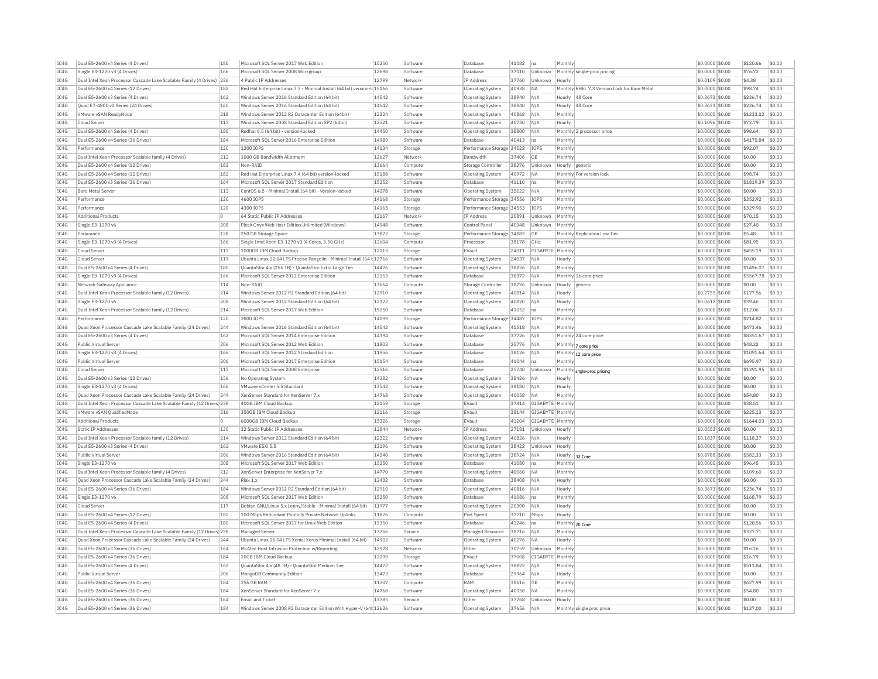| IC4G | Dual E5-2600 v4 Series (4 Drives) | 180 | Microsoft SQL Server 2017 Web Edition | 15250 | Software | Database | 41082 | na | Monthly | | $0.0000 | $0.00 | $120.56 | $0.00 |
|---|---|---|---|---|---|---|---|---|---|---|---|---|---|---|
| IC4G | Single E3-1270 v3 (4 Drives) | 166 | Microsoft SQL Server 2008 Workgroup | 12698 | Software | Database | 37010 | Unknown | Monthly | single-proc pricing | $0.0000 | $0.00 | $76.72 | $0.00 |
| IC4G | Dual Intel Xeon Processor Cascade Lake Scalable Family (4 Drives) | 236 | 4 Public IP Addresses | 12799 | Network | IP Address | 37760 | Unknown | Hourly | | $0.0109 | $0.00 | $4.38 | $0.00 |
| IC4G | Dual E5-2600 v4 Series (12 Drives) | 182 | Red Hat Enterprise Linux 7.3 - Minimal Install (64 bit) version-lo | 15166 | Software | Operating System | 40938 | NA | Monthly | RHEL 7.3 Version Lock for Bare Metal | $0.0000 | $0.00 | $98.74 | $0.00 |
| IC4G | Dual E5-2600 v3 Series (4 Drives) | 162 | Windows Server 2016 Standard Edition (64 bit) | 14542 | Software | Operating System | 38940 | N/A | Hourly | 48 Core | $0.3673 | $0.00 | $236.74 | $0.00 |
| IC4G | Quad E7-4800 v2 Series (24 Drives) | 160 | Windows Server 2016 Standard Edition (64 bit) | 14542 | Software | Operating System | 38940 | N/A | Hourly | 48 Core | $0.3673 | $0.00 | $236.74 | $0.00 |
| IC4G | VMware vSAN ReadyNode | 218 | Windows Server 2012 R2 Datacenter Edition (64bit) | 12324 | Software | Operating System | 40868 | N/A | Monthly | | $0.0000 | $0.00 | $1233.02 | $0.00 |
| IC4G | Cloud Server | 117 | Windows Server 2008 Standard Edition SP2 (64bit) | 12521 | Software | Operating System | 40730 | N/A | Hourly | | $0.1096 | $0.00 | $72.79 | $0.00 |
| IC4G | Dual E5-2600 v4 Series (4 Drives) | 180 | Redhat 6.5 (64 bit) - version-locked | 14450 | Software | Operating System | 38800 | N/A | Monthly | 2 processor price | $0.0000 | $0.00 | $98.64 | $0.00 |
| IC4G | Dual E5-2600 v4 Series (36 Drives) | 184 | Microsoft SQL Server 2016 Enterprise Edition | 14989 | Software | Database | 40413 | na | Monthly | | $0.0000 | $0.00 | $4175.84 | $0.00 |
| IC4G | Performance | 120 | 1200 IOPS | 14134 | Storage | Performance Storage | 34522 | IOPS | Monthly | | $0.0000 | $0.00 | $92.07 | $0.00 |
| IC4G | Dual Intel Xeon Processor Scalable family (4 Drives) | 212 | 1000 GB Bandwidth Allotment | 12627 | Network | Bandwidth | 37406 | GB | Monthly | | $0.0000 | $0.00 | $0.00 | $0.00 |
| IC4G | Dual E5-2600 v4 Series (12 Drives) | 182 | Non-RAID | 13664 | Compute | Storage Controller | 38276 | Unknown | Hourly | generic | $0.0000 | $0.00 | $0.00 | $0.00 |
| IC4G | Dual E5-2600 v4 Series (12 Drives) | 182 | Red Hat Enterprise Linux 7.4 (64 bit) version-locked | 15188 | Software | Operating System | 40972 | NA | Monthly | For version lock | $0.0000 | $0.00 | $98.74 | $0.00 |
| IC4G | Dual E5-2600 v3 Series (36 Drives) | 164 | Microsoft SQL Server 2017 Standard Edition | 15252 | Software | Database | 41110 | na | Monthly | | $0.0000 | $0.00 | $1819.39 | $0.00 |
| IC4G | Bare Metal Server | 113 | CentOS 6.5 - Minimal Install (64 bit) - version-locked | 14278 | Software | Operating System | 35022 | N/A | Monthly | | $0.0000 | $0.00 | $0.00 | $0.00 |
| IC4G | Performance | 120 | 4600 IOPS | 14168 | Storage | Performance Storage | 34556 | IOPS | Monthly | | $0.0000 | $0.00 | $352.92 | $0.00 |
| IC4G | Performance | 120 | 4300 IOPS | 14165 | Storage | Performance Storage | 34553 | IOPS | Monthly | | $0.0000 | $0.00 | $329.90 | $0.00 |
| IC4G | Additional Products | 0 | 64 Static Public IP Addresses | 12167 | Network | IP Address | 20891 | Unknown | Monthly | | $0.0000 | $0.00 | $70.15 | $0.00 |
| IC4G | Single E3-1270 v6 | 208 | Plesk Onyx Web Host Edition Unlimited (Windows) | 14948 | Software | Control Panel | 40348 | Unknown | Monthly | | $0.0000 | $0.00 | $27.40 | $0.00 |
| IC4G | Endurance | 128 | 250 GB Storage Space | 13822 | Storage | Performance Storage | 34882 | GB | Monthly | Replication Low Tier | $0.0000 | $0.00 | $5.48 | $0.00 |
| IC4G | Single E3-1270 v3 (4 Drives) | 166 | Single Intel Xeon E3-1270 v3 (4 Cores, 3.50 GHz) | 12604 | Compute | Processor | 38178 | GHz | Monthly | | $0.0000 | $0.00 | $81.95 | $0.00 |
| IC4G | Cloud Server | 117 | 1000GB IBM Cloud Backup | 12113 | Storage | EVault | 24011 | GIGABYTE | Monthly | | $0.0000 | $0.00 | $455.19 | $0.00 |
| IC4G | Cloud Server | 117 | Ubuntu Linux 12.04 LTS Precise Pangolin - Minimal Install (64 b | 12766 | Software | Operating System | 24037 | N/A | Hourly | | $0.0000 | $0.00 | $0.00 | $0.00 |
| IC4G | Dual E5-2600 v4 Series (4 Drives) | 180 | QuantaStor 4.x (256 TB) - QuantaStor Extra Large Tier | 14476 | Software | Operating System | 38826 | N/A | Monthly | | $0.0000 | $0.00 | $1496.07 | $0.00 |
| IC4G | Single E3-1270 v3 (4 Drives) | 166 | Microsoft SQL Server 2012 Enterprise Edition | 12153 | Software | Database | 38372 | N/A | Monthly | 16 core price | $0.0000 | $0.00 | $5567.78 | $0.00 |
| IC4G | Network Gateway Appliance | 114 | Non-RAID | 13664 | Compute | Storage Controller | 38276 | Unknown | Hourly | generic | $0.0000 | $0.00 | $0.00 | $0.00 |
| IC4G | Dual Intel Xeon Processor Scalable family (12 Drives) | 214 | Windows Server 2012 R2 Standard Edition (64 bit) | 12910 | Software | Operating System | 40814 | N/A | Hourly | | $0.2755 | $0.00 | $177.56 | $0.00 |
| IC4G | Single E3-1270 v6 | 208 | Windows Server 2012 Standard Edition (64 bit) | 12322 | Software | Operating System | 40820 | N/A | Hourly | | $0.0612 | $0.00 | $39.46 | $0.00 |
| IC4G | Dual Intel Xeon Processor Scalable family (12 Drives) | 214 | Microsoft SQL Server 2017 Web Edition | 15250 | Software | Database | 41052 | na | Monthly | | $0.0000 | $0.00 | $12.06 | $0.00 |
| IC4G | Performance | 120 | 2800 IOPS | 14099 | Storage | Performance Storage | 34487 | IOPS | Monthly | | $0.0000 | $0.00 | $214.82 | $0.00 |
| IC4G | Quad Xeon Processor Cascade Lake Scalable Family (24 Drives) | 244 | Windows Server 2016 Standard Edition (64 bit) | 14542 | Software | Operating System | 41518 | N/A | Monthly | | $0.0000 | $0.00 | $473.46 | $0.00 |
| IC4G | Dual E5-2600 v3 Series (4 Drives) | 162 | Microsoft SQL Server 2014 Enterprise Edition | 14394 | Software | Database | 37726 | N/A | Monthly | 24 core price | $0.0000 | $0.00 | $8351.67 | $0.00 |
| IC4G | Public Virtual Server | 206 | Microsoft SQL Server 2012 Web Edition | 11803 | Software | Database | 25776 | N/A | Monthly | 7 core price | $0.0000 | $0.00 | $48.22 | $0.00 |
| IC4G | Single E3-1270 v3 (4 Drives) | 166 | Microsoft SQL Server 2012 Standard Edition | 11956 | Software | Database | 38126 | N/A | Monthly | 12 core price | $0.0000 | $0.00 | $1091.64 | $0.00 |
| IC4G | Public Virtual Server | 206 | Microsoft SQL Server 2017 Enterprise Edition | 15154 | Software | Database | 41044 | na | Monthly | | $0.0000 | $0.00 | $695.97 | $0.00 |
| IC4G | Cloud Server | 117 | Microsoft SQL Server 2008 Enterprise | 12516 | Software | Database | 25740 | Unknown | Monthly | single-proc pricing | $0.0000 | $0.00 | $1391.95 | $0.00 |
| IC4G | Dual E5-2600 v3 Series (12 Drives) | 156 | No Operating System | 14282 | Software | Operating System | 38426 | NA | Hourly | | $0.0000 | $0.00 | $0.00 | $0.00 |
| IC4G | Single E3-1270 v3 (4 Drives) | 166 | VMware vCenter 5.5 Standard | 13542 | Software | Operating System | 38180 | N/A | Hourly | | $0.0000 | $0.00 | $0.00 | $0.00 |
| IC4G | Quad Xeon Processor Cascade Lake Scalable Family (24 Drives) | 244 | XenServer Standard for XenServer 7.x | 14768 | Software | Operating System | 40058 | NA | Monthly | | $0.0000 | $0.00 | $54.80 | $0.00 |
| IC4G | Dual Intel Xeon Processor Cascade Lake Scalable Family (12 Drives) | 238 | 40GB IBM Cloud Backup | 12159 | Storage | EVault | 37414 | GIGABYTE | Monthly | | $0.0000 | $0.00 | $38.51 | $0.00 |
| IC4G | VMware vSAN QualifiedNode | 216 | 350GB IBM Cloud Backup | 12116 | Storage | EVault | 38144 | GIGABYTE | Monthly | | $0.0000 | $0.00 | $225.13 | $0.00 |
| IC4G | Additional Products | 0 | 6000GB IBM Cloud Backup | 15326 | Storage | EVault | 41204 | GIGABYTE | Monthly | | $0.0000 | $0.00 | $1644.03 | $0.00 |
| IC4G | Static IP Addresses | 130 | 32 Static Public IP Addresses | 12844 | Network | IP Address | 27181 | Unknown | Hourly | | $0.0553 | $0.00 | $0.00 | $0.00 |
| IC4G | Dual Intel Xeon Processor Scalable family (12 Drives) | 214 | Windows Server 2012 Standard Edition (64 bit) | 12322 | Software | Operating System | 40826 | N/A | Hourly | | $0.1837 | $0.00 | $118.37 | $0.00 |
| IC4G | Dual E5-2600 v3 Series (4 Drives) | 162 | VMware ESXi 5.5 | 13196 | Software | Operating System | 38422 | Unknown | Hourly | | $0.0000 | $0.00 | $0.00 | $0.00 |
| IC4G | Public Virtual Server | 206 | Windows Server 2016 Standard Edition (64 bit) | 14540 | Software | Operating System | 38924 | N/A | Hourly | 32 Core | $0.8788 | $0.00 | $582.33 | $0.00 |
| IC4G | Single E3-1270 v6 | 208 | Microsoft SQL Server 2017 Web Edition | 15250 | Software | Database | 41080 | na | Monthly | | $0.0000 | $0.00 | $96.45 | $0.00 |
| IC4G | Dual Intel Xeon Processor Scalable family (4 Drives) | 212 | XenServer Enterprise for XenServer 7.x | 14770 | Software | Operating System | 40060 | NA | Monthly | | $0.0000 | $0.00 | $109.60 | $0.00 |
| IC4G | Quad Xeon Processor Cascade Lake Scalable Family (24 Drives) | 244 | Riak 1.x | 12432 | Software | Database | 38408 | N/A | Hourly | | $0.0000 | $0.00 | $0.00 | $0.00 |
| IC4G | Dual E5-2600 v4 Series (36 Drives) | 184 | Windows Server 2012 R2 Standard Edition (64 bit) | 12910 | Software | Operating System | 40816 | N/A | Hourly | | $0.3673 | $0.00 | $236.74 | $0.00 |
| IC4G | Single E3-1270 v6 | 208 | Microsoft SQL Server 2017 Web Edition | 15250 | Software | Database | 41086 | na | Monthly | | $0.0000 | $0.00 | $168.79 | $0.00 |
| IC4G | Cloud Server | 117 | Debian GNU/Linux 5.x Lenny/Stable - Minimal Install (64 bit) | 11977 | Software | Operating System | 20300 | N/A | Hourly | | $0.0000 | $0.00 | $0.00 | $0.00 |
| IC4G | Dual E5-2600 v4 Series (12 Drives) | 182 | 100 Mbps Redundant Public & Private Network Uplinks | 11826 | Compute | Port Speed | 37710 | Mbps | Hourly | | $0.0000 | $0.00 | $0.00 | $0.00 |
| IC4G | Dual E5-2600 v4 Series (4 Drives) | 180 | Microsoft SQL Server 2017 for Linux Web Edition | 15350 | Software | Database | 41246 | na | Monthly | 20 Core | $0.0000 | $0.00 | $120.56 | $0.00 |
| IC4G | Dual Intel Xeon Processor Cascade Lake Scalable Family (12 Drives) | 238 | Managed Server | 13256 | Service | Managed Resource | 38716 | N/A | Monthly | | $0.0000 | $0.00 | $327.71 | $0.00 |
| IC4G | Quad Xeon Processor Cascade Lake Scalable Family (24 Drives) | 244 | Ubuntu Linux 16.04 LTS Xenial Xerus Minimal Install (64 bit) | 14902 | Software | Operating System | 40276 | NA | Hourly | | $0.0000 | $0.00 | $0.00 | $0.00 |
| IC4G | Dual E5-2600 v3 Series (36 Drives) | 164 | McAfee Host Intrusion Protection w/Reporting | 12928 | Network | Other | 30759 | Unknown | Monthly | | $0.0000 | $0.00 | $16.16 | $0.00 |
| IC4G | Dual E5-2600 v4 Series (36 Drives) | 184 | 20GB IBM Cloud Backup | 12299 | Storage | EVault | 37008 | GIGABYTE | Monthly | | $0.0000 | $0.00 | $16.79 | $0.00 |
| IC4G | Dual E5-2600 v3 Series (4 Drives) | 162 | QuantaStor 4.x (48 TB) - QuantaStor Medium Tier | 14472 | Software | Operating System | 38822 | N/A | Monthly | | $0.0000 | $0.00 | $511.84 | $0.00 |
| IC4G | Public Virtual Server | 206 | MongoDB Community Edition | 13473 | Software | Database | 29964 | N/A | Hourly | | $0.0000 | $0.00 | $0.00 | $0.00 |
| IC4G | Dual E5-2600 v4 Series (36 Drives) | 184 | 256 GB RAM | 11707 | Compute | RAM | 38616 | GB | Monthly | | $0.0000 | $0.00 | $627.99 | $0.00 |
| IC4G | Dual E5-2600 v4 Series (36 Drives) | 184 | XenServer Standard for XenServer 7.x | 14768 | Software | Operating System | 40058 | NA | Monthly | | $0.0000 | $0.00 | $54.80 | $0.00 |
| IC4G | Dual E5-2600 v3 Series (36 Drives) | 164 | Email and Ticket | 13785 | Service | Other | 37768 | Unknown | Hourly | | $0.0000 | $0.00 | $0.00 | $0.00 |
| IC4G | Dual E5-2600 v4 Series (36 Drives) | 184 | Windows Server 2008 R2 Datacenter Edition With Hyper-V (64b | 12626 | Software | Operating System | 37656 | N/A | Monthly | single proc price | $0.0000 | $0.00 | $137.00 | $0.00 |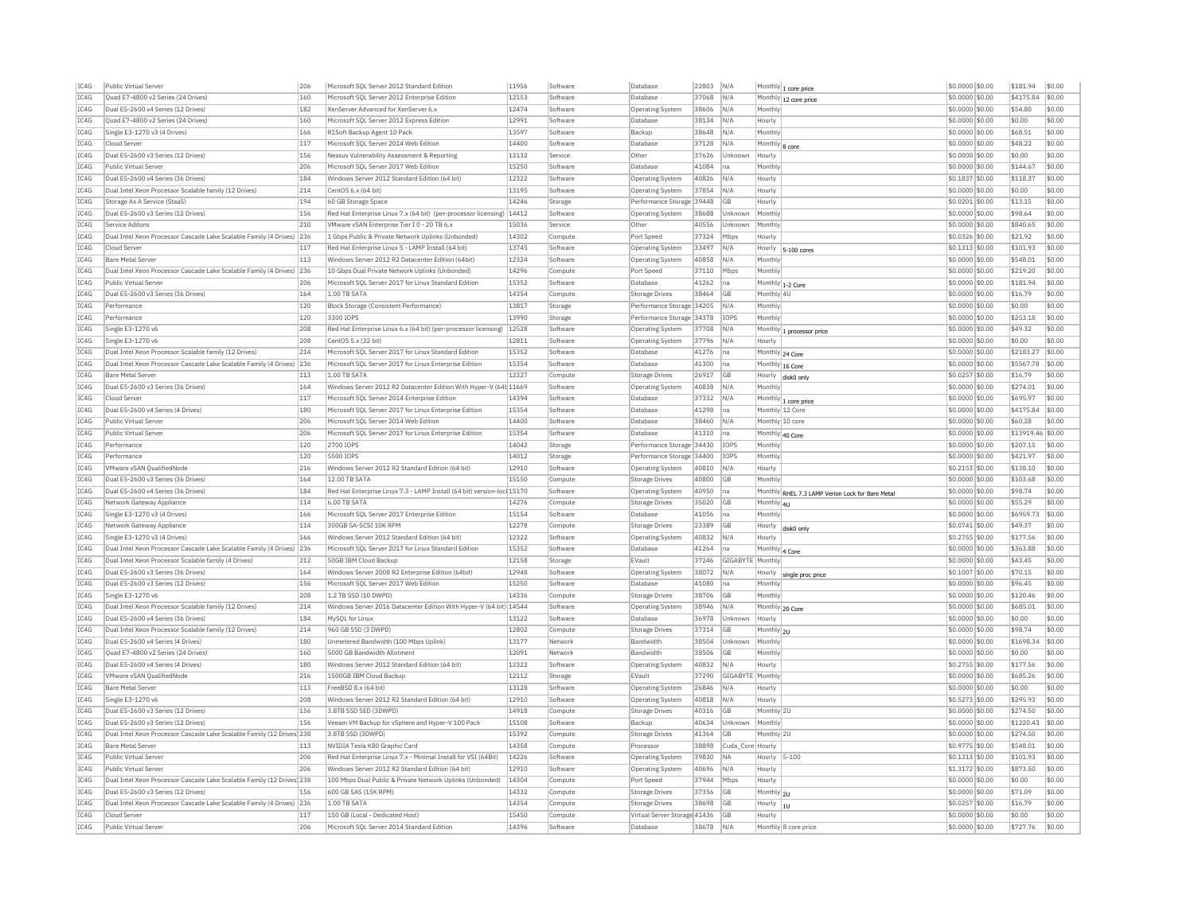| IC4G | Public Virtual Server | 206 | Microsoft SQL Server 2012 Standard Edition | 11956 | Software | Database | 22803 | N/A | Monthly | 1 core price | $0.0000 | $0.00 | $181.94 | $0.00 |
|---|---|---|---|---|---|---|---|---|---|---|---|---|---|---|
| IC4G | Quad E7-4800 v2 Series (24 Drives) | 160 | Microsoft SQL Server 2012 Enterprise Edition | 12153 | Software | Database | 37068 | N/A | Monthly | 12 core price | $0.0000 | $0.00 | $4175.84 | $0.00 |
| IC4G | Dual E5-2600 v4 Series (12 Drives) | 182 | XenServer Advanced for XenServer 6.x | 12474 | Software | Operating System | 38606 | N/A | Monthly | | $0.0000 | $0.00 | $54.80 | $0.00 |
| IC4G | Quad E7-4800 v2 Series (24 Drives) | 160 | Microsoft SQL Server 2012 Express Edition | 12991 | Software | Database | 38134 | N/A | Hourly | | $0.0000 | $0.00 | $0.00 | $0.00 |
| IC4G | Single E3-1270 v3 (4 Drives) | 166 | R1Soft Backup Agent 10 Pack | 13597 | Software | Backup | 38648 | N/A | Monthly | | $0.0000 | $0.00 | $68.51 | $0.00 |
| IC4G | Cloud Server | 117 | Microsoft SQL Server 2014 Web Edition | 14400 | Software | Database | 37128 | N/A | Monthly | 8 core | $0.0000 | $0.00 | $48.22 | $0.00 |
| IC4G | Dual E5-2600 v3 Series (12 Drives) | 156 | Nessus Vulnerability Assessment & Reporting | 13132 | Service | Other | 37626 | Unknown | Hourly | | $0.0000 | $0.00 | $0.00 | $0.00 |
| IC4G | Public Virtual Server | 206 | Microsoft SQL Server 2017 Web Edition | 15250 | Software | Database | 41084 | na | Monthly | | $0.0000 | $0.00 | $144.67 | $0.00 |
| IC4G | Dual E5-2600 v4 Series (36 Drives) | 184 | Windows Server 2012 Standard Edition (64 bit) | 12322 | Software | Operating System | 40826 | N/A | Hourly | | $0.1837 | $0.00 | $118.37 | $0.00 |
| IC4G | Dual Intel Xeon Processor Scalable family (12 Drives) | 214 | CentOS 6.x (64 bit) | 13195 | Software | Operating System | 37854 | N/A | Hourly | | $0.0000 | $0.00 | $0.00 | $0.00 |
| IC4G | Storage As A Service (StaaS) | 194 | 60 GB Storage Space | 14246 | Storage | Performance Storage | 39448 | GB | Hourly | | $0.0201 | $0.00 | $13.15 | $0.00 |
| IC4G | Dual E5-2600 v3 Series (12 Drives) | 156 | Red Hat Enterprise Linux 7.x (64 bit) (per-processor licensing) | 14412 | Software | Operating System | 38688 | Unknown | Monthly | | $0.0000 | $0.00 | $98.64 | $0.00 |
| IC4G | Service Addons | 210 | VMware vSAN Enterprise Tier I 0 - 20 TB 6.x | 15036 | Service | Other | 40556 | Unknown | Monthly | | $0.0000 | $0.00 | $840.65 | $0.00 |
| IC4G | Dual Intel Xeon Processor Cascade Lake Scalable Family (4 Drives) | 236 | 1 Gbps Public & Private Network Uplinks (Unbonded) | 14302 | Compute | Port Speed | 37324 | Mbps | Hourly | | $0.0326 | $0.00 | $21.92 | $0.00 |
| IC4G | Cloud Server | 117 | Red Hat Enterprise Linux 5 - LAMP Install (64 bit) | 13745 | Software | Operating System | 33497 | N/A | Hourly | 5-100 cores | $0.1313 | $0.00 | $101.93 | $0.00 |
| IC4G | Bare Metal Server | 113 | Windows Server 2012 R2 Datacenter Edition (64bit) | 12324 | Software | Operating System | 40858 | N/A | Monthly | | $0.0000 | $0.00 | $548.01 | $0.00 |
| IC4G | Dual Intel Xeon Processor Cascade Lake Scalable Family (4 Drives) | 236 | 10 Gbps Dual Private Network Uplinks (Unbonded) | 14296 | Compute | Port Speed | 37110 | Mbps | Monthly | | $0.0000 | $0.00 | $219.20 | $0.00 |
| IC4G | Public Virtual Server | 206 | Microsoft SQL Server 2017 for Linux Standard Edition | 15352 | Software | Database | 41262 | na | Monthly | 1-2 Core | $0.0000 | $0.00 | $181.94 | $0.00 |
| IC4G | Dual E5-2600 v3 Series (36 Drives) | 164 | 1.00 TB SATA | 14354 | Compute | Storage Drives | 38464 | GB | Monthly | 4U | $0.0000 | $0.00 | $16.79 | $0.00 |
| IC4G | Performance | 120 | Block Storage (Consistent Performance) | 13817 | Storage | Performance Storage | 34205 | N/A | Monthly | | $0.0000 | $0.00 | $0.00 | $0.00 |
| IC4G | Performance | 120 | 3300 IOPS | 13990 | Storage | Performance Storage | 34378 | IOPS | Monthly | | $0.0000 | $0.00 | $253.18 | $0.00 |
| IC4G | Single E3-1270 v6 | 208 | Red Hat Enterprise Linux 6.x (64 bit) (per-processor licensing) | 12528 | Software | Operating System | 37708 | N/A | Monthly | 1 processor price | $0.0000 | $0.00 | $49.32 | $0.00 |
| IC4G | Single E3-1270 v6 | 208 | CentOS 5.x (32 bit) | 12811 | Software | Operating System | 37796 | N/A | Hourly | | $0.0000 | $0.00 | $0.00 | $0.00 |
| IC4G | Dual Intel Xeon Processor Scalable family (12 Drives) | 214 | Microsoft SQL Server 2017 for Linux Standard Edition | 15352 | Software | Database | 41276 | na | Monthly | 24 Core | $0.0000 | $0.00 | $2183.27 | $0.00 |
| IC4G | Dual Intel Xeon Processor Cascade Lake Scalable Family (4 Drives) | 236 | Microsoft SQL Server 2017 for Linux Enterprise Edition | 15354 | Software | Database | 41300 | na | Monthly | 16 Core | $0.0000 | $0.00 | $5567.78 | $0.00 |
| IC4G | Bare Metal Server | 113 | 1.00 TB SATA | 12327 | Compute | Storage Drives | 26917 | GB | Hourly | disk0 only | $0.0257 | $0.00 | $16.79 | $0.00 |
| IC4G | Dual E5-2600 v3 Series (36 Drives) | 164 | Windows Server 2012 R2 Datacenter Edition With Hyper-V (64t | 11669 | Software | Operating System | 40838 | N/A | Monthly | | $0.0000 | $0.00 | $274.01 | $0.00 |
| IC4G | Cloud Server | 117 | Microsoft SQL Server 2014 Enterprise Edition | 14394 | Software | Database | 37332 | N/A | Monthly | 1 core price | $0.0000 | $0.00 | $695.97 | $0.00 |
| IC4G | Dual E5-2600 v4 Series (4 Drives) | 180 | Microsoft SQL Server 2017 for Linux Enterprise Edition | 15354 | Software | Database | 41298 | na | Monthly | 12 Core | $0.0000 | $0.00 | $4175.84 | $0.00 |
| IC4G | Public Virtual Server | 206 | Microsoft SQL Server 2014 Web Edition | 14400 | Software | Database | 38460 | N/A | Monthly | 10 core | $0.0000 | $0.00 | $60.28 | $0.00 |
| IC4G | Public Virtual Server | 206 | Microsoft SQL Server 2017 for Linux Enterprise Edition | 15354 | Software | Database | 41310 | na | Monthly | 40 Core | $0.0000 | $0.00 | $13919.46 | $0.00 |
| IC4G | Performance | 120 | 2700 IOPS | 14042 | Storage | Performance Storage | 34430 | IOPS | Monthly | | $0.0000 | $0.00 | $207.15 | $0.00 |
| IC4G | Performance | 120 | 5500 IOPS | 14012 | Storage | Performance Storage | 34400 | IOPS | Monthly | | $0.0000 | $0.00 | $421.97 | $0.00 |
| IC4G | VMware vSAN QualifiedNode | 216 | Windows Server 2012 R2 Standard Edition (64 bit) | 12910 | Software | Operating System | 40810 | N/A | Hourly | | $0.2153 | $0.00 | $138.10 | $0.00 |
| IC4G | Dual E5-2600 v3 Series (36 Drives) | 164 | 12.00 TB SATA | 15150 | Compute | Storage Drives | 40800 | GB | Monthly | | $0.0000 | $0.00 | $103.68 | $0.00 |
| IC4G | Dual E5-2600 v4 Series (36 Drives) | 184 | Red Hat Enterprise Linux 7.3 - LAMP Install (64 bit) version-locl | 15170 | Software | Operating System | 40950 | na | Monthly | RHEL 7.3 LAMP Verion Lock for Bare Metal | $0.0000 | $0.00 | $98.74 | $0.00 |
| IC4G | Network Gateway Appliance | 114 | 6.00 TB SATA | 14276 | Compute | Storage Drives | 35020 | GB | Monthly | 4U | $0.0000 | $0.00 | $55.29 | $0.00 |
| IC4G | Single E3-1270 v3 (4 Drives) | 166 | Microsoft SQL Server 2017 Enterprise Edition | 15154 | Software | Database | 41056 | na | Monthly | | $0.0000 | $0.00 | $6959.73 | $0.00 |
| IC4G | Network Gateway Appliance | 114 | 300GB SA-SCSI 10K RPM | 12278 | Compute | Storage Drives | 23389 | GB | Hourly | disk0 only | $0.0741 | $0.00 | $49.37 | $0.00 |
| IC4G | Single E3-1270 v3 (4 Drives) | 166 | Windows Server 2012 Standard Edition (64 bit) | 12322 | Software | Operating System | 40832 | N/A | Hourly | | $0.2755 | $0.00 | $177.56 | $0.00 |
| IC4G | Dual Intel Xeon Processor Cascade Lake Scalable Family (4 Drives) | 236 | Microsoft SQL Server 2017 for Linux Standard Edition | 15352 | Software | Database | 41264 | na | Monthly | 4 Core | $0.0000 | $0.00 | $363.88 | $0.00 |
| IC4G | Dual Intel Xeon Processor Scalable family (4 Drives) | 212 | 50GB IBM Cloud Backup | 12158 | Storage | EVault | 37246 | GIGABYTE | Monthly | | $0.0000 | $0.00 | $43.45 | $0.00 |
| IC4G | Dual E5-2600 v3 Series (36 Drives) | 164 | Windows Server 2008 R2 Enterprise Edition (64bit) | 12948 | Software | Operating System | 38072 | N/A | Hourly | single proc price | $0.1007 | $0.00 | $70.15 | $0.00 |
| IC4G | Dual E5-2600 v3 Series (12 Drives) | 156 | Microsoft SQL Server 2017 Web Edition | 15250 | Software | Database | 41080 | na | Monthly | | $0.0000 | $0.00 | $96.45 | $0.00 |
| IC4G | Single E3-1270 v6 | 208 | 1.2 TB SSD (10 DWPD) | 14336 | Compute | Storage Drives | 38706 | GB | Monthly | | $0.0000 | $0.00 | $120.46 | $0.00 |
| IC4G | Dual Intel Xeon Processor Scalable family (12 Drives) | 214 | Windows Server 2016 Datacenter Edition With Hyper-V (64 bit) | 14544 | Software | Operating System | 38946 | N/A | Monthly | 20 Core | $0.0000 | $0.00 | $685.01 | $0.00 |
| IC4G | Dual E5-2600 v4 Series (36 Drives) | 184 | MySQL for Linux | 13122 | Software | Database | 36978 | Unknown | Hourly | | $0.0000 | $0.00 | $0.00 | $0.00 |
| IC4G | Dual Intel Xeon Processor Scalable family (12 Drives) | 214 | 960 GB SSD (3 DWPD) | 12802 | Compute | Storage Drives | 37314 | GB | Monthly | 2U | $0.0000 | $0.00 | $98.74 | $0.00 |
| IC4G | Dual E5-2600 v4 Series (4 Drives) | 180 | Unmetered Bandwidth (100 Mbps Uplink) | 13177 | Network | Bandwidth | 38504 | Unknown | Monthly | | $0.0000 | $0.00 | $1698.34 | $0.00 |
| IC4G | Quad E7-4800 v2 Series (24 Drives) | 160 | 5000 GB Bandwidth Allotment | 12091 | Network | Bandwidth | 38506 | GB | Monthly | | $0.0000 | $0.00 | $0.00 | $0.00 |
| IC4G | Dual E5-2600 v4 Series (4 Drives) | 180 | Windows Server 2012 Standard Edition (64 bit) | 12322 | Software | Operating System | 40832 | N/A | Hourly | | $0.2755 | $0.00 | $177.56 | $0.00 |
| IC4G | VMware vSAN QualifiedNode | 216 | 1500GB IBM Cloud Backup | 12112 | Storage | EVault | 37290 | GIGABYTE | Monthly | | $0.0000 | $0.00 | $685.26 | $0.00 |
| IC4G | Bare Metal Server | 113 | FreeBSD 8.x (64 bit) | 13128 | Software | Operating System | 26846 | N/A | Hourly | | $0.0000 | $0.00 | $0.00 | $0.00 |
| IC4G | Single E3-1270 v6 | 208 | Windows Server 2012 R2 Standard Edition (64 bit) | 12910 | Software | Operating System | 40818 | N/A | Hourly | | $0.5273 | $0.00 | $295.93 | $0.00 |
| IC4G | Dual E5-2600 v3 Series (12 Drives) | 156 | 3.8TB SSD SED (3DWPD) | 14918 | Compute | Storage Drives | 40316 | GB | Monthly | 2U | $0.0000 | $0.00 | $274.50 | $0.00 |
| IC4G | Dual E5-2600 v3 Series (12 Drives) | 156 | Veeam VM Backup for vSphere and Hyper-V 100 Pack | 15108 | Software | Backup | 40634 | Unknown | Monthly | | $0.0000 | $0.00 | $1220.43 | $0.00 |
| IC4G | Dual Intel Xeon Processor Cascade Lake Scalable Family (12 Drives) | 238 | 3.8TB SSD (3DWPD) | 15392 | Compute | Storage Drives | 41364 | GB | Monthly | 2U | $0.0000 | $0.00 | $274.50 | $0.00 |
| IC4G | Bare Metal Server | 113 | NVIDIA Tesla K80 Graphic Card | 14358 | Compute | Processor | 38898 | Cuda_Core | Hourly | | $0.9775 | $0.00 | $548.01 | $0.00 |
| IC4G | Public Virtual Server | 206 | Red Hat Enterprise Linux 7.x - Minimal Install for VSI (64Bit) | 14226 | Software | Operating System | 39830 | NA | Hourly | 5-100 | $0.1313 | $0.00 | $101.93 | $0.00 |
| IC4G | Public Virtual Server | 206 | Windows Server 2012 R2 Standard Edition (64 bit) | 12910 | Software | Operating System | 40696 | N/A | Hourly | | $1.3172 | $0.00 | $873.50 | $0.00 |
| IC4G | Dual Intel Xeon Processor Cascade Lake Scalable Family (12 Drives) | 238 | 100 Mbps Dual Public & Private Network Uplinks (Unbonded) | 14304 | Compute | Port Speed | 37944 | Mbps | Hourly | | $0.0000 | $0.00 | $0.00 | $0.00 |
| IC4G | Dual E5-2600 v3 Series (12 Drives) | 156 | 600 GB SAS (15K RPM) | 14332 | Compute | Storage Drives | 37356 | GB | Monthly | 2U | $0.0000 | $0.00 | $71.09 | $0.00 |
| IC4G | Dual Intel Xeon Processor Cascade Lake Scalable Family (4 Drives) | 236 | 1.00 TB SATA | 14354 | Compute | Storage Drives | 38698 | GB | Hourly | 1U | $0.0257 | $0.00 | $16.79 | $0.00 |
| IC4G | Cloud Server | 117 | 150 GB (Local - Dedicated Host) | 15450 | Compute | Virtual Server Storage | 41436 | GB | Hourly | | $0.0000 | $0.00 | $0.00 | $0.00 |
| IC4G | Public Virtual Server | 206 | Microsoft SQL Server 2014 Standard Edition | 14396 | Software | Database | 38678 | N/A | Monthly | 8 core price | $0.0000 | $0.00 | $727.76 | $0.00 |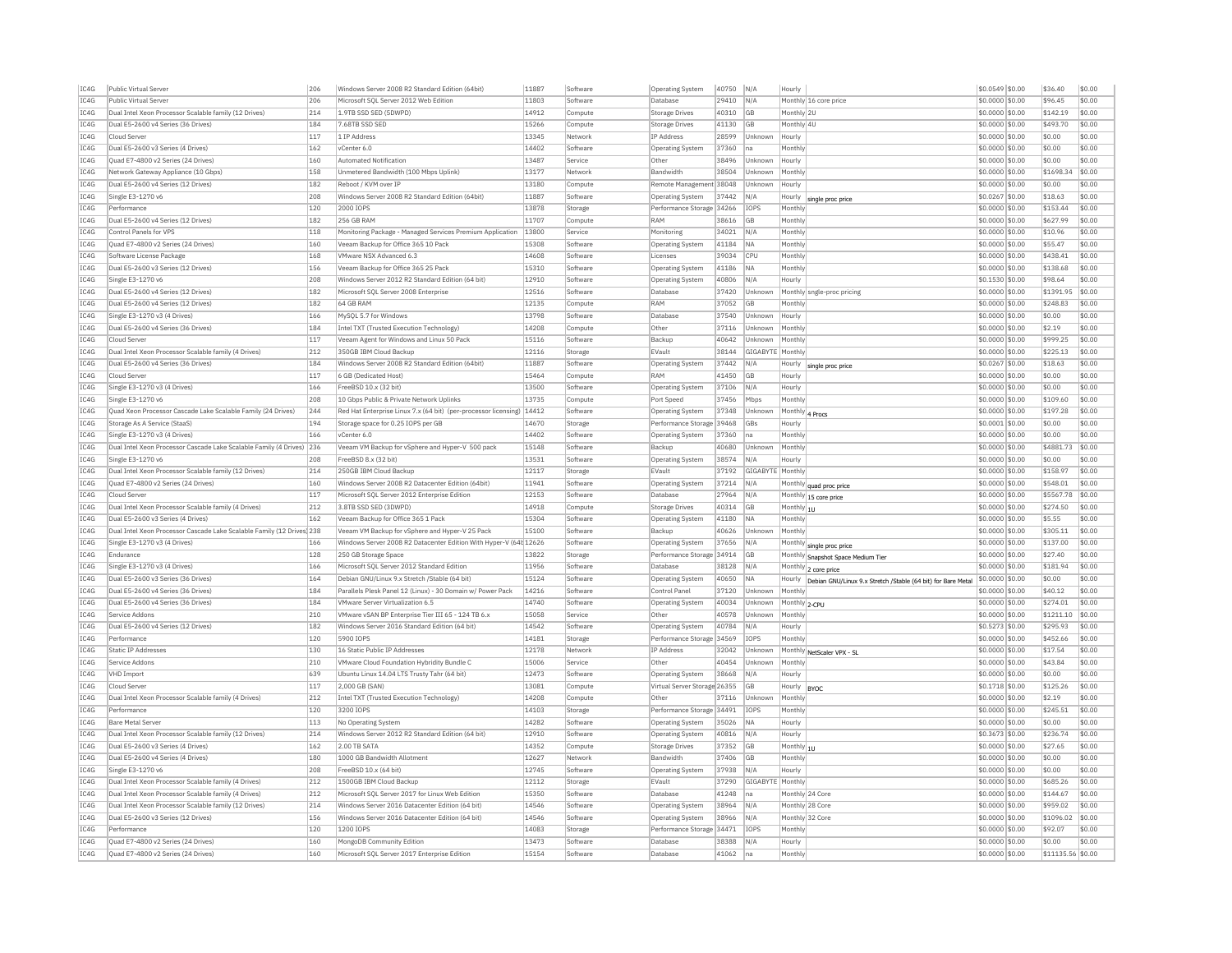| IC4G | Public Virtual Server | 206 | Windows Server 2008 R2 Standard Edition (64bit) | 11887 | Software | Operating System | 40750 | N/A | Hourly | | $0.0549 | $0.00 | $36.40 | $0.00 |
|---|---|---|---|---|---|---|---|---|---|---|---|---|---|---|
| IC4G | Public Virtual Server | 206 | Microsoft SQL Server 2012 Web Edition | 11803 | Software | Database | 29410 | N/A | Monthly | 16 core price | $0.0000 | $0.00 | $96.45 | $0.00 |
| IC4G | Dual Intel Xeon Processor Scalable family (12 Drives) | 214 | 1.9TB SSD SED (5DWPD) | 14912 | Compute | Storage Drives | 40310 | GB | Monthly | 2U | $0.0000 | $0.00 | $142.19 | $0.00 |
| IC4G | Dual E5-2600 v4 Series (36 Drives) | 184 | 7.68TB SSD SED | 15266 | Compute | Storage Drives | 41130 | GB | Monthly | 4U | $0.0000 | $0.00 | $493.70 | $0.00 |
| IC4G | Cloud Server | 117 | 1 IP Address | 13345 | Network | IP Address | 28599 | Unknown | Hourly | | $0.0000 | $0.00 | $0.00 | $0.00 |
| IC4G | Dual E5-2600 v3 Series (4 Drives) | 162 | vCenter 6.0 | 14402 | Software | Operating System | 37360 | na | Monthly | | $0.0000 | $0.00 | $0.00 | $0.00 |
| IC4G | Quad E7-4800 v2 Series (24 Drives) | 160 | Automated Notification | 13487 | Service | Other | 38496 | Unknown | Hourly | | $0.0000 | $0.00 | $0.00 | $0.00 |
| IC4G | Network Gateway Appliance (10 Gbps) | 158 | Unmetered Bandwidth (100 Mbps Uplink) | 13177 | Network | Bandwidth | 38504 | Unknown | Monthly | | $0.0000 | $0.00 | $1698.34 | $0.00 |
| IC4G | Dual E5-2600 v4 Series (12 Drives) | 182 | Reboot / KVM over IP | 13180 | Compute | Remote Management | 38048 | Unknown | Hourly | | $0.0000 | $0.00 | $0.00 | $0.00 |
| IC4G | Single E3-1270 v6 | 208 | Windows Server 2008 R2 Standard Edition (64bit) | 11887 | Software | Operating System | 37442 | N/A | Hourly | single proc price | $0.0267 | $0.00 | $18.63 | $0.00 |
| IC4G | Performance | 120 | 2000 IOPS | 13878 | Storage | Performance Storage | 34266 | IOPS | Monthly | | $0.0000 | $0.00 | $153.44 | $0.00 |
| IC4G | Dual E5-2600 v4 Series (12 Drives) | 182 | 256 GB RAM | 11707 | Compute | RAM | 38616 | GB | Monthly | | $0.0000 | $0.00 | $627.99 | $0.00 |
| IC4G | Control Panels for VPS | 118 | Monitoring Package - Managed Services Premium Application | 13800 | Service | Monitoring | 34021 | N/A | Monthly | | $0.0000 | $0.00 | $10.96 | $0.00 |
| IC4G | Quad E7-4800 v2 Series (24 Drives) | 160 | Veeam Backup for Office 365 10 Pack | 15308 | Software | Operating System | 41184 | NA | Monthly | | $0.0000 | $0.00 | $55.47 | $0.00 |
| IC4G | Software License Package | 168 | VMware NSX Advanced 6.3 | 14608 | Software | Licenses | 39034 | CPU | Monthly | | $0.0000 | $0.00 | $438.41 | $0.00 |
| IC4G | Dual E5-2600 v3 Series (12 Drives) | 156 | Veeam Backup for Office 365 25 Pack | 15310 | Software | Operating System | 41186 | NA | Monthly | | $0.0000 | $0.00 | $138.68 | $0.00 |
| IC4G | Single E3-1270 v6 | 208 | Windows Server 2012 R2 Standard Edition (64 bit) | 12910 | Software | Operating System | 40806 | N/A | Hourly | | $0.1530 | $0.00 | $98.64 | $0.00 |
| IC4G | Dual E5-2600 v4 Series (12 Drives) | 182 | Microsoft SQL Server 2008 Enterprise | 12516 | Software | Database | 37420 | Unknown | Monthly | sngle-proc pricing | $0.0000 | $0.00 | $1391.95 | $0.00 |
| IC4G | Dual E5-2600 v4 Series (12 Drives) | 182 | 64 GB RAM | 12135 | Compute | RAM | 37052 | GB | Monthly | | $0.0000 | $0.00 | $248.83 | $0.00 |
| IC4G | Single E3-1270 v3 (4 Drives) | 166 | MySQL 5.7 for Windows | 13798 | Software | Database | 37540 | Unknown | Hourly | | $0.0000 | $0.00 | $0.00 | $0.00 |
| IC4G | Dual E5-2600 v4 Series (36 Drives) | 184 | Intel TXT (Trusted Execution Technology) | 14208 | Compute | Other | 37116 | Unknown | Monthly | | $0.0000 | $0.00 | $2.19 | $0.00 |
| IC4G | Cloud Server | 117 | Veeam Agent for Windows and Linux 50 Pack | 15116 | Software | Backup | 40642 | Unknown | Monthly | | $0.0000 | $0.00 | $999.25 | $0.00 |
| IC4G | Dual Intel Xeon Processor Scalable family (4 Drives) | 212 | 350GB IBM Cloud Backup | 12116 | Storage | EVault | 38144 | GIGABYTE | Monthly | | $0.0000 | $0.00 | $225.13 | $0.00 |
| IC4G | Dual E5-2600 v4 Series (36 Drives) | 184 | Windows Server 2008 R2 Standard Edition (64bit) | 11887 | Software | Operating System | 37442 | N/A | Hourly | single proc price | $0.0267 | $0.00 | $18.63 | $0.00 |
| IC4G | Cloud Server | 117 | 6 GB (Dedicated Host) | 15464 | Compute | RAM | 41450 | GB | Hourly | | $0.0000 | $0.00 | $0.00 | $0.00 |
| IC4G | Single E3-1270 v3 (4 Drives) | 166 | FreeBSD 10.x (32 bit) | 13500 | Software | Operating System | 37106 | N/A | Hourly | | $0.0000 | $0.00 | $0.00 | $0.00 |
| IC4G | Single E3-1270 v6 | 208 | 10 Gbps Public & Private Network Uplinks | 13735 | Compute | Port Speed | 37456 | Mbps | Monthly | | $0.0000 | $0.00 | $109.60 | $0.00 |
| IC4G | Quad Xeon Processor Cascade Lake Scalable Family (24 Drives) | 244 | Red Hat Enterprise Linux 7.x (64 bit) (per-processor licensing) | 14412 | Software | Operating System | 37348 | Unknown | Monthly | 4 Procs | $0.0000 | $0.00 | $197.28 | $0.00 |
| IC4G | Storage As A Service (StaaS) | 194 | Storage space for 0.25 IOPS per GB | 14670 | Storage | Performance Storage | 39468 | GBs | Hourly | | $0.0001 | $0.00 | $0.00 | $0.00 |
| IC4G | Single E3-1270 v3 (4 Drives) | 166 | vCenter 6.0 | 14402 | Software | Operating System | 37360 | na | Monthly | | $0.0000 | $0.00 | $0.00 | $0.00 |
| IC4G | Dual Intel Xeon Processor Cascade Lake Scalable Family (4 Drives) | 236 | Veeam VM Backup for vSphere and Hyper-V 500 pack | 15148 | Software | Backup | 40680 | Unknown | Monthly | | $0.0000 | $0.00 | $4881.73 | $0.00 |
| IC4G | Single E3-1270 v6 | 208 | FreeBSD 8.x (32 bit) | 13531 | Software | Operating System | 38574 | N/A | Hourly | | $0.0000 | $0.00 | $0.00 | $0.00 |
| IC4G | Dual Intel Xeon Processor Scalable family (12 Drives) | 214 | 250GB IBM Cloud Backup | 12117 | Storage | EVault | 37192 | GIGABYTE | Monthly | | $0.0000 | $0.00 | $158.97 | $0.00 |
| IC4G | Quad E7-4800 v2 Series (24 Drives) | 160 | Windows Server 2008 R2 Datacenter Edition (64bit) | 11941 | Software | Operating System | 37214 | N/A | Monthly | quad proc price | $0.0000 | $0.00 | $548.01 | $0.00 |
| IC4G | Cloud Server | 117 | Microsoft SQL Server 2012 Enterprise Edition | 12153 | Software | Database | 27964 | N/A | Monthly | 15 core price | $0.0000 | $0.00 | $5567.78 | $0.00 |
| IC4G | Dual Intel Xeon Processor Scalable family (4 Drives) | 212 | 3.8TB SSD SED (3DWPD) | 14918 | Compute | Storage Drives | 40314 | GB | Monthly | 1U | $0.0000 | $0.00 | $274.50 | $0.00 |
| IC4G | Dual E5-2600 v3 Series (4 Drives) | 162 | Veeam Backup for Office 365 1 Pack | 15304 | Software | Operating System | 41180 | NA | Monthly | | $0.0000 | $0.00 | $5.55 | $0.00 |
| IC4G | Dual Intel Xeon Processor Cascade Lake Scalable Family (12 Drives) | 238 | Veeam VM Backup for vSphere and Hyper-V 25 Pack | 15100 | Software | Backup | 40626 | Unknown | Monthly | | $0.0000 | $0.00 | $305.11 | $0.00 |
| IC4G | Single E3-1270 v3 (4 Drives) | 166 | Windows Server 2008 R2 Datacenter Edition With Hyper-V (64t | 12626 | Software | Operating System | 37656 | N/A | Monthly | single proc price | $0.0000 | $0.00 | $137.00 | $0.00 |
| IC4G | Endurance | 128 | 250 GB Storage Space | 13822 | Storage | Performance Storage | 34914 | GB | Monthly | Snapshot Space Medium Tier | $0.0000 | $0.00 | $27.40 | $0.00 |
| IC4G | Single E3-1270 v3 (4 Drives) | 166 | Microsoft SQL Server 2012 Standard Edition | 11956 | Software | Database | 38128 | N/A | Monthly | 2 core price | $0.0000 | $0.00 | $181.94 | $0.00 |
| IC4G | Dual E5-2600 v3 Series (36 Drives) | 164 | Debian GNU/Linux 9.x Stretch /Stable (64 bit) | 15124 | Software | Operating System | 40650 | NA | Hourly | Debian GNU/Linux 9.x Stretch /Stable (64 bit) for Bare Metal | $0.0000 | $0.00 | $0.00 | $0.00 |
| IC4G | Dual E5-2600 v4 Series (36 Drives) | 184 | Parallels Plesk Panel 12 (Linux) - 30 Domain w/ Power Pack | 14216 | Software | Control Panel | 37120 | Unknown | Monthly | | $0.0000 | $0.00 | $40.12 | $0.00 |
| IC4G | Dual E5-2600 v4 Series (36 Drives) | 184 | VMware Server Virtualization 6.5 | 14740 | Software | Operating System | 40034 | Unknown | Monthly | 2-CPU | $0.0000 | $0.00 | $274.01 | $0.00 |
| IC4G | Service Addons | 210 | VMware vSAN BP Enterprise Tier III 65 - 124 TB 6.x | 15058 | Service | Other | 40578 | Unknown | Monthly | | $0.0000 | $0.00 | $1211.10 | $0.00 |
| IC4G | Dual E5-2600 v4 Series (12 Drives) | 182 | Windows Server 2016 Standard Edition (64 bit) | 14542 | Software | Operating System | 40784 | N/A | Hourly | | $0.5273 | $0.00 | $295.93 | $0.00 |
| IC4G | Performance | 120 | 5900 IOPS | 14181 | Storage | Performance Storage | 34569 | IOPS | Monthly | | $0.0000 | $0.00 | $452.66 | $0.00 |
| IC4G | Static IP Addresses | 130 | 16 Static Public IP Addresses | 12178 | Network | IP Address | 32042 | Unknown | Monthly | NetScaler VPX - SL | $0.0000 | $0.00 | $17.54 | $0.00 |
| IC4G | Service Addons | 210 | VMware Cloud Foundation Hybridity Bundle C | 15006 | Service | Other | 40454 | Unknown | Monthly | | $0.0000 | $0.00 | $43.84 | $0.00 |
| IC4G | VHD Import | 639 | Ubuntu Linux 14.04 LTS Trusty Tahr (64 bit) | 12473 | Software | Operating System | 38668 | N/A | Hourly | | $0.0000 | $0.00 | $0.00 | $0.00 |
| IC4G | Cloud Server | 117 | 2,000 GB (SAN) | 13081 | Compute | Virtual Server Storage | 26355 | GB | Hourly | BYOC | $0.1718 | $0.00 | $125.26 | $0.00 |
| IC4G | Dual Intel Xeon Processor Scalable family (4 Drives) | 212 | Intel TXT (Trusted Execution Technology) | 14208 | Compute | Other | 37116 | Unknown | Monthly | | $0.0000 | $0.00 | $2.19 | $0.00 |
| IC4G | Performance | 120 | 3200 IOPS | 14103 | Storage | Performance Storage | 34491 | IOPS | Monthly | | $0.0000 | $0.00 | $245.51 | $0.00 |
| IC4G | Bare Metal Server | 113 | No Operating System | 14282 | Software | Operating System | 35026 | NA | Hourly | | $0.0000 | $0.00 | $0.00 | $0.00 |
| IC4G | Dual Intel Xeon Processor Scalable family (12 Drives) | 214 | Windows Server 2012 R2 Standard Edition (64 bit) | 12910 | Software | Operating System | 40816 | N/A | Hourly | | $0.3673 | $0.00 | $236.74 | $0.00 |
| IC4G | Dual E5-2600 v3 Series (4 Drives) | 162 | 2.00 TB SATA | 14352 | Compute | Storage Drives | 37352 | GB | Monthly | 1U | $0.0000 | $0.00 | $27.65 | $0.00 |
| IC4G | Dual E5-2600 v4 Series (4 Drives) | 180 | 1000 GB Bandwidth Allotment | 12627 | Network | Bandwidth | 37406 | GB | Monthly | | $0.0000 | $0.00 | $0.00 | $0.00 |
| IC4G | Single E3-1270 v6 | 208 | FreeBSD 10.x (64 bit) | 12745 | Software | Operating System | 37938 | N/A | Hourly | | $0.0000 | $0.00 | $0.00 | $0.00 |
| IC4G | Dual Intel Xeon Processor Scalable family (4 Drives) | 212 | 1500GB IBM Cloud Backup | 12112 | Storage | EVault | 37290 | GIGABYTE | Monthly | | $0.0000 | $0.00 | $685.26 | $0.00 |
| IC4G | Dual Intel Xeon Processor Scalable family (4 Drives) | 212 | Microsoft SQL Server 2017 for Linux Web Edition | 15350 | Software | Database | 41248 | na | Monthly | 24 Core | $0.0000 | $0.00 | $144.67 | $0.00 |
| IC4G | Dual Intel Xeon Processor Scalable family (12 Drives) | 214 | Windows Server 2016 Datacenter Edition (64 bit) | 14546 | Software | Operating System | 38964 | N/A | Monthly | 28 Core | $0.0000 | $0.00 | $959.02 | $0.00 |
| IC4G | Dual E5-2600 v3 Series (12 Drives) | 156 | Windows Server 2016 Datacenter Edition (64 bit) | 14546 | Software | Operating System | 38966 | N/A | Monthly | 32 Core | $0.0000 | $0.00 | $1096.02 | $0.00 |
| IC4G | Performance | 120 | 1200 IOPS | 14083 | Storage | Performance Storage | 34471 | IOPS | Monthly | | $0.0000 | $0.00 | $92.07 | $0.00 |
| IC4G | Quad E7-4800 v2 Series (24 Drives) | 160 | MongoDB Community Edition | 13473 | Software | Database | 38388 | N/A | Hourly | | $0.0000 | $0.00 | $0.00 | $0.00 |
| IC4G | Quad E7-4800 v2 Series (24 Drives) | 160 | Microsoft SQL Server 2017 Enterprise Edition | 15154 | Software | Database | 41062 | na | Monthly | | $0.0000 | $0.00 | $11135.56 | $0.00 |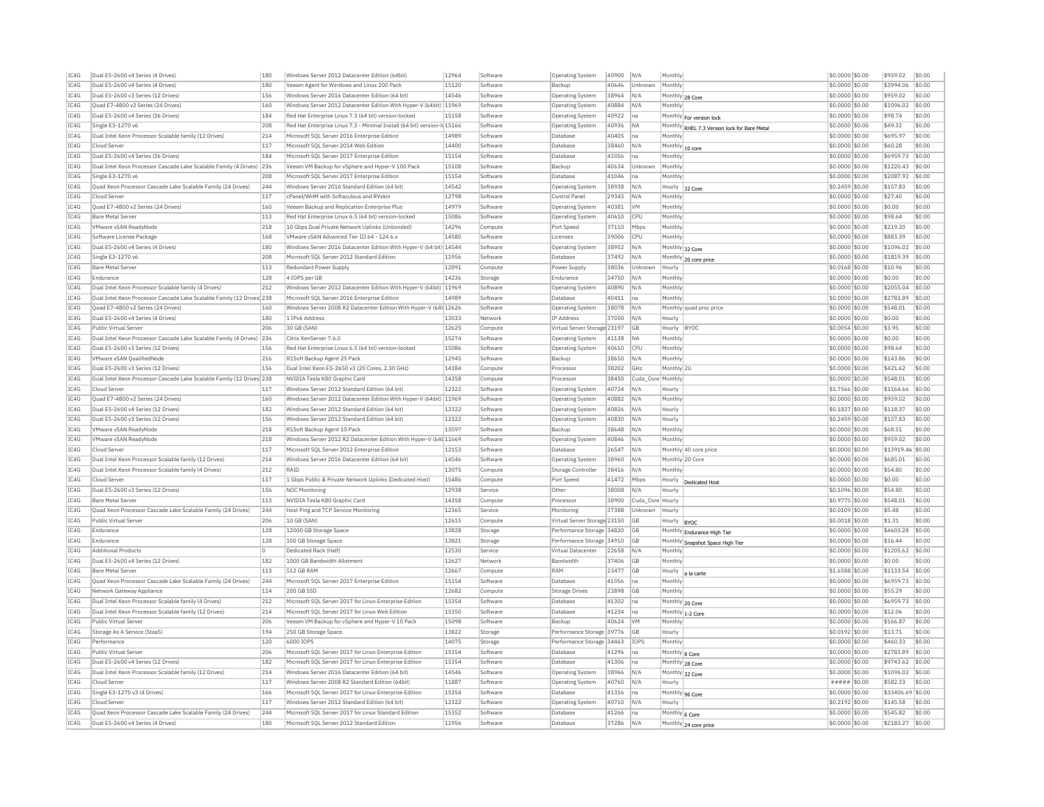| IC4G | Dual E5-2600 v4 Series (4 Drives) | 180 | Windows Server 2012 Datacenter Edition (64bit) | 12964 | Software | Operating System | 40900 | N/A | Monthly | | $0.0000 | $0.00 | $959.02 | $0.00 |
|---|---|---|---|---|---|---|---|---|---|---|---|---|---|---|
| IC4G | Dual E5-2600 v4 Series (4 Drives) | 180 | Veeam Agent for Windows and Linux 200 Pack | 15120 | Software | Backup | 40646 | Unknown | Monthly | | $0.0000 | $0.00 | $3994.06 | $0.00 |
| IC4G | Dual E5-2600 v3 Series (12 Drives) | 156 | Windows Server 2016 Datacenter Edition (64 bit) | 14546 | Software | Operating System | 38964 | N/A | Monthly | 28 Core | $0.0000 | $0.00 | $959.02 | $0.00 |
| IC4G | Quad E7-4800 v2 Series (24 Drives) | 160 | Windows Server 2012 Datacenter Edition With Hyper-V (64bit) | 11969 | Software | Operating System | 40884 | N/A | Monthly | | $0.0000 | $0.00 | $1096.02 | $0.00 |
| IC4G | Dual E5-2600 v4 Series (36 Drives) | 184 | Red Hat Enterprise Linux 7.3 (64 bit) version-locked | 15158 | Software | Operating System | 40922 | na | Monthly | For version lock | $0.0000 | $0.00 | $98.74 | $0.00 |
| IC4G | Single E3-1270 v6 | 208 | Red Hat Enterprise Linux 7.3 - Minimal Install (64 bit) version-lo | 15166 | Software | Operating System | 40936 | NA | Monthly | RHEL 7.3 Version lock for Bare Metal | $0.0000 | $0.00 | $49.32 | $0.00 |
| IC4G | Dual Intel Xeon Processor Scalable family (12 Drives) | 214 | Microsoft SQL Server 2016 Enterprise Edition | 14989 | Software | Database | 40405 | na | Monthly | | $0.0000 | $0.00 | $695.97 | $0.00 |
| IC4G | Cloud Server | 117 | Microsoft SQL Server 2014 Web Edition | 14400 | Software | Database | 38460 | N/A | Monthly | 10 core | $0.0000 | $0.00 | $60.28 | $0.00 |
| IC4G | Dual E5-2600 v4 Series (36 Drives) | 184 | Microsoft SQL Server 2017 Enterprise Edition | 15154 | Software | Database | 41056 | na | Monthly | | $0.0000 | $0.00 | $6959.73 | $0.00 |
| IC4G | Dual Intel Xeon Processor Cascade Lake Scalable Family (4 Drives) | 236 | Veeam VM Backup for vSphere and Hyper-V 100 Pack | 15108 | Software | Backup | 40634 | Unknown | Monthly | | $0.0000 | $0.00 | $1220.43 | $0.00 |
| IC4G | Single E3-1270 v6 | 208 | Microsoft SQL Server 2017 Enterprise Edition | 15154 | Software | Database | 41046 | na | Monthly | | $0.0000 | $0.00 | $2087.92 | $0.00 |
| IC4G | Quad Xeon Processor Cascade Lake Scalable Family (24 Drives) | 244 | Windows Server 2016 Standard Edition (64 bit) | 14542 | Software | Operating System | 38938 | N/A | Hourly | 32 Core | $0.2459 | $0.00 | $157.83 | $0.00 |
| IC4G | Cloud Server | 117 | cPanel/WHM with Softaculous and RVskin | 12798 | Software | Control Panel | 29343 | N/A | Monthly | | $0.0000 | $0.00 | $27.40 | $0.00 |
| IC4G | Quad E7-4800 v2 Series (24 Drives) | 160 | Veeam Backup and Replication Enterprise Plus | 14979 | Software | Operating System | 40381 | VM | Monthly | | $0.0000 | $0.00 | $0.00 | $0.00 |
| IC4G | Bare Metal Server | 113 | Red Hat Enterprise Linux 6.5 (64 bit) version-locked | 15086 | Software | Operating System | 40610 | CPU | Monthly | | $0.0000 | $0.00 | $98.64 | $0.00 |
| IC4G | VMware vSAN ReadyNode | 218 | 10 Gbps Dual Private Network Uplinks (Unbonded) | 14296 | Compute | Port Speed | 37110 | Mbps | Monthly | | $0.0000 | $0.00 | $219.20 | $0.00 |
| IC4G | Software License Package | 168 | VMware vSAN Advanced Tier III 64 - 124 6.x | 14580 | Software | Licenses | 39006 | CPU | Monthly | | $0.0000 | $0.00 | $883.39 | $0.00 |
| IC4G | Dual E5-2600 v4 Series (4 Drives) | 180 | Windows Server 2016 Datacenter Edition With Hyper-V (64 bit) | 14544 | Software | Operating System | 38952 | N/A | Monthly | 32 Core | $0.0000 | $0.00 | $1096.02 | $0.00 |
| IC4G | Single E3-1270 v6 | 208 | Microsoft SQL Server 2012 Standard Edition | 11956 | Software | Database | 37492 | N/A | Monthly | 20 core price | $0.0000 | $0.00 | $1819.39 | $0.00 |
| IC4G | Bare Metal Server | 113 | Redundant Power Supply | 12891 | Compute | Power Supply | 38036 | Unknown | Hourly | | $0.0168 | $0.00 | $10.96 | $0.00 |
| IC4G | Endurance | 128 | 4 IOPS per GB | 14236 | Storage | Endurance | 34750 | N/A | Monthly | | $0.0000 | $0.00 | $0.00 | $0.00 |
| IC4G | Dual Intel Xeon Processor Scalable family (4 Drives) | 212 | Windows Server 2012 Datacenter Edition With Hyper-V (64bit) | 11969 | Software | Operating System | 40890 | N/A | Monthly | | $0.0000 | $0.00 | $2055.04 | $0.00 |
| IC4G | Dual Intel Xeon Processor Cascade Lake Scalable Family (12 Drives) | 238 | Microsoft SQL Server 2016 Enterprise Edition | 14989 | Software | Database | 40411 | na | Monthly | | $0.0000 | $0.00 | $2783.89 | $0.00 |
| IC4G | Quad E7-4800 v2 Series (24 Drives) | 160 | Windows Server 2008 R2 Datacenter Edition With Hyper-V (64b | 12626 | Software | Operating System | 38078 | N/A | Monthly | quad proc price | $0.0000 | $0.00 | $548.01 | $0.00 |
| IC4G | Dual E5-2600 v4 Series (4 Drives) | 180 | 1 IPv6 Address | 13033 | Network | IP Address | 37050 | N/A | Hourly | | $0.0000 | $0.00 | $0.00 | $0.00 |
| IC4G | Public Virtual Server | 206 | 30 GB (SAN) | 12625 | Compute | Virtual Server Storage | 23197 | GB | Hourly | BYOC | $0.0054 | $0.00 | $3.95 | $0.00 |
| IC4G | Dual Intel Xeon Processor Cascade Lake Scalable Family (4 Drives) | 236 | Citrix XenServer 7.6.0 | 15274 | Software | Operating System | 41138 | NA | Monthly | | $0.0000 | $0.00 | $0.00 | $0.00 |
| IC4G | Dual E5-2600 v3 Series (12 Drives) | 156 | Red Hat Enterprise Linux 6.5 (64 bit) version-locked | 15086 | Software | Operating System | 40610 | CPU | Monthly | | $0.0000 | $0.00 | $98.64 | $0.00 |
| IC4G | VMware vSAN QualifiedNode | 216 | R1Soft Backup Agent 25 Pack | 12945 | Software | Backup | 38650 | N/A | Monthly | | $0.0000 | $0.00 | $143.86 | $0.00 |
| IC4G | Dual E5-2600 v3 Series (12 Drives) | 156 | Dual Intel Xeon E5-2650 v3 (20 Cores, 2.30 GHz) | 14384 | Compute | Processor | 38202 | GHz | Monthly | 2U | $0.0000 | $0.00 | $421.62 | $0.00 |
| IC4G | Dual Intel Xeon Processor Cascade Lake Scalable Family (12 Drives) | 238 | NVIDIA Tesla K80 Graphic Card | 14358 | Compute | Processor | 38450 | Cuda_Core | Monthly | | $0.0000 | $0.00 | $548.01 | $0.00 |
| IC4G | Cloud Server | 117 | Windows Server 2012 Standard Edition (64 bit) | 12322 | Software | Operating System | 40724 | N/A | Hourly | | $1.7566 | $0.00 | $1164.66 | $0.00 |
| IC4G | Quad E7-4800 v2 Series (24 Drives) | 160 | Windows Server 2012 Datacenter Edition With Hyper-V (64bit) | 11969 | Software | Operating System | 40882 | N/A | Monthly | | $0.0000 | $0.00 | $959.02 | $0.00 |
| IC4G | Dual E5-2600 v4 Series (12 Drives) | 182 | Windows Server 2012 Standard Edition (64 bit) | 12322 | Software | Operating System | 40826 | N/A | Hourly | | $0.1837 | $0.00 | $118.37 | $0.00 |
| IC4G | Dual E5-2600 v3 Series (12 Drives) | 156 | Windows Server 2012 Standard Edition (64 bit) | 12322 | Software | Operating System | 40830 | N/A | Hourly | | $0.2459 | $0.00 | $157.83 | $0.00 |
| IC4G | VMware vSAN ReadyNode | 218 | R1Soft Backup Agent 10 Pack | 13597 | Software | Backup | 38648 | N/A | Monthly | | $0.0000 | $0.00 | $68.51 | $0.00 |
| IC4G | VMware vSAN ReadyNode | 218 | Windows Server 2012 R2 Datacenter Edition With Hyper-V (64b | 11669 | Software | Operating System | 40846 | N/A | Monthly | | $0.0000 | $0.00 | $959.02 | $0.00 |
| IC4G | Cloud Server | 117 | Microsoft SQL Server 2012 Enterprise Edition | 12153 | Software | Database | 26547 | N/A | Monthly | 40 core price | $0.0000 | $0.00 | $13919.46 | $0.00 |
| IC4G | Dual Intel Xeon Processor Scalable family (12 Drives) | 214 | Windows Server 2016 Datacenter Edition (64 bit) | 14546 | Software | Operating System | 38960 | N/A | Monthly | 20 Core | $0.0000 | $0.00 | $685.01 | $0.00 |
| IC4G | Dual Intel Xeon Processor Scalable family (4 Drives) | 212 | RAID | 13075 | Compute | Storage Controller | 38416 | N/A | Monthly | | $0.0000 | $0.00 | $54.80 | $0.00 |
| IC4G | Cloud Server | 117 | 1 Gbps Public & Private Network Uplinks (Dedicated Host) | 15486 | Compute | Port Speed | 41472 | Mbps | Hourly | Dedicated Host | $0.0000 | $0.00 | $0.00 | $0.00 |
| IC4G | Dual E5-2600 v3 Series (12 Drives) | 156 | NOC Monitoring | 12938 | Service | Other | 38008 | N/A | Hourly | | $0.1096 | $0.00 | $54.80 | $0.00 |
| IC4G | Bare Metal Server | 113 | NVIDIA Tesla K80 Graphic Card | 14358 | Compute | Processor | 38900 | Cuda_Core | Hourly | | $0.9775 | $0.00 | $548.01 | $0.00 |
| IC4G | Quad Xeon Processor Cascade Lake Scalable Family (24 Drives) | 244 | Host Ping and TCP Service Monitoring | 12365 | Service | Monitoring | 37388 | Unknown | Hourly | | $0.0109 | $0.00 | $5.48 | $0.00 |
| IC4G | Public Virtual Server | 206 | 10 GB (SAN) | 12615 | Compute | Virtual Server Storage | 23150 | GB | Hourly | BYOC | $0.0018 | $0.00 | $1.31 | $0.00 |
| IC4G | Endurance | 128 | 12000 GB Storage Space | 13828 | Storage | Performance Storage | 34820 | GB | Monthly | Endurance High Tier | $0.0000 | $0.00 | $4603.28 | $0.00 |
| IC4G | Endurance | 128 | 100 GB Storage Space | 13821 | Storage | Performance Storage | 34910 | GB | Monthly | Snapshot Space High Tier | $0.0000 | $0.00 | $16.44 | $0.00 |
| IC4G | Additional Products | 0 | Dedicated Rack (Half) | 12530 | Service | Virtual Datacenter | 22658 | N/A | Monthly | | $0.0000 | $0.00 | $1205.62 | $0.00 |
| IC4G | Dual E5-2600 v4 Series (12 Drives) | 182 | 1000 GB Bandwidth Allotment | 12627 | Network | Bandwidth | 37406 | GB | Monthly | | $0.0000 | $0.00 | $0.00 | $0.00 |
| IC4G | Bare Metal Server | 113 | 512 GB RAM | 12667 | Compute | RAM | 23477 | GB | Hourly | a la carte | $1.6588 | $0.00 | $1133.54 | $0.00 |
| IC4G | Quad Xeon Processor Cascade Lake Scalable Family (24 Drives) | 244 | Microsoft SQL Server 2017 Enterprise Edition | 15154 | Software | Database | 41056 | na | Monthly | | $0.0000 | $0.00 | $6959.73 | $0.00 |
| IC4G | Network Gateway Appliance | 114 | 200 GB SSD | 12682 | Compute | Storage Drives | 23898 | GB | Monthly | | $0.0000 | $0.00 | $55.29 | $0.00 |
| IC4G | Dual Intel Xeon Processor Scalable family (4 Drives) | 212 | Microsoft SQL Server 2017 for Linux Enterprise Edition | 15354 | Software | Database | 41302 | na | Monthly | 20 Core | $0.0000 | $0.00 | $6959.73 | $0.00 |
| IC4G | Dual Intel Xeon Processor Scalable family (12 Drives) | 214 | Microsoft SQL Server 2017 for Linux Web Edition | 15350 | Software | Database | 41234 | na | Monthly | 1-2 Core | $0.0000 | $0.00 | $12.06 | $0.00 |
| IC4G | Public Virtual Server | 206 | Veeam VM Backup for vSphere and Hyper-V 10 Pack | 15098 | Software | Backup | 40624 | VM | Monthly | | $0.0000 | $0.00 | $166.87 | $0.00 |
| IC4G | Storage As A Service (StaaS) | 194 | 250 GB Storage Space | 13822 | Storage | Performance Storage | 39776 | GB | Hourly | | $0.0192 | $0.00 | $13.71 | $0.00 |
| IC4G | Performance | 120 | 6000 IOPS | 14075 | Storage | Performance Storage | 34463 | IOPS | Monthly | | $0.0000 | $0.00 | $460.33 | $0.00 |
| IC4G | Public Virtual Server | 206 | Microsoft SQL Server 2017 for Linux Enterprise Edition | 15354 | Software | Database | 41296 | na | Monthly | 8 Core | $0.0000 | $0.00 | $2783.89 | $0.00 |
| IC4G | Dual E5-2600 v4 Series (12 Drives) | 182 | Microsoft SQL Server 2017 for Linux Enterprise Edition | 15354 | Software | Database | 41306 | na | Monthly | 28 Core | $0.0000 | $0.00 | $9743.62 | $0.00 |
| IC4G | Dual Intel Xeon Processor Scalable family (12 Drives) | 214 | Windows Server 2016 Datacenter Edition (64 bit) | 14546 | Software | Operating System | 38966 | N/A | Monthly | 32 Core | $0.0000 | $0.00 | $1096.02 | $0.00 |
| IC4G | Cloud Server | 117 | Windows Server 2008 R2 Standard Edition (64bit) | 11887 | Software | Operating System | 40760 | N/A | Hourly | | ##### | $0.00 | $582.33 | $0.00 |
| IC4G | Single E3-1270 v3 (4 Drives) | 166 | Microsoft SQL Server 2017 for Linux Enterprise Edition | 15354 | Software | Database | 41316 | na | Monthly | 96 Core | $0.0000 | $0.00 | $33406.69 | $0.00 |
| IC4G | Cloud Server | 117 | Windows Server 2012 Standard Edition (64 bit) | 12322 | Software | Operating System | 40710 | N/A | Hourly | | $0.2192 | $0.00 | $145.58 | $0.00 |
| IC4G | Quad Xeon Processor Cascade Lake Scalable Family (24 Drives) | 244 | Microsoft SQL Server 2017 for Linux Standard Edition | 15352 | Software | Database | 41266 | na | Monthly | 6 Core | $0.0000 | $0.00 | $545.82 | $0.00 |
| IC4G | Dual E5-2600 v4 Series (4 Drives) | 180 | Microsoft SQL Server 2012 Standard Edition | 11956 | Software | Database | 37286 | N/A | Monthly | 24 core price | $0.0000 | $0.00 | $2183.27 | $0.00 |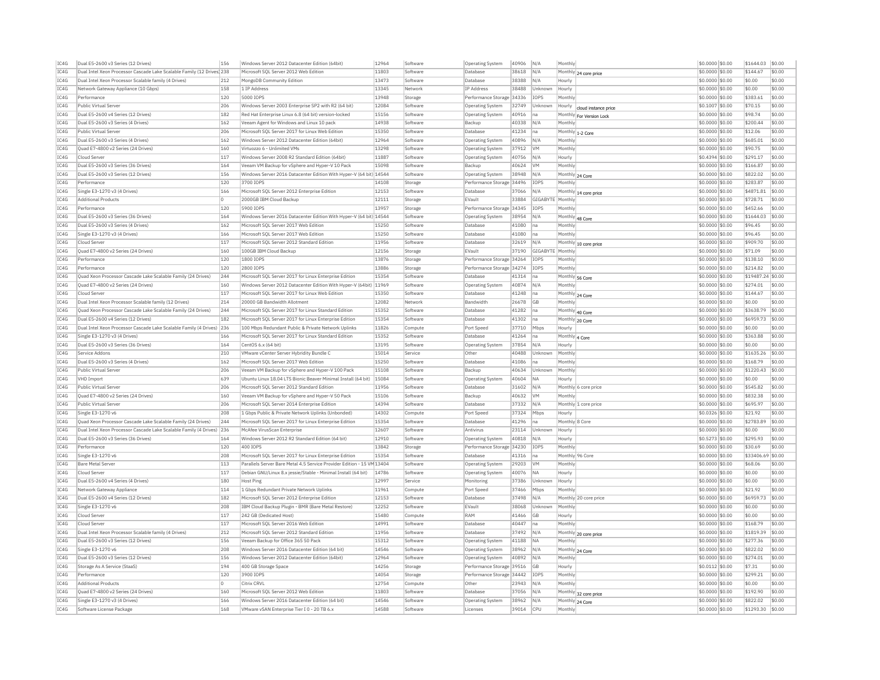| IC4G | Dual E5-2600 v3 Series (12 Drives) | 156 | Windows Server 2012 Datacenter Edition (64bit) | 12964 | Software | Operating System | 40906 | N/A | Monthly | | $0.0000 | $0.00 | $1644.03 | $0.00 |
|---|---|---|---|---|---|---|---|---|---|---|---|---|---|---|
| IC4G | Dual Intel Xeon Processor Cascade Lake Scalable Family (12 Drives) | 238 | Microsoft SQL Server 2012 Web Edition | 11803 | Software | Database | 38618 | N/A | Monthly | 24 core price | $0.0000 | $0.00 | $144.67 | $0.00 |
| IC4G | Dual Intel Xeon Processor Scalable family (4 Drives) | 212 | MongoDB Community Edition | 13473 | Software | Database | 38388 | N/A | Hourly | | $0.0000 | $0.00 | $0.00 | $0.00 |
| IC4G | Network Gateway Appliance (10 Gbps) | 158 | 1 IP Address | 13345 | Network | IP Address | 38488 | Unknown | Hourly | | $0.0000 | $0.00 | $0.00 | $0.00 |
| IC4G | Performance | 120 | 5000 IOPS | 13948 | Storage | Performance Storage | 34336 | IOPS | Monthly | | $0.0000 | $0.00 | $383.61 | $0.00 |
| IC4G | Public Virtual Server | 206 | Windows Server 2003 Enterprise SP2 with R2 (64 bit) | 12084 | Software | Operating System | 32749 | Unknown | Hourly | cloud instance price | $0.1007 | $0.00 | $70.15 | $0.00 |
| IC4G | Dual E5-2600 v4 Series (12 Drives) | 182 | Red Hat Enterprise Linux 6.8 (64 bit) version-locked | 15156 | Software | Operating System | 40916 | na | Monthly | For Version Lock | $0.0000 | $0.00 | $98.74 | $0.00 |
| IC4G | Dual E5-2600 v3 Series (4 Drives) | 162 | Veeam Agent for Windows and Linux 10 pack | 14938 | Software | Backup | 40338 | N/A | Monthly | | $0.0000 | $0.00 | $200.44 | $0.00 |
| IC4G | Public Virtual Server | 206 | Microsoft SQL Server 2017 for Linux Web Edition | 15350 | Software | Database | 41234 | na | Monthly | 1-2 Core | $0.0000 | $0.00 | $12.06 | $0.00 |
| IC4G | Dual E5-2600 v3 Series (4 Drives) | 162 | Windows Server 2012 Datacenter Edition (64bit) | 12964 | Software | Operating System | 40896 | N/A | Monthly | | $0.0000 | $0.00 | $685.01 | $0.00 |
| IC4G | Quad E7-4800 v2 Series (24 Drives) | 160 | Virtuozzo 6 - Unlimited VMs | 13298 | Software | Operating System | 37912 | VM | Monthly | | $0.0000 | $0.00 | $90.75 | $0.00 |
| IC4G | Cloud Server | 117 | Windows Server 2008 R2 Standard Edition (64bit) | 11887 | Software | Operating System | 40756 | N/A | Hourly | | $0.4394 | $0.00 | $291.17 | $0.00 |
| IC4G | Dual E5-2600 v3 Series (36 Drives) | 164 | Veeam VM Backup for vSphere and Hyper-V 10 Pack | 15098 | Software | Backup | 40624 | VM | Monthly | | $0.0000 | $0.00 | $166.87 | $0.00 |
| IC4G | Dual E5-2600 v3 Series (12 Drives) | 156 | Windows Server 2016 Datacenter Edition With Hyper-V (64 bit) | 14544 | Software | Operating System | 38948 | N/A | Monthly | 24 Core | $0.0000 | $0.00 | $822.02 | $0.00 |
| IC4G | Performance | 120 | 3700 IOPS | 14108 | Storage | Performance Storage | 34496 | IOPS | Monthly | | $0.0000 | $0.00 | $283.87 | $0.00 |
| IC4G | Single E3-1270 v3 (4 Drives) | 166 | Microsoft SQL Server 2012 Enterprise Edition | 12153 | Software | Database | 37066 | N/A | Monthly | 14 core price | $0.0000 | $0.00 | $4871.81 | $0.00 |
| IC4G | Additional Products | 0 | 2000GB IBM Cloud Backup | 12111 | Storage | EVault | 33884 | GIGABYTE | Monthly | | $0.0000 | $0.00 | $728.71 | $0.00 |
| IC4G | Performance | 120 | 5900 IOPS | 13957 | Storage | Performance Storage | 34345 | IOPS | Monthly | | $0.0000 | $0.00 | $452.66 | $0.00 |
| IC4G | Dual E5-2600 v3 Series (36 Drives) | 164 | Windows Server 2016 Datacenter Edition With Hyper-V (64 bit) | 14544 | Software | Operating System | 38954 | N/A | Monthly | 48 Core | $0.0000 | $0.00 | $1644.03 | $0.00 |
| IC4G | Dual E5-2600 v3 Series (4 Drives) | 162 | Microsoft SQL Server 2017 Web Edition | 15250 | Software | Database | 41080 | na | Monthly | | $0.0000 | $0.00 | $96.45 | $0.00 |
| IC4G | Single E3-1270 v3 (4 Drives) | 166 | Microsoft SQL Server 2017 Web Edition | 15250 | Software | Database | 41080 | na | Monthly | | $0.0000 | $0.00 | $96.45 | $0.00 |
| IC4G | Cloud Server | 117 | Microsoft SQL Server 2012 Standard Edition | 11956 | Software | Database | 32619 | N/A | Monthly | 10 core price | $0.0000 | $0.00 | $909.70 | $0.00 |
| IC4G | Quad E7-4800 v2 Series (24 Drives) | 160 | 100GB IBM Cloud Backup | 12156 | Storage | EVault | 37190 | GIGABYTE | Monthly | | $0.0000 | $0.00 | $71.09 | $0.00 |
| IC4G | Performance | 120 | 1800 IOPS | 13876 | Storage | Performance Storage | 34264 | IOPS | Monthly | | $0.0000 | $0.00 | $138.10 | $0.00 |
| IC4G | Performance | 120 | 2800 IOPS | 13886 | Storage | Performance Storage | 34274 | IOPS | Monthly | | $0.0000 | $0.00 | $214.82 | $0.00 |
| IC4G | Quad Xeon Processor Cascade Lake Scalable Family (24 Drives) | 244 | Microsoft SQL Server 2017 for Linux Enterprise Edition | 15354 | Software | Database | 41314 | na | Monthly | 56 Core | $0.0000 | $0.00 | $19487.24 | $0.00 |
| IC4G | Quad E7-4800 v2 Series (24 Drives) | 160 | Windows Server 2012 Datacenter Edition With Hyper-V (64bit) | 11969 | Software | Operating System | 40874 | N/A | Monthly | | $0.0000 | $0.00 | $274.01 | $0.00 |
| IC4G | Cloud Server | 117 | Microsoft SQL Server 2017 for Linux Web Edition | 15350 | Software | Database | 41248 | na | Monthly | 24 Core | $0.0000 | $0.00 | $144.67 | $0.00 |
| IC4G | Dual Intel Xeon Processor Scalable family (12 Drives) | 214 | 20000 GB Bandwidth Allotment | 12082 | Network | Bandwidth | 26678 | GB | Monthly | | $0.0000 | $0.00 | $0.00 | $0.00 |
| IC4G | Quad Xeon Processor Cascade Lake Scalable Family (24 Drives) | 244 | Microsoft SQL Server 2017 for Linux Standard Edition | 15352 | Software | Database | 41282 | na | Monthly | 40 Core | $0.0000 | $0.00 | $3638.79 | $0.00 |
| IC4G | Dual E5-2600 v4 Series (12 Drives) | 182 | Microsoft SQL Server 2017 for Linux Enterprise Edition | 15354 | Software | Database | 41302 | na | Monthly | 20 Core | $0.0000 | $0.00 | $6959.73 | $0.00 |
| IC4G | Dual Intel Xeon Processor Cascade Lake Scalable Family (4 Drives) | 236 | 100 Mbps Redundant Public & Private Network Uplinks | 11826 | Compute | Port Speed | 37710 | Mbps | Hourly | | $0.0000 | $0.00 | $0.00 | $0.00 |
| IC4G | Single E3-1270 v3 (4 Drives) | 166 | Microsoft SQL Server 2017 for Linux Standard Edition | 15352 | Software | Database | 41264 | na | Monthly | 4 Core | $0.0000 | $0.00 | $363.88 | $0.00 |
| IC4G | Dual E5-2600 v3 Series (36 Drives) | 164 | CentOS 6.x (64 bit) | 13195 | Software | Operating System | 37854 | N/A | Hourly | | $0.0000 | $0.00 | $0.00 | $0.00 |
| IC4G | Service Addons | 210 | VMware vCenter Server Hybridity Bundle C | 15014 | Service | Other | 40488 | Unknown | Monthly | | $0.0000 | $0.00 | $1635.26 | $0.00 |
| IC4G | Dual E5-2600 v3 Series (4 Drives) | 162 | Microsoft SQL Server 2017 Web Edition | 15250 | Software | Database | 41086 | na | Monthly | | $0.0000 | $0.00 | $168.79 | $0.00 |
| IC4G | Public Virtual Server | 206 | Veeam VM Backup for vSphere and Hyper-V 100 Pack | 15108 | Software | Backup | 40634 | Unknown | Monthly | | $0.0000 | $0.00 | $1220.43 | $0.00 |
| IC4G | VHD Import | 639 | Ubuntu Linux 18.04 LTS Bionic Beaver Minimal Install (64 bit) | 15084 | Software | Operating System | 40604 | NA | Hourly | | $0.0000 | $0.00 | $0.00 | $0.00 |
| IC4G | Public Virtual Server | 206 | Microsoft SQL Server 2012 Standard Edition | 11956 | Software | Database | 31602 | N/A | Monthly | 6 core price | $0.0000 | $0.00 | $545.82 | $0.00 |
| IC4G | Quad E7-4800 v2 Series (24 Drives) | 160 | Veeam VM Backup for vSphere and Hyper-V 50 Pack | 15106 | Software | Backup | 40632 | VM | Monthly | | $0.0000 | $0.00 | $832.38 | $0.00 |
| IC4G | Public Virtual Server | 206 | Microsoft SQL Server 2014 Enterprise Edition | 14394 | Software | Database | 37332 | N/A | Monthly | 1 core price | $0.0000 | $0.00 | $695.97 | $0.00 |
| IC4G | Single E3-1270 v6 | 208 | 1 Gbps Public & Private Network Uplinks (Unbonded) | 14302 | Compute | Port Speed | 37324 | Mbps | Hourly | | $0.0326 | $0.00 | $21.92 | $0.00 |
| IC4G | Quad Xeon Processor Cascade Lake Scalable Family (24 Drives) | 244 | Microsoft SQL Server 2017 for Linux Enterprise Edition | 15354 | Software | Database | 41296 | na | Monthly | 8 Core | $0.0000 | $0.00 | $2783.89 | $0.00 |
| IC4G | Dual Intel Xeon Processor Cascade Lake Scalable Family (4 Drives) | 236 | McAfee VirusScan Enterprise | 12607 | Software | Antivirus | 23114 | Unknown | Hourly | | $0.0000 | $0.00 | $0.00 | $0.00 |
| IC4G | Dual E5-2600 v3 Series (36 Drives) | 164 | Windows Server 2012 R2 Standard Edition (64 bit) | 12910 | Software | Operating System | 40818 | N/A | Hourly | | $0.5273 | $0.00 | $295.93 | $0.00 |
| IC4G | Performance | 120 | 400 IOPS | 13842 | Storage | Performance Storage | 34230 | IOPS | Monthly | | $0.0000 | $0.00 | $30.69 | $0.00 |
| IC4G | Single E3-1270 v6 | 208 | Microsoft SQL Server 2017 for Linux Enterprise Edition | 15354 | Software | Database | 41316 | na | Monthly | 96 Core | $0.0000 | $0.00 | $33406.69 | $0.00 |
| IC4G | Bare Metal Server | 113 | Parallels Server Bare Metal 4.5 Service Provider Edition - 15 VM | 13404 | Software | Operating System | 29203 | VM | Monthly | | $0.0000 | $0.00 | $68.06 | $0.00 |
| IC4G | Cloud Server | 117 | Debian GNU/Linux 8.x jessie/Stable - Minimal Install (64 bit) | 14786 | Software | Operating System | 40076 | NA | Hourly | | $0.0000 | $0.00 | $0.00 | $0.00 |
| IC4G | Dual E5-2600 v4 Series (4 Drives) | 180 | Host Ping | 12997 | Service | Monitoring | 37386 | Unknown | Hourly | | $0.0000 | $0.00 | $0.00 | $0.00 |
| IC4G | Network Gateway Appliance | 114 | 1 Gbps Redundant Private Network Uplinks | 11961 | Compute | Port Speed | 37466 | Mbps | Monthly | | $0.0000 | $0.00 | $21.92 | $0.00 |
| IC4G | Dual E5-2600 v4 Series (12 Drives) | 182 | Microsoft SQL Server 2012 Enterprise Edition | 12153 | Software | Database | 37498 | N/A | Monthly | 20 core price | $0.0000 | $0.00 | $6959.73 | $0.00 |
| IC4G | Single E3-1270 v6 | 208 | IBM Cloud Backup Plugin - BMR (Bare Metal Restore) | 12252 | Software | EVault | 38068 | Unknown | Monthly | | $0.0000 | $0.00 | $0.00 | $0.00 |
| IC4G | Cloud Server | 117 | 242 GB (Dedicated Host) | 15480 | Compute | RAM | 41466 | GB | Hourly | | $0.0000 | $0.00 | $0.00 | $0.00 |
| IC4G | Cloud Server | 117 | Microsoft SQL Server 2016 Web Edition | 14991 | Software | Database | 40447 | na | Monthly | | $0.0000 | $0.00 | $168.79 | $0.00 |
| IC4G | Dual Intel Xeon Processor Scalable family (4 Drives) | 212 | Microsoft SQL Server 2012 Standard Edition | 11956 | Software | Database | 37492 | N/A | Monthly | 20 core price | $0.0000 | $0.00 | $1819.39 | $0.00 |
| IC4G | Dual E5-2600 v3 Series (12 Drives) | 156 | Veeam Backup for Office 365 50 Pack | 15312 | Software | Operating System | 41188 | NA | Monthly | | $0.0000 | $0.00 | $277.36 | $0.00 |
| IC4G | Single E3-1270 v6 | 208 | Windows Server 2016 Datacenter Edition (64 bit) | 14546 | Software | Operating System | 38962 | N/A | Monthly | 24 Core | $0.0000 | $0.00 | $822.02 | $0.00 |
| IC4G | Dual E5-2600 v3 Series (12 Drives) | 156 | Windows Server 2012 Datacenter Edition (64bit) | 12964 | Software | Operating System | 40892 | N/A | Monthly | | $0.0000 | $0.00 | $274.01 | $0.00 |
| IC4G | Storage As A Service (StaaS) | 194 | 400 GB Storage Space | 14256 | Storage | Performance Storage | 39516 | GB | Hourly | | $0.0112 | $0.00 | $7.31 | $0.00 |
| IC4G | Performance | 120 | 3900 IOPS | 14054 | Storage | Performance Storage | 34442 | IOPS | Monthly | | $0.0000 | $0.00 | $299.21 | $0.00 |
| IC4G | Additional Products | 0 | Citrix CRVL | 12754 | Compute | Other | 23943 | N/A | Monthly | | $0.0000 | $0.00 | $0.00 | $0.00 |
| IC4G | Quad E7-4800 v2 Series (24 Drives) | 160 | Microsoft SQL Server 2012 Web Edition | 11803 | Software | Database | 37056 | N/A | Monthly | 32 core price | $0.0000 | $0.00 | $192.90 | $0.00 |
| IC4G | Single E3-1270 v3 (4 Drives) | 166 | Windows Server 2016 Datacenter Edition (64 bit) | 14546 | Software | Operating System | 38962 | N/A | Monthly | 24 Core | $0.0000 | $0.00 | $822.02 | $0.00 |
| IC4G | Software License Package | 168 | VMware vSAN Enterprise Tier I 0 - 20 TB 6.x | 14588 | Software | Licenses | 39014 | CPU | Monthly | | $0.0000 | $0.00 | $1293.30 | $0.00 |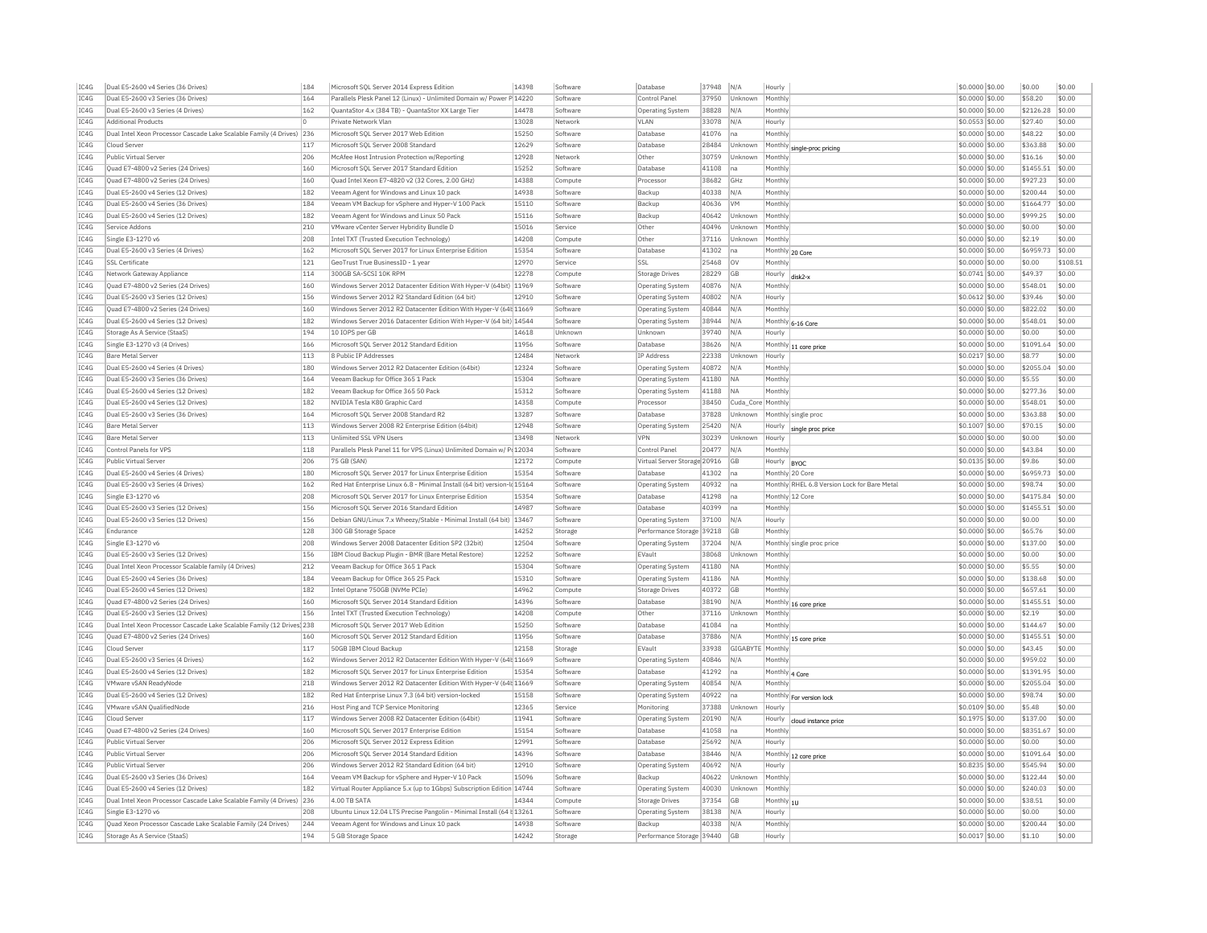| | | | | | | | | | | | | | | |
|---|---|---|---|---|---|---|---|---|---|---|---|---|---|---|
| IC4G | Dual E5-2600 v4 Series (36 Drives) | 184 | Microsoft SQL Server 2014 Express Edition | 14398 | Software | Database | 37948 | N/A | Hourly | | $0.0000 | $0.00 | $0.00 | $0.00 |
| IC4G | Dual E5-2600 v3 Series (36 Drives) | 164 | Parallels Plesk Panel 12 (Linux) - Unlimited Domain w/ Power P | 14220 | Software | Control Panel | 37950 | Unknown | Monthly | | $0.0000 | $0.00 | $58.20 | $0.00 |
| IC4G | Dual E5-2600 v3 Series (4 Drives) | 162 | QuantaStor 4.x (384 TB) - QuantaStor XX Large Tier | 14478 | Software | Operating System | 38828 | N/A | Monthly | | $0.0000 | $0.00 | $2126.28 | $0.00 |
| IC4G | Additional Products | 0 | Private Network Vlan | 13028 | Network | VLAN | 33078 | N/A | Hourly | | $0.0553 | $0.00 | $27.40 | $0.00 |
| IC4G | Dual Intel Xeon Processor Cascade Lake Scalable Family (4 Drives) | 236 | Microsoft SQL Server 2017 Web Edition | 15250 | Software | Database | 41076 | na | Monthly | | $0.0000 | $0.00 | $48.22 | $0.00 |
| IC4G | Cloud Server | 117 | Microsoft SQL Server 2008 Standard | 12629 | Software | Database | 28484 | Unknown | Monthly | single-proc pricing | $0.0000 | $0.00 | $363.88 | $0.00 |
| IC4G | Public Virtual Server | 206 | McAfee Host Intrusion Protection w/Reporting | 12928 | Network | Other | 30759 | Unknown | Monthly | | $0.0000 | $0.00 | $16.16 | $0.00 |
| IC4G | Quad E7-4800 v2 Series (24 Drives) | 160 | Microsoft SQL Server 2017 Standard Edition | 15252 | Software | Database | 41108 | na | Monthly | | $0.0000 | $0.00 | $1455.51 | $0.00 |
| IC4G | Quad E7-4800 v2 Series (24 Drives) | 160 | Quad Intel Xeon E7-4820 v2 (32 Cores, 2.00 GHz) | 14388 | Compute | Processor | 38682 | GHz | Monthly | | $0.0000 | $0.00 | $927.23 | $0.00 |
| IC4G | Dual E5-2600 v4 Series (12 Drives) | 182 | Veeam Agent for Windows and Linux 10 pack | 14938 | Software | Backup | 40338 | N/A | Monthly | | $0.0000 | $0.00 | $200.44 | $0.00 |
| IC4G | Dual E5-2600 v4 Series (36 Drives) | 184 | Veeam VM Backup for vSphere and Hyper-V 100 Pack | 15110 | Software | Backup | 40636 | VM | Monthly | | $0.0000 | $0.00 | $1664.77 | $0.00 |
| IC4G | Dual E5-2600 v4 Series (12 Drives) | 182 | Veeam Agent for Windows and Linux 50 Pack | 15116 | Software | Backup | 40642 | Unknown | Monthly | | $0.0000 | $0.00 | $999.25 | $0.00 |
| IC4G | Service Addons | 210 | VMware vCenter Server Hybridity Bundle D | 15016 | Service | Other | 40496 | Unknown | Monthly | | $0.0000 | $0.00 | $0.00 | $0.00 |
| IC4G | Single E3-1270 v6 | 208 | Intel TXT (Trusted Execution Technology) | 14208 | Compute | Other | 37116 | Unknown | Monthly | | $0.0000 | $0.00 | $2.19 | $0.00 |
| IC4G | Dual E5-2600 v3 Series (4 Drives) | 162 | Microsoft SQL Server 2017 for Linux Enterprise Edition | 15354 | Software | Database | 41302 | na | Monthly | 20 Core | $0.0000 | $0.00 | $6959.73 | $0.00 |
| IC4G | SSL Certificate | 121 | GeoTrust True BusinessID - 1 year | 12970 | Service | SSL | 25468 | OV | Monthly | | $0.0000 | $0.00 | $0.00 | $108.51 |
| IC4G | Network Gateway Appliance | 114 | 300GB SA-SCSI 10K RPM | 12278 | Compute | Storage Drives | 28229 | GB | Hourly | disk2-x | $0.0741 | $0.00 | $49.37 | $0.00 |
| IC4G | Quad E7-4800 v2 Series (24 Drives) | 160 | Windows Server 2012 Datacenter Edition With Hyper-V (64bit) | 11969 | Software | Operating System | 40876 | N/A | Monthly | | $0.0000 | $0.00 | $548.01 | $0.00 |
| IC4G | Dual E5-2600 v3 Series (12 Drives) | 156 | Windows Server 2012 R2 Standard Edition (64 bit) | 12910 | Software | Operating System | 40802 | N/A | Hourly | | $0.0612 | $0.00 | $39.46 | $0.00 |
| IC4G | Quad E7-4800 v2 Series (24 Drives) | 160 | Windows Server 2012 R2 Datacenter Edition With Hyper-V (64t | 11669 | Software | Operating System | 40844 | N/A | Monthly | | $0.0000 | $0.00 | $822.02 | $0.00 |
| IC4G | Dual E5-2600 v4 Series (12 Drives) | 182 | Windows Server 2016 Datacenter Edition With Hyper-V (64 bit) | 14544 | Software | Operating System | 38944 | N/A | Monthly | 6-16 Core | $0.0000 | $0.00 | $548.01 | $0.00 |
| IC4G | Storage As A Service (StaaS) | 194 | 10 IOPS per GB | 14618 | Unknown | Unknown | 39740 | N/A | Hourly | | $0.0000 | $0.00 | $0.00 | $0.00 |
| IC4G | Single E3-1270 v3 (4 Drives) | 166 | Microsoft SQL Server 2012 Standard Edition | 11956 | Software | Database | 38626 | N/A | Monthly | 11 core price | $0.0000 | $0.00 | $1091.64 | $0.00 |
| IC4G | Bare Metal Server | 113 | 8 Public IP Addresses | 12484 | Network | IP Address | 22338 | Unknown | Hourly | | $0.0217 | $0.00 | $8.77 | $0.00 |
| IC4G | Dual E5-2600 v4 Series (4 Drives) | 180 | Windows Server 2012 R2 Datacenter Edition (64bit) | 12324 | Software | Operating System | 40872 | N/A | Monthly | | $0.0000 | $0.00 | $2055.04 | $0.00 |
| IC4G | Dual E5-2600 v3 Series (36 Drives) | 164 | Veeam Backup for Office 365 1 Pack | 15304 | Software | Operating System | 41180 | NA | Monthly | | $0.0000 | $0.00 | $5.55 | $0.00 |
| IC4G | Dual E5-2600 v4 Series (12 Drives) | 182 | Veeam Backup for Office 365 50 Pack | 15312 | Software | Operating System | 41188 | NA | Monthly | | $0.0000 | $0.00 | $277.36 | $0.00 |
| IC4G | Dual E5-2600 v4 Series (12 Drives) | 182 | NVIDIA Tesla K80 Graphic Card | 14358 | Compute | Processor | 38450 | Cuda_Core | Monthly | | $0.0000 | $0.00 | $548.01 | $0.00 |
| IC4G | Dual E5-2600 v3 Series (36 Drives) | 164 | Microsoft SQL Server 2008 Standard R2 | 13287 | Software | Database | 37828 | Unknown | Monthly | single proc | $0.0000 | $0.00 | $363.88 | $0.00 |
| IC4G | Bare Metal Server | 113 | Windows Server 2008 R2 Enterprise Edition (64bit) | 12948 | Software | Operating System | 25420 | N/A | Hourly | single proc price | $0.1007 | $0.00 | $70.15 | $0.00 |
| IC4G | Bare Metal Server | 113 | Unlimited SSL VPN Users | 13498 | Network | VPN | 30239 | Unknown | Hourly | | $0.0000 | $0.00 | $0.00 | $0.00 |
| IC4G | Control Panels for VPS | 118 | Parallels Plesk Panel 11 for VPS (Linux) Unlimited Domain w/ P | 12034 | Software | Control Panel | 20477 | N/A | Monthly | | $0.0000 | $0.00 | $43.84 | $0.00 |
| IC4G | Public Virtual Server | 206 | 75 GB (SAN) | 12172 | Compute | Virtual Server Storage | 20916 | GB | Hourly | BYOC | $0.0135 | $0.00 | $9.86 | $0.00 |
| IC4G | Dual E5-2600 v4 Series (4 Drives) | 180 | Microsoft SQL Server 2017 for Linux Enterprise Edition | 15354 | Software | Database | 41302 | na | Monthly | 20 Core | $0.0000 | $0.00 | $6959.73 | $0.00 |
| IC4G | Dual E5-2600 v3 Series (4 Drives) | 162 | Red Hat Enterprise Linux 6.8 - Minimal Install (64 bit) version-lo | 15164 | Software | Operating System | 40932 | na | Monthly | RHEL 6.8 Version Lock for Bare Metal | $0.0000 | $0.00 | $98.74 | $0.00 |
| IC4G | Single E3-1270 v6 | 208 | Microsoft SQL Server 2017 for Linux Enterprise Edition | 15354 | Software | Database | 41298 | na | Monthly | 12 Core | $0.0000 | $0.00 | $4175.84 | $0.00 |
| IC4G | Dual E5-2600 v3 Series (12 Drives) | 156 | Microsoft SQL Server 2016 Standard Edition | 14987 | Software | Database | 40399 | na | Monthly | | $0.0000 | $0.00 | $1455.51 | $0.00 |
| IC4G | Dual E5-2600 v3 Series (12 Drives) | 156 | Debian GNU/Linux 7.x Wheezy/Stable - Minimal Install (64 bit) | 13467 | Software | Operating System | 37100 | N/A | Hourly | | $0.0000 | $0.00 | $0.00 | $0.00 |
| IC4G | Endurance | 128 | 300 GB Storage Space | 14252 | Storage | Performance Storage | 39218 | GB | Monthly | | $0.0000 | $0.00 | $65.76 | $0.00 |
| IC4G | Single E3-1270 v6 | 208 | Windows Server 2008 Datacenter Edition SP2 (32bit) | 12504 | Software | Operating System | 37204 | N/A | Monthly | single proc price | $0.0000 | $0.00 | $137.00 | $0.00 |
| IC4G | Dual E5-2600 v3 Series (12 Drives) | 156 | IBM Cloud Backup Plugin - BMR (Bare Metal Restore) | 12252 | Software | EVault | 38068 | Unknown | Monthly | | $0.0000 | $0.00 | $0.00 | $0.00 |
| IC4G | Dual Intel Xeon Processor Scalable family (4 Drives) | 212 | Veeam Backup for Office 365 1 Pack | 15304 | Software | Operating System | 41180 | NA | Monthly | | $0.0000 | $0.00 | $5.55 | $0.00 |
| IC4G | Dual E5-2600 v4 Series (36 Drives) | 184 | Veeam Backup for Office 365 25 Pack | 15310 | Software | Operating System | 41186 | NA | Monthly | | $0.0000 | $0.00 | $138.68 | $0.00 |
| IC4G | Dual E5-2600 v4 Series (12 Drives) | 182 | Intel Optane 750GB (NVMe PCIe) | 14962 | Compute | Storage Drives | 40372 | GB | Monthly | | $0.0000 | $0.00 | $657.61 | $0.00 |
| IC4G | Quad E7-4800 v2 Series (24 Drives) | 160 | Microsoft SQL Server 2014 Standard Edition | 14396 | Software | Database | 38190 | N/A | Monthly | 16 core price | $0.0000 | $0.00 | $1455.51 | $0.00 |
| IC4G | Dual E5-2600 v3 Series (12 Drives) | 156 | Intel TXT (Trusted Execution Technology) | 14208 | Compute | Other | 37116 | Unknown | Monthly | | $0.0000 | $0.00 | $2.19 | $0.00 |
| IC4G | Dual Intel Xeon Processor Cascade Lake Scalable Family (12 Drives) | 238 | Microsoft SQL Server 2017 Web Edition | 15250 | Software | Database | 41084 | na | Monthly | | $0.0000 | $0.00 | $144.67 | $0.00 |
| IC4G | Quad E7-4800 v2 Series (24 Drives) | 160 | Microsoft SQL Server 2012 Standard Edition | 11956 | Software | Database | 37886 | N/A | Monthly | 15 core price | $0.0000 | $0.00 | $1455.51 | $0.00 |
| IC4G | Cloud Server | 117 | 50GB IBM Cloud Backup | 12158 | Storage | EVault | 33938 | GIGABYTE | Monthly | | $0.0000 | $0.00 | $43.45 | $0.00 |
| IC4G | Dual E5-2600 v3 Series (4 Drives) | 162 | Windows Server 2012 R2 Datacenter Edition With Hyper-V (64t | 11669 | Software | Operating System | 40846 | N/A | Monthly | | $0.0000 | $0.00 | $959.02 | $0.00 |
| IC4G | Dual E5-2600 v4 Series (12 Drives) | 182 | Microsoft SQL Server 2017 for Linux Enterprise Edition | 15354 | Software | Database | 41292 | na | Monthly | 4 Core | $0.0000 | $0.00 | $1391.95 | $0.00 |
| IC4G | VMware vSAN ReadyNode | 218 | Windows Server 2012 R2 Datacenter Edition With Hyper-V (64t | 11669 | Software | Operating System | 40854 | N/A | Monthly | | $0.0000 | $0.00 | $2055.04 | $0.00 |
| IC4G | Dual E5-2600 v4 Series (12 Drives) | 182 | Red Hat Enterprise Linux 7.3 (64 bit) version-locked | 15158 | Software | Operating System | 40922 | na | Monthly | For version lock | $0.0000 | $0.00 | $98.74 | $0.00 |
| IC4G | VMware vSAN QualifiedNode | 216 | Host Ping and TCP Service Monitoring | 12365 | Service | Monitoring | 37388 | Unknown | Hourly | | $0.0109 | $0.00 | $5.48 | $0.00 |
| IC4G | Cloud Server | 117 | Windows Server 2008 R2 Datacenter Edition (64bit) | 11941 | Software | Operating System | 20190 | N/A | Hourly | cloud instance price | $0.1975 | $0.00 | $137.00 | $0.00 |
| IC4G | Quad E7-4800 v2 Series (24 Drives) | 160 | Microsoft SQL Server 2017 Enterprise Edition | 15154 | Software | Database | 41058 | na | Monthly | | $0.0000 | $0.00 | $8351.67 | $0.00 |
| IC4G | Public Virtual Server | 206 | Microsoft SQL Server 2012 Express Edition | 12991 | Software | Database | 25692 | N/A | Hourly | | $0.0000 | $0.00 | $0.00 | $0.00 |
| IC4G | Public Virtual Server | 206 | Microsoft SQL Server 2014 Standard Edition | 14396 | Software | Database | 38446 | N/A | Monthly | 12 core price | $0.0000 | $0.00 | $1091.64 | $0.00 |
| IC4G | Public Virtual Server | 206 | Windows Server 2012 R2 Standard Edition (64 bit) | 12910 | Software | Operating System | 40692 | N/A | Hourly | | $0.8235 | $0.00 | $545.94 | $0.00 |
| IC4G | Dual E5-2600 v3 Series (36 Drives) | 164 | Veeam VM Backup for vSphere and Hyper-V 10 Pack | 15096 | Software | Backup | 40622 | Unknown | Monthly | | $0.0000 | $0.00 | $122.44 | $0.00 |
| IC4G | Dual E5-2600 v4 Series (12 Drives) | 182 | Virtual Router Appliance 5.x (up to 1Gbps) Subscription Edition | 14744 | Software | Operating System | 40030 | Unknown | Monthly | | $0.0000 | $0.00 | $240.03 | $0.00 |
| IC4G | Dual Intel Xeon Processor Cascade Lake Scalable Family (4 Drives) | 236 | 4.00 TB SATA | 14344 | Compute | Storage Drives | 37354 | GB | Monthly | 1U | $0.0000 | $0.00 | $38.51 | $0.00 |
| IC4G | Single E3-1270 v6 | 208 | Ubuntu Linux 12.04 LTS Precise Pangolin - Minimal Install (64 b | 13261 | Software | Operating System | 38138 | N/A | Hourly | | $0.0000 | $0.00 | $0.00 | $0.00 |
| IC4G | Quad Xeon Processor Cascade Lake Scalable Family (24 Drives) | 244 | Veeam Agent for Windows and Linux 10 pack | 14938 | Software | Backup | 40338 | N/A | Monthly | | $0.0000 | $0.00 | $200.44 | $0.00 |
| IC4G | Storage As A Service (StaaS) | 194 | 5 GB Storage Space | 14242 | Storage | Performance Storage | 39440 | GB | Hourly | | $0.0017 | $0.00 | $1.10 | $0.00 |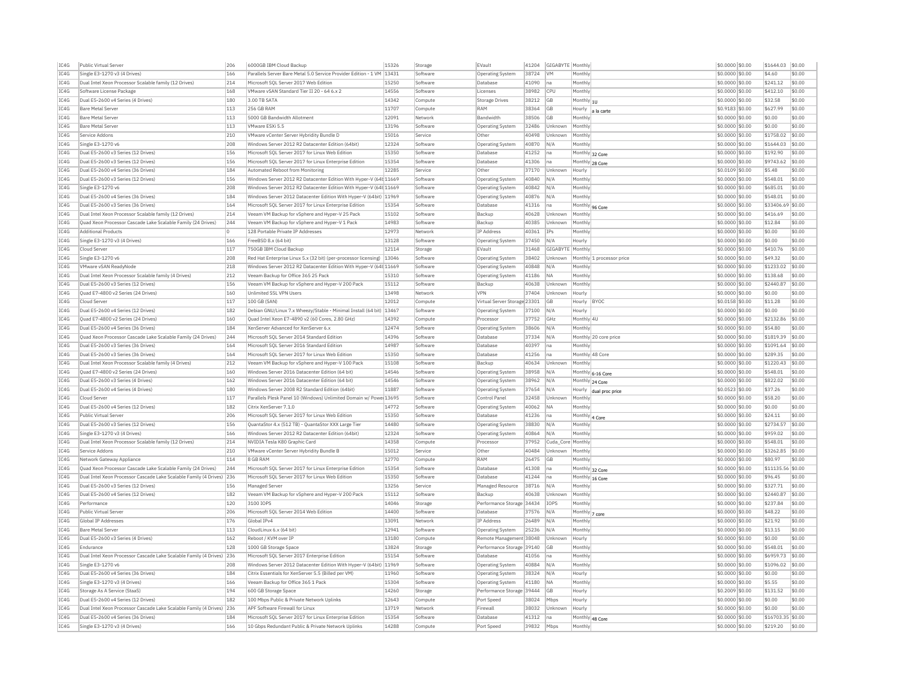| IC4G | Public Virtual Server | 206 | 6000GB IBM Cloud Backup | 15326 | Storage | EVault | 41204 | GIGABYTE | Monthly | | $0.0000 | $0.00 | $1644.03 | $0.00 |
|---|---|---|---|---|---|---|---|---|---|---|---|---|---|---|
| IC4G | Single E3-1270 v3 (4 Drives) | 166 | Parallels Server Bare Metal 5.0 Service Provider Edition - 1 VM | 13431 | Software | Operating System | 38724 | VM | Monthly | | $0.0000 | $0.00 | $4.60 | $0.00 |
| IC4G | Dual Intel Xeon Processor Scalable family (12 Drives) | 214 | Microsoft SQL Server 2017 Web Edition | 15250 | Software | Database | 41090 | na | Monthly | | $0.0000 | $0.00 | $241.12 | $0.00 |
| IC4G | Software License Package | 168 | VMware vSAN Standard Tier II 20 - 64 6.x 2 | 14556 | Software | Licenses | 38982 | CPU | Monthly | | $0.0000 | $0.00 | $412.10 | $0.00 |
| IC4G | Dual E5-2600 v4 Series (4 Drives) | 180 | 3.00 TB SATA | 14342 | Compute | Storage Drives | 38212 | GB | Monthly | 1U | $0.0000 | $0.00 | $32.58 | $0.00 |
| IC4G | Bare Metal Server | 113 | 256 GB RAM | 11707 | Compute | RAM | 38364 | GB | Hourly | a la carte | $0.9183 | $0.00 | $627.99 | $0.00 |
| IC4G | Bare Metal Server | 113 | 5000 GB Bandwidth Allotment | 12091 | Network | Bandwidth | 38506 | GB | Monthly | | $0.0000 | $0.00 | $0.00 | $0.00 |
| IC4G | Bare Metal Server | 113 | VMware ESXi 5.5 | 13196 | Software | Operating System | 32486 | Unknown | Monthly | | $0.0000 | $0.00 | $0.00 | $0.00 |
| IC4G | Service Addons | 210 | VMware vCenter Server Hybridity Bundle D | 15016 | Service | Other | 40498 | Unknown | Monthly | | $0.0000 | $0.00 | $1758.02 | $0.00 |
| IC4G | Single E3-1270 v6 | 208 | Windows Server 2012 R2 Datacenter Edition (64bit) | 12324 | Software | Operating System | 40870 | N/A | Monthly | | $0.0000 | $0.00 | $1644.03 | $0.00 |
| IC4G | Dual E5-2600 v3 Series (12 Drives) | 156 | Microsoft SQL Server 2017 for Linux Web Edition | 15350 | Software | Database | 41252 | na | Monthly | 32 Core | $0.0000 | $0.00 | $192.90 | $0.00 |
| IC4G | Dual E5-2600 v3 Series (12 Drives) | 156 | Microsoft SQL Server 2017 for Linux Enterprise Edition | 15354 | Software | Database | 41306 | na | Monthly | 28 Core | $0.0000 | $0.00 | $9743.62 | $0.00 |
| IC4G | Dual E5-2600 v4 Series (36 Drives) | 184 | Automated Reboot from Monitoring | 12285 | Service | Other | 37170 | Unknown | Hourly | | $0.0109 | $0.00 | $5.48 | $0.00 |
| IC4G | Dual E5-2600 v3 Series (12 Drives) | 156 | Windows Server 2012 R2 Datacenter Edition With Hyper-V (64bit) | 11669 | Software | Operating System | 40840 | N/A | Monthly | | $0.0000 | $0.00 | $548.01 | $0.00 |
| IC4G | Single E3-1270 v6 | 208 | Windows Server 2012 R2 Datacenter Edition With Hyper-V (64bit) | 11669 | Software | Operating System | 40842 | N/A | Monthly | | $0.0000 | $0.00 | $685.01 | $0.00 |
| IC4G | Dual E5-2600 v4 Series (36 Drives) | 184 | Windows Server 2012 Datacenter Edition With Hyper-V (64bit) | 11969 | Software | Operating System | 40876 | N/A | Monthly | | $0.0000 | $0.00 | $548.01 | $0.00 |
| IC4G | Dual E5-2600 v3 Series (36 Drives) | 164 | Microsoft SQL Server 2017 for Linux Enterprise Edition | 15354 | Software | Database | 41316 | na | Monthly | 96 Core | $0.0000 | $0.00 | $33406.69 | $0.00 |
| IC4G | Dual Intel Xeon Processor Scalable family (12 Drives) | 214 | Veeam VM Backup for vSphere and Hyper-V 25 Pack | 15102 | Software | Backup | 40628 | Unknown | Monthly | | $0.0000 | $0.00 | $416.69 | $0.00 |
| IC4G | Quad Xeon Processor Cascade Lake Scalable Family (24 Drives) | 244 | Veeam VM Backup for vSphere and Hyper-V 1 Pack | 14983 | Software | Backup | 40385 | Unknown | Monthly | | $0.0000 | $0.00 | $12.84 | $0.00 |
| IC4G | Additional Products | 0 | 128 Portable Private IP Addresses | 12973 | Network | IP Address | 40361 | IPs | Monthly | | $0.0000 | $0.00 | $0.00 | $0.00 |
| IC4G | Single E3-1270 v3 (4 Drives) | 166 | FreeBSD 8.x (64 bit) | 13128 | Software | Operating System | 37450 | N/A | Hourly | | $0.0000 | $0.00 | $0.00 | $0.00 |
| IC4G | Cloud Server | 117 | 750GB IBM Cloud Backup | 12114 | Storage | EVault | 31468 | GIGABYTE | Monthly | | $0.0000 | $0.00 | $410.76 | $0.00 |
| IC4G | Single E3-1270 v6 | 208 | Red Hat Enterprise Linux 5.x (32 bit) (per-processor licensing) | 13046 | Software | Operating System | 38402 | Unknown | Monthly | 1 processor price | $0.0000 | $0.00 | $49.32 | $0.00 |
| IC4G | VMware vSAN ReadyNode | 218 | Windows Server 2012 R2 Datacenter Edition With Hyper-V (64bit) | 11669 | Software | Operating System | 40848 | N/A | Monthly | | $0.0000 | $0.00 | $1233.02 | $0.00 |
| IC4G | Dual Intel Xeon Processor Scalable family (4 Drives) | 212 | Veeam Backup for Office 365 25 Pack | 15310 | Software | Operating System | 41186 | NA | Monthly | | $0.0000 | $0.00 | $138.68 | $0.00 |
| IC4G | Dual E5-2600 v3 Series (12 Drives) | 156 | Veeam VM Backup for vSphere and Hyper-V 200 Pack | 15112 | Software | Backup | 40638 | Unknown | Monthly | | $0.0000 | $0.00 | $2440.87 | $0.00 |
| IC4G | Quad E7-4800 v2 Series (24 Drives) | 160 | Unlimited SSL VPN Users | 13498 | Network | VPN | 37404 | Unknown | Hourly | | $0.0000 | $0.00 | $0.00 | $0.00 |
| IC4G | Cloud Server | 117 | 100 GB (SAN) | 12012 | Compute | Virtual Server Storage | 23301 | GB | Hourly | BYOC | $0.0158 | $0.00 | $11.28 | $0.00 |
| IC4G | Dual E5-2600 v4 Series (12 Drives) | 182 | Debian GNU/Linux 7.x Wheezy/Stable - Minimal Install (64 bit) | 13467 | Software | Operating System | 37100 | N/A | Hourly | | $0.0000 | $0.00 | $0.00 | $0.00 |
| IC4G | Quad E7-4800 v2 Series (24 Drives) | 160 | Quad Intel Xeon E7-4890 v2 (60 Cores, 2.80 GHz) | 14392 | Compute | Processor | 37752 | GHz | Monthly | 4U | $0.0000 | $0.00 | $2132.86 | $0.00 |
| IC4G | Dual E5-2600 v4 Series (36 Drives) | 184 | XenServer Advanced for XenServer 6.x | 12474 | Software | Operating System | 38606 | N/A | Monthly | | $0.0000 | $0.00 | $54.80 | $0.00 |
| IC4G | Quad Xeon Processor Cascade Lake Scalable Family (24 Drives) | 244 | Microsoft SQL Server 2014 Standard Edition | 14396 | Software | Database | 37334 | N/A | Monthly | 20 core price | $0.0000 | $0.00 | $1819.39 | $0.00 |
| IC4G | Dual E5-2600 v3 Series (36 Drives) | 164 | Microsoft SQL Server 2016 Standard Edition | 14987 | Software | Database | 40397 | na | Monthly | | $0.0000 | $0.00 | $1091.64 | $0.00 |
| IC4G | Dual E5-2600 v3 Series (36 Drives) | 164 | Microsoft SQL Server 2017 for Linux Web Edition | 15350 | Software | Database | 41256 | na | Monthly | 48 Core | $0.0000 | $0.00 | $289.35 | $0.00 |
| IC4G | Dual Intel Xeon Processor Scalable family (4 Drives) | 212 | Veeam VM Backup for vSphere and Hyper-V 100 Pack | 15108 | Software | Backup | 40634 | Unknown | Monthly | | $0.0000 | $0.00 | $1220.43 | $0.00 |
| IC4G | Quad E7-4800 v2 Series (24 Drives) | 160 | Windows Server 2016 Datacenter Edition (64 bit) | 14546 | Software | Operating System | 38958 | N/A | Monthly | 6-16 Core | $0.0000 | $0.00 | $548.01 | $0.00 |
| IC4G | Dual E5-2600 v3 Series (4 Drives) | 162 | Windows Server 2016 Datacenter Edition (64 bit) | 14546 | Software | Operating System | 38962 | N/A | Monthly | 24 Core | $0.0000 | $0.00 | $822.02 | $0.00 |
| IC4G | Dual E5-2600 v4 Series (4 Drives) | 180 | Windows Server 2008 R2 Standard Edition (64bit) | 11887 | Software | Operating System | 37654 | N/A | Hourly | dual proc price | $0.0523 | $0.00 | $37.26 | $0.00 |
| IC4G | Cloud Server | 117 | Parallels Plesk Panel 10 (Windows) Unlimited Domain w/ Power | 13695 | Software | Control Panel | 32458 | Unknown | Monthly | | $0.0000 | $0.00 | $58.20 | $0.00 |
| IC4G | Dual E5-2600 v4 Series (12 Drives) | 182 | Citrix XenServer 7.1.0 | 14772 | Software | Operating System | 40062 | NA | Monthly | | $0.0000 | $0.00 | $0.00 | $0.00 |
| IC4G | Public Virtual Server | 206 | Microsoft SQL Server 2017 for Linux Web Edition | 15350 | Software | Database | 41236 | na | Monthly | 4 Core | $0.0000 | $0.00 | $24.11 | $0.00 |
| IC4G | Dual E5-2600 v3 Series (12 Drives) | 156 | QuantaStor 4.x (512 TB) - QuantaStor XXX Large Tier | 14480 | Software | Operating System | 38830 | N/A | Monthly | | $0.0000 | $0.00 | $2734.57 | $0.00 |
| IC4G | Single E3-1270 v3 (4 Drives) | 166 | Windows Server 2012 R2 Datacenter Edition (64bit) | 12324 | Software | Operating System | 40864 | N/A | Monthly | | $0.0000 | $0.00 | $959.02 | $0.00 |
| IC4G | Dual Intel Xeon Processor Scalable family (12 Drives) | 214 | NVIDIA Tesla K80 Graphic Card | 14358 | Compute | Processor | 37952 | Cuda_Core | Monthly | | $0.0000 | $0.00 | $548.01 | $0.00 |
| IC4G | Service Addons | 210 | VMware vCenter Server Hybridity Bundle B | 15012 | Service | Other | 40484 | Unknown | Monthly | | $0.0000 | $0.00 | $3262.85 | $0.00 |
| IC4G | Network Gateway Appliance | 114 | 8 GB RAM | 12770 | Compute | RAM | 26475 | GB | Monthly | | $0.0000 | $0.00 | $80.97 | $0.00 |
| IC4G | Quad Xeon Processor Cascade Lake Scalable Family (24 Drives) | 244 | Microsoft SQL Server 2017 for Linux Enterprise Edition | 15354 | Software | Database | 41308 | na | Monthly | 32 Core | $0.0000 | $0.00 | $11135.56 | $0.00 |
| IC4G | Dual Intel Xeon Processor Cascade Lake Scalable Family (4 Drives) | 236 | Microsoft SQL Server 2017 for Linux Web Edition | 15350 | Software | Database | 41244 | na | Monthly | 16 Core | $0.0000 | $0.00 | $96.45 | $0.00 |
| IC4G | Dual E5-2600 v3 Series (12 Drives) | 156 | Managed Server | 13256 | Service | Managed Resource | 38716 | N/A | Monthly | | $0.0000 | $0.00 | $327.71 | $0.00 |
| IC4G | Dual E5-2600 v4 Series (12 Drives) | 182 | Veeam VM Backup for vSphere and Hyper-V 200 Pack | 15112 | Software | Backup | 40638 | Unknown | Monthly | | $0.0000 | $0.00 | $2440.87 | $0.00 |
| IC4G | Performance | 120 | 3100 IOPS | 14046 | Storage | Performance Storage | 34434 | IOPS | Monthly | | $0.0000 | $0.00 | $237.84 | $0.00 |
| IC4G | Public Virtual Server | 206 | Microsoft SQL Server 2014 Web Edition | 14400 | Software | Database | 37576 | N/A | Monthly | 7 core | $0.0000 | $0.00 | $48.22 | $0.00 |
| IC4G | Global IP Addresses | 176 | Global IPv4 | 13091 | Network | IP Address | 26489 | N/A | Monthly | | $0.0000 | $0.00 | $21.92 | $0.00 |
| IC4G | Bare Metal Server | 113 | CloudLinux 6.x (64 bit) | 12941 | Software | Operating System | 25236 | N/A | Monthly | | $0.0000 | $0.00 | $13.15 | $0.00 |
| IC4G | Dual E5-2600 v3 Series (4 Drives) | 162 | Reboot / KVM over IP | 13180 | Compute | Remote Management | 38048 | Unknown | Hourly | | $0.0000 | $0.00 | $0.00 | $0.00 |
| IC4G | Endurance | 128 | 1000 GB Storage Space | 13824 | Storage | Performance Storage | 39140 | GB | Monthly | | $0.0000 | $0.00 | $548.01 | $0.00 |
| IC4G | Dual Intel Xeon Processor Cascade Lake Scalable Family (4 Drives) | 236 | Microsoft SQL Server 2017 Enterprise Edition | 15154 | Software | Database | 41056 | na | Monthly | | $0.0000 | $0.00 | $6959.73 | $0.00 |
| IC4G | Single E3-1270 v6 | 208 | Windows Server 2012 Datacenter Edition With Hyper-V (64bit) | 11969 | Software | Operating System | 40884 | N/A | Monthly | | $0.0000 | $0.00 | $1096.02 | $0.00 |
| IC4G | Dual E5-2600 v4 Series (36 Drives) | 184 | Citrix Essentials for XenServer 5.5 (Billed per VM) | 11960 | Software | Operating System | 38324 | N/A | Hourly | | $0.0000 | $0.00 | $0.00 | $0.00 |
| IC4G | Single E3-1270 v3 (4 Drives) | 166 | Veeam Backup for Office 365 1 Pack | 15304 | Software | Operating System | 41180 | NA | Monthly | | $0.0000 | $0.00 | $5.55 | $0.00 |
| IC4G | Storage As A Service (StaaS) | 194 | 600 GB Storage Space | 14260 | Storage | Performance Storage | 39444 | GB | Hourly | | $0.2009 | $0.00 | $131.52 | $0.00 |
| IC4G | Dual E5-2600 v4 Series (12 Drives) | 182 | 100 Mbps Public & Private Network Uplinks | 12643 | Compute | Port Speed | 38024 | Mbps | Hourly | | $0.0000 | $0.00 | $0.00 | $0.00 |
| IC4G | Dual Intel Xeon Processor Cascade Lake Scalable Family (4 Drives) | 236 | APF Software Firewall for Linux | 13719 | Network | Firewall | 38032 | Unknown | Hourly | | $0.0000 | $0.00 | $0.00 | $0.00 |
| IC4G | Dual E5-2600 v4 Series (36 Drives) | 184 | Microsoft SQL Server 2017 for Linux Enterprise Edition | 15354 | Software | Database | 41312 | na | Monthly | 48 Core | $0.0000 | $0.00 | $16703.35 | $0.00 |
| IC4G | Single E3-1270 v3 (4 Drives) | 166 | 10 Gbps Redundant Public & Private Network Uplinks | 14288 | Compute | Port Speed | 39832 | Mbps | Monthly | | $0.0000 | $0.00 | $219.20 | $0.00 |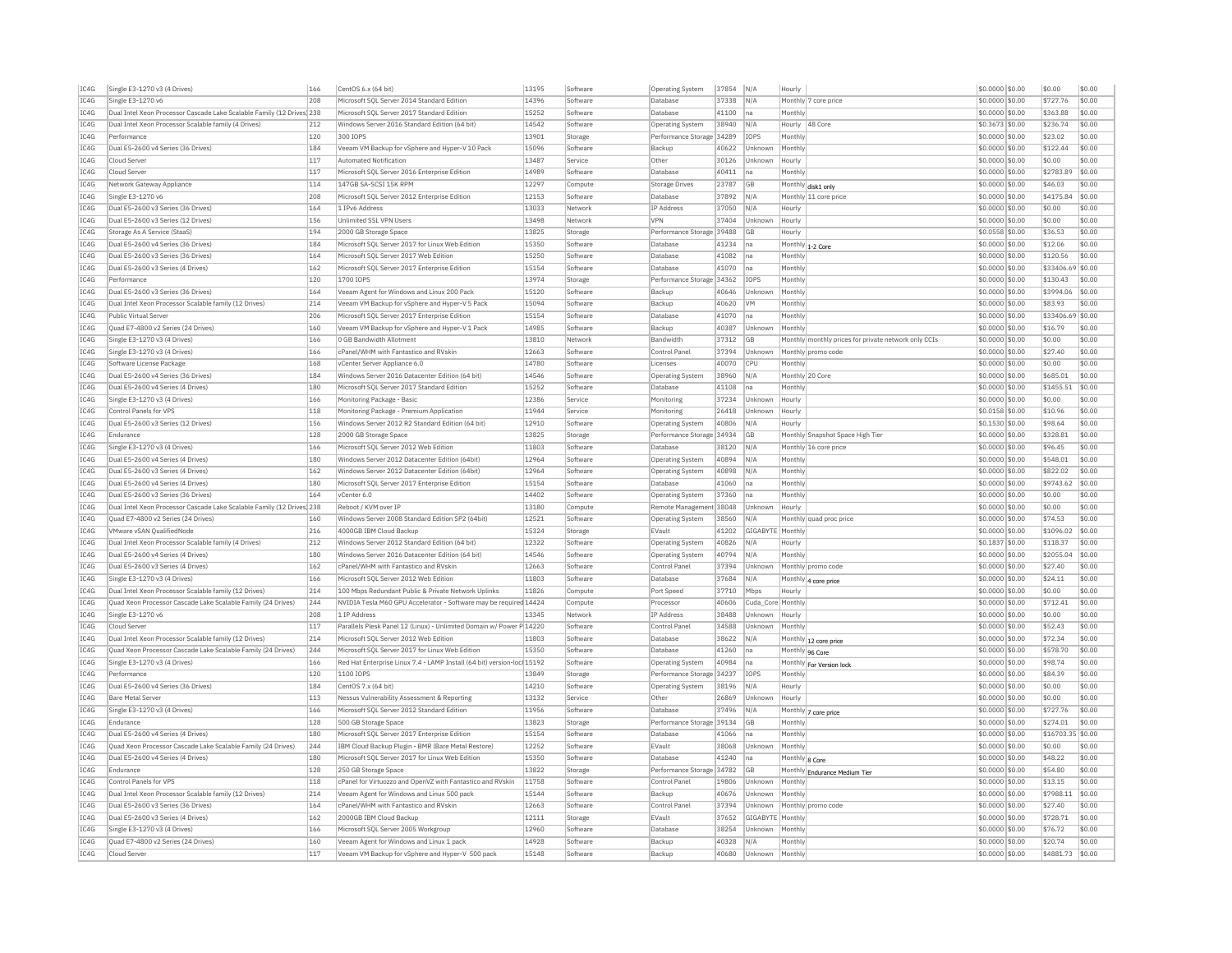| IC4G | Single E3-1270 v3 (4 Drives) | 166 | CentOS 6.x (64 bit) | 13195 | Software | Operating System | 37854 | N/A | Hourly | | $0.0000 | $0.00 | $0.00 | $0.00 |
|---|---|---|---|---|---|---|---|---|---|---|---|---|---|---|
| IC4G | Single E3-1270 v6 | 208 | Microsoft SQL Server 2014 Standard Edition | 14396 | Software | Database | 37338 | N/A | Monthly | 7 core price | $0.0000 | $0.00 | $727.76 | $0.00 |
| IC4G | Dual Intel Xeon Processor Cascade Lake Scalable Family (12 Drives) | 238 | Microsoft SQL Server 2017 Standard Edition | 15252 | Software | Database | 41100 | na | Monthly | | $0.0000 | $0.00 | $363.88 | $0.00 |
| IC4G | Dual Intel Xeon Processor Scalable family (4 Drives) | 212 | Windows Server 2016 Standard Edition (64 bit) | 14542 | Software | Operating System | 38940 | N/A | Hourly | 48 Core | $0.3673 | $0.00 | $236.74 | $0.00 |
| IC4G | Performance | 120 | 300 IOPS | 13901 | Storage | Performance Storage | 34289 | IOPS | Monthly | | $0.0000 | $0.00 | $23.02 | $0.00 |
| IC4G | Dual E5-2600 v4 Series (36 Drives) | 184 | Veeam VM Backup for vSphere and Hyper-V 10 Pack | 15096 | Software | Backup | 40622 | Unknown | Monthly | | $0.0000 | $0.00 | $122.44 | $0.00 |
| IC4G | Cloud Server | 117 | Automated Notification | 13487 | Service | Other | 30126 | Unknown | Hourly | | $0.0000 | $0.00 | $0.00 | $0.00 |
| IC4G | Cloud Server | 117 | Microsoft SQL Server 2016 Enterprise Edition | 14989 | Software | Database | 40411 | na | Monthly | | $0.0000 | $0.00 | $2783.89 | $0.00 |
| IC4G | Network Gateway Appliance | 114 | 147GB SA-SCSI 15K RPM | 12297 | Compute | Storage Drives | 23787 | GB | Monthly | disk1 only | $0.0000 | $0.00 | $46.03 | $0.00 |
| IC4G | Single E3-1270 v6 | 208 | Microsoft SQL Server 2012 Enterprise Edition | 12153 | Software | Database | 37892 | N/A | Monthly | 11 core price | $0.0000 | $0.00 | $4175.84 | $0.00 |
| IC4G | Dual E5-2600 v3 Series (36 Drives) | 164 | 1 IPv6 Address | 13033 | Network | IP Address | 37050 | N/A | Hourly | | $0.0000 | $0.00 | $0.00 | $0.00 |
| IC4G | Dual E5-2600 v3 Series (12 Drives) | 156 | Unlimited SSL VPN Users | 13498 | Network | VPN | 37404 | Unknown | Hourly | | $0.0000 | $0.00 | $0.00 | $0.00 |
| IC4G | Storage As A Service (StaaS) | 194 | 2000 GB Storage Space | 13825 | Storage | Performance Storage | 39488 | GB | Hourly | | $0.0558 | $0.00 | $36.53 | $0.00 |
| IC4G | Dual E5-2600 v4 Series (36 Drives) | 184 | Microsoft SQL Server 2017 for Linux Web Edition | 15350 | Software | Database | 41234 | na | Monthly | 1-2 Core | $0.0000 | $0.00 | $12.06 | $0.00 |
| IC4G | Dual E5-2600 v3 Series (36 Drives) | 164 | Microsoft SQL Server 2017 Web Edition | 15250 | Software | Database | 41082 | na | Monthly | | $0.0000 | $0.00 | $120.56 | $0.00 |
| IC4G | Dual E5-2600 v3 Series (4 Drives) | 162 | Microsoft SQL Server 2017 Enterprise Edition | 15154 | Software | Database | 41070 | na | Monthly | | $0.0000 | $0.00 | $33406.69 | $0.00 |
| IC4G | Performance | 120 | 1700 IOPS | 13974 | Storage | Performance Storage | 34362 | IOPS | Monthly | | $0.0000 | $0.00 | $130.43 | $0.00 |
| IC4G | Dual E5-2600 v3 Series (36 Drives) | 164 | Veeam Agent for Windows and Linux 200 Pack | 15120 | Software | Backup | 40646 | Unknown | Monthly | | $0.0000 | $0.00 | $3994.06 | $0.00 |
| IC4G | Dual Intel Xeon Processor Scalable family (12 Drives) | 214 | Veeam VM Backup for vSphere and Hyper-V 5 Pack | 15094 | Software | Backup | 40620 | VM | Monthly | | $0.0000 | $0.00 | $83.93 | $0.00 |
| IC4G | Public Virtual Server | 206 | Microsoft SQL Server 2017 Enterprise Edition | 15154 | Software | Database | 41070 | na | Monthly | | $0.0000 | $0.00 | $33406.69 | $0.00 |
| IC4G | Quad E7-4800 v2 Series (24 Drives) | 160 | Veeam VM Backup for vSphere and Hyper-V 1 Pack | 14985 | Software | Backup | 40387 | Unknown | Monthly | | $0.0000 | $0.00 | $16.79 | $0.00 |
| IC4G | Single E3-1270 v3 (4 Drives) | 166 | 0 GB Bandwidth Allotment | 13810 | Network | Bandwidth | 37312 | GB | Monthly | monthly prices for private network only CCIs | $0.0000 | $0.00 | $0.00 | $0.00 |
| IC4G | Single E3-1270 v3 (4 Drives) | 166 | cPanel/WHM with Fantastico and RVskin | 12663 | Software | Control Panel | 37394 | Unknown | Monthly | promo code | $0.0000 | $0.00 | $27.40 | $0.00 |
| IC4G | Software License Package | 168 | vCenter Server Appliance 6.0 | 14780 | Software | Licenses | 40070 | CPU | Monthly | | $0.0000 | $0.00 | $0.00 | $0.00 |
| IC4G | Dual E5-2600 v4 Series (36 Drives) | 184 | Windows Server 2016 Datacenter Edition (64 bit) | 14546 | Software | Operating System | 38960 | N/A | Monthly | 20 Core | $0.0000 | $0.00 | $685.01 | $0.00 |
| IC4G | Dual E5-2600 v4 Series (4 Drives) | 180 | Microsoft SQL Server 2017 Standard Edition | 15252 | Software | Database | 41108 | na | Monthly | | $0.0000 | $0.00 | $1455.51 | $0.00 |
| IC4G | Single E3-1270 v3 (4 Drives) | 166 | Monitoring Package - Basic | 12386 | Service | Monitoring | 37234 | Unknown | Hourly | | $0.0000 | $0.00 | $0.00 | $0.00 |
| IC4G | Control Panels for VPS | 118 | Monitoring Package - Premium Application | 11944 | Service | Monitoring | 26418 | Unknown | Hourly | | $0.0158 | $0.00 | $10.96 | $0.00 |
| IC4G | Dual E5-2600 v3 Series (12 Drives) | 156 | Windows Server 2012 R2 Standard Edition (64 bit) | 12910 | Software | Operating System | 40806 | N/A | Hourly | | $0.1530 | $0.00 | $98.64 | $0.00 |
| IC4G | Endurance | 128 | 2000 GB Storage Space | 13825 | Storage | Performance Storage | 34934 | GB | Monthly | Snapshot Space High Tier | $0.0000 | $0.00 | $328.81 | $0.00 |
| IC4G | Single E3-1270 v3 (4 Drives) | 166 | Microsoft SQL Server 2012 Web Edition | 11803 | Software | Database | 38120 | N/A | Monthly | 16 core price | $0.0000 | $0.00 | $96.45 | $0.00 |
| IC4G | Dual E5-2600 v4 Series (4 Drives) | 180 | Windows Server 2012 Datacenter Edition (64bit) | 12964 | Software | Operating System | 40894 | N/A | Monthly | | $0.0000 | $0.00 | $548.01 | $0.00 |
| IC4G | Dual E5-2600 v3 Series (4 Drives) | 162 | Windows Server 2012 Datacenter Edition (64bit) | 12964 | Software | Operating System | 40898 | N/A | Monthly | | $0.0000 | $0.00 | $822.02 | $0.00 |
| IC4G | Dual E5-2600 v4 Series (4 Drives) | 180 | Microsoft SQL Server 2017 Enterprise Edition | 15154 | Software | Database | 41060 | na | Monthly | | $0.0000 | $0.00 | $9743.62 | $0.00 |
| IC4G | Dual E5-2600 v3 Series (36 Drives) | 164 | vCenter 6.0 | 14402 | Software | Operating System | 37360 | na | Monthly | | $0.0000 | $0.00 | $0.00 | $0.00 |
| IC4G | Dual Intel Xeon Processor Cascade Lake Scalable Family (12 Drives) | 238 | Reboot / KVM over IP | 13180 | Compute | Remote Management | 38048 | Unknown | Hourly | | $0.0000 | $0.00 | $0.00 | $0.00 |
| IC4G | Quad E7-4800 v2 Series (24 Drives) | 160 | Windows Server 2008 Standard Edition SP2 (64bit) | 12521 | Software | Operating System | 38560 | N/A | Monthly | quad proc price | $0.0000 | $0.00 | $74.53 | $0.00 |
| IC4G | VMware vSAN QualifiedNode | 216 | 4000GB IBM Cloud Backup | 15324 | Storage | EVault | 41202 | GIGABYTE | Monthly | | $0.0000 | $0.00 | $1096.02 | $0.00 |
| IC4G | Dual Intel Xeon Processor Scalable family (4 Drives) | 212 | Windows Server 2012 Standard Edition (64 bit) | 12322 | Software | Operating System | 40826 | N/A | Hourly | | $0.1837 | $0.00 | $118.37 | $0.00 |
| IC4G | Dual E5-2600 v4 Series (4 Drives) | 180 | Windows Server 2016 Datacenter Edition (64 bit) | 14546 | Software | Operating System | 40794 | N/A | Monthly | | $0.0000 | $0.00 | $2055.04 | $0.00 |
| IC4G | Dual E5-2600 v3 Series (4 Drives) | 162 | cPanel/WHM with Fantastico and RVskin | 12663 | Software | Control Panel | 37394 | Unknown | Monthly | promo code | $0.0000 | $0.00 | $27.40 | $0.00 |
| IC4G | Single E3-1270 v3 (4 Drives) | 166 | Microsoft SQL Server 2012 Web Edition | 11803 | Software | Database | 37684 | N/A | Monthly | 4 core price | $0.0000 | $0.00 | $24.11 | $0.00 |
| IC4G | Dual Intel Xeon Processor Scalable family (12 Drives) | 214 | 100 Mbps Redundant Public & Private Network Uplinks | 11826 | Compute | Port Speed | 37710 | Mbps | Hourly | | $0.0000 | $0.00 | $0.00 | $0.00 |
| IC4G | Quad Xeon Processor Cascade Lake Scalable Family (24 Drives) | 244 | NVIDIA Tesla M60 GPU Accelerator - Software may be required | 14424 | Compute | Processor | 40606 | Cuda_Core | Monthly | | $0.0000 | $0.00 | $712.41 | $0.00 |
| IC4G | Single E3-1270 v6 | 208 | 1 IP Address | 13345 | Network | IP Address | 38488 | Unknown | Hourly | | $0.0000 | $0.00 | $0.00 | $0.00 |
| IC4G | Cloud Server | 117 | Parallels Plesk Panel 12 (Linux) - Unlimited Domain w/ Power P | 14220 | Software | Control Panel | 34588 | Unknown | Monthly | | $0.0000 | $0.00 | $52.43 | $0.00 |
| IC4G | Dual Intel Xeon Processor Scalable family (12 Drives) | 214 | Microsoft SQL Server 2012 Web Edition | 11803 | Software | Database | 38622 | N/A | Monthly | 12 core price | $0.0000 | $0.00 | $72.34 | $0.00 |
| IC4G | Quad Xeon Processor Cascade Lake Scalable Family (24 Drives) | 244 | Microsoft SQL Server 2017 for Linux Web Edition | 15350 | Software | Database | 41260 | na | Monthly | 96 Core | $0.0000 | $0.00 | $578.70 | $0.00 |
| IC4G | Single E3-1270 v3 (4 Drives) | 166 | Red Hat Enterprise Linux 7.4 - LAMP Install (64 bit) version-lock | 15192 | Software | Operating System | 40984 | na | Monthly | For Version lock | $0.0000 | $0.00 | $98.74 | $0.00 |
| IC4G | Performance | 120 | 1100 IOPS | 13849 | Storage | Performance Storage | 34237 | IOPS | Monthly | | $0.0000 | $0.00 | $84.39 | $0.00 |
| IC4G | Dual E5-2600 v4 Series (36 Drives) | 184 | CentOS 7.x (64 bit) | 14210 | Software | Operating System | 38196 | N/A | Hourly | | $0.0000 | $0.00 | $0.00 | $0.00 |
| IC4G | Bare Metal Server | 113 | Nessus Vulnerability Assessment & Reporting | 13132 | Service | Other | 26869 | Unknown | Hourly | | $0.0000 | $0.00 | $0.00 | $0.00 |
| IC4G | Single E3-1270 v3 (4 Drives) | 166 | Microsoft SQL Server 2012 Standard Edition | 11956 | Software | Database | 37496 | N/A | Monthly | 7 core price | $0.0000 | $0.00 | $727.76 | $0.00 |
| IC4G | Endurance | 128 | 500 GB Storage Space | 13823 | Storage | Performance Storage | 39134 | GB | Monthly | | $0.0000 | $0.00 | $274.01 | $0.00 |
| IC4G | Dual E5-2600 v4 Series (4 Drives) | 180 | Microsoft SQL Server 2017 Enterprise Edition | 15154 | Software | Database | 41066 | na | Monthly | | $0.0000 | $0.00 | $16703.35 | $0.00 |
| IC4G | Quad Xeon Processor Cascade Lake Scalable Family (24 Drives) | 244 | IBM Cloud Backup Plugin - BMR (Bare Metal Restore) | 12252 | Software | EVault | 38068 | Unknown | Monthly | | $0.0000 | $0.00 | $0.00 | $0.00 |
| IC4G | Dual E5-2600 v4 Series (4 Drives) | 180 | Microsoft SQL Server 2017 for Linux Web Edition | 15350 | Software | Database | 41240 | na | Monthly | 8 Core | $0.0000 | $0.00 | $48.22 | $0.00 |
| IC4G | Endurance | 128 | 250 GB Storage Space | 13822 | Storage | Performance Storage | 34782 | GB | Monthly | Endurance Medium Tier | $0.0000 | $0.00 | $54.80 | $0.00 |
| IC4G | Control Panels for VPS | 118 | cPanel for Virtuozzo and OpenVZ with Fantastico and RVskin | 11758 | Software | Control Panel | 19806 | Unknown | Monthly | | $0.0000 | $0.00 | $13.15 | $0.00 |
| IC4G | Dual Intel Xeon Processor Scalable family (12 Drives) | 214 | Veeam Agent for Windows and Linux 500 pack | 15144 | Software | Backup | 40676 | Unknown | Monthly | | $0.0000 | $0.00 | $7988.11 | $0.00 |
| IC4G | Dual E5-2600 v3 Series (36 Drives) | 164 | cPanel/WHM with Fantastico and RVskin | 12663 | Software | Control Panel | 37394 | Unknown | Monthly | promo code | $0.0000 | $0.00 | $27.40 | $0.00 |
| IC4G | Dual E5-2600 v3 Series (4 Drives) | 162 | 2000GB IBM Cloud Backup | 12111 | Storage | EVault | 37652 | GIGABYTE | Monthly | | $0.0000 | $0.00 | $728.71 | $0.00 |
| IC4G | Single E3-1270 v3 (4 Drives) | 166 | Microsoft SQL Server 2005 Workgroup | 12960 | Software | Database | 38254 | Unknown | Monthly | | $0.0000 | $0.00 | $76.72 | $0.00 |
| IC4G | Quad E7-4800 v2 Series (24 Drives) | 160 | Veeam Agent for Windows and Linux 1 pack | 14928 | Software | Backup | 40328 | N/A | Monthly | | $0.0000 | $0.00 | $20.74 | $0.00 |
| IC4G | Cloud Server | 117 | Veeam VM Backup for vSphere and Hyper-V 500 pack | 15148 | Software | Backup | 40680 | Unknown | Monthly | | $0.0000 | $0.00 | $4881.73 | $0.00 |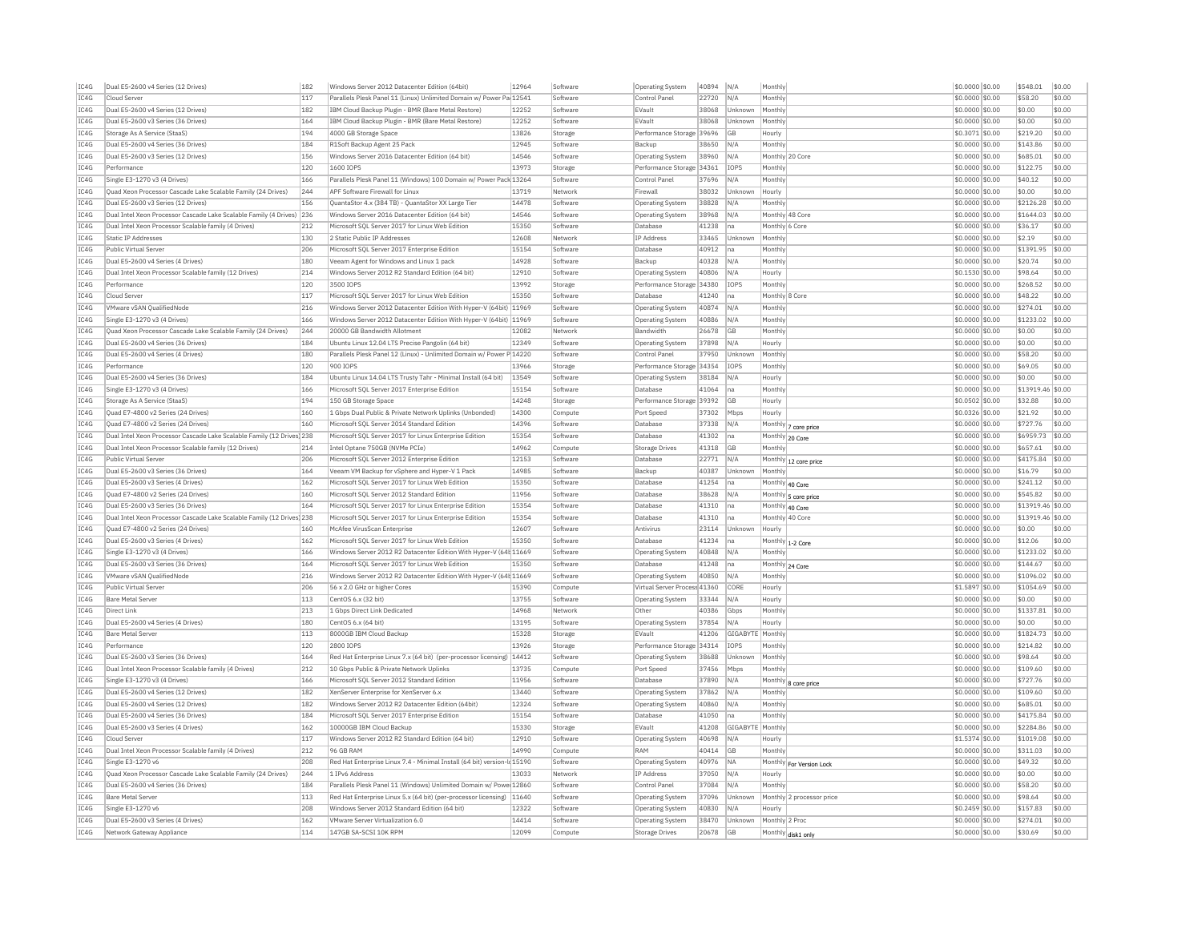| IC4G | Dual E5-2600 v4 Series (12 Drives) | 182 | Windows Server 2012 Datacenter Edition (64bit) | 12964 | Software | Operating System | 40894 | N/A | Monthly | | $0.0000 | $0.00 | $548.01 | $0.00 |
|---|---|---|---|---|---|---|---|---|---|---|---|---|---|---|
| IC4G | Cloud Server | 117 | Parallels Plesk Panel 11 (Linux) Unlimited Domain w/ Power Pa | 12541 | Software | Control Panel | 22720 | N/A | Monthly | | $0.0000 | $0.00 | $58.20 | $0.00 |
| IC4G | Dual E5-2600 v4 Series (12 Drives) | 182 | IBM Cloud Backup Plugin - BMR (Bare Metal Restore) | 12252 | Software | EVault | 38068 | Unknown | Monthly | | $0.0000 | $0.00 | $0.00 | $0.00 |
| IC4G | Dual E5-2600 v3 Series (36 Drives) | 164 | IBM Cloud Backup Plugin - BMR (Bare Metal Restore) | 12252 | Software | EVault | 38068 | Unknown | Monthly | | $0.0000 | $0.00 | $0.00 | $0.00 |
| IC4G | Storage As A Service (StaaS) | 194 | 4000 GB Storage Space | 13826 | Storage | Performance Storage | 39696 | GB | Hourly | | $0.3071 | $0.00 | $219.20 | $0.00 |
| IC4G | Dual E5-2600 v4 Series (36 Drives) | 184 | R1Soft Backup Agent 25 Pack | 12945 | Software | Backup | 38650 | N/A | Monthly | | $0.0000 | $0.00 | $143.86 | $0.00 |
| IC4G | Dual E5-2600 v3 Series (12 Drives) | 156 | Windows Server 2016 Datacenter Edition (64 bit) | 14546 | Software | Operating System | 38960 | N/A | Monthly | 20 Core | $0.0000 | $0.00 | $685.01 | $0.00 |
| IC4G | Performance | 120 | 1600 IOPS | 13973 | Storage | Performance Storage | 34361 | IOPS | Monthly | | $0.0000 | $0.00 | $122.75 | $0.00 |
| IC4G | Single E3-1270 v3 (4 Drives) | 166 | Parallels Plesk Panel 11 (Windows) 100 Domain w/ Power Pack | 13264 | Software | Control Panel | 37696 | N/A | Monthly | | $0.0000 | $0.00 | $40.12 | $0.00 |
| IC4G | Quad Xeon Processor Cascade Lake Scalable Family (24 Drives) | 244 | APF Software Firewall for Linux | 13719 | Network | Firewall | 38032 | Unknown | Hourly | | $0.0000 | $0.00 | $0.00 | $0.00 |
| IC4G | Dual E5-2600 v3 Series (12 Drives) | 156 | QuantaStor 4.x (384 TB) - QuantaStor XX Large Tier | 14478 | Software | Operating System | 38828 | N/A | Monthly | | $0.0000 | $0.00 | $2126.28 | $0.00 |
| IC4G | Dual Intel Xeon Processor Cascade Lake Scalable Family (4 Drives) | 236 | Windows Server 2016 Datacenter Edition (64 bit) | 14546 | Software | Operating System | 38968 | N/A | Monthly | 48 Core | $0.0000 | $0.00 | $1644.03 | $0.00 |
| IC4G | Dual Intel Xeon Processor Scalable family (4 Drives) | 212 | Microsoft SQL Server 2017 for Linux Web Edition | 15350 | Software | Database | 41238 | na | Monthly | 6 Core | $0.0000 | $0.00 | $36.17 | $0.00 |
| IC4G | Static IP Addresses | 130 | 2 Static Public IP Addresses | 12608 | Network | IP Address | 33465 | Unknown | Monthly | | $0.0000 | $0.00 | $2.19 | $0.00 |
| IC4G | Public Virtual Server | 206 | Microsoft SQL Server 2017 Enterprise Edition | 15154 | Software | Database | 40912 | na | Monthly | | $0.0000 | $0.00 | $1391.95 | $0.00 |
| IC4G | Dual E5-2600 v4 Series (4 Drives) | 180 | Veeam Agent for Windows and Linux 1 pack | 14928 | Software | Backup | 40328 | N/A | Monthly | | $0.0000 | $0.00 | $20.74 | $0.00 |
| IC4G | Dual Intel Xeon Processor Scalable family (12 Drives) | 214 | Windows Server 2012 R2 Standard Edition (64 bit) | 12910 | Software | Operating System | 40806 | N/A | Hourly | | $0.1530 | $0.00 | $98.64 | $0.00 |
| IC4G | Performance | 120 | 3500 IOPS | 13992 | Storage | Performance Storage | 34380 | IOPS | Monthly | | $0.0000 | $0.00 | $268.52 | $0.00 |
| IC4G | Cloud Server | 117 | Microsoft SQL Server 2017 for Linux Web Edition | 15350 | Software | Database | 41240 | na | Monthly | 8 Core | $0.0000 | $0.00 | $48.22 | $0.00 |
| IC4G | VMware vSAN QualifiedNode | 216 | Windows Server 2012 Datacenter Edition With Hyper-V (64bit) | 11969 | Software | Operating System | 40874 | N/A | Monthly | | $0.0000 | $0.00 | $274.01 | $0.00 |
| IC4G | Single E3-1270 v3 (4 Drives) | 166 | Windows Server 2012 Datacenter Edition With Hyper-V (64bit) | 11969 | Software | Operating System | 40886 | N/A | Monthly | | $0.0000 | $0.00 | $1233.02 | $0.00 |
| IC4G | Quad Xeon Processor Cascade Lake Scalable Family (24 Drives) | 244 | 20000 GB Bandwidth Allotment | 12082 | Network | Bandwidth | 26678 | GB | Monthly | | $0.0000 | $0.00 | $0.00 | $0.00 |
| IC4G | Dual E5-2600 v4 Series (36 Drives) | 184 | Ubuntu Linux 12.04 LTS Precise Pangolin (64 bit) | 12349 | Software | Operating System | 37898 | N/A | Hourly | | $0.0000 | $0.00 | $0.00 | $0.00 |
| IC4G | Dual E5-2600 v4 Series (4 Drives) | 180 | Parallels Plesk Panel 12 (Linux) - Unlimited Domain w/ Power P | 14220 | Software | Control Panel | 37950 | Unknown | Monthly | | $0.0000 | $0.00 | $58.20 | $0.00 |
| IC4G | Performance | 120 | 900 IOPS | 13966 | Storage | Performance Storage | 34354 | IOPS | Monthly | | $0.0000 | $0.00 | $69.05 | $0.00 |
| IC4G | Dual E5-2600 v4 Series (36 Drives) | 184 | Ubuntu Linux 14.04 LTS Trusty Tahr - Minimal Install (64 bit) | 13549 | Software | Operating System | 38184 | N/A | Hourly | | $0.0000 | $0.00 | $0.00 | $0.00 |
| IC4G | Single E3-1270 v3 (4 Drives) | 166 | Microsoft SQL Server 2017 Enterprise Edition | 15154 | Software | Database | 41064 | na | Monthly | | $0.0000 | $0.00 | $13919.46 | $0.00 |
| IC4G | Storage As A Service (StaaS) | 194 | 150 GB Storage Space | 14248 | Storage | Performance Storage | 39392 | GB | Hourly | | $0.0502 | $0.00 | $32.88 | $0.00 |
| IC4G | Quad E7-4800 v2 Series (24 Drives) | 160 | 1 Gbps Dual Public & Private Network Uplinks (Unbonded) | 14300 | Compute | Port Speed | 37302 | Mbps | Hourly | | $0.0326 | $0.00 | $21.92 | $0.00 |
| IC4G | Quad E7-4800 v2 Series (24 Drives) | 160 | Microsoft SQL Server 2014 Standard Edition | 14396 | Software | Database | 37338 | N/A | Monthly | 7 core price | $0.0000 | $0.00 | $727.76 | $0.00 |
| IC4G | Dual Intel Xeon Processor Cascade Lake Scalable Family (12 Drives) | 238 | Microsoft SQL Server 2017 for Linux Enterprise Edition | 15354 | Software | Database | 41302 | na | Monthly | 20 Core | $0.0000 | $0.00 | $6959.73 | $0.00 |
| IC4G | Dual Intel Xeon Processor Scalable family (12 Drives) | 214 | Intel Optane 750GB (NVMe PCIe) | 14962 | Compute | Storage Drives | 41318 | GB | Monthly | | $0.0000 | $0.00 | $657.61 | $0.00 |
| IC4G | Public Virtual Server | 206 | Microsoft SQL Server 2012 Enterprise Edition | 12153 | Software | Database | 22771 | N/A | Monthly | 12 core price | $0.0000 | $0.00 | $4175.84 | $0.00 |
| IC4G | Dual E5-2600 v3 Series (36 Drives) | 164 | Veeam VM Backup for vSphere and Hyper-V 1 Pack | 14985 | Software | Backup | 40387 | Unknown | Monthly | | $0.0000 | $0.00 | $16.79 | $0.00 |
| IC4G | Dual E5-2600 v3 Series (4 Drives) | 162 | Microsoft SQL Server 2017 for Linux Web Edition | 15350 | Software | Database | 41254 | na | Monthly | 40 Core | $0.0000 | $0.00 | $241.12 | $0.00 |
| IC4G | Quad E7-4800 v2 Series (24 Drives) | 160 | Microsoft SQL Server 2012 Standard Edition | 11956 | Software | Database | 38628 | N/A | Monthly | 5 core price | $0.0000 | $0.00 | $545.82 | $0.00 |
| IC4G | Dual E5-2600 v3 Series (36 Drives) | 164 | Microsoft SQL Server 2017 for Linux Enterprise Edition | 15354 | Software | Database | 41310 | na | Monthly | 40 Core | $0.0000 | $0.00 | $13919.46 | $0.00 |
| IC4G | Dual Intel Xeon Processor Cascade Lake Scalable Family (12 Drives) | 238 | Microsoft SQL Server 2017 for Linux Enterprise Edition | 15354 | Software | Database | 41310 | na | Monthly | 40 Core | $0.0000 | $0.00 | $13919.46 | $0.00 |
| IC4G | Quad E7-4800 v2 Series (24 Drives) | 160 | McAfee VirusScan Enterprise | 12607 | Software | Antivirus | 23114 | Unknown | Hourly | | $0.0000 | $0.00 | $0.00 | $0.00 |
| IC4G | Dual E5-2600 v3 Series (4 Drives) | 162 | Microsoft SQL Server 2017 for Linux Web Edition | 15350 | Software | Database | 41234 | na | Monthly | 1-2 Core | $0.0000 | $0.00 | $12.06 | $0.00 |
| IC4G | Single E3-1270 v3 (4 Drives) | 166 | Windows Server 2012 R2 Datacenter Edition With Hyper-V (64t | 11669 | Software | Operating System | 40848 | N/A | Monthly | | $0.0000 | $0.00 | $1233.02 | $0.00 |
| IC4G | Dual E5-2600 v3 Series (36 Drives) | 164 | Microsoft SQL Server 2017 for Linux Web Edition | 15350 | Software | Database | 41248 | na | Monthly | 24 Core | $0.0000 | $0.00 | $144.67 | $0.00 |
| IC4G | VMware vSAN QualifiedNode | 216 | Windows Server 2012 R2 Datacenter Edition With Hyper-V (64t | 11669 | Software | Operating System | 40850 | N/A | Monthly | | $0.0000 | $0.00 | $1096.02 | $0.00 |
| IC4G | Public Virtual Server | 206 | 56 x 2.0 GHz or higher Cores | 15390 | Compute | Virtual Server Process | 41360 | CORE | Hourly | | $1.5897 | $0.00 | $1054.69 | $0.00 |
| IC4G | Bare Metal Server | 113 | CentOS 6.x (32 bit) | 13755 | Software | Operating System | 33344 | N/A | Hourly | | $0.0000 | $0.00 | $0.00 | $0.00 |
| IC4G | Direct Link | 213 | 1 Gbps Direct Link Dedicated | 14968 | Network | Other | 40386 | Gbps | Monthly | | $0.0000 | $0.00 | $1337.81 | $0.00 |
| IC4G | Dual E5-2600 v4 Series (4 Drives) | 180 | CentOS 6.x (64 bit) | 13195 | Software | Operating System | 37854 | N/A | Hourly | | $0.0000 | $0.00 | $0.00 | $0.00 |
| IC4G | Bare Metal Server | 113 | 8000GB IBM Cloud Backup | 15328 | Storage | EVault | 41206 | GIGABYTE | Monthly | | $0.0000 | $0.00 | $1824.73 | $0.00 |
| IC4G | Performance | 120 | 2800 IOPS | 13926 | Storage | Performance Storage | 34314 | IOPS | Monthly | | $0.0000 | $0.00 | $214.82 | $0.00 |
| IC4G | Dual E5-2600 v3 Series (36 Drives) | 164 | Red Hat Enterprise Linux 7.x (64 bit) (per-processor licensing) | 14412 | Software | Operating System | 38688 | Unknown | Monthly | | $0.0000 | $0.00 | $98.64 | $0.00 |
| IC4G | Dual Intel Xeon Processor Scalable family (4 Drives) | 212 | 10 Gbps Public & Private Network Uplinks | 13735 | Compute | Port Speed | 37456 | Mbps | Monthly | | $0.0000 | $0.00 | $109.60 | $0.00 |
| IC4G | Single E3-1270 v3 (4 Drives) | 166 | Microsoft SQL Server 2012 Standard Edition | 11956 | Software | Database | 37890 | N/A | Monthly | 8 core price | $0.0000 | $0.00 | $727.76 | $0.00 |
| IC4G | Dual E5-2600 v4 Series (12 Drives) | 182 | XenServer Enterprise for XenServer 6.x | 13440 | Software | Operating System | 37862 | N/A | Monthly | | $0.0000 | $0.00 | $109.60 | $0.00 |
| IC4G | Dual E5-2600 v4 Series (12 Drives) | 182 | Windows Server 2012 R2 Datacenter Edition (64bit) | 12324 | Software | Operating System | 40860 | N/A | Monthly | | $0.0000 | $0.00 | $685.01 | $0.00 |
| IC4G | Dual E5-2600 v4 Series (36 Drives) | 184 | Microsoft SQL Server 2017 Enterprise Edition | 15154 | Software | Database | 41050 | na | Monthly | | $0.0000 | $0.00 | $4175.84 | $0.00 |
| IC4G | Dual E5-2600 v3 Series (4 Drives) | 162 | 10000GB IBM Cloud Backup | 15330 | Storage | EVault | 41208 | GIGABYTE | Monthly | | $0.0000 | $0.00 | $2284.86 | $0.00 |
| IC4G | Cloud Server | 117 | Windows Server 2012 R2 Standard Edition (64 bit) | 12910 | Software | Operating System | 40698 | N/A | Hourly | | $1.5374 | $0.00 | $1019.08 | $0.00 |
| IC4G | Dual Intel Xeon Processor Scalable family (4 Drives) | 212 | 96 GB RAM | 14990 | Compute | RAM | 40414 | GB | Monthly | | $0.0000 | $0.00 | $311.03 | $0.00 |
| IC4G | Single E3-1270 v6 | 208 | Red Hat Enterprise Linux 7.4 - Minimal Install (64 bit) version-l | 15190 | Software | Operating System | 40976 | NA | Monthly | For Version Lock | $0.0000 | $0.00 | $49.32 | $0.00 |
| IC4G | Quad Xeon Processor Cascade Lake Scalable Family (24 Drives) | 244 | 1 IPv6 Address | 13033 | Network | IP Address | 37050 | N/A | Hourly | | $0.0000 | $0.00 | $0.00 | $0.00 |
| IC4G | Dual E5-2600 v4 Series (36 Drives) | 184 | Parallels Plesk Panel 11 (Windows) Unlimited Domain w/ Powe | 12860 | Software | Control Panel | 37084 | N/A | Monthly | | $0.0000 | $0.00 | $58.20 | $0.00 |
| IC4G | Bare Metal Server | 113 | Red Hat Enterprise Linux 5.x (64 bit) (per-processor licensing) | 11640 | Software | Operating System | 37096 | Unknown | Monthly | 2 processor price | $0.0000 | $0.00 | $98.64 | $0.00 |
| IC4G | Single E3-1270 v6 | 208 | Windows Server 2012 Standard Edition (64 bit) | 12322 | Software | Operating System | 40830 | N/A | Hourly | | $0.2459 | $0.00 | $157.83 | $0.00 |
| IC4G | Dual E5-2600 v3 Series (4 Drives) | 162 | VMware Server Virtualization 6.0 | 14414 | Software | Operating System | 38470 | Unknown | Monthly | 2 Proc | $0.0000 | $0.00 | $274.01 | $0.00 |
| IC4G | Network Gateway Appliance | 114 | 147GB SA-SCSI 10K RPM | 12099 | Compute | Storage Drives | 20678 | GB | Monthly | disk1 only | $0.0000 | $0.00 | $30.69 | $0.00 |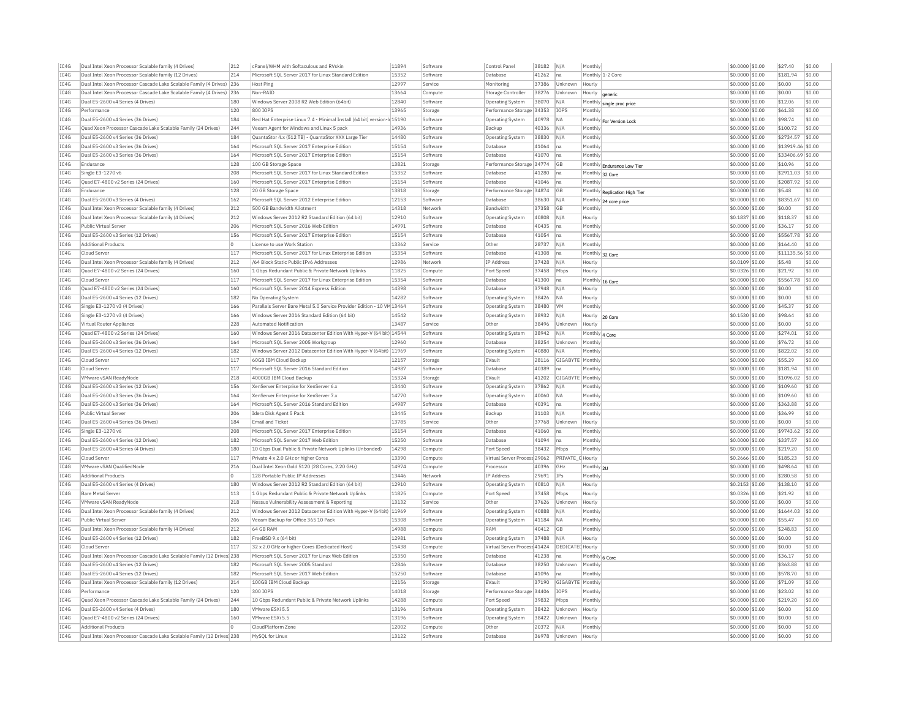| IC4G | Dual Intel Xeon Processor Scalable family (4 Drives) | 212 | cPanel/WHM with Softaculous and RVskin | 11894 | Software | Control Panel | 38182 | N/A | Monthly | | $0.0000 | $0.00 | $27.40 | $0.00 |
|---|---|---|---|---|---|---|---|---|---|---|---|---|---|---|
| IC4G | Dual Intel Xeon Processor Scalable family (12 Drives) | 214 | Microsoft SQL Server 2017 for Linux Standard Edition | 15352 | Software | Database | 41262 | na | Monthly | 1-2 Core | $0.0000 | $0.00 | $181.94 | $0.00 |
| IC4G | Dual Intel Xeon Processor Cascade Lake Scalable Family (4 Drives) | 236 | Host Ping | 12997 | Service | Monitoring | 37386 | Unknown | Hourly | | $0.0000 | $0.00 | $0.00 | $0.00 |
| IC4G | Dual Intel Xeon Processor Cascade Lake Scalable Family (4 Drives) | 236 | Non-RAID | 13664 | Compute | Storage Controller | 38276 | Unknown | Hourly | generic | $0.0000 | $0.00 | $0.00 | $0.00 |
| IC4G | Dual E5-2600 v4 Series (4 Drives) | 180 | Windows Server 2008 R2 Web Edition (64bit) | 12840 | Software | Operating System | 38070 | N/A | Monthly | single proc price | $0.0000 | $0.00 | $12.06 | $0.00 |
| IC4G | Performance | 120 | 800 IOPS | 13965 | Storage | Performance Storage | 34353 | IOPS | Monthly | | $0.0000 | $0.00 | $61.38 | $0.00 |
| IC4G | Dual E5-2600 v4 Series (36 Drives) | 184 | Red Hat Enterprise Linux 7.4 - Minimal Install (64 bit) version-lo | 15190 | Software | Operating System | 40978 | NA | Monthly | For Version Lock | $0.0000 | $0.00 | $98.74 | $0.00 |
| IC4G | Quad Xeon Processor Cascade Lake Scalable Family (24 Drives) | 244 | Veeam Agent for Windows and Linux 5 pack | 14936 | Software | Backup | 40336 | N/A | Monthly | | $0.0000 | $0.00 | $100.72 | $0.00 |
| IC4G | Dual E5-2600 v4 Series (36 Drives) | 184 | QuantaStor 4.x (512 TB) - QuantaStor XXX Large Tier | 14480 | Software | Operating System | 38830 | N/A | Monthly | | $0.0000 | $0.00 | $2734.57 | $0.00 |
| IC4G | Dual E5-2600 v3 Series (36 Drives) | 164 | Microsoft SQL Server 2017 Enterprise Edition | 15154 | Software | Database | 41064 | na | Monthly | | $0.0000 | $0.00 | $13919.46 | $0.00 |
| IC4G | Dual E5-2600 v3 Series (36 Drives) | 164 | Microsoft SQL Server 2017 Enterprise Edition | 15154 | Software | Database | 41070 | na | Monthly | | $0.0000 | $0.00 | $33406.69 | $0.00 |
| IC4G | Endurance | 128 | 100 GB Storage Space | 13821 | Storage | Performance Storage | 34774 | GB | Monthly | Endurance Low Tier | $0.0000 | $0.00 | $10.96 | $0.00 |
| IC4G | Single E3-1270 v6 | 208 | Microsoft SQL Server 2017 for Linux Standard Edition | 15352 | Software | Database | 41280 | na | Monthly | 32 Core | $0.0000 | $0.00 | $2911.03 | $0.00 |
| IC4G | Quad E7-4800 v2 Series (24 Drives) | 160 | Microsoft SQL Server 2017 Enterprise Edition | 15154 | Software | Database | 41046 | na | Monthly | | $0.0000 | $0.00 | $2087.92 | $0.00 |
| IC4G | Endurance | 128 | 20 GB Storage Space | 13818 | Storage | Performance Storage | 34874 | GB | Monthly | Replication High Tier | $0.0000 | $0.00 | $5.48 | $0.00 |
| IC4G | Dual E5-2600 v3 Series (4 Drives) | 162 | Microsoft SQL Server 2012 Enterprise Edition | 12153 | Software | Database | 38630 | N/A | Monthly | 24 core price | $0.0000 | $0.00 | $8351.67 | $0.00 |
| IC4G | Dual Intel Xeon Processor Scalable family (4 Drives) | 212 | 500 GB Bandwidth Allotment | 14318 | Network | Bandwidth | 37358 | GB | Monthly | | $0.0000 | $0.00 | $0.00 | $0.00 |
| IC4G | Dual Intel Xeon Processor Scalable family (4 Drives) | 212 | Windows Server 2012 R2 Standard Edition (64 bit) | 12910 | Software | Operating System | 40808 | N/A | Hourly | | $0.1837 | $0.00 | $118.37 | $0.00 |
| IC4G | Public Virtual Server | 206 | Microsoft SQL Server 2016 Web Edition | 14991 | Software | Database | 40435 | na | Monthly | | $0.0000 | $0.00 | $36.17 | $0.00 |
| IC4G | Dual E5-2600 v3 Series (12 Drives) | 156 | Microsoft SQL Server 2017 Enterprise Edition | 15154 | Software | Database | 41054 | na | Monthly | | $0.0000 | $0.00 | $5567.78 | $0.00 |
| IC4G | Additional Products | 0 | License to use Work Station | 13362 | Service | Other | 28737 | N/A | Monthly | | $0.0000 | $0.00 | $164.40 | $0.00 |
| IC4G | Cloud Server | 117 | Microsoft SQL Server 2017 for Linux Enterprise Edition | 15354 | Software | Database | 41308 | na | Monthly | 32 Core | $0.0000 | $0.00 | $11135.56 | $0.00 |
| IC4G | Dual Intel Xeon Processor Scalable family (4 Drives) | 212 | /64 Block Static Public IPv6 Addresses | 12986 | Network | IP Address | 37428 | N/A | Hourly | | $0.0109 | $0.00 | $5.48 | $0.00 |
| IC4G | Quad E7-4800 v2 Series (24 Drives) | 160 | 1 Gbps Redundant Public & Private Network Uplinks | 11825 | Compute | Port Speed | 37458 | Mbps | Hourly | | $0.0326 | $0.00 | $21.92 | $0.00 |
| IC4G | Cloud Server | 117 | Microsoft SQL Server 2017 for Linux Enterprise Edition | 15354 | Software | Database | 41300 | na | Monthly | 16 Core | $0.0000 | $0.00 | $5567.78 | $0.00 |
| IC4G | Quad E7-4800 v2 Series (24 Drives) | 160 | Microsoft SQL Server 2014 Express Edition | 14398 | Software | Database | 37948 | N/A | Hourly | | $0.0000 | $0.00 | $0.00 | $0.00 |
| IC4G | Dual E5-2600 v4 Series (12 Drives) | 182 | No Operating System | 14282 | Software | Operating System | 38426 | NA | Hourly | | $0.0000 | $0.00 | $0.00 | $0.00 |
| IC4G | Single E3-1270 v3 (4 Drives) | 166 | Parallels Server Bare Metal 5.0 Service Provider Edition - 10 VM | 13464 | Software | Operating System | 38480 | VM | Monthly | | $0.0000 | $0.00 | $45.37 | $0.00 |
| IC4G | Single E3-1270 v3 (4 Drives) | 166 | Windows Server 2016 Standard Edition (64 bit) | 14542 | Software | Operating System | 38932 | N/A | Hourly | 20 Core | $0.1530 | $0.00 | $98.64 | $0.00 |
| IC4G | Virtual Router Appliance | 228 | Automated Notification | 13487 | Service | Other | 38496 | Unknown | Hourly | | $0.0000 | $0.00 | $0.00 | $0.00 |
| IC4G | Quad E7-4800 v2 Series (24 Drives) | 160 | Windows Server 2016 Datacenter Edition With Hyper-V (64 bit) | 14544 | Software | Operating System | 38942 | N/A | Monthly | 4 Core | $0.0000 | $0.00 | $274.01 | $0.00 |
| IC4G | Dual E5-2600 v3 Series (36 Drives) | 164 | Microsoft SQL Server 2005 Workgroup | 12960 | Software | Database | 38254 | Unknown | Monthly | | $0.0000 | $0.00 | $76.72 | $0.00 |
| IC4G | Dual E5-2600 v4 Series (12 Drives) | 182 | Windows Server 2012 Datacenter Edition With Hyper-V (64bit) | 11969 | Software | Operating System | 40880 | N/A | Monthly | | $0.0000 | $0.00 | $822.02 | $0.00 |
| IC4G | Cloud Server | 117 | 60GB IBM Cloud Backup | 12157 | Storage | EVault | 28116 | GIGABYTE | Monthly | | $0.0000 | $0.00 | $55.29 | $0.00 |
| IC4G | Cloud Server | 117 | Microsoft SQL Server 2016 Standard Edition | 14987 | Software | Database | 40389 | na | Monthly | | $0.0000 | $0.00 | $181.94 | $0.00 |
| IC4G | VMware vSAN ReadyNode | 218 | 4000GB IBM Cloud Backup | 15324 | Storage | EVault | 41202 | GIGABYTE | Monthly | | $0.0000 | $0.00 | $1096.02 | $0.00 |
| IC4G | Dual E5-2600 v3 Series (12 Drives) | 156 | XenServer Enterprise for XenServer 6.x | 13440 | Software | Operating System | 37862 | N/A | Monthly | | $0.0000 | $0.00 | $109.60 | $0.00 |
| IC4G | Dual E5-2600 v3 Series (36 Drives) | 164 | XenServer Enterprise for XenServer 7.x | 14770 | Software | Operating System | 40060 | NA | Monthly | | $0.0000 | $0.00 | $109.60 | $0.00 |
| IC4G | Dual E5-2600 v3 Series (36 Drives) | 164 | Microsoft SQL Server 2016 Standard Edition | 14987 | Software | Database | 40391 | na | Monthly | | $0.0000 | $0.00 | $363.88 | $0.00 |
| IC4G | Public Virtual Server | 206 | Idera Disk Agent 5 Pack | 13445 | Software | Backup | 31103 | N/A | Monthly | | $0.0000 | $0.00 | $36.99 | $0.00 |
| IC4G | Dual E5-2600 v4 Series (36 Drives) | 184 | Email and Ticket | 13785 | Service | Other | 37768 | Unknown | Hourly | | $0.0000 | $0.00 | $0.00 | $0.00 |
| IC4G | Single E3-1270 v6 | 208 | Microsoft SQL Server 2017 Enterprise Edition | 15154 | Software | Database | 41060 | na | Monthly | | $0.0000 | $0.00 | $9743.62 | $0.00 |
| IC4G | Dual E5-2600 v4 Series (12 Drives) | 182 | Microsoft SQL Server 2017 Web Edition | 15250 | Software | Database | 41094 | na | Monthly | | $0.0000 | $0.00 | $337.57 | $0.00 |
| IC4G | Dual E5-2600 v4 Series (4 Drives) | 180 | 10 Gbps Dual Public & Private Network Uplinks (Unbonded) | 14298 | Compute | Port Speed | 38432 | Mbps | Monthly | | $0.0000 | $0.00 | $219.20 | $0.00 |
| IC4G | Cloud Server | 117 | Private 4 x 2.0 GHz or higher Cores | 13390 | Compute | Virtual Server Process | 29062 | PRIVATE_C | Hourly | | $0.2666 | $0.00 | $185.23 | $0.00 |
| IC4G | VMware vSAN QualifiedNode | 216 | Dual Intel Xeon Gold 5120 (28 Cores, 2.20 GHz) | 14974 | Compute | Processor | 40396 | GHz | Monthly | 2U | $0.0000 | $0.00 | $498.64 | $0.00 |
| IC4G | Additional Products | 0 | 128 Portable Public IP Addresses | 13446 | Network | IP Address | 29691 | IPs | Monthly | | $0.0000 | $0.00 | $280.58 | $0.00 |
| IC4G | Dual E5-2600 v4 Series (4 Drives) | 180 | Windows Server 2012 R2 Standard Edition (64 bit) | 12910 | Software | Operating System | 40810 | N/A | Hourly | | $0.2153 | $0.00 | $138.10 | $0.00 |
| IC4G | Bare Metal Server | 113 | 1 Gbps Redundant Public & Private Network Uplinks | 11825 | Compute | Port Speed | 37458 | Mbps | Hourly | | $0.0326 | $0.00 | $21.92 | $0.00 |
| IC4G | VMware vSAN ReadyNode | 218 | Nessus Vulnerability Assessment & Reporting | 13132 | Service | Other | 37626 | Unknown | Hourly | | $0.0000 | $0.00 | $0.00 | $0.00 |
| IC4G | Dual Intel Xeon Processor Scalable family (4 Drives) | 212 | Windows Server 2012 Datacenter Edition With Hyper-V (64bit) | 11969 | Software | Operating System | 40888 | N/A | Monthly | | $0.0000 | $0.00 | $1644.03 | $0.00 |
| IC4G | Public Virtual Server | 206 | Veeam Backup for Office 365 10 Pack | 15308 | Software | Operating System | 41184 | NA | Monthly | | $0.0000 | $0.00 | $55.47 | $0.00 |
| IC4G | Dual Intel Xeon Processor Scalable family (4 Drives) | 212 | 64 GB RAM | 14988 | Compute | RAM | 40412 | GB | Monthly | | $0.0000 | $0.00 | $248.83 | $0.00 |
| IC4G | Dual E5-2600 v4 Series (12 Drives) | 182 | FreeBSD 9.x (64 bit) | 12981 | Software | Operating System | 37488 | N/A | Hourly | | $0.0000 | $0.00 | $0.00 | $0.00 |
| IC4G | Cloud Server | 117 | 32 x 2.0 GHz or higher Cores (Dedicated Host) | 15438 | Compute | Virtual Server Process | 41424 | DEDICATED | Hourly | | $0.0000 | $0.00 | $0.00 | $0.00 |
| IC4G | Dual Intel Xeon Processor Cascade Lake Scalable Family (12 Drives) | 238 | Microsoft SQL Server 2017 for Linux Web Edition | 15350 | Software | Database | 41238 | na | Monthly | 6 Core | $0.0000 | $0.00 | $36.17 | $0.00 |
| IC4G | Dual E5-2600 v4 Series (12 Drives) | 182 | Microsoft SQL Server 2005 Standard | 12846 | Software | Database | 38250 | Unknown | Monthly | | $0.0000 | $0.00 | $363.88 | $0.00 |
| IC4G | Dual E5-2600 v4 Series (12 Drives) | 182 | Microsoft SQL Server 2017 Web Edition | 15250 | Software | Database | 41096 | na | Monthly | | $0.0000 | $0.00 | $578.70 | $0.00 |
| IC4G | Dual Intel Xeon Processor Scalable family (12 Drives) | 214 | 100GB IBM Cloud Backup | 12156 | Storage | EVault | 37190 | GIGABYTE | Monthly | | $0.0000 | $0.00 | $71.09 | $0.00 |
| IC4G | Performance | 120 | 300 IOPS | 14018 | Storage | Performance Storage | 34406 | IOPS | Monthly | | $0.0000 | $0.00 | $23.02 | $0.00 |
| IC4G | Quad Xeon Processor Cascade Lake Scalable Family (24 Drives) | 244 | 10 Gbps Redundant Public & Private Network Uplinks | 14288 | Compute | Port Speed | 39832 | Mbps | Monthly | | $0.0000 | $0.00 | $219.20 | $0.00 |
| IC4G | Dual E5-2600 v4 Series (4 Drives) | 180 | VMware ESXi 5.5 | 13196 | Software | Operating System | 38422 | Unknown | Hourly | | $0.0000 | $0.00 | $0.00 | $0.00 |
| IC4G | Quad E7-4800 v2 Series (24 Drives) | 160 | VMware ESXi 5.5 | 13196 | Software | Operating System | 38422 | Unknown | Hourly | | $0.0000 | $0.00 | $0.00 | $0.00 |
| IC4G | Additional Products | 0 | CloudPlatform Zone | 12002 | Compute | Other | 20372 | N/A | Monthly | | $0.0000 | $0.00 | $0.00 | $0.00 |
| IC4G | Dual Intel Xeon Processor Cascade Lake Scalable Family (12 Drives) | 238 | MySQL for Linux | 13122 | Software | Database | 36978 | Unknown | Hourly | | $0.0000 | $0.00 | $0.00 | $0.00 |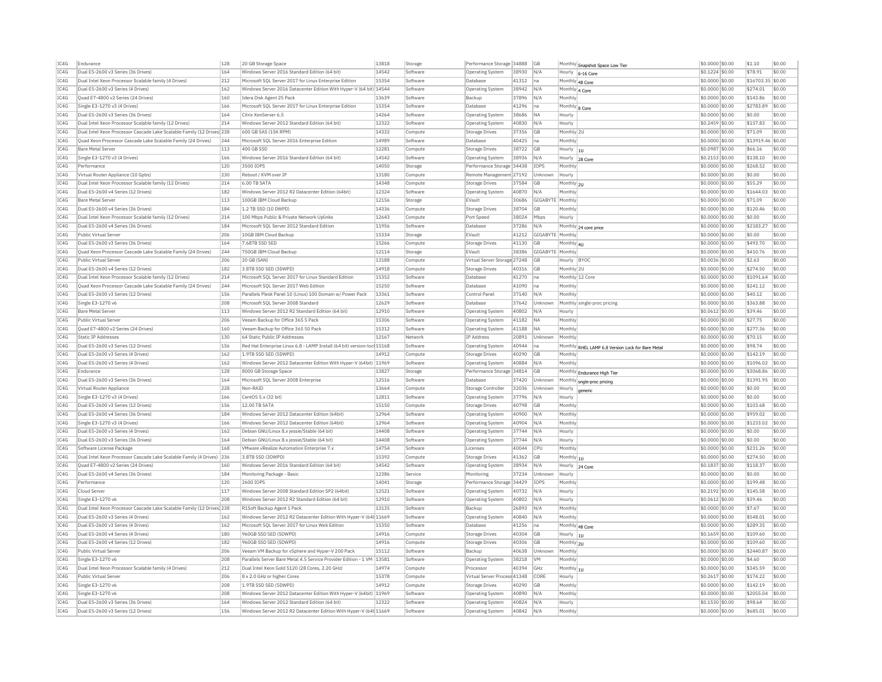| IC4G | Endurance | 128 | 20 GB Storage Space | 13818 | Storage | Performance Storage | 34888 | GB | Monthly | Snapshot Space Low Tier | $0.0000 | $0.00 | $1.10 | $0.00 |
|---|---|---|---|---|---|---|---|---|---|---|---|---|---|---|
| IC4G | Dual E5-2600 v3 Series (36 Drives) | 164 | Windows Server 2016 Standard Edition (64 bit) | 14542 | Software | Operating System | 38930 | N/A | Hourly | 6-16 Core | $0.1224 | $0.00 | $78.91 | $0.00 |
| IC4G | Dual Intel Xeon Processor Scalable family (4 Drives) | 212 | Microsoft SQL Server 2017 for Linux Enterprise Edition | 15354 | Software | Database | 41312 | na | Monthly | 48 Core | $0.0000 | $0.00 | $16703.35 | $0.00 |
| IC4G | Dual E5-2600 v3 Series (4 Drives) | 162 | Windows Server 2016 Datacenter Edition With Hyper-V (64 bit) | 14544 | Software | Operating System | 38942 | N/A | Monthly | 4 Core | $0.0000 | $0.00 | $274.01 | $0.00 |
| IC4G | Quad E7-4800 v2 Series (24 Drives) | 160 | Idera Disk Agent 25 Pack | 13639 | Software | Backup | 37896 | N/A | Monthly | | $0.0000 | $0.00 | $143.86 | $0.00 |
| IC4G | Single E3-1270 v3 (4 Drives) | 166 | Microsoft SQL Server 2017 for Linux Enterprise Edition | 15354 | Software | Database | 41296 | na | Monthly | 8 Core | $0.0000 | $0.00 | $2783.89 | $0.00 |
| IC4G | Dual E5-2600 v3 Series (36 Drives) | 164 | Citrix XenServer 6.5 | 14264 | Software | Operating System | 38686 | NA | Hourly | | $0.0000 | $0.00 | $0.00 | $0.00 |
| IC4G | Dual Intel Xeon Processor Scalable family (12 Drives) | 214 | Windows Server 2012 Standard Edition (64 bit) | 12322 | Software | Operating System | 40830 | N/A | Hourly | | $0.2459 | $0.00 | $157.83 | $0.00 |
| IC4G | Dual Intel Xeon Processor Cascade Lake Scalable Family (12 Drives) | 238 | 600 GB SAS (15K RPM) | 14332 | Compute | Storage Drives | 37356 | GB | Monthly | 2U | $0.0000 | $0.00 | $71.09 | $0.00 |
| IC4G | Quad Xeon Processor Cascade Lake Scalable Family (24 Drives) | 244 | Microsoft SQL Server 2016 Enterprise Edition | 14989 | Software | Database | 40425 | na | Monthly | | $0.0000 | $0.00 | $13919.46 | $0.00 |
| IC4G | Bare Metal Server | 113 | 400 GB SSD | 12281 | Compute | Storage Drives | 38722 | GB | Hourly | 1U | $0.0987 | $0.00 | $66.16 | $0.00 |
| IC4G | Single E3-1270 v3 (4 Drives) | 166 | Windows Server 2016 Standard Edition (64 bit) | 14542 | Software | Operating System | 38936 | N/A | Hourly | 28 Core | $0.2153 | $0.00 | $138.10 | $0.00 |
| IC4G | Performance | 120 | 3500 IOPS | 14050 | Storage | Performance Storage | 34438 | IOPS | Monthly | | $0.0000 | $0.00 | $268.52 | $0.00 |
| IC4G | Virtual Router Appliance (10 Gpbs) | 230 | Reboot / KVM over IP | 13180 | Compute | Remote Management | 27192 | Unknown | Hourly | | $0.0000 | $0.00 | $0.00 | $0.00 |
| IC4G | Dual Intel Xeon Processor Scalable family (12 Drives) | 214 | 6.00 TB SATA | 14348 | Compute | Storage Drives | 37584 | GB | Monthly | 2U | $0.0000 | $0.00 | $55.29 | $0.00 |
| IC4G | Dual E5-2600 v4 Series (12 Drives) | 182 | Windows Server 2012 R2 Datacenter Edition (64bit) | 12324 | Software | Operating System | 40870 | N/A | Monthly | | $0.0000 | $0.00 | $1644.03 | $0.00 |
| IC4G | Bare Metal Server | 113 | 100GB IBM Cloud Backup | 12156 | Storage | EVault | 30686 | GIGABYTE | Monthly | | $0.0000 | $0.00 | $71.09 | $0.00 |
| IC4G | Dual E5-2600 v4 Series (36 Drives) | 184 | 1.2 TB SSD (10 DWPD) | 14336 | Compute | Storage Drives | 38704 | GB | Monthly | | $0.0000 | $0.00 | $120.46 | $0.00 |
| IC4G | Dual Intel Xeon Processor Scalable family (12 Drives) | 214 | 100 Mbps Public & Private Network Uplinks | 12643 | Compute | Port Speed | 38024 | Mbps | Hourly | | $0.0000 | $0.00 | $0.00 | $0.00 |
| IC4G | Dual E5-2600 v4 Series (36 Drives) | 184 | Microsoft SQL Server 2012 Standard Edition | 11956 | Software | Database | 37286 | N/A | Monthly | 24 core price | $0.0000 | $0.00 | $2183.27 | $0.00 |
| IC4G | Public Virtual Server | 206 | 10GB IBM Cloud Backup | 15334 | Storage | EVault | 41212 | GIGABYTE | Monthly | | $0.0000 | $0.00 | $0.00 | $0.00 |
| IC4G | Dual E5-2600 v3 Series (36 Drives) | 164 | 7.68TB SSD SED | 15266 | Compute | Storage Drives | 41130 | GB | Monthly | 4U | $0.0000 | $0.00 | $493.70 | $0.00 |
| IC4G | Quad Xeon Processor Cascade Lake Scalable Family (24 Drives) | 244 | 750GB IBM Cloud Backup | 12114 | Storage | EVault | 38386 | GIGABYTE | Monthly | | $0.0000 | $0.00 | $410.76 | $0.00 |
| IC4G | Public Virtual Server | 206 | 20 GB (SAN) | 13188 | Compute | Virtual Server Storage | 27248 | GB | Hourly | BYOC | $0.0036 | $0.00 | $2.63 | $0.00 |
| IC4G | Dual E5-2600 v4 Series (12 Drives) | 182 | 3.8TB SSD SED (3DWPD) | 14918 | Compute | Storage Drives | 40316 | GB | Monthly | 2U | $0.0000 | $0.00 | $274.50 | $0.00 |
| IC4G | Dual Intel Xeon Processor Scalable family (12 Drives) | 214 | Microsoft SQL Server 2017 for Linux Standard Edition | 15352 | Software | Database | 41270 | na | Monthly | 12 Core | $0.0000 | $0.00 | $1091.64 | $0.00 |
| IC4G | Quad Xeon Processor Cascade Lake Scalable Family (24 Drives) | 244 | Microsoft SQL Server 2017 Web Edition | 15250 | Software | Database | 41090 | na | Monthly | | $0.0000 | $0.00 | $241.12 | $0.00 |
| IC4G | Dual E5-2600 v3 Series (12 Drives) | 156 | Parallels Plesk Panel 10 (Linux) 100 Domain w/ Power Pack | 13361 | Software | Control Panel | 37140 | N/A | Monthly | | $0.0000 | $0.00 | $40.12 | $0.00 |
| IC4G | Single E3-1270 v6 | 208 | Microsoft SQL Server 2008 Standard | 12629 | Software | Database | 37642 | Unknown | Monthly | single-proc pricing | $0.0000 | $0.00 | $363.88 | $0.00 |
| IC4G | Bare Metal Server | 113 | Windows Server 2012 R2 Standard Edition (64 bit) | 12910 | Software | Operating System | 40802 | N/A | Hourly | | $0.0612 | $0.00 | $39.46 | $0.00 |
| IC4G | Public Virtual Server | 206 | Veeam Backup for Office 365 5 Pack | 15306 | Software | Operating System | 41182 | NA | Monthly | | $0.0000 | $0.00 | $27.75 | $0.00 |
| IC4G | Quad E7-4800 v2 Series (24 Drives) | 160 | Veeam Backup for Office 365 50 Pack | 15312 | Software | Operating System | 41188 | NA | Monthly | | $0.0000 | $0.00 | $277.36 | $0.00 |
| IC4G | Static IP Addresses | 130 | 64 Static Public IP Addresses | 12167 | Network | IP Address | 20891 | Unknown | Monthly | | $0.0000 | $0.00 | $70.15 | $0.00 |
| IC4G | Dual E5-2600 v3 Series (12 Drives) | 156 | Red Hat Enterprise Linux 6.8 - LAMP Install (64 bit) version-lock | 15168 | Software | Operating System | 40944 | na | Monthly | RHEL LAMP 6.8 Version Lock for Bare Metal | $0.0000 | $0.00 | $98.74 | $0.00 |
| IC4G | Dual E5-2600 v3 Series (4 Drives) | 162 | 1.9TB SSD SED (5DWPD) | 14912 | Compute | Storage Drives | 40290 | GB | Monthly | | $0.0000 | $0.00 | $142.19 | $0.00 |
| IC4G | Dual E5-2600 v3 Series (4 Drives) | 162 | Windows Server 2012 Datacenter Edition With Hyper-V (64bit) | 11969 | Software | Operating System | 40884 | N/A | Monthly | | $0.0000 | $0.00 | $1096.02 | $0.00 |
| IC4G | Endurance | 128 | 8000 GB Storage Space | 13827 | Storage | Performance Storage | 34814 | GB | Monthly | Endurance High Tier | $0.0000 | $0.00 | $3068.86 | $0.00 |
| IC4G | Dual E5-2600 v3 Series (36 Drives) | 164 | Microsoft SQL Server 2008 Enterprise | 12516 | Software | Database | 37420 | Unknown | Monthly | single-proc pricing | $0.0000 | $0.00 | $1391.95 | $0.00 |
| IC4G | Virtual Router Appliance | 228 | Non-RAID | 13664 | Compute | Storage Controller | 32036 | Unknown | Hourly | generic | $0.0000 | $0.00 | $0.00 | $0.00 |
| IC4G | Single E3-1270 v3 (4 Drives) | 166 | CentOS 5.x (32 bit) | 12811 | Software | Operating System | 37796 | N/A | Hourly | | $0.0000 | $0.00 | $0.00 | $0.00 |
| IC4G | Dual E5-2600 v3 Series (12 Drives) | 156 | 12.00 TB SATA | 15150 | Compute | Storage Drives | 40798 | GB | Monthly | | $0.0000 | $0.00 | $103.68 | $0.00 |
| IC4G | Dual E5-2600 v4 Series (36 Drives) | 184 | Windows Server 2012 Datacenter Edition (64bit) | 12964 | Software | Operating System | 40900 | N/A | Monthly | | $0.0000 | $0.00 | $959.02 | $0.00 |
| IC4G | Single E3-1270 v3 (4 Drives) | 166 | Windows Server 2012 Datacenter Edition (64bit) | 12964 | Software | Operating System | 40904 | N/A | Monthly | | $0.0000 | $0.00 | $1233.02 | $0.00 |
| IC4G | Dual E5-2600 v3 Series (4 Drives) | 162 | Debian GNU/Linux 8.x jessie/Stable (64 bit) | 14408 | Software | Operating System | 37744 | N/A | Hourly | | $0.0000 | $0.00 | $0.00 | $0.00 |
| IC4G | Dual E5-2600 v3 Series (36 Drives) | 164 | Debian GNU/Linux 8.x jessie/Stable (64 bit) | 14408 | Software | Operating System | 37744 | N/A | Hourly | | $0.0000 | $0.00 | $0.00 | $0.00 |
| IC4G | Software License Package | 168 | VMware vRealize Automation Enterprise 7.x | 14754 | Software | Licenses | 40044 | CPU | Monthly | | $0.0000 | $0.00 | $231.26 | $0.00 |
| IC4G | Dual Intel Xeon Processor Cascade Lake Scalable Family (4 Drives) | 236 | 3.8TB SSD (3DWPD) | 15392 | Compute | Storage Drives | 41362 | GB | Monthly | 1U | $0.0000 | $0.00 | $274.50 | $0.00 |
| IC4G | Quad E7-4800 v2 Series (24 Drives) | 160 | Windows Server 2016 Standard Edition (64 bit) | 14542 | Software | Operating System | 38934 | N/A | Hourly | 24 Core | $0.1837 | $0.00 | $118.37 | $0.00 |
| IC4G | Dual E5-2600 v4 Series (36 Drives) | 184 | Monitoring Package - Basic | 12386 | Service | Monitoring | 37234 | Unknown | Hourly | | $0.0000 | $0.00 | $0.00 | $0.00 |
| IC4G | Performance | 120 | 2600 IOPS | 14041 | Storage | Performance Storage | 34429 | IOPS | Monthly | | $0.0000 | $0.00 | $199.48 | $0.00 |
| IC4G | Cloud Server | 117 | Windows Server 2008 Standard Edition SP2 (64bit) | 12521 | Software | Operating System | 40732 | N/A | Hourly | | $0.2192 | $0.00 | $145.58 | $0.00 |
| IC4G | Single E3-1270 v6 | 208 | Windows Server 2012 R2 Standard Edition (64 bit) | 12910 | Software | Operating System | 40802 | N/A | Hourly | | $0.0612 | $0.00 | $39.46 | $0.00 |
| IC4G | Dual Intel Xeon Processor Cascade Lake Scalable Family (12 Drives) | 238 | R1Soft Backup Agent 1 Pack | 13135 | Software | Backup | 26893 | N/A | Monthly | | $0.0000 | $0.00 | $7.67 | $0.00 |
| IC4G | Dual E5-2600 v3 Series (4 Drives) | 162 | Windows Server 2012 R2 Datacenter Edition With Hyper-V (64bit) | 11669 | Software | Operating System | 40840 | N/A | Monthly | | $0.0000 | $0.00 | $548.01 | $0.00 |
| IC4G | Dual E5-2600 v3 Series (4 Drives) | 162 | Microsoft SQL Server 2017 for Linux Web Edition | 15350 | Software | Database | 41256 | na | Monthly | 48 Core | $0.0000 | $0.00 | $289.35 | $0.00 |
| IC4G | Dual E5-2600 v4 Series (4 Drives) | 180 | 960GB SSD SED (5DWPD) | 14916 | Compute | Storage Drives | 40304 | GB | Hourly | 1U | $0.1659 | $0.00 | $109.60 | $0.00 |
| IC4G | Dual E5-2600 v4 Series (12 Drives) | 182 | 960GB SSD SED (5DWPD) | 14916 | Compute | Storage Drives | 40306 | GB | Monthly | 2U | $0.0000 | $0.00 | $109.60 | $0.00 |
| IC4G | Public Virtual Server | 206 | Veeam VM Backup for vSphere and Hyper-V 200 Pack | 15112 | Software | Backup | 40638 | Unknown | Monthly | | $0.0000 | $0.00 | $2440.87 | $0.00 |
| IC4G | Single E3-1270 v6 | 208 | Parallels Server Bare Metal 4.5 Service Provider Edition - 1 VM | 13581 | Software | Operating System | 38218 | VM | Monthly | | $0.0000 | $0.00 | $4.60 | $0.00 |
| IC4G | Dual Intel Xeon Processor Scalable family (4 Drives) | 212 | Dual Intel Xeon Gold 5120 (28 Cores, 2.20 GHz) | 14974 | Compute | Processor | 40394 | GHz | Monthly | 1U | $0.0000 | $0.00 | $345.59 | $0.00 |
| IC4G | Public Virtual Server | 206 | 8 x 2.0 GHz or higher Cores | 15378 | Compute | Virtual Server Process | 41348 | CORE | Hourly | | $0.2617 | $0.00 | $174.22 | $0.00 |
| IC4G | Single E3-1270 v6 | 208 | 1.9TB SSD SED (5DWPD) | 14912 | Compute | Storage Drives | 40290 | GB | Monthly | | $0.0000 | $0.00 | $142.19 | $0.00 |
| IC4G | Single E3-1270 v6 | 208 | Windows Server 2012 Datacenter Edition With Hyper-V (64bit) | 11969 | Software | Operating System | 40890 | N/A | Monthly | | $0.0000 | $0.00 | $2055.04 | $0.00 |
| IC4G | Dual E5-2600 v3 Series (36 Drives) | 164 | Windows Server 2012 Standard Edition (64 bit) | 12322 | Software | Operating System | 40824 | N/A | Hourly | | $0.1530 | $0.00 | $98.64 | $0.00 |
| IC4G | Dual E5-2600 v3 Series (12 Drives) | 156 | Windows Server 2012 R2 Datacenter Edition With Hyper-V (64bit) | 11669 | Software | Operating System | 40842 | N/A | Monthly | | $0.0000 | $0.00 | $685.01 | $0.00 |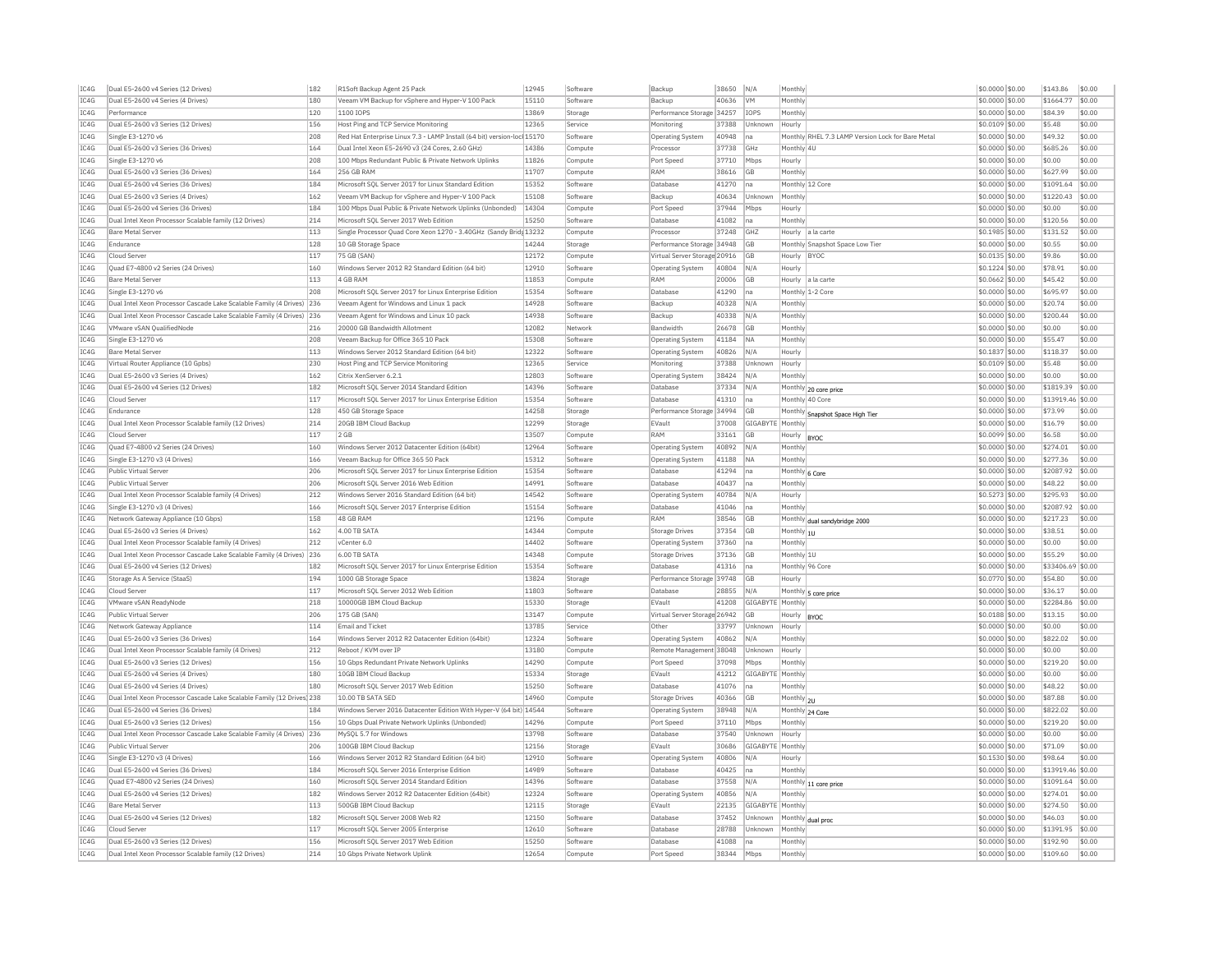| IC4G | Dual E5-2600 v4 Series (12 Drives) | 182 | R1Soft Backup Agent 25 Pack | 12945 | Software | Backup | 38650 | N/A | Monthly | | $0.0000 | $0.00 | $143.86 | $0.00 |
|---|---|---|---|---|---|---|---|---|---|---|---|---|---|---|
| IC4G | Dual E5-2600 v4 Series (4 Drives) | 180 | Veeam VM Backup for vSphere and Hyper-V 100 Pack | 15110 | Software | Backup | 40636 | VM | Monthly | | $0.0000 | $0.00 | $1664.77 | $0.00 |
| IC4G | Performance | 120 | 1100 IOPS | 13869 | Storage | Performance Storage | 34257 | IOPS | Monthly | | $0.0000 | $0.00 | $84.39 | $0.00 |
| IC4G | Dual E5-2600 v3 Series (12 Drives) | 156 | Host Ping and TCP Service Monitoring | 12365 | Service | Monitoring | 37388 | Unknown | Hourly | | $0.0109 | $0.00 | $5.48 | $0.00 |
| IC4G | Single E3-1270 v6 | 208 | Red Hat Enterprise Linux 7.3 - LAMP Install (64 bit) version-lock | 15170 | Software | Operating System | 40948 | na | Monthly | RHEL 7.3 LAMP Version Lock for Bare Metal | $0.0000 | $0.00 | $49.32 | $0.00 |
| IC4G | Dual E5-2600 v3 Series (36 Drives) | 164 | Dual Intel Xeon E5-2690 v3 (24 Cores, 2.60 GHz) | 14386 | Compute | Processor | 37738 | GHz | Monthly | 4U | $0.0000 | $0.00 | $685.26 | $0.00 |
| IC4G | Single E3-1270 v6 | 208 | 100 Mbps Redundant Public & Private Network Uplinks | 11826 | Compute | Port Speed | 37710 | Mbps | Hourly | | $0.0000 | $0.00 | $0.00 | $0.00 |
| IC4G | Dual E5-2600 v3 Series (36 Drives) | 164 | 256 GB RAM | 11707 | Compute | RAM | 38616 | GB | Monthly | | $0.0000 | $0.00 | $627.99 | $0.00 |
| IC4G | Dual E5-2600 v4 Series (36 Drives) | 184 | Microsoft SQL Server 2017 for Linux Standard Edition | 15352 | Software | Database | 41270 | na | Monthly | 12 Core | $0.0000 | $0.00 | $1091.64 | $0.00 |
| IC4G | Dual E5-2600 v3 Series (4 Drives) | 162 | Veeam VM Backup for vSphere and Hyper-V 100 Pack | 15108 | Software | Backup | 40634 | Unknown | Monthly | | $0.0000 | $0.00 | $1220.43 | $0.00 |
| IC4G | Dual E5-2600 v4 Series (36 Drives) | 184 | 100 Mbps Dual Public & Private Network Uplinks (Unbonded) | 14304 | Compute | Port Speed | 37944 | Mbps | Hourly | | $0.0000 | $0.00 | $0.00 | $0.00 |
| IC4G | Dual Intel Xeon Processor Scalable family (12 Drives) | 214 | Microsoft SQL Server 2017 Web Edition | 15250 | Software | Database | 41082 | na | Monthly | | $0.0000 | $0.00 | $120.56 | $0.00 |
| IC4G | Bare Metal Server | 113 | Single Processor Quad Core Xeon 1270 - 3.40GHz (Sandy Bridge) | 13232 | Compute | Processor | 37248 | GHZ | Hourly | a la carte | $0.1985 | $0.00 | $131.52 | $0.00 |
| IC4G | Endurance | 128 | 10 GB Storage Space | 14244 | Storage | Performance Storage | 34948 | GB | Monthly | Snapshot Space Low Tier | $0.0000 | $0.00 | $0.55 | $0.00 |
| IC4G | Cloud Server | 117 | 75 GB (SAN) | 12172 | Compute | Virtual Server Storage | 20916 | GB | Hourly | BYOC | $0.0135 | $0.00 | $9.86 | $0.00 |
| IC4G | Quad E7-4800 v2 Series (24 Drives) | 160 | Windows Server 2012 R2 Standard Edition (64 bit) | 12910 | Software | Operating System | 40804 | N/A | Hourly | | $0.1224 | $0.00 | $78.91 | $0.00 |
| IC4G | Bare Metal Server | 113 | 4 GB RAM | 11853 | Compute | RAM | 20006 | GB | Hourly | a la carte | $0.0662 | $0.00 | $45.42 | $0.00 |
| IC4G | Single E3-1270 v6 | 208 | Microsoft SQL Server 2017 for Linux Enterprise Edition | 15354 | Software | Database | 41290 | na | Monthly | 1-2 Core | $0.0000 | $0.00 | $695.97 | $0.00 |
| IC4G | Dual Intel Xeon Processor Cascade Lake Scalable Family (4 Drives) | 236 | Veeam Agent for Windows and Linux 1 pack | 14928 | Software | Backup | 40328 | N/A | Monthly | | $0.0000 | $0.00 | $20.74 | $0.00 |
| IC4G | Dual Intel Xeon Processor Cascade Lake Scalable Family (4 Drives) | 236 | Veeam Agent for Windows and Linux 10 pack | 14938 | Software | Backup | 40338 | N/A | Monthly | | $0.0000 | $0.00 | $200.44 | $0.00 |
| IC4G | VMware vSAN QualifiedNode | 216 | 20000 GB Bandwidth Allotment | 12082 | Network | Bandwidth | 26678 | GB | Monthly | | $0.0000 | $0.00 | $0.00 | $0.00 |
| IC4G | Single E3-1270 v6 | 208 | Veeam Backup for Office 365 10 Pack | 15308 | Software | Operating System | 41184 | NA | Monthly | | $0.0000 | $0.00 | $55.47 | $0.00 |
| IC4G | Bare Metal Server | 113 | Windows Server 2012 Standard Edition (64 bit) | 12322 | Software | Operating System | 40826 | N/A | Hourly | | $0.1837 | $0.00 | $118.37 | $0.00 |
| IC4G | Virtual Router Appliance (10 Gpbs) | 230 | Host Ping and TCP Service Monitoring | 12365 | Service | Monitoring | 37388 | Unknown | Hourly | | $0.0109 | $0.00 | $5.48 | $0.00 |
| IC4G | Dual E5-2600 v3 Series (4 Drives) | 162 | Citrix XenServer 6.2.1 | 12803 | Software | Operating System | 38424 | N/A | Monthly | | $0.0000 | $0.00 | $0.00 | $0.00 |
| IC4G | Dual E5-2600 v4 Series (12 Drives) | 182 | Microsoft SQL Server 2014 Standard Edition | 14396 | Software | Database | 37334 | N/A | Monthly | 20 core price | $0.0000 | $0.00 | $1819.39 | $0.00 |
| IC4G | Cloud Server | 117 | Microsoft SQL Server 2017 for Linux Enterprise Edition | 15354 | Software | Database | 41310 | na | Monthly | 40 Core | $0.0000 | $0.00 | $13919.46 | $0.00 |
| IC4G | Endurance | 128 | 450 GB Storage Space | 14258 | Storage | Performance Storage | 34994 | GB | Monthly | Snapshot Space High Tier | $0.0000 | $0.00 | $73.99 | $0.00 |
| IC4G | Dual Intel Xeon Processor Scalable family (12 Drives) | 214 | 20GB IBM Cloud Backup | 12299 | Storage | EVault | 37008 | GIGABYTE | Monthly | | $0.0000 | $0.00 | $16.79 | $0.00 |
| IC4G | Cloud Server | 117 | 2 GB | 13507 | Compute | RAM | 33161 | GB | Hourly | BYOC | $0.0099 | $0.00 | $6.58 | $0.00 |
| IC4G | Quad E7-4800 v2 Series (24 Drives) | 160 | Windows Server 2012 Datacenter Edition (64bit) | 12964 | Software | Operating System | 40892 | N/A | Monthly | | $0.0000 | $0.00 | $274.01 | $0.00 |
| IC4G | Single E3-1270 v3 (4 Drives) | 166 | Veeam Backup for Office 365 50 Pack | 15312 | Software | Operating System | 41188 | NA | Monthly | | $0.0000 | $0.00 | $277.36 | $0.00 |
| IC4G | Public Virtual Server | 206 | Microsoft SQL Server 2017 for Linux Enterprise Edition | 15354 | Software | Database | 41294 | na | Monthly | 6 Core | $0.0000 | $0.00 | $2087.92 | $0.00 |
| IC4G | Public Virtual Server | 206 | Microsoft SQL Server 2016 Web Edition | 14991 | Software | Database | 40437 | na | Monthly | | $0.0000 | $0.00 | $48.22 | $0.00 |
| IC4G | Dual Intel Xeon Processor Scalable family (4 Drives) | 212 | Windows Server 2016 Standard Edition (64 bit) | 14542 | Software | Operating System | 40784 | N/A | Hourly | | $0.5273 | $0.00 | $295.93 | $0.00 |
| IC4G | Single E3-1270 v3 (4 Drives) | 166 | Microsoft SQL Server 2017 Enterprise Edition | 15154 | Software | Database | 41046 | na | Monthly | | $0.0000 | $0.00 | $2087.92 | $0.00 |
| IC4G | Network Gateway Appliance (10 Gbps) | 158 | 48 GB RAM | 12196 | Compute | RAM | 38546 | GB | Monthly | dual sandybridge 2000 | $0.0000 | $0.00 | $217.23 | $0.00 |
| IC4G | Dual E5-2600 v3 Series (4 Drives) | 162 | 4.00 TB SATA | 14344 | Compute | Storage Drives | 37354 | GB | Monthly | 1U | $0.0000 | $0.00 | $38.51 | $0.00 |
| IC4G | Dual Intel Xeon Processor Scalable family (4 Drives) | 212 | vCenter 6.0 | 14402 | Software | Operating System | 37360 | na | Monthly | | $0.0000 | $0.00 | $0.00 | $0.00 |
| IC4G | Dual Intel Xeon Processor Cascade Lake Scalable Family (4 Drives) | 236 | 6.00 TB SATA | 14348 | Compute | Storage Drives | 37136 | GB | Monthly | 1U | $0.0000 | $0.00 | $55.29 | $0.00 |
| IC4G | Dual E5-2600 v4 Series (12 Drives) | 182 | Microsoft SQL Server 2017 for Linux Enterprise Edition | 15354 | Software | Database | 41316 | na | Monthly | 96 Core | $0.0000 | $0.00 | $33406.69 | $0.00 |
| IC4G | Storage As A Service (StaaS) | 194 | 1000 GB Storage Space | 13824 | Storage | Performance Storage | 39748 | GB | Hourly | | $0.0770 | $0.00 | $54.80 | $0.00 |
| IC4G | Cloud Server | 117 | Microsoft SQL Server 2012 Web Edition | 11803 | Software | Database | 28855 | N/A | Monthly | 5 core price | $0.0000 | $0.00 | $36.17 | $0.00 |
| IC4G | VMware vSAN ReadyNode | 218 | 10000GB IBM Cloud Backup | 15330 | Storage | EVault | 41208 | GIGABYTE | Monthly | | $0.0000 | $0.00 | $2284.86 | $0.00 |
| IC4G | Public Virtual Server | 206 | 175 GB (SAN) | 13147 | Compute | Virtual Server Storage | 26942 | GB | Hourly | BYOC | $0.0188 | $0.00 | $13.15 | $0.00 |
| IC4G | Network Gateway Appliance | 114 | Email and Ticket | 13785 | Service | Other | 33797 | Unknown | Hourly | | $0.0000 | $0.00 | $0.00 | $0.00 |
| IC4G | Dual E5-2600 v3 Series (36 Drives) | 164 | Windows Server 2012 R2 Datacenter Edition (64bit) | 12324 | Software | Operating System | 40862 | N/A | Monthly | | $0.0000 | $0.00 | $822.02 | $0.00 |
| IC4G | Dual Intel Xeon Processor Scalable family (4 Drives) | 212 | Reboot / KVM over IP | 13180 | Compute | Remote Management | 38048 | Unknown | Hourly | | $0.0000 | $0.00 | $0.00 | $0.00 |
| IC4G | Dual E5-2600 v3 Series (12 Drives) | 156 | 10 Gbps Redundant Private Network Uplinks | 14290 | Compute | Port Speed | 37098 | Mbps | Monthly | | $0.0000 | $0.00 | $219.20 | $0.00 |
| IC4G | Dual E5-2600 v4 Series (4 Drives) | 180 | 10GB IBM Cloud Backup | 15334 | Storage | EVault | 41212 | GIGABYTE | Monthly | | $0.0000 | $0.00 | $0.00 | $0.00 |
| IC4G | Dual E5-2600 v4 Series (4 Drives) | 180 | Microsoft SQL Server 2017 Web Edition | 15250 | Software | Database | 41076 | na | Monthly | | $0.0000 | $0.00 | $48.22 | $0.00 |
| IC4G | Dual Intel Xeon Processor Cascade Lake Scalable Family (12 Drives) | 238 | 10.00 TB SATA SED | 14960 | Compute | Storage Drives | 40366 | GB | Monthly | 2U | $0.0000 | $0.00 | $87.88 | $0.00 |
| IC4G | Dual E5-2600 v4 Series (36 Drives) | 184 | Windows Server 2016 Datacenter Edition With Hyper-V (64 bit) | 14544 | Software | Operating System | 38948 | N/A | Monthly | 24 Core | $0.0000 | $0.00 | $822.02 | $0.00 |
| IC4G | Dual E5-2600 v3 Series (12 Drives) | 156 | 10 Gbps Dual Private Network Uplinks (Unbonded) | 14296 | Compute | Port Speed | 37110 | Mbps | Monthly | | $0.0000 | $0.00 | $219.20 | $0.00 |
| IC4G | Dual Intel Xeon Processor Cascade Lake Scalable Family (4 Drives) | 236 | MySQL 5.7 for Windows | 13798 | Software | Database | 37540 | Unknown | Hourly | | $0.0000 | $0.00 | $0.00 | $0.00 |
| IC4G | Public Virtual Server | 206 | 100GB IBM Cloud Backup | 12156 | Storage | EVault | 30686 | GIGABYTE | Monthly | | $0.0000 | $0.00 | $71.09 | $0.00 |
| IC4G | Single E3-1270 v3 (4 Drives) | 166 | Windows Server 2012 R2 Standard Edition (64 bit) | 12910 | Software | Operating System | 40806 | N/A | Hourly | | $0.1530 | $0.00 | $98.64 | $0.00 |
| IC4G | Dual E5-2600 v4 Series (36 Drives) | 184 | Microsoft SQL Server 2016 Enterprise Edition | 14989 | Software | Database | 40425 | na | Monthly | | $0.0000 | $0.00 | $13919.46 | $0.00 |
| IC4G | Quad E7-4800 v2 Series (24 Drives) | 160 | Microsoft SQL Server 2014 Standard Edition | 14396 | Software | Database | 37558 | N/A | Monthly | 11 core price | $0.0000 | $0.00 | $1091.64 | $0.00 |
| IC4G | Dual E5-2600 v4 Series (12 Drives) | 182 | Windows Server 2012 R2 Datacenter Edition (64bit) | 12324 | Software | Operating System | 40856 | N/A | Monthly | | $0.0000 | $0.00 | $274.01 | $0.00 |
| IC4G | Bare Metal Server | 113 | 500GB IBM Cloud Backup | 12115 | Storage | EVault | 22135 | GIGABYTE | Monthly | | $0.0000 | $0.00 | $274.50 | $0.00 |
| IC4G | Dual E5-2600 v4 Series (12 Drives) | 182 | Microsoft SQL Server 2008 Web R2 | 12150 | Software | Database | 37452 | Unknown | Monthly | dual proc | $0.0000 | $0.00 | $46.03 | $0.00 |
| IC4G | Cloud Server | 117 | Microsoft SQL Server 2005 Enterprise | 12610 | Software | Database | 28788 | Unknown | Monthly | | $0.0000 | $0.00 | $1391.95 | $0.00 |
| IC4G | Dual E5-2600 v3 Series (12 Drives) | 156 | Microsoft SQL Server 2017 Web Edition | 15250 | Software | Database | 41088 | na | Monthly | | $0.0000 | $0.00 | $192.90 | $0.00 |
| IC4G | Dual Intel Xeon Processor Scalable family (12 Drives) | 214 | 10 Gbps Private Network Uplink | 12654 | Compute | Port Speed | 38344 | Mbps | Monthly | | $0.0000 | $0.00 | $109.60 | $0.00 |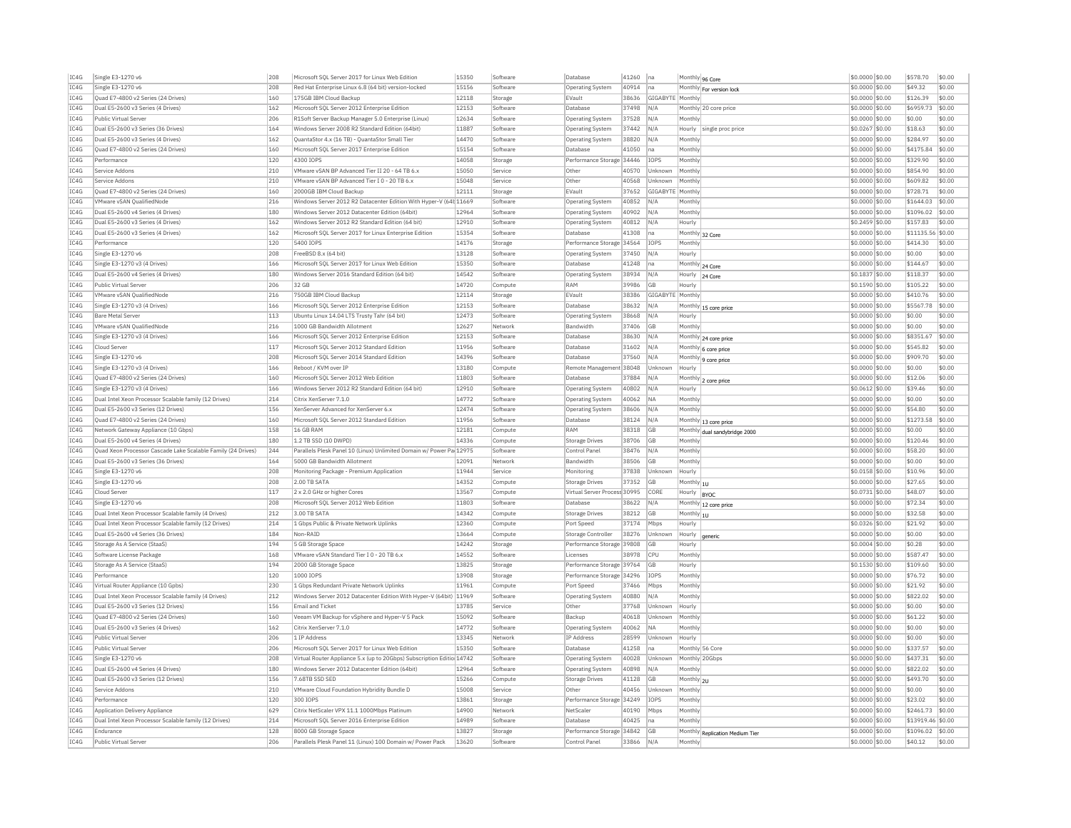| IC4G | Single E3-1270 v6 | 208 | Microsoft SQL Server 2017 for Linux Web Edition | 15350 | Software | Database | 41260 | na | Monthly | 96 Core | $0.0000 | $0.00 | $578.70 | $0.00 |
|---|---|---|---|---|---|---|---|---|---|---|---|---|---|---|
| IC4G | Single E3-1270 v6 | 208 | Red Hat Enterprise Linux 6.8 (64 bit) version-locked | 15156 | Software | Operating System | 40914 | na | Monthly | For version lock | $0.0000 | $0.00 | $49.32 | $0.00 |
| IC4G | Quad E7-4800 v2 Series (24 Drives) | 160 | 175GB IBM Cloud Backup | 12118 | Storage | EVault | 38636 | GIGABYTE | Monthly | | $0.0000 | $0.00 | $126.39 | $0.00 |
| IC4G | Dual E5-2600 v3 Series (4 Drives) | 162 | Microsoft SQL Server 2012 Enterprise Edition | 12153 | Software | Database | 37498 | N/A | Monthly | 20 core price | $0.0000 | $0.00 | $6959.73 | $0.00 |
| IC4G | Public Virtual Server | 206 | R1Soft Server Backup Manager 5.0 Enterprise (Linux) | 12634 | Software | Operating System | 37528 | N/A | Monthly | | $0.0000 | $0.00 | $0.00 | $0.00 |
| IC4G | Dual E5-2600 v3 Series (36 Drives) | 164 | Windows Server 2008 R2 Standard Edition (64bit) | 11887 | Software | Operating System | 37442 | N/A | Hourly | single proc price | $0.0267 | $0.00 | $18.63 | $0.00 |
| IC4G | Dual E5-2600 v3 Series (4 Drives) | 162 | QuantaStor 4.x (16 TB) - QuantaStor Small Tier | 14470 | Software | Operating System | 38820 | N/A | Monthly | | $0.0000 | $0.00 | $284.97 | $0.00 |
| IC4G | Quad E7-4800 v2 Series (24 Drives) | 160 | Microsoft SQL Server 2017 Enterprise Edition | 15154 | Software | Database | 41050 | na | Monthly | | $0.0000 | $0.00 | $4175.84 | $0.00 |
| IC4G | Performance | 120 | 4300 IOPS | 14058 | Storage | Performance Storage | 34446 | IOPS | Monthly | | $0.0000 | $0.00 | $329.90 | $0.00 |
| IC4G | Service Addons | 210 | VMware vSAN BP Advanced Tier II 20 - 64 TB 6.x | 15050 | Service | Other | 40570 | Unknown | Monthly | | $0.0000 | $0.00 | $854.90 | $0.00 |
| IC4G | Service Addons | 210 | VMware vSAN BP Advanced Tier I 0 - 20 TB 6.x | 15048 | Service | Other | 40568 | Unknown | Monthly | | $0.0000 | $0.00 | $609.82 | $0.00 |
| IC4G | Quad E7-4800 v2 Series (24 Drives) | 160 | 2000GB IBM Cloud Backup | 12111 | Storage | EVault | 37652 | GIGABYTE | Monthly | | $0.0000 | $0.00 | $728.71 | $0.00 |
| IC4G | VMware vSAN QualifiedNode | 216 | Windows Server 2012 R2 Datacenter Edition With Hyper-V (64b | 11669 | Software | Operating System | 40852 | N/A | Monthly | | $0.0000 | $0.00 | $1644.03 | $0.00 |
| IC4G | Dual E5-2600 v4 Series (4 Drives) | 180 | Windows Server 2012 Datacenter Edition (64bit) | 12964 | Software | Operating System | 40902 | N/A | Monthly | | $0.0000 | $0.00 | $1096.02 | $0.00 |
| IC4G | Dual E5-2600 v3 Series (4 Drives) | 162 | Windows Server 2012 R2 Standard Edition (64 bit) | 12910 | Software | Operating System | 40812 | N/A | Hourly | | $0.2459 | $0.00 | $157.83 | $0.00 |
| IC4G | Dual E5-2600 v3 Series (4 Drives) | 162 | Microsoft SQL Server 2017 for Linux Enterprise Edition | 15354 | Software | Database | 41308 | na | Monthly | 32 Core | $0.0000 | $0.00 | $11135.56 | $0.00 |
| IC4G | Performance | 120 | 5400 IOPS | 14176 | Storage | Performance Storage | 34564 | IOPS | Monthly | | $0.0000 | $0.00 | $414.30 | $0.00 |
| IC4G | Single E3-1270 v6 | 208 | FreeBSD 8.x (64 bit) | 13128 | Software | Operating System | 37450 | N/A | Hourly | | $0.0000 | $0.00 | $0.00 | $0.00 |
| IC4G | Single E3-1270 v3 (4 Drives) | 166 | Microsoft SQL Server 2017 for Linux Web Edition | 15350 | Software | Database | 41248 | na | Monthly | 24 Core | $0.0000 | $0.00 | $144.67 | $0.00 |
| IC4G | Dual E5-2600 v4 Series (4 Drives) | 180 | Windows Server 2016 Standard Edition (64 bit) | 14542 | Software | Operating System | 38934 | N/A | Hourly | 24 Core | $0.1837 | $0.00 | $118.37 | $0.00 |
| IC4G | Public Virtual Server | 206 | 32 GB | 14720 | Compute | RAM | 39986 | GB | Hourly | | $0.1590 | $0.00 | $105.22 | $0.00 |
| IC4G | VMware vSAN QualifiedNode | 216 | 750GB IBM Cloud Backup | 12114 | Storage | EVault | 38386 | GIGABYTE | Monthly | | $0.0000 | $0.00 | $410.76 | $0.00 |
| IC4G | Single E3-1270 v3 (4 Drives) | 166 | Microsoft SQL Server 2012 Enterprise Edition | 12153 | Software | Database | 38632 | N/A | Monthly | 15 core price | $0.0000 | $0.00 | $5567.78 | $0.00 |
| IC4G | Bare Metal Server | 113 | Ubuntu Linux 14.04 LTS Trusty Tahr (64 bit) | 12473 | Software | Operating System | 38668 | N/A | Hourly | | $0.0000 | $0.00 | $0.00 | $0.00 |
| IC4G | VMware vSAN QualifiedNode | 216 | 1000 GB Bandwidth Allotment | 12627 | Network | Bandwidth | 37406 | GB | Monthly | | $0.0000 | $0.00 | $0.00 | $0.00 |
| IC4G | Single E3-1270 v3 (4 Drives) | 166 | Microsoft SQL Server 2012 Enterprise Edition | 12153 | Software | Database | 38630 | N/A | Monthly | 24 core price | $0.0000 | $0.00 | $8351.67 | $0.00 |
| IC4G | Cloud Server | 117 | Microsoft SQL Server 2012 Standard Edition | 11956 | Software | Database | 31602 | N/A | Monthly | 6 core price | $0.0000 | $0.00 | $545.82 | $0.00 |
| IC4G | Single E3-1270 v6 | 208 | Microsoft SQL Server 2014 Standard Edition | 14396 | Software | Database | 37560 | N/A | Monthly | 9 core price | $0.0000 | $0.00 | $909.70 | $0.00 |
| IC4G | Single E3-1270 v3 (4 Drives) | 166 | Reboot / KVM over IP | 13180 | Compute | Remote Management | 38048 | Unknown | Hourly | | $0.0000 | $0.00 | $0.00 | $0.00 |
| IC4G | Quad E7-4800 v2 Series (24 Drives) | 160 | Microsoft SQL Server 2012 Web Edition | 11803 | Software | Database | 37884 | N/A | Monthly | 2 core price | $0.0000 | $0.00 | $12.06 | $0.00 |
| IC4G | Single E3-1270 v3 (4 Drives) | 166 | Windows Server 2012 R2 Standard Edition (64 bit) | 12910 | Software | Operating System | 40802 | N/A | Hourly | | $0.0612 | $0.00 | $39.46 | $0.00 |
| IC4G | Dual Intel Xeon Processor Scalable family (12 Drives) | 214 | Citrix XenServer 7.1.0 | 14772 | Software | Operating System | 40062 | NA | Monthly | | $0.0000 | $0.00 | $0.00 | $0.00 |
| IC4G | Dual E5-2600 v3 Series (12 Drives) | 156 | XenServer Advanced for XenServer 6.x | 12474 | Software | Operating System | 38606 | N/A | Monthly | | $0.0000 | $0.00 | $54.80 | $0.00 |
| IC4G | Quad E7-4800 v2 Series (24 Drives) | 160 | Microsoft SQL Server 2012 Standard Edition | 11956 | Software | Database | 38124 | N/A | Monthly | 13 core price | $0.0000 | $0.00 | $1273.58 | $0.00 |
| IC4G | Network Gateway Appliance (10 Gbps) | 158 | 16 GB RAM | 12181 | Compute | RAM | 38318 | GB | Monthly | dual sandybridge 2000 | $0.0000 | $0.00 | $0.00 | $0.00 |
| IC4G | Dual E5-2600 v4 Series (4 Drives) | 180 | 1.2 TB SSD (10 DWPD) | 14336 | Compute | Storage Drives | 38706 | GB | Monthly | | $0.0000 | $0.00 | $120.46 | $0.00 |
| IC4G | Quad Xeon Processor Cascade Lake Scalable Family (24 Drives) | 244 | Parallels Plesk Panel 10 (Linux) Unlimited Domain w/ Power Pa | 12975 | Software | Control Panel | 38476 | N/A | Monthly | | $0.0000 | $0.00 | $58.20 | $0.00 |
| IC4G | Dual E5-2600 v3 Series (36 Drives) | 164 | 5000 GB Bandwidth Allotment | 12091 | Network | Bandwidth | 38506 | GB | Monthly | | $0.0000 | $0.00 | $0.00 | $0.00 |
| IC4G | Single E3-1270 v6 | 208 | Monitoring Package - Premium Application | 11944 | Service | Monitoring | 37838 | Unknown | Hourly | | $0.0158 | $0.00 | $10.96 | $0.00 |
| IC4G | Single E3-1270 v6 | 208 | 2.00 TB SATA | 14352 | Compute | Storage Drives | 37352 | GB | Monthly | 1U | $0.0000 | $0.00 | $27.65 | $0.00 |
| IC4G | Cloud Server | 117 | 2 x 2.0 GHz or higher Cores | 13567 | Compute | Virtual Server Process | 30995 | CORE | Hourly | BYOC | $0.0731 | $0.00 | $48.07 | $0.00 |
| IC4G | Single E3-1270 v6 | 208 | Microsoft SQL Server 2012 Web Edition | 11803 | Software | Database | 38622 | N/A | Monthly | 12 core price | $0.0000 | $0.00 | $72.34 | $0.00 |
| IC4G | Dual Intel Xeon Processor Scalable family (4 Drives) | 212 | 3.00 TB SATA | 14342 | Compute | Storage Drives | 38212 | GB | Monthly | 1U | $0.0000 | $0.00 | $32.58 | $0.00 |
| IC4G | Dual Intel Xeon Processor Scalable family (12 Drives) | 214 | 1 Gbps Public & Private Network Uplinks | 12360 | Compute | Port Speed | 37174 | Mbps | Hourly | | $0.0326 | $0.00 | $21.92 | $0.00 |
| IC4G | Dual E5-2600 v4 Series (36 Drives) | 184 | Non-RAID | 13664 | Compute | Storage Controller | 38276 | Unknown | Hourly | generic | $0.0000 | $0.00 | $0.00 | $0.00 |
| IC4G | Storage As A Service (StaaS) | 194 | 5 GB Storage Space | 14242 | Storage | Performance Storage | 39808 | GB | Hourly | | $0.0004 | $0.00 | $0.28 | $0.00 |
| IC4G | Software License Package | 168 | VMware vSAN Standard Tier I 0 - 20 TB 6.x | 14552 | Software | Licenses | 38978 | CPU | Monthly | | $0.0000 | $0.00 | $587.47 | $0.00 |
| IC4G | Storage As A Service (StaaS) | 194 | 2000 GB Storage Space | 13825 | Storage | Performance Storage | 39764 | GB | Hourly | | $0.1530 | $0.00 | $109.60 | $0.00 |
| IC4G | Performance | 120 | 1000 IOPS | 13908 | Storage | Performance Storage | 34296 | IOPS | Monthly | | $0.0000 | $0.00 | $76.72 | $0.00 |
| IC4G | Virtual Router Appliance (10 Gpbs) | 230 | 1 Gbps Redundant Private Network Uplinks | 11961 | Compute | Port Speed | 37466 | Mbps | Monthly | | $0.0000 | $0.00 | $21.92 | $0.00 |
| IC4G | Dual Intel Xeon Processor Scalable family (4 Drives) | 212 | Windows Server 2012 Datacenter Edition With Hyper-V (64bit) | 11969 | Software | Operating System | 40880 | N/A | Monthly | | $0.0000 | $0.00 | $822.02 | $0.00 |
| IC4G | Dual E5-2600 v3 Series (12 Drives) | 156 | Email and Ticket | 13785 | Service | Other | 37768 | Unknown | Hourly | | $0.0000 | $0.00 | $0.00 | $0.00 |
| IC4G | Quad E7-4800 v2 Series (24 Drives) | 160 | Veeam VM Backup for vSphere and Hyper-V 5 Pack | 15092 | Software | Backup | 40618 | Unknown | Monthly | | $0.0000 | $0.00 | $61.22 | $0.00 |
| IC4G | Dual E5-2600 v3 Series (4 Drives) | 162 | Citrix XenServer 7.1.0 | 14772 | Software | Operating System | 40062 | NA | Monthly | | $0.0000 | $0.00 | $0.00 | $0.00 |
| IC4G | Public Virtual Server | 206 | 1 IP Address | 13345 | Network | IP Address | 28599 | Unknown | Hourly | | $0.0000 | $0.00 | $0.00 | $0.00 |
| IC4G | Public Virtual Server | 206 | Microsoft SQL Server 2017 for Linux Web Edition | 15350 | Software | Database | 41258 | na | Monthly | 56 Core | $0.0000 | $0.00 | $337.57 | $0.00 |
| IC4G | Single E3-1270 v6 | 208 | Virtual Router Appliance 5.x (up to 20Gbps) Subscription Editio | 14742 | Software | Operating System | 40028 | Unknown | Monthly | 20Gbps | $0.0000 | $0.00 | $437.31 | $0.00 |
| IC4G | Dual E5-2600 v4 Series (4 Drives) | 180 | Windows Server 2012 Datacenter Edition (64bit) | 12964 | Software | Operating System | 40898 | N/A | Monthly | | $0.0000 | $0.00 | $822.02 | $0.00 |
| IC4G | Dual E5-2600 v3 Series (12 Drives) | 156 | 7.68TB SSD SED | 15266 | Compute | Storage Drives | 41128 | GB | Monthly | 2U | $0.0000 | $0.00 | $493.70 | $0.00 |
| IC4G | Service Addons | 210 | VMware Cloud Foundation Hybridity Bundle D | 15008 | Service | Other | 40456 | Unknown | Monthly | | $0.0000 | $0.00 | $0.00 | $0.00 |
| IC4G | Performance | 120 | 300 IOPS | 13861 | Storage | Performance Storage | 34249 | IOPS | Monthly | | $0.0000 | $0.00 | $23.02 | $0.00 |
| IC4G | Application Delivery Appliance | 629 | Citrix NetScaler VPX 11.1 1000Mbps Platinum | 14900 | Network | NetScaler | 40190 | Mbps | Monthly | | $0.0000 | $0.00 | $2461.73 | $0.00 |
| IC4G | Dual Intel Xeon Processor Scalable family (12 Drives) | 214 | Microsoft SQL Server 2016 Enterprise Edition | 14989 | Software | Database | 40425 | na | Monthly | | $0.0000 | $0.00 | $13919.46 | $0.00 |
| IC4G | Endurance | 128 | 8000 GB Storage Space | 13827 | Storage | Performance Storage | 34842 | GB | Monthly | Replication Medium Tier | $0.0000 | $0.00 | $1096.02 | $0.00 |
| IC4G | Public Virtual Server | 206 | Parallels Plesk Panel 11 (Linux) 100 Domain w/ Power Pack | 13620 | Software | Control Panel | 33866 | N/A | Monthly | | $0.0000 | $0.00 | $40.12 | $0.00 |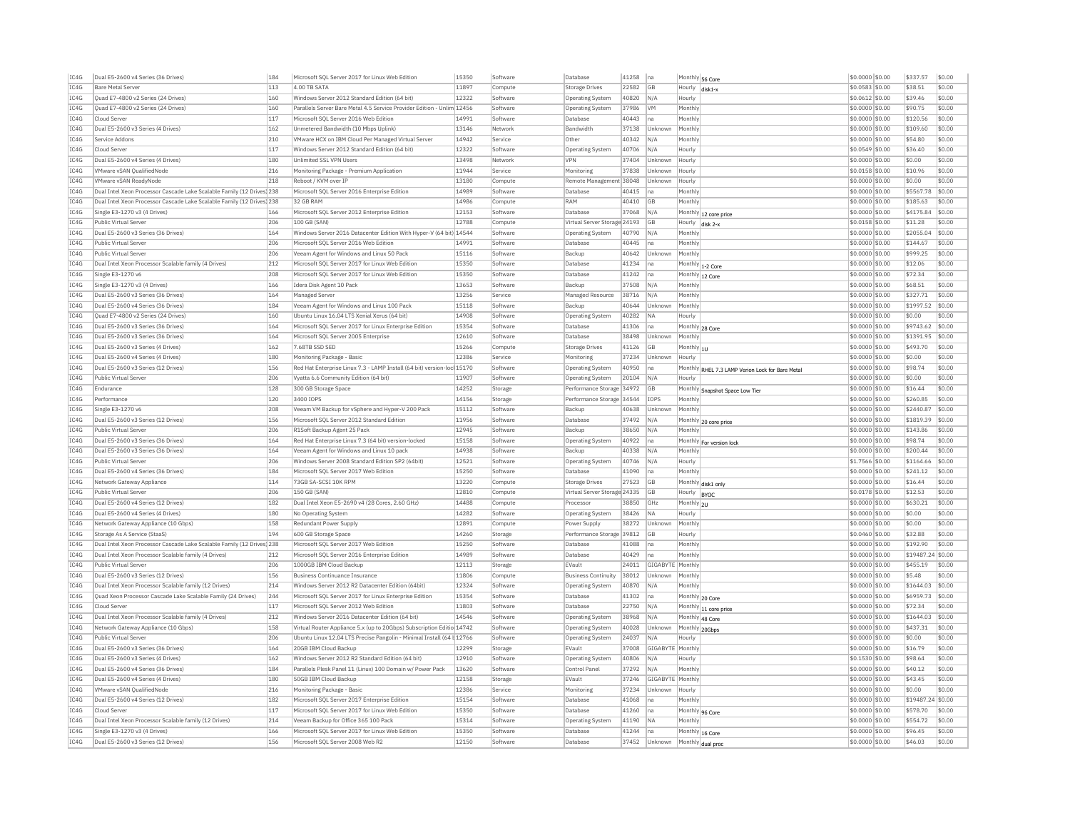| IC4G | Dual E5-2600 v4 Series (36 Drives) | 184 | Microsoft SQL Server 2017 for Linux Web Edition | 15350 | Software | Database | 41258 | na | Monthly | 56 Core | $0.0000 | $0.00 | $337.57 | $0.00 |
|---|---|---|---|---|---|---|---|---|---|---|---|---|---|---|
| IC4G | Bare Metal Server | 113 | 4.00 TB SATA | 11897 | Compute | Storage Drives | 22582 | GB | Hourly | disk1-x | $0.0583 | $0.00 | $38.51 | $0.00 |
| IC4G | Quad E7-4800 v2 Series (24 Drives) | 160 | Windows Server 2012 Standard Edition (64 bit) | 12322 | Software | Operating System | 40820 | N/A | Hourly | | $0.0612 | $0.00 | $39.46 | $0.00 |
| IC4G | Quad E7-4800 v2 Series (24 Drives) | 160 | Parallels Server Bare Metal 4.5 Service Provider Edition - Unlim | 12456 | Software | Operating System | 37986 | VM | Monthly | | $0.0000 | $0.00 | $90.75 | $0.00 |
| IC4G | Cloud Server | 117 | Microsoft SQL Server 2016 Web Edition | 14991 | Software | Database | 40443 | na | Monthly | | $0.0000 | $0.00 | $120.56 | $0.00 |
| IC4G | Dual E5-2600 v3 Series (4 Drives) | 162 | Unmetered Bandwidth (10 Mbps Uplink) | 13146 | Network | Bandwidth | 37138 | Unknown | Monthly | | $0.0000 | $0.00 | $109.60 | $0.00 |
| IC4G | Service Addons | 210 | VMware HCX on IBM Cloud Per Managed Virtual Server | 14942 | Service | Other | 40342 | N/A | Monthly | | $0.0000 | $0.00 | $54.80 | $0.00 |
| IC4G | Cloud Server | 117 | Windows Server 2012 Standard Edition (64 bit) | 12322 | Software | Operating System | 40706 | N/A | Hourly | | $0.0549 | $0.00 | $36.40 | $0.00 |
| IC4G | Dual E5-2600 v4 Series (4 Drives) | 180 | Unlimited SSL VPN Users | 13498 | Network | VPN | 37404 | Unknown | Hourly | | $0.0000 | $0.00 | $0.00 | $0.00 |
| IC4G | VMware vSAN QualifiedNode | 216 | Monitoring Package - Premium Application | 11944 | Service | Monitoring | 37838 | Unknown | Hourly | | $0.0158 | $0.00 | $10.96 | $0.00 |
| IC4G | VMware vSAN ReadyNode | 218 | Reboot / KVM over IP | 13180 | Compute | Remote Management | 38048 | Unknown | Hourly | | $0.0000 | $0.00 | $0.00 | $0.00 |
| IC4G | Dual Intel Xeon Processor Cascade Lake Scalable Family (12 Drives) | 238 | Microsoft SQL Server 2016 Enterprise Edition | 14989 | Software | Database | 40415 | na | Monthly | | $0.0000 | $0.00 | $5567.78 | $0.00 |
| IC4G | Dual Intel Xeon Processor Cascade Lake Scalable Family (12 Drives) | 238 | 32 GB RAM | 14986 | Compute | RAM | 40410 | GB | Monthly | | $0.0000 | $0.00 | $185.63 | $0.00 |
| IC4G | Single E3-1270 v3 (4 Drives) | 166 | Microsoft SQL Server 2012 Enterprise Edition | 12153 | Software | Database | 37068 | N/A | Monthly | 12 core price | $0.0000 | $0.00 | $4175.84 | $0.00 |
| IC4G | Public Virtual Server | 206 | 100 GB (SAN) | 12788 | Compute | Virtual Server Storage | 24193 | GB | Hourly | disk 2-x | $0.0158 | $0.00 | $11.28 | $0.00 |
| IC4G | Dual E5-2600 v3 Series (36 Drives) | 164 | Windows Server 2016 Datacenter Edition With Hyper-V (64 bit) | 14544 | Software | Operating System | 40790 | N/A | Monthly | | $0.0000 | $0.00 | $2055.04 | $0.00 |
| IC4G | Public Virtual Server | 206 | Microsoft SQL Server 2016 Web Edition | 14991 | Software | Database | 40445 | na | Monthly | | $0.0000 | $0.00 | $144.67 | $0.00 |
| IC4G | Public Virtual Server | 206 | Veeam Agent for Windows and Linux 50 Pack | 15116 | Software | Backup | 40642 | Unknown | Monthly | | $0.0000 | $0.00 | $999.25 | $0.00 |
| IC4G | Dual Intel Xeon Processor Scalable family (4 Drives) | 212 | Microsoft SQL Server 2017 for Linux Web Edition | 15350 | Software | Database | 41234 | na | Monthly | 1-2 Core | $0.0000 | $0.00 | $12.06 | $0.00 |
| IC4G | Single E3-1270 v6 | 208 | Microsoft SQL Server 2017 for Linux Web Edition | 15350 | Software | Database | 41242 | na | Monthly | 12 Core | $0.0000 | $0.00 | $72.34 | $0.00 |
| IC4G | Single E3-1270 v3 (4 Drives) | 166 | Idera Disk Agent 10 Pack | 13653 | Software | Backup | 37508 | N/A | Monthly | | $0.0000 | $0.00 | $68.51 | $0.00 |
| IC4G | Dual E5-2600 v3 Series (36 Drives) | 164 | Managed Server | 13256 | Service | Managed Resource | 38716 | N/A | Monthly | | $0.0000 | $0.00 | $327.71 | $0.00 |
| IC4G | Dual E5-2600 v4 Series (36 Drives) | 184 | Veeam Agent for Windows and Linux 100 Pack | 15118 | Software | Backup | 40644 | Unknown | Monthly | | $0.0000 | $0.00 | $1997.52 | $0.00 |
| IC4G | Quad E7-4800 v2 Series (24 Drives) | 160 | Ubuntu Linux 16.04 LTS Xenial Xerus (64 bit) | 14908 | Software | Operating System | 40282 | NA | Hourly | | $0.0000 | $0.00 | $0.00 | $0.00 |
| IC4G | Dual E5-2600 v3 Series (36 Drives) | 164 | Microsoft SQL Server 2017 for Linux Enterprise Edition | 15354 | Software | Database | 41306 | na | Monthly | 28 Core | $0.0000 | $0.00 | $9743.62 | $0.00 |
| IC4G | Dual E5-2600 v3 Series (36 Drives) | 164 | Microsoft SQL Server 2005 Enterprise | 12610 | Software | Database | 38498 | Unknown | Monthly | | $0.0000 | $0.00 | $1391.95 | $0.00 |
| IC4G | Dual E5-2600 v3 Series (4 Drives) | 162 | 7.68TB SSD SED | 15266 | Compute | Storage Drives | 41126 | GB | Monthly | 1U | $0.0000 | $0.00 | $493.70 | $0.00 |
| IC4G | Dual E5-2600 v4 Series (4 Drives) | 180 | Monitoring Package - Basic | 12386 | Service | Monitoring | 37234 | Unknown | Hourly | | $0.0000 | $0.00 | $0.00 | $0.00 |
| IC4G | Dual E5-2600 v3 Series (12 Drives) | 156 | Red Hat Enterprise Linux 7.3 - LAMP Install (64 bit) version-lock | 15170 | Software | Operating System | 40950 | na | Monthly | RHEL 7.3 LAMP Verion Lock for Bare Metal | $0.0000 | $0.00 | $98.74 | $0.00 |
| IC4G | Public Virtual Server | 206 | Vyatta 6.6 Community Edition (64 bit) | 11907 | Software | Operating System | 20104 | N/A | Hourly | | $0.0000 | $0.00 | $0.00 | $0.00 |
| IC4G | Endurance | 128 | 300 GB Storage Space | 14252 | Storage | Performance Storage | 34972 | GB | Monthly | Snapshot Space Low Tier | $0.0000 | $0.00 | $16.44 | $0.00 |
| IC4G | Performance | 120 | 3400 IOPS | 14156 | Storage | Performance Storage | 34544 | IOPS | Monthly | | $0.0000 | $0.00 | $260.85 | $0.00 |
| IC4G | Single E3-1270 v6 | 208 | Veeam VM Backup for vSphere and Hyper-V 200 Pack | 15112 | Software | Backup | 40638 | Unknown | Monthly | | $0.0000 | $0.00 | $2440.87 | $0.00 |
| IC4G | Dual E5-2600 v3 Series (12 Drives) | 156 | Microsoft SQL Server 2012 Standard Edition | 11956 | Software | Database | 37492 | N/A | Monthly | 20 core price | $0.0000 | $0.00 | $1819.39 | $0.00 |
| IC4G | Public Virtual Server | 206 | R1Soft Backup Agent 25 Pack | 12945 | Software | Backup | 38650 | N/A | Monthly | | $0.0000 | $0.00 | $143.86 | $0.00 |
| IC4G | Dual E5-2600 v3 Series (36 Drives) | 164 | Red Hat Enterprise Linux 7.3 (64 bit) version-locked | 15158 | Software | Operating System | 40922 | na | Monthly | For version lock | $0.0000 | $0.00 | $98.74 | $0.00 |
| IC4G | Dual E5-2600 v3 Series (36 Drives) | 164 | Veeam Agent for Windows and Linux 10 pack | 14938 | Software | Backup | 40338 | N/A | Monthly | | $0.0000 | $0.00 | $200.44 | $0.00 |
| IC4G | Public Virtual Server | 206 | Windows Server 2008 Standard Edition SP2 (64bit) | 12521 | Software | Operating System | 40746 | N/A | Hourly | | $1.7566 | $0.00 | $1164.66 | $0.00 |
| IC4G | Dual E5-2600 v4 Series (36 Drives) | 184 | Microsoft SQL Server 2017 Web Edition | 15250 | Software | Database | 41090 | na | Monthly | | $0.0000 | $0.00 | $241.12 | $0.00 |
| IC4G | Network Gateway Appliance | 114 | 73GB SA-SCSI 10K RPM | 13220 | Compute | Storage Drives | 27523 | GB | Monthly | disk1 only | $0.0000 | $0.00 | $16.44 | $0.00 |
| IC4G | Public Virtual Server | 206 | 150 GB (SAN) | 12810 | Compute | Virtual Server Storage | 24335 | GB | Hourly | BYOC | $0.0178 | $0.00 | $12.53 | $0.00 |
| IC4G | Dual E5-2600 v4 Series (12 Drives) | 182 | Dual Intel Xeon E5-2690 v4 (28 Cores, 2.60 GHz) | 14488 | Compute | Processor | 38850 | GHz | Monthly | 2U | $0.0000 | $0.00 | $630.21 | $0.00 |
| IC4G | Dual E5-2600 v4 Series (4 Drives) | 180 | No Operating System | 14282 | Software | Operating System | 38426 | NA | Hourly | | $0.0000 | $0.00 | $0.00 | $0.00 |
| IC4G | Network Gateway Appliance (10 Gbps) | 158 | Redundant Power Supply | 12891 | Compute | Power Supply | 38272 | Unknown | Monthly | | $0.0000 | $0.00 | $0.00 | $0.00 |
| IC4G | Storage As A Service (StaaS) | 194 | 600 GB Storage Space | 14260 | Storage | Performance Storage | 39812 | GB | Hourly | | $0.0460 | $0.00 | $32.88 | $0.00 |
| IC4G | Dual Intel Xeon Processor Cascade Lake Scalable Family (12 Drives) | 238 | Microsoft SQL Server 2017 Web Edition | 15250 | Software | Database | 41088 | na | Monthly | | $0.0000 | $0.00 | $192.90 | $0.00 |
| IC4G | Dual Intel Xeon Processor Scalable family (4 Drives) | 212 | Microsoft SQL Server 2016 Enterprise Edition | 14989 | Software | Database | 40429 | na | Monthly | | $0.0000 | $0.00 | $19487.24 | $0.00 |
| IC4G | Public Virtual Server | 206 | 1000GB IBM Cloud Backup | 12113 | Storage | EVault | 24011 | GIGABYTE | Monthly | | $0.0000 | $0.00 | $455.19 | $0.00 |
| IC4G | Dual E5-2600 v3 Series (12 Drives) | 156 | Business Continuance Insurance | 11806 | Compute | Business Continuity | 38012 | Unknown | Monthly | | $0.0000 | $0.00 | $5.48 | $0.00 |
| IC4G | Dual Intel Xeon Processor Scalable family (12 Drives) | 214 | Windows Server 2012 R2 Datacenter Edition (64bit) | 12324 | Software | Operating System | 40870 | N/A | Monthly | | $0.0000 | $0.00 | $1644.03 | $0.00 |
| IC4G | Quad Xeon Processor Cascade Lake Scalable Family (24 Drives) | 244 | Microsoft SQL Server 2017 for Linux Enterprise Edition | 15354 | Software | Database | 41302 | na | Monthly | 20 Core | $0.0000 | $0.00 | $6959.73 | $0.00 |
| IC4G | Cloud Server | 117 | Microsoft SQL Server 2012 Web Edition | 11803 | Software | Database | 22750 | N/A | Monthly | 11 core price | $0.0000 | $0.00 | $72.34 | $0.00 |
| IC4G | Dual Intel Xeon Processor Scalable family (4 Drives) | 212 | Windows Server 2016 Datacenter Edition (64 bit) | 14546 | Software | Operating System | 38968 | N/A | Monthly | 48 Core | $0.0000 | $0.00 | $1644.03 | $0.00 |
| IC4G | Network Gateway Appliance (10 Gbps) | 158 | Virtual Router Appliance 5.x (up to 20Gbps) Subscription Editio | 14742 | Software | Operating System | 40028 | Unknown | Monthly | 20Gbps | $0.0000 | $0.00 | $437.31 | $0.00 |
| IC4G | Public Virtual Server | 206 | Ubuntu Linux 12.04 LTS Precise Pangolin - Minimal Install (64 b | 12766 | Software | Operating System | 24037 | N/A | Hourly | | $0.0000 | $0.00 | $0.00 | $0.00 |
| IC4G | Dual E5-2600 v3 Series (36 Drives) | 164 | 20GB IBM Cloud Backup | 12299 | Storage | EVault | 37008 | GIGABYTE | Monthly | | $0.0000 | $0.00 | $16.79 | $0.00 |
| IC4G | Dual E5-2600 v3 Series (4 Drives) | 162 | Windows Server 2012 R2 Standard Edition (64 bit) | 12910 | Software | Operating System | 40806 | N/A | Hourly | | $0.1530 | $0.00 | $98.64 | $0.00 |
| IC4G | Dual E5-2600 v4 Series (36 Drives) | 184 | Parallels Plesk Panel 11 (Linux) 100 Domain w/ Power Pack | 13620 | Software | Control Panel | 37292 | N/A | Monthly | | $0.0000 | $0.00 | $40.12 | $0.00 |
| IC4G | Dual E5-2600 v4 Series (4 Drives) | 180 | 50GB IBM Cloud Backup | 12158 | Storage | EVault | 37246 | GIGABYTE | Monthly | | $0.0000 | $0.00 | $43.45 | $0.00 |
| IC4G | VMware vSAN QualifiedNode | 216 | Monitoring Package - Basic | 12386 | Service | Monitoring | 37234 | Unknown | Hourly | | $0.0000 | $0.00 | $0.00 | $0.00 |
| IC4G | Dual E5-2600 v4 Series (12 Drives) | 182 | Microsoft SQL Server 2017 Enterprise Edition | 15154 | Software | Database | 41068 | na | Monthly | | $0.0000 | $0.00 | $19487.24 | $0.00 |
| IC4G | Cloud Server | 117 | Microsoft SQL Server 2017 for Linux Web Edition | 15350 | Software | Database | 41260 | na | Monthly | 96 Core | $0.0000 | $0.00 | $578.70 | $0.00 |
| IC4G | Dual Intel Xeon Processor Scalable family (12 Drives) | 214 | Veeam Backup for Office 365 100 Pack | 15314 | Software | Operating System | 41190 | NA | Monthly | | $0.0000 | $0.00 | $554.72 | $0.00 |
| IC4G | Single E3-1270 v3 (4 Drives) | 166 | Microsoft SQL Server 2017 for Linux Web Edition | 15350 | Software | Database | 41244 | na | Monthly | 16 Core | $0.0000 | $0.00 | $96.45 | $0.00 |
| IC4G | Dual E5-2600 v3 Series (12 Drives) | 156 | Microsoft SQL Server 2008 Web R2 | 12150 | Software | Database | 37452 | Unknown | Monthly | dual proc | $0.0000 | $0.00 | $46.03 | $0.00 |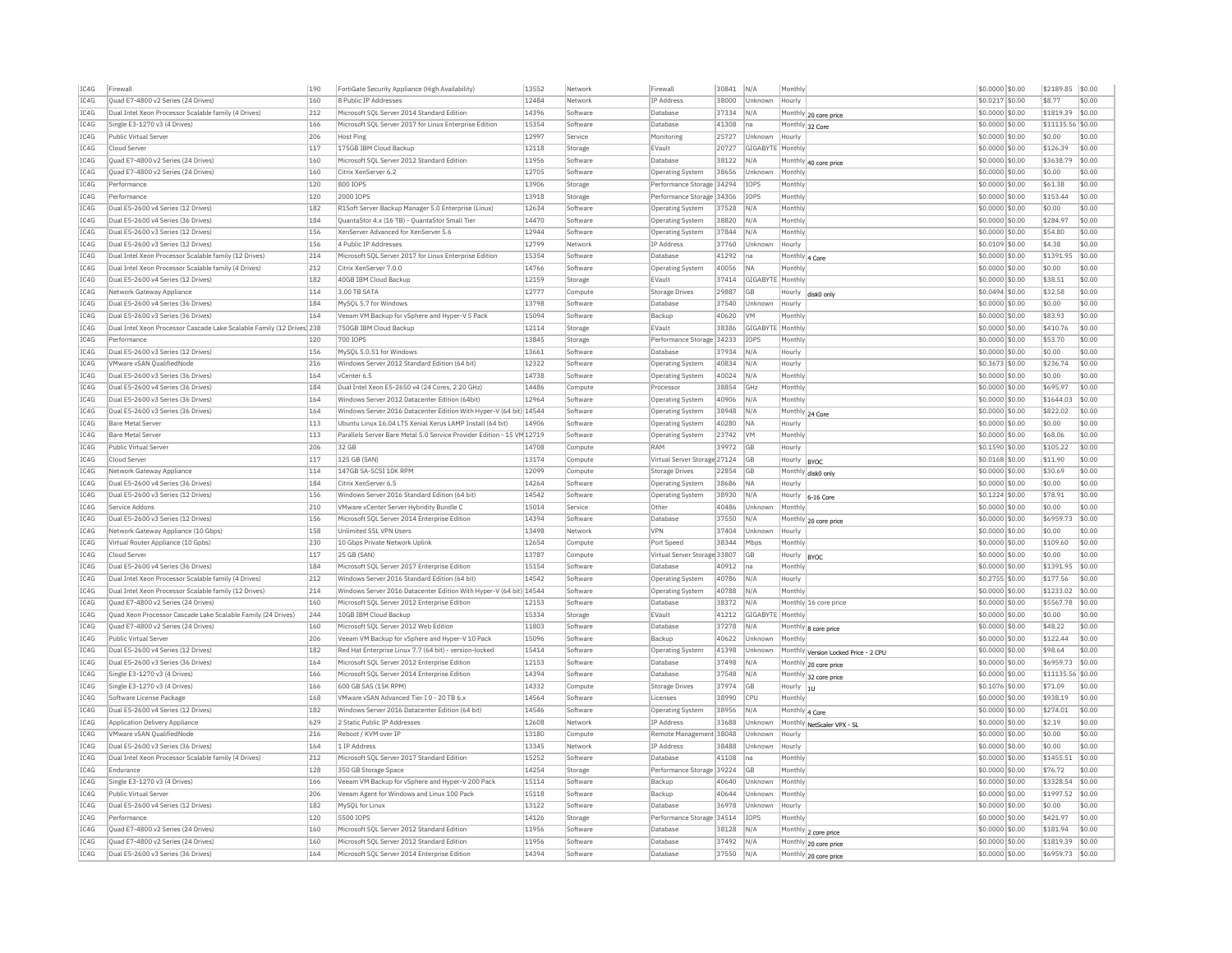| IC4G | Firewall | 190 | FortiGate Security Appliance (High Availability) | 13552 | Network | Firewall | 30841 | N/A | Monthly | | $0.0000 | $0.00 | $2189.85 | $0.00 |
|---|---|---|---|---|---|---|---|---|---|---|---|---|---|---|
| IC4G | Quad E7-4800 v2 Series (24 Drives) | 160 | 8 Public IP Addresses | 12484 | Network | IP Address | 38000 | Unknown | Hourly | | $0.0217 | $0.00 | $8.77 | $0.00 |
| IC4G | Dual Intel Xeon Processor Scalable family (4 Drives) | 212 | Microsoft SQL Server 2014 Standard Edition | 14396 | Software | Database | 37334 | N/A | Monthly | 20 core price | $0.0000 | $0.00 | $1819.39 | $0.00 |
| IC4G | Single E3-1270 v3 (4 Drives) | 166 | Microsoft SQL Server 2017 for Linux Enterprise Edition | 15354 | Software | Database | 41308 | na | Monthly | 32 Core | $0.0000 | $0.00 | $11135.56 | $0.00 |
| IC4G | Public Virtual Server | 206 | Host Ping | 12997 | Service | Monitoring | 25727 | Unknown | Hourly | | $0.0000 | $0.00 | $0.00 | $0.00 |
| IC4G | Cloud Server | 117 | 175GB IBM Cloud Backup | 12118 | Storage | EVault | 20727 | GIGABYTE | Monthly | | $0.0000 | $0.00 | $126.39 | $0.00 |
| IC4G | Quad E7-4800 v2 Series (24 Drives) | 160 | Microsoft SQL Server 2012 Standard Edition | 11956 | Software | Database | 38122 | N/A | Monthly | 40 core price | $0.0000 | $0.00 | $3638.79 | $0.00 |
| IC4G | Quad E7-4800 v2 Series (24 Drives) | 160 | Citrix XenServer 6.2 | 12705 | Software | Operating System | 38656 | Unknown | Monthly | | $0.0000 | $0.00 | $0.00 | $0.00 |
| IC4G | Performance | 120 | 800 IOPS | 13906 | Storage | Performance Storage | 34294 | IOPS | Monthly | | $0.0000 | $0.00 | $61.38 | $0.00 |
| IC4G | Performance | 120 | 2000 IOPS | 13918 | Storage | Performance Storage | 34306 | IOPS | Monthly | | $0.0000 | $0.00 | $153.44 | $0.00 |
| IC4G | Dual E5-2600 v4 Series (12 Drives) | 182 | R1Soft Server Backup Manager 5.0 Enterprise (Linux) | 12634 | Software | Operating System | 37528 | N/A | Monthly | | $0.0000 | $0.00 | $0.00 | $0.00 |
| IC4G | Dual E5-2600 v4 Series (36 Drives) | 184 | QuantaStor 4.x (16 TB) - QuantaStor Small Tier | 14470 | Software | Operating System | 38820 | N/A | Monthly | | $0.0000 | $0.00 | $284.97 | $0.00 |
| IC4G | Dual E5-2600 v3 Series (12 Drives) | 156 | XenServer Advanced for XenServer 5.6 | 12944 | Software | Operating System | 37844 | N/A | Monthly | | $0.0000 | $0.00 | $54.80 | $0.00 |
| IC4G | Dual E5-2600 v3 Series (12 Drives) | 156 | 4 Public IP Addresses | 12799 | Network | IP Address | 37760 | Unknown | Hourly | | $0.0109 | $0.00 | $4.38 | $0.00 |
| IC4G | Dual Intel Xeon Processor Scalable family (12 Drives) | 214 | Microsoft SQL Server 2017 for Linux Enterprise Edition | 15354 | Software | Database | 41292 | na | Monthly | 4 Core | $0.0000 | $0.00 | $1391.95 | $0.00 |
| IC4G | Dual Intel Xeon Processor Scalable family (4 Drives) | 212 | Citrix XenServer 7.0.0 | 14766 | Software | Operating System | 40056 | NA | Monthly | | $0.0000 | $0.00 | $0.00 | $0.00 |
| IC4G | Dual E5-2600 v4 Series (12 Drives) | 182 | 40GB IBM Cloud Backup | 12159 | Storage | EVault | 37414 | GIGABYTE | Monthly | | $0.0000 | $0.00 | $38.51 | $0.00 |
| IC4G | Network Gateway Appliance | 114 | 3.00 TB SATA | 12777 | Compute | Storage Drives | 29887 | GB | Hourly | disk0 only | $0.0494 | $0.00 | $32.58 | $0.00 |
| IC4G | Dual E5-2600 v4 Series (36 Drives) | 184 | MySQL 5.7 for Windows | 13798 | Software | Database | 37540 | Unknown | Hourly | | $0.0000 | $0.00 | $0.00 | $0.00 |
| IC4G | Dual E5-2600 v3 Series (36 Drives) | 164 | Veeam VM Backup for vSphere and Hyper-V 5 Pack | 15094 | Software | Backup | 40620 | VM | Monthly | | $0.0000 | $0.00 | $83.93 | $0.00 |
| IC4G | Dual Intel Xeon Processor Cascade Lake Scalable Family (12 Drives) | 238 | 750GB IBM Cloud Backup | 12114 | Storage | EVault | 38386 | GIGABYTE | Monthly | | $0.0000 | $0.00 | $410.76 | $0.00 |
| IC4G | Performance | 120 | 700 IOPS | 13845 | Storage | Performance Storage | 34233 | IOPS | Monthly | | $0.0000 | $0.00 | $53.70 | $0.00 |
| IC4G | Dual E5-2600 v3 Series (12 Drives) | 156 | MySQL 5.0.51 for Windows | 13661 | Software | Database | 37934 | N/A | Hourly | | $0.0000 | $0.00 | $0.00 | $0.00 |
| IC4G | VMware vSAN QualifiedNode | 216 | Windows Server 2012 Standard Edition (64 bit) | 12322 | Software | Operating System | 40834 | N/A | Hourly | | $0.3673 | $0.00 | $236.74 | $0.00 |
| IC4G | Dual E5-2600 v3 Series (36 Drives) | 164 | vCenter 6.5 | 14738 | Software | Operating System | 40024 | N/A | Monthly | | $0.0000 | $0.00 | $0.00 | $0.00 |
| IC4G | Dual E5-2600 v4 Series (36 Drives) | 184 | Dual Intel Xeon E5-2650 v4 (24 Cores, 2.20 GHz) | 14486 | Compute | Processor | 38854 | GHz | Monthly | | $0.0000 | $0.00 | $695.97 | $0.00 |
| IC4G | Dual E5-2600 v3 Series (36 Drives) | 164 | Windows Server 2012 Datacenter Edition (64bit) | 12964 | Software | Operating System | 40906 | N/A | Monthly | | $0.0000 | $0.00 | $1644.03 | $0.00 |
| IC4G | Dual E5-2600 v3 Series (36 Drives) | 164 | Windows Server 2016 Datacenter Edition With Hyper-V (64 bit) | 14544 | Software | Operating System | 38948 | N/A | Monthly | 24 Core | $0.0000 | $0.00 | $822.02 | $0.00 |
| IC4G | Bare Metal Server | 113 | Ubuntu Linux 16.04 LTS Xenial Xerus LAMP Install (64 bit) | 14906 | Software | Operating System | 40280 | NA | Hourly | | $0.0000 | $0.00 | $0.00 | $0.00 |
| IC4G | Bare Metal Server | 113 | Parallels Server Bare Metal 5.0 Service Provider Edition - 15 VM | 12719 | Software | Operating System | 23742 | VM | Monthly | | $0.0000 | $0.00 | $68.06 | $0.00 |
| IC4G | Public Virtual Server | 206 | 32 GB | 14708 | Compute | RAM | 39972 | GB | Hourly | | $0.1590 | $0.00 | $105.22 | $0.00 |
| IC4G | Cloud Server | 117 | 125 GB (SAN) | 13174 | Compute | Virtual Server Storage | 27124 | GB | Hourly | BYOC | $0.0168 | $0.00 | $11.90 | $0.00 |
| IC4G | Network Gateway Appliance | 114 | 147GB SA-SCSI 10K RPM | 12099 | Compute | Storage Drives | 22854 | GB | Monthly | disk0 only | $0.0000 | $0.00 | $30.69 | $0.00 |
| IC4G | Dual E5-2600 v4 Series (36 Drives) | 184 | Citrix XenServer 6.5 | 14264 | Software | Operating System | 38686 | NA | Hourly | | $0.0000 | $0.00 | $0.00 | $0.00 |
| IC4G | Dual E5-2600 v3 Series (12 Drives) | 156 | Windows Server 2016 Standard Edition (64 bit) | 14542 | Software | Operating System | 38930 | N/A | Hourly | 6-16 Core | $0.1224 | $0.00 | $78.91 | $0.00 |
| IC4G | Service Addons | 210 | VMware vCenter Server Hybridity Bundle C | 15014 | Service | Other | 40486 | Unknown | Monthly | | $0.0000 | $0.00 | $0.00 | $0.00 |
| IC4G | Dual E5-2600 v3 Series (12 Drives) | 156 | Microsoft SQL Server 2014 Enterprise Edition | 14394 | Software | Database | 37550 | N/A | Monthly | 20 core price | $0.0000 | $0.00 | $6959.73 | $0.00 |
| IC4G | Network Gateway Appliance (10 Gbps) | 158 | Unlimited SSL VPN Users | 13498 | Network | VPN | 37404 | Unknown | Hourly | | $0.0000 | $0.00 | $0.00 | $0.00 |
| IC4G | Virtual Router Appliance (10 Gpbs) | 230 | 10 Gbps Private Network Uplink | 12654 | Compute | Port Speed | 38344 | Mbps | Monthly | | $0.0000 | $0.00 | $109.60 | $0.00 |
| IC4G | Cloud Server | 117 | 25 GB (SAN) | 13787 | Compute | Virtual Server Storage | 33807 | GB | Hourly | BYOC | $0.0000 | $0.00 | $0.00 | $0.00 |
| IC4G | Dual E5-2600 v4 Series (36 Drives) | 184 | Microsoft SQL Server 2017 Enterprise Edition | 15154 | Software | Database | 40912 | na | Monthly | | $0.0000 | $0.00 | $1391.95 | $0.00 |
| IC4G | Dual Intel Xeon Processor Scalable family (4 Drives) | 212 | Windows Server 2016 Standard Edition (64 bit) | 14542 | Software | Operating System | 40786 | N/A | Hourly | | $0.2755 | $0.00 | $177.56 | $0.00 |
| IC4G | Dual Intel Xeon Processor Scalable family (12 Drives) | 214 | Windows Server 2016 Datacenter Edition With Hyper-V (64 bit) | 14544 | Software | Operating System | 40788 | N/A | Monthly | | $0.0000 | $0.00 | $1233.02 | $0.00 |
| IC4G | Quad E7-4800 v2 Series (24 Drives) | 160 | Microsoft SQL Server 2012 Enterprise Edition | 12153 | Software | Database | 38372 | N/A | Monthly | 16 core price | $0.0000 | $0.00 | $5567.78 | $0.00 |
| IC4G | Quad Xeon Processor Cascade Lake Scalable Family (24 Drives) | 244 | 10GB IBM Cloud Backup | 15334 | Storage | EVault | 41212 | GIGABYTE | Monthly | | $0.0000 | $0.00 | $0.00 | $0.00 |
| IC4G | Quad E7-4800 v2 Series (24 Drives) | 160 | Microsoft SQL Server 2012 Web Edition | 11803 | Software | Database | 37278 | N/A | Monthly | 8 core price | $0.0000 | $0.00 | $48.22 | $0.00 |
| IC4G | Public Virtual Server | 206 | Veeam VM Backup for vSphere and Hyper-V 10 Pack | 15096 | Software | Backup | 40622 | Unknown | Monthly | | $0.0000 | $0.00 | $122.44 | $0.00 |
| IC4G | Dual E5-2600 v4 Series (12 Drives) | 182 | Red Hat Enterprise Linux 7.7 (64 bit) - version-locked | 15414 | Software | Operating System | 41398 | Unknown | Monthly | Version Locked Price - 2 CPU | $0.0000 | $0.00 | $98.64 | $0.00 |
| IC4G | Dual E5-2600 v3 Series (36 Drives) | 164 | Microsoft SQL Server 2012 Enterprise Edition | 12153 | Software | Database | 37498 | N/A | Monthly | 20 core price | $0.0000 | $0.00 | $6959.73 | $0.00 |
| IC4G | Single E3-1270 v3 (4 Drives) | 166 | Microsoft SQL Server 2014 Enterprise Edition | 14394 | Software | Database | 37548 | N/A | Monthly | 32 core price | $0.0000 | $0.00 | $11135.56 | $0.00 |
| IC4G | Single E3-1270 v3 (4 Drives) | 166 | 600 GB SAS (15K RPM) | 14332 | Compute | Storage Drives | 37974 | GB | Hourly | 1U | $0.1076 | $0.00 | $71.09 | $0.00 |
| IC4G | Software License Package | 168 | VMware vSAN Advanced Tier I 0 - 20 TB 6.x | 14564 | Software | Licenses | 38990 | CPU | Monthly | | $0.0000 | $0.00 | $938.19 | $0.00 |
| IC4G | Dual E5-2600 v4 Series (12 Drives) | 182 | Windows Server 2016 Datacenter Edition (64 bit) | 14546 | Software | Operating System | 38956 | N/A | Monthly | 4 Core | $0.0000 | $0.00 | $274.01 | $0.00 |
| IC4G | Application Delivery Appliance | 629 | 2 Static Public IP Addresses | 12608 | Network | IP Address | 33688 | Unknown | Monthly | NetScaler VPX - SL | $0.0000 | $0.00 | $2.19 | $0.00 |
| IC4G | VMware vSAN QualifiedNode | 216 | Reboot / KVM over IP | 13180 | Compute | Remote Management | 38048 | Unknown | Hourly | | $0.0000 | $0.00 | $0.00 | $0.00 |
| IC4G | Dual E5-2600 v3 Series (36 Drives) | 164 | 1 IP Address | 13345 | Network | IP Address | 38488 | Unknown | Hourly | | $0.0000 | $0.00 | $0.00 | $0.00 |
| IC4G | Dual Intel Xeon Processor Scalable family (4 Drives) | 212 | Microsoft SQL Server 2017 Standard Edition | 15252 | Software | Database | 41108 | na | Monthly | | $0.0000 | $0.00 | $1455.51 | $0.00 |
| IC4G | Endurance | 128 | 350 GB Storage Space | 14254 | Storage | Performance Storage | 39224 | GB | Monthly | | $0.0000 | $0.00 | $76.72 | $0.00 |
| IC4G | Single E3-1270 v3 (4 Drives) | 166 | Veeam VM Backup for vSphere and Hyper-V 200 Pack | 15114 | Software | Backup | 40640 | Unknown | Monthly | | $0.0000 | $0.00 | $3328.54 | $0.00 |
| IC4G | Public Virtual Server | 206 | Veeam Agent for Windows and Linux 100 Pack | 15118 | Software | Backup | 40644 | Unknown | Monthly | | $0.0000 | $0.00 | $1997.52 | $0.00 |
| IC4G | Dual E5-2600 v4 Series (12 Drives) | 182 | MySQL for Linux | 13122 | Software | Database | 36978 | Unknown | Hourly | | $0.0000 | $0.00 | $0.00 | $0.00 |
| IC4G | Performance | 120 | 5500 IOPS | 14126 | Storage | Performance Storage | 34514 | IOPS | Monthly | | $0.0000 | $0.00 | $421.97 | $0.00 |
| IC4G | Quad E7-4800 v2 Series (24 Drives) | 160 | Microsoft SQL Server 2012 Standard Edition | 11956 | Software | Database | 38128 | N/A | Monthly | 2 core price | $0.0000 | $0.00 | $181.94 | $0.00 |
| IC4G | Quad E7-4800 v2 Series (24 Drives) | 160 | Microsoft SQL Server 2012 Standard Edition | 11956 | Software | Database | 37492 | N/A | Monthly | 20 core price | $0.0000 | $0.00 | $1819.39 | $0.00 |
| IC4G | Dual E5-2600 v3 Series (36 Drives) | 164 | Microsoft SQL Server 2014 Enterprise Edition | 14394 | Software | Database | 37550 | N/A | Monthly | 20 core price | $0.0000 | $0.00 | $6959.73 | $0.00 |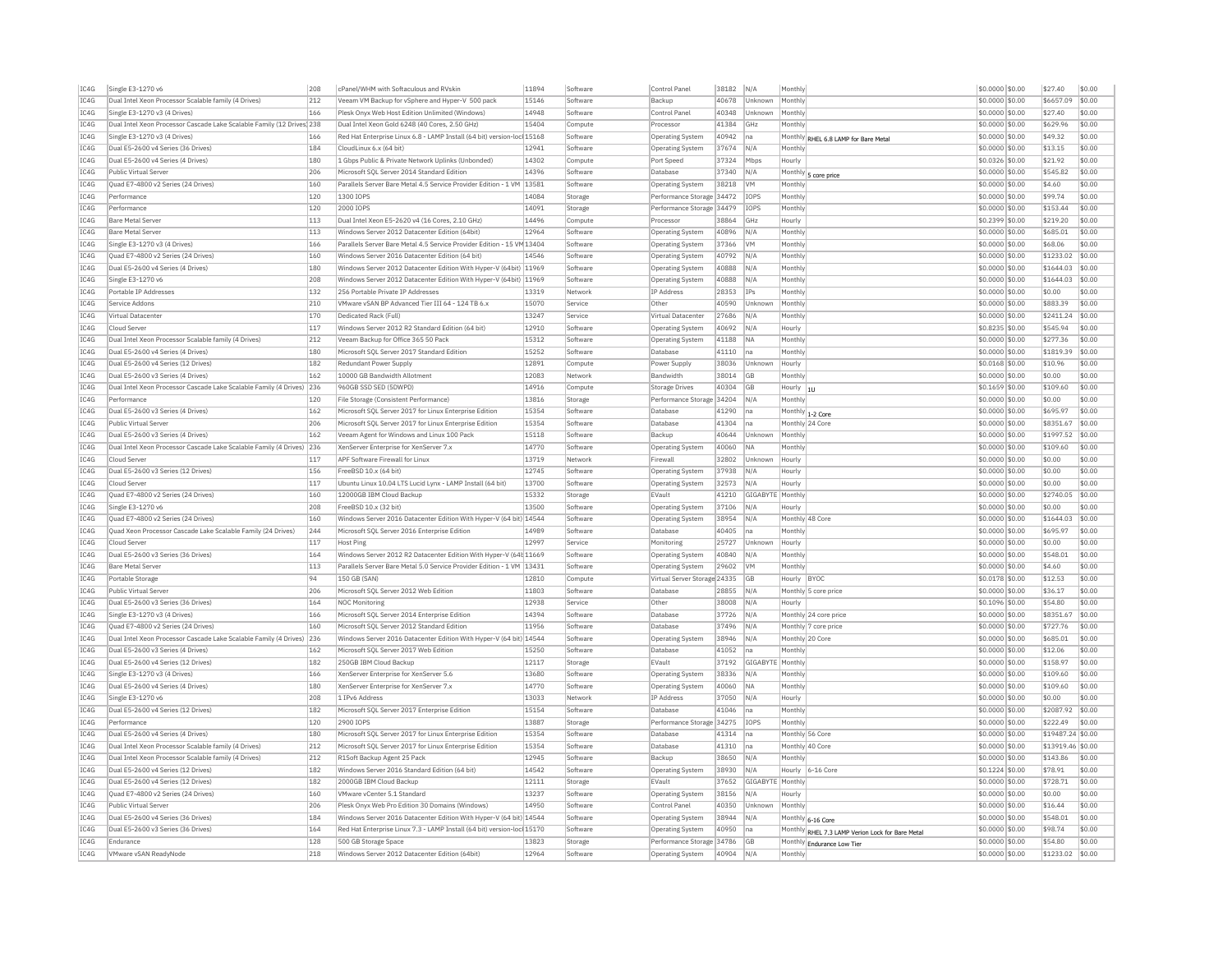| IC4G | Single E3-1270 v6 | 208 | cPanel/WHM with Softaculous and RVskin | 11894 | Software | Control Panel | 38182 | N/A | Monthly | | $0.0000 | $0.00 | $27.40 | $0.00 |
|---|---|---|---|---|---|---|---|---|---|---|---|---|---|---|
| IC4G | Dual Intel Xeon Processor Scalable family (4 Drives) | 212 | Veeam VM Backup for vSphere and Hyper-V 500 pack | 15146 | Software | Backup | 40678 | Unknown | Monthly | | $0.0000 | $0.00 | $6657.09 | $0.00 |
| IC4G | Single E3-1270 v3 (4 Drives) | 166 | Plesk Onyx Web Host Edition Unlimited (Windows) | 14948 | Software | Control Panel | 40348 | Unknown | Monthly | | $0.0000 | $0.00 | $27.40 | $0.00 |
| IC4G | Dual Intel Xeon Processor Cascade Lake Scalable Family (12 Drives) | 238 | Dual Intel Xeon Gold 6248 (40 Cores, 2.50 GHz) | 15404 | Compute | Processor | 41384 | GHz | Monthly | | $0.0000 | $0.00 | $629.96 | $0.00 |
| IC4G | Single E3-1270 v3 (4 Drives) | 166 | Red Hat Enterprise Linux 6.8 - LAMP Install (64 bit) version-lock | 15168 | Software | Operating System | 40942 | na | Monthly | RHEL 6.8 LAMP for Bare Metal | $0.0000 | $0.00 | $49.32 | $0.00 |
| IC4G | Dual E5-2600 v4 Series (36 Drives) | 184 | CloudLinux 6.x (64 bit) | 12941 | Software | Operating System | 37674 | N/A | Monthly | | $0.0000 | $0.00 | $13.15 | $0.00 |
| IC4G | Dual E5-2600 v4 Series (4 Drives) | 180 | 1 Gbps Public & Private Network Uplinks (Unbonded) | 14302 | Compute | Port Speed | 37324 | Mbps | Hourly | | $0.0326 | $0.00 | $21.92 | $0.00 |
| IC4G | Public Virtual Server | 206 | Microsoft SQL Server 2014 Standard Edition | 14396 | Software | Database | 37340 | N/A | Monthly | 5 core price | $0.0000 | $0.00 | $545.82 | $0.00 |
| IC4G | Quad E7-4800 v2 Series (24 Drives) | 160 | Parallels Server Bare Metal 4.5 Service Provider Edition - 1 VM | 13581 | Software | Operating System | 38218 | VM | Monthly | | $0.0000 | $0.00 | $4.60 | $0.00 |
| IC4G | Performance | 120 | 1300 IOPS | 14084 | Storage | Performance Storage | 34472 | IOPS | Monthly | | $0.0000 | $0.00 | $99.74 | $0.00 |
| IC4G | Performance | 120 | 2000 IOPS | 14091 | Storage | Performance Storage | 34479 | IOPS | Monthly | | $0.0000 | $0.00 | $153.44 | $0.00 |
| IC4G | Bare Metal Server | 113 | Dual Intel Xeon E5-2620 v4 (16 Cores, 2.10 GHz) | 14496 | Compute | Processor | 38864 | GHz | Hourly | | $0.2399 | $0.00 | $219.20 | $0.00 |
| IC4G | Bare Metal Server | 113 | Windows Server 2012 Datacenter Edition (64bit) | 12964 | Software | Operating System | 40896 | N/A | Monthly | | $0.0000 | $0.00 | $685.01 | $0.00 |
| IC4G | Single E3-1270 v3 (4 Drives) | 166 | Parallels Server Bare Metal 4.5 Service Provider Edition - 15 VM | 13404 | Software | Operating System | 37366 | VM | Monthly | | $0.0000 | $0.00 | $68.06 | $0.00 |
| IC4G | Quad E7-4800 v2 Series (24 Drives) | 160 | Windows Server 2016 Datacenter Edition (64 bit) | 14546 | Software | Operating System | 40792 | N/A | Monthly | | $0.0000 | $0.00 | $1233.02 | $0.00 |
| IC4G | Dual E5-2600 v4 Series (4 Drives) | 180 | Windows Server 2012 Datacenter Edition With Hyper-V (64bit) | 11969 | Software | Operating System | 40888 | N/A | Monthly | | $0.0000 | $0.00 | $1644.03 | $0.00 |
| IC4G | Single E3-1270 v6 | 208 | Windows Server 2012 Datacenter Edition With Hyper-V (64bit) | 11969 | Software | Operating System | 40888 | N/A | Monthly | | $0.0000 | $0.00 | $1644.03 | $0.00 |
| IC4G | Portable IP Addresses | 132 | 256 Portable Private IP Addresses | 13319 | Network | IP Address | 28353 | IPs | Monthly | | $0.0000 | $0.00 | $0.00 | $0.00 |
| IC4G | Service Addons | 210 | VMware vSAN BP Advanced Tier III 64 - 124 TB 6.x | 15070 | Service | Other | 40590 | Unknown | Monthly | | $0.0000 | $0.00 | $883.39 | $0.00 |
| IC4G | Virtual Datacenter | 170 | Dedicated Rack (Full) | 13247 | Service | Virtual Datacenter | 27686 | N/A | Monthly | | $0.0000 | $0.00 | $2411.24 | $0.00 |
| IC4G | Cloud Server | 117 | Windows Server 2012 R2 Standard Edition (64 bit) | 12910 | Software | Operating System | 40692 | N/A | Hourly | | $0.8235 | $0.00 | $545.94 | $0.00 |
| IC4G | Dual Intel Xeon Processor Scalable family (4 Drives) | 212 | Veeam Backup for Office 365 50 Pack | 15312 | Software | Operating System | 41188 | NA | Monthly | | $0.0000 | $0.00 | $277.36 | $0.00 |
| IC4G | Dual E5-2600 v4 Series (4 Drives) | 180 | Microsoft SQL Server 2017 Standard Edition | 15252 | Software | Database | 41110 | na | Monthly | | $0.0000 | $0.00 | $1819.39 | $0.00 |
| IC4G | Dual E5-2600 v4 Series (12 Drives) | 182 | Redundant Power Supply | 12891 | Compute | Power Supply | 38036 | Unknown | Hourly | | $0.0168 | $0.00 | $10.96 | $0.00 |
| IC4G | Dual E5-2600 v3 Series (4 Drives) | 162 | 10000 GB Bandwidth Allotment | 12083 | Network | Bandwidth | 38014 | GB | Monthly | | $0.0000 | $0.00 | $0.00 | $0.00 |
| IC4G | Dual Intel Xeon Processor Cascade Lake Scalable Family (4 Drives) | 236 | 960GB SSD SED (5DWPD) | 14916 | Compute | Storage Drives | 40304 | GB | Hourly | 1U | $0.1659 | $0.00 | $109.60 | $0.00 |
| IC4G | Performance | 120 | File Storage (Consistent Performance) | 13816 | Storage | Performance Storage | 34204 | N/A | Monthly | | $0.0000 | $0.00 | $0.00 | $0.00 |
| IC4G | Dual E5-2600 v3 Series (4 Drives) | 162 | Microsoft SQL Server 2017 for Linux Enterprise Edition | 15354 | Software | Database | 41290 | na | Monthly | 1-2 Core | $0.0000 | $0.00 | $695.97 | $0.00 |
| IC4G | Public Virtual Server | 206 | Microsoft SQL Server 2017 for Linux Enterprise Edition | 15354 | Software | Database | 41304 | na | Monthly | 24 Core | $0.0000 | $0.00 | $8351.67 | $0.00 |
| IC4G | Dual E5-2600 v3 Series (4 Drives) | 162 | Veeam Agent for Windows and Linux 100 Pack | 15118 | Software | Backup | 40644 | Unknown | Monthly | | $0.0000 | $0.00 | $1997.52 | $0.00 |
| IC4G | Dual Intel Xeon Processor Cascade Lake Scalable Family (4 Drives) | 236 | XenServer Enterprise for XenServer 7.x | 14770 | Software | Operating System | 40060 | NA | Monthly | | $0.0000 | $0.00 | $109.60 | $0.00 |
| IC4G | Cloud Server | 117 | APF Software Firewall for Linux | 13719 | Network | Firewall | 32802 | Unknown | Hourly | | $0.0000 | $0.00 | $0.00 | $0.00 |
| IC4G | Dual E5-2600 v3 Series (12 Drives) | 156 | FreeBSD 10.x (64 bit) | 12745 | Software | Operating System | 37938 | N/A | Hourly | | $0.0000 | $0.00 | $0.00 | $0.00 |
| IC4G | Cloud Server | 117 | Ubuntu Linux 10.04 LTS Lucid Lynx - LAMP Install (64 bit) | 13700 | Software | Operating System | 32573 | N/A | Hourly | | $0.0000 | $0.00 | $0.00 | $0.00 |
| IC4G | Quad E7-4800 v2 Series (24 Drives) | 160 | 12000GB IBM Cloud Backup | 15332 | Storage | EVault | 41210 | GIGABYTE | Monthly | | $0.0000 | $0.00 | $2740.05 | $0.00 |
| IC4G | Single E3-1270 v6 | 208 | FreeBSD 10.x (32 bit) | 13500 | Software | Operating System | 37106 | N/A | Hourly | | $0.0000 | $0.00 | $0.00 | $0.00 |
| IC4G | Quad E7-4800 v2 Series (24 Drives) | 160 | Windows Server 2016 Datacenter Edition With Hyper-V (64 bit) | 14544 | Software | Operating System | 38954 | N/A | Monthly | 48 Core | $0.0000 | $0.00 | $1644.03 | $0.00 |
| IC4G | Quad Xeon Processor Cascade Lake Scalable Family (24 Drives) | 244 | Microsoft SQL Server 2016 Enterprise Edition | 14989 | Software | Database | 40405 | na | Monthly | | $0.0000 | $0.00 | $695.97 | $0.00 |
| IC4G | Cloud Server | 117 | Host Ping | 12997 | Service | Monitoring | 25727 | Unknown | Hourly | | $0.0000 | $0.00 | $0.00 | $0.00 |
| IC4G | Dual E5-2600 v3 Series (36 Drives) | 164 | Windows Server 2012 R2 Datacenter Edition With Hyper-V (64bit) | 11669 | Software | Operating System | 40840 | N/A | Monthly | | $0.0000 | $0.00 | $548.01 | $0.00 |
| IC4G | Bare Metal Server | 113 | Parallels Server Bare Metal 5.0 Service Provider Edition - 1 VM | 13431 | Software | Operating System | 29602 | VM | Monthly | | $0.0000 | $0.00 | $4.60 | $0.00 |
| IC4G | Portable Storage | 94 | 150 GB (SAN) | 12810 | Compute | Virtual Server Storage | 24335 | GB | Hourly | BYOC | $0.0178 | $0.00 | $12.53 | $0.00 |
| IC4G | Public Virtual Server | 206 | Microsoft SQL Server 2012 Web Edition | 11803 | Software | Database | 28855 | N/A | Monthly | 5 core price | $0.0000 | $0.00 | $36.17 | $0.00 |
| IC4G | Dual E5-2600 v3 Series (36 Drives) | 164 | NOC Monitoring | 12938 | Service | Other | 38008 | N/A | Hourly | | $0.1096 | $0.00 | $54.80 | $0.00 |
| IC4G | Single E3-1270 v3 (4 Drives) | 166 | Microsoft SQL Server 2014 Enterprise Edition | 14394 | Software | Database | 37726 | N/A | Monthly | 24 core price | $0.0000 | $0.00 | $8351.67 | $0.00 |
| IC4G | Quad E7-4800 v2 Series (24 Drives) | 160 | Microsoft SQL Server 2012 Standard Edition | 11956 | Software | Database | 37496 | N/A | Monthly | 7 core price | $0.0000 | $0.00 | $727.76 | $0.00 |
| IC4G | Dual Intel Xeon Processor Cascade Lake Scalable Family (4 Drives) | 236 | Windows Server 2016 Datacenter Edition With Hyper-V (64 bit) | 14544 | Software | Operating System | 38946 | N/A | Monthly | 20 Core | $0.0000 | $0.00 | $685.01 | $0.00 |
| IC4G | Dual E5-2600 v3 Series (4 Drives) | 162 | Microsoft SQL Server 2017 Web Edition | 15250 | Software | Database | 41052 | na | Monthly | | $0.0000 | $0.00 | $12.06 | $0.00 |
| IC4G | Dual E5-2600 v4 Series (12 Drives) | 182 | 250GB IBM Cloud Backup | 12117 | Storage | EVault | 37192 | GIGABYTE | Monthly | | $0.0000 | $0.00 | $158.97 | $0.00 |
| IC4G | Single E3-1270 v3 (4 Drives) | 166 | XenServer Enterprise for XenServer 5.6 | 13680 | Software | Operating System | 38336 | N/A | Monthly | | $0.0000 | $0.00 | $109.60 | $0.00 |
| IC4G | Dual E5-2600 v4 Series (4 Drives) | 180 | XenServer Enterprise for XenServer 7.x | 14770 | Software | Operating System | 40060 | NA | Monthly | | $0.0000 | $0.00 | $109.60 | $0.00 |
| IC4G | Single E3-1270 v6 | 208 | 1 IPv6 Address | 13033 | Network | IP Address | 37050 | N/A | Hourly | | $0.0000 | $0.00 | $0.00 | $0.00 |
| IC4G | Dual E5-2600 v4 Series (12 Drives) | 182 | Microsoft SQL Server 2017 Enterprise Edition | 15154 | Software | Database | 41046 | na | Monthly | | $0.0000 | $0.00 | $2087.92 | $0.00 |
| IC4G | Performance | 120 | 2900 IOPS | 13887 | Storage | Performance Storage | 34275 | IOPS | Monthly | | $0.0000 | $0.00 | $222.49 | $0.00 |
| IC4G | Dual E5-2600 v4 Series (4 Drives) | 180 | Microsoft SQL Server 2017 for Linux Enterprise Edition | 15354 | Software | Database | 41314 | na | Monthly | 56 Core | $0.0000 | $0.00 | $19487.24 | $0.00 |
| IC4G | Dual Intel Xeon Processor Scalable family (4 Drives) | 212 | Microsoft SQL Server 2017 for Linux Enterprise Edition | 15354 | Software | Database | 41310 | na | Monthly | 40 Core | $0.0000 | $0.00 | $13919.46 | $0.00 |
| IC4G | Dual Intel Xeon Processor Scalable family (4 Drives) | 212 | R1Soft Backup Agent 25 Pack | 12945 | Software | Backup | 38650 | N/A | Monthly | | $0.0000 | $0.00 | $143.86 | $0.00 |
| IC4G | Dual E5-2600 v4 Series (12 Drives) | 182 | Windows Server 2016 Standard Edition (64 bit) | 14542 | Software | Operating System | 38930 | N/A | Hourly | 6-16 Core | $0.1224 | $0.00 | $78.91 | $0.00 |
| IC4G | Dual E5-2600 v4 Series (12 Drives) | 182 | 2000GB IBM Cloud Backup | 12111 | Storage | EVault | 37652 | GIGABYTE | Monthly | | $0.0000 | $0.00 | $728.71 | $0.00 |
| IC4G | Quad E7-4800 v2 Series (24 Drives) | 160 | VMware vCenter 5.1 Standard | 13237 | Software | Operating System | 38156 | N/A | Hourly | | $0.0000 | $0.00 | $0.00 | $0.00 |
| IC4G | Public Virtual Server | 206 | Plesk Onyx Web Pro Edition 30 Domains (Windows) | 14950 | Software | Control Panel | 40350 | Unknown | Monthly | | $0.0000 | $0.00 | $16.44 | $0.00 |
| IC4G | Dual E5-2600 v4 Series (36 Drives) | 184 | Windows Server 2016 Datacenter Edition With Hyper-V (64 bit) | 14544 | Software | Operating System | 38944 | N/A | Monthly | 6-16 Core | $0.0000 | $0.00 | $548.01 | $0.00 |
| IC4G | Dual E5-2600 v3 Series (36 Drives) | 164 | Red Hat Enterprise Linux 7.3 - LAMP Install (64 bit) version-lock | 15170 | Software | Operating System | 40950 | na | Monthly | RHEL 7.3 LAMP Verion Lock for Bare Metal | $0.0000 | $0.00 | $98.74 | $0.00 |
| IC4G | Endurance | 128 | 500 GB Storage Space | 13823 | Storage | Performance Storage | 34786 | GB | Monthly | Endurance Low Tier | $0.0000 | $0.00 | $54.80 | $0.00 |
| IC4G | VMware vSAN ReadyNode | 218 | Windows Server 2012 Datacenter Edition (64bit) | 12964 | Software | Operating System | 40904 | N/A | Monthly | | $0.0000 | $0.00 | $1233.02 | $0.00 |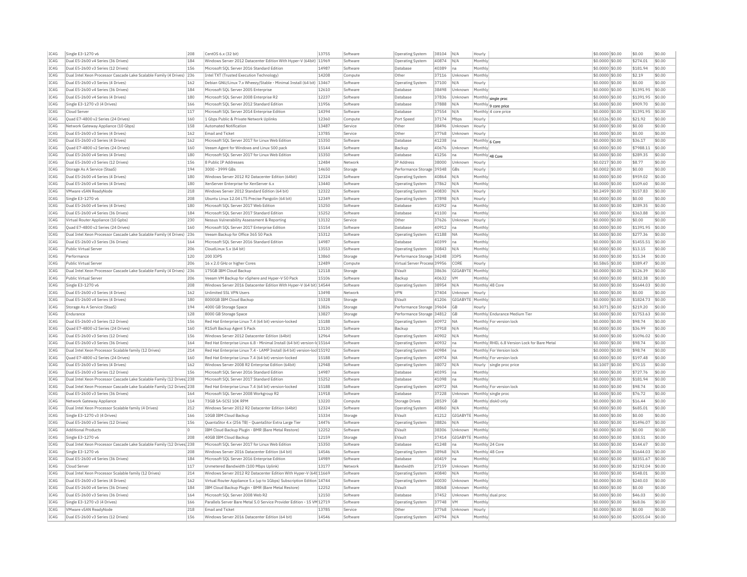| | | | | | | | | | | | | | |
|---|---|---|---|---|---|---|---|---|---|---|---|---|---|
| IC4G | Single E3-1270 v6 | 208 | CentOS 6.x (32 bit) | 13755 | Software | Operating System | 38104 | N/A | Hourly | | $0.0000 | $0.00 | $0.00 | $0.00 |
| IC4G | Dual E5-2600 v4 Series (36 Drives) | 184 | Windows Server 2012 Datacenter Edition With Hyper-V (64bit) | 11969 | Software | Operating System | 40874 | N/A | Monthly | | $0.0000 | $0.00 | $274.01 | $0.00 |
| IC4G | Dual E5-2600 v3 Series (12 Drives) | 156 | Microsoft SQL Server 2016 Standard Edition | 14987 | Software | Database | 40389 | na | Monthly | | $0.0000 | $0.00 | $181.94 | $0.00 |
| IC4G | Dual Intel Xeon Processor Cascade Lake Scalable Family (4 Drives) | 236 | Intel TXT (Trusted Execution Technology) | 14208 | Compute | Other | 37116 | Unknown | Monthly | | $0.0000 | $0.00 | $2.19 | $0.00 |
| IC4G | Dual E5-2600 v3 Series (4 Drives) | 162 | Debian GNU/Linux 7.x Wheezy/Stable - Minimal Install (64 bit) | 13467 | Software | Operating System | 37100 | N/A | Hourly | | $0.0000 | $0.00 | $0.00 | $0.00 |
| IC4G | Dual E5-2600 v4 Series (36 Drives) | 184 | Microsoft SQL Server 2005 Enterprise | 12610 | Software | Database | 38498 | Unknown | Monthly | | $0.0000 | $0.00 | $1391.95 | $0.00 |
| IC4G | Dual E5-2600 v4 Series (4 Drives) | 180 | Microsoft SQL Server 2008 Enterprise R2 | 12237 | Software | Database | 37836 | Unknown | Monthly | single proc | $0.0000 | $0.00 | $1391.95 | $0.00 |
| IC4G | Single E3-1270 v3 (4 Drives) | 166 | Microsoft SQL Server 2012 Standard Edition | 11956 | Software | Database | 37888 | N/A | Monthly | 9 core price | $0.0000 | $0.00 | $909.70 | $0.00 |
| IC4G | Cloud Server | 117 | Microsoft SQL Server 2014 Enterprise Edition | 14394 | Software | Database | 37554 | N/A | Monthly | 4 core price | $0.0000 | $0.00 | $1391.95 | $0.00 |
| IC4G | Quad E7-4800 v2 Series (24 Drives) | 160 | 1 Gbps Public & Private Network Uplinks | 12360 | Compute | Port Speed | 37174 | Mbps | Hourly | | $0.0326 | $0.00 | $21.92 | $0.00 |
| IC4G | Network Gateway Appliance (10 Gbps) | 158 | Automated Notification | 13487 | Service | Other | 38496 | Unknown | Hourly | | $0.0000 | $0.00 | $0.00 | $0.00 |
| IC4G | Dual E5-2600 v3 Series (4 Drives) | 162 | Email and Ticket | 13785 | Service | Other | 37768 | Unknown | Hourly | | $0.0000 | $0.00 | $0.00 | $0.00 |
| IC4G | Dual E5-2600 v3 Series (4 Drives) | 162 | Microsoft SQL Server 2017 for Linux Web Edition | 15350 | Software | Database | 41238 | na | Monthly | 6 Core | $0.0000 | $0.00 | $36.17 | $0.00 |
| IC4G | Quad E7-4800 v2 Series (24 Drives) | 160 | Veeam Agent for Windows and Linux 500 pack | 15144 | Software | Backup | 40676 | Unknown | Monthly | | $0.0000 | $0.00 | $7988.11 | $0.00 |
| IC4G | Dual E5-2600 v4 Series (4 Drives) | 180 | Microsoft SQL Server 2017 for Linux Web Edition | 15350 | Software | Database | 41256 | na | Monthly | 48 Core | $0.0000 | $0.00 | $289.35 | $0.00 |
| IC4G | Dual E5-2600 v3 Series (12 Drives) | 156 | 8 Public IP Addresses | 12484 | Network | IP Address | 38000 | Unknown | Hourly | | $0.0217 | $0.00 | $8.77 | $0.00 |
| IC4G | Storage As A Service (StaaS) | 194 | 3000 - 3999 GBs | 14650 | Storage | Performance Storage | 39348 | GBs | Hourly | | $0.0002 | $0.00 | $0.00 | $0.00 |
| IC4G | Dual E5-2600 v4 Series (4 Drives) | 180 | Windows Server 2012 R2 Datacenter Edition (64bit) | 12324 | Software | Operating System | 40864 | N/A | Monthly | | $0.0000 | $0.00 | $959.02 | $0.00 |
| IC4G | Dual E5-2600 v4 Series (4 Drives) | 180 | XenServer Enterprise for XenServer 6.x | 13440 | Software | Operating System | 37862 | N/A | Monthly | | $0.0000 | $0.00 | $109.60 | $0.00 |
| IC4G | VMware vSAN ReadyNode | 218 | Windows Server 2012 Standard Edition (64 bit) | 12322 | Software | Operating System | 40830 | N/A | Hourly | | $0.2459 | $0.00 | $157.83 | $0.00 |
| IC4G | Single E3-1270 v6 | 208 | Ubuntu Linux 12.04 LTS Precise Pangolin (64 bit) | 12349 | Software | Operating System | 37898 | N/A | Hourly | | $0.0000 | $0.00 | $0.00 | $0.00 |
| IC4G | Dual E5-2600 v4 Series (4 Drives) | 180 | Microsoft SQL Server 2017 Web Edition | 15250 | Software | Database | 41092 | na | Monthly | | $0.0000 | $0.00 | $289.35 | $0.00 |
| IC4G | Dual E5-2600 v4 Series (36 Drives) | 184 | Microsoft SQL Server 2017 Standard Edition | 15252 | Software | Database | 41100 | na | Monthly | | $0.0000 | $0.00 | $363.88 | $0.00 |
| IC4G | Virtual Router Appliance (10 Gpbs) | 230 | Nessus Vulnerability Assessment & Reporting | 13132 | Service | Other | 37626 | Unknown | Hourly | | $0.0000 | $0.00 | $0.00 | $0.00 |
| IC4G | Quad E7-4800 v2 Series (24 Drives) | 160 | Microsoft SQL Server 2017 Enterprise Edition | 15154 | Software | Database | 40912 | na | Monthly | | $0.0000 | $0.00 | $1391.95 | $0.00 |
| IC4G | Dual Intel Xeon Processor Cascade Lake Scalable Family (4 Drives) | 236 | Veeam Backup for Office 365 50 Pack | 15312 | Software | Operating System | 41188 | NA | Monthly | | $0.0000 | $0.00 | $277.36 | $0.00 |
| IC4G | Dual E5-2600 v3 Series (36 Drives) | 164 | Microsoft SQL Server 2016 Standard Edition | 14987 | Software | Database | 40399 | na | Monthly | | $0.0000 | $0.00 | $1455.51 | $0.00 |
| IC4G | Public Virtual Server | 206 | CloudLinux 5.x (64 bit) | 13553 | Software | Operating System | 30843 | N/A | Monthly | | $0.0000 | $0.00 | $13.15 | $0.00 |
| IC4G | Performance | 120 | 200 IOPS | 13860 | Storage | Performance Storage | 34248 | IOPS | Monthly | | $0.0000 | $0.00 | $15.34 | $0.00 |
| IC4G | Public Virtual Server | 206 | 16 x 2.0 GHz or higher Cores | 12489 | Compute | Virtual Server Process | 39956 | CORE | Hourly | | $0.5865 | $0.00 | $389.47 | $0.00 |
| IC4G | Dual Intel Xeon Processor Cascade Lake Scalable Family (4 Drives) | 236 | 175GB IBM Cloud Backup | 12118 | Storage | EVault | 38636 | GIGABYTE | Monthly | | $0.0000 | $0.00 | $126.39 | $0.00 |
| IC4G | Public Virtual Server | 206 | Veeam VM Backup for vSphere and Hyper-V 50 Pack | 15106 | Software | Backup | 40632 | VM | Monthly | | $0.0000 | $0.00 | $832.38 | $0.00 |
| IC4G | Single E3-1270 v6 | 208 | Windows Server 2016 Datacenter Edition With Hyper-V (64 bit) | 14544 | Software | Operating System | 38954 | N/A | Monthly | 48 Core | $0.0000 | $0.00 | $1644.03 | $0.00 |
| IC4G | Dual E5-2600 v3 Series (4 Drives) | 162 | Unlimited SSL VPN Users | 13498 | Network | VPN | 37404 | Unknown | Hourly | | $0.0000 | $0.00 | $0.00 | $0.00 |
| IC4G | Dual E5-2600 v4 Series (4 Drives) | 180 | 8000GB IBM Cloud Backup | 15328 | Storage | EVault | 41206 | GIGABYTE | Monthly | | $0.0000 | $0.00 | $1824.73 | $0.00 |
| IC4G | Storage As A Service (StaaS) | 194 | 4000 GB Storage Space | 13826 | Storage | Performance Storage | 39604 | GB | Hourly | | $0.3071 | $0.00 | $219.20 | $0.00 |
| IC4G | Endurance | 128 | 8000 GB Storage Space | 13827 | Storage | Performance Storage | 34812 | GB | Monthly | Endurance Medium Tier | $0.0000 | $0.00 | $1753.63 | $0.00 |
| IC4G | Dual E5-2600 v3 Series (12 Drives) | 156 | Red Hat Enterprise Linux 7.4 (64 bit) version-locked | 15188 | Software | Operating System | 40972 | NA | Monthly | For version lock | $0.0000 | $0.00 | $98.74 | $0.00 |
| IC4G | Quad E7-4800 v2 Series (24 Drives) | 160 | R1Soft Backup Agent 5 Pack | 13130 | Software | Backup | 37918 | N/A | Monthly | | $0.0000 | $0.00 | $36.99 | $0.00 |
| IC4G | Dual E5-2600 v3 Series (12 Drives) | 156 | Windows Server 2012 Datacenter Edition (64bit) | 12964 | Software | Operating System | 40902 | N/A | Monthly | | $0.0000 | $0.00 | $1096.02 | $0.00 |
| IC4G | Dual E5-2600 v3 Series (36 Drives) | 164 | Red Hat Enterprise Linux 6.8 - Minimal Install (64 bit) version-lo | 15164 | Software | Operating System | 40932 | na | Monthly | RHEL 6.8 Version Lock for Bare Metal | $0.0000 | $0.00 | $98.74 | $0.00 |
| IC4G | Dual Intel Xeon Processor Scalable family (12 Drives) | 214 | Red Hat Enterprise Linux 7.4 - LAMP Install (64 bit) version-lock | 15192 | Software | Operating System | 40984 | na | Monthly | For Version lock | $0.0000 | $0.00 | $98.74 | $0.00 |
| IC4G | Quad E7-4800 v2 Series (24 Drives) | 160 | Red Hat Enterprise Linux 7.4 (64 bit) version-locked | 15188 | Software | Operating System | 40974 | NA | Monthly | For version lock | $0.0000 | $0.00 | $197.48 | $0.00 |
| IC4G | Dual E5-2600 v3 Series (4 Drives) | 162 | Windows Server 2008 R2 Enterprise Edition (64bit) | 12948 | Software | Operating System | 38072 | N/A | Hourly | single proc price | $0.1007 | $0.00 | $70.15 | $0.00 |
| IC4G | Dual E5-2600 v3 Series (12 Drives) | 156 | Microsoft SQL Server 2016 Standard Edition | 14987 | Software | Database | 40395 | na | Monthly | | $0.0000 | $0.00 | $727.76 | $0.00 |
| IC4G | Dual Intel Xeon Processor Cascade Lake Scalable Family (12 Drives) | 238 | Microsoft SQL Server 2017 Standard Edition | 15252 | Software | Database | 41098 | na | Monthly | | $0.0000 | $0.00 | $181.94 | $0.00 |
| IC4G | Dual Intel Xeon Processor Cascade Lake Scalable Family (12 Drives) | 238 | Red Hat Enterprise Linux 7.4 (64 bit) version-locked | 15188 | Software | Operating System | 40972 | NA | Monthly | For version lock | $0.0000 | $0.00 | $98.74 | $0.00 |
| IC4G | Dual E5-2600 v3 Series (36 Drives) | 164 | Microsoft SQL Server 2008 Workgroup R2 | 11918 | Software | Database | 37228 | Unknown | Monthly | single proc | $0.0000 | $0.00 | $76.72 | $0.00 |
| IC4G | Network Gateway Appliance | 114 | 73GB SA-SCSI 10K RPM | 13220 | Compute | Storage Drives | 28539 | GB | Monthly | disk0 only | $0.0000 | $0.00 | $16.44 | $0.00 |
| IC4G | Dual Intel Xeon Processor Scalable family (4 Drives) | 212 | Windows Server 2012 R2 Datacenter Edition (64bit) | 12324 | Software | Operating System | 40860 | N/A | Monthly | | $0.0000 | $0.00 | $685.01 | $0.00 |
| IC4G | Single E3-1270 v3 (4 Drives) | 166 | 10GB IBM Cloud Backup | 15334 | Storage | EVault | 41212 | GIGABYTE | Monthly | | $0.0000 | $0.00 | $0.00 | $0.00 |
| IC4G | Dual E5-2600 v3 Series (12 Drives) | 156 | QuantaStor 4.x (256 TB) - QuantaStor Extra Large Tier | 14476 | Software | Operating System | 38826 | N/A | Monthly | | $0.0000 | $0.00 | $1496.07 | $0.00 |
| IC4G | Additional Products | 0 | IBM Cloud Backup Plugin - BMR (Bare Metal Restore) | 12252 | Software | EVault | 38306 | Unknown | Monthly | | $0.0000 | $0.00 | $0.00 | $0.00 |
| IC4G | Single E3-1270 v6 | 208 | 40GB IBM Cloud Backup | 12159 | Storage | EVault | 37414 | GIGABYTE | Monthly | | $0.0000 | $0.00 | $38.51 | $0.00 |
| IC4G | Dual Intel Xeon Processor Cascade Lake Scalable Family (12 Drives) | 238 | Microsoft SQL Server 2017 for Linux Web Edition | 15350 | Software | Database | 41248 | na | Monthly | 24 Core | $0.0000 | $0.00 | $144.67 | $0.00 |
| IC4G | Single E3-1270 v6 | 208 | Windows Server 2016 Datacenter Edition (64 bit) | 14546 | Software | Operating System | 38968 | N/A | Monthly | 48 Core | $0.0000 | $0.00 | $1644.03 | $0.00 |
| IC4G | Dual E5-2600 v4 Series (36 Drives) | 184 | Microsoft SQL Server 2016 Enterprise Edition | 14989 | Software | Database | 40419 | na | Monthly | | $0.0000 | $0.00 | $8351.67 | $0.00 |
| IC4G | Cloud Server | 117 | Unmetered Bandwidth (100 Mbps Uplink) | 13177 | Network | Bandwidth | 27159 | Unknown | Monthly | | $0.0000 | $0.00 | $2192.04 | $0.00 |
| IC4G | Dual Intel Xeon Processor Scalable family (12 Drives) | 214 | Windows Server 2012 R2 Datacenter Edition With Hyper-V (64t | 11669 | Software | Operating System | 40840 | N/A | Monthly | | $0.0000 | $0.00 | $548.01 | $0.00 |
| IC4G | Dual E5-2600 v3 Series (4 Drives) | 162 | Virtual Router Appliance 5.x (up to 1Gbps) Subscription Edition | 14744 | Software | Operating System | 40030 | Unknown | Monthly | | $0.0000 | $0.00 | $240.03 | $0.00 |
| IC4G | Dual E5-2600 v4 Series (36 Drives) | 184 | IBM Cloud Backup Plugin - BMR (Bare Metal Restore) | 12252 | Software | EVault | 38068 | Unknown | Monthly | | $0.0000 | $0.00 | $0.00 | $0.00 |
| IC4G | Dual E5-2600 v3 Series (36 Drives) | 164 | Microsoft SQL Server 2008 Web R2 | 12150 | Software | Database | 37452 | Unknown | Monthly | dual proc | $0.0000 | $0.00 | $46.03 | $0.00 |
| IC4G | Single E3-1270 v3 (4 Drives) | 166 | Parallels Server Bare Metal 5.0 Service Provider Edition - 15 VM | 12719 | Software | Operating System | 37748 | VM | Monthly | | $0.0000 | $0.00 | $68.06 | $0.00 |
| IC4G | VMware vSAN ReadyNode | 218 | Email and Ticket | 13785 | Service | Other | 37768 | Unknown | Hourly | | $0.0000 | $0.00 | $0.00 | $0.00 |
| IC4G | Dual E5-2600 v3 Series (12 Drives) | 156 | Windows Server 2016 Datacenter Edition (64 bit) | 14546 | Software | Operating System | 40794 | N/A | Monthly | | $0.0000 | $0.00 | $2055.04 | $0.00 |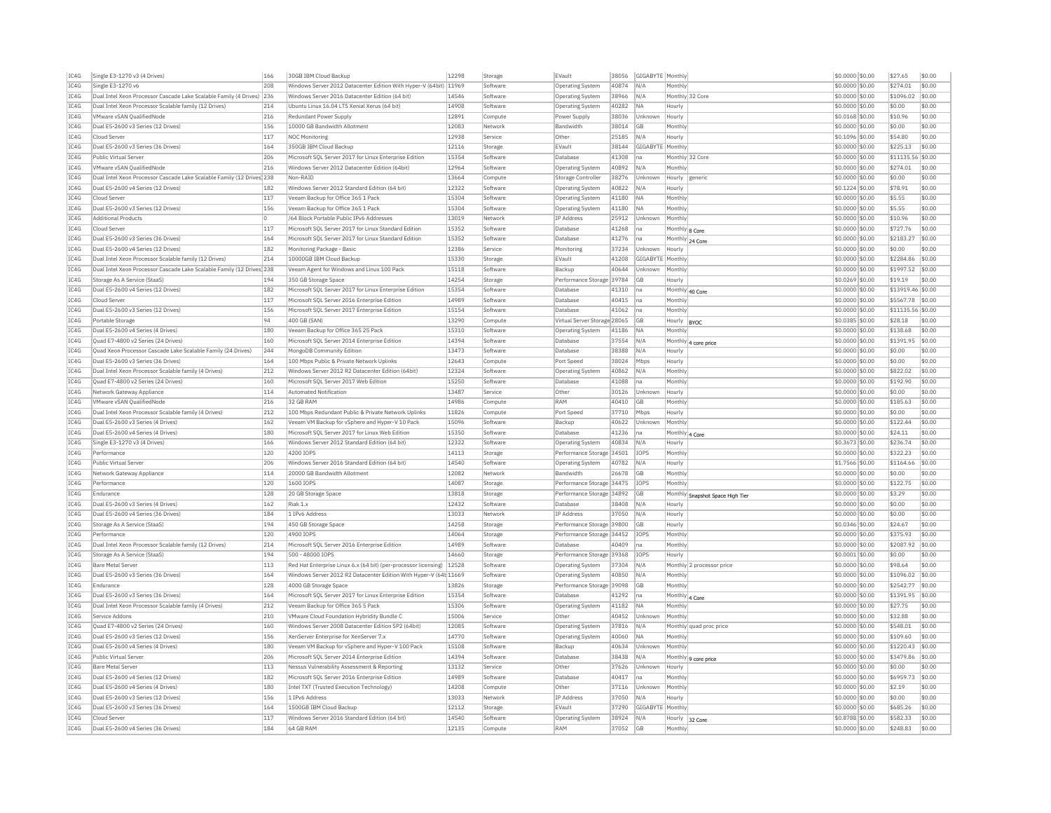| IC4G | Single E3-1270 v3 (4 Drives) | 166 | 30GB IBM Cloud Backup | 12298 | Storage | EVault | 38056 | GIGABYTE | Monthly | | $0.0000 | $0.00 | $27.65 | $0.00 |
|---|---|---|---|---|---|---|---|---|---|---|---|---|---|---|
| IC4G | Single E3-1270 v6 | 208 | Windows Server 2012 Datacenter Edition With Hyper-V (64bit) | 11969 | Software | Operating System | 40874 | N/A | Monthly | | $0.0000 | $0.00 | $274.01 | $0.00 |
| IC4G | Dual Intel Xeon Processor Cascade Lake Scalable Family (4 Drives) | 236 | Windows Server 2016 Datacenter Edition (64 bit) | 14546 | Software | Operating System | 38966 | N/A | Monthly | 32 Core | $0.0000 | $0.00 | $1096.02 | $0.00 |
| IC4G | Dual Intel Xeon Processor Scalable family (12 Drives) | 214 | Ubuntu Linux 16.04 LTS Xenial Xerus (64 bit) | 14908 | Software | Operating System | 40282 | NA | Hourly | | $0.0000 | $0.00 | $0.00 | $0.00 |
| IC4G | VMware vSAN QualifiedNode | 216 | Redundant Power Supply | 12891 | Compute | Power Supply | 38036 | Unknown | Hourly | | $0.0168 | $0.00 | $10.96 | $0.00 |
| IC4G | Dual E5-2600 v3 Series (12 Drives) | 156 | 10000 GB Bandwidth Allotment | 12083 | Network | Bandwidth | 38014 | GB | Monthly | | $0.0000 | $0.00 | $0.00 | $0.00 |
| IC4G | Cloud Server | 117 | NOC Monitoring | 12938 | Service | Other | 25185 | N/A | Hourly | | $0.1096 | $0.00 | $54.80 | $0.00 |
| IC4G | Dual E5-2600 v3 Series (36 Drives) | 164 | 350GB IBM Cloud Backup | 12116 | Storage | EVault | 38144 | GIGABYTE | Monthly | | $0.0000 | $0.00 | $225.13 | $0.00 |
| IC4G | Public Virtual Server | 206 | Microsoft SQL Server 2017 for Linux Enterprise Edition | 15354 | Software | Database | 41308 | na | Monthly | 32 Core | $0.0000 | $0.00 | $11135.56 | $0.00 |
| IC4G | VMware vSAN QualifiedNode | 216 | Windows Server 2012 Datacenter Edition (64bit) | 12964 | Software | Operating System | 40892 | N/A | Monthly | | $0.0000 | $0.00 | $274.01 | $0.00 |
| IC4G | Dual Intel Xeon Processor Cascade Lake Scalable Family (12 Drives) | 238 | Non-RAID | 13664 | Compute | Storage Controller | 38276 | Unknown | Hourly | generic | $0.0000 | $0.00 | $0.00 | $0.00 |
| IC4G | Dual E5-2600 v4 Series (12 Drives) | 182 | Windows Server 2012 Standard Edition (64 bit) | 12322 | Software | Operating System | 40822 | N/A | Hourly | | $0.1224 | $0.00 | $78.91 | $0.00 |
| IC4G | Cloud Server | 117 | Veeam Backup for Office 365 1 Pack | 15304 | Software | Operating System | 41180 | NA | Monthly | | $0.0000 | $0.00 | $5.55 | $0.00 |
| IC4G | Dual E5-2600 v3 Series (12 Drives) | 156 | Veeam Backup for Office 365 1 Pack | 15304 | Software | Operating System | 41180 | NA | Monthly | | $0.0000 | $0.00 | $5.55 | $0.00 |
| IC4G | Additional Products | 0 | /64 Block Portable Public IPv6 Addresses | 13019 | Network | IP Address | 25912 | Unknown | Monthly | | $0.0000 | $0.00 | $10.96 | $0.00 |
| IC4G | Cloud Server | 117 | Microsoft SQL Server 2017 for Linux Standard Edition | 15352 | Software | Database | 41268 | na | Monthly | 8 Core | $0.0000 | $0.00 | $727.76 | $0.00 |
| IC4G | Dual E5-2600 v3 Series (36 Drives) | 164 | Microsoft SQL Server 2017 for Linux Standard Edition | 15352 | Software | Database | 41276 | na | Monthly | 24 Core | $0.0000 | $0.00 | $2183.27 | $0.00 |
| IC4G | Dual E5-2600 v4 Series (12 Drives) | 182 | Monitoring Package - Basic | 12386 | Service | Monitoring | 37234 | Unknown | Hourly | | $0.0000 | $0.00 | $0.00 | $0.00 |
| IC4G | Dual Intel Xeon Processor Scalable family (12 Drives) | 214 | 10000GB IBM Cloud Backup | 15330 | Storage | EVault | 41208 | GIGABYTE | Monthly | | $0.0000 | $0.00 | $2284.86 | $0.00 |
| IC4G | Dual Intel Xeon Processor Cascade Lake Scalable Family (12 Drives) | 238 | Veeam Agent for Windows and Linux 100 Pack | 15118 | Software | Backup | 40644 | Unknown | Monthly | | $0.0000 | $0.00 | $1997.52 | $0.00 |
| IC4G | Storage As A Service (StaaS) | 194 | 350 GB Storage Space | 14254 | Storage | Performance Storage | 39784 | GB | Hourly | | $0.0269 | $0.00 | $19.19 | $0.00 |
| IC4G | Dual E5-2600 v4 Series (12 Drives) | 182 | Microsoft SQL Server 2017 for Linux Enterprise Edition | 15354 | Software | Database | 41310 | na | Monthly | 40 Core | $0.0000 | $0.00 | $13919.46 | $0.00 |
| IC4G | Cloud Server | 117 | Microsoft SQL Server 2016 Enterprise Edition | 14989 | Software | Database | 40415 | na | Monthly | | $0.0000 | $0.00 | $5567.78 | $0.00 |
| IC4G | Dual E5-2600 v3 Series (12 Drives) | 156 | Microsoft SQL Server 2017 Enterprise Edition | 15154 | Software | Database | 41062 | na | Monthly | | $0.0000 | $0.00 | $11135.56 | $0.00 |
| IC4G | Portable Storage | 94 | 400 GB (SAN) | 13290 | Compute | Virtual Server Storage | 28065 | GB | Hourly | BYOC | $0.0385 | $0.00 | $28.18 | $0.00 |
| IC4G | Dual E5-2600 v4 Series (4 Drives) | 180 | Veeam Backup for Office 365 25 Pack | 15310 | Software | Operating System | 41186 | NA | Monthly | | $0.0000 | $0.00 | $138.68 | $0.00 |
| IC4G | Quad E7-4800 v2 Series (24 Drives) | 160 | Microsoft SQL Server 2014 Enterprise Edition | 14394 | Software | Database | 37554 | N/A | Monthly | 4 core price | $0.0000 | $0.00 | $1391.95 | $0.00 |
| IC4G | Quad Xeon Processor Cascade Lake Scalable Family (24 Drives) | 244 | MongoDB Community Edition | 13473 | Software | Database | 38388 | N/A | Hourly | | $0.0000 | $0.00 | $0.00 | $0.00 |
| IC4G | Dual E5-2600 v3 Series (36 Drives) | 164 | 100 Mbps Public & Private Network Uplinks | 12643 | Compute | Port Speed | 38024 | Mbps | Hourly | | $0.0000 | $0.00 | $0.00 | $0.00 |
| IC4G | Dual Intel Xeon Processor Scalable family (4 Drives) | 212 | Windows Server 2012 R2 Datacenter Edition (64bit) | 12324 | Software | Operating System | 40862 | N/A | Monthly | | $0.0000 | $0.00 | $822.02 | $0.00 |
| IC4G | Quad E7-4800 v2 Series (24 Drives) | 160 | Microsoft SQL Server 2017 Web Edition | 15250 | Software | Database | 41088 | na | Monthly | | $0.0000 | $0.00 | $192.90 | $0.00 |
| IC4G | Network Gateway Appliance | 114 | Automated Notification | 13487 | Service | Other | 30126 | Unknown | Hourly | | $0.0000 | $0.00 | $0.00 | $0.00 |
| IC4G | VMware vSAN QualifiedNode | 216 | 32 GB RAM | 14986 | Compute | RAM | 40410 | GB | Monthly | | $0.0000 | $0.00 | $185.63 | $0.00 |
| IC4G | Dual Intel Xeon Processor Scalable family (4 Drives) | 212 | 100 Mbps Redundant Public & Private Network Uplinks | 11826 | Compute | Port Speed | 37710 | Mbps | Hourly | | $0.0000 | $0.00 | $0.00 | $0.00 |
| IC4G | Dual E5-2600 v3 Series (4 Drives) | 162 | Veeam VM Backup for vSphere and Hyper-V 10 Pack | 15096 | Software | Backup | 40622 | Unknown | Monthly | | $0.0000 | $0.00 | $122.44 | $0.00 |
| IC4G | Dual E5-2600 v4 Series (4 Drives) | 180 | Microsoft SQL Server 2017 for Linux Web Edition | 15350 | Software | Database | 41236 | na | Monthly | 4 Core | $0.0000 | $0.00 | $24.11 | $0.00 |
| IC4G | Single E3-1270 v3 (4 Drives) | 166 | Windows Server 2012 Standard Edition (64 bit) | 12322 | Software | Operating System | 40834 | N/A | Hourly | | $0.3673 | $0.00 | $236.74 | $0.00 |
| IC4G | Performance | 120 | 4200 IOPS | 14113 | Storage | Performance Storage | 34501 | IOPS | Monthly | | $0.0000 | $0.00 | $322.23 | $0.00 |
| IC4G | Public Virtual Server | 206 | Windows Server 2016 Standard Edition (64 bit) | 14540 | Software | Operating System | 40782 | N/A | Hourly | | $1.7566 | $0.00 | $1164.66 | $0.00 |
| IC4G | Network Gateway Appliance | 114 | 20000 GB Bandwidth Allotment | 12082 | Network | Bandwidth | 26678 | GB | Monthly | | $0.0000 | $0.00 | $0.00 | $0.00 |
| IC4G | Performance | 120 | 1600 IOPS | 14087 | Storage | Performance Storage | 34475 | IOPS | Monthly | | $0.0000 | $0.00 | $122.75 | $0.00 |
| IC4G | Endurance | 128 | 20 GB Storage Space | 13818 | Storage | Performance Storage | 34892 | GB | Monthly | Snapshot Space High Tier | $0.0000 | $0.00 | $3.29 | $0.00 |
| IC4G | Dual E5-2600 v3 Series (4 Drives) | 162 | Riak 1.x | 12432 | Software | Database | 38408 | N/A | Hourly | | $0.0000 | $0.00 | $0.00 | $0.00 |
| IC4G | Dual E5-2600 v4 Series (36 Drives) | 184 | 1 IPv6 Address | 13033 | Network | IP Address | 37050 | N/A | Hourly | | $0.0000 | $0.00 | $0.00 | $0.00 |
| IC4G | Storage As A Service (StaaS) | 194 | 450 GB Storage Space | 14258 | Storage | Performance Storage | 39800 | GB | Hourly | | $0.0346 | $0.00 | $24.67 | $0.00 |
| IC4G | Performance | 120 | 4900 IOPS | 14064 | Storage | Performance Storage | 34452 | IOPS | Monthly | | $0.0000 | $0.00 | $375.93 | $0.00 |
| IC4G | Dual Intel Xeon Processor Scalable family (12 Drives) | 214 | Microsoft SQL Server 2016 Enterprise Edition | 14989 | Software | Database | 40409 | na | Monthly | | $0.0000 | $0.00 | $2087.92 | $0.00 |
| IC4G | Storage As A Service (StaaS) | 194 | 500 - 48000 IOPS | 14660 | Storage | Performance Storage | 39368 | IOPS | Hourly | | $0.0001 | $0.00 | $0.00 | $0.00 |
| IC4G | Bare Metal Server | 113 | Red Hat Enterprise Linux 6.x (64 bit) (per-processor licensing) | 12528 | Software | Operating System | 37304 | N/A | Monthly | 2 processor price | $0.0000 | $0.00 | $98.64 | $0.00 |
| IC4G | Dual E5-2600 v3 Series (36 Drives) | 164 | Windows Server 2012 R2 Datacenter Edition With Hyper-V (64t | 11669 | Software | Operating System | 40850 | N/A | Monthly | | $0.0000 | $0.00 | $1096.02 | $0.00 |
| IC4G | Endurance | 128 | 4000 GB Storage Space | 13826 | Storage | Performance Storage | 39098 | GB | Monthly | | $0.0000 | $0.00 | $2542.77 | $0.00 |
| IC4G | Dual E5-2600 v3 Series (36 Drives) | 164 | Microsoft SQL Server 2017 for Linux Enterprise Edition | 15354 | Software | Database | 41292 | na | Monthly | 4 Core | $0.0000 | $0.00 | $1391.95 | $0.00 |
| IC4G | Dual Intel Xeon Processor Scalable family (4 Drives) | 212 | Veeam Backup for Office 365 5 Pack | 15306 | Software | Operating System | 41182 | NA | Monthly | | $0.0000 | $0.00 | $27.75 | $0.00 |
| IC4G | Service Addons | 210 | VMware Cloud Foundation Hybridity Bundle C | 15006 | Service | Other | 40452 | Unknown | Monthly | | $0.0000 | $0.00 | $32.88 | $0.00 |
| IC4G | Quad E7-4800 v2 Series (24 Drives) | 160 | Windows Server 2008 Datacenter Edition SP2 (64bit) | 12085 | Software | Operating System | 37816 | N/A | Monthly | quad proc price | $0.0000 | $0.00 | $548.01 | $0.00 |
| IC4G | Dual E5-2600 v3 Series (12 Drives) | 156 | XenServer Enterprise for XenServer 7.x | 14770 | Software | Operating System | 40060 | NA | Monthly | | $0.0000 | $0.00 | $109.60 | $0.00 |
| IC4G | Dual E5-2600 v4 Series (4 Drives) | 180 | Veeam VM Backup for vSphere and Hyper-V 100 Pack | 15108 | Software | Backup | 40634 | Unknown | Monthly | | $0.0000 | $0.00 | $1220.43 | $0.00 |
| IC4G | Public Virtual Server | 206 | Microsoft SQL Server 2014 Enterprise Edition | 14394 | Software | Database | 38438 | N/A | Monthly | 9 core price | $0.0000 | $0.00 | $3479.86 | $0.00 |
| IC4G | Bare Metal Server | 113 | Nessus Vulnerability Assessment & Reporting | 13132 | Service | Other | 37626 | Unknown | Hourly | | $0.0000 | $0.00 | $0.00 | $0.00 |
| IC4G | Dual E5-2600 v4 Series (12 Drives) | 182 | Microsoft SQL Server 2016 Enterprise Edition | 14989 | Software | Database | 40417 | na | Monthly | | $0.0000 | $0.00 | $6959.73 | $0.00 |
| IC4G | Dual E5-2600 v4 Series (4 Drives) | 180 | Intel TXT (Trusted Execution Technology) | 14208 | Compute | Other | 37116 | Unknown | Monthly | | $0.0000 | $0.00 | $2.19 | $0.00 |
| IC4G | Dual E5-2600 v3 Series (12 Drives) | 156 | 1 IPv6 Address | 13033 | Network | IP Address | 37050 | N/A | Hourly | | $0.0000 | $0.00 | $0.00 | $0.00 |
| IC4G | Dual E5-2600 v3 Series (36 Drives) | 164 | 1500GB IBM Cloud Backup | 12112 | Storage | EVault | 37290 | GIGABYTE | Monthly | | $0.0000 | $0.00 | $685.26 | $0.00 |
| IC4G | Cloud Server | 117 | Windows Server 2016 Standard Edition (64 bit) | 14540 | Software | Operating System | 38924 | N/A | Hourly | 32 Core | $0.8788 | $0.00 | $582.33 | $0.00 |
| IC4G | Dual E5-2600 v4 Series (36 Drives) | 184 | 64 GB RAM | 12135 | Compute | RAM | 37052 | GB | Monthly | | $0.0000 | $0.00 | $248.83 | $0.00 |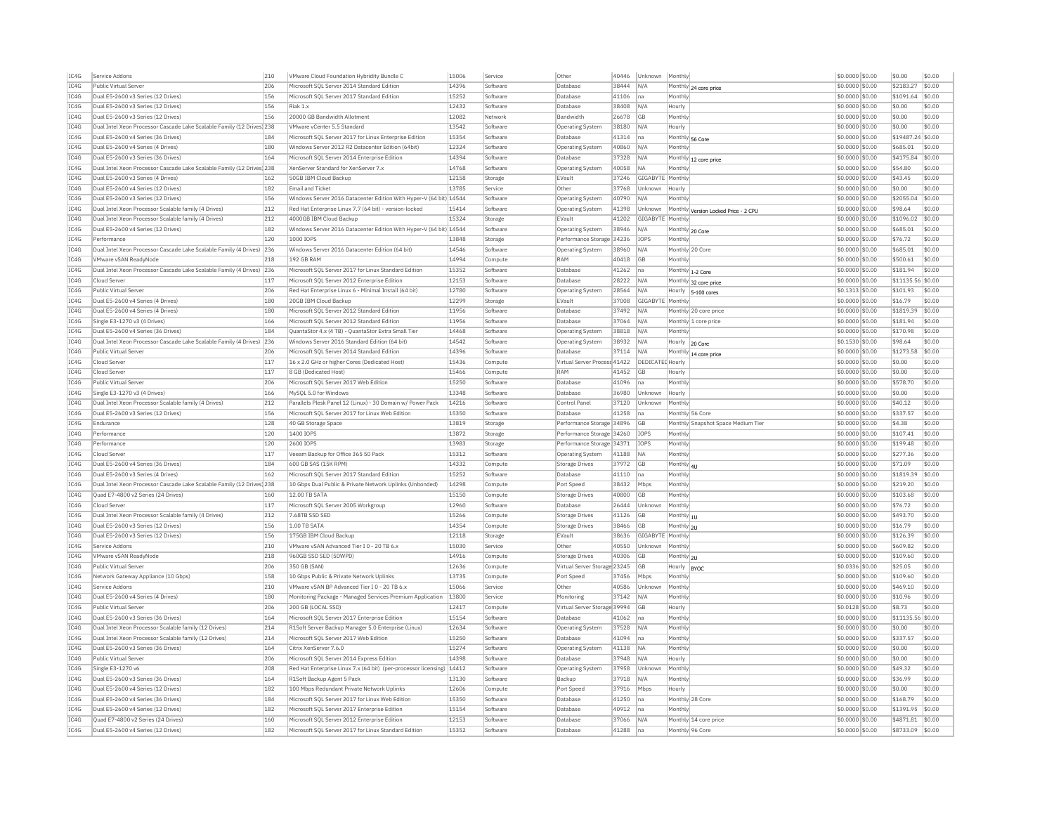| IC4G | Service Addons | 210 | VMware Cloud Foundation Hybridity Bundle C | 15006 | Service | Other | 40446 | Unknown | Monthly | | $0.0000 | $0.00 | $0.00 | $0.00 |
|---|---|---|---|---|---|---|---|---|---|---|---|---|---|---|
| IC4G | Public Virtual Server | 206 | Microsoft SQL Server 2014 Standard Edition | 14396 | Software | Database | 38444 | N/A | Monthly | 24 core price | $0.0000 | $0.00 | $2183.27 | $0.00 |
| IC4G | Dual E5-2600 v3 Series (12 Drives) | 156 | Microsoft SQL Server 2017 Standard Edition | 15252 | Software | Database | 41106 | na | Monthly | | $0.0000 | $0.00 | $1091.64 | $0.00 |
| IC4G | Dual E5-2600 v3 Series (12 Drives) | 156 | Riak 1.x | 12432 | Software | Database | 38408 | N/A | Hourly | | $0.0000 | $0.00 | $0.00 | $0.00 |
| IC4G | Dual E5-2600 v3 Series (12 Drives) | 156 | 20000 GB Bandwidth Allotment | 12082 | Network | Bandwidth | 26678 | GB | Monthly | | $0.0000 | $0.00 | $0.00 | $0.00 |
| IC4G | Dual Intel Xeon Processor Cascade Lake Scalable Family (12 Drives) | 238 | VMware vCenter 5.5 Standard | 13542 | Software | Operating System | 38180 | N/A | Hourly | | $0.0000 | $0.00 | $0.00 | $0.00 |
| IC4G | Dual E5-2600 v4 Series (36 Drives) | 184 | Microsoft SQL Server 2017 for Linux Enterprise Edition | 15354 | Software | Database | 41314 | na | Monthly | 56 Core | $0.0000 | $0.00 | $19487.24 | $0.00 |
| IC4G | Dual E5-2600 v4 Series (4 Drives) | 180 | Windows Server 2012 R2 Datacenter Edition (64bit) | 12324 | Software | Operating System | 40860 | N/A | Monthly | | $0.0000 | $0.00 | $685.01 | $0.00 |
| IC4G | Dual E5-2600 v3 Series (36 Drives) | 164 | Microsoft SQL Server 2014 Enterprise Edition | 14394 | Software | Database | 37328 | N/A | Monthly | 12 core price | $0.0000 | $0.00 | $4175.84 | $0.00 |
| IC4G | Dual Intel Xeon Processor Cascade Lake Scalable Family (12 Drives) | 238 | XenServer Standard for XenServer 7.x | 14768 | Software | Operating System | 40058 | NA | Monthly | | $0.0000 | $0.00 | $54.80 | $0.00 |
| IC4G | Dual E5-2600 v3 Series (4 Drives) | 162 | 50GB IBM Cloud Backup | 12158 | Storage | EVault | 37246 | GIGABYTE | Monthly | | $0.0000 | $0.00 | $43.45 | $0.00 |
| IC4G | Dual E5-2600 v4 Series (12 Drives) | 182 | Email and Ticket | 13785 | Service | Other | 37768 | Unknown | Hourly | | $0.0000 | $0.00 | $0.00 | $0.00 |
| IC4G | Dual E5-2600 v3 Series (12 Drives) | 156 | Windows Server 2016 Datacenter Edition With Hyper-V (64 bit) | 14544 | Software | Operating System | 40790 | N/A | Monthly | | $0.0000 | $0.00 | $2055.04 | $0.00 |
| IC4G | Dual Intel Xeon Processor Scalable family (4 Drives) | 212 | Red Hat Enterprise Linux 7.7 (64 bit) - version-locked | 15414 | Software | Operating System | 41398 | Unknown | Monthly | Version Locked Price - 2 CPU | $0.0000 | $0.00 | $98.64 | $0.00 |
| IC4G | Dual Intel Xeon Processor Scalable family (4 Drives) | 212 | 4000GB IBM Cloud Backup | 15324 | Storage | EVault | 41202 | GIGABYTE | Monthly | | $0.0000 | $0.00 | $1096.02 | $0.00 |
| IC4G | Dual E5-2600 v4 Series (12 Drives) | 182 | Windows Server 2016 Datacenter Edition With Hyper-V (64 bit) | 14544 | Software | Operating System | 38946 | N/A | Monthly | 20 Core | $0.0000 | $0.00 | $685.01 | $0.00 |
| IC4G | Performance | 120 | 1000 IOPS | 13848 | Storage | Performance Storage | 34236 | IOPS | Monthly | | $0.0000 | $0.00 | $76.72 | $0.00 |
| IC4G | Dual Intel Xeon Processor Cascade Lake Scalable Family (4 Drives) | 236 | Windows Server 2016 Datacenter Edition (64 bit) | 14546 | Software | Operating System | 38960 | N/A | Monthly | 20 Core | $0.0000 | $0.00 | $685.01 | $0.00 |
| IC4G | VMware vSAN ReadyNode | 218 | 192 GB RAM | 14994 | Compute | RAM | 40418 | GB | Monthly | | $0.0000 | $0.00 | $500.61 | $0.00 |
| IC4G | Dual Intel Xeon Processor Cascade Lake Scalable Family (4 Drives) | 236 | Microsoft SQL Server 2017 for Linux Standard Edition | 15352 | Software | Database | 41262 | na | Monthly | 1-2 Core | $0.0000 | $0.00 | $181.94 | $0.00 |
| IC4G | Cloud Server | 117 | Microsoft SQL Server 2012 Enterprise Edition | 12153 | Software | Database | 28222 | N/A | Monthly | 32 core price | $0.0000 | $0.00 | $11135.56 | $0.00 |
| IC4G | Public Virtual Server | 206 | Red Hat Enterprise Linux 6 - Minimal Install (64 bit) | 12780 | Software | Operating System | 28564 | N/A | Hourly | 5-100 cores | $0.1313 | $0.00 | $101.93 | $0.00 |
| IC4G | Dual E5-2600 v4 Series (4 Drives) | 180 | 20GB IBM Cloud Backup | 12299 | Storage | EVault | 37008 | GIGABYTE | Monthly | | $0.0000 | $0.00 | $16.79 | $0.00 |
| IC4G | Dual E5-2600 v4 Series (4 Drives) | 180 | Microsoft SQL Server 2012 Standard Edition | 11956 | Software | Database | 37492 | N/A | Monthly | 20 core price | $0.0000 | $0.00 | $1819.39 | $0.00 |
| IC4G | Single E3-1270 v3 (4 Drives) | 166 | Microsoft SQL Server 2012 Standard Edition | 11956 | Software | Database | 37064 | N/A | Monthly | 1 core price | $0.0000 | $0.00 | $181.94 | $0.00 |
| IC4G | Dual E5-2600 v4 Series (36 Drives) | 184 | QuantaStor 4.x (4 TB) - QuantaStor Extra Small Tier | 14468 | Software | Operating System | 38818 | N/A | Monthly | | $0.0000 | $0.00 | $170.98 | $0.00 |
| IC4G | Dual Intel Xeon Processor Cascade Lake Scalable Family (4 Drives) | 236 | Windows Server 2016 Standard Edition (64 bit) | 14542 | Software | Operating System | 38932 | N/A | Hourly | 20 Core | $0.1530 | $0.00 | $98.64 | $0.00 |
| IC4G | Public Virtual Server | 206 | Microsoft SQL Server 2014 Standard Edition | 14396 | Software | Database | 37114 | N/A | Monthly | 14 core price | $0.0000 | $0.00 | $1273.58 | $0.00 |
| IC4G | Cloud Server | 117 | 16 x 2.0 GHz or higher Cores (Dedicated Host) | 15436 | Compute | Virtual Server Process | 41422 | DEDICATED | Hourly | | $0.0000 | $0.00 | $0.00 | $0.00 |
| IC4G | Cloud Server | 117 | 8 GB (Dedicated Host) | 15466 | Compute | RAM | 41452 | GB | Hourly | | $0.0000 | $0.00 | $0.00 | $0.00 |
| IC4G | Public Virtual Server | 206 | Microsoft SQL Server 2017 Web Edition | 15250 | Software | Database | 41096 | na | Monthly | | $0.0000 | $0.00 | $578.70 | $0.00 |
| IC4G | Single E3-1270 v3 (4 Drives) | 166 | MySQL 5.0 for Windows | 13348 | Software | Database | 36980 | Unknown | Hourly | | $0.0000 | $0.00 | $0.00 | $0.00 |
| IC4G | Dual Intel Xeon Processor Scalable family (4 Drives) | 212 | Parallels Plesk Panel 12 (Linux) - 30 Domain w/ Power Pack | 14216 | Software | Control Panel | 37120 | Unknown | Monthly | | $0.0000 | $0.00 | $40.12 | $0.00 |
| IC4G | Dual E5-2600 v3 Series (12 Drives) | 156 | Microsoft SQL Server 2017 for Linux Web Edition | 15350 | Software | Database | 41258 | na | Monthly | 56 Core | $0.0000 | $0.00 | $337.57 | $0.00 |
| IC4G | Endurance | 128 | 40 GB Storage Space | 13819 | Storage | Performance Storage | 34896 | GB | Monthly | Snapshot Space Medium Tier | $0.0000 | $0.00 | $4.38 | $0.00 |
| IC4G | Performance | 120 | 1400 IOPS | 13872 | Storage | Performance Storage | 34260 | IOPS | Monthly | | $0.0000 | $0.00 | $107.41 | $0.00 |
| IC4G | Performance | 120 | 2600 IOPS | 13983 | Storage | Performance Storage | 34371 | IOPS | Monthly | | $0.0000 | $0.00 | $199.48 | $0.00 |
| IC4G | Cloud Server | 117 | Veeam Backup for Office 365 50 Pack | 15312 | Software | Operating System | 41188 | NA | Monthly | | $0.0000 | $0.00 | $277.36 | $0.00 |
| IC4G | Dual E5-2600 v4 Series (36 Drives) | 184 | 600 GB SAS (15K RPM) | 14332 | Compute | Storage Drives | 37972 | GB | Monthly | 4U | $0.0000 | $0.00 | $71.09 | $0.00 |
| IC4G | Dual E5-2600 v3 Series (4 Drives) | 162 | Microsoft SQL Server 2017 Standard Edition | 15252 | Software | Database | 41110 | na | Monthly | | $0.0000 | $0.00 | $1819.39 | $0.00 |
| IC4G | Dual Intel Xeon Processor Cascade Lake Scalable Family (12 Drives) | 238 | 10 Gbps Dual Public & Private Network Uplinks (Unbonded) | 14298 | Compute | Port Speed | 38432 | Mbps | Monthly | | $0.0000 | $0.00 | $219.20 | $0.00 |
| IC4G | Quad E7-4800 v2 Series (24 Drives) | 160 | 12.00 TB SATA | 15150 | Compute | Storage Drives | 40800 | GB | Monthly | | $0.0000 | $0.00 | $103.68 | $0.00 |
| IC4G | Cloud Server | 117 | Microsoft SQL Server 2005 Workgroup | 12960 | Software | Database | 26444 | Unknown | Monthly | | $0.0000 | $0.00 | $76.72 | $0.00 |
| IC4G | Dual Intel Xeon Processor Scalable family (4 Drives) | 212 | 7.68TB SSD SED | 15266 | Compute | Storage Drives | 41126 | GB | Monthly | 1U | $0.0000 | $0.00 | $493.70 | $0.00 |
| IC4G | Dual E5-2600 v3 Series (12 Drives) | 156 | 1.00 TB SATA | 14354 | Compute | Storage Drives | 38466 | GB | Monthly | 2U | $0.0000 | $0.00 | $16.79 | $0.00 |
| IC4G | Dual E5-2600 v3 Series (12 Drives) | 156 | 175GB IBM Cloud Backup | 12118 | Storage | EVault | 38636 | GIGABYTE | Monthly | | $0.0000 | $0.00 | $126.39 | $0.00 |
| IC4G | Service Addons | 210 | VMware vSAN Advanced Tier I 0 - 20 TB 6.x | 15030 | Service | Other | 40550 | Unknown | Monthly | | $0.0000 | $0.00 | $609.82 | $0.00 |
| IC4G | VMware vSAN ReadyNode | 218 | 960GB SSD SED (5DWPD) | 14916 | Compute | Storage Drives | 40306 | GB | Monthly | 2U | $0.0000 | $0.00 | $109.60 | $0.00 |
| IC4G | Public Virtual Server | 206 | 350 GB (SAN) | 12636 | Compute | Virtual Server Storage | 23245 | GB | Hourly | BYOC | $0.0336 | $0.00 | $25.05 | $0.00 |
| IC4G | Network Gateway Appliance (10 Gbps) | 158 | 10 Gbps Public & Private Network Uplinks | 13735 | Compute | Port Speed | 37456 | Mbps | Monthly | | $0.0000 | $0.00 | $109.60 | $0.00 |
| IC4G | Service Addons | 210 | VMware vSAN BP Advanced Tier I 0 - 20 TB 6.x | 15066 | Service | Other | 40586 | Unknown | Monthly | | $0.0000 | $0.00 | $469.10 | $0.00 |
| IC4G | Dual E5-2600 v4 Series (4 Drives) | 180 | Monitoring Package - Managed Services Premium Application | 13800 | Service | Monitoring | 37142 | N/A | Monthly | | $0.0000 | $0.00 | $10.96 | $0.00 |
| IC4G | Public Virtual Server | 206 | 200 GB (LOCAL SSD) | 12417 | Compute | Virtual Server Storage | 39994 | GB | Hourly | | $0.0128 | $0.00 | $8.73 | $0.00 |
| IC4G | Dual E5-2600 v3 Series (36 Drives) | 164 | Microsoft SQL Server 2017 Enterprise Edition | 15154 | Software | Database | 41062 | na | Monthly | | $0.0000 | $0.00 | $11135.56 | $0.00 |
| IC4G | Dual Intel Xeon Processor Scalable family (12 Drives) | 214 | R1Soft Server Backup Manager 5.0 Enterprise (Linux) | 12634 | Software | Operating System | 37528 | N/A | Monthly | | $0.0000 | $0.00 | $0.00 | $0.00 |
| IC4G | Dual Intel Xeon Processor Scalable family (12 Drives) | 214 | Microsoft SQL Server 2017 Web Edition | 15250 | Software | Database | 41094 | na | Monthly | | $0.0000 | $0.00 | $337.57 | $0.00 |
| IC4G | Dual E5-2600 v3 Series (36 Drives) | 164 | Citrix XenServer 7.6.0 | 15274 | Software | Operating System | 41138 | NA | Monthly | | $0.0000 | $0.00 | $0.00 | $0.00 |
| IC4G | Public Virtual Server | 206 | Microsoft SQL Server 2014 Express Edition | 14398 | Software | Database | 37948 | N/A | Hourly | | $0.0000 | $0.00 | $0.00 | $0.00 |
| IC4G | Single E3-1270 v6 | 208 | Red Hat Enterprise Linux 7.x (64 bit) (per-processor licensing) | 14412 | Software | Operating System | 37958 | Unknown | Monthly | | $0.0000 | $0.00 | $49.32 | $0.00 |
| IC4G | Dual E5-2600 v3 Series (36 Drives) | 164 | R1Soft Backup Agent 5 Pack | 13130 | Software | Backup | 37918 | N/A | Monthly | | $0.0000 | $0.00 | $36.99 | $0.00 |
| IC4G | Dual E5-2600 v4 Series (12 Drives) | 182 | 100 Mbps Redundant Private Network Uplinks | 12606 | Compute | Port Speed | 37916 | Mbps | Hourly | | $0.0000 | $0.00 | $0.00 | $0.00 |
| IC4G | Dual E5-2600 v4 Series (36 Drives) | 184 | Microsoft SQL Server 2017 for Linux Web Edition | 15350 | Software | Database | 41250 | na | Monthly | 28 Core | $0.0000 | $0.00 | $168.79 | $0.00 |
| IC4G | Dual E5-2600 v4 Series (12 Drives) | 182 | Microsoft SQL Server 2017 Enterprise Edition | 15154 | Software | Database | 40912 | na | Monthly | | $0.0000 | $0.00 | $1391.95 | $0.00 |
| IC4G | Quad E7-4800 v2 Series (24 Drives) | 160 | Microsoft SQL Server 2012 Enterprise Edition | 12153 | Software | Database | 37066 | N/A | Monthly | 14 core price | $0.0000 | $0.00 | $4871.81 | $0.00 |
| IC4G | Dual E5-2600 v4 Series (12 Drives) | 182 | Microsoft SQL Server 2017 for Linux Standard Edition | 15352 | Software | Database | 41288 | na | Monthly | 96 Core | $0.0000 | $0.00 | $8733.09 | $0.00 |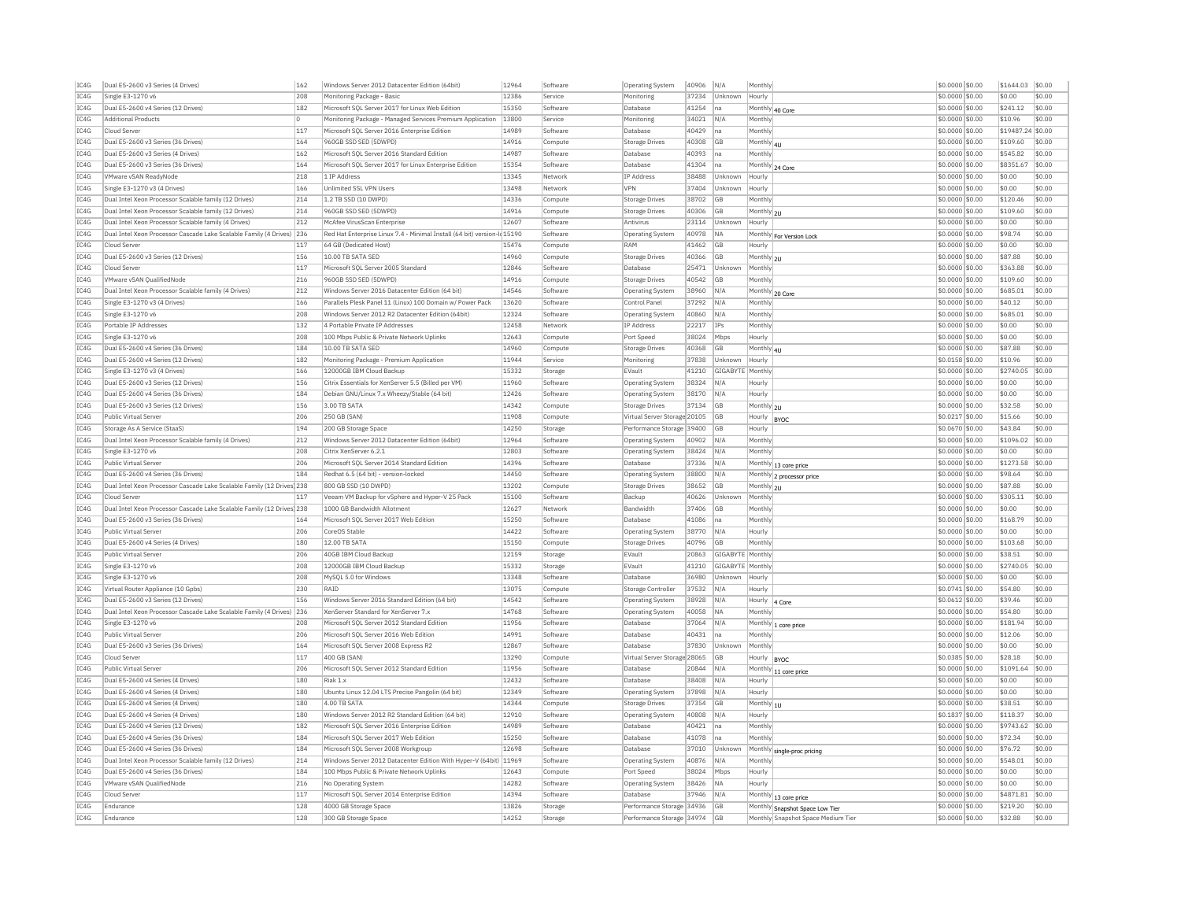| IC4G | Dual E5-2600 v3 Series (4 Drives) | 162 | Windows Server 2012 Datacenter Edition (64bit) | 12964 | Software | Operating System | 40906 | N/A | Monthly | | $0.0000 | $0.00 | $1644.03 | $0.00 |
|---|---|---|---|---|---|---|---|---|---|---|---|---|---|---|
| IC4G | Single E3-1270 v6 | 208 | Monitoring Package - Basic | 12386 | Service | Monitoring | 37234 | Unknown | Hourly | | $0.0000 | $0.00 | $0.00 | $0.00 |
| IC4G | Dual E5-2600 v4 Series (12 Drives) | 182 | Microsoft SQL Server 2017 for Linux Web Edition | 15350 | Software | Database | 41254 | na | Monthly | 40 Core | $0.0000 | $0.00 | $241.12 | $0.00 |
| IC4G | Additional Products | 0 | Monitoring Package - Managed Services Premium Application | 13800 | Service | Monitoring | 34021 | N/A | Monthly | | $0.0000 | $0.00 | $10.96 | $0.00 |
| IC4G | Cloud Server | 117 | Microsoft SQL Server 2016 Enterprise Edition | 14989 | Software | Database | 40429 | na | Monthly | | $0.0000 | $0.00 | $19487.24 | $0.00 |
| IC4G | Dual E5-2600 v3 Series (36 Drives) | 164 | 960GB SSD SED (5DWPD) | 14916 | Compute | Storage Drives | 40308 | GB | Monthly | 4U | $0.0000 | $0.00 | $109.60 | $0.00 |
| IC4G | Dual E5-2600 v3 Series (4 Drives) | 162 | Microsoft SQL Server 2016 Standard Edition | 14987 | Software | Database | 40393 | na | Monthly | | $0.0000 | $0.00 | $545.82 | $0.00 |
| IC4G | Dual E5-2600 v3 Series (36 Drives) | 164 | Microsoft SQL Server 2017 for Linux Enterprise Edition | 15354 | Software | Database | 41304 | na | Monthly | 24 Core | $0.0000 | $0.00 | $8351.67 | $0.00 |
| IC4G | VMware vSAN ReadyNode | 218 | 1 IP Address | 13345 | Network | IP Address | 38488 | Unknown | Hourly | | $0.0000 | $0.00 | $0.00 | $0.00 |
| IC4G | Single E3-1270 v3 (4 Drives) | 166 | Unlimited SSL VPN Users | 13498 | Network | VPN | 37404 | Unknown | Hourly | | $0.0000 | $0.00 | $0.00 | $0.00 |
| IC4G | Dual Intel Xeon Processor Scalable family (12 Drives) | 214 | 1.2 TB SSD (10 DWPD) | 14336 | Compute | Storage Drives | 38702 | GB | Monthly | | $0.0000 | $0.00 | $120.46 | $0.00 |
| IC4G | Dual Intel Xeon Processor Scalable family (12 Drives) | 214 | 960GB SSD SED (5DWPD) | 14916 | Compute | Storage Drives | 40306 | GB | Monthly | 2U | $0.0000 | $0.00 | $109.60 | $0.00 |
| IC4G | Dual Intel Xeon Processor Scalable family (4 Drives) | 212 | McAfee VirusScan Enterprise | 12607 | Software | Antivirus | 23114 | Unknown | Hourly | | $0.0000 | $0.00 | $0.00 | $0.00 |
| IC4G | Dual Intel Xeon Processor Cascade Lake Scalable Family (4 Drives) | 236 | Red Hat Enterprise Linux 7.4 - Minimal Install (64 bit) version-lo | 15190 | Software | Operating System | 40978 | NA | Monthly | For Version Lock | $0.0000 | $0.00 | $98.74 | $0.00 |
| IC4G | Cloud Server | 117 | 64 GB (Dedicated Host) | 15476 | Compute | RAM | 41462 | GB | Hourly | | $0.0000 | $0.00 | $0.00 | $0.00 |
| IC4G | Dual E5-2600 v3 Series (12 Drives) | 156 | 10.00 TB SATA SED | 14960 | Compute | Storage Drives | 40366 | GB | Monthly | 2U | $0.0000 | $0.00 | $87.88 | $0.00 |
| IC4G | Cloud Server | 117 | Microsoft SQL Server 2005 Standard | 12846 | Software | Database | 25471 | Unknown | Monthly | | $0.0000 | $0.00 | $363.88 | $0.00 |
| IC4G | VMware vSAN QualifiedNode | 216 | 960GB SSD SED (5DWPD) | 14916 | Compute | Storage Drives | 40542 | GB | Monthly | | $0.0000 | $0.00 | $109.60 | $0.00 |
| IC4G | Dual Intel Xeon Processor Scalable family (4 Drives) | 212 | Windows Server 2016 Datacenter Edition (64 bit) | 14546 | Software | Operating System | 38960 | N/A | Monthly | 20 Core | $0.0000 | $0.00 | $685.01 | $0.00 |
| IC4G | Single E3-1270 v3 (4 Drives) | 166 | Parallels Plesk Panel 11 (Linux) 100 Domain w/ Power Pack | 13620 | Software | Control Panel | 37292 | N/A | Monthly | | $0.0000 | $0.00 | $40.12 | $0.00 |
| IC4G | Single E3-1270 v6 | 208 | Windows Server 2012 R2 Datacenter Edition (64bit) | 12324 | Software | Operating System | 40860 | N/A | Monthly | | $0.0000 | $0.00 | $685.01 | $0.00 |
| IC4G | Portable IP Addresses | 132 | 4 Portable Private IP Addresses | 12458 | Network | IP Address | 22217 | IPs | Monthly | | $0.0000 | $0.00 | $0.00 | $0.00 |
| IC4G | Single E3-1270 v6 | 208 | 100 Mbps Public & Private Network Uplinks | 12643 | Compute | Port Speed | 38024 | Mbps | Hourly | | $0.0000 | $0.00 | $0.00 | $0.00 |
| IC4G | Dual E5-2600 v4 Series (36 Drives) | 184 | 10.00 TB SATA SED | 14960 | Compute | Storage Drives | 40368 | GB | Monthly | 4U | $0.0000 | $0.00 | $87.88 | $0.00 |
| IC4G | Dual E5-2600 v4 Series (12 Drives) | 182 | Monitoring Package - Premium Application | 11944 | Service | Monitoring | 37838 | Unknown | Hourly | | $0.0158 | $0.00 | $10.96 | $0.00 |
| IC4G | Single E3-1270 v3 (4 Drives) | 166 | 12000GB IBM Cloud Backup | 15332 | Storage | EVault | 41210 | GIGABYTE | Monthly | | $0.0000 | $0.00 | $2740.05 | $0.00 |
| IC4G | Dual E5-2600 v3 Series (12 Drives) | 156 | Citrix Essentials for XenServer 5.5 (Billed per VM) | 11960 | Software | Operating System | 38324 | N/A | Hourly | | $0.0000 | $0.00 | $0.00 | $0.00 |
| IC4G | Dual E5-2600 v4 Series (36 Drives) | 184 | Debian GNU/Linux 7.x Wheezy/Stable (64 bit) | 12426 | Software | Operating System | 38170 | N/A | Hourly | | $0.0000 | $0.00 | $0.00 | $0.00 |
| IC4G | Dual E5-2600 v3 Series (12 Drives) | 156 | 3.00 TB SATA | 14342 | Compute | Storage Drives | 37134 | GB | Monthly | 2U | $0.0000 | $0.00 | $32.58 | $0.00 |
| IC4G | Public Virtual Server | 206 | 250 GB (SAN) | 11908 | Compute | Virtual Server Storage | 20105 | GB | Hourly | BYOC | $0.0217 | $0.00 | $15.66 | $0.00 |
| IC4G | Storage As A Service (StaaS) | 194 | 200 GB Storage Space | 14250 | Storage | Performance Storage | 39400 | GB | Hourly | | $0.0670 | $0.00 | $43.84 | $0.00 |
| IC4G | Dual Intel Xeon Processor Scalable family (4 Drives) | 212 | Windows Server 2012 Datacenter Edition (64bit) | 12964 | Software | Operating System | 40902 | N/A | Monthly | | $0.0000 | $0.00 | $1096.02 | $0.00 |
| IC4G | Single E3-1270 v6 | 208 | Citrix XenServer 6.2.1 | 12803 | Software | Operating System | 38424 | N/A | Monthly | | $0.0000 | $0.00 | $0.00 | $0.00 |
| IC4G | Public Virtual Server | 206 | Microsoft SQL Server 2014 Standard Edition | 14396 | Software | Database | 37336 | N/A | Monthly | 13 core price | $0.0000 | $0.00 | $1273.58 | $0.00 |
| IC4G | Dual E5-2600 v4 Series (36 Drives) | 184 | Redhat 6.5 (64 bit) - version-locked | 14450 | Software | Operating System | 38800 | N/A | Monthly | 2 processor price | $0.0000 | $0.00 | $98.64 | $0.00 |
| IC4G | Dual Intel Xeon Processor Cascade Lake Scalable Family (12 Drives) | 238 | 800 GB SSD (10 DWPD) | 13202 | Compute | Storage Drives | 38652 | GB | Monthly | 2U | $0.0000 | $0.00 | $87.88 | $0.00 |
| IC4G | Cloud Server | 117 | Veeam VM Backup for vSphere and Hyper-V 25 Pack | 15100 | Software | Backup | 40626 | Unknown | Monthly | | $0.0000 | $0.00 | $305.11 | $0.00 |
| IC4G | Dual Intel Xeon Processor Cascade Lake Scalable Family (12 Drives) | 238 | 1000 GB Bandwidth Allotment | 12627 | Network | Bandwidth | 37406 | GB | Monthly | | $0.0000 | $0.00 | $0.00 | $0.00 |
| IC4G | Dual E5-2600 v3 Series (36 Drives) | 164 | Microsoft SQL Server 2017 Web Edition | 15250 | Software | Database | 41086 | na | Monthly | | $0.0000 | $0.00 | $168.79 | $0.00 |
| IC4G | Public Virtual Server | 206 | CoreOS Stable | 14422 | Software | Operating System | 38770 | N/A | Hourly | | $0.0000 | $0.00 | $0.00 | $0.00 |
| IC4G | Dual E5-2600 v4 Series (4 Drives) | 180 | 12.00 TB SATA | 15150 | Compute | Storage Drives | 40796 | GB | Monthly | | $0.0000 | $0.00 | $103.68 | $0.00 |
| IC4G | Public Virtual Server | 206 | 40GB IBM Cloud Backup | 12159 | Storage | EVault | 20863 | GIGABYTE | Monthly | | $0.0000 | $0.00 | $38.51 | $0.00 |
| IC4G | Single E3-1270 v6 | 208 | 12000GB IBM Cloud Backup | 15332 | Storage | EVault | 41210 | GIGABYTE | Monthly | | $0.0000 | $0.00 | $2740.05 | $0.00 |
| IC4G | Single E3-1270 v6 | 208 | MySQL 5.0 for Windows | 13348 | Software | Database | 36980 | Unknown | Hourly | | $0.0000 | $0.00 | $0.00 | $0.00 |
| IC4G | Virtual Router Appliance (10 Gpbs) | 230 | RAID | 13075 | Compute | Storage Controller | 37532 | N/A | Hourly | | $0.0741 | $0.00 | $54.80 | $0.00 |
| IC4G | Dual E5-2600 v3 Series (12 Drives) | 156 | Windows Server 2016 Standard Edition (64 bit) | 14542 | Software | Operating System | 38928 | N/A | Hourly | 4 Core | $0.0612 | $0.00 | $39.46 | $0.00 |
| IC4G | Dual Intel Xeon Processor Cascade Lake Scalable Family (4 Drives) | 236 | XenServer Standard for XenServer 7.x | 14768 | Software | Operating System | 40058 | NA | Monthly | | $0.0000 | $0.00 | $54.80 | $0.00 |
| IC4G | Single E3-1270 v6 | 208 | Microsoft SQL Server 2012 Standard Edition | 11956 | Software | Database | 37064 | N/A | Monthly | 1 core price | $0.0000 | $0.00 | $181.94 | $0.00 |
| IC4G | Public Virtual Server | 206 | Microsoft SQL Server 2016 Web Edition | 14991 | Software | Database | 40431 | na | Monthly | | $0.0000 | $0.00 | $12.06 | $0.00 |
| IC4G | Dual E5-2600 v3 Series (36 Drives) | 164 | Microsoft SQL Server 2008 Express R2 | 12867 | Software | Database | 37830 | Unknown | Monthly | | $0.0000 | $0.00 | $0.00 | $0.00 |
| IC4G | Cloud Server | 117 | 400 GB (SAN) | 13290 | Compute | Virtual Server Storage | 28065 | GB | Hourly | BYOC | $0.0385 | $0.00 | $28.18 | $0.00 |
| IC4G | Public Virtual Server | 206 | Microsoft SQL Server 2012 Standard Edition | 11956 | Software | Database | 20844 | N/A | Monthly | 11 core price | $0.0000 | $0.00 | $1091.64 | $0.00 |
| IC4G | Dual E5-2600 v4 Series (4 Drives) | 180 | Riak 1.x | 12432 | Software | Database | 38408 | N/A | Hourly | | $0.0000 | $0.00 | $0.00 | $0.00 |
| IC4G | Dual E5-2600 v4 Series (4 Drives) | 180 | Ubuntu Linux 12.04 LTS Precise Pangolin (64 bit) | 12349 | Software | Operating System | 37898 | N/A | Hourly | | $0.0000 | $0.00 | $0.00 | $0.00 |
| IC4G | Dual E5-2600 v4 Series (4 Drives) | 180 | 4.00 TB SATA | 14344 | Compute | Storage Drives | 37354 | GB | Monthly | 1U | $0.0000 | $0.00 | $38.51 | $0.00 |
| IC4G | Dual E5-2600 v4 Series (4 Drives) | 180 | Windows Server 2012 R2 Standard Edition (64 bit) | 12910 | Software | Operating System | 40808 | N/A | Hourly | | $0.1837 | $0.00 | $118.37 | $0.00 |
| IC4G | Dual E5-2600 v4 Series (12 Drives) | 182 | Microsoft SQL Server 2016 Enterprise Edition | 14989 | Software | Database | 40421 | na | Monthly | | $0.0000 | $0.00 | $9743.62 | $0.00 |
| IC4G | Dual E5-2600 v4 Series (36 Drives) | 184 | Microsoft SQL Server 2017 Web Edition | 15250 | Software | Database | 41078 | na | Monthly | | $0.0000 | $0.00 | $72.34 | $0.00 |
| IC4G | Dual E5-2600 v4 Series (36 Drives) | 184 | Microsoft SQL Server 2008 Workgroup | 12698 | Software | Database | 37010 | Unknown | Monthly | single-proc pricing | $0.0000 | $0.00 | $76.72 | $0.00 |
| IC4G | Dual Intel Xeon Processor Scalable family (12 Drives) | 214 | Windows Server 2012 Datacenter Edition With Hyper-V (64bit) | 11969 | Software | Operating System | 40876 | N/A | Monthly | | $0.0000 | $0.00 | $548.01 | $0.00 |
| IC4G | Dual E5-2600 v4 Series (36 Drives) | 184 | 100 Mbps Public & Private Network Uplinks | 12643 | Compute | Port Speed | 38024 | Mbps | Hourly | | $0.0000 | $0.00 | $0.00 | $0.00 |
| IC4G | VMware vSAN QualifiedNode | 216 | No Operating System | 14282 | Software | Operating System | 38426 | NA | Hourly | | $0.0000 | $0.00 | $0.00 | $0.00 |
| IC4G | Cloud Server | 117 | Microsoft SQL Server 2014 Enterprise Edition | 14394 | Software | Database | 37946 | N/A | Monthly | 13 core price | $0.0000 | $0.00 | $4871.81 | $0.00 |
| IC4G | Endurance | 128 | 4000 GB Storage Space | 13826 | Storage | Performance Storage | 34936 | GB | Monthly | Snapshot Space Low Tier | $0.0000 | $0.00 | $219.20 | $0.00 |
| IC4G | Endurance | 128 | 300 GB Storage Space | 14252 | Storage | Performance Storage | 34974 | GB | Monthly | Snapshot Space Medium Tier | $0.0000 | $0.00 | $32.88 | $0.00 |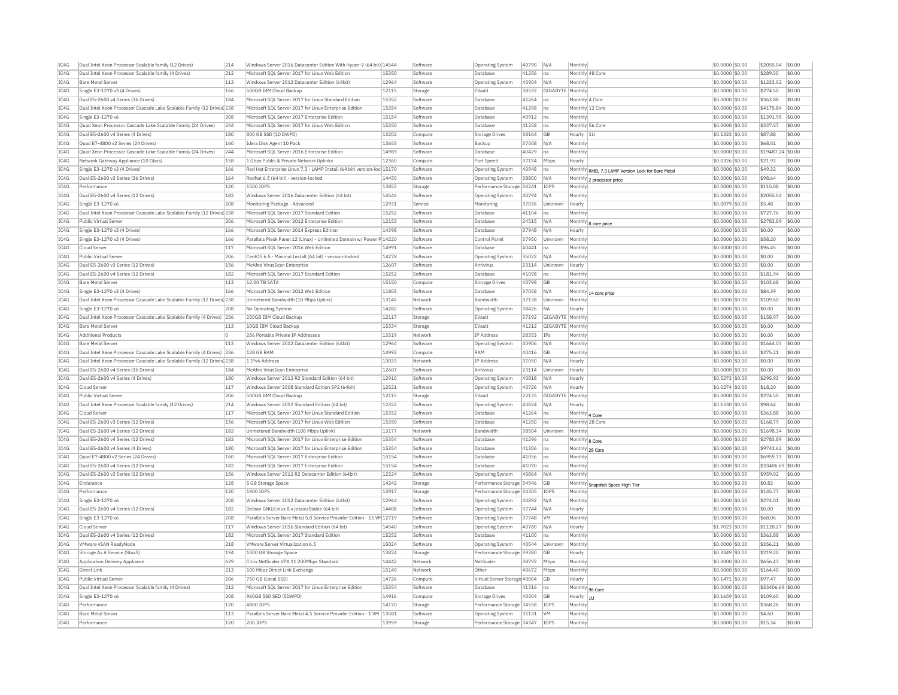| | | | | | | | | | | | | | | |
|---|---|---|---|---|---|---|---|---|---|---|---|---|---|---|
| IC4G | Dual Intel Xeon Processor Scalable family (12 Drives) | 214 | Windows Server 2016 Datacenter Edition With Hyper-V (64 bit) | 14544 | Software | Operating System | 40790 | N/A | Monthly | | $0.0000 | $0.00 | $2055.04 | $0.00 |
| IC4G | Dual Intel Xeon Processor Scalable family (4 Drives) | 212 | Microsoft SQL Server 2017 for Linux Web Edition | 15350 | Software | Database | 41256 | na | Monthly | 48 Core | $0.0000 | $0.00 | $289.35 | $0.00 |
| IC4G | Bare Metal Server | 113 | Windows Server 2012 Datacenter Edition (64bit) | 12964 | Software | Operating System | 40904 | N/A | Monthly | | $0.0000 | $0.00 | $1233.02 | $0.00 |
| IC4G | Single E3-1270 v3 (4 Drives) | 166 | 500GB IBM Cloud Backup | 12115 | Storage | EVault | 38532 | GIGABYTE | Monthly | | $0.0000 | $0.00 | $274.50 | $0.00 |
| IC4G | Dual E5-2600 v4 Series (36 Drives) | 184 | Microsoft SQL Server 2017 for Linux Standard Edition | 15352 | Software | Database | 41264 | na | Monthly | 4 Core | $0.0000 | $0.00 | $363.88 | $0.00 |
| IC4G | Dual Intel Xeon Processor Cascade Lake Scalable Family (12 Drives) | 238 | Microsoft SQL Server 2017 for Linux Enterprise Edition | 15354 | Software | Database | 41298 | na | Monthly | 12 Core | $0.0000 | $0.00 | $4175.84 | $0.00 |
| IC4G | Single E3-1270 v6 | 208 | Microsoft SQL Server 2017 Enterprise Edition | 15154 | Software | Database | 40912 | na | Monthly | | $0.0000 | $0.00 | $1391.95 | $0.00 |
| IC4G | Quad Xeon Processor Cascade Lake Scalable Family (24 Drives) | 244 | Microsoft SQL Server 2017 for Linux Web Edition | 15350 | Software | Database | 41258 | na | Monthly | 56 Core | $0.0000 | $0.00 | $337.57 | $0.00 |
| IC4G | Dual E5-2600 v4 Series (4 Drives) | 180 | 800 GB SSD (10 DWPD) | 13202 | Compute | Storage Drives | 38164 | GB | Hourly | 1U | $0.1323 | $0.00 | $87.88 | $0.00 |
| IC4G | Quad E7-4800 v2 Series (24 Drives) | 160 | Idera Disk Agent 10 Pack | 13653 | Software | Backup | 37508 | N/A | Monthly | | $0.0000 | $0.00 | $68.51 | $0.00 |
| IC4G | Quad Xeon Processor Cascade Lake Scalable Family (24 Drives) | 244 | Microsoft SQL Server 2016 Enterprise Edition | 14989 | Software | Database | 40429 | na | Monthly | | $0.0000 | $0.00 | $19487.24 | $0.00 |
| IC4G | Network Gateway Appliance (10 Gbps) | 158 | 1 Gbps Public & Private Network Uplinks | 12360 | Compute | Port Speed | 37174 | Mbps | Hourly | | $0.0326 | $0.00 | $21.92 | $0.00 |
| IC4G | Single E3-1270 v3 (4 Drives) | 166 | Red Hat Enterprise Linux 7.3 - LAMP Install (64 bit) version-lock | 15170 | Software | Operating System | 40948 | na | Monthly | RHEL 7.3 LAMP Version Lock for Bare Metal | $0.0000 | $0.00 | $49.32 | $0.00 |
| IC4G | Dual E5-2600 v3 Series (36 Drives) | 164 | Redhat 6.5 (64 bit) - version-locked | 14450 | Software | Operating System | 38800 | N/A | Monthly | 2 processor price | $0.0000 | $0.00 | $98.64 | $0.00 |
| IC4G | Performance | 120 | 1500 IOPS | 13853 | Storage | Performance Storage | 34241 | IOPS | Monthly | | $0.0000 | $0.00 | $115.08 | $0.00 |
| IC4G | Dual E5-2600 v4 Series (12 Drives) | 182 | Windows Server 2016 Datacenter Edition (64 bit) | 14546 | Software | Operating System | 40794 | N/A | Monthly | | $0.0000 | $0.00 | $2055.04 | $0.00 |
| IC4G | Single E3-1270 v6 | 208 | Monitoring Package - Advanced | 12931 | Service | Monitoring | 37036 | Unknown | Hourly | | $0.0079 | $0.00 | $5.48 | $0.00 |
| IC4G | Dual Intel Xeon Processor Cascade Lake Scalable Family (12 Drives) | 238 | Microsoft SQL Server 2017 Standard Edition | 15252 | Software | Database | 41104 | na | Monthly | | $0.0000 | $0.00 | $727.76 | $0.00 |
| IC4G | Public Virtual Server | 206 | Microsoft SQL Server 2012 Enterprise Edition | 12153 | Software | Database | 24515 | N/A | Monthly | 8 core price | $0.0000 | $0.00 | $2783.89 | $0.00 |
| IC4G | Single E3-1270 v3 (4 Drives) | 166 | Microsoft SQL Server 2014 Express Edition | 14398 | Software | Database | 37948 | N/A | Hourly | | $0.0000 | $0.00 | $0.00 | $0.00 |
| IC4G | Single E3-1270 v3 (4 Drives) | 166 | Parallels Plesk Panel 12 (Linux) - Unlimited Domain w/ Power P | 14220 | Software | Control Panel | 37950 | Unknown | Monthly | | $0.0000 | $0.00 | $58.20 | $0.00 |
| IC4G | Cloud Server | 117 | Microsoft SQL Server 2016 Web Edition | 14991 | Software | Database | 40441 | na | Monthly | | $0.0000 | $0.00 | $96.45 | $0.00 |
| IC4G | Public Virtual Server | 206 | CentOS 6.5 - Minimal Install (64 bit) - version-locked | 14278 | Software | Operating System | 35022 | N/A | Monthly | | $0.0000 | $0.00 | $0.00 | $0.00 |
| IC4G | Dual E5-2600 v3 Series (12 Drives) | 156 | McAfee VirusScan Enterprise | 12607 | Software | Antivirus | 23114 | Unknown | Hourly | | $0.0000 | $0.00 | $0.00 | $0.00 |
| IC4G | Dual E5-2600 v4 Series (12 Drives) | 182 | Microsoft SQL Server 2017 Standard Edition | 15252 | Software | Database | 41098 | na | Monthly | | $0.0000 | $0.00 | $181.94 | $0.00 |
| IC4G | Bare Metal Server | 113 | 12.00 TB SATA | 15150 | Compute | Storage Drives | 40798 | GB | Monthly | | $0.0000 | $0.00 | $103.68 | $0.00 |
| IC4G | Single E3-1270 v3 (4 Drives) | 166 | Microsoft SQL Server 2012 Web Edition | 11803 | Software | Database | 37058 | N/A | Monthly | 14 core price | $0.0000 | $0.00 | $84.39 | $0.00 |
| IC4G | Dual Intel Xeon Processor Cascade Lake Scalable Family (12 Drives) | 238 | Unmetered Bandwidth (10 Mbps Uplink) | 13146 | Network | Bandwidth | 37138 | Unknown | Monthly | | $0.0000 | $0.00 | $109.60 | $0.00 |
| IC4G | Single E3-1270 v6 | 208 | No Operating System | 14282 | Software | Operating System | 38426 | NA | Hourly | | $0.0000 | $0.00 | $0.00 | $0.00 |
| IC4G | Dual Intel Xeon Processor Cascade Lake Scalable Family (4 Drives) | 236 | 250GB IBM Cloud Backup | 12117 | Storage | EVault | 37192 | GIGABYTE | Monthly | | $0.0000 | $0.00 | $158.97 | $0.00 |
| IC4G | Bare Metal Server | 113 | 10GB IBM Cloud Backup | 15334 | Storage | EVault | 41212 | GIGABYTE | Monthly | | $0.0000 | $0.00 | $0.00 | $0.00 |
| IC4G | Additional Products | 0 | 256 Portable Private IP Addresses | 13319 | Network | IP Address | 28353 | IPs | Monthly | | $0.0000 | $0.00 | $0.00 | $0.00 |
| IC4G | Bare Metal Server | 113 | Windows Server 2012 Datacenter Edition (64bit) | 12964 | Software | Operating System | 40906 | N/A | Monthly | | $0.0000 | $0.00 | $1644.03 | $0.00 |
| IC4G | Dual Intel Xeon Processor Cascade Lake Scalable Family (4 Drives) | 236 | 128 GB RAM | 14992 | Compute | RAM | 40416 | GB | Monthly | | $0.0000 | $0.00 | $375.21 | $0.00 |
| IC4G | Dual Intel Xeon Processor Cascade Lake Scalable Family (12 Drives) | 238 | 1 IPv6 Address | 13033 | Network | IP Address | 37050 | N/A | Hourly | | $0.0000 | $0.00 | $0.00 | $0.00 |
| IC4G | Dual E5-2600 v4 Series (36 Drives) | 184 | McAfee VirusScan Enterprise | 12607 | Software | Antivirus | 23114 | Unknown | Hourly | | $0.0000 | $0.00 | $0.00 | $0.00 |
| IC4G | Dual E5-2600 v4 Series (4 Drives) | 180 | Windows Server 2012 R2 Standard Edition (64 bit) | 12910 | Software | Operating System | 40818 | N/A | Hourly | | $0.5273 | $0.00 | $295.93 | $0.00 |
| IC4G | Cloud Server | 117 | Windows Server 2008 Standard Edition SP2 (64bit) | 12521 | Software | Operating System | 40726 | N/A | Hourly | | $0.0274 | $0.00 | $18.20 | $0.00 |
| IC4G | Public Virtual Server | 206 | 500GB IBM Cloud Backup | 12115 | Storage | EVault | 22135 | GIGABYTE | Monthly | | $0.0000 | $0.00 | $274.50 | $0.00 |
| IC4G | Dual Intel Xeon Processor Scalable family (12 Drives) | 214 | Windows Server 2012 Standard Edition (64 bit) | 12322 | Software | Operating System | 40824 | N/A | Hourly | | $0.1530 | $0.00 | $98.64 | $0.00 |
| IC4G | Cloud Server | 117 | Microsoft SQL Server 2017 for Linux Standard Edition | 15352 | Software | Database | 41264 | na | Monthly | 4 Core | $0.0000 | $0.00 | $363.88 | $0.00 |
| IC4G | Dual E5-2600 v3 Series (12 Drives) | 156 | Microsoft SQL Server 2017 for Linux Web Edition | 15350 | Software | Database | 41250 | na | Monthly | 28 Core | $0.0000 | $0.00 | $168.79 | $0.00 |
| IC4G | Dual E5-2600 v4 Series (12 Drives) | 182 | Unmetered Bandwidth (100 Mbps Uplink) | 13177 | Network | Bandwidth | 38504 | Unknown | Monthly | | $0.0000 | $0.00 | $1698.34 | $0.00 |
| IC4G | Dual E5-2600 v4 Series (12 Drives) | 182 | Microsoft SQL Server 2017 for Linux Enterprise Edition | 15354 | Software | Database | 41296 | na | Monthly | 8 Core | $0.0000 | $0.00 | $2783.89 | $0.00 |
| IC4G | Dual E5-2600 v4 Series (4 Drives) | 180 | Microsoft SQL Server 2017 for Linux Enterprise Edition | 15354 | Software | Database | 41306 | na | Monthly | 28 Core | $0.0000 | $0.00 | $9743.62 | $0.00 |
| IC4G | Quad E7-4800 v2 Series (24 Drives) | 160 | Microsoft SQL Server 2017 Enterprise Edition | 15154 | Software | Database | 41056 | na | Monthly | | $0.0000 | $0.00 | $6959.73 | $0.00 |
| IC4G | Dual E5-2600 v4 Series (12 Drives) | 182 | Microsoft SQL Server 2017 Enterprise Edition | 15154 | Software | Database | 41070 | na | Monthly | | $0.0000 | $0.00 | $33406.69 | $0.00 |
| IC4G | Dual E5-2600 v3 Series (12 Drives) | 156 | Windows Server 2012 R2 Datacenter Edition (64bit) | 12324 | Software | Operating System | 40864 | N/A | Monthly | | $0.0000 | $0.00 | $959.02 | $0.00 |
| IC4G | Endurance | 128 | 5 GB Storage Space | 14242 | Storage | Performance Storage | 34946 | GB | Monthly | Snapshot Space High Tier | $0.0000 | $0.00 | $0.82 | $0.00 |
| IC4G | Performance | 120 | 1900 IOPS | 13917 | Storage | Performance Storage | 34305 | IOPS | Monthly | | $0.0000 | $0.00 | $145.77 | $0.00 |
| IC4G | Single E3-1270 v6 | 208 | Windows Server 2012 Datacenter Edition (64bit) | 12964 | Software | Operating System | 40892 | N/A | Monthly | | $0.0000 | $0.00 | $274.01 | $0.00 |
| IC4G | Dual E5-2600 v4 Series (12 Drives) | 182 | Debian GNU/Linux 8.x jessie/Stable (64 bit) | 14408 | Software | Operating System | 37744 | N/A | Hourly | | $0.0000 | $0.00 | $0.00 | $0.00 |
| IC4G | Single E3-1270 v6 | 208 | Parallels Server Bare Metal 5.0 Service Provider Edition - 15 VM | 12719 | Software | Operating System | 37748 | VM | Monthly | | $0.0000 | $0.00 | $68.06 | $0.00 |
| IC4G | Cloud Server | 117 | Windows Server 2016 Standard Edition (64 bit) | 14540 | Software | Operating System | 40780 | N/A | Hourly | | $1.7023 | $0.00 | $1128.27 | $0.00 |
| IC4G | Dual E5-2600 v4 Series (12 Drives) | 182 | Microsoft SQL Server 2017 Standard Edition | 15252 | Software | Database | 41100 | na | Monthly | | $0.0000 | $0.00 | $363.88 | $0.00 |
| IC4G | VMware vSAN ReadyNode | 218 | VMware Server Virtualization 6.5 | 15024 | Software | Operating System | 40544 | Unknown | Monthly | | $0.0000 | $0.00 | $356.21 | $0.00 |
| IC4G | Storage As A Service (StaaS) | 194 | 1000 GB Storage Space | 13824 | Storage | Performance Storage | 39380 | GB | Hourly | | $0.3349 | $0.00 | $219.20 | $0.00 |
| IC4G | Application Delivery Appliance | 629 | Citrix NetScaler VPX 11 200Mbps Standard | 14442 | Network | NetScaler | 38792 | Mbps | Monthly | | $0.0000 | $0.00 | $656.43 | $0.00 |
| IC4G | Direct Link | 213 | 100 Mbps Direct Link Exchange | 15140 | Network | Other | 40672 | Mbps | Monthly | | $0.0000 | $0.00 | $164.40 | $0.00 |
| IC4G | Public Virtual Server | 206 | 750 GB (Local SSD) | 14726 | Compute | Virtual Server Storage | 40004 | GB | Hourly | | $0.1471 | $0.00 | $97.47 | $0.00 |
| IC4G | Dual Intel Xeon Processor Scalable family (4 Drives) | 212 | Microsoft SQL Server 2017 for Linux Enterprise Edition | 15354 | Software | Database | 41316 | na | Monthly | 96 Core | $0.0000 | $0.00 | $33406.69 | $0.00 |
| IC4G | Single E3-1270 v6 | 208 | 960GB SSD SED (5DWPD) | 14916 | Compute | Storage Drives | 40304 | GB | Hourly | 1U | $0.1659 | $0.00 | $109.60 | $0.00 |
| IC4G | Performance | 120 | 4800 IOPS | 14170 | Storage | Performance Storage | 34558 | IOPS | Monthly | | $0.0000 | $0.00 | $368.26 | $0.00 |
| IC4G | Bare Metal Server | 113 | Parallels Server Bare Metal 4.5 Service Provider Edition - 1 VM | 13581 | Software | Operating System | 31131 | VM | Monthly | | $0.0000 | $0.00 | $4.60 | $0.00 |
| IC4G | Performance | 120 | 200 IOPS | 13959 | Storage | Performance Storage | 34347 | IOPS | Monthly | | $0.0000 | $0.00 | $15.34 | $0.00 |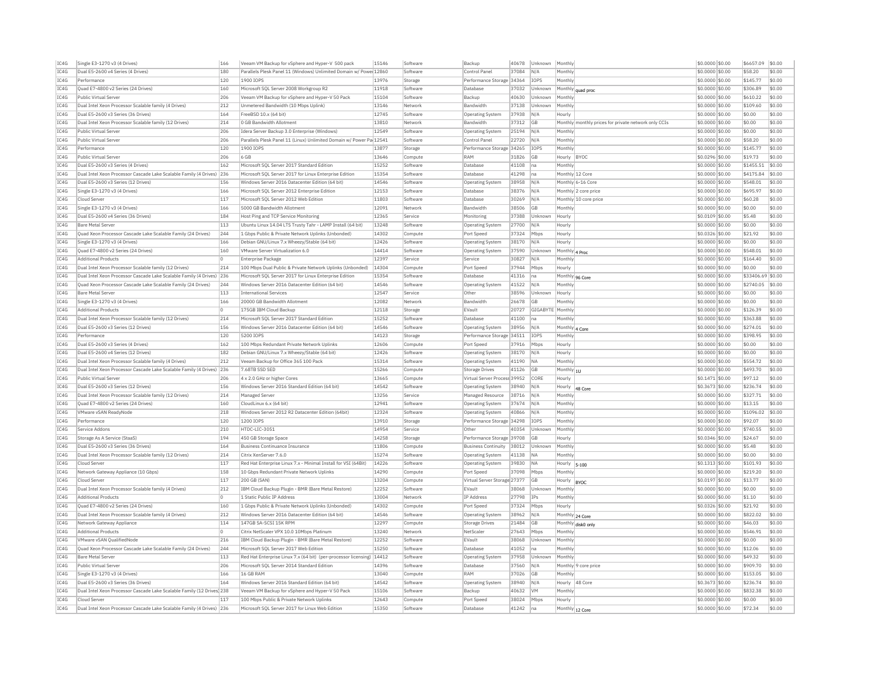| IC4G | Single E3-1270 v3 (4 Drives) | 166 | Veeam VM Backup for vSphere and Hyper-V 500 pack | 15146 | Software | Backup | 40678 | Unknown | Monthly | | $0.0000 | $0.00 | $6657.09 | $0.00 |
|---|---|---|---|---|---|---|---|---|---|---|---|---|---|---|
| IC4G | Dual E5-2600 v4 Series (4 Drives) | 180 | Parallels Plesk Panel 11 (Windows) Unlimited Domain w/ Power | 12860 | Software | Control Panel | 37084 | N/A | Monthly | | $0.0000 | $0.00 | $58.20 | $0.00 |
| IC4G | Performance | 120 | 1900 IOPS | 13976 | Storage | Performance Storage | 34364 | IOPS | Monthly | | $0.0000 | $0.00 | $145.77 | $0.00 |
| IC4G | Quad E7-4800 v2 Series (24 Drives) | 160 | Microsoft SQL Server 2008 Workgroup R2 | 11918 | Software | Database | 37032 | Unknown | Monthly | quad proc | $0.0000 | $0.00 | $306.89 | $0.00 |
| IC4G | Public Virtual Server | 206 | Veeam VM Backup for vSphere and Hyper-V 50 Pack | 15104 | Software | Backup | 40630 | Unknown | Monthly | | $0.0000 | $0.00 | $610.22 | $0.00 |
| IC4G | Dual Intel Xeon Processor Scalable family (4 Drives) | 212 | Unmetered Bandwidth (10 Mbps Uplink) | 13146 | Network | Bandwidth | 37138 | Unknown | Monthly | | $0.0000 | $0.00 | $109.60 | $0.00 |
| IC4G | Dual E5-2600 v3 Series (36 Drives) | 164 | FreeBSD 10.x (64 bit) | 12745 | Software | Operating System | 37938 | N/A | Hourly | | $0.0000 | $0.00 | $0.00 | $0.00 |
| IC4G | Dual Intel Xeon Processor Scalable family (12 Drives) | 214 | 0 GB Bandwidth Allotment | 13810 | Network | Bandwidth | 37312 | GB | Monthly | monthly prices for private network only CCIs | $0.0000 | $0.00 | $0.00 | $0.00 |
| IC4G | Public Virtual Server | 206 | Idera Server Backup 3.0 Enterprise (Windows) | 12549 | Software | Operating System | 25194 | N/A | Monthly | | $0.0000 | $0.00 | $0.00 | $0.00 |
| IC4G | Public Virtual Server | 206 | Parallels Plesk Panel 11 (Linux) Unlimited Domain w/ Power Pa | 12541 | Software | Control Panel | 22720 | N/A | Monthly | | $0.0000 | $0.00 | $58.20 | $0.00 |
| IC4G | Performance | 120 | 1900 IOPS | 13877 | Storage | Performance Storage | 34265 | IOPS | Monthly | | $0.0000 | $0.00 | $145.77 | $0.00 |
| IC4G | Public Virtual Server | 206 | 6 GB | 13646 | Compute | RAM | 31826 | GB | Hourly | BYOC | $0.0296 | $0.00 | $19.73 | $0.00 |
| IC4G | Dual E5-2600 v3 Series (4 Drives) | 162 | Microsoft SQL Server 2017 Standard Edition | 15252 | Software | Database | 41108 | na | Monthly | | $0.0000 | $0.00 | $1455.51 | $0.00 |
| IC4G | Dual Intel Xeon Processor Cascade Lake Scalable Family (4 Drives) | 236 | Microsoft SQL Server 2017 for Linux Enterprise Edition | 15354 | Software | Database | 41298 | na | Monthly | 12 Core | $0.0000 | $0.00 | $4175.84 | $0.00 |
| IC4G | Dual E5-2600 v3 Series (12 Drives) | 156 | Windows Server 2016 Datacenter Edition (64 bit) | 14546 | Software | Operating System | 38958 | N/A | Monthly | 6-16 Core | $0.0000 | $0.00 | $548.01 | $0.00 |
| IC4G | Single E3-1270 v3 (4 Drives) | 166 | Microsoft SQL Server 2012 Enterprise Edition | 12153 | Software | Database | 38376 | N/A | Monthly | 2 core price | $0.0000 | $0.00 | $695.97 | $0.00 |
| IC4G | Cloud Server | 117 | Microsoft SQL Server 2012 Web Edition | 11803 | Software | Database | 30269 | N/A | Monthly | 10 core price | $0.0000 | $0.00 | $60.28 | $0.00 |
| IC4G | Single E3-1270 v3 (4 Drives) | 166 | 5000 GB Bandwidth Allotment | 12091 | Network | Bandwidth | 38506 | GB | Monthly | | $0.0000 | $0.00 | $0.00 | $0.00 |
| IC4G | Dual E5-2600 v4 Series (36 Drives) | 184 | Host Ping and TCP Service Monitoring | 12365 | Service | Monitoring | 37388 | Unknown | Hourly | | $0.0109 | $0.00 | $5.48 | $0.00 |
| IC4G | Bare Metal Server | 113 | Ubuntu Linux 14.04 LTS Trusty Tahr - LAMP Install (64 bit) | 13248 | Software | Operating System | 27700 | N/A | Hourly | | $0.0000 | $0.00 | $0.00 | $0.00 |
| IC4G | Quad Xeon Processor Cascade Lake Scalable Family (24 Drives) | 244 | 1 Gbps Public & Private Network Uplinks (Unbonded) | 14302 | Compute | Port Speed | 37324 | Mbps | Hourly | | $0.0326 | $0.00 | $21.92 | $0.00 |
| IC4G | Single E3-1270 v3 (4 Drives) | 166 | Debian GNU/Linux 7.x Wheezy/Stable (64 bit) | 12426 | Software | Operating System | 38170 | N/A | Hourly | | $0.0000 | $0.00 | $0.00 | $0.00 |
| IC4G | Quad E7-4800 v2 Series (24 Drives) | 160 | VMware Server Virtualization 6.0 | 14414 | Software | Operating System | 37590 | Unknown | Monthly | 4 Proc | $0.0000 | $0.00 | $548.01 | $0.00 |
| IC4G | Additional Products | 0 | Enterprise Package | 12397 | Service | Service | 30827 | N/A | Monthly | | $0.0000 | $0.00 | $164.40 | $0.00 |
| IC4G | Dual Intel Xeon Processor Scalable family (12 Drives) | 214 | 100 Mbps Dual Public & Private Network Uplinks (Unbonded) | 14304 | Compute | Port Speed | 37944 | Mbps | Hourly | | $0.0000 | $0.00 | $0.00 | $0.00 |
| IC4G | Dual Intel Xeon Processor Cascade Lake Scalable Family (4 Drives) | 236 | Microsoft SQL Server 2017 for Linux Enterprise Edition | 15354 | Software | Database | 41316 | na | Monthly | 96 Core | $0.0000 | $0.00 | $33406.69 | $0.00 |
| IC4G | Quad Xeon Processor Cascade Lake Scalable Family (24 Drives) | 244 | Windows Server 2016 Datacenter Edition (64 bit) | 14546 | Software | Operating System | 41522 | N/A | Monthly | | $0.0000 | $0.00 | $2740.05 | $0.00 |
| IC4G | Bare Metal Server | 113 | International Services | 12547 | Service | Other | 38596 | Unknown | Hourly | | $0.0000 | $0.00 | $0.00 | $0.00 |
| IC4G | Single E3-1270 v3 (4 Drives) | 166 | 20000 GB Bandwidth Allotment | 12082 | Network | Bandwidth | 26678 | GB | Monthly | | $0.0000 | $0.00 | $0.00 | $0.00 |
| IC4G | Additional Products | 0 | 175GB IBM Cloud Backup | 12118 | Storage | EVault | 20727 | GIGABYTE | Monthly | | $0.0000 | $0.00 | $126.39 | $0.00 |
| IC4G | Dual Intel Xeon Processor Scalable family (12 Drives) | 214 | Microsoft SQL Server 2017 Standard Edition | 15252 | Software | Database | 41100 | na | Monthly | | $0.0000 | $0.00 | $363.88 | $0.00 |
| IC4G | Dual E5-2600 v3 Series (12 Drives) | 156 | Windows Server 2016 Datacenter Edition (64 bit) | 14546 | Software | Operating System | 38956 | N/A | Monthly | 4 Core | $0.0000 | $0.00 | $274.01 | $0.00 |
| IC4G | Performance | 120 | 5200 IOPS | 14123 | Storage | Performance Storage | 34511 | IOPS | Monthly | | $0.0000 | $0.00 | $398.95 | $0.00 |
| IC4G | Dual E5-2600 v3 Series (4 Drives) | 162 | 100 Mbps Redundant Private Network Uplinks | 12606 | Compute | Port Speed | 37916 | Mbps | Hourly | | $0.0000 | $0.00 | $0.00 | $0.00 |
| IC4G | Dual E5-2600 v4 Series (12 Drives) | 182 | Debian GNU/Linux 7.x Wheezy/Stable (64 bit) | 12426 | Software | Operating System | 38170 | N/A | Hourly | | $0.0000 | $0.00 | $0.00 | $0.00 |
| IC4G | Dual Intel Xeon Processor Scalable family (4 Drives) | 212 | Veeam Backup for Office 365 100 Pack | 15314 | Software | Operating System | 41190 | NA | Monthly | | $0.0000 | $0.00 | $554.72 | $0.00 |
| IC4G | Dual Intel Xeon Processor Cascade Lake Scalable Family (4 Drives) | 236 | 7.68TB SSD SED | 15266 | Compute | Storage Drives | 41126 | GB | Monthly | 1U | $0.0000 | $0.00 | $493.70 | $0.00 |
| IC4G | Public Virtual Server | 206 | 4 x 2.0 GHz or higher Cores | 13665 | Compute | Virtual Server Process | 39952 | CORE | Hourly | | $0.1471 | $0.00 | $97.12 | $0.00 |
| IC4G | Dual E5-2600 v3 Series (12 Drives) | 156 | Windows Server 2016 Standard Edition (64 bit) | 14542 | Software | Operating System | 38940 | N/A | Hourly | 48 Core | $0.3673 | $0.00 | $236.74 | $0.00 |
| IC4G | Dual Intel Xeon Processor Scalable family (12 Drives) | 214 | Managed Server | 13256 | Service | Managed Resource | 38716 | N/A | Monthly | | $0.0000 | $0.00 | $327.71 | $0.00 |
| IC4G | Quad E7-4800 v2 Series (24 Drives) | 160 | CloudLinux 6.x (64 bit) | 12941 | Software | Operating System | 37674 | N/A | Monthly | | $0.0000 | $0.00 | $13.15 | $0.00 |
| IC4G | VMware vSAN ReadyNode | 218 | Windows Server 2012 R2 Datacenter Edition (64bit) | 12324 | Software | Operating System | 40866 | N/A | Monthly | | $0.0000 | $0.00 | $1096.02 | $0.00 |
| IC4G | Performance | 120 | 1200 IOPS | 13910 | Storage | Performance Storage | 34298 | IOPS | Monthly | | $0.0000 | $0.00 | $92.07 | $0.00 |
| IC4G | Service Addons | 210 | HTDC-LIC-3051 | 14954 | Service | Other | 40354 | Unknown | Monthly | | $0.0000 | $0.00 | $740.55 | $0.00 |
| IC4G | Storage As A Service (StaaS) | 194 | 450 GB Storage Space | 14258 | Storage | Performance Storage | 39708 | GB | Hourly | | $0.0346 | $0.00 | $24.67 | $0.00 |
| IC4G | Dual E5-2600 v3 Series (36 Drives) | 164 | Business Continuance Insurance | 11806 | Compute | Business Continuity | 38012 | Unknown | Monthly | | $0.0000 | $0.00 | $5.48 | $0.00 |
| IC4G | Dual Intel Xeon Processor Scalable family (12 Drives) | 214 | Citrix XenServer 7.6.0 | 15274 | Software | Operating System | 41138 | NA | Monthly | | $0.0000 | $0.00 | $0.00 | $0.00 |
| IC4G | Cloud Server | 117 | Red Hat Enterprise Linux 7.x - Minimal Install for VSI (64 bit) | 14226 | Software | Operating System | 39830 | NA | Hourly | 5-100 | $0.1313 | $0.00 | $101.93 | $0.00 |
| IC4G | Network Gateway Appliance (10 Gbps) | 158 | 10 Gbps Redundant Private Network Uplinks | 14290 | Compute | Port Speed | 37098 | Mbps | Monthly | | $0.0000 | $0.00 | $219.20 | $0.00 |
| IC4G | Cloud Server | 117 | 200 GB (SAN) | 13204 | Compute | Virtual Server Storage | 27377 | GB | Hourly | BYOC | $0.0197 | $0.00 | $13.77 | $0.00 |
| IC4G | Dual Intel Xeon Processor Scalable family (4 Drives) | 212 | IBM Cloud Backup Plugin - BMR (Bare Metal Restore) | 12252 | Software | EVault | 38068 | Unknown | Monthly | | $0.0000 | $0.00 | $0.00 | $0.00 |
| IC4G | Additional Products | 0 | 1 Static Public IP Address | 13004 | Network | IP Address | 27798 | IPs | Monthly | | $0.0000 | $0.00 | $1.10 | $0.00 |
| IC4G | Quad E7-4800 v2 Series (24 Drives) | 160 | 1 Gbps Public & Private Network Uplinks (Unbonded) | 14302 | Compute | Port Speed | 37324 | Mbps | Hourly | | $0.0326 | $0.00 | $21.92 | $0.00 |
| IC4G | Dual Intel Xeon Processor Scalable family (4 Drives) | 212 | Windows Server 2016 Datacenter Edition (64 bit) | 14546 | Software | Operating System | 38962 | N/A | Monthly | 24 Core | $0.0000 | $0.00 | $822.02 | $0.00 |
| IC4G | Network Gateway Appliance | 114 | 147GB SA-SCSI 15K RPM | 12297 | Compute | Storage Drives | 21484 | GB | Monthly | disk0 only | $0.0000 | $0.00 | $46.03 | $0.00 |
| IC4G | Additional Products | 0 | Citrix NetScaler VPX 10.0 10Mbps Platinum | 13240 | Network | NetScaler | 27643 | Mbps | Monthly | | $0.0000 | $0.00 | $546.91 | $0.00 |
| IC4G | VMware vSAN QualifiedNode | 216 | IBM Cloud Backup Plugin - BMR (Bare Metal Restore) | 12252 | Software | EVault | 38068 | Unknown | Monthly | | $0.0000 | $0.00 | $0.00 | $0.00 |
| IC4G | Quad Xeon Processor Cascade Lake Scalable Family (24 Drives) | 244 | Microsoft SQL Server 2017 Web Edition | 15250 | Software | Database | 41052 | na | Monthly | | $0.0000 | $0.00 | $12.06 | $0.00 |
| IC4G | Bare Metal Server | 113 | Red Hat Enterprise Linux 7.x (64 bit) (per-processor licensing) | 14412 | Software | Operating System | 37958 | Unknown | Monthly | | $0.0000 | $0.00 | $49.32 | $0.00 |
| IC4G | Public Virtual Server | 206 | Microsoft SQL Server 2014 Standard Edition | 14396 | Software | Database | 37560 | N/A | Monthly | 9 core price | $0.0000 | $0.00 | $909.70 | $0.00 |
| IC4G | Single E3-1270 v3 (4 Drives) | 166 | 16 GB RAM | 13040 | Compute | RAM | 37026 | GB | Monthly | | $0.0000 | $0.00 | $153.05 | $0.00 |
| IC4G | Dual E5-2600 v3 Series (36 Drives) | 164 | Windows Server 2016 Standard Edition (64 bit) | 14542 | Software | Operating System | 38940 | N/A | Hourly | 48 Core | $0.3673 | $0.00 | $236.74 | $0.00 |
| IC4G | Dual Intel Xeon Processor Cascade Lake Scalable Family (12 Drives) | 238 | Veeam VM Backup for vSphere and Hyper-V 50 Pack | 15106 | Software | Backup | 40632 | VM | Monthly | | $0.0000 | $0.00 | $832.38 | $0.00 |
| IC4G | Cloud Server | 117 | 100 Mbps Public & Private Network Uplinks | 12643 | Compute | Port Speed | 38024 | Mbps | Hourly | | $0.0000 | $0.00 | $0.00 | $0.00 |
| IC4G | Dual Intel Xeon Processor Cascade Lake Scalable Family (4 Drives) | 236 | Microsoft SQL Server 2017 for Linux Web Edition | 15350 | Software | Database | 41242 | na | Monthly | 12 Core | $0.0000 | $0.00 | $72.34 | $0.00 |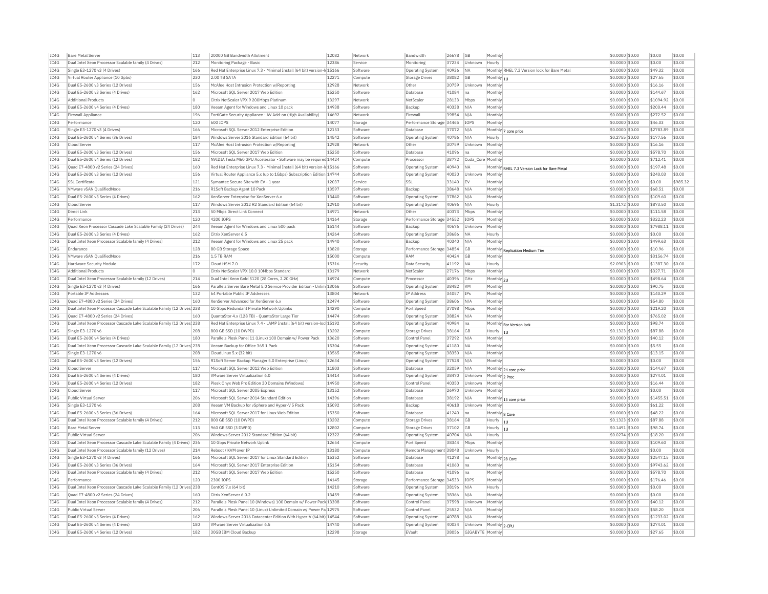| IC4G | Bare Metal Server | 113 | 20000 GB Bandwidth Allotment | 12082 | Network | Bandwidth | 26678 | GB | Monthly | | $0.0000 | $0.00 | $0.00 | $0.00 |
|---|---|---|---|---|---|---|---|---|---|---|---|---|---|---|
| IC4G | Dual Intel Xeon Processor Scalable family (4 Drives) | 212 | Monitoring Package - Basic | 12386 | Service | Monitoring | 37234 | Unknown | Hourly | | $0.0000 | $0.00 | $0.00 | $0.00 |
| IC4G | Single E3-1270 v3 (4 Drives) | 166 | Red Hat Enterprise Linux 7.3 - Minimal Install (64 bit) version-lo | 15166 | Software | Operating System | 40936 | NA | Monthly | RHEL 7.3 Version lock for Bare Metal | $0.0000 | $0.00 | $49.32 | $0.00 |
| IC4G | Virtual Router Appliance (10 Gpbs) | 230 | 2.00 TB SATA | 12271 | Compute | Storage Drives | 38082 | GB | Monthly | 1U | $0.0000 | $0.00 | $27.65 | $0.00 |
| IC4G | Dual E5-2600 v3 Series (12 Drives) | 156 | McAfee Host Intrusion Protection w/Reporting | 12928 | Network | Other | 30759 | Unknown | Monthly | | $0.0000 | $0.00 | $16.16 | $0.00 |
| IC4G | Dual E5-2600 v3 Series (4 Drives) | 162 | Microsoft SQL Server 2017 Web Edition | 15250 | Software | Database | 41084 | na | Monthly | | $0.0000 | $0.00 | $144.67 | $0.00 |
| IC4G | Additional Products | 0 | Citrix NetScaler VPX 9 200Mbps Platinum | 13297 | Network | NetScaler | 28133 | Mbps | Monthly | | $0.0000 | $0.00 | $1094.92 | $0.00 |
| IC4G | Dual E5-2600 v4 Series (4 Drives) | 180 | Veeam Agent for Windows and Linux 10 pack | 14938 | Software | Backup | 40338 | N/A | Monthly | | $0.0000 | $0.00 | $200.44 | $0.00 |
| IC4G | Firewall Appliance | 196 | FortiGate Security Appliance - AV Add-on (High Availability) | 14692 | Network | Firewall | 39854 | N/A | Monthly | | $0.0000 | $0.00 | $272.52 | $0.00 |
| IC4G | Performance | 120 | 600 IOPS | 14077 | Storage | Performance Storage | 34465 | IOPS | Monthly | | $0.0000 | $0.00 | $46.03 | $0.00 |
| IC4G | Single E3-1270 v3 (4 Drives) | 166 | Microsoft SQL Server 2012 Enterprise Edition | 12153 | Software | Database | 37072 | N/A | Monthly | 7 core price | $0.0000 | $0.00 | $2783.89 | $0.00 |
| IC4G | Dual E5-2600 v4 Series (36 Drives) | 184 | Windows Server 2016 Standard Edition (64 bit) | 14542 | Software | Operating System | 40786 | N/A | Hourly | | $0.2755 | $0.00 | $177.56 | $0.00 |
| IC4G | Cloud Server | 117 | McAfee Host Intrusion Protection w/Reporting | 12928 | Network | Other | 30759 | Unknown | Monthly | | $0.0000 | $0.00 | $16.16 | $0.00 |
| IC4G | Dual E5-2600 v3 Series (12 Drives) | 156 | Microsoft SQL Server 2017 Web Edition | 15250 | Software | Database | 41096 | na | Monthly | | $0.0000 | $0.00 | $578.70 | $0.00 |
| IC4G | Dual E5-2600 v4 Series (12 Drives) | 182 | NVIDIA Tesla M60 GPU Accelerator - Software may be required | 14424 | Compute | Processor | 38772 | Cuda_Core | Monthly | | $0.0000 | $0.00 | $712.41 | $0.00 |
| IC4G | Quad E7-4800 v2 Series (24 Drives) | 160 | Red Hat Enterprise Linux 7.3 - Minimal Install (64 bit) version-lo | 15166 | Software | Operating System | 40940 | NA | Monthly | RHEL 7.3 Version Lock for Bare Metal | $0.0000 | $0.00 | $197.48 | $0.00 |
| IC4G | Dual E5-2600 v3 Series (12 Drives) | 156 | Virtual Router Appliance 5.x (up to 1Gbps) Subscription Edition | 14744 | Software | Operating System | 40030 | Unknown | Monthly | | $0.0000 | $0.00 | $240.03 | $0.00 |
| IC4G | SSL Certificate | 121 | Symantec Secure Site with EV - 1 year | 12037 | Service | SSL | 33140 | EV | Monthly | | $0.0000 | $0.00 | $0.00 | $985.32 |
| IC4G | VMware vSAN QualifiedNode | 216 | R1Soft Backup Agent 10 Pack | 13597 | Software | Backup | 38648 | N/A | Monthly | | $0.0000 | $0.00 | $68.51 | $0.00 |
| IC4G | Dual E5-2600 v3 Series (4 Drives) | 162 | XenServer Enterprise for XenServer 6.x | 13440 | Software | Operating System | 37862 | N/A | Monthly | | $0.0000 | $0.00 | $109.60 | $0.00 |
| IC4G | Cloud Server | 117 | Windows Server 2012 R2 Standard Edition (64 bit) | 12910 | Software | Operating System | 40696 | N/A | Hourly | | $1.3172 | $0.00 | $873.50 | $0.00 |
| IC4G | Direct Link | 213 | 50 Mbps Direct Link Connect | 14971 | Network | Other | 40373 | Mbps | Monthly | | $0.0000 | $0.00 | $111.58 | $0.00 |
| IC4G | Performance | 120 | 4200 IOPS | 14164 | Storage | Performance Storage | 34552 | IOPS | Monthly | | $0.0000 | $0.00 | $322.23 | $0.00 |
| IC4G | Quad Xeon Processor Cascade Lake Scalable Family (24 Drives) | 244 | Veeam Agent for Windows and Linux 500 pack | 15144 | Software | Backup | 40676 | Unknown | Monthly | | $0.0000 | $0.00 | $7988.11 | $0.00 |
| IC4G | Dual E5-2600 v3 Series (4 Drives) | 162 | Citrix XenServer 6.5 | 14264 | Software | Operating System | 38686 | NA | Hourly | | $0.0000 | $0.00 | $0.00 | $0.00 |
| IC4G | Dual Intel Xeon Processor Scalable family (4 Drives) | 212 | Veeam Agent for Windows and Linux 25 pack | 14940 | Software | Backup | 40340 | N/A | Monthly | | $0.0000 | $0.00 | $499.63 | $0.00 |
| IC4G | Endurance | 128 | 80 GB Storage Space | 13820 | Storage | Performance Storage | 34854 | GB | Monthly | Replication Medium Tier | $0.0000 | $0.00 | $10.96 | $0.00 |
| IC4G | VMware vSAN QualifiedNode | 216 | 1.5 TB RAM | 15000 | Compute | RAM | 40424 | GB | Monthly | | $0.0000 | $0.00 | $3156.74 | $0.00 |
| IC4G | Hardware Security Module | 172 | Cloud HSM 7.0 | 15316 | Security | Data Security | 41192 | NA | Hourly | | $2.0903 | $0.00 | $1387.30 | $0.00 |
| IC4G | Additional Products | 0 | Citrix NetScaler VPX 10.0 10Mbps Standard | 13179 | Network | NetScaler | 27176 | Mbps | Monthly | | $0.0000 | $0.00 | $327.71 | $0.00 |
| IC4G | Dual Intel Xeon Processor Scalable family (12 Drives) | 214 | Dual Intel Xeon Gold 5120 (28 Cores, 2.20 GHz) | 14974 | Compute | Processor | 40396 | GHz | Monthly | 2U | $0.0000 | $0.00 | $498.64 | $0.00 |
| IC4G | Single E3-1270 v3 (4 Drives) | 166 | Parallels Server Bare Metal 5.0 Service Provider Edition - Unlim | 13066 | Software | Operating System | 38482 | VM | Monthly | | $0.0000 | $0.00 | $90.75 | $0.00 |
| IC4G | Portable IP Addresses | 132 | 64 Portable Public IP Addresses | 13804 | Network | IP Address | 34057 | IPs | Monthly | | $0.0000 | $0.00 | $140.29 | $0.00 |
| IC4G | Quad E7-4800 v2 Series (24 Drives) | 160 | XenServer Advanced for XenServer 6.x | 12474 | Software | Operating System | 38606 | N/A | Monthly | | $0.0000 | $0.00 | $54.80 | $0.00 |
| IC4G | Dual Intel Xeon Processor Cascade Lake Scalable Family (12 Drives) | 238 | 10 Gbps Redundant Private Network Uplinks | 14290 | Compute | Port Speed | 37098 | Mbps | Monthly | | $0.0000 | $0.00 | $219.20 | $0.00 |
| IC4G | Quad E7-4800 v2 Series (24 Drives) | 160 | QuantaStor 4.x (128 TB) - QuantaStor Large Tier | 14474 | Software | Operating System | 38824 | N/A | Monthly | | $0.0000 | $0.00 | $765.02 | $0.00 |
| IC4G | Dual Intel Xeon Processor Cascade Lake Scalable Family (12 Drives) | 238 | Red Hat Enterprise Linux 7.4 - LAMP Install (64 bit) version-lock | 15192 | Software | Operating System | 40984 | na | Monthly | For Version lock | $0.0000 | $0.00 | $98.74 | $0.00 |
| IC4G | Single E3-1270 v6 | 208 | 800 GB SSD (10 DWPD) | 13202 | Compute | Storage Drives | 38164 | GB | Hourly | 1U | $0.1323 | $0.00 | $87.88 | $0.00 |
| IC4G | Dual E5-2600 v4 Series (4 Drives) | 180 | Parallels Plesk Panel 11 (Linux) 100 Domain w/ Power Pack | 13620 | Software | Control Panel | 37292 | N/A | Monthly | | $0.0000 | $0.00 | $40.12 | $0.00 |
| IC4G | Dual Intel Xeon Processor Cascade Lake Scalable Family (12 Drives) | 238 | Veeam Backup for Office 365 1 Pack | 15304 | Software | Operating System | 41180 | NA | Monthly | | $0.0000 | $0.00 | $5.55 | $0.00 |
| IC4G | Single E3-1270 v6 | 208 | CloudLinux 5.x (32 bit) | 13565 | Software | Operating System | 38350 | N/A | Monthly | | $0.0000 | $0.00 | $13.15 | $0.00 |
| IC4G | Dual E5-2600 v3 Series (12 Drives) | 156 | R1Soft Server Backup Manager 5.0 Enterprise (Linux) | 12634 | Software | Operating System | 37528 | N/A | Monthly | | $0.0000 | $0.00 | $0.00 | $0.00 |
| IC4G | Cloud Server | 117 | Microsoft SQL Server 2012 Web Edition | 11803 | Software | Database | 32059 | N/A | Monthly | 24 core price | $0.0000 | $0.00 | $144.67 | $0.00 |
| IC4G | Dual E5-2600 v4 Series (4 Drives) | 180 | VMware Server Virtualization 6.0 | 14414 | Software | Operating System | 38470 | Unknown | Monthly | 2 Proc | $0.0000 | $0.00 | $274.01 | $0.00 |
| IC4G | Dual E5-2600 v4 Series (12 Drives) | 182 | Plesk Onyx Web Pro Edition 30 Domains (Windows) | 14950 | Software | Control Panel | 40350 | Unknown | Monthly | | $0.0000 | $0.00 | $16.44 | $0.00 |
| IC4G | Cloud Server | 117 | Microsoft SQL Server 2005 Express | 13152 | Software | Database | 26970 | Unknown | Monthly | | $0.0000 | $0.00 | $0.00 | $0.00 |
| IC4G | Public Virtual Server | 206 | Microsoft SQL Server 2014 Standard Edition | 14396 | Software | Database | 38192 | N/A | Monthly | 15 core price | $0.0000 | $0.00 | $1455.51 | $0.00 |
| IC4G | Single E3-1270 v6 | 208 | Veeam VM Backup for vSphere and Hyper-V 5 Pack | 15092 | Software | Backup | 40618 | Unknown | Monthly | | $0.0000 | $0.00 | $61.22 | $0.00 |
| IC4G | Dual E5-2600 v3 Series (36 Drives) | 164 | Microsoft SQL Server 2017 for Linux Web Edition | 15350 | Software | Database | 41240 | na | Monthly | 8 Core | $0.0000 | $0.00 | $48.22 | $0.00 |
| IC4G | Dual Intel Xeon Processor Scalable family (4 Drives) | 212 | 800 GB SSD (10 DWPD) | 13202 | Compute | Storage Drives | 38164 | GB | Hourly | 1U | $0.1323 | $0.00 | $87.88 | $0.00 |
| IC4G | Bare Metal Server | 113 | 960 GB SSD (3 DWPD) | 12802 | Compute | Storage Drives | 37102 | GB | Hourly | 1U | $0.1491 | $0.00 | $98.74 | $0.00 |
| IC4G | Public Virtual Server | 206 | Windows Server 2012 Standard Edition (64 bit) | 12322 | Software | Operating System | 40704 | N/A | Hourly | | $0.0274 | $0.00 | $18.20 | $0.00 |
| IC4G | Dual Intel Xeon Processor Cascade Lake Scalable Family (4 Drives) | 236 | 10 Gbps Private Network Uplink | 12654 | Compute | Port Speed | 38344 | Mbps | Monthly | | $0.0000 | $0.00 | $109.60 | $0.00 |
| IC4G | Dual Intel Xeon Processor Scalable family (12 Drives) | 214 | Reboot / KVM over IP | 13180 | Compute | Remote Management | 38048 | Unknown | Hourly | | $0.0000 | $0.00 | $0.00 | $0.00 |
| IC4G | Single E3-1270 v3 (4 Drives) | 166 | Microsoft SQL Server 2017 for Linux Standard Edition | 15352 | Software | Database | 41278 | na | Monthly | 28 Core | $0.0000 | $0.00 | $2547.15 | $0.00 |
| IC4G | Dual E5-2600 v3 Series (36 Drives) | 164 | Microsoft SQL Server 2017 Enterprise Edition | 15154 | Software | Database | 41060 | na | Monthly | | $0.0000 | $0.00 | $9743.62 | $0.00 |
| IC4G | Dual Intel Xeon Processor Scalable family (4 Drives) | 212 | Microsoft SQL Server 2017 Web Edition | 15250 | Software | Database | 41096 | na | Monthly | | $0.0000 | $0.00 | $578.70 | $0.00 |
| IC4G | Performance | 120 | 2300 IOPS | 14145 | Storage | Performance Storage | 34533 | IOPS | Monthly | | $0.0000 | $0.00 | $176.46 | $0.00 |
| IC4G | Dual Intel Xeon Processor Cascade Lake Scalable Family (12 Drives) | 238 | CentOS 7.x (64 bit) | 14210 | Software | Operating System | 38196 | N/A | Hourly | | $0.0000 | $0.00 | $0.00 | $0.00 |
| IC4G | Quad E7-4800 v2 Series (24 Drives) | 160 | Citrix XenServer 6.0.2 | 13459 | Software | Operating System | 38366 | N/A | Monthly | | $0.0000 | $0.00 | $0.00 | $0.00 |
| IC4G | Dual Intel Xeon Processor Scalable family (4 Drives) | 212 | Parallels Plesk Panel 10 (Windows) 100 Domain w/ Power Pack | 13308 | Software | Control Panel | 37598 | Unknown | Monthly | | $0.0000 | $0.00 | $40.12 | $0.00 |
| IC4G | Public Virtual Server | 206 | Parallels Plesk Panel 10 (Linux) Unlimited Domain w/ Power Pa | 12975 | Software | Control Panel | 25532 | N/A | Monthly | | $0.0000 | $0.00 | $58.20 | $0.00 |
| IC4G | Dual E5-2600 v3 Series (4 Drives) | 162 | Windows Server 2016 Datacenter Edition With Hyper-V (64 bit) | 14544 | Software | Operating System | 40788 | N/A | Monthly | | $0.0000 | $0.00 | $1233.02 | $0.00 |
| IC4G | Dual E5-2600 v4 Series (4 Drives) | 180 | VMware Server Virtualization 6.5 | 14740 | Software | Operating System | 40034 | Unknown | Monthly | 2-CPU | $0.0000 | $0.00 | $274.01 | $0.00 |
| IC4G | Dual E5-2600 v4 Series (12 Drives) | 182 | 30GB IBM Cloud Backup | 12298 | Storage | EVault | 38056 | GIGABYTE | Monthly | | $0.0000 | $0.00 | $27.65 | $0.00 |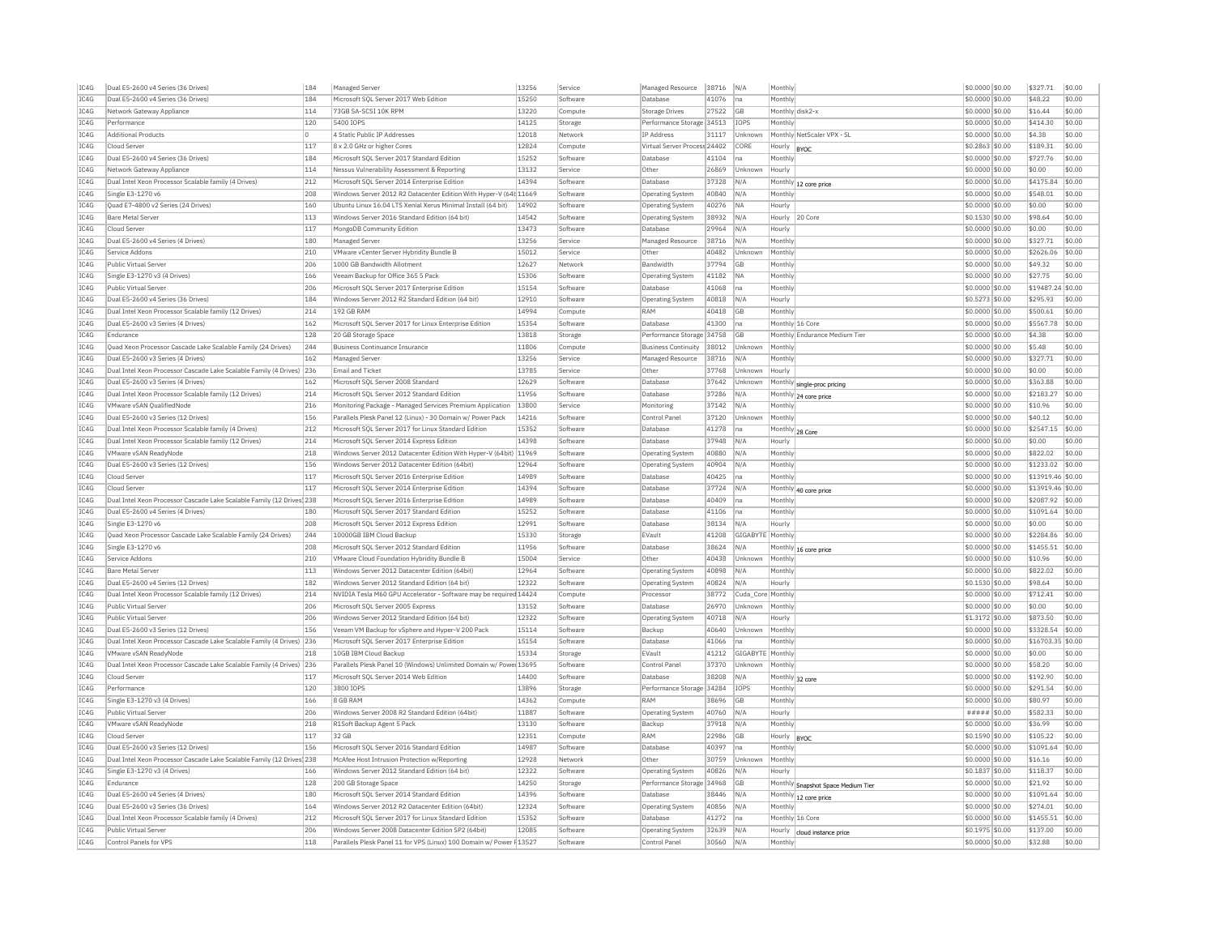| IC4G | Dual E5-2600 v4 Series (36 Drives) | 184 | Managed Server | 13256 | Service | Managed Resource | 38716 | N/A | Monthly | | $0.0000 | $0.00 | $327.71 | $0.00 |
|---|---|---|---|---|---|---|---|---|---|---|---|---|---|---|
| IC4G | Dual E5-2600 v4 Series (36 Drives) | 184 | Microsoft SQL Server 2017 Web Edition | 15250 | Software | Database | 41076 | na | Monthly | | $0.0000 | $0.00 | $48.22 | $0.00 |
| IC4G | Network Gateway Appliance | 114 | 73GB SA-SCSI 10K RPM | 13220 | Compute | Storage Drives | 27522 | GB | Monthly | disk2-x | $0.0000 | $0.00 | $16.44 | $0.00 |
| IC4G | Performance | 120 | 5400 IOPS | 14125 | Storage | Performance Storage | 34513 | IOPS | Monthly | | $0.0000 | $0.00 | $414.30 | $0.00 |
| IC4G | Additional Products | 0 | 4 Static Public IP Addresses | 12018 | Network | IP Address | 31117 | Unknown | Monthly | NetScaler VPX - SL | $0.0000 | $0.00 | $4.38 | $0.00 |
| IC4G | Cloud Server | 117 | 8 x 2.0 GHz or higher Cores | 12824 | Compute | Virtual Server Process | 24402 | CORE | Hourly | BYOC | $0.2863 | $0.00 | $189.31 | $0.00 |
| IC4G | Dual E5-2600 v4 Series (36 Drives) | 184 | Microsoft SQL Server 2017 Standard Edition | 15252 | Software | Database | 41104 | na | Monthly | | $0.0000 | $0.00 | $727.76 | $0.00 |
| IC4G | Network Gateway Appliance | 114 | Nessus Vulnerability Assessment & Reporting | 13132 | Service | Other | 26869 | Unknown | Hourly | | $0.0000 | $0.00 | $0.00 | $0.00 |
| IC4G | Dual Intel Xeon Processor Scalable family (4 Drives) | 212 | Microsoft SQL Server 2014 Enterprise Edition | 14394 | Software | Database | 37328 | N/A | Monthly | 12 core price | $0.0000 | $0.00 | $4175.84 | $0.00 |
| IC4G | Single E3-1270 v6 | 208 | Windows Server 2012 R2 Datacenter Edition With Hyper-V (64t | 11669 | Software | Operating System | 40840 | N/A | Monthly | | $0.0000 | $0.00 | $548.01 | $0.00 |
| IC4G | Quad E7-4800 v2 Series (24 Drives) | 160 | Ubuntu Linux 16.04 LTS Xenial Xerus Minimal Install (64 bit) | 14902 | Software | Operating System | 40276 | NA | Hourly | | $0.0000 | $0.00 | $0.00 | $0.00 |
| IC4G | Bare Metal Server | 113 | Windows Server 2016 Standard Edition (64 bit) | 14542 | Software | Operating System | 38932 | N/A | Hourly | 20 Core | $0.1530 | $0.00 | $98.64 | $0.00 |
| IC4G | Cloud Server | 117 | MongoDB Community Edition | 13473 | Software | Database | 29964 | N/A | Hourly | | $0.0000 | $0.00 | $0.00 | $0.00 |
| IC4G | Dual E5-2600 v4 Series (4 Drives) | 180 | Managed Server | 13256 | Service | Managed Resource | 38716 | N/A | Monthly | | $0.0000 | $0.00 | $327.71 | $0.00 |
| IC4G | Service Addons | 210 | VMware vCenter Server Hybridity Bundle B | 15012 | Service | Other | 40482 | Unknown | Monthly | | $0.0000 | $0.00 | $2626.06 | $0.00 |
| IC4G | Public Virtual Server | 206 | 1000 GB Bandwidth Allotment | 12627 | Network | Bandwidth | 37794 | GB | Monthly | | $0.0000 | $0.00 | $49.32 | $0.00 |
| IC4G | Single E3-1270 v3 (4 Drives) | 166 | Veeam Backup for Office 365 5 Pack | 15306 | Software | Operating System | 41182 | NA | Monthly | | $0.0000 | $0.00 | $27.75 | $0.00 |
| IC4G | Public Virtual Server | 206 | Microsoft SQL Server 2017 Enterprise Edition | 15154 | Software | Database | 41068 | na | Monthly | | $0.0000 | $0.00 | $19487.24 | $0.00 |
| IC4G | Dual E5-2600 v4 Series (36 Drives) | 184 | Windows Server 2012 R2 Standard Edition (64 bit) | 12910 | Software | Operating System | 40818 | N/A | Hourly | | $0.5273 | $0.00 | $295.93 | $0.00 |
| IC4G | Dual Intel Xeon Processor Scalable family (12 Drives) | 214 | 192 GB RAM | 14994 | Compute | RAM | 40418 | GB | Monthly | | $0.0000 | $0.00 | $500.61 | $0.00 |
| IC4G | Dual E5-2600 v3 Series (4 Drives) | 162 | Microsoft SQL Server 2017 for Linux Enterprise Edition | 15354 | Software | Database | 41300 | na | Monthly | 16 Core | $0.0000 | $0.00 | $5567.78 | $0.00 |
| IC4G | Endurance | 128 | 20 GB Storage Space | 13818 | Storage | Performance Storage | 34758 | GB | Monthly | Endurance Medium Tier | $0.0000 | $0.00 | $4.38 | $0.00 |
| IC4G | Quad Xeon Processor Cascade Lake Scalable Family (24 Drives) | 244 | Business Continuance Insurance | 11806 | Compute | Business Continuity | 38012 | Unknown | Monthly | | $0.0000 | $0.00 | $5.48 | $0.00 |
| IC4G | Dual E5-2600 v3 Series (4 Drives) | 162 | Managed Server | 13256 | Service | Managed Resource | 38716 | N/A | Monthly | | $0.0000 | $0.00 | $327.71 | $0.00 |
| IC4G | Dual Intel Xeon Processor Cascade Lake Scalable Family (4 Drives) | 236 | Email and Ticket | 13785 | Service | Other | 37768 | Unknown | Hourly | | $0.0000 | $0.00 | $0.00 | $0.00 |
| IC4G | Dual E5-2600 v3 Series (4 Drives) | 162 | Microsoft SQL Server 2008 Standard | 12629 | Software | Database | 37642 | Unknown | Monthly | single-proc pricing | $0.0000 | $0.00 | $363.88 | $0.00 |
| IC4G | Dual Intel Xeon Processor Scalable family (12 Drives) | 214 | Microsoft SQL Server 2012 Standard Edition | 11956 | Software | Database | 37286 | N/A | Monthly | 24 core price | $0.0000 | $0.00 | $2183.27 | $0.00 |
| IC4G | VMware vSAN QualifiedNode | 216 | Monitoring Package - Managed Services Premium Application | 13800 | Service | Monitoring | 37142 | N/A | Monthly | | $0.0000 | $0.00 | $10.96 | $0.00 |
| IC4G | Dual E5-2600 v3 Series (12 Drives) | 156 | Parallels Plesk Panel 12 (Linux) - 30 Domain w/ Power Pack | 14216 | Software | Control Panel | 37120 | Unknown | Monthly | | $0.0000 | $0.00 | $40.12 | $0.00 |
| IC4G | Dual Intel Xeon Processor Scalable family (4 Drives) | 212 | Microsoft SQL Server 2017 for Linux Standard Edition | 15352 | Software | Database | 41278 | na | Monthly | 28 Core | $0.0000 | $0.00 | $2547.15 | $0.00 |
| IC4G | Dual Intel Xeon Processor Scalable family (12 Drives) | 214 | Microsoft SQL Server 2014 Express Edition | 14398 | Software | Database | 37948 | N/A | Hourly | | $0.0000 | $0.00 | $0.00 | $0.00 |
| IC4G | VMware vSAN ReadyNode | 218 | Windows Server 2012 Datacenter Edition With Hyper-V (64bit) | 11969 | Software | Operating System | 40880 | N/A | Monthly | | $0.0000 | $0.00 | $822.02 | $0.00 |
| IC4G | Dual E5-2600 v3 Series (12 Drives) | 156 | Windows Server 2012 Datacenter Edition (64bit) | 12964 | Software | Operating System | 40904 | N/A | Monthly | | $0.0000 | $0.00 | $1233.02 | $0.00 |
| IC4G | Cloud Server | 117 | Microsoft SQL Server 2016 Enterprise Edition | 14989 | Software | Database | 40425 | na | Monthly | | $0.0000 | $0.00 | $13919.46 | $0.00 |
| IC4G | Cloud Server | 117 | Microsoft SQL Server 2014 Enterprise Edition | 14394 | Software | Database | 37724 | N/A | Monthly | 40 core price | $0.0000 | $0.00 | $13919.46 | $0.00 |
| IC4G | Dual Intel Xeon Processor Cascade Lake Scalable Family (12 Drives) | 238 | Microsoft SQL Server 2016 Enterprise Edition | 14989 | Software | Database | 40409 | na | Monthly | | $0.0000 | $0.00 | $2087.92 | $0.00 |
| IC4G | Dual E5-2600 v4 Series (4 Drives) | 180 | Microsoft SQL Server 2017 Standard Edition | 15252 | Software | Database | 41106 | na | Monthly | | $0.0000 | $0.00 | $1091.64 | $0.00 |
| IC4G | Single E3-1270 v6 | 208 | Microsoft SQL Server 2012 Express Edition | 12991 | Software | Database | 38134 | N/A | Hourly | | $0.0000 | $0.00 | $0.00 | $0.00 |
| IC4G | Quad Xeon Processor Cascade Lake Scalable Family (24 Drives) | 244 | 10000GB IBM Cloud Backup | 15330 | Storage | EVault | 41208 | GIGABYTE | Monthly | | $0.0000 | $0.00 | $2284.86 | $0.00 |
| IC4G | Single E3-1270 v6 | 208 | Microsoft SQL Server 2012 Standard Edition | 11956 | Software | Database | 38624 | N/A | Monthly | 16 core price | $0.0000 | $0.00 | $1455.51 | $0.00 |
| IC4G | Service Addons | 210 | VMware Cloud Foundation Hybridity Bundle B | 15004 | Service | Other | 40438 | Unknown | Monthly | | $0.0000 | $0.00 | $10.96 | $0.00 |
| IC4G | Bare Metal Server | 113 | Windows Server 2012 Datacenter Edition (64bit) | 12964 | Software | Operating System | 40898 | N/A | Monthly | | $0.0000 | $0.00 | $822.02 | $0.00 |
| IC4G | Dual E5-2600 v4 Series (12 Drives) | 182 | Windows Server 2012 Standard Edition (64 bit) | 12322 | Software | Operating System | 40824 | N/A | Hourly | | $0.1530 | $0.00 | $98.64 | $0.00 |
| IC4G | Dual Intel Xeon Processor Scalable family (12 Drives) | 214 | NVIDIA Tesla M60 GPU Accelerator - Software may be required | 14424 | Compute | Processor | 38772 | Cuda_Core | Monthly | | $0.0000 | $0.00 | $712.41 | $0.00 |
| IC4G | Public Virtual Server | 206 | Microsoft SQL Server 2005 Express | 13152 | Software | Database | 26970 | Unknown | Monthly | | $0.0000 | $0.00 | $0.00 | $0.00 |
| IC4G | Public Virtual Server | 206 | Windows Server 2012 Standard Edition (64 bit) | 12322 | Software | Operating System | 40718 | N/A | Hourly | | $1.3172 | $0.00 | $873.50 | $0.00 |
| IC4G | Dual E5-2600 v3 Series (12 Drives) | 156 | Veeam VM Backup for vSphere and Hyper-V 200 Pack | 15114 | Software | Backup | 40640 | Unknown | Monthly | | $0.0000 | $0.00 | $3328.54 | $0.00 |
| IC4G | Dual Intel Xeon Processor Cascade Lake Scalable Family (4 Drives) | 236 | Microsoft SQL Server 2017 Enterprise Edition | 15154 | Software | Database | 41066 | na | Monthly | | $0.0000 | $0.00 | $16703.35 | $0.00 |
| IC4G | VMware vSAN ReadyNode | 218 | 10GB IBM Cloud Backup | 15334 | Storage | EVault | 41212 | GIGABYTE | Monthly | | $0.0000 | $0.00 | $0.00 | $0.00 |
| IC4G | Dual Intel Xeon Processor Cascade Lake Scalable Family (4 Drives) | 236 | Parallels Plesk Panel 10 (Windows) Unlimited Domain w/ Power | 13695 | Software | Control Panel | 37370 | Unknown | Monthly | | $0.0000 | $0.00 | $58.20 | $0.00 |
| IC4G | Cloud Server | 117 | Microsoft SQL Server 2014 Web Edition | 14400 | Software | Database | 38208 | N/A | Monthly | 32 core | $0.0000 | $0.00 | $192.90 | $0.00 |
| IC4G | Performance | 120 | 3800 IOPS | 13896 | Storage | Performance Storage | 34284 | IOPS | Monthly | | $0.0000 | $0.00 | $291.54 | $0.00 |
| IC4G | Single E3-1270 v3 (4 Drives) | 166 | 8 GB RAM | 14362 | Compute | RAM | 38696 | GB | Monthly | | $0.0000 | $0.00 | $80.97 | $0.00 |
| IC4G | Public Virtual Server | 206 | Windows Server 2008 R2 Standard Edition (64bit) | 11887 | Software | Operating System | 40760 | N/A | Hourly | | ##### | $0.00 | $582.33 | $0.00 |
| IC4G | VMware vSAN ReadyNode | 218 | R1Soft Backup Agent 5 Pack | 13130 | Software | Backup | 37918 | N/A | Monthly | | $0.0000 | $0.00 | $36.99 | $0.00 |
| IC4G | Cloud Server | 117 | 32 GB | 12351 | Compute | RAM | 22986 | GB | Hourly | BYOC | $0.1590 | $0.00 | $105.22 | $0.00 |
| IC4G | Dual E5-2600 v3 Series (12 Drives) | 156 | Microsoft SQL Server 2016 Standard Edition | 14987 | Software | Database | 40397 | na | Monthly | | $0.0000 | $0.00 | $1091.64 | $0.00 |
| IC4G | Dual Intel Xeon Processor Cascade Lake Scalable Family (12 Drives) | 238 | McAfee Host Intrusion Protection w/Reporting | 12928 | Network | Other | 30759 | Unknown | Monthly | | $0.0000 | $0.00 | $16.16 | $0.00 |
| IC4G | Single E3-1270 v3 (4 Drives) | 166 | Windows Server 2012 Standard Edition (64 bit) | 12322 | Software | Operating System | 40826 | N/A | Hourly | | $0.1837 | $0.00 | $118.37 | $0.00 |
| IC4G | Endurance | 128 | 200 GB Storage Space | 14250 | Storage | Performance Storage | 34968 | GB | Monthly | Snapshot Space Medium Tier | $0.0000 | $0.00 | $21.92 | $0.00 |
| IC4G | Dual E5-2600 v4 Series (4 Drives) | 180 | Microsoft SQL Server 2014 Standard Edition | 14396 | Software | Database | 38446 | N/A | Monthly | 12 core price | $0.0000 | $0.00 | $1091.64 | $0.00 |
| IC4G | Dual E5-2600 v3 Series (36 Drives) | 164 | Windows Server 2012 R2 Datacenter Edition (64bit) | 12324 | Software | Operating System | 40856 | N/A | Monthly | | $0.0000 | $0.00 | $274.01 | $0.00 |
| IC4G | Dual Intel Xeon Processor Scalable family (4 Drives) | 212 | Microsoft SQL Server 2017 for Linux Standard Edition | 15352 | Software | Database | 41272 | na | Monthly | 16 Core | $0.0000 | $0.00 | $1455.51 | $0.00 |
| IC4G | Public Virtual Server | 206 | Windows Server 2008 Datacenter Edition SP2 (64bit) | 12085 | Software | Operating System | 32639 | N/A | Hourly | cloud instance price | $0.1975 | $0.00 | $137.00 | $0.00 |
| IC4G | Control Panels for VPS | 118 | Parallels Plesk Panel 11 for VPS (Linux) 100 Domain w/ Power F | 13527 | Software | Control Panel | 30560 | N/A | Monthly | | $0.0000 | $0.00 | $32.88 | $0.00 |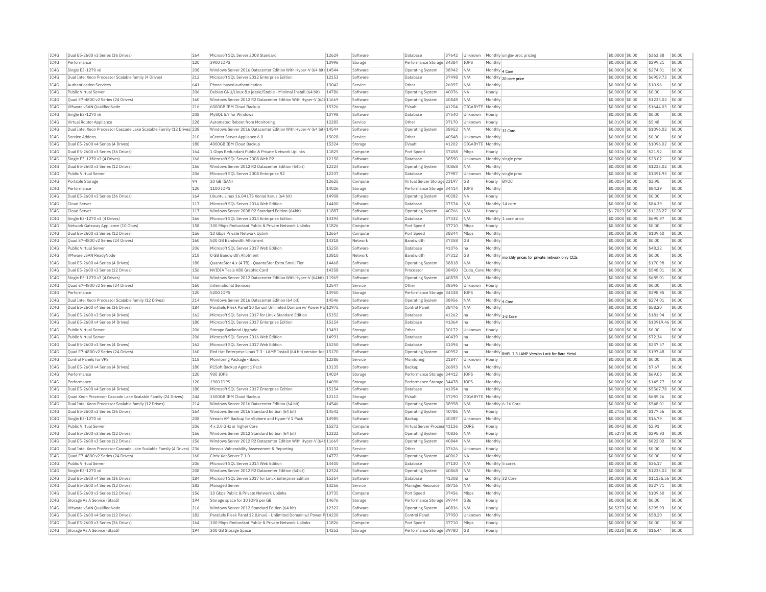| IC4G | Dual E5-2600 v3 Series (36 Drives) | 164 | Microsoft SQL Server 2008 Standard | 12629 | Software | Database | 37642 | Unknown | Monthly | single-proc pricing | $0.0000 | $0.00 | $363.88 | $0.00 |
|---|---|---|---|---|---|---|---|---|---|---|---|---|---|---|
| IC4G | Performance | 120 | 3900 IOPS | 13996 | Storage | Performance Storage | 34384 | IOPS | Monthly | | $0.0000 | $0.00 | $299.21 | $0.00 |
| IC4G | Single E3-1270 v6 | 208 | Windows Server 2016 Datacenter Edition With Hyper-V (64 bit) | 14544 | Software | Operating System | 38942 | N/A | Monthly | 4 Core | $0.0000 | $0.00 | $274.01 | $0.00 |
| IC4G | Dual Intel Xeon Processor Scalable family (4 Drives) | 212 | Microsoft SQL Server 2012 Enterprise Edition | 12153 | Software | Database | 37498 | N/A | Monthly | 20 core price | $0.0000 | $0.00 | $6959.73 | $0.00 |
| IC4G | Authentication Services | 641 | Phone-based authentication | 13042 | Service | Other | 26097 | N/A | Monthly | | $0.0000 | $0.00 | $10.96 | $0.00 |
| IC4G | Public Virtual Server | 206 | Debian GNU/Linux 8.x jessie/Stable - Minimal Install (64 bit) | 14786 | Software | Operating System | 40076 | NA | Hourly | | $0.0000 | $0.00 | $0.00 | $0.00 |
| IC4G | Quad E7-4800 v2 Series (24 Drives) | 160 | Windows Server 2012 R2 Datacenter Edition With Hyper-V (64t | 11669 | Software | Operating System | 40848 | N/A | Monthly | | $0.0000 | $0.00 | $1233.02 | $0.00 |
| IC4G | VMware vSAN QualifiedNode | 216 | 6000GB IBM Cloud Backup | 15326 | Storage | EVault | 41204 | GIGABYTE | Monthly | | $0.0000 | $0.00 | $1644.03 | $0.00 |
| IC4G | Single E3-1270 v6 | 208 | MySQL 5.7 for Windows | 13798 | Software | Database | 37540 | Unknown | Hourly | | $0.0000 | $0.00 | $0.00 | $0.00 |
| IC4G | Virtual Router Appliance | 228 | Automated Reboot from Monitoring | 12285 | Service | Other | 37170 | Unknown | Hourly | | $0.0109 | $0.00 | $5.48 | $0.00 |
| IC4G | Dual Intel Xeon Processor Cascade Lake Scalable Family (12 Drives) | 238 | Windows Server 2016 Datacenter Edition With Hyper-V (64 bit) | 14544 | Software | Operating System | 38952 | N/A | Monthly | 32 Core | $0.0000 | $0.00 | $1096.02 | $0.00 |
| IC4G | Service Addons | 210 | vCenter Server Appliance 6.0 | 15028 | Service | Other | 40548 | Unknown | Monthly | | $0.0000 | $0.00 | $0.00 | $0.00 |
| IC4G | Dual E5-2600 v4 Series (4 Drives) | 180 | 4000GB IBM Cloud Backup | 15324 | Storage | EVault | 41202 | GIGABYTE | Monthly | | $0.0000 | $0.00 | $1096.02 | $0.00 |
| IC4G | Dual E5-2600 v3 Series (36 Drives) | 164 | 1 Gbps Redundant Public & Private Network Uplinks | 11825 | Compute | Port Speed | 37458 | Mbps | Hourly | | $0.0326 | $0.00 | $21.92 | $0.00 |
| IC4G | Single E3-1270 v3 (4 Drives) | 166 | Microsoft SQL Server 2008 Web R2 | 12150 | Software | Database | 38590 | Unknown | Monthly | single proc | $0.0000 | $0.00 | $23.02 | $0.00 |
| IC4G | Dual E5-2600 v3 Series (12 Drives) | 156 | Windows Server 2012 R2 Datacenter Edition (64bit) | 12324 | Software | Operating System | 40868 | N/A | Monthly | | $0.0000 | $0.00 | $1233.02 | $0.00 |
| IC4G | Public Virtual Server | 206 | Microsoft SQL Server 2008 Enterprise R2 | 12237 | Software | Database | 27987 | Unknown | Monthly | single proc | $0.0000 | $0.00 | $1391.95 | $0.00 |
| IC4G | Portable Storage | 94 | 30 GB (SAN) | 12625 | Compute | Virtual Server Storage | 23197 | GB | Hourly | BYOC | $0.0054 | $0.00 | $3.95 | $0.00 |
| IC4G | Performance | 120 | 1100 IOPS | 14026 | Storage | Performance Storage | 34414 | IOPS | Monthly | | $0.0000 | $0.00 | $84.39 | $0.00 |
| IC4G | Dual E5-2600 v3 Series (36 Drives) | 164 | Ubuntu Linux 16.04 LTS Xenial Xerus (64 bit) | 14908 | Software | Operating System | 40282 | NA | Hourly | | $0.0000 | $0.00 | $0.00 | $0.00 |
| IC4G | Cloud Server | 117 | Microsoft SQL Server 2014 Web Edition | 14400 | Software | Database | 37574 | N/A | Monthly | 14 core | $0.0000 | $0.00 | $84.39 | $0.00 |
| IC4G | Cloud Server | 117 | Windows Server 2008 R2 Standard Edition (64bit) | 11887 | Software | Operating System | 40766 | N/A | Hourly | | $1.7023 | $0.00 | $1128.27 | $0.00 |
| IC4G | Single E3-1270 v3 (4 Drives) | 166 | Microsoft SQL Server 2014 Enterprise Edition | 14394 | Software | Database | 37332 | N/A | Monthly | 1 core price | $0.0000 | $0.00 | $695.97 | $0.00 |
| IC4G | Network Gateway Appliance (10 Gbps) | 158 | 100 Mbps Redundant Public & Private Network Uplinks | 11826 | Compute | Port Speed | 37710 | Mbps | Hourly | | $0.0000 | $0.00 | $0.00 | $0.00 |
| IC4G | Dual E5-2600 v3 Series (12 Drives) | 156 | 10 Gbps Private Network Uplink | 12654 | Compute | Port Speed | 38344 | Mbps | Monthly | | $0.0000 | $0.00 | $109.60 | $0.00 |
| IC4G | Quad E7-4800 v2 Series (24 Drives) | 160 | 500 GB Bandwidth Allotment | 14318 | Network | Bandwidth | 37358 | GB | Monthly | | $0.0000 | $0.00 | $0.00 | $0.00 |
| IC4G | Public Virtual Server | 206 | Microsoft SQL Server 2017 Web Edition | 15250 | Software | Database | 41076 | na | Monthly | | $0.0000 | $0.00 | $48.22 | $0.00 |
| IC4G | VMware vSAN ReadyNode | 218 | 0 GB Bandwidth Allotment | 13810 | Network | Bandwidth | 37312 | GB | Monthly | monthly prices for private network only CCIs | $0.0000 | $0.00 | $0.00 | $0.00 |
| IC4G | Dual E5-2600 v4 Series (4 Drives) | 180 | QuantaStor 4.x (4 TB) - QuantaStor Extra Small Tier | 14468 | Software | Operating System | 38818 | N/A | Monthly | | $0.0000 | $0.00 | $170.98 | $0.00 |
| IC4G | Dual E5-2600 v3 Series (12 Drives) | 156 | NVIDIA Tesla K80 Graphic Card | 14358 | Compute | Processor | 38450 | Cuda_Core | Monthly | | $0.0000 | $0.00 | $548.01 | $0.00 |
| IC4G | Single E3-1270 v3 (4 Drives) | 166 | Windows Server 2012 Datacenter Edition With Hyper-V (64bit) | 11969 | Software | Operating System | 40878 | N/A | Monthly | | $0.0000 | $0.00 | $685.01 | $0.00 |
| IC4G | Quad E7-4800 v2 Series (24 Drives) | 160 | International Services | 12547 | Service | Other | 38596 | Unknown | Hourly | | $0.0000 | $0.00 | $0.00 | $0.00 |
| IC4G | Performance | 120 | 5200 IOPS | 13950 | Storage | Performance Storage | 34338 | IOPS | Monthly | | $0.0000 | $0.00 | $398.95 | $0.00 |
| IC4G | Dual Intel Xeon Processor Scalable family (12 Drives) | 214 | Windows Server 2016 Datacenter Edition (64 bit) | 14546 | Software | Operating System | 38956 | N/A | Monthly | 4 Core | $0.0000 | $0.00 | $274.01 | $0.00 |
| IC4G | Dual E5-2600 v4 Series (36 Drives) | 184 | Parallels Plesk Panel 10 (Linux) Unlimited Domain w/ Power Pa | 12975 | Software | Control Panel | 38476 | N/A | Monthly | | $0.0000 | $0.00 | $58.20 | $0.00 |
| IC4G | Dual E5-2600 v3 Series (4 Drives) | 162 | Microsoft SQL Server 2017 for Linux Standard Edition | 15352 | Software | Database | 41262 | na | Monthly | 1-2 Core | $0.0000 | $0.00 | $181.94 | $0.00 |
| IC4G | Dual E5-2600 v4 Series (4 Drives) | 180 | Microsoft SQL Server 2017 Enterprise Edition | 15154 | Software | Database | 41064 | na | Monthly | | $0.0000 | $0.00 | $13919.46 | $0.00 |
| IC4G | Public Virtual Server | 206 | Storage Backend Upgrade | 13491 | Storage | Other | 30172 | Unknown | Hourly | | $0.0000 | $0.00 | $0.00 | $0.00 |
| IC4G | Public Virtual Server | 206 | Microsoft SQL Server 2016 Web Edition | 14991 | Software | Database | 40439 | na | Monthly | | $0.0000 | $0.00 | $72.34 | $0.00 |
| IC4G | Dual E5-2600 v3 Series (4 Drives) | 162 | Microsoft SQL Server 2017 Web Edition | 15250 | Software | Database | 41094 | na | Monthly | | $0.0000 | $0.00 | $337.57 | $0.00 |
| IC4G | Quad E7-4800 v2 Series (24 Drives) | 160 | Red Hat Enterprise Linux 7.3 - LAMP Install (64 bit) version-lock | 15170 | Software | Operating System | 40952 | na | Monthly | RHEL 7.3 LAMP Version Lock for Bare Metal | $0.0000 | $0.00 | $197.48 | $0.00 |
| IC4G | Control Panels for VPS | 118 | Monitoring Package - Basic | 12386 | Service | Monitoring | 21847 | Unknown | Hourly | | $0.0000 | $0.00 | $0.00 | $0.00 |
| IC4G | Dual E5-2600 v4 Series (4 Drives) | 180 | R1Soft Backup Agent 1 Pack | 13135 | Software | Backup | 26893 | N/A | Monthly | | $0.0000 | $0.00 | $7.67 | $0.00 |
| IC4G | Performance | 120 | 900 IOPS | 14024 | Storage | Performance Storage | 34412 | IOPS | Monthly | | $0.0000 | $0.00 | $69.05 | $0.00 |
| IC4G | Performance | 120 | 1900 IOPS | 14090 | Storage | Performance Storage | 34478 | IOPS | Monthly | | $0.0000 | $0.00 | $145.77 | $0.00 |
| IC4G | Dual E5-2600 v4 Series (4 Drives) | 180 | Microsoft SQL Server 2017 Enterprise Edition | 15154 | Software | Database | 41054 | na | Monthly | | $0.0000 | $0.00 | $5567.78 | $0.00 |
| IC4G | Quad Xeon Processor Cascade Lake Scalable Family (24 Drives) | 244 | 1500GB IBM Cloud Backup | 12112 | Storage | EVault | 37290 | GIGABYTE | Monthly | | $0.0000 | $0.00 | $685.26 | $0.00 |
| IC4G | Dual Intel Xeon Processor Scalable family (12 Drives) | 214 | Windows Server 2016 Datacenter Edition (64 bit) | 14546 | Software | Operating System | 38958 | N/A | Monthly | 6-16 Core | $0.0000 | $0.00 | $548.01 | $0.00 |
| IC4G | Dual E5-2600 v3 Series (36 Drives) | 164 | Windows Server 2016 Standard Edition (64 bit) | 14542 | Software | Operating System | 40786 | N/A | Hourly | | $0.2755 | $0.00 | $177.56 | $0.00 |
| IC4G | Single E3-1270 v6 | 208 | Veeam VM Backup for vSphere and Hyper-V 1 Pack | 14985 | Software | Backup | 40387 | Unknown | Monthly | | $0.0000 | $0.00 | $16.79 | $0.00 |
| IC4G | Public Virtual Server | 206 | 4 x 2.0 GHz or higher Core | 15272 | Compute | Virtual Server Process | 41136 | CORE | Hourly | | $0.0043 | $0.00 | $2.91 | $0.00 |
| IC4G | Dual E5-2600 v3 Series (12 Drives) | 156 | Windows Server 2012 Standard Edition (64 bit) | 12322 | Software | Operating System | 40836 | N/A | Hourly | | $0.5273 | $0.00 | $295.93 | $0.00 |
| IC4G | Dual E5-2600 v3 Series (12 Drives) | 156 | Windows Server 2012 R2 Datacenter Edition With Hyper-V (64t | 11669 | Software | Operating System | 40844 | N/A | Monthly | | $0.0000 | $0.00 | $822.02 | $0.00 |
| IC4G | Dual Intel Xeon Processor Cascade Lake Scalable Family (4 Drives) | 236 | Nessus Vulnerability Assessment & Reporting | 13132 | Service | Other | 37626 | Unknown | Hourly | | $0.0000 | $0.00 | $0.00 | $0.00 |
| IC4G | Quad E7-4800 v2 Series (24 Drives) | 160 | Citrix XenServer 7.1.0 | 14772 | Software | Operating System | 40062 | NA | Monthly | | $0.0000 | $0.00 | $0.00 | $0.00 |
| IC4G | Public Virtual Server | 206 | Microsoft SQL Server 2014 Web Edition | 14400 | Software | Database | 37130 | N/A | Monthly | 5 cores | $0.0000 | $0.00 | $36.17 | $0.00 |
| IC4G | Single E3-1270 v6 | 208 | Windows Server 2012 R2 Datacenter Edition (64bit) | 12324 | Software | Operating System | 40868 | N/A | Monthly | | $0.0000 | $0.00 | $1233.02 | $0.00 |
| IC4G | Dual E5-2600 v4 Series (36 Drives) | 184 | Microsoft SQL Server 2017 for Linux Enterprise Edition | 15354 | Software | Database | 41308 | na | Monthly | 32 Core | $0.0000 | $0.00 | $11135.56 | $0.00 |
| IC4G | Dual E5-2600 v4 Series (12 Drives) | 182 | Managed Server | 13256 | Service | Managed Resource | 38716 | N/A | Monthly | | $0.0000 | $0.00 | $327.71 | $0.00 |
| IC4G | Dual E5-2600 v3 Series (12 Drives) | 156 | 10 Gbps Public & Private Network Uplinks | 13735 | Compute | Port Speed | 37456 | Mbps | Monthly | | $0.0000 | $0.00 | $109.60 | $0.00 |
| IC4G | Storage As A Service (StaaS) | 194 | Storage space for 10 IOPS per GB | 14676 | Storage | Performance Storage | 39744 | GBs | Hourly | | $0.0008 | $0.00 | $0.00 | $0.00 |
| IC4G | VMware vSAN QualifiedNode | 216 | Windows Server 2012 Standard Edition (64 bit) | 12322 | Software | Operating System | 40836 | N/A | Hourly | | $0.5273 | $0.00 | $295.93 | $0.00 |
| IC4G | Dual E5-2600 v4 Series (12 Drives) | 182 | Parallels Plesk Panel 12 (Linux) - Unlimited Domain w/ Power P | 14220 | Software | Control Panel | 37950 | Unknown | Monthly | | $0.0000 | $0.00 | $58.20 | $0.00 |
| IC4G | Dual E5-2600 v3 Series (36 Drives) | 164 | 100 Mbps Redundant Public & Private Network Uplinks | 11826 | Compute | Port Speed | 37710 | Mbps | Hourly | | $0.0000 | $0.00 | $0.00 | $0.00 |
| IC4G | Storage As A Service (StaaS) | 194 | 300 GB Storage Space | 14252 | Storage | Performance Storage | 39780 | GB | Hourly | | $0.0230 | $0.00 | $16.44 | $0.00 |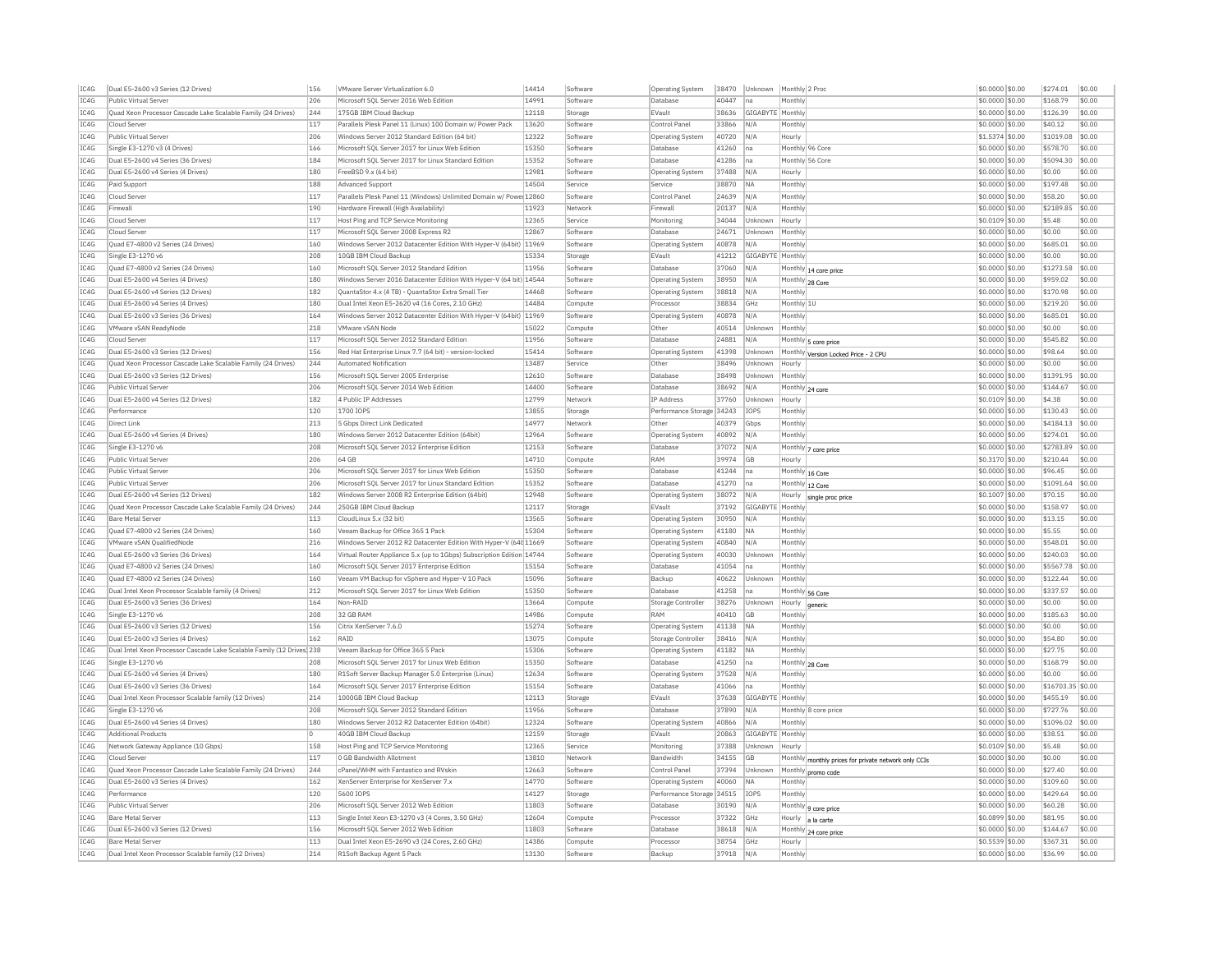| IC4G | Dual E5-2600 v3 Series (12 Drives) | 156 | VMware Server Virtualization 6.0 | 14414 | Software | Operating System | 38470 | Unknown | Monthly | 2 Proc | $0.0000 | $0.00 | $274.01 | $0.00 |
|---|---|---|---|---|---|---|---|---|---|---|---|---|---|---|
| IC4G | Public Virtual Server | 206 | Microsoft SQL Server 2016 Web Edition | 14991 | Software | Database | 40447 | na | Monthly | | $0.0000 | $0.00 | $168.79 | $0.00 |
| IC4G | Quad Xeon Processor Cascade Lake Scalable Family (24 Drives) | 244 | 175GB IBM Cloud Backup | 12118 | Storage | EVault | 38636 | GIGABYTE | Monthly | | $0.0000 | $0.00 | $126.39 | $0.00 |
| IC4G | Cloud Server | 117 | Parallels Plesk Panel 11 (Linux) 100 Domain w/ Power Pack | 13620 | Software | Control Panel | 33866 | N/A | Monthly | | $0.0000 | $0.00 | $40.12 | $0.00 |
| IC4G | Public Virtual Server | 206 | Windows Server 2012 Standard Edition (64 bit) | 12322 | Software | Operating System | 40720 | N/A | Hourly | | $1.5374 | $0.00 | $1019.08 | $0.00 |
| IC4G | Single E3-1270 v3 (4 Drives) | 166 | Microsoft SQL Server 2017 for Linux Web Edition | 15350 | Software | Database | 41260 | na | Monthly | 96 Core | $0.0000 | $0.00 | $578.70 | $0.00 |
| IC4G | Dual E5-2600 v4 Series (36 Drives) | 184 | Microsoft SQL Server 2017 for Linux Standard Edition | 15352 | Software | Database | 41286 | na | Monthly | 56 Core | $0.0000 | $0.00 | $5094.30 | $0.00 |
| IC4G | Dual E5-2600 v4 Series (4 Drives) | 180 | FreeBSD 9.x (64 bit) | 12981 | Software | Operating System | 37488 | N/A | Hourly | | $0.0000 | $0.00 | $0.00 | $0.00 |
| IC4G | Paid Support | 188 | Advanced Support | 14504 | Service | Service | 38870 | NA | Monthly | | $0.0000 | $0.00 | $197.48 | $0.00 |
| IC4G | Cloud Server | 117 | Parallels Plesk Panel 11 (Windows) Unlimited Domain w/ Power | 12860 | Software | Control Panel | 24639 | N/A | Monthly | | $0.0000 | $0.00 | $58.20 | $0.00 |
| IC4G | Firewall | 190 | Hardware Firewall (High Availability) | 11923 | Network | Firewall | 20137 | N/A | Monthly | | $0.0000 | $0.00 | $2189.85 | $0.00 |
| IC4G | Cloud Server | 117 | Host Ping and TCP Service Monitoring | 12365 | Service | Monitoring | 34044 | Unknown | Hourly | | $0.0109 | $0.00 | $5.48 | $0.00 |
| IC4G | Cloud Server | 117 | Microsoft SQL Server 2008 Express R2 | 12867 | Software | Database | 24671 | Unknown | Monthly | | $0.0000 | $0.00 | $0.00 | $0.00 |
| IC4G | Quad E7-4800 v2 Series (24 Drives) | 160 | Windows Server 2012 Datacenter Edition With Hyper-V (64bit) | 11969 | Software | Operating System | 40878 | N/A | Monthly | | $0.0000 | $0.00 | $685.01 | $0.00 |
| IC4G | Single E3-1270 v6 | 208 | 10GB IBM Cloud Backup | 15334 | Storage | EVault | 41212 | GIGABYTE | Monthly | | $0.0000 | $0.00 | $0.00 | $0.00 |
| IC4G | Quad E7-4800 v2 Series (24 Drives) | 160 | Microsoft SQL Server 2012 Standard Edition | 11956 | Software | Database | 37060 | N/A | Monthly | 14 core price | $0.0000 | $0.00 | $1273.58 | $0.00 |
| IC4G | Dual E5-2600 v4 Series (4 Drives) | 180 | Windows Server 2016 Datacenter Edition With Hyper-V (64 bit) | 14544 | Software | Operating System | 38950 | N/A | Monthly | 28 Core | $0.0000 | $0.00 | $959.02 | $0.00 |
| IC4G | Dual E5-2600 v4 Series (12 Drives) | 182 | QuantaStor 4.x (4 TB) - QuantaStor Extra Small Tier | 14468 | Software | Operating System | 38818 | N/A | Monthly | | $0.0000 | $0.00 | $170.98 | $0.00 |
| IC4G | Dual E5-2600 v4 Series (4 Drives) | 180 | Dual Intel Xeon E5-2620 v4 (16 Cores, 2.10 GHz) | 14484 | Compute | Processor | 38834 | GHz | Monthly | 1U | $0.0000 | $0.00 | $219.20 | $0.00 |
| IC4G | Dual E5-2600 v3 Series (36 Drives) | 164 | Windows Server 2012 Datacenter Edition With Hyper-V (64bit) | 11969 | Software | Operating System | 40878 | N/A | Monthly | | $0.0000 | $0.00 | $685.01 | $0.00 |
| IC4G | VMware vSAN ReadyNode | 218 | VMware vSAN Node | 15022 | Compute | Other | 40514 | Unknown | Monthly | | $0.0000 | $0.00 | $0.00 | $0.00 |
| IC4G | Cloud Server | 117 | Microsoft SQL Server 2012 Standard Edition | 11956 | Software | Database | 24881 | N/A | Monthly | 5 core price | $0.0000 | $0.00 | $545.82 | $0.00 |
| IC4G | Dual E5-2600 v3 Series (12 Drives) | 156 | Red Hat Enterprise Linux 7.7 (64 bit) - version-locked | 15414 | Software | Operating System | 41398 | Unknown | Monthly | Version Locked Price - 2 CPU | $0.0000 | $0.00 | $98.64 | $0.00 |
| IC4G | Quad Xeon Processor Cascade Lake Scalable Family (24 Drives) | 244 | Automated Notification | 13487 | Service | Other | 38496 | Unknown | Hourly | | $0.0000 | $0.00 | $0.00 | $0.00 |
| IC4G | Dual E5-2600 v3 Series (12 Drives) | 156 | Microsoft SQL Server 2005 Enterprise | 12610 | Software | Database | 38498 | Unknown | Monthly | | $0.0000 | $0.00 | $1391.95 | $0.00 |
| IC4G | Public Virtual Server | 206 | Microsoft SQL Server 2014 Web Edition | 14400 | Software | Database | 38692 | N/A | Monthly | 24 core | $0.0000 | $0.00 | $144.67 | $0.00 |
| IC4G | Dual E5-2600 v4 Series (12 Drives) | 182 | 4 Public IP Addresses | 12799 | Network | IP Address | 37760 | Unknown | Hourly | | $0.0109 | $0.00 | $4.38 | $0.00 |
| IC4G | Performance | 120 | 1700 IOPS | 13855 | Storage | Performance Storage | 34243 | IOPS | Monthly | | $0.0000 | $0.00 | $130.43 | $0.00 |
| IC4G | Direct Link | 213 | 5 Gbps Direct Link Dedicated | 14977 | Network | Other | 40379 | Gbps | Monthly | | $0.0000 | $0.00 | $4184.13 | $0.00 |
| IC4G | Dual E5-2600 v4 Series (4 Drives) | 180 | Windows Server 2012 Datacenter Edition (64bit) | 12964 | Software | Operating System | 40892 | N/A | Monthly | | $0.0000 | $0.00 | $274.01 | $0.00 |
| IC4G | Single E3-1270 v6 | 208 | Microsoft SQL Server 2012 Enterprise Edition | 12153 | Software | Database | 37072 | N/A | Monthly | 7 core price | $0.0000 | $0.00 | $2783.89 | $0.00 |
| IC4G | Public Virtual Server | 206 | 64 GB | 14710 | Compute | RAM | 39974 | GB | Hourly | | $0.3170 | $0.00 | $210.44 | $0.00 |
| IC4G | Public Virtual Server | 206 | Microsoft SQL Server 2017 for Linux Web Edition | 15350 | Software | Database | 41244 | na | Monthly | 16 Core | $0.0000 | $0.00 | $96.45 | $0.00 |
| IC4G | Public Virtual Server | 206 | Microsoft SQL Server 2017 for Linux Standard Edition | 15352 | Software | Database | 41270 | na | Monthly | 12 Core | $0.0000 | $0.00 | $1091.64 | $0.00 |
| IC4G | Dual E5-2600 v4 Series (12 Drives) | 182 | Windows Server 2008 R2 Enterprise Edition (64bit) | 12948 | Software | Operating System | 38072 | N/A | Hourly | single proc price | $0.1007 | $0.00 | $70.15 | $0.00 |
| IC4G | Quad Xeon Processor Cascade Lake Scalable Family (24 Drives) | 244 | 250GB IBM Cloud Backup | 12117 | Storage | EVault | 37192 | GIGABYTE | Monthly | | $0.0000 | $0.00 | $158.97 | $0.00 |
| IC4G | Bare Metal Server | 113 | CloudLinux 5.x (32 bit) | 13565 | Software | Operating System | 30950 | N/A | Monthly | | $0.0000 | $0.00 | $13.15 | $0.00 |
| IC4G | Quad E7-4800 v2 Series (24 Drives) | 160 | Veeam Backup for Office 365 1 Pack | 15304 | Software | Operating System | 41180 | NA | Monthly | | $0.0000 | $0.00 | $5.55 | $0.00 |
| IC4G | VMware vSAN QualifiedNode | 216 | Windows Server 2012 R2 Datacenter Edition With Hyper-V (64t | 11669 | Software | Operating System | 40840 | N/A | Monthly | | $0.0000 | $0.00 | $548.01 | $0.00 |
| IC4G | Dual E5-2600 v3 Series (36 Drives) | 164 | Virtual Router Appliance 5.x (up to 1Gbps) Subscription Edition | 14744 | Software | Operating System | 40030 | Unknown | Monthly | | $0.0000 | $0.00 | $240.03 | $0.00 |
| IC4G | Quad E7-4800 v2 Series (24 Drives) | 160 | Microsoft SQL Server 2017 Enterprise Edition | 15154 | Software | Database | 41054 | na | Monthly | | $0.0000 | $0.00 | $5567.78 | $0.00 |
| IC4G | Quad E7-4800 v2 Series (24 Drives) | 160 | Veeam VM Backup for vSphere and Hyper-V 10 Pack | 15096 | Software | Backup | 40622 | Unknown | Monthly | | $0.0000 | $0.00 | $122.44 | $0.00 |
| IC4G | Dual Intel Xeon Processor Scalable family (4 Drives) | 212 | Microsoft SQL Server 2017 for Linux Web Edition | 15350 | Software | Database | 41258 | na | Monthly | 56 Core | $0.0000 | $0.00 | $337.57 | $0.00 |
| IC4G | Dual E5-2600 v3 Series (36 Drives) | 164 | Non-RAID | 13664 | Compute | Storage Controller | 38276 | Unknown | Hourly | generic | $0.0000 | $0.00 | $0.00 | $0.00 |
| IC4G | Single E3-1270 v6 | 208 | 32 GB RAM | 14986 | Compute | RAM | 40410 | GB | Monthly | | $0.0000 | $0.00 | $185.63 | $0.00 |
| IC4G | Dual E5-2600 v3 Series (12 Drives) | 156 | Citrix XenServer 7.6.0 | 15274 | Software | Operating System | 41138 | NA | Monthly | | $0.0000 | $0.00 | $0.00 | $0.00 |
| IC4G | Dual E5-2600 v3 Series (4 Drives) | 162 | RAID | 13075 | Compute | Storage Controller | 38416 | N/A | Monthly | | $0.0000 | $0.00 | $54.80 | $0.00 |
| IC4G | Dual Intel Xeon Processor Cascade Lake Scalable Family (12 Drives) | 238 | Veeam Backup for Office 365 5 Pack | 15306 | Software | Operating System | 41182 | NA | Monthly | | $0.0000 | $0.00 | $27.75 | $0.00 |
| IC4G | Single E3-1270 v6 | 208 | Microsoft SQL Server 2017 for Linux Web Edition | 15350 | Software | Database | 41250 | na | Monthly | 28 Core | $0.0000 | $0.00 | $168.79 | $0.00 |
| IC4G | Dual E5-2600 v4 Series (4 Drives) | 180 | R1Soft Server Backup Manager 5.0 Enterprise (Linux) | 12634 | Software | Operating System | 37528 | N/A | Monthly | | $0.0000 | $0.00 | $0.00 | $0.00 |
| IC4G | Dual E5-2600 v3 Series (36 Drives) | 164 | Microsoft SQL Server 2017 Enterprise Edition | 15154 | Software | Database | 41066 | na | Monthly | | $0.0000 | $0.00 | $16703.35 | $0.00 |
| IC4G | Dual Intel Xeon Processor Scalable family (12 Drives) | 214 | 1000GB IBM Cloud Backup | 12113 | Storage | EVault | 37638 | GIGABYTE | Monthly | | $0.0000 | $0.00 | $455.19 | $0.00 |
| IC4G | Single E3-1270 v6 | 208 | Microsoft SQL Server 2012 Standard Edition | 11956 | Software | Database | 37890 | N/A | Monthly | 8 core price | $0.0000 | $0.00 | $727.76 | $0.00 |
| IC4G | Dual E5-2600 v4 Series (4 Drives) | 180 | Windows Server 2012 R2 Datacenter Edition (64bit) | 12324 | Software | Operating System | 40866 | N/A | Monthly | | $0.0000 | $0.00 | $1096.02 | $0.00 |
| IC4G | Additional Products | 0 | 40GB IBM Cloud Backup | 12159 | Storage | EVault | 20863 | GIGABYTE | Monthly | | $0.0000 | $0.00 | $38.51 | $0.00 |
| IC4G | Network Gateway Appliance (10 Gbps) | 158 | Host Ping and TCP Service Monitoring | 12365 | Service | Monitoring | 37388 | Unknown | Hourly | | $0.0109 | $0.00 | $5.48 | $0.00 |
| IC4G | Cloud Server | 117 | 0 GB Bandwidth Allotment | 13810 | Network | Bandwidth | 34155 | GB | Monthly | monthly prices for private network only CCIs | $0.0000 | $0.00 | $0.00 | $0.00 |
| IC4G | Quad Xeon Processor Cascade Lake Scalable Family (24 Drives) | 244 | cPanel/WHM with Fantastico and RVskin | 12663 | Software | Control Panel | 37394 | Unknown | Monthly | promo code | $0.0000 | $0.00 | $27.40 | $0.00 |
| IC4G | Dual E5-2600 v3 Series (4 Drives) | 162 | XenServer Enterprise for XenServer 7.x | 14770 | Software | Operating System | 40060 | NA | Monthly | | $0.0000 | $0.00 | $109.60 | $0.00 |
| IC4G | Performance | 120 | 5600 IOPS | 14127 | Storage | Performance Storage | 34515 | IOPS | Monthly | | $0.0000 | $0.00 | $429.64 | $0.00 |
| IC4G | Public Virtual Server | 206 | Microsoft SQL Server 2012 Web Edition | 11803 | Software | Database | 30190 | N/A | Monthly | 9 core price | $0.0000 | $0.00 | $60.28 | $0.00 |
| IC4G | Bare Metal Server | 113 | Single Intel Xeon E3-1270 v3 (4 Cores, 3.50 GHz) | 12604 | Compute | Processor | 37322 | GHz | Hourly | a la carte | $0.0899 | $0.00 | $81.95 | $0.00 |
| IC4G | Dual E5-2600 v3 Series (12 Drives) | 156 | Microsoft SQL Server 2012 Web Edition | 11803 | Software | Database | 38618 | N/A | Monthly | 24 core price | $0.0000 | $0.00 | $144.67 | $0.00 |
| IC4G | Bare Metal Server | 113 | Dual Intel Xeon E5-2690 v3 (24 Cores, 2.60 GHz) | 14386 | Compute | Processor | 38754 | GHz | Hourly | | $0.5539 | $0.00 | $367.31 | $0.00 |
| IC4G | Dual Intel Xeon Processor Scalable family (12 Drives) | 214 | R1Soft Backup Agent 5 Pack | 13130 | Software | Backup | 37918 | N/A | Monthly | | $0.0000 | $0.00 | $36.99 | $0.00 |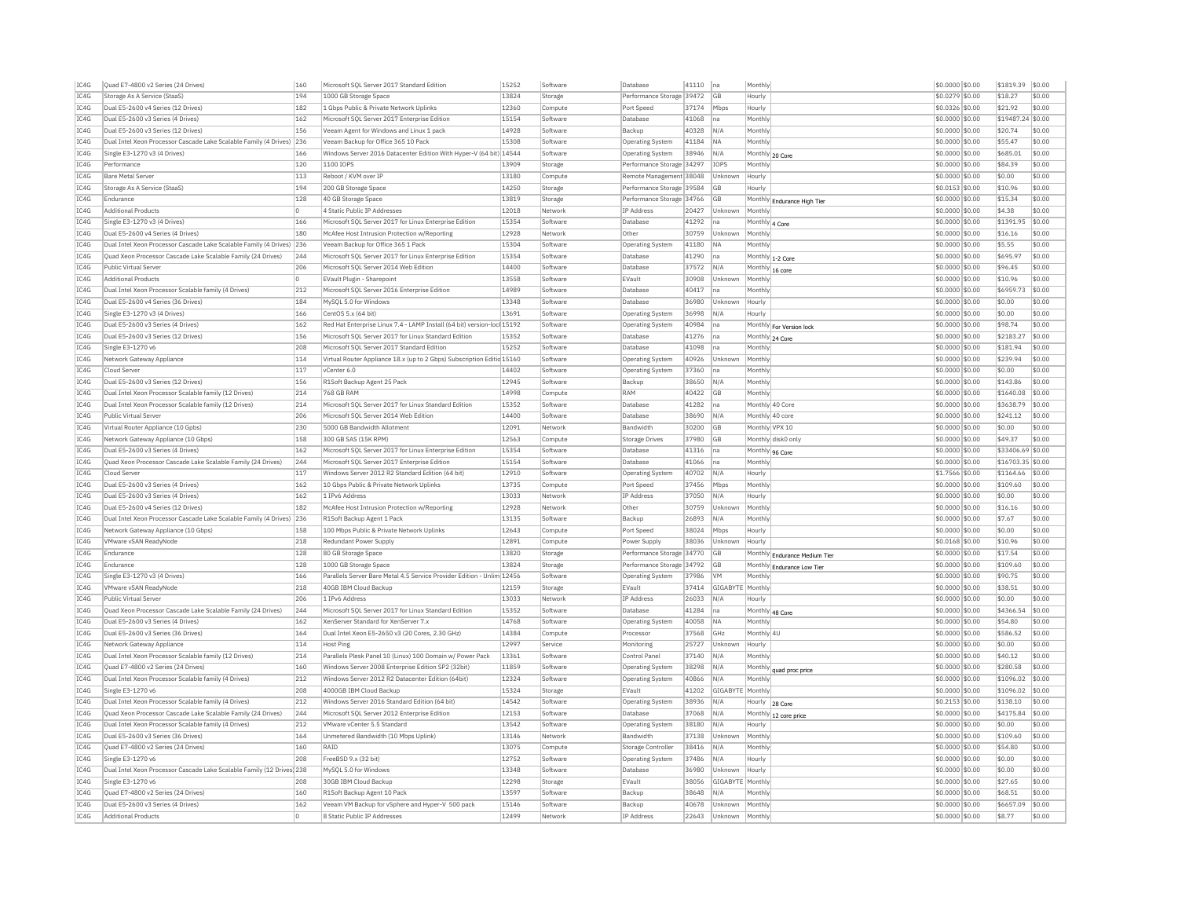| IC4G | Quad E7-4800 v2 Series (24 Drives) | 160 | Microsoft SQL Server 2017 Standard Edition | 15252 | Software | Database | 41110 | na | Monthly | | $0.0000 | $0.00 | $1819.39 | $0.00 |
|---|---|---|---|---|---|---|---|---|---|---|---|---|---|---|
| IC4G | Storage As A Service (StaaS) | 194 | 1000 GB Storage Space | 13824 | Storage | Performance Storage | 39472 | GB | Hourly | | $0.0279 | $0.00 | $18.27 | $0.00 |
| IC4G | Dual E5-2600 v4 Series (12 Drives) | 182 | 1 Gbps Public & Private Network Uplinks | 12360 | Compute | Port Speed | 37174 | Mbps | Hourly | | $0.0326 | $0.00 | $21.92 | $0.00 |
| IC4G | Dual E5-2600 v3 Series (4 Drives) | 162 | Microsoft SQL Server 2017 Enterprise Edition | 15154 | Software | Database | 41068 | na | Monthly | | $0.0000 | $0.00 | $19487.24 | $0.00 |
| IC4G | Dual E5-2600 v3 Series (12 Drives) | 156 | Veeam Agent for Windows and Linux 1 pack | 14928 | Software | Backup | 40328 | N/A | Monthly | | $0.0000 | $0.00 | $20.74 | $0.00 |
| IC4G | Dual Intel Xeon Processor Cascade Lake Scalable Family (4 Drives) | 236 | Veeam Backup for Office 365 10 Pack | 15308 | Software | Operating System | 41184 | NA | Monthly | | $0.0000 | $0.00 | $55.47 | $0.00 |
| IC4G | Single E3-1270 v3 (4 Drives) | 166 | Windows Server 2016 Datacenter Edition With Hyper-V (64 bit) | 14544 | Software | Operating System | 38946 | N/A | Monthly | 20 Core | $0.0000 | $0.00 | $685.01 | $0.00 |
| IC4G | Performance | 120 | 1100 IOPS | 13909 | Storage | Performance Storage | 34297 | IOPS | Monthly | | $0.0000 | $0.00 | $84.39 | $0.00 |
| IC4G | Bare Metal Server | 113 | Reboot / KVM over IP | 13180 | Compute | Remote Management | 38048 | Unknown | Hourly | | $0.0000 | $0.00 | $0.00 | $0.00 |
| IC4G | Storage As A Service (StaaS) | 194 | 200 GB Storage Space | 14250 | Storage | Performance Storage | 39584 | GB | Hourly | | $0.0153 | $0.00 | $10.96 | $0.00 |
| IC4G | Endurance | 128 | 40 GB Storage Space | 13819 | Storage | Performance Storage | 34766 | GB | Monthly | Endurance High Tier | $0.0000 | $0.00 | $15.34 | $0.00 |
| IC4G | Additional Products | 0 | 4 Static Public IP Addresses | 12018 | Network | IP Address | 20427 | Unknown | Monthly | | $0.0000 | $0.00 | $4.38 | $0.00 |
| IC4G | Single E3-1270 v3 (4 Drives) | 166 | Microsoft SQL Server 2017 for Linux Enterprise Edition | 15354 | Software | Database | 41292 | na | Monthly | 4 Core | $0.0000 | $0.00 | $1391.95 | $0.00 |
| IC4G | Dual E5-2600 v4 Series (4 Drives) | 180 | McAfee Host Intrusion Protection w/Reporting | 12928 | Network | Other | 30759 | Unknown | Monthly | | $0.0000 | $0.00 | $16.16 | $0.00 |
| IC4G | Dual Intel Xeon Processor Cascade Lake Scalable Family (4 Drives) | 236 | Veeam Backup for Office 365 1 Pack | 15304 | Software | Operating System | 41180 | NA | Monthly | | $0.0000 | $0.00 | $5.55 | $0.00 |
| IC4G | Quad Xeon Processor Cascade Lake Scalable Family (24 Drives) | 244 | Microsoft SQL Server 2017 for Linux Enterprise Edition | 15354 | Software | Database | 41290 | na | Monthly | 1-2 Core | $0.0000 | $0.00 | $695.97 | $0.00 |
| IC4G | Public Virtual Server | 206 | Microsoft SQL Server 2014 Web Edition | 14400 | Software | Database | 37572 | N/A | Monthly | 16 core | $0.0000 | $0.00 | $96.45 | $0.00 |
| IC4G | Additional Products | 0 | EVault Plugin - Sharepoint | 13558 | Software | EVault | 30908 | Unknown | Monthly | | $0.0000 | $0.00 | $10.96 | $0.00 |
| IC4G | Dual Intel Xeon Processor Scalable family (4 Drives) | 212 | Microsoft SQL Server 2016 Enterprise Edition | 14989 | Software | Database | 40417 | na | Monthly | | $0.0000 | $0.00 | $6959.73 | $0.00 |
| IC4G | Dual E5-2600 v4 Series (36 Drives) | 184 | MySQL 5.0 for Windows | 13348 | Software | Database | 36980 | Unknown | Hourly | | $0.0000 | $0.00 | $0.00 | $0.00 |
| IC4G | Single E3-1270 v3 (4 Drives) | 166 | CentOS 5.x (64 bit) | 13691 | Software | Operating System | 36998 | N/A | Hourly | | $0.0000 | $0.00 | $0.00 | $0.00 |
| IC4G | Dual E5-2600 v3 Series (4 Drives) | 162 | Red Hat Enterprise Linux 7.4 - LAMP Install (64 bit) version-lock | 15192 | Software | Operating System | 40984 | na | Monthly | For Version lock | $0.0000 | $0.00 | $98.74 | $0.00 |
| IC4G | Dual E5-2600 v3 Series (12 Drives) | 156 | Microsoft SQL Server 2017 for Linux Standard Edition | 15352 | Software | Database | 41276 | na | Monthly | 24 Core | $0.0000 | $0.00 | $2183.27 | $0.00 |
| IC4G | Single E3-1270 v6 | 208 | Microsoft SQL Server 2017 Standard Edition | 15252 | Software | Database | 41098 | na | Monthly | | $0.0000 | $0.00 | $181.94 | $0.00 |
| IC4G | Network Gateway Appliance | 114 | Virtual Router Appliance 18.x (up to 2 Gbps) Subscription Editio | 15160 | Software | Operating System | 40926 | Unknown | Monthly | | $0.0000 | $0.00 | $239.94 | $0.00 |
| IC4G | Cloud Server | 117 | vCenter 6.0 | 14402 | Software | Operating System | 37360 | na | Monthly | | $0.0000 | $0.00 | $0.00 | $0.00 |
| IC4G | Dual E5-2600 v3 Series (12 Drives) | 156 | R1Soft Backup Agent 25 Pack | 12945 | Software | Backup | 38650 | N/A | Monthly | | $0.0000 | $0.00 | $143.86 | $0.00 |
| IC4G | Dual Intel Xeon Processor Scalable family (12 Drives) | 214 | 768 GB RAM | 14998 | Compute | RAM | 40422 | GB | Monthly | | $0.0000 | $0.00 | $1640.08 | $0.00 |
| IC4G | Dual Intel Xeon Processor Scalable family (12 Drives) | 214 | Microsoft SQL Server 2017 for Linux Standard Edition | 15352 | Software | Database | 41282 | na | Monthly | 40 Core | $0.0000 | $0.00 | $3638.79 | $0.00 |
| IC4G | Public Virtual Server | 206 | Microsoft SQL Server 2014 Web Edition | 14400 | Software | Database | 38690 | N/A | Monthly | 40 core | $0.0000 | $0.00 | $241.12 | $0.00 |
| IC4G | Virtual Router Appliance (10 Gpbs) | 230 | 5000 GB Bandwidth Allotment | 12091 | Network | Bandwidth | 30200 | GB | Monthly | VPX 10 | $0.0000 | $0.00 | $0.00 | $0.00 |
| IC4G | Network Gateway Appliance (10 Gbps) | 158 | 300 GB SAS (15K RPM) | 12563 | Compute | Storage Drives | 37980 | GB | Monthly | disk0 only | $0.0000 | $0.00 | $49.37 | $0.00 |
| IC4G | Dual E5-2600 v3 Series (4 Drives) | 162 | Microsoft SQL Server 2017 for Linux Enterprise Edition | 15354 | Software | Database | 41316 | na | Monthly | 96 Core | $0.0000 | $0.00 | $33406.69 | $0.00 |
| IC4G | Quad Xeon Processor Cascade Lake Scalable Family (24 Drives) | 244 | Microsoft SQL Server 2017 Enterprise Edition | 15154 | Software | Database | 41066 | na | Monthly | | $0.0000 | $0.00 | $16703.35 | $0.00 |
| IC4G | Cloud Server | 117 | Windows Server 2012 R2 Standard Edition (64 bit) | 12910 | Software | Operating System | 40702 | N/A | Hourly | | $1.7566 | $0.00 | $1164.66 | $0.00 |
| IC4G | Dual E5-2600 v3 Series (4 Drives) | 162 | 10 Gbps Public & Private Network Uplinks | 13735 | Compute | Port Speed | 37456 | Mbps | Monthly | | $0.0000 | $0.00 | $109.60 | $0.00 |
| IC4G | Dual E5-2600 v3 Series (4 Drives) | 162 | 1 IPv6 Address | 13033 | Network | IP Address | 37050 | N/A | Hourly | | $0.0000 | $0.00 | $0.00 | $0.00 |
| IC4G | Dual E5-2600 v4 Series (12 Drives) | 182 | McAfee Host Intrusion Protection w/Reporting | 12928 | Network | Other | 30759 | Unknown | Monthly | | $0.0000 | $0.00 | $16.16 | $0.00 |
| IC4G | Dual Intel Xeon Processor Cascade Lake Scalable Family (4 Drives) | 236 | R1Soft Backup Agent 1 Pack | 13135 | Software | Backup | 26893 | N/A | Monthly | | $0.0000 | $0.00 | $7.67 | $0.00 |
| IC4G | Network Gateway Appliance (10 Gbps) | 158 | 100 Mbps Public & Private Network Uplinks | 12643 | Compute | Port Speed | 38024 | Mbps | Hourly | | $0.0000 | $0.00 | $0.00 | $0.00 |
| IC4G | VMware vSAN ReadyNode | 218 | Redundant Power Supply | 12891 | Compute | Power Supply | 38036 | Unknown | Hourly | | $0.0168 | $0.00 | $10.96 | $0.00 |
| IC4G | Endurance | 128 | 80 GB Storage Space | 13820 | Storage | Performance Storage | 34770 | GB | Monthly | Endurance Medium Tier | $0.0000 | $0.00 | $17.54 | $0.00 |
| IC4G | Endurance | 128 | 1000 GB Storage Space | 13824 | Storage | Performance Storage | 34792 | GB | Monthly | Endurance Low Tier | $0.0000 | $0.00 | $109.60 | $0.00 |
| IC4G | Single E3-1270 v3 (4 Drives) | 166 | Parallels Server Bare Metal 4.5 Service Provider Edition - Unlim | 12456 | Software | Operating System | 37986 | VM | Monthly | | $0.0000 | $0.00 | $90.75 | $0.00 |
| IC4G | VMware vSAN ReadyNode | 218 | 40GB IBM Cloud Backup | 12159 | Storage | EVault | 37414 | GIGABYTE | Monthly | | $0.0000 | $0.00 | $38.51 | $0.00 |
| IC4G | Public Virtual Server | 206 | 1 IPv6 Address | 13033 | Network | IP Address | 26033 | N/A | Hourly | | $0.0000 | $0.00 | $0.00 | $0.00 |
| IC4G | Quad Xeon Processor Cascade Lake Scalable Family (24 Drives) | 244 | Microsoft SQL Server 2017 for Linux Standard Edition | 15352 | Software | Database | 41284 | na | Monthly | 48 Core | $0.0000 | $0.00 | $4366.54 | $0.00 |
| IC4G | Dual E5-2600 v3 Series (4 Drives) | 162 | XenServer Standard for XenServer 7.x | 14768 | Software | Operating System | 40058 | NA | Monthly | | $0.0000 | $0.00 | $54.80 | $0.00 |
| IC4G | Dual E5-2600 v3 Series (36 Drives) | 164 | Dual Intel Xeon E5-2650 v3 (20 Cores, 2.30 GHz) | 14384 | Compute | Processor | 37568 | GHz | Monthly | 4U | $0.0000 | $0.00 | $586.52 | $0.00 |
| IC4G | Network Gateway Appliance | 114 | Host Ping | 12997 | Service | Monitoring | 25727 | Unknown | Hourly | | $0.0000 | $0.00 | $0.00 | $0.00 |
| IC4G | Dual Intel Xeon Processor Scalable family (12 Drives) | 214 | Parallels Plesk Panel 10 (Linux) 100 Domain w/ Power Pack | 13361 | Software | Control Panel | 37140 | N/A | Monthly | | $0.0000 | $0.00 | $40.12 | $0.00 |
| IC4G | Quad E7-4800 v2 Series (24 Drives) | 160 | Windows Server 2008 Enterprise Edition SP2 (32bit) | 11859 | Software | Operating System | 38298 | N/A | Monthly | quad proc price | $0.0000 | $0.00 | $280.58 | $0.00 |
| IC4G | Dual Intel Xeon Processor Scalable family (4 Drives) | 212 | Windows Server 2012 R2 Datacenter Edition (64bit) | 12324 | Software | Operating System | 40866 | N/A | Monthly | | $0.0000 | $0.00 | $1096.02 | $0.00 |
| IC4G | Single E3-1270 v6 | 208 | 4000GB IBM Cloud Backup | 15324 | Storage | EVault | 41202 | GIGABYTE | Monthly | | $0.0000 | $0.00 | $1096.02 | $0.00 |
| IC4G | Dual Intel Xeon Processor Scalable family (4 Drives) | 212 | Windows Server 2016 Standard Edition (64 bit) | 14542 | Software | Operating System | 38936 | N/A | Hourly | 28 Core | $0.2153 | $0.00 | $138.10 | $0.00 |
| IC4G | Quad Xeon Processor Cascade Lake Scalable Family (24 Drives) | 244 | Microsoft SQL Server 2012 Enterprise Edition | 12153 | Software | Database | 37068 | N/A | Monthly | 12 core price | $0.0000 | $0.00 | $4175.84 | $0.00 |
| IC4G | Dual Intel Xeon Processor Scalable family (4 Drives) | 212 | VMware vCenter 5.5 Standard | 13542 | Software | Operating System | 38180 | N/A | Hourly | | $0.0000 | $0.00 | $0.00 | $0.00 |
| IC4G | Dual E5-2600 v3 Series (36 Drives) | 164 | Unmetered Bandwidth (10 Mbps Uplink) | 13146 | Network | Bandwidth | 37138 | Unknown | Monthly | | $0.0000 | $0.00 | $109.60 | $0.00 |
| IC4G | Quad E7-4800 v2 Series (24 Drives) | 160 | RAID | 13075 | Compute | Storage Controller | 38416 | N/A | Monthly | | $0.0000 | $0.00 | $54.80 | $0.00 |
| IC4G | Single E3-1270 v6 | 208 | FreeBSD 9.x (32 bit) | 12752 | Software | Operating System | 37486 | N/A | Hourly | | $0.0000 | $0.00 | $0.00 | $0.00 |
| IC4G | Dual Intel Xeon Processor Cascade Lake Scalable Family (12 Drives) | 238 | MySQL 5.0 for Windows | 13348 | Software | Database | 36980 | Unknown | Hourly | | $0.0000 | $0.00 | $0.00 | $0.00 |
| IC4G | Single E3-1270 v6 | 208 | 30GB IBM Cloud Backup | 12298 | Storage | EVault | 38056 | GIGABYTE | Monthly | | $0.0000 | $0.00 | $27.65 | $0.00 |
| IC4G | Quad E7-4800 v2 Series (24 Drives) | 160 | R1Soft Backup Agent 10 Pack | 13597 | Software | Backup | 38648 | N/A | Monthly | | $0.0000 | $0.00 | $68.51 | $0.00 |
| IC4G | Dual E5-2600 v3 Series (4 Drives) | 162 | Veeam VM Backup for vSphere and Hyper-V 500 pack | 15146 | Software | Backup | 40678 | Unknown | Monthly | | $0.0000 | $0.00 | $6657.09 | $0.00 |
| IC4G | Additional Products | 0 | 8 Static Public IP Addresses | 12499 | Network | IP Address | 22643 | Unknown | Monthly | | $0.0000 | $0.00 | $8.77 | $0.00 |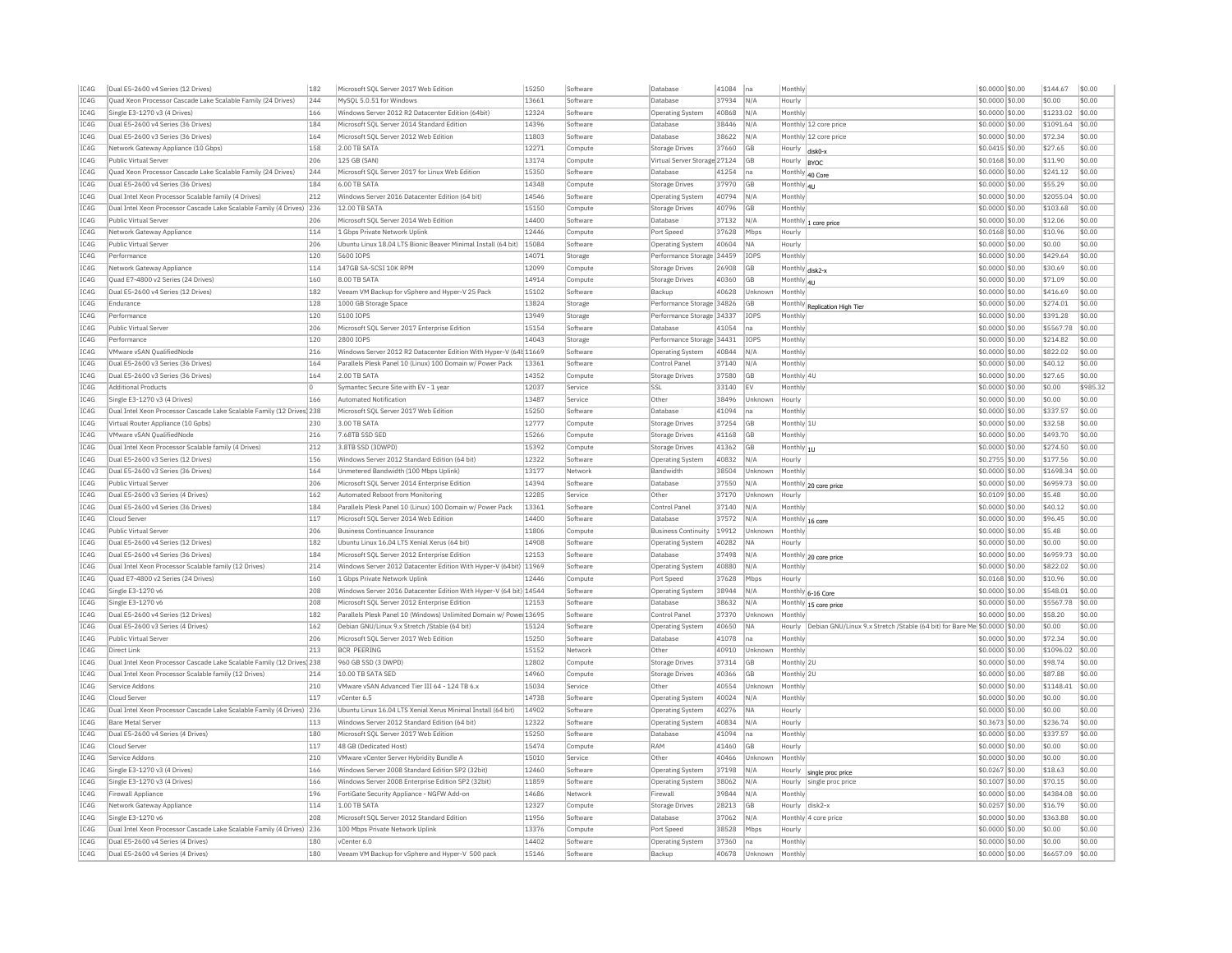| IC4G | Dual E5-2600 v4 Series (12 Drives) | 182 | Microsoft SQL Server 2017 Web Edition | 15250 | Software | Database | 41084 | na | Monthly | | $0.0000 | $0.00 | $144.67 | $0.00 |
|---|---|---|---|---|---|---|---|---|---|---|---|---|---|---|
| IC4G | Quad Xeon Processor Cascade Lake Scalable Family (24 Drives) | 244 | MySQL 5.0.51 for Windows | 13661 | Software | Database | 37934 | N/A | Hourly | | $0.0000 | $0.00 | $0.00 | $0.00 |
| IC4G | Single E3-1270 v3 (4 Drives) | 166 | Windows Server 2012 R2 Datacenter Edition (64bit) | 12324 | Software | Operating System | 40868 | N/A | Monthly | | $0.0000 | $0.00 | $1233.02 | $0.00 |
| IC4G | Dual E5-2600 v4 Series (36 Drives) | 184 | Microsoft SQL Server 2014 Standard Edition | 14396 | Software | Database | 38446 | N/A | Monthly | 12 core price | $0.0000 | $0.00 | $1091.64 | $0.00 |
| IC4G | Dual E5-2600 v3 Series (36 Drives) | 164 | Microsoft SQL Server 2012 Web Edition | 11803 | Software | Database | 38622 | N/A | Monthly | 12 core price | $0.0000 | $0.00 | $72.34 | $0.00 |
| IC4G | Network Gateway Appliance (10 Gbps) | 158 | 2.00 TB SATA | 12271 | Compute | Storage Drives | 37660 | GB | Hourly | disk0-x | $0.0415 | $0.00 | $27.65 | $0.00 |
| IC4G | Public Virtual Server | 206 | 125 GB (SAN) | 13174 | Compute | Virtual Server Storage | 27124 | GB | Hourly | BYOC | $0.0168 | $0.00 | $11.90 | $0.00 |
| IC4G | Quad Xeon Processor Cascade Lake Scalable Family (24 Drives) | 244 | Microsoft SQL Server 2017 for Linux Web Edition | 15350 | Software | Database | 41254 | na | Monthly | 40 Core | $0.0000 | $0.00 | $241.12 | $0.00 |
| IC4G | Dual E5-2600 v4 Series (36 Drives) | 184 | 6.00 TB SATA | 14348 | Compute | Storage Drives | 37970 | GB | Monthly | 4U | $0.0000 | $0.00 | $55.29 | $0.00 |
| IC4G | Dual Intel Xeon Processor Scalable family (4 Drives) | 212 | Windows Server 2016 Datacenter Edition (64 bit) | 14546 | Software | Operating System | 40794 | N/A | Monthly | | $0.0000 | $0.00 | $2055.04 | $0.00 |
| IC4G | Dual Intel Xeon Processor Cascade Lake Scalable Family (4 Drives) | 236 | 12.00 TB SATA | 15150 | Compute | Storage Drives | 40796 | GB | Monthly | | $0.0000 | $0.00 | $103.68 | $0.00 |
| IC4G | Public Virtual Server | 206 | Microsoft SQL Server 2014 Web Edition | 14400 | Software | Database | 37132 | N/A | Monthly | 1 core price | $0.0000 | $0.00 | $12.06 | $0.00 |
| IC4G | Network Gateway Appliance | 114 | 1 Gbps Private Network Uplink | 12446 | Compute | Port Speed | 37628 | Mbps | Hourly | | $0.0168 | $0.00 | $10.96 | $0.00 |
| IC4G | Public Virtual Server | 206 | Ubuntu Linux 18.04 LTS Bionic Beaver Minimal Install (64 bit) | 15084 | Software | Operating System | 40604 | NA | Hourly | | $0.0000 | $0.00 | $0.00 | $0.00 |
| IC4G | Performance | 120 | 5600 IOPS | 14071 | Storage | Performance Storage | 34459 | IOPS | Monthly | | $0.0000 | $0.00 | $429.64 | $0.00 |
| IC4G | Network Gateway Appliance | 114 | 147GB SA-SCSI 10K RPM | 12099 | Compute | Storage Drives | 26908 | GB | Monthly | disk2-x | $0.0000 | $0.00 | $30.69 | $0.00 |
| IC4G | Quad E7-4800 v2 Series (24 Drives) | 160 | 8.00 TB SATA | 14914 | Compute | Storage Drives | 40360 | GB | Monthly | 4U | $0.0000 | $0.00 | $71.09 | $0.00 |
| IC4G | Dual E5-2600 v4 Series (12 Drives) | 182 | Veeam VM Backup for vSphere and Hyper-V 25 Pack | 15102 | Software | Backup | 40628 | Unknown | Monthly | | $0.0000 | $0.00 | $416.69 | $0.00 |
| IC4G | Endurance | 128 | 1000 GB Storage Space | 13824 | Storage | Performance Storage | 34826 | GB | Monthly | Replication High Tier | $0.0000 | $0.00 | $274.01 | $0.00 |
| IC4G | Performance | 120 | 5100 IOPS | 13949 | Storage | Performance Storage | 34337 | IOPS | Monthly | | $0.0000 | $0.00 | $391.28 | $0.00 |
| IC4G | Public Virtual Server | 206 | Microsoft SQL Server 2017 Enterprise Edition | 15154 | Software | Database | 41054 | na | Monthly | | $0.0000 | $0.00 | $5567.78 | $0.00 |
| IC4G | Performance | 120 | 2800 IOPS | 14043 | Storage | Performance Storage | 34431 | IOPS | Monthly | | $0.0000 | $0.00 | $214.82 | $0.00 |
| IC4G | VMware vSAN QualifiedNode | 216 | Windows Server 2012 R2 Datacenter Edition With Hyper-V (64t | 11669 | Software | Operating System | 40844 | N/A | Monthly | | $0.0000 | $0.00 | $822.02 | $0.00 |
| IC4G | Dual E5-2600 v3 Series (36 Drives) | 164 | Parallels Plesk Panel 10 (Linux) 100 Domain w/ Power Pack | 13361 | Software | Control Panel | 37140 | N/A | Monthly | | $0.0000 | $0.00 | $40.12 | $0.00 |
| IC4G | Dual E5-2600 v3 Series (36 Drives) | 164 | 2.00 TB SATA | 14352 | Compute | Storage Drives | 37580 | GB | Monthly | 4U | $0.0000 | $0.00 | $27.65 | $0.00 |
| IC4G | Additional Products | 0 | Symantec Secure Site with EV - 1 year | 12037 | Service | SSL | 33140 | EV | Monthly | | $0.0000 | $0.00 | $0.00 | $985.32 |
| IC4G | Single E3-1270 v3 (4 Drives) | 166 | Automated Notification | 13487 | Service | Other | 38496 | Unknown | Hourly | | $0.0000 | $0.00 | $0.00 | $0.00 |
| IC4G | Dual Intel Xeon Processor Cascade Lake Scalable Family (12 Drives) | 238 | Microsoft SQL Server 2017 Web Edition | 15250 | Software | Database | 41094 | na | Monthly | | $0.0000 | $0.00 | $337.57 | $0.00 |
| IC4G | Virtual Router Appliance (10 Gpbs) | 230 | 3.00 TB SATA | 12777 | Compute | Storage Drives | 37254 | GB | Monthly | 1U | $0.0000 | $0.00 | $32.58 | $0.00 |
| IC4G | VMware vSAN QualifiedNode | 216 | 7.68TB SSD SED | 15266 | Compute | Storage Drives | 41168 | GB | Monthly | | $0.0000 | $0.00 | $493.70 | $0.00 |
| IC4G | Dual Intel Xeon Processor Scalable family (4 Drives) | 212 | 3.8TB SSD (3DWPD) | 15392 | Compute | Storage Drives | 41362 | GB | Monthly | 1U | $0.0000 | $0.00 | $274.50 | $0.00 |
| IC4G | Dual E5-2600 v3 Series (12 Drives) | 156 | Windows Server 2012 Standard Edition (64 bit) | 12322 | Software | Operating System | 40832 | N/A | Hourly | | $0.2755 | $0.00 | $177.56 | $0.00 |
| IC4G | Dual E5-2600 v3 Series (36 Drives) | 164 | Unmetered Bandwidth (100 Mbps Uplink) | 13177 | Network | Bandwidth | 38504 | Unknown | Monthly | | $0.0000 | $0.00 | $1698.34 | $0.00 |
| IC4G | Public Virtual Server | 206 | Microsoft SQL Server 2014 Enterprise Edition | 14394 | Software | Database | 37550 | N/A | Monthly | 20 core price | $0.0000 | $0.00 | $6959.73 | $0.00 |
| IC4G | Dual E5-2600 v3 Series (4 Drives) | 162 | Automated Reboot from Monitoring | 12285 | Service | Other | 37170 | Unknown | Hourly | | $0.0109 | $0.00 | $5.48 | $0.00 |
| IC4G | Dual E5-2600 v4 Series (36 Drives) | 184 | Parallels Plesk Panel 10 (Linux) 100 Domain w/ Power Pack | 13361 | Software | Control Panel | 37140 | N/A | Monthly | | $0.0000 | $0.00 | $40.12 | $0.00 |
| IC4G | Cloud Server | 117 | Microsoft SQL Server 2014 Web Edition | 14400 | Software | Database | 37572 | N/A | Monthly | 16 core | $0.0000 | $0.00 | $96.45 | $0.00 |
| IC4G | Public Virtual Server | 206 | Business Continuance Insurance | 11806 | Compute | Business Continuity | 19912 | Unknown | Monthly | | $0.0000 | $0.00 | $5.48 | $0.00 |
| IC4G | Dual E5-2600 v4 Series (12 Drives) | 182 | Ubuntu Linux 16.04 LTS Xenial Xerus (64 bit) | 14908 | Software | Operating System | 40282 | NA | Hourly | | $0.0000 | $0.00 | $0.00 | $0.00 |
| IC4G | Dual E5-2600 v4 Series (36 Drives) | 184 | Microsoft SQL Server 2012 Enterprise Edition | 12153 | Software | Database | 37498 | N/A | Monthly | 20 core price | $0.0000 | $0.00 | $6959.73 | $0.00 |
| IC4G | Dual Intel Xeon Processor Scalable family (12 Drives) | 214 | Windows Server 2012 Datacenter Edition With Hyper-V (64bit) | 11969 | Software | Operating System | 40880 | N/A | Monthly | | $0.0000 | $0.00 | $822.02 | $0.00 |
| IC4G | Quad E7-4800 v2 Series (24 Drives) | 160 | 1 Gbps Private Network Uplink | 12446 | Compute | Port Speed | 37628 | Mbps | Hourly | | $0.0168 | $0.00 | $10.96 | $0.00 |
| IC4G | Single E3-1270 v6 | 208 | Windows Server 2016 Datacenter Edition With Hyper-V (64 bit) | 14544 | Software | Operating System | 38944 | N/A | Monthly | 6-16 Core | $0.0000 | $0.00 | $548.01 | $0.00 |
| IC4G | Single E3-1270 v6 | 208 | Microsoft SQL Server 2012 Enterprise Edition | 12153 | Software | Database | 38632 | N/A | Monthly | 15 core price | $0.0000 | $0.00 | $5567.78 | $0.00 |
| IC4G | Dual E5-2600 v4 Series (12 Drives) | 182 | Parallels Plesk Panel 10 (Windows) Unlimited Domain w/ Powe | 13695 | Software | Control Panel | 37370 | Unknown | Monthly | | $0.0000 | $0.00 | $58.20 | $0.00 |
| IC4G | Dual E5-2600 v3 Series (4 Drives) | 162 | Debian GNU/Linux 9.x Stretch /Stable (64 bit) | 15124 | Software | Operating System | 40650 | NA | Hourly | Debian GNU/Linux 9.x Stretch /Stable (64 bit) for Bare Me | $0.0000 | $0.00 | $0.00 | $0.00 |
| IC4G | Public Virtual Server | 206 | Microsoft SQL Server 2017 Web Edition | 15250 | Software | Database | 41078 | na | Monthly | | $0.0000 | $0.00 | $72.34 | $0.00 |
| IC4G | Direct Link | 213 | BCR PEERING | 15152 | Network | Other | 40910 | Unknown | Monthly | | $0.0000 | $0.00 | $1096.02 | $0.00 |
| IC4G | Dual Intel Xeon Processor Cascade Lake Scalable Family (12 Drives) | 238 | 960 GB SSD (3 DWPD) | 12802 | Compute | Storage Drives | 37314 | GB | Monthly | 2U | $0.0000 | $0.00 | $98.74 | $0.00 |
| IC4G | Dual Intel Xeon Processor Scalable family (12 Drives) | 214 | 10.00 TB SATA SED | 14960 | Compute | Storage Drives | 40366 | GB | Monthly | 2U | $0.0000 | $0.00 | $87.88 | $0.00 |
| IC4G | Service Addons | 210 | VMware vSAN Advanced Tier III 64 - 124 TB 6.x | 15034 | Service | Other | 40554 | Unknown | Monthly | | $0.0000 | $0.00 | $1148.41 | $0.00 |
| IC4G | Cloud Server | 117 | vCenter 6.5 | 14738 | Software | Operating System | 40024 | N/A | Monthly | | $0.0000 | $0.00 | $0.00 | $0.00 |
| IC4G | Dual Intel Xeon Processor Cascade Lake Scalable Family (4 Drives) | 236 | Ubuntu Linux 16.04 LTS Xenial Xerus Minimal Install (64 bit) | 14902 | Software | Operating System | 40276 | NA | Hourly | | $0.0000 | $0.00 | $0.00 | $0.00 |
| IC4G | Bare Metal Server | 113 | Windows Server 2012 Standard Edition (64 bit) | 12322 | Software | Operating System | 40834 | N/A | Hourly | | $0.3673 | $0.00 | $236.74 | $0.00 |
| IC4G | Dual E5-2600 v4 Series (4 Drives) | 180 | Microsoft SQL Server 2017 Web Edition | 15250 | Software | Database | 41094 | na | Monthly | | $0.0000 | $0.00 | $337.57 | $0.00 |
| IC4G | Cloud Server | 117 | 48 GB (Dedicated Host) | 15474 | Compute | RAM | 41460 | GB | Hourly | | $0.0000 | $0.00 | $0.00 | $0.00 |
| IC4G | Service Addons | 210 | VMware vCenter Server Hybridity Bundle A | 15010 | Service | Other | 40466 | Unknown | Monthly | | $0.0000 | $0.00 | $0.00 | $0.00 |
| IC4G | Single E3-1270 v3 (4 Drives) | 166 | Windows Server 2008 Standard Edition SP2 (32bit) | 12460 | Software | Operating System | 37198 | N/A | Hourly | single proc price | $0.0267 | $0.00 | $18.63 | $0.00 |
| IC4G | Single E3-1270 v3 (4 Drives) | 166 | Windows Server 2008 Enterprise Edition SP2 (32bit) | 11859 | Software | Operating System | 38062 | N/A | Hourly | single proc price | $0.1007 | $0.00 | $70.15 | $0.00 |
| IC4G | Firewall Appliance | 196 | FortiGate Security Appliance - NGFW Add-on | 14686 | Network | Firewall | 39844 | N/A | Monthly | | $0.0000 | $0.00 | $4384.08 | $0.00 |
| IC4G | Network Gateway Appliance | 114 | 1.00 TB SATA | 12327 | Compute | Storage Drives | 28213 | GB | Hourly | disk2-x | $0.0257 | $0.00 | $16.79 | $0.00 |
| IC4G | Single E3-1270 v6 | 208 | Microsoft SQL Server 2012 Standard Edition | 11956 | Software | Database | 37062 | N/A | Monthly | 4 core price | $0.0000 | $0.00 | $363.88 | $0.00 |
| IC4G | Dual Intel Xeon Processor Cascade Lake Scalable Family (4 Drives) | 236 | 100 Mbps Private Network Uplink | 13376 | Compute | Port Speed | 38528 | Mbps | Hourly | | $0.0000 | $0.00 | $0.00 | $0.00 |
| IC4G | Dual E5-2600 v4 Series (4 Drives) | 180 | vCenter 6.0 | 14402 | Software | Operating System | 37360 | na | Monthly | | $0.0000 | $0.00 | $0.00 | $0.00 |
| IC4G | Dual E5-2600 v4 Series (4 Drives) | 180 | Veeam VM Backup for vSphere and Hyper-V 500 pack | 15146 | Software | Backup | 40678 | Unknown | Monthly | | $0.0000 | $0.00 | $6657.09 | $0.00 |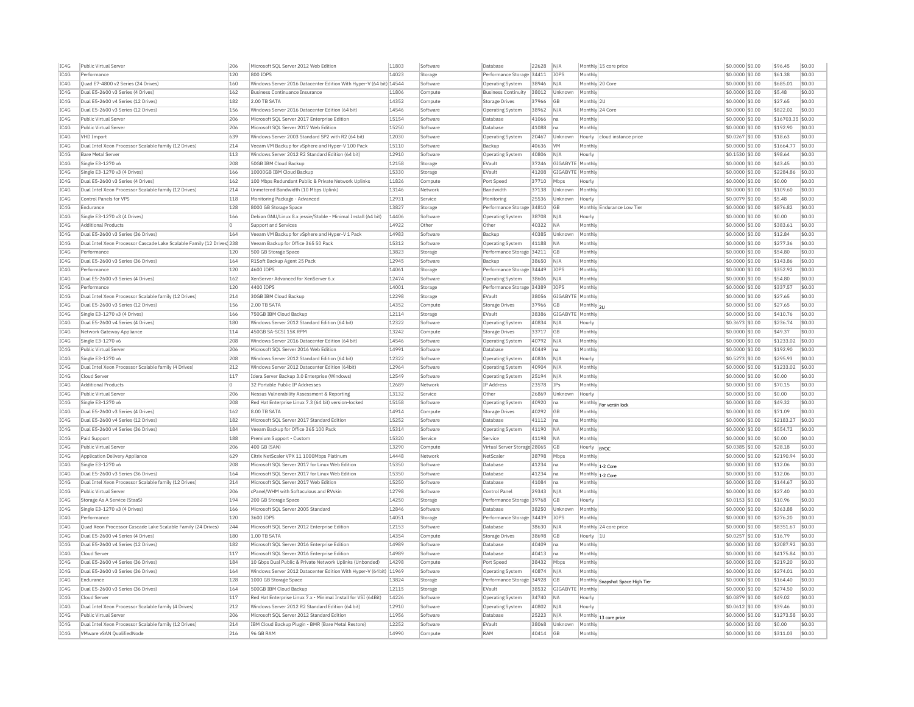| IC4G | Public Virtual Server | 206 | Microsoft SQL Server 2012 Web Edition | 11803 | Software | Database | 22628 | N/A | Monthly | 15 core price | $0.0000 | $0.00 | $96.45 | $0.00 |
|---|---|---|---|---|---|---|---|---|---|---|---|---|---|---|
| IC4G | Performance | 120 | 800 IOPS | 14023 | Storage | Performance Storage | 34411 | IOPS | Monthly | | $0.0000 | $0.00 | $61.38 | $0.00 |
| IC4G | Quad E7-4800 v2 Series (24 Drives) | 160 | Windows Server 2016 Datacenter Edition With Hyper-V (64 bit) | 14544 | Software | Operating System | 38946 | N/A | Monthly | 20 Core | $0.0000 | $0.00 | $685.01 | $0.00 |
| IC4G | Dual E5-2600 v3 Series (4 Drives) | 162 | Business Continuance Insurance | 11806 | Compute | Business Continuity | 38012 | Unknown | Monthly | | $0.0000 | $0.00 | $5.48 | $0.00 |
| IC4G | Dual E5-2600 v4 Series (12 Drives) | 182 | 2.00 TB SATA | 14352 | Compute | Storage Drives | 37966 | GB | Monthly | 2U | $0.0000 | $0.00 | $27.65 | $0.00 |
| IC4G | Dual E5-2600 v3 Series (12 Drives) | 156 | Windows Server 2016 Datacenter Edition (64 bit) | 14546 | Software | Operating System | 38962 | N/A | Monthly | 24 Core | $0.0000 | $0.00 | $822.02 | $0.00 |
| IC4G | Public Virtual Server | 206 | Microsoft SQL Server 2017 Enterprise Edition | 15154 | Software | Database | 41066 | na | Monthly | | $0.0000 | $0.00 | $16703.35 | $0.00 |
| IC4G | Public Virtual Server | 206 | Microsoft SQL Server 2017 Web Edition | 15250 | Software | Database | 41088 | na | Monthly | | $0.0000 | $0.00 | $192.90 | $0.00 |
| IC4G | VHD Import | 639 | Windows Server 2003 Standard SP2 with R2 (64 bit) | 12030 | Software | Operating System | 20467 | Unknown | Hourly | cloud instance price | $0.0267 | $0.00 | $18.63 | $0.00 |
| IC4G | Dual Intel Xeon Processor Scalable family (12 Drives) | 214 | Veeam VM Backup for vSphere and Hyper-V 100 Pack | 15110 | Software | Backup | 40636 | VM | Monthly | | $0.0000 | $0.00 | $1664.77 | $0.00 |
| IC4G | Bare Metal Server | 113 | Windows Server 2012 R2 Standard Edition (64 bit) | 12910 | Software | Operating System | 40806 | N/A | Hourly | | $0.1530 | $0.00 | $98.64 | $0.00 |
| IC4G | Single E3-1270 v6 | 208 | 50GB IBM Cloud Backup | 12158 | Storage | EVault | 37246 | GIGABYTE | Monthly | | $0.0000 | $0.00 | $43.45 | $0.00 |
| IC4G | Single E3-1270 v3 (4 Drives) | 166 | 10000GB IBM Cloud Backup | 15330 | Storage | EVault | 41208 | GIGABYTE | Monthly | | $0.0000 | $0.00 | $2284.86 | $0.00 |
| IC4G | Dual E5-2600 v3 Series (4 Drives) | 162 | 100 Mbps Redundant Public & Private Network Uplinks | 11826 | Compute | Port Speed | 37710 | Mbps | Hourly | | $0.0000 | $0.00 | $0.00 | $0.00 |
| IC4G | Dual Intel Xeon Processor Scalable family (12 Drives) | 214 | Unmetered Bandwidth (10 Mbps Uplink) | 13146 | Network | Bandwidth | 37138 | Unknown | Monthly | | $0.0000 | $0.00 | $109.60 | $0.00 |
| IC4G | Control Panels for VPS | 118 | Monitoring Package - Advanced | 12931 | Service | Monitoring | 25536 | Unknown | Hourly | | $0.0079 | $0.00 | $5.48 | $0.00 |
| IC4G | Endurance | 128 | 8000 GB Storage Space | 13827 | Storage | Performance Storage | 34810 | GB | Monthly | Endurance Low Tier | $0.0000 | $0.00 | $876.82 | $0.00 |
| IC4G | Single E3-1270 v3 (4 Drives) | 166 | Debian GNU/Linux 8.x jessie/Stable - Minimal Install (64 bit) | 14406 | Software | Operating System | 38708 | N/A | Hourly | | $0.0000 | $0.00 | $0.00 | $0.00 |
| IC4G | Additional Products | 0 | Support and Services | 14922 | Other | Other | 40322 | NA | Monthly | | $0.0000 | $0.00 | $383.61 | $0.00 |
| IC4G | Dual E5-2600 v3 Series (36 Drives) | 164 | Veeam VM Backup for vSphere and Hyper-V 1 Pack | 14983 | Software | Backup | 40385 | Unknown | Monthly | | $0.0000 | $0.00 | $12.84 | $0.00 |
| IC4G | Dual Intel Xeon Processor Cascade Lake Scalable Family (12 Drives) | 238 | Veeam Backup for Office 365 50 Pack | 15312 | Software | Operating System | 41188 | NA | Monthly | | $0.0000 | $0.00 | $277.36 | $0.00 |
| IC4G | Performance | 120 | 500 GB Storage Space | 13823 | Storage | Performance Storage | 34211 | GB | Monthly | | $0.0000 | $0.00 | $54.80 | $0.00 |
| IC4G | Dual E5-2600 v3 Series (36 Drives) | 164 | R1Soft Backup Agent 25 Pack | 12945 | Software | Backup | 38650 | N/A | Monthly | | $0.0000 | $0.00 | $143.86 | $0.00 |
| IC4G | Performance | 120 | 4600 IOPS | 14061 | Storage | Performance Storage | 34449 | IOPS | Monthly | | $0.0000 | $0.00 | $352.92 | $0.00 |
| IC4G | Dual E5-2600 v3 Series (4 Drives) | 162 | XenServer Advanced for XenServer 6.x | 12474 | Software | Operating System | 38606 | N/A | Monthly | | $0.0000 | $0.00 | $54.80 | $0.00 |
| IC4G | Performance | 120 | 4400 IOPS | 14001 | Storage | Performance Storage | 34389 | IOPS | Monthly | | $0.0000 | $0.00 | $337.57 | $0.00 |
| IC4G | Dual Intel Xeon Processor Scalable family (12 Drives) | 214 | 30GB IBM Cloud Backup | 12298 | Storage | EVault | 38056 | GIGABYTE | Monthly | | $0.0000 | $0.00 | $27.65 | $0.00 |
| IC4G | Dual E5-2600 v3 Series (12 Drives) | 156 | 2.00 TB SATA | 14352 | Compute | Storage Drives | 37966 | GB | Monthly | 2U | $0.0000 | $0.00 | $27.65 | $0.00 |
| IC4G | Single E3-1270 v3 (4 Drives) | 166 | 750GB IBM Cloud Backup | 12114 | Storage | EVault | 38386 | GIGABYTE | Monthly | | $0.0000 | $0.00 | $410.76 | $0.00 |
| IC4G | Dual E5-2600 v4 Series (4 Drives) | 180 | Windows Server 2012 Standard Edition (64 bit) | 12322 | Software | Operating System | 40834 | N/A | Hourly | | $0.3673 | $0.00 | $236.74 | $0.00 |
| IC4G | Network Gateway Appliance | 114 | 450GB SA-SCSI 15K RPM | 13242 | Compute | Storage Drives | 33717 | GB | Monthly | | $0.0000 | $0.00 | $49.37 | $0.00 |
| IC4G | Single E3-1270 v6 | 208 | Windows Server 2016 Datacenter Edition (64 bit) | 14546 | Software | Operating System | 40792 | N/A | Monthly | | $0.0000 | $0.00 | $1233.02 | $0.00 |
| IC4G | Public Virtual Server | 206 | Microsoft SQL Server 2016 Web Edition | 14991 | Software | Database | 40449 | na | Monthly | | $0.0000 | $0.00 | $192.90 | $0.00 |
| IC4G | Single E3-1270 v6 | 208 | Windows Server 2012 Standard Edition (64 bit) | 12322 | Software | Operating System | 40836 | N/A | Hourly | | $0.5273 | $0.00 | $295.93 | $0.00 |
| IC4G | Dual Intel Xeon Processor Scalable family (4 Drives) | 212 | Windows Server 2012 Datacenter Edition (64bit) | 12964 | Software | Operating System | 40904 | N/A | Monthly | | $0.0000 | $0.00 | $1233.02 | $0.00 |
| IC4G | Cloud Server | 117 | Idera Server Backup 3.0 Enterprise (Windows) | 12549 | Software | Operating System | 25194 | N/A | Monthly | | $0.0000 | $0.00 | $0.00 | $0.00 |
| IC4G | Additional Products | 0 | 32 Portable Public IP Addresses | 12689 | Network | IP Address | 23578 | IPs | Monthly | | $0.0000 | $0.00 | $70.15 | $0.00 |
| IC4G | Public Virtual Server | 206 | Nessus Vulnerability Assessment & Reporting | 13132 | Service | Other | 26869 | Unknown | Hourly | | $0.0000 | $0.00 | $0.00 | $0.00 |
| IC4G | Single E3-1270 v6 | 208 | Red Hat Enterprise Linux 7.3 (64 bit) version-locked | 15158 | Software | Operating System | 40920 | na | Monthly | For versin lock | $0.0000 | $0.00 | $49.32 | $0.00 |
| IC4G | Dual E5-2600 v3 Series (4 Drives) | 162 | 8.00 TB SATA | 14914 | Compute | Storage Drives | 40292 | GB | Monthly | | $0.0000 | $0.00 | $71.09 | $0.00 |
| IC4G | Dual E5-2600 v4 Series (12 Drives) | 182 | Microsoft SQL Server 2017 Standard Edition | 15252 | Software | Database | 41112 | na | Monthly | | $0.0000 | $0.00 | $2183.27 | $0.00 |
| IC4G | Dual E5-2600 v4 Series (36 Drives) | 184 | Veeam Backup for Office 365 100 Pack | 15314 | Software | Operating System | 41190 | NA | Monthly | | $0.0000 | $0.00 | $554.72 | $0.00 |
| IC4G | Paid Support | 188 | Premium Support - Custom | 15320 | Service | Service | 41198 | NA | Monthly | | $0.0000 | $0.00 | $0.00 | $0.00 |
| IC4G | Public Virtual Server | 206 | 400 GB (SAN) | 13290 | Compute | Virtual Server Storage | 28065 | GB | Hourly | BYOC | $0.0385 | $0.00 | $28.18 | $0.00 |
| IC4G | Application Delivery Appliance | 629 | Citrix NetScaler VPX 11 1000Mbps Platinum | 14448 | Network | NetScaler | 38798 | Mbps | Monthly | | $0.0000 | $0.00 | $2190.94 | $0.00 |
| IC4G | Single E3-1270 v6 | 208 | Microsoft SQL Server 2017 for Linux Web Edition | 15350 | Software | Database | 41234 | na | Monthly | 1-2 Core | $0.0000 | $0.00 | $12.06 | $0.00 |
| IC4G | Dual E5-2600 v3 Series (36 Drives) | 164 | Microsoft SQL Server 2017 for Linux Web Edition | 15350 | Software | Database | 41234 | na | Monthly | 1-2 Core | $0.0000 | $0.00 | $12.06 | $0.00 |
| IC4G | Dual Intel Xeon Processor Scalable family (12 Drives) | 214 | Microsoft SQL Server 2017 Web Edition | 15250 | Software | Database | 41084 | na | Monthly | | $0.0000 | $0.00 | $144.67 | $0.00 |
| IC4G | Public Virtual Server | 206 | cPanel/WHM with Softaculous and RVskin | 12798 | Software | Control Panel | 29343 | N/A | Monthly | | $0.0000 | $0.00 | $27.40 | $0.00 |
| IC4G | Storage As A Service (StaaS) | 194 | 200 GB Storage Space | 14250 | Storage | Performance Storage | 39768 | GB | Hourly | | $0.0153 | $0.00 | $10.96 | $0.00 |
| IC4G | Single E3-1270 v3 (4 Drives) | 166 | Microsoft SQL Server 2005 Standard | 12846 | Software | Database | 38250 | Unknown | Monthly | | $0.0000 | $0.00 | $363.88 | $0.00 |
| IC4G | Performance | 120 | 3600 IOPS | 14051 | Storage | Performance Storage | 34439 | IOPS | Monthly | | $0.0000 | $0.00 | $276.20 | $0.00 |
| IC4G | Quad Xeon Processor Cascade Lake Scalable Family (24 Drives) | 244 | Microsoft SQL Server 2012 Enterprise Edition | 12153 | Software | Database | 38630 | N/A | Monthly | 24 core price | $0.0000 | $0.00 | $8351.67 | $0.00 |
| IC4G | Dual E5-2600 v4 Series (4 Drives) | 180 | 1.00 TB SATA | 14354 | Compute | Storage Drives | 38698 | GB | Hourly | 1U | $0.0257 | $0.00 | $16.79 | $0.00 |
| IC4G | Dual E5-2600 v4 Series (12 Drives) | 182 | Microsoft SQL Server 2016 Enterprise Edition | 14989 | Software | Database | 40409 | na | Monthly | | $0.0000 | $0.00 | $2087.92 | $0.00 |
| IC4G | Cloud Server | 117 | Microsoft SQL Server 2016 Enterprise Edition | 14989 | Software | Database | 40413 | na | Monthly | | $0.0000 | $0.00 | $4175.84 | $0.00 |
| IC4G | Dual E5-2600 v4 Series (36 Drives) | 184 | 10 Gbps Dual Public & Private Network Uplinks (Unbonded) | 14298 | Compute | Port Speed | 38432 | Mbps | Monthly | | $0.0000 | $0.00 | $219.20 | $0.00 |
| IC4G | Dual E5-2600 v3 Series (36 Drives) | 164 | Windows Server 2012 Datacenter Edition With Hyper-V (64bit) | 11969 | Software | Operating System | 40874 | N/A | Monthly | | $0.0000 | $0.00 | $274.01 | $0.00 |
| IC4G | Endurance | 128 | 1000 GB Storage Space | 13824 | Storage | Performance Storage | 34928 | GB | Monthly | Snapshot Space High Tier | $0.0000 | $0.00 | $164.40 | $0.00 |
| IC4G | Dual E5-2600 v3 Series (36 Drives) | 164 | 500GB IBM Cloud Backup | 12115 | Storage | EVault | 38532 | GIGABYTE | Monthly | | $0.0000 | $0.00 | $274.50 | $0.00 |
| IC4G | Cloud Server | 117 | Red Hat Enterprise Linux 7.x - Minimal Install for VSI (64Bit) | 14226 | Software | Operating System | 34740 | NA | Hourly | | $0.0879 | $0.00 | $49.02 | $0.00 |
| IC4G | Dual Intel Xeon Processor Scalable family (4 Drives) | 212 | Windows Server 2012 R2 Standard Edition (64 bit) | 12910 | Software | Operating System | 40802 | N/A | Hourly | | $0.0612 | $0.00 | $39.46 | $0.00 |
| IC4G | Public Virtual Server | 206 | Microsoft SQL Server 2012 Standard Edition | 11956 | Software | Database | 25223 | N/A | Monthly | 13 core price | $0.0000 | $0.00 | $1273.58 | $0.00 |
| IC4G | Dual Intel Xeon Processor Scalable family (12 Drives) | 214 | IBM Cloud Backup Plugin - BMR (Bare Metal Restore) | 12252 | Software | EVault | 38068 | Unknown | Monthly | | $0.0000 | $0.00 | $0.00 | $0.00 |
| IC4G | VMware vSAN QualifiedNode | 216 | 96 GB RAM | 14990 | Compute | RAM | 40414 | GB | Monthly | | $0.0000 | $0.00 | $311.03 | $0.00 |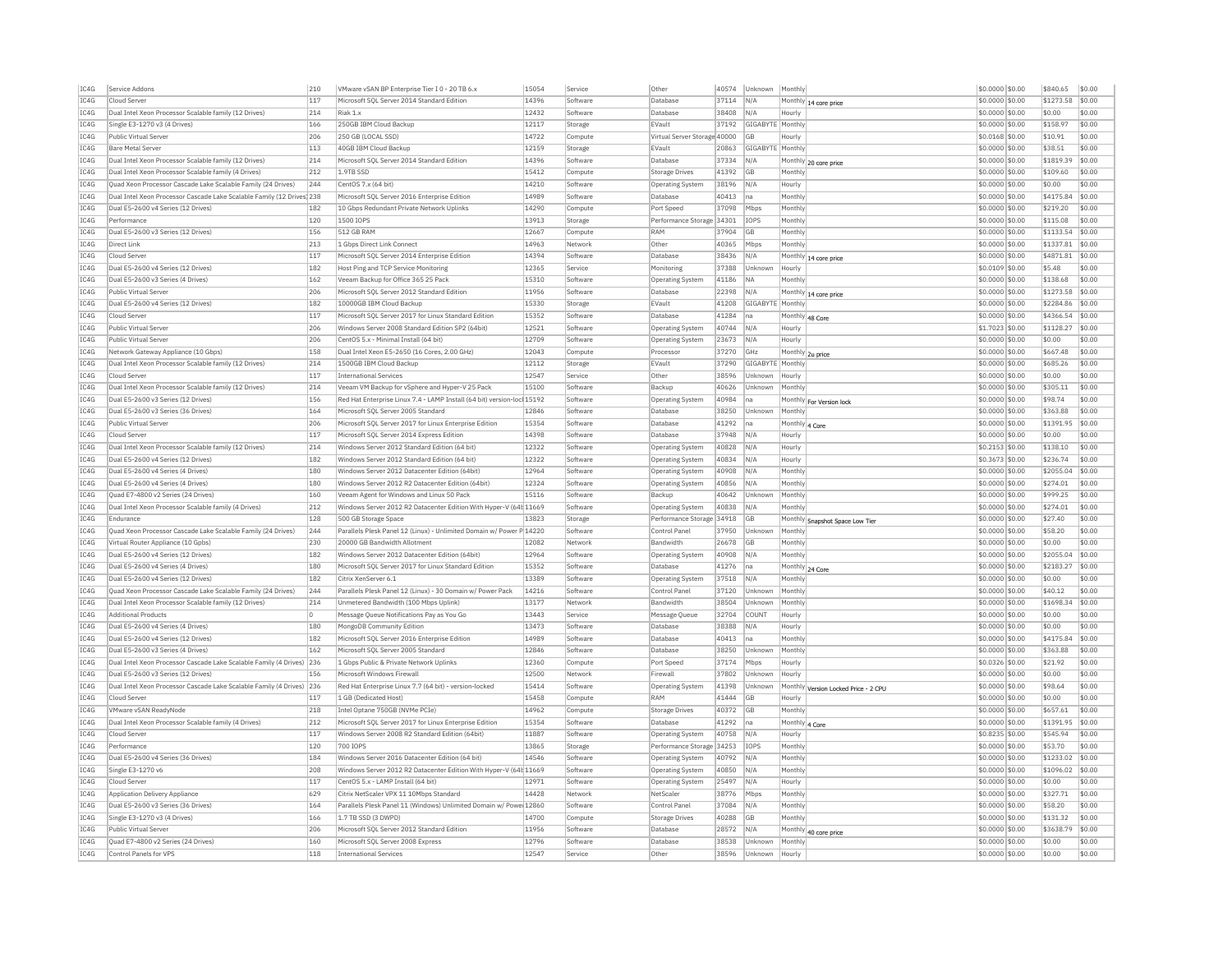| | | | | | | | | | | | | | | | |
|---|---|---|---|---|---|---|---|---|---|---|---|---|---|---|---|
| IC4G | Service Addons | 210 | VMware vSAN BP Enterprise Tier I 0 - 20 TB 6.x | 15054 | Service | Other | 40574 | Unknown | Monthly | | $0.0000 | $0.00 | $840.65 | $0.00 |
| IC4G | Cloud Server | 117 | Microsoft SQL Server 2014 Standard Edition | 14396 | Software | Database | 37114 | N/A | Monthly | 14 core price | $0.0000 | $0.00 | $1273.58 | $0.00 |
| IC4G | Dual Intel Xeon Processor Scalable family (12 Drives) | 214 | Riak 1.x | 12432 | Software | Database | 38408 | N/A | Hourly | | $0.0000 | $0.00 | $0.00 | $0.00 |
| IC4G | Single E3-1270 v3 (4 Drives) | 166 | 250GB IBM Cloud Backup | 12117 | Storage | EVault | 37192 | GIGABYTE | Monthly | | $0.0000 | $0.00 | $158.97 | $0.00 |
| IC4G | Public Virtual Server | 206 | 250 GB (LOCAL SSD) | 14722 | Compute | Virtual Server Storage | 40000 | GB | Hourly | | $0.0168 | $0.00 | $10.91 | $0.00 |
| IC4G | Bare Metal Server | 113 | 40GB IBM Cloud Backup | 12159 | Storage | EVault | 20863 | GIGABYTE | Monthly | | $0.0000 | $0.00 | $38.51 | $0.00 |
| IC4G | Dual Intel Xeon Processor Scalable family (12 Drives) | 214 | Microsoft SQL Server 2014 Standard Edition | 14396 | Software | Database | 37334 | N/A | Monthly | 20 core price | $0.0000 | $0.00 | $1819.39 | $0.00 |
| IC4G | Dual Intel Xeon Processor Scalable family (4 Drives) | 212 | 1.9TB SSD | 15412 | Compute | Storage Drives | 41392 | GB | Monthly | | $0.0000 | $0.00 | $109.60 | $0.00 |
| IC4G | Quad Xeon Processor Cascade Lake Scalable Family (24 Drives) | 244 | CentOS 7.x (64 bit) | 14210 | Software | Operating System | 38196 | N/A | Hourly | | $0.0000 | $0.00 | $0.00 | $0.00 |
| IC4G | Dual Intel Xeon Processor Cascade Lake Scalable Family (12 Drives) | 238 | Microsoft SQL Server 2016 Enterprise Edition | 14989 | Software | Database | 40413 | na | Monthly | | $0.0000 | $0.00 | $4175.84 | $0.00 |
| IC4G | Dual E5-2600 v4 Series (12 Drives) | 182 | 10 Gbps Redundant Private Network Uplinks | 14290 | Compute | Port Speed | 37098 | Mbps | Monthly | | $0.0000 | $0.00 | $219.20 | $0.00 |
| IC4G | Performance | 120 | 1500 IOPS | 13913 | Storage | Performance Storage | 34301 | IOPS | Monthly | | $0.0000 | $0.00 | $115.08 | $0.00 |
| IC4G | Dual E5-2600 v3 Series (12 Drives) | 156 | 512 GB RAM | 12667 | Compute | RAM | 37904 | GB | Monthly | | $0.0000 | $0.00 | $1133.54 | $0.00 |
| IC4G | Direct Link | 213 | 1 Gbps Direct Link Connect | 14963 | Network | Other | 40365 | Mbps | Monthly | | $0.0000 | $0.00 | $1337.81 | $0.00 |
| IC4G | Cloud Server | 117 | Microsoft SQL Server 2014 Enterprise Edition | 14394 | Software | Database | 38436 | N/A | Monthly | 14 core price | $0.0000 | $0.00 | $4871.81 | $0.00 |
| IC4G | Dual E5-2600 v4 Series (12 Drives) | 182 | Host Ping and TCP Service Monitoring | 12365 | Service | Monitoring | 37388 | Unknown | Hourly | | $0.0109 | $0.00 | $5.48 | $0.00 |
| IC4G | Dual E5-2600 v3 Series (4 Drives) | 162 | Veeam Backup for Office 365 25 Pack | 15310 | Software | Operating System | 41186 | NA | Monthly | | $0.0000 | $0.00 | $138.68 | $0.00 |
| IC4G | Public Virtual Server | 206 | Microsoft SQL Server 2012 Standard Edition | 11956 | Software | Database | 22398 | N/A | Monthly | 14 core price | $0.0000 | $0.00 | $1273.58 | $0.00 |
| IC4G | Dual E5-2600 v4 Series (12 Drives) | 182 | 10000GB IBM Cloud Backup | 15330 | Storage | EVault | 41208 | GIGABYTE | Monthly | | $0.0000 | $0.00 | $2284.86 | $0.00 |
| IC4G | Cloud Server | 117 | Microsoft SQL Server 2017 for Linux Standard Edition | 15352 | Software | Database | 41284 | na | Monthly | 48 Core | $0.0000 | $0.00 | $4366.54 | $0.00 |
| IC4G | Public Virtual Server | 206 | Windows Server 2008 Standard Edition SP2 (64bit) | 12521 | Software | Operating System | 40744 | N/A | Hourly | | $1.7023 | $0.00 | $1128.27 | $0.00 |
| IC4G | Public Virtual Server | 206 | CentOS 5.x - Minimal Install (64 bit) | 12709 | Software | Operating System | 23673 | N/A | Hourly | | $0.0000 | $0.00 | $0.00 | $0.00 |
| IC4G | Network Gateway Appliance (10 Gbps) | 158 | Dual Intel Xeon E5-2650 (16 Cores, 2.00 GHz) | 12043 | Compute | Processor | 37270 | GHz | Monthly | 2u price | $0.0000 | $0.00 | $667.48 | $0.00 |
| IC4G | Dual Intel Xeon Processor Scalable family (12 Drives) | 214 | 1500GB IBM Cloud Backup | 12112 | Storage | EVault | 37290 | GIGABYTE | Monthly | | $0.0000 | $0.00 | $685.26 | $0.00 |
| IC4G | Cloud Server | 117 | International Services | 12547 | Service | Other | 38596 | Unknown | Hourly | | $0.0000 | $0.00 | $0.00 | $0.00 |
| IC4G | Dual Intel Xeon Processor Scalable family (12 Drives) | 214 | Veeam VM Backup for vSphere and Hyper-V 25 Pack | 15100 | Software | Backup | 40626 | Unknown | Monthly | | $0.0000 | $0.00 | $305.11 | $0.00 |
| IC4G | Dual E5-2600 v3 Series (12 Drives) | 156 | Red Hat Enterprise Linux 7.4 - LAMP Install (64 bit) version-lock | 15192 | Software | Operating System | 40984 | na | Monthly | For Version lock | $0.0000 | $0.00 | $98.74 | $0.00 |
| IC4G | Dual E5-2600 v3 Series (36 Drives) | 164 | Microsoft SQL Server 2005 Standard | 12846 | Software | Database | 38250 | Unknown | Monthly | | $0.0000 | $0.00 | $363.88 | $0.00 |
| IC4G | Public Virtual Server | 206 | Microsoft SQL Server 2017 for Linux Enterprise Edition | 15354 | Software | Database | 41292 | na | Monthly | 4 Core | $0.0000 | $0.00 | $1391.95 | $0.00 |
| IC4G | Cloud Server | 117 | Microsoft SQL Server 2014 Express Edition | 14398 | Software | Database | 37948 | N/A | Hourly | | $0.0000 | $0.00 | $0.00 | $0.00 |
| IC4G | Dual Intel Xeon Processor Scalable family (12 Drives) | 214 | Windows Server 2012 Standard Edition (64 bit) | 12322 | Software | Operating System | 40828 | N/A | Hourly | | $0.2153 | $0.00 | $138.10 | $0.00 |
| IC4G | Dual E5-2600 v4 Series (12 Drives) | 182 | Windows Server 2012 Standard Edition (64 bit) | 12322 | Software | Operating System | 40834 | N/A | Hourly | | $0.3673 | $0.00 | $236.74 | $0.00 |
| IC4G | Dual E5-2600 v4 Series (4 Drives) | 180 | Windows Server 2012 Datacenter Edition (64bit) | 12964 | Software | Operating System | 40908 | N/A | Monthly | | $0.0000 | $0.00 | $2055.04 | $0.00 |
| IC4G | Dual E5-2600 v4 Series (4 Drives) | 180 | Windows Server 2012 R2 Datacenter Edition (64bit) | 12324 | Software | Operating System | 40856 | N/A | Monthly | | $0.0000 | $0.00 | $274.01 | $0.00 |
| IC4G | Quad E7-4800 v2 Series (24 Drives) | 160 | Veeam Agent for Windows and Linux 50 Pack | 15116 | Software | Backup | 40642 | Unknown | Monthly | | $0.0000 | $0.00 | $999.25 | $0.00 |
| IC4G | Dual Intel Xeon Processor Scalable family (4 Drives) | 212 | Windows Server 2012 R2 Datacenter Edition With Hyper-V (64t | 11669 | Software | Operating System | 40838 | N/A | Monthly | | $0.0000 | $0.00 | $274.01 | $0.00 |
| IC4G | Endurance | 128 | 500 GB Storage Space | 13823 | Storage | Performance Storage | 34918 | GB | Monthly | Snapshot Space Low Tier | $0.0000 | $0.00 | $27.40 | $0.00 |
| IC4G | Quad Xeon Processor Cascade Lake Scalable Family (24 Drives) | 244 | Parallels Plesk Panel 12 (Linux) - Unlimited Domain w/ Power P | 14220 | Software | Control Panel | 37950 | Unknown | Monthly | | $0.0000 | $0.00 | $58.20 | $0.00 |
| IC4G | Virtual Router Appliance (10 Gpbs) | 230 | 20000 GB Bandwidth Allotment | 12082 | Network | Bandwidth | 26678 | GB | Monthly | | $0.0000 | $0.00 | $0.00 | $0.00 |
| IC4G | Dual E5-2600 v4 Series (12 Drives) | 182 | Windows Server 2012 Datacenter Edition (64bit) | 12964 | Software | Operating System | 40908 | N/A | Monthly | | $0.0000 | $0.00 | $2055.04 | $0.00 |
| IC4G | Dual E5-2600 v4 Series (4 Drives) | 180 | Microsoft SQL Server 2017 for Linux Standard Edition | 15352 | Software | Database | 41276 | na | Monthly | 24 Core | $0.0000 | $0.00 | $2183.27 | $0.00 |
| IC4G | Dual E5-2600 v4 Series (12 Drives) | 182 | Citrix XenServer 6.1 | 13389 | Software | Operating System | 37518 | N/A | Monthly | | $0.0000 | $0.00 | $0.00 | $0.00 |
| IC4G | Quad Xeon Processor Cascade Lake Scalable Family (24 Drives) | 244 | Parallels Plesk Panel 12 (Linux) - 30 Domain w/ Power Pack | 14216 | Software | Control Panel | 37120 | Unknown | Monthly | | $0.0000 | $0.00 | $40.12 | $0.00 |
| IC4G | Dual Intel Xeon Processor Scalable family (12 Drives) | 214 | Unmetered Bandwidth (100 Mbps Uplink) | 13177 | Network | Bandwidth | 38504 | Unknown | Monthly | | $0.0000 | $0.00 | $1698.34 | $0.00 |
| IC4G | Additional Products | 0 | Message Queue Notifications Pay as You Go | 13443 | Service | Message Queue | 32704 | COUNT | Hourly | | $0.0000 | $0.00 | $0.00 | $0.00 |
| IC4G | Dual E5-2600 v4 Series (4 Drives) | 180 | MongoDB Community Edition | 13473 | Software | Database | 38388 | N/A | Hourly | | $0.0000 | $0.00 | $0.00 | $0.00 |
| IC4G | Dual E5-2600 v4 Series (12 Drives) | 182 | Microsoft SQL Server 2016 Enterprise Edition | 14989 | Software | Database | 40413 | na | Monthly | | $0.0000 | $0.00 | $4175.84 | $0.00 |
| IC4G | Dual E5-2600 v3 Series (4 Drives) | 162 | Microsoft SQL Server 2005 Standard | 12846 | Software | Database | 38250 | Unknown | Monthly | | $0.0000 | $0.00 | $363.88 | $0.00 |
| IC4G | Dual Intel Xeon Processor Cascade Lake Scalable Family (4 Drives) | 236 | 1 Gbps Public & Private Network Uplinks | 12360 | Compute | Port Speed | 37174 | Mbps | Hourly | | $0.0326 | $0.00 | $21.92 | $0.00 |
| IC4G | Dual E5-2600 v3 Series (12 Drives) | 156 | Microsoft Windows Firewall | 12500 | Network | Firewall | 37802 | Unknown | Hourly | | $0.0000 | $0.00 | $0.00 | $0.00 |
| IC4G | Dual Intel Xeon Processor Cascade Lake Scalable Family (4 Drives) | 236 | Red Hat Enterprise Linux 7.7 (64 bit) - version-locked | 15414 | Software | Operating System | 41398 | Unknown | Monthly | Version Locked Price - 2 CPU | $0.0000 | $0.00 | $98.64 | $0.00 |
| IC4G | Cloud Server | 117 | 1 GB (Dedicated Host) | 15458 | Compute | RAM | 41444 | GB | Hourly | | $0.0000 | $0.00 | $0.00 | $0.00 |
| IC4G | VMware vSAN ReadyNode | 218 | Intel Optane 750GB (NVMe PCIe) | 14962 | Compute | Storage Drives | 40372 | GB | Monthly | | $0.0000 | $0.00 | $657.61 | $0.00 |
| IC4G | Dual Intel Xeon Processor Scalable family (4 Drives) | 212 | Microsoft SQL Server 2017 for Linux Enterprise Edition | 15354 | Software | Database | 41292 | na | Monthly | 4 Core | $0.0000 | $0.00 | $1391.95 | $0.00 |
| IC4G | Cloud Server | 117 | Windows Server 2008 R2 Standard Edition (64bit) | 11887 | Software | Operating System | 40758 | N/A | Hourly | | $0.8235 | $0.00 | $545.94 | $0.00 |
| IC4G | Performance | 120 | 700 IOPS | 13865 | Storage | Performance Storage | 34253 | IOPS | Monthly | | $0.0000 | $0.00 | $53.70 | $0.00 |
| IC4G | Dual E5-2600 v4 Series (36 Drives) | 184 | Windows Server 2016 Datacenter Edition (64 bit) | 14546 | Software | Operating System | 40792 | N/A | Monthly | | $0.0000 | $0.00 | $1233.02 | $0.00 |
| IC4G | Single E3-1270 v6 | 208 | Windows Server 2012 R2 Datacenter Edition With Hyper-V (64t | 11669 | Software | Operating System | 40850 | N/A | Monthly | | $0.0000 | $0.00 | $1096.02 | $0.00 |
| IC4G | Cloud Server | 117 | CentOS 5.x - LAMP Install (64 bit) | 12971 | Software | Operating System | 25497 | N/A | Hourly | | $0.0000 | $0.00 | $0.00 | $0.00 |
| IC4G | Application Delivery Appliance | 629 | Citrix NetScaler VPX 11 10Mbps Standard | 14428 | Network | NetScaler | 38776 | Mbps | Monthly | | $0.0000 | $0.00 | $327.71 | $0.00 |
| IC4G | Dual E5-2600 v3 Series (36 Drives) | 164 | Parallels Plesk Panel 11 (Windows) Unlimited Domain w/ Powe | 12860 | Software | Control Panel | 37084 | N/A | Monthly | | $0.0000 | $0.00 | $58.20 | $0.00 |
| IC4G | Single E3-1270 v3 (4 Drives) | 166 | 1.7 TB SSD (3 DWPD) | 14700 | Compute | Storage Drives | 40288 | GB | Monthly | | $0.0000 | $0.00 | $131.32 | $0.00 |
| IC4G | Public Virtual Server | 206 | Microsoft SQL Server 2012 Standard Edition | 11956 | Software | Database | 28572 | N/A | Monthly | 40 core price | $0.0000 | $0.00 | $3638.79 | $0.00 |
| IC4G | Quad E7-4800 v2 Series (24 Drives) | 160 | Microsoft SQL Server 2008 Express | 12796 | Software | Database | 38538 | Unknown | Monthly | | $0.0000 | $0.00 | $0.00 | $0.00 |
| IC4G | Control Panels for VPS | 118 | International Services | 12547 | Service | Other | 38596 | Unknown | Hourly | | $0.0000 | $0.00 | $0.00 | $0.00 |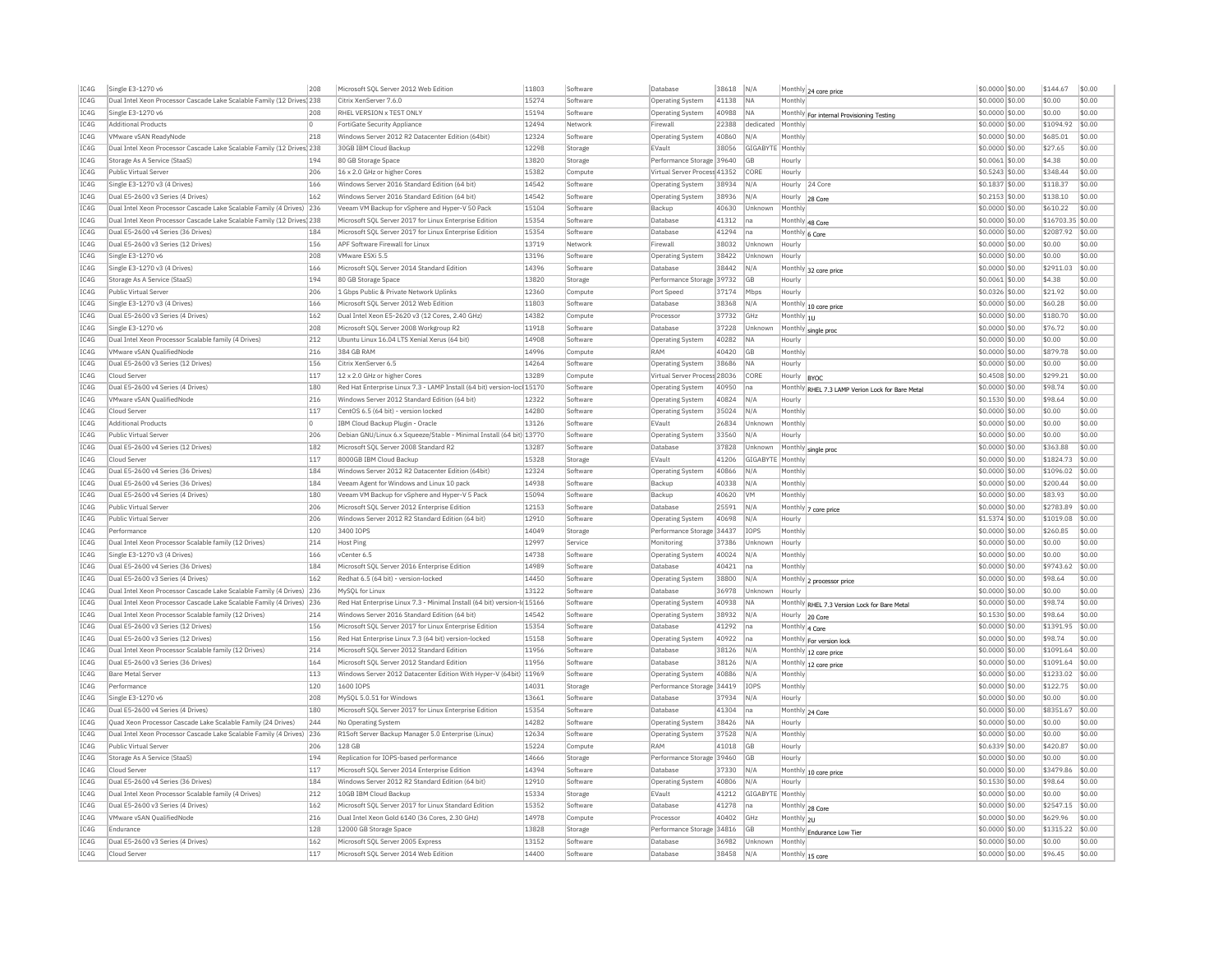| IC4G | Single E3-1270 v6 | 208 | Microsoft SQL Server 2012 Web Edition | 11803 | Software | Database | 38618 | N/A | Monthly | 24 core price | $0.0000 | $0.00 | $144.67 | $0.00 |
|---|---|---|---|---|---|---|---|---|---|---|---|---|---|---|
| IC4G | Dual Intel Xeon Processor Cascade Lake Scalable Family (12 Drives) | 238 | Citrix XenServer 7.6.0 | 15274 | Software | Operating System | 41138 | NA | Monthly | | $0.0000 | $0.00 | $0.00 | $0.00 |
| IC4G | Single E3-1270 v6 | 208 | RHEL VERSION x TEST ONLY | 15194 | Software | Operating System | 40988 | NA | Monthly | For internal Provisioning Testing | $0.0000 | $0.00 | $0.00 | $0.00 |
| IC4G | Additional Products | 0 | FortiGate Security Appliance | 12494 | Network | Firewall | 22388 | dedicated | Monthly | | $0.0000 | $0.00 | $1094.92 | $0.00 |
| IC4G | VMware vSAN ReadyNode | 218 | Windows Server 2012 R2 Datacenter Edition (64bit) | 12324 | Software | Operating System | 40860 | N/A | Monthly | | $0.0000 | $0.00 | $685.01 | $0.00 |
| IC4G | Dual Intel Xeon Processor Cascade Lake Scalable Family (12 Drives) | 238 | 30GB IBM Cloud Backup | 12298 | Storage | EVault | 38056 | GIGABYTE | Monthly | | $0.0000 | $0.00 | $27.65 | $0.00 |
| IC4G | Storage As A Service (StaaS) | 194 | 80 GB Storage Space | 13820 | Storage | Performance Storage | 39640 | GB | Hourly | | $0.0061 | $0.00 | $4.38 | $0.00 |
| IC4G | Public Virtual Server | 206 | 16 x 2.0 GHz or higher Cores | 15382 | Compute | Virtual Server Process | 41352 | CORE | Hourly | | $0.5243 | $0.00 | $348.44 | $0.00 |
| IC4G | Single E3-1270 v3 (4 Drives) | 166 | Windows Server 2016 Standard Edition (64 bit) | 14542 | Software | Operating System | 38934 | N/A | Hourly | 24 Core | $0.1837 | $0.00 | $118.37 | $0.00 |
| IC4G | Dual E5-2600 v3 Series (4 Drives) | 162 | Windows Server 2016 Standard Edition (64 bit) | 14542 | Software | Operating System | 38936 | N/A | Hourly | 28 Core | $0.2153 | $0.00 | $138.10 | $0.00 |
| IC4G | Dual Intel Xeon Processor Cascade Lake Scalable Family (4 Drives) | 236 | Veeam VM Backup for vSphere and Hyper-V 50 Pack | 15104 | Software | Backup | 40630 | Unknown | Monthly | | $0.0000 | $0.00 | $610.22 | $0.00 |
| IC4G | Dual Intel Xeon Processor Cascade Lake Scalable Family (12 Drives) | 238 | Microsoft SQL Server 2017 for Linux Enterprise Edition | 15354 | Software | Database | 41312 | na | Monthly | 48 Core | $0.0000 | $0.00 | $16703.35 | $0.00 |
| IC4G | Dual E5-2600 v4 Series (36 Drives) | 184 | Microsoft SQL Server 2017 for Linux Enterprise Edition | 15354 | Software | Database | 41294 | na | Monthly | 6 Core | $0.0000 | $0.00 | $2087.92 | $0.00 |
| IC4G | Dual E5-2600 v3 Series (12 Drives) | 156 | APF Software Firewall for Linux | 13719 | Network | Firewall | 38032 | Unknown | Hourly | | $0.0000 | $0.00 | $0.00 | $0.00 |
| IC4G | Single E3-1270 v6 | 208 | VMware ESXi 5.5 | 13196 | Software | Operating System | 38422 | Unknown | Hourly | | $0.0000 | $0.00 | $0.00 | $0.00 |
| IC4G | Single E3-1270 v3 (4 Drives) | 166 | Microsoft SQL Server 2014 Standard Edition | 14396 | Software | Database | 38442 | N/A | Monthly | 32 core price | $0.0000 | $0.00 | $2911.03 | $0.00 |
| IC4G | Storage As A Service (StaaS) | 194 | 80 GB Storage Space | 13820 | Storage | Performance Storage | 39732 | GB | Hourly | | $0.0061 | $0.00 | $4.38 | $0.00 |
| IC4G | Public Virtual Server | 206 | 1 Gbps Public & Private Network Uplinks | 12360 | Compute | Port Speed | 37174 | Mbps | Hourly | | $0.0326 | $0.00 | $21.92 | $0.00 |
| IC4G | Single E3-1270 v3 (4 Drives) | 166 | Microsoft SQL Server 2012 Web Edition | 11803 | Software | Database | 38368 | N/A | Monthly | 10 core price | $0.0000 | $0.00 | $60.28 | $0.00 |
| IC4G | Dual E5-2600 v3 Series (4 Drives) | 162 | Dual Intel Xeon E5-2620 v3 (12 Cores, 2.40 GHz) | 14382 | Compute | Processor | 37732 | GHz | Monthly | 1U | $0.0000 | $0.00 | $180.70 | $0.00 |
| IC4G | Single E3-1270 v6 | 208 | Microsoft SQL Server 2008 Workgroup R2 | 11918 | Software | Database | 37228 | Unknown | Monthly | single proc | $0.0000 | $0.00 | $76.72 | $0.00 |
| IC4G | Dual Intel Xeon Processor Scalable family (4 Drives) | 212 | Ubuntu Linux 16.04 LTS Xenial Xerus (64 bit) | 14908 | Software | Operating System | 40282 | NA | Hourly | | $0.0000 | $0.00 | $0.00 | $0.00 |
| IC4G | VMware vSAN QualifiedNode | 216 | 384 GB RAM | 14996 | Compute | RAM | 40420 | GB | Monthly | | $0.0000 | $0.00 | $879.78 | $0.00 |
| IC4G | Dual E5-2600 v3 Series (12 Drives) | 156 | Citrix XenServer 6.5 | 14264 | Software | Operating System | 38686 | NA | Hourly | | $0.0000 | $0.00 | $0.00 | $0.00 |
| IC4G | Cloud Server | 117 | 12 x 2.0 GHz or higher Cores | 13289 | Compute | Virtual Server Process | 28036 | CORE | Hourly | BYOC | $0.4508 | $0.00 | $299.21 | $0.00 |
| IC4G | Dual E5-2600 v4 Series (4 Drives) | 180 | Red Hat Enterprise Linux 7.3 - LAMP Install (64 bit) version-locl | 15170 | Software | Operating System | 40950 | na | Monthly | RHEL 7.3 LAMP Verion Lock for Bare Metal | $0.0000 | $0.00 | $98.74 | $0.00 |
| IC4G | VMware vSAN QualifiedNode | 216 | Windows Server 2012 Standard Edition (64 bit) | 12322 | Software | Operating System | 40824 | N/A | Hourly | | $0.1530 | $0.00 | $98.64 | $0.00 |
| IC4G | Cloud Server | 117 | CentOS 6.5 (64 bit) - version locked | 14280 | Software | Operating System | 35024 | N/A | Monthly | | $0.0000 | $0.00 | $0.00 | $0.00 |
| IC4G | Additional Products | 0 | IBM Cloud Backup Plugin - Oracle | 13126 | Software | EVault | 26834 | Unknown | Monthly | | $0.0000 | $0.00 | $0.00 | $0.00 |
| IC4G | Public Virtual Server | 206 | Debian GNU/Linux 6.x Squeeze/Stable - Minimal Install (64 bit) | 13770 | Software | Operating System | 33560 | N/A | Hourly | | $0.0000 | $0.00 | $0.00 | $0.00 |
| IC4G | Dual E5-2600 v4 Series (12 Drives) | 182 | Microsoft SQL Server 2008 Standard R2 | 13287 | Software | Database | 37828 | Unknown | Monthly | single proc | $0.0000 | $0.00 | $363.88 | $0.00 |
| IC4G | Cloud Server | 117 | 8000GB IBM Cloud Backup | 15328 | Storage | EVault | 41206 | GIGABYTE | Monthly | | $0.0000 | $0.00 | $1824.73 | $0.00 |
| IC4G | Dual E5-2600 v4 Series (36 Drives) | 184 | Windows Server 2012 R2 Datacenter Edition (64bit) | 12324 | Software | Operating System | 40866 | N/A | Monthly | | $0.0000 | $0.00 | $1096.02 | $0.00 |
| IC4G | Dual E5-2600 v4 Series (36 Drives) | 184 | Veeam Agent for Windows and Linux 10 pack | 14938 | Software | Backup | 40338 | N/A | Monthly | | $0.0000 | $0.00 | $200.44 | $0.00 |
| IC4G | Dual E5-2600 v4 Series (4 Drives) | 180 | Veeam VM Backup for vSphere and Hyper-V 5 Pack | 15094 | Software | Backup | 40620 | VM | Monthly | | $0.0000 | $0.00 | $83.93 | $0.00 |
| IC4G | Public Virtual Server | 206 | Microsoft SQL Server 2012 Enterprise Edition | 12153 | Software | Database | 25591 | N/A | Monthly | 7 core price | $0.0000 | $0.00 | $2783.89 | $0.00 |
| IC4G | Public Virtual Server | 206 | Windows Server 2012 R2 Standard Edition (64 bit) | 12910 | Software | Operating System | 40698 | N/A | Hourly | | $1.5374 | $0.00 | $1019.08 | $0.00 |
| IC4G | Performance | 120 | 3400 IOPS | 14049 | Storage | Performance Storage | 34437 | IOPS | Monthly | | $0.0000 | $0.00 | $260.85 | $0.00 |
| IC4G | Dual Intel Xeon Processor Scalable family (12 Drives) | 214 | Host Ping | 12997 | Service | Monitoring | 37386 | Unknown | Hourly | | $0.0000 | $0.00 | $0.00 | $0.00 |
| IC4G | Single E3-1270 v3 (4 Drives) | 166 | vCenter 6.5 | 14738 | Software | Operating System | 40024 | N/A | Monthly | | $0.0000 | $0.00 | $0.00 | $0.00 |
| IC4G | Dual E5-2600 v4 Series (36 Drives) | 184 | Microsoft SQL Server 2016 Enterprise Edition | 14989 | Software | Database | 40421 | na | Monthly | | $0.0000 | $0.00 | $9743.62 | $0.00 |
| IC4G | Dual E5-2600 v3 Series (4 Drives) | 162 | Redhat 6.5 (64 bit) - version-locked | 14450 | Software | Operating System | 38800 | N/A | Monthly | 2 processor price | $0.0000 | $0.00 | $98.64 | $0.00 |
| IC4G | Dual Intel Xeon Processor Cascade Lake Scalable Family (4 Drives) | 236 | MySQL for Linux | 13122 | Software | Database | 36978 | Unknown | Hourly | | $0.0000 | $0.00 | $0.00 | $0.00 |
| IC4G | Dual Intel Xeon Processor Cascade Lake Scalable Family (4 Drives) | 236 | Red Hat Enterprise Linux 7.3 - Minimal Install (64 bit) version-l | 15166 | Software | Operating System | 40938 | NA | Monthly | RHEL 7.3 Version Lock for Bare Metal | $0.0000 | $0.00 | $98.74 | $0.00 |
| IC4G | Dual Intel Xeon Processor Scalable family (12 Drives) | 214 | Windows Server 2016 Standard Edition (64 bit) | 14542 | Software | Operating System | 38932 | N/A | Hourly | 20 Core | $0.1530 | $0.00 | $98.64 | $0.00 |
| IC4G | Dual E5-2600 v3 Series (12 Drives) | 156 | Microsoft SQL Server 2017 for Linux Enterprise Edition | 15354 | Software | Database | 41292 | na | Monthly | 4 Core | $0.0000 | $0.00 | $1391.95 | $0.00 |
| IC4G | Dual E5-2600 v3 Series (12 Drives) | 156 | Red Hat Enterprise Linux 7.3 (64 bit) version-locked | 15158 | Software | Operating System | 40922 | na | Monthly | For version lock | $0.0000 | $0.00 | $98.74 | $0.00 |
| IC4G | Dual Intel Xeon Processor Scalable family (12 Drives) | 214 | Microsoft SQL Server 2012 Standard Edition | 11956 | Software | Database | 38126 | N/A | Monthly | 12 core price | $0.0000 | $0.00 | $1091.64 | $0.00 |
| IC4G | Dual E5-2600 v3 Series (36 Drives) | 164 | Microsoft SQL Server 2012 Standard Edition | 11956 | Software | Database | 38126 | N/A | Monthly | 12 core price | $0.0000 | $0.00 | $1091.64 | $0.00 |
| IC4G | Bare Metal Server | 113 | Windows Server 2012 Datacenter Edition With Hyper-V (64bit) | 11969 | Software | Operating System | 40886 | N/A | Monthly | | $0.0000 | $0.00 | $1233.02 | $0.00 |
| IC4G | Performance | 120 | 1600 IOPS | 14031 | Storage | Performance Storage | 34419 | IOPS | Monthly | | $0.0000 | $0.00 | $122.75 | $0.00 |
| IC4G | Single E3-1270 v6 | 208 | MySQL 5.0.51 for Windows | 13661 | Software | Database | 37934 | N/A | Hourly | | $0.0000 | $0.00 | $0.00 | $0.00 |
| IC4G | Dual E5-2600 v4 Series (4 Drives) | 180 | Microsoft SQL Server 2017 for Linux Enterprise Edition | 15354 | Software | Database | 41304 | na | Monthly | 24 Core | $0.0000 | $0.00 | $8351.67 | $0.00 |
| IC4G | Quad Xeon Processor Cascade Lake Scalable Family (24 Drives) | 244 | No Operating System | 14282 | Software | Operating System | 38426 | NA | Hourly | | $0.0000 | $0.00 | $0.00 | $0.00 |
| IC4G | Dual Intel Xeon Processor Cascade Lake Scalable Family (4 Drives) | 236 | R1Soft Server Backup Manager 5.0 Enterprise (Linux) | 12634 | Software | Operating System | 37528 | N/A | Monthly | | $0.0000 | $0.00 | $0.00 | $0.00 |
| IC4G | Public Virtual Server | 206 | 128 GB | 15224 | Compute | RAM | 41018 | GB | Hourly | | $0.6339 | $0.00 | $420.87 | $0.00 |
| IC4G | Storage As A Service (StaaS) | 194 | Replication for IOPS-based performance | 14666 | Storage | Performance Storage | 39460 | GB | Hourly | | $0.0000 | $0.00 | $0.00 | $0.00 |
| IC4G | Cloud Server | 117 | Microsoft SQL Server 2014 Enterprise Edition | 14394 | Software | Database | 37330 | N/A | Monthly | 10 core price | $0.0000 | $0.00 | $3479.86 | $0.00 |
| IC4G | Dual E5-2600 v4 Series (36 Drives) | 184 | Windows Server 2012 R2 Standard Edition (64 bit) | 12910 | Software | Operating System | 40806 | N/A | Hourly | | $0.1530 | $0.00 | $98.64 | $0.00 |
| IC4G | Dual Intel Xeon Processor Scalable family (4 Drives) | 212 | 10GB IBM Cloud Backup | 15334 | Storage | EVault | 41212 | GIGABYTE | Monthly | | $0.0000 | $0.00 | $0.00 | $0.00 |
| IC4G | Dual E5-2600 v3 Series (4 Drives) | 162 | Microsoft SQL Server 2017 for Linux Standard Edition | 15352 | Software | Database | 41278 | na | Monthly | 28 Core | $0.0000 | $0.00 | $2547.15 | $0.00 |
| IC4G | VMware vSAN QualifiedNode | 216 | Dual Intel Xeon Gold 6140 (36 Cores, 2.30 GHz) | 14978 | Compute | Processor | 40402 | GHz | Monthly | 2U | $0.0000 | $0.00 | $629.96 | $0.00 |
| IC4G | Endurance | 128 | 12000 GB Storage Space | 13828 | Storage | Performance Storage | 34816 | GB | Monthly | Endurance Low Tier | $0.0000 | $0.00 | $1315.22 | $0.00 |
| IC4G | Dual E5-2600 v3 Series (4 Drives) | 162 | Microsoft SQL Server 2005 Express | 13152 | Software | Database | 36982 | Unknown | Monthly | | $0.0000 | $0.00 | $0.00 | $0.00 |
| IC4G | Cloud Server | 117 | Microsoft SQL Server 2014 Web Edition | 14400 | Software | Database | 38458 | N/A | Monthly | 15 core | $0.0000 | $0.00 | $96.45 | $0.00 |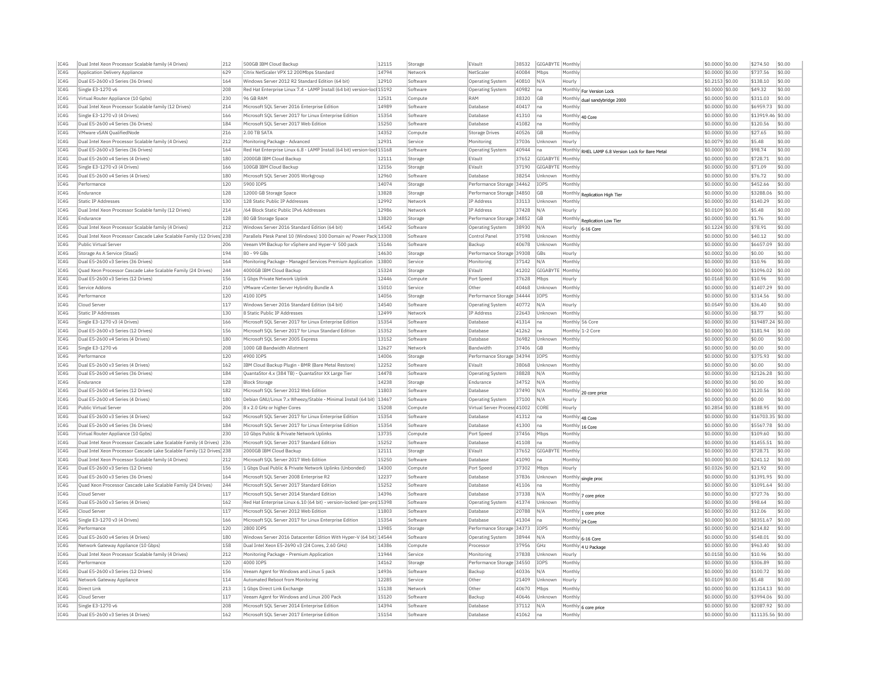| IC4G | Dual Intel Xeon Processor Scalable family (4 Drives) | 212 | 500GB IBM Cloud Backup | 12115 | Storage | EVault | 38532 | GIGABYTE | Monthly | | $0.0000 | $0.00 | $274.50 | $0.00 |
|---|---|---|---|---|---|---|---|---|---|---|---|---|---|---|
| IC4G | Application Delivery Appliance | 629 | Citrix NetScaler VPX 12 200Mbps Standard | 14794 | Network | NetScaler | 40084 | Mbps | Monthly | | $0.0000 | $0.00 | $737.56 | $0.00 |
| IC4G | Dual E5-2600 v3 Series (36 Drives) | 164 | Windows Server 2012 R2 Standard Edition (64 bit) | 12910 | Software | Operating System | 40810 | N/A | Hourly | | $0.2153 | $0.00 | $138.10 | $0.00 |
| IC4G | Single E3-1270 v6 | 208 | Red Hat Enterprise Linux 7.4 - LAMP Install (64 bit) version-lock | 15192 | Software | Operating System | 40982 | na | Monthly | For Version Lock | $0.0000 | $0.00 | $49.32 | $0.00 |
| IC4G | Virtual Router Appliance (10 Gpbs) | 230 | 96 GB RAM | 12531 | Compute | RAM | 38320 | GB | Monthly | dual sandybridge 2000 | $0.0000 | $0.00 | $311.03 | $0.00 |
| IC4G | Dual Intel Xeon Processor Scalable family (12 Drives) | 214 | Microsoft SQL Server 2016 Enterprise Edition | 14989 | Software | Database | 40417 | na | Monthly | | $0.0000 | $0.00 | $6959.73 | $0.00 |
| IC4G | Single E3-1270 v3 (4 Drives) | 166 | Microsoft SQL Server 2017 for Linux Enterprise Edition | 15354 | Software | Database | 41310 | na | Monthly | 40 Core | $0.0000 | $0.00 | $13919.46 | $0.00 |
| IC4G | Dual E5-2600 v4 Series (36 Drives) | 184 | Microsoft SQL Server 2017 Web Edition | 15250 | Software | Database | 41082 | na | Monthly | | $0.0000 | $0.00 | $120.56 | $0.00 |
| IC4G | VMware vSAN QualifiedNode | 216 | 2.00 TB SATA | 14352 | Compute | Storage Drives | 40526 | GB | Monthly | | $0.0000 | $0.00 | $27.65 | $0.00 |
| IC4G | Dual Intel Xeon Processor Scalable family (4 Drives) | 212 | Monitoring Package - Advanced | 12931 | Service | Monitoring | 37036 | Unknown | Hourly | | $0.0079 | $0.00 | $5.48 | $0.00 |
| IC4G | Dual E5-2600 v3 Series (36 Drives) | 164 | Red Hat Enterprise Linux 6.8 - LAMP Install (64 bit) version-lock | 15168 | Software | Operating System | 40944 | na | Monthly | RHEL LAMP 6.8 Version Lock for Bare Metal | $0.0000 | $0.00 | $98.74 | $0.00 |
| IC4G | Dual E5-2600 v4 Series (4 Drives) | 180 | 2000GB IBM Cloud Backup | 12111 | Storage | EVault | 37652 | GIGABYTE | Monthly | | $0.0000 | $0.00 | $728.71 | $0.00 |
| IC4G | Single E3-1270 v3 (4 Drives) | 166 | 100GB IBM Cloud Backup | 12156 | Storage | EVault | 37190 | GIGABYTE | Monthly | | $0.0000 | $0.00 | $71.09 | $0.00 |
| IC4G | Dual E5-2600 v4 Series (4 Drives) | 180 | Microsoft SQL Server 2005 Workgroup | 12960 | Software | Database | 38254 | Unknown | Monthly | | $0.0000 | $0.00 | $76.72 | $0.00 |
| IC4G | Performance | 120 | 5900 IOPS | 14074 | Storage | Performance Storage | 34462 | IOPS | Monthly | | $0.0000 | $0.00 | $452.66 | $0.00 |
| IC4G | Endurance | 128 | 12000 GB Storage Space | 13828 | Storage | Performance Storage | 34850 | GB | Monthly | Replication High Tier | $0.0000 | $0.00 | $3288.06 | $0.00 |
| IC4G | Static IP Addresses | 130 | 128 Static Public IP Addresses | 12992 | Network | IP Address | 33113 | Unknown | Monthly | | $0.0000 | $0.00 | $140.29 | $0.00 |
| IC4G | Dual Intel Xeon Processor Scalable family (12 Drives) | 214 | /64 Block Static Public IPv6 Addresses | 12986 | Network | IP Address | 37428 | N/A | Hourly | | $0.0109 | $0.00 | $5.48 | $0.00 |
| IC4G | Endurance | 128 | 80 GB Storage Space | 13820 | Storage | Performance Storage | 34852 | GB | Monthly | Replication Low Tier | $0.0000 | $0.00 | $1.76 | $0.00 |
| IC4G | Dual Intel Xeon Processor Scalable family (4 Drives) | 212 | Windows Server 2016 Standard Edition (64 bit) | 14542 | Software | Operating System | 38930 | N/A | Hourly | 6-16 Core | $0.1224 | $0.00 | $78.91 | $0.00 |
| IC4G | Dual Intel Xeon Processor Cascade Lake Scalable Family (12 Drives) | 238 | Parallels Plesk Panel 10 (Windows) 100 Domain w/ Power Pack | 13308 | Software | Control Panel | 37598 | Unknown | Monthly | | $0.0000 | $0.00 | $40.12 | $0.00 |
| IC4G | Public Virtual Server | 206 | Veeam VM Backup for vSphere and Hyper-V 500 pack | 15146 | Software | Backup | 40678 | Unknown | Monthly | | $0.0000 | $0.00 | $6657.09 | $0.00 |
| IC4G | Storage As A Service (StaaS) | 194 | 80 - 99 GBs | 14630 | Storage | Performance Storage | 39308 | GBs | Hourly | | $0.0002 | $0.00 | $0.00 | $0.00 |
| IC4G | Dual E5-2600 v3 Series (36 Drives) | 164 | Monitoring Package - Managed Services Premium Application | 13800 | Service | Monitoring | 37142 | N/A | Monthly | | $0.0000 | $0.00 | $10.96 | $0.00 |
| IC4G | Quad Xeon Processor Cascade Lake Scalable Family (24 Drives) | 244 | 4000GB IBM Cloud Backup | 15324 | Storage | EVault | 41202 | GIGABYTE | Monthly | | $0.0000 | $0.00 | $1096.02 | $0.00 |
| IC4G | Dual E5-2600 v3 Series (12 Drives) | 156 | 1 Gbps Private Network Uplink | 12446 | Compute | Port Speed | 37628 | Mbps | Hourly | | $0.0168 | $0.00 | $10.96 | $0.00 |
| IC4G | Service Addons | 210 | VMware vCenter Server Hybridity Bundle A | 15010 | Service | Other | 40468 | Unknown | Monthly | | $0.0000 | $0.00 | $1407.29 | $0.00 |
| IC4G | Performance | 120 | 4100 IOPS | 14056 | Storage | Performance Storage | 34444 | IOPS | Monthly | | $0.0000 | $0.00 | $314.56 | $0.00 |
| IC4G | Cloud Server | 117 | Windows Server 2016 Standard Edition (64 bit) | 14540 | Software | Operating System | 40772 | N/A | Hourly | | $0.0549 | $0.00 | $36.40 | $0.00 |
| IC4G | Static IP Addresses | 130 | 8 Static Public IP Addresses | 12499 | Network | IP Address | 22643 | Unknown | Monthly | | $0.0000 | $0.00 | $8.77 | $0.00 |
| IC4G | Single E3-1270 v3 (4 Drives) | 166 | Microsoft SQL Server 2017 for Linux Enterprise Edition | 15354 | Software | Database | 41314 | na | Monthly | 56 Core | $0.0000 | $0.00 | $19487.24 | $0.00 |
| IC4G | Dual E5-2600 v3 Series (12 Drives) | 156 | Microsoft SQL Server 2017 for Linux Standard Edition | 15352 | Software | Database | 41262 | na | Monthly | 1-2 Core | $0.0000 | $0.00 | $181.94 | $0.00 |
| IC4G | Dual E5-2600 v4 Series (4 Drives) | 180 | Microsoft SQL Server 2005 Express | 13152 | Software | Database | 36982 | Unknown | Monthly | | $0.0000 | $0.00 | $0.00 | $0.00 |
| IC4G | Single E3-1270 v6 | 208 | 1000 GB Bandwidth Allotment | 12627 | Network | Bandwidth | 37406 | GB | Monthly | | $0.0000 | $0.00 | $0.00 | $0.00 |
| IC4G | Performance | 120 | 4900 IOPS | 14006 | Storage | Performance Storage | 34394 | IOPS | Monthly | | $0.0000 | $0.00 | $375.93 | $0.00 |
| IC4G | Dual E5-2600 v3 Series (4 Drives) | 162 | IBM Cloud Backup Plugin - BMR (Bare Metal Restore) | 12252 | Software | EVault | 38068 | Unknown | Monthly | | $0.0000 | $0.00 | $0.00 | $0.00 |
| IC4G | Dual E5-2600 v4 Series (36 Drives) | 184 | QuantaStor 4.x (384 TB) - QuantaStor XX Large Tier | 14478 | Software | Operating System | 38828 | N/A | Monthly | | $0.0000 | $0.00 | $2126.28 | $0.00 |
| IC4G | Endurance | 128 | Block Storage | 14238 | Storage | Endurance | 34752 | N/A | Monthly | | $0.0000 | $0.00 | $0.00 | $0.00 |
| IC4G | Dual E5-2600 v4 Series (12 Drives) | 182 | Microsoft SQL Server 2012 Web Edition | 11803 | Software | Database | 37490 | N/A | Monthly | 20 core price | $0.0000 | $0.00 | $120.56 | $0.00 |
| IC4G | Dual E5-2600 v4 Series (4 Drives) | 180 | Debian GNU/Linux 7.x Wheezy/Stable - Minimal Install (64 bit) | 13467 | Software | Operating System | 37100 | N/A | Hourly | | $0.0000 | $0.00 | $0.00 | $0.00 |
| IC4G | Public Virtual Server | 206 | 8 x 2.0 GHz or higher Cores | 15208 | Compute | Virtual Server Process | 41002 | CORE | Hourly | | $0.2854 | $0.00 | $188.95 | $0.00 |
| IC4G | Dual E5-2600 v3 Series (4 Drives) | 162 | Microsoft SQL Server 2017 for Linux Enterprise Edition | 15354 | Software | Database | 41312 | na | Monthly | 48 Core | $0.0000 | $0.00 | $16703.35 | $0.00 |
| IC4G | Dual E5-2600 v4 Series (36 Drives) | 184 | Microsoft SQL Server 2017 for Linux Enterprise Edition | 15354 | Software | Database | 41300 | na | Monthly | 16 Core | $0.0000 | $0.00 | $5567.78 | $0.00 |
| IC4G | Virtual Router Appliance (10 Gpbs) | 230 | 10 Gbps Public & Private Network Uplinks | 13735 | Compute | Port Speed | 37456 | Mbps | Monthly | | $0.0000 | $0.00 | $109.60 | $0.00 |
| IC4G | Dual Intel Xeon Processor Cascade Lake Scalable Family (4 Drives) | 236 | Microsoft SQL Server 2017 Standard Edition | 15252 | Software | Database | 41108 | na | Monthly | | $0.0000 | $0.00 | $1455.51 | $0.00 |
| IC4G | Dual Intel Xeon Processor Cascade Lake Scalable Family (12 Drives) | 238 | 2000GB IBM Cloud Backup | 12111 | Storage | EVault | 37652 | GIGABYTE | Monthly | | $0.0000 | $0.00 | $728.71 | $0.00 |
| IC4G | Dual Intel Xeon Processor Scalable family (4 Drives) | 212 | Microsoft SQL Server 2017 Web Edition | 15250 | Software | Database | 41090 | na | Monthly | | $0.0000 | $0.00 | $241.12 | $0.00 |
| IC4G | Dual E5-2600 v3 Series (12 Drives) | 156 | 1 Gbps Dual Public & Private Network Uplinks (Unbonded) | 14300 | Compute | Port Speed | 37302 | Mbps | Hourly | | $0.0326 | $0.00 | $21.92 | $0.00 |
| IC4G | Dual E5-2600 v3 Series (36 Drives) | 164 | Microsoft SQL Server 2008 Enterprise R2 | 12237 | Software | Database | 37836 | Unknown | Monthly | single proc | $0.0000 | $0.00 | $1391.95 | $0.00 |
| IC4G | Quad Xeon Processor Cascade Lake Scalable Family (24 Drives) | 244 | Microsoft SQL Server 2017 Standard Edition | 15252 | Software | Database | 41106 | na | Monthly | | $0.0000 | $0.00 | $1091.64 | $0.00 |
| IC4G | Cloud Server | 117 | Microsoft SQL Server 2014 Standard Edition | 14396 | Software | Database | 37338 | N/A | Monthly | 7 core price | $0.0000 | $0.00 | $727.76 | $0.00 |
| IC4G | Dual E5-2600 v3 Series (4 Drives) | 162 | Red Hat Enterprise Linux 6.10 (64 bit) - version-locked (per-pro | 15398 | Software | Operating System | 41374 | Unknown | Monthly | | $0.0000 | $0.00 | $98.64 | $0.00 |
| IC4G | Cloud Server | 117 | Microsoft SQL Server 2012 Web Edition | 11803 | Software | Database | 20788 | N/A | Monthly | 1 core price | $0.0000 | $0.00 | $12.06 | $0.00 |
| IC4G | Single E3-1270 v3 (4 Drives) | 166 | Microsoft SQL Server 2017 for Linux Enterprise Edition | 15354 | Software | Database | 41304 | na | Monthly | 24 Core | $0.0000 | $0.00 | $8351.67 | $0.00 |
| IC4G | Performance | 120 | 2800 IOPS | 13985 | Storage | Performance Storage | 34373 | IOPS | Monthly | | $0.0000 | $0.00 | $214.82 | $0.00 |
| IC4G | Dual E5-2600 v4 Series (4 Drives) | 180 | Windows Server 2016 Datacenter Edition With Hyper-V (64 bit) | 14544 | Software | Operating System | 38944 | N/A | Monthly | 6-16 Core | $0.0000 | $0.00 | $548.01 | $0.00 |
| IC4G | Network Gateway Appliance (10 Gbps) | 158 | Dual Intel Xeon E5-2690 v3 (24 Cores, 2.60 GHz) | 14386 | Compute | Processor | 37956 | GHz | Monthly | 4 U Package | $0.0000 | $0.00 | $963.40 | $0.00 |
| IC4G | Dual Intel Xeon Processor Scalable family (4 Drives) | 212 | Monitoring Package - Premium Application | 11944 | Service | Monitoring | 37838 | Unknown | Hourly | | $0.0158 | $0.00 | $10.96 | $0.00 |
| IC4G | Performance | 120 | 4000 IOPS | 14162 | Storage | Performance Storage | 34550 | IOPS | Monthly | | $0.0000 | $0.00 | $306.89 | $0.00 |
| IC4G | Dual E5-2600 v3 Series (12 Drives) | 156 | Veeam Agent for Windows and Linux 5 pack | 14936 | Software | Backup | 40336 | N/A | Monthly | | $0.0000 | $0.00 | $100.72 | $0.00 |
| IC4G | Network Gateway Appliance | 114 | Automated Reboot from Monitoring | 12285 | Service | Other | 21409 | Unknown | Hourly | | $0.0109 | $0.00 | $5.48 | $0.00 |
| IC4G | Direct Link | 213 | 1 Gbps Direct Link Exchange | 15138 | Network | Other | 40670 | Mbps | Monthly | | $0.0000 | $0.00 | $1314.13 | $0.00 |
| IC4G | Cloud Server | 117 | Veeam Agent for Windows and Linux 200 Pack | 15120 | Software | Backup | 40646 | Unknown | Monthly | | $0.0000 | $0.00 | $3994.06 | $0.00 |
| IC4G | Single E3-1270 v6 | 208 | Microsoft SQL Server 2014 Enterprise Edition | 14394 | Software | Database | 37112 | N/A | Monthly | 6 core price | $0.0000 | $0.00 | $2087.92 | $0.00 |
| IC4G | Dual E5-2600 v3 Series (4 Drives) | 162 | Microsoft SQL Server 2017 Enterprise Edition | 15154 | Software | Database | 41062 | na | Monthly | | $0.0000 | $0.00 | $11135.56 | $0.00 |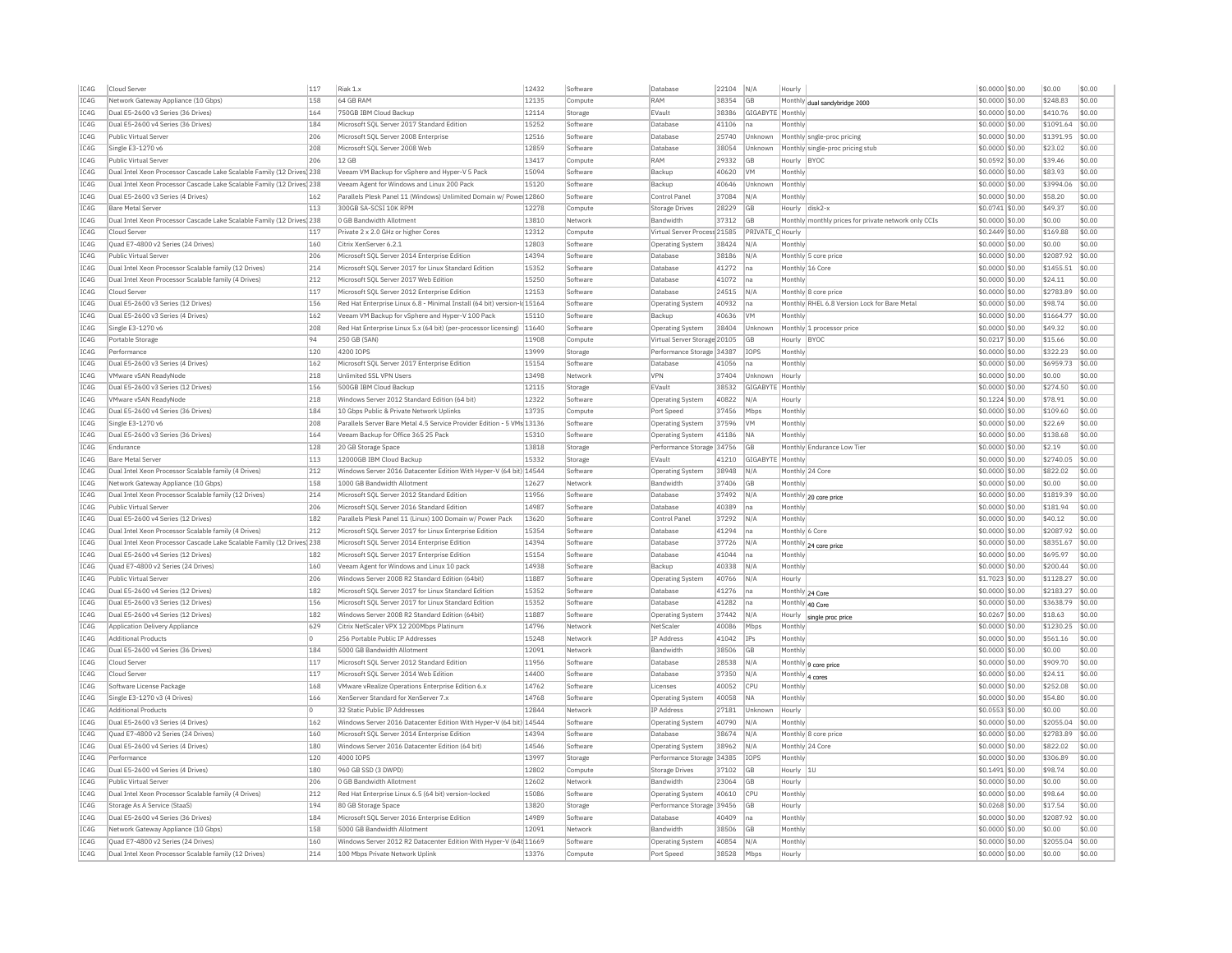| IC4G | Cloud Server | 117 | Riak 1.x | 12432 | Software | Database | 22104 | N/A | Hourly | | $0.0000 | $0.00 | $0.00 | $0.00 |
|---|---|---|---|---|---|---|---|---|---|---|---|---|---|---|
| IC4G | Network Gateway Appliance (10 Gbps) | 158 | 64 GB RAM | 12135 | Compute | RAM | 38354 | GB | Monthly | dual sandybridge 2000 | $0.0000 | $0.00 | $248.83 | $0.00 |
| IC4G | Dual E5-2600 v3 Series (36 Drives) | 164 | 750GB IBM Cloud Backup | 12114 | Storage | EVault | 38386 | GIGABYTE | Monthly | | $0.0000 | $0.00 | $410.76 | $0.00 |
| IC4G | Dual E5-2600 v4 Series (36 Drives) | 184 | Microsoft SQL Server 2017 Standard Edition | 15252 | Software | Database | 41106 | na | Monthly | | $0.0000 | $0.00 | $1091.64 | $0.00 |
| IC4G | Public Virtual Server | 206 | Microsoft SQL Server 2008 Enterprise | 12516 | Software | Database | 25740 | Unknown | Monthly | sngle-proc pricing | $0.0000 | $0.00 | $1391.95 | $0.00 |
| IC4G | Single E3-1270 v6 | 208 | Microsoft SQL Server 2008 Web | 12859 | Software | Database | 38054 | Unknown | Monthly | single-proc pricing stub | $0.0000 | $0.00 | $23.02 | $0.00 |
| IC4G | Public Virtual Server | 206 | 12 GB | 13417 | Compute | RAM | 29332 | GB | Hourly | BYOC | $0.0592 | $0.00 | $39.46 | $0.00 |
| IC4G | Dual Intel Xeon Processor Cascade Lake Scalable Family (12 Drives) | 238 | Veeam VM Backup for vSphere and Hyper-V 5 Pack | 15094 | Software | Backup | 40620 | VM | Monthly | | $0.0000 | $0.00 | $83.93 | $0.00 |
| IC4G | Dual Intel Xeon Processor Cascade Lake Scalable Family (12 Drives) | 238 | Veeam Agent for Windows and Linux 200 Pack | 15120 | Software | Backup | 40646 | Unknown | Monthly | | $0.0000 | $0.00 | $3994.06 | $0.00 |
| IC4G | Dual E5-2600 v3 Series (4 Drives) | 162 | Parallels Plesk Panel 11 (Windows) Unlimited Domain w/ Power | 12860 | Software | Control Panel | 37084 | N/A | Monthly | | $0.0000 | $0.00 | $58.20 | $0.00 |
| IC4G | Bare Metal Server | 113 | 300GB SA-SCSI 10K RPM | 12278 | Compute | Storage Drives | 28229 | GB | Hourly | disk2-x | $0.0741 | $0.00 | $49.37 | $0.00 |
| IC4G | Dual Intel Xeon Processor Cascade Lake Scalable Family (12 Drives) | 238 | 0 GB Bandwidth Allotment | 13810 | Network | Bandwidth | 37312 | GB | Monthly | monthly prices for private network only CCIs | $0.0000 | $0.00 | $0.00 | $0.00 |
| IC4G | Cloud Server | 117 | Private 2 x 2.0 GHz or higher Cores | 12312 | Compute | Virtual Server Process | 21585 | PRIVATE_C | Hourly | | $0.2449 | $0.00 | $169.88 | $0.00 |
| IC4G | Quad E7-4800 v2 Series (24 Drives) | 160 | Citrix XenServer 6.2.1 | 12803 | Software | Operating System | 38424 | N/A | Monthly | | $0.0000 | $0.00 | $0.00 | $0.00 |
| IC4G | Public Virtual Server | 206 | Microsoft SQL Server 2014 Enterprise Edition | 14394 | Software | Database | 38186 | N/A | Monthly | 5 core price | $0.0000 | $0.00 | $2087.92 | $0.00 |
| IC4G | Dual Intel Xeon Processor Scalable family (12 Drives) | 214 | Microsoft SQL Server 2017 for Linux Standard Edition | 15352 | Software | Database | 41272 | na | Monthly | 16 Core | $0.0000 | $0.00 | $1455.51 | $0.00 |
| IC4G | Dual Intel Xeon Processor Scalable family (4 Drives) | 212 | Microsoft SQL Server 2017 Web Edition | 15250 | Software | Database | 41072 | na | Monthly | | $0.0000 | $0.00 | $24.11 | $0.00 |
| IC4G | Cloud Server | 117 | Microsoft SQL Server 2012 Enterprise Edition | 12153 | Software | Database | 24515 | N/A | Monthly | 8 core price | $0.0000 | $0.00 | $2783.89 | $0.00 |
| IC4G | Dual E5-2600 v3 Series (12 Drives) | 156 | Red Hat Enterprise Linux 6.8 - Minimal Install (64 bit) version-lo | 15164 | Software | Operating System | 40932 | na | Monthly | RHEL 6.8 Version Lock for Bare Metal | $0.0000 | $0.00 | $98.74 | $0.00 |
| IC4G | Dual E5-2600 v3 Series (4 Drives) | 162 | Veeam VM Backup for vSphere and Hyper-V 100 Pack | 15110 | Software | Backup | 40636 | VM | Monthly | | $0.0000 | $0.00 | $1664.77 | $0.00 |
| IC4G | Single E3-1270 v6 | 208 | Red Hat Enterprise Linux 5.x (64 bit) (per-processor licensing) | 11640 | Software | Operating System | 38404 | Unknown | Monthly | 1 processor price | $0.0000 | $0.00 | $49.32 | $0.00 |
| IC4G | Portable Storage | 94 | 250 GB (SAN) | 11908 | Compute | Virtual Server Storage | 20105 | GB | Hourly | BYOC | $0.0217 | $0.00 | $15.66 | $0.00 |
| IC4G | Performance | 120 | 4200 IOPS | 13999 | Storage | Performance Storage | 34387 | IOPS | Monthly | | $0.0000 | $0.00 | $322.23 | $0.00 |
| IC4G | Dual E5-2600 v3 Series (4 Drives) | 162 | Microsoft SQL Server 2017 Enterprise Edition | 15154 | Software | Database | 41056 | na | Monthly | | $0.0000 | $0.00 | $6959.73 | $0.00 |
| IC4G | VMware vSAN ReadyNode | 218 | Unlimited SSL VPN Users | 13498 | Network | VPN | 37404 | Unknown | Hourly | | $0.0000 | $0.00 | $0.00 | $0.00 |
| IC4G | Dual E5-2600 v3 Series (12 Drives) | 156 | 500GB IBM Cloud Backup | 12115 | Storage | EVault | 38532 | GIGABYTE | Monthly | | $0.0000 | $0.00 | $274.50 | $0.00 |
| IC4G | VMware vSAN ReadyNode | 218 | Windows Server 2012 Standard Edition (64 bit) | 12322 | Software | Operating System | 40822 | N/A | Hourly | | $0.1224 | $0.00 | $78.91 | $0.00 |
| IC4G | Dual E5-2600 v4 Series (36 Drives) | 184 | 10 Gbps Public & Private Network Uplinks | 13735 | Compute | Port Speed | 37456 | Mbps | Monthly | | $0.0000 | $0.00 | $109.60 | $0.00 |
| IC4G | Single E3-1270 v6 | 208 | Parallels Server Bare Metal 4.5 Service Provider Edition - 5 VMs | 13136 | Software | Operating System | 37596 | VM | Monthly | | $0.0000 | $0.00 | $22.69 | $0.00 |
| IC4G | Dual E5-2600 v3 Series (36 Drives) | 164 | Veeam Backup for Office 365 25 Pack | 15310 | Software | Operating System | 41186 | NA | Monthly | | $0.0000 | $0.00 | $138.68 | $0.00 |
| IC4G | Endurance | 128 | 20 GB Storage Space | 13818 | Storage | Performance Storage | 34756 | GB | Monthly | Endurance Low Tier | $0.0000 | $0.00 | $2.19 | $0.00 |
| IC4G | Bare Metal Server | 113 | 12000GB IBM Cloud Backup | 15332 | Storage | EVault | 41210 | GIGABYTE | Monthly | | $0.0000 | $0.00 | $2740.05 | $0.00 |
| IC4G | Dual Intel Xeon Processor Scalable family (4 Drives) | 212 | Windows Server 2016 Datacenter Edition With Hyper-V (64 bit) | 14544 | Software | Operating System | 38948 | N/A | Monthly | 24 Core | $0.0000 | $0.00 | $822.02 | $0.00 |
| IC4G | Network Gateway Appliance (10 Gbps) | 158 | 1000 GB Bandwidth Allotment | 12627 | Network | Bandwidth | 37406 | GB | Monthly | | $0.0000 | $0.00 | $0.00 | $0.00 |
| IC4G | Dual Intel Xeon Processor Scalable family (12 Drives) | 214 | Microsoft SQL Server 2012 Standard Edition | 11956 | Software | Database | 37492 | N/A | Monthly | 20 core price | $0.0000 | $0.00 | $1819.39 | $0.00 |
| IC4G | Public Virtual Server | 206 | Microsoft SQL Server 2016 Standard Edition | 14987 | Software | Database | 40389 | na | Monthly | | $0.0000 | $0.00 | $181.94 | $0.00 |
| IC4G | Dual E5-2600 v4 Series (12 Drives) | 182 | Parallels Plesk Panel 11 (Linux) 100 Domain w/ Power Pack | 13620 | Software | Control Panel | 37292 | N/A | Monthly | | $0.0000 | $0.00 | $40.12 | $0.00 |
| IC4G | Dual Intel Xeon Processor Scalable family (4 Drives) | 212 | Microsoft SQL Server 2017 for Linux Enterprise Edition | 15354 | Software | Database | 41294 | na | Monthly | 6 Core | $0.0000 | $0.00 | $2087.92 | $0.00 |
| IC4G | Dual Intel Xeon Processor Cascade Lake Scalable Family (12 Drives) | 238 | Microsoft SQL Server 2014 Enterprise Edition | 14394 | Software | Database | 37726 | N/A | Monthly | 24 core price | $0.0000 | $0.00 | $8351.67 | $0.00 |
| IC4G | Dual E5-2600 v4 Series (12 Drives) | 182 | Microsoft SQL Server 2017 Enterprise Edition | 15154 | Software | Database | 41044 | na | Monthly | | $0.0000 | $0.00 | $695.97 | $0.00 |
| IC4G | Quad E7-4800 v2 Series (24 Drives) | 160 | Veeam Agent for Windows and Linux 10 pack | 14938 | Software | Backup | 40338 | N/A | Monthly | | $0.0000 | $0.00 | $200.44 | $0.00 |
| IC4G | Public Virtual Server | 206 | Windows Server 2008 R2 Standard Edition (64bit) | 11887 | Software | Operating System | 40766 | N/A | Hourly | | $1.7023 | $0.00 | $1128.27 | $0.00 |
| IC4G | Dual E5-2600 v4 Series (12 Drives) | 182 | Microsoft SQL Server 2017 for Linux Standard Edition | 15352 | Software | Database | 41276 | na | Monthly | 24 Core | $0.0000 | $0.00 | $2183.27 | $0.00 |
| IC4G | Dual E5-2600 v3 Series (12 Drives) | 156 | Microsoft SQL Server 2017 for Linux Standard Edition | 15352 | Software | Database | 41282 | na | Monthly | 40 Core | $0.0000 | $0.00 | $3638.79 | $0.00 |
| IC4G | Dual E5-2600 v4 Series (12 Drives) | 182 | Windows Server 2008 R2 Standard Edition (64bit) | 11887 | Software | Operating System | 37442 | N/A | Hourly | single proc price | $0.0267 | $0.00 | $18.63 | $0.00 |
| IC4G | Application Delivery Appliance | 629 | Citrix NetScaler VPX 12 200Mbps Platinum | 14796 | Network | NetScaler | 40086 | Mbps | Monthly | | $0.0000 | $0.00 | $1230.25 | $0.00 |
| IC4G | Additional Products | 0 | 256 Portable Public IP Addresses | 15248 | Network | IP Address | 41042 | IPs | Monthly | | $0.0000 | $0.00 | $561.16 | $0.00 |
| IC4G | Dual E5-2600 v4 Series (36 Drives) | 184 | 5000 GB Bandwidth Allotment | 12091 | Network | Bandwidth | 38506 | GB | Monthly | | $0.0000 | $0.00 | $0.00 | $0.00 |
| IC4G | Cloud Server | 117 | Microsoft SQL Server 2012 Standard Edition | 11956 | Software | Database | 28538 | N/A | Monthly | 9 core price | $0.0000 | $0.00 | $909.70 | $0.00 |
| IC4G | Cloud Server | 117 | Microsoft SQL Server 2014 Web Edition | 14400 | Software | Database | 37350 | N/A | Monthly | 4 cores | $0.0000 | $0.00 | $24.11 | $0.00 |
| IC4G | Software License Package | 168 | VMware vRealize Operations Enterprise Edition 6.x | 14762 | Software | Licenses | 40052 | CPU | Monthly | | $0.0000 | $0.00 | $252.08 | $0.00 |
| IC4G | Single E3-1270 v3 (4 Drives) | 166 | XenServer Standard for XenServer 7.x | 14768 | Software | Operating System | 40058 | NA | Monthly | | $0.0000 | $0.00 | $54.80 | $0.00 |
| IC4G | Additional Products | 0 | 32 Static Public IP Addresses | 12844 | Network | IP Address | 27181 | Unknown | Hourly | | $0.0553 | $0.00 | $0.00 | $0.00 |
| IC4G | Dual E5-2600 v3 Series (4 Drives) | 162 | Windows Server 2016 Datacenter Edition With Hyper-V (64 bit) | 14544 | Software | Operating System | 40790 | N/A | Monthly | | $0.0000 | $0.00 | $2055.04 | $0.00 |
| IC4G | Quad E7-4800 v2 Series (24 Drives) | 160 | Microsoft SQL Server 2014 Enterprise Edition | 14394 | Software | Database | 38674 | N/A | Monthly | 8 core price | $0.0000 | $0.00 | $2783.89 | $0.00 |
| IC4G | Dual E5-2600 v4 Series (4 Drives) | 180 | Windows Server 2016 Datacenter Edition (64 bit) | 14546 | Software | Operating System | 38962 | N/A | Monthly | 24 Core | $0.0000 | $0.00 | $822.02 | $0.00 |
| IC4G | Performance | 120 | 4000 IOPS | 13997 | Storage | Performance Storage | 34385 | IOPS | Monthly | | $0.0000 | $0.00 | $306.89 | $0.00 |
| IC4G | Dual E5-2600 v4 Series (4 Drives) | 180 | 960 GB SSD (3 DWPD) | 12802 | Compute | Storage Drives | 37102 | GB | Hourly | 1U | $0.1491 | $0.00 | $98.74 | $0.00 |
| IC4G | Public Virtual Server | 206 | 0 GB Bandwidth Allotment | 12602 | Network | Bandwidth | 23064 | GB | Hourly | | $0.0000 | $0.00 | $0.00 | $0.00 |
| IC4G | Dual Intel Xeon Processor Scalable family (4 Drives) | 212 | Red Hat Enterprise Linux 6.5 (64 bit) version-locked | 15086 | Software | Operating System | 40610 | CPU | Monthly | | $0.0000 | $0.00 | $98.64 | $0.00 |
| IC4G | Storage As A Service (StaaS) | 194 | 80 GB Storage Space | 13820 | Storage | Performance Storage | 39456 | GB | Hourly | | $0.0268 | $0.00 | $17.54 | $0.00 |
| IC4G | Dual E5-2600 v4 Series (36 Drives) | 184 | Microsoft SQL Server 2016 Enterprise Edition | 14989 | Software | Database | 40409 | na | Monthly | | $0.0000 | $0.00 | $2087.92 | $0.00 |
| IC4G | Network Gateway Appliance (10 Gbps) | 158 | 5000 GB Bandwidth Allotment | 12091 | Network | Bandwidth | 38506 | GB | Monthly | | $0.0000 | $0.00 | $0.00 | $0.00 |
| IC4G | Quad E7-4800 v2 Series (24 Drives) | 160 | Windows Server 2012 R2 Datacenter Edition With Hyper-V (64b | 11669 | Software | Operating System | 40854 | N/A | Monthly | | $0.0000 | $0.00 | $2055.04 | $0.00 |
| IC4G | Dual Intel Xeon Processor Scalable family (12 Drives) | 214 | 100 Mbps Private Network Uplink | 13376 | Compute | Port Speed | 38528 | Mbps | Hourly | | $0.0000 | $0.00 | $0.00 | $0.00 |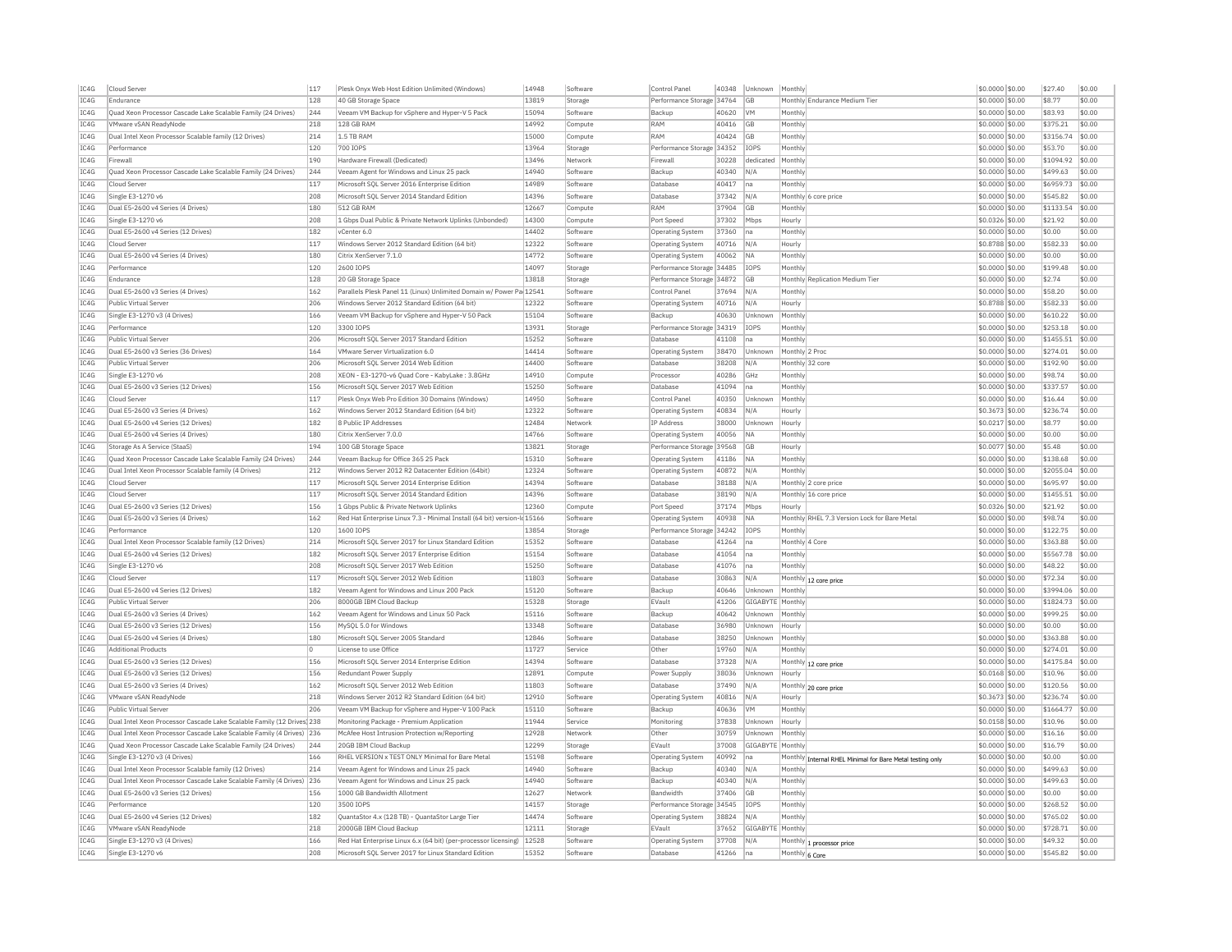| | | | | | | | | | | | | | | |
|---|---|---|---|---|---|---|---|---|---|---|---|---|---|---|
| IC4G | Cloud Server | 117 | Plesk Onyx Web Host Edition Unlimited (Windows) | 14948 | Software | Control Panel | 40348 | Unknown | Monthly | | $0.0000 | $0.00 | $27.40 | $0.00 |
| IC4G | Endurance | 128 | 40 GB Storage Space | 13819 | Storage | Performance Storage | 34764 | GB | Monthly | Endurance Medium Tier | $0.0000 | $0.00 | $8.77 | $0.00 |
| IC4G | Quad Xeon Processor Cascade Lake Scalable Family (24 Drives) | 244 | Veeam VM Backup for vSphere and Hyper-V 5 Pack | 15094 | Software | Backup | 40620 | VM | Monthly | | $0.0000 | $0.00 | $83.93 | $0.00 |
| IC4G | VMware vSAN ReadyNode | 218 | 128 GB RAM | 14992 | Compute | RAM | 40416 | GB | Monthly | | $0.0000 | $0.00 | $375.21 | $0.00 |
| IC4G | Dual Intel Xeon Processor Scalable family (12 Drives) | 214 | 1.5 TB RAM | 15000 | Compute | RAM | 40424 | GB | Monthly | | $0.0000 | $0.00 | $3156.74 | $0.00 |
| IC4G | Performance | 120 | 700 IOPS | 13964 | Storage | Performance Storage | 34352 | IOPS | Monthly | | $0.0000 | $0.00 | $53.70 | $0.00 |
| IC4G | Firewall | 190 | Hardware Firewall (Dedicated) | 13496 | Network | Firewall | 30228 | dedicated | Monthly | | $0.0000 | $0.00 | $1094.92 | $0.00 |
| IC4G | Quad Xeon Processor Cascade Lake Scalable Family (24 Drives) | 244 | Veeam Agent for Windows and Linux 25 pack | 14940 | Software | Backup | 40340 | N/A | Monthly | | $0.0000 | $0.00 | $499.63 | $0.00 |
| IC4G | Cloud Server | 117 | Microsoft SQL Server 2016 Enterprise Edition | 14989 | Software | Database | 40417 | na | Monthly | | $0.0000 | $0.00 | $6959.73 | $0.00 |
| IC4G | Single E3-1270 v6 | 208 | Microsoft SQL Server 2014 Standard Edition | 14396 | Software | Database | 37342 | N/A | Monthly | 6 core price | $0.0000 | $0.00 | $545.82 | $0.00 |
| IC4G | Dual E5-2600 v4 Series (4 Drives) | 180 | 512 GB RAM | 12667 | Compute | RAM | 37904 | GB | Monthly | | $0.0000 | $0.00 | $1133.54 | $0.00 |
| IC4G | Single E3-1270 v6 | 208 | 1 Gbps Dual Public & Private Network Uplinks (Unbonded) | 14300 | Compute | Port Speed | 37302 | Mbps | Hourly | | $0.0326 | $0.00 | $21.92 | $0.00 |
| IC4G | Dual E5-2600 v4 Series (12 Drives) | 182 | vCenter 6.0 | 14402 | Software | Operating System | 37360 | na | Monthly | | $0.0000 | $0.00 | $0.00 | $0.00 |
| IC4G | Cloud Server | 117 | Windows Server 2012 Standard Edition (64 bit) | 12322 | Software | Operating System | 40716 | N/A | Hourly | | $0.8788 | $0.00 | $582.33 | $0.00 |
| IC4G | Dual E5-2600 v4 Series (4 Drives) | 180 | Citrix XenServer 7.1.0 | 14772 | Software | Operating System | 40062 | NA | Monthly | | $0.0000 | $0.00 | $0.00 | $0.00 |
| IC4G | Performance | 120 | 2600 IOPS | 14097 | Storage | Performance Storage | 34485 | IOPS | Monthly | | $0.0000 | $0.00 | $199.48 | $0.00 |
| IC4G | Endurance | 128 | 20 GB Storage Space | 13818 | Storage | Performance Storage | 34872 | GB | Monthly | Replication Medium Tier | $0.0000 | $0.00 | $2.74 | $0.00 |
| IC4G | Dual E5-2600 v3 Series (4 Drives) | 162 | Parallels Plesk Panel 11 (Linux) Unlimited Domain w/ Power Pa | 12541 | Software | Control Panel | 37694 | N/A | Monthly | | $0.0000 | $0.00 | $58.20 | $0.00 |
| IC4G | Public Virtual Server | 206 | Windows Server 2012 Standard Edition (64 bit) | 12322 | Software | Operating System | 40716 | N/A | Hourly | | $0.8788 | $0.00 | $582.33 | $0.00 |
| IC4G | Single E3-1270 v3 (4 Drives) | 166 | Veeam VM Backup for vSphere and Hyper-V 50 Pack | 15104 | Software | Backup | 40630 | Unknown | Monthly | | $0.0000 | $0.00 | $610.22 | $0.00 |
| IC4G | Performance | 120 | 3300 IOPS | 13931 | Storage | Performance Storage | 34319 | IOPS | Monthly | | $0.0000 | $0.00 | $253.18 | $0.00 |
| IC4G | Public Virtual Server | 206 | Microsoft SQL Server 2017 Standard Edition | 15252 | Software | Database | 41108 | na | Monthly | | $0.0000 | $0.00 | $1455.51 | $0.00 |
| IC4G | Dual E5-2600 v3 Series (36 Drives) | 164 | VMware Server Virtualization 6.0 | 14414 | Software | Operating System | 38470 | Unknown | Monthly | 2 Proc | $0.0000 | $0.00 | $274.01 | $0.00 |
| IC4G | Public Virtual Server | 206 | Microsoft SQL Server 2014 Web Edition | 14400 | Software | Database | 38208 | N/A | Monthly | 32 core | $0.0000 | $0.00 | $192.90 | $0.00 |
| IC4G | Single E3-1270 v6 | 208 | XEON - E3-1270-v6 Quad Core - KabyLake : 3.8GHz | 14910 | Compute | Processor | 40286 | GHz | Monthly | | $0.0000 | $0.00 | $98.74 | $0.00 |
| IC4G | Dual E5-2600 v3 Series (12 Drives) | 156 | Microsoft SQL Server 2017 Web Edition | 15250 | Software | Database | 41094 | na | Monthly | | $0.0000 | $0.00 | $337.57 | $0.00 |
| IC4G | Cloud Server | 117 | Plesk Onyx Web Pro Edition 30 Domains (Windows) | 14950 | Software | Control Panel | 40350 | Unknown | Monthly | | $0.0000 | $0.00 | $16.44 | $0.00 |
| IC4G | Dual E5-2600 v3 Series (4 Drives) | 162 | Windows Server 2012 Standard Edition (64 bit) | 12322 | Software | Operating System | 40834 | N/A | Hourly | | $0.3673 | $0.00 | $236.74 | $0.00 |
| IC4G | Dual E5-2600 v4 Series (12 Drives) | 182 | 8 Public IP Addresses | 12484 | Network | IP Address | 38000 | Unknown | Hourly | | $0.0217 | $0.00 | $8.77 | $0.00 |
| IC4G | Dual E5-2600 v4 Series (4 Drives) | 180 | Citrix XenServer 7.0.0 | 14766 | Software | Operating System | 40056 | NA | Monthly | | $0.0000 | $0.00 | $0.00 | $0.00 |
| IC4G | Storage As A Service (StaaS) | 194 | 100 GB Storage Space | 13821 | Storage | Performance Storage | 39568 | GB | Hourly | | $0.0077 | $0.00 | $5.48 | $0.00 |
| IC4G | Quad Xeon Processor Cascade Lake Scalable Family (24 Drives) | 244 | Veeam Backup for Office 365 25 Pack | 15310 | Software | Operating System | 41186 | NA | Monthly | | $0.0000 | $0.00 | $138.68 | $0.00 |
| IC4G | Dual Intel Xeon Processor Scalable family (4 Drives) | 212 | Windows Server 2012 R2 Datacenter Edition (64bit) | 12324 | Software | Operating System | 40872 | N/A | Monthly | | $0.0000 | $0.00 | $2055.04 | $0.00 |
| IC4G | Cloud Server | 117 | Microsoft SQL Server 2014 Enterprise Edition | 14394 | Software | Database | 38188 | N/A | Monthly | 2 core price | $0.0000 | $0.00 | $695.97 | $0.00 |
| IC4G | Cloud Server | 117 | Microsoft SQL Server 2014 Standard Edition | 14396 | Software | Database | 38190 | N/A | Monthly | 16 core price | $0.0000 | $0.00 | $1455.51 | $0.00 |
| IC4G | Dual E5-2600 v3 Series (12 Drives) | 156 | 1 Gbps Public & Private Network Uplinks | 12360 | Compute | Port Speed | 37174 | Mbps | Hourly | | $0.0326 | $0.00 | $21.92 | $0.00 |
| IC4G | Dual E5-2600 v3 Series (4 Drives) | 162 | Red Hat Enterprise Linux 7.3 - Minimal Install (64 bit) version-lo | 15166 | Software | Operating System | 40938 | NA | Monthly | RHEL 7.3 Version Lock for Bare Metal | $0.0000 | $0.00 | $98.74 | $0.00 |
| IC4G | Performance | 120 | 1600 IOPS | 13854 | Storage | Performance Storage | 34242 | IOPS | Monthly | | $0.0000 | $0.00 | $122.75 | $0.00 |
| IC4G | Dual Intel Xeon Processor Scalable family (12 Drives) | 214 | Microsoft SQL Server 2017 for Linux Standard Edition | 15352 | Software | Database | 41264 | na | Monthly | 4 Core | $0.0000 | $0.00 | $363.88 | $0.00 |
| IC4G | Dual E5-2600 v4 Series (12 Drives) | 182 | Microsoft SQL Server 2017 Enterprise Edition | 15154 | Software | Database | 41054 | na | Monthly | | $0.0000 | $0.00 | $5567.78 | $0.00 |
| IC4G | Single E3-1270 v6 | 208 | Microsoft SQL Server 2017 Web Edition | 15250 | Software | Database | 41076 | na | Monthly | | $0.0000 | $0.00 | $48.22 | $0.00 |
| IC4G | Cloud Server | 117 | Microsoft SQL Server 2012 Web Edition | 11803 | Software | Database | 30863 | N/A | Monthly | 12 core price | $0.0000 | $0.00 | $72.34 | $0.00 |
| IC4G | Dual E5-2600 v4 Series (12 Drives) | 182 | Veeam Agent for Windows and Linux 200 Pack | 15120 | Software | Backup | 40646 | Unknown | Monthly | | $0.0000 | $0.00 | $3994.06 | $0.00 |
| IC4G | Public Virtual Server | 206 | 8000GB IBM Cloud Backup | 15328 | Storage | EVault | 41206 | GIGABYTE | Monthly | | $0.0000 | $0.00 | $1824.73 | $0.00 |
| IC4G | Dual E5-2600 v3 Series (4 Drives) | 162 | Veeam Agent for Windows and Linux 50 Pack | 15116 | Software | Backup | 40642 | Unknown | Monthly | | $0.0000 | $0.00 | $999.25 | $0.00 |
| IC4G | Dual E5-2600 v3 Series (12 Drives) | 156 | MySQL 5.0 for Windows | 13348 | Software | Database | 36980 | Unknown | Hourly | | $0.0000 | $0.00 | $0.00 | $0.00 |
| IC4G | Dual E5-2600 v4 Series (4 Drives) | 180 | Microsoft SQL Server 2005 Standard | 12846 | Software | Database | 38250 | Unknown | Monthly | | $0.0000 | $0.00 | $363.88 | $0.00 |
| IC4G | Additional Products | 0 | License to use Office | 11727 | Service | Other | 19760 | N/A | Monthly | | $0.0000 | $0.00 | $274.01 | $0.00 |
| IC4G | Dual E5-2600 v3 Series (12 Drives) | 156 | Microsoft SQL Server 2014 Enterprise Edition | 14394 | Software | Database | 37328 | N/A | Monthly | 12 core price | $0.0000 | $0.00 | $4175.84 | $0.00 |
| IC4G | Dual E5-2600 v3 Series (12 Drives) | 156 | Redundant Power Supply | 12891 | Compute | Power Supply | 38036 | Unknown | Hourly | | $0.0168 | $0.00 | $10.96 | $0.00 |
| IC4G | Dual E5-2600 v3 Series (4 Drives) | 162 | Microsoft SQL Server 2012 Web Edition | 11803 | Software | Database | 37490 | N/A | Monthly | 20 core price | $0.0000 | $0.00 | $120.56 | $0.00 |
| IC4G | VMware vSAN ReadyNode | 218 | Windows Server 2012 R2 Standard Edition (64 bit) | 12910 | Software | Operating System | 40816 | N/A | Hourly | | $0.3673 | $0.00 | $236.74 | $0.00 |
| IC4G | Public Virtual Server | 206 | Veeam VM Backup for vSphere and Hyper-V 100 Pack | 15110 | Software | Backup | 40636 | VM | Monthly | | $0.0000 | $0.00 | $1664.77 | $0.00 |
| IC4G | Dual Intel Xeon Processor Cascade Lake Scalable Family (12 Drives) | 238 | Monitoring Package - Premium Application | 11944 | Service | Monitoring | 37838 | Unknown | Hourly | | $0.0158 | $0.00 | $10.96 | $0.00 |
| IC4G | Dual Intel Xeon Processor Cascade Lake Scalable Family (4 Drives) | 236 | McAfee Host Intrusion Protection w/Reporting | 12928 | Network | Other | 30759 | Unknown | Monthly | | $0.0000 | $0.00 | $16.16 | $0.00 |
| IC4G | Quad Xeon Processor Cascade Lake Scalable Family (24 Drives) | 244 | 20GB IBM Cloud Backup | 12299 | Storage | EVault | 37008 | GIGABYTE | Monthly | | $0.0000 | $0.00 | $16.79 | $0.00 |
| IC4G | Single E3-1270 v3 (4 Drives) | 166 | RHEL VERSION x TEST ONLY Minimal for Bare Metal | 15198 | Software | Operating System | 40992 | na | Monthly | Internal RHEL Minimal for Bare Metal testing only | $0.0000 | $0.00 | $0.00 | $0.00 |
| IC4G | Dual Intel Xeon Processor Scalable family (12 Drives) | 214 | Veeam Agent for Windows and Linux 25 pack | 14940 | Software | Backup | 40340 | N/A | Monthly | | $0.0000 | $0.00 | $499.63 | $0.00 |
| IC4G | Dual Intel Xeon Processor Cascade Lake Scalable Family (4 Drives) | 236 | Veeam Agent for Windows and Linux 25 pack | 14940 | Software | Backup | 40340 | N/A | Monthly | | $0.0000 | $0.00 | $499.63 | $0.00 |
| IC4G | Dual E5-2600 v3 Series (12 Drives) | 156 | 1000 GB Bandwidth Allotment | 12627 | Network | Bandwidth | 37406 | GB | Monthly | | $0.0000 | $0.00 | $0.00 | $0.00 |
| IC4G | Performance | 120 | 3500 IOPS | 14157 | Storage | Performance Storage | 34545 | IOPS | Monthly | | $0.0000 | $0.00 | $268.52 | $0.00 |
| IC4G | Dual E5-2600 v4 Series (12 Drives) | 182 | QuantaStor 4.x (128 TB) - QuantaStor Large Tier | 14474 | Software | Operating System | 38824 | N/A | Monthly | | $0.0000 | $0.00 | $765.02 | $0.00 |
| IC4G | VMware vSAN ReadyNode | 218 | 2000GB IBM Cloud Backup | 12111 | Storage | EVault | 37652 | GIGABYTE | Monthly | | $0.0000 | $0.00 | $728.71 | $0.00 |
| IC4G | Single E3-1270 v3 (4 Drives) | 166 | Red Hat Enterprise Linux 6.x (64 bit) (per-processor licensing) | 12528 | Software | Operating System | 37708 | N/A | Monthly | 1 processor price | $0.0000 | $0.00 | $49.32 | $0.00 |
| IC4G | Single E3-1270 v6 | 208 | Microsoft SQL Server 2017 for Linux Standard Edition | 15352 | Software | Database | 41266 | na | Monthly | 6 Core | $0.0000 | $0.00 | $545.82 | $0.00 |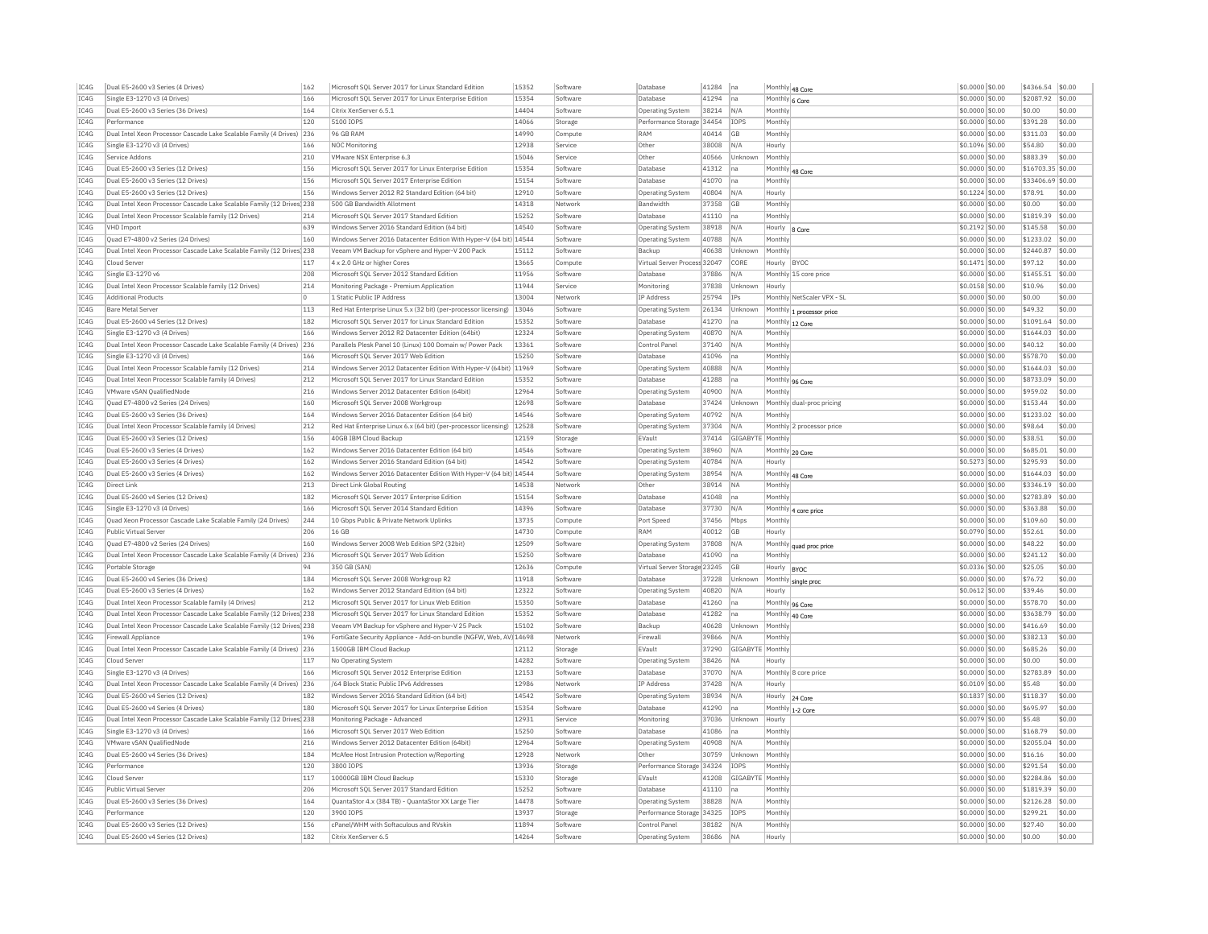| IC4G | Dual E5-2600 v3 Series (4 Drives) | 162 | Microsoft SQL Server 2017 for Linux Standard Edition | 15352 | Software | Database | 41284 | na | Monthly | 48 Core | $0.0000 | $0.00 | $4366.54 | $0.00 |
|---|---|---|---|---|---|---|---|---|---|---|---|---|---|---|
| IC4G | Single E3-1270 v3 (4 Drives) | 166 | Microsoft SQL Server 2017 for Linux Enterprise Edition | 15354 | Software | Database | 41294 | na | Monthly | 6 Core | $0.0000 | $0.00 | $2087.92 | $0.00 |
| IC4G | Dual E5-2600 v3 Series (36 Drives) | 164 | Citrix XenServer 6.5.1 | 14404 | Software | Operating System | 38214 | N/A | Monthly | | $0.0000 | $0.00 | $0.00 | $0.00 |
| IC4G | Performance | 120 | 5100 IOPS | 14066 | Storage | Performance Storage | 34454 | IOPS | Monthly | | $0.0000 | $0.00 | $391.28 | $0.00 |
| IC4G | Dual Intel Xeon Processor Cascade Lake Scalable Family (4 Drives) | 236 | 96 GB RAM | 14990 | Compute | RAM | 40414 | GB | Monthly | | $0.0000 | $0.00 | $311.03 | $0.00 |
| IC4G | Single E3-1270 v3 (4 Drives) | 166 | NOC Monitoring | 12938 | Service | Other | 38008 | N/A | Hourly | | $0.1096 | $0.00 | $54.80 | $0.00 |
| IC4G | Service Addons | 210 | VMware NSX Enterprise 6.3 | 15046 | Service | Other | 40566 | Unknown | Monthly | | $0.0000 | $0.00 | $883.39 | $0.00 |
| IC4G | Dual E5-2600 v3 Series (12 Drives) | 156 | Microsoft SQL Server 2017 for Linux Enterprise Edition | 15354 | Software | Database | 41312 | na | Monthly | 48 Core | $0.0000 | $0.00 | $16703.35 | $0.00 |
| IC4G | Dual E5-2600 v3 Series (12 Drives) | 156 | Microsoft SQL Server 2017 Enterprise Edition | 15154 | Software | Database | 41070 | na | Monthly | | $0.0000 | $0.00 | $33406.69 | $0.00 |
| IC4G | Dual E5-2600 v3 Series (12 Drives) | 156 | Windows Server 2012 R2 Standard Edition (64 bit) | 12910 | Software | Operating System | 40804 | N/A | Hourly | | $0.1224 | $0.00 | $78.91 | $0.00 |
| IC4G | Dual Intel Xeon Processor Cascade Lake Scalable Family (12 Drives) | 238 | 500 GB Bandwidth Allotment | 14318 | Network | Bandwidth | 37358 | GB | Monthly | | $0.0000 | $0.00 | $0.00 | $0.00 |
| IC4G | Dual Intel Xeon Processor Scalable family (12 Drives) | 214 | Microsoft SQL Server 2017 Standard Edition | 15252 | Software | Database | 41110 | na | Monthly | | $0.0000 | $0.00 | $1819.39 | $0.00 |
| IC4G | VHD Import | 639 | Windows Server 2016 Standard Edition (64 bit) | 14540 | Software | Operating System | 38918 | N/A | Hourly | 8 Core | $0.2192 | $0.00 | $145.58 | $0.00 |
| IC4G | Quad E7-4800 v2 Series (24 Drives) | 160 | Windows Server 2016 Datacenter Edition With Hyper-V (64 bit) | 14544 | Software | Operating System | 40788 | N/A | Monthly | | $0.0000 | $0.00 | $1233.02 | $0.00 |
| IC4G | Dual Intel Xeon Processor Cascade Lake Scalable Family (12 Drives) | 238 | Veeam VM Backup for vSphere and Hyper-V 200 Pack | 15112 | Software | Backup | 40638 | Unknown | Monthly | | $0.0000 | $0.00 | $2440.87 | $0.00 |
| IC4G | Cloud Server | 117 | 4 x 2.0 GHz or higher Cores | 13665 | Compute | Virtual Server Process | 32047 | CORE | Hourly | BYOC | $0.1471 | $0.00 | $97.12 | $0.00 |
| IC4G | Single E3-1270 v6 | 208 | Microsoft SQL Server 2012 Standard Edition | 11956 | Software | Database | 37886 | N/A | Monthly | 15 core price | $0.0000 | $0.00 | $1455.51 | $0.00 |
| IC4G | Dual Intel Xeon Processor Scalable family (12 Drives) | 214 | Monitoring Package - Premium Application | 11944 | Service | Monitoring | 37838 | Unknown | Hourly | | $0.0158 | $0.00 | $10.96 | $0.00 |
| IC4G | Additional Products | 0 | 1 Static Public IP Address | 13004 | Network | IP Address | 25794 | IPs | Monthly | NetScaler VPX - SL | $0.0000 | $0.00 | $0.00 | $0.00 |
| IC4G | Bare Metal Server | 113 | Red Hat Enterprise Linux 5.x (32 bit) (per-processor licensing) | 13046 | Software | Operating System | 26134 | Unknown | Monthly | 1 processor price | $0.0000 | $0.00 | $49.32 | $0.00 |
| IC4G | Dual E5-2600 v4 Series (12 Drives) | 182 | Microsoft SQL Server 2017 for Linux Standard Edition | 15352 | Software | Database | 41270 | na | Monthly | 12 Core | $0.0000 | $0.00 | $1091.64 | $0.00 |
| IC4G | Single E3-1270 v3 (4 Drives) | 166 | Windows Server 2012 R2 Datacenter Edition (64bit) | 12324 | Software | Operating System | 40870 | N/A | Monthly | | $0.0000 | $0.00 | $1644.03 | $0.00 |
| IC4G | Dual Intel Xeon Processor Cascade Lake Scalable Family (4 Drives) | 236 | Parallels Plesk Panel 10 (Linux) 100 Domain w/ Power Pack | 13361 | Software | Control Panel | 37140 | N/A | Monthly | | $0.0000 | $0.00 | $40.12 | $0.00 |
| IC4G | Single E3-1270 v3 (4 Drives) | 166 | Microsoft SQL Server 2017 Web Edition | 15250 | Software | Database | 41096 | na | Monthly | | $0.0000 | $0.00 | $578.70 | $0.00 |
| IC4G | Dual Intel Xeon Processor Scalable family (12 Drives) | 214 | Windows Server 2012 Datacenter Edition With Hyper-V (64bit) | 11969 | Software | Operating System | 40888 | N/A | Monthly | | $0.0000 | $0.00 | $1644.03 | $0.00 |
| IC4G | Dual Intel Xeon Processor Scalable family (4 Drives) | 212 | Microsoft SQL Server 2017 for Linux Standard Edition | 15352 | Software | Database | 41288 | na | Monthly | 96 Core | $0.0000 | $0.00 | $8733.09 | $0.00 |
| IC4G | VMware vSAN QualifiedNode | 216 | Windows Server 2012 Datacenter Edition (64bit) | 12964 | Software | Operating System | 40900 | N/A | Monthly | | $0.0000 | $0.00 | $959.02 | $0.00 |
| IC4G | Quad E7-4800 v2 Series (24 Drives) | 160 | Microsoft SQL Server 2008 Workgroup | 12698 | Software | Database | 37424 | Unknown | Monthly | dual-proc pricing | $0.0000 | $0.00 | $153.44 | $0.00 |
| IC4G | Dual E5-2600 v3 Series (36 Drives) | 164 | Windows Server 2016 Datacenter Edition (64 bit) | 14546 | Software | Operating System | 40792 | N/A | Monthly | | $0.0000 | $0.00 | $1233.02 | $0.00 |
| IC4G | Dual Intel Xeon Processor Scalable family (4 Drives) | 212 | Red Hat Enterprise Linux 6.x (64 bit) (per-processor licensing) | 12528 | Software | Operating System | 37304 | N/A | Monthly | 2 processor price | $0.0000 | $0.00 | $98.64 | $0.00 |
| IC4G | Dual E5-2600 v3 Series (12 Drives) | 156 | 40GB IBM Cloud Backup | 12159 | Storage | EVault | 37414 | GIGABYTE | Monthly | | $0.0000 | $0.00 | $38.51 | $0.00 |
| IC4G | Dual E5-2600 v3 Series (4 Drives) | 162 | Windows Server 2016 Datacenter Edition (64 bit) | 14546 | Software | Operating System | 38960 | N/A | Monthly | 20 Core | $0.0000 | $0.00 | $685.01 | $0.00 |
| IC4G | Dual E5-2600 v3 Series (4 Drives) | 162 | Windows Server 2016 Standard Edition (64 bit) | 14542 | Software | Operating System | 40784 | N/A | Hourly | | $0.5273 | $0.00 | $295.93 | $0.00 |
| IC4G | Dual E5-2600 v3 Series (4 Drives) | 162 | Windows Server 2016 Datacenter Edition With Hyper-V (64 bit) | 14544 | Software | Operating System | 38954 | N/A | Monthly | 48 Core | $0.0000 | $0.00 | $1644.03 | $0.00 |
| IC4G | Direct Link | 213 | Direct Link Global Routing | 14538 | Network | Other | 38914 | NA | Monthly | | $0.0000 | $0.00 | $3346.19 | $0.00 |
| IC4G | Dual E5-2600 v4 Series (12 Drives) | 182 | Microsoft SQL Server 2017 Enterprise Edition | 15154 | Software | Database | 41048 | na | Monthly | | $0.0000 | $0.00 | $2783.89 | $0.00 |
| IC4G | Single E3-1270 v3 (4 Drives) | 166 | Microsoft SQL Server 2014 Standard Edition | 14396 | Software | Database | 37730 | N/A | Monthly | 4 core price | $0.0000 | $0.00 | $363.88 | $0.00 |
| IC4G | Quad Xeon Processor Cascade Lake Scalable Family (24 Drives) | 244 | 10 Gbps Public & Private Network Uplinks | 13735 | Compute | Port Speed | 37456 | Mbps | Monthly | | $0.0000 | $0.00 | $109.60 | $0.00 |
| IC4G | Public Virtual Server | 206 | 16 GB | 14730 | Compute | RAM | 40012 | GB | Hourly | | $0.0790 | $0.00 | $52.61 | $0.00 |
| IC4G | Quad E7-4800 v2 Series (24 Drives) | 160 | Windows Server 2008 Web Edition SP2 (32bit) | 12509 | Software | Operating System | 37808 | N/A | Monthly | quad proc price | $0.0000 | $0.00 | $48.22 | $0.00 |
| IC4G | Dual Intel Xeon Processor Cascade Lake Scalable Family (4 Drives) | 236 | Microsoft SQL Server 2017 Web Edition | 15250 | Software | Database | 41090 | na | Monthly | | $0.0000 | $0.00 | $241.12 | $0.00 |
| IC4G | Portable Storage | 94 | 350 GB (SAN) | 12636 | Compute | Virtual Server Storage | 23245 | GB | Hourly | BYOC | $0.0336 | $0.00 | $25.05 | $0.00 |
| IC4G | Dual E5-2600 v4 Series (36 Drives) | 184 | Microsoft SQL Server 2008 Workgroup R2 | 11918 | Software | Database | 37228 | Unknown | Monthly | single proc | $0.0000 | $0.00 | $76.72 | $0.00 |
| IC4G | Dual E5-2600 v3 Series (4 Drives) | 162 | Windows Server 2012 Standard Edition (64 bit) | 12322 | Software | Operating System | 40820 | N/A | Hourly | | $0.0612 | $0.00 | $39.46 | $0.00 |
| IC4G | Dual Intel Xeon Processor Scalable family (4 Drives) | 212 | Microsoft SQL Server 2017 for Linux Web Edition | 15350 | Software | Database | 41260 | na | Monthly | 96 Core | $0.0000 | $0.00 | $578.70 | $0.00 |
| IC4G | Dual Intel Xeon Processor Cascade Lake Scalable Family (12 Drives) | 238 | Microsoft SQL Server 2017 for Linux Standard Edition | 15352 | Software | Database | 41282 | na | Monthly | 40 Core | $0.0000 | $0.00 | $3638.79 | $0.00 |
| IC4G | Dual Intel Xeon Processor Cascade Lake Scalable Family (12 Drives) | 238 | Veeam VM Backup for vSphere and Hyper-V 25 Pack | 15102 | Software | Backup | 40628 | Unknown | Monthly | | $0.0000 | $0.00 | $416.69 | $0.00 |
| IC4G | Firewall Appliance | 196 | FortiGate Security Appliance - Add-on bundle (NGFW, Web, AV) | 14698 | Network | Firewall | 39866 | N/A | Monthly | | $0.0000 | $0.00 | $382.13 | $0.00 |
| IC4G | Dual Intel Xeon Processor Cascade Lake Scalable Family (4 Drives) | 236 | 1500GB IBM Cloud Backup | 12112 | Storage | EVault | 37290 | GIGABYTE | Monthly | | $0.0000 | $0.00 | $685.26 | $0.00 |
| IC4G | Cloud Server | 117 | No Operating System | 14282 | Software | Operating System | 38426 | NA | Hourly | | $0.0000 | $0.00 | $0.00 | $0.00 |
| IC4G | Single E3-1270 v3 (4 Drives) | 166 | Microsoft SQL Server 2012 Enterprise Edition | 12153 | Software | Database | 37070 | N/A | Monthly | 8 core price | $0.0000 | $0.00 | $2783.89 | $0.00 |
| IC4G | Dual Intel Xeon Processor Cascade Lake Scalable Family (4 Drives) | 236 | /64 Block Static Public IPv6 Addresses | 12986 | Network | IP Address | 37428 | N/A | Hourly | | $0.0109 | $0.00 | $5.48 | $0.00 |
| IC4G | Dual E5-2600 v4 Series (12 Drives) | 182 | Windows Server 2016 Standard Edition (64 bit) | 14542 | Software | Operating System | 38934 | N/A | Hourly | 24 Core | $0.1837 | $0.00 | $118.37 | $0.00 |
| IC4G | Dual E5-2600 v4 Series (4 Drives) | 180 | Microsoft SQL Server 2017 for Linux Enterprise Edition | 15354 | Software | Database | 41290 | na | Monthly | 1-2 Core | $0.0000 | $0.00 | $695.97 | $0.00 |
| IC4G | Dual Intel Xeon Processor Cascade Lake Scalable Family (12 Drives) | 238 | Monitoring Package - Advanced | 12931 | Service | Monitoring | 37036 | Unknown | Hourly | | $0.0079 | $0.00 | $5.48 | $0.00 |
| IC4G | Single E3-1270 v3 (4 Drives) | 166 | Microsoft SQL Server 2017 Web Edition | 15250 | Software | Database | 41086 | na | Monthly | | $0.0000 | $0.00 | $168.79 | $0.00 |
| IC4G | VMware vSAN QualifiedNode | 216 | Windows Server 2012 Datacenter Edition (64bit) | 12964 | Software | Operating System | 40908 | N/A | Monthly | | $0.0000 | $0.00 | $2055.04 | $0.00 |
| IC4G | Dual E5-2600 v4 Series (36 Drives) | 184 | McAfee Host Intrusion Protection w/Reporting | 12928 | Network | Other | 30759 | Unknown | Monthly | | $0.0000 | $0.00 | $16.16 | $0.00 |
| IC4G | Performance | 120 | 3800 IOPS | 13936 | Storage | Performance Storage | 34324 | IOPS | Monthly | | $0.0000 | $0.00 | $291.54 | $0.00 |
| IC4G | Cloud Server | 117 | 10000GB IBM Cloud Backup | 15330 | Storage | EVault | 41208 | GIGABYTE | Monthly | | $0.0000 | $0.00 | $2284.86 | $0.00 |
| IC4G | Public Virtual Server | 206 | Microsoft SQL Server 2017 Standard Edition | 15252 | Software | Database | 41110 | na | Monthly | | $0.0000 | $0.00 | $1819.39 | $0.00 |
| IC4G | Dual E5-2600 v3 Series (36 Drives) | 164 | QuantaStor 4.x (384 TB) - QuantaStor XX Large Tier | 14478 | Software | Operating System | 38828 | N/A | Monthly | | $0.0000 | $0.00 | $2126.28 | $0.00 |
| IC4G | Performance | 120 | 3900 IOPS | 13937 | Storage | Performance Storage | 34325 | IOPS | Monthly | | $0.0000 | $0.00 | $299.21 | $0.00 |
| IC4G | Dual E5-2600 v3 Series (12 Drives) | 156 | cPanel/WHM with Softaculous and RVskin | 11894 | Software | Control Panel | 38182 | N/A | Monthly | | $0.0000 | $0.00 | $27.40 | $0.00 |
| IC4G | Dual E5-2600 v4 Series (12 Drives) | 182 | Citrix XenServer 6.5 | 14264 | Software | Operating System | 38686 | NA | Hourly | | $0.0000 | $0.00 | $0.00 | $0.00 |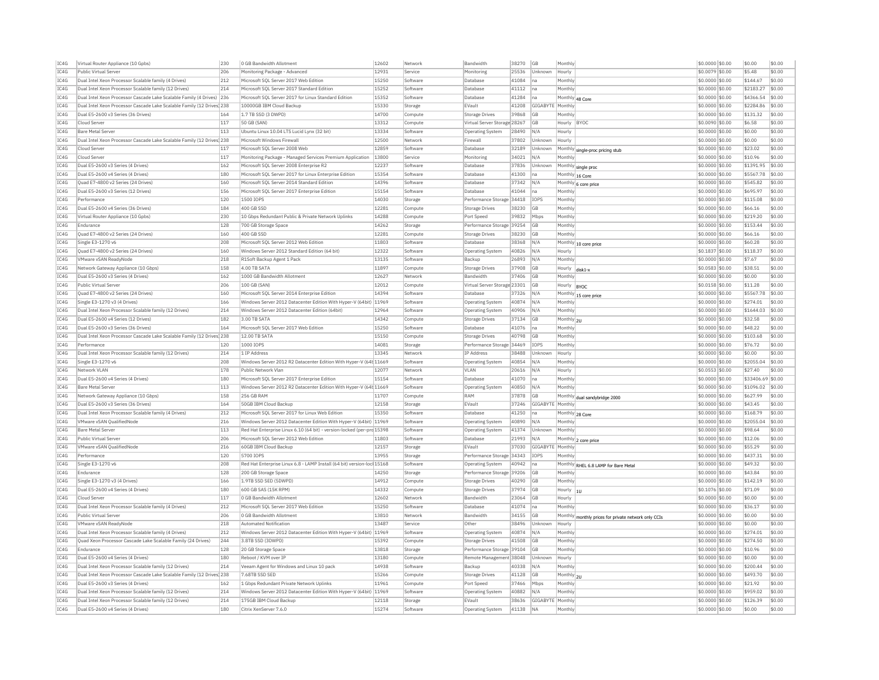| | | | | | | | | | | | | | | |
|---|---|---|---|---|---|---|---|---|---|---|---|---|---|---|
| IC4G | Virtual Router Appliance (10 Gpbs) | 230 | 0 GB Bandwidth Allotment | 12602 | Network | Bandwidth | 38270 | GB | Monthly | | $0.0000 | $0.00 | $0.00 | $0.00 |
| IC4G | Public Virtual Server | 206 | Monitoring Package - Advanced | 12931 | Service | Monitoring | 25536 | Unknown | Hourly | | $0.0079 | $0.00 | $5.48 | $0.00 |
| IC4G | Dual Intel Xeon Processor Scalable family (4 Drives) | 212 | Microsoft SQL Server 2017 Web Edition | 15250 | Software | Database | 41084 | na | Monthly | | $0.0000 | $0.00 | $144.67 | $0.00 |
| IC4G | Dual Intel Xeon Processor Scalable family (12 Drives) | 214 | Microsoft SQL Server 2017 Standard Edition | 15252 | Software | Database | 41112 | na | Monthly | | $0.0000 | $0.00 | $2183.27 | $0.00 |
| IC4G | Dual Intel Xeon Processor Cascade Lake Scalable Family (4 Drives) | 236 | Microsoft SQL Server 2017 for Linux Standard Edition | 15352 | Software | Database | 41284 | na | Monthly | 48 Core | $0.0000 | $0.00 | $4366.54 | $0.00 |
| IC4G | Dual Intel Xeon Processor Cascade Lake Scalable Family (12 Drives) | 238 | 10000GB IBM Cloud Backup | 15330 | Storage | EVault | 41208 | GIGABYTE | Monthly | | $0.0000 | $0.00 | $2284.86 | $0.00 |
| IC4G | Dual E5-2600 v3 Series (36 Drives) | 164 | 1.7 TB SSD (3 DWPD) | 14700 | Compute | Storage Drives | 39868 | GB | Monthly | | $0.0000 | $0.00 | $131.32 | $0.00 |
| IC4G | Cloud Server | 117 | 50 GB (SAN) | 13312 | Compute | Virtual Server Storage | 28267 | GB | Hourly | BYOC | $0.0090 | $0.00 | $6.58 | $0.00 |
| IC4G | Bare Metal Server | 113 | Ubuntu Linux 10.04 LTS Lucid Lynx (32 bit) | 13334 | Software | Operating System | 28490 | N/A | Hourly | | $0.0000 | $0.00 | $0.00 | $0.00 |
| IC4G | Dual Intel Xeon Processor Cascade Lake Scalable Family (12 Drives) | 238 | Microsoft Windows Firewall | 12500 | Network | Firewall | 37802 | Unknown | Hourly | | $0.0000 | $0.00 | $0.00 | $0.00 |
| IC4G | Cloud Server | 117 | Microsoft SQL Server 2008 Web | 12859 | Software | Database | 32189 | Unknown | Monthly | single-proc pricing stub | $0.0000 | $0.00 | $23.02 | $0.00 |
| IC4G | Cloud Server | 117 | Monitoring Package - Managed Services Premium Application | 13800 | Service | Monitoring | 34021 | N/A | Monthly | | $0.0000 | $0.00 | $10.96 | $0.00 |
| IC4G | Dual E5-2600 v3 Series (4 Drives) | 162 | Microsoft SQL Server 2008 Enterprise R2 | 12237 | Software | Database | 37836 | Unknown | Monthly | single proc | $0.0000 | $0.00 | $1391.95 | $0.00 |
| IC4G | Dual E5-2600 v4 Series (4 Drives) | 180 | Microsoft SQL Server 2017 for Linux Enterprise Edition | 15354 | Software | Database | 41300 | na | Monthly | 16 Core | $0.0000 | $0.00 | $5567.78 | $0.00 |
| IC4G | Quad E7-4800 v2 Series (24 Drives) | 160 | Microsoft SQL Server 2014 Standard Edition | 14396 | Software | Database | 37342 | N/A | Monthly | 6 core price | $0.0000 | $0.00 | $545.82 | $0.00 |
| IC4G | Dual E5-2600 v3 Series (12 Drives) | 156 | Microsoft SQL Server 2017 Enterprise Edition | 15154 | Software | Database | 41044 | na | Monthly | | $0.0000 | $0.00 | $695.97 | $0.00 |
| IC4G | Performance | 120 | 1500 IOPS | 14030 | Storage | Performance Storage | 34418 | IOPS | Monthly | | $0.0000 | $0.00 | $115.08 | $0.00 |
| IC4G | Dual E5-2600 v4 Series (36 Drives) | 184 | 400 GB SSD | 12281 | Compute | Storage Drives | 38230 | GB | Monthly | | $0.0000 | $0.00 | $66.16 | $0.00 |
| IC4G | Virtual Router Appliance (10 Gpbs) | 230 | 10 Gbps Redundant Public & Private Network Uplinks | 14288 | Compute | Port Speed | 39832 | Mbps | Monthly | | $0.0000 | $0.00 | $219.20 | $0.00 |
| IC4G | Endurance | 128 | 700 GB Storage Space | 14262 | Storage | Performance Storage | 39254 | GB | Monthly | | $0.0000 | $0.00 | $153.44 | $0.00 |
| IC4G | Quad E7-4800 v2 Series (24 Drives) | 160 | 400 GB SSD | 12281 | Compute | Storage Drives | 38230 | GB | Monthly | | $0.0000 | $0.00 | $66.16 | $0.00 |
| IC4G | Single E3-1270 v6 | 208 | Microsoft SQL Server 2012 Web Edition | 11803 | Software | Database | 38368 | N/A | Monthly | 10 core price | $0.0000 | $0.00 | $60.28 | $0.00 |
| IC4G | Quad E7-4800 v2 Series (24 Drives) | 160 | Windows Server 2012 Standard Edition (64 bit) | 12322 | Software | Operating System | 40826 | N/A | Hourly | | $0.1837 | $0.00 | $118.37 | $0.00 |
| IC4G | VMware vSAN ReadyNode | 218 | R1Soft Backup Agent 1 Pack | 13135 | Software | Backup | 26893 | N/A | Monthly | | $0.0000 | $0.00 | $7.67 | $0.00 |
| IC4G | Network Gateway Appliance (10 Gbps) | 158 | 4.00 TB SATA | 11897 | Compute | Storage Drives | 37908 | GB | Hourly | disk1-x | $0.0583 | $0.00 | $38.51 | $0.00 |
| IC4G | Dual E5-2600 v3 Series (4 Drives) | 162 | 1000 GB Bandwidth Allotment | 12627 | Network | Bandwidth | 37406 | GB | Monthly | | $0.0000 | $0.00 | $0.00 | $0.00 |
| IC4G | Public Virtual Server | 206 | 100 GB (SAN) | 12012 | Compute | Virtual Server Storage | 23301 | GB | Hourly | BYOC | $0.0158 | $0.00 | $11.28 | $0.00 |
| IC4G | Quad E7-4800 v2 Series (24 Drives) | 160 | Microsoft SQL Server 2014 Enterprise Edition | 14394 | Software | Database | 37326 | N/A | Monthly | 15 core price | $0.0000 | $0.00 | $5567.78 | $0.00 |
| IC4G | Single E3-1270 v3 (4 Drives) | 166 | Windows Server 2012 Datacenter Edition With Hyper-V (64bit) | 11969 | Software | Operating System | 40874 | N/A | Monthly | | $0.0000 | $0.00 | $274.01 | $0.00 |
| IC4G | Dual Intel Xeon Processor Scalable family (12 Drives) | 214 | Windows Server 2012 Datacenter Edition (64bit) | 12964 | Software | Operating System | 40906 | N/A | Monthly | | $0.0000 | $0.00 | $1644.03 | $0.00 |
| IC4G | Dual E5-2600 v4 Series (12 Drives) | 182 | 3.00 TB SATA | 14342 | Compute | Storage Drives | 37134 | GB | Monthly | 2U | $0.0000 | $0.00 | $32.58 | $0.00 |
| IC4G | Dual E5-2600 v3 Series (36 Drives) | 164 | Microsoft SQL Server 2017 Web Edition | 15250 | Software | Database | 41076 | na | Monthly | | $0.0000 | $0.00 | $48.22 | $0.00 |
| IC4G | Dual Intel Xeon Processor Cascade Lake Scalable Family (12 Drives) | 238 | 12.00 TB SATA | 15150 | Compute | Storage Drives | 40798 | GB | Monthly | | $0.0000 | $0.00 | $103.68 | $0.00 |
| IC4G | Performance | 120 | 1000 IOPS | 14081 | Storage | Performance Storage | 34469 | IOPS | Monthly | | $0.0000 | $0.00 | $76.72 | $0.00 |
| IC4G | Dual Intel Xeon Processor Scalable family (12 Drives) | 214 | 1 IP Address | 13345 | Network | IP Address | 38488 | Unknown | Hourly | | $0.0000 | $0.00 | $0.00 | $0.00 |
| IC4G | Single E3-1270 v6 | 208 | Windows Server 2012 R2 Datacenter Edition With Hyper-V (64b | 11669 | Software | Operating System | 40854 | N/A | Monthly | | $0.0000 | $0.00 | $2055.04 | $0.00 |
| IC4G | Network VLAN | 178 | Public Network Vlan | 12077 | Network | VLAN | 20616 | N/A | Hourly | | $0.0553 | $0.00 | $27.40 | $0.00 |
| IC4G | Dual E5-2600 v4 Series (4 Drives) | 180 | Microsoft SQL Server 2017 Enterprise Edition | 15154 | Software | Database | 41070 | na | Monthly | | $0.0000 | $0.00 | $33406.69 | $0.00 |
| IC4G | Bare Metal Server | 113 | Windows Server 2012 R2 Datacenter Edition With Hyper-V (64b | 11669 | Software | Operating System | 40850 | N/A | Monthly | | $0.0000 | $0.00 | $1096.02 | $0.00 |
| IC4G | Network Gateway Appliance (10 Gbps) | 158 | 256 GB RAM | 11707 | Compute | RAM | 37878 | GB | Monthly | dual sandybridge 2000 | $0.0000 | $0.00 | $627.99 | $0.00 |
| IC4G | Dual E5-2600 v3 Series (36 Drives) | 164 | 50GB IBM Cloud Backup | 12158 | Storage | EVault | 37246 | GIGABYTE | Monthly | | $0.0000 | $0.00 | $43.45 | $0.00 |
| IC4G | Dual Intel Xeon Processor Scalable family (4 Drives) | 212 | Microsoft SQL Server 2017 for Linux Web Edition | 15350 | Software | Database | 41250 | na | Monthly | 28 Core | $0.0000 | $0.00 | $168.79 | $0.00 |
| IC4G | VMware vSAN QualifiedNode | 216 | Windows Server 2012 Datacenter Edition With Hyper-V (64bit) | 11969 | Software | Operating System | 40890 | N/A | Monthly | | $0.0000 | $0.00 | $2055.04 | $0.00 |
| IC4G | Bare Metal Server | 113 | Red Hat Enterprise Linux 6.10 (64 bit) - version-locked (per-pro | 15398 | Software | Operating System | 41374 | Unknown | Monthly | | $0.0000 | $0.00 | $98.64 | $0.00 |
| IC4G | Public Virtual Server | 206 | Microsoft SQL Server 2012 Web Edition | 11803 | Software | Database | 21993 | N/A | Monthly | 2 core price | $0.0000 | $0.00 | $12.06 | $0.00 |
| IC4G | VMware vSAN QualifiedNode | 216 | 60GB IBM Cloud Backup | 12157 | Storage | EVault | 37030 | GIGABYTE | Monthly | | $0.0000 | $0.00 | $55.29 | $0.00 |
| IC4G | Performance | 120 | 5700 IOPS | 13955 | Storage | Performance Storage | 34343 | IOPS | Monthly | | $0.0000 | $0.00 | $437.31 | $0.00 |
| IC4G | Single E3-1270 v6 | 208 | Red Hat Enterprise Linux 6.8 - LAMP Install (64 bit) version-lock | 15168 | Software | Operating System | 40942 | na | Monthly | RHEL 6.8 LAMP for Bare Metal | $0.0000 | $0.00 | $49.32 | $0.00 |
| IC4G | Endurance | 128 | 200 GB Storage Space | 14250 | Storage | Performance Storage | 39206 | GB | Monthly | | $0.0000 | $0.00 | $43.84 | $0.00 |
| IC4G | Single E3-1270 v3 (4 Drives) | 166 | 1.9TB SSD SED (5DWPD) | 14912 | Compute | Storage Drives | 40290 | GB | Monthly | | $0.0000 | $0.00 | $142.19 | $0.00 |
| IC4G | Dual E5-2600 v4 Series (4 Drives) | 180 | 600 GB SAS (15K RPM) | 14332 | Compute | Storage Drives | 37974 | GB | Hourly | 1U | $0.1076 | $0.00 | $71.09 | $0.00 |
| IC4G | Cloud Server | 117 | 0 GB Bandwidth Allotment | 12602 | Network | Bandwidth | 23064 | GB | Hourly | | $0.0000 | $0.00 | $0.00 | $0.00 |
| IC4G | Dual Intel Xeon Processor Scalable family (4 Drives) | 212 | Microsoft SQL Server 2017 Web Edition | 15250 | Software | Database | 41074 | na | Monthly | | $0.0000 | $0.00 | $36.17 | $0.00 |
| IC4G | Public Virtual Server | 206 | 0 GB Bandwidth Allotment | 13810 | Network | Bandwidth | 34155 | GB | Monthly | monthly prices for private network only CCIs | $0.0000 | $0.00 | $0.00 | $0.00 |
| IC4G | VMware vSAN ReadyNode | 218 | Automated Notification | 13487 | Service | Other | 38496 | Unknown | Hourly | | $0.0000 | $0.00 | $0.00 | $0.00 |
| IC4G | Dual Intel Xeon Processor Scalable family (4 Drives) | 212 | Windows Server 2012 Datacenter Edition With Hyper-V (64bit) | 11969 | Software | Operating System | 40874 | N/A | Monthly | | $0.0000 | $0.00 | $274.01 | $0.00 |
| IC4G | Quad Xeon Processor Cascade Lake Scalable Family (24 Drives) | 244 | 3.8TB SSD (3DWPD) | 15392 | Compute | Storage Drives | 41508 | GB | Monthly | | $0.0000 | $0.00 | $274.50 | $0.00 |
| IC4G | Endurance | 128 | 20 GB Storage Space | 13818 | Storage | Performance Storage | 39104 | GB | Monthly | | $0.0000 | $0.00 | $10.96 | $0.00 |
| IC4G | Dual E5-2600 v4 Series (4 Drives) | 180 | Reboot / KVM over IP | 13180 | Compute | Remote Management | 38048 | Unknown | Hourly | | $0.0000 | $0.00 | $0.00 | $0.00 |
| IC4G | Dual Intel Xeon Processor Scalable family (12 Drives) | 214 | Veeam Agent for Windows and Linux 10 pack | 14938 | Software | Backup | 40338 | N/A | Monthly | | $0.0000 | $0.00 | $200.44 | $0.00 |
| IC4G | Dual Intel Xeon Processor Cascade Lake Scalable Family (12 Drives) | 238 | 7.68TB SSD SED | 15266 | Compute | Storage Drives | 41128 | GB | Monthly | 2U | $0.0000 | $0.00 | $493.70 | $0.00 |
| IC4G | Dual E5-2600 v3 Series (4 Drives) | 162 | 1 Gbps Redundant Private Network Uplinks | 11961 | Compute | Port Speed | 37466 | Mbps | Monthly | | $0.0000 | $0.00 | $21.92 | $0.00 |
| IC4G | Dual Intel Xeon Processor Scalable family (12 Drives) | 214 | Windows Server 2012 Datacenter Edition With Hyper-V (64bit) | 11969 | Software | Operating System | 40882 | N/A | Monthly | | $0.0000 | $0.00 | $959.02 | $0.00 |
| IC4G | Dual Intel Xeon Processor Scalable family (12 Drives) | 214 | 175GB IBM Cloud Backup | 12118 | Storage | EVault | 38636 | GIGABYTE | Monthly | | $0.0000 | $0.00 | $126.39 | $0.00 |
| IC4G | Dual E5-2600 v4 Series (4 Drives) | 180 | Citrix XenServer 7.6.0 | 15274 | Software | Operating System | 41138 | NA | Monthly | | $0.0000 | $0.00 | $0.00 | $0.00 |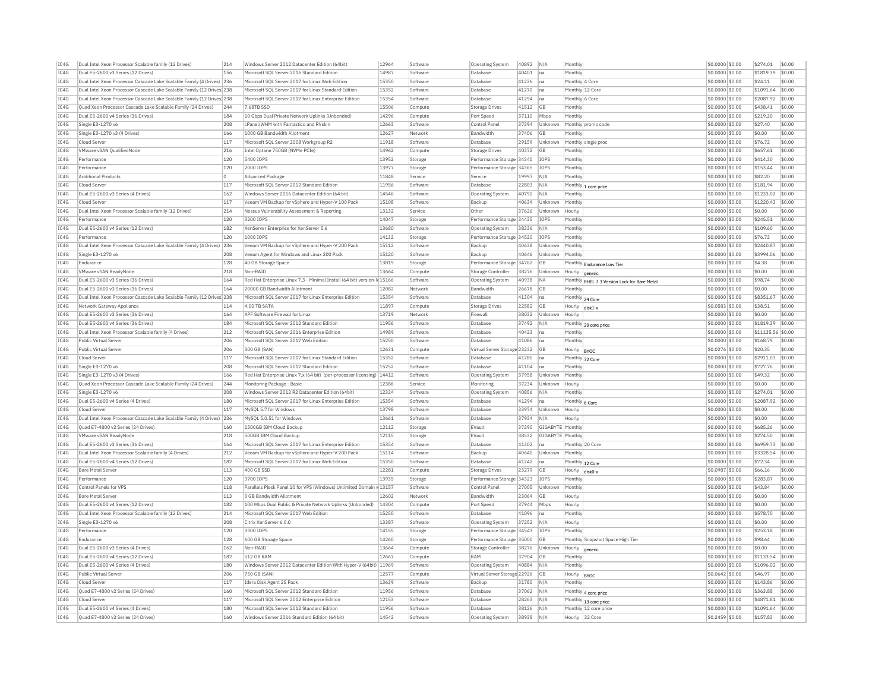| IC4G | Dual Intel Xeon Processor Scalable family (12 Drives) | 214 | Windows Server 2012 Datacenter Edition (64bit) | 12964 | Software | Operating System | 40892 | N/A | Monthly | | $0.0000 | $0.00 | $274.01 | $0.00 |
|---|---|---|---|---|---|---|---|---|---|---|---|---|---|---|
| IC4G | Dual E5-2600 v3 Series (12 Drives) | 156 | Microsoft SQL Server 2016 Standard Edition | 14987 | Software | Database | 40401 | na | Monthly | | $0.0000 | $0.00 | $1819.39 | $0.00 |
| IC4G | Dual Intel Xeon Processor Cascade Lake Scalable Family (4 Drives) | 236 | Microsoft SQL Server 2017 for Linux Web Edition | 15350 | Software | Database | 41236 | na | Monthly | 4 Core | $0.0000 | $0.00 | $24.11 | $0.00 |
| IC4G | Dual Intel Xeon Processor Cascade Lake Scalable Family (12 Drives) | 238 | Microsoft SQL Server 2017 for Linux Standard Edition | 15352 | Software | Database | 41270 | na | Monthly | 12 Core | $0.0000 | $0.00 | $1091.64 | $0.00 |
| IC4G | Dual Intel Xeon Processor Cascade Lake Scalable Family (12 Drives) | 238 | Microsoft SQL Server 2017 for Linux Enterprise Edition | 15354 | Software | Database | 41294 | na | Monthly | 6 Core | $0.0000 | $0.00 | $2087.92 | $0.00 |
| IC4G | Quad Xeon Processor Cascade Lake Scalable Family (24 Drives) | 244 | 7.68TB SSD | 15506 | Compute | Storage Drives | 41512 | GB | Monthly | | $0.0000 | $0.00 | $438.41 | $0.00 |
| IC4G | Dual E5-2600 v4 Series (36 Drives) | 184 | 10 Gbps Dual Private Network Uplinks (Unbonded) | 14296 | Compute | Port Speed | 37110 | Mbps | Monthly | | $0.0000 | $0.00 | $219.20 | $0.00 |
| IC4G | Single E3-1270 v6 | 208 | cPanel/WHM with Fantastico and RVskin | 12663 | Software | Control Panel | 37394 | Unknown | Monthly | promo code | $0.0000 | $0.00 | $27.40 | $0.00 |
| IC4G | Single E3-1270 v3 (4 Drives) | 166 | 1000 GB Bandwidth Allotment | 12627 | Network | Bandwidth | 37406 | GB | Monthly | | $0.0000 | $0.00 | $0.00 | $0.00 |
| IC4G | Cloud Server | 117 | Microsoft SQL Server 2008 Workgroup R2 | 11918 | Software | Database | 29159 | Unknown | Monthly | single proc | $0.0000 | $0.00 | $76.72 | $0.00 |
| IC4G | VMware vSAN QualifiedNode | 216 | Intel Optane 750GB (NVMe PCIe) | 14962 | Compute | Storage Drives | 40372 | GB | Monthly | | $0.0000 | $0.00 | $657.61 | $0.00 |
| IC4G | Performance | 120 | 5400 IOPS | 13952 | Storage | Performance Storage | 34340 | IOPS | Monthly | | $0.0000 | $0.00 | $414.30 | $0.00 |
| IC4G | Performance | 120 | 2000 IOPS | 13977 | Storage | Performance Storage | 34365 | IOPS | Monthly | | $0.0000 | $0.00 | $153.44 | $0.00 |
| IC4G | Additional Products | 0 | Advanced Package | 11848 | Service | Service | 19997 | N/A | Monthly | | $0.0000 | $0.00 | $82.20 | $0.00 |
| IC4G | Cloud Server | 117 | Microsoft SQL Server 2012 Standard Edition | 11956 | Software | Database | 22803 | N/A | Monthly | 1 core price | $0.0000 | $0.00 | $181.94 | $0.00 |
| IC4G | Dual E5-2600 v3 Series (4 Drives) | 162 | Windows Server 2016 Datacenter Edition (64 bit) | 14546 | Software | Operating System | 40792 | N/A | Monthly | | $0.0000 | $0.00 | $1233.02 | $0.00 |
| IC4G | Cloud Server | 117 | Veeam VM Backup for vSphere and Hyper-V 100 Pack | 15108 | Software | Backup | 40634 | Unknown | Monthly | | $0.0000 | $0.00 | $1220.43 | $0.00 |
| IC4G | Dual Intel Xeon Processor Scalable family (12 Drives) | 214 | Nessus Vulnerability Assessment & Reporting | 13132 | Service | Other | 37626 | Unknown | Hourly | | $0.0000 | $0.00 | $0.00 | $0.00 |
| IC4G | Performance | 120 | 3200 IOPS | 14047 | Storage | Performance Storage | 34435 | IOPS | Monthly | | $0.0000 | $0.00 | $245.51 | $0.00 |
| IC4G | Dual E5-2600 v4 Series (12 Drives) | 182 | XenServer Enterprise for XenServer 5.6 | 13680 | Software | Operating System | 38336 | N/A | Monthly | | $0.0000 | $0.00 | $109.60 | $0.00 |
| IC4G | Performance | 120 | 1000 IOPS | 14132 | Storage | Performance Storage | 34520 | IOPS | Monthly | | $0.0000 | $0.00 | $76.72 | $0.00 |
| IC4G | Dual Intel Xeon Processor Cascade Lake Scalable Family (4 Drives) | 236 | Veeam VM Backup for vSphere and Hyper-V 200 Pack | 15112 | Software | Backup | 40638 | Unknown | Monthly | | $0.0000 | $0.00 | $2440.87 | $0.00 |
| IC4G | Single E3-1270 v6 | 208 | Veeam Agent for Windows and Linux 200 Pack | 15120 | Software | Backup | 40646 | Unknown | Monthly | | $0.0000 | $0.00 | $3994.06 | $0.00 |
| IC4G | Endurance | 128 | 40 GB Storage Space | 13819 | Storage | Performance Storage | 34762 | GB | Monthly | Endurance Low Tier | $0.0000 | $0.00 | $4.38 | $0.00 |
| IC4G | VMware vSAN ReadyNode | 218 | Non-RAID | 13664 | Compute | Storage Controller | 38276 | Unknown | Hourly | generic | $0.0000 | $0.00 | $0.00 | $0.00 |
| IC4G | Dual E5-2600 v3 Series (36 Drives) | 164 | Red Hat Enterprise Linux 7.3 - Minimal Install (64 bit) version-lo | 15166 | Software | Operating System | 40938 | NA | Monthly | RHEL 7.3 Version Lock for Bare Metal | $0.0000 | $0.00 | $98.74 | $0.00 |
| IC4G | Dual E5-2600 v3 Series (36 Drives) | 164 | 20000 GB Bandwidth Allotment | 12082 | Network | Bandwidth | 26678 | GB | Monthly | | $0.0000 | $0.00 | $0.00 | $0.00 |
| IC4G | Dual Intel Xeon Processor Cascade Lake Scalable Family (12 Drives) | 238 | Microsoft SQL Server 2017 for Linux Enterprise Edition | 15354 | Software | Database | 41304 | na | Monthly | 24 Core | $0.0000 | $0.00 | $8351.67 | $0.00 |
| IC4G | Network Gateway Appliance | 114 | 4.00 TB SATA | 11897 | Compute | Storage Drives | 22582 | GB | Hourly | disk1-x | $0.0583 | $0.00 | $38.51 | $0.00 |
| IC4G | Dual E5-2600 v3 Series (36 Drives) | 164 | APF Software Firewall for Linux | 13719 | Network | Firewall | 38032 | Unknown | Hourly | | $0.0000 | $0.00 | $0.00 | $0.00 |
| IC4G | Dual E5-2600 v4 Series (36 Drives) | 184 | Microsoft SQL Server 2012 Standard Edition | 11956 | Software | Database | 37492 | N/A | Monthly | 20 core price | $0.0000 | $0.00 | $1819.39 | $0.00 |
| IC4G | Dual Intel Xeon Processor Scalable family (4 Drives) | 212 | Microsoft SQL Server 2016 Enterprise Edition | 14989 | Software | Database | 40423 | na | Monthly | | $0.0000 | $0.00 | $11135.56 | $0.00 |
| IC4G | Public Virtual Server | 206 | Microsoft SQL Server 2017 Web Edition | 15250 | Software | Database | 41086 | na | Monthly | | $0.0000 | $0.00 | $168.79 | $0.00 |
| IC4G | Public Virtual Server | 206 | 300 GB (SAN) | 12631 | Compute | Virtual Server Storage | 23232 | GB | Hourly | BYOC | $0.0276 | $0.00 | $20.35 | $0.00 |
| IC4G | Cloud Server | 117 | Microsoft SQL Server 2017 for Linux Standard Edition | 15352 | Software | Database | 41280 | na | Monthly | 32 Core | $0.0000 | $0.00 | $2911.03 | $0.00 |
| IC4G | Single E3-1270 v6 | 208 | Microsoft SQL Server 2017 Standard Edition | 15252 | Software | Database | 41104 | na | Monthly | | $0.0000 | $0.00 | $727.76 | $0.00 |
| IC4G | Single E3-1270 v3 (4 Drives) | 166 | Red Hat Enterprise Linux 7.x (64 bit) (per-processor licensing) | 14412 | Software | Operating System | 37958 | Unknown | Monthly | | $0.0000 | $0.00 | $49.32 | $0.00 |
| IC4G | Quad Xeon Processor Cascade Lake Scalable Family (24 Drives) | 244 | Monitoring Package - Basic | 12386 | Service | Monitoring | 37234 | Unknown | Hourly | | $0.0000 | $0.00 | $0.00 | $0.00 |
| IC4G | Single E3-1270 v6 | 208 | Windows Server 2012 R2 Datacenter Edition (64bit) | 12324 | Software | Operating System | 40856 | N/A | Monthly | | $0.0000 | $0.00 | $274.01 | $0.00 |
| IC4G | Dual E5-2600 v4 Series (4 Drives) | 180 | Microsoft SQL Server 2017 for Linux Enterprise Edition | 15354 | Software | Database | 41294 | na | Monthly | 6 Core | $0.0000 | $0.00 | $2087.92 | $0.00 |
| IC4G | Cloud Server | 117 | MySQL 5.7 for Windows | 13798 | Software | Database | 33974 | Unknown | Hourly | | $0.0000 | $0.00 | $0.00 | $0.00 |
| IC4G | Dual Intel Xeon Processor Cascade Lake Scalable Family (4 Drives) | 236 | MySQL 5.0.51 for Windows | 13661 | Software | Database | 37934 | N/A | Hourly | | $0.0000 | $0.00 | $0.00 | $0.00 |
| IC4G | Quad E7-4800 v2 Series (24 Drives) | 160 | 1500GB IBM Cloud Backup | 12112 | Storage | EVault | 37290 | GIGABYTE | Monthly | | $0.0000 | $0.00 | $685.26 | $0.00 |
| IC4G | VMware vSAN ReadyNode | 218 | 500GB IBM Cloud Backup | 12115 | Storage | EVault | 38532 | GIGABYTE | Monthly | | $0.0000 | $0.00 | $274.50 | $0.00 |
| IC4G | Dual E5-2600 v3 Series (36 Drives) | 164 | Microsoft SQL Server 2017 for Linux Enterprise Edition | 15354 | Software | Database | 41302 | na | Monthly | 20 Core | $0.0000 | $0.00 | $6959.73 | $0.00 |
| IC4G | Dual Intel Xeon Processor Scalable family (4 Drives) | 212 | Veeam VM Backup for vSphere and Hyper-V 200 Pack | 15114 | Software | Backup | 40640 | Unknown | Monthly | | $0.0000 | $0.00 | $3328.54 | $0.00 |
| IC4G | Dual E5-2600 v4 Series (12 Drives) | 182 | Microsoft SQL Server 2017 for Linux Web Edition | 15350 | Software | Database | 41242 | na | Monthly | 12 Core | $0.0000 | $0.00 | $72.34 | $0.00 |
| IC4G | Bare Metal Server | 113 | 400 GB SSD | 12281 | Compute | Storage Drives | 23279 | GB | Hourly | disk0-x | $0.0987 | $0.00 | $66.16 | $0.00 |
| IC4G | Performance | 120 | 3700 IOPS | 13935 | Storage | Performance Storage | 34323 | IOPS | Monthly | | $0.0000 | $0.00 | $283.87 | $0.00 |
| IC4G | Control Panels for VPS | 118 | Parallels Plesk Panel 10 for VPS (Windows) Unlimited Domain w | 13157 | Software | Control Panel | 27005 | Unknown | Monthly | | $0.0000 | $0.00 | $43.84 | $0.00 |
| IC4G | Bare Metal Server | 113 | 0 GB Bandwidth Allotment | 12602 | Network | Bandwidth | 23064 | GB | Hourly | | $0.0000 | $0.00 | $0.00 | $0.00 |
| IC4G | Dual E5-2600 v4 Series (12 Drives) | 182 | 100 Mbps Dual Public & Private Network Uplinks (Unbonded) | 14304 | Compute | Port Speed | 37944 | Mbps | Hourly | | $0.0000 | $0.00 | $0.00 | $0.00 |
| IC4G | Dual Intel Xeon Processor Scalable family (12 Drives) | 214 | Microsoft SQL Server 2017 Web Edition | 15250 | Software | Database | 41096 | na | Monthly | | $0.0000 | $0.00 | $578.70 | $0.00 |
| IC4G | Single E3-1270 v6 | 208 | Citrix XenServer 6.0.0 | 13387 | Software | Operating System | 37252 | N/A | Hourly | | $0.0000 | $0.00 | $0.00 | $0.00 |
| IC4G | Performance | 120 | 3300 IOPS | 14155 | Storage | Performance Storage | 34543 | IOPS | Monthly | | $0.0000 | $0.00 | $253.18 | $0.00 |
| IC4G | Endurance | 128 | 600 GB Storage Space | 14260 | Storage | Performance Storage | 35000 | GB | Monthly | Snapshot Space High Tier | $0.0000 | $0.00 | $98.64 | $0.00 |
| IC4G | Dual E5-2600 v3 Series (4 Drives) | 162 | Non-RAID | 13664 | Compute | Storage Controller | 38276 | Unknown | Hourly | generic | $0.0000 | $0.00 | $0.00 | $0.00 |
| IC4G | Dual E5-2600 v4 Series (12 Drives) | 182 | 512 GB RAM | 12667 | Compute | RAM | 37904 | GB | Monthly | | $0.0000 | $0.00 | $1133.54 | $0.00 |
| IC4G | Dual E5-2600 v4 Series (4 Drives) | 180 | Windows Server 2012 Datacenter Edition With Hyper-V (64bit) | 11969 | Software | Operating System | 40884 | N/A | Monthly | | $0.0000 | $0.00 | $1096.02 | $0.00 |
| IC4G | Public Virtual Server | 206 | 750 GB (SAN) | 12577 | Compute | Virtual Server Storage | 22926 | GB | Hourly | BYOC | $0.0642 | $0.00 | $46.97 | $0.00 |
| IC4G | Cloud Server | 117 | Idera Disk Agent 25 Pack | 13639 | Software | Backup | 31780 | N/A | Monthly | | $0.0000 | $0.00 | $143.86 | $0.00 |
| IC4G | Quad E7-4800 v2 Series (24 Drives) | 160 | Microsoft SQL Server 2012 Standard Edition | 11956 | Software | Database | 37062 | N/A | Monthly | 4 core price | $0.0000 | $0.00 | $363.88 | $0.00 |
| IC4G | Cloud Server | 117 | Microsoft SQL Server 2012 Enterprise Edition | 12153 | Software | Database | 28263 | N/A | Monthly | 13 core price | $0.0000 | $0.00 | $4871.81 | $0.00 |
| IC4G | Dual E5-2600 v4 Series (4 Drives) | 180 | Microsoft SQL Server 2012 Standard Edition | 11956 | Software | Database | 38126 | N/A | Monthly | 12 core price | $0.0000 | $0.00 | $1091.64 | $0.00 |
| IC4G | Quad E7-4800 v2 Series (24 Drives) | 160 | Windows Server 2016 Standard Edition (64 bit) | 14542 | Software | Operating System | 38938 | N/A | Hourly | 32 Core | $0.2459 | $0.00 | $157.83 | $0.00 |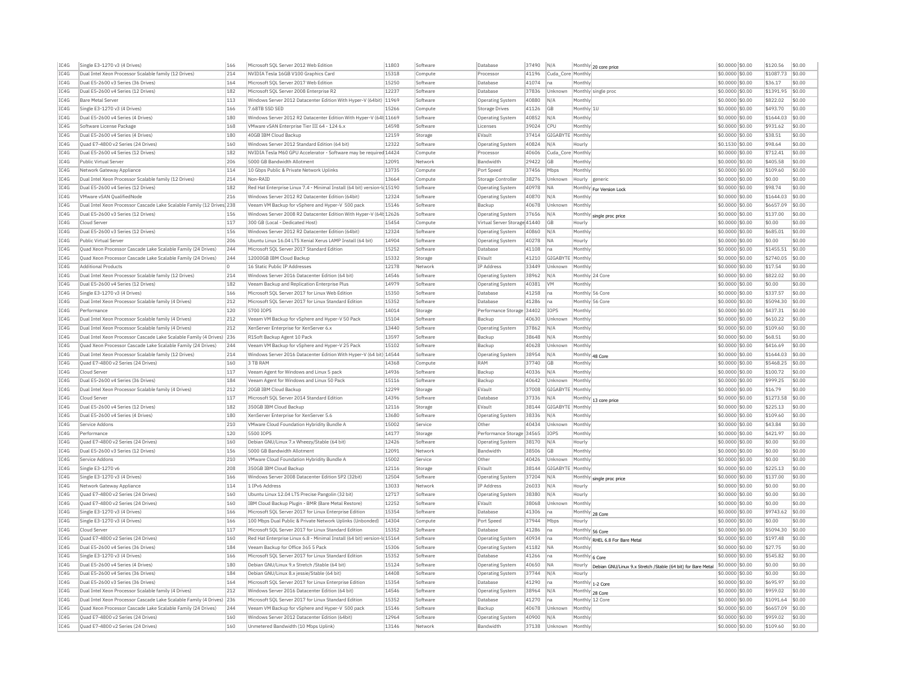| IC4G | Single E3-1270 v3 (4 Drives) | 166 | Microsoft SQL Server 2012 Web Edition | 11803 | Software | Database | 37490 | N/A | Monthly | 20 core price | $0.0000 | $0.00 | $120.56 | $0.00 |
|---|---|---|---|---|---|---|---|---|---|---|---|---|---|---|
| IC4G | Dual Intel Xeon Processor Scalable family (12 Drives) | 214 | NVIDIA Tesla 16GB V100 Graphics Card | 15318 | Compute | Processor | 41196 | Cuda_Core | Monthly | | $0.0000 | $0.00 | $1087.73 | $0.00 |
| IC4G | Dual E5-2600 v3 Series (36 Drives) | 164 | Microsoft SQL Server 2017 Web Edition | 15250 | Software | Database | 41074 | na | Monthly | | $0.0000 | $0.00 | $36.17 | $0.00 |
| IC4G | Dual E5-2600 v4 Series (12 Drives) | 182 | Microsoft SQL Server 2008 Enterprise R2 | 12237 | Software | Database | 37836 | Unknown | Monthly | single proc | $0.0000 | $0.00 | $1391.95 | $0.00 |
| IC4G | Bare Metal Server | 113 | Windows Server 2012 Datacenter Edition With Hyper-V (64bit) | 11969 | Software | Operating System | 40880 | N/A | Monthly | | $0.0000 | $0.00 | $822.02 | $0.00 |
| IC4G | Single E3-1270 v3 (4 Drives) | 166 | 7.68TB SSD SED | 15266 | Compute | Storage Drives | 41126 | GB | Monthly | 1U | $0.0000 | $0.00 | $493.70 | $0.00 |
| IC4G | Dual E5-2600 v4 Series (4 Drives) | 180 | Windows Server 2012 R2 Datacenter Edition With Hyper-V (64t | 11669 | Software | Operating System | 40852 | N/A | Monthly | | $0.0000 | $0.00 | $1644.03 | $0.00 |
| IC4G | Software License Package | 168 | VMware vSAN Enterprise Tier III 64 - 124 6.x | 14598 | Software | Licenses | 39024 | CPU | Monthly | | $0.0000 | $0.00 | $931.62 | $0.00 |
| IC4G | Dual E5-2600 v4 Series (4 Drives) | 180 | 40GB IBM Cloud Backup | 12159 | Storage | EVault | 37414 | GIGABYTE | Monthly | | $0.0000 | $0.00 | $38.51 | $0.00 |
| IC4G | Quad E7-4800 v2 Series (24 Drives) | 160 | Windows Server 2012 Standard Edition (64 bit) | 12322 | Software | Operating System | 40824 | N/A | Hourly | | $0.1530 | $0.00 | $98.64 | $0.00 |
| IC4G | Dual E5-2600 v4 Series (12 Drives) | 182 | NVIDIA Tesla M60 GPU Accelerator - Software may be required | 14424 | Compute | Processor | 40606 | Cuda_Core | Monthly | | $0.0000 | $0.00 | $712.41 | $0.00 |
| IC4G | Public Virtual Server | 206 | 5000 GB Bandwidth Allotment | 12091 | Network | Bandwidth | 29422 | GB | Monthly | | $0.0000 | $0.00 | $405.58 | $0.00 |
| IC4G | Network Gateway Appliance | 114 | 10 Gbps Public & Private Network Uplinks | 13735 | Compute | Port Speed | 37456 | Mbps | Monthly | | $0.0000 | $0.00 | $109.60 | $0.00 |
| IC4G | Dual Intel Xeon Processor Scalable family (12 Drives) | 214 | Non-RAID | 13664 | Compute | Storage Controller | 38276 | Unknown | Hourly | generic | $0.0000 | $0.00 | $0.00 | $0.00 |
| IC4G | Dual E5-2600 v4 Series (12 Drives) | 182 | Red Hat Enterprise Linux 7.4 - Minimal Install (64 bit) version-lo | 15190 | Software | Operating System | 40978 | NA | Monthly | For Version Lock | $0.0000 | $0.00 | $98.74 | $0.00 |
| IC4G | VMware vSAN QualifiedNode | 216 | Windows Server 2012 R2 Datacenter Edition (64bit) | 12324 | Software | Operating System | 40870 | N/A | Monthly | | $0.0000 | $0.00 | $1644.03 | $0.00 |
| IC4G | Dual Intel Xeon Processor Cascade Lake Scalable Family (12 Drives) | 238 | Veeam VM Backup for vSphere and Hyper-V 500 pack | 15146 | Software | Backup | 40678 | Unknown | Monthly | | $0.0000 | $0.00 | $6657.09 | $0.00 |
| IC4G | Dual E5-2600 v3 Series (12 Drives) | 156 | Windows Server 2008 R2 Datacenter Edition With Hyper-V (64t | 12626 | Software | Operating System | 37656 | N/A | Monthly | single proc price | $0.0000 | $0.00 | $137.00 | $0.00 |
| IC4G | Cloud Server | 117 | 300 GB (Local - Dedicated Host) | 15454 | Compute | Virtual Server Storage | 41440 | GB | Hourly | | $0.0000 | $0.00 | $0.00 | $0.00 |
| IC4G | Dual E5-2600 v3 Series (12 Drives) | 156 | Windows Server 2012 R2 Datacenter Edition (64bit) | 12324 | Software | Operating System | 40860 | N/A | Monthly | | $0.0000 | $0.00 | $685.01 | $0.00 |
| IC4G | Public Virtual Server | 206 | Ubuntu Linux 16.04 LTS Xenial Xerus LAMP Install (64 bit) | 14904 | Software | Operating System | 40278 | NA | Hourly | | $0.0000 | $0.00 | $0.00 | $0.00 |
| IC4G | Quad Xeon Processor Cascade Lake Scalable Family (24 Drives) | 244 | Microsoft SQL Server 2017 Standard Edition | 15252 | Software | Database | 41108 | na | Monthly | | $0.0000 | $0.00 | $1455.51 | $0.00 |
| IC4G | Quad Xeon Processor Cascade Lake Scalable Family (24 Drives) | 244 | 12000GB IBM Cloud Backup | 15332 | Storage | EVault | 41210 | GIGABYTE | Monthly | | $0.0000 | $0.00 | $2740.05 | $0.00 |
| IC4G | Additional Products | 0 | 16 Static Public IP Addresses | 12178 | Network | IP Address | 33449 | Unknown | Monthly | | $0.0000 | $0.00 | $17.54 | $0.00 |
| IC4G | Dual Intel Xeon Processor Scalable family (12 Drives) | 214 | Windows Server 2016 Datacenter Edition (64 bit) | 14546 | Software | Operating System | 38962 | N/A | Monthly | 24 Core | $0.0000 | $0.00 | $822.02 | $0.00 |
| IC4G | Dual E5-2600 v4 Series (12 Drives) | 182 | Veeam Backup and Replication Enterprise Plus | 14979 | Software | Operating System | 40381 | VM | Monthly | | $0.0000 | $0.00 | $0.00 | $0.00 |
| IC4G | Single E3-1270 v3 (4 Drives) | 166 | Microsoft SQL Server 2017 for Linux Web Edition | 15350 | Software | Database | 41258 | na | Monthly | 56 Core | $0.0000 | $0.00 | $337.57 | $0.00 |
| IC4G | Dual Intel Xeon Processor Scalable family (4 Drives) | 212 | Microsoft SQL Server 2017 for Linux Standard Edition | 15352 | Software | Database | 41286 | na | Monthly | 56 Core | $0.0000 | $0.00 | $5094.30 | $0.00 |
| IC4G | Performance | 120 | 5700 IOPS | 14014 | Storage | Performance Storage | 34402 | IOPS | Monthly | | $0.0000 | $0.00 | $437.31 | $0.00 |
| IC4G | Dual Intel Xeon Processor Scalable family (4 Drives) | 212 | Veeam VM Backup for vSphere and Hyper-V 50 Pack | 15104 | Software | Backup | 40630 | Unknown | Monthly | | $0.0000 | $0.00 | $610.22 | $0.00 |
| IC4G | Dual Intel Xeon Processor Scalable family (4 Drives) | 212 | XenServer Enterprise for XenServer 6.x | 13440 | Software | Operating System | 37862 | N/A | Monthly | | $0.0000 | $0.00 | $109.60 | $0.00 |
| IC4G | Dual Intel Xeon Processor Cascade Lake Scalable Family (4 Drives) | 236 | R1Soft Backup Agent 10 Pack | 13597 | Software | Backup | 38648 | N/A | Monthly | | $0.0000 | $0.00 | $68.51 | $0.00 |
| IC4G | Quad Xeon Processor Cascade Lake Scalable Family (24 Drives) | 244 | Veeam VM Backup for vSphere and Hyper-V 25 Pack | 15102 | Software | Backup | 40628 | Unknown | Monthly | | $0.0000 | $0.00 | $416.69 | $0.00 |
| IC4G | Dual Intel Xeon Processor Scalable family (12 Drives) | 214 | Windows Server 2016 Datacenter Edition With Hyper-V (64 bit) | 14544 | Software | Operating System | 38954 | N/A | Monthly | 48 Core | $0.0000 | $0.00 | $1644.03 | $0.00 |
| IC4G | Quad E7-4800 v2 Series (24 Drives) | 160 | 3 TB RAM | 14368 | Compute | RAM | 37740 | GB | Monthly | | $0.0000 | $0.00 | $5468.25 | $0.00 |
| IC4G | Cloud Server | 117 | Veeam Agent for Windows and Linux 5 pack | 14936 | Software | Backup | 40336 | N/A | Monthly | | $0.0000 | $0.00 | $100.72 | $0.00 |
| IC4G | Dual E5-2600 v4 Series (36 Drives) | 184 | Veeam Agent for Windows and Linux 50 Pack | 15116 | Software | Backup | 40642 | Unknown | Monthly | | $0.0000 | $0.00 | $999.25 | $0.00 |
| IC4G | Dual Intel Xeon Processor Scalable family (4 Drives) | 212 | 20GB IBM Cloud Backup | 12299 | Storage | EVault | 37008 | GIGABYTE | Monthly | | $0.0000 | $0.00 | $16.79 | $0.00 |
| IC4G | Cloud Server | 117 | Microsoft SQL Server 2014 Standard Edition | 14396 | Software | Database | 37336 | N/A | Monthly | 13 core price | $0.0000 | $0.00 | $1273.58 | $0.00 |
| IC4G | Dual E5-2600 v4 Series (12 Drives) | 182 | 350GB IBM Cloud Backup | 12116 | Storage | EVault | 38144 | GIGABYTE | Monthly | | $0.0000 | $0.00 | $225.13 | $0.00 |
| IC4G | Dual E5-2600 v4 Series (4 Drives) | 180 | XenServer Enterprise for XenServer 5.6 | 13680 | Software | Operating System | 38336 | N/A | Monthly | | $0.0000 | $0.00 | $109.60 | $0.00 |
| IC4G | Service Addons | 210 | VMware Cloud Foundation Hybridity Bundle A | 15002 | Service | Other | 40434 | Unknown | Monthly | | $0.0000 | $0.00 | $43.84 | $0.00 |
| IC4G | Performance | 120 | 5500 IOPS | 14177 | Storage | Performance Storage | 34565 | IOPS | Monthly | | $0.0000 | $0.00 | $421.97 | $0.00 |
| IC4G | Quad E7-4800 v2 Series (24 Drives) | 160 | Debian GNU/Linux 7.x Wheezy/Stable (64 bit) | 12426 | Software | Operating System | 38170 | N/A | Hourly | | $0.0000 | $0.00 | $0.00 | $0.00 |
| IC4G | Dual E5-2600 v3 Series (12 Drives) | 156 | 5000 GB Bandwidth Allotment | 12091 | Network | Bandwidth | 38506 | GB | Monthly | | $0.0000 | $0.00 | $0.00 | $0.00 |
| IC4G | Service Addons | 210 | VMware Cloud Foundation Hybridity Bundle A | 15002 | Service | Other | 40426 | Unknown | Monthly | | $0.0000 | $0.00 | $0.00 | $0.00 |
| IC4G | Single E3-1270 v6 | 208 | 350GB IBM Cloud Backup | 12116 | Storage | EVault | 38144 | GIGABYTE | Monthly | | $0.0000 | $0.00 | $225.13 | $0.00 |
| IC4G | Single E3-1270 v3 (4 Drives) | 166 | Windows Server 2008 Datacenter Edition SP2 (32bit) | 12504 | Software | Operating System | 37204 | N/A | Monthly | single proc price | $0.0000 | $0.00 | $137.00 | $0.00 |
| IC4G | Network Gateway Appliance | 114 | 1 IPv6 Address | 13033 | Network | IP Address | 26033 | N/A | Hourly | | $0.0000 | $0.00 | $0.00 | $0.00 |
| IC4G | Quad E7-4800 v2 Series (24 Drives) | 160 | Ubuntu Linux 12.04 LTS Precise Pangolin (32 bit) | 12717 | Software | Operating System | 38380 | N/A | Hourly | | $0.0000 | $0.00 | $0.00 | $0.00 |
| IC4G | Quad E7-4800 v2 Series (24 Drives) | 160 | IBM Cloud Backup Plugin - BMR (Bare Metal Restore) | 12252 | Software | EVault | 38068 | Unknown | Monthly | | $0.0000 | $0.00 | $0.00 | $0.00 |
| IC4G | Single E3-1270 v3 (4 Drives) | 166 | Microsoft SQL Server 2017 for Linux Enterprise Edition | 15354 | Software | Database | 41306 | na | Monthly | 28 Core | $0.0000 | $0.00 | $9743.62 | $0.00 |
| IC4G | Single E3-1270 v3 (4 Drives) | 166 | 100 Mbps Dual Public & Private Network Uplinks (Unbonded) | 14304 | Compute | Port Speed | 37944 | Mbps | Hourly | | $0.0000 | $0.00 | $0.00 | $0.00 |
| IC4G | Cloud Server | 117 | Microsoft SQL Server 2017 for Linux Standard Edition | 15352 | Software | Database | 41286 | na | Monthly | 56 Core | $0.0000 | $0.00 | $5094.30 | $0.00 |
| IC4G | Quad E7-4800 v2 Series (24 Drives) | 160 | Red Hat Enterprise Linux 6.8 - Minimal Install (64 bit) version-lo | 15164 | Software | Operating System | 40934 | na | Monthly | RHEL 6.8 For Bare Metal | $0.0000 | $0.00 | $197.48 | $0.00 |
| IC4G | Dual E5-2600 v4 Series (36 Drives) | 184 | Veeam Backup for Office 365 5 Pack | 15306 | Software | Operating System | 41182 | NA | Monthly | | $0.0000 | $0.00 | $27.75 | $0.00 |
| IC4G | Single E3-1270 v3 (4 Drives) | 166 | Microsoft SQL Server 2017 for Linux Standard Edition | 15352 | Software | Database | 41266 | na | Monthly | 6 Core | $0.0000 | $0.00 | $545.82 | $0.00 |
| IC4G | Dual E5-2600 v4 Series (4 Drives) | 180 | Debian GNU/Linux 9.x Stretch /Stable (64 bit) | 15124 | Software | Operating System | 40650 | NA | Hourly | Debian GNU/Linux 9.x Stretch /Stable (64 bit) for Bare Metal | $0.0000 | $0.00 | $0.00 | $0.00 |
| IC4G | Dual E5-2600 v4 Series (36 Drives) | 184 | Debian GNU/Linux 8.x jessie/Stable (64 bit) | 14408 | Software | Operating System | 37744 | N/A | Hourly | | $0.0000 | $0.00 | $0.00 | $0.00 |
| IC4G | Dual E5-2600 v3 Series (36 Drives) | 164 | Microsoft SQL Server 2017 for Linux Enterprise Edition | 15354 | Software | Database | 41290 | na | Monthly | 1-2 Core | $0.0000 | $0.00 | $695.97 | $0.00 |
| IC4G | Dual Intel Xeon Processor Scalable family (4 Drives) | 212 | Windows Server 2016 Datacenter Edition (64 bit) | 14546 | Software | Operating System | 38964 | N/A | Monthly | 28 Core | $0.0000 | $0.00 | $959.02 | $0.00 |
| IC4G | Dual Intel Xeon Processor Cascade Lake Scalable Family (4 Drives) | 236 | Microsoft SQL Server 2017 for Linux Standard Edition | 15352 | Software | Database | 41270 | na | Monthly | 12 Core | $0.0000 | $0.00 | $1091.64 | $0.00 |
| IC4G | Quad Xeon Processor Cascade Lake Scalable Family (24 Drives) | 244 | Veeam VM Backup for vSphere and Hyper-V 500 pack | 15146 | Software | Backup | 40678 | Unknown | Monthly | | $0.0000 | $0.00 | $6657.09 | $0.00 |
| IC4G | Quad E7-4800 v2 Series (24 Drives) | 160 | Windows Server 2012 Datacenter Edition (64bit) | 12964 | Software | Operating System | 40900 | N/A | Monthly | | $0.0000 | $0.00 | $959.02 | $0.00 |
| IC4G | Quad E7-4800 v2 Series (24 Drives) | 160 | Unmetered Bandwidth (10 Mbps Uplink) | 13146 | Network | Bandwidth | 37138 | Unknown | Monthly | | $0.0000 | $0.00 | $109.60 | $0.00 |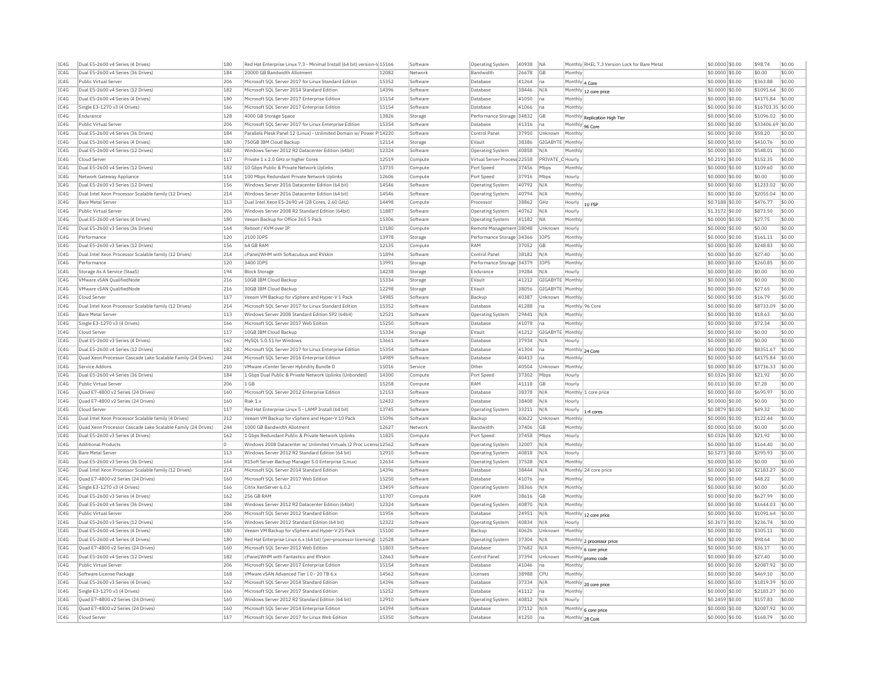| IC4G | Dual E5-2600 v4 Series (4 Drives) | 180 | Red Hat Enterprise Linux 7.3 - Minimal Install (64 bit) version-lo | 15166 | Software | Operating System | 40938 | NA | Monthly | RHEL 7.3 Version Lock for Bare Metal | $0.0000 | $0.00 | $98.74 | $0.00 |
|---|---|---|---|---|---|---|---|---|---|---|---|---|---|---|
| IC4G | Dual E5-2600 v4 Series (36 Drives) | 184 | 20000 GB Bandwidth Allotment | 12082 | Network | Bandwidth | 26678 | GB | Monthly | | $0.0000 | $0.00 | $0.00 | $0.00 |
| IC4G | Public Virtual Server | 206 | Microsoft SQL Server 2017 for Linux Standard Edition | 15352 | Software | Database | 41264 | na | Monthly | 4 Core | $0.0000 | $0.00 | $363.88 | $0.00 |
| IC4G | Dual E5-2600 v4 Series (12 Drives) | 182 | Microsoft SQL Server 2014 Standard Edition | 14396 | Software | Database | 38446 | N/A | Monthly | 12 core price | $0.0000 | $0.00 | $1091.64 | $0.00 |
| IC4G | Dual E5-2600 v4 Series (4 Drives) | 180 | Microsoft SQL Server 2017 Enterprise Edition | 15154 | Software | Database | 41050 | na | Monthly | | $0.0000 | $0.00 | $4175.84 | $0.00 |
| IC4G | Single E3-1270 v3 (4 Drives) | 166 | Microsoft SQL Server 2017 Enterprise Edition | 15154 | Software | Database | 41066 | na | Monthly | | $0.0000 | $0.00 | $16703.35 | $0.00 |
| IC4G | Endurance | 128 | 4000 GB Storage Space | 13826 | Storage | Performance Storage | 34832 | GB | Monthly | Replication High Tier | $0.0000 | $0.00 | $1096.02 | $0.00 |
| IC4G | Public Virtual Server | 206 | Microsoft SQL Server 2017 for Linux Enterprise Edition | 15354 | Software | Database | 41316 | na | Monthly | 96 Core | $0.0000 | $0.00 | $33406.69 | $0.00 |
| IC4G | Dual E5-2600 v4 Series (36 Drives) | 184 | Parallels Plesk Panel 12 (Linux) - Unlimited Domain w/ Power P | 14220 | Software | Control Panel | 37950 | Unknown | Monthly | | $0.0000 | $0.00 | $58.20 | $0.00 |
| IC4G | Dual E5-2600 v4 Series (4 Drives) | 180 | 750GB IBM Cloud Backup | 12114 | Storage | EVault | 38386 | GIGABYTE | Monthly | | $0.0000 | $0.00 | $410.76 | $0.00 |
| IC4G | Dual E5-2600 v4 Series (12 Drives) | 182 | Windows Server 2012 R2 Datacenter Edition (64bit) | 12324 | Software | Operating System | 40858 | N/A | Monthly | | $0.0000 | $0.00 | $548.01 | $0.00 |
| IC4G | Cloud Server | 117 | Private 1 x 2.0 GHz or higher Cores | 12519 | Compute | Virtual Server Process | 22558 | PRIVATE_C | Hourly | | $0.2192 | $0.00 | $152.35 | $0.00 |
| IC4G | Dual E5-2600 v4 Series (12 Drives) | 182 | 10 Gbps Public & Private Network Uplinks | 13735 | Compute | Port Speed | 37456 | Mbps | Monthly | | $0.0000 | $0.00 | $109.60 | $0.00 |
| IC4G | Network Gateway Appliance | 114 | 100 Mbps Redundant Private Network Uplinks | 12606 | Compute | Port Speed | 37916 | Mbps | Hourly | | $0.0000 | $0.00 | $0.00 | $0.00 |
| IC4G | Dual E5-2600 v3 Series (12 Drives) | 156 | Windows Server 2016 Datacenter Edition (64 bit) | 14546 | Software | Operating System | 40792 | N/A | Monthly | | $0.0000 | $0.00 | $1233.02 | $0.00 |
| IC4G | Dual Intel Xeon Processor Scalable family (12 Drives) | 214 | Windows Server 2016 Datacenter Edition (64 bit) | 14546 | Software | Operating System | 40794 | N/A | Monthly | | $0.0000 | $0.00 | $2055.04 | $0.00 |
| IC4G | Bare Metal Server | 113 | Dual Intel Xeon E5-2690 v4 (28 Cores, 2.60 GHz) | 14498 | Compute | Processor | 38862 | GHz | Hourly | 1U FSP | $0.7188 | $0.00 | $476.77 | $0.00 |
| IC4G | Public Virtual Server | 206 | Windows Server 2008 R2 Standard Edition (64bit) | 11887 | Software | Operating System | 40762 | N/A | Hourly | | $1.3172 | $0.00 | $873.50 | $0.00 |
| IC4G | Dual E5-2600 v4 Series (4 Drives) | 180 | Veeam Backup for Office 365 5 Pack | 15306 | Software | Operating System | 41182 | NA | Monthly | | $0.0000 | $0.00 | $27.75 | $0.00 |
| IC4G | Dual E5-2600 v3 Series (36 Drives) | 164 | Reboot / KVM over IP | 13180 | Compute | Remote Management | 38048 | Unknown | Hourly | | $0.0000 | $0.00 | $0.00 | $0.00 |
| IC4G | Performance | 120 | 2100 IOPS | 13978 | Storage | Performance Storage | 34366 | IOPS | Monthly | | $0.0000 | $0.00 | $161.11 | $0.00 |
| IC4G | Dual E5-2600 v3 Series (12 Drives) | 156 | 64 GB RAM | 12135 | Compute | RAM | 37052 | GB | Monthly | | $0.0000 | $0.00 | $248.83 | $0.00 |
| IC4G | Dual Intel Xeon Processor Scalable family (12 Drives) | 214 | cPanel/WHM with Softaculous and RVskin | 11894 | Software | Control Panel | 38182 | N/A | Monthly | | $0.0000 | $0.00 | $27.40 | $0.00 |
| IC4G | Performance | 120 | 3400 IOPS | 13991 | Storage | Performance Storage | 34379 | IOPS | Monthly | | $0.0000 | $0.00 | $260.85 | $0.00 |
| IC4G | Storage As A Service (StaaS) | 194 | Block Storage | 14238 | Storage | Endurance | 39284 | N/A | Hourly | | $0.0000 | $0.00 | $0.00 | $0.00 |
| IC4G | VMware vSAN QualifiedNode | 216 | 10GB IBM Cloud Backup | 15334 | Storage | EVault | 41212 | GIGABYTE | Monthly | | $0.0000 | $0.00 | $0.00 | $0.00 |
| IC4G | VMware vSAN QualifiedNode | 216 | 30GB IBM Cloud Backup | 12298 | Storage | EVault | 38056 | GIGABYTE | Monthly | | $0.0000 | $0.00 | $27.65 | $0.00 |
| IC4G | Cloud Server | 117 | Veeam VM Backup for vSphere and Hyper-V 1 Pack | 14985 | Software | Backup | 40387 | Unknown | Monthly | | $0.0000 | $0.00 | $16.79 | $0.00 |
| IC4G | Dual Intel Xeon Processor Scalable family (12 Drives) | 214 | Microsoft SQL Server 2017 for Linux Standard Edition | 15352 | Software | Database | 41288 | na | Monthly | 96 Core | $0.0000 | $0.00 | $8733.09 | $0.00 |
| IC4G | Bare Metal Server | 113 | Windows Server 2008 Standard Edition SP2 (64bit) | 12521 | Software | Operating System | 29441 | N/A | Monthly | | $0.0000 | $0.00 | $18.63 | $0.00 |
| IC4G | Single E3-1270 v3 (4 Drives) | 166 | Microsoft SQL Server 2017 Web Edition | 15250 | Software | Database | 41078 | na | Monthly | | $0.0000 | $0.00 | $72.34 | $0.00 |
| IC4G | Cloud Server | 117 | 10GB IBM Cloud Backup | 15334 | Storage | EVault | 41212 | GIGABYTE | Monthly | | $0.0000 | $0.00 | $0.00 | $0.00 |
| IC4G | Dual E5-2600 v3 Series (4 Drives) | 162 | MySQL 5.0.51 for Windows | 13661 | Software | Database | 37934 | N/A | Hourly | | $0.0000 | $0.00 | $0.00 | $0.00 |
| IC4G | Dual E5-2600 v4 Series (12 Drives) | 182 | Microsoft SQL Server 2017 for Linux Enterprise Edition | 15354 | Software | Database | 41304 | na | Monthly | 24 Core | $0.0000 | $0.00 | $8351.67 | $0.00 |
| IC4G | Quad Xeon Processor Cascade Lake Scalable Family (24 Drives) | 244 | Microsoft SQL Server 2016 Enterprise Edition | 14989 | Software | Database | 40413 | na | Monthly | | $0.0000 | $0.00 | $4175.84 | $0.00 |
| IC4G | Service Addons | 210 | VMware vCenter Server Hybridity Bundle D | 15016 | Service | Other | 40504 | Unknown | Monthly | | $0.0000 | $0.00 | $3736.33 | $0.00 |
| IC4G | Dual E5-2600 v4 Series (36 Drives) | 184 | 1 Gbps Dual Public & Private Network Uplinks (Unbonded) | 14300 | Compute | Port Speed | 37302 | Mbps | Hourly | | $0.0326 | $0.00 | $21.92 | $0.00 |
| IC4G | Public Virtual Server | 206 | 1 GB | 15258 | Compute | RAM | 41118 | GB | Hourly | | $0.0110 | $0.00 | $7.28 | $0.00 |
| IC4G | Quad E7-4800 v2 Series (24 Drives) | 160 | Microsoft SQL Server 2012 Enterprise Edition | 12153 | Software | Database | 38378 | N/A | Monthly | 1 core price | $0.0000 | $0.00 | $695.97 | $0.00 |
| IC4G | Quad E7-4800 v2 Series (24 Drives) | 160 | Riak 1.x | 12432 | Software | Database | 38408 | N/A | Hourly | | $0.0000 | $0.00 | $0.00 | $0.00 |
| IC4G | Cloud Server | 117 | Red Hat Enterprise Linux 5 - LAMP Install (64 bit) | 13745 | Software | Operating System | 33211 | N/A | Hourly | 1-4 cores | $0.0879 | $0.00 | $49.32 | $0.00 |
| IC4G | Dual Intel Xeon Processor Scalable family (4 Drives) | 212 | Veeam VM Backup for vSphere and Hyper-V 10 Pack | 15096 | Software | Backup | 40622 | Unknown | Monthly | | $0.0000 | $0.00 | $122.44 | $0.00 |
| IC4G | Quad Xeon Processor Cascade Lake Scalable Family (24 Drives) | 244 | 1000 GB Bandwidth Allotment | 12627 | Network | Bandwidth | 37406 | GB | Monthly | | $0.0000 | $0.00 | $0.00 | $0.00 |
| IC4G | Dual E5-2600 v3 Series (4 Drives) | 162 | 1 Gbps Redundant Public & Private Network Uplinks | 11825 | Compute | Port Speed | 37458 | Mbps | Hourly | | $0.0326 | $0.00 | $21.92 | $0.00 |
| IC4G | Additional Products | 0 | Windows 2008 Datacenter w/ Unlimited Virtuals (2 Proc License) | 12562 | Software | Operating System | 32007 | N/A | Monthly | | $0.0000 | $0.00 | $164.40 | $0.00 |
| IC4G | Bare Metal Server | 113 | Windows Server 2012 R2 Standard Edition (64 bit) | 12910 | Software | Operating System | 40818 | N/A | Hourly | | $0.5273 | $0.00 | $295.93 | $0.00 |
| IC4G | Dual E5-2600 v3 Series (36 Drives) | 164 | R1Soft Server Backup Manager 5.0 Enterprise (Linux) | 12634 | Software | Operating System | 37528 | N/A | Monthly | | $0.0000 | $0.00 | $0.00 | $0.00 |
| IC4G | Dual Intel Xeon Processor Scalable family (12 Drives) | 214 | Microsoft SQL Server 2014 Standard Edition | 14396 | Software | Database | 38444 | N/A | Monthly | 24 core price | $0.0000 | $0.00 | $2183.27 | $0.00 |
| IC4G | Quad E7-4800 v2 Series (24 Drives) | 160 | Microsoft SQL Server 2017 Web Edition | 15250 | Software | Database | 41076 | na | Monthly | | $0.0000 | $0.00 | $48.22 | $0.00 |
| IC4G | Single E3-1270 v3 (4 Drives) | 166 | Citrix XenServer 6.0.2 | 13459 | Software | Operating System | 38366 | N/A | Monthly | | $0.0000 | $0.00 | $0.00 | $0.00 |
| IC4G | Dual E5-2600 v3 Series (4 Drives) | 162 | 256 GB RAM | 11707 | Compute | RAM | 38616 | GB | Monthly | | $0.0000 | $0.00 | $627.99 | $0.00 |
| IC4G | Dual E5-2600 v4 Series (36 Drives) | 184 | Windows Server 2012 R2 Datacenter Edition (64bit) | 12324 | Software | Operating System | 40870 | N/A | Monthly | | $0.0000 | $0.00 | $1644.03 | $0.00 |
| IC4G | Public Virtual Server | 206 | Microsoft SQL Server 2012 Standard Edition | 11956 | Software | Database | 24951 | N/A | Monthly | 12 core price | $0.0000 | $0.00 | $1091.64 | $0.00 |
| IC4G | Dual E5-2600 v3 Series (12 Drives) | 156 | Windows Server 2012 Standard Edition (64 bit) | 12322 | Software | Operating System | 40834 | N/A | Hourly | | $0.3673 | $0.00 | $236.74 | $0.00 |
| IC4G | Dual E5-2600 v4 Series (4 Drives) | 180 | Veeam VM Backup for vSphere and Hyper-V 25 Pack | 15100 | Software | Backup | 40626 | Unknown | Monthly | | $0.0000 | $0.00 | $305.11 | $0.00 |
| IC4G | Dual E5-2600 v4 Series (4 Drives) | 180 | Red Hat Enterprise Linux 6.x (64 bit) (per-processor licensing) | 12528 | Software | Operating System | 37304 | N/A | Monthly | 2 processor price | $0.0000 | $0.00 | $98.64 | $0.00 |
| IC4G | Quad E7-4800 v2 Series (24 Drives) | 160 | Microsoft SQL Server 2012 Web Edition | 11803 | Software | Database | 37682 | N/A | Monthly | 6 core price | $0.0000 | $0.00 | $36.17 | $0.00 |
| IC4G | Dual E5-2600 v4 Series (12 Drives) | 182 | cPanel/WHM with Fantastico and RVskin | 12663 | Software | Control Panel | 37394 | Unknown | Monthly | promo code | $0.0000 | $0.00 | $27.40 | $0.00 |
| IC4G | Public Virtual Server | 206 | Microsoft SQL Server 2017 Enterprise Edition | 15154 | Software | Database | 41046 | na | Monthly | | $0.0000 | $0.00 | $2087.92 | $0.00 |
| IC4G | Software License Package | 168 | VMware vSAN Advanced Tier I 0 - 20 TB 6.x | 14562 | Software | Licenses | 38988 | CPU | Monthly | | $0.0000 | $0.00 | $469.10 | $0.00 |
| IC4G | Dual E5-2600 v3 Series (4 Drives) | 162 | Microsoft SQL Server 2014 Standard Edition | 14396 | Software | Database | 37334 | N/A | Monthly | 20 core price | $0.0000 | $0.00 | $1819.39 | $0.00 |
| IC4G | Single E3-1270 v3 (4 Drives) | 166 | Microsoft SQL Server 2017 Standard Edition | 15252 | Software | Database | 41112 | na | Monthly | | $0.0000 | $0.00 | $2183.27 | $0.00 |
| IC4G | Quad E7-4800 v2 Series (24 Drives) | 160 | Windows Server 2012 R2 Standard Edition (64 bit) | 12910 | Software | Operating System | 40812 | N/A | Hourly | | $0.2459 | $0.00 | $157.83 | $0.00 |
| IC4G | Quad E7-4800 v2 Series (24 Drives) | 160 | Microsoft SQL Server 2014 Enterprise Edition | 14394 | Software | Database | 37112 | N/A | Monthly | 6 core price | $0.0000 | $0.00 | $2087.92 | $0.00 |
| IC4G | Cloud Server | 117 | Microsoft SQL Server 2017 for Linux Web Edition | 15350 | Software | Database | 41250 | na | Monthly | 28 Core | $0.0000 | $0.00 | $168.79 | $0.00 |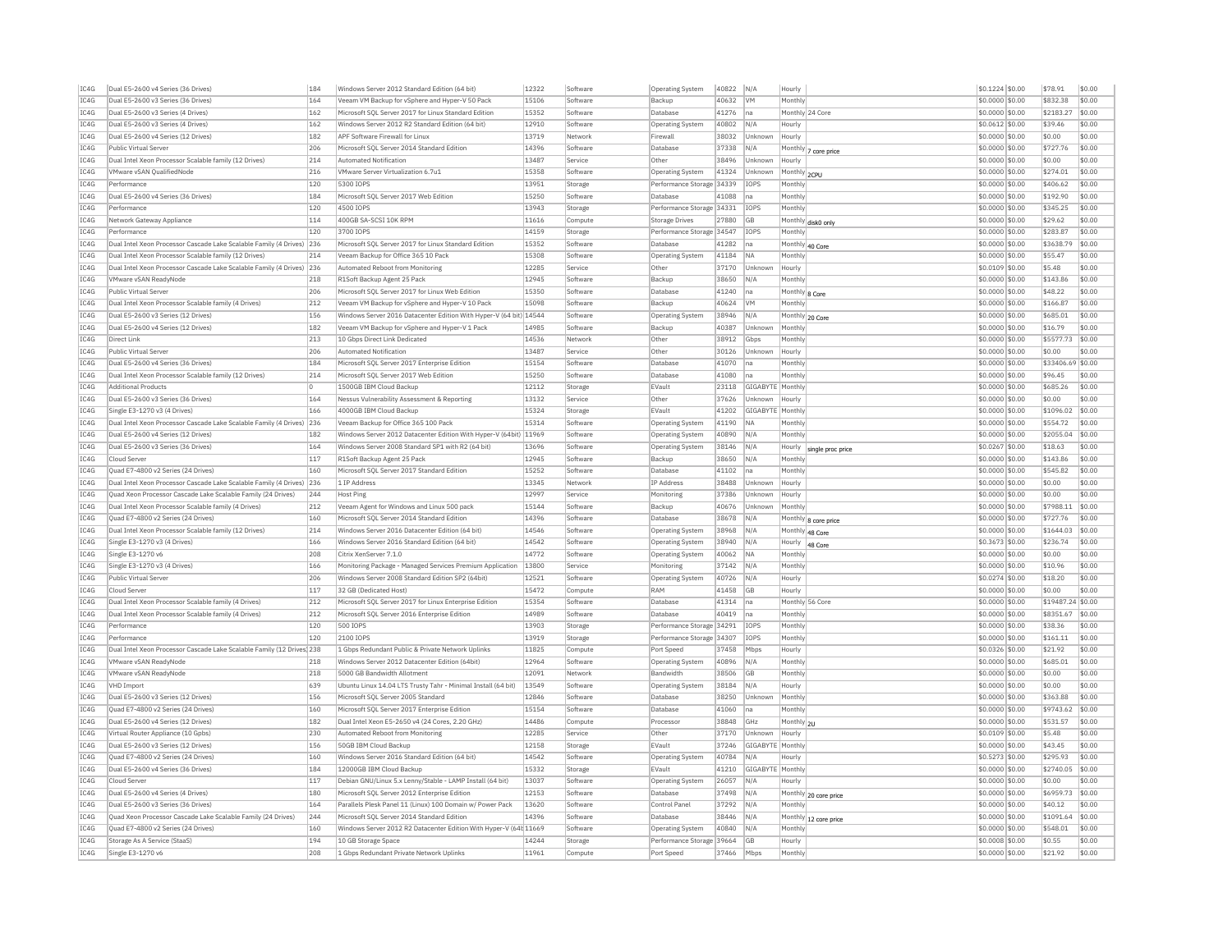| IC4G | Dual E5-2600 v4 Series (36 Drives) | 184 | Windows Server 2012 Standard Edition (64 bit) | 12322 | Software | Operating System | 40822 | N/A | Hourly | | $0.1224 | $0.00 | $78.91 | $0.00 |
|---|---|---|---|---|---|---|---|---|---|---|---|---|---|---|
| IC4G | Dual E5-2600 v3 Series (36 Drives) | 164 | Veeam VM Backup for vSphere and Hyper-V 50 Pack | 15106 | Software | Backup | 40632 | VM | Monthly | | $0.0000 | $0.00 | $832.38 | $0.00 |
| IC4G | Dual E5-2600 v3 Series (4 Drives) | 162 | Microsoft SQL Server 2017 for Linux Standard Edition | 15352 | Software | Database | 41276 | na | Monthly | 24 Core | $0.0000 | $0.00 | $2183.27 | $0.00 |
| IC4G | Dual E5-2600 v3 Series (4 Drives) | 162 | Windows Server 2012 R2 Standard Edition (64 bit) | 12910 | Software | Operating System | 40802 | N/A | Hourly | | $0.0612 | $0.00 | $39.46 | $0.00 |
| IC4G | Dual E5-2600 v4 Series (12 Drives) | 182 | APF Software Firewall for Linux | 13719 | Network | Firewall | 38032 | Unknown | Hourly | | $0.0000 | $0.00 | $0.00 | $0.00 |
| IC4G | Public Virtual Server | 206 | Microsoft SQL Server 2014 Standard Edition | 14396 | Software | Database | 37338 | N/A | Monthly | 7 core price | $0.0000 | $0.00 | $727.76 | $0.00 |
| IC4G | Dual Intel Xeon Processor Scalable family (12 Drives) | 214 | Automated Notification | 13487 | Service | Other | 38496 | Unknown | Hourly | | $0.0000 | $0.00 | $0.00 | $0.00 |
| IC4G | VMware vSAN QualifiedNode | 216 | VMware Server Virtualization 6.7u1 | 15358 | Software | Operating System | 41324 | Unknown | Monthly | 2CPU | $0.0000 | $0.00 | $274.01 | $0.00 |
| IC4G | Performance | 120 | 5300 IOPS | 13951 | Storage | Performance Storage | 34339 | IOPS | Monthly | | $0.0000 | $0.00 | $406.62 | $0.00 |
| IC4G | Dual E5-2600 v4 Series (36 Drives) | 184 | Microsoft SQL Server 2017 Web Edition | 15250 | Software | Database | 41088 | na | Monthly | | $0.0000 | $0.00 | $192.90 | $0.00 |
| IC4G | Performance | 120 | 4500 IOPS | 13943 | Storage | Performance Storage | 34331 | IOPS | Monthly | | $0.0000 | $0.00 | $345.25 | $0.00 |
| IC4G | Network Gateway Appliance | 114 | 400GB SA-SCSI 10K RPM | 11616 | Compute | Storage Drives | 27880 | GB | Monthly | disk0 only | $0.0000 | $0.00 | $29.62 | $0.00 |
| IC4G | Performance | 120 | 3700 IOPS | 14159 | Storage | Performance Storage | 34547 | IOPS | Monthly | | $0.0000 | $0.00 | $283.87 | $0.00 |
| IC4G | Dual Intel Xeon Processor Cascade Lake Scalable Family (4 Drives) | 236 | Microsoft SQL Server 2017 for Linux Standard Edition | 15352 | Software | Database | 41282 | na | Monthly | 40 Core | $0.0000 | $0.00 | $3638.79 | $0.00 |
| IC4G | Dual Intel Xeon Processor Scalable family (12 Drives) | 214 | Veeam Backup for Office 365 10 Pack | 15308 | Software | Operating System | 41184 | NA | Monthly | | $0.0000 | $0.00 | $55.47 | $0.00 |
| IC4G | Dual Intel Xeon Processor Cascade Lake Scalable Family (4 Drives) | 236 | Automated Reboot from Monitoring | 12285 | Service | Other | 37170 | Unknown | Hourly | | $0.0109 | $0.00 | $5.48 | $0.00 |
| IC4G | VMware vSAN ReadyNode | 218 | R1Soft Backup Agent 25 Pack | 12945 | Software | Backup | 38650 | N/A | Monthly | | $0.0000 | $0.00 | $143.86 | $0.00 |
| IC4G | Public Virtual Server | 206 | Microsoft SQL Server 2017 for Linux Web Edition | 15350 | Software | Database | 41240 | na | Monthly | 8 Core | $0.0000 | $0.00 | $48.22 | $0.00 |
| IC4G | Dual Intel Xeon Processor Scalable family (4 Drives) | 212 | Veeam VM Backup for vSphere and Hyper-V 10 Pack | 15098 | Software | Backup | 40624 | VM | Monthly | | $0.0000 | $0.00 | $166.87 | $0.00 |
| IC4G | Dual E5-2600 v3 Series (12 Drives) | 156 | Windows Server 2016 Datacenter Edition With Hyper-V (64 bit) | 14544 | Software | Operating System | 38946 | N/A | Monthly | 20 Core | $0.0000 | $0.00 | $685.01 | $0.00 |
| IC4G | Dual E5-2600 v4 Series (12 Drives) | 182 | Veeam VM Backup for vSphere and Hyper-V 1 Pack | 14985 | Software | Backup | 40387 | Unknown | Monthly | | $0.0000 | $0.00 | $16.79 | $0.00 |
| IC4G | Direct Link | 213 | 10 Gbps Direct Link Dedicated | 14536 | Network | Other | 38912 | Gbps | Monthly | | $0.0000 | $0.00 | $5577.73 | $0.00 |
| IC4G | Public Virtual Server | 206 | Automated Notification | 13487 | Service | Other | 30126 | Unknown | Hourly | | $0.0000 | $0.00 | $0.00 | $0.00 |
| IC4G | Dual E5-2600 v4 Series (36 Drives) | 184 | Microsoft SQL Server 2017 Enterprise Edition | 15154 | Software | Database | 41070 | na | Monthly | | $0.0000 | $0.00 | $33406.69 | $0.00 |
| IC4G | Dual Intel Xeon Processor Scalable family (12 Drives) | 214 | Microsoft SQL Server 2017 Web Edition | 15250 | Software | Database | 41080 | na | Monthly | | $0.0000 | $0.00 | $96.45 | $0.00 |
| IC4G | Additional Products | 0 | 1500GB IBM Cloud Backup | 12112 | Storage | EVault | 23118 | GIGABYTE | Monthly | | $0.0000 | $0.00 | $685.26 | $0.00 |
| IC4G | Dual E5-2600 v3 Series (36 Drives) | 164 | Nessus Vulnerability Assessment & Reporting | 13132 | Service | Other | 37626 | Unknown | Hourly | | $0.0000 | $0.00 | $0.00 | $0.00 |
| IC4G | Single E3-1270 v3 (4 Drives) | 166 | 4000GB IBM Cloud Backup | 15324 | Storage | EVault | 41202 | GIGABYTE | Monthly | | $0.0000 | $0.00 | $1096.02 | $0.00 |
| IC4G | Dual Intel Xeon Processor Cascade Lake Scalable Family (4 Drives) | 236 | Veeam Backup for Office 365 100 Pack | 15314 | Software | Operating System | 41190 | NA | Monthly | | $0.0000 | $0.00 | $554.72 | $0.00 |
| IC4G | Dual E5-2600 v4 Series (12 Drives) | 182 | Windows Server 2012 Datacenter Edition With Hyper-V (64bit) | 11969 | Software | Operating System | 40890 | N/A | Monthly | | $0.0000 | $0.00 | $2055.04 | $0.00 |
| IC4G | Dual E5-2600 v3 Series (36 Drives) | 164 | Windows Server 2008 Standard SP1 with R2 (64 bit) | 13696 | Software | Operating System | 38146 | N/A | Hourly | single proc price | $0.0267 | $0.00 | $18.63 | $0.00 |
| IC4G | Cloud Server | 117 | R1Soft Backup Agent 25 Pack | 12945 | Software | Backup | 38650 | N/A | Monthly | | $0.0000 | $0.00 | $143.86 | $0.00 |
| IC4G | Quad E7-4800 v2 Series (24 Drives) | 160 | Microsoft SQL Server 2017 Standard Edition | 15252 | Software | Database | 41102 | na | Monthly | | $0.0000 | $0.00 | $545.82 | $0.00 |
| IC4G | Dual Intel Xeon Processor Cascade Lake Scalable Family (4 Drives) | 236 | 1 IP Address | 13345 | Network | IP Address | 38488 | Unknown | Hourly | | $0.0000 | $0.00 | $0.00 | $0.00 |
| IC4G | Quad Xeon Processor Cascade Lake Scalable Family (24 Drives) | 244 | Host Ping | 12997 | Service | Monitoring | 37386 | Unknown | Hourly | | $0.0000 | $0.00 | $0.00 | $0.00 |
| IC4G | Dual Intel Xeon Processor Scalable family (4 Drives) | 212 | Veeam Agent for Windows and Linux 500 pack | 15144 | Software | Backup | 40676 | Unknown | Monthly | | $0.0000 | $0.00 | $7988.11 | $0.00 |
| IC4G | Quad E7-4800 v2 Series (24 Drives) | 160 | Microsoft SQL Server 2014 Standard Edition | 14396 | Software | Database | 38678 | N/A | Monthly | 8 core price | $0.0000 | $0.00 | $727.76 | $0.00 |
| IC4G | Dual Intel Xeon Processor Scalable family (12 Drives) | 214 | Windows Server 2016 Datacenter Edition (64 bit) | 14546 | Software | Operating System | 38968 | N/A | Monthly | 48 Core | $0.0000 | $0.00 | $1644.03 | $0.00 |
| IC4G | Single E3-1270 v3 (4 Drives) | 166 | Windows Server 2016 Standard Edition (64 bit) | 14542 | Software | Operating System | 38940 | N/A | Hourly | 48 Core | $0.3673 | $0.00 | $236.74 | $0.00 |
| IC4G | Single E3-1270 v6 | 208 | Citrix XenServer 7.1.0 | 14772 | Software | Operating System | 40062 | NA | Monthly | | $0.0000 | $0.00 | $0.00 | $0.00 |
| IC4G | Single E3-1270 v3 (4 Drives) | 166 | Monitoring Package - Managed Services Premium Application | 13800 | Service | Monitoring | 37142 | N/A | Monthly | | $0.0000 | $0.00 | $10.96 | $0.00 |
| IC4G | Public Virtual Server | 206 | Windows Server 2008 Standard Edition SP2 (64bit) | 12521 | Software | Operating System | 40726 | N/A | Hourly | | $0.0274 | $0.00 | $18.20 | $0.00 |
| IC4G | Cloud Server | 117 | 32 GB (Dedicated Host) | 15472 | Compute | RAM | 41458 | GB | Hourly | | $0.0000 | $0.00 | $0.00 | $0.00 |
| IC4G | Dual Intel Xeon Processor Scalable family (4 Drives) | 212 | Microsoft SQL Server 2017 for Linux Enterprise Edition | 15354 | Software | Database | 41314 | na | Monthly | 56 Core | $0.0000 | $0.00 | $19487.24 | $0.00 |
| IC4G | Dual Intel Xeon Processor Scalable family (4 Drives) | 212 | Microsoft SQL Server 2016 Enterprise Edition | 14989 | Software | Database | 40419 | na | Monthly | | $0.0000 | $0.00 | $8351.67 | $0.00 |
| IC4G | Performance | 120 | 500 IOPS | 13903 | Storage | Performance Storage | 34291 | IOPS | Monthly | | $0.0000 | $0.00 | $38.36 | $0.00 |
| IC4G | Performance | 120 | 2100 IOPS | 13919 | Storage | Performance Storage | 34307 | IOPS | Monthly | | $0.0000 | $0.00 | $161.11 | $0.00 |
| IC4G | Dual Intel Xeon Processor Cascade Lake Scalable Family (12 Drives) | 238 | 1 Gbps Redundant Public & Private Network Uplinks | 11825 | Compute | Port Speed | 37458 | Mbps | Hourly | | $0.0326 | $0.00 | $21.92 | $0.00 |
| IC4G | VMware vSAN ReadyNode | 218 | Windows Server 2012 Datacenter Edition (64bit) | 12964 | Software | Operating System | 40896 | N/A | Monthly | | $0.0000 | $0.00 | $685.01 | $0.00 |
| IC4G | VMware vSAN ReadyNode | 218 | 5000 GB Bandwidth Allotment | 12091 | Network | Bandwidth | 38506 | GB | Monthly | | $0.0000 | $0.00 | $0.00 | $0.00 |
| IC4G | VHD Import | 639 | Ubuntu Linux 14.04 LTS Trusty Tahr - Minimal Install (64 bit) | 13549 | Software | Operating System | 38184 | N/A | Hourly | | $0.0000 | $0.00 | $0.00 | $0.00 |
| IC4G | Dual E5-2600 v3 Series (12 Drives) | 156 | Microsoft SQL Server 2005 Standard | 12846 | Software | Database | 38250 | Unknown | Monthly | | $0.0000 | $0.00 | $363.88 | $0.00 |
| IC4G | Quad E7-4800 v2 Series (24 Drives) | 160 | Microsoft SQL Server 2017 Enterprise Edition | 15154 | Software | Database | 41060 | na | Monthly | | $0.0000 | $0.00 | $9743.62 | $0.00 |
| IC4G | Dual E5-2600 v4 Series (12 Drives) | 182 | Dual Intel Xeon E5-2650 v4 (24 Cores, 2.20 GHz) | 14486 | Compute | Processor | 38848 | GHz | Monthly | 2U | $0.0000 | $0.00 | $531.57 | $0.00 |
| IC4G | Virtual Router Appliance (10 Gpbs) | 230 | Automated Reboot from Monitoring | 12285 | Service | Other | 37170 | Unknown | Hourly | | $0.0109 | $0.00 | $5.48 | $0.00 |
| IC4G | Dual E5-2600 v3 Series (12 Drives) | 156 | 50GB IBM Cloud Backup | 12158 | Storage | EVault | 37246 | GIGABYTE | Monthly | | $0.0000 | $0.00 | $43.45 | $0.00 |
| IC4G | Quad E7-4800 v2 Series (24 Drives) | 160 | Windows Server 2016 Standard Edition (64 bit) | 14542 | Software | Operating System | 40784 | N/A | Hourly | | $0.5273 | $0.00 | $295.93 | $0.00 |
| IC4G | Dual E5-2600 v4 Series (36 Drives) | 184 | 12000GB IBM Cloud Backup | 15332 | Storage | EVault | 41210 | GIGABYTE | Monthly | | $0.0000 | $0.00 | $2740.05 | $0.00 |
| IC4G | Cloud Server | 117 | Debian GNU/Linux 5.x Lenny/Stable - LAMP Install (64 bit) | 13037 | Software | Operating System | 26057 | N/A | Hourly | | $0.0000 | $0.00 | $0.00 | $0.00 |
| IC4G | Dual E5-2600 v4 Series (4 Drives) | 180 | Microsoft SQL Server 2012 Enterprise Edition | 12153 | Software | Database | 37498 | N/A | Monthly | 20 core price | $0.0000 | $0.00 | $6959.73 | $0.00 |
| IC4G | Dual E5-2600 v3 Series (36 Drives) | 164 | Parallels Plesk Panel 11 (Linux) 100 Domain w/ Power Pack | 13620 | Software | Control Panel | 37292 | N/A | Monthly | | $0.0000 | $0.00 | $40.12 | $0.00 |
| IC4G | Quad Xeon Processor Cascade Lake Scalable Family (24 Drives) | 244 | Microsoft SQL Server 2014 Standard Edition | 14396 | Software | Database | 38446 | N/A | Monthly | 12 core price | $0.0000 | $0.00 | $1091.64 | $0.00 |
| IC4G | Quad E7-4800 v2 Series (24 Drives) | 160 | Windows Server 2012 R2 Datacenter Edition With Hyper-V (64t | 11669 | Software | Operating System | 40840 | N/A | Monthly | | $0.0000 | $0.00 | $548.01 | $0.00 |
| IC4G | Storage As A Service (StaaS) | 194 | 10 GB Storage Space | 14244 | Storage | Performance Storage | 39664 | GB | Hourly | | $0.0008 | $0.00 | $0.55 | $0.00 |
| IC4G | Single E3-1270 v6 | 208 | 1 Gbps Redundant Private Network Uplinks | 11961 | Compute | Port Speed | 37466 | Mbps | Monthly | | $0.0000 | $0.00 | $21.92 | $0.00 |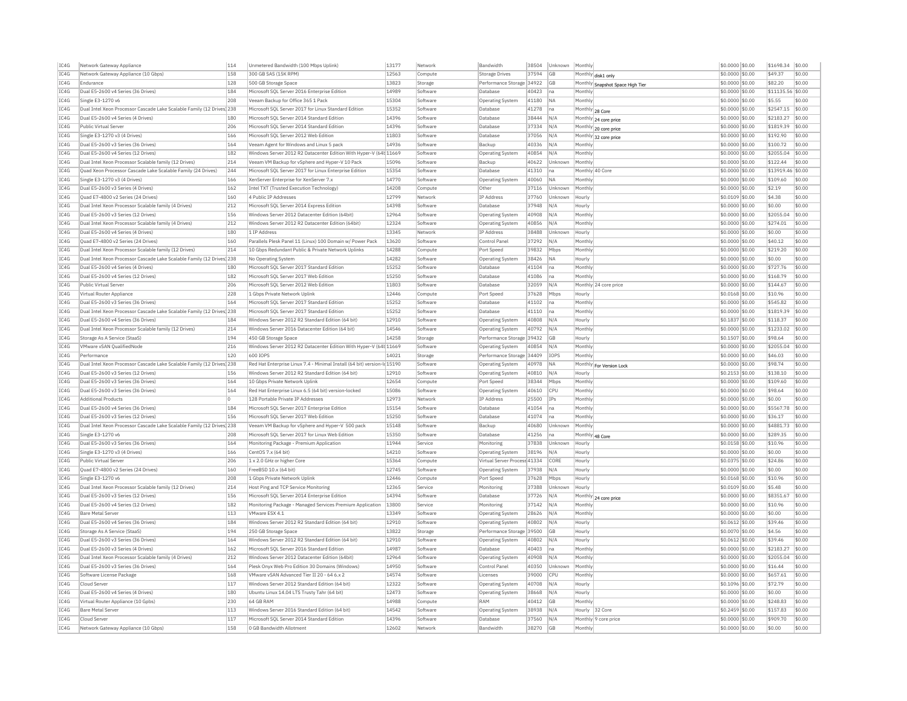| IC4G | Network Gateway Appliance | 114 | Unmetered Bandwidth (100 Mbps Uplink) | 13177 | Network | Bandwidth | 38504 | Unknown | Monthly | | $0.0000 | $0.00 | $1698.34 | $0.00 |
|---|---|---|---|---|---|---|---|---|---|---|---|---|---|---|
| IC4G | Network Gateway Appliance (10 Gbps) | 158 | 300 GB SAS (15K RPM) | 12563 | Compute | Storage Drives | 37594 | GB | Monthly | disk1 only | $0.0000 | $0.00 | $49.37 | $0.00 |
| IC4G | Endurance | 128 | 500 GB Storage Space | 13823 | Storage | Performance Storage | 34922 | GB | Monthly | Snapshot Space High Tier | $0.0000 | $0.00 | $82.20 | $0.00 |
| IC4G | Dual E5-2600 v4 Series (36 Drives) | 184 | Microsoft SQL Server 2016 Enterprise Edition | 14989 | Software | Database | 40423 | na | Monthly | | $0.0000 | $0.00 | $11135.56 | $0.00 |
| IC4G | Single E3-1270 v6 | 208 | Veeam Backup for Office 365 1 Pack | 15304 | Software | Operating System | 41180 | NA | Monthly | | $0.0000 | $0.00 | $5.55 | $0.00 |
| IC4G | Dual Intel Xeon Processor Cascade Lake Scalable Family (12 Drives) | 238 | Microsoft SQL Server 2017 for Linux Standard Edition | 15352 | Software | Database | 41278 | na | Monthly | 28 Core | $0.0000 | $0.00 | $2547.15 | $0.00 |
| IC4G | Dual E5-2600 v4 Series (4 Drives) | 180 | Microsoft SQL Server 2014 Standard Edition | 14396 | Software | Database | 38444 | N/A | Monthly | 24 core price | $0.0000 | $0.00 | $2183.27 | $0.00 |
| IC4G | Public Virtual Server | 206 | Microsoft SQL Server 2014 Standard Edition | 14396 | Software | Database | 37334 | N/A | Monthly | 20 core price | $0.0000 | $0.00 | $1819.39 | $0.00 |
| IC4G | Single E3-1270 v3 (4 Drives) | 166 | Microsoft SQL Server 2012 Web Edition | 11803 | Software | Database | 37056 | N/A | Monthly | 32 core price | $0.0000 | $0.00 | $192.90 | $0.00 |
| IC4G | Dual E5-2600 v3 Series (36 Drives) | 164 | Veeam Agent for Windows and Linux 5 pack | 14936 | Software | Backup | 40336 | N/A | Monthly | | $0.0000 | $0.00 | $100.72 | $0.00 |
| IC4G | Dual E5-2600 v4 Series (12 Drives) | 182 | Windows Server 2012 R2 Datacenter Edition With Hyper-V (64b | 11669 | Software | Operating System | 40854 | N/A | Monthly | | $0.0000 | $0.00 | $2055.04 | $0.00 |
| IC4G | Dual Intel Xeon Processor Scalable family (12 Drives) | 214 | Veeam VM Backup for vSphere and Hyper-V 10 Pack | 15096 | Software | Backup | 40622 | Unknown | Monthly | | $0.0000 | $0.00 | $122.44 | $0.00 |
| IC4G | Quad Xeon Processor Cascade Lake Scalable Family (24 Drives) | 244 | Microsoft SQL Server 2017 for Linux Enterprise Edition | 15354 | Software | Database | 41310 | na | Monthly | 40 Core | $0.0000 | $0.00 | $13919.46 | $0.00 |
| IC4G | Single E3-1270 v3 (4 Drives) | 166 | XenServer Enterprise for XenServer 7.x | 14770 | Software | Operating System | 40060 | NA | Monthly | | $0.0000 | $0.00 | $109.60 | $0.00 |
| IC4G | Dual E5-2600 v3 Series (4 Drives) | 162 | Intel TXT (Trusted Execution Technology) | 14208 | Compute | Other | 37116 | Unknown | Monthly | | $0.0000 | $0.00 | $2.19 | $0.00 |
| IC4G | Quad E7-4800 v2 Series (24 Drives) | 160 | 4 Public IP Addresses | 12799 | Network | IP Address | 37760 | Unknown | Hourly | | $0.0109 | $0.00 | $4.38 | $0.00 |
| IC4G | Dual Intel Xeon Processor Scalable family (4 Drives) | 212 | Microsoft SQL Server 2014 Express Edition | 14398 | Software | Database | 37948 | N/A | Hourly | | $0.0000 | $0.00 | $0.00 | $0.00 |
| IC4G | Dual E5-2600 v3 Series (12 Drives) | 156 | Windows Server 2012 Datacenter Edition (64bit) | 12964 | Software | Operating System | 40908 | N/A | Monthly | | $0.0000 | $0.00 | $2055.04 | $0.00 |
| IC4G | Dual Intel Xeon Processor Scalable family (4 Drives) | 212 | Windows Server 2012 R2 Datacenter Edition (64bit) | 12324 | Software | Operating System | 40856 | N/A | Monthly | | $0.0000 | $0.00 | $274.01 | $0.00 |
| IC4G | Dual E5-2600 v4 Series (4 Drives) | 180 | 1 IP Address | 13345 | Network | IP Address | 38488 | Unknown | Hourly | | $0.0000 | $0.00 | $0.00 | $0.00 |
| IC4G | Quad E7-4800 v2 Series (24 Drives) | 160 | Parallels Plesk Panel 11 (Linux) 100 Domain w/ Power Pack | 13620 | Software | Control Panel | 37292 | N/A | Monthly | | $0.0000 | $0.00 | $40.12 | $0.00 |
| IC4G | Dual Intel Xeon Processor Scalable family (12 Drives) | 214 | 10 Gbps Redundant Public & Private Network Uplinks | 14288 | Compute | Port Speed | 39832 | Mbps | Monthly | | $0.0000 | $0.00 | $219.20 | $0.00 |
| IC4G | Dual Intel Xeon Processor Cascade Lake Scalable Family (12 Drives) | 238 | No Operating System | 14282 | Software | Operating System | 38426 | NA | Hourly | | $0.0000 | $0.00 | $0.00 | $0.00 |
| IC4G | Dual E5-2600 v4 Series (4 Drives) | 180 | Microsoft SQL Server 2017 Standard Edition | 15252 | Software | Database | 41104 | na | Monthly | | $0.0000 | $0.00 | $727.76 | $0.00 |
| IC4G | Dual E5-2600 v4 Series (12 Drives) | 182 | Microsoft SQL Server 2017 Web Edition | 15250 | Software | Database | 41086 | na | Monthly | | $0.0000 | $0.00 | $168.79 | $0.00 |
| IC4G | Public Virtual Server | 206 | Microsoft SQL Server 2012 Web Edition | 11803 | Software | Database | 32059 | N/A | Monthly | 24 core price | $0.0000 | $0.00 | $144.67 | $0.00 |
| IC4G | Virtual Router Appliance | 228 | 1 Gbps Private Network Uplink | 12446 | Compute | Port Speed | 37628 | Mbps | Hourly | | $0.0168 | $0.00 | $10.96 | $0.00 |
| IC4G | Dual E5-2600 v3 Series (36 Drives) | 164 | Microsoft SQL Server 2017 Standard Edition | 15252 | Software | Database | 41102 | na | Monthly | | $0.0000 | $0.00 | $545.82 | $0.00 |
| IC4G | Dual Intel Xeon Processor Cascade Lake Scalable Family (12 Drives) | 238 | Microsoft SQL Server 2017 Standard Edition | 15252 | Software | Database | 41110 | na | Monthly | | $0.0000 | $0.00 | $1819.39 | $0.00 |
| IC4G | Dual E5-2600 v4 Series (36 Drives) | 184 | Windows Server 2012 R2 Standard Edition (64 bit) | 12910 | Software | Operating System | 40808 | N/A | Hourly | | $0.1837 | $0.00 | $118.37 | $0.00 |
| IC4G | Dual Intel Xeon Processor Scalable family (12 Drives) | 214 | Windows Server 2016 Datacenter Edition (64 bit) | 14546 | Software | Operating System | 40792 | N/A | Monthly | | $0.0000 | $0.00 | $1233.02 | $0.00 |
| IC4G | Storage As A Service (StaaS) | 194 | 450 GB Storage Space | 14258 | Storage | Performance Storage | 39432 | GB | Hourly | | $0.1507 | $0.00 | $98.64 | $0.00 |
| IC4G | VMware vSAN QualifiedNode | 216 | Windows Server 2012 R2 Datacenter Edition With Hyper-V (64b | 11669 | Software | Operating System | 40854 | N/A | Monthly | | $0.0000 | $0.00 | $2055.04 | $0.00 |
| IC4G | Performance | 120 | 600 IOPS | 14021 | Storage | Performance Storage | 34409 | IOPS | Monthly | | $0.0000 | $0.00 | $46.03 | $0.00 |
| IC4G | Dual Intel Xeon Processor Cascade Lake Scalable Family (12 Drives) | 238 | Red Hat Enterprise Linux 7.4 - Minimal Install (64 bit) version-l | 15190 | Software | Operating System | 40978 | NA | Monthly | For Version Lock | $0.0000 | $0.00 | $98.74 | $0.00 |
| IC4G | Dual E5-2600 v3 Series (12 Drives) | 156 | Windows Server 2012 R2 Standard Edition (64 bit) | 12910 | Software | Operating System | 40810 | N/A | Hourly | | $0.2153 | $0.00 | $138.10 | $0.00 |
| IC4G | Dual E5-2600 v3 Series (36 Drives) | 164 | 10 Gbps Private Network Uplink | 12654 | Compute | Port Speed | 38344 | Mbps | Monthly | | $0.0000 | $0.00 | $109.60 | $0.00 |
| IC4G | Dual E5-2600 v3 Series (36 Drives) | 164 | Red Hat Enterprise Linux 6.5 (64 bit) version-locked | 15086 | Software | Operating System | 40610 | CPU | Monthly | | $0.0000 | $0.00 | $98.64 | $0.00 |
| IC4G | Additional Products | 0 | 128 Portable Private IP Addresses | 12973 | Network | IP Address | 25500 | IPs | Monthly | | $0.0000 | $0.00 | $0.00 | $0.00 |
| IC4G | Dual E5-2600 v4 Series (36 Drives) | 184 | Microsoft SQL Server 2017 Enterprise Edition | 15154 | Software | Database | 41054 | na | Monthly | | $0.0000 | $0.00 | $5567.78 | $0.00 |
| IC4G | Dual E5-2600 v3 Series (12 Drives) | 156 | Microsoft SQL Server 2017 Web Edition | 15250 | Software | Database | 41074 | na | Monthly | | $0.0000 | $0.00 | $36.17 | $0.00 |
| IC4G | Dual Intel Xeon Processor Cascade Lake Scalable Family (12 Drives) | 238 | Veeam VM Backup for vSphere and Hyper-V 500 pack | 15148 | Software | Backup | 40680 | Unknown | Monthly | | $0.0000 | $0.00 | $4881.73 | $0.00 |
| IC4G | Single E3-1270 v6 | 208 | Microsoft SQL Server 2017 for Linux Web Edition | 15350 | Software | Database | 41256 | na | Monthly | 48 Core | $0.0000 | $0.00 | $289.35 | $0.00 |
| IC4G | Dual E5-2600 v3 Series (36 Drives) | 164 | Monitoring Package - Premium Application | 11944 | Service | Monitoring | 37838 | Unknown | Hourly | | $0.0158 | $0.00 | $10.96 | $0.00 |
| IC4G | Single E3-1270 v3 (4 Drives) | 166 | CentOS 7.x (64 bit) | 14210 | Software | Operating System | 38196 | N/A | Hourly | | $0.0000 | $0.00 | $0.00 | $0.00 |
| IC4G | Public Virtual Server | 206 | 1 x 2.0 GHz or higher Core | 15364 | Compute | Virtual Server Process | 41334 | CORE | Hourly | | $0.0375 | $0.00 | $24.86 | $0.00 |
| IC4G | Quad E7-4800 v2 Series (24 Drives) | 160 | FreeBSD 10.x (64 bit) | 12745 | Software | Operating System | 37938 | N/A | Hourly | | $0.0000 | $0.00 | $0.00 | $0.00 |
| IC4G | Single E3-1270 v6 | 208 | 1 Gbps Private Network Uplink | 12446 | Compute | Port Speed | 37628 | Mbps | Hourly | | $0.0168 | $0.00 | $10.96 | $0.00 |
| IC4G | Dual Intel Xeon Processor Scalable family (12 Drives) | 214 | Host Ping and TCP Service Monitoring | 12365 | Service | Monitoring | 37388 | Unknown | Hourly | | $0.0109 | $0.00 | $5.48 | $0.00 |
| IC4G | Dual E5-2600 v3 Series (12 Drives) | 156 | Microsoft SQL Server 2014 Enterprise Edition | 14394 | Software | Database | 37726 | N/A | Monthly | 24 core price | $0.0000 | $0.00 | $8351.67 | $0.00 |
| IC4G | Dual E5-2600 v4 Series (12 Drives) | 182 | Monitoring Package - Managed Services Premium Application | 13800 | Service | Monitoring | 37142 | N/A | Monthly | | $0.0000 | $0.00 | $10.96 | $0.00 |
| IC4G | Bare Metal Server | 113 | VMware ESX 4.1 | 13349 | Software | Operating System | 28626 | N/A | Monthly | | $0.0000 | $0.00 | $0.00 | $0.00 |
| IC4G | Dual E5-2600 v4 Series (36 Drives) | 184 | Windows Server 2012 R2 Standard Edition (64 bit) | 12910 | Software | Operating System | 40802 | N/A | Hourly | | $0.0612 | $0.00 | $39.46 | $0.00 |
| IC4G | Storage As A Service (StaaS) | 194 | 250 GB Storage Space | 13822 | Storage | Performance Storage | 39500 | GB | Hourly | | $0.0070 | $0.00 | $4.56 | $0.00 |
| IC4G | Dual E5-2600 v3 Series (36 Drives) | 164 | Windows Server 2012 R2 Standard Edition (64 bit) | 12910 | Software | Operating System | 40802 | N/A | Hourly | | $0.0612 | $0.00 | $39.46 | $0.00 |
| IC4G | Dual E5-2600 v3 Series (4 Drives) | 162 | Microsoft SQL Server 2016 Standard Edition | 14987 | Software | Database | 40403 | na | Monthly | | $0.0000 | $0.00 | $2183.27 | $0.00 |
| IC4G | Dual Intel Xeon Processor Scalable family (4 Drives) | 212 | Windows Server 2012 Datacenter Edition (64bit) | 12964 | Software | Operating System | 40908 | N/A | Monthly | | $0.0000 | $0.00 | $2055.04 | $0.00 |
| IC4G | Dual E5-2600 v3 Series (36 Drives) | 164 | Plesk Onyx Web Pro Edition 30 Domains (Windows) | 14950 | Software | Control Panel | 40350 | Unknown | Monthly | | $0.0000 | $0.00 | $16.44 | $0.00 |
| IC4G | Software License Package | 168 | VMware vSAN Advanced Tier II 20 - 64 6.x 2 | 14574 | Software | Licenses | 39000 | CPU | Monthly | | $0.0000 | $0.00 | $657.61 | $0.00 |
| IC4G | Cloud Server | 117 | Windows Server 2012 Standard Edition (64 bit) | 12322 | Software | Operating System | 40708 | N/A | Hourly | | $0.1096 | $0.00 | $72.79 | $0.00 |
| IC4G | Dual E5-2600 v4 Series (4 Drives) | 180 | Ubuntu Linux 14.04 LTS Trusty Tahr (64 bit) | 12473 | Software | Operating System | 38668 | N/A | Hourly | | $0.0000 | $0.00 | $0.00 | $0.00 |
| IC4G | Virtual Router Appliance (10 Gpbs) | 230 | 64 GB RAM | 14988 | Compute | RAM | 40412 | GB | Monthly | | $0.0000 | $0.00 | $248.83 | $0.00 |
| IC4G | Bare Metal Server | 113 | Windows Server 2016 Standard Edition (64 bit) | 14542 | Software | Operating System | 38938 | N/A | Hourly | 32 Core | $0.2459 | $0.00 | $157.83 | $0.00 |
| IC4G | Cloud Server | 117 | Microsoft SQL Server 2014 Standard Edition | 14396 | Software | Database | 37560 | N/A | Monthly | 9 core price | $0.0000 | $0.00 | $909.70 | $0.00 |
| IC4G | Network Gateway Appliance (10 Gbps) | 158 | 0 GB Bandwidth Allotment | 12602 | Network | Bandwidth | 38270 | GB | Monthly | | $0.0000 | $0.00 | $0.00 | $0.00 |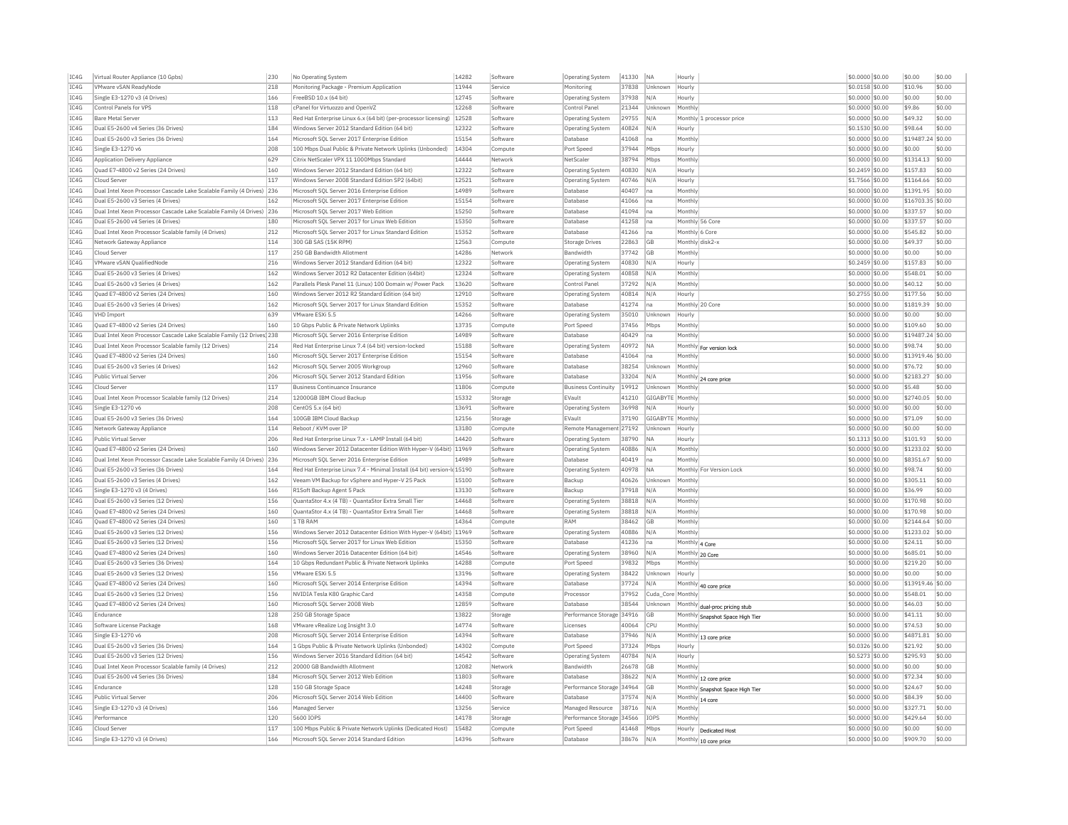| | | | | | | | | | | | | | | |
|---|---|---|---|---|---|---|---|---|---|---|---|---|---|---|
| IC4G | Virtual Router Appliance (10 Gpbs) | 230 | No Operating System | 14282 | Software | Operating System | 41330 | NA | Hourly | | $0.0000 | $0.00 | $0.00 | $0.00 |
| IC4G | VMware vSAN ReadyNode | 218 | Monitoring Package - Premium Application | 11944 | Service | Monitoring | 37838 | Unknown | Hourly | | $0.0158 | $0.00 | $10.96 | $0.00 |
| IC4G | Single E3-1270 v3 (4 Drives) | 166 | FreeBSD 10.x (64 bit) | 12745 | Software | Operating System | 37938 | N/A | Hourly | | $0.0000 | $0.00 | $0.00 | $0.00 |
| IC4G | Control Panels for VPS | 118 | cPanel for Virtuozzo and OpenVZ | 12268 | Software | Control Panel | 21344 | Unknown | Monthly | | $0.0000 | $0.00 | $9.86 | $0.00 |
| IC4G | Bare Metal Server | 113 | Red Hat Enterprise Linux 6.x (64 bit) (per-processor licensing) | 12528 | Software | Operating System | 29755 | N/A | Monthly | 1 processor price | $0.0000 | $0.00 | $49.32 | $0.00 |
| IC4G | Dual E5-2600 v4 Series (36 Drives) | 184 | Windows Server 2012 Standard Edition (64 bit) | 12322 | Software | Operating System | 40824 | N/A | Hourly | | $0.1530 | $0.00 | $98.64 | $0.00 |
| IC4G | Dual E5-2600 v3 Series (36 Drives) | 164 | Microsoft SQL Server 2017 Enterprise Edition | 15154 | Software | Database | 41068 | na | Monthly | | $0.0000 | $0.00 | $19487.24 | $0.00 |
| IC4G | Single E3-1270 v6 | 208 | 100 Mbps Dual Public & Private Network Uplinks (Unbonded) | 14304 | Compute | Port Speed | 37944 | Mbps | Hourly | | $0.0000 | $0.00 | $0.00 | $0.00 |
| IC4G | Application Delivery Appliance | 629 | Citrix NetScaler VPX 11 1000Mbps Standard | 14444 | Network | NetScaler | 38794 | Mbps | Monthly | | $0.0000 | $0.00 | $1314.13 | $0.00 |
| IC4G | Quad E7-4800 v2 Series (24 Drives) | 160 | Windows Server 2012 Standard Edition (64 bit) | 12322 | Software | Operating System | 40830 | N/A | Hourly | | $0.2459 | $0.00 | $157.83 | $0.00 |
| IC4G | Cloud Server | 117 | Windows Server 2008 Standard Edition SP2 (64bit) | 12521 | Software | Operating System | 40746 | N/A | Hourly | | $1.7566 | $0.00 | $1164.66 | $0.00 |
| IC4G | Dual Intel Xeon Processor Cascade Lake Scalable Family (4 Drives) | 236 | Microsoft SQL Server 2016 Enterprise Edition | 14989 | Software | Database | 40407 | na | Monthly | | $0.0000 | $0.00 | $1391.95 | $0.00 |
| IC4G | Dual E5-2600 v3 Series (4 Drives) | 162 | Microsoft SQL Server 2017 Enterprise Edition | 15154 | Software | Database | 41066 | na | Monthly | | $0.0000 | $0.00 | $16703.35 | $0.00 |
| IC4G | Dual Intel Xeon Processor Cascade Lake Scalable Family (4 Drives) | 236 | Microsoft SQL Server 2017 Web Edition | 15250 | Software | Database | 41094 | na | Monthly | | $0.0000 | $0.00 | $337.57 | $0.00 |
| IC4G | Dual E5-2600 v4 Series (4 Drives) | 180 | Microsoft SQL Server 2017 for Linux Web Edition | 15350 | Software | Database | 41258 | na | Monthly | 56 Core | $0.0000 | $0.00 | $337.57 | $0.00 |
| IC4G | Dual Intel Xeon Processor Scalable family (4 Drives) | 212 | Microsoft SQL Server 2017 for Linux Standard Edition | 15352 | Software | Database | 41266 | na | Monthly | 6 Core | $0.0000 | $0.00 | $545.82 | $0.00 |
| IC4G | Network Gateway Appliance | 114 | 300 GB SAS (15K RPM) | 12563 | Compute | Storage Drives | 22863 | GB | Monthly | disk2-x | $0.0000 | $0.00 | $49.37 | $0.00 |
| IC4G | Cloud Server | 117 | 250 GB Bandwidth Allotment | 14286 | Network | Bandwidth | 37742 | GB | Monthly | | $0.0000 | $0.00 | $0.00 | $0.00 |
| IC4G | VMware vSAN QualifiedNode | 216 | Windows Server 2012 Standard Edition (64 bit) | 12322 | Software | Operating System | 40830 | N/A | Hourly | | $0.2459 | $0.00 | $157.83 | $0.00 |
| IC4G | Dual E5-2600 v3 Series (4 Drives) | 162 | Windows Server 2012 R2 Datacenter Edition (64bit) | 12324 | Software | Operating System | 40858 | N/A | Monthly | | $0.0000 | $0.00 | $548.01 | $0.00 |
| IC4G | Dual E5-2600 v3 Series (4 Drives) | 162 | Parallels Plesk Panel 11 (Linux) 100 Domain w/ Power Pack | 13620 | Software | Control Panel | 37292 | N/A | Monthly | | $0.0000 | $0.00 | $40.12 | $0.00 |
| IC4G | Quad E7-4800 v2 Series (24 Drives) | 160 | Windows Server 2012 R2 Standard Edition (64 bit) | 12910 | Software | Operating System | 40814 | N/A | Hourly | | $0.2755 | $0.00 | $177.56 | $0.00 |
| IC4G | Dual E5-2600 v3 Series (4 Drives) | 162 | Microsoft SQL Server 2017 for Linux Standard Edition | 15352 | Software | Database | 41274 | na | Monthly | 20 Core | $0.0000 | $0.00 | $1819.39 | $0.00 |
| IC4G | VHD Import | 639 | VMware ESXi 5.5 | 14266 | Software | Operating System | 35010 | Unknown | Hourly | | $0.0000 | $0.00 | $0.00 | $0.00 |
| IC4G | Quad E7-4800 v2 Series (24 Drives) | 160 | 10 Gbps Public & Private Network Uplinks | 13735 | Compute | Port Speed | 37456 | Mbps | Monthly | | $0.0000 | $0.00 | $109.60 | $0.00 |
| IC4G | Dual Intel Xeon Processor Cascade Lake Scalable Family (12 Drives) | 238 | Microsoft SQL Server 2016 Enterprise Edition | 14989 | Software | Database | 40429 | na | Monthly | | $0.0000 | $0.00 | $19487.24 | $0.00 |
| IC4G | Dual Intel Xeon Processor Scalable family (12 Drives) | 214 | Red Hat Enterprise Linux 7.4 (64 bit) version-locked | 15188 | Software | Operating System | 40972 | NA | Monthly | For version lock | $0.0000 | $0.00 | $98.74 | $0.00 |
| IC4G | Quad E7-4800 v2 Series (24 Drives) | 160 | Microsoft SQL Server 2017 Enterprise Edition | 15154 | Software | Database | 41064 | na | Monthly | | $0.0000 | $0.00 | $13919.46 | $0.00 |
| IC4G | Dual E5-2600 v3 Series (4 Drives) | 162 | Microsoft SQL Server 2005 Workgroup | 12960 | Software | Database | 38254 | Unknown | Monthly | | $0.0000 | $0.00 | $76.72 | $0.00 |
| IC4G | Public Virtual Server | 206 | Microsoft SQL Server 2012 Standard Edition | 11956 | Software | Database | 33204 | N/A | Monthly | 24 core price | $0.0000 | $0.00 | $2183.27 | $0.00 |
| IC4G | Cloud Server | 117 | Business Continuance Insurance | 11806 | Compute | Business Continuity | 19912 | Unknown | Monthly | | $0.0000 | $0.00 | $5.48 | $0.00 |
| IC4G | Dual Intel Xeon Processor Scalable family (12 Drives) | 214 | 12000GB IBM Cloud Backup | 15332 | Storage | EVault | 41210 | GIGABYTE | Monthly | | $0.0000 | $0.00 | $2740.05 | $0.00 |
| IC4G | Single E3-1270 v6 | 208 | CentOS 5.x (64 bit) | 13691 | Software | Operating System | 36998 | N/A | Hourly | | $0.0000 | $0.00 | $0.00 | $0.00 |
| IC4G | Dual E5-2600 v3 Series (36 Drives) | 164 | 100GB IBM Cloud Backup | 12156 | Storage | EVault | 37190 | GIGABYTE | Monthly | | $0.0000 | $0.00 | $71.09 | $0.00 |
| IC4G | Network Gateway Appliance | 114 | Reboot / KVM over IP | 13180 | Compute | Remote Management | 27192 | Unknown | Hourly | | $0.0000 | $0.00 | $0.00 | $0.00 |
| IC4G | Public Virtual Server | 206 | Red Hat Enterprise Linux 7.x - LAMP Install (64 bit) | 14420 | Software | Operating System | 38790 | NA | Hourly | | $0.1313 | $0.00 | $101.93 | $0.00 |
| IC4G | Quad E7-4800 v2 Series (24 Drives) | 160 | Windows Server 2012 Datacenter Edition With Hyper-V (64bit) | 11969 | Software | Operating System | 40886 | N/A | Monthly | | $0.0000 | $0.00 | $1233.02 | $0.00 |
| IC4G | Dual Intel Xeon Processor Cascade Lake Scalable Family (4 Drives) | 236 | Microsoft SQL Server 2016 Enterprise Edition | 14989 | Software | Database | 40419 | na | Monthly | | $0.0000 | $0.00 | $8351.67 | $0.00 |
| IC4G | Dual E5-2600 v3 Series (36 Drives) | 164 | Red Hat Enterprise Linux 7.4 - Minimal Install (64 bit) version-lo | 15190 | Software | Operating System | 40978 | NA | Monthly | For Version Lock | $0.0000 | $0.00 | $98.74 | $0.00 |
| IC4G | Dual E5-2600 v3 Series (4 Drives) | 162 | Veeam VM Backup for vSphere and Hyper-V 25 Pack | 15100 | Software | Backup | 40626 | Unknown | Monthly | | $0.0000 | $0.00 | $305.11 | $0.00 |
| IC4G | Single E3-1270 v3 (4 Drives) | 166 | R1Soft Backup Agent 5 Pack | 13130 | Software | Backup | 37918 | N/A | Monthly | | $0.0000 | $0.00 | $36.99 | $0.00 |
| IC4G | Dual E5-2600 v3 Series (12 Drives) | 156 | QuantaStor 4.x (4 TB) - QuantaStor Extra Small Tier | 14468 | Software | Operating System | 38818 | N/A | Monthly | | $0.0000 | $0.00 | $170.98 | $0.00 |
| IC4G | Quad E7-4800 v2 Series (24 Drives) | 160 | QuantaStor 4.x (4 TB) - QuantaStor Extra Small Tier | 14468 | Software | Operating System | 38818 | N/A | Monthly | | $0.0000 | $0.00 | $170.98 | $0.00 |
| IC4G | Quad E7-4800 v2 Series (24 Drives) | 160 | 1 TB RAM | 14364 | Compute | RAM | 38462 | GB | Monthly | | $0.0000 | $0.00 | $2144.64 | $0.00 |
| IC4G | Dual E5-2600 v3 Series (12 Drives) | 156 | Windows Server 2012 Datacenter Edition With Hyper-V (64bit) | 11969 | Software | Operating System | 40886 | N/A | Monthly | | $0.0000 | $0.00 | $1233.02 | $0.00 |
| IC4G | Dual E5-2600 v3 Series (12 Drives) | 156 | Microsoft SQL Server 2017 for Linux Web Edition | 15350 | Software | Database | 41236 | na | Monthly | 4 Core | $0.0000 | $0.00 | $24.11 | $0.00 |
| IC4G | Quad E7-4800 v2 Series (24 Drives) | 160 | Windows Server 2016 Datacenter Edition (64 bit) | 14546 | Software | Operating System | 38960 | N/A | Monthly | 20 Core | $0.0000 | $0.00 | $685.01 | $0.00 |
| IC4G | Dual E5-2600 v3 Series (36 Drives) | 164 | 10 Gbps Redundant Public & Private Network Uplinks | 14288 | Compute | Port Speed | 39832 | Mbps | Monthly | | $0.0000 | $0.00 | $219.20 | $0.00 |
| IC4G | Dual E5-2600 v3 Series (12 Drives) | 156 | VMware ESXi 5.5 | 13196 | Software | Operating System | 38422 | Unknown | Hourly | | $0.0000 | $0.00 | $0.00 | $0.00 |
| IC4G | Quad E7-4800 v2 Series (24 Drives) | 160 | Microsoft SQL Server 2014 Enterprise Edition | 14394 | Software | Database | 37724 | N/A | Monthly | 40 core price | $0.0000 | $0.00 | $13919.46 | $0.00 |
| IC4G | Dual E5-2600 v3 Series (12 Drives) | 156 | NVIDIA Tesla K80 Graphic Card | 14358 | Compute | Processor | 37952 | Cuda_Core | Monthly | | $0.0000 | $0.00 | $548.01 | $0.00 |
| IC4G | Quad E7-4800 v2 Series (24 Drives) | 160 | Microsoft SQL Server 2008 Web | 12859 | Software | Database | 38544 | Unknown | Monthly | dual-proc pricing stub | $0.0000 | $0.00 | $46.03 | $0.00 |
| IC4G | Endurance | 128 | 250 GB Storage Space | 13822 | Storage | Performance Storage | 34916 | GB | Monthly | Snapshot Space High Tier | $0.0000 | $0.00 | $41.11 | $0.00 |
| IC4G | Software License Package | 168 | VMware vRealize Log Insight 3.0 | 14774 | Software | Licenses | 40064 | CPU | Monthly | | $0.0000 | $0.00 | $74.53 | $0.00 |
| IC4G | Single E3-1270 v6 | 208 | Microsoft SQL Server 2014 Enterprise Edition | 14394 | Software | Database | 37946 | N/A | Monthly | 13 core price | $0.0000 | $0.00 | $4871.81 | $0.00 |
| IC4G | Dual E5-2600 v3 Series (36 Drives) | 164 | 1 Gbps Public & Private Network Uplinks (Unbonded) | 14302 | Compute | Port Speed | 37324 | Mbps | Hourly | | $0.0326 | $0.00 | $21.92 | $0.00 |
| IC4G | Dual E5-2600 v3 Series (12 Drives) | 156 | Windows Server 2016 Standard Edition (64 bit) | 14542 | Software | Operating System | 40784 | N/A | Hourly | | $0.5273 | $0.00 | $295.93 | $0.00 |
| IC4G | Dual Intel Xeon Processor Scalable family (4 Drives) | 212 | 20000 GB Bandwidth Allotment | 12082 | Network | Bandwidth | 26678 | GB | Monthly | | $0.0000 | $0.00 | $0.00 | $0.00 |
| IC4G | Dual E5-2600 v4 Series (36 Drives) | 184 | Microsoft SQL Server 2012 Web Edition | 11803 | Software | Database | 38622 | N/A | Monthly | 12 core price | $0.0000 | $0.00 | $72.34 | $0.00 |
| IC4G | Endurance | 128 | 150 GB Storage Space | 14248 | Storage | Performance Storage | 34964 | GB | Monthly | Snapshot Space High Tier | $0.0000 | $0.00 | $24.67 | $0.00 |
| IC4G | Public Virtual Server | 206 | Microsoft SQL Server 2014 Web Edition | 14400 | Software | Database | 37574 | N/A | Monthly | 14 core | $0.0000 | $0.00 | $84.39 | $0.00 |
| IC4G | Single E3-1270 v3 (4 Drives) | 166 | Managed Server | 13256 | Service | Managed Resource | 38716 | N/A | Monthly | | $0.0000 | $0.00 | $327.71 | $0.00 |
| IC4G | Performance | 120 | 5600 IOPS | 14178 | Storage | Performance Storage | 34566 | IOPS | Monthly | | $0.0000 | $0.00 | $429.64 | $0.00 |
| IC4G | Cloud Server | 117 | 100 Mbps Public & Private Network Uplinks (Dedicated Host) | 15482 | Compute | Port Speed | 41468 | Mbps | Hourly | Dedicated Host | $0.0000 | $0.00 | $0.00 | $0.00 |
| IC4G | Single E3-1270 v3 (4 Drives) | 166 | Microsoft SQL Server 2014 Standard Edition | 14396 | Software | Database | 38676 | N/A | Monthly | 10 core price | $0.0000 | $0.00 | $909.70 | $0.00 |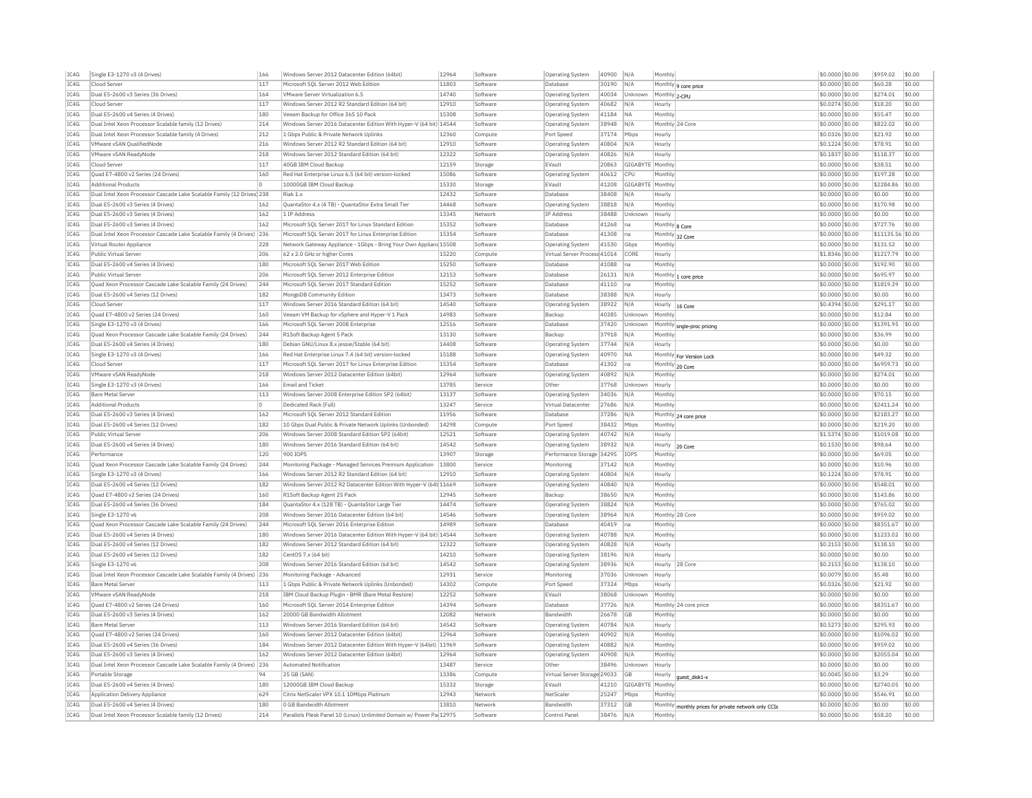| IC4G | Single E3-1270 v3 (4 Drives) | 166 | Windows Server 2012 Datacenter Edition (64bit) | 12964 | Software | Operating System | 40900 | N/A | Monthly | | $0.0000 | $0.00 | $959.02 | $0.00 |
|---|---|---|---|---|---|---|---|---|---|---|---|---|---|---|
| IC4G | Cloud Server | 117 | Microsoft SQL Server 2012 Web Edition | 11803 | Software | Database | 30190 | N/A | Monthly | 9 core price | $0.0000 | $0.00 | $60.28 | $0.00 |
| IC4G | Dual E5-2600 v3 Series (36 Drives) | 164 | VMware Server Virtualization 6.5 | 14740 | Software | Operating System | 40034 | Unknown | Monthly | 2-CPU | $0.0000 | $0.00 | $274.01 | $0.00 |
| IC4G | Cloud Server | 117 | Windows Server 2012 R2 Standard Edition (64 bit) | 12910 | Software | Operating System | 40682 | N/A | Hourly | | $0.0274 | $0.00 | $18.20 | $0.00 |
| IC4G | Dual E5-2600 v4 Series (4 Drives) | 180 | Veeam Backup for Office 365 10 Pack | 15308 | Software | Operating System | 41184 | NA | Monthly | | $0.0000 | $0.00 | $55.47 | $0.00 |
| IC4G | Dual Intel Xeon Processor Scalable family (12 Drives) | 214 | Windows Server 2016 Datacenter Edition With Hyper-V (64 bit) | 14544 | Software | Operating System | 38948 | N/A | Monthly | 24 Core | $0.0000 | $0.00 | $822.02 | $0.00 |
| IC4G | Dual Intel Xeon Processor Scalable family (4 Drives) | 212 | 1 Gbps Public & Private Network Uplinks | 12360 | Compute | Port Speed | 37174 | Mbps | Hourly | | $0.0326 | $0.00 | $21.92 | $0.00 |
| IC4G | VMware vSAN QualifiedNode | 216 | Windows Server 2012 R2 Standard Edition (64 bit) | 12910 | Software | Operating System | 40804 | N/A | Hourly | | $0.1224 | $0.00 | $78.91 | $0.00 |
| IC4G | VMware vSAN ReadyNode | 218 | Windows Server 2012 Standard Edition (64 bit) | 12322 | Software | Operating System | 40826 | N/A | Hourly | | $0.1837 | $0.00 | $118.37 | $0.00 |
| IC4G | Cloud Server | 117 | 40GB IBM Cloud Backup | 12159 | Storage | EVault | 20863 | GIGABYTE | Monthly | | $0.0000 | $0.00 | $38.51 | $0.00 |
| IC4G | Quad E7-4800 v2 Series (24 Drives) | 160 | Red Hat Enterprise Linux 6.5 (64 bit) version-locked | 15086 | Software | Operating System | 40612 | CPU | Monthly | | $0.0000 | $0.00 | $197.28 | $0.00 |
| IC4G | Additional Products | 0 | 10000GB IBM Cloud Backup | 15330 | Storage | EVault | 41208 | GIGABYTE | Monthly | | $0.0000 | $0.00 | $2284.86 | $0.00 |
| IC4G | Dual Intel Xeon Processor Cascade Lake Scalable Family (12 Drives) | 238 | Riak 1.x | 12432 | Software | Database | 38408 | N/A | Hourly | | $0.0000 | $0.00 | $0.00 | $0.00 |
| IC4G | Dual E5-2600 v3 Series (4 Drives) | 162 | QuantaStor 4.x (4 TB) - QuantaStor Extra Small Tier | 14468 | Software | Operating System | 38818 | N/A | Monthly | | $0.0000 | $0.00 | $170.98 | $0.00 |
| IC4G | Dual E5-2600 v3 Series (4 Drives) | 162 | 1 IP Address | 13345 | Network | IP Address | 38488 | Unknown | Hourly | | $0.0000 | $0.00 | $0.00 | $0.00 |
| IC4G | Dual E5-2600 v3 Series (4 Drives) | 162 | Microsoft SQL Server 2017 for Linux Standard Edition | 15352 | Software | Database | 41268 | na | Monthly | 8 Core | $0.0000 | $0.00 | $727.76 | $0.00 |
| IC4G | Dual Intel Xeon Processor Cascade Lake Scalable Family (4 Drives) | 236 | Microsoft SQL Server 2017 for Linux Enterprise Edition | 15354 | Software | Database | 41308 | na | Monthly | 32 Core | $0.0000 | $0.00 | $11135.56 | $0.00 |
| IC4G | Virtual Router Appliance | 228 | Network Gateway Appliance - 1Gbps - Bring Your Own Appliance | 15508 | Software | Operating System | 41530 | Gbps | Monthly | | $0.0000 | $0.00 | $131.52 | $0.00 |
| IC4G | Public Virtual Server | 206 | 62 x 2.0 GHz or higher Cores | 15220 | Compute | Virtual Server Process | 41014 | CORE | Hourly | | $1.8346 | $0.00 | $1217.79 | $0.00 |
| IC4G | Dual E5-2600 v4 Series (4 Drives) | 180 | Microsoft SQL Server 2017 Web Edition | 15250 | Software | Database | 41088 | na | Monthly | | $0.0000 | $0.00 | $192.90 | $0.00 |
| IC4G | Public Virtual Server | 206 | Microsoft SQL Server 2012 Enterprise Edition | 12153 | Software | Database | 26131 | N/A | Monthly | 1 core price | $0.0000 | $0.00 | $695.97 | $0.00 |
| IC4G | Quad Xeon Processor Cascade Lake Scalable Family (24 Drives) | 244 | Microsoft SQL Server 2017 Standard Edition | 15252 | Software | Database | 41110 | na | Monthly | | $0.0000 | $0.00 | $1819.39 | $0.00 |
| IC4G | Dual E5-2600 v4 Series (12 Drives) | 182 | MongoDB Community Edition | 13473 | Software | Database | 38388 | N/A | Hourly | | $0.0000 | $0.00 | $0.00 | $0.00 |
| IC4G | Cloud Server | 117 | Windows Server 2016 Standard Edition (64 bit) | 14540 | Software | Operating System | 38922 | N/A | Hourly | 16 Core | $0.4394 | $0.00 | $291.17 | $0.00 |
| IC4G | Quad E7-4800 v2 Series (24 Drives) | 160 | Veeam VM Backup for vSphere and Hyper-V 1 Pack | 14983 | Software | Backup | 40385 | Unknown | Monthly | | $0.0000 | $0.00 | $12.84 | $0.00 |
| IC4G | Single E3-1270 v3 (4 Drives) | 166 | Microsoft SQL Server 2008 Enterprise | 12516 | Software | Database | 37420 | Unknown | Monthly | single-proc pricing | $0.0000 | $0.00 | $1391.95 | $0.00 |
| IC4G | Quad Xeon Processor Cascade Lake Scalable Family (24 Drives) | 244 | R1Soft Backup Agent 5 Pack | 13130 | Software | Backup | 37918 | N/A | Monthly | | $0.0000 | $0.00 | $36.99 | $0.00 |
| IC4G | Dual E5-2600 v4 Series (4 Drives) | 180 | Debian GNU/Linux 8.x jessie/Stable (64 bit) | 14408 | Software | Operating System | 37744 | N/A | Hourly | | $0.0000 | $0.00 | $0.00 | $0.00 |
| IC4G | Single E3-1270 v3 (4 Drives) | 166 | Red Hat Enterprise Linux 7.4 (64 bit) version-locked | 15188 | Software | Operating System | 40970 | NA | Monthly | For Version Lock | $0.0000 | $0.00 | $49.32 | $0.00 |
| IC4G | Cloud Server | 117 | Microsoft SQL Server 2017 for Linux Enterprise Edition | 15354 | Software | Database | 41302 | na | Monthly | 20 Core | $0.0000 | $0.00 | $6959.73 | $0.00 |
| IC4G | VMware vSAN ReadyNode | 218 | Windows Server 2012 Datacenter Edition (64bit) | 12964 | Software | Operating System | 40892 | N/A | Monthly | | $0.0000 | $0.00 | $274.01 | $0.00 |
| IC4G | Single E3-1270 v3 (4 Drives) | 166 | Email and Ticket | 13785 | Service | Other | 37768 | Unknown | Hourly | | $0.0000 | $0.00 | $0.00 | $0.00 |
| IC4G | Bare Metal Server | 113 | Windows Server 2008 Enterprise Edition SP2 (64bit) | 13137 | Software | Operating System | 34036 | N/A | Monthly | | $0.0000 | $0.00 | $70.15 | $0.00 |
| IC4G | Additional Products | 0 | Dedicated Rack (Full) | 13247 | Service | Virtual Datacenter | 27686 | N/A | Monthly | | $0.0000 | $0.00 | $2411.24 | $0.00 |
| IC4G | Dual E5-2600 v3 Series (4 Drives) | 162 | Microsoft SQL Server 2012 Standard Edition | 11956 | Software | Database | 37286 | N/A | Monthly | 24 core price | $0.0000 | $0.00 | $2183.27 | $0.00 |
| IC4G | Dual E5-2600 v4 Series (12 Drives) | 182 | 10 Gbps Dual Public & Private Network Uplinks (Unbonded) | 14298 | Compute | Port Speed | 38432 | Mbps | Monthly | | $0.0000 | $0.00 | $219.20 | $0.00 |
| IC4G | Public Virtual Server | 206 | Windows Server 2008 Standard Edition SP2 (64bit) | 12521 | Software | Operating System | 40742 | N/A | Hourly | | $1.5374 | $0.00 | $1019.08 | $0.00 |
| IC4G | Dual E5-2600 v4 Series (4 Drives) | 180 | Windows Server 2016 Standard Edition (64 bit) | 14542 | Software | Operating System | 38932 | N/A | Hourly | 20 Core | $0.1530 | $0.00 | $98.64 | $0.00 |
| IC4G | Performance | 120 | 900 IOPS | 13907 | Storage | Performance Storage | 34295 | IOPS | Monthly | | $0.0000 | $0.00 | $69.05 | $0.00 |
| IC4G | Quad Xeon Processor Cascade Lake Scalable Family (24 Drives) | 244 | Monitoring Package - Managed Services Premium Application | 13800 | Service | Monitoring | 37142 | N/A | Monthly | | $0.0000 | $0.00 | $10.96 | $0.00 |
| IC4G | Single E3-1270 v3 (4 Drives) | 166 | Windows Server 2012 R2 Standard Edition (64 bit) | 12910 | Software | Operating System | 40804 | N/A | Hourly | | $0.1224 | $0.00 | $78.91 | $0.00 |
| IC4G | Dual E5-2600 v4 Series (12 Drives) | 182 | Windows Server 2012 R2 Datacenter Edition With Hyper-V (64bit) | 11669 | Software | Operating System | 40840 | N/A | Monthly | | $0.0000 | $0.00 | $548.01 | $0.00 |
| IC4G | Quad E7-4800 v2 Series (24 Drives) | 160 | R1Soft Backup Agent 25 Pack | 12945 | Software | Backup | 38650 | N/A | Monthly | | $0.0000 | $0.00 | $143.86 | $0.00 |
| IC4G | Dual E5-2600 v4 Series (36 Drives) | 184 | QuantaStor 4.x (128 TB) - QuantaStor Large Tier | 14474 | Software | Operating System | 38824 | N/A | Monthly | | $0.0000 | $0.00 | $765.02 | $0.00 |
| IC4G | Single E3-1270 v6 | 208 | Windows Server 2016 Datacenter Edition (64 bit) | 14546 | Software | Operating System | 38964 | N/A | Monthly | 28 Core | $0.0000 | $0.00 | $959.02 | $0.00 |
| IC4G | Quad Xeon Processor Cascade Lake Scalable Family (24 Drives) | 244 | Microsoft SQL Server 2016 Enterprise Edition | 14989 | Software | Database | 40419 | na | Monthly | | $0.0000 | $0.00 | $8351.67 | $0.00 |
| IC4G | Dual E5-2600 v4 Series (4 Drives) | 180 | Windows Server 2016 Datacenter Edition With Hyper-V (64 bit) | 14544 | Software | Operating System | 40788 | N/A | Monthly | | $0.0000 | $0.00 | $1233.02 | $0.00 |
| IC4G | Dual E5-2600 v4 Series (12 Drives) | 182 | Windows Server 2012 Standard Edition (64 bit) | 12322 | Software | Operating System | 40828 | N/A | Hourly | | $0.2153 | $0.00 | $138.10 | $0.00 |
| IC4G | Dual E5-2600 v4 Series (12 Drives) | 182 | CentOS 7.x (64 bit) | 14210 | Software | Operating System | 38196 | N/A | Hourly | | $0.0000 | $0.00 | $0.00 | $0.00 |
| IC4G | Single E3-1270 v6 | 208 | Windows Server 2016 Standard Edition (64 bit) | 14542 | Software | Operating System | 38936 | N/A | Hourly | 28 Core | $0.2153 | $0.00 | $138.10 | $0.00 |
| IC4G | Dual Intel Xeon Processor Cascade Lake Scalable Family (4 Drives) | 236 | Monitoring Package - Advanced | 12931 | Service | Monitoring | 37036 | Unknown | Hourly | | $0.0079 | $0.00 | $5.48 | $0.00 |
| IC4G | Bare Metal Server | 113 | 1 Gbps Public & Private Network Uplinks (Unbonded) | 14302 | Compute | Port Speed | 37324 | Mbps | Hourly | | $0.0326 | $0.00 | $21.92 | $0.00 |
| IC4G | VMware vSAN ReadyNode | 218 | IBM Cloud Backup Plugin - BMR (Bare Metal Restore) | 12252 | Software | EVault | 38068 | Unknown | Monthly | | $0.0000 | $0.00 | $0.00 | $0.00 |
| IC4G | Quad E7-4800 v2 Series (24 Drives) | 160 | Microsoft SQL Server 2014 Enterprise Edition | 14394 | Software | Database | 37726 | N/A | Monthly | 24 core price | $0.0000 | $0.00 | $8351.67 | $0.00 |
| IC4G | Dual E5-2600 v3 Series (4 Drives) | 162 | 20000 GB Bandwidth Allotment | 12082 | Network | Bandwidth | 26678 | GB | Monthly | | $0.0000 | $0.00 | $0.00 | $0.00 |
| IC4G | Bare Metal Server | 113 | Windows Server 2016 Standard Edition (64 bit) | 14542 | Software | Operating System | 40784 | N/A | Hourly | | $0.5273 | $0.00 | $295.93 | $0.00 |
| IC4G | Quad E7-4800 v2 Series (24 Drives) | 160 | Windows Server 2012 Datacenter Edition (64bit) | 12964 | Software | Operating System | 40902 | N/A | Monthly | | $0.0000 | $0.00 | $1096.02 | $0.00 |
| IC4G | Dual E5-2600 v4 Series (36 Drives) | 184 | Windows Server 2012 Datacenter Edition With Hyper-V (64bit) | 11969 | Software | Operating System | 40882 | N/A | Monthly | | $0.0000 | $0.00 | $959.02 | $0.00 |
| IC4G | Dual E5-2600 v3 Series (4 Drives) | 162 | Windows Server 2012 Datacenter Edition (64bit) | 12964 | Software | Operating System | 40908 | N/A | Monthly | | $0.0000 | $0.00 | $2055.04 | $0.00 |
| IC4G | Dual Intel Xeon Processor Cascade Lake Scalable Family (4 Drives) | 236 | Automated Notification | 13487 | Service | Other | 38496 | Unknown | Hourly | | $0.0000 | $0.00 | $0.00 | $0.00 |
| IC4G | Portable Storage | 94 | 25 GB (SAN) | 13386 | Compute | Virtual Server Storage | 29033 | GB | Hourly | guest_disk1-x | $0.0045 | $0.00 | $3.29 | $0.00 |
| IC4G | Dual E5-2600 v4 Series (4 Drives) | 180 | 12000GB IBM Cloud Backup | 15332 | Storage | EVault | 41210 | GIGABYTE | Monthly | | $0.0000 | $0.00 | $2740.05 | $0.00 |
| IC4G | Application Delivery Appliance | 629 | Citrix NetScaler VPX 10.1 10Mbps Platinum | 12943 | Network | NetScaler | 25247 | Mbps | Monthly | | $0.0000 | $0.00 | $546.91 | $0.00 |
| IC4G | Dual E5-2600 v4 Series (4 Drives) | 180 | 0 GB Bandwidth Allotment | 13810 | Network | Bandwidth | 37312 | GB | Monthly | monthly prices for private network only CCIs | $0.0000 | $0.00 | $0.00 | $0.00 |
| IC4G | Dual Intel Xeon Processor Scalable family (12 Drives) | 214 | Parallels Plesk Panel 10 (Linux) Unlimited Domain w/ Power Pack | 12975 | Software | Control Panel | 38476 | N/A | Monthly | | $0.0000 | $0.00 | $58.20 | $0.00 |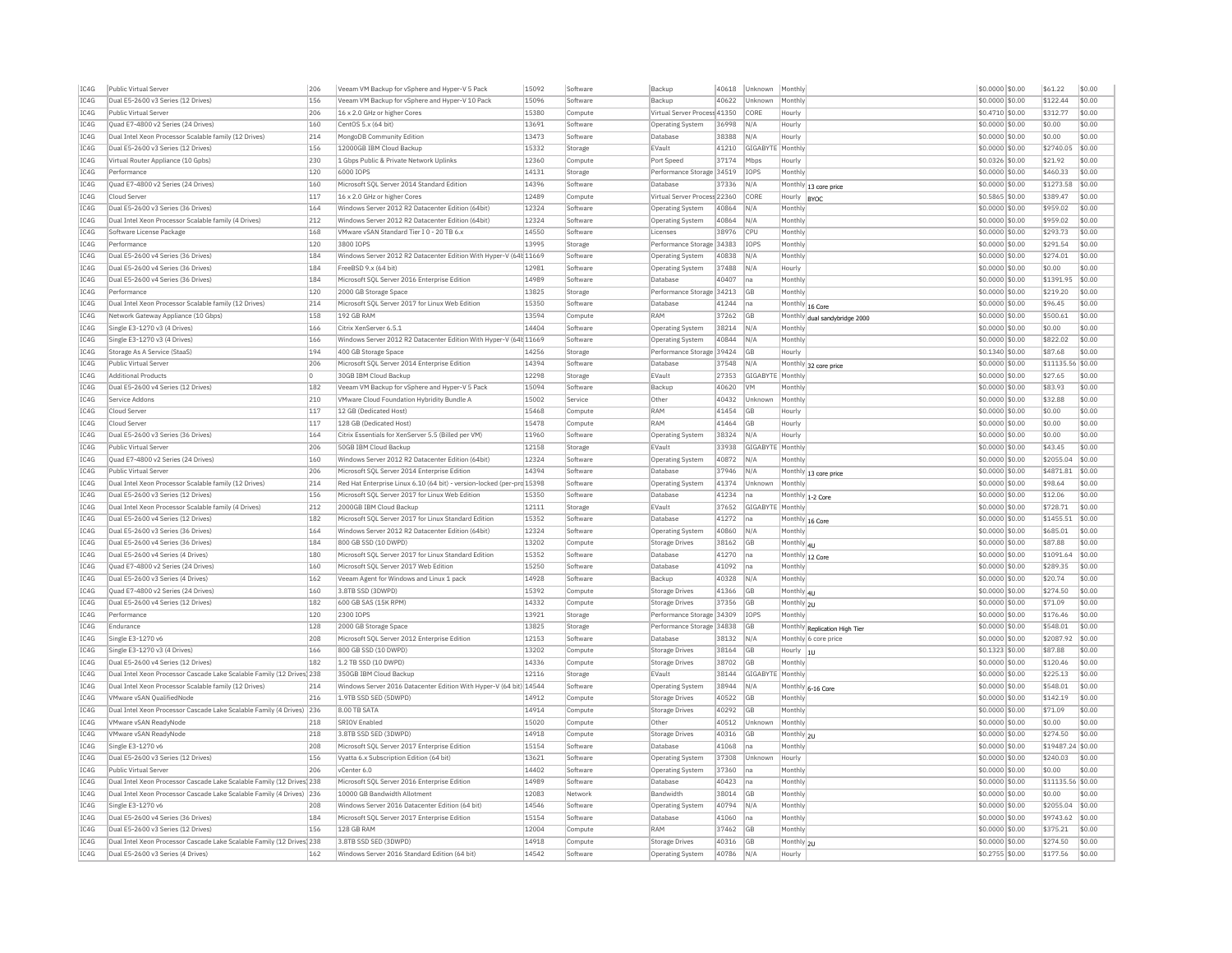| IC4G | Public Virtual Server | 206 | Veeam VM Backup for vSphere and Hyper-V 5 Pack | 15092 | Software | Backup | 40618 | Unknown | Monthly | | $0.0000 | $0.00 | $61.22 | $0.00 |
|---|---|---|---|---|---|---|---|---|---|---|---|---|---|---|
| IC4G | Dual E5-2600 v3 Series (12 Drives) | 156 | Veeam VM Backup for vSphere and Hyper-V 10 Pack | 15096 | Software | Backup | 40622 | Unknown | Monthly | | $0.0000 | $0.00 | $122.44 | $0.00 |
| IC4G | Public Virtual Server | 206 | 16 x 2.0 GHz or higher Cores | 15380 | Compute | Virtual Server Process | 41350 | CORE | Hourly | | $0.4710 | $0.00 | $312.77 | $0.00 |
| IC4G | Quad E7-4800 v2 Series (24 Drives) | 160 | CentOS 5.x (64 bit) | 13691 | Software | Operating System | 36998 | N/A | Hourly | | $0.0000 | $0.00 | $0.00 | $0.00 |
| IC4G | Dual Intel Xeon Processor Scalable family (12 Drives) | 214 | MongoDB Community Edition | 13473 | Software | Database | 38388 | N/A | Hourly | | $0.0000 | $0.00 | $0.00 | $0.00 |
| IC4G | Dual E5-2600 v3 Series (12 Drives) | 156 | 12000GB IBM Cloud Backup | 15332 | Storage | EVault | 41210 | GIGABYTE | Monthly | | $0.0000 | $0.00 | $2740.05 | $0.00 |
| IC4G | Virtual Router Appliance (10 Gpbs) | 230 | 1 Gbps Public & Private Network Uplinks | 12360 | Compute | Port Speed | 37174 | Mbps | Hourly | | $0.0326 | $0.00 | $21.92 | $0.00 |
| IC4G | Performance | 120 | 6000 IOPS | 14131 | Storage | Performance Storage | 34519 | IOPS | Monthly | | $0.0000 | $0.00 | $460.33 | $0.00 |
| IC4G | Quad E7-4800 v2 Series (24 Drives) | 160 | Microsoft SQL Server 2014 Standard Edition | 14396 | Software | Database | 37336 | N/A | Monthly | 13 core price | $0.0000 | $0.00 | $1273.58 | $0.00 |
| IC4G | Cloud Server | 117 | 16 x 2.0 GHz or higher Cores | 12489 | Compute | Virtual Server Process | 22360 | CORE | Hourly | BYOC | $0.5865 | $0.00 | $389.47 | $0.00 |
| IC4G | Dual E5-2600 v3 Series (36 Drives) | 164 | Windows Server 2012 R2 Datacenter Edition (64bit) | 12324 | Software | Operating System | 40864 | N/A | Monthly | | $0.0000 | $0.00 | $959.02 | $0.00 |
| IC4G | Dual Intel Xeon Processor Scalable family (4 Drives) | 212 | Windows Server 2012 R2 Datacenter Edition (64bit) | 12324 | Software | Operating System | 40864 | N/A | Monthly | | $0.0000 | $0.00 | $959.02 | $0.00 |
| IC4G | Software License Package | 168 | VMware vSAN Standard Tier I 0 - 20 TB 6.x | 14550 | Software | Licenses | 38976 | CPU | Monthly | | $0.0000 | $0.00 | $293.73 | $0.00 |
| IC4G | Performance | 120 | 3800 IOPS | 13995 | Storage | Performance Storage | 34383 | IOPS | Monthly | | $0.0000 | $0.00 | $291.54 | $0.00 |
| IC4G | Dual E5-2600 v4 Series (36 Drives) | 184 | Windows Server 2012 R2 Datacenter Edition With Hyper-V (64b | 11669 | Software | Operating System | 40838 | N/A | Monthly | | $0.0000 | $0.00 | $274.01 | $0.00 |
| IC4G | Dual E5-2600 v4 Series (36 Drives) | 184 | FreeBSD 9.x (64 bit) | 12981 | Software | Operating System | 37488 | N/A | Hourly | | $0.0000 | $0.00 | $0.00 | $0.00 |
| IC4G | Dual E5-2600 v4 Series (36 Drives) | 184 | Microsoft SQL Server 2016 Enterprise Edition | 14989 | Software | Database | 40407 | na | Monthly | | $0.0000 | $0.00 | $1391.95 | $0.00 |
| IC4G | Performance | 120 | 2000 GB Storage Space | 13825 | Storage | Performance Storage | 34213 | GB | Monthly | | $0.0000 | $0.00 | $219.20 | $0.00 |
| IC4G | Dual Intel Xeon Processor Scalable family (12 Drives) | 214 | Microsoft SQL Server 2017 for Linux Web Edition | 15350 | Software | Database | 41244 | na | Monthly | 16 Core | $0.0000 | $0.00 | $96.45 | $0.00 |
| IC4G | Network Gateway Appliance (10 Gbps) | 158 | 192 GB RAM | 13594 | Compute | RAM | 37262 | GB | Monthly | dual sandybridge 2000 | $0.0000 | $0.00 | $500.61 | $0.00 |
| IC4G | Single E3-1270 v3 (4 Drives) | 166 | Citrix XenServer 6.5.1 | 14404 | Software | Operating System | 38214 | N/A | Monthly | | $0.0000 | $0.00 | $0.00 | $0.00 |
| IC4G | Single E3-1270 v3 (4 Drives) | 166 | Windows Server 2012 R2 Datacenter Edition With Hyper-V (64b | 11669 | Software | Operating System | 40844 | N/A | Monthly | | $0.0000 | $0.00 | $822.02 | $0.00 |
| IC4G | Storage As A Service (StaaS) | 194 | 400 GB Storage Space | 14256 | Storage | Performance Storage | 39424 | GB | Hourly | | $0.1340 | $0.00 | $87.68 | $0.00 |
| IC4G | Public Virtual Server | 206 | Microsoft SQL Server 2014 Enterprise Edition | 14394 | Software | Database | 37548 | N/A | Monthly | 32 core price | $0.0000 | $0.00 | $11135.56 | $0.00 |
| IC4G | Additional Products | 0 | 30GB IBM Cloud Backup | 12298 | Storage | EVault | 27353 | GIGABYTE | Monthly | | $0.0000 | $0.00 | $27.65 | $0.00 |
| IC4G | Dual E5-2600 v4 Series (12 Drives) | 182 | Veeam VM Backup for vSphere and Hyper-V 5 Pack | 15094 | Software | Backup | 40620 | VM | Monthly | | $0.0000 | $0.00 | $83.93 | $0.00 |
| IC4G | Service Addons | 210 | VMware Cloud Foundation Hybridity Bundle A | 15002 | Service | Other | 40432 | Unknown | Monthly | | $0.0000 | $0.00 | $32.88 | $0.00 |
| IC4G | Cloud Server | 117 | 12 GB (Dedicated Host) | 15468 | Compute | RAM | 41454 | GB | Hourly | | $0.0000 | $0.00 | $0.00 | $0.00 |
| IC4G | Cloud Server | 117 | 128 GB (Dedicated Host) | 15478 | Compute | RAM | 41464 | GB | Hourly | | $0.0000 | $0.00 | $0.00 | $0.00 |
| IC4G | Dual E5-2600 v3 Series (36 Drives) | 164 | Citrix Essentials for XenServer 5.5 (Billed per VM) | 11960 | Software | Operating System | 38324 | N/A | Hourly | | $0.0000 | $0.00 | $0.00 | $0.00 |
| IC4G | Public Virtual Server | 206 | 50GB IBM Cloud Backup | 12158 | Storage | EVault | 33938 | GIGABYTE | Monthly | | $0.0000 | $0.00 | $43.45 | $0.00 |
| IC4G | Quad E7-4800 v2 Series (24 Drives) | 160 | Windows Server 2012 R2 Datacenter Edition (64bit) | 12324 | Software | Operating System | 40872 | N/A | Monthly | | $0.0000 | $0.00 | $2055.04 | $0.00 |
| IC4G | Public Virtual Server | 206 | Microsoft SQL Server 2014 Enterprise Edition | 14394 | Software | Database | 37946 | N/A | Monthly | 13 core price | $0.0000 | $0.00 | $4871.81 | $0.00 |
| IC4G | Dual Intel Xeon Processor Scalable family (12 Drives) | 214 | Red Hat Enterprise Linux 6.10 (64 bit) - version-locked (per-pro | 15398 | Software | Operating System | 41374 | Unknown | Monthly | | $0.0000 | $0.00 | $98.64 | $0.00 |
| IC4G | Dual E5-2600 v3 Series (12 Drives) | 156 | Microsoft SQL Server 2017 for Linux Web Edition | 15350 | Software | Database | 41234 | na | Monthly | 1-2 Core | $0.0000 | $0.00 | $12.06 | $0.00 |
| IC4G | Dual Intel Xeon Processor Scalable family (4 Drives) | 212 | 2000GB IBM Cloud Backup | 12111 | Storage | EVault | 37652 | GIGABYTE | Monthly | | $0.0000 | $0.00 | $728.71 | $0.00 |
| IC4G | Dual E5-2600 v4 Series (12 Drives) | 182 | Microsoft SQL Server 2017 for Linux Standard Edition | 15352 | Software | Database | 41272 | na | Monthly | 16 Core | $0.0000 | $0.00 | $1455.51 | $0.00 |
| IC4G | Dual E5-2600 v3 Series (36 Drives) | 164 | Windows Server 2012 R2 Datacenter Edition (64bit) | 12324 | Software | Operating System | 40860 | N/A | Monthly | | $0.0000 | $0.00 | $685.01 | $0.00 |
| IC4G | Dual E5-2600 v4 Series (36 Drives) | 184 | 800 GB SSD (10 DWPD) | 13202 | Compute | Storage Drives | 38162 | GB | Monthly | 4U | $0.0000 | $0.00 | $87.88 | $0.00 |
| IC4G | Dual E5-2600 v4 Series (4 Drives) | 180 | Microsoft SQL Server 2017 for Linux Standard Edition | 15352 | Software | Database | 41270 | na | Monthly | 12 Core | $0.0000 | $0.00 | $1091.64 | $0.00 |
| IC4G | Quad E7-4800 v2 Series (24 Drives) | 160 | Microsoft SQL Server 2017 Web Edition | 15250 | Software | Database | 41092 | na | Monthly | | $0.0000 | $0.00 | $289.35 | $0.00 |
| IC4G | Dual E5-2600 v3 Series (4 Drives) | 162 | Veeam Agent for Windows and Linux 1 pack | 14928 | Software | Backup | 40328 | N/A | Monthly | | $0.0000 | $0.00 | $20.74 | $0.00 |
| IC4G | Quad E7-4800 v2 Series (24 Drives) | 160 | 3.8TB SSD (3DWPD) | 15392 | Compute | Storage Drives | 41366 | GB | Monthly | 4U | $0.0000 | $0.00 | $274.50 | $0.00 |
| IC4G | Dual E5-2600 v4 Series (12 Drives) | 182 | 600 GB SAS (15K RPM) | 14332 | Compute | Storage Drives | 37356 | GB | Monthly | 2U | $0.0000 | $0.00 | $71.09 | $0.00 |
| IC4G | Performance | 120 | 2300 IOPS | 13921 | Storage | Performance Storage | 34309 | IOPS | Monthly | | $0.0000 | $0.00 | $176.46 | $0.00 |
| IC4G | Endurance | 128 | 2000 GB Storage Space | 13825 | Storage | Performance Storage | 34838 | GB | Monthly | Replication High Tier | $0.0000 | $0.00 | $548.01 | $0.00 |
| IC4G | Single E3-1270 v6 | 208 | Microsoft SQL Server 2012 Enterprise Edition | 12153 | Software | Database | 38132 | N/A | Monthly | 6 core price | $0.0000 | $0.00 | $2087.92 | $0.00 |
| IC4G | Single E3-1270 v3 (4 Drives) | 166 | 800 GB SSD (10 DWPD) | 13202 | Compute | Storage Drives | 38164 | GB | Hourly | 1U | $0.1323 | $0.00 | $87.88 | $0.00 |
| IC4G | Dual E5-2600 v4 Series (12 Drives) | 182 | 1.2 TB SSD (10 DWPD) | 14336 | Compute | Storage Drives | 38702 | GB | Monthly | | $0.0000 | $0.00 | $120.46 | $0.00 |
| IC4G | Dual Intel Xeon Processor Cascade Lake Scalable Family (12 Drives) | 238 | 350GB IBM Cloud Backup | 12116 | Storage | EVault | 38144 | GIGABYTE | Monthly | | $0.0000 | $0.00 | $225.13 | $0.00 |
| IC4G | Dual Intel Xeon Processor Scalable family (12 Drives) | 214 | Windows Server 2016 Datacenter Edition With Hyper-V (64 bit) | 14544 | Software | Operating System | 38944 | N/A | Monthly | 6-16 Core | $0.0000 | $0.00 | $548.01 | $0.00 |
| IC4G | VMware vSAN QualifiedNode | 216 | 1.9TB SSD SED (5DWPD) | 14912 | Compute | Storage Drives | 40522 | GB | Monthly | | $0.0000 | $0.00 | $142.19 | $0.00 |
| IC4G | Dual Intel Xeon Processor Cascade Lake Scalable Family (4 Drives) | 236 | 8.00 TB SATA | 14914 | Compute | Storage Drives | 40292 | GB | Monthly | | $0.0000 | $0.00 | $71.09 | $0.00 |
| IC4G | VMware vSAN ReadyNode | 218 | SRIOV Enabled | 15020 | Compute | Other | 40512 | Unknown | Monthly | | $0.0000 | $0.00 | $0.00 | $0.00 |
| IC4G | VMware vSAN ReadyNode | 218 | 3.8TB SSD SED (3DWPD) | 14918 | Compute | Storage Drives | 40316 | GB | Monthly | 2U | $0.0000 | $0.00 | $274.50 | $0.00 |
| IC4G | Single E3-1270 v6 | 208 | Microsoft SQL Server 2017 Enterprise Edition | 15154 | Software | Database | 41068 | na | Monthly | | $0.0000 | $0.00 | $19487.24 | $0.00 |
| IC4G | Dual E5-2600 v3 Series (12 Drives) | 156 | Vyatta 6.x Subscription Edition (64 bit) | 13621 | Software | Operating System | 37308 | Unknown | Hourly | | $0.0000 | $0.00 | $240.03 | $0.00 |
| IC4G | Public Virtual Server | 206 | vCenter 6.0 | 14402 | Software | Operating System | 37360 | na | Monthly | | $0.0000 | $0.00 | $0.00 | $0.00 |
| IC4G | Dual Intel Xeon Processor Cascade Lake Scalable Family (12 Drives) | 238 | Microsoft SQL Server 2016 Enterprise Edition | 14989 | Software | Database | 40423 | na | Monthly | | $0.0000 | $0.00 | $11135.56 | $0.00 |
| IC4G | Dual Intel Xeon Processor Cascade Lake Scalable Family (4 Drives) | 236 | 10000 GB Bandwidth Allotment | 12083 | Network | Bandwidth | 38014 | GB | Monthly | | $0.0000 | $0.00 | $0.00 | $0.00 |
| IC4G | Single E3-1270 v6 | 208 | Windows Server 2016 Datacenter Edition (64 bit) | 14546 | Software | Operating System | 40794 | N/A | Monthly | | $0.0000 | $0.00 | $2055.04 | $0.00 |
| IC4G | Dual E5-2600 v4 Series (36 Drives) | 184 | Microsoft SQL Server 2017 Enterprise Edition | 15154 | Software | Database | 41060 | na | Monthly | | $0.0000 | $0.00 | $9743.62 | $0.00 |
| IC4G | Dual E5-2600 v3 Series (12 Drives) | 156 | 128 GB RAM | 12004 | Compute | RAM | 37462 | GB | Monthly | | $0.0000 | $0.00 | $375.21 | $0.00 |
| IC4G | Dual Intel Xeon Processor Cascade Lake Scalable Family (12 Drives) | 238 | 3.8TB SSD SED (3DWPD) | 14918 | Compute | Storage Drives | 40316 | GB | Monthly | 2U | $0.0000 | $0.00 | $274.50 | $0.00 |
| IC4G | Dual E5-2600 v3 Series (4 Drives) | 162 | Windows Server 2016 Standard Edition (64 bit) | 14542 | Software | Operating System | 40786 | N/A | Hourly | | $0.2755 | $0.00 | $177.56 | $0.00 |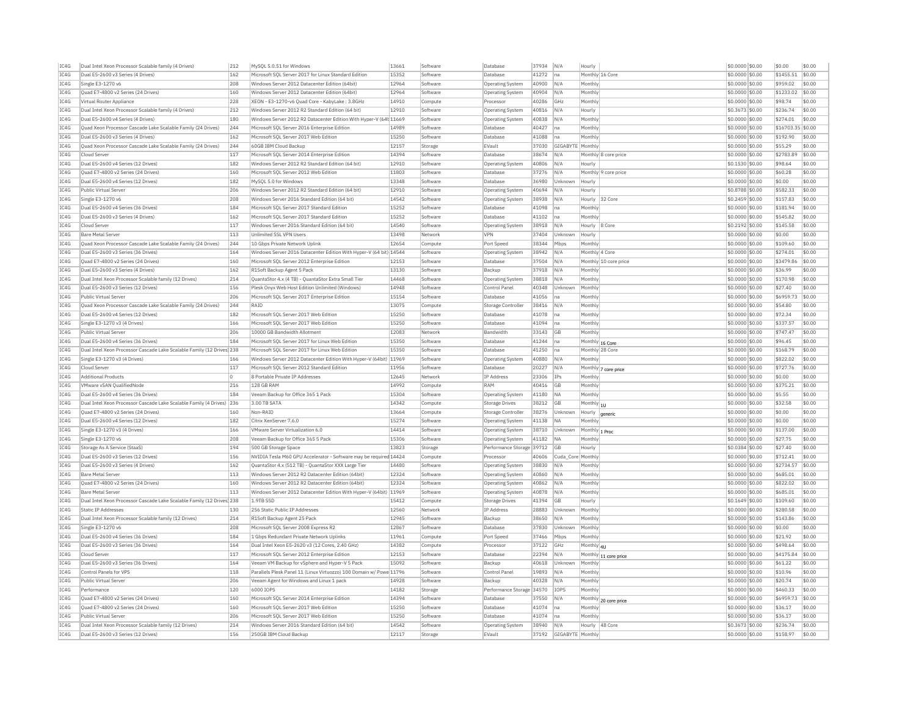| IC4G | Dual Intel Xeon Processor Scalable family (4 Drives) | 212 | MySQL 5.0.51 for Windows | 13661 | Software | Database | 37934 | N/A | Hourly | | $0.0000 | $0.00 | $0.00 | $0.00 |
|---|---|---|---|---|---|---|---|---|---|---|---|---|---|---|
| IC4G | Dual E5-2600 v3 Series (4 Drives) | 162 | Microsoft SQL Server 2017 for Linux Standard Edition | 15352 | Software | Database | 41272 | na | Monthly | 16 Core | $0.0000 | $0.00 | $1455.51 | $0.00 |
| IC4G | Single E3-1270 v6 | 208 | Windows Server 2012 Datacenter Edition (64bit) | 12964 | Software | Operating System | 40900 | N/A | Monthly | | $0.0000 | $0.00 | $959.02 | $0.00 |
| IC4G | Quad E7-4800 v2 Series (24 Drives) | 160 | Windows Server 2012 Datacenter Edition (64bit) | 12964 | Software | Operating System | 40904 | N/A | Monthly | | $0.0000 | $0.00 | $1233.02 | $0.00 |
| IC4G | Virtual Router Appliance | 228 | XEON - E3-1270-v6 Quad Core - KabyLake : 3.8GHz | 14910 | Compute | Processor | 40286 | GHz | Monthly | | $0.0000 | $0.00 | $98.74 | $0.00 |
| IC4G | Dual Intel Xeon Processor Scalable family (4 Drives) | 212 | Windows Server 2012 R2 Standard Edition (64 bit) | 12910 | Software | Operating System | 40816 | N/A | Hourly | | $0.3673 | $0.00 | $236.74 | $0.00 |
| IC4G | Dual E5-2600 v4 Series (4 Drives) | 180 | Windows Server 2012 R2 Datacenter Edition With Hyper-V (64t | 11669 | Software | Operating System | 40838 | N/A | Monthly | | $0.0000 | $0.00 | $274.01 | $0.00 |
| IC4G | Quad Xeon Processor Cascade Lake Scalable Family (24 Drives) | 244 | Microsoft SQL Server 2016 Enterprise Edition | 14989 | Software | Database | 40427 | na | Monthly | | $0.0000 | $0.00 | $16703.35 | $0.00 |
| IC4G | Dual E5-2600 v3 Series (4 Drives) | 162 | Microsoft SQL Server 2017 Web Edition | 15250 | Software | Database | 41088 | na | Monthly | | $0.0000 | $0.00 | $192.90 | $0.00 |
| IC4G | Quad Xeon Processor Cascade Lake Scalable Family (24 Drives) | 244 | 60GB IBM Cloud Backup | 12157 | Storage | EVault | 37030 | GIGABYTE | Monthly | | $0.0000 | $0.00 | $55.29 | $0.00 |
| IC4G | Cloud Server | 117 | Microsoft SQL Server 2014 Enterprise Edition | 14394 | Software | Database | 38674 | N/A | Monthly | 8 core price | $0.0000 | $0.00 | $2783.89 | $0.00 |
| IC4G | Dual E5-2600 v4 Series (12 Drives) | 182 | Windows Server 2012 R2 Standard Edition (64 bit) | 12910 | Software | Operating System | 40806 | N/A | Hourly | | $0.1530 | $0.00 | $98.64 | $0.00 |
| IC4G | Quad E7-4800 v2 Series (24 Drives) | 160 | Microsoft SQL Server 2012 Web Edition | 11803 | Software | Database | 37276 | N/A | Monthly | 9 core price | $0.0000 | $0.00 | $60.28 | $0.00 |
| IC4G | Dual E5-2600 v4 Series (12 Drives) | 182 | MySQL 5.0 for Windows | 13348 | Software | Database | 36980 | Unknown | Hourly | | $0.0000 | $0.00 | $0.00 | $0.00 |
| IC4G | Public Virtual Server | 206 | Windows Server 2012 R2 Standard Edition (64 bit) | 12910 | Software | Operating System | 40694 | N/A | Hourly | | $0.8788 | $0.00 | $582.33 | $0.00 |
| IC4G | Single E3-1270 v6 | 208 | Windows Server 2016 Standard Edition (64 bit) | 14542 | Software | Operating System | 38938 | N/A | Hourly | 32 Core | $0.2459 | $0.00 | $157.83 | $0.00 |
| IC4G | Dual E5-2600 v4 Series (36 Drives) | 184 | Microsoft SQL Server 2017 Standard Edition | 15252 | Software | Database | 41098 | na | Monthly | | $0.0000 | $0.00 | $181.94 | $0.00 |
| IC4G | Dual E5-2600 v3 Series (4 Drives) | 162 | Microsoft SQL Server 2017 Standard Edition | 15252 | Software | Database | 41102 | na | Monthly | | $0.0000 | $0.00 | $545.82 | $0.00 |
| IC4G | Cloud Server | 117 | Windows Server 2016 Standard Edition (64 bit) | 14540 | Software | Operating System | 38918 | N/A | Hourly | 8 Core | $0.2192 | $0.00 | $145.58 | $0.00 |
| IC4G | Bare Metal Server | 113 | Unlimited SSL VPN Users | 13498 | Network | VPN | 37404 | Unknown | Hourly | | $0.0000 | $0.00 | $0.00 | $0.00 |
| IC4G | Quad Xeon Processor Cascade Lake Scalable Family (24 Drives) | 244 | 10 Gbps Private Network Uplink | 12654 | Compute | Port Speed | 38344 | Mbps | Monthly | | $0.0000 | $0.00 | $109.60 | $0.00 |
| IC4G | Dual E5-2600 v3 Series (36 Drives) | 164 | Windows Server 2016 Datacenter Edition With Hyper-V (64 bit) | 14544 | Software | Operating System | 38942 | N/A | Monthly | 4 Core | $0.0000 | $0.00 | $274.01 | $0.00 |
| IC4G | Quad E7-4800 v2 Series (24 Drives) | 160 | Microsoft SQL Server 2012 Enterprise Edition | 12153 | Software | Database | 37504 | N/A | Monthly | 10 core price | $0.0000 | $0.00 | $3479.86 | $0.00 |
| IC4G | Dual E5-2600 v3 Series (4 Drives) | 162 | R1Soft Backup Agent 5 Pack | 13130 | Software | Backup | 37918 | N/A | Monthly | | $0.0000 | $0.00 | $36.99 | $0.00 |
| IC4G | Dual Intel Xeon Processor Scalable family (12 Drives) | 214 | QuantaStor 4.x (4 TB) - QuantaStor Extra Small Tier | 14468 | Software | Operating System | 38818 | N/A | Monthly | | $0.0000 | $0.00 | $170.98 | $0.00 |
| IC4G | Dual E5-2600 v3 Series (12 Drives) | 156 | Plesk Onyx Web Host Edition Unlimited (Windows) | 14948 | Software | Control Panel | 40348 | Unknown | Monthly | | $0.0000 | $0.00 | $27.40 | $0.00 |
| IC4G | Public Virtual Server | 206 | Microsoft SQL Server 2017 Enterprise Edition | 15154 | Software | Database | 41056 | na | Monthly | | $0.0000 | $0.00 | $6959.73 | $0.00 |
| IC4G | Quad Xeon Processor Cascade Lake Scalable Family (24 Drives) | 244 | RAID | 13075 | Compute | Storage Controller | 38416 | N/A | Monthly | | $0.0000 | $0.00 | $54.80 | $0.00 |
| IC4G | Dual E5-2600 v4 Series (12 Drives) | 182 | Microsoft SQL Server 2017 Web Edition | 15250 | Software | Database | 41078 | na | Monthly | | $0.0000 | $0.00 | $72.34 | $0.00 |
| IC4G | Single E3-1270 v3 (4 Drives) | 166 | Microsoft SQL Server 2017 Web Edition | 15250 | Software | Database | 41094 | na | Monthly | | $0.0000 | $0.00 | $337.57 | $0.00 |
| IC4G | Public Virtual Server | 206 | 10000 GB Bandwidth Allotment | 12083 | Network | Bandwidth | 33143 | GB | Monthly | | $0.0000 | $0.00 | $747.47 | $0.00 |
| IC4G | Dual E5-2600 v4 Series (36 Drives) | 184 | Microsoft SQL Server 2017 for Linux Web Edition | 15350 | Software | Database | 41244 | na | Monthly | 16 Core | $0.0000 | $0.00 | $96.45 | $0.00 |
| IC4G | Dual Intel Xeon Processor Cascade Lake Scalable Family (12 Drives) | 238 | Microsoft SQL Server 2017 for Linux Web Edition | 15350 | Software | Database | 41250 | na | Monthly | 28 Core | $0.0000 | $0.00 | $168.79 | $0.00 |
| IC4G | Single E3-1270 v3 (4 Drives) | 166 | Windows Server 2012 Datacenter Edition With Hyper-V (64bit) | 11969 | Software | Operating System | 40880 | N/A | Monthly | | $0.0000 | $0.00 | $822.02 | $0.00 |
| IC4G | Cloud Server | 117 | Microsoft SQL Server 2012 Standard Edition | 11956 | Software | Database | 20227 | N/A | Monthly | 7 core price | $0.0000 | $0.00 | $727.76 | $0.00 |
| IC4G | Additional Products | 0 | 8 Portable Private IP Addresses | 12645 | Network | IP Address | 23306 | IPs | Monthly | | $0.0000 | $0.00 | $0.00 | $0.00 |
| IC4G | VMware vSAN QualifiedNode | 216 | 128 GB RAM | 14992 | Compute | RAM | 40416 | GB | Monthly | | $0.0000 | $0.00 | $375.21 | $0.00 |
| IC4G | Dual E5-2600 v4 Series (36 Drives) | 184 | Veeam Backup for Office 365 1 Pack | 15304 | Software | Operating System | 41180 | NA | Monthly | | $0.0000 | $0.00 | $5.55 | $0.00 |
| IC4G | Dual Intel Xeon Processor Cascade Lake Scalable Family (4 Drives) | 236 | 3.00 TB SATA | 14342 | Compute | Storage Drives | 38212 | GB | Monthly | 1U | $0.0000 | $0.00 | $32.58 | $0.00 |
| IC4G | Quad E7-4800 v2 Series (24 Drives) | 160 | Non-RAID | 13664 | Compute | Storage Controller | 38276 | Unknown | Hourly | generic | $0.0000 | $0.00 | $0.00 | $0.00 |
| IC4G | Dual E5-2600 v4 Series (12 Drives) | 182 | Citrix XenServer 7.6.0 | 15274 | Software | Operating System | 41138 | NA | Monthly | | $0.0000 | $0.00 | $0.00 | $0.00 |
| IC4G | Single E3-1270 v3 (4 Drives) | 166 | VMware Server Virtualization 6.0 | 14414 | Software | Operating System | 38710 | Unknown | Monthly | 1 Proc | $0.0000 | $0.00 | $137.00 | $0.00 |
| IC4G | Single E3-1270 v6 | 208 | Veeam Backup for Office 365 5 Pack | 15306 | Software | Operating System | 41182 | NA | Monthly | | $0.0000 | $0.00 | $27.75 | $0.00 |
| IC4G | Storage As A Service (StaaS) | 194 | 500 GB Storage Space | 13823 | Storage | Performance Storage | 39712 | GB | Hourly | | $0.0384 | $0.00 | $27.40 | $0.00 |
| IC4G | Dual E5-2600 v3 Series (12 Drives) | 156 | NVIDIA Tesla M60 GPU Accelerator - Software may be required | 14424 | Compute | Processor | 40606 | Cuda_Core | Monthly | | $0.0000 | $0.00 | $712.41 | $0.00 |
| IC4G | Dual E5-2600 v3 Series (4 Drives) | 162 | QuantaStor 4.x (512 TB) - QuantaStor XXX Large Tier | 14480 | Software | Operating System | 38830 | N/A | Monthly | | $0.0000 | $0.00 | $2734.57 | $0.00 |
| IC4G | Bare Metal Server | 113 | Windows Server 2012 R2 Datacenter Edition (64bit) | 12324 | Software | Operating System | 40860 | N/A | Monthly | | $0.0000 | $0.00 | $685.01 | $0.00 |
| IC4G | Quad E7-4800 v2 Series (24 Drives) | 160 | Windows Server 2012 R2 Datacenter Edition (64bit) | 12324 | Software | Operating System | 40862 | N/A | Monthly | | $0.0000 | $0.00 | $822.02 | $0.00 |
| IC4G | Bare Metal Server | 113 | Windows Server 2012 Datacenter Edition With Hyper-V (64bit) | 11969 | Software | Operating System | 40878 | N/A | Monthly | | $0.0000 | $0.00 | $685.01 | $0.00 |
| IC4G | Dual Intel Xeon Processor Cascade Lake Scalable Family (12 Drives) | 238 | 1.9TB SSD | 15412 | Compute | Storage Drives | 41394 | GB | Hourly | | $0.1649 | $0.00 | $109.60 | $0.00 |
| IC4G | Static IP Addresses | 130 | 256 Static Public IP Addresses | 12560 | Network | IP Address | 28883 | Unknown | Monthly | | $0.0000 | $0.00 | $280.58 | $0.00 |
| IC4G | Dual Intel Xeon Processor Scalable family (12 Drives) | 214 | R1Soft Backup Agent 25 Pack | 12945 | Software | Backup | 38650 | N/A | Monthly | | $0.0000 | $0.00 | $143.86 | $0.00 |
| IC4G | Single E3-1270 v6 | 208 | Microsoft SQL Server 2008 Express R2 | 12867 | Software | Database | 37830 | Unknown | Monthly | | $0.0000 | $0.00 | $0.00 | $0.00 |
| IC4G | Dual E5-2600 v4 Series (36 Drives) | 184 | 1 Gbps Redundant Private Network Uplinks | 11961 | Compute | Port Speed | 37466 | Mbps | Monthly | | $0.0000 | $0.00 | $21.92 | $0.00 |
| IC4G | Dual E5-2600 v3 Series (36 Drives) | 164 | Dual Intel Xeon E5-2620 v3 (12 Cores, 2.40 GHz) | 14382 | Compute | Processor | 37122 | GHz | Monthly | 4U | $0.0000 | $0.00 | $498.64 | $0.00 |
| IC4G | Cloud Server | 117 | Microsoft SQL Server 2012 Enterprise Edition | 12153 | Software | Database | 22394 | N/A | Monthly | 11 core price | $0.0000 | $0.00 | $4175.84 | $0.00 |
| IC4G | Dual E5-2600 v3 Series (36 Drives) | 164 | Veeam VM Backup for vSphere and Hyper-V 5 Pack | 15092 | Software | Backup | 40618 | Unknown | Monthly | | $0.0000 | $0.00 | $61.22 | $0.00 |
| IC4G | Control Panels for VPS | 118 | Parallels Plesk Panel 11 (Linux Virtuozzo) 100 Domain w/ Powe | 11796 | Software | Control Panel | 19893 | N/A | Monthly | | $0.0000 | $0.00 | $10.96 | $0.00 |
| IC4G | Public Virtual Server | 206 | Veeam Agent for Windows and Linux 1 pack | 14928 | Software | Backup | 40328 | N/A | Monthly | | $0.0000 | $0.00 | $20.74 | $0.00 |
| IC4G | Performance | 120 | 6000 IOPS | 14182 | Storage | Performance Storage | 34570 | IOPS | Monthly | | $0.0000 | $0.00 | $460.33 | $0.00 |
| IC4G | Quad E7-4800 v2 Series (24 Drives) | 160 | Microsoft SQL Server 2014 Enterprise Edition | 14394 | Software | Database | 37550 | N/A | Monthly | 20 core price | $0.0000 | $0.00 | $6959.73 | $0.00 |
| IC4G | Quad E7-4800 v2 Series (24 Drives) | 160 | Microsoft SQL Server 2017 Web Edition | 15250 | Software | Database | 41074 | na | Monthly | | $0.0000 | $0.00 | $36.17 | $0.00 |
| IC4G | Public Virtual Server | 206 | Microsoft SQL Server 2017 Web Edition | 15250 | Software | Database | 41074 | na | Monthly | | $0.0000 | $0.00 | $36.17 | $0.00 |
| IC4G | Dual Intel Xeon Processor Scalable family (12 Drives) | 214 | Windows Server 2016 Standard Edition (64 bit) | 14542 | Software | Operating System | 38940 | N/A | Hourly | 48 Core | $0.3673 | $0.00 | $236.74 | $0.00 |
| IC4G | Dual E5-2600 v3 Series (12 Drives) | 156 | 250GB IBM Cloud Backup | 12117 | Storage | EVault | 37192 | GIGABYTE | Monthly | | $0.0000 | $0.00 | $158.97 | $0.00 |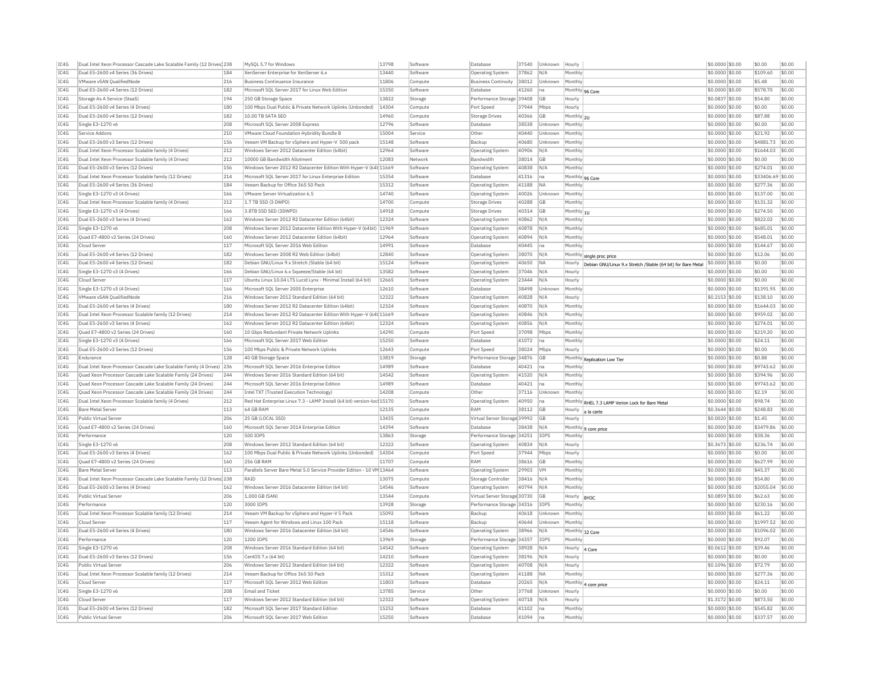| | | | | | | | | | | | | | | | |
|---|---|---|---|---|---|---|---|---|---|---|---|---|---|---|---|
| IC4G | Dual Intel Xeon Processor Cascade Lake Scalable Family (12 Drives) | 238 | MySQL 5.7 for Windows | 13798 | Software | Database | 37540 | Unknown | Hourly | | $0.0000 | $0.00 | $0.00 | $0.00 |
| IC4G | Dual E5-2600 v4 Series (36 Drives) | 184 | XenServer Enterprise for XenServer 6.x | 13440 | Software | Operating System | 37862 | N/A | Monthly | | $0.0000 | $0.00 | $109.60 | $0.00 |
| IC4G | VMware vSAN QualifiedNode | 216 | Business Continuance Insurance | 11806 | Compute | Business Continuity | 38012 | Unknown | Monthly | | $0.0000 | $0.00 | $5.48 | $0.00 |
| IC4G | Dual E5-2600 v4 Series (12 Drives) | 182 | Microsoft SQL Server 2017 for Linux Web Edition | 15350 | Software | Database | 41260 | na | Monthly | 96 Core | $0.0000 | $0.00 | $578.70 | $0.00 |
| IC4G | Storage As A Service (StaaS) | 194 | 250 GB Storage Space | 13822 | Storage | Performance Storage | 39408 | GB | Hourly | | $0.0837 | $0.00 | $54.80 | $0.00 |
| IC4G | Dual E5-2600 v4 Series (4 Drives) | 180 | 100 Mbps Dual Public & Private Network Uplinks (Unbonded) | 14304 | Compute | Port Speed | 37944 | Mbps | Hourly | | $0.0000 | $0.00 | $0.00 | $0.00 |
| IC4G | Dual E5-2600 v4 Series (12 Drives) | 182 | 10.00 TB SATA SED | 14960 | Compute | Storage Drives | 40366 | GB | Monthly | 2U | $0.0000 | $0.00 | $87.88 | $0.00 |
| IC4G | Single E3-1270 v6 | 208 | Microsoft SQL Server 2008 Express | 12796 | Software | Database | 38538 | Unknown | Monthly | | $0.0000 | $0.00 | $0.00 | $0.00 |
| IC4G | Service Addons | 210 | VMware Cloud Foundation Hybridity Bundle B | 15004 | Service | Other | 40440 | Unknown | Monthly | | $0.0000 | $0.00 | $21.92 | $0.00 |
| IC4G | Dual E5-2600 v3 Series (12 Drives) | 156 | Veeam VM Backup for vSphere and Hyper-V 500 pack | 15148 | Software | Backup | 40680 | Unknown | Monthly | | $0.0000 | $0.00 | $4881.73 | $0.00 |
| IC4G | Dual Intel Xeon Processor Scalable family (4 Drives) | 212 | Windows Server 2012 Datacenter Edition (64bit) | 12964 | Software | Operating System | 40906 | N/A | Monthly | | $0.0000 | $0.00 | $1644.03 | $0.00 |
| IC4G | Dual Intel Xeon Processor Scalable family (4 Drives) | 212 | 10000 GB Bandwidth Allotment | 12083 | Network | Bandwidth | 38014 | GB | Monthly | | $0.0000 | $0.00 | $0.00 | $0.00 |
| IC4G | Dual E5-2600 v3 Series (12 Drives) | 156 | Windows Server 2012 R2 Datacenter Edition With Hyper-V (64t | 11669 | Software | Operating System | 40838 | N/A | Monthly | | $0.0000 | $0.00 | $274.01 | $0.00 |
| IC4G | Dual Intel Xeon Processor Scalable family (12 Drives) | 214 | Microsoft SQL Server 2017 for Linux Enterprise Edition | 15354 | Software | Database | 41316 | na | Monthly | 96 Core | $0.0000 | $0.00 | $33406.69 | $0.00 |
| IC4G | Dual E5-2600 v4 Series (36 Drives) | 184 | Veeam Backup for Office 365 50 Pack | 15312 | Software | Operating System | 41188 | NA | Monthly | | $0.0000 | $0.00 | $277.36 | $0.00 |
| IC4G | Single E3-1270 v3 (4 Drives) | 166 | VMware Server Virtualization 6.5 | 14740 | Software | Operating System | 40026 | Unknown | Monthly | | $0.0000 | $0.00 | $137.00 | $0.00 |
| IC4G | Dual Intel Xeon Processor Scalable family (4 Drives) | 212 | 1.7 TB SSD (3 DWPD) | 14700 | Compute | Storage Drives | 40288 | GB | Monthly | | $0.0000 | $0.00 | $131.32 | $0.00 |
| IC4G | Single E3-1270 v3 (4 Drives) | 166 | 3.8TB SSD SED (3DWPD) | 14918 | Compute | Storage Drives | 40314 | GB | Monthly | 1U | $0.0000 | $0.00 | $274.50 | $0.00 |
| IC4G | Dual E5-2600 v3 Series (4 Drives) | 162 | Windows Server 2012 R2 Datacenter Edition (64bit) | 12324 | Software | Operating System | 40862 | N/A | Monthly | | $0.0000 | $0.00 | $822.02 | $0.00 |
| IC4G | Single E3-1270 v6 | 208 | Windows Server 2012 Datacenter Edition With Hyper-V (64bit) | 11969 | Software | Operating System | 40878 | N/A | Monthly | | $0.0000 | $0.00 | $685.01 | $0.00 |
| IC4G | Quad E7-4800 v2 Series (24 Drives) | 160 | Windows Server 2012 Datacenter Edition (64bit) | 12964 | Software | Operating System | 40894 | N/A | Monthly | | $0.0000 | $0.00 | $548.01 | $0.00 |
| IC4G | Cloud Server | 117 | Microsoft SQL Server 2016 Web Edition | 14991 | Software | Database | 40445 | na | Monthly | | $0.0000 | $0.00 | $144.67 | $0.00 |
| IC4G | Dual E5-2600 v4 Series (12 Drives) | 182 | Windows Server 2008 R2 Web Edition (64bit) | 12840 | Software | Operating System | 38070 | N/A | Monthly | single proc price | $0.0000 | $0.00 | $12.06 | $0.00 |
| IC4G | Dual E5-2600 v4 Series (12 Drives) | 182 | Debian GNU/Linux 9.x Stretch /Stable (64 bit) | 15124 | Software | Operating System | 40650 | NA | Hourly | Debian GNU/Linux 9.x Stretch /Stable (64 bit) for Bare Metal | $0.0000 | $0.00 | $0.00 | $0.00 |
| IC4G | Single E3-1270 v3 (4 Drives) | 166 | Debian GNU/Linux 6.x Squeeze/Stable (64 bit) | 13582 | Software | Operating System | 37046 | N/A | Hourly | | $0.0000 | $0.00 | $0.00 | $0.00 |
| IC4G | Cloud Server | 117 | Ubuntu Linux 10.04 LTS Lucid Lynx - Minimal Install (64 bit) | 12665 | Software | Operating System | 23444 | N/A | Hourly | | $0.0000 | $0.00 | $0.00 | $0.00 |
| IC4G | Single E3-1270 v3 (4 Drives) | 166 | Microsoft SQL Server 2005 Enterprise | 12610 | Software | Database | 38498 | Unknown | Monthly | | $0.0000 | $0.00 | $1391.95 | $0.00 |
| IC4G | VMware vSAN QualifiedNode | 216 | Windows Server 2012 Standard Edition (64 bit) | 12322 | Software | Operating System | 40828 | N/A | Hourly | | $0.2153 | $0.00 | $138.10 | $0.00 |
| IC4G | Dual E5-2600 v4 Series (4 Drives) | 180 | Windows Server 2012 R2 Datacenter Edition (64bit) | 12324 | Software | Operating System | 40870 | N/A | Monthly | | $0.0000 | $0.00 | $1644.03 | $0.00 |
| IC4G | Dual Intel Xeon Processor Scalable family (12 Drives) | 214 | Windows Server 2012 R2 Datacenter Edition With Hyper-V (64t | 11669 | Software | Operating System | 40846 | N/A | Monthly | | $0.0000 | $0.00 | $959.02 | $0.00 |
| IC4G | Dual E5-2600 v3 Series (4 Drives) | 162 | Windows Server 2012 R2 Datacenter Edition (64bit) | 12324 | Software | Operating System | 40856 | N/A | Monthly | | $0.0000 | $0.00 | $274.01 | $0.00 |
| IC4G | Quad E7-4800 v2 Series (24 Drives) | 160 | 10 Gbps Redundant Private Network Uplinks | 14290 | Compute | Port Speed | 37098 | Mbps | Monthly | | $0.0000 | $0.00 | $219.20 | $0.00 |
| IC4G | Single E3-1270 v3 (4 Drives) | 166 | Microsoft SQL Server 2017 Web Edition | 15250 | Software | Database | 41072 | na | Monthly | | $0.0000 | $0.00 | $24.11 | $0.00 |
| IC4G | Dual E5-2600 v3 Series (12 Drives) | 156 | 100 Mbps Public & Private Network Uplinks | 12643 | Compute | Port Speed | 38024 | Mbps | Hourly | | $0.0000 | $0.00 | $0.00 | $0.00 |
| IC4G | Endurance | 128 | 40 GB Storage Space | 13819 | Storage | Performance Storage | 34876 | GB | Monthly | Replication Low Tier | $0.0000 | $0.00 | $0.88 | $0.00 |
| IC4G | Dual Intel Xeon Processor Cascade Lake Scalable Family (4 Drives) | 236 | Microsoft SQL Server 2016 Enterprise Edition | 14989 | Software | Database | 40421 | na | Monthly | | $0.0000 | $0.00 | $9743.62 | $0.00 |
| IC4G | Quad Xeon Processor Cascade Lake Scalable Family (24 Drives) | 244 | Windows Server 2016 Standard Edition (64 bit) | 14542 | Software | Operating System | 41520 | N/A | Monthly | | $0.0000 | $0.00 | $394.96 | $0.00 |
| IC4G | Quad Xeon Processor Cascade Lake Scalable Family (24 Drives) | 244 | Microsoft SQL Server 2016 Enterprise Edition | 14989 | Software | Database | 40421 | na | Monthly | | $0.0000 | $0.00 | $9743.62 | $0.00 |
| IC4G | Quad Xeon Processor Cascade Lake Scalable Family (24 Drives) | 244 | Intel TXT (Trusted Execution Technology) | 14208 | Compute | Other | 37116 | Unknown | Monthly | | $0.0000 | $0.00 | $2.19 | $0.00 |
| IC4G | Dual Intel Xeon Processor Scalable family (4 Drives) | 212 | Red Hat Enterprise Linux 7.3 - LAMP Install (64 bit) version-locl | 15170 | Software | Operating System | 40950 | na | Monthly | RHEL 7.3 LAMP Verion Lock for Bare Metal | $0.0000 | $0.00 | $98.74 | $0.00 |
| IC4G | Bare Metal Server | 113 | 64 GB RAM | 12135 | Compute | RAM | 38112 | GB | Hourly | a la carte | $0.3644 | $0.00 | $248.83 | $0.00 |
| IC4G | Public Virtual Server | 206 | 25 GB (LOCAL SSD) | 13435 | Compute | Virtual Server Storage | 39992 | GB | Hourly | | $0.0020 | $0.00 | $1.45 | $0.00 |
| IC4G | Quad E7-4800 v2 Series (24 Drives) | 160 | Microsoft SQL Server 2014 Enterprise Edition | 14394 | Software | Database | 38438 | N/A | Monthly | 9 core price | $0.0000 | $0.00 | $3479.86 | $0.00 |
| IC4G | Performance | 120 | 500 IOPS | 13863 | Storage | Performance Storage | 34251 | IOPS | Monthly | | $0.0000 | $0.00 | $38.36 | $0.00 |
| IC4G | Single E3-1270 v6 | 208 | Windows Server 2012 Standard Edition (64 bit) | 12322 | Software | Operating System | 40834 | N/A | Hourly | | $0.3673 | $0.00 | $236.74 | $0.00 |
| IC4G | Dual E5-2600 v3 Series (4 Drives) | 162 | 100 Mbps Dual Public & Private Network Uplinks (Unbonded) | 14304 | Compute | Port Speed | 37944 | Mbps | Hourly | | $0.0000 | $0.00 | $0.00 | $0.00 |
| IC4G | Quad E7-4800 v2 Series (24 Drives) | 160 | 256 GB RAM | 11707 | Compute | RAM | 38616 | GB | Monthly | | $0.0000 | $0.00 | $627.99 | $0.00 |
| IC4G | Bare Metal Server | 113 | Parallels Server Bare Metal 5.0 Service Provider Edition - 10 VM | 13464 | Software | Operating System | 29903 | VM | Monthly | | $0.0000 | $0.00 | $45.37 | $0.00 |
| IC4G | Dual Intel Xeon Processor Cascade Lake Scalable Family (12 Drives) | 238 | RAID | 13075 | Compute | Storage Controller | 38416 | N/A | Monthly | | $0.0000 | $0.00 | $54.80 | $0.00 |
| IC4G | Dual E5-2600 v3 Series (4 Drives) | 162 | Windows Server 2016 Datacenter Edition (64 bit) | 14546 | Software | Operating System | 40794 | N/A | Monthly | | $0.0000 | $0.00 | $2055.04 | $0.00 |
| IC4G | Public Virtual Server | 206 | 1,000 GB (SAN) | 13544 | Compute | Virtual Server Storage | 30730 | GB | Hourly | BYOC | $0.0859 | $0.00 | $62.63 | $0.00 |
| IC4G | Performance | 120 | 3000 IOPS | 13928 | Storage | Performance Storage | 34316 | IOPS | Monthly | | $0.0000 | $0.00 | $230.16 | $0.00 |
| IC4G | Dual Intel Xeon Processor Scalable family (12 Drives) | 214 | Veeam VM Backup for vSphere and Hyper-V 5 Pack | 15092 | Software | Backup | 40618 | Unknown | Monthly | | $0.0000 | $0.00 | $61.22 | $0.00 |
| IC4G | Cloud Server | 117 | Veeam Agent for Windows and Linux 100 Pack | 15118 | Software | Backup | 40644 | Unknown | Monthly | | $0.0000 | $0.00 | $1997.52 | $0.00 |
| IC4G | Dual E5-2600 v4 Series (4 Drives) | 180 | Windows Server 2016 Datacenter Edition (64 bit) | 14546 | Software | Operating System | 38966 | N/A | Monthly | 32 Core | $0.0000 | $0.00 | $1096.02 | $0.00 |
| IC4G | Performance | 120 | 1200 IOPS | 13969 | Storage | Performance Storage | 34357 | IOPS | Monthly | | $0.0000 | $0.00 | $92.07 | $0.00 |
| IC4G | Single E3-1270 v6 | 208 | Windows Server 2016 Standard Edition (64 bit) | 14542 | Software | Operating System | 38928 | N/A | Hourly | 4 Core | $0.0612 | $0.00 | $39.46 | $0.00 |
| IC4G | Dual E5-2600 v3 Series (12 Drives) | 156 | CentOS 7.x (64 bit) | 14210 | Software | Operating System | 38196 | N/A | Hourly | | $0.0000 | $0.00 | $0.00 | $0.00 |
| IC4G | Public Virtual Server | 206 | Windows Server 2012 Standard Edition (64 bit) | 12322 | Software | Operating System | 40708 | N/A | Hourly | | $0.1096 | $0.00 | $72.79 | $0.00 |
| IC4G | Dual Intel Xeon Processor Scalable family (12 Drives) | 214 | Veeam Backup for Office 365 50 Pack | 15312 | Software | Operating System | 41188 | NA | Monthly | | $0.0000 | $0.00 | $277.36 | $0.00 |
| IC4G | Cloud Server | 117 | Microsoft SQL Server 2012 Web Edition | 11803 | Software | Database | 20265 | N/A | Monthly | 4 core price | $0.0000 | $0.00 | $24.11 | $0.00 |
| IC4G | Single E3-1270 v6 | 208 | Email and Ticket | 13785 | Service | Other | 37768 | Unknown | Hourly | | $0.0000 | $0.00 | $0.00 | $0.00 |
| IC4G | Cloud Server | 117 | Windows Server 2012 Standard Edition (64 bit) | 12322 | Software | Operating System | 40718 | N/A | Hourly | | $1.3172 | $0.00 | $873.50 | $0.00 |
| IC4G | Dual E5-2600 v4 Series (12 Drives) | 182 | Microsoft SQL Server 2017 Standard Edition | 15252 | Software | Database | 41102 | na | Monthly | | $0.0000 | $0.00 | $545.82 | $0.00 |
| IC4G | Public Virtual Server | 206 | Microsoft SQL Server 2017 Web Edition | 15250 | Software | Database | 41094 | na | Monthly | | $0.0000 | $0.00 | $337.57 | $0.00 |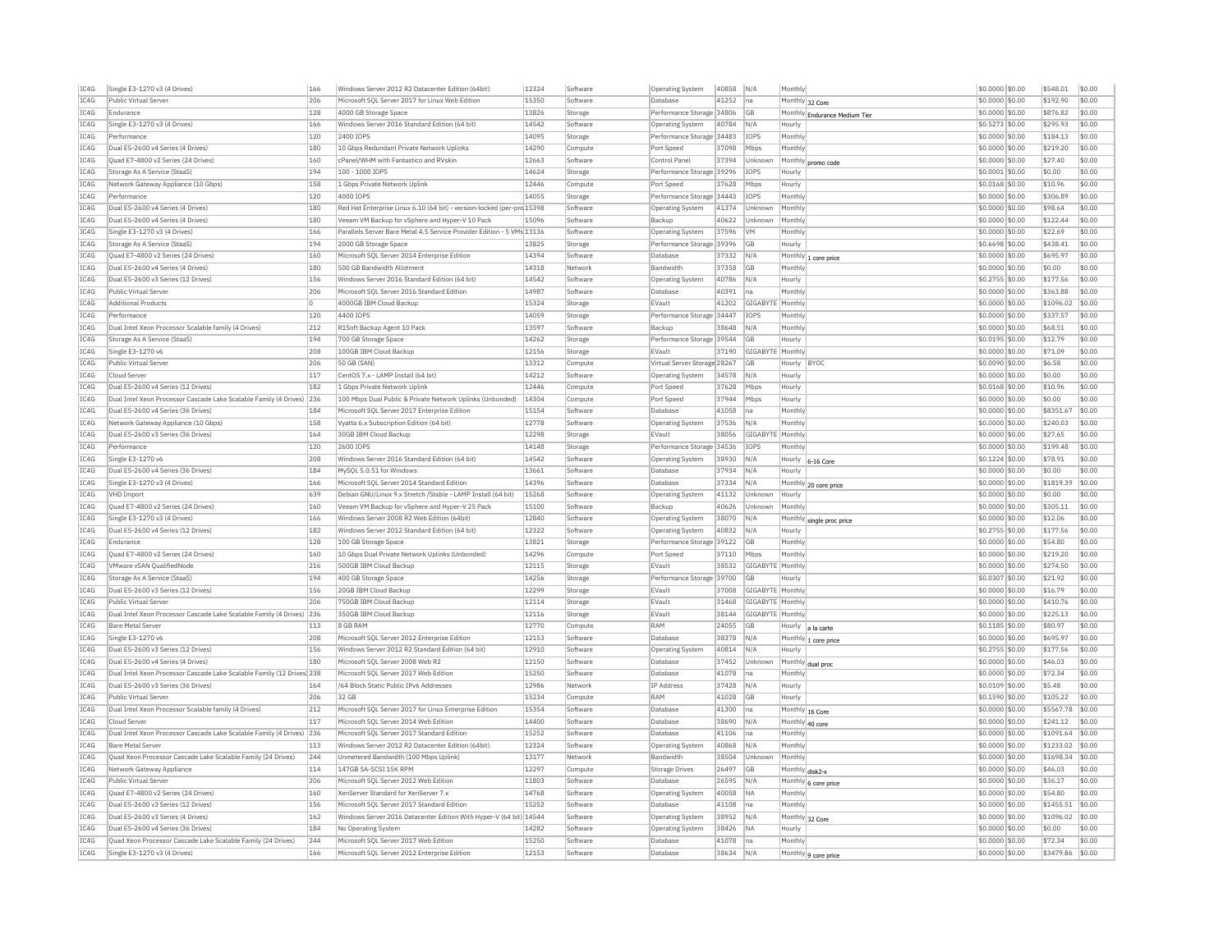| IC4G | Single E3-1270 v3 (4 Drives) | 166 | Windows Server 2012 R2 Datacenter Edition (64bit) | 12324 | Software | Operating System | 40858 | N/A | Monthly | | $0.0000 | $0.00 | $548.01 | $0.00 |
|---|---|---|---|---|---|---|---|---|---|---|---|---|---|---|
| IC4G | Public Virtual Server | 206 | Microsoft SQL Server 2017 for Linux Web Edition | 15350 | Software | Database | 41252 | na | Monthly | 32 Core | $0.0000 | $0.00 | $192.90 | $0.00 |
| IC4G | Endurance | 128 | 4000 GB Storage Space | 13826 | Storage | Performance Storage | 34806 | GB | Monthly | Endurance Medium Tier | $0.0000 | $0.00 | $876.82 | $0.00 |
| IC4G | Single E3-1270 v3 (4 Drives) | 166 | Windows Server 2016 Standard Edition (64 bit) | 14542 | Software | Operating System | 40784 | N/A | Hourly | | $0.5273 | $0.00 | $295.93 | $0.00 |
| IC4G | Performance | 120 | 2400 IOPS | 14095 | Storage | Performance Storage | 34483 | IOPS | Monthly | | $0.0000 | $0.00 | $184.13 | $0.00 |
| IC4G | Dual E5-2600 v4 Series (4 Drives) | 180 | 10 Gbps Redundant Private Network Uplinks | 14290 | Compute | Port Speed | 37098 | Mbps | Monthly | | $0.0000 | $0.00 | $219.20 | $0.00 |
| IC4G | Quad E7-4800 v2 Series (24 Drives) | 160 | cPanel/WHM with Fantastico and RVskin | 12663 | Software | Control Panel | 37394 | Unknown | Monthly | promo code | $0.0000 | $0.00 | $27.40 | $0.00 |
| IC4G | Storage As A Service (StaaS) | 194 | 100 - 1000 IOPS | 14624 | Storage | Performance Storage | 39296 | IOPS | Hourly | | $0.0001 | $0.00 | $0.00 | $0.00 |
| IC4G | Network Gateway Appliance (10 Gbps) | 158 | 1 Gbps Private Network Uplink | 12446 | Compute | Port Speed | 37628 | Mbps | Hourly | | $0.0168 | $0.00 | $10.96 | $0.00 |
| IC4G | Performance | 120 | 4000 IOPS | 14055 | Storage | Performance Storage | 34443 | IOPS | Monthly | | $0.0000 | $0.00 | $306.89 | $0.00 |
| IC4G | Dual E5-2600 v4 Series (4 Drives) | 180 | Red Hat Enterprise Linux 6.10 (64 bit) - version-locked (per-pro | 15398 | Software | Operating System | 41374 | Unknown | Monthly | | $0.0000 | $0.00 | $98.64 | $0.00 |
| IC4G | Dual E5-2600 v4 Series (4 Drives) | 180 | Veeam VM Backup for vSphere and Hyper-V 10 Pack | 15096 | Software | Backup | 40622 | Unknown | Monthly | | $0.0000 | $0.00 | $122.44 | $0.00 |
| IC4G | Single E3-1270 v3 (4 Drives) | 166 | Parallels Server Bare Metal 4.5 Service Provider Edition - 5 VMs | 13136 | Software | Operating System | 37596 | VM | Monthly | | $0.0000 | $0.00 | $22.69 | $0.00 |
| IC4G | Storage As A Service (StaaS) | 194 | 2000 GB Storage Space | 13825 | Storage | Performance Storage | 39396 | GB | Hourly | | $0.6698 | $0.00 | $438.41 | $0.00 |
| IC4G | Quad E7-4800 v2 Series (24 Drives) | 160 | Microsoft SQL Server 2014 Enterprise Edition | 14394 | Software | Database | 37332 | N/A | Monthly | 1 core price | $0.0000 | $0.00 | $695.97 | $0.00 |
| IC4G | Dual E5-2600 v4 Series (4 Drives) | 180 | 500 GB Bandwidth Allotment | 14318 | Network | Bandwidth | 37358 | GB | Monthly | | $0.0000 | $0.00 | $0.00 | $0.00 |
| IC4G | Dual E5-2600 v3 Series (12 Drives) | 156 | Windows Server 2016 Standard Edition (64 bit) | 14542 | Software | Operating System | 40786 | N/A | Hourly | | $0.2755 | $0.00 | $177.56 | $0.00 |
| IC4G | Public Virtual Server | 206 | Microsoft SQL Server 2016 Standard Edition | 14987 | Software | Database | 40391 | na | Monthly | | $0.0000 | $0.00 | $363.88 | $0.00 |
| IC4G | Additional Products | 0 | 4000GB IBM Cloud Backup | 15324 | Storage | EVault | 41202 | GIGABYTE | Monthly | | $0.0000 | $0.00 | $1096.02 | $0.00 |
| IC4G | Performance | 120 | 4400 IOPS | 14059 | Storage | Performance Storage | 34447 | IOPS | Monthly | | $0.0000 | $0.00 | $337.57 | $0.00 |
| IC4G | Dual Intel Xeon Processor Scalable family (4 Drives) | 212 | R1Soft Backup Agent 10 Pack | 13597 | Software | Backup | 38648 | N/A | Monthly | | $0.0000 | $0.00 | $68.51 | $0.00 |
| IC4G | Storage As A Service (StaaS) | 194 | 700 GB Storage Space | 14262 | Storage | Performance Storage | 39544 | GB | Hourly | | $0.0195 | $0.00 | $12.79 | $0.00 |
| IC4G | Single E3-1270 v6 | 208 | 100GB IBM Cloud Backup | 12156 | Storage | EVault | 37190 | GIGABYTE | Monthly | | $0.0000 | $0.00 | $71.09 | $0.00 |
| IC4G | Public Virtual Server | 206 | 50 GB (SAN) | 13312 | Compute | Virtual Server Storage | 28267 | GB | Hourly | BYOC | $0.0090 | $0.00 | $6.58 | $0.00 |
| IC4G | Cloud Server | 117 | CentOS 7.x - LAMP Install (64 bit) | 14212 | Software | Operating System | 34578 | N/A | Hourly | | $0.0000 | $0.00 | $0.00 | $0.00 |
| IC4G | Dual E5-2600 v4 Series (12 Drives) | 182 | 1 Gbps Private Network Uplink | 12446 | Compute | Port Speed | 37628 | Mbps | Hourly | | $0.0168 | $0.00 | $10.96 | $0.00 |
| IC4G | Dual Intel Xeon Processor Cascade Lake Scalable Family (4 Drives) | 236 | 100 Mbps Dual Public & Private Network Uplinks (Unbonded) | 14304 | Compute | Port Speed | 37944 | Mbps | Hourly | | $0.0000 | $0.00 | $0.00 | $0.00 |
| IC4G | Dual E5-2600 v4 Series (36 Drives) | 184 | Microsoft SQL Server 2017 Enterprise Edition | 15154 | Software | Database | 41058 | na | Monthly | | $0.0000 | $0.00 | $8351.67 | $0.00 |
| IC4G | Network Gateway Appliance (10 Gbps) | 158 | Vyatta 6.x Subscription Edition (64 bit) | 12778 | Software | Operating System | 37536 | N/A | Monthly | | $0.0000 | $0.00 | $240.03 | $0.00 |
| IC4G | Dual E5-2600 v3 Series (36 Drives) | 164 | 30GB IBM Cloud Backup | 12298 | Storage | EVault | 38056 | GIGABYTE | Monthly | | $0.0000 | $0.00 | $27.65 | $0.00 |
| IC4G | Performance | 120 | 2600 IOPS | 14148 | Storage | Performance Storage | 34536 | IOPS | Monthly | | $0.0000 | $0.00 | $199.48 | $0.00 |
| IC4G | Single E3-1270 v6 | 208 | Windows Server 2016 Standard Edition (64 bit) | 14542 | Software | Operating System | 38930 | N/A | Hourly | 6-16 Core | $0.1224 | $0.00 | $78.91 | $0.00 |
| IC4G | Dual E5-2600 v4 Series (36 Drives) | 184 | MySQL 5.0.51 for Windows | 13661 | Software | Database | 37934 | N/A | Hourly | | $0.0000 | $0.00 | $0.00 | $0.00 |
| IC4G | Single E3-1270 v3 (4 Drives) | 166 | Microsoft SQL Server 2014 Standard Edition | 14396 | Software | Database | 37334 | N/A | Monthly | 20 core price | $0.0000 | $0.00 | $1819.39 | $0.00 |
| IC4G | VHD Import | 639 | Debian GNU/Linux 9.x Stretch /Stable - LAMP Install (64 bit) | 15268 | Software | Operating System | 41132 | Unknown | Hourly | | $0.0000 | $0.00 | $0.00 | $0.00 |
| IC4G | Quad E7-4800 v2 Series (24 Drives) | 160 | Veeam VM Backup for vSphere and Hyper-V 25 Pack | 15100 | Software | Backup | 40626 | Unknown | Monthly | | $0.0000 | $0.00 | $305.11 | $0.00 |
| IC4G | Single E3-1270 v3 (4 Drives) | 166 | Windows Server 2008 R2 Web Edition (64bit) | 12840 | Software | Operating System | 38070 | N/A | Monthly | single proc price | $0.0000 | $0.00 | $12.06 | $0.00 |
| IC4G | Dual E5-2600 v4 Series (12 Drives) | 182 | Windows Server 2012 Standard Edition (64 bit) | 12322 | Software | Operating System | 40832 | N/A | Hourly | | $0.2755 | $0.00 | $177.56 | $0.00 |
| IC4G | Endurance | 128 | 100 GB Storage Space | 13821 | Storage | Performance Storage | 39122 | GB | Monthly | | $0.0000 | $0.00 | $54.80 | $0.00 |
| IC4G | Quad E7-4800 v2 Series (24 Drives) | 160 | 10 Gbps Dual Private Network Uplinks (Unbonded) | 14296 | Compute | Port Speed | 37110 | Mbps | Monthly | | $0.0000 | $0.00 | $219.20 | $0.00 |
| IC4G | VMware vSAN QualifiedNode | 216 | 500GB IBM Cloud Backup | 12115 | Storage | EVault | 38532 | GIGABYTE | Monthly | | $0.0000 | $0.00 | $274.50 | $0.00 |
| IC4G | Storage As A Service (StaaS) | 194 | 400 GB Storage Space | 14256 | Storage | Performance Storage | 39700 | GB | Hourly | | $0.0307 | $0.00 | $21.92 | $0.00 |
| IC4G | Dual E5-2600 v3 Series (12 Drives) | 156 | 20GB IBM Cloud Backup | 12299 | Storage | EVault | 37008 | GIGABYTE | Monthly | | $0.0000 | $0.00 | $16.79 | $0.00 |
| IC4G | Public Virtual Server | 206 | 750GB IBM Cloud Backup | 12114 | Storage | EVault | 31468 | GIGABYTE | Monthly | | $0.0000 | $0.00 | $410.76 | $0.00 |
| IC4G | Dual Intel Xeon Processor Cascade Lake Scalable Family (4 Drives) | 236 | 350GB IBM Cloud Backup | 12116 | Storage | EVault | 38144 | GIGABYTE | Monthly | | $0.0000 | $0.00 | $225.13 | $0.00 |
| IC4G | Bare Metal Server | 113 | 8 GB RAM | 12770 | Compute | RAM | 24055 | GB | Hourly | a la carte | $0.1185 | $0.00 | $80.97 | $0.00 |
| IC4G | Single E3-1270 v6 | 208 | Microsoft SQL Server 2012 Enterprise Edition | 12153 | Software | Database | 38378 | N/A | Monthly | 1 core price | $0.0000 | $0.00 | $695.97 | $0.00 |
| IC4G | Dual E5-2600 v3 Series (12 Drives) | 156 | Windows Server 2012 R2 Standard Edition (64 bit) | 12910 | Software | Operating System | 40814 | N/A | Hourly | | $0.2755 | $0.00 | $177.56 | $0.00 |
| IC4G | Dual E5-2600 v4 Series (4 Drives) | 180 | Microsoft SQL Server 2008 Web R2 | 12150 | Software | Database | 37452 | Unknown | Monthly | dual proc | $0.0000 | $0.00 | $46.03 | $0.00 |
| IC4G | Dual Intel Xeon Processor Cascade Lake Scalable Family (12 Drives) | 238 | Microsoft SQL Server 2017 Web Edition | 15250 | Software | Database | 41078 | na | Monthly | | $0.0000 | $0.00 | $72.34 | $0.00 |
| IC4G | Dual E5-2600 v3 Series (36 Drives) | 164 | /64 Block Static Public IPv6 Addresses | 12986 | Network | IP Address | 37428 | N/A | Hourly | | $0.0109 | $0.00 | $5.48 | $0.00 |
| IC4G | Public Virtual Server | 206 | 32 GB | 15234 | Compute | RAM | 41028 | GB | Hourly | | $0.1590 | $0.00 | $105.22 | $0.00 |
| IC4G | Dual Intel Xeon Processor Scalable family (4 Drives) | 212 | Microsoft SQL Server 2017 for Linux Enterprise Edition | 15354 | Software | Database | 41300 | na | Monthly | 16 Core | $0.0000 | $0.00 | $5567.78 | $0.00 |
| IC4G | Cloud Server | 117 | Microsoft SQL Server 2014 Web Edition | 14400 | Software | Database | 38690 | N/A | Monthly | 40 core | $0.0000 | $0.00 | $241.12 | $0.00 |
| IC4G | Dual Intel Xeon Processor Cascade Lake Scalable Family (4 Drives) | 236 | Microsoft SQL Server 2017 Standard Edition | 15252 | Software | Database | 41106 | na | Monthly | | $0.0000 | $0.00 | $1091.64 | $0.00 |
| IC4G | Bare Metal Server | 113 | Windows Server 2012 R2 Datacenter Edition (64bit) | 12324 | Software | Operating System | 40868 | N/A | Monthly | | $0.0000 | $0.00 | $1233.02 | $0.00 |
| IC4G | Quad Xeon Processor Cascade Lake Scalable Family (24 Drives) | 244 | Unmetered Bandwidth (100 Mbps Uplink) | 13177 | Network | Bandwidth | 38504 | Unknown | Monthly | | $0.0000 | $0.00 | $1698.34 | $0.00 |
| IC4G | Network Gateway Appliance | 114 | 147GB SA-SCSI 15K RPM | 12297 | Compute | Storage Drives | 26497 | GB | Monthly | disk2-x | $0.0000 | $0.00 | $46.03 | $0.00 |
| IC4G | Public Virtual Server | 206 | Microsoft SQL Server 2012 Web Edition | 11803 | Software | Database | 26595 | N/A | Monthly | 6 core price | $0.0000 | $0.00 | $36.17 | $0.00 |
| IC4G | Quad E7-4800 v2 Series (24 Drives) | 160 | XenServer Standard for XenServer 7.x | 14768 | Software | Operating System | 40058 | NA | Monthly | | $0.0000 | $0.00 | $54.80 | $0.00 |
| IC4G | Dual E5-2600 v3 Series (12 Drives) | 156 | Microsoft SQL Server 2017 Standard Edition | 15252 | Software | Database | 41108 | na | Monthly | | $0.0000 | $0.00 | $1455.51 | $0.00 |
| IC4G | Dual E5-2600 v3 Series (4 Drives) | 162 | Windows Server 2016 Datacenter Edition With Hyper-V (64 bit) | 14544 | Software | Operating System | 38952 | N/A | Monthly | 32 Core | $0.0000 | $0.00 | $1096.02 | $0.00 |
| IC4G | Dual E5-2600 v4 Series (36 Drives) | 184 | No Operating System | 14282 | Software | Operating System | 38426 | NA | Hourly | | $0.0000 | $0.00 | $0.00 | $0.00 |
| IC4G | Quad Xeon Processor Cascade Lake Scalable Family (24 Drives) | 244 | Microsoft SQL Server 2017 Web Edition | 15250 | Software | Database | 41078 | na | Monthly | | $0.0000 | $0.00 | $72.34 | $0.00 |
| IC4G | Single E3-1270 v3 (4 Drives) | 166 | Microsoft SQL Server 2012 Enterprise Edition | 12153 | Software | Database | 38634 | N/A | Monthly | 9 core price | $0.0000 | $0.00 | $3479.86 | $0.00 |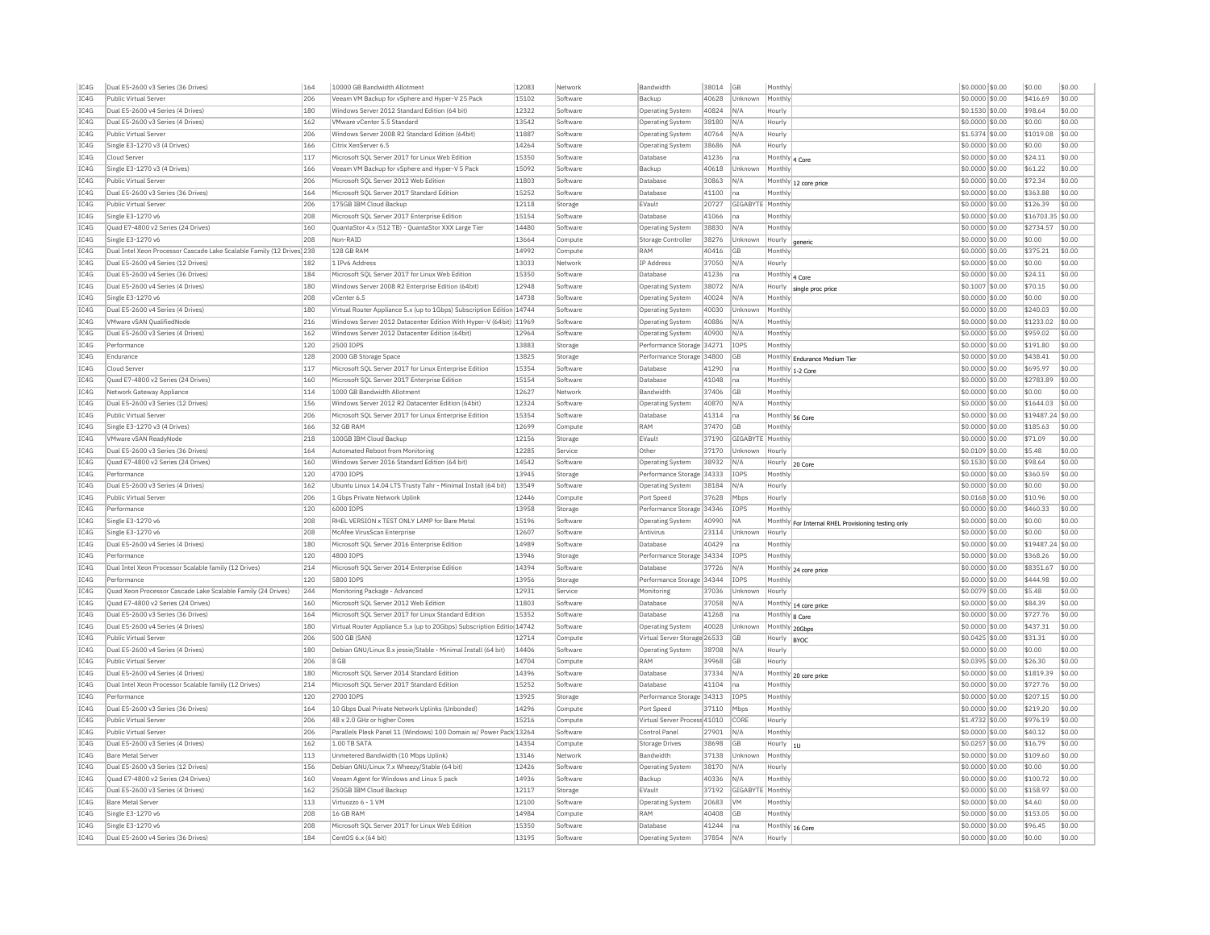| IC4G | Dual E5-2600 v3 Series (36 Drives) | 164 | 10000 GB Bandwidth Allotment | 12083 | Network | Bandwidth | 38014 | GB | Monthly | | $0.0000 | $0.00 | $0.00 | $0.00 |
|---|---|---|---|---|---|---|---|---|---|---|---|---|---|---|
| IC4G | Public Virtual Server | 206 | Veeam VM Backup for vSphere and Hyper-V 25 Pack | 15102 | Software | Backup | 40628 | Unknown | Monthly | | $0.0000 | $0.00 | $416.69 | $0.00 |
| IC4G | Dual E5-2600 v4 Series (4 Drives) | 180 | Windows Server 2012 Standard Edition (64 bit) | 12322 | Software | Operating System | 40824 | N/A | Hourly | | $0.1530 | $0.00 | $98.64 | $0.00 |
| IC4G | Dual E5-2600 v3 Series (4 Drives) | 162 | VMware vCenter 5.5 Standard | 13542 | Software | Operating System | 38180 | N/A | Hourly | | $0.0000 | $0.00 | $0.00 | $0.00 |
| IC4G | Public Virtual Server | 206 | Windows Server 2008 R2 Standard Edition (64bit) | 11887 | Software | Operating System | 40764 | N/A | Hourly | | $1.5374 | $0.00 | $1019.08 | $0.00 |
| IC4G | Single E3-1270 v3 (4 Drives) | 166 | Citrix XenServer 6.5 | 14264 | Software | Operating System | 38686 | NA | Hourly | | $0.0000 | $0.00 | $0.00 | $0.00 |
| IC4G | Cloud Server | 117 | Microsoft SQL Server 2017 for Linux Web Edition | 15350 | Software | Database | 41236 | na | Monthly | 4 Core | $0.0000 | $0.00 | $24.11 | $0.00 |
| IC4G | Single E3-1270 v3 (4 Drives) | 166 | Veeam VM Backup for vSphere and Hyper-V 5 Pack | 15092 | Software | Backup | 40618 | Unknown | Monthly | | $0.0000 | $0.00 | $61.22 | $0.00 |
| IC4G | Public Virtual Server | 206 | Microsoft SQL Server 2012 Web Edition | 11803 | Software | Database | 30863 | N/A | Monthly | 12 core price | $0.0000 | $0.00 | $72.34 | $0.00 |
| IC4G | Dual E5-2600 v3 Series (36 Drives) | 164 | Microsoft SQL Server 2017 Standard Edition | 15252 | Software | Database | 41100 | na | Monthly | | $0.0000 | $0.00 | $363.88 | $0.00 |
| IC4G | Public Virtual Server | 206 | 175GB IBM Cloud Backup | 12118 | Storage | EVault | 20727 | GIGABYTE | Monthly | | $0.0000 | $0.00 | $126.39 | $0.00 |
| IC4G | Single E3-1270 v6 | 208 | Microsoft SQL Server 2017 Enterprise Edition | 15154 | Software | Database | 41066 | na | Monthly | | $0.0000 | $0.00 | $16703.35 | $0.00 |
| IC4G | Quad E7-4800 v2 Series (24 Drives) | 160 | QuantaStor 4.x (512 TB) - QuantaStor XXX Large Tier | 14480 | Software | Operating System | 38830 | N/A | Monthly | | $0.0000 | $0.00 | $2734.57 | $0.00 |
| IC4G | Single E3-1270 v6 | 208 | Non-RAID | 13664 | Compute | Storage Controller | 38276 | Unknown | Hourly | generic | $0.0000 | $0.00 | $0.00 | $0.00 |
| IC4G | Dual Intel Xeon Processor Cascade Lake Scalable Family (12 Drives) | 238 | 128 GB RAM | 14992 | Compute | RAM | 40416 | GB | Monthly | | $0.0000 | $0.00 | $375.21 | $0.00 |
| IC4G | Dual E5-2600 v4 Series (12 Drives) | 182 | 1 IPv6 Address | 13033 | Network | IP Address | 37050 | N/A | Hourly | | $0.0000 | $0.00 | $0.00 | $0.00 |
| IC4G | Dual E5-2600 v4 Series (36 Drives) | 184 | Microsoft SQL Server 2017 for Linux Web Edition | 15350 | Software | Database | 41236 | na | Monthly | 4 Core | $0.0000 | $0.00 | $24.11 | $0.00 |
| IC4G | Dual E5-2600 v4 Series (4 Drives) | 180 | Windows Server 2008 R2 Enterprise Edition (64bit) | 12948 | Software | Operating System | 38072 | N/A | Hourly | single proc price | $0.1007 | $0.00 | $70.15 | $0.00 |
| IC4G | Single E3-1270 v6 | 208 | vCenter 6.5 | 14738 | Software | Operating System | 40024 | N/A | Monthly | | $0.0000 | $0.00 | $0.00 | $0.00 |
| IC4G | Dual E5-2600 v4 Series (4 Drives) | 180 | Virtual Router Appliance 5.x (up to 1Gbps) Subscription Edition | 14744 | Software | Operating System | 40030 | Unknown | Monthly | | $0.0000 | $0.00 | $240.03 | $0.00 |
| IC4G | VMware vSAN QualifiedNode | 216 | Windows Server 2012 Datacenter Edition With Hyper-V (64bit) | 11969 | Software | Operating System | 40886 | N/A | Monthly | | $0.0000 | $0.00 | $1233.02 | $0.00 |
| IC4G | Dual E5-2600 v3 Series (4 Drives) | 162 | Windows Server 2012 Datacenter Edition (64bit) | 12964 | Software | Operating System | 40900 | N/A | Monthly | | $0.0000 | $0.00 | $959.02 | $0.00 |
| IC4G | Performance | 120 | 2500 IOPS | 13883 | Storage | Performance Storage | 34271 | IOPS | Monthly | | $0.0000 | $0.00 | $191.80 | $0.00 |
| IC4G | Endurance | 128 | 2000 GB Storage Space | 13825 | Storage | Performance Storage | 34800 | GB | Monthly | Endurance Medium Tier | $0.0000 | $0.00 | $438.41 | $0.00 |
| IC4G | Cloud Server | 117 | Microsoft SQL Server 2017 for Linux Enterprise Edition | 15354 | Software | Database | 41290 | na | Monthly | 1-2 Core | $0.0000 | $0.00 | $695.97 | $0.00 |
| IC4G | Quad E7-4800 v2 Series (24 Drives) | 160 | Microsoft SQL Server 2017 Enterprise Edition | 15154 | Software | Database | 41048 | na | Monthly | | $0.0000 | $0.00 | $2783.89 | $0.00 |
| IC4G | Network Gateway Appliance | 114 | 1000 GB Bandwidth Allotment | 12627 | Network | Bandwidth | 37406 | GB | Monthly | | $0.0000 | $0.00 | $0.00 | $0.00 |
| IC4G | Dual E5-2600 v3 Series (12 Drives) | 156 | Windows Server 2012 R2 Datacenter Edition (64bit) | 12324 | Software | Operating System | 40870 | N/A | Monthly | | $0.0000 | $0.00 | $1644.03 | $0.00 |
| IC4G | Public Virtual Server | 206 | Microsoft SQL Server 2017 for Linux Enterprise Edition | 15354 | Software | Database | 41314 | na | Monthly | 56 Core | $0.0000 | $0.00 | $19487.24 | $0.00 |
| IC4G | Single E3-1270 v3 (4 Drives) | 166 | 32 GB RAM | 12699 | Compute | RAM | 37470 | GB | Monthly | | $0.0000 | $0.00 | $185.63 | $0.00 |
| IC4G | VMware vSAN ReadyNode | 218 | 100GB IBM Cloud Backup | 12156 | Storage | EVault | 37190 | GIGABYTE | Monthly | | $0.0000 | $0.00 | $71.09 | $0.00 |
| IC4G | Dual E5-2600 v3 Series (36 Drives) | 164 | Automated Reboot from Monitoring | 12285 | Service | Other | 37170 | Unknown | Hourly | | $0.0109 | $0.00 | $5.48 | $0.00 |
| IC4G | Quad E7-4800 v2 Series (24 Drives) | 160 | Windows Server 2016 Standard Edition (64 bit) | 14542 | Software | Operating System | 38932 | N/A | Hourly | 20 Core | $0.1530 | $0.00 | $98.64 | $0.00 |
| IC4G | Performance | 120 | 4700 IOPS | 13945 | Storage | Performance Storage | 34333 | IOPS | Monthly | | $0.0000 | $0.00 | $360.59 | $0.00 |
| IC4G | Dual E5-2600 v3 Series (4 Drives) | 162 | Ubuntu Linux 14.04 LTS Trusty Tahr - Minimal Install (64 bit) | 13549 | Software | Operating System | 38184 | N/A | Hourly | | $0.0000 | $0.00 | $0.00 | $0.00 |
| IC4G | Public Virtual Server | 206 | 1 Gbps Private Network Uplink | 12446 | Compute | Port Speed | 37628 | Mbps | Hourly | | $0.0168 | $0.00 | $10.96 | $0.00 |
| IC4G | Performance | 120 | 6000 IOPS | 13958 | Storage | Performance Storage | 34346 | IOPS | Monthly | | $0.0000 | $0.00 | $460.33 | $0.00 |
| IC4G | Single E3-1270 v6 | 208 | RHEL VERSION x TEST ONLY LAMP for Bare Metal | 15196 | Software | Operating System | 40990 | NA | Monthly | For Internal RHEL Provisioning testing only | $0.0000 | $0.00 | $0.00 | $0.00 |
| IC4G | Single E3-1270 v6 | 208 | McAfee VirusScan Enterprise | 12607 | Software | Antivirus | 23114 | Unknown | Hourly | | $0.0000 | $0.00 | $0.00 | $0.00 |
| IC4G | Dual E5-2600 v4 Series (4 Drives) | 180 | Microsoft SQL Server 2016 Enterprise Edition | 14989 | Software | Database | 40429 | na | Monthly | | $0.0000 | $0.00 | $19487.24 | $0.00 |
| IC4G | Performance | 120 | 4800 IOPS | 13946 | Storage | Performance Storage | 34334 | IOPS | Monthly | | $0.0000 | $0.00 | $368.26 | $0.00 |
| IC4G | Dual Intel Xeon Processor Scalable family (12 Drives) | 214 | Microsoft SQL Server 2014 Enterprise Edition | 14394 | Software | Database | 37726 | N/A | Monthly | 24 core price | $0.0000 | $0.00 | $8351.67 | $0.00 |
| IC4G | Performance | 120 | 5800 IOPS | 13956 | Storage | Performance Storage | 34344 | IOPS | Monthly | | $0.0000 | $0.00 | $444.98 | $0.00 |
| IC4G | Quad Xeon Processor Cascade Lake Scalable Family (24 Drives) | 244 | Monitoring Package - Advanced | 12931 | Service | Monitoring | 37036 | Unknown | Hourly | | $0.0079 | $0.00 | $5.48 | $0.00 |
| IC4G | Quad E7-4800 v2 Series (24 Drives) | 160 | Microsoft SQL Server 2012 Web Edition | 11803 | Software | Database | 37058 | N/A | Monthly | 14 core price | $0.0000 | $0.00 | $84.39 | $0.00 |
| IC4G | Dual E5-2600 v3 Series (36 Drives) | 164 | Microsoft SQL Server 2017 for Linux Standard Edition | 15352 | Software | Database | 41268 | na | Monthly | 8 Core | $0.0000 | $0.00 | $727.76 | $0.00 |
| IC4G | Dual E5-2600 v4 Series (4 Drives) | 180 | Virtual Router Appliance 5.x (up to 20Gbps) Subscription Edition | 14742 | Software | Operating System | 40028 | Unknown | Monthly | 20Gbps | $0.0000 | $0.00 | $437.31 | $0.00 |
| IC4G | Public Virtual Server | 206 | 500 GB (SAN) | 12714 | Compute | Virtual Server Storage | 26533 | GB | Hourly | BYOC | $0.0425 | $0.00 | $31.31 | $0.00 |
| IC4G | Dual E5-2600 v4 Series (4 Drives) | 180 | Debian GNU/Linux 8.x jessie/Stable - Minimal Install (64 bit) | 14406 | Software | Operating System | 38708 | N/A | Hourly | | $0.0000 | $0.00 | $0.00 | $0.00 |
| IC4G | Public Virtual Server | 206 | 8 GB | 14704 | Compute | RAM | 39968 | GB | Hourly | | $0.0395 | $0.00 | $26.30 | $0.00 |
| IC4G | Dual E5-2600 v4 Series (4 Drives) | 180 | Microsoft SQL Server 2014 Standard Edition | 14396 | Software | Database | 37334 | N/A | Monthly | 20 core price | $0.0000 | $0.00 | $1819.39 | $0.00 |
| IC4G | Dual Intel Xeon Processor Scalable family (12 Drives) | 214 | Microsoft SQL Server 2017 Standard Edition | 15252 | Software | Database | 41104 | na | Monthly | | $0.0000 | $0.00 | $727.76 | $0.00 |
| IC4G | Performance | 120 | 2700 IOPS | 13925 | Storage | Performance Storage | 34313 | IOPS | Monthly | | $0.0000 | $0.00 | $207.15 | $0.00 |
| IC4G | Dual E5-2600 v3 Series (36 Drives) | 164 | 10 Gbps Dual Private Network Uplinks (Unbonded) | 14296 | Compute | Port Speed | 37110 | Mbps | Monthly | | $0.0000 | $0.00 | $219.20 | $0.00 |
| IC4G | Public Virtual Server | 206 | 48 x 2.0 GHz or higher Cores | 15216 | Compute | Virtual Server Process | 41010 | CORE | Hourly | | $1.4732 | $0.00 | $976.19 | $0.00 |
| IC4G | Public Virtual Server | 206 | Parallels Plesk Panel 11 (Windows) 100 Domain w/ Power Pack | 13264 | Software | Control Panel | 27901 | N/A | Monthly | | $0.0000 | $0.00 | $40.12 | $0.00 |
| IC4G | Dual E5-2600 v3 Series (4 Drives) | 162 | 1.00 TB SATA | 14354 | Compute | Storage Drives | 38698 | GB | Hourly | 1U | $0.0257 | $0.00 | $16.79 | $0.00 |
| IC4G | Bare Metal Server | 113 | Unmetered Bandwidth (10 Mbps Uplink) | 13146 | Network | Bandwidth | 37138 | Unknown | Monthly | | $0.0000 | $0.00 | $109.60 | $0.00 |
| IC4G | Dual E5-2600 v3 Series (12 Drives) | 156 | Debian GNU/Linux 7.x Wheezy/Stable (64 bit) | 12426 | Software | Operating System | 38170 | N/A | Hourly | | $0.0000 | $0.00 | $0.00 | $0.00 |
| IC4G | Quad E7-4800 v2 Series (24 Drives) | 160 | Veeam Agent for Windows and Linux 5 pack | 14936 | Software | Backup | 40336 | N/A | Monthly | | $0.0000 | $0.00 | $100.72 | $0.00 |
| IC4G | Dual E5-2600 v3 Series (4 Drives) | 162 | 250GB IBM Cloud Backup | 12117 | Storage | EVault | 37192 | GIGABYTE | Monthly | | $0.0000 | $0.00 | $158.97 | $0.00 |
| IC4G | Bare Metal Server | 113 | Virtuozzo 6 - 1 VM | 12100 | Software | Operating System | 20683 | VM | Monthly | | $0.0000 | $0.00 | $4.60 | $0.00 |
| IC4G | Single E3-1270 v6 | 208 | 16 GB RAM | 14984 | Compute | RAM | 40408 | GB | Monthly | | $0.0000 | $0.00 | $153.05 | $0.00 |
| IC4G | Single E3-1270 v6 | 208 | Microsoft SQL Server 2017 for Linux Web Edition | 15350 | Software | Database | 41244 | na | Monthly | 16 Core | $0.0000 | $0.00 | $96.45 | $0.00 |
| IC4G | Dual E5-2600 v4 Series (36 Drives) | 184 | CentOS 6.x (64 bit) | 13195 | Software | Operating System | 37854 | N/A | Hourly | | $0.0000 | $0.00 | $0.00 | $0.00 |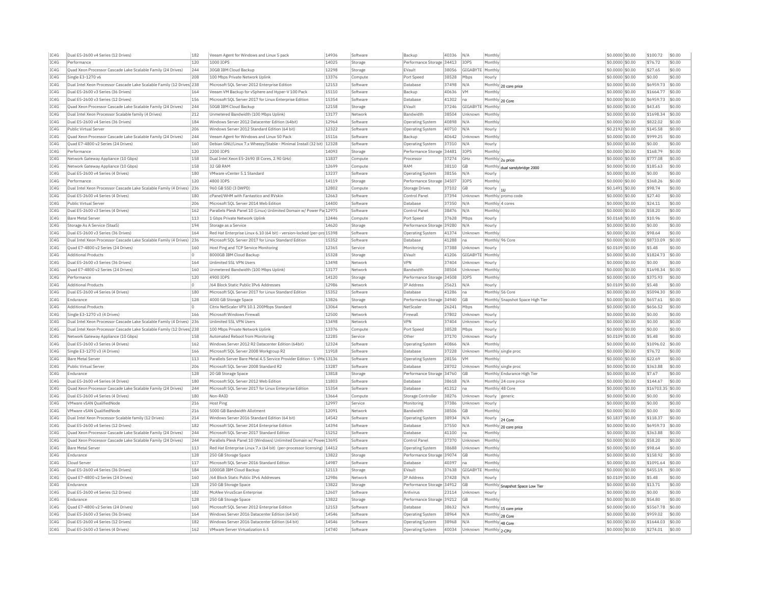| IC4G | Dual E5-2600 v4 Series (12 Drives) | 182 | Veeam Agent for Windows and Linux 5 pack | 14936 | Software | Backup | 40336 | N/A | Monthly | | $0.0000 | $0.00 | $100.72 | $0.00 |
|---|---|---|---|---|---|---|---|---|---|---|---|---|---|---|
| IC4G | Performance | 120 | 1000 IOPS | 14025 | Storage | Performance Storage | 34413 | IOPS | Monthly | | $0.0000 | $0.00 | $76.72 | $0.00 |
| IC4G | Quad Xeon Processor Cascade Lake Scalable Family (24 Drives) | 244 | 30GB IBM Cloud Backup | 12298 | Storage | EVault | 38056 | GIGABYTE | Monthly | | $0.0000 | $0.00 | $27.65 | $0.00 |
| IC4G | Single E3-1270 v6 | 208 | 100 Mbps Private Network Uplink | 13376 | Compute | Port Speed | 38528 | Mbps | Hourly | | $0.0000 | $0.00 | $0.00 | $0.00 |
| IC4G | Dual Intel Xeon Processor Cascade Lake Scalable Family (12 Drives) | 238 | Microsoft SQL Server 2012 Enterprise Edition | 12153 | Software | Database | 37498 | N/A | Monthly | 20 core price | $0.0000 | $0.00 | $6959.73 | $0.00 |
| IC4G | Dual E5-2600 v3 Series (36 Drives) | 164 | Veeam VM Backup for vSphere and Hyper-V 100 Pack | 15110 | Software | Backup | 40636 | VM | Monthly | | $0.0000 | $0.00 | $1664.77 | $0.00 |
| IC4G | Dual E5-2600 v3 Series (12 Drives) | 156 | Microsoft SQL Server 2017 for Linux Enterprise Edition | 15354 | Software | Database | 41302 | na | Monthly | 20 Core | $0.0000 | $0.00 | $6959.73 | $0.00 |
| IC4G | Quad Xeon Processor Cascade Lake Scalable Family (24 Drives) | 244 | 50GB IBM Cloud Backup | 12158 | Storage | EVault | 37246 | GIGABYTE | Monthly | | $0.0000 | $0.00 | $43.45 | $0.00 |
| IC4G | Dual Intel Xeon Processor Scalable family (4 Drives) | 212 | Unmetered Bandwidth (100 Mbps Uplink) | 13177 | Network | Bandwidth | 38504 | Unknown | Monthly | | $0.0000 | $0.00 | $1698.34 | $0.00 |
| IC4G | Dual E5-2600 v4 Series (36 Drives) | 184 | Windows Server 2012 Datacenter Edition (64bit) | 12964 | Software | Operating System | 40898 | N/A | Monthly | | $0.0000 | $0.00 | $822.02 | $0.00 |
| IC4G | Public Virtual Server | 206 | Windows Server 2012 Standard Edition (64 bit) | 12322 | Software | Operating System | 40710 | N/A | Hourly | | $0.2192 | $0.00 | $145.58 | $0.00 |
| IC4G | Quad Xeon Processor Cascade Lake Scalable Family (24 Drives) | 244 | Veeam Agent for Windows and Linux 50 Pack | 15116 | Software | Backup | 40642 | Unknown | Monthly | | $0.0000 | $0.00 | $999.25 | $0.00 |
| IC4G | Quad E7-4800 v2 Series (24 Drives) | 160 | Debian GNU/Linux 7.x Wheezy/Stable - Minimal Install (32 bit) | 12328 | Software | Operating System | 37310 | N/A | Hourly | | $0.0000 | $0.00 | $0.00 | $0.00 |
| IC4G | Performance | 120 | 2200 IOPS | 14093 | Storage | Performance Storage | 34481 | IOPS | Monthly | | $0.0000 | $0.00 | $168.79 | $0.00 |
| IC4G | Network Gateway Appliance (10 Gbps) | 158 | Dual Intel Xeon E5-2690 (8 Cores, 2.90 GHz) | 11837 | Compute | Processor | 37274 | GHz | Monthly | 2u price | $0.0000 | $0.00 | $777.08 | $0.00 |
| IC4G | Network Gateway Appliance (10 Gbps) | 158 | 32 GB RAM | 12699 | Compute | RAM | 38110 | GB | Monthly | dual sandybridge 2000 | $0.0000 | $0.00 | $185.63 | $0.00 |
| IC4G | Dual E5-2600 v4 Series (4 Drives) | 180 | VMware vCenter 5.1 Standard | 13237 | Software | Operating System | 38156 | N/A | Hourly | | $0.0000 | $0.00 | $0.00 | $0.00 |
| IC4G | Performance | 120 | 4800 IOPS | 14119 | Storage | Performance Storage | 34507 | IOPS | Monthly | | $0.0000 | $0.00 | $368.26 | $0.00 |
| IC4G | Dual Intel Xeon Processor Cascade Lake Scalable Family (4 Drives) | 236 | 960 GB SSD (3 DWPD) | 12802 | Compute | Storage Drives | 37102 | GB | Hourly | 1U | $0.1491 | $0.00 | $98.74 | $0.00 |
| IC4G | Dual E5-2600 v4 Series (4 Drives) | 180 | cPanel/WHM with Fantastico and RVskin | 12663 | Software | Control Panel | 37394 | Unknown | Monthly | promo code | $0.0000 | $0.00 | $27.40 | $0.00 |
| IC4G | Public Virtual Server | 206 | Microsoft SQL Server 2014 Web Edition | 14400 | Software | Database | 37350 | N/A | Monthly | 4 cores | $0.0000 | $0.00 | $24.11 | $0.00 |
| IC4G | Dual E5-2600 v3 Series (4 Drives) | 162 | Parallels Plesk Panel 10 (Linux) Unlimited Domain w/ Power Pa | 12975 | Software | Control Panel | 38476 | N/A | Monthly | | $0.0000 | $0.00 | $58.20 | $0.00 |
| IC4G | Bare Metal Server | 113 | 1 Gbps Private Network Uplink | 12446 | Compute | Port Speed | 37628 | Mbps | Hourly | | $0.0168 | $0.00 | $10.96 | $0.00 |
| IC4G | Storage As A Service (StaaS) | 194 | Storage as a Service | 14620 | Storage | Performance Storage | 39280 | N/A | Hourly | | $0.0000 | $0.00 | $0.00 | $0.00 |
| IC4G | Dual E5-2600 v3 Series (36 Drives) | 164 | Red Hat Enterprise Linux 6.10 (64 bit) - version-locked (per-pro | 15398 | Software | Operating System | 41374 | Unknown | Monthly | | $0.0000 | $0.00 | $98.64 | $0.00 |
| IC4G | Dual Intel Xeon Processor Cascade Lake Scalable Family (4 Drives) | 236 | Microsoft SQL Server 2017 for Linux Standard Edition | 15352 | Software | Database | 41288 | na | Monthly | 96 Core | $0.0000 | $0.00 | $8733.09 | $0.00 |
| IC4G | Quad E7-4800 v2 Series (24 Drives) | 160 | Host Ping and TCP Service Monitoring | 12365 | Service | Monitoring | 37388 | Unknown | Hourly | | $0.0109 | $0.00 | $5.48 | $0.00 |
| IC4G | Additional Products | 0 | 8000GB IBM Cloud Backup | 15328 | Storage | EVault | 41206 | GIGABYTE | Monthly | | $0.0000 | $0.00 | $1824.73 | $0.00 |
| IC4G | Dual E5-2600 v3 Series (36 Drives) | 164 | Unlimited SSL VPN Users | 13498 | Network | VPN | 37404 | Unknown | Hourly | | $0.0000 | $0.00 | $0.00 | $0.00 |
| IC4G | Quad E7-4800 v2 Series (24 Drives) | 160 | Unmetered Bandwidth (100 Mbps Uplink) | 13177 | Network | Bandwidth | 38504 | Unknown | Monthly | | $0.0000 | $0.00 | $1698.34 | $0.00 |
| IC4G | Performance | 120 | 4900 IOPS | 14120 | Storage | Performance Storage | 34508 | IOPS | Monthly | | $0.0000 | $0.00 | $375.93 | $0.00 |
| IC4G | Additional Products | 0 | /64 Block Static Public IPv6 Addresses | 12986 | Network | IP Address | 25621 | N/A | Hourly | | $0.0109 | $0.00 | $5.48 | $0.00 |
| IC4G | Dual E5-2600 v4 Series (4 Drives) | 180 | Microsoft SQL Server 2017 for Linux Standard Edition | 15352 | Software | Database | 41286 | na | Monthly | 56 Core | $0.0000 | $0.00 | $5094.30 | $0.00 |
| IC4G | Endurance | 128 | 4000 GB Storage Space | 13826 | Storage | Performance Storage | 34940 | GB | Monthly | Snapshot Space High Tier | $0.0000 | $0.00 | $657.61 | $0.00 |
| IC4G | Additional Products | 0 | Citrix NetScaler VPX 10.1 200Mbps Standard | 13064 | Network | NetScaler | 26241 | Mbps | Monthly | | $0.0000 | $0.00 | $656.52 | $0.00 |
| IC4G | Single E3-1270 v3 (4 Drives) | 166 | Microsoft Windows Firewall | 12500 | Network | Firewall | 37802 | Unknown | Hourly | | $0.0000 | $0.00 | $0.00 | $0.00 |
| IC4G | Dual Intel Xeon Processor Cascade Lake Scalable Family (4 Drives) | 236 | Unlimited SSL VPN Users | 13498 | Network | VPN | 37404 | Unknown | Hourly | | $0.0000 | $0.00 | $0.00 | $0.00 |
| IC4G | Dual Intel Xeon Processor Cascade Lake Scalable Family (12 Drives) | 238 | 100 Mbps Private Network Uplink | 13376 | Compute | Port Speed | 38528 | Mbps | Hourly | | $0.0000 | $0.00 | $0.00 | $0.00 |
| IC4G | Network Gateway Appliance (10 Gbps) | 158 | Automated Reboot from Monitoring | 12285 | Service | Other | 37170 | Unknown | Hourly | | $0.0109 | $0.00 | $5.48 | $0.00 |
| IC4G | Dual E5-2600 v3 Series (4 Drives) | 162 | Windows Server 2012 R2 Datacenter Edition (64bit) | 12324 | Software | Operating System | 40866 | N/A | Monthly | | $0.0000 | $0.00 | $1096.02 | $0.00 |
| IC4G | Single E3-1270 v3 (4 Drives) | 166 | Microsoft SQL Server 2008 Workgroup R2 | 11918 | Software | Database | 37228 | Unknown | Monthly | single proc | $0.0000 | $0.00 | $76.72 | $0.00 |
| IC4G | Bare Metal Server | 113 | Parallels Server Bare Metal 4.5 Service Provider Edition - 5 VMs | 13136 | Software | Operating System | 28156 | VM | Monthly | | $0.0000 | $0.00 | $22.69 | $0.00 |
| IC4G | Public Virtual Server | 206 | Microsoft SQL Server 2008 Standard R2 | 13287 | Software | Database | 28702 | Unknown | Monthly | single proc | $0.0000 | $0.00 | $363.88 | $0.00 |
| IC4G | Endurance | 128 | 20 GB Storage Space | 13818 | Storage | Performance Storage | 34760 | GB | Monthly | Endurance High Tier | $0.0000 | $0.00 | $7.67 | $0.00 |
| IC4G | Dual E5-2600 v4 Series (4 Drives) | 180 | Microsoft SQL Server 2012 Web Edition | 11803 | Software | Database | 38618 | N/A | Monthly | 24 core price | $0.0000 | $0.00 | $144.67 | $0.00 |
| IC4G | Quad Xeon Processor Cascade Lake Scalable Family (24 Drives) | 244 | Microsoft SQL Server 2017 for Linux Enterprise Edition | 15354 | Software | Database | 41312 | na | Monthly | 48 Core | $0.0000 | $0.00 | $16703.35 | $0.00 |
| IC4G | Dual E5-2600 v4 Series (4 Drives) | 180 | Non-RAID | 13664 | Compute | Storage Controller | 38276 | Unknown | Hourly | generic | $0.0000 | $0.00 | $0.00 | $0.00 |
| IC4G | VMware vSAN QualifiedNode | 216 | Host Ping | 12997 | Service | Monitoring | 37386 | Unknown | Hourly | | $0.0000 | $0.00 | $0.00 | $0.00 |
| IC4G | VMware vSAN QualifiedNode | 216 | 5000 GB Bandwidth Allotment | 12091 | Network | Bandwidth | 38506 | GB | Monthly | | $0.0000 | $0.00 | $0.00 | $0.00 |
| IC4G | Dual Intel Xeon Processor Scalable family (12 Drives) | 214 | Windows Server 2016 Standard Edition (64 bit) | 14542 | Software | Operating System | 38934 | N/A | Hourly | 24 Core | $0.1837 | $0.00 | $118.37 | $0.00 |
| IC4G | Dual E5-2600 v4 Series (12 Drives) | 182 | Microsoft SQL Server 2014 Enterprise Edition | 14394 | Software | Database | 37550 | N/A | Monthly | 20 core price | $0.0000 | $0.00 | $6959.73 | $0.00 |
| IC4G | Quad Xeon Processor Cascade Lake Scalable Family (24 Drives) | 244 | Microsoft SQL Server 2017 Standard Edition | 15252 | Software | Database | 41100 | na | Monthly | | $0.0000 | $0.00 | $363.88 | $0.00 |
| IC4G | Quad Xeon Processor Cascade Lake Scalable Family (24 Drives) | 244 | Parallels Plesk Panel 10 (Windows) Unlimited Domain w/ Powe | 13695 | Software | Control Panel | 37370 | Unknown | Monthly | | $0.0000 | $0.00 | $58.20 | $0.00 |
| IC4G | Bare Metal Server | 113 | Red Hat Enterprise Linux 7.x (64 bit) (per-processor licensing) | 14412 | Software | Operating System | 38688 | Unknown | Monthly | | $0.0000 | $0.00 | $98.64 | $0.00 |
| IC4G | Endurance | 128 | 250 GB Storage Space | 13822 | Storage | Performance Storage | 39074 | GB | Monthly | | $0.0000 | $0.00 | $158.92 | $0.00 |
| IC4G | Cloud Server | 117 | Microsoft SQL Server 2016 Standard Edition | 14987 | Software | Database | 40397 | na | Monthly | | $0.0000 | $0.00 | $1091.64 | $0.00 |
| IC4G | Dual E5-2600 v4 Series (36 Drives) | 184 | 1000GB IBM Cloud Backup | 12113 | Storage | EVault | 37638 | GIGABYTE | Monthly | | $0.0000 | $0.00 | $455.19 | $0.00 |
| IC4G | Quad E7-4800 v2 Series (24 Drives) | 160 | /64 Block Static Public IPv6 Addresses | 12986 | Network | IP Address | 37428 | N/A | Hourly | | $0.0109 | $0.00 | $5.48 | $0.00 |
| IC4G | Endurance | 128 | 250 GB Storage Space | 13822 | Storage | Performance Storage | 34912 | GB | Monthly | Snapshot Space Low Tier | $0.0000 | $0.00 | $13.71 | $0.00 |
| IC4G | Dual E5-2600 v4 Series (12 Drives) | 182 | McAfee VirusScan Enterprise | 12607 | Software | Antivirus | 23114 | Unknown | Hourly | | $0.0000 | $0.00 | $0.00 | $0.00 |
| IC4G | Endurance | 128 | 250 GB Storage Space | 13822 | Storage | Performance Storage | 39212 | GB | Monthly | | $0.0000 | $0.00 | $54.80 | $0.00 |
| IC4G | Quad E7-4800 v2 Series (24 Drives) | 160 | Microsoft SQL Server 2012 Enterprise Edition | 12153 | Software | Database | 38632 | N/A | Monthly | 15 core price | $0.0000 | $0.00 | $5567.78 | $0.00 |
| IC4G | Dual E5-2600 v3 Series (36 Drives) | 164 | Windows Server 2016 Datacenter Edition (64 bit) | 14546 | Software | Operating System | 38964 | N/A | Monthly | 28 Core | $0.0000 | $0.00 | $959.02 | $0.00 |
| IC4G | Dual E5-2600 v4 Series (12 Drives) | 182 | Windows Server 2016 Datacenter Edition (64 bit) | 14546 | Software | Operating System | 38968 | N/A | Monthly | 48 Core | $0.0000 | $0.00 | $1644.03 | $0.00 |
| IC4G | Dual E5-2600 v3 Series (4 Drives) | 162 | VMware Server Virtualization 6.5 | 14740 | Software | Operating System | 40034 | Unknown | Monthly | 2-CPU | $0.0000 | $0.00 | $274.01 | $0.00 |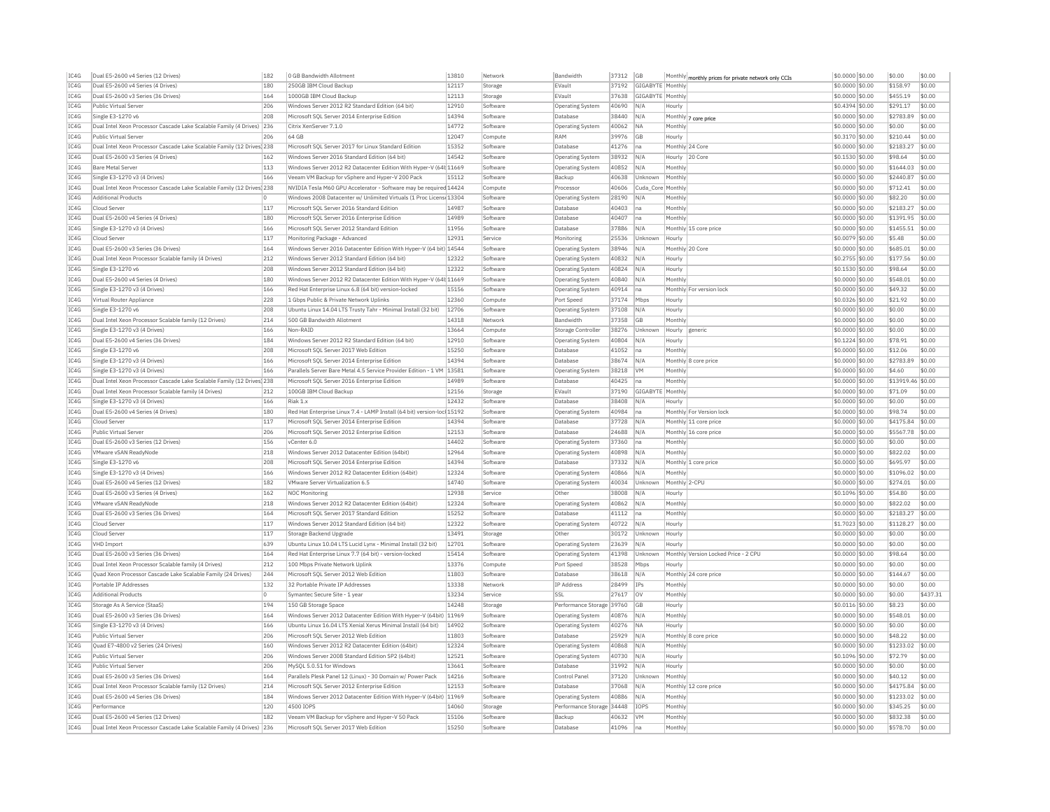| IC4G | Dual E5-2600 v4 Series (12 Drives) | 182 | 0 GB Bandwidth Allotment | 13810 | Network | Bandwidth | 37312 | GB | Monthly | monthly prices for private network only CCIs | $0.0000 | $0.00 | $0.00 | $0.00 |
|---|---|---|---|---|---|---|---|---|---|---|---|---|---|---|
| IC4G | Dual E5-2600 v4 Series (4 Drives) | 180 | 250GB IBM Cloud Backup | 12117 | Storage | EVault | 37192 | GIGABYTE | Monthly | | $0.0000 | $0.00 | $158.97 | $0.00 |
| IC4G | Dual E5-2600 v3 Series (36 Drives) | 164 | 1000GB IBM Cloud Backup | 12113 | Storage | EVault | 37638 | GIGABYTE | Monthly | | $0.0000 | $0.00 | $455.19 | $0.00 |
| IC4G | Public Virtual Server | 206 | Windows Server 2012 R2 Standard Edition (64 bit) | 12910 | Software | Operating System | 40690 | N/A | Hourly | | $0.4394 | $0.00 | $291.17 | $0.00 |
| IC4G | Single E3-1270 v6 | 208 | Microsoft SQL Server 2014 Enterprise Edition | 14394 | Software | Database | 38440 | N/A | Monthly | 7 core price | $0.0000 | $0.00 | $2783.89 | $0.00 |
| IC4G | Dual Intel Xeon Processor Cascade Lake Scalable Family (4 Drives) | 236 | Citrix XenServer 7.1.0 | 14772 | Software | Operating System | 40062 | NA | Monthly | | $0.0000 | $0.00 | $0.00 | $0.00 |
| IC4G | Public Virtual Server | 206 | 64 GB | 12047 | Compute | RAM | 39976 | GB | Hourly | | $0.3170 | $0.00 | $210.44 | $0.00 |
| IC4G | Dual Intel Xeon Processor Cascade Lake Scalable Family (12 Drives) | 238 | Microsoft SQL Server 2017 for Linux Standard Edition | 15352 | Software | Database | 41276 | na | Monthly | 24 Core | $0.0000 | $0.00 | $2183.27 | $0.00 |
| IC4G | Dual E5-2600 v3 Series (4 Drives) | 162 | Windows Server 2016 Standard Edition (64 bit) | 14542 | Software | Operating System | 38932 | N/A | Hourly | 20 Core | $0.1530 | $0.00 | $98.64 | $0.00 |
| IC4G | Bare Metal Server | 113 | Windows Server 2012 R2 Datacenter Edition With Hyper-V (64b | 11669 | Software | Operating System | 40852 | N/A | Monthly | | $0.0000 | $0.00 | $1644.03 | $0.00 |
| IC4G | Single E3-1270 v3 (4 Drives) | 166 | Veeam VM Backup for vSphere and Hyper-V 200 Pack | 15112 | Software | Backup | 40638 | Unknown | Monthly | | $0.0000 | $0.00 | $2440.87 | $0.00 |
| IC4G | Dual Intel Xeon Processor Cascade Lake Scalable Family (12 Drives) | 238 | NVIDIA Tesla M60 GPU Accelerator - Software may be required | 14424 | Compute | Processor | 40606 | Cuda_Core | Monthly | | $0.0000 | $0.00 | $712.41 | $0.00 |
| IC4G | Additional Products | 0 | Windows 2008 Datacenter w/ Unlimited Virtuals (1 Proc License | 13304 | Software | Operating System | 28190 | N/A | Monthly | | $0.0000 | $0.00 | $82.20 | $0.00 |
| IC4G | Cloud Server | 117 | Microsoft SQL Server 2016 Standard Edition | 14987 | Software | Database | 40403 | na | Monthly | | $0.0000 | $0.00 | $2183.27 | $0.00 |
| IC4G | Dual E5-2600 v4 Series (4 Drives) | 180 | Microsoft SQL Server 2016 Enterprise Edition | 14989 | Software | Database | 40407 | na | Monthly | | $0.0000 | $0.00 | $1391.95 | $0.00 |
| IC4G | Single E3-1270 v3 (4 Drives) | 166 | Microsoft SQL Server 2012 Standard Edition | 11956 | Software | Database | 37886 | N/A | Monthly | 15 core price | $0.0000 | $0.00 | $1455.51 | $0.00 |
| IC4G | Cloud Server | 117 | Monitoring Package - Advanced | 12931 | Service | Monitoring | 25536 | Unknown | Hourly | | $0.0079 | $0.00 | $5.48 | $0.00 |
| IC4G | Dual E5-2600 v3 Series (36 Drives) | 164 | Windows Server 2016 Datacenter Edition With Hyper-V (64 bit) | 14544 | Software | Operating System | 38946 | N/A | Monthly | 20 Core | $0.0000 | $0.00 | $685.01 | $0.00 |
| IC4G | Dual Intel Xeon Processor Scalable family (4 Drives) | 212 | Windows Server 2012 Standard Edition (64 bit) | 12322 | Software | Operating System | 40832 | N/A | Hourly | | $0.2755 | $0.00 | $177.56 | $0.00 |
| IC4G | Single E3-1270 v6 | 208 | Windows Server 2012 Standard Edition (64 bit) | 12322 | Software | Operating System | 40824 | N/A | Hourly | | $0.1530 | $0.00 | $98.64 | $0.00 |
| IC4G | Dual E5-2600 v4 Series (4 Drives) | 180 | Windows Server 2012 R2 Datacenter Edition With Hyper-V (64b | 11669 | Software | Operating System | 40840 | N/A | Monthly | | $0.0000 | $0.00 | $548.01 | $0.00 |
| IC4G | Single E3-1270 v3 (4 Drives) | 166 | Red Hat Enterprise Linux 6.8 (64 bit) version-locked | 15156 | Software | Operating System | 40914 | na | Monthly | For version lock | $0.0000 | $0.00 | $49.32 | $0.00 |
| IC4G | Virtual Router Appliance | 228 | 1 Gbps Public & Private Network Uplinks | 12360 | Compute | Port Speed | 37174 | Mbps | Hourly | | $0.0326 | $0.00 | $21.92 | $0.00 |
| IC4G | Single E3-1270 v6 | 208 | Ubuntu Linux 14.04 LTS Trusty Tahr - Minimal Install (32 bit) | 12706 | Software | Operating System | 37108 | N/A | Hourly | | $0.0000 | $0.00 | $0.00 | $0.00 |
| IC4G | Dual Intel Xeon Processor Scalable family (12 Drives) | 214 | 500 GB Bandwidth Allotment | 14318 | Network | Bandwidth | 37358 | GB | Monthly | | $0.0000 | $0.00 | $0.00 | $0.00 |
| IC4G | Single E3-1270 v3 (4 Drives) | 166 | Non-RAID | 13664 | Compute | Storage Controller | 38276 | Unknown | Hourly | generic | $0.0000 | $0.00 | $0.00 | $0.00 |
| IC4G | Dual E5-2600 v4 Series (36 Drives) | 184 | Windows Server 2012 R2 Standard Edition (64 bit) | 12910 | Software | Operating System | 40804 | N/A | Hourly | | $0.1224 | $0.00 | $78.91 | $0.00 |
| IC4G | Single E3-1270 v6 | 208 | Microsoft SQL Server 2017 Web Edition | 15250 | Software | Database | 41052 | na | Monthly | | $0.0000 | $0.00 | $12.06 | $0.00 |
| IC4G | Single E3-1270 v3 (4 Drives) | 166 | Microsoft SQL Server 2014 Enterprise Edition | 14394 | Software | Database | 38674 | N/A | Monthly | 8 core price | $0.0000 | $0.00 | $2783.89 | $0.00 |
| IC4G | Single E3-1270 v3 (4 Drives) | 166 | Parallels Server Bare Metal 4.5 Service Provider Edition - 1 VM | 13581 | Software | Operating System | 38218 | VM | Monthly | | $0.0000 | $0.00 | $4.60 | $0.00 |
| IC4G | Dual Intel Xeon Processor Cascade Lake Scalable Family (12 Drives) | 238 | Microsoft SQL Server 2016 Enterprise Edition | 14989 | Software | Database | 40425 | na | Monthly | | $0.0000 | $0.00 | $13919.46 | $0.00 |
| IC4G | Dual Intel Xeon Processor Scalable family (4 Drives) | 212 | 100GB IBM Cloud Backup | 12156 | Storage | EVault | 37190 | GIGABYTE | Monthly | | $0.0000 | $0.00 | $71.09 | $0.00 |
| IC4G | Single E3-1270 v3 (4 Drives) | 166 | Riak 1.x | 12432 | Software | Database | 38408 | N/A | Hourly | | $0.0000 | $0.00 | $0.00 | $0.00 |
| IC4G | Dual E5-2600 v4 Series (4 Drives) | 180 | Red Hat Enterprise Linux 7.4 - LAMP Install (64 bit) version-lock | 15192 | Software | Operating System | 40984 | na | Monthly | For Version lock | $0.0000 | $0.00 | $98.74 | $0.00 |
| IC4G | Cloud Server | 117 | Microsoft SQL Server 2014 Enterprise Edition | 14394 | Software | Database | 37728 | N/A | Monthly | 11 core price | $0.0000 | $0.00 | $4175.84 | $0.00 |
| IC4G | Public Virtual Server | 206 | Microsoft SQL Server 2012 Enterprise Edition | 12153 | Software | Database | 24688 | N/A | Monthly | 16 core price | $0.0000 | $0.00 | $5567.78 | $0.00 |
| IC4G | Dual E5-2600 v3 Series (12 Drives) | 156 | vCenter 6.0 | 14402 | Software | Operating System | 37360 | na | Monthly | | $0.0000 | $0.00 | $0.00 | $0.00 |
| IC4G | VMware vSAN ReadyNode | 218 | Windows Server 2012 Datacenter Edition (64bit) | 12964 | Software | Operating System | 40898 | N/A | Monthly | | $0.0000 | $0.00 | $822.02 | $0.00 |
| IC4G | Single E3-1270 v6 | 208 | Microsoft SQL Server 2014 Enterprise Edition | 14394 | Software | Database | 37332 | N/A | Monthly | 1 core price | $0.0000 | $0.00 | $695.97 | $0.00 |
| IC4G | Single E3-1270 v3 (4 Drives) | 166 | Windows Server 2012 R2 Datacenter Edition (64bit) | 12324 | Software | Operating System | 40866 | N/A | Monthly | | $0.0000 | $0.00 | $1096.02 | $0.00 |
| IC4G | Dual E5-2600 v4 Series (12 Drives) | 182 | VMware Server Virtualization 6.5 | 14740 | Software | Operating System | 40034 | Unknown | Monthly | 2-CPU | $0.0000 | $0.00 | $274.01 | $0.00 |
| IC4G | Dual E5-2600 v3 Series (4 Drives) | 162 | NOC Monitoring | 12938 | Service | Other | 38008 | N/A | Hourly | | $0.1096 | $0.00 | $54.80 | $0.00 |
| IC4G | VMware vSAN ReadyNode | 218 | Windows Server 2012 R2 Datacenter Edition (64bit) | 12324 | Software | Operating System | 40862 | N/A | Monthly | | $0.0000 | $0.00 | $822.02 | $0.00 |
| IC4G | Dual E5-2600 v3 Series (36 Drives) | 164 | Microsoft SQL Server 2017 Standard Edition | 15252 | Software | Database | 41112 | na | Monthly | | $0.0000 | $0.00 | $2183.27 | $0.00 |
| IC4G | Cloud Server | 117 | Windows Server 2012 Standard Edition (64 bit) | 12322 | Software | Operating System | 40722 | N/A | Hourly | | $1.7023 | $0.00 | $1128.27 | $0.00 |
| IC4G | Cloud Server | 117 | Storage Backend Upgrade | 13491 | Storage | Other | 30172 | Unknown | Hourly | | $0.0000 | $0.00 | $0.00 | $0.00 |
| IC4G | VHD Import | 639 | Ubuntu Linux 10.04 LTS Lucid Lynx - Minimal Install (32 bit) | 12701 | Software | Operating System | 23639 | N/A | Hourly | | $0.0000 | $0.00 | $0.00 | $0.00 |
| IC4G | Dual E5-2600 v3 Series (36 Drives) | 164 | Red Hat Enterprise Linux 7.7 (64 bit) - version-locked | 15414 | Software | Operating System | 41398 | Unknown | Monthly | Version Locked Price - 2 CPU | $0.0000 | $0.00 | $98.64 | $0.00 |
| IC4G | Dual Intel Xeon Processor Scalable family (4 Drives) | 212 | 100 Mbps Private Network Uplink | 13376 | Compute | Port Speed | 38528 | Mbps | Hourly | | $0.0000 | $0.00 | $0.00 | $0.00 |
| IC4G | Quad Xeon Processor Cascade Lake Scalable Family (24 Drives) | 244 | Microsoft SQL Server 2012 Web Edition | 11803 | Software | Database | 38618 | N/A | Monthly | 24 core price | $0.0000 | $0.00 | $144.67 | $0.00 |
| IC4G | Portable IP Addresses | 132 | 32 Portable Private IP Addresses | 13338 | Network | IP Address | 28499 | IPs | Monthly | | $0.0000 | $0.00 | $0.00 | $0.00 |
| IC4G | Additional Products | 0 | Symantec Secure Site - 1 year | 13234 | Service | SSL | 27617 | OV | Monthly | | $0.0000 | $0.00 | $0.00 | $437.31 |
| IC4G | Storage As A Service (StaaS) | 194 | 150 GB Storage Space | 14248 | Storage | Performance Storage | 39760 | GB | Hourly | | $0.0116 | $0.00 | $8.23 | $0.00 |
| IC4G | Dual E5-2600 v3 Series (36 Drives) | 164 | Windows Server 2012 Datacenter Edition With Hyper-V (64bit) | 11969 | Software | Operating System | 40876 | N/A | Monthly | | $0.0000 | $0.00 | $548.01 | $0.00 |
| IC4G | Single E3-1270 v3 (4 Drives) | 166 | Ubuntu Linux 16.04 LTS Xenial Xerus Minimal Install (64 bit) | 14902 | Software | Operating System | 40276 | NA | Hourly | | $0.0000 | $0.00 | $0.00 | $0.00 |
| IC4G | Public Virtual Server | 206 | Microsoft SQL Server 2012 Web Edition | 11803 | Software | Database | 25929 | N/A | Monthly | 8 core price | $0.0000 | $0.00 | $48.22 | $0.00 |
| IC4G | Quad E7-4800 v2 Series (24 Drives) | 160 | Windows Server 2012 R2 Datacenter Edition (64bit) | 12324 | Software | Operating System | 40868 | N/A | Monthly | | $0.0000 | $0.00 | $1233.02 | $0.00 |
| IC4G | Public Virtual Server | 206 | Windows Server 2008 Standard Edition SP2 (64bit) | 12521 | Software | Operating System | 40730 | N/A | Hourly | | $0.1096 | $0.00 | $72.79 | $0.00 |
| IC4G | Public Virtual Server | 206 | MySQL 5.0.51 for Windows | 13661 | Software | Database | 31992 | N/A | Hourly | | $0.0000 | $0.00 | $0.00 | $0.00 |
| IC4G | Dual E5-2600 v3 Series (36 Drives) | 164 | Parallels Plesk Panel 12 (Linux) - 30 Domain w/ Power Pack | 14216 | Software | Control Panel | 37120 | Unknown | Monthly | | $0.0000 | $0.00 | $40.12 | $0.00 |
| IC4G | Dual Intel Xeon Processor Scalable family (12 Drives) | 214 | Microsoft SQL Server 2012 Enterprise Edition | 12153 | Software | Database | 37068 | N/A | Monthly | 12 core price | $0.0000 | $0.00 | $4175.84 | $0.00 |
| IC4G | Dual E5-2600 v4 Series (36 Drives) | 184 | Windows Server 2012 Datacenter Edition With Hyper-V (64bit) | 11969 | Software | Operating System | 40886 | N/A | Monthly | | $0.0000 | $0.00 | $1233.02 | $0.00 |
| IC4G | Performance | 120 | 4500 IOPS | 14060 | Storage | Performance Storage | 34448 | IOPS | Monthly | | $0.0000 | $0.00 | $345.25 | $0.00 |
| IC4G | Dual E5-2600 v4 Series (12 Drives) | 182 | Veeam VM Backup for vSphere and Hyper-V 50 Pack | 15106 | Software | Backup | 40632 | VM | Monthly | | $0.0000 | $0.00 | $832.38 | $0.00 |
| IC4G | Dual Intel Xeon Processor Cascade Lake Scalable Family (4 Drives) | 236 | Microsoft SQL Server 2017 Web Edition | 15250 | Software | Database | 41096 | na | Monthly | | $0.0000 | $0.00 | $578.70 | $0.00 |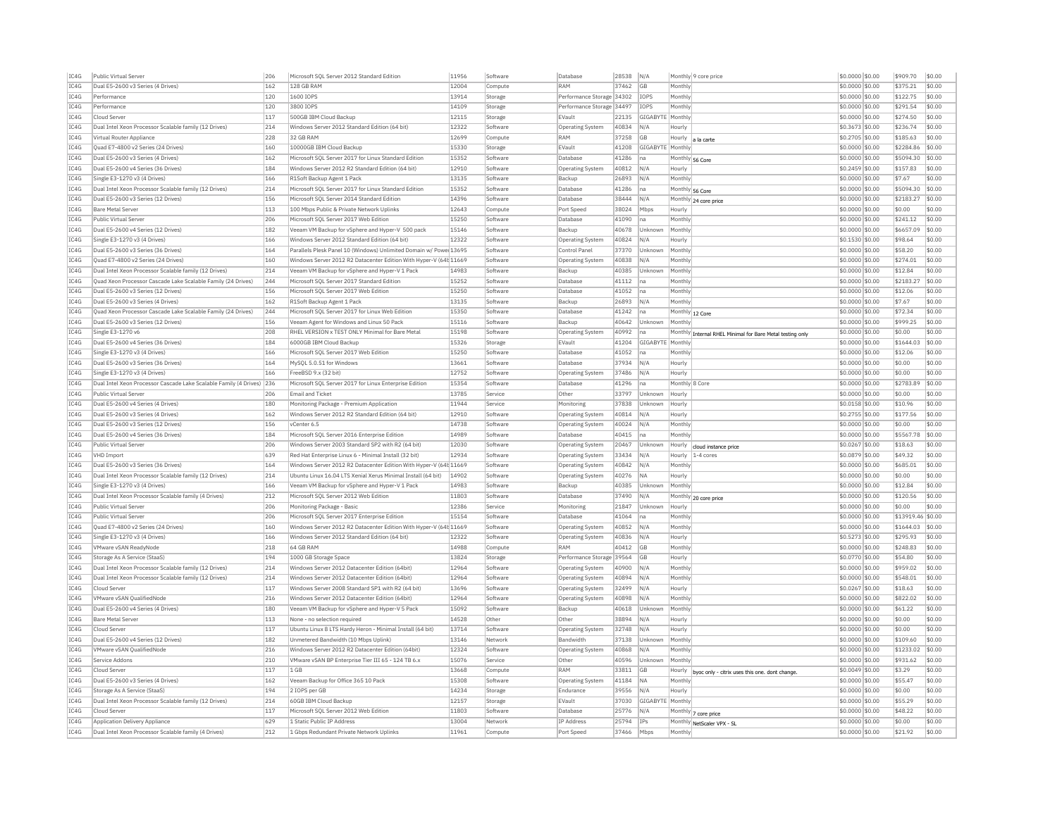| IC4G | Public Virtual Server | 206 | Microsoft SQL Server 2012 Standard Edition | 11956 | Software | Database | 28538 | N/A | Monthly | 9 core price | $0.0000 | $0.00 | $909.70 | $0.00 |
|---|---|---|---|---|---|---|---|---|---|---|---|---|---|---|
| IC4G | Dual E5-2600 v3 Series (4 Drives) | 162 | 128 GB RAM | 12004 | Compute | RAM | 37462 | GB | Monthly | | $0.0000 | $0.00 | $375.21 | $0.00 |
| IC4G | Performance | 120 | 1600 IOPS | 13914 | Storage | Performance Storage | 34302 | IOPS | Monthly | | $0.0000 | $0.00 | $122.75 | $0.00 |
| IC4G | Performance | 120 | 3800 IOPS | 14109 | Storage | Performance Storage | 34497 | IOPS | Monthly | | $0.0000 | $0.00 | $291.54 | $0.00 |
| IC4G | Cloud Server | 117 | 500GB IBM Cloud Backup | 12115 | Storage | EVault | 22135 | GIGABYTE | Monthly | | $0.0000 | $0.00 | $274.50 | $0.00 |
| IC4G | Dual Intel Xeon Processor Scalable family (12 Drives) | 214 | Windows Server 2012 Standard Edition (64 bit) | 12322 | Software | Operating System | 40834 | N/A | Hourly | | $0.3673 | $0.00 | $236.74 | $0.00 |
| IC4G | Virtual Router Appliance | 228 | 32 GB RAM | 12699 | Compute | RAM | 37258 | GB | Hourly | a la carte | $0.2705 | $0.00 | $185.63 | $0.00 |
| IC4G | Quad E7-4800 v2 Series (24 Drives) | 160 | 10000GB IBM Cloud Backup | 15330 | Storage | EVault | 41208 | GIGABYTE | Monthly | | $0.0000 | $0.00 | $2284.86 | $0.00 |
| IC4G | Dual E5-2600 v3 Series (4 Drives) | 162 | Microsoft SQL Server 2017 for Linux Standard Edition | 15352 | Software | Database | 41286 | na | Monthly | 56 Core | $0.0000 | $0.00 | $5094.30 | $0.00 |
| IC4G | Dual E5-2600 v4 Series (36 Drives) | 184 | Windows Server 2012 R2 Standard Edition (64 bit) | 12910 | Software | Operating System | 40812 | N/A | Hourly | | $0.2459 | $0.00 | $157.83 | $0.00 |
| IC4G | Single E3-1270 v3 (4 Drives) | 166 | R1Soft Backup Agent 1 Pack | 13135 | Software | Backup | 26893 | N/A | Monthly | | $0.0000 | $0.00 | $7.67 | $0.00 |
| IC4G | Dual Intel Xeon Processor Scalable family (12 Drives) | 214 | Microsoft SQL Server 2017 for Linux Standard Edition | 15352 | Software | Database | 41286 | na | Monthly | 56 Core | $0.0000 | $0.00 | $5094.30 | $0.00 |
| IC4G | Dual E5-2600 v3 Series (12 Drives) | 156 | Microsoft SQL Server 2014 Standard Edition | 14396 | Software | Database | 38444 | N/A | Monthly | 24 core price | $0.0000 | $0.00 | $2183.27 | $0.00 |
| IC4G | Bare Metal Server | 113 | 100 Mbps Public & Private Network Uplinks | 12643 | Compute | Port Speed | 38024 | Mbps | Hourly | | $0.0000 | $0.00 | $0.00 | $0.00 |
| IC4G | Public Virtual Server | 206 | Microsoft SQL Server 2017 Web Edition | 15250 | Software | Database | 41090 | na | Monthly | | $0.0000 | $0.00 | $241.12 | $0.00 |
| IC4G | Dual E5-2600 v4 Series (12 Drives) | 182 | Veeam VM Backup for vSphere and Hyper-V 500 pack | 15146 | Software | Backup | 40678 | Unknown | Monthly | | $0.0000 | $0.00 | $6657.09 | $0.00 |
| IC4G | Single E3-1270 v3 (4 Drives) | 166 | Windows Server 2012 Standard Edition (64 bit) | 12322 | Software | Operating System | 40824 | N/A | Hourly | | $0.1530 | $0.00 | $98.64 | $0.00 |
| IC4G | Dual E5-2600 v3 Series (36 Drives) | 164 | Parallels Plesk Panel 10 (Windows) Unlimited Domain w/ Power | 13695 | Software | Control Panel | 37370 | Unknown | Monthly | | $0.0000 | $0.00 | $58.20 | $0.00 |
| IC4G | Quad E7-4800 v2 Series (24 Drives) | 160 | Windows Server 2012 R2 Datacenter Edition With Hyper-V (64b | 11669 | Software | Operating System | 40838 | N/A | Monthly | | $0.0000 | $0.00 | $274.01 | $0.00 |
| IC4G | Dual Intel Xeon Processor Scalable family (12 Drives) | 214 | Veeam VM Backup for vSphere and Hyper-V 1 Pack | 14983 | Software | Backup | 40385 | Unknown | Monthly | | $0.0000 | $0.00 | $12.84 | $0.00 |
| IC4G | Quad Xeon Processor Cascade Lake Scalable Family (24 Drives) | 244 | Microsoft SQL Server 2017 Standard Edition | 15252 | Software | Database | 41112 | na | Monthly | | $0.0000 | $0.00 | $2183.27 | $0.00 |
| IC4G | Dual E5-2600 v3 Series (12 Drives) | 156 | Microsoft SQL Server 2017 Web Edition | 15250 | Software | Database | 41052 | na | Monthly | | $0.0000 | $0.00 | $12.06 | $0.00 |
| IC4G | Dual E5-2600 v3 Series (4 Drives) | 162 | R1Soft Backup Agent 1 Pack | 13135 | Software | Backup | 26893 | N/A | Monthly | | $0.0000 | $0.00 | $7.67 | $0.00 |
| IC4G | Quad Xeon Processor Cascade Lake Scalable Family (24 Drives) | 244 | Microsoft SQL Server 2017 for Linux Web Edition | 15350 | Software | Database | 41242 | na | Monthly | 12 Core | $0.0000 | $0.00 | $72.34 | $0.00 |
| IC4G | Dual E5-2600 v3 Series (12 Drives) | 156 | Veeam Agent for Windows and Linux 50 Pack | 15116 | Software | Backup | 40642 | Unknown | Monthly | | $0.0000 | $0.00 | $999.25 | $0.00 |
| IC4G | Single E3-1270 v6 | 208 | RHEL VERSION x TEST ONLY Minimal for Bare Metal | 15198 | Software | Operating System | 40992 | na | Monthly | Internal RHEL Minimal for Bare Metal testing only | $0.0000 | $0.00 | $0.00 | $0.00 |
| IC4G | Dual E5-2600 v4 Series (36 Drives) | 184 | 6000GB IBM Cloud Backup | 15326 | Storage | EVault | 41204 | GIGABYTE | Monthly | | $0.0000 | $0.00 | $1644.03 | $0.00 |
| IC4G | Single E3-1270 v3 (4 Drives) | 166 | Microsoft SQL Server 2017 Web Edition | 15250 | Software | Database | 41052 | na | Monthly | | $0.0000 | $0.00 | $12.06 | $0.00 |
| IC4G | Dual E5-2600 v3 Series (36 Drives) | 164 | MySQL 5.0.51 for Windows | 13661 | Software | Database | 37934 | N/A | Hourly | | $0.0000 | $0.00 | $0.00 | $0.00 |
| IC4G | Single E3-1270 v3 (4 Drives) | 166 | FreeBSD 9.x (32 bit) | 12752 | Software | Operating System | 37486 | N/A | Hourly | | $0.0000 | $0.00 | $0.00 | $0.00 |
| IC4G | Dual Intel Xeon Processor Cascade Lake Scalable Family (4 Drives) | 236 | Microsoft SQL Server 2017 for Linux Enterprise Edition | 15354 | Software | Database | 41296 | na | Monthly | 8 Core | $0.0000 | $0.00 | $2783.89 | $0.00 |
| IC4G | Public Virtual Server | 206 | Email and Ticket | 13785 | Service | Other | 33797 | Unknown | Hourly | | $0.0000 | $0.00 | $0.00 | $0.00 |
| IC4G | Dual E5-2600 v4 Series (4 Drives) | 180 | Monitoring Package - Premium Application | 11944 | Service | Monitoring | 37838 | Unknown | Hourly | | $0.0158 | $0.00 | $10.96 | $0.00 |
| IC4G | Dual E5-2600 v3 Series (4 Drives) | 162 | Windows Server 2012 R2 Standard Edition (64 bit) | 12910 | Software | Operating System | 40814 | N/A | Hourly | | $0.2755 | $0.00 | $177.56 | $0.00 |
| IC4G | Dual E5-2600 v3 Series (12 Drives) | 156 | vCenter 6.5 | 14738 | Software | Operating System | 40024 | N/A | Monthly | | $0.0000 | $0.00 | $0.00 | $0.00 |
| IC4G | Dual E5-2600 v4 Series (36 Drives) | 184 | Microsoft SQL Server 2016 Enterprise Edition | 14989 | Software | Database | 40415 | na | Monthly | | $0.0000 | $0.00 | $5567.78 | $0.00 |
| IC4G | Public Virtual Server | 206 | Windows Server 2003 Standard SP2 with R2 (64 bit) | 12030 | Software | Operating System | 20467 | Unknown | Hourly | cloud instance price | $0.0267 | $0.00 | $18.63 | $0.00 |
| IC4G | VHD Import | 639 | Red Hat Enterprise Linux 6 - Minimal Install (32 bit) | 12934 | Software | Operating System | 33434 | N/A | Hourly | 1-4 cores | $0.0879 | $0.00 | $49.32 | $0.00 |
| IC4G | Dual E5-2600 v3 Series (36 Drives) | 164 | Windows Server 2012 R2 Datacenter Edition With Hyper-V (64b | 11669 | Software | Operating System | 40842 | N/A | Monthly | | $0.0000 | $0.00 | $685.01 | $0.00 |
| IC4G | Dual Intel Xeon Processor Scalable family (12 Drives) | 214 | Ubuntu Linux 16.04 LTS Xenial Xerus Minimal Install (64 bit) | 14902 | Software | Operating System | 40276 | NA | Hourly | | $0.0000 | $0.00 | $0.00 | $0.00 |
| IC4G | Single E3-1270 v3 (4 Drives) | 166 | Veeam VM Backup for vSphere and Hyper-V 1 Pack | 14983 | Software | Backup | 40385 | Unknown | Monthly | | $0.0000 | $0.00 | $12.84 | $0.00 |
| IC4G | Dual Intel Xeon Processor Scalable family (4 Drives) | 212 | Microsoft SQL Server 2012 Web Edition | 11803 | Software | Database | 37490 | N/A | Monthly | 20 core price | $0.0000 | $0.00 | $120.56 | $0.00 |
| IC4G | Public Virtual Server | 206 | Monitoring Package - Basic | 12386 | Service | Monitoring | 21847 | Unknown | Hourly | | $0.0000 | $0.00 | $0.00 | $0.00 |
| IC4G | Public Virtual Server | 206 | Microsoft SQL Server 2017 Enterprise Edition | 15154 | Software | Database | 41064 | na | Monthly | | $0.0000 | $0.00 | $13919.46 | $0.00 |
| IC4G | Quad E7-4800 v2 Series (24 Drives) | 160 | Windows Server 2012 R2 Datacenter Edition With Hyper-V (64b | 11669 | Software | Operating System | 40852 | N/A | Monthly | | $0.0000 | $0.00 | $1644.03 | $0.00 |
| IC4G | Single E3-1270 v3 (4 Drives) | 166 | Windows Server 2012 Standard Edition (64 bit) | 12322 | Software | Operating System | 40836 | N/A | Hourly | | $0.5273 | $0.00 | $295.93 | $0.00 |
| IC4G | VMware vSAN ReadyNode | 218 | 64 GB RAM | 14988 | Compute | RAM | 40412 | GB | Monthly | | $0.0000 | $0.00 | $248.83 | $0.00 |
| IC4G | Storage As A Service (StaaS) | 194 | 1000 GB Storage Space | 13824 | Storage | Performance Storage | 39564 | GB | Hourly | | $0.0770 | $0.00 | $54.80 | $0.00 |
| IC4G | Dual Intel Xeon Processor Scalable family (12 Drives) | 214 | Windows Server 2012 Datacenter Edition (64bit) | 12964 | Software | Operating System | 40900 | N/A | Monthly | | $0.0000 | $0.00 | $959.02 | $0.00 |
| IC4G | Dual Intel Xeon Processor Scalable family (12 Drives) | 214 | Windows Server 2012 Datacenter Edition (64bit) | 12964 | Software | Operating System | 40894 | N/A | Monthly | | $0.0000 | $0.00 | $548.01 | $0.00 |
| IC4G | Cloud Server | 117 | Windows Server 2008 Standard SP1 with R2 (64 bit) | 13696 | Software | Operating System | 32499 | N/A | Hourly | | $0.0267 | $0.00 | $18.63 | $0.00 |
| IC4G | VMware vSAN QualifiedNode | 216 | Windows Server 2012 Datacenter Edition (64bit) | 12964 | Software | Operating System | 40898 | N/A | Monthly | | $0.0000 | $0.00 | $822.02 | $0.00 |
| IC4G | Dual E5-2600 v4 Series (4 Drives) | 180 | Veeam VM Backup for vSphere and Hyper-V 5 Pack | 15092 | Software | Backup | 40618 | Unknown | Monthly | | $0.0000 | $0.00 | $61.22 | $0.00 |
| IC4G | Bare Metal Server | 113 | None - no selection required | 14528 | Other | Other | 38894 | N/A | Hourly | | $0.0000 | $0.00 | $0.00 | $0.00 |
| IC4G | Cloud Server | 117 | Ubuntu Linux 8 LTS Hardy Heron - Minimal Install (64 bit) | 13714 | Software | Operating System | 32748 | N/A | Hourly | | $0.0000 | $0.00 | $0.00 | $0.00 |
| IC4G | Dual E5-2600 v4 Series (12 Drives) | 182 | Unmetered Bandwidth (10 Mbps Uplink) | 13146 | Network | Bandwidth | 37138 | Unknown | Monthly | | $0.0000 | $0.00 | $109.60 | $0.00 |
| IC4G | VMware vSAN QualifiedNode | 216 | Windows Server 2012 R2 Datacenter Edition (64bit) | 12324 | Software | Operating System | 40868 | N/A | Monthly | | $0.0000 | $0.00 | $1233.02 | $0.00 |
| IC4G | Service Addons | 210 | VMware vSAN BP Enterprise Tier III 65 - 124 TB 6.x | 15076 | Service | Other | 40596 | Unknown | Monthly | | $0.0000 | $0.00 | $931.62 | $0.00 |
| IC4G | Cloud Server | 117 | 1 GB | 13668 | Compute | RAM | 33811 | GB | Hourly | byoc only - citrix uses this one. dont change. | $0.0049 | $0.00 | $3.29 | $0.00 |
| IC4G | Dual E5-2600 v3 Series (4 Drives) | 162 | Veeam Backup for Office 365 10 Pack | 15308 | Software | Operating System | 41184 | NA | Monthly | | $0.0000 | $0.00 | $55.47 | $0.00 |
| IC4G | Storage As A Service (StaaS) | 194 | 2 IOPS per GB | 14234 | Storage | Endurance | 39556 | N/A | Hourly | | $0.0000 | $0.00 | $0.00 | $0.00 |
| IC4G | Dual Intel Xeon Processor Scalable family (12 Drives) | 214 | 60GB IBM Cloud Backup | 12157 | Storage | EVault | 37030 | GIGABYTE | Monthly | | $0.0000 | $0.00 | $55.29 | $0.00 |
| IC4G | Cloud Server | 117 | Microsoft SQL Server 2012 Web Edition | 11803 | Software | Database | 25776 | N/A | Monthly | 7 core price | $0.0000 | $0.00 | $48.22 | $0.00 |
| IC4G | Application Delivery Appliance | 629 | 1 Static Public IP Address | 13004 | Network | IP Address | 25794 | IPs | Monthly | NetScaler VPX - SL | $0.0000 | $0.00 | $0.00 | $0.00 |
| IC4G | Dual Intel Xeon Processor Scalable family (4 Drives) | 212 | 1 Gbps Redundant Private Network Uplinks | 11961 | Compute | Port Speed | 37466 | Mbps | Monthly | | $0.0000 | $0.00 | $21.92 | $0.00 |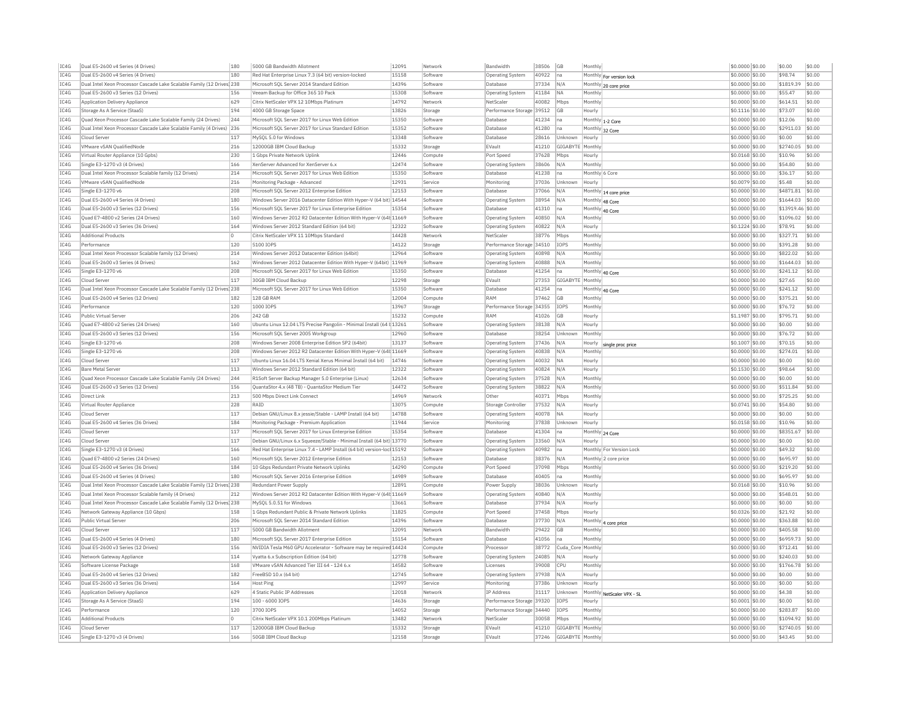| | | | | | | | | | | | | | | |
|---|---|---|---|---|---|---|---|---|---|---|---|---|---|---|
| IC4G | Dual E5-2600 v4 Series (4 Drives) | 180 | 5000 GB Bandwidth Allotment | 12091 | Network | Bandwidth | 38506 | GB | Monthly | | $0.0000 | $0.00 | $0.00 | $0.00 |
| IC4G | Dual E5-2600 v4 Series (4 Drives) | 180 | Red Hat Enterprise Linux 7.3 (64 bit) version-locked | 15158 | Software | Operating System | 40922 | na | Monthly | For version lock | $0.0000 | $0.00 | $98.74 | $0.00 |
| IC4G | Dual Intel Xeon Processor Cascade Lake Scalable Family (12 Drives) | 238 | Microsoft SQL Server 2014 Standard Edition | 14396 | Software | Database | 37334 | N/A | Monthly | 20 core price | $0.0000 | $0.00 | $1819.39 | $0.00 |
| IC4G | Dual E5-2600 v3 Series (12 Drives) | 156 | Veeam Backup for Office 365 10 Pack | 15308 | Software | Operating System | 41184 | NA | Monthly | | $0.0000 | $0.00 | $55.47 | $0.00 |
| IC4G | Application Delivery Appliance | 629 | Citrix NetScaler VPX 12 10Mbps Platinum | 14792 | Network | NetScaler | 40082 | Mbps | Monthly | | $0.0000 | $0.00 | $614.51 | $0.00 |
| IC4G | Storage As A Service (StaaS) | 194 | 4000 GB Storage Space | 13826 | Storage | Performance Storage | 39512 | GB | Hourly | | $0.1116 | $0.00 | $73.07 | $0.00 |
| IC4G | Quad Xeon Processor Cascade Lake Scalable Family (24 Drives) | 244 | Microsoft SQL Server 2017 for Linux Web Edition | 15350 | Software | Database | 41234 | na | Monthly | 1-2 Core | $0.0000 | $0.00 | $12.06 | $0.00 |
| IC4G | Dual Intel Xeon Processor Cascade Lake Scalable Family (4 Drives) | 236 | Microsoft SQL Server 2017 for Linux Standard Edition | 15352 | Software | Database | 41280 | na | Monthly | 32 Core | $0.0000 | $0.00 | $2911.03 | $0.00 |
| IC4G | Cloud Server | 117 | MySQL 5.0 for Windows | 13348 | Software | Database | 28616 | Unknown | Hourly | | $0.0000 | $0.00 | $0.00 | $0.00 |
| IC4G | VMware vSAN QualifiedNode | 216 | 12000GB IBM Cloud Backup | 15332 | Storage | EVault | 41210 | GIGABYTE | Monthly | | $0.0000 | $0.00 | $2740.05 | $0.00 |
| IC4G | Virtual Router Appliance (10 Gpbs) | 230 | 1 Gbps Private Network Uplink | 12446 | Compute | Port Speed | 37628 | Mbps | Hourly | | $0.0168 | $0.00 | $10.96 | $0.00 |
| IC4G | Single E3-1270 v3 (4 Drives) | 166 | XenServer Advanced for XenServer 6.x | 12474 | Software | Operating System | 38606 | N/A | Monthly | | $0.0000 | $0.00 | $54.80 | $0.00 |
| IC4G | Dual Intel Xeon Processor Scalable family (12 Drives) | 214 | Microsoft SQL Server 2017 for Linux Web Edition | 15350 | Software | Database | 41238 | na | Monthly | 6 Core | $0.0000 | $0.00 | $36.17 | $0.00 |
| IC4G | VMware vSAN QualifiedNode | 216 | Monitoring Package - Advanced | 12931 | Service | Monitoring | 37036 | Unknown | Hourly | | $0.0079 | $0.00 | $5.48 | $0.00 |
| IC4G | Single E3-1270 v6 | 208 | Microsoft SQL Server 2012 Enterprise Edition | 12153 | Software | Database | 37066 | N/A | Monthly | 14 core price | $0.0000 | $0.00 | $4871.81 | $0.00 |
| IC4G | Dual E5-2600 v4 Series (4 Drives) | 180 | Windows Server 2016 Datacenter Edition With Hyper-V (64 bit) | 14544 | Software | Operating System | 38954 | N/A | Monthly | 48 Core | $0.0000 | $0.00 | $1644.03 | $0.00 |
| IC4G | Dual E5-2600 v3 Series (12 Drives) | 156 | Microsoft SQL Server 2017 for Linux Enterprise Edition | 15354 | Software | Database | 41310 | na | Monthly | 40 Core | $0.0000 | $0.00 | $13919.46 | $0.00 |
| IC4G | Quad E7-4800 v2 Series (24 Drives) | 160 | Windows Server 2012 R2 Datacenter Edition With Hyper-V (64b | 11669 | Software | Operating System | 40850 | N/A | Monthly | | $0.0000 | $0.00 | $1096.02 | $0.00 |
| IC4G | Dual E5-2600 v3 Series (36 Drives) | 164 | Windows Server 2012 Standard Edition (64 bit) | 12322 | Software | Operating System | 40822 | N/A | Hourly | | $0.1224 | $0.00 | $78.91 | $0.00 |
| IC4G | Additional Products | 0 | Citrix NetScaler VPX 11 10Mbps Standard | 14428 | Network | NetScaler | 38776 | Mbps | Monthly | | $0.0000 | $0.00 | $327.71 | $0.00 |
| IC4G | Performance | 120 | 5100 IOPS | 14122 | Storage | Performance Storage | 34510 | IOPS | Monthly | | $0.0000 | $0.00 | $391.28 | $0.00 |
| IC4G | Dual Intel Xeon Processor Scalable family (12 Drives) | 214 | Windows Server 2012 Datacenter Edition (64bit) | 12964 | Software | Operating System | 40898 | N/A | Monthly | | $0.0000 | $0.00 | $822.02 | $0.00 |
| IC4G | Dual E5-2600 v3 Series (4 Drives) | 162 | Windows Server 2012 Datacenter Edition With Hyper-V (64bit) | 11969 | Software | Operating System | 40888 | N/A | Monthly | | $0.0000 | $0.00 | $1644.03 | $0.00 |
| IC4G | Single E3-1270 v6 | 208 | Microsoft SQL Server 2017 for Linux Web Edition | 15350 | Software | Database | 41254 | na | Monthly | 40 Core | $0.0000 | $0.00 | $241.12 | $0.00 |
| IC4G | Cloud Server | 117 | 30GB IBM Cloud Backup | 12298 | Storage | EVault | 27353 | GIGABYTE | Monthly | | $0.0000 | $0.00 | $27.65 | $0.00 |
| IC4G | Dual Intel Xeon Processor Cascade Lake Scalable Family (12 Drives) | 238 | Microsoft SQL Server 2017 for Linux Web Edition | 15350 | Software | Database | 41254 | na | Monthly | 40 Core | $0.0000 | $0.00 | $241.12 | $0.00 |
| IC4G | Dual E5-2600 v4 Series (12 Drives) | 182 | 128 GB RAM | 12004 | Compute | RAM | 37462 | GB | Monthly | | $0.0000 | $0.00 | $375.21 | $0.00 |
| IC4G | Performance | 120 | 1000 IOPS | 13967 | Storage | Performance Storage | 34355 | IOPS | Monthly | | $0.0000 | $0.00 | $76.72 | $0.00 |
| IC4G | Public Virtual Server | 206 | 242 GB | 15232 | Compute | RAM | 41026 | GB | Hourly | | $1.1987 | $0.00 | $795.71 | $0.00 |
| IC4G | Quad E7-4800 v2 Series (24 Drives) | 160 | Ubuntu Linux 12.04 LTS Precise Pangolin - Minimal Install (64 b | 13261 | Software | Operating System | 38138 | N/A | Hourly | | $0.0000 | $0.00 | $0.00 | $0.00 |
| IC4G | Dual E5-2600 v3 Series (12 Drives) | 156 | Microsoft SQL Server 2005 Workgroup | 12960 | Software | Database | 38254 | Unknown | Monthly | | $0.0000 | $0.00 | $76.72 | $0.00 |
| IC4G | Single E3-1270 v6 | 208 | Windows Server 2008 Enterprise Edition SP2 (64bit) | 13137 | Software | Operating System | 37436 | N/A | Hourly | single proc price | $0.1007 | $0.00 | $70.15 | $0.00 |
| IC4G | Single E3-1270 v6 | 208 | Windows Server 2012 R2 Datacenter Edition With Hyper-V (64b | 11669 | Software | Operating System | 40838 | N/A | Monthly | | $0.0000 | $0.00 | $274.01 | $0.00 |
| IC4G | Cloud Server | 117 | Ubuntu Linux 16.04 LTS Xenial Xerus Minimal Install (64 bit) | 14746 | Software | Operating System | 40032 | NA | Hourly | | $0.0000 | $0.00 | $0.00 | $0.00 |
| IC4G | Bare Metal Server | 113 | Windows Server 2012 Standard Edition (64 bit) | 12322 | Software | Operating System | 40824 | N/A | Hourly | | $0.1530 | $0.00 | $98.64 | $0.00 |
| IC4G | Quad Xeon Processor Cascade Lake Scalable Family (24 Drives) | 244 | R1Soft Server Backup Manager 5.0 Enterprise (Linux) | 12634 | Software | Operating System | 37528 | N/A | Monthly | | $0.0000 | $0.00 | $0.00 | $0.00 |
| IC4G | Dual E5-2600 v3 Series (12 Drives) | 156 | QuantaStor 4.x (48 TB) - QuantaStor Medium Tier | 14472 | Software | Operating System | 38822 | N/A | Monthly | | $0.0000 | $0.00 | $511.84 | $0.00 |
| IC4G | Direct Link | 213 | 500 Mbps Direct Link Connect | 14969 | Network | Other | 40371 | Mbps | Monthly | | $0.0000 | $0.00 | $725.25 | $0.00 |
| IC4G | Virtual Router Appliance | 228 | RAID | 13075 | Compute | Storage Controller | 37532 | N/A | Hourly | | $0.0741 | $0.00 | $54.80 | $0.00 |
| IC4G | Cloud Server | 117 | Debian GNU/Linux 8.x jessie/Stable - LAMP Install (64 bit) | 14788 | Software | Operating System | 40078 | NA | Hourly | | $0.0000 | $0.00 | $0.00 | $0.00 |
| IC4G | Dual E5-2600 v4 Series (36 Drives) | 184 | Monitoring Package - Premium Application | 11944 | Service | Monitoring | 37838 | Unknown | Hourly | | $0.0158 | $0.00 | $10.96 | $0.00 |
| IC4G | Cloud Server | 117 | Microsoft SQL Server 2017 for Linux Enterprise Edition | 15354 | Software | Database | 41304 | na | Monthly | 24 Core | $0.0000 | $0.00 | $8351.67 | $0.00 |
| IC4G | Cloud Server | 117 | Debian GNU/Linux 6.x Squeeze/Stable - Minimal Install (64 bit) | 13770 | Software | Operating System | 33560 | N/A | Hourly | | $0.0000 | $0.00 | $0.00 | $0.00 |
| IC4G | Single E3-1270 v3 (4 Drives) | 166 | Red Hat Enterprise Linux 7.4 - LAMP Install (64 bit) version-loc | 15192 | Software | Operating System | 40982 | na | Monthly | For Version Lock | $0.0000 | $0.00 | $49.32 | $0.00 |
| IC4G | Quad E7-4800 v2 Series (24 Drives) | 160 | Microsoft SQL Server 2012 Enterprise Edition | 12153 | Software | Database | 38376 | N/A | Monthly | 2 core price | $0.0000 | $0.00 | $695.97 | $0.00 |
| IC4G | Dual E5-2600 v4 Series (36 Drives) | 184 | 10 Gbps Redundant Private Network Uplinks | 14290 | Compute | Port Speed | 37098 | Mbps | Monthly | | $0.0000 | $0.00 | $219.20 | $0.00 |
| IC4G | Dual E5-2600 v4 Series (4 Drives) | 180 | Microsoft SQL Server 2016 Enterprise Edition | 14989 | Software | Database | 40405 | na | Monthly | | $0.0000 | $0.00 | $695.97 | $0.00 |
| IC4G | Dual Intel Xeon Processor Cascade Lake Scalable Family (12 Drives) | 238 | Redundant Power Supply | 12891 | Compute | Power Supply | 38036 | Unknown | Hourly | | $0.0168 | $0.00 | $10.96 | $0.00 |
| IC4G | Dual Intel Xeon Processor Scalable family (4 Drives) | 212 | Windows Server 2012 R2 Datacenter Edition With Hyper-V (64b | 11669 | Software | Operating System | 40840 | N/A | Monthly | | $0.0000 | $0.00 | $548.01 | $0.00 |
| IC4G | Dual Intel Xeon Processor Cascade Lake Scalable Family (12 Drives) | 238 | MySQL 5.0.51 for Windows | 13661 | Software | Database | 37934 | N/A | Hourly | | $0.0000 | $0.00 | $0.00 | $0.00 |
| IC4G | Network Gateway Appliance (10 Gbps) | 158 | 1 Gbps Redundant Public & Private Network Uplinks | 11825 | Compute | Port Speed | 37458 | Mbps | Hourly | | $0.0326 | $0.00 | $21.92 | $0.00 |
| IC4G | Public Virtual Server | 206 | Microsoft SQL Server 2014 Standard Edition | 14396 | Software | Database | 37730 | N/A | Monthly | 4 core price | $0.0000 | $0.00 | $363.88 | $0.00 |
| IC4G | Cloud Server | 117 | 5000 GB Bandwidth Allotment | 12091 | Network | Bandwidth | 29422 | GB | Monthly | | $0.0000 | $0.00 | $405.58 | $0.00 |
| IC4G | Dual E5-2600 v4 Series (4 Drives) | 180 | Microsoft SQL Server 2017 Enterprise Edition | 15154 | Software | Database | 41056 | na | Monthly | | $0.0000 | $0.00 | $6959.73 | $0.00 |
| IC4G | Dual E5-2600 v3 Series (12 Drives) | 156 | NVIDIA Tesla M60 GPU Accelerator - Software may be required | 14424 | Compute | Processor | 38772 | Cuda_Core | Monthly | | $0.0000 | $0.00 | $712.41 | $0.00 |
| IC4G | Network Gateway Appliance | 114 | Vyatta 6.x Subscription Edition (64 bit) | 12778 | Software | Operating System | 24085 | N/A | Hourly | | $0.0000 | $0.00 | $240.03 | $0.00 |
| IC4G | Software License Package | 168 | VMware vSAN Advanced Tier III 64 - 124 6.x | 14582 | Software | Licenses | 39008 | CPU | Monthly | | $0.0000 | $0.00 | $1766.78 | $0.00 |
| IC4G | Dual E5-2600 v4 Series (12 Drives) | 182 | FreeBSD 10.x (64 bit) | 12745 | Software | Operating System | 37938 | N/A | Hourly | | $0.0000 | $0.00 | $0.00 | $0.00 |
| IC4G | Dual E5-2600 v3 Series (36 Drives) | 164 | Host Ping | 12997 | Service | Monitoring | 37386 | Unknown | Hourly | | $0.0000 | $0.00 | $0.00 | $0.00 |
| IC4G | Application Delivery Appliance | 629 | 4 Static Public IP Addresses | 12018 | Network | IP Address | 31117 | Unknown | Monthly | NetScaler VPX - SL | $0.0000 | $0.00 | $4.38 | $0.00 |
| IC4G | Storage As A Service (StaaS) | 194 | 100 - 6000 IOPS | 14636 | Storage | Performance Storage | 39320 | IOPS | Hourly | | $0.0001 | $0.00 | $0.00 | $0.00 |
| IC4G | Performance | 120 | 3700 IOPS | 14052 | Storage | Performance Storage | 34440 | IOPS | Monthly | | $0.0000 | $0.00 | $283.87 | $0.00 |
| IC4G | Additional Products | 0 | Citrix NetScaler VPX 10.1 200Mbps Platinum | 13482 | Network | NetScaler | 30058 | Mbps | Monthly | | $0.0000 | $0.00 | $1094.92 | $0.00 |
| IC4G | Cloud Server | 117 | 12000GB IBM Cloud Backup | 15332 | Storage | EVault | 41210 | GIGABYTE | Monthly | | $0.0000 | $0.00 | $2740.05 | $0.00 |
| IC4G | Single E3-1270 v3 (4 Drives) | 166 | 50GB IBM Cloud Backup | 12158 | Storage | EVault | 37246 | GIGABYTE | Monthly | | $0.0000 | $0.00 | $43.45 | $0.00 |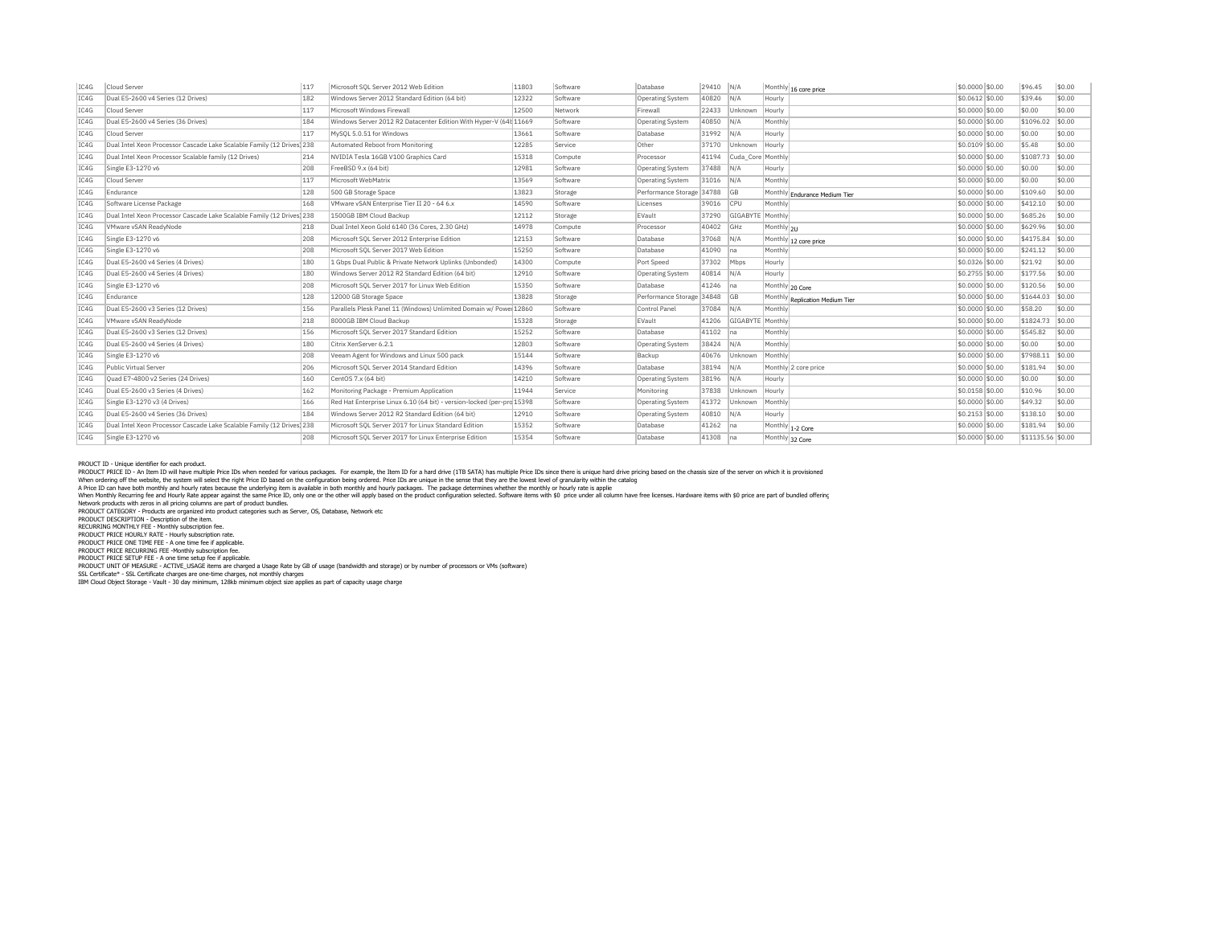| | | | | | | | | | | | | | |
|---|---|---|---|---|---|---|---|---|---|---|---|---|---|
| IC4G | Cloud Server | 117 | Microsoft SQL Server 2012 Web Edition | 11803 | Software | Database | 29410 | N/A | Monthly | 16 core price | $0.0000 | $0.00 | $96.45 | $0.00 |
| IC4G | Dual E5-2600 v4 Series (12 Drives) | 182 | Windows Server 2012 Standard Edition (64 bit) | 12322 | Software | Operating System | 40820 | N/A | Hourly | | $0.0612 | $0.00 | $39.46 | $0.00 |
| IC4G | Cloud Server | 117 | Microsoft Windows Firewall | 12500 | Network | Firewall | 22433 | Unknown | Hourly | | $0.0000 | $0.00 | $0.00 | $0.00 |
| IC4G | Dual E5-2600 v4 Series (36 Drives) | 184 | Windows Server 2012 R2 Datacenter Edition With Hyper-V (64b | 11669 | Software | Operating System | 40850 | N/A | Monthly | | $0.0000 | $0.00 | $1096.02 | $0.00 |
| IC4G | Cloud Server | 117 | MySQL 5.0.51 for Windows | 13661 | Software | Database | 31992 | N/A | Hourly | | $0.0000 | $0.00 | $0.00 | $0.00 |
| IC4G | Dual Intel Xeon Processor Cascade Lake Scalable Family (12 Drives) | 238 | Automated Reboot from Monitoring | 12285 | Service | Other | 37170 | Unknown | Hourly | | $0.0109 | $0.00 | $5.48 | $0.00 |
| IC4G | Dual Intel Xeon Processor Scalable family (12 Drives) | 214 | NVIDIA Tesla 16GB V100 Graphics Card | 15318 | Compute | Processor | 41194 | Cuda_Core | Monthly | | $0.0000 | $0.00 | $1087.73 | $0.00 |
| IC4G | Single E3-1270 v6 | 208 | FreeBSD 9.x (64 bit) | 12981 | Software | Operating System | 37488 | N/A | Hourly | | $0.0000 | $0.00 | $0.00 | $0.00 |
| IC4G | Cloud Server | 117 | Microsoft WebMatrix | 13569 | Software | Operating System | 31016 | N/A | Monthly | | $0.0000 | $0.00 | $0.00 | $0.00 |
| IC4G | Endurance | 128 | 500 GB Storage Space | 13823 | Storage | Performance Storage | 34788 | GB | Monthly | Endurance Medium Tier | $0.0000 | $0.00 | $109.60 | $0.00 |
| IC4G | Software License Package | 168 | VMware vSAN Enterprise Tier II 20 - 64 6.x | 14590 | Software | Licenses | 39016 | CPU | Monthly | | $0.0000 | $0.00 | $412.10 | $0.00 |
| IC4G | Dual Intel Xeon Processor Cascade Lake Scalable Family (12 Drives) | 238 | 1500GB IBM Cloud Backup | 12112 | Storage | EVault | 37290 | GIGABYTE | Monthly | | $0.0000 | $0.00 | $685.26 | $0.00 |
| IC4G | VMware vSAN ReadyNode | 218 | Dual Intel Xeon Gold 6140 (36 Cores, 2.30 GHz) | 14978 | Compute | Processor | 40402 | GHz | Monthly | 2U | $0.0000 | $0.00 | $629.96 | $0.00 |
| IC4G | Single E3-1270 v6 | 208 | Microsoft SQL Server 2012 Enterprise Edition | 12153 | Software | Database | 37068 | N/A | Monthly | 12 core price | $0.0000 | $0.00 | $4175.84 | $0.00 |
| IC4G | Single E3-1270 v6 | 208 | Microsoft SQL Server 2017 Web Edition | 15250 | Software | Database | 41090 | na | Monthly | | $0.0000 | $0.00 | $241.12 | $0.00 |
| IC4G | Dual E5-2600 v4 Series (4 Drives) | 180 | 1 Gbps Dual Public & Private Network Uplinks (Unbonded) | 14300 | Compute | Port Speed | 37302 | Mbps | Hourly | | $0.0326 | $0.00 | $21.92 | $0.00 |
| IC4G | Dual E5-2600 v4 Series (4 Drives) | 180 | Windows Server 2012 R2 Standard Edition (64 bit) | 12910 | Software | Operating System | 40814 | N/A | Hourly | | $0.2755 | $0.00 | $177.56 | $0.00 |
| IC4G | Single E3-1270 v6 | 208 | Microsoft SQL Server 2017 for Linux Web Edition | 15350 | Software | Database | 41246 | na | Monthly | 20 Core | $0.0000 | $0.00 | $120.56 | $0.00 |
| IC4G | Endurance | 128 | 12000 GB Storage Space | 13828 | Storage | Performance Storage | 34848 | GB | Monthly | Replication Medium Tier | $0.0000 | $0.00 | $1644.03 | $0.00 |
| IC4G | Dual E5-2600 v3 Series (12 Drives) | 156 | Parallels Plesk Panel 11 (Windows) Unlimited Domain w/ Power | 12860 | Software | Control Panel | 37084 | N/A | Monthly | | $0.0000 | $0.00 | $58.20 | $0.00 |
| IC4G | VMware vSAN ReadyNode | 218 | 8000GB IBM Cloud Backup | 15328 | Storage | EVault | 41206 | GIGABYTE | Monthly | | $0.0000 | $0.00 | $1824.73 | $0.00 |
| IC4G | Dual E5-2600 v3 Series (12 Drives) | 156 | Microsoft SQL Server 2017 Standard Edition | 15252 | Software | Database | 41102 | na | Monthly | | $0.0000 | $0.00 | $545.82 | $0.00 |
| IC4G | Dual E5-2600 v4 Series (4 Drives) | 180 | Citrix XenServer 6.2.1 | 12803 | Software | Operating System | 38424 | N/A | Monthly | | $0.0000 | $0.00 | $0.00 | $0.00 |
| IC4G | Single E3-1270 v6 | 208 | Veeam Agent for Windows and Linux 500 pack | 15144 | Software | Backup | 40676 | Unknown | Monthly | | $0.0000 | $0.00 | $7988.11 | $0.00 |
| IC4G | Public Virtual Server | 206 | Microsoft SQL Server 2014 Standard Edition | 14396 | Software | Database | 38194 | N/A | Monthly | 2 core price | $0.0000 | $0.00 | $181.94 | $0.00 |
| IC4G | Quad E7-4800 v2 Series (24 Drives) | 160 | CentOS 7.x (64 bit) | 14210 | Software | Operating System | 38196 | N/A | Hourly | | $0.0000 | $0.00 | $0.00 | $0.00 |
| IC4G | Dual E5-2600 v3 Series (4 Drives) | 162 | Monitoring Package - Premium Application | 11944 | Service | Monitoring | 37838 | Unknown | Hourly | | $0.0158 | $0.00 | $10.96 | $0.00 |
| IC4G | Single E3-1270 v3 (4 Drives) | 166 | Red Hat Enterprise Linux 6.10 (64 bit) - version-locked (per-pro | 15398 | Software | Operating System | 41372 | Unknown | Monthly | | $0.0000 | $0.00 | $49.32 | $0.00 |
| IC4G | Dual E5-2600 v4 Series (36 Drives) | 184 | Windows Server 2012 R2 Standard Edition (64 bit) | 12910 | Software | Operating System | 40810 | N/A | Hourly | | $0.2153 | $0.00 | $138.10 | $0.00 |
| IC4G | Dual Intel Xeon Processor Cascade Lake Scalable Family (12 Drives) | 238 | Microsoft SQL Server 2017 for Linux Standard Edition | 15352 | Software | Database | 41262 | na | Monthly | 1-2 Core | $0.0000 | $0.00 | $181.94 | $0.00 |
| IC4G | Single E3-1270 v6 | 208 | Microsoft SQL Server 2017 for Linux Enterprise Edition | 15354 | Software | Database | 41308 | na | Monthly | 32 Core | $0.0000 | $0.00 | $11135.56 | $0.00 |

PROUCT ID - Unique identifier for each product.
PRODUCT PRICE ID - An Item ID will have multiple Price IDs when needed for various packages. For example, the Item ID for a hard drive (1TB SATA) has multiple Price IDs since there is unique hard drive pricing based on the chassis size of the server on which it is provisioned
When ordering off the website, the system will select the right Price ID based on the configuration being ordered. Price IDs are unique in the sense that they are the lowest level of granularity within the catalog
A Price ID can have both monthly and hourly rates because the underlying item is available in both monthly and hourly packages. The package determines whether the monthly or hourly rate is applie
When Monthly Recurring fee and Hourly Rate appear against the same Price ID, only one or the other will apply based on the product configuration selected. Software items with $0 price under all column have free licenses. Hardware items with $0 price are part of bundled offering
Network products with zeros in all pricing columns are part of product bundles.
PRODUCT CATEGORY - Products are organized into product categories such as Server, OS, Database, Network etc
PRODUCT DESCRIPTION - Description of the item.
RECURRING MONTHLY FEE - Monthly subscription fee.
PRODUCT PRICE HOURLY RATE - Hourly subscription rate.
PRODUCT PRICE ONE TIME FEE - A one time fee if applicable.
PRODUCT PRICE RECURRING FEE -Monthly subscription fee.
PRODUCT PRICE SETUP FEE - A one time setup fee if applicable.
PRODUCT UNIT OF MEASURE - ACTIVE_USAGE items are charged a Usage Rate by GB of usage (bandwidth and storage) or by number of processors or VMs (software)
SSL Certificate* - SSL Certificate charges are one-time charges, not monthly charges
IBM Cloud Object Storage - Vault - 30 day minimum, 128kb minimum object size applies as part of capacity usage charge